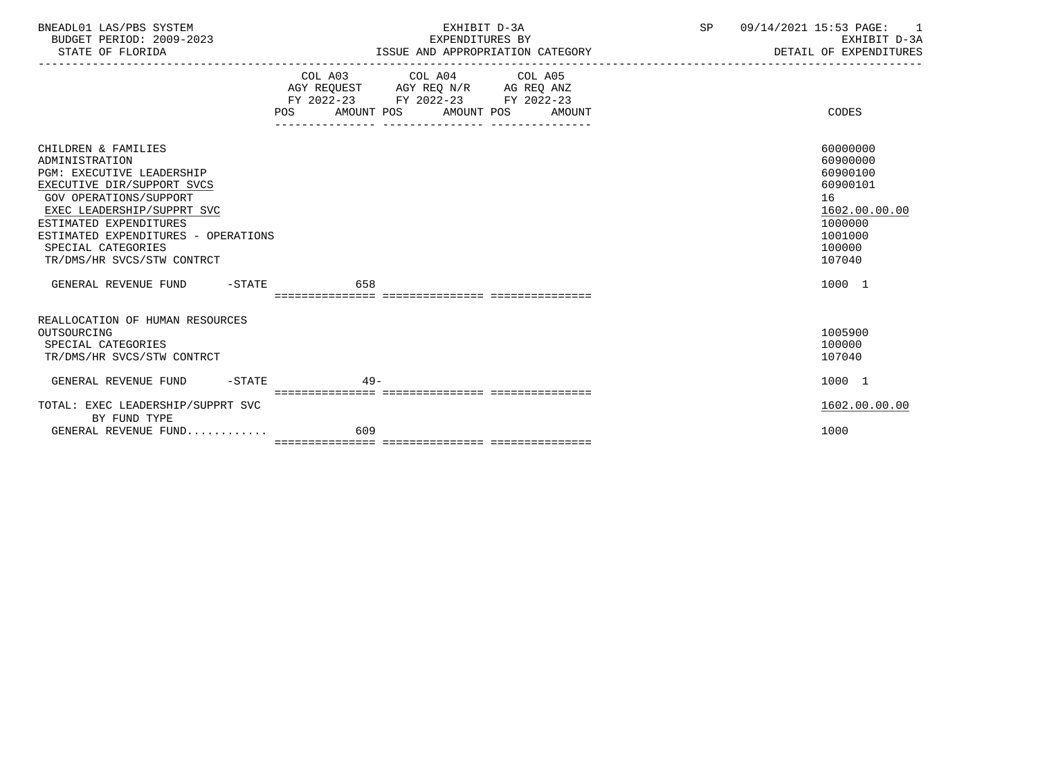BNEADL01 LAS/PBS SYSTEM | EXHIBIT D-3A | SP 09/14/2021 15:53

BUDGET PERIOD: 2009-2023 | EXPENDITURES BY | EXHIBIT D-3A

STATE OF FLORIDA | ISSUE AND APPROPRIATION CATEGORY | DETAIL OF EXPENDITURES

| | COL A03 AGY REQUEST FY 2022-23 POS | AMOUNT | COL A04 AGY REQ N/R FY 2022-23 POS | AMOUNT | COL A05 AG REQ ANZ FY 2022-23 POS | AMOUNT | CODES |
|---|---|---|---|---|---|---|---|
| CHILDREN & FAMILIES | | | | | | | 60000000 |
| ADMINISTRATION | | | | | | | 60900000 |
| PGM: EXECUTIVE LEADERSHIP | | | | | | | 60900100 |
| EXECUTIVE DIR/SUPPORT SVCS | | | | | | | 60900101 |
| GOV OPERATIONS/SUPPORT | | | | | | | 16 |
| EXEC LEADERSHIP/SUPPRT SVC | | | | | | | 1602.00.00.00 |
| ESTIMATED EXPENDITURES | | | | | | | 1000000 |
| ESTIMATED EXPENDITURES - OPERATIONS | | | | | | | 1001000 |
| SPECIAL CATEGORIES | | | | | | | 100000 |
| TR/DMS/HR SVCS/STW CONTRCT | | | | | | | 107040 |
| GENERAL REVENUE FUND -STATE | | 658 | | | | | 1000 1 |
| REALLOCATION OF HUMAN RESOURCES OUTSOURCING | | | | | | | 1005900 |
| SPECIAL CATEGORIES | | | | | | | 100000 |
| TR/DMS/HR SVCS/STW CONTRCT | | | | | | | 107040 |
| GENERAL REVENUE FUND -STATE | | 49- | | | | | 1000 1 |
| TOTAL: EXEC LEADERSHIP/SUPPRT SVC | | | | | | | 1602.00.00.00 |
| BY FUND TYPE | | | | | | | |
| GENERAL REVENUE FUND............ | | 609 | | | | | 1000 |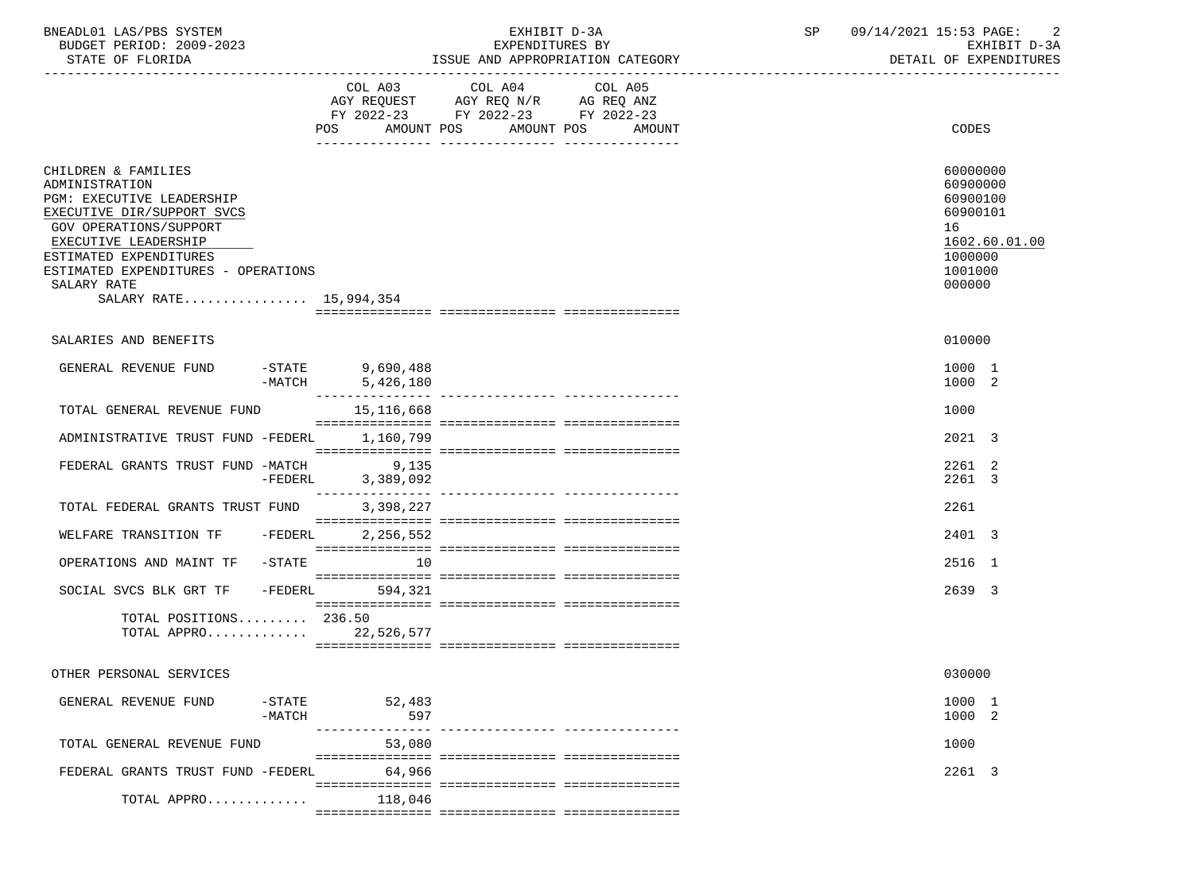BNEADL01 LAS/PBS SYSTEM | EXHIBIT D-3A | SP 09/14/2021 15:53
BUDGET PERIOD: 2009-2023 | EXPENDITURES BY | EXHIBIT D-3A
STATE OF FLORIDA | ISSUE AND APPROPRIATION CATEGORY | DETAIL OF EXPENDITURES

| | COL A03 AGY REQUEST FY 2022-23 POS AMOUNT | COL A04 AGY REQ N/R FY 2022-23 POS AMOUNT | COL A05 AG REQ ANZ FY 2022-23 POS AMOUNT | CODES |
|---|---|---|---|---|
| CHILDREN & FAMILIES | | | | 60000000 |
| ADMINISTRATION | | | | 60900000 |
| PGM: EXECUTIVE LEADERSHIP | | | | 60900100 |
| EXECUTIVE DIR/SUPPORT SVCS | | | | 60900101 |
| GOV OPERATIONS/SUPPORT | | | | 16 |
| EXECUTIVE LEADERSHIP | | | | 1602.60.01.00 |
| ESTIMATED EXPENDITURES | | | | 1000000 |
| ESTIMATED EXPENDITURES - OPERATIONS | | | | 1001000 |
| SALARY RATE | | | | 000000 |
| SALARY RATE................ | 15,994,354 | | | |
| SALARIES AND BENEFITS | | | | 010000 |
| GENERAL REVENUE FUND -STATE | 9,690,488 | | | 1000 1 |
| -MATCH | 5,426,180 | | | 1000 2 |
| TOTAL GENERAL REVENUE FUND | 15,116,668 | | | 1000 |
| ADMINISTRATIVE TRUST FUND -FEDERL | 1,160,799 | | | 2021 3 |
| FEDERAL GRANTS TRUST FUND -MATCH | 9,135 | | | 2261 2 |
| -FEDERL | 3,389,092 | | | 2261 3 |
| TOTAL FEDERAL GRANTS TRUST FUND | 3,398,227 | | | 2261 |
| WELFARE TRANSITION TF -FEDERL | 2,256,552 | | | 2401 3 |
| OPERATIONS AND MAINT TF -STATE | 10 | | | 2516 1 |
| SOCIAL SVCS BLK GRT TF -FEDERL | 594,321 | | | 2639 3 |
| TOTAL POSITIONS......... | 236.50 | | | |
| TOTAL APPRO............ | 22,526,577 | | | |
| OTHER PERSONAL SERVICES | | | | 030000 |
| GENERAL REVENUE FUND -STATE | 52,483 | | | 1000 1 |
| -MATCH | 597 | | | 1000 2 |
| TOTAL GENERAL REVENUE FUND | 53,080 | | | 1000 |
| FEDERAL GRANTS TRUST FUND -FEDERL | 64,966 | | | 2261 3 |
| TOTAL APPRO............ | 118,046 | | | |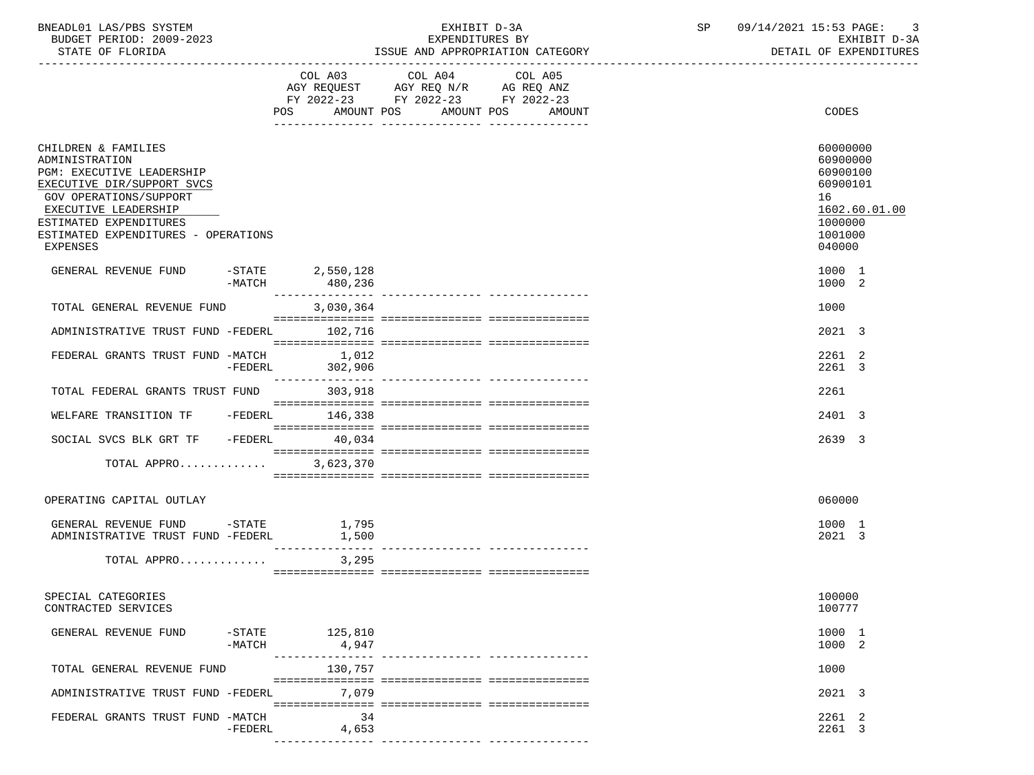BNEADL01 LAS/PBS SYSTEM — EXHIBIT D-3A — EXPENDITURES BY ISSUE AND APPROPRIATION CATEGORY
BUDGET PERIOD: 2009-2023 — STATE OF FLORIDA — SP 09/14/2021 15:53 — EXHIBIT D-3A DETAIL OF EXPENDITURES

| | COL A03 AGY REQUEST FY 2022-23 POS AMOUNT | COL A04 AGY REQ N/R FY 2022-23 POS AMOUNT | COL A05 AG REQ ANZ FY 2022-23 POS AMOUNT | CODES |
|---|---|---|---|---|
| CHILDREN & FAMILIES | | | | 60000000 |
| ADMINISTRATION | | | | 60900000 |
| PGM: EXECUTIVE LEADERSHIP | | | | 60900100 |
| EXECUTIVE DIR/SUPPORT SVCS | | | | 60900101 |
| GOV OPERATIONS/SUPPORT | | | | 16 |
| EXECUTIVE LEADERSHIP | | | | 1602.60.01.00 |
| ESTIMATED EXPENDITURES | | | | 1000000 |
| ESTIMATED EXPENDITURES - OPERATIONS | | | | 1001000 |
| EXPENSES | | | | 040000 |
| GENERAL REVENUE FUND -STATE | 2,550,128 | | | 1000 1 |
| -MATCH | 480,236 | | | 1000 2 |
| TOTAL GENERAL REVENUE FUND | 3,030,364 | | | 1000 |
| ADMINISTRATIVE TRUST FUND -FEDERL | 102,716 | | | 2021 3 |
| FEDERAL GRANTS TRUST FUND -MATCH | 1,012 | | | 2261 2 |
| -FEDERL | 302,906 | | | 2261 3 |
| TOTAL FEDERAL GRANTS TRUST FUND | 303,918 | | | 2261 |
| WELFARE TRANSITION TF -FEDERL | 146,338 | | | 2401 3 |
| SOCIAL SVCS BLK GRT TF -FEDERL | 40,034 | | | 2639 3 |
| TOTAL APPRO............. | 3,623,370 | | | |
| OPERATING CAPITAL OUTLAY | | | | 060000 |
| GENERAL REVENUE FUND -STATE | 1,795 | | | 1000 1 |
| ADMINISTRATIVE TRUST FUND -FEDERL | 1,500 | | | 2021 3 |
| TOTAL APPRO............. | 3,295 | | | |
| SPECIAL CATEGORIES | | | | 100000 |
| CONTRACTED SERVICES | | | | 100777 |
| GENERAL REVENUE FUND -STATE | 125,810 | | | 1000 1 |
| -MATCH | 4,947 | | | 1000 2 |
| TOTAL GENERAL REVENUE FUND | 130,757 | | | 1000 |
| ADMINISTRATIVE TRUST FUND -FEDERL | 7,079 | | | 2021 3 |
| FEDERAL GRANTS TRUST FUND -MATCH | 34 | | | 2261 2 |
| -FEDERL | 4,653 | | | 2261 3 |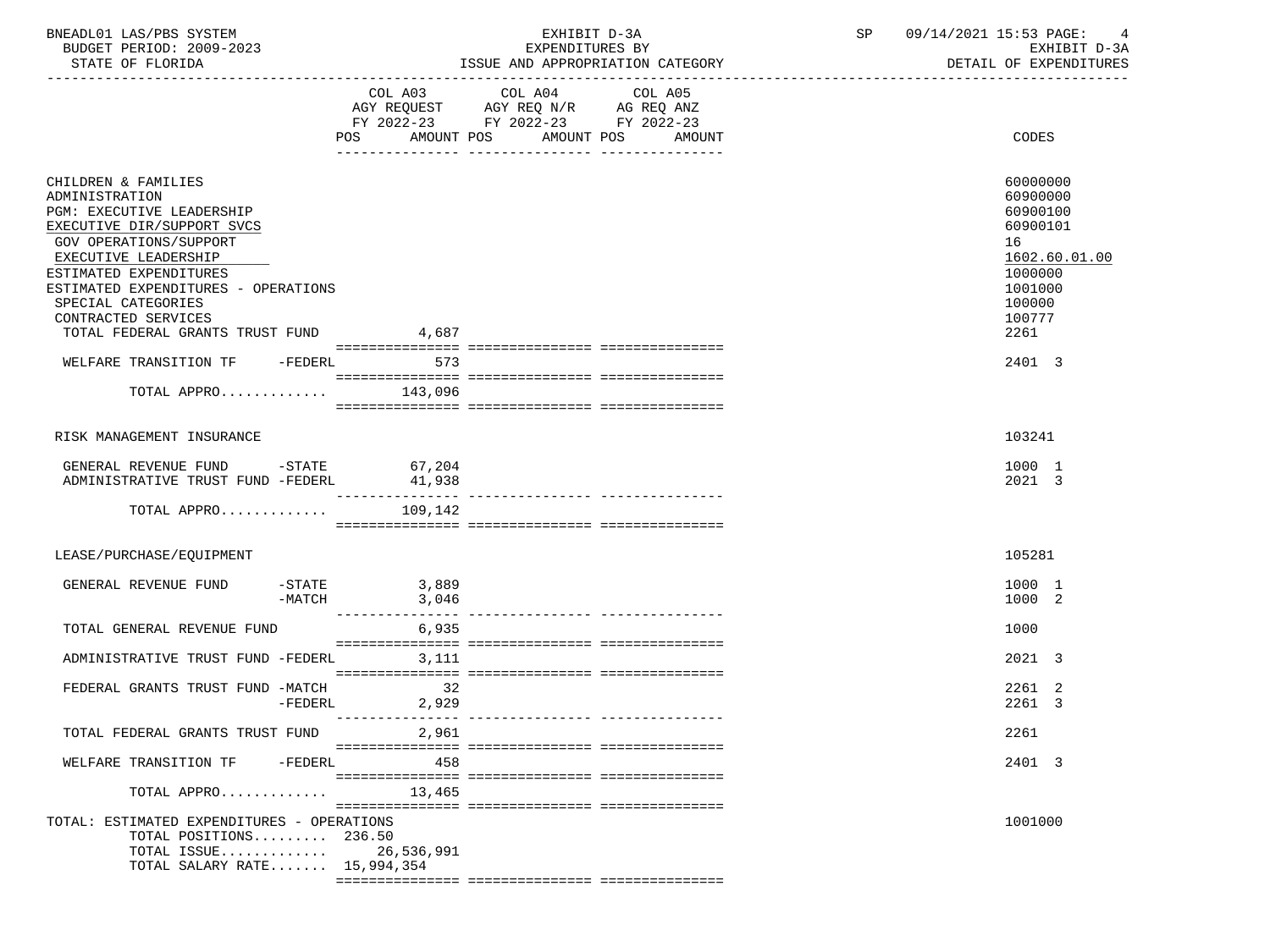BNEADL01 LAS/PBS SYSTEM — EXHIBIT D-3A — EXPENDITURES BY ISSUE AND APPROPRIATION CATEGORY — SP 09/14/2021 15:53 — EXHIBIT D-3A DETAIL OF EXPENDITURES

BUDGET PERIOD: 2009-2023
STATE OF FLORIDA

| | COL A03 AGY REQUEST FY 2022-23 POS AMOUNT | COL A04 AGY REQ N/R FY 2022-23 POS AMOUNT | COL A05 AG REQ ANZ FY 2022-23 POS AMOUNT | CODES |
|---|---|---|---|---|
| CHILDREN & FAMILIES | | | | 60000000 |
| ADMINISTRATION | | | | 60900000 |
| PGM: EXECUTIVE LEADERSHIP | | | | 60900100 |
| EXECUTIVE DIR/SUPPORT SVCS | | | | 60900101 |
| GOV OPERATIONS/SUPPORT | | | | 16 |
| EXECUTIVE LEADERSHIP | | | | 1602.60.01.00 |
| ESTIMATED EXPENDITURES | | | | 1000000 |
| ESTIMATED EXPENDITURES - OPERATIONS | | | | 1001000 |
| SPECIAL CATEGORIES | | | | 100000 |
| CONTRACTED SERVICES | | | | 100777 |
| TOTAL FEDERAL GRANTS TRUST FUND | 4,687 | | | 2261 |
| WELFARE TRANSITION TF -FEDERL | 573 | | | 2401 3 |
| TOTAL APPRO............ | 143,096 | | | |
| RISK MANAGEMENT INSURANCE | | | | 103241 |
| GENERAL REVENUE FUND -STATE | 67,204 | | | 1000 1 |
| ADMINISTRATIVE TRUST FUND -FEDERL | 41,938 | | | 2021 3 |
| TOTAL APPRO............ | 109,142 | | | |
| LEASE/PURCHASE/EQUIPMENT | | | | 105281 |
| GENERAL REVENUE FUND -STATE | 3,889 | | | 1000 1 |
| -MATCH | 3,046 | | | 1000 2 |
| TOTAL GENERAL REVENUE FUND | 6,935 | | | 1000 |
| ADMINISTRATIVE TRUST FUND -FEDERL | 3,111 | | | 2021 3 |
| FEDERAL GRANTS TRUST FUND -MATCH | 32 | | | 2261 2 |
| -FEDERL | 2,929 | | | 2261 3 |
| TOTAL FEDERAL GRANTS TRUST FUND | 2,961 | | | 2261 |
| WELFARE TRANSITION TF -FEDERL | 458 | | | 2401 3 |
| TOTAL APPRO............ | 13,465 | | | |
| TOTAL: ESTIMATED EXPENDITURES - OPERATIONS | | | | 1001000 |
| TOTAL POSITIONS......... | 236.50 | | | |
| TOTAL ISSUE............ | 26,536,991 | | | |
| TOTAL SALARY RATE....... | 15,994,354 | | | |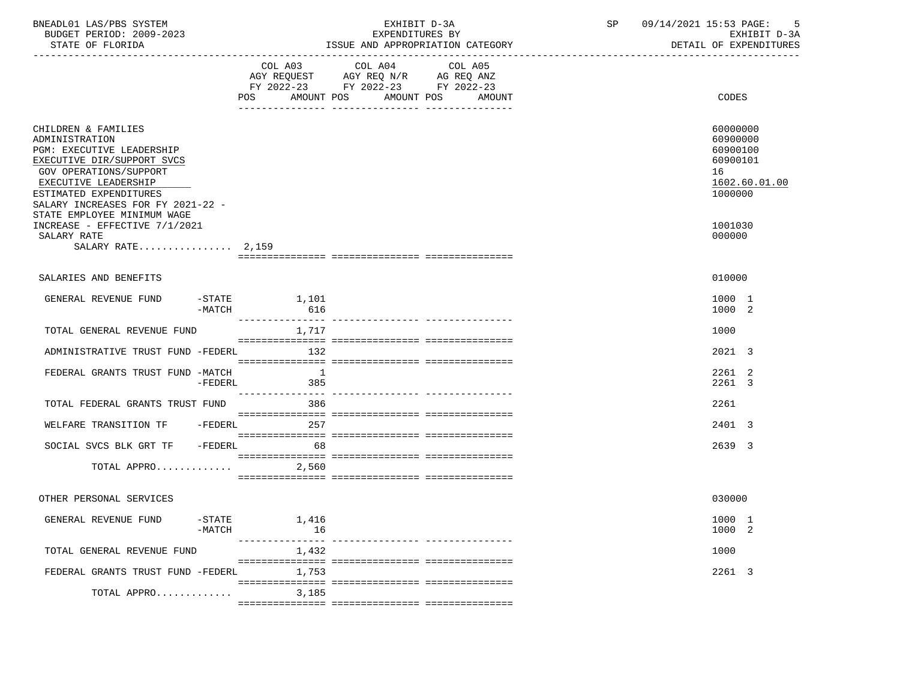BNEADL01 LAS/PBS SYSTEM — EXHIBIT D-3A — EXPENDITURES BY ISSUE AND APPROPRIATION CATEGORY — SP 09/14/2021 15:53
BUDGET PERIOD: 2009-2023 — EXHIBIT D-3A
STATE OF FLORIDA — DETAIL OF EXPENDITURES

| | COL A03 AGY REQUEST FY 2022-23 POS | AMOUNT | COL A04 AGY REQ N/R FY 2022-23 POS | AMOUNT | COL A05 AG REQ ANZ FY 2022-23 POS | AMOUNT | CODES |
|---|---|---|---|---|---|---|---|
| CHILDREN & FAMILIES | | | | | | | 60000000 |
| ADMINISTRATION | | | | | | | 60900000 |
| PGM: EXECUTIVE LEADERSHIP | | | | | | | 60900100 |
| EXECUTIVE DIR/SUPPORT SVCS | | | | | | | 60900101 |
| GOV OPERATIONS/SUPPORT | | | | | | | 16 |
| EXECUTIVE LEADERSHIP | | | | | | | 1602.60.01.00 |
| ESTIMATED EXPENDITURES | | | | | | | 1000000 |
| SALARY INCREASES FOR FY 2021-22 - STATE EMPLOYEE MINIMUM WAGE INCREASE - EFFECTIVE 7/1/2021 | | | | | | | 1001030 |
| SALARY RATE | | | | | | | 000000 |
| SALARY RATE................ | 2,159 | | | | | | |
| SALARIES AND BENEFITS | | | | | | | 010000 |
| GENERAL REVENUE FUND -STATE | | 1,101 | | | | | 1000 1 |
| -MATCH | | 616 | | | | | 1000 2 |
| TOTAL GENERAL REVENUE FUND | | 1,717 | | | | | 1000 |
| ADMINISTRATIVE TRUST FUND -FEDERL | | 132 | | | | | 2021 3 |
| FEDERAL GRANTS TRUST FUND -MATCH | | 1 | | | | | 2261 2 |
| -FEDERL | | 385 | | | | | 2261 3 |
| TOTAL FEDERAL GRANTS TRUST FUND | | 386 | | | | | 2261 |
| WELFARE TRANSITION TF -FEDERL | | 257 | | | | | 2401 3 |
| SOCIAL SVCS BLK GRT TF -FEDERL | | 68 | | | | | 2639 3 |
| TOTAL APPRO............. | | 2,560 | | | | | |
| OTHER PERSONAL SERVICES | | | | | | | 030000 |
| GENERAL REVENUE FUND -STATE | | 1,416 | | | | | 1000 1 |
| -MATCH | | 16 | | | | | 1000 2 |
| TOTAL GENERAL REVENUE FUND | | 1,432 | | | | | 1000 |
| FEDERAL GRANTS TRUST FUND -FEDERL | | 1,753 | | | | | 2261 3 |
| TOTAL APPRO............. | | 3,185 | | | | | |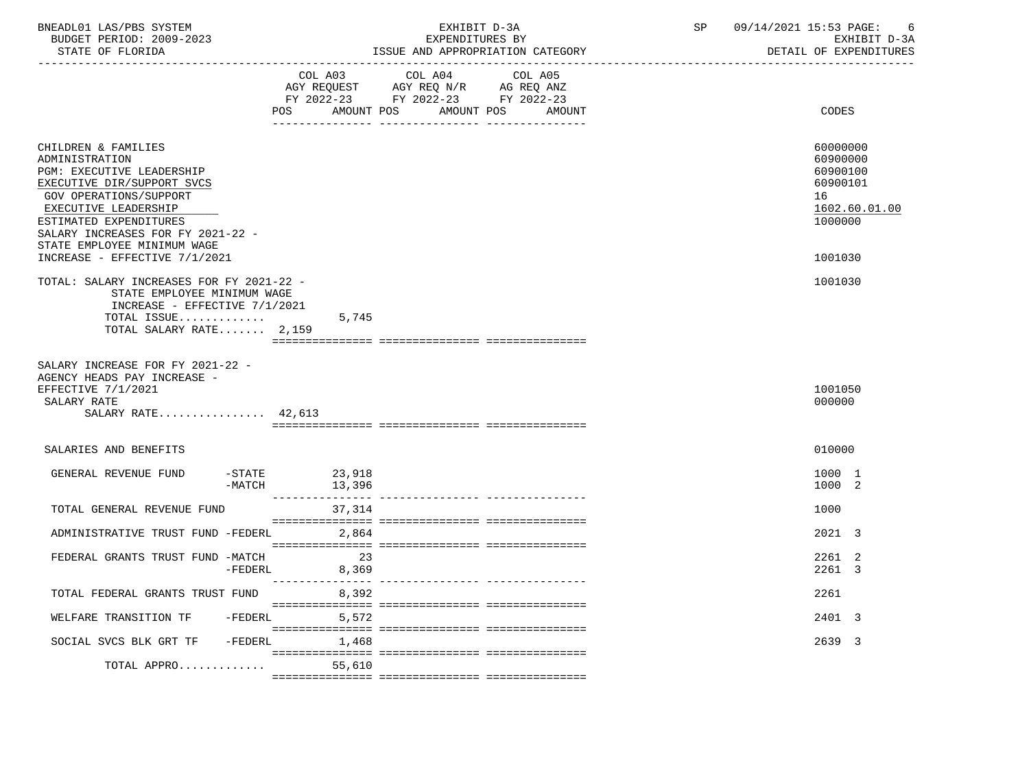| | COL A03 AGY REQUEST FY 2022-23 POS | AMOUNT | COL A04 AGY REQ N/R FY 2022-23 POS | AMOUNT | COL A05 AG REQ ANZ FY 2022-23 POS | AMOUNT | CODES |
|---|---|---|---|---|---|---|---|
| CHILDREN & FAMILIES | | | | | | | 60000000 |
| ADMINISTRATION | | | | | | | 60900000 |
| PGM: EXECUTIVE LEADERSHIP | | | | | | | 60900100 |
| EXECUTIVE DIR/SUPPORT SVCS | | | | | | | 60900101 |
| GOV OPERATIONS/SUPPORT | | | | | | | 16 |
| EXECUTIVE LEADERSHIP | | | | | | | 1602.60.01.00 |
| ESTIMATED EXPENDITURES | | | | | | | 1000000 |
| SALARY INCREASES FOR FY 2021-22 - STATE EMPLOYEE MINIMUM WAGE INCREASE - EFFECTIVE 7/1/2021 | | | | | | | 1001030 |
| TOTAL: SALARY INCREASES FOR FY 2021-22 - STATE EMPLOYEE MINIMUM WAGE INCREASE - EFFECTIVE 7/1/2021 | | | | | | | 1001030 |
| TOTAL ISSUE............. | | 5,745 | | | | | |
| TOTAL SALARY RATE....... | 2,159 | | | | | | |
| SALARY INCREASE FOR FY 2021-22 - AGENCY HEADS PAY INCREASE - EFFECTIVE 7/1/2021 | | | | | | | 1001050 |
| SALARY RATE | | | | | | | 000000 |
| SALARY RATE................ | 42,613 | | | | | | |
| SALARIES AND BENEFITS | | | | | | | 010000 |
| GENERAL REVENUE FUND -STATE | | 23,918 | | | | | 1000 1 |
| -MATCH | | 13,396 | | | | | 1000 2 |
| TOTAL GENERAL REVENUE FUND | | 37,314 | | | | | 1000 |
| ADMINISTRATIVE TRUST FUND -FEDERL | | 2,864 | | | | | 2021 3 |
| FEDERAL GRANTS TRUST FUND -MATCH | | 23 | | | | | 2261 2 |
| -FEDERL | | 8,369 | | | | | 2261 3 |
| TOTAL FEDERAL GRANTS TRUST FUND | | 8,392 | | | | | 2261 |
| WELFARE TRANSITION TF -FEDERL | | 5,572 | | | | | 2401 3 |
| SOCIAL SVCS BLK GRT TF -FEDERL | | 1,468 | | | | | 2639 3 |
| TOTAL APPRO............. | | 55,610 | | | | | |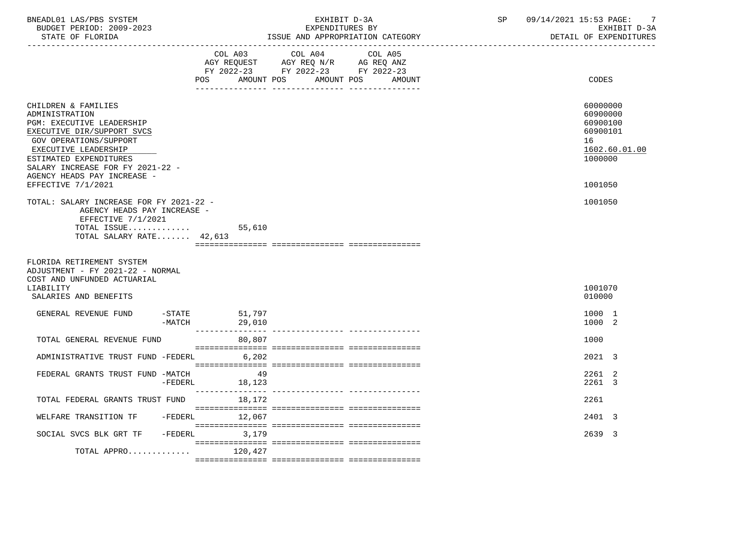BNEADL01 LAS/PBS SYSTEM — EXHIBIT D-3A — SP 09/14/2021 15:53

BUDGET PERIOD: 2009-2023 — EXPENDITURES BY — EXHIBIT D-3A

STATE OF FLORIDA — ISSUE AND APPROPRIATION CATEGORY — DETAIL OF EXPENDITURES

| | COL A03 AGY REQUEST FY 2022-23 POS | AMOUNT | COL A04 AGY REQ N/R FY 2022-23 POS | AMOUNT | COL A05 AG REQ ANZ FY 2022-23 POS | AMOUNT | CODES |
|---|---|---|---|---|---|---|---|
| CHILDREN & FAMILIES | | | | | | | 60000000 |
| ADMINISTRATION | | | | | | | 60900000 |
| PGM: EXECUTIVE LEADERSHIP | | | | | | | 60900100 |
| EXECUTIVE DIR/SUPPORT SVCS | | | | | | | 60900101 |
| GOV OPERATIONS/SUPPORT | | | | | | | 16 |
| EXECUTIVE LEADERSHIP | | | | | | | 1602.60.01.00 |
| ESTIMATED EXPENDITURES | | | | | | | 1000000 |
| SALARY INCREASE FOR FY 2021-22 - AGENCY HEADS PAY INCREASE - EFFECTIVE 7/1/2021 | | | | | | | 1001050 |
| TOTAL: SALARY INCREASE FOR FY 2021-22 - AGENCY HEADS PAY INCREASE - EFFECTIVE 7/1/2021 | | | | | | | 1001050 |
| TOTAL ISSUE............ | | 55,610 | | | | | |
| TOTAL SALARY RATE....... | 42,613 | | | | | | |
| FLORIDA RETIREMENT SYSTEM ADJUSTMENT - FY 2021-22 - NORMAL COST AND UNFUNDED ACTUARIAL LIABILITY | | | | | | | 1001070 |
| SALARIES AND BENEFITS | | | | | | | 010000 |
| GENERAL REVENUE FUND -STATE | | 51,797 | | | | | 1000 1 |
| -MATCH | | 29,010 | | | | | 1000 2 |
| TOTAL GENERAL REVENUE FUND | | 80,807 | | | | | 1000 |
| ADMINISTRATIVE TRUST FUND -FEDERL | | 6,202 | | | | | 2021 3 |
| FEDERAL GRANTS TRUST FUND -MATCH | | 49 | | | | | 2261 2 |
| -FEDERL | | 18,123 | | | | | 2261 3 |
| TOTAL FEDERAL GRANTS TRUST FUND | | 18,172 | | | | | 2261 |
| WELFARE TRANSITION TF -FEDERL | | 12,067 | | | | | 2401 3 |
| SOCIAL SVCS BLK GRT TF -FEDERL | | 3,179 | | | | | 2639 3 |
| TOTAL APPRO............ | | 120,427 | | | | | |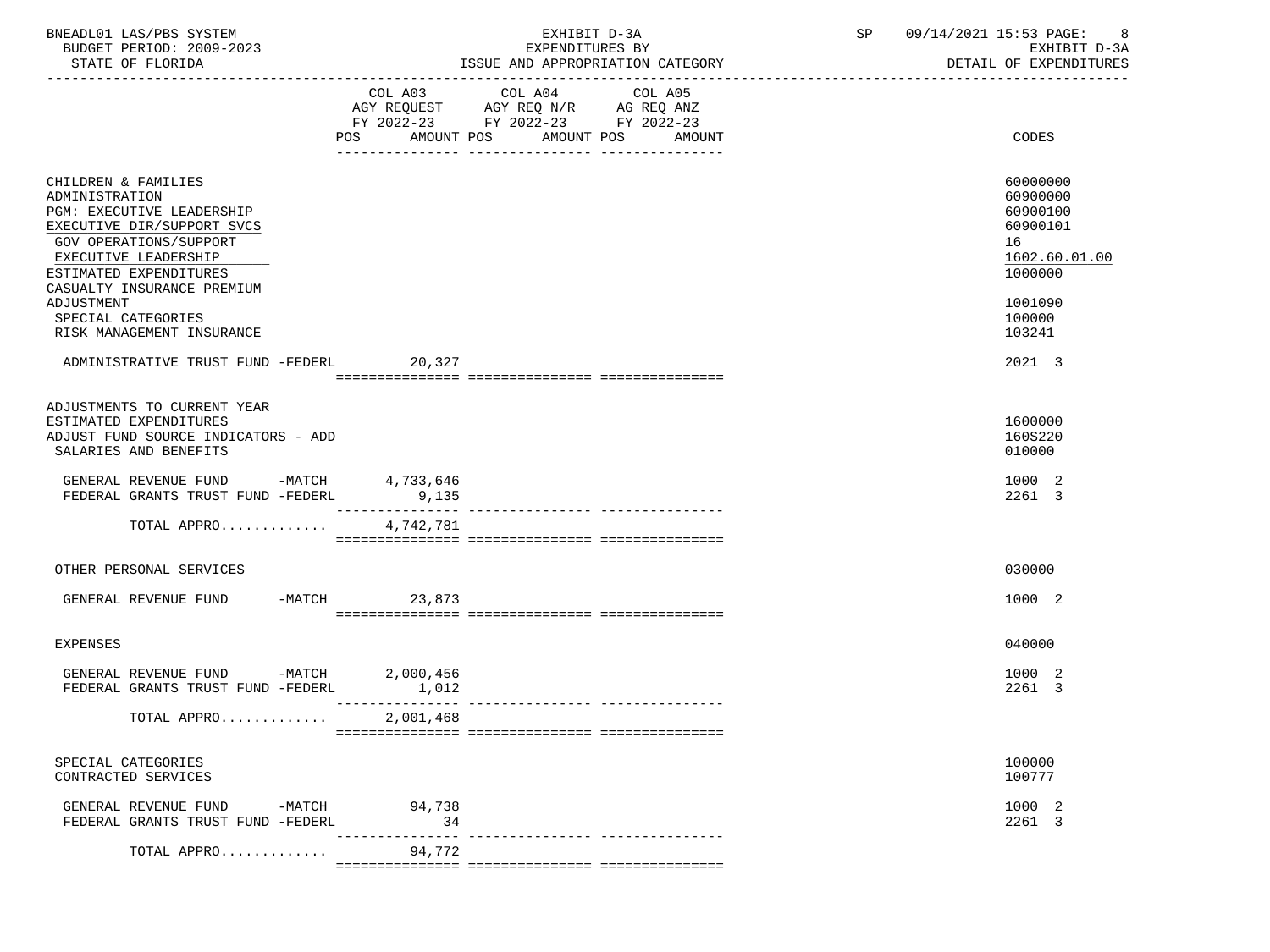BNEADL01 LAS/PBS SYSTEM
BUDGET PERIOD: 2009-2023
STATE OF FLORIDA

EXHIBIT D-3A
EXPENDITURES BY
ISSUE AND APPROPRIATION CATEGORY

SP 09/14/2021 15:53

EXHIBIT D-3A
DETAIL OF EXPENDITURES

| | COL A03 AGY REQUEST FY 2022-23 POS AMOUNT | COL A04 AGY REQ N/R FY 2022-23 POS AMOUNT | COL A05 AG REQ ANZ FY 2022-23 POS AMOUNT | CODES |
|---|---|---|---|---|
| CHILDREN & FAMILIES | | | | 60000000 |
| ADMINISTRATION | | | | 60900000 |
| PGM: EXECUTIVE LEADERSHIP | | | | 60900100 |
| EXECUTIVE DIR/SUPPORT SVCS | | | | 60900101 |
| GOV OPERATIONS/SUPPORT | | | | 16 |
| EXECUTIVE LEADERSHIP | | | | 1602.60.01.00 |
| ESTIMATED EXPENDITURES | | | | 1000000 |
| CASUALTY INSURANCE PREMIUM ADJUSTMENT | | | | 1001090 |
| SPECIAL CATEGORIES | | | | 100000 |
| RISK MANAGEMENT INSURANCE | | | | 103241 |
| ADMINISTRATIVE TRUST FUND -FEDERL | 20,327 | | | 2021 3 |
| ADJUSTMENTS TO CURRENT YEAR ESTIMATED EXPENDITURES | | | | 1600000 |
| ADJUST FUND SOURCE INDICATORS - ADD | | | | 160S220 |
| SALARIES AND BENEFITS | | | | 010000 |
| GENERAL REVENUE FUND -MATCH | 4,733,646 | | | 1000 2 |
| FEDERAL GRANTS TRUST FUND -FEDERL | 9,135 | | | 2261 3 |
| TOTAL APPRO............ | 4,742,781 | | | |
| OTHER PERSONAL SERVICES | | | | 030000 |
| GENERAL REVENUE FUND -MATCH | 23,873 | | | 1000 2 |
| EXPENSES | | | | 040000 |
| GENERAL REVENUE FUND -MATCH | 2,000,456 | | | 1000 2 |
| FEDERAL GRANTS TRUST FUND -FEDERL | 1,012 | | | 2261 3 |
| TOTAL APPRO............ | 2,001,468 | | | |
| SPECIAL CATEGORIES | | | | 100000 |
| CONTRACTED SERVICES | | | | 100777 |
| GENERAL REVENUE FUND -MATCH | 94,738 | | | 1000 2 |
| FEDERAL GRANTS TRUST FUND -FEDERL | 34 | | | 2261 3 |
| TOTAL APPRO............ | 94,772 | | | |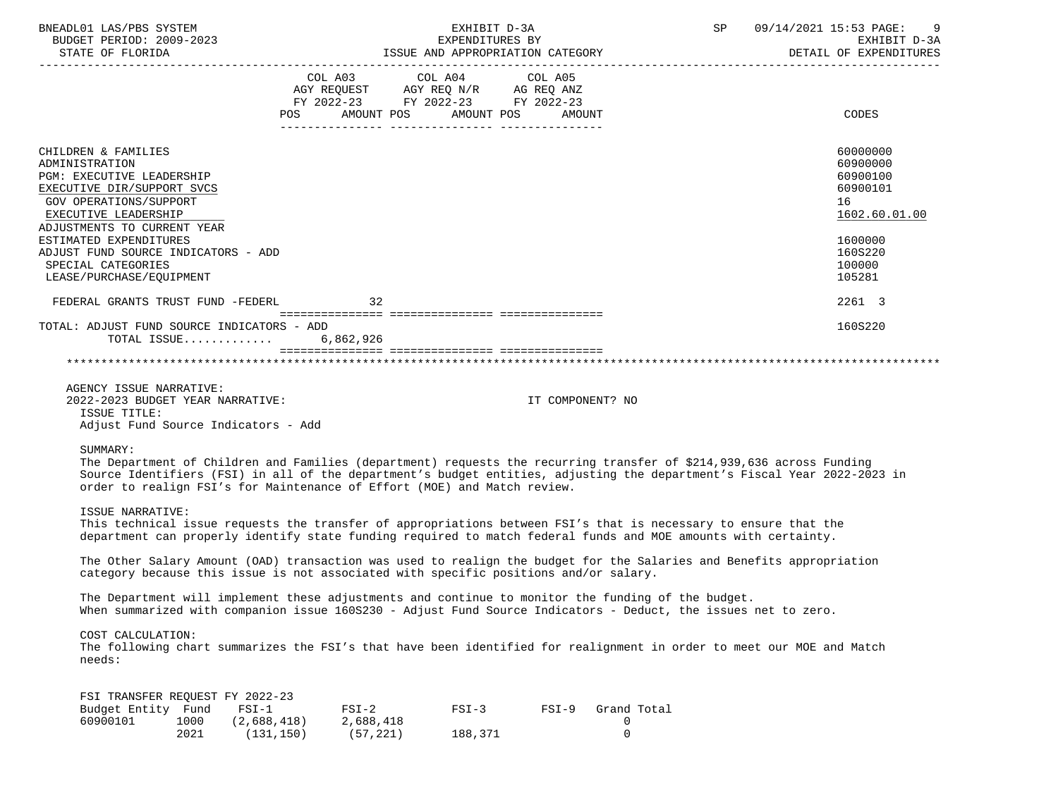BNEADL01 LAS/PBS SYSTEM | EXHIBIT D-3A | SP 09/14/2021 15:53
BUDGET PERIOD: 2009-2023 | EXPENDITURES BY | EXHIBIT D-3A
STATE OF FLORIDA | ISSUE AND APPROPRIATION CATEGORY | DETAIL OF EXPENDITURES

| | COL A03 AGY REQUEST FY 2022-23 POS | AMOUNT | COL A04 AGY REQ N/R FY 2022-23 POS | AMOUNT | COL A05 AG REQ ANZ FY 2022-23 POS | AMOUNT | CODES |
|---|---|---|---|---|---|---|---|
| CHILDREN & FAMILIES | | | | | | | 60000000 |
| ADMINISTRATION | | | | | | | 60900000 |
| PGM: EXECUTIVE LEADERSHIP | | | | | | | 60900100 |
| EXECUTIVE DIR/SUPPORT SVCS | | | | | | | 60900101 |
| GOV OPERATIONS/SUPPORT | | | | | | | 16 |
| EXECUTIVE LEADERSHIP | | | | | | | 1602.60.01.00 |
| ADJUSTMENTS TO CURRENT YEAR ESTIMATED EXPENDITURES | | | | | | | 1600000 |
| ADJUST FUND SOURCE INDICATORS - ADD | | | | | | | 160S220 |
| SPECIAL CATEGORIES | | | | | | | 100000 |
| LEASE/PURCHASE/EQUIPMENT | | | | | | | 105281 |
| FEDERAL GRANTS TRUST FUND -FEDERL | | 32 | | | | | 2261 3 |
| TOTAL: ADJUST FUND SOURCE INDICATORS - ADD | | | | | | | 160S220 |
| TOTAL ISSUE............ | | 6,862,926 | | | | | |

AGENCY ISSUE NARRATIVE:
2022-2023 BUDGET YEAR NARRATIVE: IT COMPONENT? NO

ISSUE TITLE:
Adjust Fund Source Indicators - Add

SUMMARY:
The Department of Children and Families (department) requests the recurring transfer of $214,939,636 across Funding Source Identifiers (FSI) in all of the department's budget entities, adjusting the department's Fiscal Year 2022-2023 in order to realign FSI's for Maintenance of Effort (MOE) and Match review.

ISSUE NARRATIVE:
This technical issue requests the transfer of appropriations between FSI's that is necessary to ensure that the department can properly identify state funding required to match federal funds and MOE amounts with certainty.

The Other Salary Amount (OAD) transaction was used to realign the budget for the Salaries and Benefits appropriation category because this issue is not associated with specific positions and/or salary.

The Department will implement these adjustments and continue to monitor the funding of the budget.
When summarized with companion issue 160S230 - Adjust Fund Source Indicators - Deduct, the issues net to zero.

COST CALCULATION:
The following chart summarizes the FSI's that have been identified for realignment in order to meet our MOE and Match needs:

FSI TRANSFER REQUEST FY 2022-23

| Budget Entity | Fund | FSI-1 | FSI-2 | FSI-3 | FSI-9 | Grand Total |
|---|---|---|---|---|---|---|
| 60900101 | 1000 | (2,688,418) | 2,688,418 | | | 0 |
| | 2021 | (131,150) | (57,221) | 188,371 | | 0 |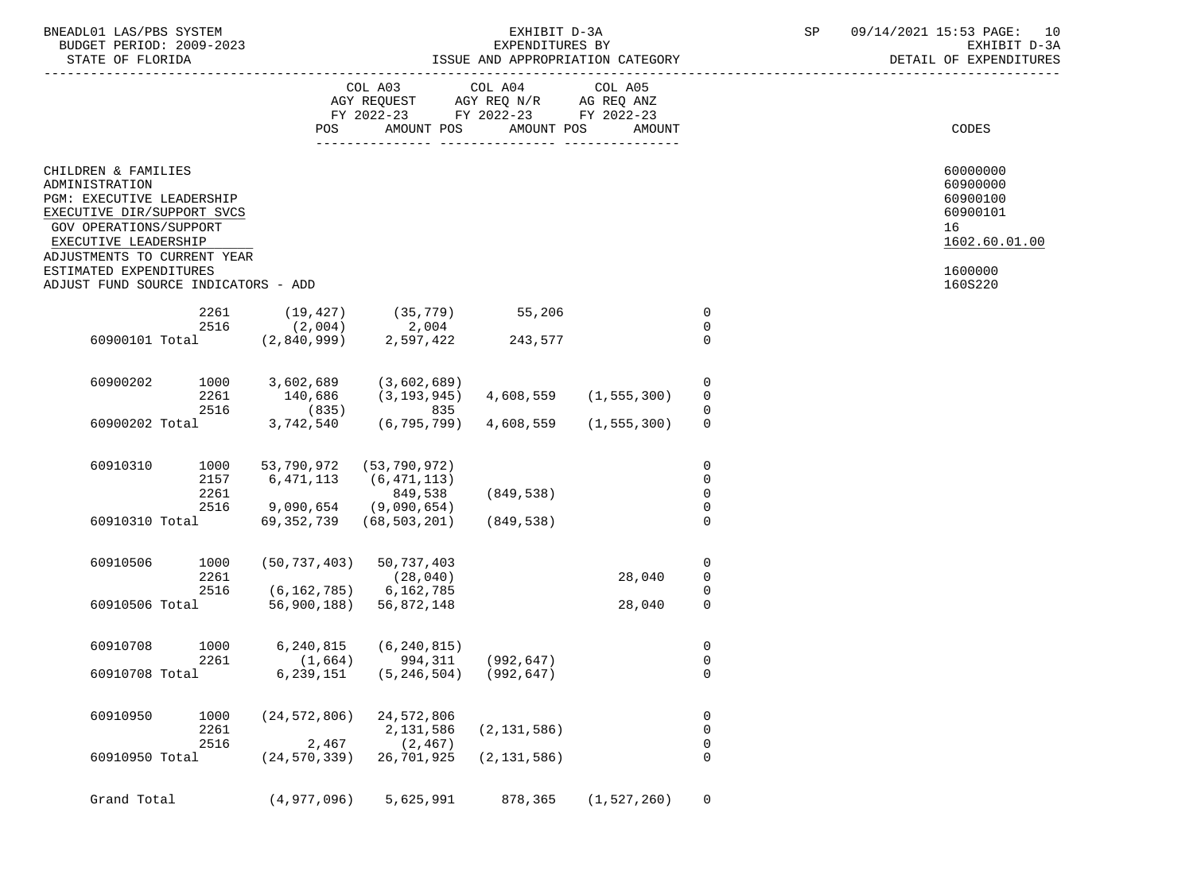BNEADL01 LAS/PBS SYSTEM
BUDGET PERIOD: 2009-2023
STATE OF FLORIDA

EXHIBIT D-3A
EXPENDITURES BY
ISSUE AND APPROPRIATION CATEGORY

SP 09/14/2021 15:53 PAGE: 10
EXHIBIT D-3A
DETAIL OF EXPENDITURES

| | | COL A03 AGY REQUEST FY 2022-23 POS | AMOUNT | COL A04 AGY REQ N/R FY 2022-23 POS | AMOUNT | COL A05 AG REQ ANZ FY 2022-23 POS | AMOUNT | CODES |
|---|---|---|---|---|---|---|---|---|
| CHILDREN & FAMILIES | | | | | | | | 60000000 |
| ADMINISTRATION | | | | | | | | 60900000 |
| PGM: EXECUTIVE LEADERSHIP | | | | | | | | 60900100 |
| EXECUTIVE DIR/SUPPORT SVCS | | | | | | | | 60900101 |
| GOV OPERATIONS/SUPPORT | | | | | | | | 16 |
| EXECUTIVE LEADERSHIP | | | | | | | | 1602.60.01.00 |
| ADJUSTMENTS TO CURRENT YEAR ESTIMATED EXPENDITURES | | | | | | | | 1600000 |
| ADJUST FUND SOURCE INDICATORS - ADD | | | | | | | | 160S220 |
| | 2261 | (19,427) | (35,779) | 55,206 | | | 0 | |
| | 2516 | (2,004) | 2,004 | | | | 0 | |
| 60900101 Total | | (2,840,999) | 2,597,422 | 243,577 | | | 0 | |
| 60900202 | 1000 | 3,602,689 | (3,602,689) | | | | 0 | |
| | 2261 | 140,686 | (3,193,945) | 4,608,559 | (1,555,300) | | 0 | |
| | 2516 | (835) | 835 | | | | 0 | |
| 60900202 Total | | 3,742,540 | (6,795,799) | 4,608,559 | (1,555,300) | | 0 | |
| 60910310 | 1000 | 53,790,972 | (53,790,972) | | | | 0 | |
| | 2157 | 6,471,113 | (6,471,113) | | | | 0 | |
| | 2261 | | 849,538 | (849,538) | | | 0 | |
| | 2516 | 9,090,654 | (9,090,654) | | | | 0 | |
| 60910310 Total | | 69,352,739 | (68,503,201) | (849,538) | | | 0 | |
| 60910506 | 1000 | (50,737,403) | 50,737,403 | | | | 0 | |
| | 2261 | | (28,040) | | 28,040 | | 0 | |
| | 2516 | (6,162,785) | 6,162,785 | | | | 0 | |
| 60910506 Total | | 56,900,188) | 56,872,148 | | 28,040 | | 0 | |
| 60910708 | 1000 | 6,240,815 | (6,240,815) | | | | 0 | |
| | 2261 | (1,664) | 994,311 | (992,647) | | | 0 | |
| 60910708 Total | | 6,239,151 | (5,246,504) | (992,647) | | | 0 | |
| 60910950 | 1000 | (24,572,806) | 24,572,806 | | | | 0 | |
| | 2261 | | 2,131,586 | (2,131,586) | | | 0 | |
| | 2516 | 2,467 | (2,467) | | | | 0 | |
| 60910950 Total | | (24,570,339) | 26,701,925 | (2,131,586) | | | 0 | |
| Grand Total | | (4,977,096) | 5,625,991 | 878,365 | (1,527,260) | | 0 | |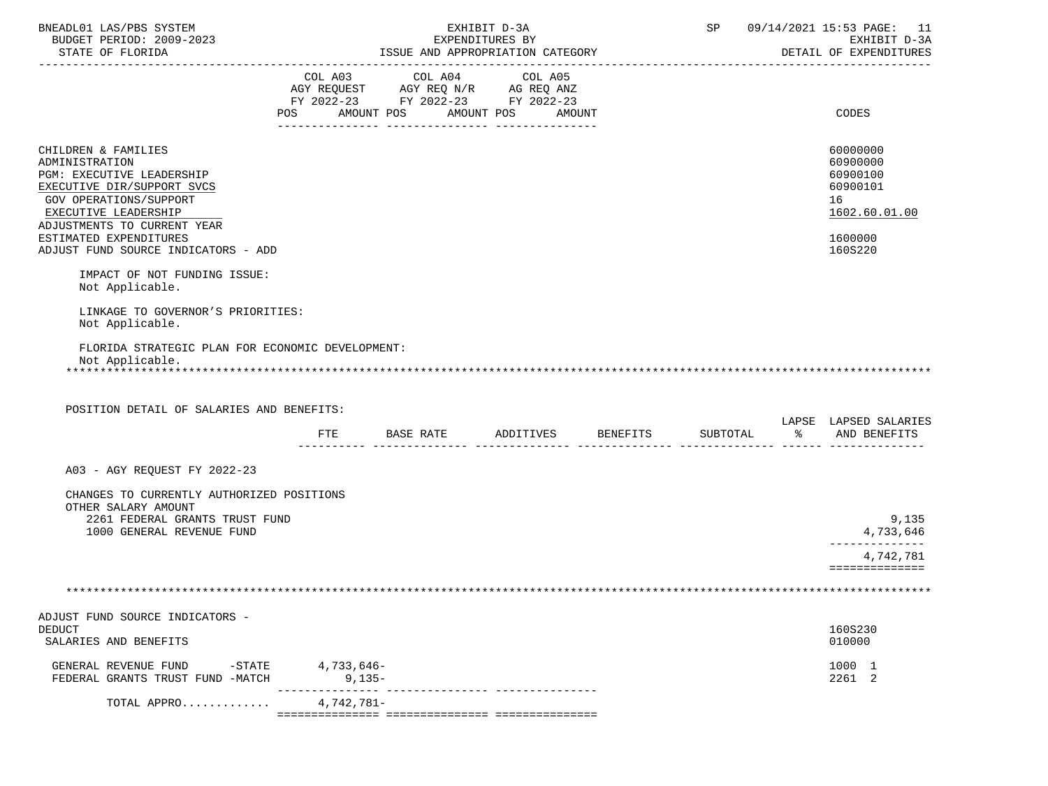BNEADL01 LAS/PBS SYSTEM — EXHIBIT D-3A — EXPENDITURES BY ISSUE AND APPROPRIATION CATEGORY — SP 09/14/2021 15:53 — EXHIBIT D-3A DETAIL OF EXPENDITURES

BUDGET PERIOD: 2009-2023
STATE OF FLORIDA

| | COL A03 AGY REQUEST FY 2022-23 POS AMOUNT | COL A04 AGY REQ N/R FY 2022-23 POS AMOUNT | COL A05 AG REQ ANZ FY 2022-23 POS AMOUNT | CODES |
|---|---|---|---|---|
| CHILDREN & FAMILIES | | | | 60000000 |
| ADMINISTRATION | | | | 60900000 |
| PGM: EXECUTIVE LEADERSHIP | | | | 60900100 |
| EXECUTIVE DIR/SUPPORT SVCS | | | | 60900101 |
| GOV OPERATIONS/SUPPORT | | | | 16 |
| EXECUTIVE LEADERSHIP | | | | 1602.60.01.00 |
| ADJUSTMENTS TO CURRENT YEAR ESTIMATED EXPENDITURES | | | | 1600000 |
| ADJUST FUND SOURCE INDICATORS - ADD | | | | 160S220 |

IMPACT OF NOT FUNDING ISSUE:
Not Applicable.

LINKAGE TO GOVERNOR'S PRIORITIES:
Not Applicable.

FLORIDA STRATEGIC PLAN FOR ECONOMIC DEVELOPMENT:
Not Applicable.

POSITION DETAIL OF SALARIES AND BENEFITS:

| | FTE | BASE RATE | ADDITIVES | BENEFITS | SUBTOTAL | LAPSE % | LAPSED SALARIES AND BENEFITS |
|---|---|---|---|---|---|---|---|
| A03 - AGY REQUEST FY 2022-23 | | | | | | | |
| CHANGES TO CURRENTLY AUTHORIZED POSITIONS | | | | | | | |
| OTHER SALARY AMOUNT | | | | | | | |
| 2261 FEDERAL GRANTS TRUST FUND | | | | | | | 9,135 |
| 1000 GENERAL REVENUE FUND | | | | | | | 4,733,646 |
| | | | | | | | 4,742,781 |

| | COL A03 | COL A04 | COL A05 | CODES |
|---|---|---|---|---|
| ADJUST FUND SOURCE INDICATORS - DEDUCT | | | | 160S230 |
| SALARIES AND BENEFITS | | | | 010000 |
| GENERAL REVENUE FUND -STATE | 4,733,646- | | | 1000 1 |
| FEDERAL GRANTS TRUST FUND -MATCH | 9,135- | | | 2261 2 |
| TOTAL APPRO............ | 4,742,781- | | | |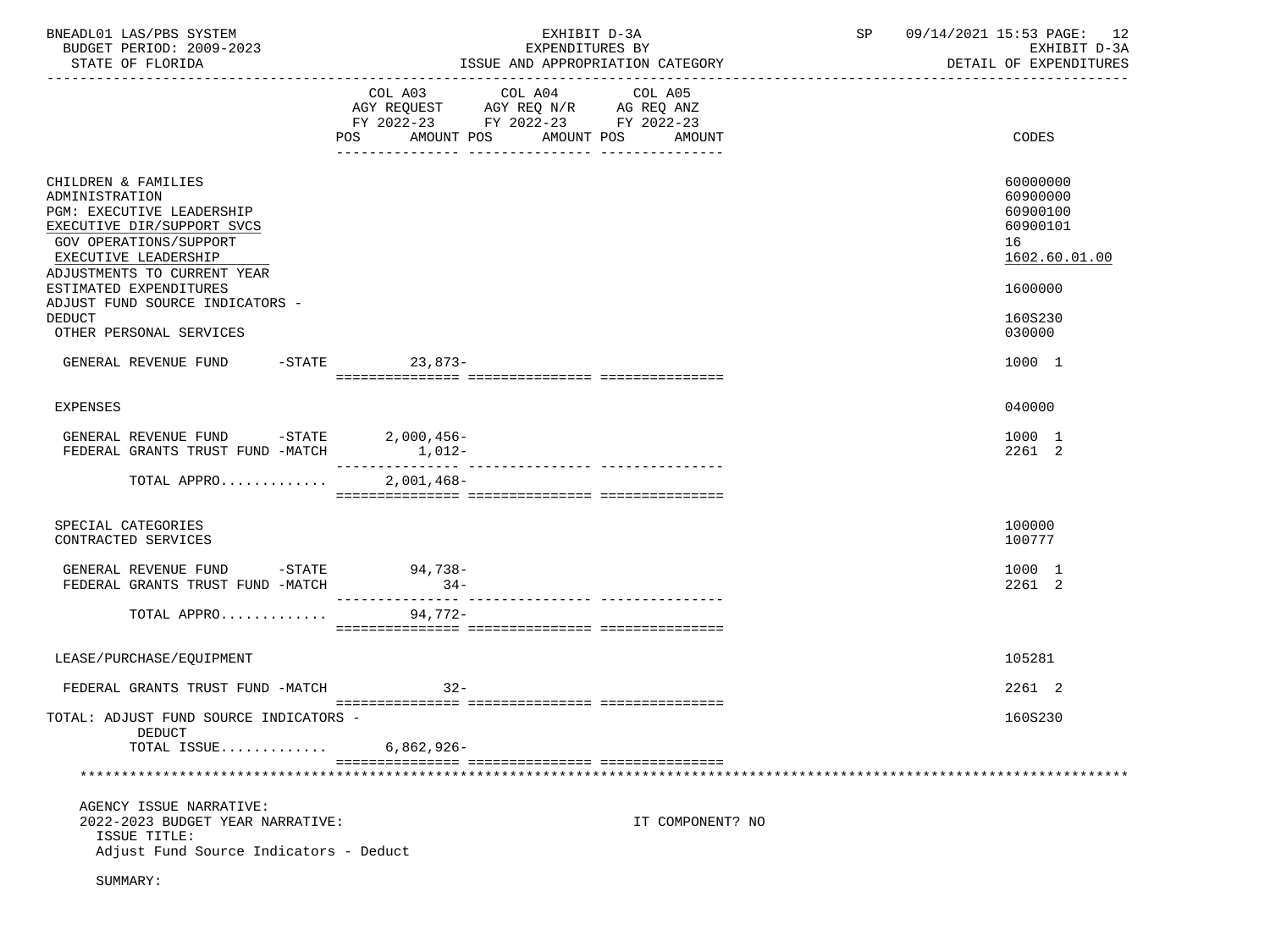BNEADL01 LAS/PBS SYSTEM — EXHIBIT D-3A — EXPENDITURES BY ISSUE AND APPROPRIATION CATEGORY — SP 09/14/2021 15:53

BUDGET PERIOD: 2009-2023 — STATE OF FLORIDA — EXHIBIT D-3A DETAIL OF EXPENDITURES

| | COL A03 AGY REQUEST FY 2022-23 POS | AMOUNT | COL A04 AGY REQ N/R FY 2022-23 POS | AMOUNT | COL A05 AG REQ ANZ FY 2022-23 POS | AMOUNT | CODES |
|---|---|---|---|---|---|---|---|
| CHILDREN & FAMILIES | | | | | | | 60000000 |
| ADMINISTRATION | | | | | | | 60900000 |
| PGM: EXECUTIVE LEADERSHIP | | | | | | | 60900100 |
| EXECUTIVE DIR/SUPPORT SVCS | | | | | | | 60900101 |
| GOV OPERATIONS/SUPPORT | | | | | | | 16 |
| EXECUTIVE LEADERSHIP | | | | | | | 1602.60.01.00 |
| ADJUSTMENTS TO CURRENT YEAR ESTIMATED EXPENDITURES | | | | | | | 1600000 |
| ADJUST FUND SOURCE INDICATORS - DEDUCT | | | | | | | 160S230 |
| OTHER PERSONAL SERVICES | | | | | | | 030000 |
| GENERAL REVENUE FUND -STATE | | 23,873- | | | | | 1000 1 |
| EXPENSES | | | | | | | 040000 |
| GENERAL REVENUE FUND -STATE | | 2,000,456- | | | | | 1000 1 |
| FEDERAL GRANTS TRUST FUND -MATCH | | 1,012- | | | | | 2261 2 |
| TOTAL APPRO............ | | 2,001,468- | | | | | |
| SPECIAL CATEGORIES | | | | | | | 100000 |
| CONTRACTED SERVICES | | | | | | | 100777 |
| GENERAL REVENUE FUND -STATE | | 94,738- | | | | | 1000 1 |
| FEDERAL GRANTS TRUST FUND -MATCH | | 34- | | | | | 2261 2 |
| TOTAL APPRO............ | | 94,772- | | | | | |
| LEASE/PURCHASE/EQUIPMENT | | | | | | | 105281 |
| FEDERAL GRANTS TRUST FUND -MATCH | | 32- | | | | | 2261 2 |
| TOTAL: ADJUST FUND SOURCE INDICATORS - DEDUCT | | | | | | | 160S230 |
| TOTAL ISSUE............ | | 6,862,926- | | | | | |

AGENCY ISSUE NARRATIVE:

2022-2023 BUDGET YEAR NARRATIVE: IT COMPONENT? NO

ISSUE TITLE:

Adjust Fund Source Indicators - Deduct

SUMMARY: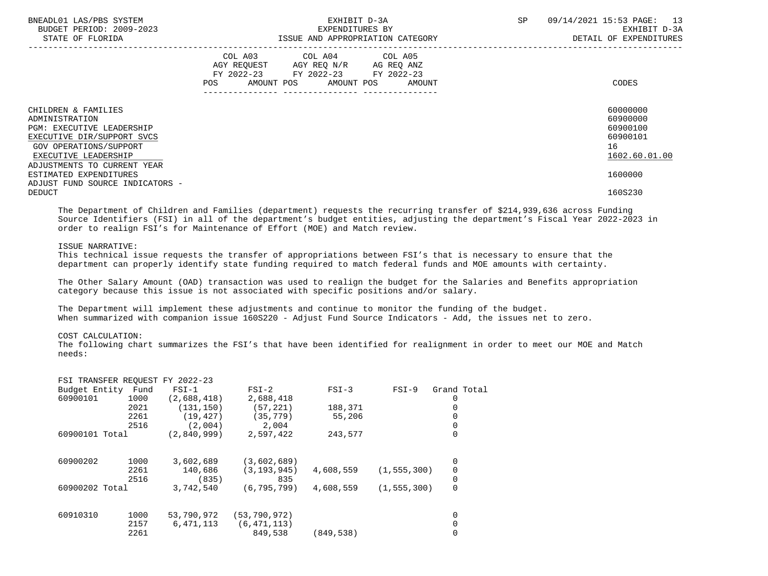| | COL A03 AGY REQUEST FY 2022-23 POS AMOUNT | COL A04 AGY REQ N/R FY 2022-23 POS AMOUNT | COL A05 AG REQ ANZ FY 2022-23 POS AMOUNT | CODES |
|---|---|---|---|---|
| CHILDREN & FAMILIES | | | | 60000000 |
| ADMINISTRATION | | | | 60900000 |
| PGM: EXECUTIVE LEADERSHIP | | | | 60900100 |
| EXECUTIVE DIR/SUPPORT SVCS | | | | 60900101 |
| GOV OPERATIONS/SUPPORT | | | | 16 |
| EXECUTIVE LEADERSHIP | | | | 1602.60.01.00 |
| ADJUSTMENTS TO CURRENT YEAR ESTIMATED EXPENDITURES | | | | 1600000 |
| ADJUST FUND SOURCE INDICATORS - DEDUCT | | | | 160S230 |

The Department of Children and Families (department) requests the recurring transfer of $214,939,636 across Funding Source Identifiers (FSI) in all of the department's budget entities, adjusting the department's Fiscal Year 2022-2023 in order to realign FSI's for Maintenance of Effort (MOE) and Match review.

ISSUE NARRATIVE:
This technical issue requests the transfer of appropriations between FSI's that is necessary to ensure that the department can properly identify state funding required to match federal funds and MOE amounts with certainty.

The Other Salary Amount (OAD) transaction was used to realign the budget for the Salaries and Benefits appropriation category because this issue is not associated with specific positions and/or salary.

The Department will implement these adjustments and continue to monitor the funding of the budget.
When summarized with companion issue 160S220 - Adjust Fund Source Indicators - Add, the issues net to zero.

COST CALCULATION:
The following chart summarizes the FSI's that have been identified for realignment in order to meet our MOE and Match needs:

FSI TRANSFER REQUEST FY 2022-23

| Budget Entity | Fund | FSI-1 | FSI-2 | FSI-3 | FSI-9 | Grand Total |
|---|---|---|---|---|---|---|
| 60900101 | 1000 | (2,688,418) | 2,688,418 | | | 0 |
| | 2021 | (131,150) | (57,221) | 188,371 | | 0 |
| | 2261 | (19,427) | (35,779) | 55,206 | | 0 |
| | 2516 | (2,004) | 2,004 | | | 0 |
| 60900101 Total | | (2,840,999) | 2,597,422 | 243,577 | | 0 |
| 60900202 | 1000 | 3,602,689 | (3,602,689) | | | 0 |
| | 2261 | 140,686 | (3,193,945) | 4,608,559 | (1,555,300) | 0 |
| | 2516 | (835) | 835 | | | 0 |
| 60900202 Total | | 3,742,540 | (6,795,799) | 4,608,559 | (1,555,300) | 0 |
| 60910310 | 1000 | 53,790,972 | (53,790,972) | | | 0 |
| | 2157 | 6,471,113 | (6,471,113) | | | 0 |
| | 2261 | | 849,538 | (849,538) | | 0 |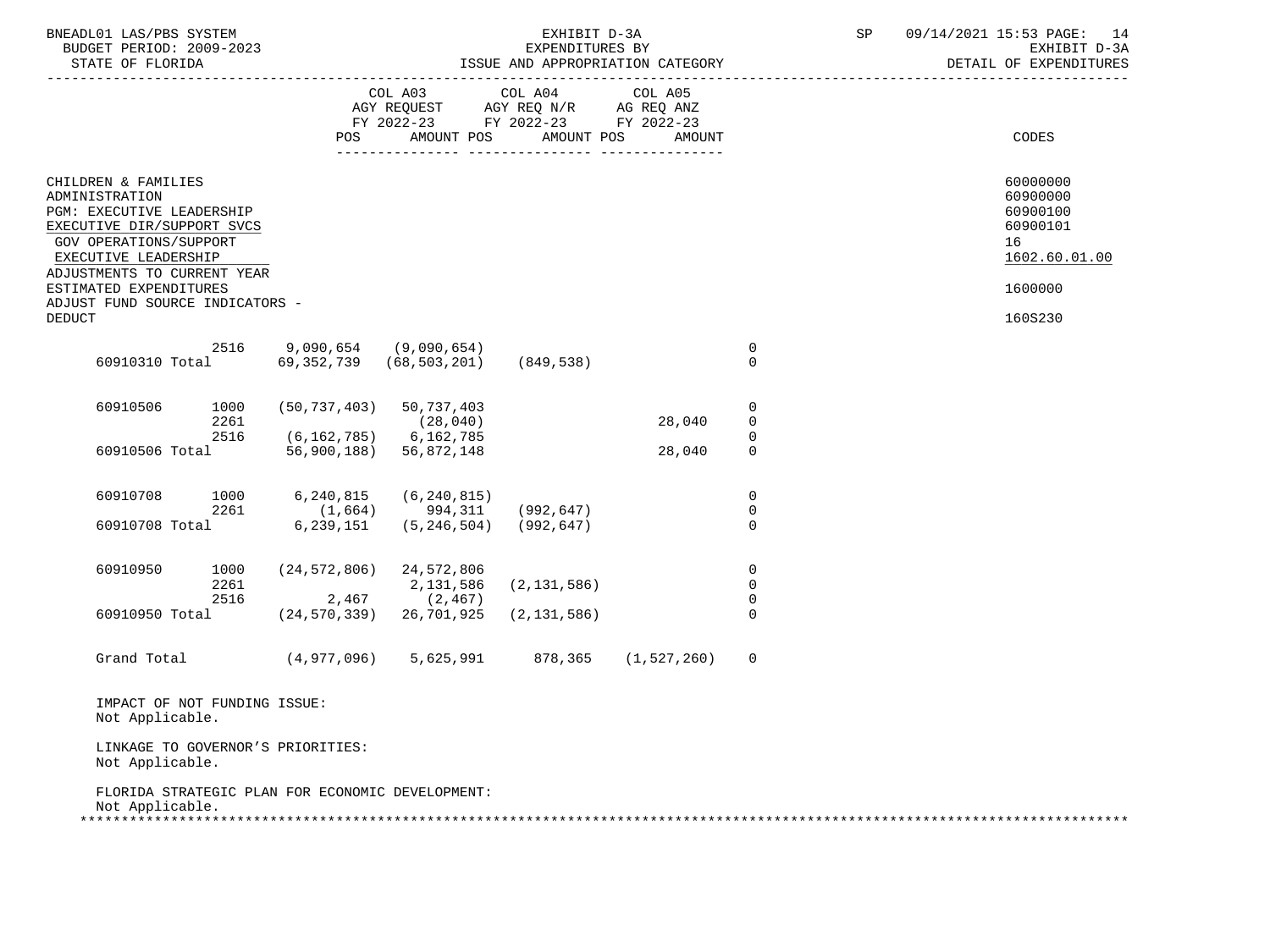BNEADL01 LAS/PBS SYSTEM
BUDGET PERIOD: 2009-2023
STATE OF FLORIDA

EXHIBIT D-3A
EXPENDITURES BY
ISSUE AND APPROPRIATION CATEGORY

SP 09/14/2021 15:53 PAGE: 14
EXHIBIT D-3A
DETAIL OF EXPENDITURES

| | | COL A03 AGY REQUEST FY 2022-23 POS | AMOUNT | COL A04 AGY REQ N/R FY 2022-23 POS | AMOUNT | COL A05 AG REQ ANZ FY 2022-23 POS | AMOUNT | CODES |
|---|---|---|---|---|---|---|---|---|

CHILDREN & FAMILIES — 60000000
ADMINISTRATION — 60900000
PGM: EXECUTIVE LEADERSHIP — 60900100
EXECUTIVE DIR/SUPPORT SVCS — 60900101
GOV OPERATIONS/SUPPORT — 16
EXECUTIVE LEADERSHIP — 1602.60.01.00
ADJUSTMENTS TO CURRENT YEAR ESTIMATED EXPENDITURES — 1600000
ADJUST FUND SOURCE INDICATORS - DEDUCT — 160S230

| | | | | | | |
|---|---|---|---|---|---|---|
| | 2516 | 9,090,654 | (9,090,654) | | | 0 |
| 60910310 Total | | 69,352,739 | (68,503,201) | (849,538) | | 0 |
| 60910506 | 1000 | (50,737,403) | 50,737,403 | | | 0 |
| | 2261 | | (28,040) | | 28,040 | 0 |
| | 2516 | (6,162,785) | 6,162,785 | | | 0 |
| 60910506 Total | | 56,900,188) | 56,872,148 | | 28,040 | 0 |
| 60910708 | 1000 | 6,240,815 | (6,240,815) | | | 0 |
| | 2261 | (1,664) | 994,311 | (992,647) | | 0 |
| 60910708 Total | | 6,239,151 | (5,246,504) | (992,647) | | 0 |
| 60910950 | 1000 | (24,572,806) | 24,572,806 | | | 0 |
| | 2261 | | 2,131,586 | (2,131,586) | | 0 |
| | 2516 | 2,467 | (2,467) | | | 0 |
| 60910950 Total | | (24,570,339) | 26,701,925 | (2,131,586) | | 0 |
| Grand Total | | (4,977,096) | 5,625,991 | 878,365 | (1,527,260) | 0 |

IMPACT OF NOT FUNDING ISSUE:
Not Applicable.

LINKAGE TO GOVERNOR'S PRIORITIES:
Not Applicable.

FLORIDA STRATEGIC PLAN FOR ECONOMIC DEVELOPMENT:
Not Applicable.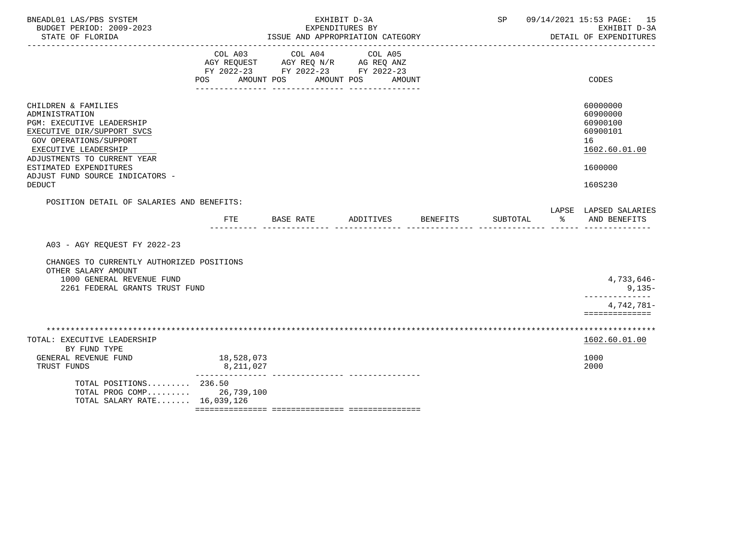BNEADL01 LAS/PBS SYSTEM | EXHIBIT D-3A | SP 09/14/2021 15:53
BUDGET PERIOD: 2009-2023 | EXPENDITURES BY | EXHIBIT D-3A
STATE OF FLORIDA | ISSUE AND APPROPRIATION CATEGORY | DETAIL OF EXPENDITURES

| | COL A03 AGY REQUEST FY 2022-23 POS AMOUNT | COL A04 AGY REQ N/R FY 2022-23 POS AMOUNT | COL A05 AG REQ ANZ FY 2022-23 POS AMOUNT | CODES |
|---|---|---|---|---|
| CHILDREN & FAMILIES | | | | 60000000 |
| ADMINISTRATION | | | | 60900000 |
| PGM: EXECUTIVE LEADERSHIP | | | | 60900100 |
| EXECUTIVE DIR/SUPPORT SVCS | | | | 60900101 |
| GOV OPERATIONS/SUPPORT | | | | 16 |
| EXECUTIVE LEADERSHIP | | | | 1602.60.01.00 |
| ADJUSTMENTS TO CURRENT YEAR ESTIMATED EXPENDITURES | | | | 1600000 |
| ADJUST FUND SOURCE INDICATORS - DEDUCT | | | | 160S230 |

POSITION DETAIL OF SALARIES AND BENEFITS:

| | FTE | BASE RATE | ADDITIVES | BENEFITS | SUBTOTAL | LAPSE % | LAPSED SALARIES AND BENEFITS |
|---|---|---|---|---|---|---|---|
| A03 - AGY REQUEST FY 2022-23 | | | | | | | |
| CHANGES TO CURRENTLY AUTHORIZED POSITIONS | | | | | | | |
| OTHER SALARY AMOUNT | | | | | | | |
| 1000 GENERAL REVENUE FUND | | | | | | | 4,733,646- |
| 2261 FEDERAL GRANTS TRUST FUND | | | | | | | 9,135- |
| | | | | | | | 4,742,781- |

| TOTAL: EXECUTIVE LEADERSHIP BY FUND TYPE | COL A03 | COL A04 | COL A05 | 1602.60.01.00 |
|---|---|---|---|---|
| GENERAL REVENUE FUND | 18,528,073 | | | 1000 |
| TRUST FUNDS | 8,211,027 | | | 2000 |
| TOTAL POSITIONS......... | 236.50 | | | |
| TOTAL PROG COMP......... | 26,739,100 | | | |
| TOTAL SALARY RATE....... | 16,039,126 | | | |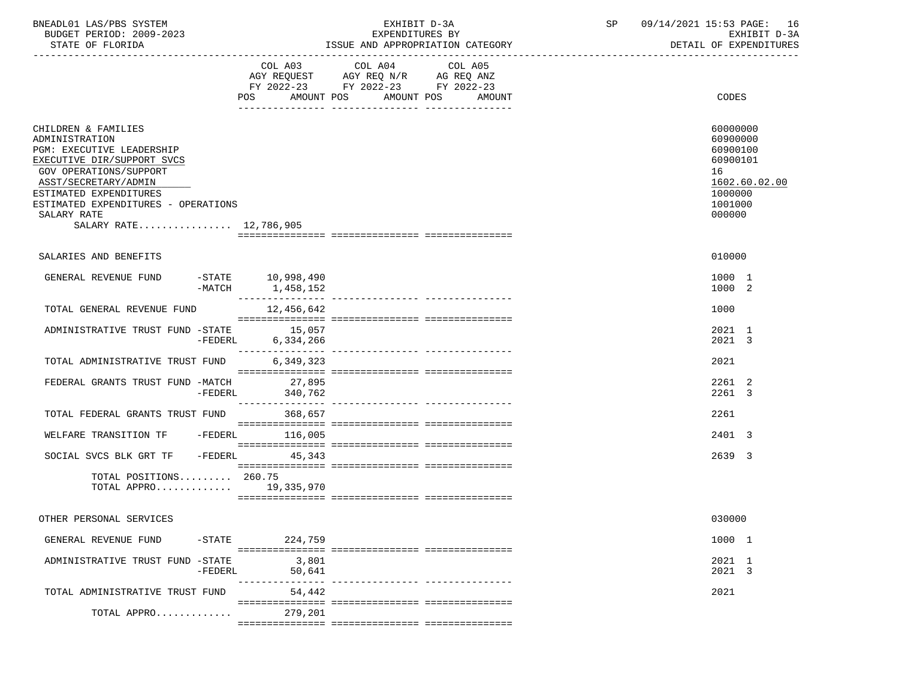BNEADL01 LAS/PBS SYSTEM — BUDGET PERIOD: 2009-2023 — STATE OF FLORIDA

EXHIBIT D-3A — EXPENDITURES BY ISSUE AND APPROPRIATION CATEGORY

SP 09/14/2021 15:53 — EXHIBIT D-3A — DETAIL OF EXPENDITURES

| | | COL A03 AGY REQUEST FY 2022-23 POS AMOUNT | COL A04 AGY REQ N/R FY 2022-23 POS AMOUNT | COL A05 AG REQ ANZ FY 2022-23 POS AMOUNT | CODES |
|---|---|---|---|---|---|
| CHILDREN & FAMILIES | | | | | 60000000 |
| ADMINISTRATION | | | | | 60900000 |
| PGM: EXECUTIVE LEADERSHIP | | | | | 60900100 |
| EXECUTIVE DIR/SUPPORT SVCS | | | | | 60900101 |
| GOV OPERATIONS/SUPPORT | | | | | 16 |
| ASST/SECRETARY/ADMIN | | | | | 1602.60.02.00 |
| ESTIMATED EXPENDITURES | | | | | 1000000 |
| ESTIMATED EXPENDITURES - OPERATIONS | | | | | 1001000 |
| SALARY RATE | | | | | 000000 |
| SALARY RATE................ | | 12,786,905 | | | |
| SALARIES AND BENEFITS | | | | | 010000 |
| GENERAL REVENUE FUND | -STATE | 10,998,490 | | | 1000 1 |
| | -MATCH | 1,458,152 | | | 1000 2 |
| TOTAL GENERAL REVENUE FUND | | 12,456,642 | | | 1000 |
| ADMINISTRATIVE TRUST FUND | -STATE | 15,057 | | | 2021 1 |
| | -FEDERL | 6,334,266 | | | 2021 3 |
| TOTAL ADMINISTRATIVE TRUST FUND | | 6,349,323 | | | 2021 |
| FEDERAL GRANTS TRUST FUND | -MATCH | 27,895 | | | 2261 2 |
| | -FEDERL | 340,762 | | | 2261 3 |
| TOTAL FEDERAL GRANTS TRUST FUND | | 368,657 | | | 2261 |
| WELFARE TRANSITION TF | -FEDERL | 116,005 | | | 2401 3 |
| SOCIAL SVCS BLK GRT TF | -FEDERL | 45,343 | | | 2639 3 |
| TOTAL POSITIONS......... | | 260.75 | | | |
| TOTAL APPRO............. | | 19,335,970 | | | |
| OTHER PERSONAL SERVICES | | | | | 030000 |
| GENERAL REVENUE FUND | -STATE | 224,759 | | | 1000 1 |
| ADMINISTRATIVE TRUST FUND | -STATE | 3,801 | | | 2021 1 |
| | -FEDERL | 50,641 | | | 2021 3 |
| TOTAL ADMINISTRATIVE TRUST FUND | | 54,442 | | | 2021 |
| TOTAL APPRO............. | | 279,201 | | | |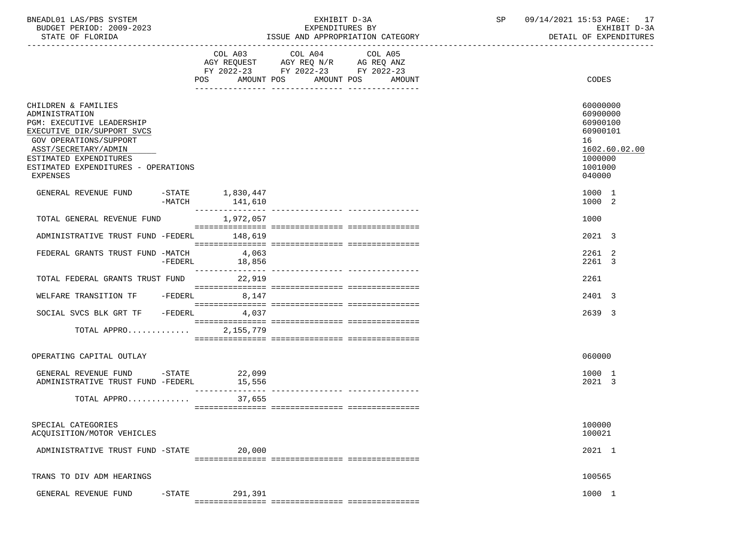BNEADL01 LAS/PBS SYSTEM — EXHIBIT D-3A — EXPENDITURES BY ISSUE AND APPROPRIATION CATEGORY

BUDGET PERIOD: 2009-2023 — STATE OF FLORIDA — SP 09/14/2021 15:53 — EXHIBIT D-3A — DETAIL OF EXPENDITURES

| | COL A03 AGY REQUEST FY 2022-23 POS AMOUNT | COL A04 AGY REQ N/R FY 2022-23 POS AMOUNT | COL A05 AG REQ ANZ FY 2022-23 POS AMOUNT | CODES |
|---|---|---|---|---|
| CHILDREN & FAMILIES | | | | 60000000 |
| ADMINISTRATION | | | | 60900000 |
| PGM: EXECUTIVE LEADERSHIP | | | | 60900100 |
| EXECUTIVE DIR/SUPPORT SVCS | | | | 60900101 |
| GOV OPERATIONS/SUPPORT | | | | 16 |
| ASST/SECRETARY/ADMIN | | | | 1602.60.02.00 |
| ESTIMATED EXPENDITURES | | | | 1000000 |
| ESTIMATED EXPENDITURES - OPERATIONS | | | | 1001000 |
| EXPENSES | | | | 040000 |
| GENERAL REVENUE FUND -STATE | 1,830,447 | | | 1000 1 |
| -MATCH | 141,610 | | | 1000 2 |
| TOTAL GENERAL REVENUE FUND | 1,972,057 | | | 1000 |
| ADMINISTRATIVE TRUST FUND -FEDERL | 148,619 | | | 2021 3 |
| FEDERAL GRANTS TRUST FUND -MATCH | 4,063 | | | 2261 2 |
| -FEDERL | 18,856 | | | 2261 3 |
| TOTAL FEDERAL GRANTS TRUST FUND | 22,919 | | | 2261 |
| WELFARE TRANSITION TF -FEDERL | 8,147 | | | 2401 3 |
| SOCIAL SVCS BLK GRT TF -FEDERL | 4,037 | | | 2639 3 |
| TOTAL APPRO............ | 2,155,779 | | | |
| OPERATING CAPITAL OUTLAY | | | | 060000 |
| GENERAL REVENUE FUND -STATE | 22,099 | | | 1000 1 |
| ADMINISTRATIVE TRUST FUND -FEDERL | 15,556 | | | 2021 3 |
| TOTAL APPRO............ | 37,655 | | | |
| SPECIAL CATEGORIES | | | | 100000 |
| ACQUISITION/MOTOR VEHICLES | | | | 100021 |
| ADMINISTRATIVE TRUST FUND -STATE | 20,000 | | | 2021 1 |
| TRANS TO DIV ADM HEARINGS | | | | 100565 |
| GENERAL REVENUE FUND -STATE | 291,391 | | | 1000 1 |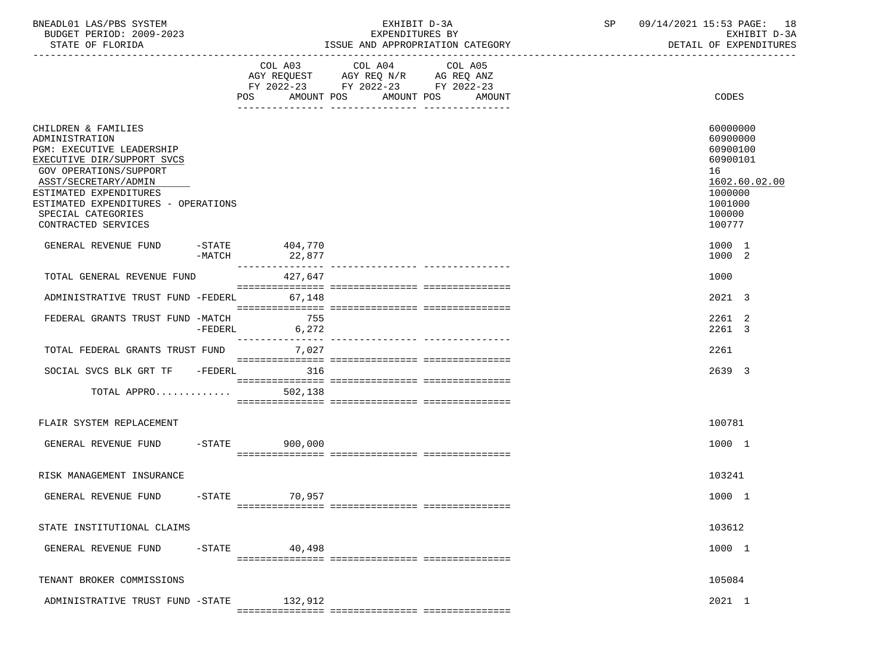BNEADL01 LAS/PBS SYSTEM — EXHIBIT D-3A — EXPENDITURES BY ISSUE AND APPROPRIATION CATEGORY
BUDGET PERIOD: 2009-2023 — STATE OF FLORIDA — DETAIL OF EXPENDITURES

| | COL A03 AGY REQUEST FY 2022-23 POS AMOUNT | COL A04 AGY REQ N/R FY 2022-23 POS AMOUNT | COL A05 AG REQ ANZ FY 2022-23 POS AMOUNT | CODES |
|---|---|---|---|---|
| CHILDREN & FAMILIES | | | | 60000000 |
| ADMINISTRATION | | | | 60900000 |
| PGM: EXECUTIVE LEADERSHIP | | | | 60900100 |
| EXECUTIVE DIR/SUPPORT SVCS | | | | 60900101 |
| GOV OPERATIONS/SUPPORT | | | | 16 |
| ASST/SECRETARY/ADMIN | | | | 1602.60.02.00 |
| ESTIMATED EXPENDITURES | | | | 1000000 |
| ESTIMATED EXPENDITURES - OPERATIONS | | | | 1001000 |
| SPECIAL CATEGORIES | | | | 100000 |
| CONTRACTED SERVICES | | | | 100777 |
| GENERAL REVENUE FUND -STATE | 404,770 | | | 1000 1 |
| -MATCH | 22,877 | | | 1000 2 |
| TOTAL GENERAL REVENUE FUND | 427,647 | | | 1000 |
| ADMINISTRATIVE TRUST FUND -FEDERL | 67,148 | | | 2021 3 |
| FEDERAL GRANTS TRUST FUND -MATCH | 755 | | | 2261 2 |
| -FEDERL | 6,272 | | | 2261 3 |
| TOTAL FEDERAL GRANTS TRUST FUND | 7,027 | | | 2261 |
| SOCIAL SVCS BLK GRT TF -FEDERL | 316 | | | 2639 3 |
| TOTAL APPRO............ | 502,138 | | | |
| FLAIR SYSTEM REPLACEMENT | | | | 100781 |
| GENERAL REVENUE FUND -STATE | 900,000 | | | 1000 1 |
| RISK MANAGEMENT INSURANCE | | | | 103241 |
| GENERAL REVENUE FUND -STATE | 70,957 | | | 1000 1 |
| STATE INSTITUTIONAL CLAIMS | | | | 103612 |
| GENERAL REVENUE FUND -STATE | 40,498 | | | 1000 1 |
| TENANT BROKER COMMISSIONS | | | | 105084 |
| ADMINISTRATIVE TRUST FUND -STATE | 132,912 | | | 2021 1 |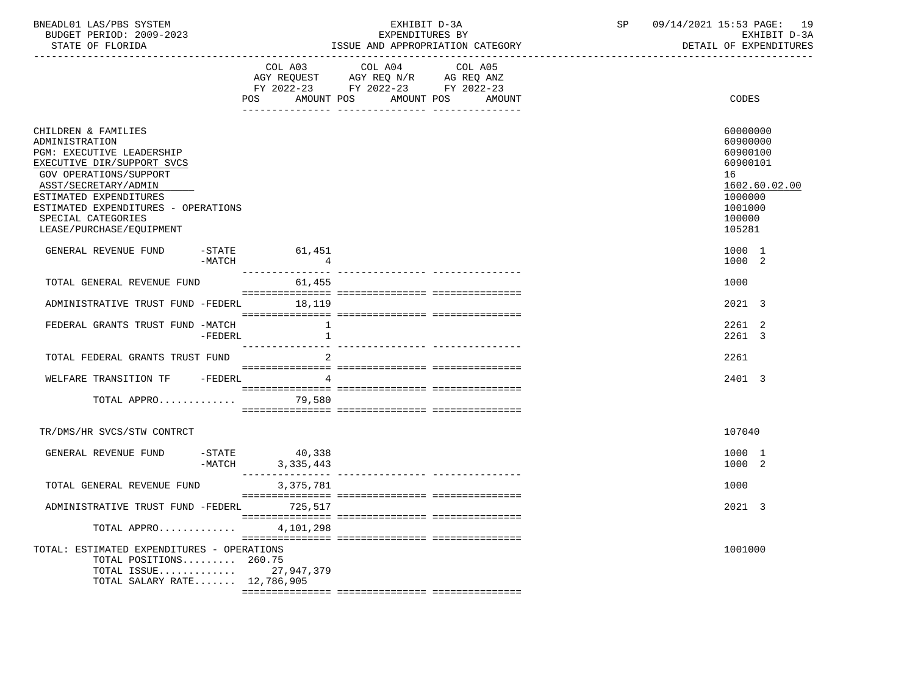BNEADL01 LAS/PBS SYSTEM — EXHIBIT D-3A — EXPENDITURES BY ISSUE AND APPROPRIATION CATEGORY — SP 09/14/2021 15:53

BUDGET PERIOD: 2009-2023 — STATE OF FLORIDA — EXHIBIT D-3A — DETAIL OF EXPENDITURES

| | COL A03 AGY REQUEST FY 2022-23 POS AMOUNT | COL A04 AGY REQ N/R FY 2022-23 POS AMOUNT | COL A05 AG REQ ANZ FY 2022-23 POS AMOUNT | CODES |
|---|---|---|---|---|
| CHILDREN & FAMILIES | | | | 60000000 |
| ADMINISTRATION | | | | 60900000 |
| PGM: EXECUTIVE LEADERSHIP | | | | 60900100 |
| EXECUTIVE DIR/SUPPORT SVCS | | | | 60900101 |
| GOV OPERATIONS/SUPPORT | | | | 16 |
| ASST/SECRETARY/ADMIN | | | | 1602.60.02.00 |
| ESTIMATED EXPENDITURES | | | | 1000000 |
| ESTIMATED EXPENDITURES - OPERATIONS | | | | 1001000 |
| SPECIAL CATEGORIES | | | | 100000 |
| LEASE/PURCHASE/EQUIPMENT | | | | 105281 |
| GENERAL REVENUE FUND -STATE | 61,451 | | | 1000 1 |
| -MATCH | 4 | | | 1000 2 |
| TOTAL GENERAL REVENUE FUND | 61,455 | | | 1000 |
| ADMINISTRATIVE TRUST FUND -FEDERL | 18,119 | | | 2021 3 |
| FEDERAL GRANTS TRUST FUND -MATCH | 1 | | | 2261 2 |
| -FEDERL | 1 | | | 2261 3 |
| TOTAL FEDERAL GRANTS TRUST FUND | 2 | | | 2261 |
| WELFARE TRANSITION TF -FEDERL | 4 | | | 2401 3 |
| TOTAL APPRO............ | 79,580 | | | |
| TR/DMS/HR SVCS/STW CONTRCT | | | | 107040 |
| GENERAL REVENUE FUND -STATE | 40,338 | | | 1000 1 |
| -MATCH | 3,335,443 | | | 1000 2 |
| TOTAL GENERAL REVENUE FUND | 3,375,781 | | | 1000 |
| ADMINISTRATIVE TRUST FUND -FEDERL | 725,517 | | | 2021 3 |
| TOTAL APPRO............ | 4,101,298 | | | |
| TOTAL: ESTIMATED EXPENDITURES - OPERATIONS | | | | 1001000 |
| TOTAL POSITIONS......... | 260.75 | | | |
| TOTAL ISSUE............ | 27,947,379 | | | |
| TOTAL SALARY RATE....... | 12,786,905 | | | |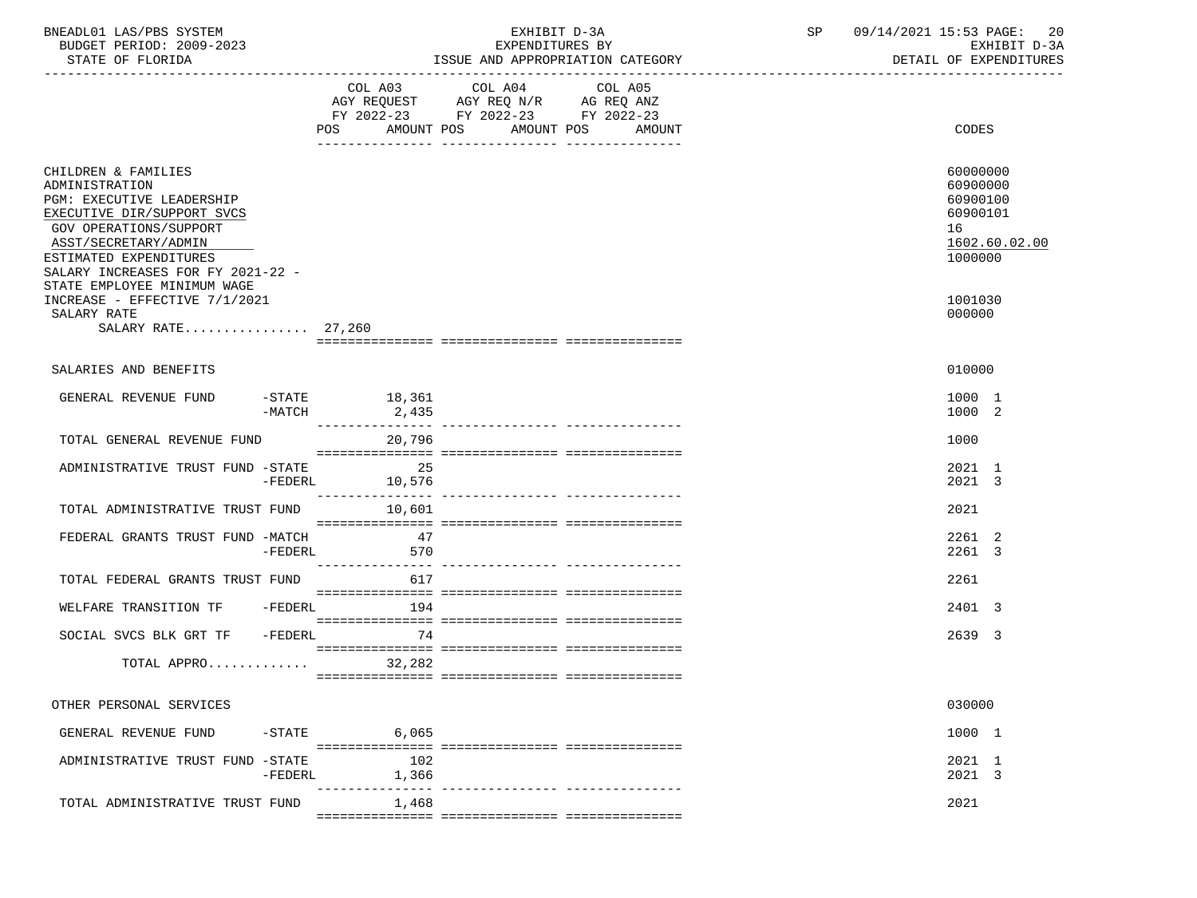BNEADL01 LAS/PBS SYSTEM | EXHIBIT D-3A | SP 09/14/2021 15:53
BUDGET PERIOD: 2009-2023 | EXPENDITURES BY | EXHIBIT D-3A
STATE OF FLORIDA | ISSUE AND APPROPRIATION CATEGORY | DETAIL OF EXPENDITURES

| | COL A03 AGY REQUEST FY 2022-23 POS AMOUNT | COL A04 AGY REQ N/R FY 2022-23 POS AMOUNT | COL A05 AG REQ ANZ FY 2022-23 POS AMOUNT | CODES |
|---|---|---|---|---|
| CHILDREN & FAMILIES | | | | 60000000 |
| ADMINISTRATION | | | | 60900000 |
| PGM: EXECUTIVE LEADERSHIP | | | | 60900100 |
| EXECUTIVE DIR/SUPPORT SVCS | | | | 60900101 |
| GOV OPERATIONS/SUPPORT | | | | 16 |
| ASST/SECRETARY/ADMIN | | | | 1602.60.02.00 |
| ESTIMATED EXPENDITURES | | | | 1000000 |
| SALARY INCREASES FOR FY 2021-22 - STATE EMPLOYEE MINIMUM WAGE INCREASE - EFFECTIVE 7/1/2021 | | | | 1001030 |
| SALARY RATE | | | | 000000 |
| SALARY RATE................ 27,260 | | | | |
| SALARIES AND BENEFITS | | | | 010000 |
| GENERAL REVENUE FUND -STATE | 18,361 | | | 1000 1 |
| -MATCH | 2,435 | | | 1000 2 |
| TOTAL GENERAL REVENUE FUND | 20,796 | | | 1000 |
| ADMINISTRATIVE TRUST FUND -STATE | 25 | | | 2021 1 |
| -FEDERL | 10,576 | | | 2021 3 |
| TOTAL ADMINISTRATIVE TRUST FUND | 10,601 | | | 2021 |
| FEDERAL GRANTS TRUST FUND -MATCH | 47 | | | 2261 2 |
| -FEDERL | 570 | | | 2261 3 |
| TOTAL FEDERAL GRANTS TRUST FUND | 617 | | | 2261 |
| WELFARE TRANSITION TF -FEDERL | 194 | | | 2401 3 |
| SOCIAL SVCS BLK GRT TF -FEDERL | 74 | | | 2639 3 |
| TOTAL APPRO............ | 32,282 | | | |
| OTHER PERSONAL SERVICES | | | | 030000 |
| GENERAL REVENUE FUND -STATE | 6,065 | | | 1000 1 |
| ADMINISTRATIVE TRUST FUND -STATE | 102 | | | 2021 1 |
| -FEDERL | 1,366 | | | 2021 3 |
| TOTAL ADMINISTRATIVE TRUST FUND | 1,468 | | | 2021 |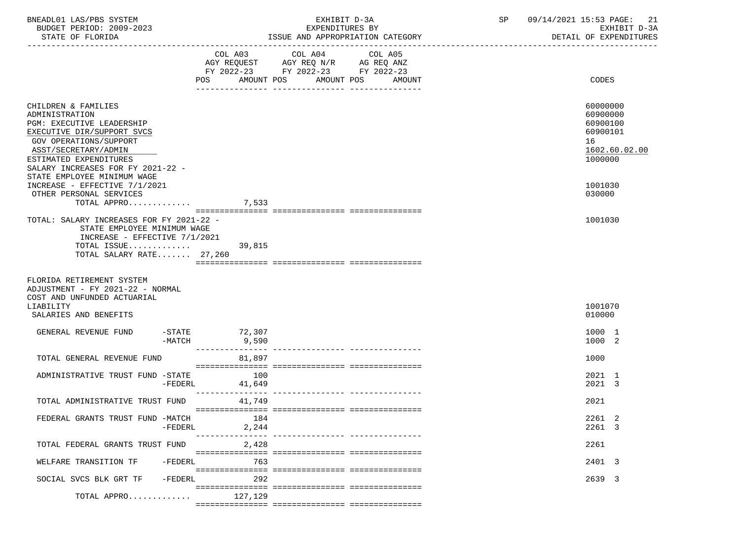BNEADL01 LAS/PBS SYSTEM — EXHIBIT D-3A — EXPENDITURES BY ISSUE AND APPROPRIATION CATEGORY — SP 09/14/2021 15:53 — EXHIBIT D-3A DETAIL OF EXPENDITURES

BUDGET PERIOD: 2009-2023
STATE OF FLORIDA

| | COL A03 AGY REQUEST FY 2022-23 POS AMOUNT | COL A04 AGY REQ N/R FY 2022-23 POS AMOUNT | COL A05 AG REQ ANZ FY 2022-23 POS AMOUNT | CODES |
|---|---|---|---|---|
| CHILDREN & FAMILIES | | | | 60000000 |
| ADMINISTRATION | | | | 60900000 |
| PGM: EXECUTIVE LEADERSHIP | | | | 60900100 |
| EXECUTIVE DIR/SUPPORT SVCS | | | | 60900101 |
| GOV OPERATIONS/SUPPORT | | | | 16 |
| ASST/SECRETARY/ADMIN | | | | 1602.60.02.00 |
| ESTIMATED EXPENDITURES | | | | 1000000 |
| SALARY INCREASES FOR FY 2021-22 - STATE EMPLOYEE MINIMUM WAGE INCREASE - EFFECTIVE 7/1/2021 | | | | 1001030 |
| OTHER PERSONAL SERVICES | | | | 030000 |
| TOTAL APPRO............ | 7,533 | | | |
| TOTAL: SALARY INCREASES FOR FY 2021-22 - STATE EMPLOYEE MINIMUM WAGE INCREASE - EFFECTIVE 7/1/2021 | | | | 1001030 |
| TOTAL ISSUE............ | 39,815 | | | |
| TOTAL SALARY RATE....... | 27,260 | | | |
| FLORIDA RETIREMENT SYSTEM ADJUSTMENT - FY 2021-22 - NORMAL COST AND UNFUNDED ACTUARIAL LIABILITY | | | | 1001070 |
| SALARIES AND BENEFITS | | | | 010000 |
| GENERAL REVENUE FUND -STATE | 72,307 | | | 1000 1 |
| -MATCH | 9,590 | | | 1000 2 |
| TOTAL GENERAL REVENUE FUND | 81,897 | | | 1000 |
| ADMINISTRATIVE TRUST FUND -STATE | 100 | | | 2021 1 |
| -FEDERL | 41,649 | | | 2021 3 |
| TOTAL ADMINISTRATIVE TRUST FUND | 41,749 | | | 2021 |
| FEDERAL GRANTS TRUST FUND -MATCH | 184 | | | 2261 2 |
| -FEDERL | 2,244 | | | 2261 3 |
| TOTAL FEDERAL GRANTS TRUST FUND | 2,428 | | | 2261 |
| WELFARE TRANSITION TF -FEDERL | 763 | | | 2401 3 |
| SOCIAL SVCS BLK GRT TF -FEDERL | 292 | | | 2639 3 |
| TOTAL APPRO............ | 127,129 | | | |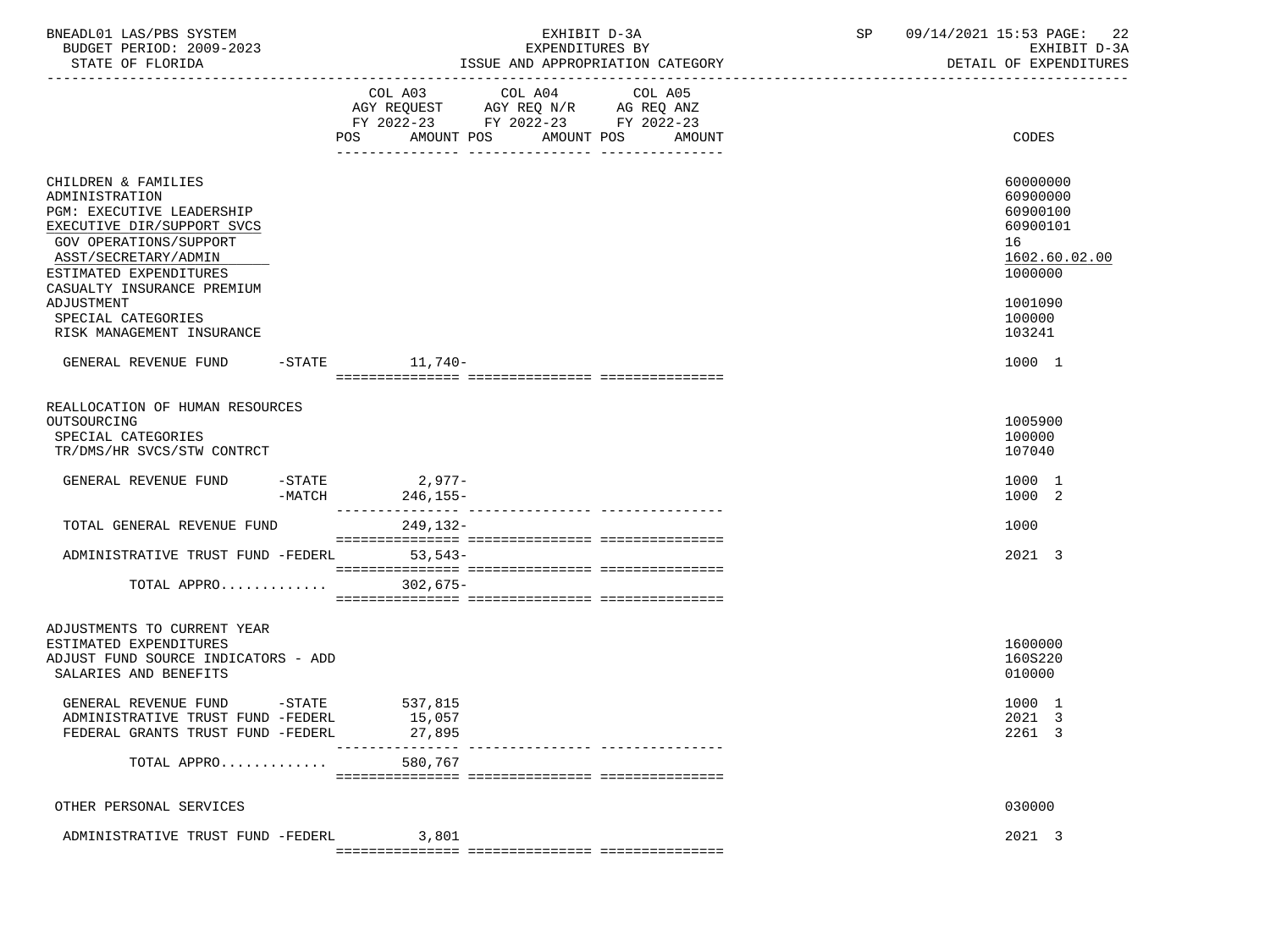BNEADL01 LAS/PBS SYSTEM — EXHIBIT D-3A — EXPENDITURES BY ISSUE AND APPROPRIATION CATEGORY — SP 09/14/2021 15:53

BUDGET PERIOD: 2009-2023 — STATE OF FLORIDA — EXHIBIT D-3A DETAIL OF EXPENDITURES

| | COL A03 AGY REQUEST FY 2022-23 POS | AMOUNT | COL A04 AGY REQ N/R FY 2022-23 POS | AMOUNT | COL A05 AG REQ ANZ FY 2022-23 POS | AMOUNT | CODES |
|---|---|---|---|---|---|---|---|
| CHILDREN & FAMILIES | | | | | | | 60000000 |
| ADMINISTRATION | | | | | | | 60900000 |
| PGM: EXECUTIVE LEADERSHIP | | | | | | | 60900100 |
| EXECUTIVE DIR/SUPPORT SVCS | | | | | | | 60900101 |
| GOV OPERATIONS/SUPPORT | | | | | | | 16 |
| ASST/SECRETARY/ADMIN | | | | | | | 1602.60.02.00 |
| ESTIMATED EXPENDITURES | | | | | | | 1000000 |
| CASUALTY INSURANCE PREMIUM ADJUSTMENT | | | | | | | 1001090 |
| SPECIAL CATEGORIES | | | | | | | 100000 |
| RISK MANAGEMENT INSURANCE | | | | | | | 103241 |
| GENERAL REVENUE FUND -STATE | | 11,740- | | | | | 1000 1 |
| REALLOCATION OF HUMAN RESOURCES OUTSOURCING | | | | | | | 1005900 |
| SPECIAL CATEGORIES | | | | | | | 100000 |
| TR/DMS/HR SVCS/STW CONTRCT | | | | | | | 107040 |
| GENERAL REVENUE FUND -STATE | | 2,977- | | | | | 1000 1 |
| -MATCH | | 246,155- | | | | | 1000 2 |
| TOTAL GENERAL REVENUE FUND | | 249,132- | | | | | 1000 |
| ADMINISTRATIVE TRUST FUND -FEDERL | | 53,543- | | | | | 2021 3 |
| TOTAL APPRO............ | | 302,675- | | | | | |
| ADJUSTMENTS TO CURRENT YEAR ESTIMATED EXPENDITURES | | | | | | | 1600000 |
| ADJUST FUND SOURCE INDICATORS - ADD | | | | | | | 160S220 |
| SALARIES AND BENEFITS | | | | | | | 010000 |
| GENERAL REVENUE FUND -STATE | | 537,815 | | | | | 1000 1 |
| ADMINISTRATIVE TRUST FUND -FEDERL | | 15,057 | | | | | 2021 3 |
| FEDERAL GRANTS TRUST FUND -FEDERL | | 27,895 | | | | | 2261 3 |
| TOTAL APPRO............ | | 580,767 | | | | | |
| OTHER PERSONAL SERVICES | | | | | | | 030000 |
| ADMINISTRATIVE TRUST FUND -FEDERL | | 3,801 | | | | | 2021 3 |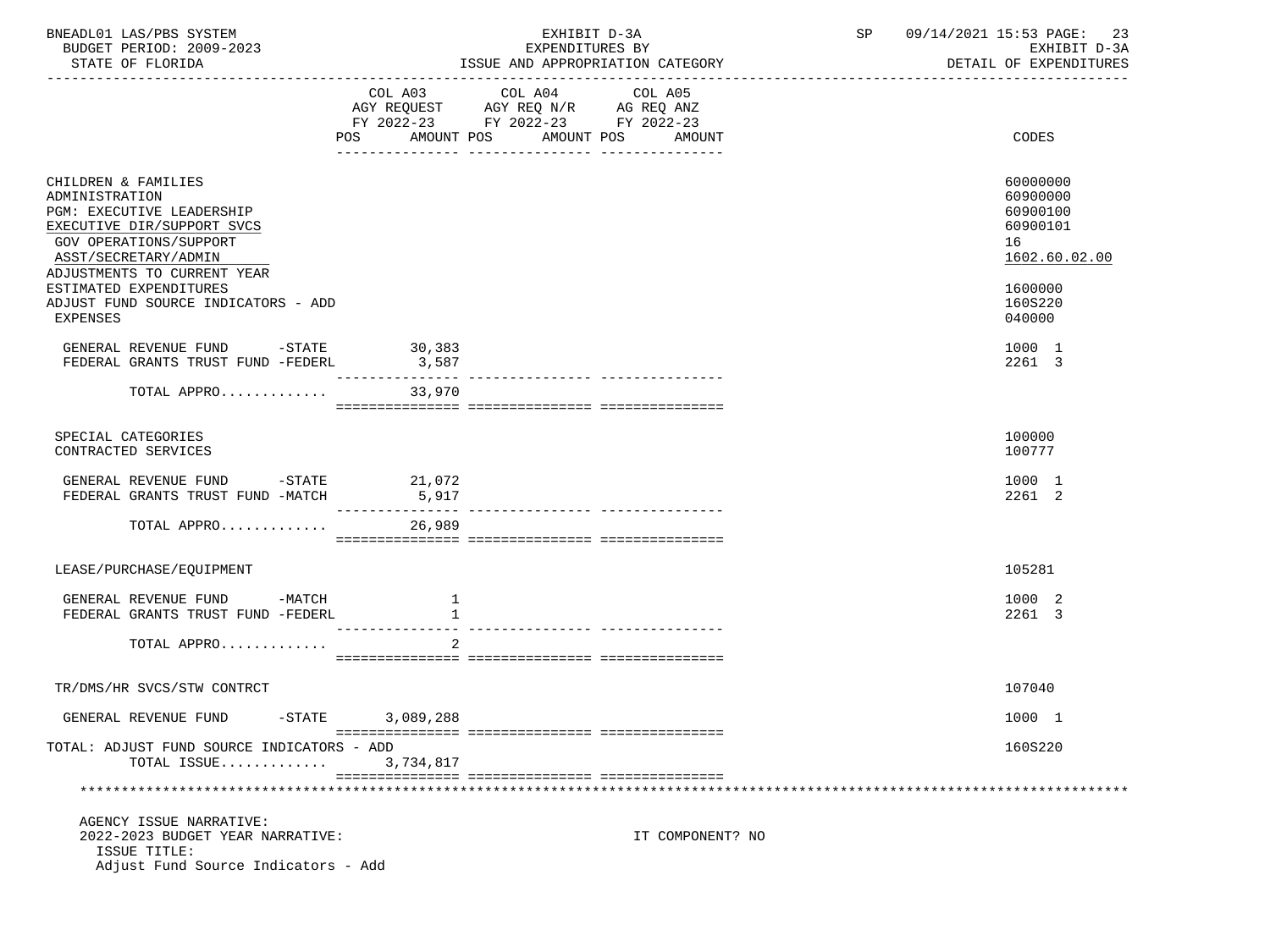BNEADL01 LAS/PBS SYSTEM
BUDGET PERIOD: 2009-2023
STATE OF FLORIDA

EXHIBIT D-3A
EXPENDITURES BY
ISSUE AND APPROPRIATION CATEGORY

SP 09/14/2021 15:53
EXHIBIT D-3A
DETAIL OF EXPENDITURES

| | COL A03 AGY REQUEST FY 2022-23 POS AMOUNT | COL A04 AGY REQ N/R FY 2022-23 POS AMOUNT | COL A05 AG REQ ANZ FY 2022-23 POS AMOUNT | CODES |
|---|---|---|---|---|
| CHILDREN & FAMILIES | | | | 60000000 |
| ADMINISTRATION | | | | 60900000 |
| PGM: EXECUTIVE LEADERSHIP | | | | 60900100 |
| EXECUTIVE DIR/SUPPORT SVCS | | | | 60900101 |
| GOV OPERATIONS/SUPPORT | | | | 16 |
| ASST/SECRETARY/ADMIN | | | | 1602.60.02.00 |
| ADJUSTMENTS TO CURRENT YEAR ESTIMATED EXPENDITURES | | | | 1600000 |
| ADJUST FUND SOURCE INDICATORS - ADD | | | | 160S220 |
| EXPENSES | | | | 040000 |
| GENERAL REVENUE FUND -STATE | 30,383 | | | 1000 1 |
| FEDERAL GRANTS TRUST FUND -FEDERL | 3,587 | | | 2261 3 |
| TOTAL APPRO............ | 33,970 | | | |
| SPECIAL CATEGORIES | | | | 100000 |
| CONTRACTED SERVICES | | | | 100777 |
| GENERAL REVENUE FUND -STATE | 21,072 | | | 1000 1 |
| FEDERAL GRANTS TRUST FUND -MATCH | 5,917 | | | 2261 2 |
| TOTAL APPRO............ | 26,989 | | | |
| LEASE/PURCHASE/EQUIPMENT | | | | 105281 |
| GENERAL REVENUE FUND -MATCH | 1 | | | 1000 2 |
| FEDERAL GRANTS TRUST FUND -FEDERL | 1 | | | 2261 3 |
| TOTAL APPRO............ | 2 | | | |
| TR/DMS/HR SVCS/STW CONTRCT | | | | 107040 |
| GENERAL REVENUE FUND -STATE | 3,089,288 | | | 1000 1 |
| TOTAL: ADJUST FUND SOURCE INDICATORS - ADD | | | | 160S220 |
| TOTAL ISSUE............ | 3,734,817 | | | |

AGENCY ISSUE NARRATIVE:
2022-2023 BUDGET YEAR NARRATIVE: IT COMPONENT? NO
ISSUE TITLE:
Adjust Fund Source Indicators - Add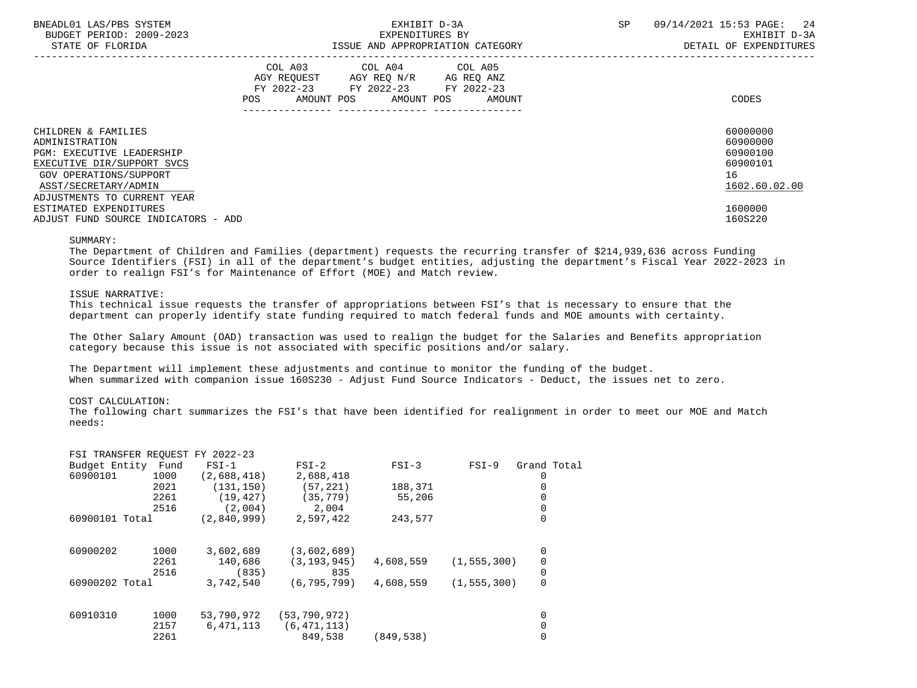EXHIBIT D-3A
EXPENDITURES BY
ISSUE AND APPROPRIATION CATEGORY

DETAIL OF EXPENDITURES

| | COL A03 AGY REQUEST FY 2022-23 POS AMOUNT | COL A04 AGY REQ N/R FY 2022-23 POS AMOUNT | COL A05 AG REQ ANZ FY 2022-23 POS AMOUNT | CODES |
|---|---|---|---|---|
| CHILDREN & FAMILIES | | | | 60000000 |
| ADMINISTRATION | | | | 60900000 |
| PGM: EXECUTIVE LEADERSHIP | | | | 60900100 |
| EXECUTIVE DIR/SUPPORT SVCS | | | | 60900101 |
| GOV OPERATIONS/SUPPORT | | | | 16 |
| ASST/SECRETARY/ADMIN | | | | 1602.60.02.00 |
| ADJUSTMENTS TO CURRENT YEAR ESTIMATED EXPENDITURES | | | | 1600000 |
| ADJUST FUND SOURCE INDICATORS - ADD | | | | 160S220 |

SUMMARY:
The Department of Children and Families (department) requests the recurring transfer of $214,939,636 across Funding Source Identifiers (FSI) in all of the department's budget entities, adjusting the department's Fiscal Year 2022-2023 in order to realign FSI's for Maintenance of Effort (MOE) and Match review.

ISSUE NARRATIVE:
This technical issue requests the transfer of appropriations between FSI's that is necessary to ensure that the department can properly identify state funding required to match federal funds and MOE amounts with certainty.

The Other Salary Amount (OAD) transaction was used to realign the budget for the Salaries and Benefits appropriation category because this issue is not associated with specific positions and/or salary.

The Department will implement these adjustments and continue to monitor the funding of the budget.
When summarized with companion issue 160S230 - Adjust Fund Source Indicators - Deduct, the issues net to zero.

COST CALCULATION:
The following chart summarizes the FSI's that have been identified for realignment in order to meet our MOE and Match needs:

FSI TRANSFER REQUEST FY 2022-23

| Budget Entity | Fund | FSI-1 | FSI-2 | FSI-3 | FSI-9 | Grand Total |
|---|---|---|---|---|---|---|
| 60900101 | 1000 | (2,688,418) | 2,688,418 | | | 0 |
| | 2021 | (131,150) | (57,221) | 188,371 | | 0 |
| | 2261 | (19,427) | (35,779) | 55,206 | | 0 |
| | 2516 | (2,004) | 2,004 | | | 0 |
| 60900101 Total | | (2,840,999) | 2,597,422 | 243,577 | | 0 |
| 60900202 | 1000 | 3,602,689 | (3,602,689) | | | 0 |
| | 2261 | 140,686 | (3,193,945) | 4,608,559 | (1,555,300) | 0 |
| | 2516 | (835) | 835 | | | 0 |
| 60900202 Total | | 3,742,540 | (6,795,799) | 4,608,559 | (1,555,300) | 0 |
| 60910310 | 1000 | 53,790,972 | (53,790,972) | | | 0 |
| | 2157 | 6,471,113 | (6,471,113) | | | 0 |
| | 2261 | | 849,538 | (849,538) | | 0 |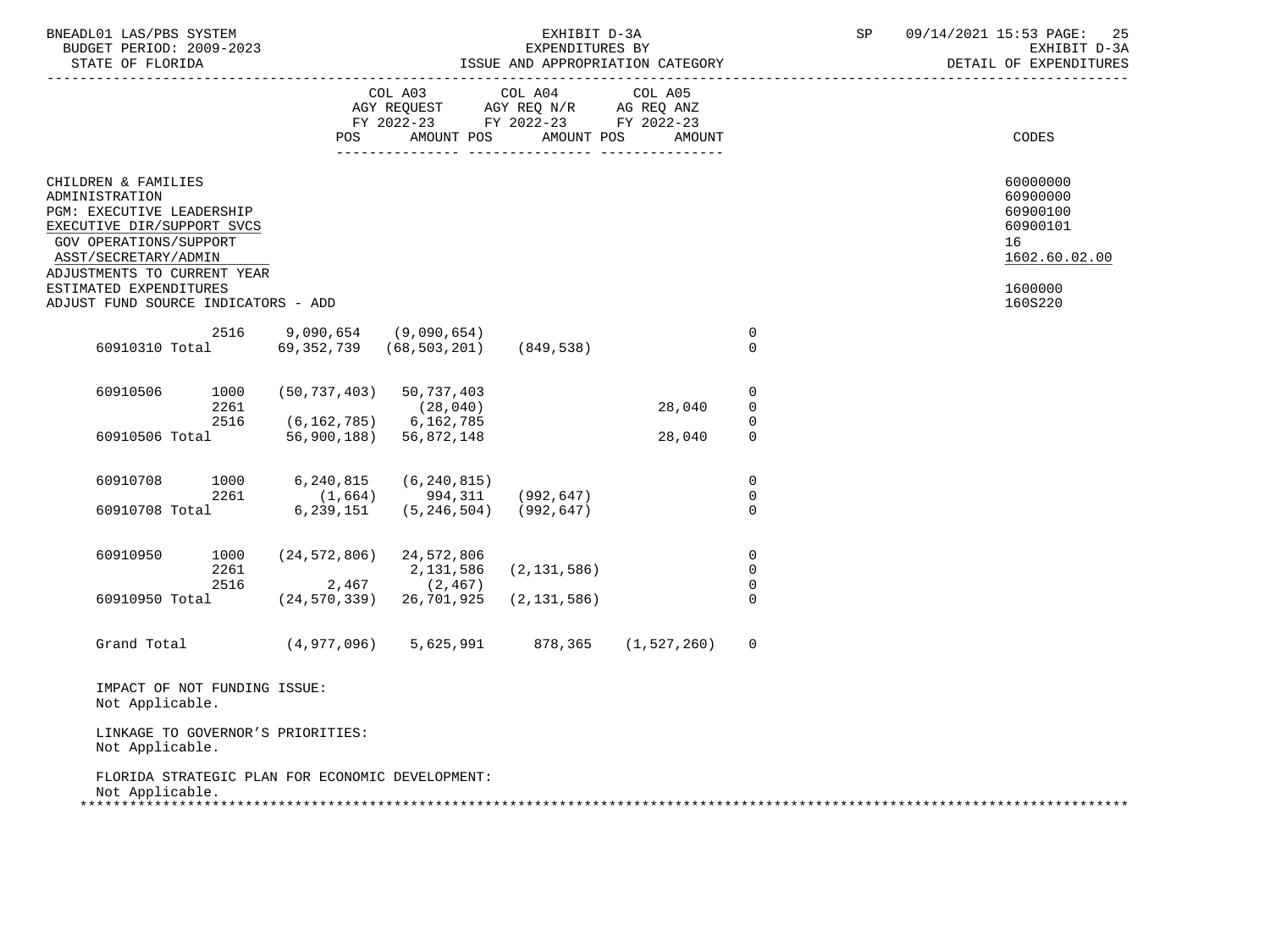| | CODES |
|---|---|
| CHILDREN & FAMILIES | 60000000 |
| ADMINISTRATION | 60900000 |
| PGM: EXECUTIVE LEADERSHIP | 60900100 |
| EXECUTIVE DIR/SUPPORT SVCS | 60900101 |
| GOV OPERATIONS/SUPPORT | 16 |
| ASST/SECRETARY/ADMIN | 1602.60.02.00 |
| ADJUSTMENTS TO CURRENT YEAR ESTIMATED EXPENDITURES | 1600000 |
| ADJUST FUND SOURCE INDICATORS - ADD | 160S220 |

| | | COL A03 AGY REQUEST FY 2022-23 POS | AMOUNT POS | COL A04 AGY REQ N/R FY 2022-23 AMOUNT POS | COL A05 AG REQ ANZ FY 2022-23 AMOUNT | |
|---|---|---|---|---|---|---|
| | 2516 | 9,090,654 | (9,090,654) | | | 0 |
| 60910310 Total | | 69,352,739 | (68,503,201) | (849,538) | | 0 |
| 60910506 | 1000 | (50,737,403) | 50,737,403 | | | 0 |
| | 2261 | | (28,040) | | 28,040 | 0 |
| | 2516 | (6,162,785) | 6,162,785 | | | 0 |
| 60910506 Total | | 56,900,188) | 56,872,148 | | 28,040 | 0 |
| 60910708 | 1000 | 6,240,815 | (6,240,815) | | | 0 |
| | 2261 | (1,664) | 994,311 | (992,647) | | 0 |
| 60910708 Total | | 6,239,151 | (5,246,504) | (992,647) | | 0 |
| 60910950 | 1000 | (24,572,806) | 24,572,806 | | | 0 |
| | 2261 | | 2,131,586 | (2,131,586) | | 0 |
| | 2516 | 2,467 | (2,467) | | | 0 |
| 60910950 Total | | (24,570,339) | 26,701,925 | (2,131,586) | | 0 |
| Grand Total | | (4,977,096) | 5,625,991 | 878,365 | (1,527,260) | 0 |

IMPACT OF NOT FUNDING ISSUE:
Not Applicable.

LINKAGE TO GOVERNOR'S PRIORITIES:
Not Applicable.

FLORIDA STRATEGIC PLAN FOR ECONOMIC DEVELOPMENT:
Not Applicable.

*******************************************************************************************************************************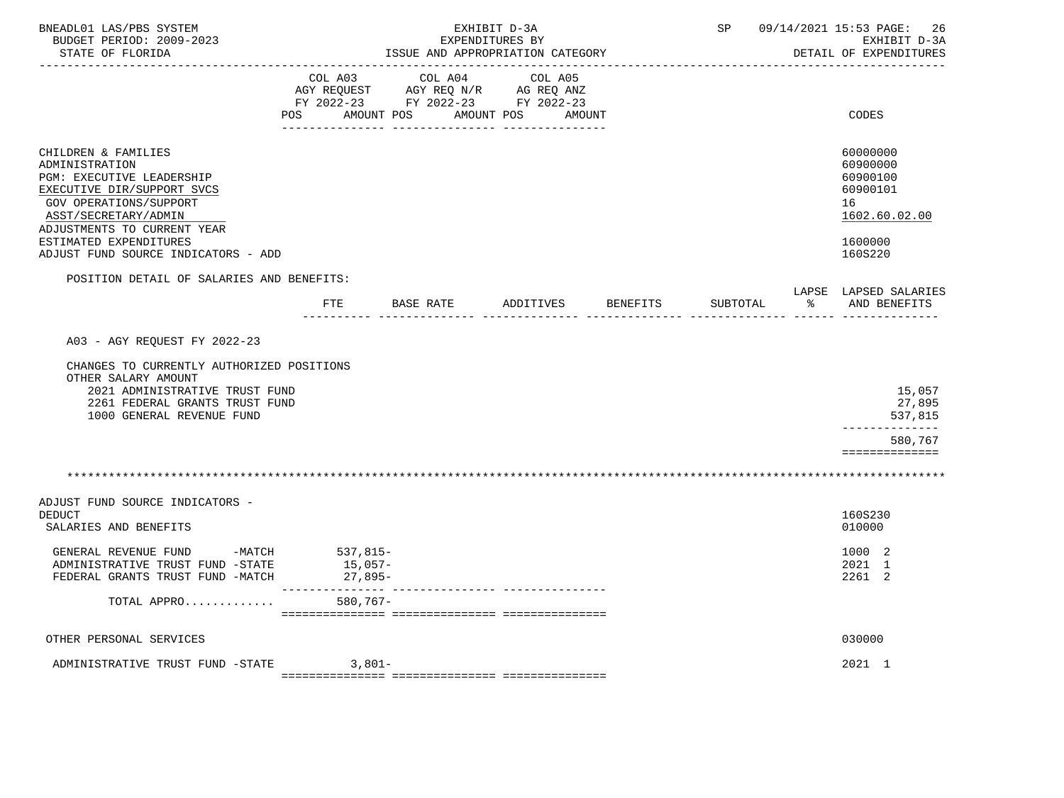BNEADL01 LAS/PBS SYSTEM — EXHIBIT D-3A — EXPENDITURES BY ISSUE AND APPROPRIATION CATEGORY — SP 09/14/2021 15:53
BUDGET PERIOD: 2009-2023 — STATE OF FLORIDA — EXHIBIT D-3A DETAIL OF EXPENDITURES

| | COL A03 AGY REQUEST FY 2022-23 POS AMOUNT | COL A04 AGY REQ N/R FY 2022-23 POS AMOUNT | COL A05 AG REQ ANZ FY 2022-23 POS AMOUNT | CODES |
|---|---|---|---|---|
| CHILDREN & FAMILIES | | | | 60000000 |
| ADMINISTRATION | | | | 60900000 |
| PGM: EXECUTIVE LEADERSHIP | | | | 60900100 |
| EXECUTIVE DIR/SUPPORT SVCS | | | | 60900101 |
| GOV OPERATIONS/SUPPORT | | | | 16 |
| ASST/SECRETARY/ADMIN | | | | 1602.60.02.00 |
| ADJUSTMENTS TO CURRENT YEAR ESTIMATED EXPENDITURES | | | | 1600000 |
| ADJUST FUND SOURCE INDICATORS - ADD | | | | 160S220 |

POSITION DETAIL OF SALARIES AND BENEFITS:

| | FTE | BASE RATE | ADDITIVES | BENEFITS | SUBTOTAL | LAPSE % | LAPSED SALARIES AND BENEFITS |
|---|---|---|---|---|---|---|---|
| A03 - AGY REQUEST FY 2022-23 | | | | | | | |
| CHANGES TO CURRENTLY AUTHORIZED POSITIONS | | | | | | | |
| OTHER SALARY AMOUNT | | | | | | | |
| 2021 ADMINISTRATIVE TRUST FUND | | | | | | | 15,057 |
| 2261 FEDERAL GRANTS TRUST FUND | | | | | | | 27,895 |
| 1000 GENERAL REVENUE FUND | | | | | | | 537,815 |
| | | | | | | | 580,767 |

*******************************************************************************************************

| | COL A03 | COL A04 | COL A05 | CODES |
|---|---|---|---|---|
| ADJUST FUND SOURCE INDICATORS - DEDUCT | | | | 160S230 |
| SALARIES AND BENEFITS | | | | 010000 |
| GENERAL REVENUE FUND -MATCH | 537,815- | | | 1000 2 |
| ADMINISTRATIVE TRUST FUND -STATE | 15,057- | | | 2021 1 |
| FEDERAL GRANTS TRUST FUND -MATCH | 27,895- | | | 2261 2 |
| TOTAL APPRO............ | 580,767- | | | |
| OTHER PERSONAL SERVICES | | | | 030000 |
| ADMINISTRATIVE TRUST FUND -STATE | 3,801- | | | 2021 1 |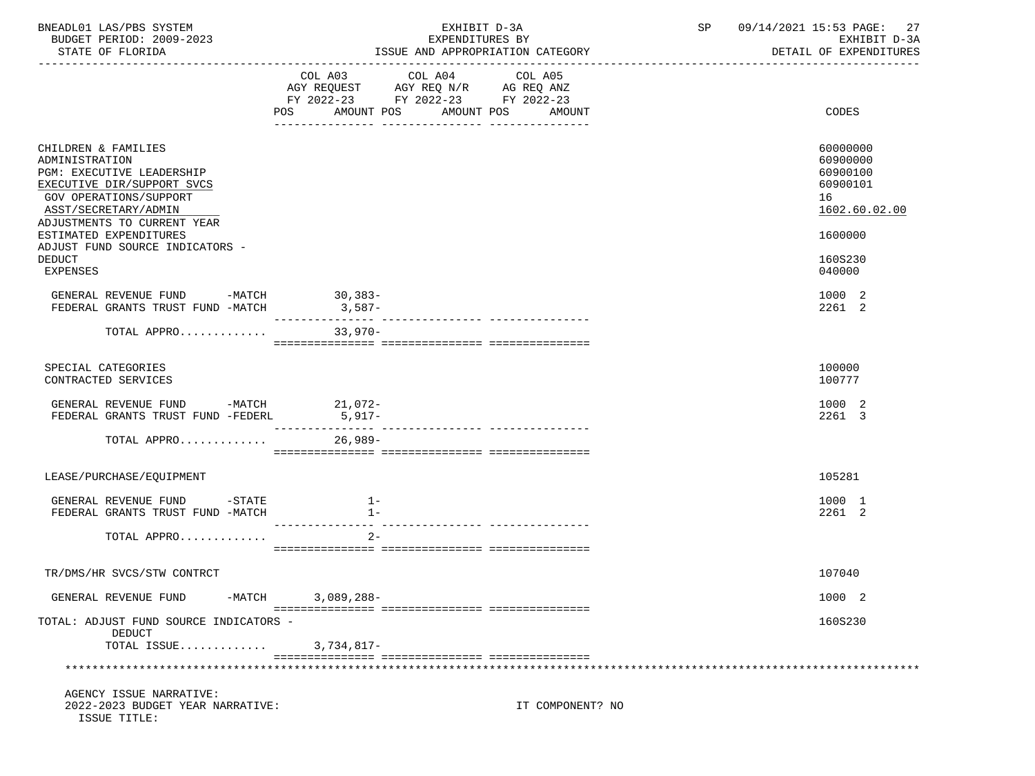| | COL A03 AGY REQUEST FY 2022-23 POS AMOUNT | COL A04 AGY REQ N/R FY 2022-23 POS AMOUNT | COL A05 AG REQ ANZ FY 2022-23 POS AMOUNT | CODES |
|---|---|---|---|---|
| CHILDREN & FAMILIES | | | | 60000000 |
| ADMINISTRATION | | | | 60900000 |
| PGM: EXECUTIVE LEADERSHIP | | | | 60900100 |
| EXECUTIVE DIR/SUPPORT SVCS | | | | 60900101 |
| GOV OPERATIONS/SUPPORT | | | | 16 |
| ASST/SECRETARY/ADMIN | | | | 1602.60.02.00 |
| ADJUSTMENTS TO CURRENT YEAR ESTIMATED EXPENDITURES | | | | 1600000 |
| ADJUST FUND SOURCE INDICATORS - DEDUCT | | | | 160S230 |
| EXPENSES | | | | 040000 |
| GENERAL REVENUE FUND -MATCH | 30,383- | | | 1000 2 |
| FEDERAL GRANTS TRUST FUND -MATCH | 3,587- | | | 2261 2 |
| TOTAL APPRO............ | 33,970- | | | |
| SPECIAL CATEGORIES | | | | 100000 |
| CONTRACTED SERVICES | | | | 100777 |
| GENERAL REVENUE FUND -MATCH | 21,072- | | | 1000 2 |
| FEDERAL GRANTS TRUST FUND -FEDERL | 5,917- | | | 2261 3 |
| TOTAL APPRO............ | 26,989- | | | |
| LEASE/PURCHASE/EQUIPMENT | | | | 105281 |
| GENERAL REVENUE FUND -STATE | 1- | | | 1000 1 |
| FEDERAL GRANTS TRUST FUND -MATCH | 1- | | | 2261 2 |
| TOTAL APPRO............ | 2- | | | |
| TR/DMS/HR SVCS/STW CONTRCT | | | | 107040 |
| GENERAL REVENUE FUND -MATCH | 3,089,288- | | | 1000 2 |
| TOTAL: ADJUST FUND SOURCE INDICATORS - DEDUCT | | | | 160S230 |
| TOTAL ISSUE............ | 3,734,817- | | | |

AGENCY ISSUE NARRATIVE:
2022-2023 BUDGET YEAR NARRATIVE: IT COMPONENT? NO
ISSUE TITLE: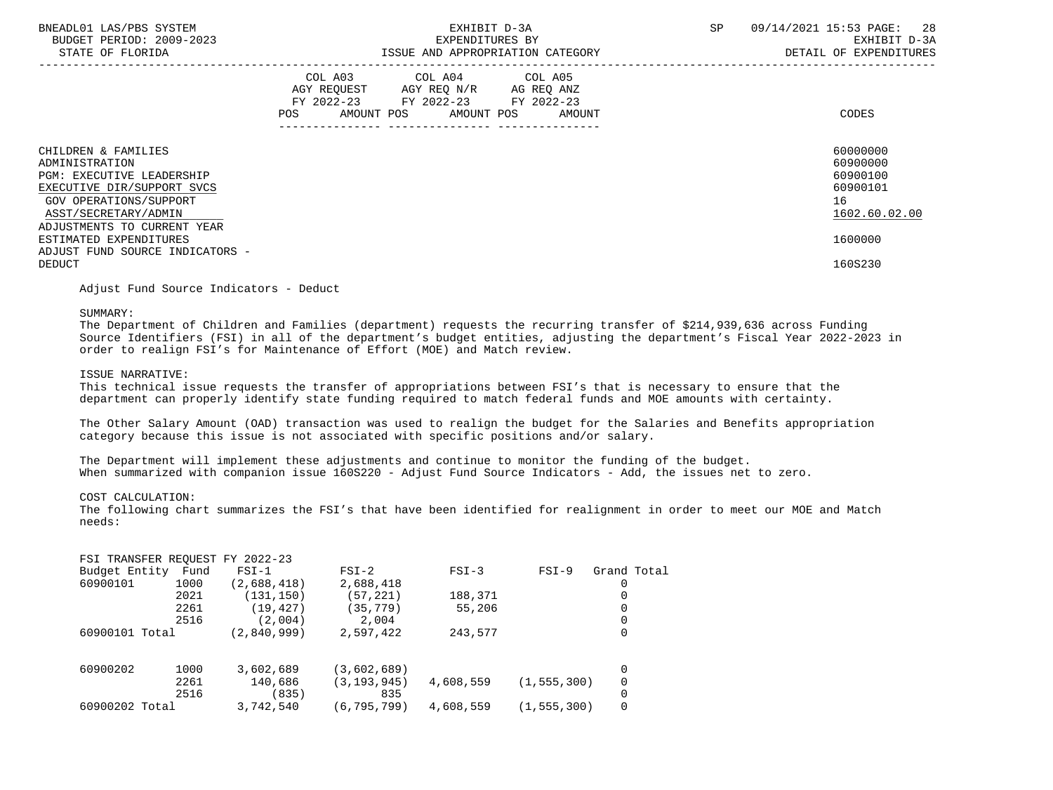BNEADL01 LAS/PBS SYSTEM | EXHIBIT D-3A | EXPENDITURES BY ISSUE AND APPROPRIATION CATEGORY
BUDGET PERIOD: 2009-2023
STATE OF FLORIDA
EXHIBIT D-3A DETAIL OF EXPENDITURES

| | COL A03 AGY REQUEST FY 2022-23 POS AMOUNT | COL A04 AGY REQ N/R FY 2022-23 POS AMOUNT | COL A05 AG REQ ANZ FY 2022-23 POS AMOUNT | CODES |
|---|---|---|---|---|
| CHILDREN & FAMILIES | | | | 60000000 |
| ADMINISTRATION | | | | 60900000 |
| PGM: EXECUTIVE LEADERSHIP | | | | 60900100 |
| EXECUTIVE DIR/SUPPORT SVCS | | | | 60900101 |
| GOV OPERATIONS/SUPPORT | | | | 16 |
| ASST/SECRETARY/ADMIN | | | | 1602.60.02.00 |
| ADJUSTMENTS TO CURRENT YEAR ESTIMATED EXPENDITURES | | | | 1600000 |
| ADJUST FUND SOURCE INDICATORS - DEDUCT | | | | 160S230 |

Adjust Fund Source Indicators - Deduct

SUMMARY:
The Department of Children and Families (department) requests the recurring transfer of $214,939,636 across Funding Source Identifiers (FSI) in all of the department's budget entities, adjusting the department's Fiscal Year 2022-2023 in order to realign FSI's for Maintenance of Effort (MOE) and Match review.

ISSUE NARRATIVE:
This technical issue requests the transfer of appropriations between FSI's that is necessary to ensure that the department can properly identify state funding required to match federal funds and MOE amounts with certainty.

The Other Salary Amount (OAD) transaction was used to realign the budget for the Salaries and Benefits appropriation category because this issue is not associated with specific positions and/or salary.

The Department will implement these adjustments and continue to monitor the funding of the budget. When summarized with companion issue 160S220 - Adjust Fund Source Indicators - Add, the issues net to zero.

COST CALCULATION:
The following chart summarizes the FSI's that have been identified for realignment in order to meet our MOE and Match needs:

FSI TRANSFER REQUEST FY 2022-23

| Budget Entity | Fund | FSI-1 | FSI-2 | FSI-3 | FSI-9 | Grand Total |
|---|---|---|---|---|---|---|
| 60900101 | 1000 | (2,688,418) | 2,688,418 | | | 0 |
| | 2021 | (131,150) | (57,221) | 188,371 | | 0 |
| | 2261 | (19,427) | (35,779) | 55,206 | | 0 |
| | 2516 | (2,004) | 2,004 | | | 0 |
| 60900101 Total | | (2,840,999) | 2,597,422 | 243,577 | | 0 |
| | | | | | | |
| 60900202 | 1000 | 3,602,689 | (3,602,689) | | | 0 |
| | 2261 | 140,686 | (3,193,945) | 4,608,559 | (1,555,300) | 0 |
| | 2516 | (835) | 835 | | | 0 |
| 60900202 Total | | 3,742,540 | (6,795,799) | 4,608,559 | (1,555,300) | 0 |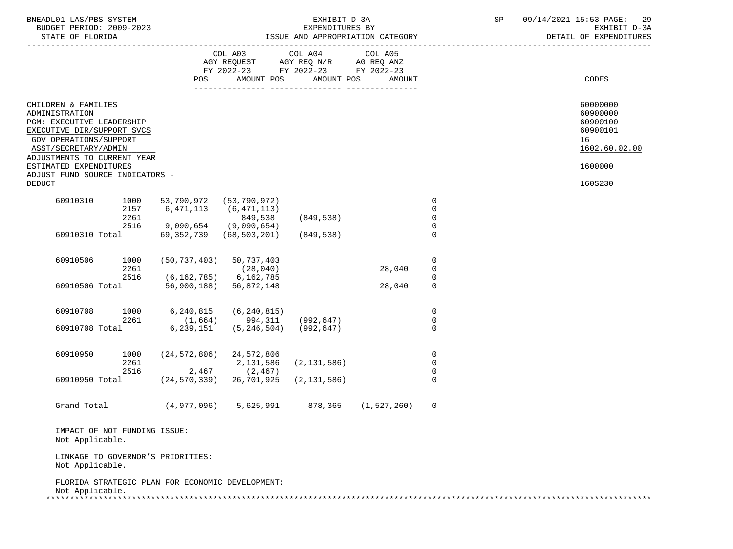BNEADL01 LAS/PBS SYSTEM — EXHIBIT D-3A — EXPENDITURES BY ISSUE AND APPROPRIATION CATEGORY — DETAIL OF EXPENDITURES
BUDGET PERIOD: 2009-2023 — STATE OF FLORIDA — SP 09/14/2021 15:53

| | | COL A03 AGY REQUEST FY 2022-23 POS | AMOUNT | COL A04 AGY REQ N/R FY 2022-23 POS | AMOUNT | COL A05 AG REQ ANZ FY 2022-23 POS | AMOUNT | CODES |
|---|---|---|---|---|---|---|---|---|

CHILDREN & FAMILIES — 60000000
ADMINISTRATION — 60900000
PGM: EXECUTIVE LEADERSHIP — 60900100
EXECUTIVE DIR/SUPPORT SVCS — 60900101
GOV OPERATIONS/SUPPORT — 16
ASST/SECRETARY/ADMIN — 1602.60.02.00
ADJUSTMENTS TO CURRENT YEAR ESTIMATED EXPENDITURES — 1600000
ADJUST FUND SOURCE INDICATORS - DEDUCT — 160S230

| | | | | | | |
|---|---|---|---|---|---|---|
| 60910310 | 1000 | 53,790,972 | (53,790,972) | | | 0 |
| | 2157 | 6,471,113 | (6,471,113) | | | 0 |
| | 2261 | | 849,538 | (849,538) | | 0 |
| | 2516 | 9,090,654 | (9,090,654) | | | 0 |
| 60910310 Total | | 69,352,739 | (68,503,201) | (849,538) | | 0 |
| 60910506 | 1000 | (50,737,403) | 50,737,403 | | | 0 |
| | 2261 | | (28,040) | | 28,040 | 0 |
| | 2516 | (6,162,785) | 6,162,785 | | | 0 |
| 60910506 Total | | 56,900,188) | 56,872,148 | | 28,040 | 0 |
| 60910708 | 1000 | 6,240,815 | (6,240,815) | | | 0 |
| | 2261 | (1,664) | 994,311 | (992,647) | | 0 |
| 60910708 Total | | 6,239,151 | (5,246,504) | (992,647) | | 0 |
| 60910950 | 1000 | (24,572,806) | 24,572,806 | | | 0 |
| | 2261 | | 2,131,586 | (2,131,586) | | 0 |
| | 2516 | 2,467 | (2,467) | | | 0 |
| 60910950 Total | | (24,570,339) | 26,701,925 | (2,131,586) | | 0 |
| Grand Total | | (4,977,096) | 5,625,991 | 878,365 | (1,527,260) | 0 |

IMPACT OF NOT FUNDING ISSUE:
Not Applicable.

LINKAGE TO GOVERNOR'S PRIORITIES:
Not Applicable.

FLORIDA STRATEGIC PLAN FOR ECONOMIC DEVELOPMENT:
Not Applicable.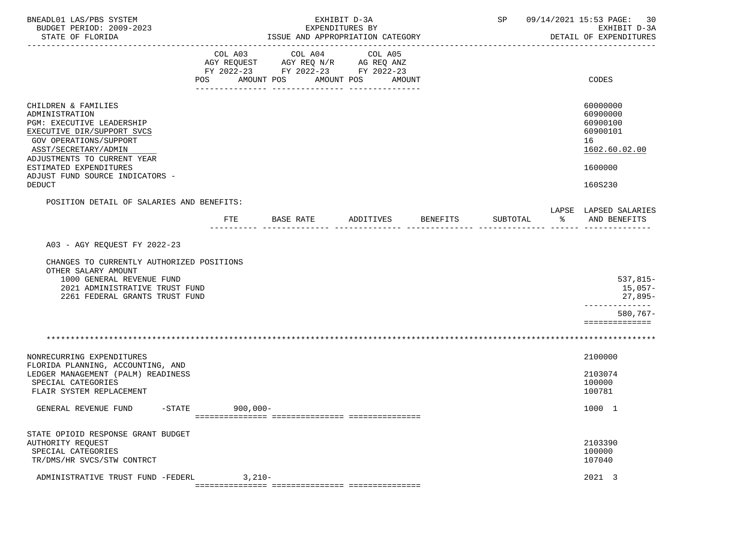BNEADL01 LAS/PBS SYSTEM | EXHIBIT D-3A | SP 09/14/2021 15:53

BUDGET PERIOD: 2009-2023 | EXPENDITURES BY | EXHIBIT D-3A

STATE OF FLORIDA | ISSUE AND APPROPRIATION CATEGORY | DETAIL OF EXPENDITURES

| | COL A03 AGY REQUEST FY 2022-23 POS AMOUNT | COL A04 AGY REQ N/R FY 2022-23 POS AMOUNT | COL A05 AG REQ ANZ FY 2022-23 POS AMOUNT | CODES |
|---|---|---|---|---|
| CHILDREN & FAMILIES | | | | 60000000 |
| ADMINISTRATION | | | | 60900000 |
| PGM: EXECUTIVE LEADERSHIP | | | | 60900100 |
| EXECUTIVE DIR/SUPPORT SVCS | | | | 60900101 |
| GOV OPERATIONS/SUPPORT | | | | 16 |
| ASST/SECRETARY/ADMIN | | | | 1602.60.02.00 |
| ADJUSTMENTS TO CURRENT YEAR ESTIMATED EXPENDITURES | | | | 1600000 |
| ADJUST FUND SOURCE INDICATORS - DEDUCT | | | | 160S230 |

POSITION DETAIL OF SALARIES AND BENEFITS:

| | FTE | BASE RATE | ADDITIVES | BENEFITS | SUBTOTAL | LAPSE % | LAPSED SALARIES AND BENEFITS |
|---|---|---|---|---|---|---|---|
| A03 - AGY REQUEST FY 2022-23 | | | | | | | |
| CHANGES TO CURRENTLY AUTHORIZED POSITIONS | | | | | | | |
| OTHER SALARY AMOUNT | | | | | | | |
| 1000 GENERAL REVENUE FUND | | | | | | | 537,815- |
| 2021 ADMINISTRATIVE TRUST FUND | | | | | | | 15,057- |
| 2261 FEDERAL GRANTS TRUST FUND | | | | | | | 27,895- |
| | | | | | | | 580,767- |

| | COL A03 | COL A04 | COL A05 | CODES |
|---|---|---|---|---|
| NONRECURRING EXPENDITURES | | | | 2100000 |
| FLORIDA PLANNING, ACCOUNTING, AND LEDGER MANAGEMENT (PALM) READINESS | | | | 2103074 |
| SPECIAL CATEGORIES | | | | 100000 |
| FLAIR SYSTEM REPLACEMENT | | | | 100781 |
| GENERAL REVENUE FUND -STATE | 900,000- | | | 1000 1 |
| STATE OPIOID RESPONSE GRANT BUDGET AUTHORITY REQUEST | | | | 2103390 |
| SPECIAL CATEGORIES | | | | 100000 |
| TR/DMS/HR SVCS/STW CONTRCT | | | | 107040 |
| ADMINISTRATIVE TRUST FUND -FEDERL | 3,210- | | | 2021 3 |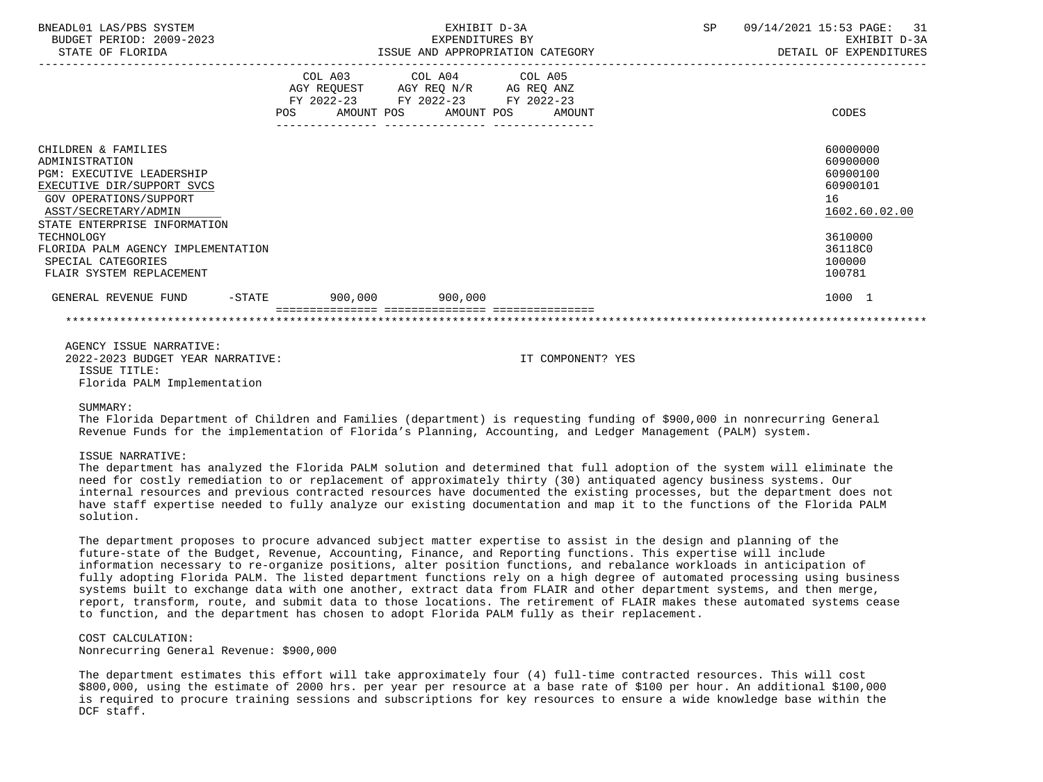BNEADL01 LAS/PBS SYSTEM — EXHIBIT D-3A — EXPENDITURES BY ISSUE AND APPROPRIATION CATEGORY
BUDGET PERIOD: 2009-2023 — STATE OF FLORIDA — SP 09/14/2021 15:53 — EXHIBIT D-3A DETAIL OF EXPENDITURES

| | COL A03 AGY REQUEST FY 2022-23 POS | AMOUNT | COL A04 AGY REQ N/R FY 2022-23 POS | AMOUNT | COL A05 AG REQ ANZ FY 2022-23 POS | AMOUNT | CODES |
|---|---|---|---|---|---|---|---|
| CHILDREN & FAMILIES | | | | | | | 60000000 |
| ADMINISTRATION | | | | | | | 60900000 |
| PGM: EXECUTIVE LEADERSHIP | | | | | | | 60900100 |
| EXECUTIVE DIR/SUPPORT SVCS | | | | | | | 60900101 |
| GOV OPERATIONS/SUPPORT | | | | | | | 16 |
| ASST/SECRETARY/ADMIN | | | | | | | 1602.60.02.00 |
| STATE ENTERPRISE INFORMATION TECHNOLOGY | | | | | | | 3610000 |
| FLORIDA PALM AGENCY IMPLEMENTATION | | | | | | | 36118C0 |
| SPECIAL CATEGORIES | | | | | | | 100000 |
| FLAIR SYSTEM REPLACEMENT | | | | | | | 100781 |
| GENERAL REVENUE FUND -STATE | | 900,000 | | 900,000 | | | 1000 1 |

AGENCY ISSUE NARRATIVE:

2022-2023 BUDGET YEAR NARRATIVE: IT COMPONENT? YES

ISSUE TITLE:

Florida PALM Implementation

SUMMARY:

The Florida Department of Children and Families (department) is requesting funding of $900,000 in nonrecurring General Revenue Funds for the implementation of Florida's Planning, Accounting, and Ledger Management (PALM) system.

ISSUE NARRATIVE:

The department has analyzed the Florida PALM solution and determined that full adoption of the system will eliminate the need for costly remediation to or replacement of approximately thirty (30) antiquated agency business systems. Our internal resources and previous contracted resources have documented the existing processes, but the department does not have staff expertise needed to fully analyze our existing documentation and map it to the functions of the Florida PALM solution.

The department proposes to procure advanced subject matter expertise to assist in the design and planning of the future-state of the Budget, Revenue, Accounting, Finance, and Reporting functions. This expertise will include information necessary to re-organize positions, alter position functions, and rebalance workloads in anticipation of fully adopting Florida PALM. The listed department functions rely on a high degree of automated processing using business systems built to exchange data with one another, extract data from FLAIR and other department systems, and then merge, report, transform, route, and submit data to those locations. The retirement of FLAIR makes these automated systems cease to function, and the department has chosen to adopt Florida PALM fully as their replacement.

COST CALCULATION:

Nonrecurring General Revenue: $900,000

The department estimates this effort will take approximately four (4) full-time contracted resources. This will cost $800,000, using the estimate of 2000 hrs. per year per resource at a base rate of $100 per hour. An additional $100,000 is required to procure training sessions and subscriptions for key resources to ensure a wide knowledge base within the DCF staff.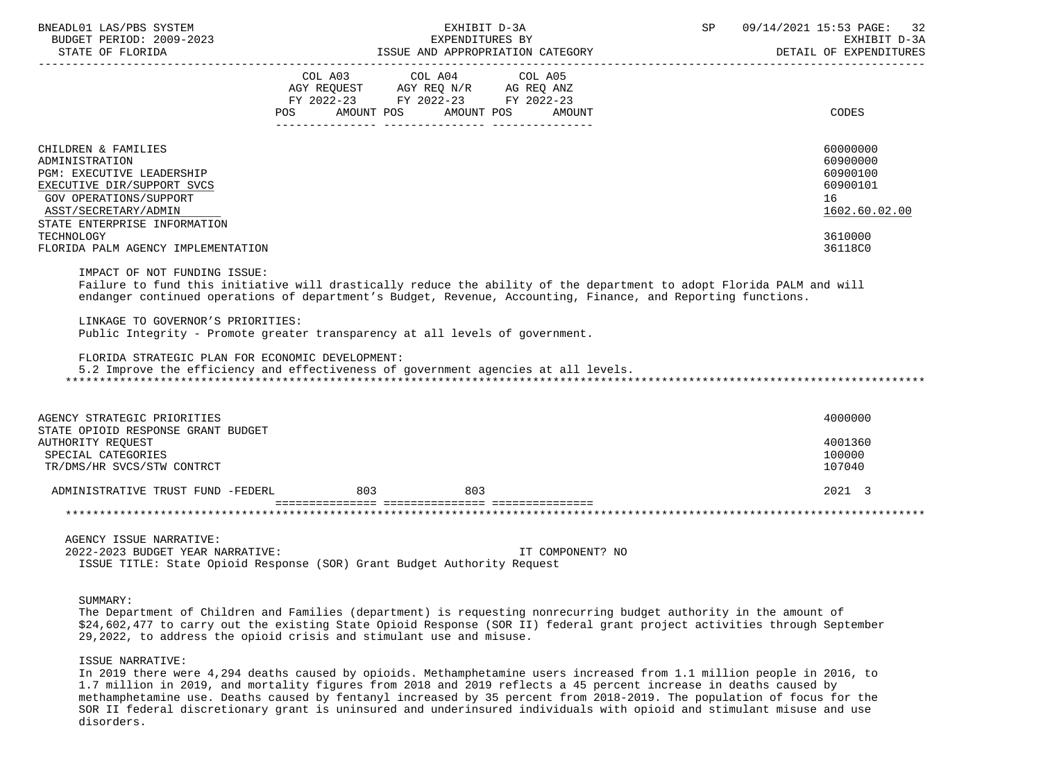| | COL A03 AGY REQUEST FY 2022-23 POS AMOUNT | COL A04 AGY REQ N/R FY 2022-23 POS AMOUNT | COL A05 AG REQ ANZ FY 2022-23 POS AMOUNT | CODES |
|---|---|---|---|---|
| CHILDREN & FAMILIES | | | | 60000000 |
| ADMINISTRATION | | | | 60900000 |
| PGM: EXECUTIVE LEADERSHIP | | | | 60900100 |
| EXECUTIVE DIR/SUPPORT SVCS | | | | 60900101 |
| GOV OPERATIONS/SUPPORT | | | | 16 |
| ASST/SECRETARY/ADMIN | | | | 1602.60.02.00 |
| STATE ENTERPRISE INFORMATION TECHNOLOGY | | | | 3610000 |
| FLORIDA PALM AGENCY IMPLEMENTATION | | | | 36118C0 |

IMPACT OF NOT FUNDING ISSUE:
Failure to fund this initiative will drastically reduce the ability of the department to adopt Florida PALM and will endanger continued operations of department's Budget, Revenue, Accounting, Finance, and Reporting functions.

LINKAGE TO GOVERNOR'S PRIORITIES:
Public Integrity - Promote greater transparency at all levels of government.

FLORIDA STRATEGIC PLAN FOR ECONOMIC DEVELOPMENT:
5.2 Improve the efficiency and effectiveness of government agencies at all levels.

*******************************************************************************************************************

| | COL A03 | COL A04 | COL A05 | CODES |
|---|---|---|---|---|
| AGENCY STRATEGIC PRIORITIES | | | | 4000000 |
| STATE OPIOID RESPONSE GRANT BUDGET AUTHORITY REQUEST | | | | 4001360 |
| SPECIAL CATEGORIES | | | | 100000 |
| TR/DMS/HR SVCS/STW CONTRCT | | | | 107040 |
| ADMINISTRATIVE TRUST FUND -FEDERL | 803 | 803 | | 2021 3 |

*******************************************************************************************************************

AGENCY ISSUE NARRATIVE:
2022-2023 BUDGET YEAR NARRATIVE: IT COMPONENT? NO
ISSUE TITLE: State Opioid Response (SOR) Grant Budget Authority Request

SUMMARY:
The Department of Children and Families (department) is requesting nonrecurring budget authority in the amount of $24,602,477 to carry out the existing State Opioid Response (SOR II) federal grant project activities through September 29,2022, to address the opioid crisis and stimulant use and misuse.

ISSUE NARRATIVE:
In 2019 there were 4,294 deaths caused by opioids. Methamphetamine users increased from 1.1 million people in 2016, to 1.7 million in 2019, and mortality figures from 2018 and 2019 reflects a 45 percent increase in deaths caused by methamphetamine use. Deaths caused by fentanyl increased by 35 percent from 2018-2019. The population of focus for the SOR II federal discretionary grant is uninsured and underinsured individuals with opioid and stimulant misuse and use disorders.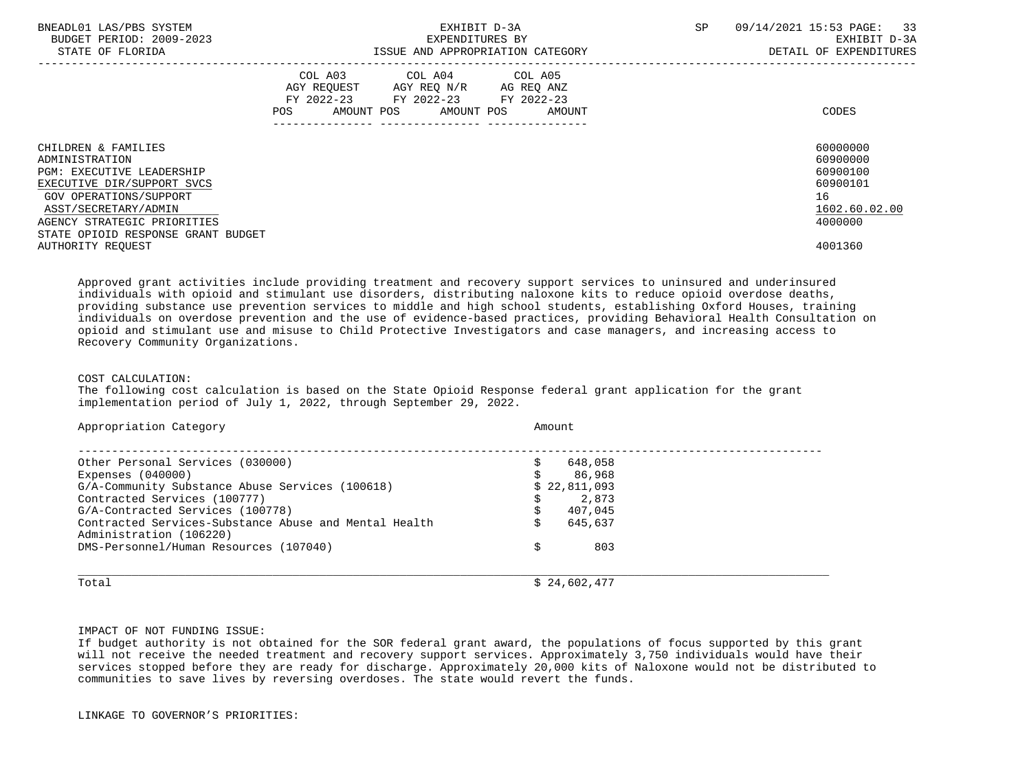| | COL A03 AGY REQUEST FY 2022-23 POS AMOUNT | COL A04 AGY REQ N/R FY 2022-23 POS AMOUNT | COL A05 AG REQ ANZ FY 2022-23 POS AMOUNT | CODES |
|---|---|---|---|---|
| CHILDREN & FAMILIES | | | | 60000000 |
| ADMINISTRATION | | | | 60900000 |
| PGM: EXECUTIVE LEADERSHIP | | | | 60900100 |
| EXECUTIVE DIR/SUPPORT SVCS | | | | 60900101 |
| GOV OPERATIONS/SUPPORT | | | | 16 |
| ASST/SECRETARY/ADMIN | | | | 1602.60.02.00 |
| AGENCY STRATEGIC PRIORITIES | | | | 4000000 |
| STATE OPIOID RESPONSE GRANT BUDGET AUTHORITY REQUEST | | | | 4001360 |

Approved grant activities include providing treatment and recovery support services to uninsured and underinsured individuals with opioid and stimulant use disorders, distributing naloxone kits to reduce opioid overdose deaths, providing substance use prevention services to middle and high school students, establishing Oxford Houses, training individuals on overdose prevention and the use of evidence-based practices, providing Behavioral Health Consultation on opioid and stimulant use and misuse to Child Protective Investigators and case managers, and increasing access to Recovery Community Organizations.

COST CALCULATION:
The following cost calculation is based on the State Opioid Response federal grant application for the grant implementation period of July 1, 2022, through September 29, 2022.

| Appropriation Category | Amount |
|---|---|
| Other Personal Services (030000) | $ 648,058 |
| Expenses (040000) | $ 86,968 |
| G/A-Community Substance Abuse Services (100618) | $ 22,811,093 |
| Contracted Services (100777) | $ 2,873 |
| G/A-Contracted Services (100778) | $ 407,045 |
| Contracted Services-Substance Abuse and Mental Health Administration (106220) | $ 645,637 |
| DMS-Personnel/Human Resources (107040) | $ 803 |
| Total | $ 24,602,477 |

IMPACT OF NOT FUNDING ISSUE:
If budget authority is not obtained for the SOR federal grant award, the populations of focus supported by this grant will not receive the needed treatment and recovery support services. Approximately 3,750 individuals would have their services stopped before they are ready for discharge. Approximately 20,000 kits of Naloxone would not be distributed to communities to save lives by reversing overdoses. The state would revert the funds.

LINKAGE TO GOVERNOR'S PRIORITIES: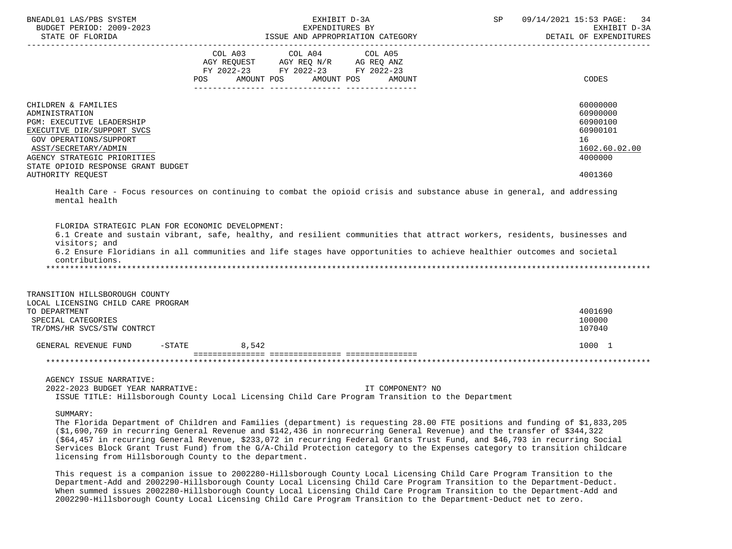| | COL A03 AGY REQUEST FY 2022-23 POS AMOUNT | COL A04 AGY REQ N/R FY 2022-23 POS AMOUNT | COL A05 AG REQ ANZ FY 2022-23 POS AMOUNT | CODES |
|---|---|---|---|---|
| CHILDREN & FAMILIES | | | | 60000000 |
| ADMINISTRATION | | | | 60900000 |
| PGM: EXECUTIVE LEADERSHIP | | | | 60900100 |
| EXECUTIVE DIR/SUPPORT SVCS | | | | 60900101 |
| GOV OPERATIONS/SUPPORT | | | | 16 |
| ASST/SECRETARY/ADMIN | | | | 1602.60.02.00 |
| AGENCY STRATEGIC PRIORITIES | | | | 4000000 |
| STATE OPIOID RESPONSE GRANT BUDGET AUTHORITY REQUEST | | | | 4001360 |

Health Care - Focus resources on continuing to combat the opioid crisis and substance abuse in general, and addressing mental health

FLORIDA STRATEGIC PLAN FOR ECONOMIC DEVELOPMENT:
6.1 Create and sustain vibrant, safe, healthy, and resilient communities that attract workers, residents, businesses and visitors; and
6.2 Ensure Floridians in all communities and life stages have opportunities to achieve healthier outcomes and societal contributions.

*******************************************************************************************************************

| | COL A03 | COL A04 | COL A05 | CODES |
|---|---|---|---|---|
| TRANSITION HILLSBOROUGH COUNTY LOCAL LICENSING CHILD CARE PROGRAM TO DEPARTMENT | | | | 4001690 |
| SPECIAL CATEGORIES | | | | 100000 |
| TR/DMS/HR SVCS/STW CONTRCT | | | | 107040 |
| GENERAL REVENUE FUND -STATE | 8,542 | | | 1000 1 |

*******************************************************************************************************************

AGENCY ISSUE NARRATIVE:
2022-2023 BUDGET YEAR NARRATIVE: IT COMPONENT? NO
ISSUE TITLE: Hillsborough County Local Licensing Child Care Program Transition to the Department

SUMMARY:
The Florida Department of Children and Families (department) is requesting 28.00 FTE positions and funding of $1,833,205 ($1,690,769 in recurring General Revenue and $142,436 in nonrecurring General Revenue) and the transfer of $344,322 ($64,457 in recurring General Revenue, $233,072 in recurring Federal Grants Trust Fund, and $46,793 in recurring Social Services Block Grant Trust Fund) from the G/A-Child Protection category to the Expenses category to transition childcare licensing from Hillsborough County to the department.

This request is a companion issue to 2002280-Hillsborough County Local Licensing Child Care Program Transition to the Department-Add and 2002290-Hillsborough County Local Licensing Child Care Program Transition to the Department-Deduct. When summed issues 2002280-Hillsborough County Local Licensing Child Care Program Transition to the Department-Add and 2002290-Hillsborough County Local Licensing Child Care Program Transition to the Department-Deduct net to zero.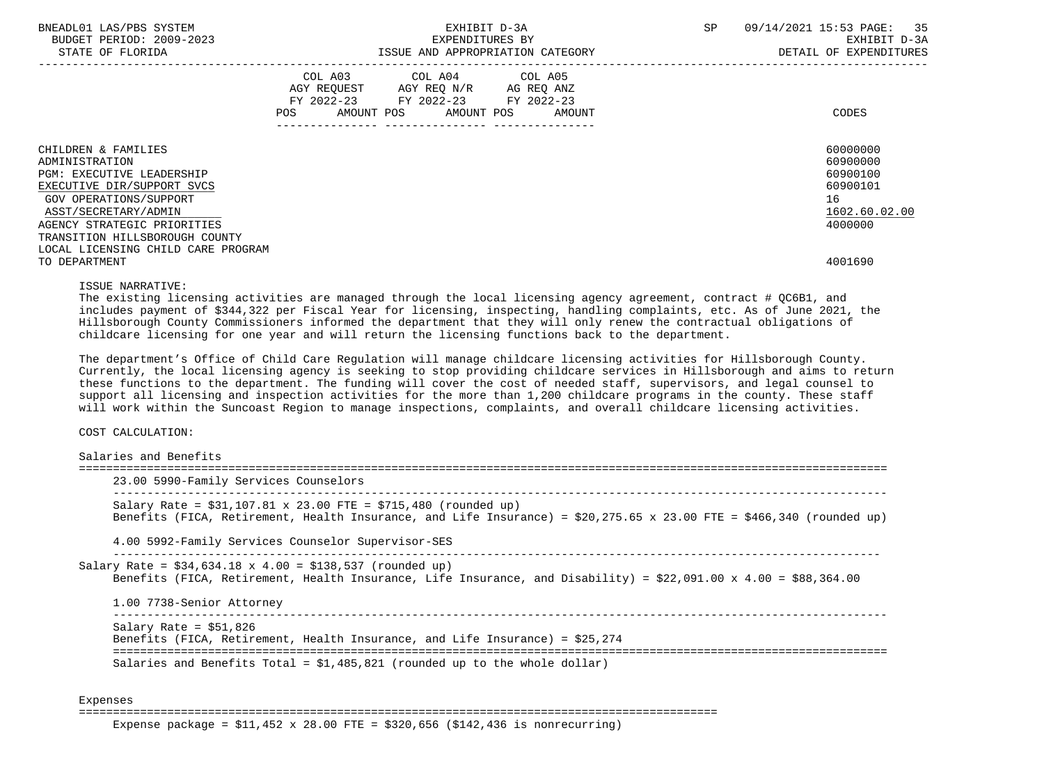| | COL A03 AGY REQUEST FY 2022-23 POS AMOUNT | COL A04 AGY REQ N/R FY 2022-23 POS AMOUNT | COL A05 AG REQ ANZ FY 2022-23 POS AMOUNT | CODES |
|---|---|---|---|---|
| CHILDREN & FAMILIES | | | | 60000000 |
| ADMINISTRATION | | | | 60900000 |
| PGM: EXECUTIVE LEADERSHIP | | | | 60900100 |
| EXECUTIVE DIR/SUPPORT SVCS | | | | 60900101 |
| GOV OPERATIONS/SUPPORT | | | | 16 |
| ASST/SECRETARY/ADMIN | | | | 1602.60.02.00 |
| AGENCY STRATEGIC PRIORITIES | | | | 4000000 |
| TRANSITION HILLSBOROUGH COUNTY LOCAL LICENSING CHILD CARE PROGRAM TO DEPARTMENT | | | | 4001690 |

ISSUE NARRATIVE:

The existing licensing activities are managed through the local licensing agency agreement, contract # QC6B1, and includes payment of $344,322 per Fiscal Year for licensing, inspecting, handling complaints, etc. As of June 2021, the Hillsborough County Commissioners informed the department that they will only renew the contractual obligations of childcare licensing for one year and will return the licensing functions back to the department.

The department's Office of Child Care Regulation will manage childcare licensing activities for Hillsborough County. Currently, the local licensing agency is seeking to stop providing childcare services in Hillsborough and aims to return these functions to the department. The funding will cover the cost of needed staff, supervisors, and legal counsel to support all licensing and inspection activities for the more than 1,200 childcare programs in the county. These staff will work within the Suncoast Region to manage inspections, complaints, and overall childcare licensing activities.

COST CALCULATION:

Salaries and Benefits

23.00 5990-Family Services Counselors

Salary Rate = $31,107.81 x 23.00 FTE = $715,480 (rounded up)
Benefits (FICA, Retirement, Health Insurance, and Life Insurance) = $20,275.65 x 23.00 FTE = $466,340 (rounded up)

4.00 5992-Family Services Counselor Supervisor-SES

Salary Rate = $34,634.18 x 4.00 = $138,537 (rounded up)
Benefits (FICA, Retirement, Health Insurance, Life Insurance, and Disability) = $22,091.00 x 4.00 = $88,364.00

1.00 7738-Senior Attorney

Salary Rate = $51,826
Benefits (FICA, Retirement, Health Insurance, and Life Insurance) = $25,274

Salaries and Benefits Total = $1,485,821 (rounded up to the whole dollar)

Expenses

Expense package = $11,452 x 28.00 FTE = $320,656 ($142,436 is nonrecurring)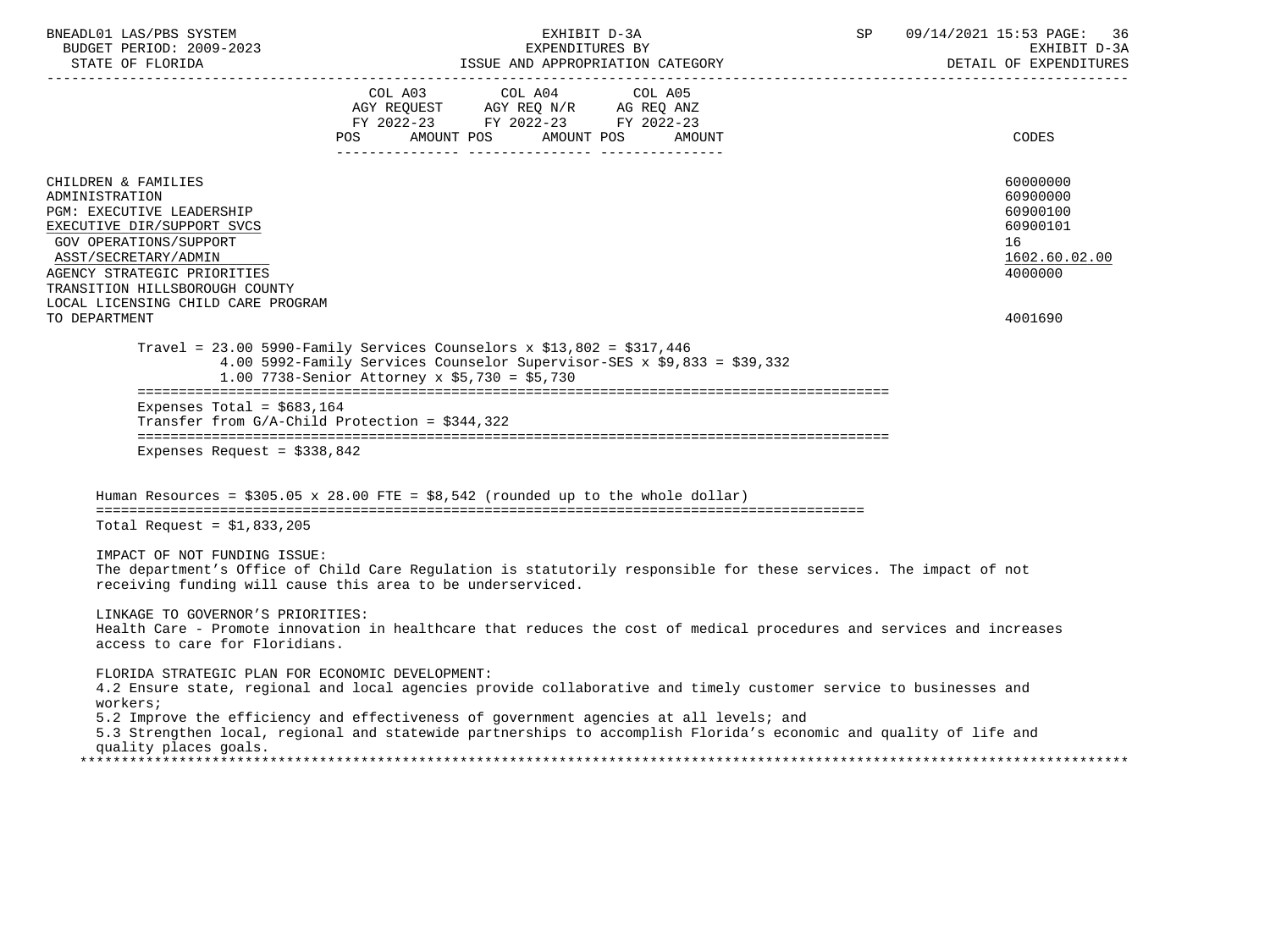| | COL A03 AGY REQUEST FY 2022-23 POS AMOUNT | COL A04 AGY REQ N/R FY 2022-23 POS AMOUNT | COL A05 AG REQ ANZ FY 2022-23 POS AMOUNT | CODES |
|---|---|---|---|---|
| CHILDREN & FAMILIES | | | | 60000000 |
| ADMINISTRATION | | | | 60900000 |
| PGM: EXECUTIVE LEADERSHIP | | | | 60900100 |
| EXECUTIVE DIR/SUPPORT SVCS | | | | 60900101 |
| GOV OPERATIONS/SUPPORT | | | | 16 |
| ASST/SECRETARY/ADMIN | | | | 1602.60.02.00 |
| AGENCY STRATEGIC PRIORITIES | | | | 4000000 |
| TRANSITION HILLSBOROUGH COUNTY LOCAL LICENSING CHILD CARE PROGRAM TO DEPARTMENT | | | | 4001690 |

Travel = 23.00 5990-Family Services Counselors x $13,802 = $317,446
4.00 5992-Family Services Counselor Supervisor-SES x $9,833 = $39,332
1.00 7738-Senior Attorney x $5,730 = $5,730

Expenses Total = $683,164
Transfer from G/A-Child Protection = $344,322

Expenses Request = $338,842

Human Resources = $305.05 x 28.00 FTE = $8,542 (rounded up to the whole dollar)

Total Request = $1,833,205

IMPACT OF NOT FUNDING ISSUE:
The department's Office of Child Care Regulation is statutorily responsible for these services. The impact of not receiving funding will cause this area to be underserviced.

LINKAGE TO GOVERNOR'S PRIORITIES:
Health Care - Promote innovation in healthcare that reduces the cost of medical procedures and services and increases access to care for Floridians.

FLORIDA STRATEGIC PLAN FOR ECONOMIC DEVELOPMENT:
4.2 Ensure state, regional and local agencies provide collaborative and timely customer service to businesses and workers;
5.2 Improve the efficiency and effectiveness of government agencies at all levels; and
5.3 Strengthen local, regional and statewide partnerships to accomplish Florida's economic and quality of life and quality places goals.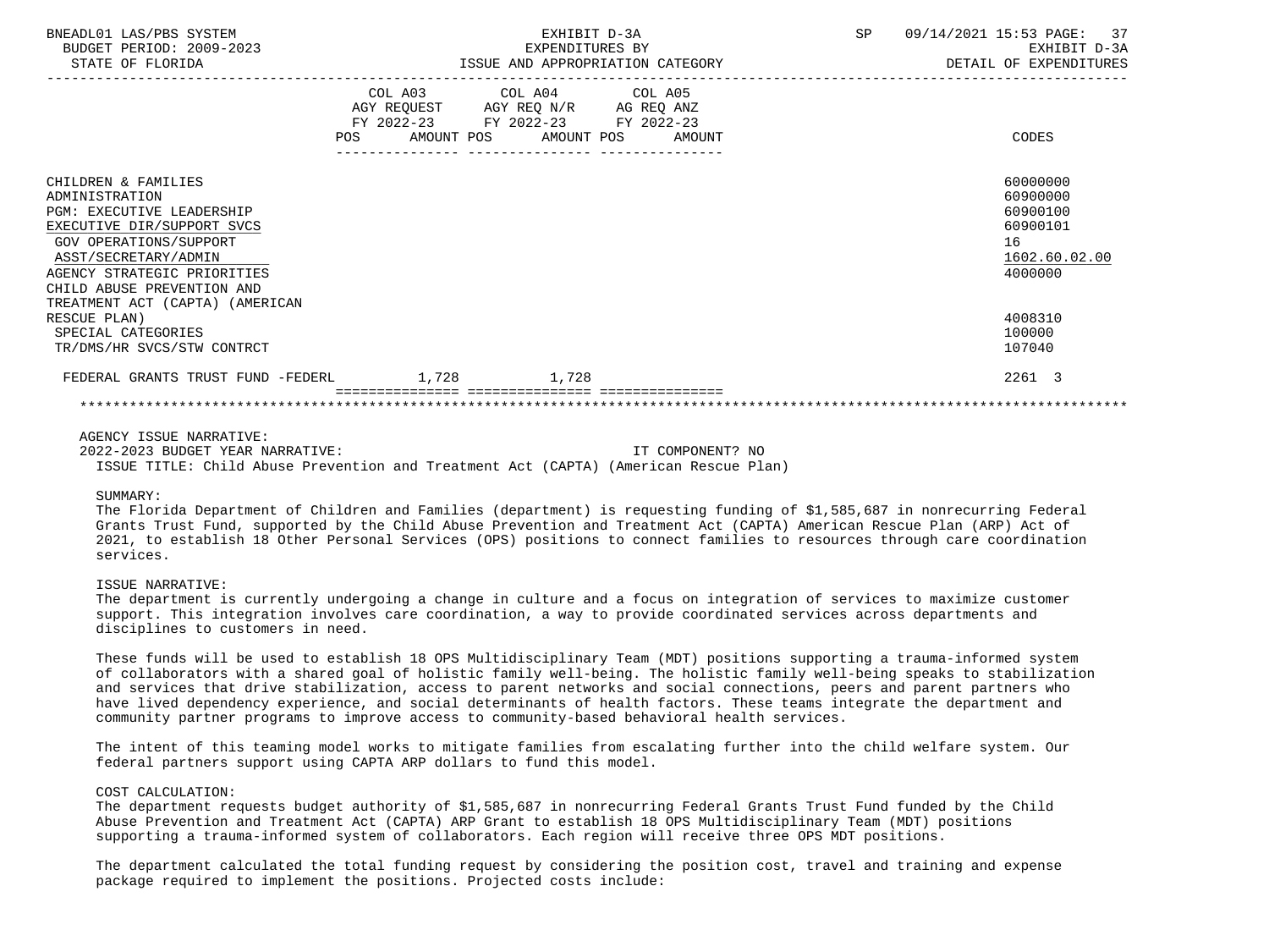| | COL A03 AGY REQUEST FY 2022-23 POS AMOUNT | COL A04 AGY REQ N/R FY 2022-23 POS AMOUNT | COL A05 AG REQ ANZ FY 2022-23 POS AMOUNT | CODES |
|---|---|---|---|---|
| CHILDREN & FAMILIES | | | | 60000000 |
| ADMINISTRATION | | | | 60900000 |
| PGM: EXECUTIVE LEADERSHIP | | | | 60900100 |
| EXECUTIVE DIR/SUPPORT SVCS | | | | 60900101 |
| GOV OPERATIONS/SUPPORT | | | | 16 |
| ASST/SECRETARY/ADMIN | | | | 1602.60.02.00 |
| AGENCY STRATEGIC PRIORITIES | | | | 4000000 |
| CHILD ABUSE PREVENTION AND TREATMENT ACT (CAPTA) (AMERICAN RESCUE PLAN) | | | | 4008310 |
| SPECIAL CATEGORIES | | | | 100000 |
| TR/DMS/HR SVCS/STW CONTRCT | | | | 107040 |
| FEDERAL GRANTS TRUST FUND -FEDERL | 1,728 | 1,728 | | 2261 3 |

AGENCY ISSUE NARRATIVE:

2022-2023 BUDGET YEAR NARRATIVE: IT COMPONENT? NO

ISSUE TITLE: Child Abuse Prevention and Treatment Act (CAPTA) (American Rescue Plan)

SUMMARY:

The Florida Department of Children and Families (department) is requesting funding of $1,585,687 in nonrecurring Federal Grants Trust Fund, supported by the Child Abuse Prevention and Treatment Act (CAPTA) American Rescue Plan (ARP) Act of 2021, to establish 18 Other Personal Services (OPS) positions to connect families to resources through care coordination services.

ISSUE NARRATIVE:

The department is currently undergoing a change in culture and a focus on integration of services to maximize customer support. This integration involves care coordination, a way to provide coordinated services across departments and disciplines to customers in need.

These funds will be used to establish 18 OPS Multidisciplinary Team (MDT) positions supporting a trauma-informed system of collaborators with a shared goal of holistic family well-being. The holistic family well-being speaks to stabilization and services that drive stabilization, access to parent networks and social connections, peers and parent partners who have lived dependency experience, and social determinants of health factors. These teams integrate the department and community partner programs to improve access to community-based behavioral health services.

The intent of this teaming model works to mitigate families from escalating further into the child welfare system. Our federal partners support using CAPTA ARP dollars to fund this model.

COST CALCULATION:

The department requests budget authority of $1,585,687 in nonrecurring Federal Grants Trust Fund funded by the Child Abuse Prevention and Treatment Act (CAPTA) ARP Grant to establish 18 OPS Multidisciplinary Team (MDT) positions supporting a trauma-informed system of collaborators. Each region will receive three OPS MDT positions.

The department calculated the total funding request by considering the position cost, travel and training and expense package required to implement the positions. Projected costs include: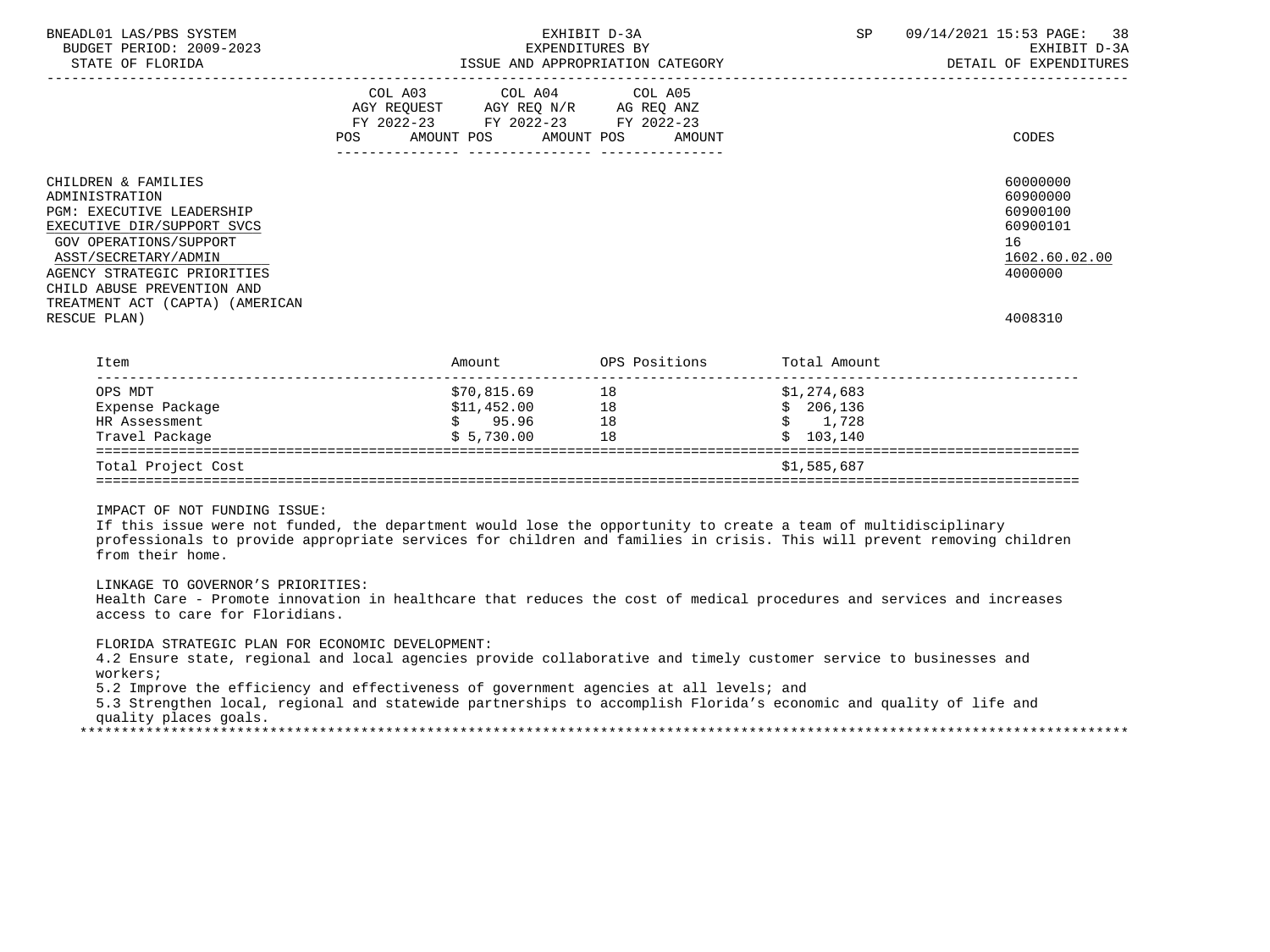| | COL A03 AGY REQUEST FY 2022-23 POS AMOUNT | COL A04 AGY REQ N/R FY 2022-23 POS AMOUNT | COL A05 AG REQ ANZ FY 2022-23 POS AMOUNT | CODES |
|---|---|---|---|---|
| CHILDREN & FAMILIES | | | | 60000000 |
| ADMINISTRATION | | | | 60900000 |
| PGM: EXECUTIVE LEADERSHIP | | | | 60900100 |
| EXECUTIVE DIR/SUPPORT SVCS | | | | 60900101 |
| GOV OPERATIONS/SUPPORT | | | | 16 |
| ASST/SECRETARY/ADMIN | | | | 1602.60.02.00 |
| AGENCY STRATEGIC PRIORITIES | | | | 4000000 |
| CHILD ABUSE PREVENTION AND TREATMENT ACT (CAPTA) (AMERICAN RESCUE PLAN) | | | | 4008310 |

| Item | Amount | OPS Positions | Total Amount |
|---|---|---|---|
| OPS MDT | $70,815.69 | 18 | $1,274,683 |
| Expense Package | $11,452.00 | 18 | $ 206,136 |
| HR Assessment | $ 95.96 | 18 | $ 1,728 |
| Travel Package | $ 5,730.00 | 18 | $ 103,140 |
| Total Project Cost | | | $1,585,687 |

IMPACT OF NOT FUNDING ISSUE:
If this issue were not funded, the department would lose the opportunity to create a team of multidisciplinary professionals to provide appropriate services for children and families in crisis. This will prevent removing children from their home.

LINKAGE TO GOVERNOR'S PRIORITIES:
Health Care - Promote innovation in healthcare that reduces the cost of medical procedures and services and increases access to care for Floridians.

FLORIDA STRATEGIC PLAN FOR ECONOMIC DEVELOPMENT:
4.2 Ensure state, regional and local agencies provide collaborative and timely customer service to businesses and workers;
5.2 Improve the efficiency and effectiveness of government agencies at all levels; and
5.3 Strengthen local, regional and statewide partnerships to accomplish Florida's economic and quality of life and quality places goals.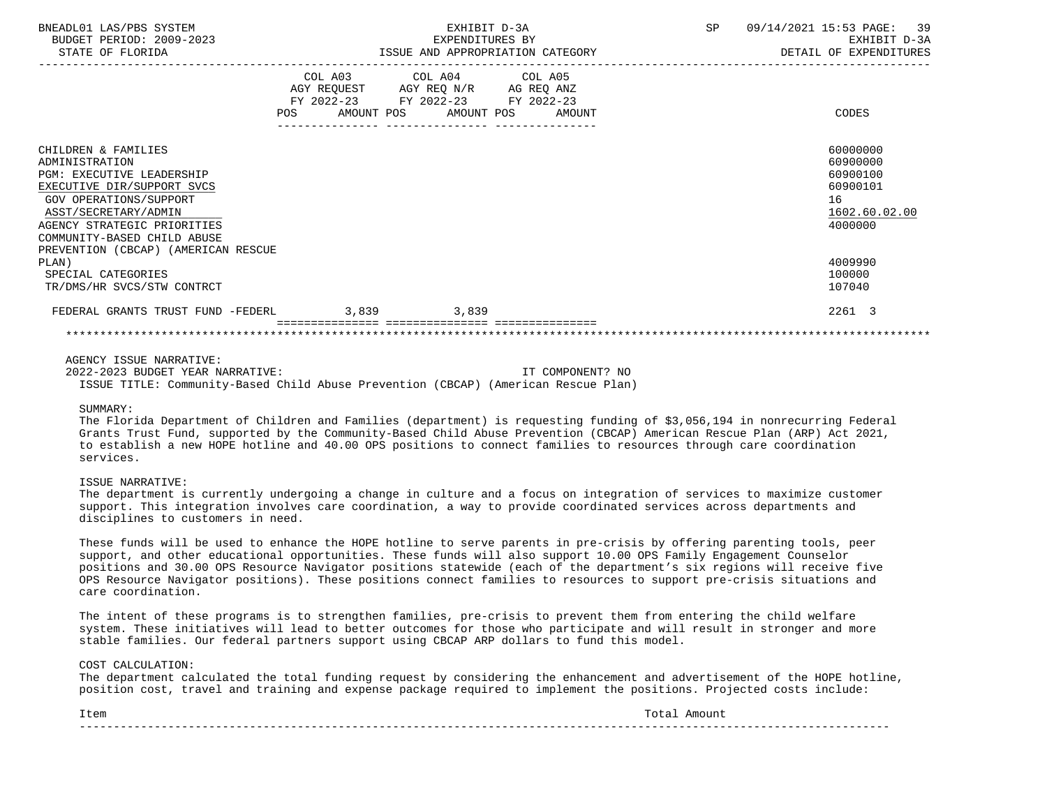| | COL A03 AGY REQUEST FY 2022-23 POS AMOUNT | COL A04 AGY REQ N/R FY 2022-23 POS AMOUNT | COL A05 AG REQ ANZ FY 2022-23 POS AMOUNT | CODES |
|---|---|---|---|---|
| CHILDREN & FAMILIES | | | | 60000000 |
| ADMINISTRATION | | | | 60900000 |
| PGM: EXECUTIVE LEADERSHIP | | | | 60900100 |
| EXECUTIVE DIR/SUPPORT SVCS | | | | 60900101 |
| GOV OPERATIONS/SUPPORT | | | | 16 |
| ASST/SECRETARY/ADMIN | | | | 1602.60.02.00 |
| AGENCY STRATEGIC PRIORITIES | | | | 4000000 |
| COMMUNITY-BASED CHILD ABUSE PREVENTION (CBCAP) (AMERICAN RESCUE PLAN) | | | | 4009990 |
| SPECIAL CATEGORIES | | | | 100000 |
| TR/DMS/HR SVCS/STW CONTRCT | | | | 107040 |
| FEDERAL GRANTS TRUST FUND -FEDERL | 3,839 | 3,839 | | 2261 3 |

AGENCY ISSUE NARRATIVE:

2022-2023 BUDGET YEAR NARRATIVE: IT COMPONENT? NO

ISSUE TITLE: Community-Based Child Abuse Prevention (CBCAP) (American Rescue Plan)

SUMMARY:

The Florida Department of Children and Families (department) is requesting funding of $3,056,194 in nonrecurring Federal Grants Trust Fund, supported by the Community-Based Child Abuse Prevention (CBCAP) American Rescue Plan (ARP) Act 2021, to establish a new HOPE hotline and 40.00 OPS positions to connect families to resources through care coordination services.

ISSUE NARRATIVE:

The department is currently undergoing a change in culture and a focus on integration of services to maximize customer support. This integration involves care coordination, a way to provide coordinated services across departments and disciplines to customers in need.

These funds will be used to enhance the HOPE hotline to serve parents in pre-crisis by offering parenting tools, peer support, and other educational opportunities. These funds will also support 10.00 OPS Family Engagement Counselor positions and 30.00 OPS Resource Navigator positions statewide (each of the department's six regions will receive five OPS Resource Navigator positions). These positions connect families to resources to support pre-crisis situations and care coordination.

The intent of these programs is to strengthen families, pre-crisis to prevent them from entering the child welfare system. These initiatives will lead to better outcomes for those who participate and will result in stronger and more stable families. Our federal partners support using CBCAP ARP dollars to fund this model.

COST CALCULATION:

The department calculated the total funding request by considering the enhancement and advertisement of the HOPE hotline, position cost, travel and training and expense package required to implement the positions. Projected costs include:

| Item | Total Amount |
|---|---|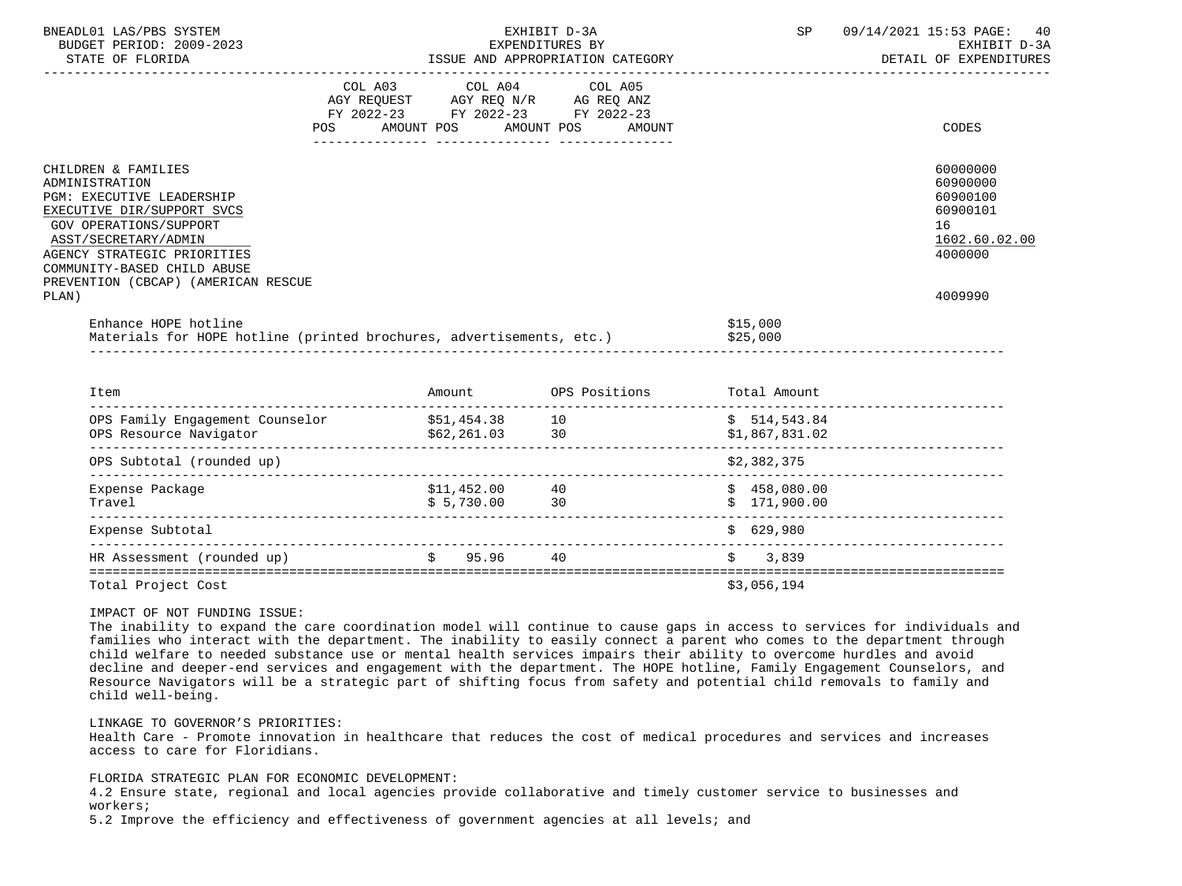BNEADL01 LAS/PBS SYSTEM | EXHIBIT D-3A | SP 09/14/2021 15:53

BUDGET PERIOD: 2009-2023 | EXPENDITURES BY | EXHIBIT D-3A

STATE OF FLORIDA | ISSUE AND APPROPRIATION CATEGORY | DETAIL OF EXPENDITURES

| | COL A03 AGY REQUEST FY 2022-23 POS AMOUNT | COL A04 AGY REQ N/R FY 2022-23 POS AMOUNT | COL A05 AG REQ ANZ FY 2022-23 POS AMOUNT | CODES |
|---|---|---|---|---|
| CHILDREN & FAMILIES | | | | 60000000 |
| ADMINISTRATION | | | | 60900000 |
| PGM: EXECUTIVE LEADERSHIP | | | | 60900100 |
| EXECUTIVE DIR/SUPPORT SVCS | | | | 60900101 |
| GOV OPERATIONS/SUPPORT | | | | 16 |
| ASST/SECRETARY/ADMIN | | | | 1602.60.02.00 |
| AGENCY STRATEGIC PRIORITIES | | | | 4000000 |
| COMMUNITY-BASED CHILD ABUSE PREVENTION (CBCAP) (AMERICAN RESCUE PLAN) | | | | 4009990 |

Enhance HOPE hotline $15,000
Materials for HOPE hotline (printed brochures, advertisements, etc.) $25,000

| Item | Amount | OPS Positions | Total Amount |
|---|---|---|---|
| OPS Family Engagement Counselor | $51,454.38 | 10 | $ 514,543.84 |
| OPS Resource Navigator | $62,261.03 | 30 | $1,867,831.02 |
| OPS Subtotal (rounded up) | | | $2,382,375 |
| Expense Package | $11,452.00 | 40 | $ 458,080.00 |
| Travel | $ 5,730.00 | 30 | $ 171,900.00 |
| Expense Subtotal | | | $ 629,980 |
| HR Assessment (rounded up) | $ 95.96 | 40 | $ 3,839 |
| Total Project Cost | | | $3,056,194 |

IMPACT OF NOT FUNDING ISSUE:
The inability to expand the care coordination model will continue to cause gaps in access to services for individuals and families who interact with the department. The inability to easily connect a parent who comes to the department through child welfare to needed substance use or mental health services impairs their ability to overcome hurdles and avoid decline and deeper-end services and engagement with the department. The HOPE hotline, Family Engagement Counselors, and Resource Navigators will be a strategic part of shifting focus from safety and potential child removals to family and child well-being.

LINKAGE TO GOVERNOR'S PRIORITIES:
Health Care - Promote innovation in healthcare that reduces the cost of medical procedures and services and increases access to care for Floridians.

FLORIDA STRATEGIC PLAN FOR ECONOMIC DEVELOPMENT:
4.2 Ensure state, regional and local agencies provide collaborative and timely customer service to businesses and workers;
5.2 Improve the efficiency and effectiveness of government agencies at all levels; and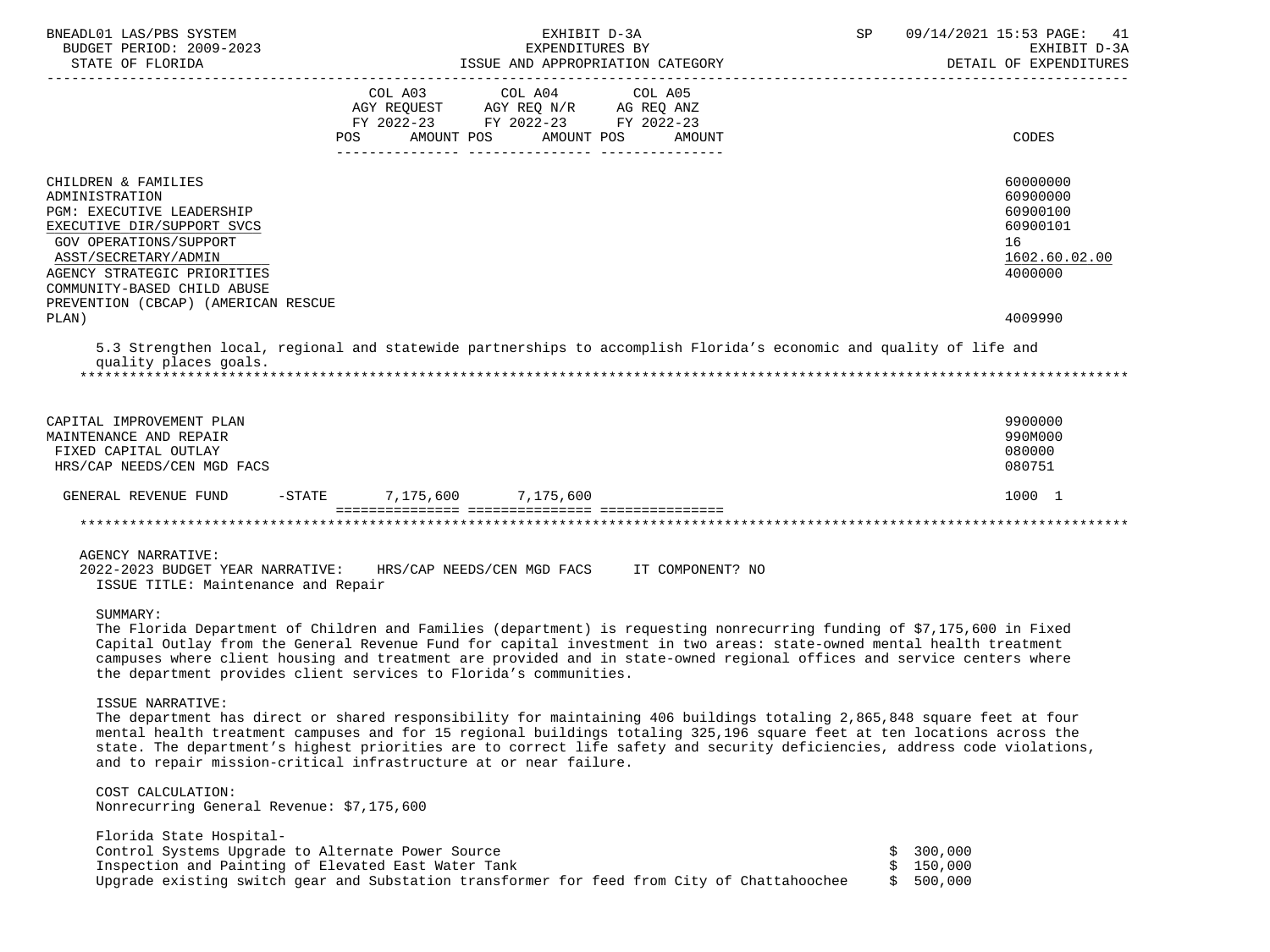| | COL A03 AGY REQUEST FY 2022-23 POS AMOUNT | COL A04 AGY REQ N/R FY 2022-23 POS AMOUNT | COL A05 AG REQ ANZ FY 2022-23 POS AMOUNT | CODES |
|---|---|---|---|---|
| CHILDREN & FAMILIES | | | | 60000000 |
| ADMINISTRATION | | | | 60900000 |
| PGM: EXECUTIVE LEADERSHIP | | | | 60900100 |
| EXECUTIVE DIR/SUPPORT SVCS | | | | 60900101 |
| GOV OPERATIONS/SUPPORT | | | | 16 |
| ASST/SECRETARY/ADMIN | | | | 1602.60.02.00 |
| AGENCY STRATEGIC PRIORITIES | | | | 4000000 |
| COMMUNITY-BASED CHILD ABUSE PREVENTION (CBCAP) (AMERICAN RESCUE PLAN) | | | | 4009990 |

5.3 Strengthen local, regional and statewide partnerships to accomplish Florida's economic and quality of life and quality places goals.

| | COL A03 | COL A04 | COL A05 | CODES |
|---|---|---|---|---|
| CAPITAL IMPROVEMENT PLAN | | | | 9900000 |
| MAINTENANCE AND REPAIR | | | | 990M000 |
| FIXED CAPITAL OUTLAY | | | | 080000 |
| HRS/CAP NEEDS/CEN MGD FACS | | | | 080751 |
| GENERAL REVENUE FUND -STATE | 7,175,600 | 7,175,600 | | 1000 1 |

AGENCY NARRATIVE:
2022-2023 BUDGET YEAR NARRATIVE: HRS/CAP NEEDS/CEN MGD FACS IT COMPONENT? NO
ISSUE TITLE: Maintenance and Repair

SUMMARY:
The Florida Department of Children and Families (department) is requesting nonrecurring funding of $7,175,600 in Fixed Capital Outlay from the General Revenue Fund for capital investment in two areas: state-owned mental health treatment campuses where client housing and treatment are provided and in state-owned regional offices and service centers where the department provides client services to Florida's communities.

ISSUE NARRATIVE:
The department has direct or shared responsibility for maintaining 406 buildings totaling 2,865,848 square feet at four mental health treatment campuses and for 15 regional buildings totaling 325,196 square feet at ten locations across the state. The department's highest priorities are to correct life safety and security deficiencies, address code violations, and to repair mission-critical infrastructure at or near failure.

COST CALCULATION:
Nonrecurring General Revenue: $7,175,600

Florida State Hospital-

| | |
|---|---|
| Control Systems Upgrade to Alternate Power Source | $ 300,000 |
| Inspection and Painting of Elevated East Water Tank | $ 150,000 |
| Upgrade existing switch gear and Substation transformer for feed from City of Chattahoochee | $ 500,000 |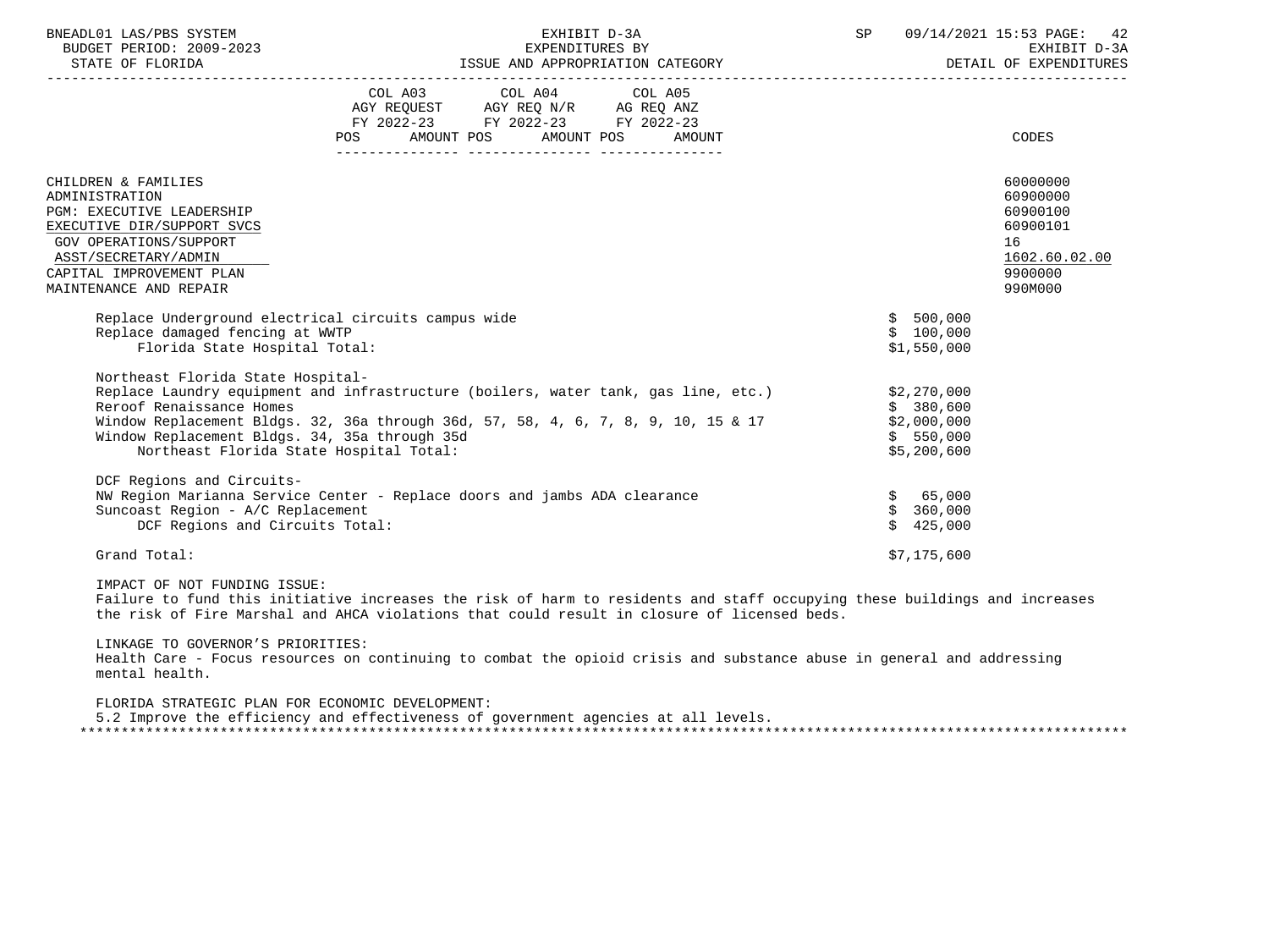| | COL A03 AGY REQUEST FY 2022-23 POS AMOUNT | COL A04 AGY REQ N/R FY 2022-23 POS AMOUNT | COL A05 AG REQ ANZ FY 2022-23 POS AMOUNT | CODES |
|---|---|---|---|---|
| CHILDREN & FAMILIES | | | | 60000000 |
| ADMINISTRATION | | | | 60900000 |
| PGM: EXECUTIVE LEADERSHIP | | | | 60900100 |
| EXECUTIVE DIR/SUPPORT SVCS | | | | 60900101 |
| GOV OPERATIONS/SUPPORT | | | | 16 |
| ASST/SECRETARY/ADMIN | | | | 1602.60.02.00 |
| CAPITAL IMPROVEMENT PLAN | | | | 9900000 |
| MAINTENANCE AND REPAIR | | | | 990M000 |

| | |
|---|---|
| Replace Underground electrical circuits campus wide | $ 500,000 |
| Replace damaged fencing at WWTP | $ 100,000 |
| Florida State Hospital Total: | $1,550,000 |
| | |
| Northeast Florida State Hospital- | |
| Replace Laundry equipment and infrastructure (boilers, water tank, gas line, etc.) | $2,270,000 |
| Reroof Renaissance Homes | $ 380,600 |
| Window Replacement Bldgs. 32, 36a through 36d, 57, 58, 4, 6, 7, 8, 9, 10, 15 & 17 | $2,000,000 |
| Window Replacement Bldgs. 34, 35a through 35d | $ 550,000 |
| Northeast Florida State Hospital Total: | $5,200,600 |
| | |
| DCF Regions and Circuits- | |
| NW Region Marianna Service Center - Replace doors and jambs ADA clearance | $ 65,000 |
| Suncoast Region - A/C Replacement | $ 360,000 |
| DCF Regions and Circuits Total: | $ 425,000 |
| | |
| Grand Total: | $7,175,600 |

IMPACT OF NOT FUNDING ISSUE:
Failure to fund this initiative increases the risk of harm to residents and staff occupying these buildings and increases the risk of Fire Marshal and AHCA violations that could result in closure of licensed beds.

LINKAGE TO GOVERNOR'S PRIORITIES:
Health Care - Focus resources on continuing to combat the opioid crisis and substance abuse in general and addressing mental health.

FLORIDA STRATEGIC PLAN FOR ECONOMIC DEVELOPMENT:
5.2 Improve the efficiency and effectiveness of government agencies at all levels.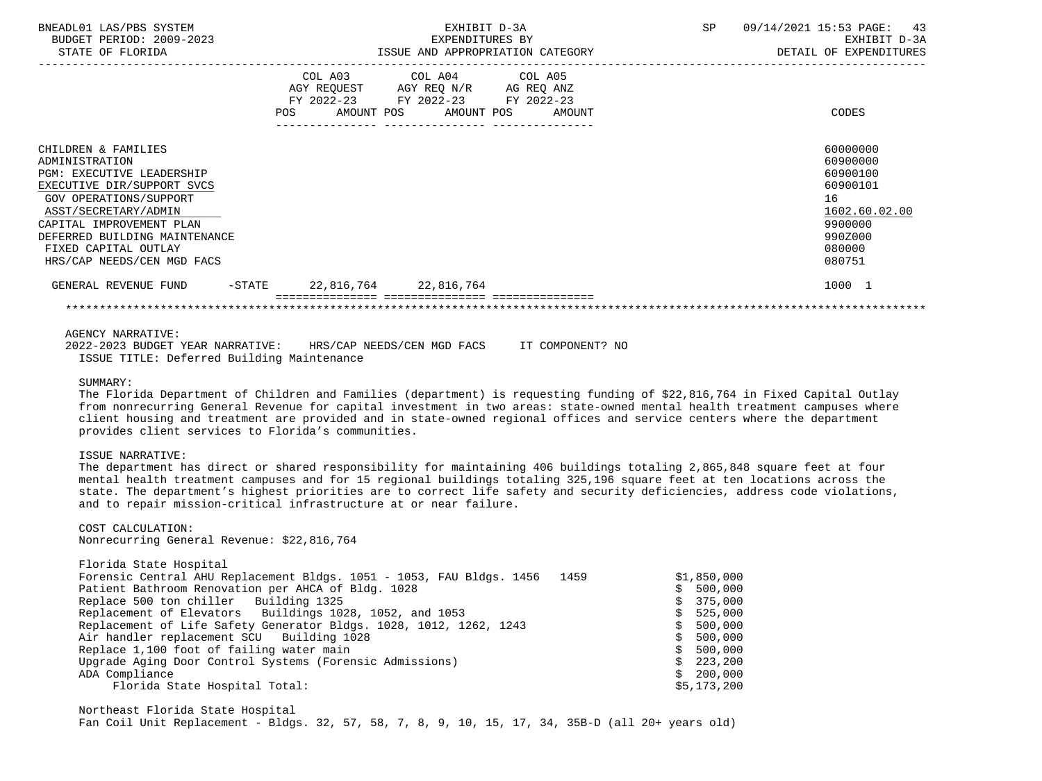| | COL A03 AGY REQUEST FY 2022-23 POS AMOUNT | COL A04 AGY REQ N/R FY 2022-23 POS AMOUNT | COL A05 AG REQ ANZ FY 2022-23 POS AMOUNT | CODES |
|---|---|---|---|---|
| CHILDREN & FAMILIES | | | | 60000000 |
| ADMINISTRATION | | | | 60900000 |
| PGM: EXECUTIVE LEADERSHIP | | | | 60900100 |
| EXECUTIVE DIR/SUPPORT SVCS | | | | 60900101 |
| GOV OPERATIONS/SUPPORT | | | | 16 |
| ASST/SECRETARY/ADMIN | | | | 1602.60.02.00 |
| CAPITAL IMPROVEMENT PLAN | | | | 9900000 |
| DEFERRED BUILDING MAINTENANCE | | | | 990Z000 |
| FIXED CAPITAL OUTLAY | | | | 080000 |
| HRS/CAP NEEDS/CEN MGD FACS | | | | 080751 |
| GENERAL REVENUE FUND -STATE | 22,816,764 | 22,816,764 | | 1000 1 |

AGENCY NARRATIVE:

2022-2023 BUDGET YEAR NARRATIVE: HRS/CAP NEEDS/CEN MGD FACS IT COMPONENT? NO

ISSUE TITLE: Deferred Building Maintenance

SUMMARY:

The Florida Department of Children and Families (department) is requesting funding of $22,816,764 in Fixed Capital Outlay from nonrecurring General Revenue for capital investment in two areas: state-owned mental health treatment campuses where client housing and treatment are provided and in state-owned regional offices and service centers where the department provides client services to Florida's communities.

ISSUE NARRATIVE:

The department has direct or shared responsibility for maintaining 406 buildings totaling 2,865,848 square feet at four mental health treatment campuses and for 15 regional buildings totaling 325,196 square feet at ten locations across the state. The department's highest priorities are to correct life safety and security deficiencies, address code violations, and to repair mission-critical infrastructure at or near failure.

COST CALCULATION:

Nonrecurring General Revenue: $22,816,764

Florida State Hospital

| | |
|---|---|
| Forensic Central AHU Replacement Bldgs. 1051 - 1053, FAU Bldgs. 1456 1459 | $1,850,000 |
| Patient Bathroom Renovation per AHCA of Bldg. 1028 | $ 500,000 |
| Replace 500 ton chiller Building 1325 | $ 375,000 |
| Replacement of Elevators Buildings 1028, 1052, and 1053 | $ 525,000 |
| Replacement of Life Safety Generator Bldgs. 1028, 1012, 1262, 1243 | $ 500,000 |
| Air handler replacement SCU Building 1028 | $ 500,000 |
| Replace 1,100 foot of failing water main | $ 500,000 |
| Upgrade Aging Door Control Systems (Forensic Admissions) | $ 223,200 |
| ADA Compliance | $ 200,000 |
| Florida State Hospital Total: | $5,173,200 |

Northeast Florida State Hospital

Fan Coil Unit Replacement - Bldgs. 32, 57, 58, 7, 8, 9, 10, 15, 17, 34, 35B-D (all 20+ years old)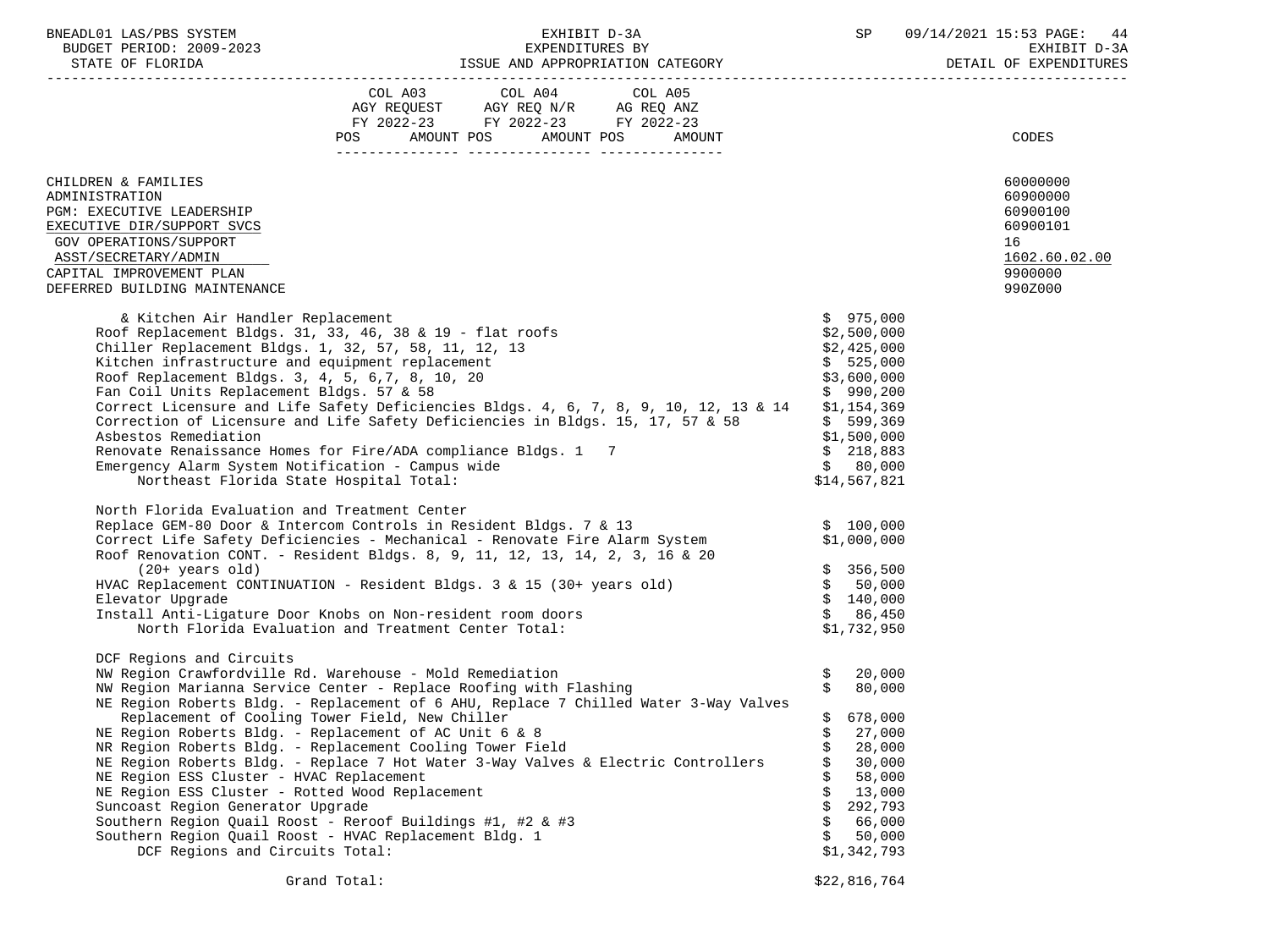BNEADL01 LAS/PBS SYSTEM — EXHIBIT D-3A — SP 09/14/2021 15:53

BUDGET PERIOD: 2009-2023 — EXPENDITURES BY — EXHIBIT D-3A

STATE OF FLORIDA — ISSUE AND APPROPRIATION CATEGORY — DETAIL OF EXPENDITURES

| | COL A03 AGY REQUEST FY 2022-23 POS AMOUNT | COL A04 AGY REQ N/R FY 2022-23 POS AMOUNT | COL A05 AG REQ ANZ FY 2022-23 POS AMOUNT | CODES |
|---|---|---|---|---|
| CHILDREN & FAMILIES | | | | 60000000 |
| ADMINISTRATION | | | | 60900000 |
| PGM: EXECUTIVE LEADERSHIP | | | | 60900100 |
| EXECUTIVE DIR/SUPPORT SVCS | | | | 60900101 |
| GOV OPERATIONS/SUPPORT | | | | 16 |
| ASST/SECRETARY/ADMIN | | | | 1602.60.02.00 |
| CAPITAL IMPROVEMENT PLAN | | | | 9900000 |
| DEFERRED BUILDING MAINTENANCE | | | | 990Z000 |

| Item | Amount |
|---|---|
| & Kitchen Air Handler Replacement | $ 975,000 |
| Roof Replacement Bldgs. 31, 33, 46, 38 & 19 - flat roofs | $2,500,000 |
| Chiller Replacement Bldgs. 1, 32, 57, 58, 11, 12, 13 | $2,425,000 |
| Kitchen infrastructure and equipment replacement | $ 525,000 |
| Roof Replacement Bldgs. 3, 4, 5, 6,7, 8, 10, 20 | $3,600,000 |
| Fan Coil Units Replacement Bldgs. 57 & 58 | $ 990,200 |
| Correct Licensure and Life Safety Deficiencies Bldgs. 4, 6, 7, 8, 9, 10, 12, 13 & 14 | $1,154,369 |
| Correction of Licensure and Life Safety Deficiencies in Bldgs. 15, 17, 57 & 58 | $ 599,369 |
| Asbestos Remediation | $1,500,000 |
| Renovate Renaissance Homes for Fire/ADA compliance Bldgs. 1 7 | $ 218,883 |
| Emergency Alarm System Notification - Campus wide | $ 80,000 |
| Northeast Florida State Hospital Total: | $14,567,821 |
| | |
| **North Florida Evaluation and Treatment Center** | |
| Replace GEM-80 Door & Intercom Controls in Resident Bldgs. 7 & 13 | $ 100,000 |
| Correct Life Safety Deficiencies - Mechanical - Renovate Fire Alarm System | $1,000,000 |
| Roof Renovation CONT. - Resident Bldgs. 8, 9, 11, 12, 13, 14, 2, 3, 16 & 20 (20+ years old) | $ 356,500 |
| HVAC Replacement CONTINUATION - Resident Bldgs. 3 & 15 (30+ years old) | $ 50,000 |
| Elevator Upgrade | $ 140,000 |
| Install Anti-Ligature Door Knobs on Non-resident room doors | $ 86,450 |
| North Florida Evaluation and Treatment Center Total: | $1,732,950 |
| | |
| **DCF Regions and Circuits** | |
| NW Region Crawfordville Rd. Warehouse - Mold Remediation | $ 20,000 |
| NW Region Marianna Service Center - Replace Roofing with Flashing | $ 80,000 |
| NE Region Roberts Bldg. - Replacement of 6 AHU, Replace 7 Chilled Water 3-Way Valves Replacement of Cooling Tower Field, New Chiller | $ 678,000 |
| NE Region Roberts Bldg. - Replacement of AC Unit 6 & 8 | $ 27,000 |
| NR Region Roberts Bldg. - Replacement Cooling Tower Field | $ 28,000 |
| NE Region Roberts Bldg. - Replace 7 Hot Water 3-Way Valves & Electric Controllers | $ 30,000 |
| NE Region ESS Cluster - HVAC Replacement | $ 58,000 |
| NE Region ESS Cluster - Rotted Wood Replacement | $ 13,000 |
| Suncoast Region Generator Upgrade | $ 292,793 |
| Southern Region Quail Roost - Reroof Buildings #1, #2 & #3 | $ 66,000 |
| Southern Region Quail Roost - HVAC Replacement Bldg. 1 | $ 50,000 |
| DCF Regions and Circuits Total: | $1,342,793 |
| | |
| Grand Total: | $22,816,764 |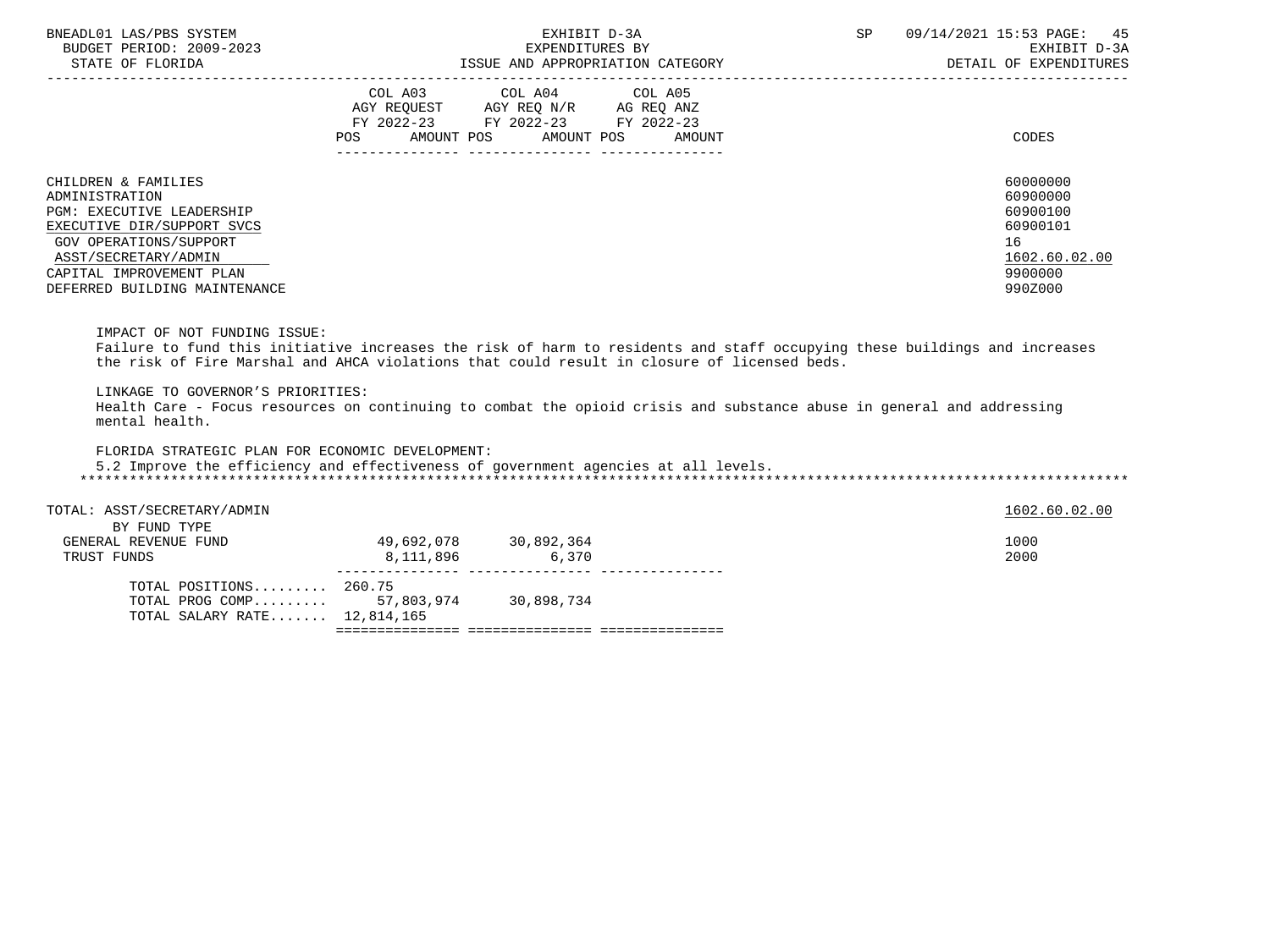| | COL A03 AGY REQUEST FY 2022-23 POS AMOUNT | COL A04 AGY REQ N/R FY 2022-23 POS AMOUNT | COL A05 AG REQ ANZ FY 2022-23 POS AMOUNT | CODES |
|---|---|---|---|---|
| CHILDREN & FAMILIES | | | | 60000000 |
| ADMINISTRATION | | | | 60900000 |
| PGM: EXECUTIVE LEADERSHIP | | | | 60900100 |
| EXECUTIVE DIR/SUPPORT SVCS | | | | 60900101 |
| GOV OPERATIONS/SUPPORT | | | | 16 |
| ASST/SECRETARY/ADMIN | | | | 1602.60.02.00 |
| CAPITAL IMPROVEMENT PLAN | | | | 9900000 |
| DEFERRED BUILDING MAINTENANCE | | | | 990Z000 |

IMPACT OF NOT FUNDING ISSUE:
Failure to fund this initiative increases the risk of harm to residents and staff occupying these buildings and increases the risk of Fire Marshal and AHCA violations that could result in closure of licensed beds.

LINKAGE TO GOVERNOR'S PRIORITIES:
Health Care - Focus resources on continuing to combat the opioid crisis and substance abuse in general and addressing mental health.

FLORIDA STRATEGIC PLAN FOR ECONOMIC DEVELOPMENT:
5.2 Improve the efficiency and effectiveness of government agencies at all levels.

*******************************************************************************************************************************

| TOTAL: ASST/SECRETARY/ADMIN | COL A03 | COL A04 | COL A05 | 1602.60.02.00 |
|---|---|---|---|---|
| BY FUND TYPE | | | | |
| GENERAL REVENUE FUND | 49,692,078 | 30,892,364 | | 1000 |
| TRUST FUNDS | 8,111,896 | 6,370 | | 2000 |
| TOTAL POSITIONS......... | 260.75 | | | |
| TOTAL PROG COMP......... | 57,803,974 | 30,898,734 | | |
| TOTAL SALARY RATE....... | 12,814,165 | | | |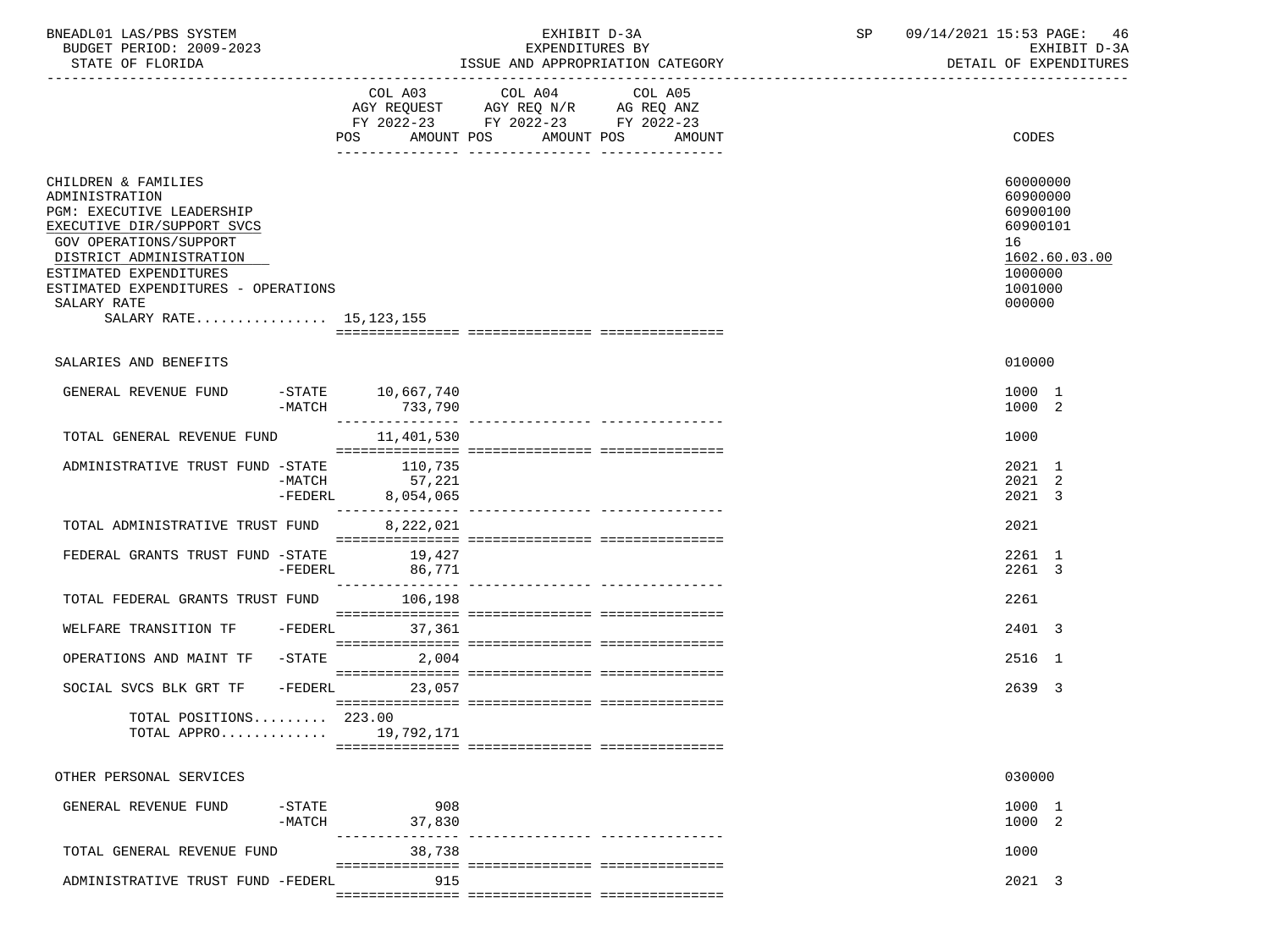BNEADL01 LAS/PBS SYSTEM — EXHIBIT D-3A — EXPENDITURES BY ISSUE AND APPROPRIATION CATEGORY
BUDGET PERIOD: 2009-2023 — STATE OF FLORIDA — DETAIL OF EXPENDITURES
SP 09/14/2021 15:53

| | COL A03 AGY REQUEST FY 2022-23 POS AMOUNT | COL A04 AGY REQ N/R FY 2022-23 POS AMOUNT | COL A05 AG REQ ANZ FY 2022-23 POS AMOUNT | CODES |
|---|---|---|---|---|
| CHILDREN & FAMILIES | | | | 60000000 |
| ADMINISTRATION | | | | 60900000 |
| PGM: EXECUTIVE LEADERSHIP | | | | 60900100 |
| EXECUTIVE DIR/SUPPORT SVCS | | | | 60900101 |
| GOV OPERATIONS/SUPPORT | | | | 16 |
| DISTRICT ADMINISTRATION | | | | 1602.60.03.00 |
| ESTIMATED EXPENDITURES | | | | 1000000 |
| ESTIMATED EXPENDITURES - OPERATIONS | | | | 1001000 |
| SALARY RATE | | | | 000000 |
| SALARY RATE................ | 15,123,155 | | | |
| SALARIES AND BENEFITS | | | | 010000 |
| GENERAL REVENUE FUND -STATE | 10,667,740 | | | 1000 1 |
| -MATCH | 733,790 | | | 1000 2 |
| TOTAL GENERAL REVENUE FUND | 11,401,530 | | | 1000 |
| ADMINISTRATIVE TRUST FUND -STATE | 110,735 | | | 2021 1 |
| -MATCH | 57,221 | | | 2021 2 |
| -FEDERL | 8,054,065 | | | 2021 3 |
| TOTAL ADMINISTRATIVE TRUST FUND | 8,222,021 | | | 2021 |
| FEDERAL GRANTS TRUST FUND -STATE | 19,427 | | | 2261 1 |
| -FEDERL | 86,771 | | | 2261 3 |
| TOTAL FEDERAL GRANTS TRUST FUND | 106,198 | | | 2261 |
| WELFARE TRANSITION TF -FEDERL | 37,361 | | | 2401 3 |
| OPERATIONS AND MAINT TF -STATE | 2,004 | | | 2516 1 |
| SOCIAL SVCS BLK GRT TF -FEDERL | 23,057 | | | 2639 3 |
| TOTAL POSITIONS......... | 223.00 | | | |
| TOTAL APPRO............. | 19,792,171 | | | |
| OTHER PERSONAL SERVICES | | | | 030000 |
| GENERAL REVENUE FUND -STATE | 908 | | | 1000 1 |
| -MATCH | 37,830 | | | 1000 2 |
| TOTAL GENERAL REVENUE FUND | 38,738 | | | 1000 |
| ADMINISTRATIVE TRUST FUND -FEDERL | 915 | | | 2021 3 |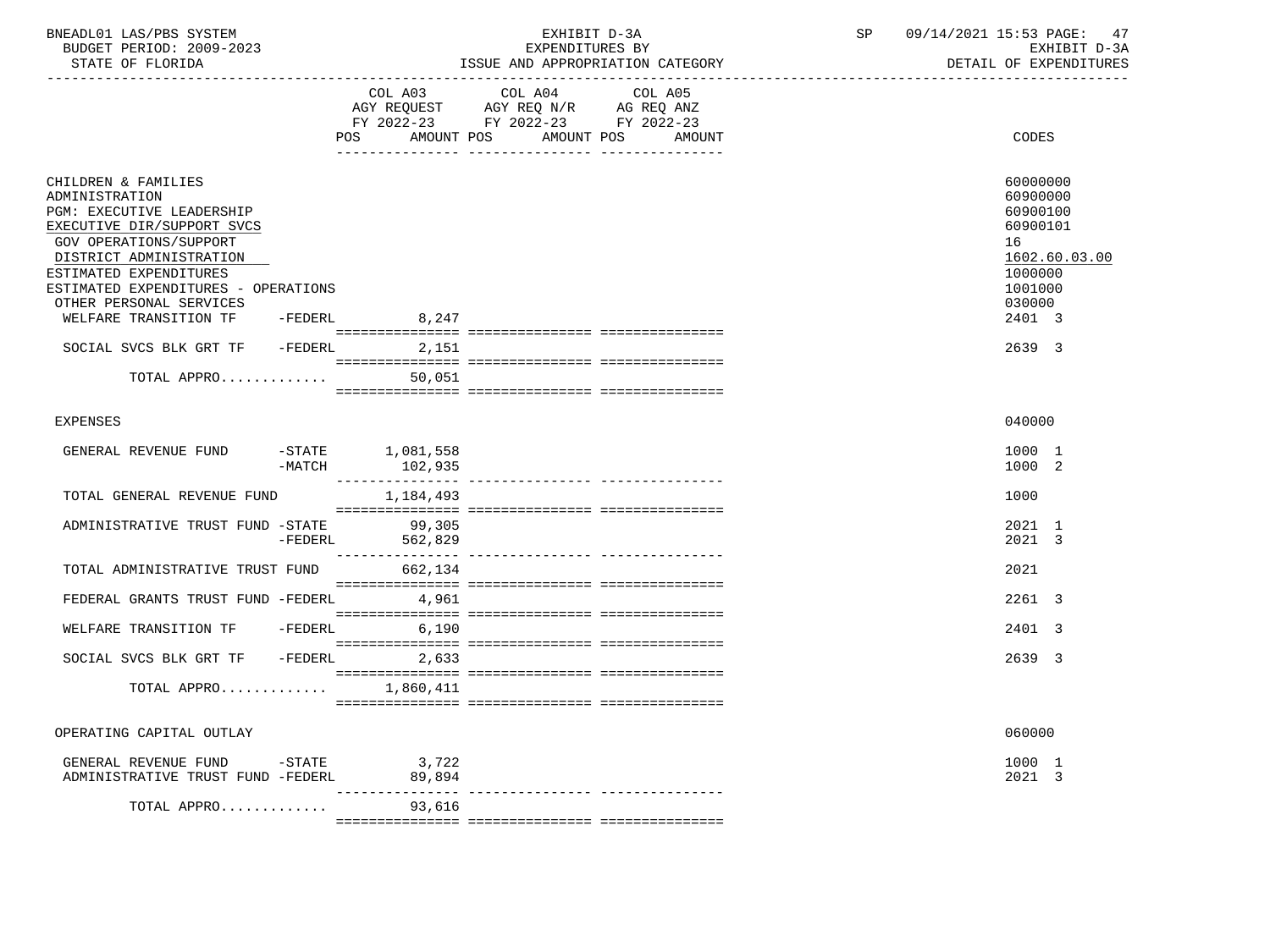BNEADL01 LAS/PBS SYSTEM — EXHIBIT D-3A — EXPENDITURES BY ISSUE AND APPROPRIATION CATEGORY
BUDGET PERIOD: 2009-2023 — STATE OF FLORIDA — SP 09/14/2021 15:53 — EXHIBIT D-3A DETAIL OF EXPENDITURES

| | COL A03 AGY REQUEST FY 2022-23 POS AMOUNT | COL A04 AGY REQ N/R FY 2022-23 POS AMOUNT | COL A05 AG REQ ANZ FY 2022-23 POS AMOUNT | CODES |
|---|---|---|---|---|
| CHILDREN & FAMILIES | | | | 60000000 |
| ADMINISTRATION | | | | 60900000 |
| PGM: EXECUTIVE LEADERSHIP | | | | 60900100 |
| EXECUTIVE DIR/SUPPORT SVCS | | | | 60900101 |
| GOV OPERATIONS/SUPPORT | | | | 16 |
| DISTRICT ADMINISTRATION | | | | 1602.60.03.00 |
| ESTIMATED EXPENDITURES | | | | 1000000 |
| ESTIMATED EXPENDITURES - OPERATIONS | | | | 1001000 |
| OTHER PERSONAL SERVICES | | | | 030000 |
| WELFARE TRANSITION TF -FEDERL | 8,247 | | | 2401 3 |
| SOCIAL SVCS BLK GRT TF -FEDERL | 2,151 | | | 2639 3 |
| TOTAL APPRO............ | 50,051 | | | |
| EXPENSES | | | | 040000 |
| GENERAL REVENUE FUND -STATE | 1,081,558 | | | 1000 1 |
| -MATCH | 102,935 | | | 1000 2 |
| TOTAL GENERAL REVENUE FUND | 1,184,493 | | | 1000 |
| ADMINISTRATIVE TRUST FUND -STATE | 99,305 | | | 2021 1 |
| -FEDERL | 562,829 | | | 2021 3 |
| TOTAL ADMINISTRATIVE TRUST FUND | 662,134 | | | 2021 |
| FEDERAL GRANTS TRUST FUND -FEDERL | 4,961 | | | 2261 3 |
| WELFARE TRANSITION TF -FEDERL | 6,190 | | | 2401 3 |
| SOCIAL SVCS BLK GRT TF -FEDERL | 2,633 | | | 2639 3 |
| TOTAL APPRO............ | 1,860,411 | | | |
| OPERATING CAPITAL OUTLAY | | | | 060000 |
| GENERAL REVENUE FUND -STATE | 3,722 | | | 1000 1 |
| ADMINISTRATIVE TRUST FUND -FEDERL | 89,894 | | | 2021 3 |
| TOTAL APPRO............ | 93,616 | | | |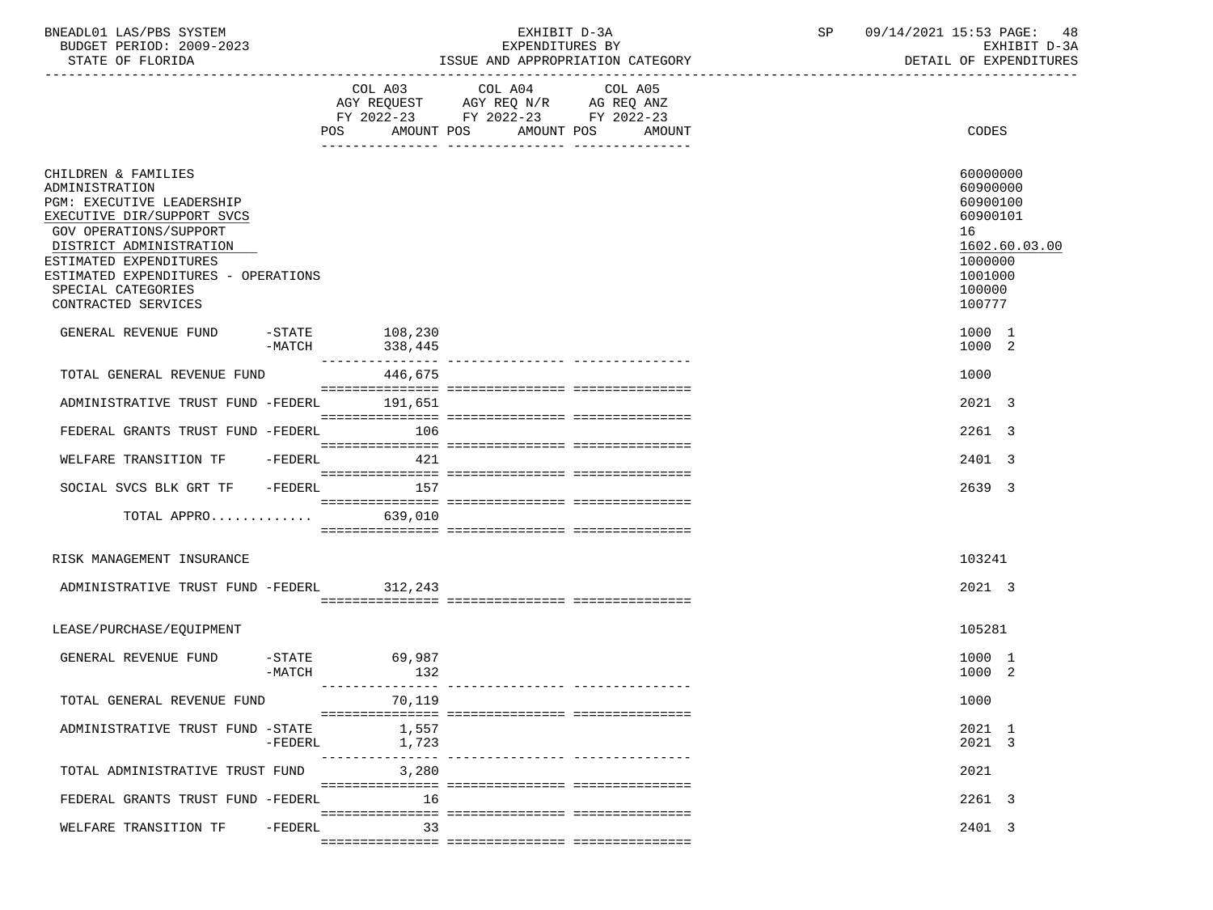BNEADL01 LAS/PBS SYSTEM | EXHIBIT D-3A | SP 09/14/2021 15:53
BUDGET PERIOD: 2009-2023 | EXPENDITURES BY | EXHIBIT D-3A
STATE OF FLORIDA | ISSUE AND APPROPRIATION CATEGORY | DETAIL OF EXPENDITURES

| | COL A03 AGY REQUEST FY 2022-23 POS AMOUNT | COL A04 AGY REQ N/R FY 2022-23 POS AMOUNT | COL A05 AG REQ ANZ FY 2022-23 POS AMOUNT | CODES |
|---|---|---|---|---|
| CHILDREN & FAMILIES | | | | 60000000 |
| ADMINISTRATION | | | | 60900000 |
| PGM: EXECUTIVE LEADERSHIP | | | | 60900100 |
| EXECUTIVE DIR/SUPPORT SVCS | | | | 60900101 |
| GOV OPERATIONS/SUPPORT | | | | 16 |
| DISTRICT ADMINISTRATION | | | | 1602.60.03.00 |
| ESTIMATED EXPENDITURES | | | | 1000000 |
| ESTIMATED EXPENDITURES - OPERATIONS | | | | 1001000 |
| SPECIAL CATEGORIES | | | | 100000 |
| CONTRACTED SERVICES | | | | 100777 |
| GENERAL REVENUE FUND -STATE | 108,230 | | | 1000 1 |
| -MATCH | 338,445 | | | 1000 2 |
| TOTAL GENERAL REVENUE FUND | 446,675 | | | 1000 |
| ADMINISTRATIVE TRUST FUND -FEDERL | 191,651 | | | 2021 3 |
| FEDERAL GRANTS TRUST FUND -FEDERL | 106 | | | 2261 3 |
| WELFARE TRANSITION TF -FEDERL | 421 | | | 2401 3 |
| SOCIAL SVCS BLK GRT TF -FEDERL | 157 | | | 2639 3 |
| TOTAL APPRO............ | 639,010 | | | |
| RISK MANAGEMENT INSURANCE | | | | 103241 |
| ADMINISTRATIVE TRUST FUND -FEDERL | 312,243 | | | 2021 3 |
| LEASE/PURCHASE/EQUIPMENT | | | | 105281 |
| GENERAL REVENUE FUND -STATE | 69,987 | | | 1000 1 |
| -MATCH | 132 | | | 1000 2 |
| TOTAL GENERAL REVENUE FUND | 70,119 | | | 1000 |
| ADMINISTRATIVE TRUST FUND -STATE | 1,557 | | | 2021 1 |
| -FEDERL | 1,723 | | | 2021 3 |
| TOTAL ADMINISTRATIVE TRUST FUND | 3,280 | | | 2021 |
| FEDERAL GRANTS TRUST FUND -FEDERL | 16 | | | 2261 3 |
| WELFARE TRANSITION TF -FEDERL | 33 | | | 2401 3 |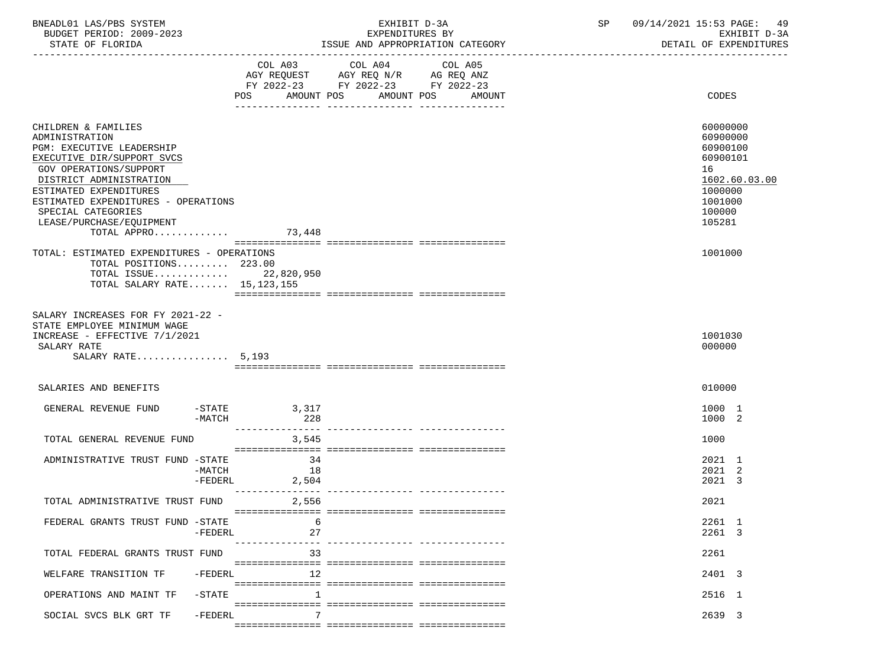| | COL A03 AGY REQUEST FY 2022-23 POS AMOUNT | COL A04 AGY REQ N/R FY 2022-23 POS AMOUNT | COL A05 AG REQ ANZ FY 2022-23 POS AMOUNT | CODES |
|---|---|---|---|---|
| CHILDREN & FAMILIES | | | | 60000000 |
| ADMINISTRATION | | | | 60900000 |
| PGM: EXECUTIVE LEADERSHIP | | | | 60900100 |
| EXECUTIVE DIR/SUPPORT SVCS | | | | 60900101 |
| GOV OPERATIONS/SUPPORT | | | | 16 |
| DISTRICT ADMINISTRATION | | | | 1602.60.03.00 |
| ESTIMATED EXPENDITURES | | | | 1000000 |
| ESTIMATED EXPENDITURES - OPERATIONS | | | | 1001000 |
| SPECIAL CATEGORIES | | | | 100000 |
| LEASE/PURCHASE/EQUIPMENT | | | | 105281 |
| TOTAL APPRO............. | 73,448 | | | |
| TOTAL: ESTIMATED EXPENDITURES - OPERATIONS | | | | 1001000 |
| TOTAL POSITIONS......... | 223.00 | | | |
| TOTAL ISSUE............. | 22,820,950 | | | |
| TOTAL SALARY RATE....... | 15,123,155 | | | |
| SALARY INCREASES FOR FY 2021-22 - STATE EMPLOYEE MINIMUM WAGE INCREASE - EFFECTIVE 7/1/2021 | | | | 1001030 |
| SALARY RATE | | | | 000000 |
| SALARY RATE................ | 5,193 | | | |
| SALARIES AND BENEFITS | | | | 010000 |
| GENERAL REVENUE FUND -STATE | 3,317 | | | 1000 1 |
| -MATCH | 228 | | | 1000 2 |
| TOTAL GENERAL REVENUE FUND | 3,545 | | | 1000 |
| ADMINISTRATIVE TRUST FUND -STATE | 34 | | | 2021 1 |
| -MATCH | 18 | | | 2021 2 |
| -FEDERL | 2,504 | | | 2021 3 |
| TOTAL ADMINISTRATIVE TRUST FUND | 2,556 | | | 2021 |
| FEDERAL GRANTS TRUST FUND -STATE | 6 | | | 2261 1 |
| -FEDERL | 27 | | | 2261 3 |
| TOTAL FEDERAL GRANTS TRUST FUND | 33 | | | 2261 |
| WELFARE TRANSITION TF -FEDERL | 12 | | | 2401 3 |
| OPERATIONS AND MAINT TF -STATE | 1 | | | 2516 1 |
| SOCIAL SVCS BLK GRT TF -FEDERL | 7 | | | 2639 3 |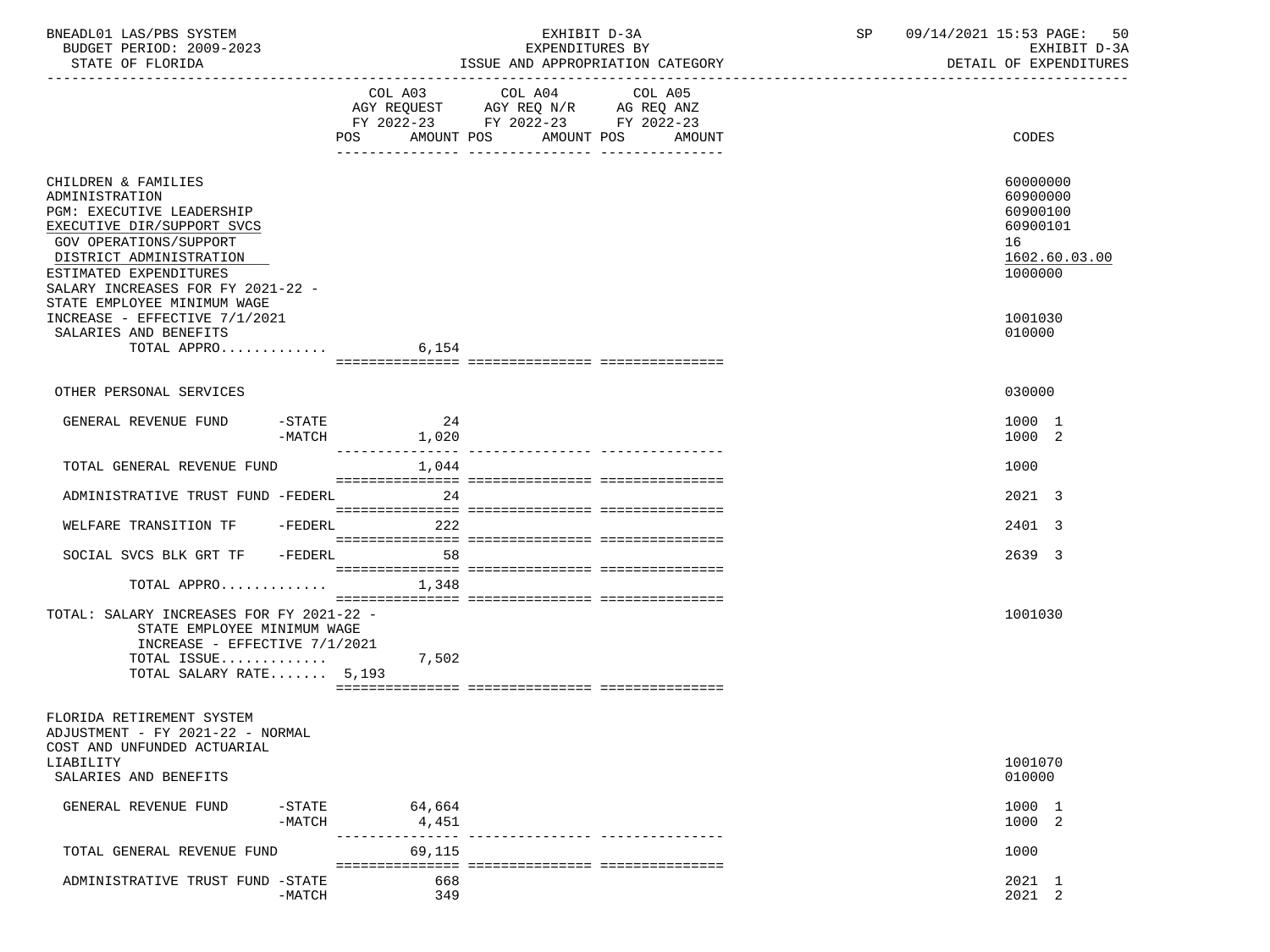BNEADL01 LAS/PBS SYSTEM | EXHIBIT D-3A | SP 09/14/2021 15:53
BUDGET PERIOD: 2009-2023 | EXPENDITURES BY | EXHIBIT D-3A
STATE OF FLORIDA | ISSUE AND APPROPRIATION CATEGORY | DETAIL OF EXPENDITURES

| | COL A03 AGY REQUEST FY 2022-23 POS AMOUNT | COL A04 AGY REQ N/R FY 2022-23 POS AMOUNT | COL A05 AG REQ ANZ FY 2022-23 POS AMOUNT | CODES |
|---|---|---|---|---|
| CHILDREN & FAMILIES | | | | 60000000 |
| ADMINISTRATION | | | | 60900000 |
| PGM: EXECUTIVE LEADERSHIP | | | | 60900100 |
| EXECUTIVE DIR/SUPPORT SVCS | | | | 60900101 |
| GOV OPERATIONS/SUPPORT | | | | 16 |
| DISTRICT ADMINISTRATION | | | | 1602.60.03.00 |
| ESTIMATED EXPENDITURES | | | | 1000000 |
| SALARY INCREASES FOR FY 2021-22 - STATE EMPLOYEE MINIMUM WAGE INCREASE - EFFECTIVE 7/1/2021 | | | | 1001030 |
| SALARIES AND BENEFITS | | | | 010000 |
| TOTAL APPRO............. | 6,154 | | | |
| OTHER PERSONAL SERVICES | | | | 030000 |
| GENERAL REVENUE FUND -STATE | 24 | | | 1000 1 |
| -MATCH | 1,020 | | | 1000 2 |
| TOTAL GENERAL REVENUE FUND | 1,044 | | | 1000 |
| ADMINISTRATIVE TRUST FUND -FEDERL | 24 | | | 2021 3 |
| WELFARE TRANSITION TF -FEDERL | 222 | | | 2401 3 |
| SOCIAL SVCS BLK GRT TF -FEDERL | 58 | | | 2639 3 |
| TOTAL APPRO............. | 1,348 | | | |
| TOTAL: SALARY INCREASES FOR FY 2021-22 - STATE EMPLOYEE MINIMUM WAGE INCREASE - EFFECTIVE 7/1/2021 | | | | 1001030 |
| TOTAL ISSUE............. | 7,502 | | | |
| TOTAL SALARY RATE....... | 5,193 | | | |
| FLORIDA RETIREMENT SYSTEM ADJUSTMENT - FY 2021-22 - NORMAL COST AND UNFUNDED ACTUARIAL LIABILITY | | | | 1001070 |
| SALARIES AND BENEFITS | | | | 010000 |
| GENERAL REVENUE FUND -STATE | 64,664 | | | 1000 1 |
| -MATCH | 4,451 | | | 1000 2 |
| TOTAL GENERAL REVENUE FUND | 69,115 | | | 1000 |
| ADMINISTRATIVE TRUST FUND -STATE | 668 | | | 2021 1 |
| -MATCH | 349 | | | 2021 2 |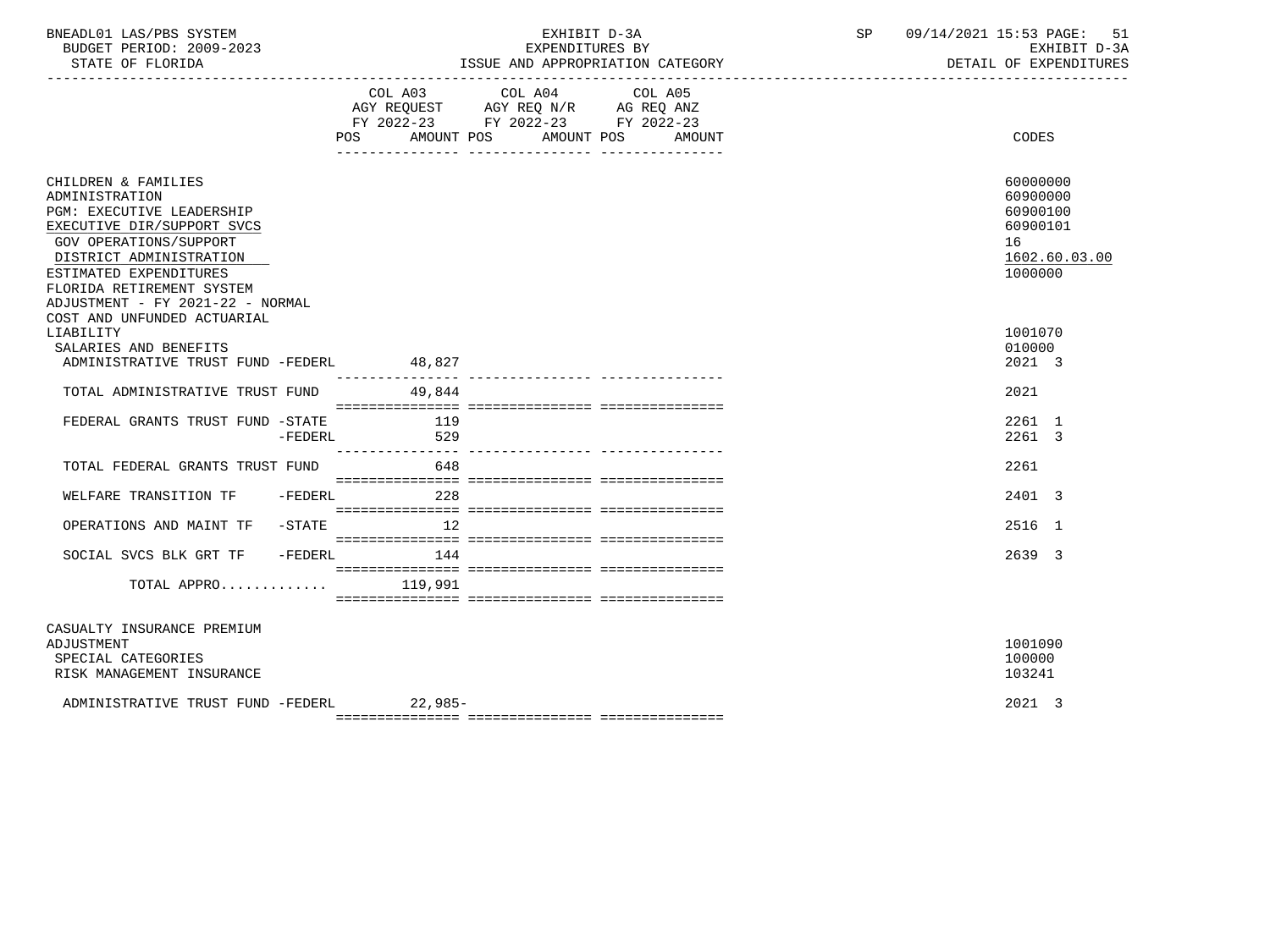BNEADL01 LAS/PBS SYSTEM — EXHIBIT D-3A — EXPENDITURES BY ISSUE AND APPROPRIATION CATEGORY

BUDGET PERIOD: 2009-2023 — STATE OF FLORIDA — EXHIBIT D-3A DETAIL OF EXPENDITURES

SP 09/14/2021 15:53

| | COL A03 AGY REQUEST FY 2022-23 POS | AMOUNT | COL A04 AGY REQ N/R FY 2022-23 POS | AMOUNT | COL A05 AG REQ ANZ FY 2022-23 POS | AMOUNT | CODES |
|---|---|---|---|---|---|---|---|
| CHILDREN & FAMILIES | | | | | | | 60000000 |
| ADMINISTRATION | | | | | | | 60900000 |
| PGM: EXECUTIVE LEADERSHIP | | | | | | | 60900100 |
| EXECUTIVE DIR/SUPPORT SVCS | | | | | | | 60900101 |
| GOV OPERATIONS/SUPPORT | | | | | | | 16 |
| DISTRICT ADMINISTRATION | | | | | | | 1602.60.03.00 |
| ESTIMATED EXPENDITURES | | | | | | | 1000000 |
| FLORIDA RETIREMENT SYSTEM ADJUSTMENT - FY 2021-22 - NORMAL COST AND UNFUNDED ACTUARIAL LIABILITY | | | | | | | 1001070 |
| SALARIES AND BENEFITS | | | | | | | 010000 |
| ADMINISTRATIVE TRUST FUND -FEDERL | | 48,827 | | | | | 2021 3 |
| TOTAL ADMINISTRATIVE TRUST FUND | | 49,844 | | | | | 2021 |
| FEDERAL GRANTS TRUST FUND -STATE | | 119 | | | | | 2261 1 |
| -FEDERL | | 529 | | | | | 2261 3 |
| TOTAL FEDERAL GRANTS TRUST FUND | | 648 | | | | | 2261 |
| WELFARE TRANSITION TF -FEDERL | | 228 | | | | | 2401 3 |
| OPERATIONS AND MAINT TF -STATE | | 12 | | | | | 2516 1 |
| SOCIAL SVCS BLK GRT TF -FEDERL | | 144 | | | | | 2639 3 |
| TOTAL APPRO............ | | 119,991 | | | | | |
| CASUALTY INSURANCE PREMIUM ADJUSTMENT | | | | | | | 1001090 |
| SPECIAL CATEGORIES | | | | | | | 100000 |
| RISK MANAGEMENT INSURANCE | | | | | | | 103241 |
| ADMINISTRATIVE TRUST FUND -FEDERL | | 22,985- | | | | | 2021 3 |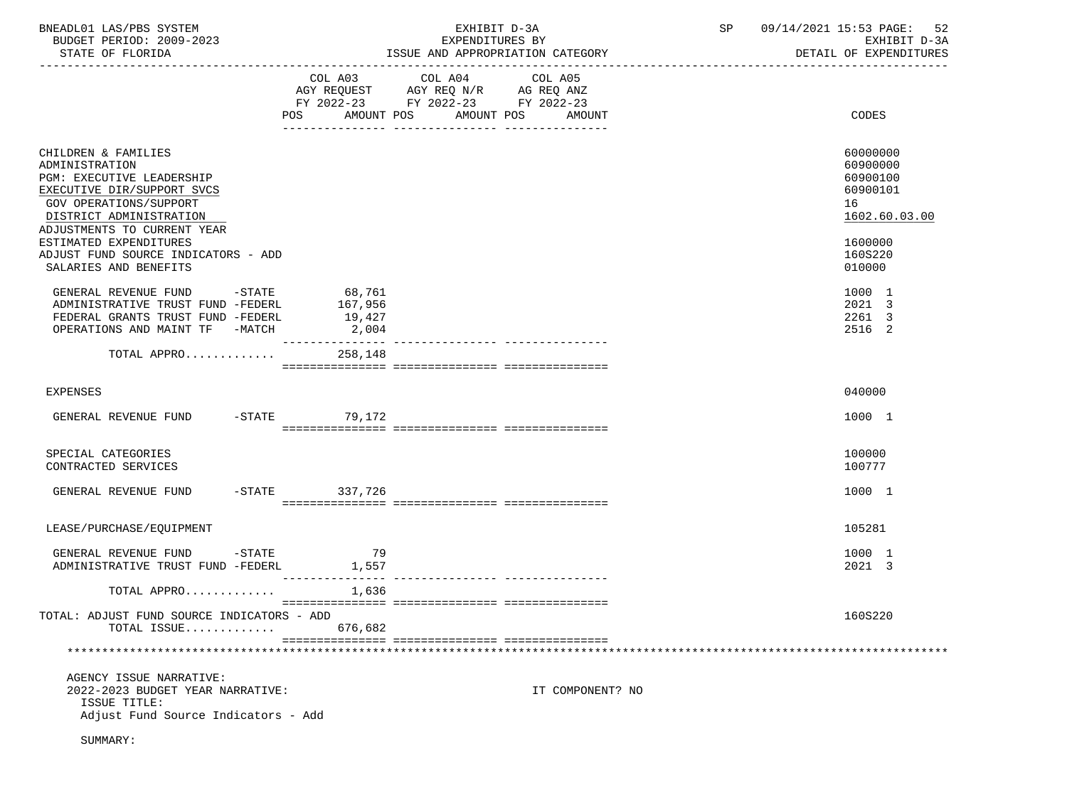BNEADL01 LAS/PBS SYSTEM | EXHIBIT D-3A | SP 09/14/2021 15:53

BUDGET PERIOD: 2009-2023 | EXPENDITURES BY | EXHIBIT D-3A

STATE OF FLORIDA | ISSUE AND APPROPRIATION CATEGORY | DETAIL OF EXPENDITURES

| | COL A03 AGY REQUEST FY 2022-23 POS AMOUNT | COL A04 AGY REQ N/R FY 2022-23 POS AMOUNT | COL A05 AG REQ ANZ FY 2022-23 POS AMOUNT | CODES |
|---|---|---|---|---|
| CHILDREN & FAMILIES | | | | 60000000 |
| ADMINISTRATION | | | | 60900000 |
| PGM: EXECUTIVE LEADERSHIP | | | | 60900100 |
| EXECUTIVE DIR/SUPPORT SVCS | | | | 60900101 |
| GOV OPERATIONS/SUPPORT | | | | 16 |
| DISTRICT ADMINISTRATION | | | | 1602.60.03.00 |
| ADJUSTMENTS TO CURRENT YEAR ESTIMATED EXPENDITURES | | | | 1600000 |
| ADJUST FUND SOURCE INDICATORS - ADD | | | | 160S220 |
| SALARIES AND BENEFITS | | | | 010000 |
| GENERAL REVENUE FUND -STATE | 68,761 | | | 1000 1 |
| ADMINISTRATIVE TRUST FUND -FEDERL | 167,956 | | | 2021 3 |
| FEDERAL GRANTS TRUST FUND -FEDERL | 19,427 | | | 2261 3 |
| OPERATIONS AND MAINT TF -MATCH | 2,004 | | | 2516 2 |
| TOTAL APPRO............ | 258,148 | | | |
| EXPENSES | | | | 040000 |
| GENERAL REVENUE FUND -STATE | 79,172 | | | 1000 1 |
| SPECIAL CATEGORIES | | | | 100000 |
| CONTRACTED SERVICES | | | | 100777 |
| GENERAL REVENUE FUND -STATE | 337,726 | | | 1000 1 |
| LEASE/PURCHASE/EQUIPMENT | | | | 105281 |
| GENERAL REVENUE FUND -STATE | 79 | | | 1000 1 |
| ADMINISTRATIVE TRUST FUND -FEDERL | 1,557 | | | 2021 3 |
| TOTAL APPRO............ | 1,636 | | | |
| TOTAL: ADJUST FUND SOURCE INDICATORS - ADD | | | | 160S220 |
| TOTAL ISSUE............ | 676,682 | | | |

AGENCY ISSUE NARRATIVE:

2022-2023 BUDGET YEAR NARRATIVE: IT COMPONENT? NO

ISSUE TITLE:

Adjust Fund Source Indicators - Add

SUMMARY: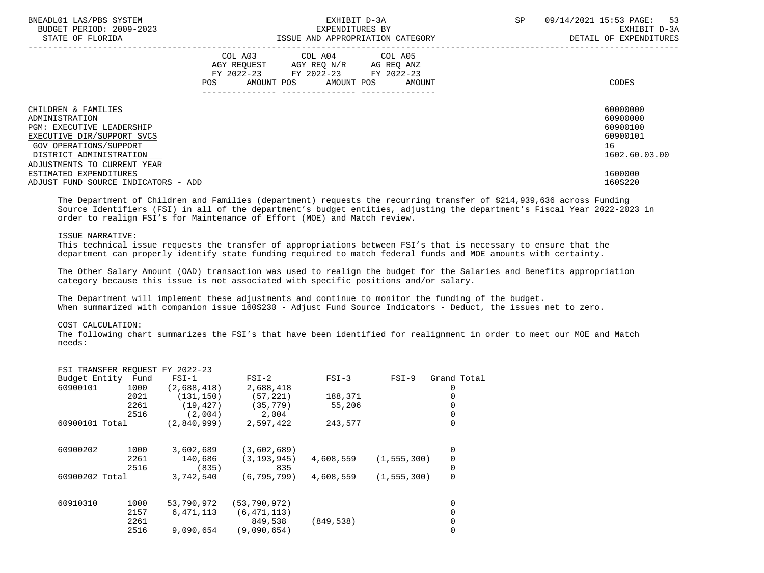| | COL A03 AGY REQUEST FY 2022-23 | | COL A04 AGY REQ N/R FY 2022-23 | | COL A05 AG REQ ANZ FY 2022-23 | | |
|---|---|---|---|---|---|---|---|
| | POS | AMOUNT | POS | AMOUNT | POS | AMOUNT | CODES |

CHILDREN & FAMILIES — 60000000
ADMINISTRATION — 60900000
PGM: EXECUTIVE LEADERSHIP — 60900100
EXECUTIVE DIR/SUPPORT SVCS — 60900101
GOV OPERATIONS/SUPPORT — 16
DISTRICT ADMINISTRATION — 1602.60.03.00
ADJUSTMENTS TO CURRENT YEAR ESTIMATED EXPENDITURES — 1600000
ADJUST FUND SOURCE INDICATORS - ADD — 160S220

The Department of Children and Families (department) requests the recurring transfer of $214,939,636 across Funding Source Identifiers (FSI) in all of the department's budget entities, adjusting the department's Fiscal Year 2022-2023 in order to realign FSI's for Maintenance of Effort (MOE) and Match review.

ISSUE NARRATIVE:
This technical issue requests the transfer of appropriations between FSI's that is necessary to ensure that the department can properly identify state funding required to match federal funds and MOE amounts with certainty.

The Other Salary Amount (OAD) transaction was used to realign the budget for the Salaries and Benefits appropriation category because this issue is not associated with specific positions and/or salary.

The Department will implement these adjustments and continue to monitor the funding of the budget. When summarized with companion issue 160S230 - Adjust Fund Source Indicators - Deduct, the issues net to zero.

COST CALCULATION:
The following chart summarizes the FSI's that have been identified for realignment in order to meet our MOE and Match needs:

FSI TRANSFER REQUEST FY 2022-23

| Budget Entity | Fund | FSI-1 | FSI-2 | FSI-3 | FSI-9 | Grand Total |
|---|---|---|---|---|---|---|
| 60900101 | 1000 | (2,688,418) | 2,688,418 | | | 0 |
| | 2021 | (131,150) | (57,221) | 188,371 | | 0 |
| | 2261 | (19,427) | (35,779) | 55,206 | | 0 |
| | 2516 | (2,004) | 2,004 | | | 0 |
| 60900101 Total | | (2,840,999) | 2,597,422 | 243,577 | | 0 |
| 60900202 | 1000 | 3,602,689 | (3,602,689) | | | 0 |
| | 2261 | 140,686 | (3,193,945) | 4,608,559 | (1,555,300) | 0 |
| | 2516 | (835) | 835 | | | 0 |
| 60900202 Total | | 3,742,540 | (6,795,799) | 4,608,559 | (1,555,300) | 0 |
| 60910310 | 1000 | 53,790,972 | (53,790,972) | | | 0 |
| | 2157 | 6,471,113 | (6,471,113) | | | 0 |
| | 2261 | | 849,538 | (849,538) | | 0 |
| | 2516 | 9,090,654 | (9,090,654) | | | 0 |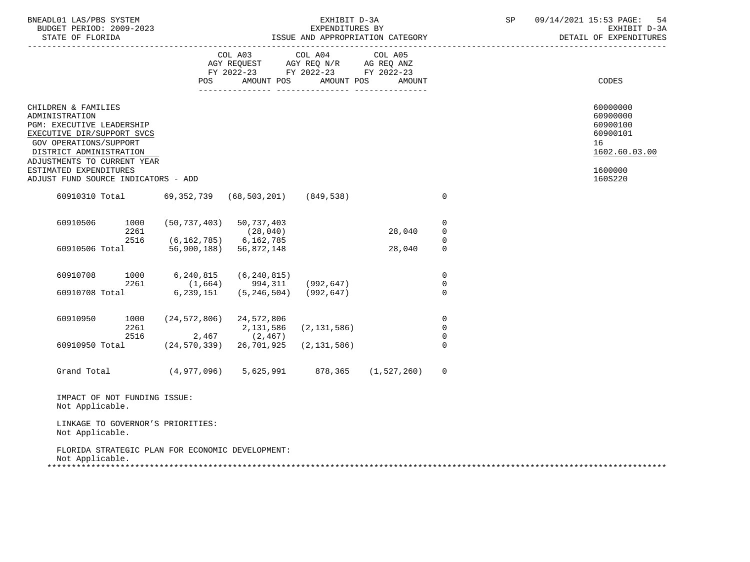BNEADL01 LAS/PBS SYSTEM — EXHIBIT D-3A — EXPENDITURES BY ISSUE AND APPROPRIATION CATEGORY — DETAIL OF EXPENDITURES

BUDGET PERIOD: 2009-2023
STATE OF FLORIDA

| | | COL A03 AGY REQUEST FY 2022-23 POS | AMOUNT | COL A04 AGY REQ N/R FY 2022-23 POS | AMOUNT | COL A05 AG REQ ANZ FY 2022-23 POS | AMOUNT | CODES |
|---|---|---|---|---|---|---|---|---|

CHILDREN & FAMILIES — 60000000
ADMINISTRATION — 60900000
PGM: EXECUTIVE LEADERSHIP — 60900100
EXECUTIVE DIR/SUPPORT SVCS — 60900101
GOV OPERATIONS/SUPPORT — 16
DISTRICT ADMINISTRATION — 1602.60.03.00
ADJUSTMENTS TO CURRENT YEAR ESTIMATED EXPENDITURES — 1600000
ADJUST FUND SOURCE INDICATORS - ADD — 160S220

| | | COL A03 | COL A04 | | COL A05 |
|---|---|---|---|---|---|
| 60910310 Total | | 69,352,739 | (68,503,201) | (849,538) | 0 |
| 60910506 | 1000 | (50,737,403) | 50,737,403 | | 0 |
| | 2261 | | (28,040) | 28,040 | 0 |
| | 2516 | (6,162,785) | 6,162,785 | | 0 |
| 60910506 Total | | 56,900,188) | 56,872,148 | 28,040 | 0 |
| 60910708 | 1000 | 6,240,815 | (6,240,815) | | 0 |
| | 2261 | (1,664) | 994,311 | (992,647) | 0 |
| 60910708 Total | | 6,239,151 | (5,246,504) | (992,647) | 0 |
| 60910950 | 1000 | (24,572,806) | 24,572,806 | | 0 |
| | 2261 | | 2,131,586 | (2,131,586) | 0 |
| | 2516 | 2,467 | (2,467) | | 0 |
| 60910950 Total | | (24,570,339) | 26,701,925 | (2,131,586) | 0 |
| Grand Total | | (4,977,096) | 5,625,991 | 878,365 | (1,527,260) 0 |

IMPACT OF NOT FUNDING ISSUE:
Not Applicable.

LINKAGE TO GOVERNOR'S PRIORITIES:
Not Applicable.

FLORIDA STRATEGIC PLAN FOR ECONOMIC DEVELOPMENT:
Not Applicable.

*******************************************************************************************************************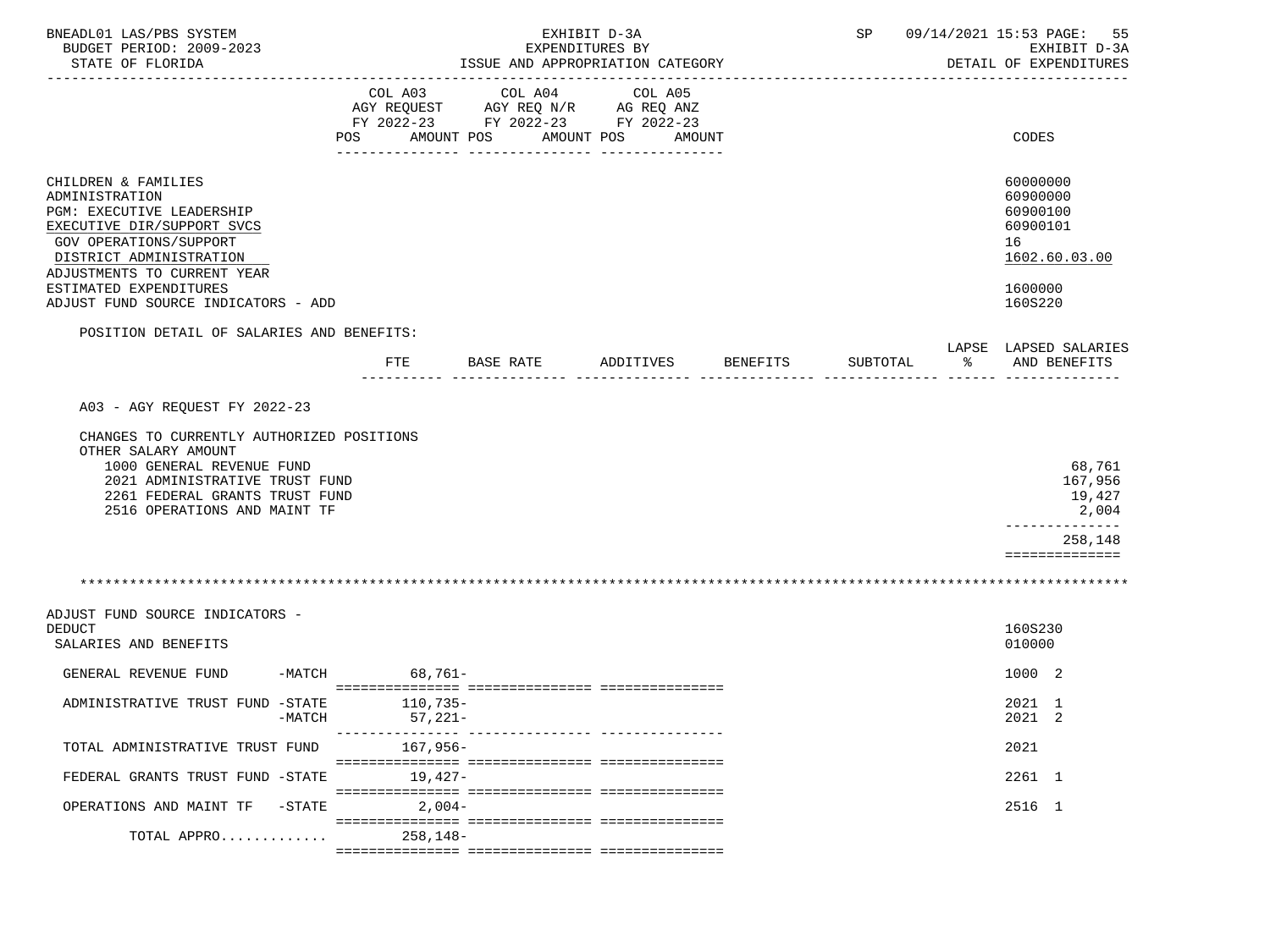BNEADL01 LAS/PBS SYSTEM — EXHIBIT D-3A — EXPENDITURES BY ISSUE AND APPROPRIATION CATEGORY — SP 09/14/2021 15:53

BUDGET PERIOD: 2009-2023 — STATE OF FLORIDA — EXHIBIT D-3A — DETAIL OF EXPENDITURES

| | COL A03 AGY REQUEST FY 2022-23 POS AMOUNT | COL A04 AGY REQ N/R FY 2022-23 POS AMOUNT | COL A05 AG REQ ANZ FY 2022-23 POS AMOUNT | CODES |
|---|---|---|---|---|
| CHILDREN & FAMILIES | | | | 60000000 |
| ADMINISTRATION | | | | 60900000 |
| PGM: EXECUTIVE LEADERSHIP | | | | 60900100 |
| EXECUTIVE DIR/SUPPORT SVCS | | | | 60900101 |
| GOV OPERATIONS/SUPPORT | | | | 16 |
| DISTRICT ADMINISTRATION | | | | 1602.60.03.00 |
| ADJUSTMENTS TO CURRENT YEAR ESTIMATED EXPENDITURES | | | | 1600000 |
| ADJUST FUND SOURCE INDICATORS - ADD | | | | 160S220 |

POSITION DETAIL OF SALARIES AND BENEFITS:

| | FTE | BASE RATE | ADDITIVES | BENEFITS | SUBTOTAL | LAPSE % | LAPSED SALARIES AND BENEFITS |
|---|---|---|---|---|---|---|---|
| A03 - AGY REQUEST FY 2022-23 | | | | | | | |
| CHANGES TO CURRENTLY AUTHORIZED POSITIONS | | | | | | | |
| OTHER SALARY AMOUNT | | | | | | | |
| 1000 GENERAL REVENUE FUND | | | | | | | 68,761 |
| 2021 ADMINISTRATIVE TRUST FUND | | | | | | | 167,956 |
| 2261 FEDERAL GRANTS TRUST FUND | | | | | | | 19,427 |
| 2516 OPERATIONS AND MAINT TF | | | | | | | 2,004 |
| | | | | | | | 258,148 |

*****************************************************************************************************************

| | COL A03 | COL A04 | COL A05 | CODES |
|---|---|---|---|---|
| ADJUST FUND SOURCE INDICATORS - DEDUCT | | | | 160S230 |
| SALARIES AND BENEFITS | | | | 010000 |
| GENERAL REVENUE FUND -MATCH | 68,761- | | | 1000 2 |
| ADMINISTRATIVE TRUST FUND -STATE | 110,735- | | | 2021 1 |
| -MATCH | 57,221- | | | 2021 2 |
| TOTAL ADMINISTRATIVE TRUST FUND | 167,956- | | | 2021 |
| FEDERAL GRANTS TRUST FUND -STATE | 19,427- | | | 2261 1 |
| OPERATIONS AND MAINT TF -STATE | 2,004- | | | 2516 1 |
| TOTAL APPRO............. | 258,148- | | | |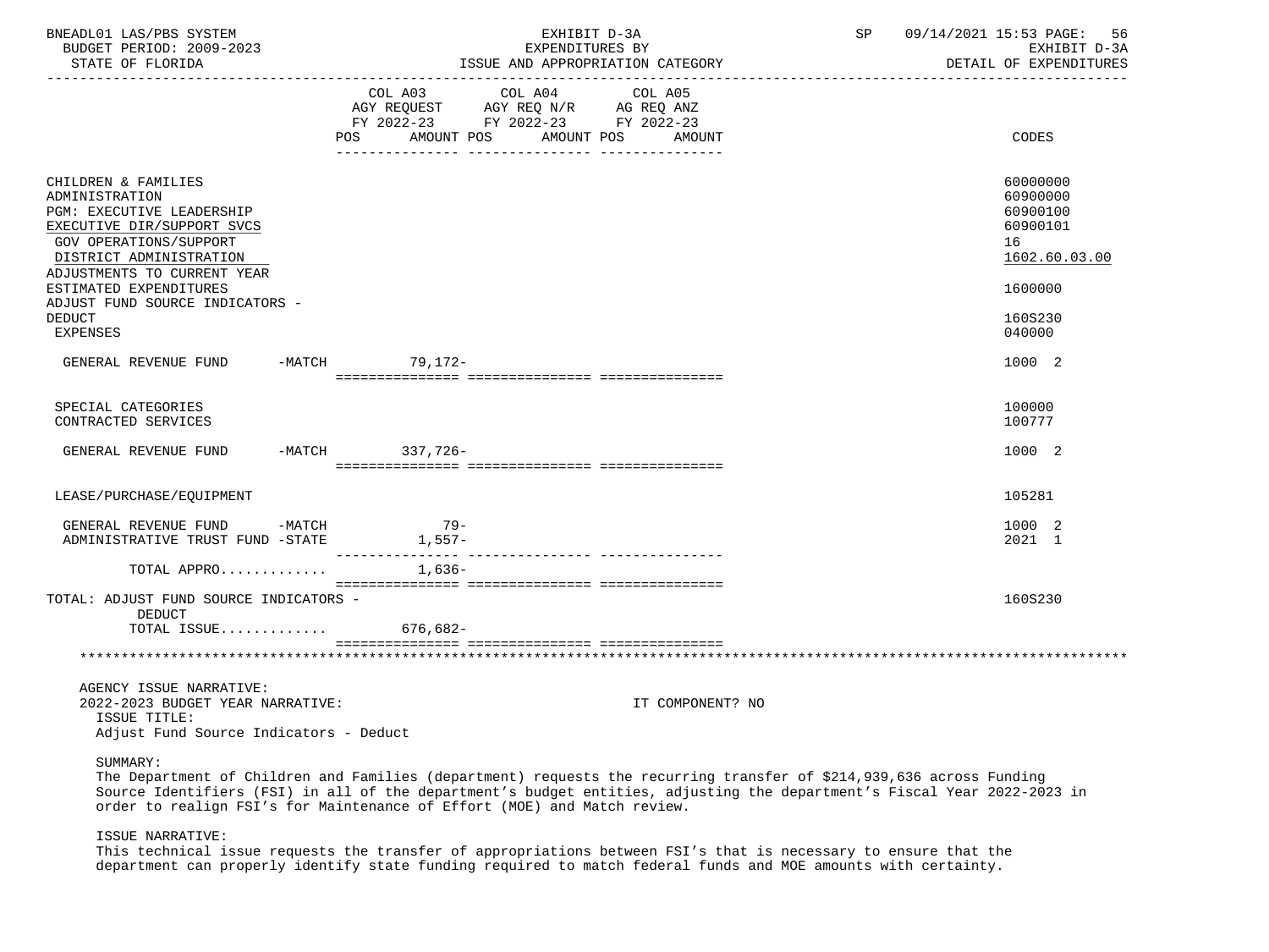| | COL A03 AGY REQUEST FY 2022-23 POS AMOUNT | COL A04 AGY REQ N/R FY 2022-23 POS AMOUNT | COL A05 AG REQ ANZ FY 2022-23 POS AMOUNT | CODES |
|---|---|---|---|---|
| CHILDREN & FAMILIES | | | | 60000000 |
| ADMINISTRATION | | | | 60900000 |
| PGM: EXECUTIVE LEADERSHIP | | | | 60900100 |
| EXECUTIVE DIR/SUPPORT SVCS | | | | 60900101 |
| GOV OPERATIONS/SUPPORT | | | | 16 |
| DISTRICT ADMINISTRATION | | | | 1602.60.03.00 |
| ADJUSTMENTS TO CURRENT YEAR ESTIMATED EXPENDITURES | | | | 1600000 |
| ADJUST FUND SOURCE INDICATORS - DEDUCT | | | | 160S230 |
| EXPENSES | | | | 040000 |
| GENERAL REVENUE FUND -MATCH | 79,172- | | | 1000 2 |
| SPECIAL CATEGORIES | | | | 100000 |
| CONTRACTED SERVICES | | | | 100777 |
| GENERAL REVENUE FUND -MATCH | 337,726- | | | 1000 2 |
| LEASE/PURCHASE/EQUIPMENT | | | | 105281 |
| GENERAL REVENUE FUND -MATCH | 79- | | | 1000 2 |
| ADMINISTRATIVE TRUST FUND -STATE | 1,557- | | | 2021 1 |
| TOTAL APPRO............ | 1,636- | | | |
| TOTAL: ADJUST FUND SOURCE INDICATORS - DEDUCT | | | | 160S230 |
| TOTAL ISSUE............ | 676,682- | | | |

AGENCY ISSUE NARRATIVE:
2022-2023 BUDGET YEAR NARRATIVE: IT COMPONENT? NO

ISSUE TITLE:
Adjust Fund Source Indicators - Deduct

SUMMARY:
The Department of Children and Families (department) requests the recurring transfer of $214,939,636 across Funding Source Identifiers (FSI) in all of the department's budget entities, adjusting the department's Fiscal Year 2022-2023 in order to realign FSI's for Maintenance of Effort (MOE) and Match review.

ISSUE NARRATIVE:
This technical issue requests the transfer of appropriations between FSI's that is necessary to ensure that the department can properly identify state funding required to match federal funds and MOE amounts with certainty.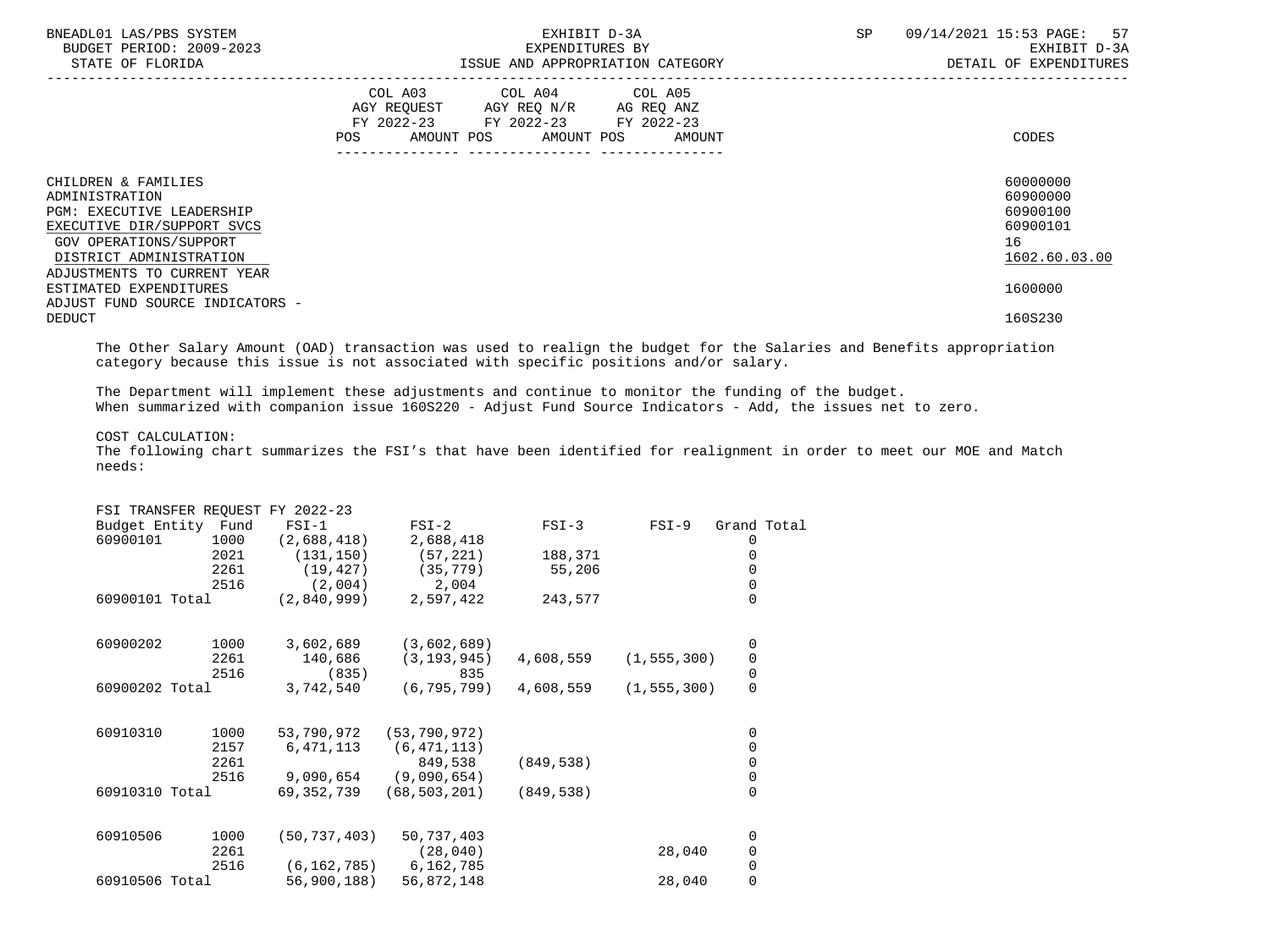BNEADL01 LAS/PBS SYSTEM — EXHIBIT D-3A — EXPENDITURES BY ISSUE AND APPROPRIATION CATEGORY — DETAIL OF EXPENDITURES
BUDGET PERIOD: 2009-2023
STATE OF FLORIDA

| | COL A03 AGY REQUEST FY 2022-23 POS AMOUNT | COL A04 AGY REQ N/R FY 2022-23 POS AMOUNT | COL A05 AG REQ ANZ FY 2022-23 POS AMOUNT | CODES |
|---|---|---|---|---|
| CHILDREN & FAMILIES | | | | 60000000 |
| ADMINISTRATION | | | | 60900000 |
| PGM: EXECUTIVE LEADERSHIP | | | | 60900100 |
| EXECUTIVE DIR/SUPPORT SVCS | | | | 60900101 |
| GOV OPERATIONS/SUPPORT | | | | 16 |
| DISTRICT ADMINISTRATION | | | | 1602.60.03.00 |
| ADJUSTMENTS TO CURRENT YEAR ESTIMATED EXPENDITURES | | | | 1600000 |
| ADJUST FUND SOURCE INDICATORS - DEDUCT | | | | 160S230 |

The Other Salary Amount (OAD) transaction was used to realign the budget for the Salaries and Benefits appropriation category because this issue is not associated with specific positions and/or salary.

The Department will implement these adjustments and continue to monitor the funding of the budget. When summarized with companion issue 160S220 - Adjust Fund Source Indicators - Add, the issues net to zero.

COST CALCULATION:
The following chart summarizes the FSI's that have been identified for realignment in order to meet our MOE and Match needs:

FSI TRANSFER REQUEST FY 2022-23

| Budget Entity | Fund | FSI-1 | FSI-2 | FSI-3 | FSI-9 | Grand Total |
|---|---|---|---|---|---|---|
| 60900101 | 1000 | (2,688,418) | 2,688,418 | | | 0 |
| | 2021 | (131,150) | (57,221) | 188,371 | | 0 |
| | 2261 | (19,427) | (35,779) | 55,206 | | 0 |
| | 2516 | (2,004) | 2,004 | | | 0 |
| 60900101 Total | | (2,840,999) | 2,597,422 | 243,577 | | 0 |
| 60900202 | 1000 | 3,602,689 | (3,602,689) | | | 0 |
| | 2261 | 140,686 | (3,193,945) | 4,608,559 | (1,555,300) | 0 |
| | 2516 | (835) | 835 | | | 0 |
| 60900202 Total | | 3,742,540 | (6,795,799) | 4,608,559 | (1,555,300) | 0 |
| 60910310 | 1000 | 53,790,972 | (53,790,972) | | | 0 |
| | 2157 | 6,471,113 | (6,471,113) | | | 0 |
| | 2261 | | 849,538 | (849,538) | | 0 |
| | 2516 | 9,090,654 | (9,090,654) | | | 0 |
| 60910310 Total | | 69,352,739 | (68,503,201) | (849,538) | | 0 |
| 60910506 | 1000 | (50,737,403) | 50,737,403 | | | 0 |
| | 2261 | | (28,040) | | 28,040 | 0 |
| | 2516 | (6,162,785) | 6,162,785 | | | 0 |
| 60910506 Total | | 56,900,188) | 56,872,148 | | 28,040 | 0 |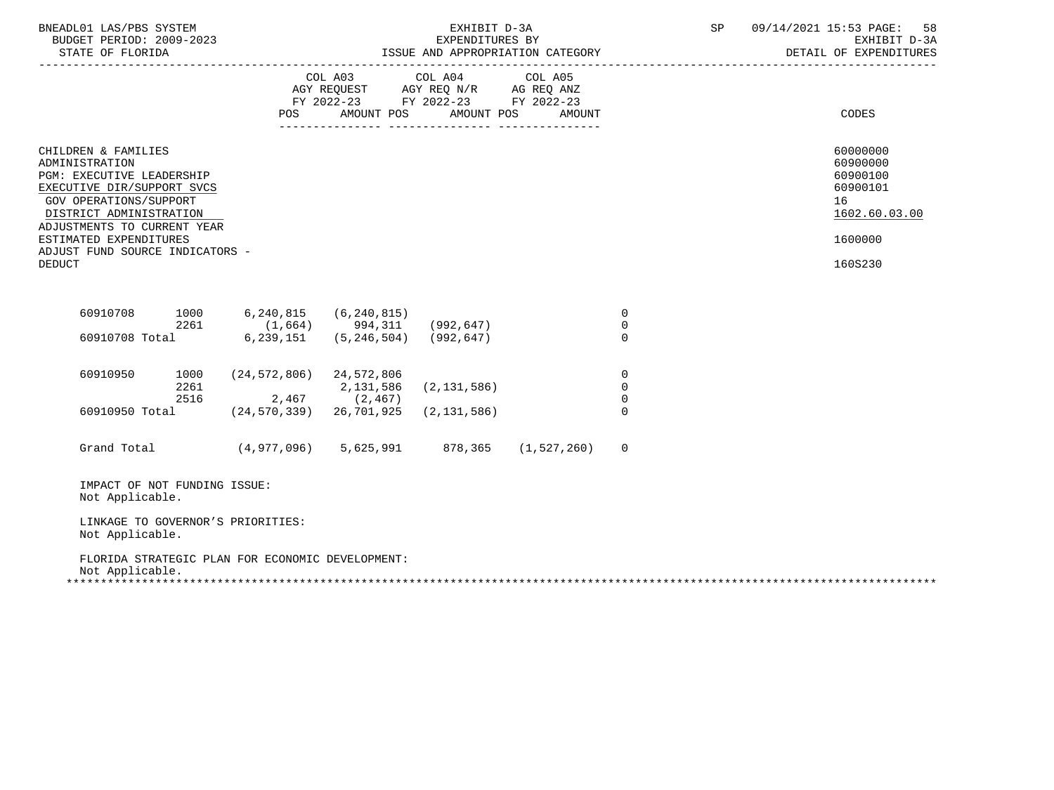BNEADL01 LAS/PBS SYSTEM
BUDGET PERIOD: 2009-2023
STATE OF FLORIDA

EXHIBIT D-3A
EXPENDITURES BY
ISSUE AND APPROPRIATION CATEGORY

SP 09/14/2021 15:53
EXHIBIT D-3A
DETAIL OF EXPENDITURES

| | COL A03 AGY REQUEST FY 2022-23 POS | AMOUNT | COL A04 AGY REQ N/R FY 2022-23 POS | AMOUNT | COL A05 AG REQ ANZ FY 2022-23 POS | AMOUNT | CODES |
|---|---|---|---|---|---|---|---|
| CHILDREN & FAMILIES | | | | | | | 60000000 |
| ADMINISTRATION | | | | | | | 60900000 |
| PGM: EXECUTIVE LEADERSHIP | | | | | | | 60900100 |
| EXECUTIVE DIR/SUPPORT SVCS | | | | | | | 60900101 |
| GOV OPERATIONS/SUPPORT | | | | | | | 16 |
| DISTRICT ADMINISTRATION | | | | | | | 1602.60.03.00 |
| ADJUSTMENTS TO CURRENT YEAR ESTIMATED EXPENDITURES | | | | | | | 1600000 |
| ADJUST FUND SOURCE INDICATORS - DEDUCT | | | | | | | 160S230 |

| | | | | | | |
|---|---|---|---|---|---|---|
| 60910708 | 1000 | 6,240,815 | (6,240,815) | | | 0 |
| | 2261 | (1,664) | 994,311 | (992,647) | | 0 |
| 60910708 Total | | 6,239,151 | (5,246,504) | (992,647) | | 0 |
| 60910950 | 1000 | (24,572,806) | 24,572,806 | | | 0 |
| | 2261 | | 2,131,586 | (2,131,586) | | 0 |
| | 2516 | 2,467 | (2,467) | | | 0 |
| 60910950 Total | | (24,570,339) | 26,701,925 | (2,131,586) | | 0 |
| Grand Total | | (4,977,096) | 5,625,991 | 878,365 | (1,527,260) | 0 |

IMPACT OF NOT FUNDING ISSUE:
Not Applicable.

LINKAGE TO GOVERNOR'S PRIORITIES:
Not Applicable.

FLORIDA STRATEGIC PLAN FOR ECONOMIC DEVELOPMENT:
Not Applicable.

*****************************************************************************************************************************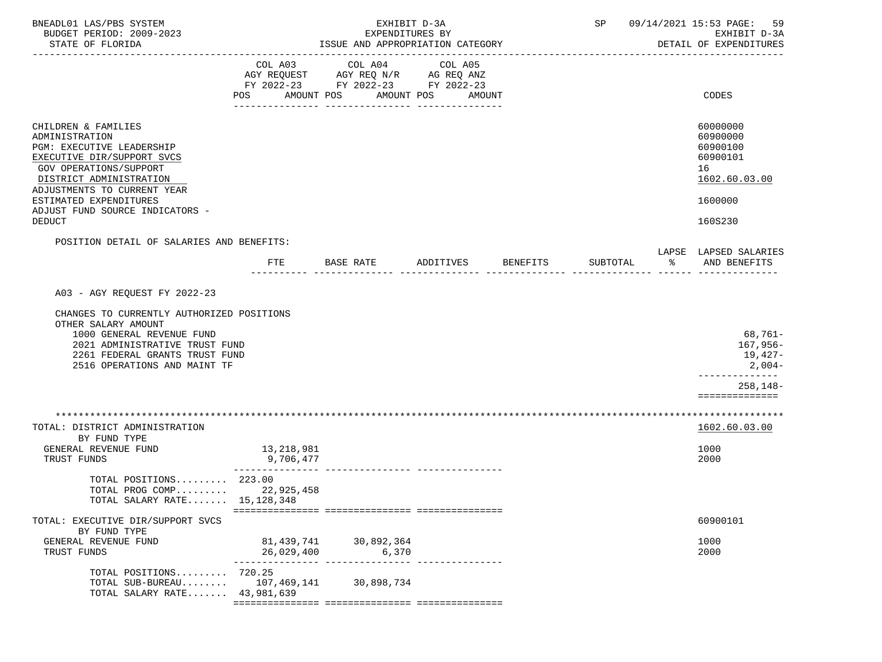BNEADL01 LAS/PBS SYSTEM — EXHIBIT D-3A — EXPENDITURES BY ISSUE AND APPROPRIATION CATEGORY — SP 09/14/2021 15:53

BUDGET PERIOD: 2009-2023 — STATE OF FLORIDA — EXHIBIT D-3A DETAIL OF EXPENDITURES

| | COL A03 AGY REQUEST FY 2022-23 POS AMOUNT | COL A04 AGY REQ N/R FY 2022-23 POS AMOUNT | COL A05 AG REQ ANZ FY 2022-23 POS AMOUNT | CODES |
|---|---|---|---|---|
| CHILDREN & FAMILIES | | | | 60000000 |
| ADMINISTRATION | | | | 60900000 |
| PGM: EXECUTIVE LEADERSHIP | | | | 60900100 |
| EXECUTIVE DIR/SUPPORT SVCS | | | | 60900101 |
| GOV OPERATIONS/SUPPORT | | | | 16 |
| DISTRICT ADMINISTRATION | | | | 1602.60.03.00 |
| ADJUSTMENTS TO CURRENT YEAR ESTIMATED EXPENDITURES | | | | 1600000 |
| ADJUST FUND SOURCE INDICATORS - DEDUCT | | | | 160S230 |

POSITION DETAIL OF SALARIES AND BENEFITS:

| | FTE | BASE RATE | ADDITIVES | BENEFITS | SUBTOTAL | LAPSE % | LAPSED SALARIES AND BENEFITS |
|---|---|---|---|---|---|---|---|
| A03 - AGY REQUEST FY 2022-23 | | | | | | | |
| CHANGES TO CURRENTLY AUTHORIZED POSITIONS | | | | | | | |
| OTHER SALARY AMOUNT | | | | | | | |
| 1000 GENERAL REVENUE FUND | | | | | | | 68,761- |
| 2021 ADMINISTRATIVE TRUST FUND | | | | | | | 167,956- |
| 2261 FEDERAL GRANTS TRUST FUND | | | | | | | 19,427- |
| 2516 OPERATIONS AND MAINT TF | | | | | | | 2,004- |
| | | | | | | | 258,148- |

| | COL A03 | COL A04 | COL A05 | CODES |
|---|---|---|---|---|
| TOTAL: DISTRICT ADMINISTRATION | | | | 1602.60.03.00 |
| BY FUND TYPE | | | | |
| GENERAL REVENUE FUND | 13,218,981 | | | 1000 |
| TRUST FUNDS | 9,706,477 | | | 2000 |
| TOTAL POSITIONS......... | 223.00 | | | |
| TOTAL PROG COMP......... | 22,925,458 | | | |
| TOTAL SALARY RATE....... | 15,128,348 | | | |
| TOTAL: EXECUTIVE DIR/SUPPORT SVCS | | | | 60900101 |
| BY FUND TYPE | | | | |
| GENERAL REVENUE FUND | 81,439,741 | 30,892,364 | | 1000 |
| TRUST FUNDS | 26,029,400 | 6,370 | | 2000 |
| TOTAL POSITIONS......... | 720.25 | | | |
| TOTAL SUB-BUREAU........ | 107,469,141 | 30,898,734 | | |
| TOTAL SALARY RATE....... | 43,981,639 | | | |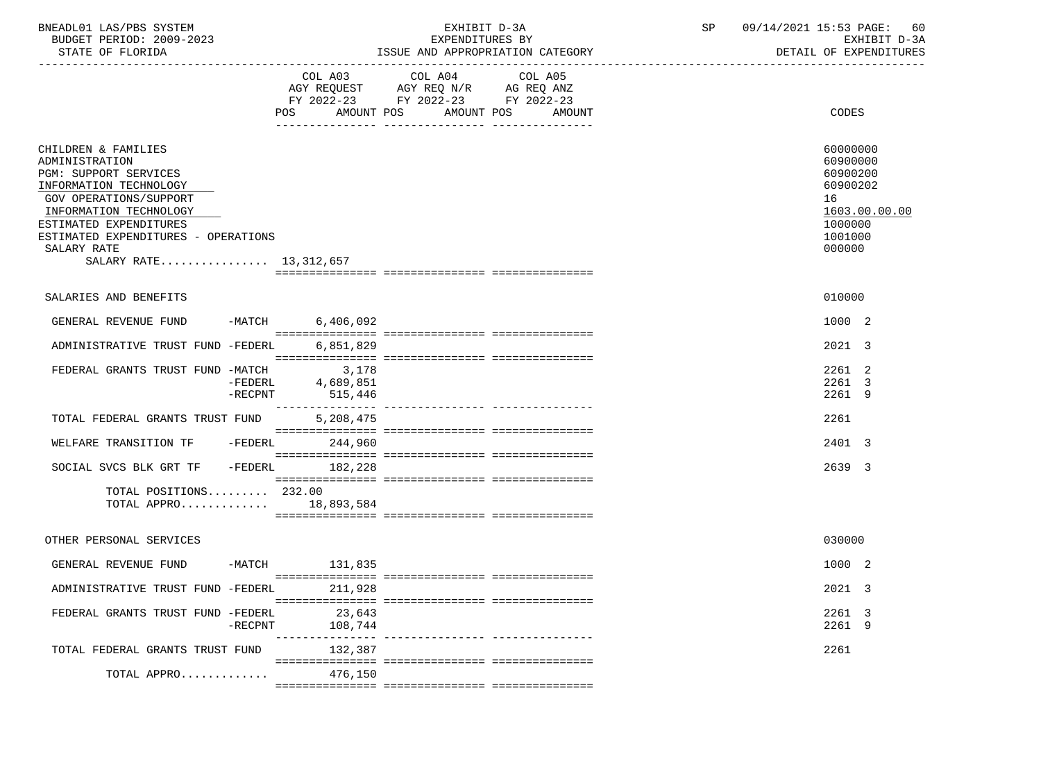BNEADL01 LAS/PBS SYSTEM
BUDGET PERIOD: 2009-2023
STATE OF FLORIDA

EXHIBIT D-3A
EXPENDITURES BY
ISSUE AND APPROPRIATION CATEGORY

SP 09/14/2021 15:53

EXHIBIT D-3A
DETAIL OF EXPENDITURES

| | COL A03 AGY REQUEST FY 2022-23 POS AMOUNT | COL A04 AGY REQ N/R FY 2022-23 POS AMOUNT | COL A05 AG REQ ANZ FY 2022-23 POS AMOUNT | CODES |
|---|---|---|---|---|
| CHILDREN & FAMILIES | | | | 60000000 |
| ADMINISTRATION | | | | 60900000 |
| PGM: SUPPORT SERVICES | | | | 60900200 |
| INFORMATION TECHNOLOGY | | | | 60900202 |
| GOV OPERATIONS/SUPPORT | | | | 16 |
| INFORMATION TECHNOLOGY | | | | 1603.00.00.00 |
| ESTIMATED EXPENDITURES | | | | 1000000 |
| ESTIMATED EXPENDITURES - OPERATIONS | | | | 1001000 |
| SALARY RATE | | | | 000000 |
| SALARY RATE................ 13,312,657 | | | | |
| SALARIES AND BENEFITS | | | | 010000 |
| GENERAL REVENUE FUND -MATCH | 6,406,092 | | | 1000 2 |
| ADMINISTRATIVE TRUST FUND -FEDERL | 6,851,829 | | | 2021 3 |
| FEDERAL GRANTS TRUST FUND -MATCH | 3,178 | | | 2261 2 |
| -FEDERL | 4,689,851 | | | 2261 3 |
| -RECPNT | 515,446 | | | 2261 9 |
| TOTAL FEDERAL GRANTS TRUST FUND | 5,208,475 | | | 2261 |
| WELFARE TRANSITION TF -FEDERL | 244,960 | | | 2401 3 |
| SOCIAL SVCS BLK GRT TF -FEDERL | 182,228 | | | 2639 3 |
| TOTAL POSITIONS......... 232.00 | | | | |
| TOTAL APPRO............. | 18,893,584 | | | |
| OTHER PERSONAL SERVICES | | | | 030000 |
| GENERAL REVENUE FUND -MATCH | 131,835 | | | 1000 2 |
| ADMINISTRATIVE TRUST FUND -FEDERL | 211,928 | | | 2021 3 |
| FEDERAL GRANTS TRUST FUND -FEDERL | 23,643 | | | 2261 3 |
| -RECPNT | 108,744 | | | 2261 9 |
| TOTAL FEDERAL GRANTS TRUST FUND | 132,387 | | | 2261 |
| TOTAL APPRO............. | 476,150 | | | |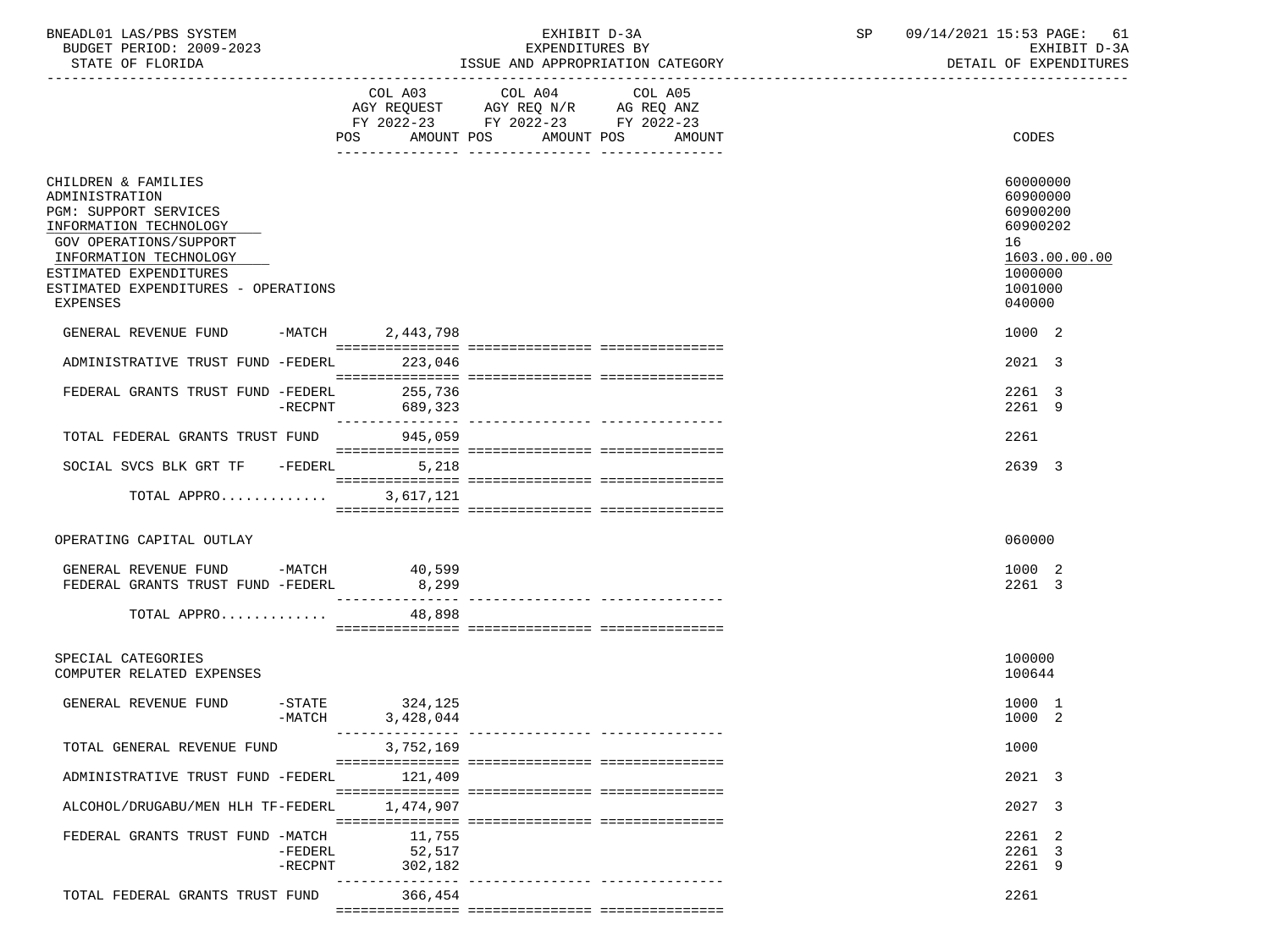BNEADL01 LAS/PBS SYSTEM
BUDGET PERIOD: 2009-2023
STATE OF FLORIDA

EXHIBIT D-3A
EXPENDITURES BY
ISSUE AND APPROPRIATION CATEGORY

SP 09/14/2021 15:53
EXHIBIT D-3A
DETAIL OF EXPENDITURES

| | COL A03 AGY REQUEST FY 2022-23 POS AMOUNT | COL A04 AGY REQ N/R FY 2022-23 POS AMOUNT | COL A05 AG REQ ANZ FY 2022-23 POS AMOUNT | CODES |
|---|---|---|---|---|
| CHILDREN & FAMILIES | | | | 60000000 |
| ADMINISTRATION | | | | 60900000 |
| PGM: SUPPORT SERVICES | | | | 60900200 |
| INFORMATION TECHNOLOGY | | | | 60900202 |
| GOV OPERATIONS/SUPPORT | | | | 16 |
| INFORMATION TECHNOLOGY | | | | 1603.00.00.00 |
| ESTIMATED EXPENDITURES | | | | 1000000 |
| ESTIMATED EXPENDITURES - OPERATIONS | | | | 1001000 |
| EXPENSES | | | | 040000 |
| GENERAL REVENUE FUND -MATCH | 2,443,798 | | | 1000 2 |
| ADMINISTRATIVE TRUST FUND -FEDERL | 223,046 | | | 2021 3 |
| FEDERAL GRANTS TRUST FUND -FEDERL | 255,736 | | | 2261 3 |
| -RECPNT | 689,323 | | | 2261 9 |
| TOTAL FEDERAL GRANTS TRUST FUND | 945,059 | | | 2261 |
| SOCIAL SVCS BLK GRT TF -FEDERL | 5,218 | | | 2639 3 |
| TOTAL APPRO............ | 3,617,121 | | | |
| OPERATING CAPITAL OUTLAY | | | | 060000 |
| GENERAL REVENUE FUND -MATCH | 40,599 | | | 1000 2 |
| FEDERAL GRANTS TRUST FUND -FEDERL | 8,299 | | | 2261 3 |
| TOTAL APPRO............ | 48,898 | | | |
| SPECIAL CATEGORIES | | | | 100000 |
| COMPUTER RELATED EXPENSES | | | | 100644 |
| GENERAL REVENUE FUND -STATE | 324,125 | | | 1000 1 |
| -MATCH | 3,428,044 | | | 1000 2 |
| TOTAL GENERAL REVENUE FUND | 3,752,169 | | | 1000 |
| ADMINISTRATIVE TRUST FUND -FEDERL | 121,409 | | | 2021 3 |
| ALCOHOL/DRUGABU/MEN HLH TF-FEDERL | 1,474,907 | | | 2027 3 |
| FEDERAL GRANTS TRUST FUND -MATCH | 11,755 | | | 2261 2 |
| -FEDERL | 52,517 | | | 2261 3 |
| -RECPNT | 302,182 | | | 2261 9 |
| TOTAL FEDERAL GRANTS TRUST FUND | 366,454 | | | 2261 |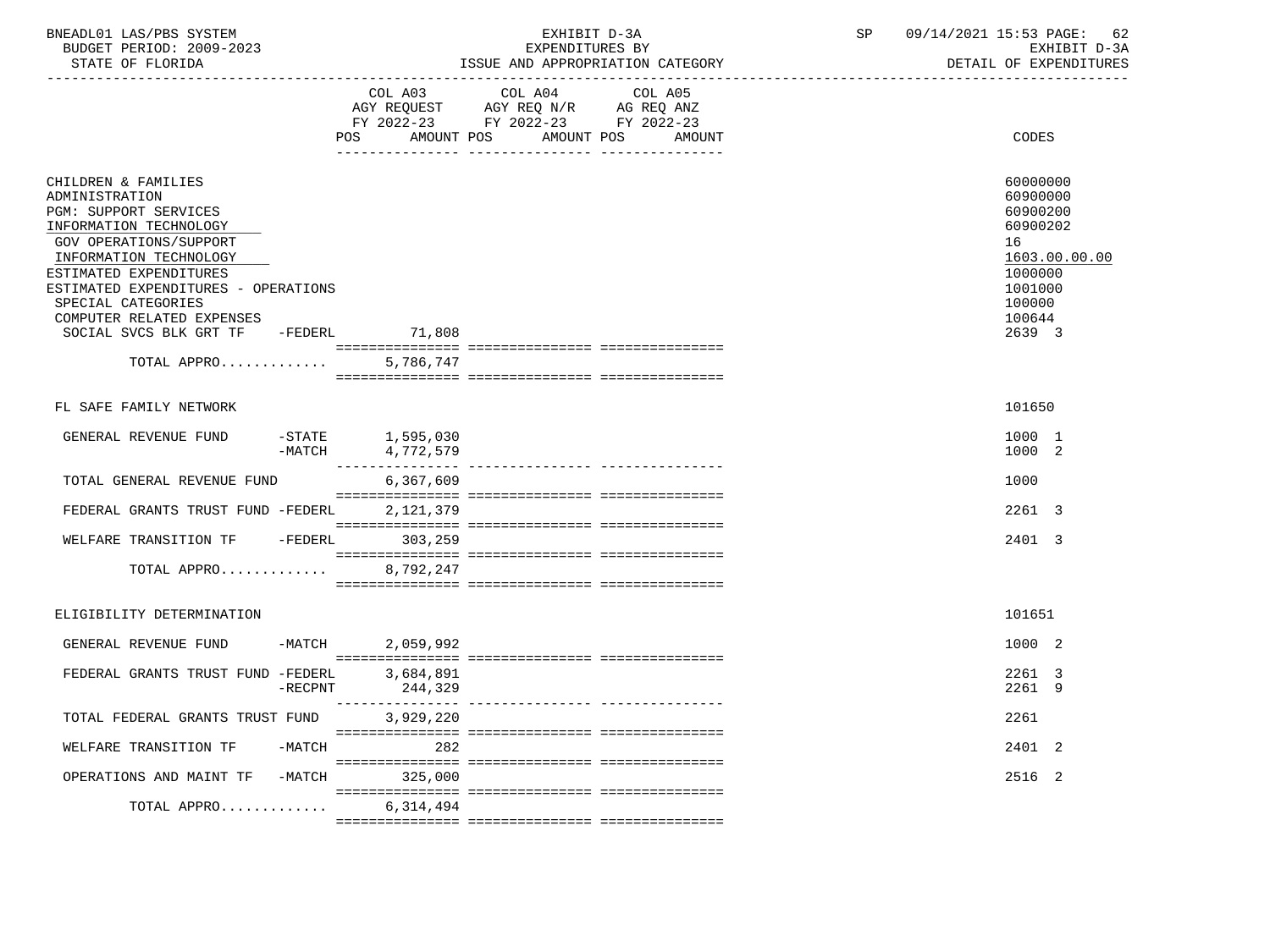BNEADL01 LAS/PBS SYSTEM
BUDGET PERIOD: 2009-2023
STATE OF FLORIDA

EXHIBIT D-3A
EXPENDITURES BY
ISSUE AND APPROPRIATION CATEGORY

SP 09/14/2021 15:53
EXHIBIT D-3A
DETAIL OF EXPENDITURES

| | COL A03 AGY REQUEST FY 2022-23 POS AMOUNT | COL A04 AGY REQ N/R FY 2022-23 POS AMOUNT | COL A05 AG REQ ANZ FY 2022-23 POS AMOUNT | CODES |
|---|---|---|---|---|
| CHILDREN & FAMILIES | | | | 60000000 |
| ADMINISTRATION | | | | 60900000 |
| PGM: SUPPORT SERVICES | | | | 60900200 |
| INFORMATION TECHNOLOGY | | | | 60900202 |
| GOV OPERATIONS/SUPPORT | | | | 16 |
| INFORMATION TECHNOLOGY | | | | 1603.00.00.00 |
| ESTIMATED EXPENDITURES | | | | 1000000 |
| ESTIMATED EXPENDITURES - OPERATIONS | | | | 1001000 |
| SPECIAL CATEGORIES | | | | 100000 |
| COMPUTER RELATED EXPENSES | | | | 100644 |
| SOCIAL SVCS BLK GRT TF -FEDERL | 71,808 | | | 2639 3 |
| TOTAL APPRO............ | 5,786,747 | | | |
| FL SAFE FAMILY NETWORK | | | | 101650 |
| GENERAL REVENUE FUND -STATE | 1,595,030 | | | 1000 1 |
| -MATCH | 4,772,579 | | | 1000 2 |
| TOTAL GENERAL REVENUE FUND | 6,367,609 | | | 1000 |
| FEDERAL GRANTS TRUST FUND -FEDERL | 2,121,379 | | | 2261 3 |
| WELFARE TRANSITION TF -FEDERL | 303,259 | | | 2401 3 |
| TOTAL APPRO............ | 8,792,247 | | | |
| ELIGIBILITY DETERMINATION | | | | 101651 |
| GENERAL REVENUE FUND -MATCH | 2,059,992 | | | 1000 2 |
| FEDERAL GRANTS TRUST FUND -FEDERL | 3,684,891 | | | 2261 3 |
| -RECPNT | 244,329 | | | 2261 9 |
| TOTAL FEDERAL GRANTS TRUST FUND | 3,929,220 | | | 2261 |
| WELFARE TRANSITION TF -MATCH | 282 | | | 2401 2 |
| OPERATIONS AND MAINT TF -MATCH | 325,000 | | | 2516 2 |
| TOTAL APPRO............ | 6,314,494 | | | |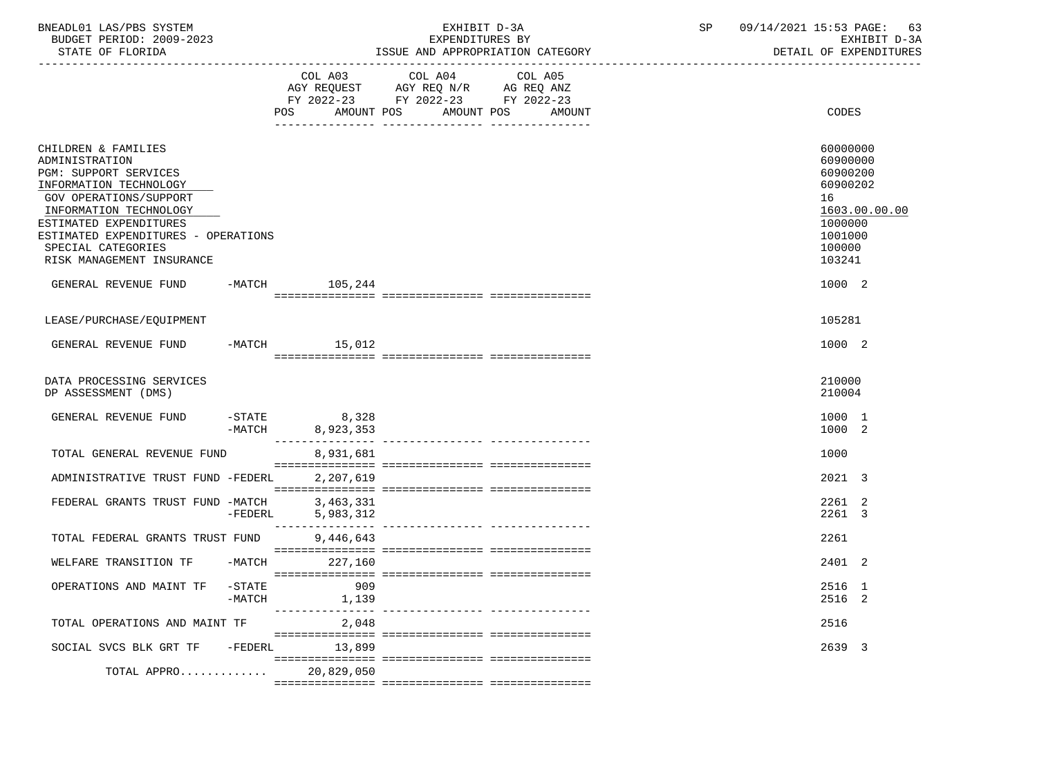BNEADL01 LAS/PBS SYSTEM | EXHIBIT D-3A | SP 09/14/2021 15:53

BUDGET PERIOD: 2009-2023 | EXPENDITURES BY | EXHIBIT D-3A

STATE OF FLORIDA | ISSUE AND APPROPRIATION CATEGORY | DETAIL OF EXPENDITURES

| | COL A03 AGY REQUEST FY 2022-23 POS AMOUNT | COL A04 AGY REQ N/R FY 2022-23 POS AMOUNT | COL A05 AG REQ ANZ FY 2022-23 POS AMOUNT | CODES |
|---|---|---|---|---|
| CHILDREN & FAMILIES | | | | 60000000 |
| ADMINISTRATION | | | | 60900000 |
| PGM: SUPPORT SERVICES | | | | 60900200 |
| INFORMATION TECHNOLOGY | | | | 60900202 |
| GOV OPERATIONS/SUPPORT | | | | 16 |
| INFORMATION TECHNOLOGY | | | | 1603.00.00.00 |
| ESTIMATED EXPENDITURES | | | | 1000000 |
| ESTIMATED EXPENDITURES - OPERATIONS | | | | 1001000 |
| SPECIAL CATEGORIES | | | | 100000 |
| RISK MANAGEMENT INSURANCE | | | | 103241 |
| GENERAL REVENUE FUND -MATCH | 105,244 | | | 1000 2 |
| LEASE/PURCHASE/EQUIPMENT | | | | 105281 |
| GENERAL REVENUE FUND -MATCH | 15,012 | | | 1000 2 |
| DATA PROCESSING SERVICES | | | | 210000 |
| DP ASSESSMENT (DMS) | | | | 210004 |
| GENERAL REVENUE FUND -STATE | 8,328 | | | 1000 1 |
| -MATCH | 8,923,353 | | | 1000 2 |
| TOTAL GENERAL REVENUE FUND | 8,931,681 | | | 1000 |
| ADMINISTRATIVE TRUST FUND -FEDERL | 2,207,619 | | | 2021 3 |
| FEDERAL GRANTS TRUST FUND -MATCH | 3,463,331 | | | 2261 2 |
| -FEDERL | 5,983,312 | | | 2261 3 |
| TOTAL FEDERAL GRANTS TRUST FUND | 9,446,643 | | | 2261 |
| WELFARE TRANSITION TF -MATCH | 227,160 | | | 2401 2 |
| OPERATIONS AND MAINT TF -STATE | 909 | | | 2516 1 |
| -MATCH | 1,139 | | | 2516 2 |
| TOTAL OPERATIONS AND MAINT TF | 2,048 | | | 2516 |
| SOCIAL SVCS BLK GRT TF -FEDERL | 13,899 | | | 2639 3 |
| TOTAL APPRO............. | 20,829,050 | | | |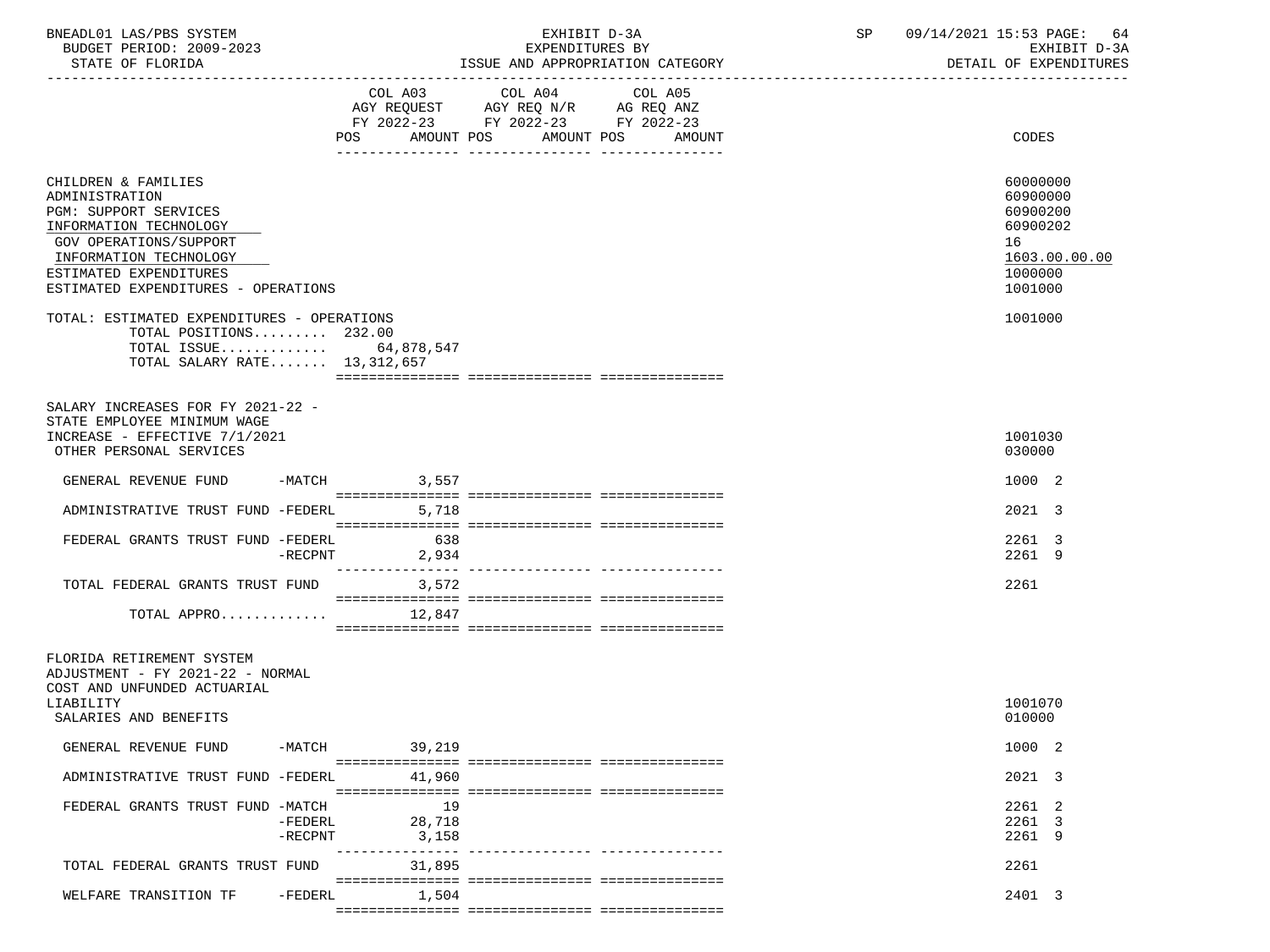BNEADL01 LAS/PBS SYSTEM — EXHIBIT D-3A — EXPENDITURES BY ISSUE AND APPROPRIATION CATEGORY — SP 09/14/2021 15:53

BUDGET PERIOD: 2009-2023 — STATE OF FLORIDA — EXHIBIT D-3A DETAIL OF EXPENDITURES

| | COL A03 AGY REQUEST FY 2022-23 POS AMOUNT | COL A04 AGY REQ N/R FY 2022-23 POS AMOUNT | COL A05 AG REQ ANZ FY 2022-23 POS AMOUNT | CODES |
|---|---|---|---|---|
| CHILDREN & FAMILIES | | | | 60000000 |
| ADMINISTRATION | | | | 60900000 |
| PGM: SUPPORT SERVICES | | | | 60900200 |
| INFORMATION TECHNOLOGY | | | | 60900202 |
| GOV OPERATIONS/SUPPORT | | | | 16 |
| INFORMATION TECHNOLOGY | | | | 1603.00.00.00 |
| ESTIMATED EXPENDITURES | | | | 1000000 |
| ESTIMATED EXPENDITURES - OPERATIONS | | | | 1001000 |
| TOTAL: ESTIMATED EXPENDITURES - OPERATIONS | | | | 1001000 |
| TOTAL POSITIONS......... | 232.00 | | | |
| TOTAL ISSUE............. | 64,878,547 | | | |
| TOTAL SALARY RATE....... | 13,312,657 | | | |
| SALARY INCREASES FOR FY 2021-22 - STATE EMPLOYEE MINIMUM WAGE INCREASE - EFFECTIVE 7/1/2021 | | | | 1001030 |
| OTHER PERSONAL SERVICES | | | | 030000 |
| GENERAL REVENUE FUND -MATCH | 3,557 | | | 1000 2 |
| ADMINISTRATIVE TRUST FUND -FEDERL | 5,718 | | | 2021 3 |
| FEDERAL GRANTS TRUST FUND -FEDERL | 638 | | | 2261 3 |
| -RECPNT | 2,934 | | | 2261 9 |
| TOTAL FEDERAL GRANTS TRUST FUND | 3,572 | | | 2261 |
| TOTAL APPRO............ | 12,847 | | | |
| FLORIDA RETIREMENT SYSTEM ADJUSTMENT - FY 2021-22 - NORMAL COST AND UNFUNDED ACTUARIAL LIABILITY | | | | 1001070 |
| SALARIES AND BENEFITS | | | | 010000 |
| GENERAL REVENUE FUND -MATCH | 39,219 | | | 1000 2 |
| ADMINISTRATIVE TRUST FUND -FEDERL | 41,960 | | | 2021 3 |
| FEDERAL GRANTS TRUST FUND -MATCH | 19 | | | 2261 2 |
| -FEDERL | 28,718 | | | 2261 3 |
| -RECPNT | 3,158 | | | 2261 9 |
| TOTAL FEDERAL GRANTS TRUST FUND | 31,895 | | | 2261 |
| WELFARE TRANSITION TF -FEDERL | 1,504 | | | 2401 3 |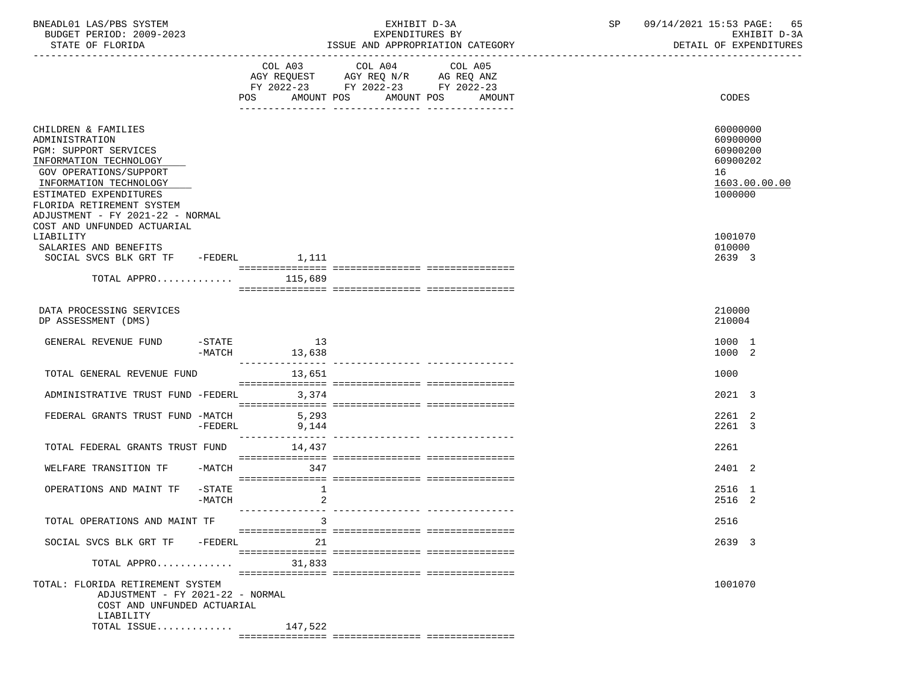BNEADL01 LAS/PBS SYSTEM — EXHIBIT D-3A — EXPENDITURES BY ISSUE AND APPROPRIATION CATEGORY — BUDGET PERIOD: 2009-2023 — STATE OF FLORIDA — SP 09/14/2021 15:53 — EXHIBIT D-3A DETAIL OF EXPENDITURES

| | COL A03 AGY REQUEST FY 2022-23 POS AMOUNT | COL A04 AGY REQ N/R FY 2022-23 POS AMOUNT | COL A05 AG REQ ANZ FY 2022-23 POS AMOUNT | CODES |
|---|---|---|---|---|
| CHILDREN & FAMILIES | | | | 60000000 |
| ADMINISTRATION | | | | 60900000 |
| PGM: SUPPORT SERVICES | | | | 60900200 |
| INFORMATION TECHNOLOGY | | | | 60900202 |
| GOV OPERATIONS/SUPPORT | | | | 16 |
| INFORMATION TECHNOLOGY | | | | 1603.00.00.00 |
| ESTIMATED EXPENDITURES | | | | 1000000 |
| FLORIDA RETIREMENT SYSTEM ADJUSTMENT - FY 2021-22 - NORMAL COST AND UNFUNDED ACTUARIAL LIABILITY | | | | 1001070 |
| SALARIES AND BENEFITS | | | | 010000 |
| SOCIAL SVCS BLK GRT TF -FEDERL | 1,111 | | | 2639 3 |
| TOTAL APPRO............ | 115,689 | | | |
| DATA PROCESSING SERVICES | | | | 210000 |
| DP ASSESSMENT (DMS) | | | | 210004 |
| GENERAL REVENUE FUND -STATE | 13 | | | 1000 1 |
| -MATCH | 13,638 | | | 1000 2 |
| TOTAL GENERAL REVENUE FUND | 13,651 | | | 1000 |
| ADMINISTRATIVE TRUST FUND -FEDERL | 3,374 | | | 2021 3 |
| FEDERAL GRANTS TRUST FUND -MATCH | 5,293 | | | 2261 2 |
| -FEDERL | 9,144 | | | 2261 3 |
| TOTAL FEDERAL GRANTS TRUST FUND | 14,437 | | | 2261 |
| WELFARE TRANSITION TF -MATCH | 347 | | | 2401 2 |
| OPERATIONS AND MAINT TF -STATE | 1 | | | 2516 1 |
| -MATCH | 2 | | | 2516 2 |
| TOTAL OPERATIONS AND MAINT TF | 3 | | | 2516 |
| SOCIAL SVCS BLK GRT TF -FEDERL | 21 | | | 2639 3 |
| TOTAL APPRO............ | 31,833 | | | |
| TOTAL: FLORIDA RETIREMENT SYSTEM ADJUSTMENT - FY 2021-22 - NORMAL COST AND UNFUNDED ACTUARIAL LIABILITY | | | | 1001070 |
| TOTAL ISSUE............ | 147,522 | | | |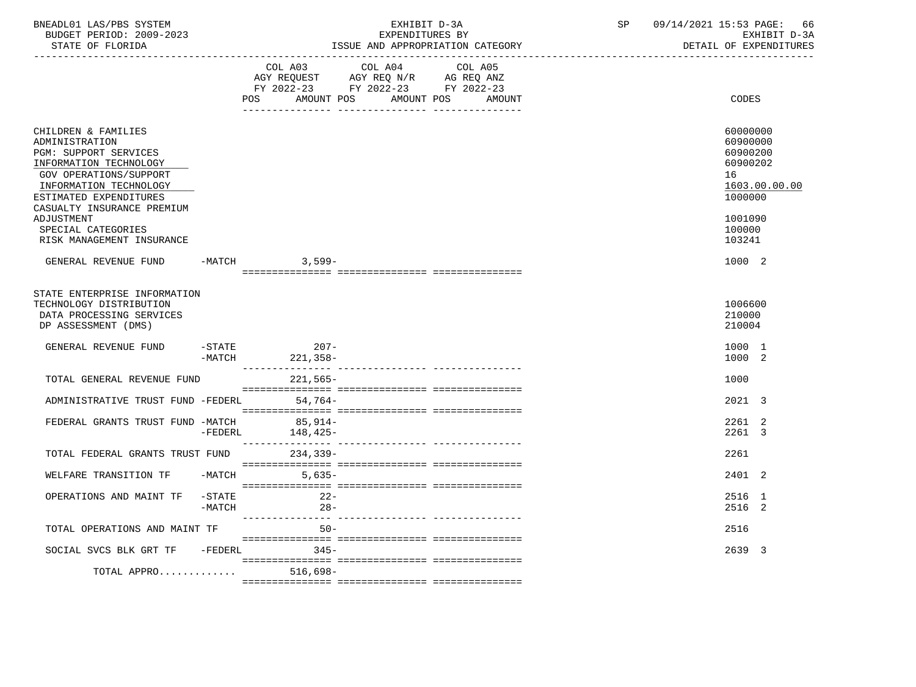BNEADL01 LAS/PBS SYSTEM | EXHIBIT D-3A | SP 09/14/2021 15:53

BUDGET PERIOD: 2009-2023 | EXPENDITURES BY | EXHIBIT D-3A

STATE OF FLORIDA | ISSUE AND APPROPRIATION CATEGORY | DETAIL OF EXPENDITURES

| | | COL A03 AGY REQUEST FY 2022-23 POS AMOUNT | COL A04 AGY REQ N/R FY 2022-23 POS AMOUNT | COL A05 AG REQ ANZ FY 2022-23 POS AMOUNT | CODES |
|---|---|---|---|---|---|
| CHILDREN & FAMILIES | | | | | 60000000 |
| ADMINISTRATION | | | | | 60900000 |
| PGM: SUPPORT SERVICES | | | | | 60900200 |
| INFORMATION TECHNOLOGY | | | | | 60900202 |
| GOV OPERATIONS/SUPPORT | | | | | 16 |
| INFORMATION TECHNOLOGY | | | | | 1603.00.00.00 |
| ESTIMATED EXPENDITURES | | | | | 1000000 |
| CASUALTY INSURANCE PREMIUM ADJUSTMENT | | | | | 1001090 |
| SPECIAL CATEGORIES | | | | | 100000 |
| RISK MANAGEMENT INSURANCE | | | | | 103241 |
| GENERAL REVENUE FUND | -MATCH | 3,599- | | | 1000 2 |
| STATE ENTERPRISE INFORMATION TECHNOLOGY DISTRIBUTION | | | | | 1006600 |
| DATA PROCESSING SERVICES | | | | | 210000 |
| DP ASSESSMENT (DMS) | | | | | 210004 |
| GENERAL REVENUE FUND | -STATE | 207- | | | 1000 1 |
| | -MATCH | 221,358- | | | 1000 2 |
| TOTAL GENERAL REVENUE FUND | | 221,565- | | | 1000 |
| ADMINISTRATIVE TRUST FUND | -FEDERL | 54,764- | | | 2021 3 |
| FEDERAL GRANTS TRUST FUND | -MATCH | 85,914- | | | 2261 2 |
| | -FEDERL | 148,425- | | | 2261 3 |
| TOTAL FEDERAL GRANTS TRUST FUND | | 234,339- | | | 2261 |
| WELFARE TRANSITION TF | -MATCH | 5,635- | | | 2401 2 |
| OPERATIONS AND MAINT TF | -STATE | 22- | | | 2516 1 |
| | -MATCH | 28- | | | 2516 2 |
| TOTAL OPERATIONS AND MAINT TF | | 50- | | | 2516 |
| SOCIAL SVCS BLK GRT TF | -FEDERL | 345- | | | 2639 3 |
| TOTAL APPRO............ | | 516,698- | | | |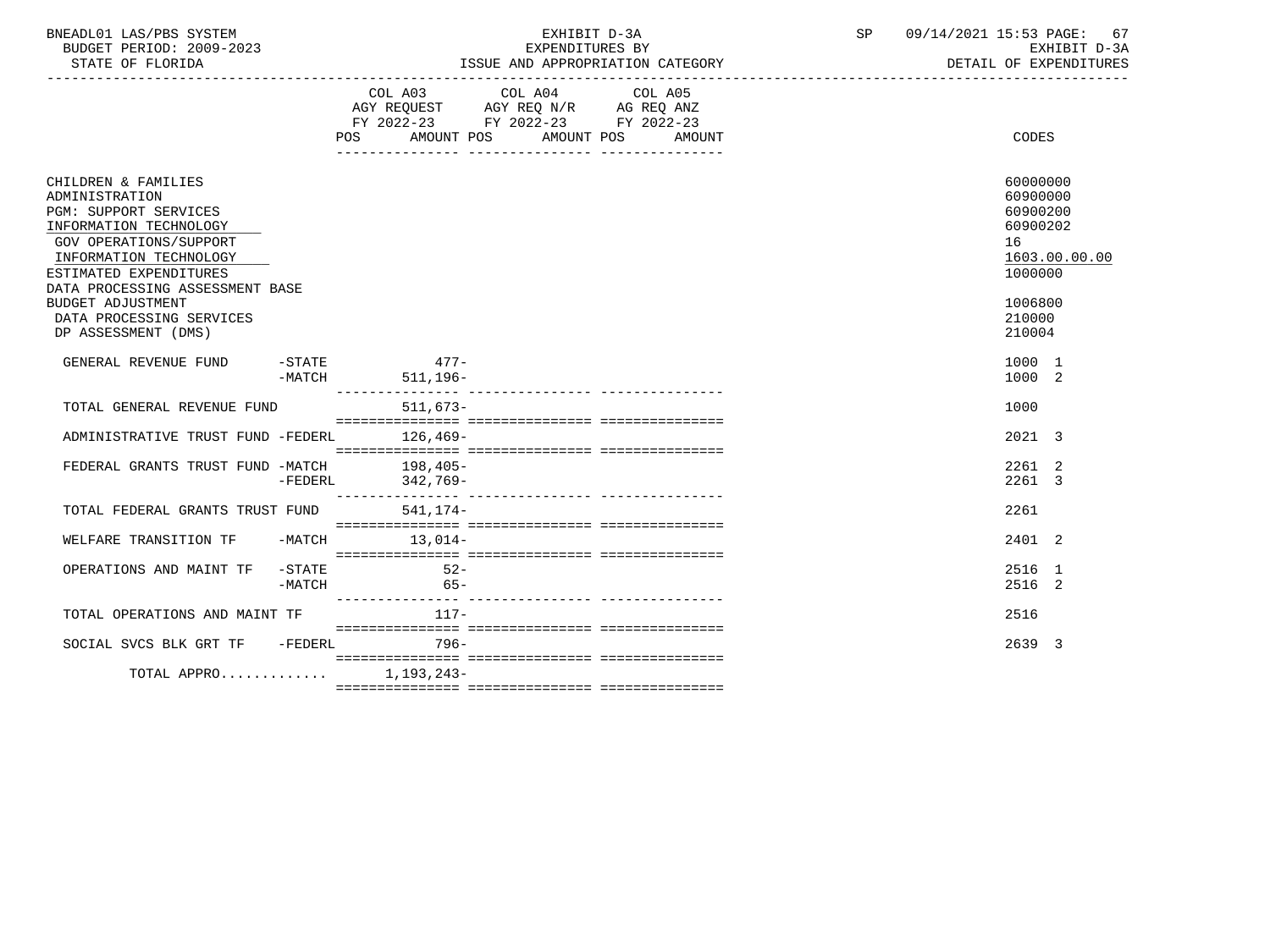BNEADL01 LAS/PBS SYSTEM — EXHIBIT D-3A — EXPENDITURES BY ISSUE AND APPROPRIATION CATEGORY
BUDGET PERIOD: 2009-2023 — STATE OF FLORIDA — DETAIL OF EXPENDITURES

| | COL A03 AGY REQUEST FY 2022-23 POS | AMOUNT | COL A04 AGY REQ N/R FY 2022-23 POS | AMOUNT | COL A05 AG REQ ANZ FY 2022-23 POS | AMOUNT | CODES |
|---|---|---|---|---|---|---|---|
| CHILDREN & FAMILIES | | | | | | | 60000000 |
| ADMINISTRATION | | | | | | | 60900000 |
| PGM: SUPPORT SERVICES | | | | | | | 60900200 |
| INFORMATION TECHNOLOGY | | | | | | | 60900202 |
| GOV OPERATIONS/SUPPORT | | | | | | | 16 |
| INFORMATION TECHNOLOGY | | | | | | | 1603.00.00.00 |
| ESTIMATED EXPENDITURES | | | | | | | 1000000 |
| DATA PROCESSING ASSESSMENT BASE BUDGET ADJUSTMENT | | | | | | | 1006800 |
| DATA PROCESSING SERVICES | | | | | | | 210000 |
| DP ASSESSMENT (DMS) | | | | | | | 210004 |
| GENERAL REVENUE FUND -STATE | | 477- | | | | | 1000 1 |
| -MATCH | | 511,196- | | | | | 1000 2 |
| TOTAL GENERAL REVENUE FUND | | 511,673- | | | | | 1000 |
| ADMINISTRATIVE TRUST FUND -FEDERL | | 126,469- | | | | | 2021 3 |
| FEDERAL GRANTS TRUST FUND -MATCH | | 198,405- | | | | | 2261 2 |
| -FEDERL | | 342,769- | | | | | 2261 3 |
| TOTAL FEDERAL GRANTS TRUST FUND | | 541,174- | | | | | 2261 |
| WELFARE TRANSITION TF -MATCH | | 13,014- | | | | | 2401 2 |
| OPERATIONS AND MAINT TF -STATE | | 52- | | | | | 2516 1 |
| -MATCH | | 65- | | | | | 2516 2 |
| TOTAL OPERATIONS AND MAINT TF | | 117- | | | | | 2516 |
| SOCIAL SVCS BLK GRT TF -FEDERL | | 796- | | | | | 2639 3 |
| TOTAL APPRO............ | | 1,193,243- | | | | | |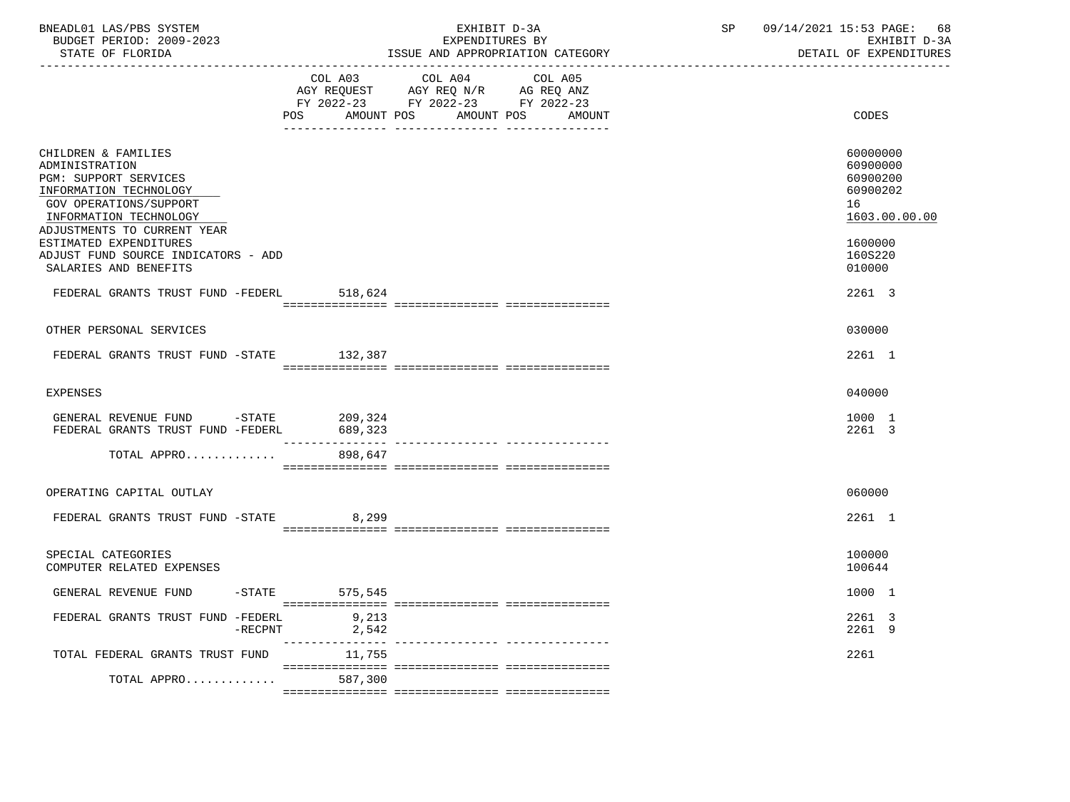BNEADL01 LAS/PBS SYSTEM
BUDGET PERIOD: 2009-2023
STATE OF FLORIDA

EXHIBIT D-3A
EXPENDITURES BY
ISSUE AND APPROPRIATION CATEGORY

SP 09/14/2021 15:53 PAGE: 68
EXHIBIT D-3A
DETAIL OF EXPENDITURES

| | COL A03 AGY REQUEST FY 2022-23 POS AMOUNT | COL A04 AGY REQ N/R FY 2022-23 POS AMOUNT | COL A05 AG REQ ANZ FY 2022-23 POS AMOUNT | CODES |
|---|---|---|---|---|
| CHILDREN & FAMILIES | | | | 60000000 |
| ADMINISTRATION | | | | 60900000 |
| PGM: SUPPORT SERVICES | | | | 60900200 |
| INFORMATION TECHNOLOGY | | | | 60900202 |
| GOV OPERATIONS/SUPPORT | | | | 16 |
| INFORMATION TECHNOLOGY | | | | 1603.00.00.00 |
| ADJUSTMENTS TO CURRENT YEAR ESTIMATED EXPENDITURES | | | | 1600000 |
| ADJUST FUND SOURCE INDICATORS - ADD | | | | 160S220 |
| SALARIES AND BENEFITS | | | | 010000 |
| FEDERAL GRANTS TRUST FUND -FEDERL | 518,624 | | | 2261 3 |
| OTHER PERSONAL SERVICES | | | | 030000 |
| FEDERAL GRANTS TRUST FUND -STATE | 132,387 | | | 2261 1 |
| EXPENSES | | | | 040000 |
| GENERAL REVENUE FUND -STATE | 209,324 | | | 1000 1 |
| FEDERAL GRANTS TRUST FUND -FEDERL | 689,323 | | | 2261 3 |
| TOTAL APPRO............. | 898,647 | | | |
| OPERATING CAPITAL OUTLAY | | | | 060000 |
| FEDERAL GRANTS TRUST FUND -STATE | 8,299 | | | 2261 1 |
| SPECIAL CATEGORIES | | | | 100000 |
| COMPUTER RELATED EXPENSES | | | | 100644 |
| GENERAL REVENUE FUND -STATE | 575,545 | | | 1000 1 |
| FEDERAL GRANTS TRUST FUND -FEDERL | 9,213 | | | 2261 3 |
| -RECPNT | 2,542 | | | 2261 9 |
| TOTAL FEDERAL GRANTS TRUST FUND | 11,755 | | | 2261 |
| TOTAL APPRO............. | 587,300 | | | |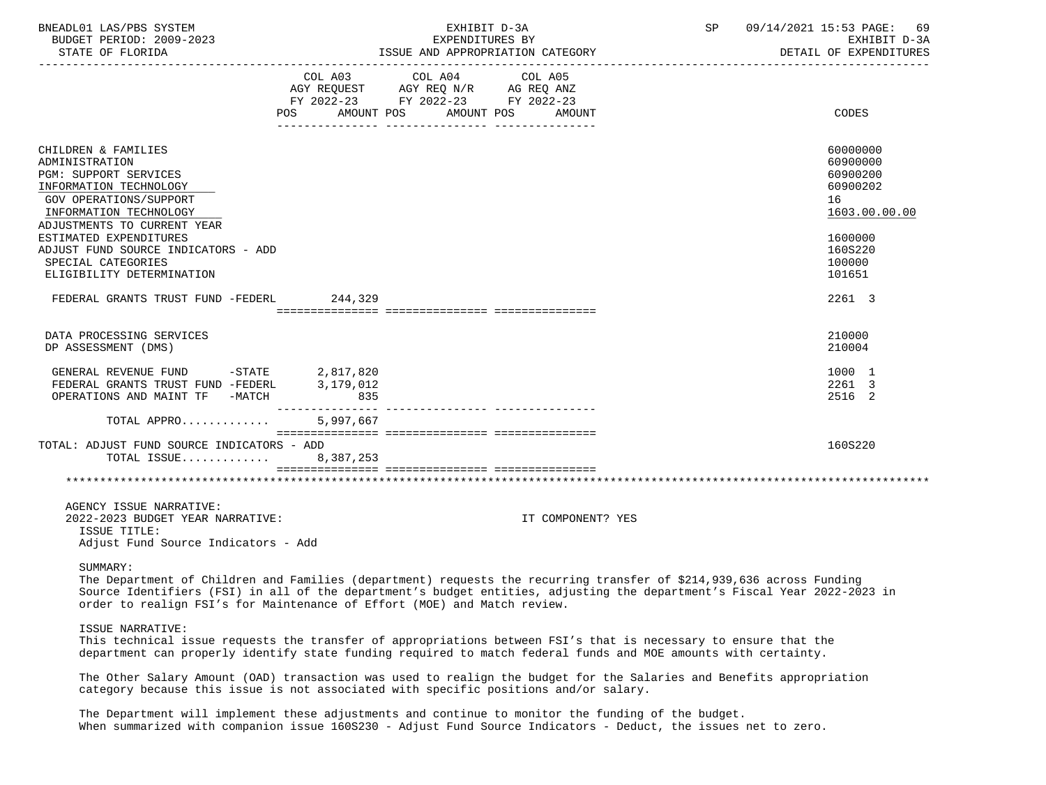BNEADL01 LAS/PBS SYSTEM | EXHIBIT D-3A | SP 09/14/2021 15:53

BUDGET PERIOD: 2009-2023 | EXPENDITURES BY | EXHIBIT D-3A

STATE OF FLORIDA | ISSUE AND APPROPRIATION CATEGORY | DETAIL OF EXPENDITURES

| | COL A03 AGY REQUEST FY 2022-23 POS AMOUNT | COL A04 AGY REQ N/R FY 2022-23 POS AMOUNT | COL A05 AG REQ ANZ FY 2022-23 POS AMOUNT | CODES |
|---|---|---|---|---|
| CHILDREN & FAMILIES | | | | 60000000 |
| ADMINISTRATION | | | | 60900000 |
| PGM: SUPPORT SERVICES | | | | 60900200 |
| INFORMATION TECHNOLOGY | | | | 60900202 |
| GOV OPERATIONS/SUPPORT | | | | 16 |
| INFORMATION TECHNOLOGY | | | | 1603.00.00.00 |
| ADJUSTMENTS TO CURRENT YEAR ESTIMATED EXPENDITURES | | | | 1600000 |
| ADJUST FUND SOURCE INDICATORS - ADD | | | | 160S220 |
| SPECIAL CATEGORIES | | | | 100000 |
| ELIGIBILITY DETERMINATION | | | | 101651 |
| FEDERAL GRANTS TRUST FUND -FEDERL | 244,329 | | | 2261 3 |
| DATA PROCESSING SERVICES | | | | 210000 |
| DP ASSESSMENT (DMS) | | | | 210004 |
| GENERAL REVENUE FUND -STATE | 2,817,820 | | | 1000 1 |
| FEDERAL GRANTS TRUST FUND -FEDERL | 3,179,012 | | | 2261 3 |
| OPERATIONS AND MAINT TF -MATCH | 835 | | | 2516 2 |
| TOTAL APPRO............ | 5,997,667 | | | |
| TOTAL: ADJUST FUND SOURCE INDICATORS - ADD | | | | 160S220 |
| TOTAL ISSUE............ | 8,387,253 | | | |

AGENCY ISSUE NARRATIVE:

2022-2023 BUDGET YEAR NARRATIVE: IT COMPONENT? YES

ISSUE TITLE:

Adjust Fund Source Indicators - Add

SUMMARY:

The Department of Children and Families (department) requests the recurring transfer of $214,939,636 across Funding Source Identifiers (FSI) in all of the department's budget entities, adjusting the department's Fiscal Year 2022-2023 in order to realign FSI's for Maintenance of Effort (MOE) and Match review.

ISSUE NARRATIVE:

This technical issue requests the transfer of appropriations between FSI's that is necessary to ensure that the department can properly identify state funding required to match federal funds and MOE amounts with certainty.

The Other Salary Amount (OAD) transaction was used to realign the budget for the Salaries and Benefits appropriation category because this issue is not associated with specific positions and/or salary.

The Department will implement these adjustments and continue to monitor the funding of the budget. When summarized with companion issue 160S230 - Adjust Fund Source Indicators - Deduct, the issues net to zero.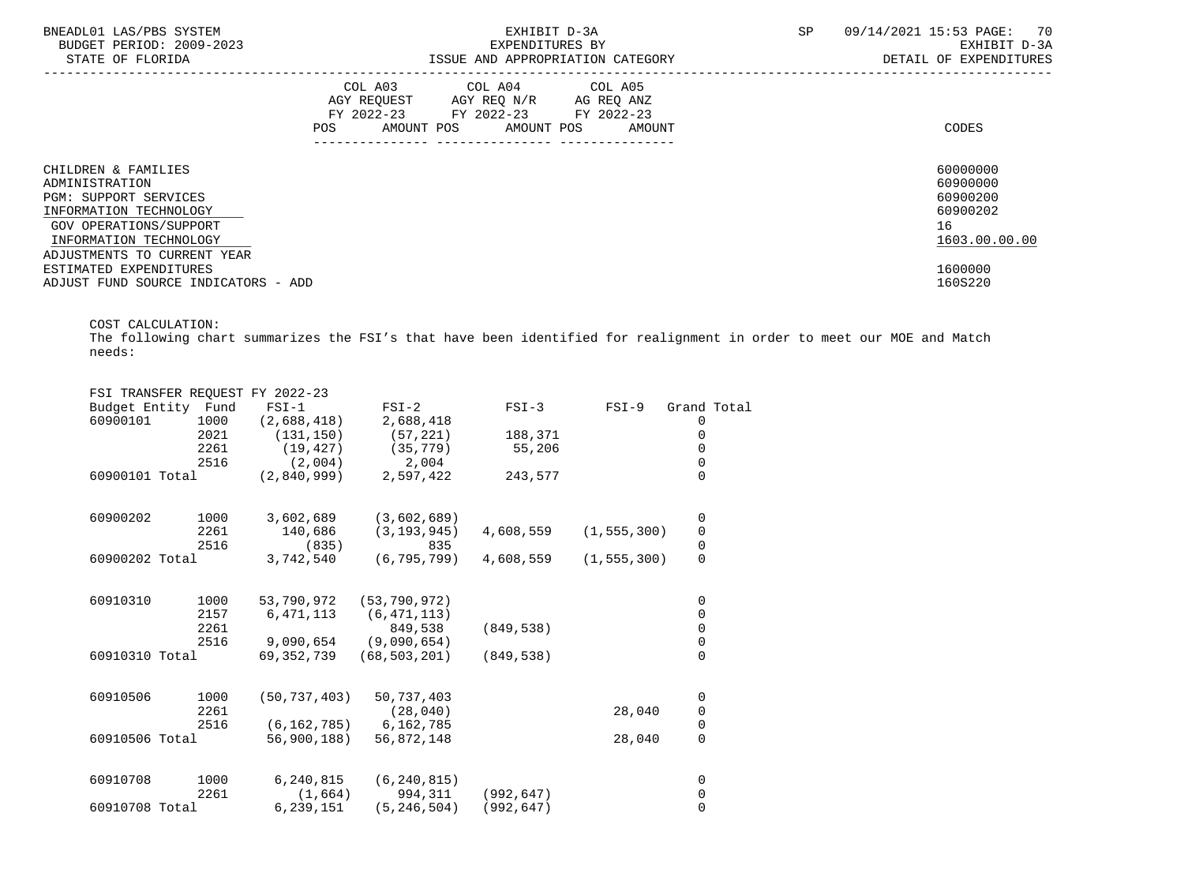| | COL A03 AGY REQUEST FY 2022-23 POS AMOUNT | COL A04 AGY REQ N/R FY 2022-23 POS AMOUNT | COL A05 AG REQ ANZ FY 2022-23 POS AMOUNT | CODES |
|---|---|---|---|---|

CHILDREN & FAMILIES — 60000000
ADMINISTRATION — 60900000
PGM: SUPPORT SERVICES — 60900200
INFORMATION TECHNOLOGY — 60900202
GOV OPERATIONS/SUPPORT — 16
INFORMATION TECHNOLOGY — 1603.00.00.00
ADJUSTMENTS TO CURRENT YEAR
ESTIMATED EXPENDITURES — 1600000
ADJUST FUND SOURCE INDICATORS - ADD — 160S220

COST CALCULATION:
The following chart summarizes the FSI's that have been identified for realignment in order to meet our MOE and Match needs:

FSI TRANSFER REQUEST FY 2022-23

| Budget Entity | Fund | FSI-1 | FSI-2 | FSI-3 | FSI-9 | Grand Total |
|---|---|---|---|---|---|---|
| 60900101 | 1000 | (2,688,418) | 2,688,418 | | | 0 |
| | 2021 | (131,150) | (57,221) | 188,371 | | 0 |
| | 2261 | (19,427) | (35,779) | 55,206 | | 0 |
| | 2516 | (2,004) | 2,004 | | | 0 |
| 60900101 Total | | (2,840,999) | 2,597,422 | 243,577 | | 0 |
| 60900202 | 1000 | 3,602,689 | (3,602,689) | | | 0 |
| | 2261 | 140,686 | (3,193,945) | 4,608,559 | (1,555,300) | 0 |
| | 2516 | (835) | 835 | | | 0 |
| 60900202 Total | | 3,742,540 | (6,795,799) | 4,608,559 | (1,555,300) | 0 |
| 60910310 | 1000 | 53,790,972 | (53,790,972) | | | 0 |
| | 2157 | 6,471,113 | (6,471,113) | | | 0 |
| | 2261 | | 849,538 | (849,538) | | 0 |
| | 2516 | 9,090,654 | (9,090,654) | | | 0 |
| 60910310 Total | | 69,352,739 | (68,503,201) | (849,538) | | 0 |
| 60910506 | 1000 | (50,737,403) | 50,737,403 | | | 0 |
| | 2261 | | (28,040) | | 28,040 | 0 |
| | 2516 | (6,162,785) | 6,162,785 | | | 0 |
| 60910506 Total | | 56,900,188) | 56,872,148 | | 28,040 | 0 |
| 60910708 | 1000 | 6,240,815 | (6,240,815) | | | 0 |
| | 2261 | (1,664) | 994,311 | (992,647) | | 0 |
| 60910708 Total | | 6,239,151 | (5,246,504) | (992,647) | | 0 |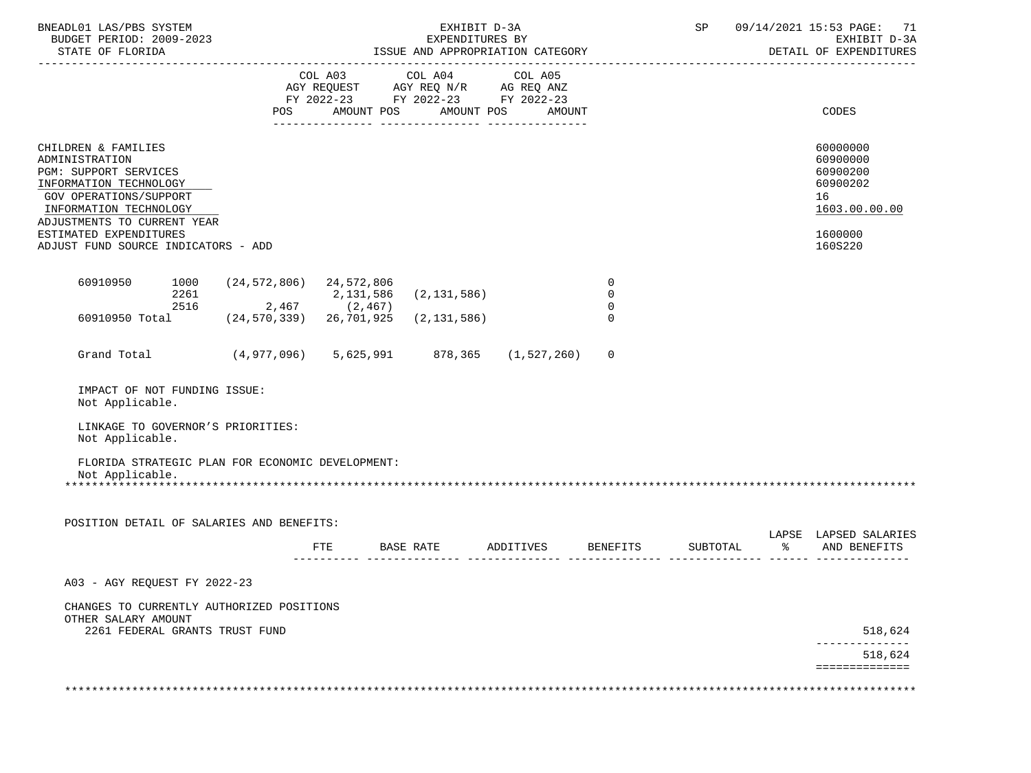CHILDREN & FAMILIES — 60000000
ADMINISTRATION — 60900000
PGM: SUPPORT SERVICES — 60900200
INFORMATION TECHNOLOGY — 60900202
GOV OPERATIONS/SUPPORT — 16
INFORMATION TECHNOLOGY — 1603.00.00.00
ADJUSTMENTS TO CURRENT YEAR ESTIMATED EXPENDITURES — 1600000
ADJUST FUND SOURCE INDICATORS - ADD — 160S220

| | | COL A03 AGY REQUEST FY 2022-23 POS | AMOUNT | COL A04 AGY REQ N/R FY 2022-23 POS | AMOUNT | COL A05 AG REQ ANZ FY 2022-23 POS | AMOUNT |
|---|---|---|---|---|---|---|---|
| 60910950 | 1000 | (24,572,806) | 24,572,806 | | | | 0 |
| | 2261 | | 2,131,586 | (2,131,586) | | | 0 |
| | 2516 | 2,467 | (2,467) | | | | 0 |
| 60910950 Total | | (24,570,339) | 26,701,925 | (2,131,586) | | | 0 |
| Grand Total | | (4,977,096) | 5,625,991 | 878,365 | (1,527,260) | | 0 |

IMPACT OF NOT FUNDING ISSUE:
Not Applicable.

LINKAGE TO GOVERNOR'S PRIORITIES:
Not Applicable.

FLORIDA STRATEGIC PLAN FOR ECONOMIC DEVELOPMENT:
Not Applicable.

POSITION DETAIL OF SALARIES AND BENEFITS:

| | FTE | BASE RATE | ADDITIVES | BENEFITS | SUBTOTAL | LAPSE % | LAPSED SALARIES AND BENEFITS |
|---|---|---|---|---|---|---|---|
| A03 - AGY REQUEST FY 2022-23 | | | | | | | |
| CHANGES TO CURRENTLY AUTHORIZED POSITIONS | | | | | | | |
| OTHER SALARY AMOUNT | | | | | | | |
| 2261 FEDERAL GRANTS TRUST FUND | | | | | | | 518,624 |
| | | | | | | | 518,624 |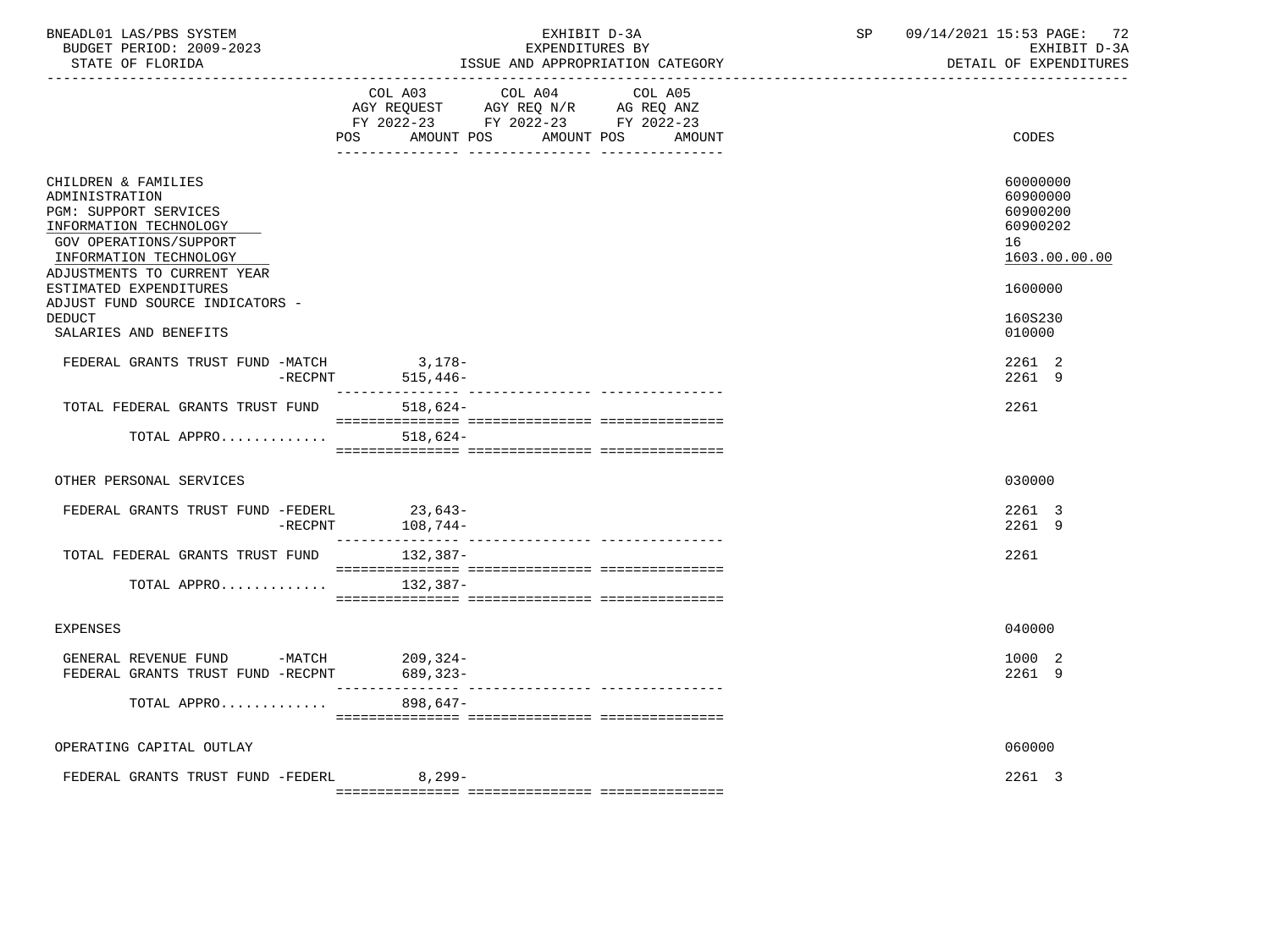BNEADL01 LAS/PBS SYSTEM — EXHIBIT D-3A — SP 09/14/2021 15:53 PAGE: 72
BUDGET PERIOD: 2009-2023 — EXPENDITURES BY — EXHIBIT D-3A
STATE OF FLORIDA — ISSUE AND APPROPRIATION CATEGORY — DETAIL OF EXPENDITURES

| | COL A03 AGY REQUEST FY 2022-23 POS AMOUNT | COL A04 AGY REQ N/R FY 2022-23 POS AMOUNT | COL A05 AG REQ ANZ FY 2022-23 POS AMOUNT | CODES |
|---|---|---|---|---|
| CHILDREN & FAMILIES | | | | 60000000 |
| ADMINISTRATION | | | | 60900000 |
| PGM: SUPPORT SERVICES | | | | 60900200 |
| INFORMATION TECHNOLOGY | | | | 60900202 |
| GOV OPERATIONS/SUPPORT | | | | 16 |
| INFORMATION TECHNOLOGY | | | | 1603.00.00.00 |
| ADJUSTMENTS TO CURRENT YEAR ESTIMATED EXPENDITURES | | | | 1600000 |
| ADJUST FUND SOURCE INDICATORS - DEDUCT | | | | 160S230 |
| SALARIES AND BENEFITS | | | | 010000 |
| FEDERAL GRANTS TRUST FUND -MATCH | 3,178- | | | 2261 2 |
| -RECPNT | 515,446- | | | 2261 9 |
| TOTAL FEDERAL GRANTS TRUST FUND | 518,624- | | | 2261 |
| TOTAL APPRO............ | 518,624- | | | |
| OTHER PERSONAL SERVICES | | | | 030000 |
| FEDERAL GRANTS TRUST FUND -FEDERL | 23,643- | | | 2261 3 |
| -RECPNT | 108,744- | | | 2261 9 |
| TOTAL FEDERAL GRANTS TRUST FUND | 132,387- | | | 2261 |
| TOTAL APPRO............ | 132,387- | | | |
| EXPENSES | | | | 040000 |
| GENERAL REVENUE FUND -MATCH | 209,324- | | | 1000 2 |
| FEDERAL GRANTS TRUST FUND -RECPNT | 689,323- | | | 2261 9 |
| TOTAL APPRO............ | 898,647- | | | |
| OPERATING CAPITAL OUTLAY | | | | 060000 |
| FEDERAL GRANTS TRUST FUND -FEDERL | 8,299- | | | 2261 3 |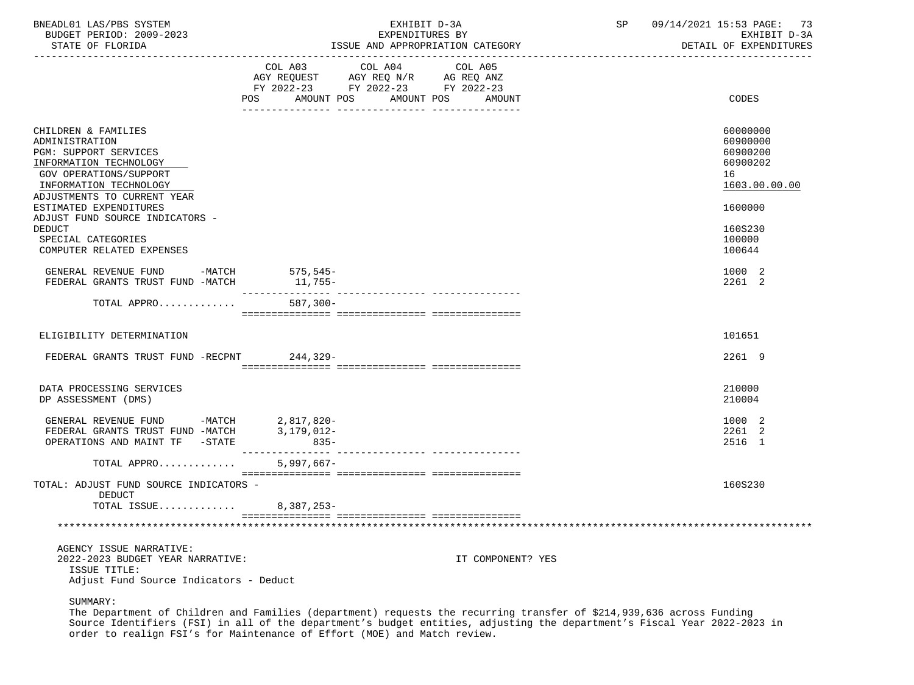BNEADL01 LAS/PBS SYSTEM | EXHIBIT D-3A | SP 09/14/2021 15:53

BUDGET PERIOD: 2009-2023 | EXPENDITURES BY | EXHIBIT D-3A

STATE OF FLORIDA | ISSUE AND APPROPRIATION CATEGORY | DETAIL OF EXPENDITURES

| | COL A03 AGY REQUEST FY 2022-23 POS AMOUNT | COL A04 AGY REQ N/R FY 2022-23 POS AMOUNT | COL A05 AG REQ ANZ FY 2022-23 POS AMOUNT | CODES |
|---|---|---|---|---|
| CHILDREN & FAMILIES | | | | 60000000 |
| ADMINISTRATION | | | | 60900000 |
| PGM: SUPPORT SERVICES | | | | 60900200 |
| INFORMATION TECHNOLOGY | | | | 60900202 |
| GOV OPERATIONS/SUPPORT | | | | 16 |
| INFORMATION TECHNOLOGY | | | | 1603.00.00.00 |
| ADJUSTMENTS TO CURRENT YEAR ESTIMATED EXPENDITURES | | | | 1600000 |
| ADJUST FUND SOURCE INDICATORS - DEDUCT | | | | 160S230 |
| SPECIAL CATEGORIES | | | | 100000 |
| COMPUTER RELATED EXPENSES | | | | 100644 |
| GENERAL REVENUE FUND -MATCH | 575,545- | | | 1000 2 |
| FEDERAL GRANTS TRUST FUND -MATCH | 11,755- | | | 2261 2 |
| TOTAL APPRO............ | 587,300- | | | |
| ELIGIBILITY DETERMINATION | | | | 101651 |
| FEDERAL GRANTS TRUST FUND -RECPNT | 244,329- | | | 2261 9 |
| DATA PROCESSING SERVICES | | | | 210000 |
| DP ASSESSMENT (DMS) | | | | 210004 |
| GENERAL REVENUE FUND -MATCH | 2,817,820- | | | 1000 2 |
| FEDERAL GRANTS TRUST FUND -MATCH | 3,179,012- | | | 2261 2 |
| OPERATIONS AND MAINT TF -STATE | 835- | | | 2516 1 |
| TOTAL APPRO............ | 5,997,667- | | | |
| TOTAL: ADJUST FUND SOURCE INDICATORS - DEDUCT | | | | 160S230 |
| TOTAL ISSUE............ | 8,387,253- | | | |

AGENCY ISSUE NARRATIVE:

2022-2023 BUDGET YEAR NARRATIVE: IT COMPONENT? YES

ISSUE TITLE:

Adjust Fund Source Indicators - Deduct

SUMMARY:

The Department of Children and Families (department) requests the recurring transfer of $214,939,636 across Funding Source Identifiers (FSI) in all of the department's budget entities, adjusting the department's Fiscal Year 2022-2023 in order to realign FSI's for Maintenance of Effort (MOE) and Match review.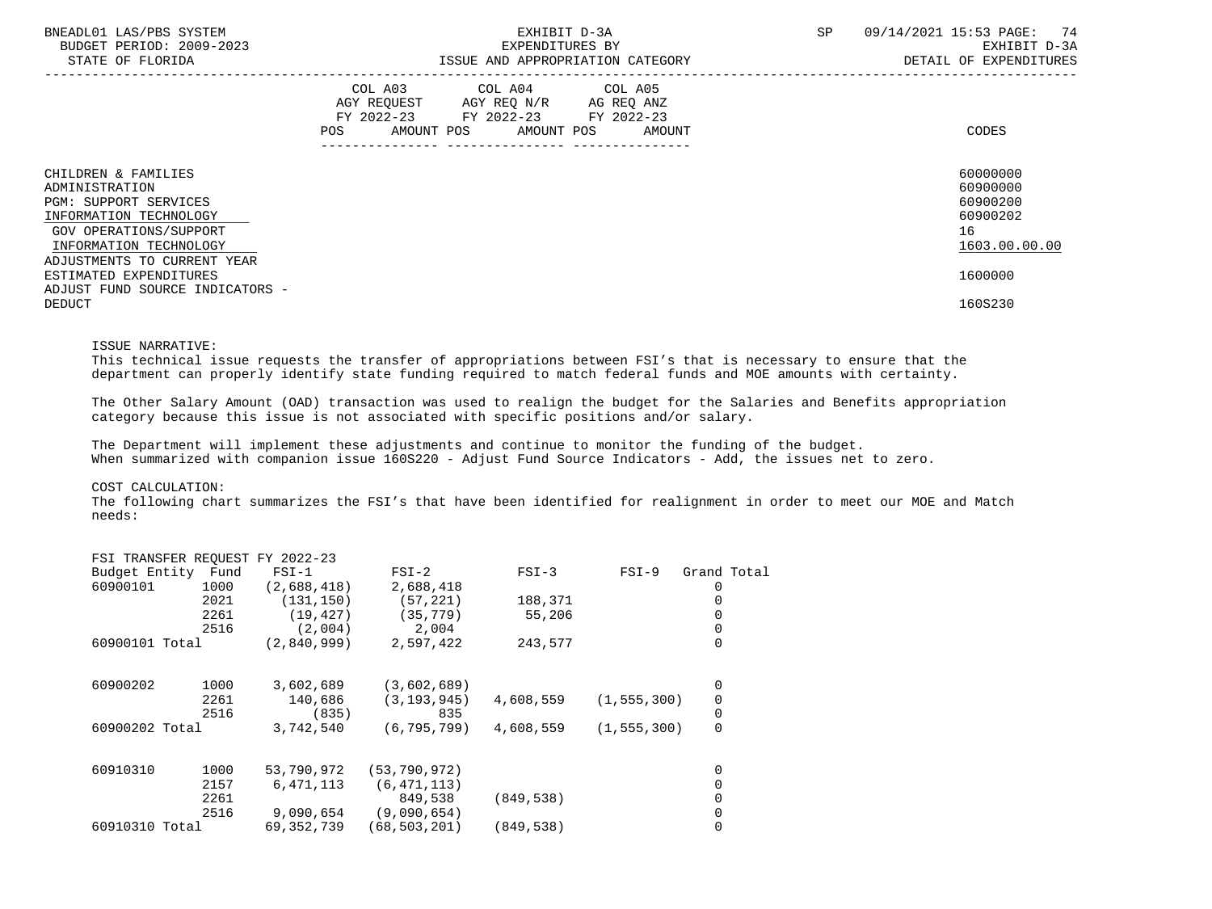| | COL A03 AGY REQUEST FY 2022-23 POS AMOUNT | COL A04 AGY REQ N/R FY 2022-23 POS AMOUNT | COL A05 AG REQ ANZ FY 2022-23 POS AMOUNT | CODES |
|---|---|---|---|---|
| CHILDREN & FAMILIES | | | | 60000000 |
| ADMINISTRATION | | | | 60900000 |
| PGM: SUPPORT SERVICES | | | | 60900200 |
| INFORMATION TECHNOLOGY | | | | 60900202 |
| GOV OPERATIONS/SUPPORT | | | | 16 |
| INFORMATION TECHNOLOGY | | | | 1603.00.00.00 |
| ADJUSTMENTS TO CURRENT YEAR ESTIMATED EXPENDITURES | | | | 1600000 |
| ADJUST FUND SOURCE INDICATORS - DEDUCT | | | | 160S230 |

ISSUE NARRATIVE:
This technical issue requests the transfer of appropriations between FSI's that is necessary to ensure that the department can properly identify state funding required to match federal funds and MOE amounts with certainty.

The Other Salary Amount (OAD) transaction was used to realign the budget for the Salaries and Benefits appropriation category because this issue is not associated with specific positions and/or salary.

The Department will implement these adjustments and continue to monitor the funding of the budget. When summarized with companion issue 160S220 - Adjust Fund Source Indicators - Add, the issues net to zero.

COST CALCULATION:
The following chart summarizes the FSI's that have been identified for realignment in order to meet our MOE and Match needs:

FSI TRANSFER REQUEST FY 2022-23

| Budget Entity | Fund | FSI-1 | FSI-2 | FSI-3 | FSI-9 | Grand Total |
|---|---|---|---|---|---|---|
| 60900101 | 1000 | (2,688,418) | 2,688,418 | | | 0 |
| | 2021 | (131,150) | (57,221) | 188,371 | | 0 |
| | 2261 | (19,427) | (35,779) | 55,206 | | 0 |
| | 2516 | (2,004) | 2,004 | | | 0 |
| 60900101 Total | | (2,840,999) | 2,597,422 | 243,577 | | 0 |
| 60900202 | 1000 | 3,602,689 | (3,602,689) | | | 0 |
| | 2261 | 140,686 | (3,193,945) | 4,608,559 | (1,555,300) | 0 |
| | 2516 | (835) | 835 | | | 0 |
| 60900202 Total | | 3,742,540 | (6,795,799) | 4,608,559 | (1,555,300) | 0 |
| 60910310 | 1000 | 53,790,972 | (53,790,972) | | | 0 |
| | 2157 | 6,471,113 | (6,471,113) | | | 0 |
| | 2261 | | 849,538 | (849,538) | | 0 |
| | 2516 | 9,090,654 | (9,090,654) | | | 0 |
| 60910310 Total | | 69,352,739 | (68,503,201) | (849,538) | | 0 |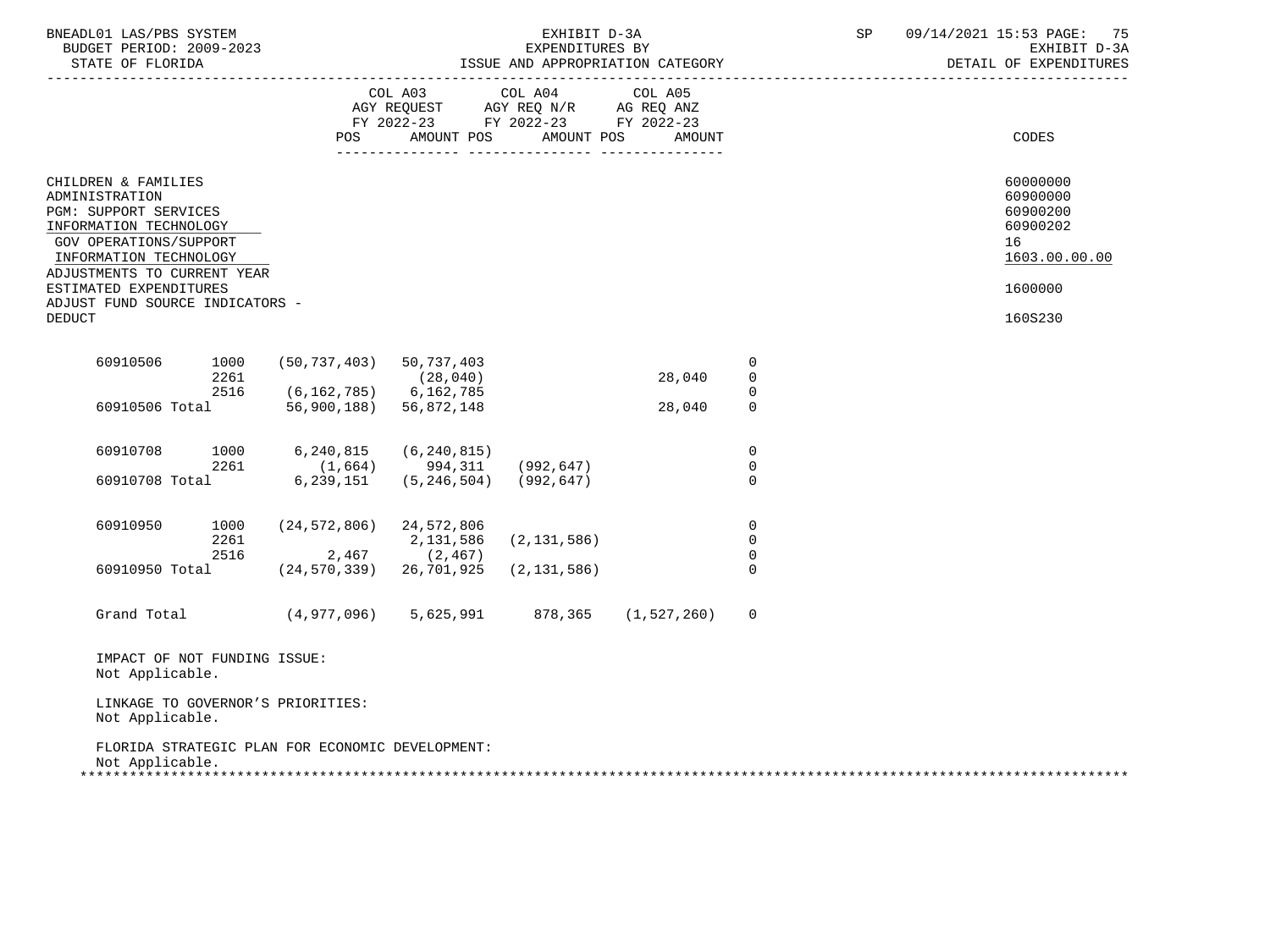| | | COL A03 AGY REQUEST FY 2022-23 | | COL A04 AGY REQ N/R FY 2022-23 | | COL A05 AG REQ ANZ FY 2022-23 | | | CODES |
|---|---|---|---|---|---|---|---|---|---|
| | | POS | AMOUNT | POS | AMOUNT | POS | AMOUNT | | |

CHILDREN & FAMILIES — 60000000
ADMINISTRATION — 60900000
PGM: SUPPORT SERVICES — 60900200
INFORMATION TECHNOLOGY — 60900202
GOV OPERATIONS/SUPPORT — 16
INFORMATION TECHNOLOGY — 1603.00.00.00
ADJUSTMENTS TO CURRENT YEAR ESTIMATED EXPENDITURES — 1600000
ADJUST FUND SOURCE INDICATORS - DEDUCT — 160S230

| | | | | | | |
|---|---|---|---|---|---|---|
| 60910506 | 1000 | (50,737,403) | 50,737,403 | | | 0 |
| | 2261 | | (28,040) | | 28,040 | 0 |
| | 2516 | (6,162,785) | 6,162,785 | | | 0 |
| 60910506 Total | | 56,900,188) | 56,872,148 | | 28,040 | 0 |
| 60910708 | 1000 | 6,240,815 | (6,240,815) | | | 0 |
| | 2261 | (1,664) | 994,311 | (992,647) | | 0 |
| 60910708 Total | | 6,239,151 | (5,246,504) | (992,647) | | 0 |
| 60910950 | 1000 | (24,572,806) | 24,572,806 | | | 0 |
| | 2261 | | 2,131,586 | (2,131,586) | | 0 |
| | 2516 | 2,467 | (2,467) | | | 0 |
| 60910950 Total | | (24,570,339) | 26,701,925 | (2,131,586) | | 0 |
| Grand Total | | (4,977,096) | 5,625,991 | 878,365 | (1,527,260) | 0 |

IMPACT OF NOT FUNDING ISSUE:
Not Applicable.

LINKAGE TO GOVERNOR'S PRIORITIES:
Not Applicable.

FLORIDA STRATEGIC PLAN FOR ECONOMIC DEVELOPMENT:
Not Applicable.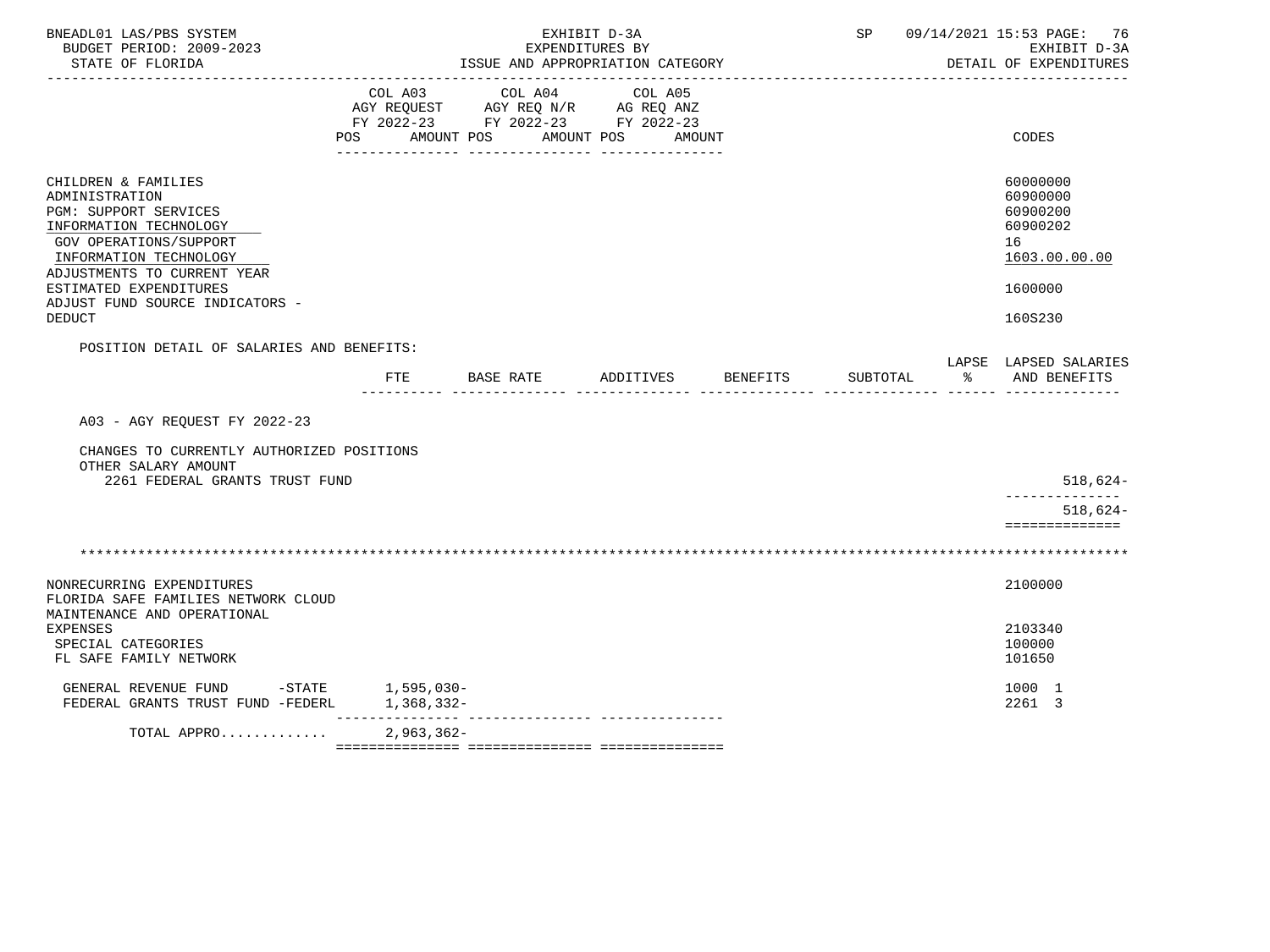BNEADL01 LAS/PBS SYSTEM — EXHIBIT D-3A — SP 09/14/2021 15:53
BUDGET PERIOD: 2009-2023 — EXPENDITURES BY — EXHIBIT D-3A
STATE OF FLORIDA — ISSUE AND APPROPRIATION CATEGORY — DETAIL OF EXPENDITURES

| | COL A03 AGY REQUEST FY 2022-23 POS AMOUNT | COL A04 AGY REQ N/R FY 2022-23 POS AMOUNT | COL A05 AG REQ ANZ FY 2022-23 POS AMOUNT | CODES |
|---|---|---|---|---|
| CHILDREN & FAMILIES | | | | 60000000 |
| ADMINISTRATION | | | | 60900000 |
| PGM: SUPPORT SERVICES | | | | 60900200 |
| INFORMATION TECHNOLOGY | | | | 60900202 |
| GOV OPERATIONS/SUPPORT | | | | 16 |
| INFORMATION TECHNOLOGY | | | | 1603.00.00.00 |
| ADJUSTMENTS TO CURRENT YEAR ESTIMATED EXPENDITURES | | | | 1600000 |
| ADJUST FUND SOURCE INDICATORS - DEDUCT | | | | 160S230 |

POSITION DETAIL OF SALARIES AND BENEFITS:

| | FTE | BASE RATE | ADDITIVES | BENEFITS | SUBTOTAL | LAPSE % | LAPSED SALARIES AND BENEFITS |
|---|---|---|---|---|---|---|---|
| A03 - AGY REQUEST FY 2022-23 | | | | | | | |
| CHANGES TO CURRENTLY AUTHORIZED POSITIONS | | | | | | | |
| OTHER SALARY AMOUNT | | | | | | | |
| 2261 FEDERAL GRANTS TRUST FUND | | | | | | | 518,624- |
| | | | | | | | 518,624- |

| | COL A03 | COL A04 | COL A05 | CODES |
|---|---|---|---|---|
| NONRECURRING EXPENDITURES | | | | 2100000 |
| FLORIDA SAFE FAMILIES NETWORK CLOUD MAINTENANCE AND OPERATIONAL EXPENSES | | | | 2103340 |
| SPECIAL CATEGORIES | | | | 100000 |
| FL SAFE FAMILY NETWORK | | | | 101650 |
| GENERAL REVENUE FUND -STATE | 1,595,030- | | | 1000 1 |
| FEDERAL GRANTS TRUST FUND -FEDERL | 1,368,332- | | | 2261 3 |
| TOTAL APPRO............ | 2,963,362- | | | |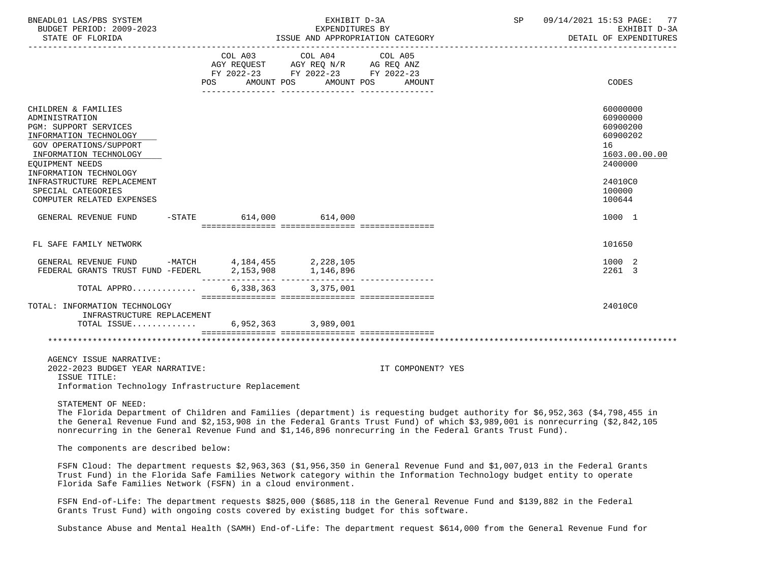| | COL A03 AGY REQUEST FY 2022-23 POS AMOUNT | COL A04 AGY REQ N/R FY 2022-23 POS AMOUNT | COL A05 AG REQ ANZ FY 2022-23 POS AMOUNT | CODES |
|---|---|---|---|---|
| CHILDREN & FAMILIES | | | | 60000000 |
| ADMINISTRATION | | | | 60900000 |
| PGM: SUPPORT SERVICES | | | | 60900200 |
| INFORMATION TECHNOLOGY | | | | 60900202 |
| GOV OPERATIONS/SUPPORT | | | | 16 |
| INFORMATION TECHNOLOGY | | | | 1603.00.00.00 |
| EQUIPMENT NEEDS | | | | 2400000 |
| INFORMATION TECHNOLOGY INFRASTRUCTURE REPLACEMENT | | | | 24010C0 |
| SPECIAL CATEGORIES | | | | 100000 |
| COMPUTER RELATED EXPENSES | | | | 100644 |
| GENERAL REVENUE FUND -STATE | 614,000 | 614,000 | | 1000 1 |
| FL SAFE FAMILY NETWORK | | | | 101650 |
| GENERAL REVENUE FUND -MATCH | 4,184,455 | 2,228,105 | | 1000 2 |
| FEDERAL GRANTS TRUST FUND -FEDERL | 2,153,908 | 1,146,896 | | 2261 3 |
| TOTAL APPRO............ | 6,338,363 | 3,375,001 | | |
| TOTAL: INFORMATION TECHNOLOGY INFRASTRUCTURE REPLACEMENT | | | | 24010C0 |
| TOTAL ISSUE............ | 6,952,363 | 3,989,001 | | |

AGENCY ISSUE NARRATIVE:

2022-2023 BUDGET YEAR NARRATIVE: IT COMPONENT? YES

ISSUE TITLE:

Information Technology Infrastructure Replacement

STATEMENT OF NEED:

The Florida Department of Children and Families (department) is requesting budget authority for $6,952,363 ($4,798,455 in the General Revenue Fund and $2,153,908 in the Federal Grants Trust Fund) of which $3,989,001 is nonrecurring ($2,842,105 nonrecurring in the General Revenue Fund and $1,146,896 nonrecurring in the Federal Grants Trust Fund).

The components are described below:

FSFN Cloud: The department requests $2,963,363 ($1,956,350 in General Revenue Fund and $1,007,013 in the Federal Grants Trust Fund) in the Florida Safe Families Network category within the Information Technology budget entity to operate Florida Safe Families Network (FSFN) in a cloud environment.

FSFN End-of-Life: The department requests $825,000 ($685,118 in the General Revenue Fund and $139,882 in the Federal Grants Trust Fund) with ongoing costs covered by existing budget for this software.

Substance Abuse and Mental Health (SAMH) End-of-Life: The department request $614,000 from the General Revenue Fund for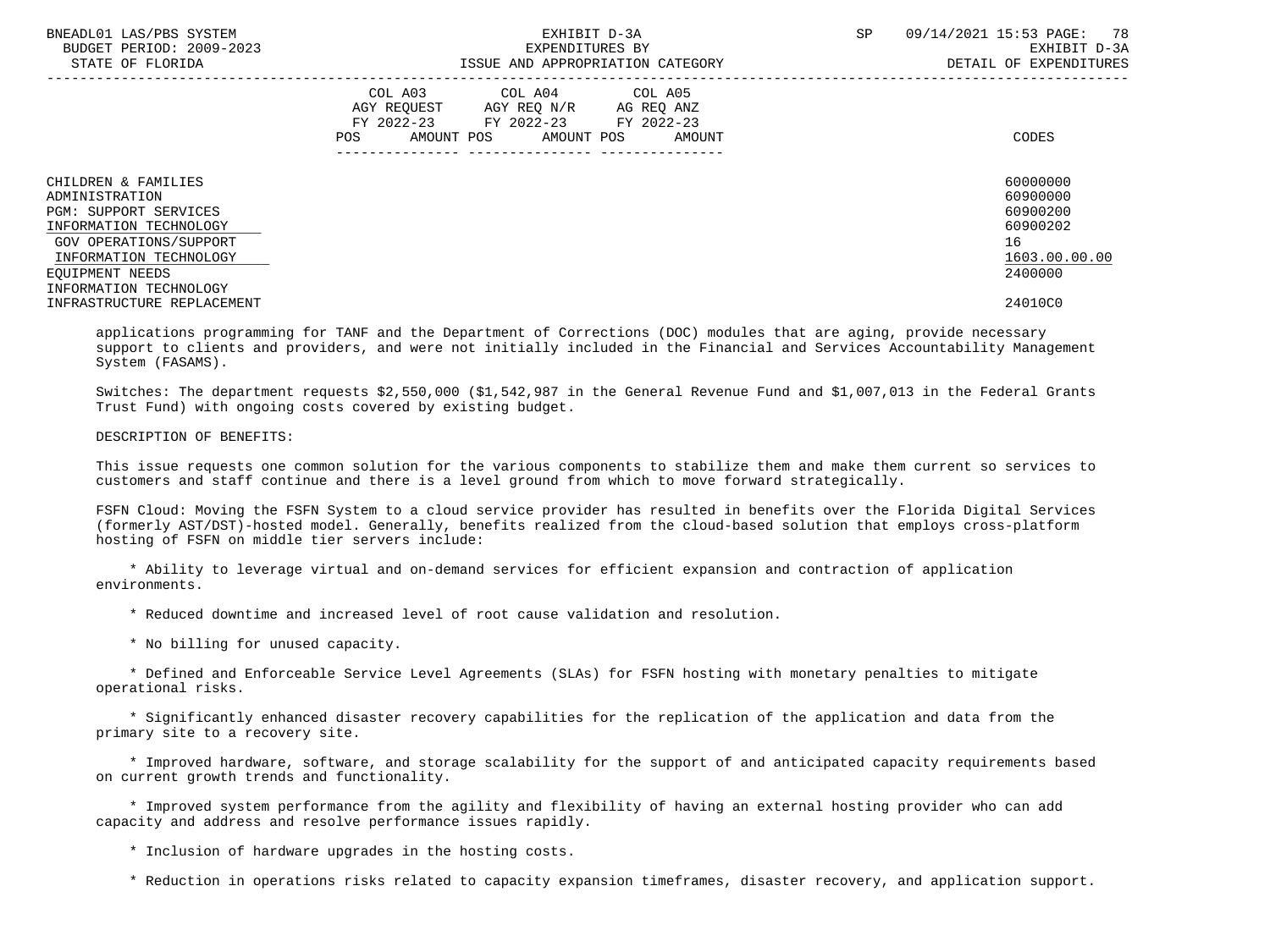| | COL A03 AGY REQUEST FY 2022-23 POS AMOUNT | COL A04 AGY REQ N/R FY 2022-23 POS AMOUNT | COL A05 AG REQ ANZ FY 2022-23 POS AMOUNT | CODES |
|---|---|---|---|---|
| CHILDREN & FAMILIES | | | | 60000000 |
| ADMINISTRATION | | | | 60900000 |
| PGM: SUPPORT SERVICES | | | | 60900200 |
| INFORMATION TECHNOLOGY | | | | 60900202 |
| GOV OPERATIONS/SUPPORT | | | | 16 |
| INFORMATION TECHNOLOGY | | | | 1603.00.00.00 |
| EQUIPMENT NEEDS | | | | 2400000 |
| INFORMATION TECHNOLOGY INFRASTRUCTURE REPLACEMENT | | | | 24010C0 |

applications programming for TANF and the Department of Corrections (DOC) modules that are aging, provide necessary support to clients and providers, and were not initially included in the Financial and Services Accountability Management System (FASAMS).

Switches: The department requests $2,550,000 ($1,542,987 in the General Revenue Fund and $1,007,013 in the Federal Grants Trust Fund) with ongoing costs covered by existing budget.

DESCRIPTION OF BENEFITS:

This issue requests one common solution for the various components to stabilize them and make them current so services to customers and staff continue and there is a level ground from which to move forward strategically.

FSFN Cloud: Moving the FSFN System to a cloud service provider has resulted in benefits over the Florida Digital Services (formerly AST/DST)-hosted model. Generally, benefits realized from the cloud-based solution that employs cross-platform hosting of FSFN on middle tier servers include:

* Ability to leverage virtual and on-demand services for efficient expansion and contraction of application environments.

* Reduced downtime and increased level of root cause validation and resolution.

* No billing for unused capacity.

* Defined and Enforceable Service Level Agreements (SLAs) for FSFN hosting with monetary penalties to mitigate operational risks.

* Significantly enhanced disaster recovery capabilities for the replication of the application and data from the primary site to a recovery site.

* Improved hardware, software, and storage scalability for the support of and anticipated capacity requirements based on current growth trends and functionality.

* Improved system performance from the agility and flexibility of having an external hosting provider who can add capacity and address and resolve performance issues rapidly.

* Inclusion of hardware upgrades in the hosting costs.

* Reduction in operations risks related to capacity expansion timeframes, disaster recovery, and application support.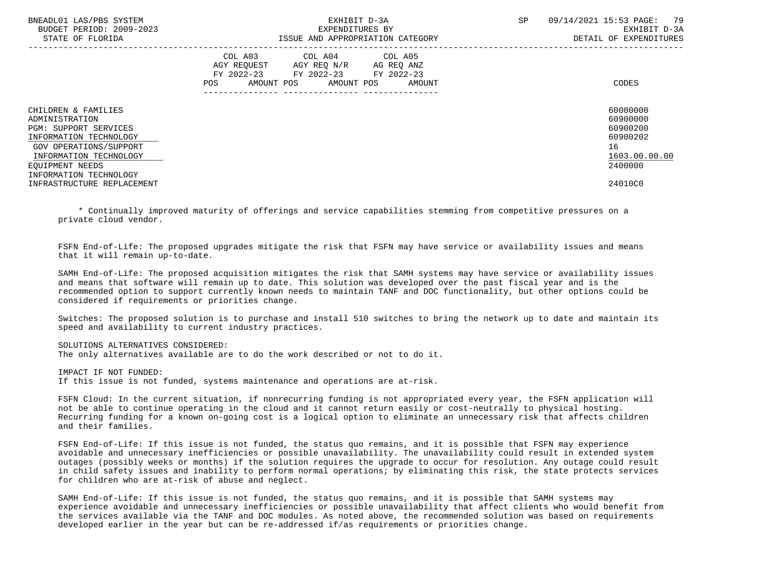| | COL A03 AGY REQUEST FY 2022-23 POS AMOUNT | COL A04 AGY REQ N/R FY 2022-23 POS AMOUNT | COL A05 AG REQ ANZ FY 2022-23 POS AMOUNT | CODES |
|---|---|---|---|---|
| CHILDREN & FAMILIES | | | | 60000000 |
| ADMINISTRATION | | | | 60900000 |
| PGM: SUPPORT SERVICES | | | | 60900200 |
| INFORMATION TECHNOLOGY | | | | 60900202 |
| GOV OPERATIONS/SUPPORT | | | | 16 |
| INFORMATION TECHNOLOGY | | | | 1603.00.00.00 |
| EQUIPMENT NEEDS | | | | 2400000 |
| INFORMATION TECHNOLOGY INFRASTRUCTURE REPLACEMENT | | | | 24010C0 |

* Continually improved maturity of offerings and service capabilities stemming from competitive pressures on a private cloud vendor.

FSFN End-of-Life: The proposed upgrades mitigate the risk that FSFN may have service or availability issues and means that it will remain up-to-date.

SAMH End-of-Life: The proposed acquisition mitigates the risk that SAMH systems may have service or availability issues and means that software will remain up to date. This solution was developed over the past fiscal year and is the recommended option to support currently known needs to maintain TANF and DOC functionality, but other options could be considered if requirements or priorities change.

Switches: The proposed solution is to purchase and install 510 switches to bring the network up to date and maintain its speed and availability to current industry practices.

SOLUTIONS ALTERNATIVES CONSIDERED:
The only alternatives available are to do the work described or not to do it.

IMPACT IF NOT FUNDED:
If this issue is not funded, systems maintenance and operations are at-risk.

FSFN Cloud: In the current situation, if nonrecurring funding is not appropriated every year, the FSFN application will not be able to continue operating in the cloud and it cannot return easily or cost-neutrally to physical hosting. Recurring funding for a known on-going cost is a logical option to eliminate an unnecessary risk that affects children and their families.

FSFN End-of-Life: If this issue is not funded, the status quo remains, and it is possible that FSFN may experience avoidable and unnecessary inefficiencies or possible unavailability. The unavailability could result in extended system outages (possibly weeks or months) if the solution requires the upgrade to occur for resolution. Any outage could result in child safety issues and inability to perform normal operations; by eliminating this risk, the state protects services for children who are at-risk of abuse and neglect.

SAMH End-of-Life: If this issue is not funded, the status quo remains, and it is possible that SAMH systems may experience avoidable and unnecessary inefficiencies or possible unavailability that affect clients who would benefit from the services available via the TANF and DOC modules. As noted above, the recommended solution was based on requirements developed earlier in the year but can be re-addressed if/as requirements or priorities change.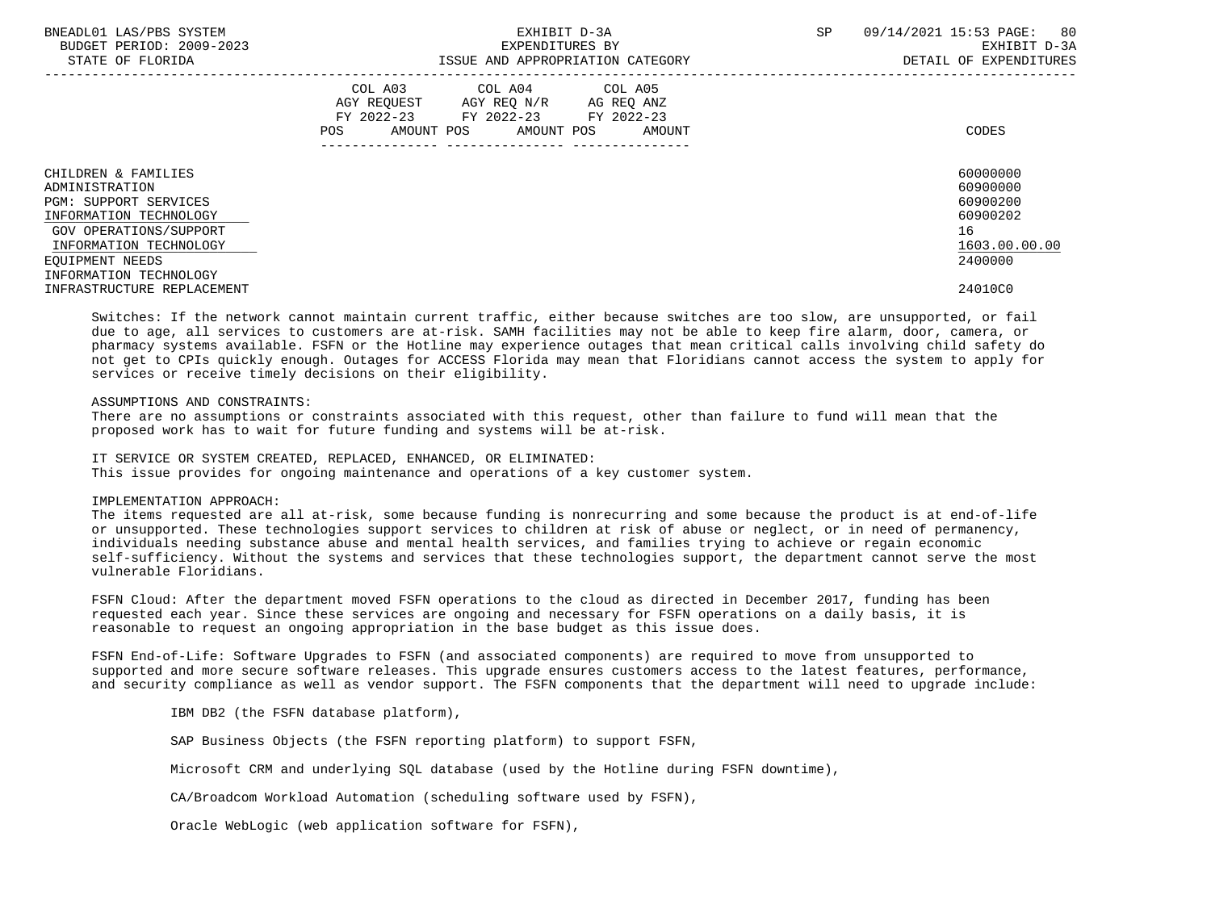| | COL A03 AGY REQUEST FY 2022-23 POS AMOUNT | COL A04 AGY REQ N/R FY 2022-23 POS AMOUNT | COL A05 AG REQ ANZ FY 2022-23 POS AMOUNT | CODES |
|---|---|---|---|---|
| CHILDREN & FAMILIES | | | | 60000000 |
| ADMINISTRATION | | | | 60900000 |
| PGM: SUPPORT SERVICES | | | | 60900200 |
| INFORMATION TECHNOLOGY | | | | 60900202 |
| GOV OPERATIONS/SUPPORT | | | | 16 |
| INFORMATION TECHNOLOGY | | | | 1603.00.00.00 |
| EQUIPMENT NEEDS | | | | 2400000 |
| INFORMATION TECHNOLOGY INFRASTRUCTURE REPLACEMENT | | | | 24010C0 |

Switches: If the network cannot maintain current traffic, either because switches are too slow, are unsupported, or fail due to age, all services to customers are at-risk. SAMH facilities may not be able to keep fire alarm, door, camera, or pharmacy systems available. FSFN or the Hotline may experience outages that mean critical calls involving child safety do not get to CPIs quickly enough. Outages for ACCESS Florida may mean that Floridians cannot access the system to apply for services or receive timely decisions on their eligibility.

ASSUMPTIONS AND CONSTRAINTS:
There are no assumptions or constraints associated with this request, other than failure to fund will mean that the proposed work has to wait for future funding and systems will be at-risk.

IT SERVICE OR SYSTEM CREATED, REPLACED, ENHANCED, OR ELIMINATED:
This issue provides for ongoing maintenance and operations of a key customer system.

IMPLEMENTATION APPROACH:
The items requested are all at-risk, some because funding is nonrecurring and some because the product is at end-of-life or unsupported. These technologies support services to children at risk of abuse or neglect, or in need of permanency, individuals needing substance abuse and mental health services, and families trying to achieve or regain economic self-sufficiency. Without the systems and services that these technologies support, the department cannot serve the most vulnerable Floridians.

FSFN Cloud: After the department moved FSFN operations to the cloud as directed in December 2017, funding has been requested each year. Since these services are ongoing and necessary for FSFN operations on a daily basis, it is reasonable to request an ongoing appropriation in the base budget as this issue does.

FSFN End-of-Life: Software Upgrades to FSFN (and associated components) are required to move from unsupported to supported and more secure software releases. This upgrade ensures customers access to the latest features, performance, and security compliance as well as vendor support. The FSFN components that the department will need to upgrade include:

IBM DB2 (the FSFN database platform),

SAP Business Objects (the FSFN reporting platform) to support FSFN,

Microsoft CRM and underlying SQL database (used by the Hotline during FSFN downtime),

CA/Broadcom Workload Automation (scheduling software used by FSFN),

Oracle WebLogic (web application software for FSFN),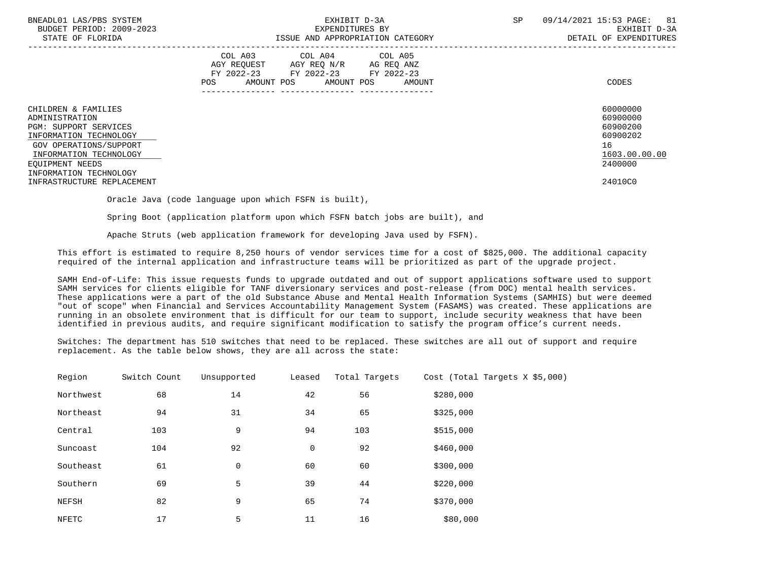| | COL A03 AGY REQUEST FY 2022-23 | | COL A04 AGY REQ N/R FY 2022-23 | | COL A05 AG REQ ANZ FY 2022-23 | | |
|---|---|---|---|---|---|---|---|
| | POS | AMOUNT | POS | AMOUNT | POS | AMOUNT | CODES |
| CHILDREN & FAMILIES | | | | | | | 60000000 |
| ADMINISTRATION | | | | | | | 60900000 |
| PGM: SUPPORT SERVICES | | | | | | | 60900200 |
| INFORMATION TECHNOLOGY | | | | | | | 60900202 |
| GOV OPERATIONS/SUPPORT | | | | | | | 16 |
| INFORMATION TECHNOLOGY | | | | | | | 1603.00.00.00 |
| EQUIPMENT NEEDS | | | | | | | 2400000 |
| INFORMATION TECHNOLOGY INFRASTRUCTURE REPLACEMENT | | | | | | | 24010C0 |

Oracle Java (code language upon which FSFN is built),

Spring Boot (application platform upon which FSFN batch jobs are built), and

Apache Struts (web application framework for developing Java used by FSFN).

This effort is estimated to require 8,250 hours of vendor services time for a cost of $825,000. The additional capacity required of the internal application and infrastructure teams will be prioritized as part of the upgrade project.

SAMH End-of-Life: This issue requests funds to upgrade outdated and out of support applications software used to support SAMH services for clients eligible for TANF diversionary services and post-release (from DOC) mental health services. These applications were a part of the old Substance Abuse and Mental Health Information Systems (SAMHIS) but were deemed "out of scope" when Financial and Services Accountability Management System (FASAMS) was created. These applications are running in an obsolete environment that is difficult for our team to support, include security weakness that have been identified in previous audits, and require significant modification to satisfy the program office's current needs.

Switches: The department has 510 switches that need to be replaced. These switches are all out of support and require replacement. As the table below shows, they are all across the state:

| Region | Switch Count | Unsupported | Leased | Total Targets | Cost (Total Targets X $5,000) |
|---|---|---|---|---|---|
| Northwest | 68 | 14 | 42 | 56 | $280,000 |
| Northeast | 94 | 31 | 34 | 65 | $325,000 |
| Central | 103 | 9 | 94 | 103 | $515,000 |
| Suncoast | 104 | 92 | 0 | 92 | $460,000 |
| Southeast | 61 | 0 | 60 | 60 | $300,000 |
| Southern | 69 | 5 | 39 | 44 | $220,000 |
| NEFSH | 82 | 9 | 65 | 74 | $370,000 |
| NFETC | 17 | 5 | 11 | 16 | $80,000 |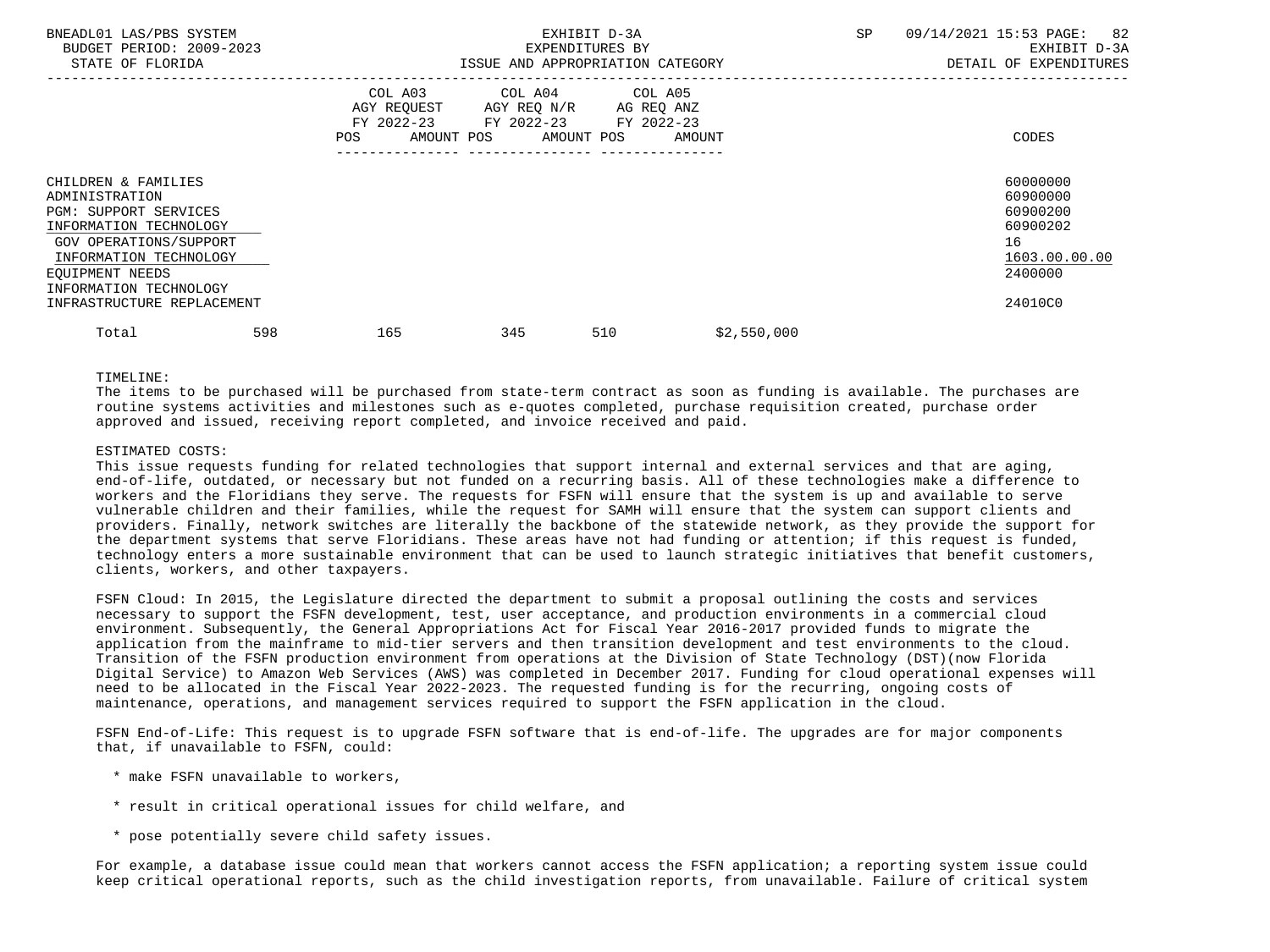| | COL A03 AGY REQUEST FY 2022-23 | | COL A04 AGY REQ N/R FY 2022-23 | | COL A05 AG REQ ANZ FY 2022-23 | | |
|---|---|---|---|---|---|---|---|
| | POS | AMOUNT | POS | AMOUNT | POS | AMOUNT | CODES |
| CHILDREN & FAMILIES | | | | | | | 60000000 |
| ADMINISTRATION | | | | | | | 60900000 |
| PGM: SUPPORT SERVICES | | | | | | | 60900200 |
| INFORMATION TECHNOLOGY | | | | | | | 60900202 |
| GOV OPERATIONS/SUPPORT | | | | | | | 16 |
| INFORMATION TECHNOLOGY | | | | | | | 1603.00.00.00 |
| EQUIPMENT NEEDS | | | | | | | 2400000 |
| INFORMATION TECHNOLOGY INFRASTRUCTURE REPLACEMENT | | | | | | | 24010C0 |

Total 598 165 345 510 $2,550,000

TIMELINE:
The items to be purchased will be purchased from state-term contract as soon as funding is available. The purchases are routine systems activities and milestones such as e-quotes completed, purchase requisition created, purchase order approved and issued, receiving report completed, and invoice received and paid.

ESTIMATED COSTS:
This issue requests funding for related technologies that support internal and external services and that are aging, end-of-life, outdated, or necessary but not funded on a recurring basis. All of these technologies make a difference to workers and the Floridians they serve. The requests for FSFN will ensure that the system is up and available to serve vulnerable children and their families, while the request for SAMH will ensure that the system can support clients and providers. Finally, network switches are literally the backbone of the statewide network, as they provide the support for the department systems that serve Floridians. These areas have not had funding or attention; if this request is funded, technology enters a more sustainable environment that can be used to launch strategic initiatives that benefit customers, clients, workers, and other taxpayers.

FSFN Cloud: In 2015, the Legislature directed the department to submit a proposal outlining the costs and services necessary to support the FSFN development, test, user acceptance, and production environments in a commercial cloud environment. Subsequently, the General Appropriations Act for Fiscal Year 2016-2017 provided funds to migrate the application from the mainframe to mid-tier servers and then transition development and test environments to the cloud. Transition of the FSFN production environment from operations at the Division of State Technology (DST)(now Florida Digital Service) to Amazon Web Services (AWS) was completed in December 2017. Funding for cloud operational expenses will need to be allocated in the Fiscal Year 2022-2023. The requested funding is for the recurring, ongoing costs of maintenance, operations, and management services required to support the FSFN application in the cloud.

FSFN End-of-Life: This request is to upgrade FSFN software that is end-of-life. The upgrades are for major components that, if unavailable to FSFN, could:

* make FSFN unavailable to workers,
* result in critical operational issues for child welfare, and
* pose potentially severe child safety issues.

For example, a database issue could mean that workers cannot access the FSFN application; a reporting system issue could keep critical operational reports, such as the child investigation reports, from unavailable. Failure of critical system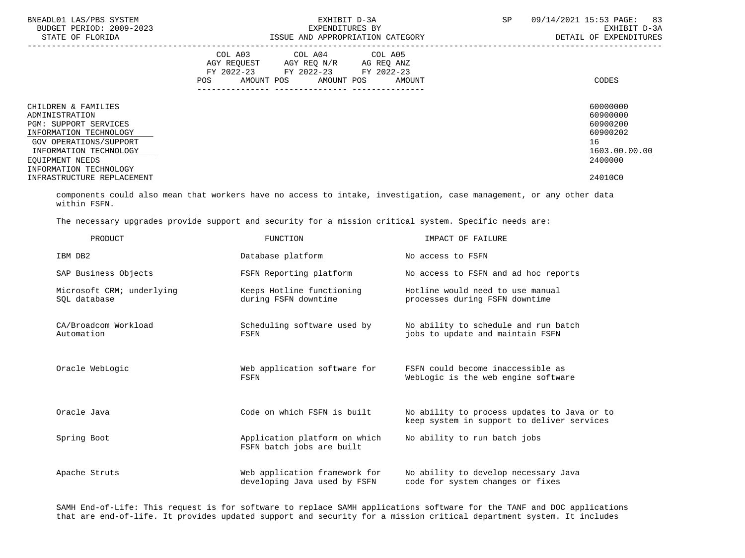CHILDREN & FAMILIES 60000000
ADMINISTRATION 60900000
PGM: SUPPORT SERVICES 60900200
INFORMATION TECHNOLOGY 60900202
GOV OPERATIONS/SUPPORT 16
INFORMATION TECHNOLOGY 1603.00.00.00
EQUIPMENT NEEDS 2400000
INFORMATION TECHNOLOGY
INFRASTRUCTURE REPLACEMENT 24010C0

| | COL A03 AGY REQUEST FY 2022-23 POS AMOUNT | COL A04 AGY REQ N/R FY 2022-23 POS AMOUNT | COL A05 AG REQ ANZ FY 2022-23 POS AMOUNT | CODES |
|---|---|---|---|---|

components could also mean that workers have no access to intake, investigation, case management, or any other data within FSFN.

The necessary upgrades provide support and security for a mission critical system. Specific needs are:

| PRODUCT | FUNCTION | IMPACT OF FAILURE |
|---|---|---|
| IBM DB2 | Database platform | No access to FSFN |
| SAP Business Objects | FSFN Reporting platform | No access to FSFN and ad hoc reports |
| Microsoft CRM; underlying SQL database | Keeps Hotline functioning during FSFN downtime | Hotline would need to use manual processes during FSFN downtime |
| CA/Broadcom Workload Automation | Scheduling software used by FSFN | No ability to schedule and run batch jobs to update and maintain FSFN |
| Oracle WebLogic | Web application software for FSFN | FSFN could become inaccessible as WebLogic is the web engine software |
| Oracle Java | Code on which FSFN is built | No ability to process updates to Java or to keep system in support to deliver services |
| Spring Boot | Application platform on which FSFN batch jobs are built | No ability to run batch jobs |
| Apache Struts | Web application framework for developing Java used by FSFN | No ability to develop necessary Java code for system changes or fixes |

SAMH End-of-Life: This request is for software to replace SAMH applications software for the TANF and DOC applications that are end-of-life. It provides updated support and security for a mission critical department system. It includes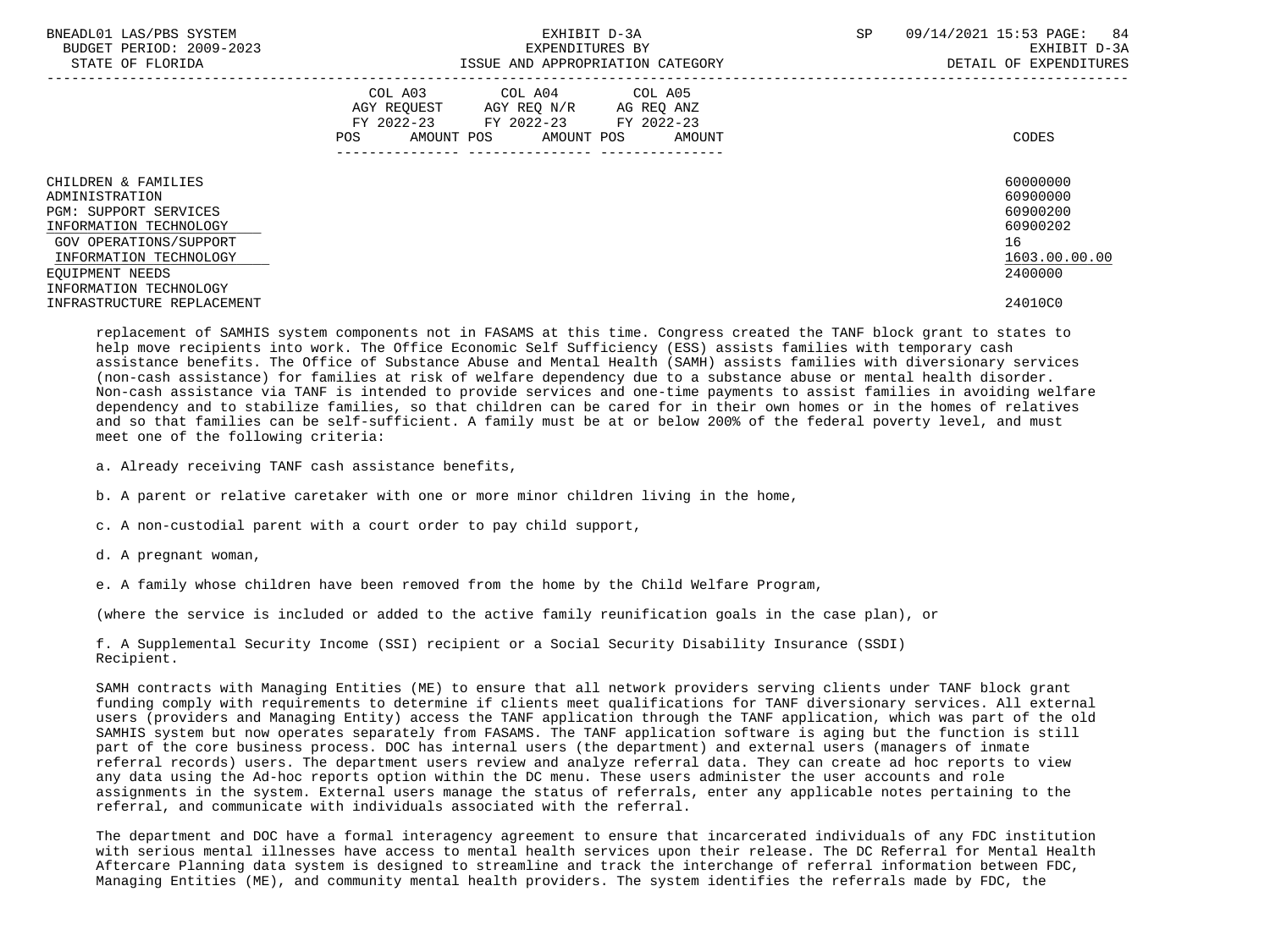| | COL A03 AGY REQUEST FY 2022-23 POS AMOUNT | COL A04 AGY REQ N/R FY 2022-23 POS AMOUNT | COL A05 AG REQ ANZ FY 2022-23 POS AMOUNT | CODES |
|---|---|---|---|---|
| CHILDREN & FAMILIES | | | | 60000000 |
| ADMINISTRATION | | | | 60900000 |
| PGM: SUPPORT SERVICES | | | | 60900200 |
| INFORMATION TECHNOLOGY | | | | 60900202 |
| GOV OPERATIONS/SUPPORT | | | | 16 |
| INFORMATION TECHNOLOGY | | | | 1603.00.00.00 |
| EQUIPMENT NEEDS | | | | 2400000 |
| INFORMATION TECHNOLOGY INFRASTRUCTURE REPLACEMENT | | | | 24010C0 |

replacement of SAMHIS system components not in FASAMS at this time. Congress created the TANF block grant to states to help move recipients into work. The Office Economic Self Sufficiency (ESS) assists families with temporary cash assistance benefits. The Office of Substance Abuse and Mental Health (SAMH) assists families with diversionary services (non-cash assistance) for families at risk of welfare dependency due to a substance abuse or mental health disorder. Non-cash assistance via TANF is intended to provide services and one-time payments to assist families in avoiding welfare dependency and to stabilize families, so that children can be cared for in their own homes or in the homes of relatives and so that families can be self-sufficient. A family must be at or below 200% of the federal poverty level, and must meet one of the following criteria:

a. Already receiving TANF cash assistance benefits,

b. A parent or relative caretaker with one or more minor children living in the home,

c. A non-custodial parent with a court order to pay child support,

d. A pregnant woman,

e. A family whose children have been removed from the home by the Child Welfare Program,

(where the service is included or added to the active family reunification goals in the case plan), or

f. A Supplemental Security Income (SSI) recipient or a Social Security Disability Insurance (SSDI) Recipient.

SAMH contracts with Managing Entities (ME) to ensure that all network providers serving clients under TANF block grant funding comply with requirements to determine if clients meet qualifications for TANF diversionary services. All external users (providers and Managing Entity) access the TANF application through the TANF application, which was part of the old SAMHIS system but now operates separately from FASAMS. The TANF application software is aging but the function is still part of the core business process. DOC has internal users (the department) and external users (managers of inmate referral records) users. The department users review and analyze referral data. They can create ad hoc reports to view any data using the Ad-hoc reports option within the DC menu. These users administer the user accounts and role assignments in the system. External users manage the status of referrals, enter any applicable notes pertaining to the referral, and communicate with individuals associated with the referral.

The department and DOC have a formal interagency agreement to ensure that incarcerated individuals of any FDC institution with serious mental illnesses have access to mental health services upon their release. The DC Referral for Mental Health Aftercare Planning data system is designed to streamline and track the interchange of referral information between FDC, Managing Entities (ME), and community mental health providers. The system identifies the referrals made by FDC, the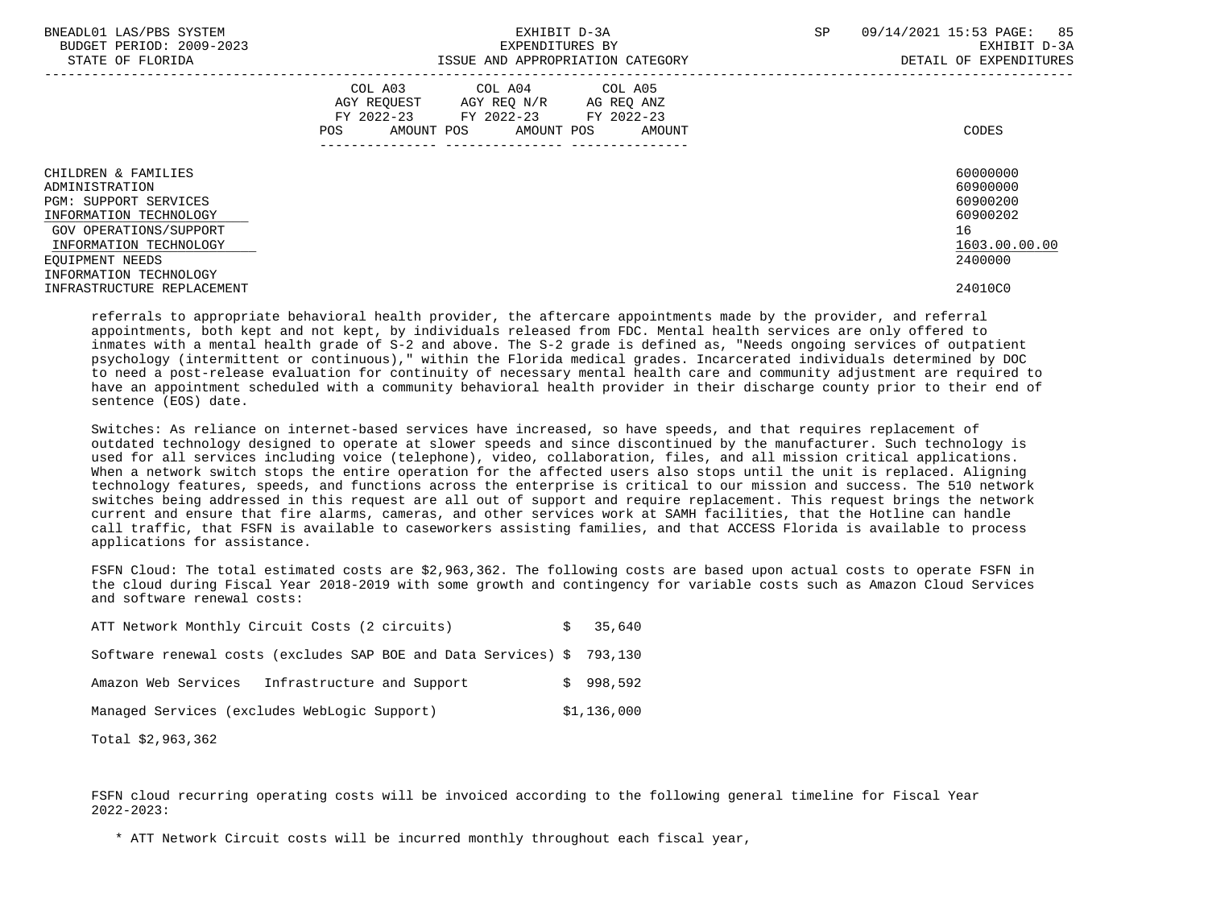| | COL A03 AGY REQUEST FY 2022-23 POS AMOUNT | COL A04 AGY REQ N/R FY 2022-23 POS AMOUNT | COL A05 AG REQ ANZ FY 2022-23 POS AMOUNT | CODES |
|---|---|---|---|---|
| CHILDREN & FAMILIES | | | | 60000000 |
| ADMINISTRATION | | | | 60900000 |
| PGM: SUPPORT SERVICES | | | | 60900200 |
| INFORMATION TECHNOLOGY | | | | 60900202 |
| GOV OPERATIONS/SUPPORT | | | | 16 |
| INFORMATION TECHNOLOGY | | | | 1603.00.00.00 |
| EQUIPMENT NEEDS | | | | 2400000 |
| INFORMATION TECHNOLOGY INFRASTRUCTURE REPLACEMENT | | | | 24010C0 |

referrals to appropriate behavioral health provider, the aftercare appointments made by the provider, and referral appointments, both kept and not kept, by individuals released from FDC. Mental health services are only offered to inmates with a mental health grade of S-2 and above. The S-2 grade is defined as, "Needs ongoing services of outpatient psychology (intermittent or continuous)," within the Florida medical grades. Incarcerated individuals determined by DOC to need a post-release evaluation for continuity of necessary mental health care and community adjustment are required to have an appointment scheduled with a community behavioral health provider in their discharge county prior to their end of sentence (EOS) date.

Switches: As reliance on internet-based services have increased, so have speeds, and that requires replacement of outdated technology designed to operate at slower speeds and since discontinued by the manufacturer. Such technology is used for all services including voice (telephone), video, collaboration, files, and all mission critical applications. When a network switch stops the entire operation for the affected users also stops until the unit is replaced. Aligning technology features, speeds, and functions across the enterprise is critical to our mission and success. The 510 network switches being addressed in this request are all out of support and require replacement. This request brings the network current and ensure that fire alarms, cameras, and other services work at SAMH facilities, that the Hotline can handle call traffic, that FSFN is available to caseworkers assisting families, and that ACCESS Florida is available to process applications for assistance.

FSFN Cloud: The total estimated costs are $2,963,362. The following costs are based upon actual costs to operate FSFN in the cloud during Fiscal Year 2018-2019 with some growth and contingency for variable costs such as Amazon Cloud Services and software renewal costs:

| | |
|---|---|
| ATT Network Monthly Circuit Costs (2 circuits) | $ 35,640 |
| Software renewal costs (excludes SAP BOE and Data Services) | $ 793,130 |
| Amazon Web Services Infrastructure and Support | $ 998,592 |
| Managed Services (excludes WebLogic Support) | $1,136,000 |

Total $2,963,362

FSFN cloud recurring operating costs will be invoiced according to the following general timeline for Fiscal Year 2022-2023:

* ATT Network Circuit costs will be incurred monthly throughout each fiscal year,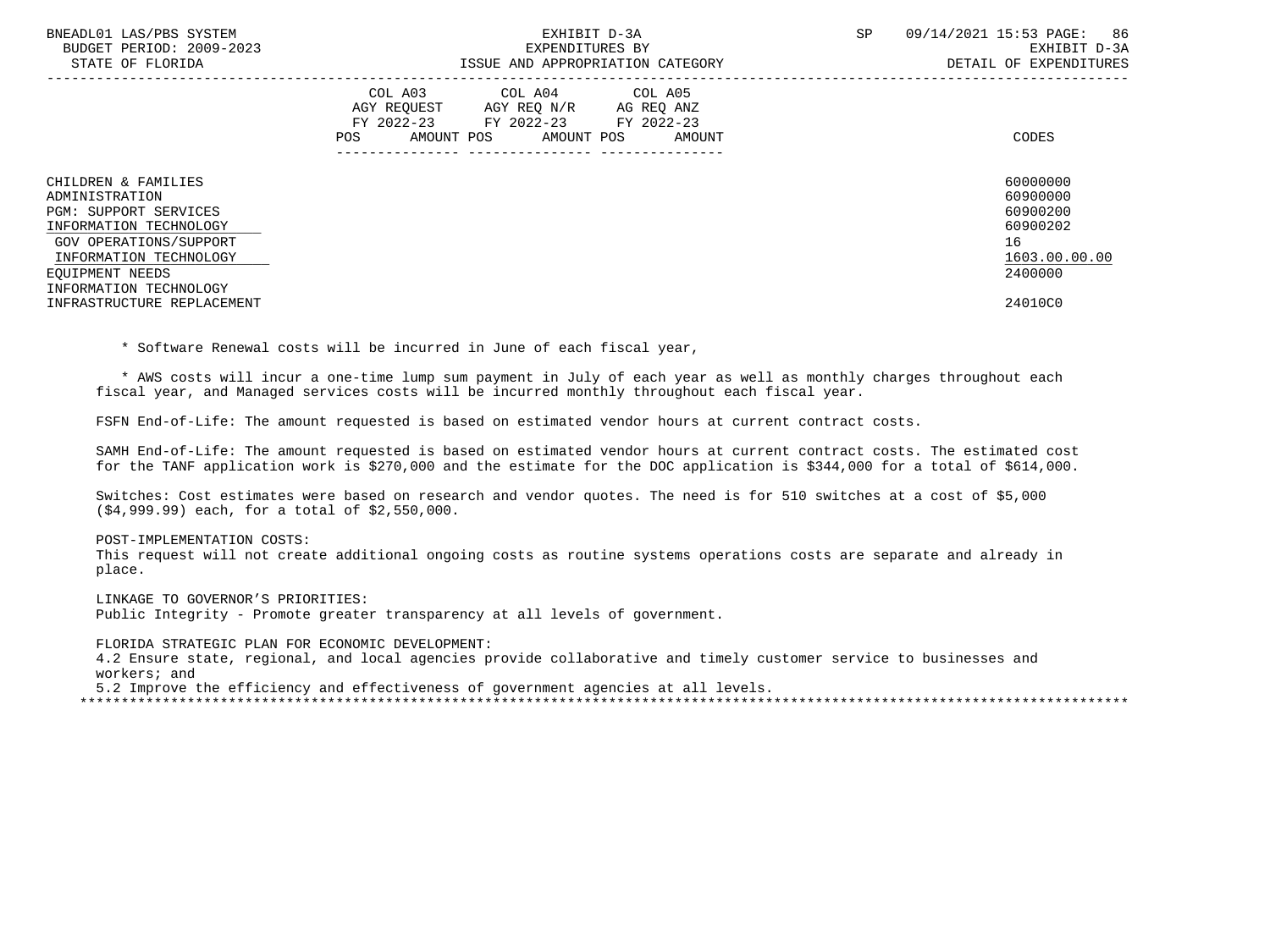| | COL A03 AGY REQUEST FY 2022-23 POS AMOUNT | COL A04 AGY REQ N/R FY 2022-23 POS AMOUNT | COL A05 AG REQ ANZ FY 2022-23 POS AMOUNT | CODES |
|---|---|---|---|---|
| CHILDREN & FAMILIES | | | | 60000000 |
| ADMINISTRATION | | | | 60900000 |
| PGM: SUPPORT SERVICES | | | | 60900200 |
| INFORMATION TECHNOLOGY | | | | 60900202 |
| GOV OPERATIONS/SUPPORT | | | | 16 |
| INFORMATION TECHNOLOGY | | | | 1603.00.00.00 |
| EQUIPMENT NEEDS | | | | 2400000 |
| INFORMATION TECHNOLOGY INFRASTRUCTURE REPLACEMENT | | | | 24010C0 |

* Software Renewal costs will be incurred in June of each fiscal year,

* AWS costs will incur a one-time lump sum payment in July of each year as well as monthly charges throughout each fiscal year, and Managed services costs will be incurred monthly throughout each fiscal year.

FSFN End-of-Life: The amount requested is based on estimated vendor hours at current contract costs.

SAMH End-of-Life: The amount requested is based on estimated vendor hours at current contract costs. The estimated cost for the TANF application work is $270,000 and the estimate for the DOC application is $344,000 for a total of $614,000.

Switches: Cost estimates were based on research and vendor quotes. The need is for 510 switches at a cost of $5,000 ($4,999.99) each, for a total of $2,550,000.

POST-IMPLEMENTATION COSTS:
This request will not create additional ongoing costs as routine systems operations costs are separate and already in place.

LINKAGE TO GOVERNOR'S PRIORITIES:
Public Integrity - Promote greater transparency at all levels of government.

FLORIDA STRATEGIC PLAN FOR ECONOMIC DEVELOPMENT:
4.2 Ensure state, regional, and local agencies provide collaborative and timely customer service to businesses and workers; and
5.2 Improve the efficiency and effectiveness of government agencies at all levels.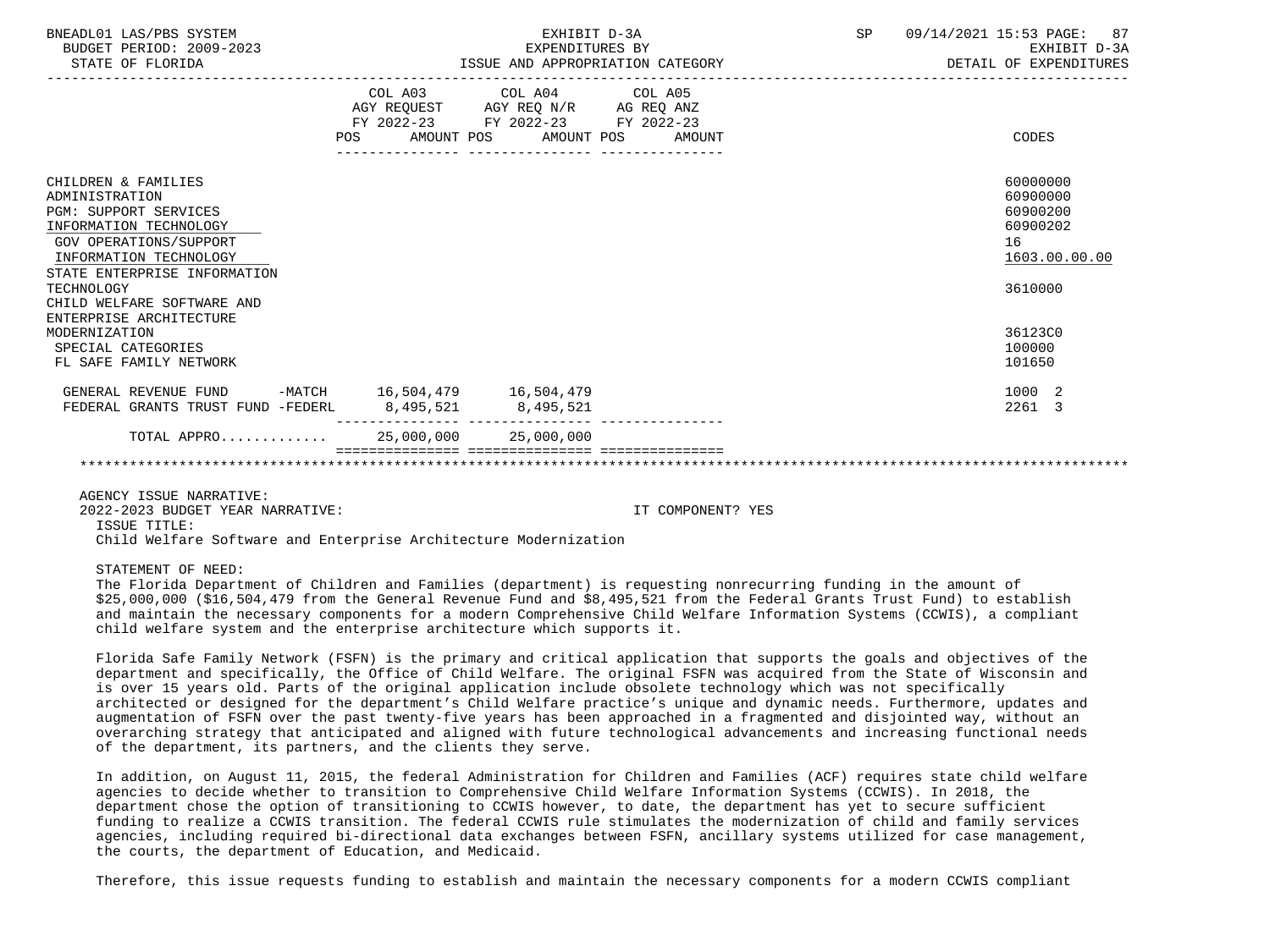| | COL A03 AGY REQUEST FY 2022-23 POS AMOUNT | COL A04 AGY REQ N/R FY 2022-23 POS AMOUNT | COL A05 AG REQ ANZ FY 2022-23 POS AMOUNT | CODES |
|---|---|---|---|---|
| CHILDREN & FAMILIES | | | | 60000000 |
| ADMINISTRATION | | | | 60900000 |
| PGM: SUPPORT SERVICES | | | | 60900200 |
| INFORMATION TECHNOLOGY | | | | 60900202 |
| GOV OPERATIONS/SUPPORT | | | | 16 |
| INFORMATION TECHNOLOGY | | | | 1603.00.00.00 |
| STATE ENTERPRISE INFORMATION TECHNOLOGY | | | | 3610000 |
| CHILD WELFARE SOFTWARE AND ENTERPRISE ARCHITECTURE MODERNIZATION | | | | 36123C0 |
| SPECIAL CATEGORIES | | | | 100000 |
| FL SAFE FAMILY NETWORK | | | | 101650 |
| GENERAL REVENUE FUND -MATCH | 16,504,479 | 16,504,479 | | 1000 2 |
| FEDERAL GRANTS TRUST FUND -FEDERL | 8,495,521 | 8,495,521 | | 2261 3 |
| TOTAL APPRO............ | 25,000,000 | 25,000,000 | | |

AGENCY ISSUE NARRATIVE:

2022-2023 BUDGET YEAR NARRATIVE: IT COMPONENT? YES

ISSUE TITLE:

Child Welfare Software and Enterprise Architecture Modernization

STATEMENT OF NEED:

The Florida Department of Children and Families (department) is requesting nonrecurring funding in the amount of $25,000,000 ($16,504,479 from the General Revenue Fund and $8,495,521 from the Federal Grants Trust Fund) to establish and maintain the necessary components for a modern Comprehensive Child Welfare Information Systems (CCWIS), a compliant child welfare system and the enterprise architecture which supports it.

Florida Safe Family Network (FSFN) is the primary and critical application that supports the goals and objectives of the department and specifically, the Office of Child Welfare. The original FSFN was acquired from the State of Wisconsin and is over 15 years old. Parts of the original application include obsolete technology which was not specifically architected or designed for the department's Child Welfare practice's unique and dynamic needs. Furthermore, updates and augmentation of FSFN over the past twenty-five years has been approached in a fragmented and disjointed way, without an overarching strategy that anticipated and aligned with future technological advancements and increasing functional needs of the department, its partners, and the clients they serve.

In addition, on August 11, 2015, the federal Administration for Children and Families (ACF) requires state child welfare agencies to decide whether to transition to Comprehensive Child Welfare Information Systems (CCWIS). In 2018, the department chose the option of transitioning to CCWIS however, to date, the department has yet to secure sufficient funding to realize a CCWIS transition. The federal CCWIS rule stimulates the modernization of child and family services agencies, including required bi-directional data exchanges between FSFN, ancillary systems utilized for case management, the courts, the department of Education, and Medicaid.

Therefore, this issue requests funding to establish and maintain the necessary components for a modern CCWIS compliant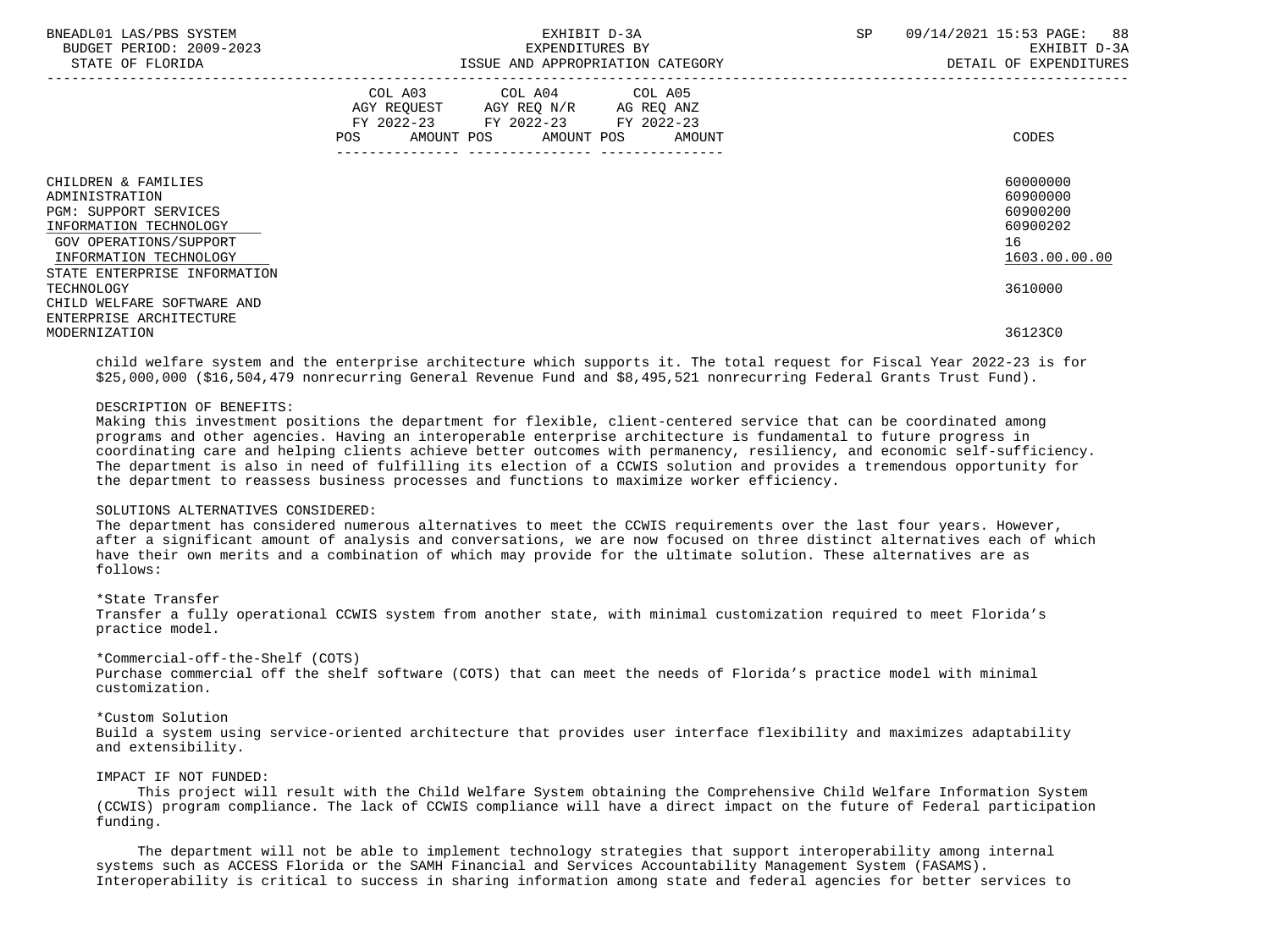| | COL A03 AGY REQUEST FY 2022-23 POS AMOUNT | COL A04 AGY REQ N/R FY 2022-23 POS AMOUNT | COL A05 AG REQ ANZ FY 2022-23 POS AMOUNT | CODES |
|---|---|---|---|---|
| CHILDREN & FAMILIES | | | | 60000000 |
| ADMINISTRATION | | | | 60900000 |
| PGM: SUPPORT SERVICES | | | | 60900200 |
| INFORMATION TECHNOLOGY | | | | 60900202 |
| GOV OPERATIONS/SUPPORT | | | | 16 |
| INFORMATION TECHNOLOGY | | | | 1603.00.00.00 |
| STATE ENTERPRISE INFORMATION TECHNOLOGY | | | | 3610000 |
| CHILD WELFARE SOFTWARE AND ENTERPRISE ARCHITECTURE MODERNIZATION | | | | 36123C0 |

child welfare system and the enterprise architecture which supports it. The total request for Fiscal Year 2022-23 is for $25,000,000 ($16,504,479 nonrecurring General Revenue Fund and $8,495,521 nonrecurring Federal Grants Trust Fund).

DESCRIPTION OF BENEFITS:
Making this investment positions the department for flexible, client-centered service that can be coordinated among programs and other agencies. Having an interoperable enterprise architecture is fundamental to future progress in coordinating care and helping clients achieve better outcomes with permanency, resiliency, and economic self-sufficiency. The department is also in need of fulfilling its election of a CCWIS solution and provides a tremendous opportunity for the department to reassess business processes and functions to maximize worker efficiency.

SOLUTIONS ALTERNATIVES CONSIDERED:
The department has considered numerous alternatives to meet the CCWIS requirements over the last four years. However, after a significant amount of analysis and conversations, we are now focused on three distinct alternatives each of which have their own merits and a combination of which may provide for the ultimate solution. These alternatives are as follows:

*State Transfer
Transfer a fully operational CCWIS system from another state, with minimal customization required to meet Florida's practice model.

*Commercial-off-the-Shelf (COTS)
Purchase commercial off the shelf software (COTS) that can meet the needs of Florida's practice model with minimal customization.

*Custom Solution
Build a system using service-oriented architecture that provides user interface flexibility and maximizes adaptability and extensibility.

IMPACT IF NOT FUNDED:
This project will result with the Child Welfare System obtaining the Comprehensive Child Welfare Information System (CCWIS) program compliance. The lack of CCWIS compliance will have a direct impact on the future of Federal participation funding.

The department will not be able to implement technology strategies that support interoperability among internal systems such as ACCESS Florida or the SAMH Financial and Services Accountability Management System (FASAMS). Interoperability is critical to success in sharing information among state and federal agencies for better services to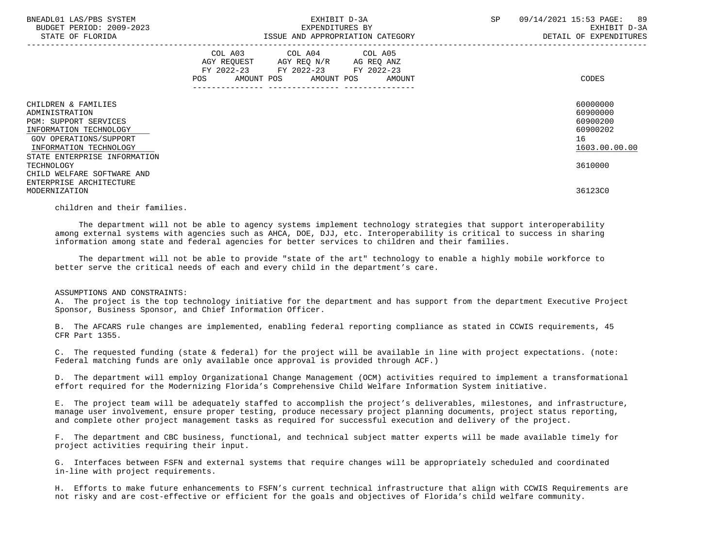| | COL A03 AGY REQUEST FY 2022-23 POS AMOUNT | COL A04 AGY REQ N/R FY 2022-23 POS AMOUNT | COL A05 AG REQ ANZ FY 2022-23 POS AMOUNT | CODES |
|---|---|---|---|---|
| CHILDREN & FAMILIES | | | | 60000000 |
| ADMINISTRATION | | | | 60900000 |
| PGM: SUPPORT SERVICES | | | | 60900200 |
| INFORMATION TECHNOLOGY | | | | 60900202 |
| GOV OPERATIONS/SUPPORT | | | | 16 |
| INFORMATION TECHNOLOGY | | | | 1603.00.00.00 |
| STATE ENTERPRISE INFORMATION TECHNOLOGY | | | | 3610000 |
| CHILD WELFARE SOFTWARE AND ENTERPRISE ARCHITECTURE MODERNIZATION | | | | 36123C0 |

children and their families.

The department will not be able to agency systems implement technology strategies that support interoperability among external systems with agencies such as AHCA, DOE, DJJ, etc. Interoperability is critical to success in sharing information among state and federal agencies for better services to children and their families.

The department will not be able to provide "state of the art" technology to enable a highly mobile workforce to better serve the critical needs of each and every child in the department's care.

ASSUMPTIONS AND CONSTRAINTS:

A. The project is the top technology initiative for the department and has support from the department Executive Project Sponsor, Business Sponsor, and Chief Information Officer.

B. The AFCARS rule changes are implemented, enabling federal reporting compliance as stated in CCWIS requirements, 45 CFR Part 1355.

C. The requested funding (state & federal) for the project will be available in line with project expectations. (note: Federal matching funds are only available once approval is provided through ACF.)

D. The department will employ Organizational Change Management (OCM) activities required to implement a transformational effort required for the Modernizing Florida's Comprehensive Child Welfare Information System initiative.

E. The project team will be adequately staffed to accomplish the project's deliverables, milestones, and infrastructure, manage user involvement, ensure proper testing, produce necessary project planning documents, project status reporting, and complete other project management tasks as required for successful execution and delivery of the project.

F. The department and CBC business, functional, and technical subject matter experts will be made available timely for project activities requiring their input.

G. Interfaces between FSFN and external systems that require changes will be appropriately scheduled and coordinated in-line with project requirements.

H. Efforts to make future enhancements to FSFN's current technical infrastructure that align with CCWIS Requirements are not risky and are cost-effective or efficient for the goals and objectives of Florida's child welfare community.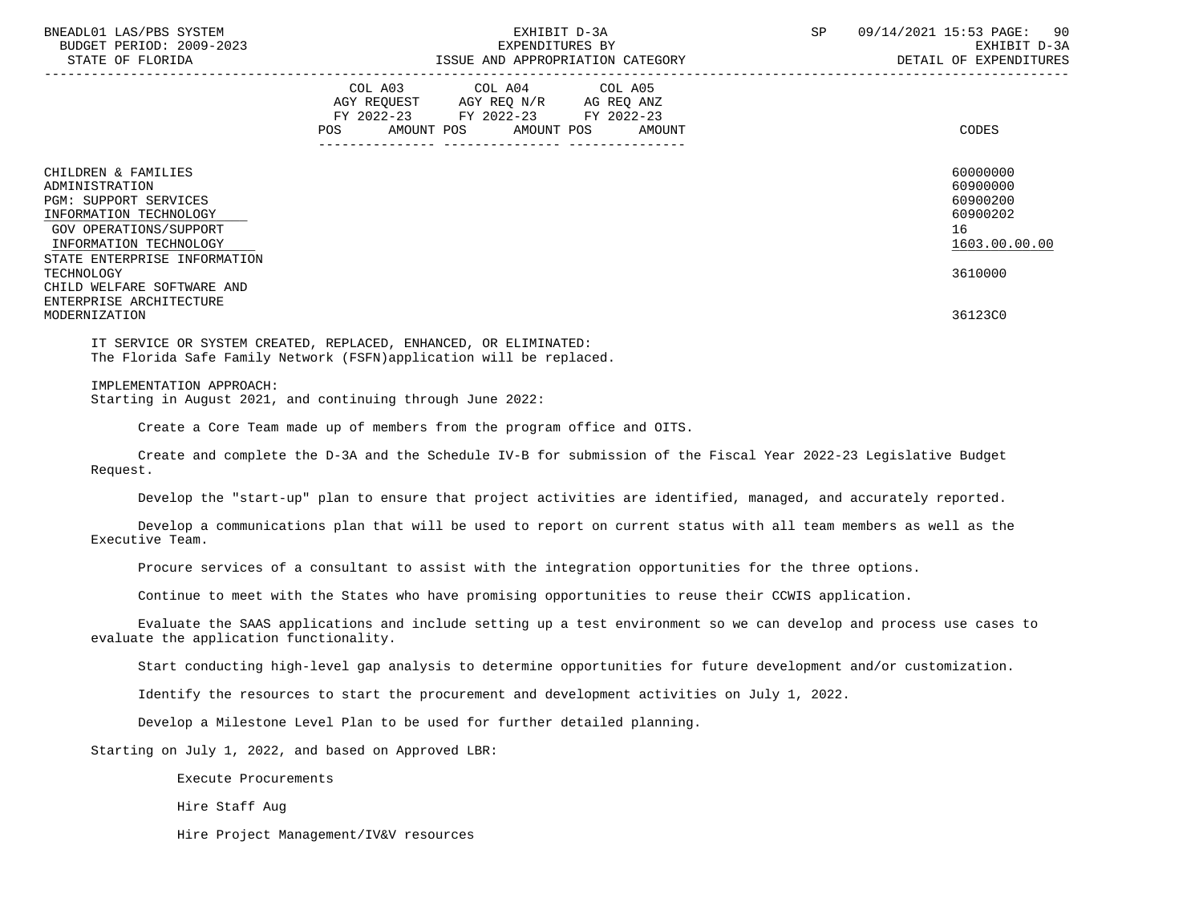| | COL A03 AGY REQUEST FY 2022-23 POS AMOUNT | COL A04 AGY REQ N/R FY 2022-23 POS AMOUNT | COL A05 AG REQ ANZ FY 2022-23 POS AMOUNT | CODES |
|---|---|---|---|---|
| CHILDREN & FAMILIES | | | | 60000000 |
| ADMINISTRATION | | | | 60900000 |
| PGM: SUPPORT SERVICES | | | | 60900200 |
| INFORMATION TECHNOLOGY | | | | 60900202 |
| GOV OPERATIONS/SUPPORT | | | | 16 |
| INFORMATION TECHNOLOGY | | | | 1603.00.00.00 |
| STATE ENTERPRISE INFORMATION TECHNOLOGY | | | | 3610000 |
| CHILD WELFARE SOFTWARE AND ENTERPRISE ARCHITECTURE MODERNIZATION | | | | 36123C0 |

IT SERVICE OR SYSTEM CREATED, REPLACED, ENHANCED, OR ELIMINATED:
The Florida Safe Family Network (FSFN)application will be replaced.

IMPLEMENTATION APPROACH:
Starting in August 2021, and continuing through June 2022:

Create a Core Team made up of members from the program office and OITS.

Create and complete the D-3A and the Schedule IV-B for submission of the Fiscal Year 2022-23 Legislative Budget Request.

Develop the "start-up" plan to ensure that project activities are identified, managed, and accurately reported.

Develop a communications plan that will be used to report on current status with all team members as well as the Executive Team.

Procure services of a consultant to assist with the integration opportunities for the three options.

Continue to meet with the States who have promising opportunities to reuse their CCWIS application.

Evaluate the SAAS applications and include setting up a test environment so we can develop and process use cases to evaluate the application functionality.

Start conducting high-level gap analysis to determine opportunities for future development and/or customization.

Identify the resources to start the procurement and development activities on July 1, 2022.

Develop a Milestone Level Plan to be used for further detailed planning.

Starting on July 1, 2022, and based on Approved LBR:

Execute Procurements

Hire Staff Aug

Hire Project Management/IV&V resources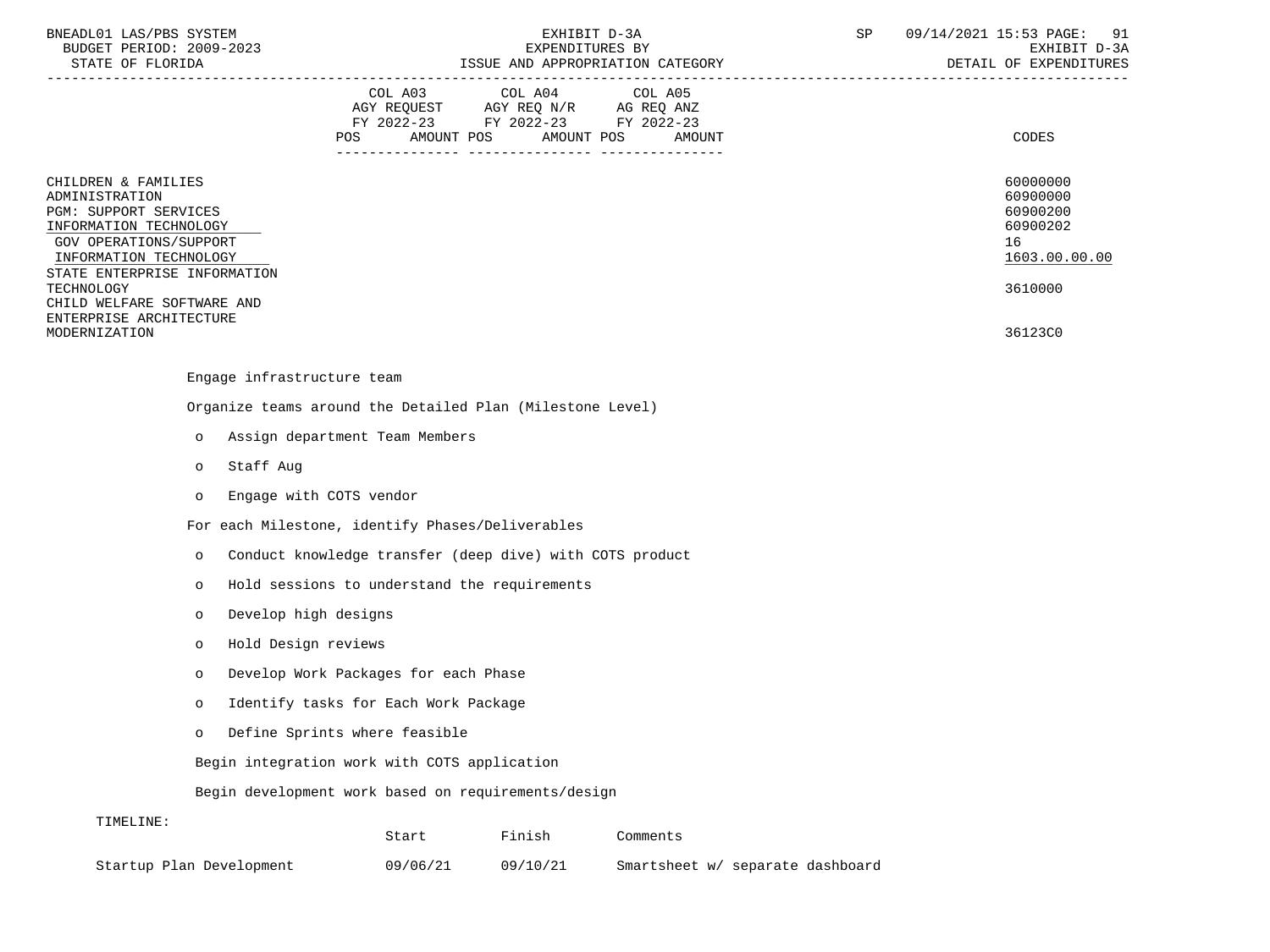| | COL A03 AGY REQUEST FY 2022-23 POS AMOUNT | COL A04 AGY REQ N/R FY 2022-23 POS AMOUNT | COL A05 AG REQ ANZ FY 2022-23 POS AMOUNT | CODES |
|---|---|---|---|---|
| CHILDREN & FAMILIES | | | | 60000000 |
| ADMINISTRATION | | | | 60900000 |
| PGM: SUPPORT SERVICES | | | | 60900200 |
| INFORMATION TECHNOLOGY | | | | 60900202 |
| GOV OPERATIONS/SUPPORT | | | | 16 |
| INFORMATION TECHNOLOGY | | | | 1603.00.00.00 |
| STATE ENTERPRISE INFORMATION TECHNOLOGY | | | | 3610000 |
| CHILD WELFARE SOFTWARE AND ENTERPRISE ARCHITECTURE MODERNIZATION | | | | 36123C0 |

Engage infrastructure team

Organize teams around the Detailed Plan (Milestone Level)

- Assign department Team Members
- Staff Aug
- Engage with COTS vendor

For each Milestone, identify Phases/Deliverables

- Conduct knowledge transfer (deep dive) with COTS product
- Hold sessions to understand the requirements
- Develop high designs
- Hold Design reviews
- Develop Work Packages for each Phase
- Identify tasks for Each Work Package
- Define Sprints where feasible

Begin integration work with COTS application

Begin development work based on requirements/design

TIMELINE:

| | Start | Finish | Comments |
|---|---|---|---|
| Startup Plan Development | 09/06/21 | 09/10/21 | Smartsheet w/ separate dashboard |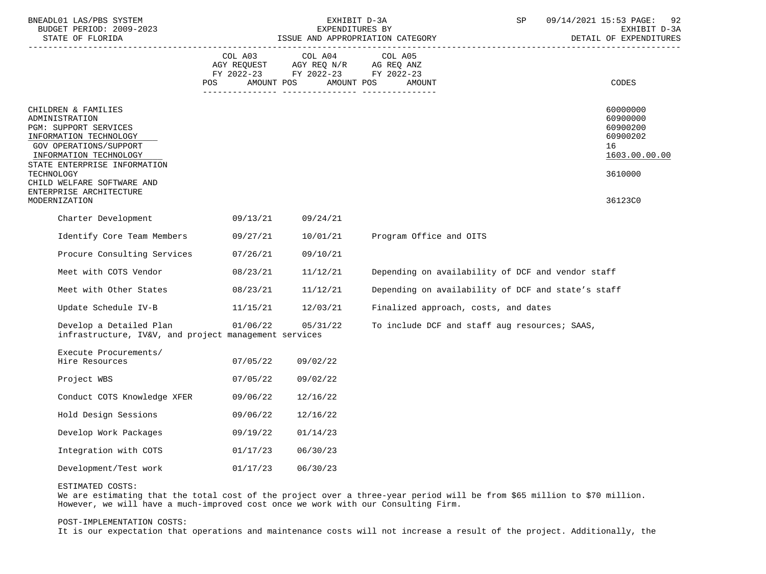| | COL A03 AGY REQUEST FY 2022-23 POS AMOUNT | COL A04 AGY REQ N/R FY 2022-23 POS AMOUNT | COL A05 AG REQ ANZ FY 2022-23 POS AMOUNT | CODES |
|---|---|---|---|---|
| CHILDREN & FAMILIES | | | | 60000000 |
| ADMINISTRATION | | | | 60900000 |
| PGM: SUPPORT SERVICES | | | | 60900200 |
| INFORMATION TECHNOLOGY | | | | 60900202 |
| GOV OPERATIONS/SUPPORT | | | | 16 |
| INFORMATION TECHNOLOGY | | | | 1603.00.00.00 |
| STATE ENTERPRISE INFORMATION TECHNOLOGY | | | | 3610000 |
| CHILD WELFARE SOFTWARE AND ENTERPRISE ARCHITECTURE MODERNIZATION | | | | 36123C0 |

| Task | Start | End | Notes |
|---|---|---|---|
| Charter Development | 09/13/21 | 09/24/21 | |
| Identify Core Team Members | 09/27/21 | 10/01/21 | Program Office and OITS |
| Procure Consulting Services | 07/26/21 | 09/10/21 | |
| Meet with COTS Vendor | 08/23/21 | 11/12/21 | Depending on availability of DCF and vendor staff |
| Meet with Other States | 08/23/21 | 11/12/21 | Depending on availability of DCF and state's staff |
| Update Schedule IV-B | 11/15/21 | 12/03/21 | Finalized approach, costs, and dates |
| Develop a Detailed Plan | 01/06/22 | 05/31/22 | To include DCF and staff aug resources; SAAS, infrastructure, IV&V, and project management services |
| Execute Procurements/ Hire Resources | 07/05/22 | 09/02/22 | |
| Project WBS | 07/05/22 | 09/02/22 | |
| Conduct COTS Knowledge XFER | 09/06/22 | 12/16/22 | |
| Hold Design Sessions | 09/06/22 | 12/16/22 | |
| Develop Work Packages | 09/19/22 | 01/14/23 | |
| Integration with COTS | 01/17/23 | 06/30/23 | |
| Development/Test work | 01/17/23 | 06/30/23 | |

ESTIMATED COSTS:
We are estimating that the total cost of the project over a three-year period will be from $65 million to $70 million. However, we will have a much-improved cost once we work with our Consulting Firm.

POST-IMPLEMENTATION COSTS:
It is our expectation that operations and maintenance costs will not increase a result of the project. Additionally, the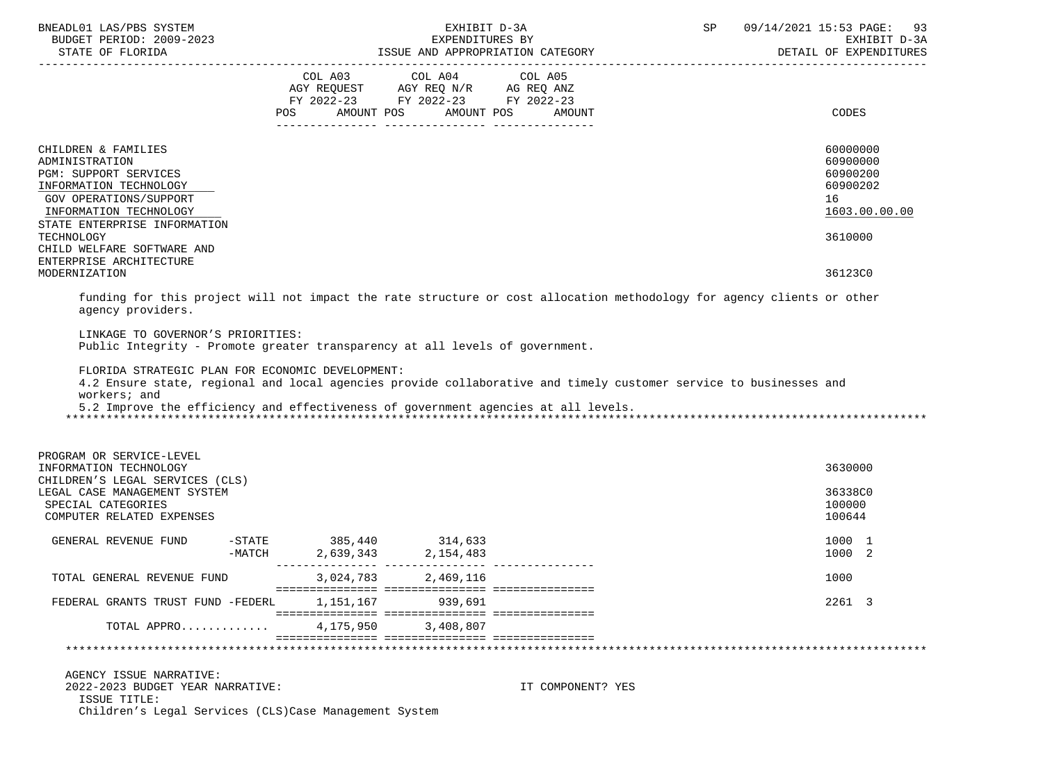| | COL A03 AGY REQUEST FY 2022-23 POS AMOUNT | COL A04 AGY REQ N/R FY 2022-23 POS AMOUNT | COL A05 AG REQ ANZ FY 2022-23 POS AMOUNT | CODES |
|---|---|---|---|---|
| CHILDREN & FAMILIES | | | | 60000000 |
| ADMINISTRATION | | | | 60900000 |
| PGM: SUPPORT SERVICES | | | | 60900200 |
| INFORMATION TECHNOLOGY | | | | 60900202 |
| GOV OPERATIONS/SUPPORT | | | | 16 |
| INFORMATION TECHNOLOGY | | | | 1603.00.00.00 |
| STATE ENTERPRISE INFORMATION TECHNOLOGY | | | | 3610000 |
| CHILD WELFARE SOFTWARE AND ENTERPRISE ARCHITECTURE MODERNIZATION | | | | 36123C0 |

funding for this project will not impact the rate structure or cost allocation methodology for agency clients or other agency providers.

LINKAGE TO GOVERNOR'S PRIORITIES:
Public Integrity - Promote greater transparency at all levels of government.

FLORIDA STRATEGIC PLAN FOR ECONOMIC DEVELOPMENT:
4.2 Ensure state, regional and local agencies provide collaborative and timely customer service to businesses and workers; and
5.2 Improve the efficiency and effectiveness of government agencies at all levels.

*******************************************************************************************************************

| | COL A03 | COL A04 | COL A05 | CODES |
|---|---|---|---|---|
| PROGRAM OR SERVICE-LEVEL INFORMATION TECHNOLOGY | | | | 3630000 |
| CHILDREN'S LEGAL SERVICES (CLS) LEGAL CASE MANAGEMENT SYSTEM | | | | 36338C0 |
| SPECIAL CATEGORIES | | | | 100000 |
| COMPUTER RELATED EXPENSES | | | | 100644 |
| GENERAL REVENUE FUND -STATE | 385,440 | 314,633 | | 1000 1 |
| -MATCH | 2,639,343 | 2,154,483 | | 1000 2 |
| TOTAL GENERAL REVENUE FUND | 3,024,783 | 2,469,116 | | 1000 |
| FEDERAL GRANTS TRUST FUND -FEDERL | 1,151,167 | 939,691 | | 2261 3 |
| TOTAL APPRO............ | 4,175,950 | 3,408,807 | | |

*******************************************************************************************************************

AGENCY ISSUE NARRATIVE:
2022-2023 BUDGET YEAR NARRATIVE: IT COMPONENT? YES
ISSUE TITLE:
Children's Legal Services (CLS)Case Management System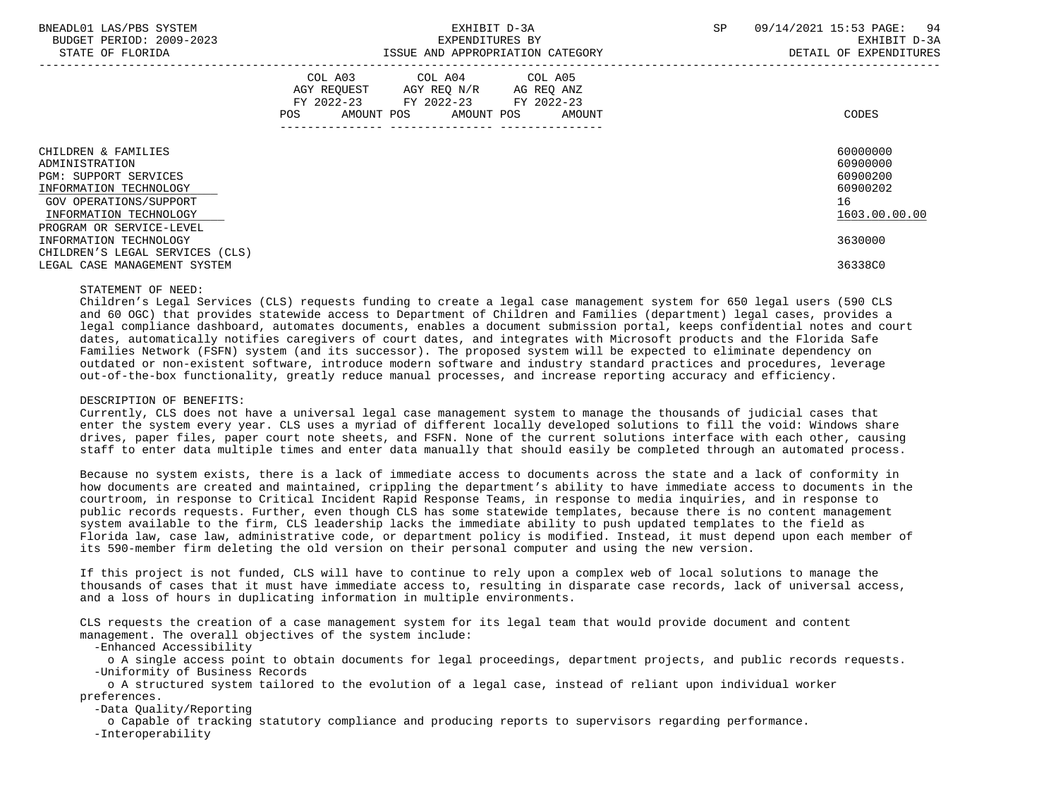| | COL A03 AGY REQUEST FY 2022-23 POS AMOUNT | COL A04 AGY REQ N/R FY 2022-23 POS AMOUNT | COL A05 AG REQ ANZ FY 2022-23 POS AMOUNT | CODES |
|---|---|---|---|---|
| CHILDREN & FAMILIES | | | | 60000000 |
| ADMINISTRATION | | | | 60900000 |
| PGM: SUPPORT SERVICES | | | | 60900200 |
| INFORMATION TECHNOLOGY | | | | 60900202 |
| GOV OPERATIONS/SUPPORT | | | | 16 |
| INFORMATION TECHNOLOGY | | | | 1603.00.00.00 |
| PROGRAM OR SERVICE-LEVEL | | | | |
| INFORMATION TECHNOLOGY | | | | 3630000 |
| CHILDREN'S LEGAL SERVICES (CLS) | | | | |
| LEGAL CASE MANAGEMENT SYSTEM | | | | 36338C0 |

STATEMENT OF NEED:

Children's Legal Services (CLS) requests funding to create a legal case management system for 650 legal users (590 CLS and 60 OGC) that provides statewide access to Department of Children and Families (department) legal cases, provides a legal compliance dashboard, automates documents, enables a document submission portal, keeps confidential notes and court dates, automatically notifies caregivers of court dates, and integrates with Microsoft products and the Florida Safe Families Network (FSFN) system (and its successor). The proposed system will be expected to eliminate dependency on outdated or non-existent software, introduce modern software and industry standard practices and procedures, leverage out-of-the-box functionality, greatly reduce manual processes, and increase reporting accuracy and efficiency.

DESCRIPTION OF BENEFITS:

Currently, CLS does not have a universal legal case management system to manage the thousands of judicial cases that enter the system every year. CLS uses a myriad of different locally developed solutions to fill the void: Windows share drives, paper files, paper court note sheets, and FSFN. None of the current solutions interface with each other, causing staff to enter data multiple times and enter data manually that should easily be completed through an automated process.

Because no system exists, there is a lack of immediate access to documents across the state and a lack of conformity in how documents are created and maintained, crippling the department's ability to have immediate access to documents in the courtroom, in response to Critical Incident Rapid Response Teams, in response to media inquiries, and in response to public records requests. Further, even though CLS has some statewide templates, because there is no content management system available to the firm, CLS leadership lacks the immediate ability to push updated templates to the field as Florida law, case law, administrative code, or department policy is modified. Instead, it must depend upon each member of its 590-member firm deleting the old version on their personal computer and using the new version.

If this project is not funded, CLS will have to continue to rely upon a complex web of local solutions to manage the thousands of cases that it must have immediate access to, resulting in disparate case records, lack of universal access, and a loss of hours in duplicating information in multiple environments.

CLS requests the creation of a case management system for its legal team that would provide document and content management. The overall objectives of the system include:

- Enhanced Accessibility
  - A single access point to obtain documents for legal proceedings, department projects, and public records requests.
- Uniformity of Business Records
  - A structured system tailored to the evolution of a legal case, instead of reliant upon individual worker preferences.
- Data Quality/Reporting
  - Capable of tracking statutory compliance and producing reports to supervisors regarding performance.
- Interoperability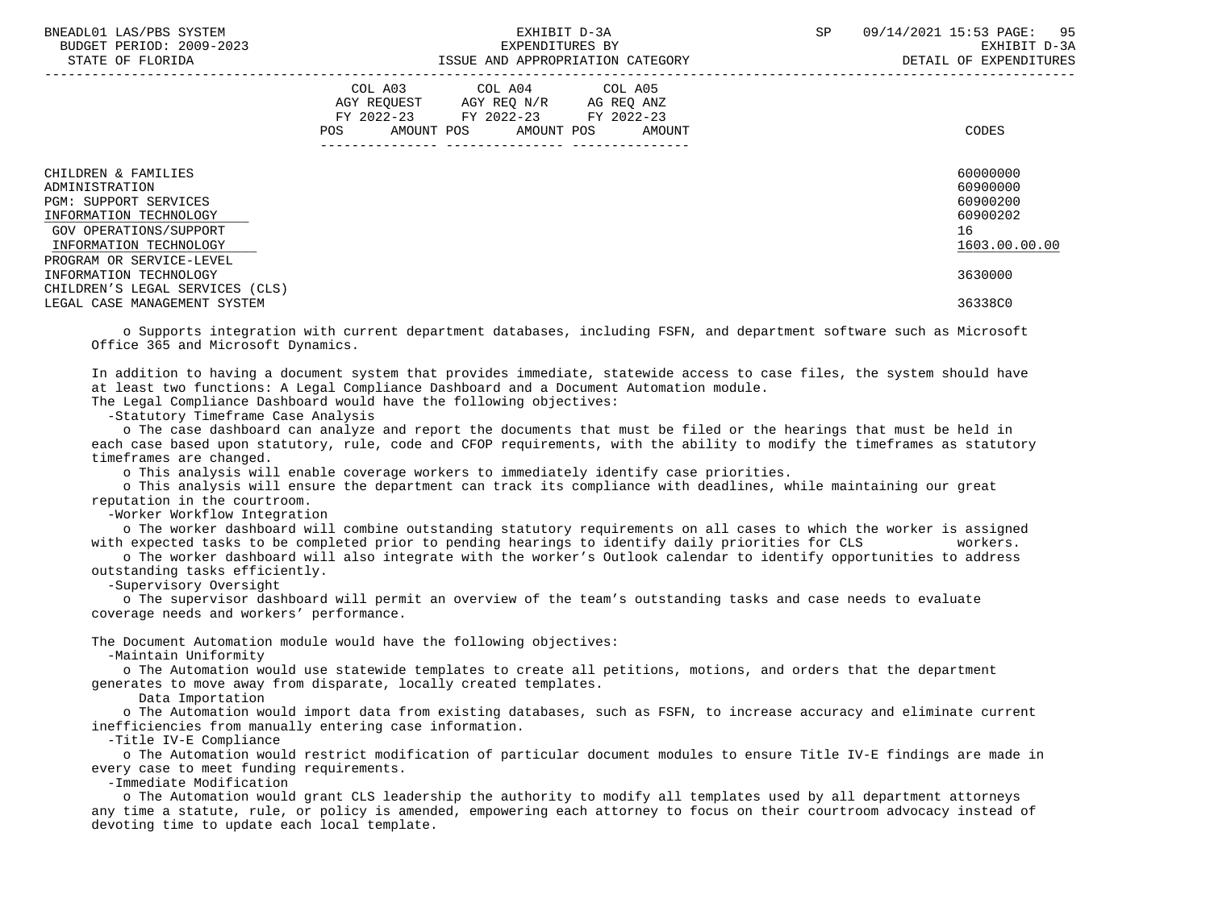| | COL A03 AGY REQUEST FY 2022-23 POS AMOUNT | COL A04 AGY REQ N/R FY 2022-23 POS AMOUNT | COL A05 AG REQ ANZ FY 2022-23 POS AMOUNT | CODES |
|---|---|---|---|---|
| CHILDREN & FAMILIES | | | | 60000000 |
| ADMINISTRATION | | | | 60900000 |
| PGM: SUPPORT SERVICES | | | | 60900200 |
| INFORMATION TECHNOLOGY | | | | 60900202 |
| GOV OPERATIONS/SUPPORT | | | | 16 |
| INFORMATION TECHNOLOGY | | | | 1603.00.00.00 |
| PROGRAM OR SERVICE-LEVEL | | | | |
| INFORMATION TECHNOLOGY | | | | 3630000 |
| CHILDREN'S LEGAL SERVICES (CLS) | | | | |
| LEGAL CASE MANAGEMENT SYSTEM | | | | 36338C0 |

o Supports integration with current department databases, including FSFN, and department software such as Microsoft Office 365 and Microsoft Dynamics.

In addition to having a document system that provides immediate, statewide access to case files, the system should have at least two functions: A Legal Compliance Dashboard and a Document Automation module.
The Legal Compliance Dashboard would have the following objectives:

-Statutory Timeframe Case Analysis

o The case dashboard can analyze and report the documents that must be filed or the hearings that must be held in each case based upon statutory, rule, code and CFOP requirements, with the ability to modify the timeframes as statutory timeframes are changed.

o This analysis will enable coverage workers to immediately identify case priorities.

o This analysis will ensure the department can track its compliance with deadlines, while maintaining our great reputation in the courtroom.

-Worker Workflow Integration

o The worker dashboard will combine outstanding statutory requirements on all cases to which the worker is assigned with expected tasks to be completed prior to pending hearings to identify daily priorities for CLS workers.

o The worker dashboard will also integrate with the worker's Outlook calendar to identify opportunities to address outstanding tasks efficiently.

-Supervisory Oversight

o The supervisor dashboard will permit an overview of the team's outstanding tasks and case needs to evaluate coverage needs and workers' performance.

The Document Automation module would have the following objectives:

-Maintain Uniformity

o The Automation would use statewide templates to create all petitions, motions, and orders that the department generates to move away from disparate, locally created templates.

Data Importation

o The Automation would import data from existing databases, such as FSFN, to increase accuracy and eliminate current inefficiencies from manually entering case information.

-Title IV-E Compliance

o The Automation would restrict modification of particular document modules to ensure Title IV-E findings are made in every case to meet funding requirements.

-Immediate Modification

o The Automation would grant CLS leadership the authority to modify all templates used by all department attorneys any time a statute, rule, or policy is amended, empowering each attorney to focus on their courtroom advocacy instead of devoting time to update each local template.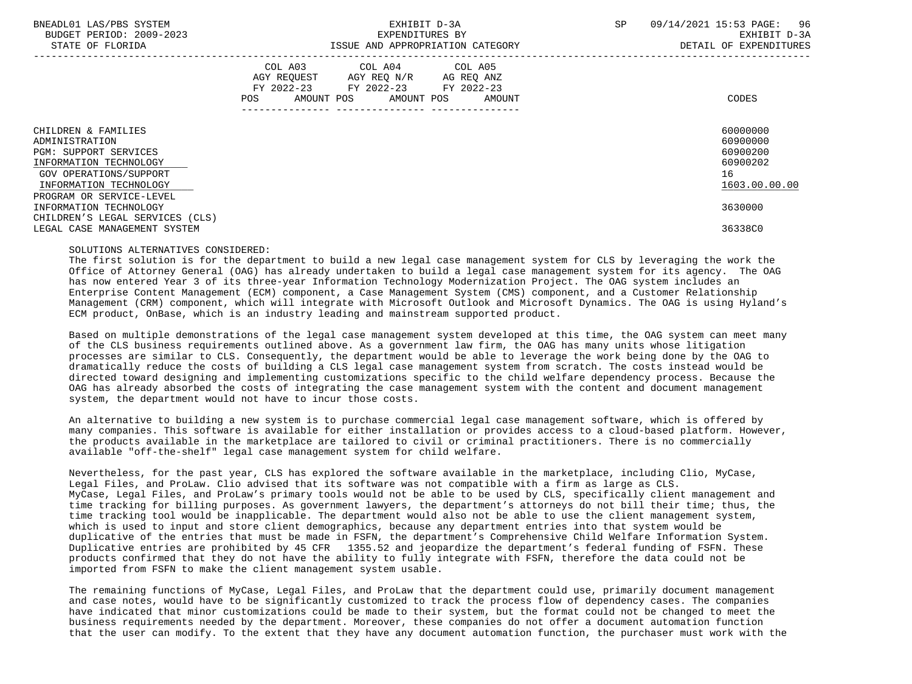| | COL A03 AGY REQUEST FY 2022-23 POS AMOUNT | COL A04 AGY REQ N/R FY 2022-23 POS AMOUNT | COL A05 AG REQ ANZ FY 2022-23 POS AMOUNT | CODES |
|---|---|---|---|---|
| CHILDREN & FAMILIES | | | | 60000000 |
| ADMINISTRATION | | | | 60900000 |
| PGM: SUPPORT SERVICES | | | | 60900200 |
| INFORMATION TECHNOLOGY | | | | 60900202 |
| GOV OPERATIONS/SUPPORT | | | | 16 |
| INFORMATION TECHNOLOGY | | | | 1603.00.00.00 |
| PROGRAM OR SERVICE-LEVEL | | | | |
| INFORMATION TECHNOLOGY | | | | 3630000 |
| CHILDREN'S LEGAL SERVICES (CLS) | | | | |
| LEGAL CASE MANAGEMENT SYSTEM | | | | 36338C0 |

SOLUTIONS ALTERNATIVES CONSIDERED:

The first solution is for the department to build a new legal case management system for CLS by leveraging the work the Office of Attorney General (OAG) has already undertaken to build a legal case management system for its agency. The OAG has now entered Year 3 of its three-year Information Technology Modernization Project. The OAG system includes an Enterprise Content Management (ECM) component, a Case Management System (CMS) component, and a Customer Relationship Management (CRM) component, which will integrate with Microsoft Outlook and Microsoft Dynamics. The OAG is using Hyland's ECM product, OnBase, which is an industry leading and mainstream supported product.

Based on multiple demonstrations of the legal case management system developed at this time, the OAG system can meet many of the CLS business requirements outlined above. As a government law firm, the OAG has many units whose litigation processes are similar to CLS. Consequently, the department would be able to leverage the work being done by the OAG to dramatically reduce the costs of building a CLS legal case management system from scratch. The costs instead would be directed toward designing and implementing customizations specific to the child welfare dependency process. Because the OAG has already absorbed the costs of integrating the case management system with the content and document management system, the department would not have to incur those costs.

An alternative to building a new system is to purchase commercial legal case management software, which is offered by many companies. This software is available for either installation or provides access to a cloud-based platform. However, the products available in the marketplace are tailored to civil or criminal practitioners. There is no commercially available "off-the-shelf" legal case management system for child welfare.

Nevertheless, for the past year, CLS has explored the software available in the marketplace, including Clio, MyCase, Legal Files, and ProLaw. Clio advised that its software was not compatible with a firm as large as CLS. MyCase, Legal Files, and ProLaw's primary tools would not be able to be used by CLS, specifically client management and time tracking for billing purposes. As government lawyers, the department's attorneys do not bill their time; thus, the time tracking tool would be inapplicable. The department would also not be able to use the client management system, which is used to input and store client demographics, because any department entries into that system would be duplicative of the entries that must be made in FSFN, the department's Comprehensive Child Welfare Information System. Duplicative entries are prohibited by 45 CFR 1355.52 and jeopardize the department's federal funding of FSFN. These products confirmed that they do not have the ability to fully integrate with FSFN, therefore the data could not be imported from FSFN to make the client management system usable.

The remaining functions of MyCase, Legal Files, and ProLaw that the department could use, primarily document management and case notes, would have to be significantly customized to track the process flow of dependency cases. The companies have indicated that minor customizations could be made to their system, but the format could not be changed to meet the business requirements needed by the department. Moreover, these companies do not offer a document automation function that the user can modify. To the extent that they have any document automation function, the purchaser must work with the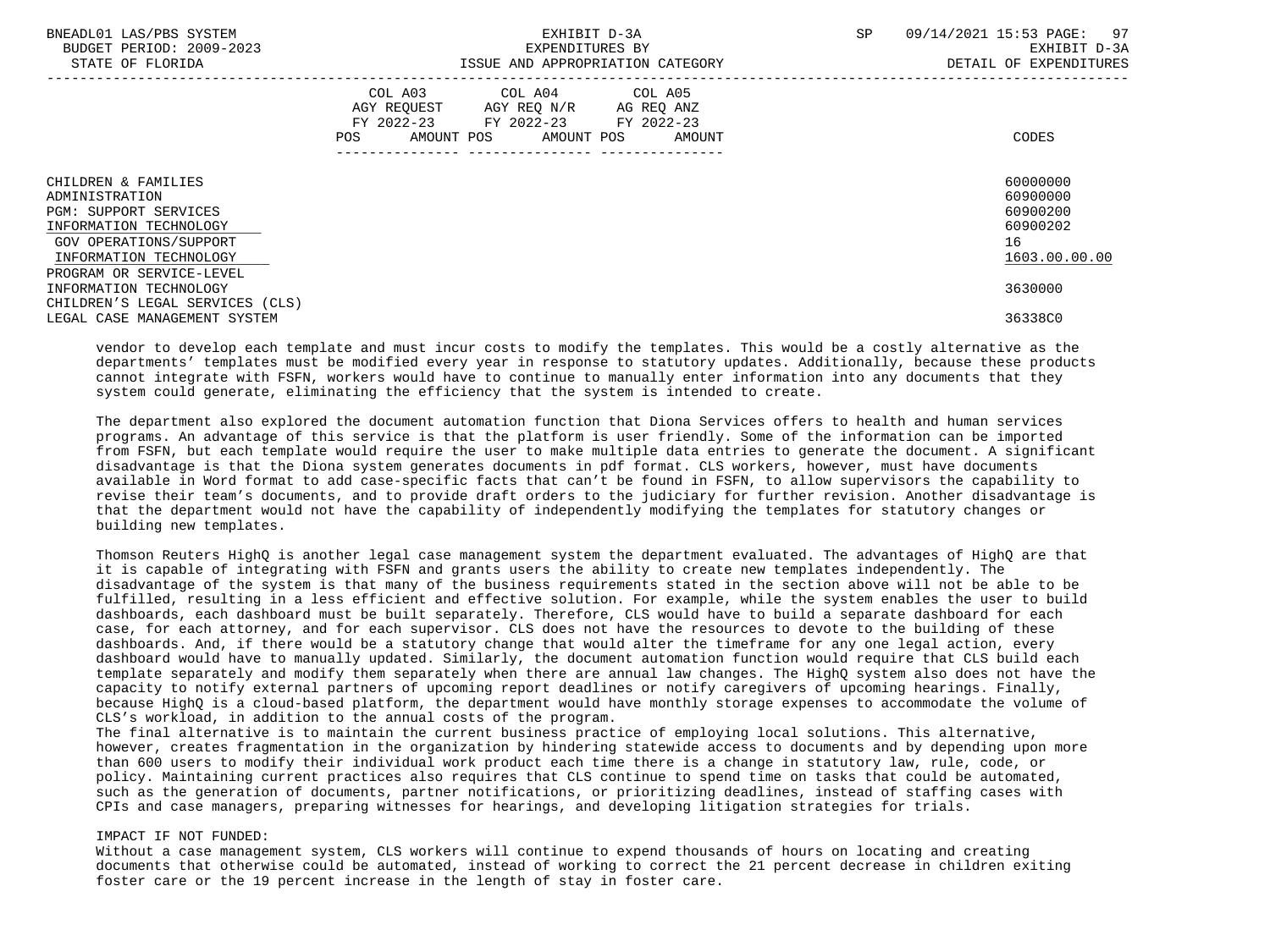| | COL A03 AGY REQUEST FY 2022-23 POS AMOUNT | COL A04 AGY REQ N/R FY 2022-23 POS AMOUNT | COL A05 AG REQ ANZ FY 2022-23 POS AMOUNT | CODES |
|---|---|---|---|---|
| CHILDREN & FAMILIES | | | | 60000000 |
| ADMINISTRATION | | | | 60900000 |
| PGM: SUPPORT SERVICES | | | | 60900200 |
| INFORMATION TECHNOLOGY | | | | 60900202 |
| GOV OPERATIONS/SUPPORT | | | | 16 |
| INFORMATION TECHNOLOGY | | | | 1603.00.00.00 |
| PROGRAM OR SERVICE-LEVEL | | | | |
| INFORMATION TECHNOLOGY | | | | 3630000 |
| CHILDREN'S LEGAL SERVICES (CLS) | | | | |
| LEGAL CASE MANAGEMENT SYSTEM | | | | 36338C0 |

vendor to develop each template and must incur costs to modify the templates. This would be a costly alternative as the departments' templates must be modified every year in response to statutory updates. Additionally, because these products cannot integrate with FSFN, workers would have to continue to manually enter information into any documents that they system could generate, eliminating the efficiency that the system is intended to create.

The department also explored the document automation function that Diona Services offers to health and human services programs. An advantage of this service is that the platform is user friendly. Some of the information can be imported from FSFN, but each template would require the user to make multiple data entries to generate the document. A significant disadvantage is that the Diona system generates documents in pdf format. CLS workers, however, must have documents available in Word format to add case-specific facts that can't be found in FSFN, to allow supervisors the capability to revise their team's documents, and to provide draft orders to the judiciary for further revision. Another disadvantage is that the department would not have the capability of independently modifying the templates for statutory changes or building new templates.

Thomson Reuters HighQ is another legal case management system the department evaluated. The advantages of HighQ are that it is capable of integrating with FSFN and grants users the ability to create new templates independently. The disadvantage of the system is that many of the business requirements stated in the section above will not be able to be fulfilled, resulting in a less efficient and effective solution. For example, while the system enables the user to build dashboards, each dashboard must be built separately. Therefore, CLS would have to build a separate dashboard for each case, for each attorney, and for each supervisor. CLS does not have the resources to devote to the building of these dashboards. And, if there would be a statutory change that would alter the timeframe for any one legal action, every dashboard would have to manually updated. Similarly, the document automation function would require that CLS build each template separately and modify them separately when there are annual law changes. The HighQ system also does not have the capacity to notify external partners of upcoming report deadlines or notify caregivers of upcoming hearings. Finally, because HighQ is a cloud-based platform, the department would have monthly storage expenses to accommodate the volume of CLS's workload, in addition to the annual costs of the program.

The final alternative is to maintain the current business practice of employing local solutions. This alternative, however, creates fragmentation in the organization by hindering statewide access to documents and by depending upon more than 600 users to modify their individual work product each time there is a change in statutory law, rule, code, or policy. Maintaining current practices also requires that CLS continue to spend time on tasks that could be automated, such as the generation of documents, partner notifications, or prioritizing deadlines, instead of staffing cases with CPIs and case managers, preparing witnesses for hearings, and developing litigation strategies for trials.

IMPACT IF NOT FUNDED:

Without a case management system, CLS workers will continue to expend thousands of hours on locating and creating documents that otherwise could be automated, instead of working to correct the 21 percent decrease in children exiting foster care or the 19 percent increase in the length of stay in foster care.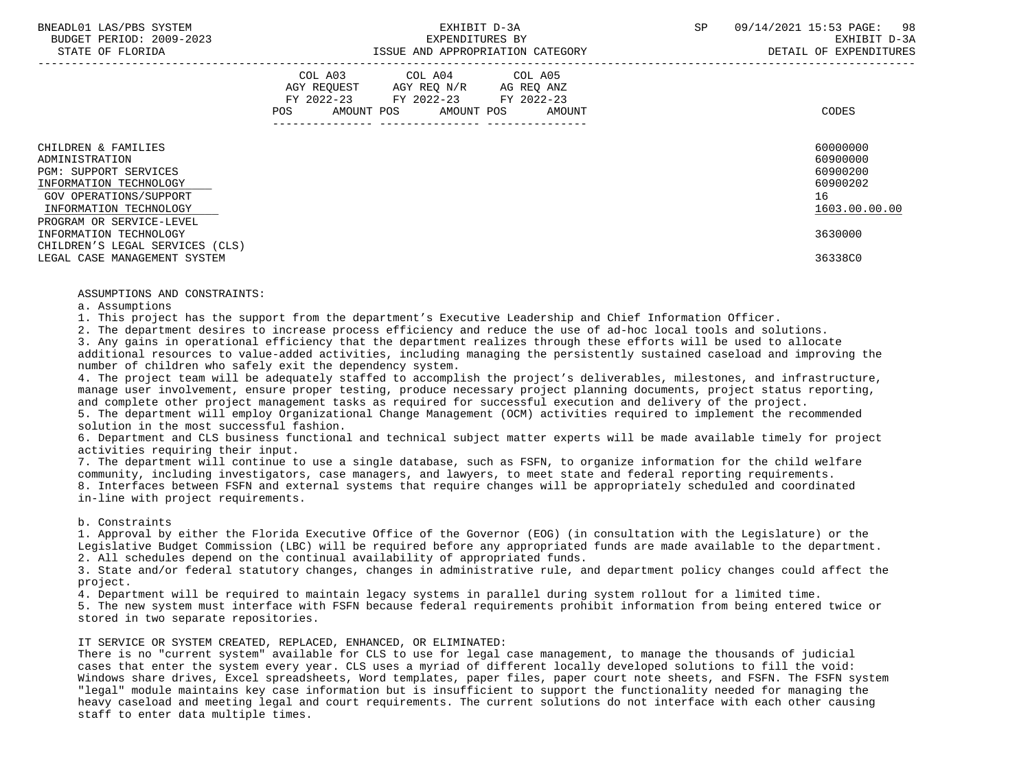| | COL A03 AGY REQUEST FY 2022-23 POS AMOUNT | COL A04 AGY REQ N/R FY 2022-23 POS AMOUNT | COL A05 AG REQ ANZ FY 2022-23 POS AMOUNT | CODES |
|---|---|---|---|---|
| CHILDREN & FAMILIES | | | | 60000000 |
| ADMINISTRATION | | | | 60900000 |
| PGM: SUPPORT SERVICES | | | | 60900200 |
| INFORMATION TECHNOLOGY | | | | 60900202 |
| GOV OPERATIONS/SUPPORT | | | | 16 |
| INFORMATION TECHNOLOGY | | | | 1603.00.00.00 |
| PROGRAM OR SERVICE-LEVEL INFORMATION TECHNOLOGY | | | | 3630000 |
| CHILDREN'S LEGAL SERVICES (CLS) LEGAL CASE MANAGEMENT SYSTEM | | | | 36338C0 |

ASSUMPTIONS AND CONSTRAINTS:

a. Assumptions

1. This project has the support from the department's Executive Leadership and Chief Information Officer.
2. The department desires to increase process efficiency and reduce the use of ad-hoc local tools and solutions.
3. Any gains in operational efficiency that the department realizes through these efforts will be used to allocate additional resources to value-added activities, including managing the persistently sustained caseload and improving the number of children who safely exit the dependency system.
4. The project team will be adequately staffed to accomplish the project's deliverables, milestones, and infrastructure, manage user involvement, ensure proper testing, produce necessary project planning documents, project status reporting, and complete other project management tasks as required for successful execution and delivery of the project.
5. The department will employ Organizational Change Management (OCM) activities required to implement the recommended solution in the most successful fashion.
6. Department and CLS business functional and technical subject matter experts will be made available timely for project activities requiring their input.
7. The department will continue to use a single database, such as FSFN, to organize information for the child welfare community, including investigators, case managers, and lawyers, to meet state and federal reporting requirements.
8. Interfaces between FSFN and external systems that require changes will be appropriately scheduled and coordinated in-line with project requirements.

b. Constraints

1. Approval by either the Florida Executive Office of the Governor (EOG) (in consultation with the Legislature) or the Legislative Budget Commission (LBC) will be required before any appropriated funds are made available to the department.
2. All schedules depend on the continual availability of appropriated funds.
3. State and/or federal statutory changes, changes in administrative rule, and department policy changes could affect the project.
4. Department will be required to maintain legacy systems in parallel during system rollout for a limited time.
5. The new system must interface with FSFN because federal requirements prohibit information from being entered twice or stored in two separate repositories.

IT SERVICE OR SYSTEM CREATED, REPLACED, ENHANCED, OR ELIMINATED:

There is no "current system" available for CLS to use for legal case management, to manage the thousands of judicial cases that enter the system every year. CLS uses a myriad of different locally developed solutions to fill the void: Windows share drives, Excel spreadsheets, Word templates, paper files, paper court note sheets, and FSFN. The FSFN system "legal" module maintains key case information but is insufficient to support the functionality needed for managing the heavy caseload and meeting legal and court requirements. The current solutions do not interface with each other causing staff to enter data multiple times.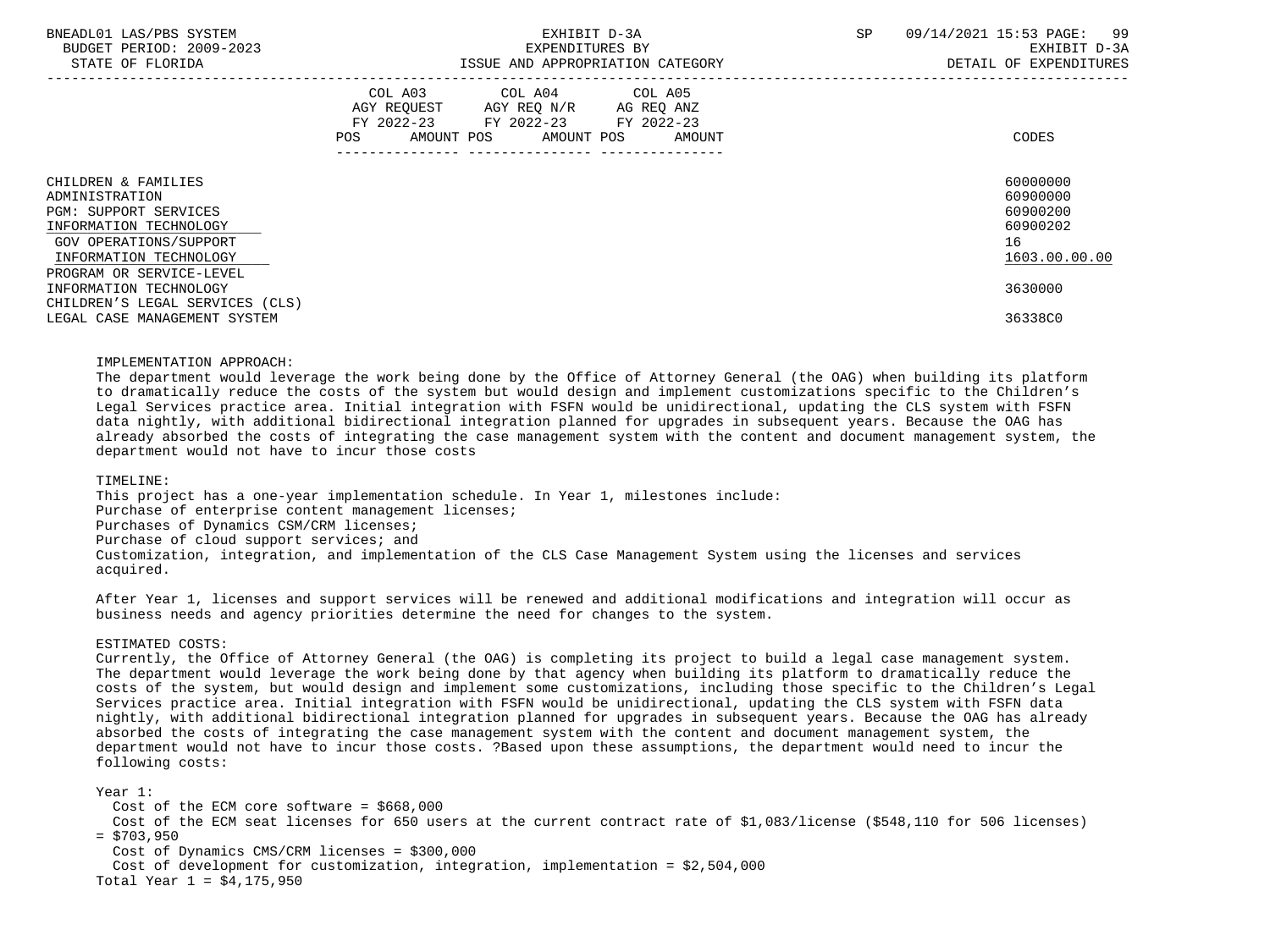| | COL A03 AGY REQUEST FY 2022-23 POS AMOUNT | COL A04 AGY REQ N/R FY 2022-23 POS AMOUNT | COL A05 AG REQ ANZ FY 2022-23 POS AMOUNT | CODES |
|---|---|---|---|---|
| CHILDREN & FAMILIES | | | | 60000000 |
| ADMINISTRATION | | | | 60900000 |
| PGM: SUPPORT SERVICES | | | | 60900200 |
| INFORMATION TECHNOLOGY | | | | 60900202 |
| GOV OPERATIONS/SUPPORT | | | | 16 |
| INFORMATION TECHNOLOGY | | | | 1603.00.00.00 |
| PROGRAM OR SERVICE-LEVEL | | | | |
| INFORMATION TECHNOLOGY | | | | 3630000 |
| CHILDREN'S LEGAL SERVICES (CLS) | | | | |
| LEGAL CASE MANAGEMENT SYSTEM | | | | 36338C0 |

IMPLEMENTATION APPROACH:
The department would leverage the work being done by the Office of Attorney General (the OAG) when building its platform to dramatically reduce the costs of the system but would design and implement customizations specific to the Children's Legal Services practice area. Initial integration with FSFN would be unidirectional, updating the CLS system with FSFN data nightly, with additional bidirectional integration planned for upgrades in subsequent years. Because the OAG has already absorbed the costs of integrating the case management system with the content and document management system, the department would not have to incur those costs

TIMELINE:
This project has a one-year implementation schedule. In Year 1, milestones include:
Purchase of enterprise content management licenses;
Purchases of Dynamics CSM/CRM licenses;
Purchase of cloud support services; and
Customization, integration, and implementation of the CLS Case Management System using the licenses and services acquired.

After Year 1, licenses and support services will be renewed and additional modifications and integration will occur as business needs and agency priorities determine the need for changes to the system.

ESTIMATED COSTS:
Currently, the Office of Attorney General (the OAG) is completing its project to build a legal case management system. The department would leverage the work being done by that agency when building its platform to dramatically reduce the costs of the system, but would design and implement some customizations, including those specific to the Children's Legal Services practice area. Initial integration with FSFN would be unidirectional, updating the CLS system with FSFN data nightly, with additional bidirectional integration planned for upgrades in subsequent years. Because the OAG has already absorbed the costs of integrating the case management system with the content and document management system, the department would not have to incur those costs. ?Based upon these assumptions, the department would need to incur the following costs:

Year 1:
  Cost of the ECM core software = $668,000
  Cost of the ECM seat licenses for 650 users at the current contract rate of $1,083/license ($548,110 for 506 licenses) = $703,950
  Cost of Dynamics CMS/CRM licenses = $300,000
  Cost of development for customization, integration, implementation = $2,504,000
Total Year 1 = $4,175,950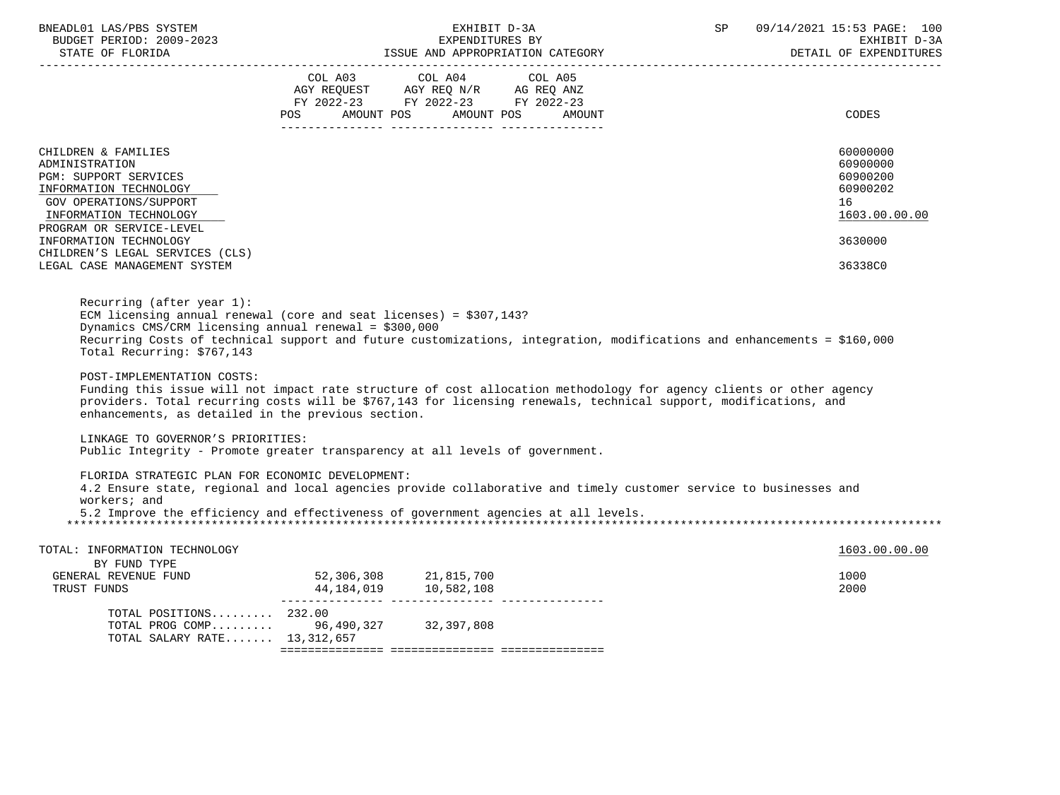| | COL A03 AGY REQUEST FY 2022-23 POS AMOUNT | COL A04 AGY REQ N/R FY 2022-23 POS AMOUNT | COL A05 AG REQ ANZ FY 2022-23 POS AMOUNT | CODES |
|---|---|---|---|---|
| CHILDREN & FAMILIES | | | | 60000000 |
| ADMINISTRATION | | | | 60900000 |
| PGM: SUPPORT SERVICES | | | | 60900200 |
| INFORMATION TECHNOLOGY | | | | 60900202 |
| GOV OPERATIONS/SUPPORT | | | | 16 |
| INFORMATION TECHNOLOGY | | | | 1603.00.00.00 |
| PROGRAM OR SERVICE-LEVEL | | | | |
| INFORMATION TECHNOLOGY | | | | 3630000 |
| CHILDREN'S LEGAL SERVICES (CLS) | | | | |
| LEGAL CASE MANAGEMENT SYSTEM | | | | 36338C0 |

Recurring (after year 1):
ECM licensing annual renewal (core and seat licenses) = $307,143?
Dynamics CMS/CRM licensing annual renewal = $300,000
Recurring Costs of technical support and future customizations, integration, modifications and enhancements = $160,000
Total Recurring: $767,143

POST-IMPLEMENTATION COSTS:
Funding this issue will not impact rate structure of cost allocation methodology for agency clients or other agency providers. Total recurring costs will be $767,143 for licensing renewals, technical support, modifications, and enhancements, as detailed in the previous section.

LINKAGE TO GOVERNOR'S PRIORITIES:
Public Integrity - Promote greater transparency at all levels of government.

FLORIDA STRATEGIC PLAN FOR ECONOMIC DEVELOPMENT:
4.2 Ensure state, regional and local agencies provide collaborative and timely customer service to businesses and workers; and
5.2 Improve the efficiency and effectiveness of government agencies at all levels.

***

| | COL A03 | COL A04 | COL A05 | CODES |
|---|---|---|---|---|
| TOTAL: INFORMATION TECHNOLOGY | | | | 1603.00.00.00 |
| BY FUND TYPE | | | | |
| GENERAL REVENUE FUND | 52,306,308 | 21,815,700 | | 1000 |
| TRUST FUNDS | 44,184,019 | 10,582,108 | | 2000 |
| TOTAL POSITIONS......... | 232.00 | | | |
| TOTAL PROG COMP......... | 96,490,327 | 32,397,808 | | |
| TOTAL SALARY RATE....... | 13,312,657 | | | |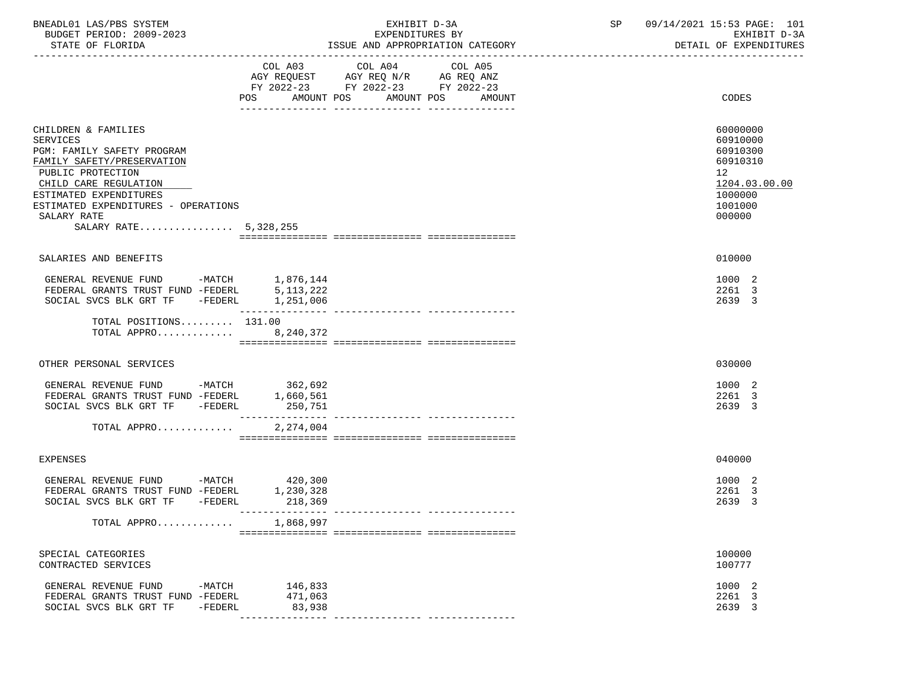BNEADL01 LAS/PBS SYSTEM | EXHIBIT D-3A | SP 09/14/2021 15:53 PAGE: 101
BUDGET PERIOD: 2009-2023 | EXPENDITURES BY | EXHIBIT D-3A
STATE OF FLORIDA | ISSUE AND APPROPRIATION CATEGORY | DETAIL OF EXPENDITURES

| | COL A03 AGY REQUEST FY 2022-23 POS AMOUNT | COL A04 AGY REQ N/R FY 2022-23 POS AMOUNT | COL A05 AG REQ ANZ FY 2022-23 POS AMOUNT | CODES |
|---|---|---|---|---|
| CHILDREN & FAMILIES | | | | 60000000 |
| SERVICES | | | | 60910000 |
| PGM: FAMILY SAFETY PROGRAM | | | | 60910300 |
| FAMILY SAFETY/PRESERVATION | | | | 60910310 |
| PUBLIC PROTECTION | | | | 12 |
| CHILD CARE REGULATION | | | | 1204.03.00.00 |
| ESTIMATED EXPENDITURES | | | | 1000000 |
| ESTIMATED EXPENDITURES - OPERATIONS | | | | 1001000 |
| SALARY RATE | | | | 000000 |
| SALARY RATE................ 5,328,255 | | | | |
| SALARIES AND BENEFITS | | | | 010000 |
| GENERAL REVENUE FUND -MATCH | 1,876,144 | | | 1000 2 |
| FEDERAL GRANTS TRUST FUND -FEDERL | 5,113,222 | | | 2261 3 |
| SOCIAL SVCS BLK GRT TF -FEDERL | 1,251,006 | | | 2639 3 |
| TOTAL POSITIONS......... 131.00 | | | | |
| TOTAL APPRO............. | 8,240,372 | | | |
| OTHER PERSONAL SERVICES | | | | 030000 |
| GENERAL REVENUE FUND -MATCH | 362,692 | | | 1000 2 |
| FEDERAL GRANTS TRUST FUND -FEDERL | 1,660,561 | | | 2261 3 |
| SOCIAL SVCS BLK GRT TF -FEDERL | 250,751 | | | 2639 3 |
| TOTAL APPRO............. | 2,274,004 | | | |
| EXPENSES | | | | 040000 |
| GENERAL REVENUE FUND -MATCH | 420,300 | | | 1000 2 |
| FEDERAL GRANTS TRUST FUND -FEDERL | 1,230,328 | | | 2261 3 |
| SOCIAL SVCS BLK GRT TF -FEDERL | 218,369 | | | 2639 3 |
| TOTAL APPRO............. | 1,868,997 | | | |
| SPECIAL CATEGORIES | | | | 100000 |
| CONTRACTED SERVICES | | | | 100777 |
| GENERAL REVENUE FUND -MATCH | 146,833 | | | 1000 2 |
| FEDERAL GRANTS TRUST FUND -FEDERL | 471,063 | | | 2261 3 |
| SOCIAL SVCS BLK GRT TF -FEDERL | 83,938 | | | 2639 3 |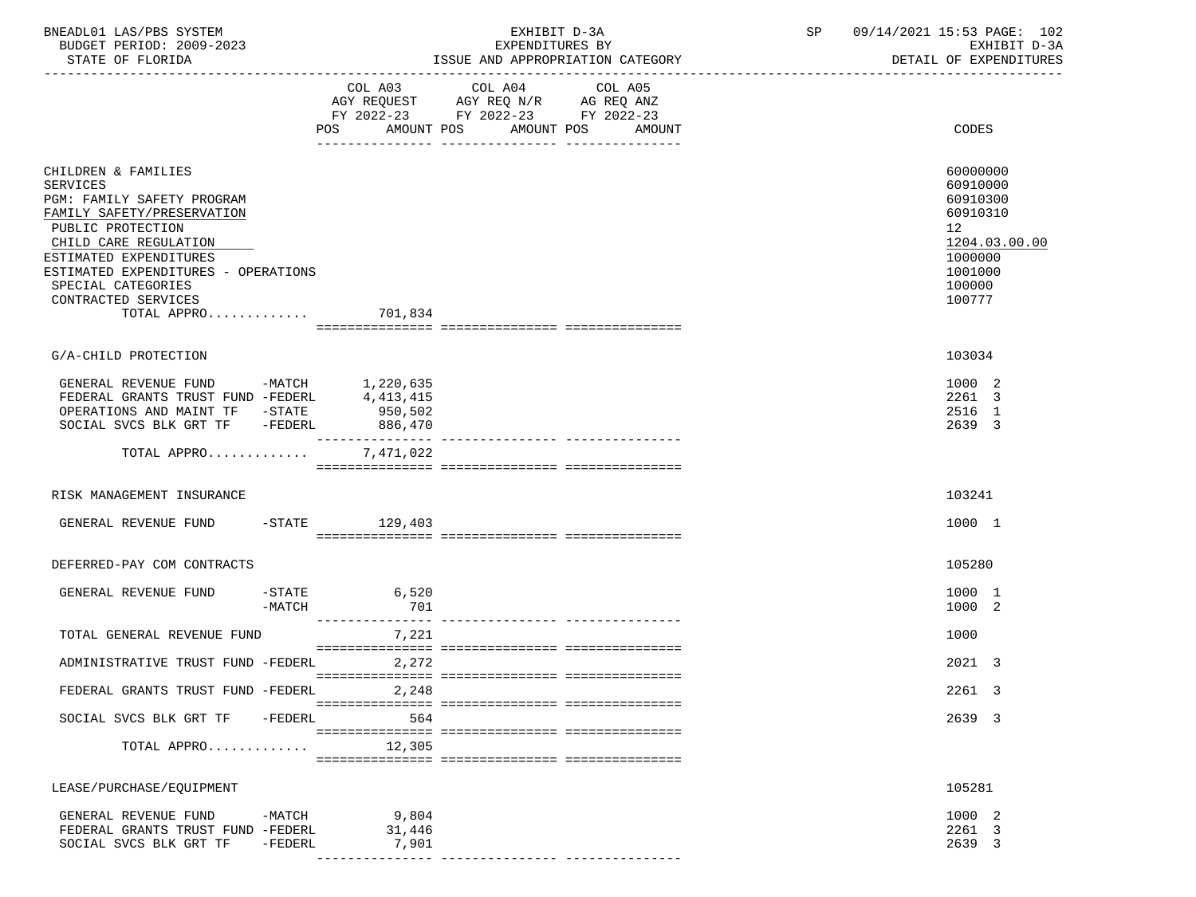BNEADL01 LAS/PBS SYSTEM — EXHIBIT D-3A — EXPENDITURES BY ISSUE AND APPROPRIATION CATEGORY — SP 09/14/2021 15:53 PAGE: 102
BUDGET PERIOD: 2009-2023 — EXHIBIT D-3A
STATE OF FLORIDA — DETAIL OF EXPENDITURES

| | COL A03 AGY REQUEST FY 2022-23 POS AMOUNT | COL A04 AGY REQ N/R FY 2022-23 POS AMOUNT | COL A05 AG REQ ANZ FY 2022-23 POS AMOUNT | CODES |
|---|---|---|---|---|
| CHILDREN & FAMILIES | | | | 60000000 |
| SERVICES | | | | 60910000 |
| PGM: FAMILY SAFETY PROGRAM | | | | 60910300 |
| FAMILY SAFETY/PRESERVATION | | | | 60910310 |
| PUBLIC PROTECTION | | | | 12 |
| CHILD CARE REGULATION | | | | 1204.03.00.00 |
| ESTIMATED EXPENDITURES | | | | 1000000 |
| ESTIMATED EXPENDITURES - OPERATIONS | | | | 1001000 |
| SPECIAL CATEGORIES | | | | 100000 |
| CONTRACTED SERVICES | | | | 100777 |
| TOTAL APPRO............. | 701,834 | | | |
| G/A-CHILD PROTECTION | | | | 103034 |
| GENERAL REVENUE FUND -MATCH | 1,220,635 | | | 1000 2 |
| FEDERAL GRANTS TRUST FUND -FEDERL | 4,413,415 | | | 2261 3 |
| OPERATIONS AND MAINT TF -STATE | 950,502 | | | 2516 1 |
| SOCIAL SVCS BLK GRT TF -FEDERL | 886,470 | | | 2639 3 |
| TOTAL APPRO............. | 7,471,022 | | | |
| RISK MANAGEMENT INSURANCE | | | | 103241 |
| GENERAL REVENUE FUND -STATE | 129,403 | | | 1000 1 |
| DEFERRED-PAY COM CONTRACTS | | | | 105280 |
| GENERAL REVENUE FUND -STATE | 6,520 | | | 1000 1 |
| -MATCH | 701 | | | 1000 2 |
| TOTAL GENERAL REVENUE FUND | 7,221 | | | 1000 |
| ADMINISTRATIVE TRUST FUND -FEDERL | 2,272 | | | 2021 3 |
| FEDERAL GRANTS TRUST FUND -FEDERL | 2,248 | | | 2261 3 |
| SOCIAL SVCS BLK GRT TF -FEDERL | 564 | | | 2639 3 |
| TOTAL APPRO............. | 12,305 | | | |
| LEASE/PURCHASE/EQUIPMENT | | | | 105281 |
| GENERAL REVENUE FUND -MATCH | 9,804 | | | 1000 2 |
| FEDERAL GRANTS TRUST FUND -FEDERL | 31,446 | | | 2261 3 |
| SOCIAL SVCS BLK GRT TF -FEDERL | 7,901 | | | 2639 3 |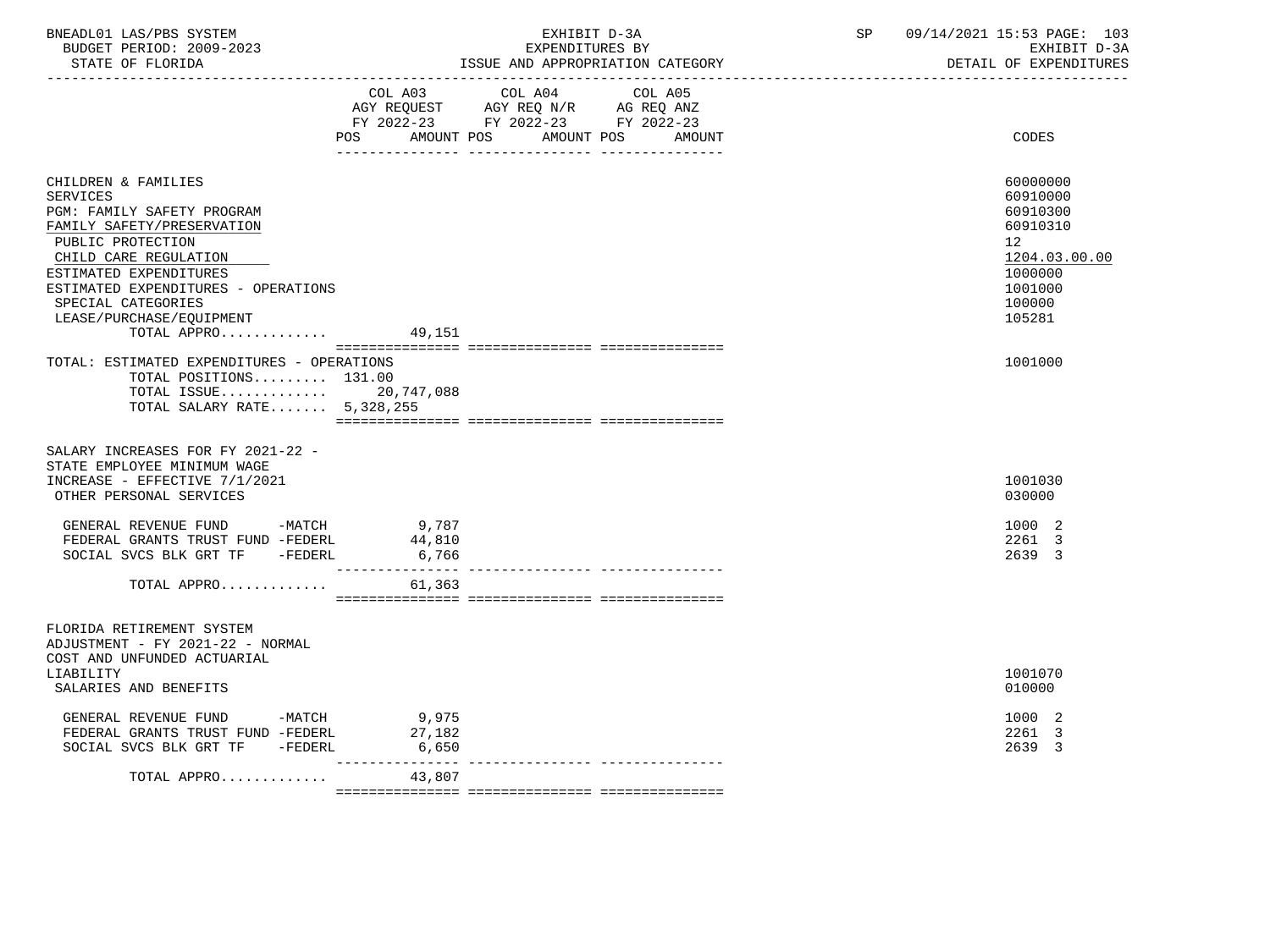BNEADL01 LAS/PBS SYSTEM — EXHIBIT D-3A — EXPENDITURES BY ISSUE AND APPROPRIATION CATEGORY — SP 09/14/2021 15:53 PAGE: 103
BUDGET PERIOD: 2009-2023 — EXHIBIT D-3A
STATE OF FLORIDA — DETAIL OF EXPENDITURES

| | COL A03 AGY REQUEST FY 2022-23 POS | AMOUNT | COL A04 AGY REQ N/R FY 2022-23 POS | AMOUNT | COL A05 AG REQ ANZ FY 2022-23 POS | AMOUNT | CODES |
|---|---|---|---|---|---|---|---|
| CHILDREN & FAMILIES | | | | | | | 60000000 |
| SERVICES | | | | | | | 60910000 |
| PGM: FAMILY SAFETY PROGRAM | | | | | | | 60910300 |
| FAMILY SAFETY/PRESERVATION | | | | | | | 60910310 |
| PUBLIC PROTECTION | | | | | | | 12 |
| CHILD CARE REGULATION | | | | | | | 1204.03.00.00 |
| ESTIMATED EXPENDITURES | | | | | | | 1000000 |
| ESTIMATED EXPENDITURES - OPERATIONS | | | | | | | 1001000 |
| SPECIAL CATEGORIES | | | | | | | 100000 |
| LEASE/PURCHASE/EQUIPMENT | | | | | | | 105281 |
| TOTAL APPRO............ | | 49,151 | | | | | |
| TOTAL: ESTIMATED EXPENDITURES - OPERATIONS | | | | | | | 1001000 |
| TOTAL POSITIONS......... | 131.00 | | | | | | |
| TOTAL ISSUE............ | | 20,747,088 | | | | | |
| TOTAL SALARY RATE....... | | 5,328,255 | | | | | |
| SALARY INCREASES FOR FY 2021-22 - STATE EMPLOYEE MINIMUM WAGE INCREASE - EFFECTIVE 7/1/2021 | | | | | | | 1001030 |
| OTHER PERSONAL SERVICES | | | | | | | 030000 |
| GENERAL REVENUE FUND -MATCH | | 9,787 | | | | | 1000 2 |
| FEDERAL GRANTS TRUST FUND -FEDERL | | 44,810 | | | | | 2261 3 |
| SOCIAL SVCS BLK GRT TF -FEDERL | | 6,766 | | | | | 2639 3 |
| TOTAL APPRO............ | | 61,363 | | | | | |
| FLORIDA RETIREMENT SYSTEM ADJUSTMENT - FY 2021-22 - NORMAL COST AND UNFUNDED ACTUARIAL LIABILITY | | | | | | | 1001070 |
| SALARIES AND BENEFITS | | | | | | | 010000 |
| GENERAL REVENUE FUND -MATCH | | 9,975 | | | | | 1000 2 |
| FEDERAL GRANTS TRUST FUND -FEDERL | | 27,182 | | | | | 2261 3 |
| SOCIAL SVCS BLK GRT TF -FEDERL | | 6,650 | | | | | 2639 3 |
| TOTAL APPRO............ | | 43,807 | | | | | |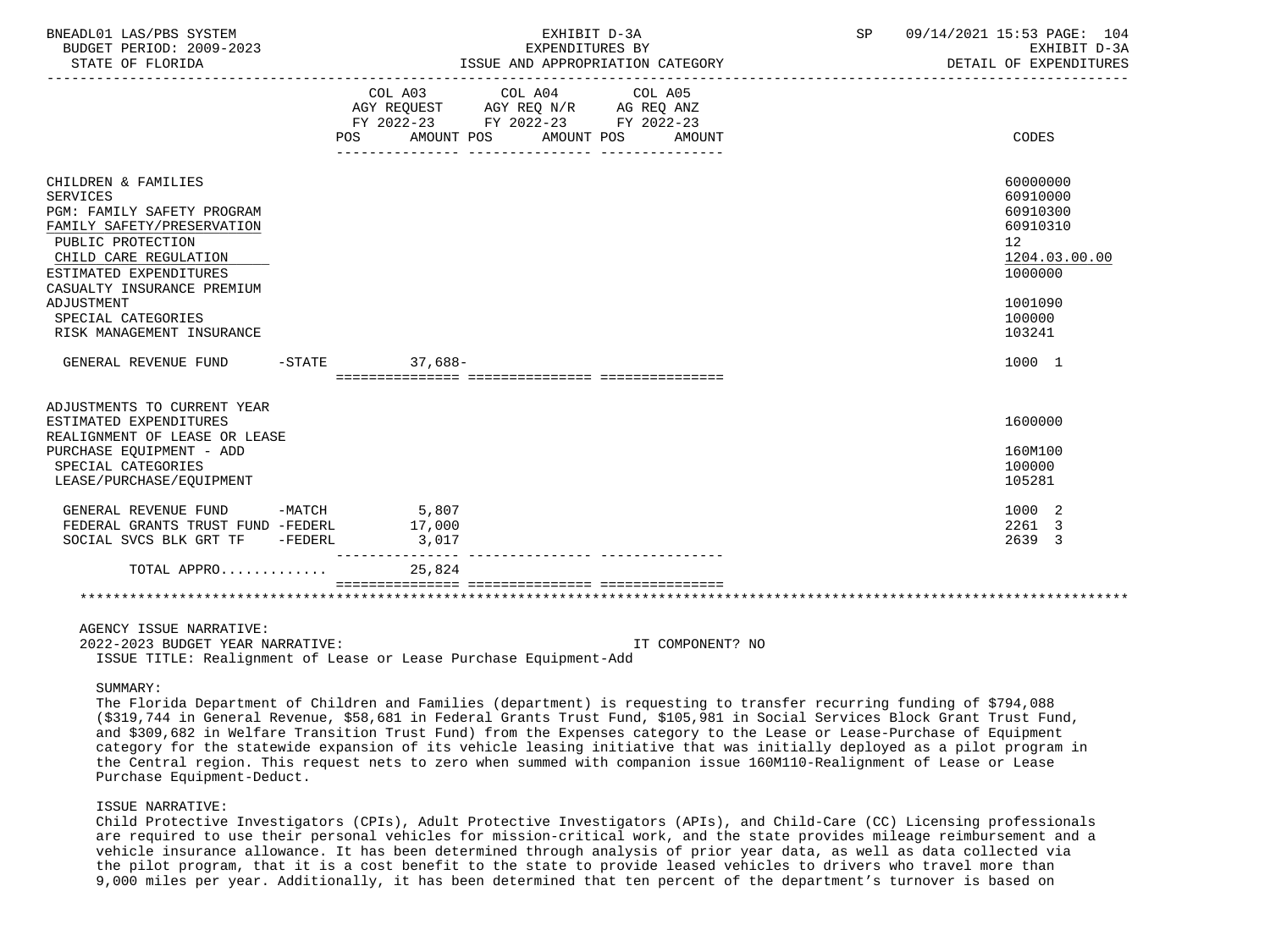| | COL A03 AGY REQUEST FY 2022-23 POS AMOUNT | COL A04 AGY REQ N/R FY 2022-23 POS AMOUNT | COL A05 AG REQ ANZ FY 2022-23 POS AMOUNT | CODES |
|---|---|---|---|---|
| CHILDREN & FAMILIES | | | | 60000000 |
| SERVICES | | | | 60910000 |
| PGM: FAMILY SAFETY PROGRAM | | | | 60910300 |
| FAMILY SAFETY/PRESERVATION | | | | 60910310 |
| PUBLIC PROTECTION | | | | 12 |
| CHILD CARE REGULATION | | | | 1204.03.00.00 |
| ESTIMATED EXPENDITURES | | | | 1000000 |
| CASUALTY INSURANCE PREMIUM ADJUSTMENT | | | | 1001090 |
| SPECIAL CATEGORIES | | | | 100000 |
| RISK MANAGEMENT INSURANCE | | | | 103241 |
| GENERAL REVENUE FUND -STATE | 37,688- | | | 1000 1 |
| ADJUSTMENTS TO CURRENT YEAR ESTIMATED EXPENDITURES | | | | 1600000 |
| REALIGNMENT OF LEASE OR LEASE PURCHASE EQUIPMENT - ADD | | | | 160M100 |
| SPECIAL CATEGORIES | | | | 100000 |
| LEASE/PURCHASE/EQUIPMENT | | | | 105281 |
| GENERAL REVENUE FUND -MATCH | 5,807 | | | 1000 2 |
| FEDERAL GRANTS TRUST FUND -FEDERL | 17,000 | | | 2261 3 |
| SOCIAL SVCS BLK GRT TF -FEDERL | 3,017 | | | 2639 3 |
| TOTAL APPRO............ | 25,824 | | | |

AGENCY ISSUE NARRATIVE:

2022-2023 BUDGET YEAR NARRATIVE: IT COMPONENT? NO

ISSUE TITLE: Realignment of Lease or Lease Purchase Equipment-Add

SUMMARY:

The Florida Department of Children and Families (department) is requesting to transfer recurring funding of $794,088 ($319,744 in General Revenue, $58,681 in Federal Grants Trust Fund, $105,981 in Social Services Block Grant Trust Fund, and $309,682 in Welfare Transition Trust Fund) from the Expenses category to the Lease or Lease-Purchase of Equipment category for the statewide expansion of its vehicle leasing initiative that was initially deployed as a pilot program in the Central region. This request nets to zero when summed with companion issue 160M110-Realignment of Lease or Lease Purchase Equipment-Deduct.

ISSUE NARRATIVE:

Child Protective Investigators (CPIs), Adult Protective Investigators (APIs), and Child-Care (CC) Licensing professionals are required to use their personal vehicles for mission-critical work, and the state provides mileage reimbursement and a vehicle insurance allowance. It has been determined through analysis of prior year data, as well as data collected via the pilot program, that it is a cost benefit to the state to provide leased vehicles to drivers who travel more than 9,000 miles per year. Additionally, it has been determined that ten percent of the department's turnover is based on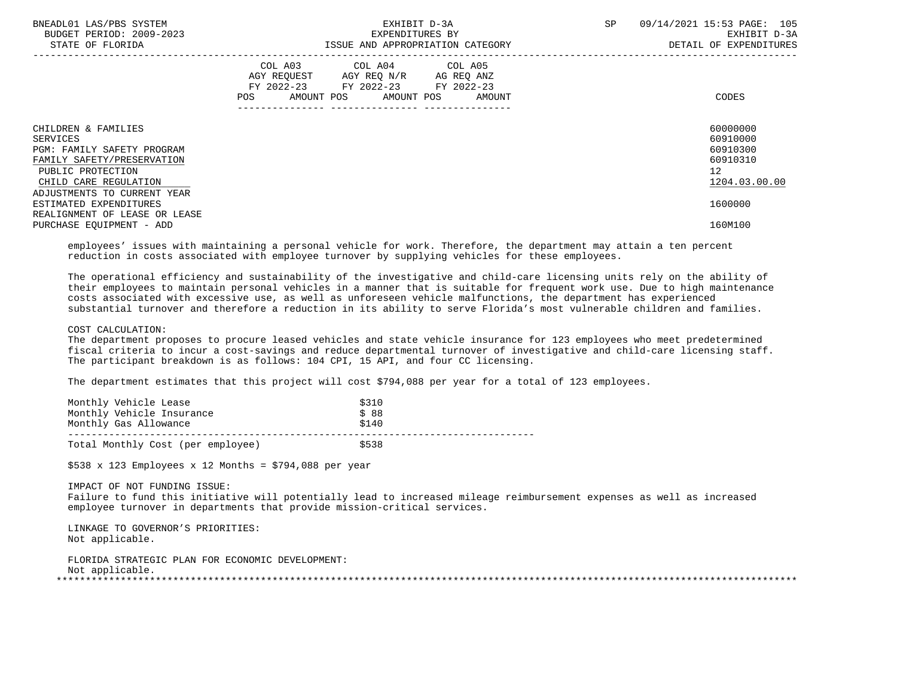| | COL A03 AGY REQUEST FY 2022-23 POS AMOUNT | COL A04 AGY REQ N/R FY 2022-23 POS AMOUNT | COL A05 AG REQ ANZ FY 2022-23 POS AMOUNT | CODES |
|---|---|---|---|---|
| CHILDREN & FAMILIES | | | | 60000000 |
| SERVICES | | | | 60910000 |
| PGM: FAMILY SAFETY PROGRAM | | | | 60910300 |
| FAMILY SAFETY/PRESERVATION | | | | 60910310 |
| PUBLIC PROTECTION | | | | 12 |
| CHILD CARE REGULATION | | | | 1204.03.00.00 |
| ADJUSTMENTS TO CURRENT YEAR ESTIMATED EXPENDITURES | | | | 1600000 |
| REALIGNMENT OF LEASE OR LEASE PURCHASE EQUIPMENT - ADD | | | | 160M100 |

employees' issues with maintaining a personal vehicle for work. Therefore, the department may attain a ten percent reduction in costs associated with employee turnover by supplying vehicles for these employees.

The operational efficiency and sustainability of the investigative and child-care licensing units rely on the ability of their employees to maintain personal vehicles in a manner that is suitable for frequent work use. Due to high maintenance costs associated with excessive use, as well as unforeseen vehicle malfunctions, the department has experienced substantial turnover and therefore a reduction in its ability to serve Florida's most vulnerable children and families.

COST CALCULATION:
The department proposes to procure leased vehicles and state vehicle insurance for 123 employees who meet predetermined fiscal criteria to incur a cost-savings and reduce departmental turnover of investigative and child-care licensing staff. The participant breakdown is as follows: 104 CPI, 15 API, and four CC licensing.

The department estimates that this project will cost $794,088 per year for a total of 123 employees.

| | |
|---|---|
| Monthly Vehicle Lease | $310 |
| Monthly Vehicle Insurance | $ 88 |
| Monthly Gas Allowance | $140 |
| Total Monthly Cost (per employee) | $538 |

$538 x 123 Employees x 12 Months = $794,088 per year

IMPACT OF NOT FUNDING ISSUE:
Failure to fund this initiative will potentially lead to increased mileage reimbursement expenses as well as increased employee turnover in departments that provide mission-critical services.

LINKAGE TO GOVERNOR'S PRIORITIES:
Not applicable.

FLORIDA STRATEGIC PLAN FOR ECONOMIC DEVELOPMENT:
Not applicable.

*******************************************************************************************************************************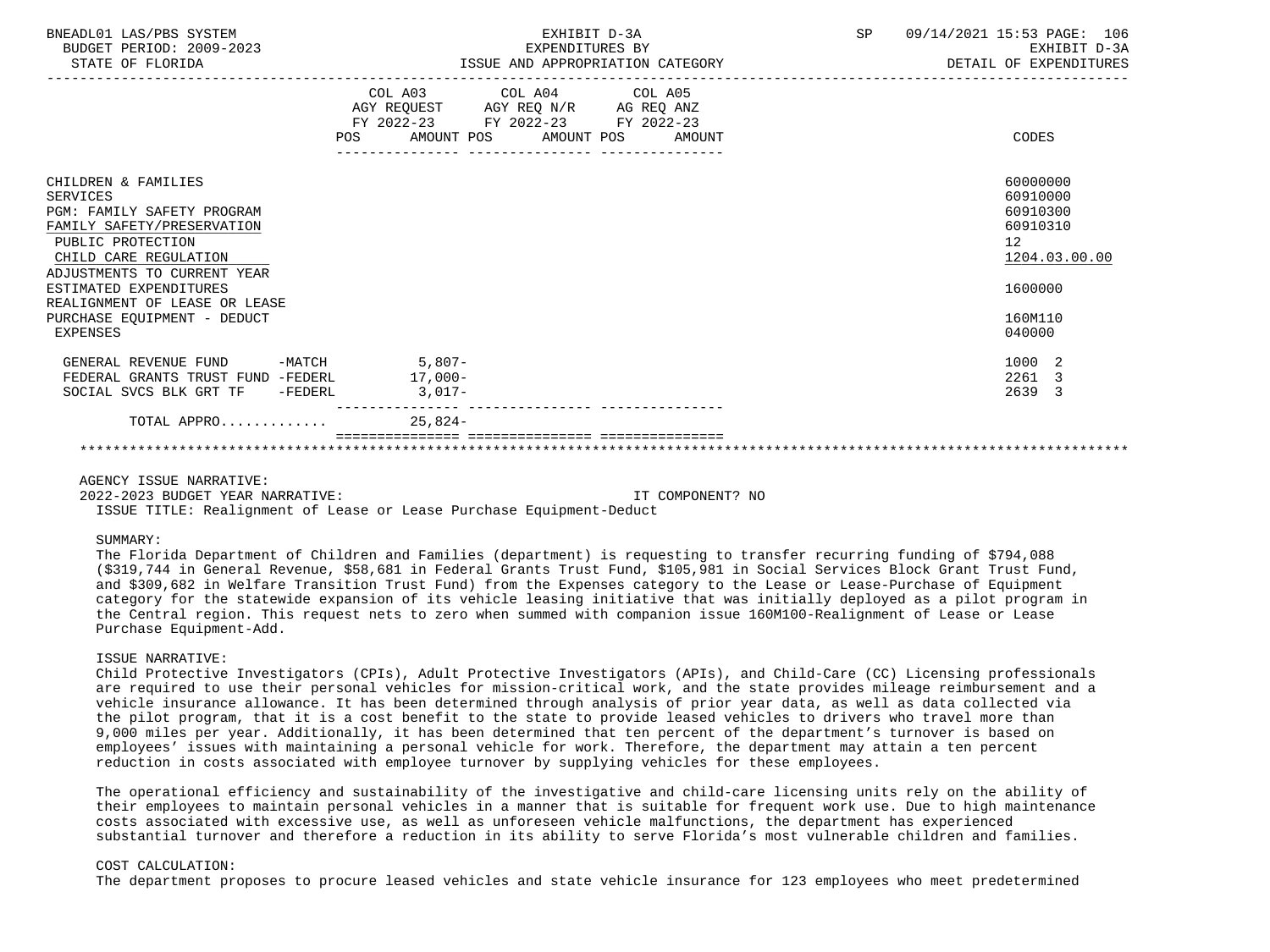BNEADL01 LAS/PBS SYSTEM — EXHIBIT D-3A — EXPENDITURES BY ISSUE AND APPROPRIATION CATEGORY
BUDGET PERIOD: 2009-2023 — STATE OF FLORIDA — SP 09/14/2021 15:53 — EXHIBIT D-3A DETAIL OF EXPENDITURES

| | COL A03 AGY REQUEST FY 2022-23 POS AMOUNT | COL A04 AGY REQ N/R FY 2022-23 POS AMOUNT | COL A05 AG REQ ANZ FY 2022-23 POS AMOUNT | CODES |
|---|---|---|---|---|
| CHILDREN & FAMILIES | | | | 60000000 |
| SERVICES | | | | 60910000 |
| PGM: FAMILY SAFETY PROGRAM | | | | 60910300 |
| FAMILY SAFETY/PRESERVATION | | | | 60910310 |
| PUBLIC PROTECTION | | | | 12 |
| CHILD CARE REGULATION | | | | 1204.03.00.00 |
| ADJUSTMENTS TO CURRENT YEAR ESTIMATED EXPENDITURES | | | | 1600000 |
| REALIGNMENT OF LEASE OR LEASE PURCHASE EQUIPMENT - DEDUCT | | | | 160M110 |
| EXPENSES | | | | 040000 |
| GENERAL REVENUE FUND -MATCH | 5,807- | | | 1000 2 |
| FEDERAL GRANTS TRUST FUND -FEDERL | 17,000- | | | 2261 3 |
| SOCIAL SVCS BLK GRT TF -FEDERL | 3,017- | | | 2639 3 |
| TOTAL APPRO............ | 25,824- | | | |

AGENCY ISSUE NARRATIVE:

2022-2023 BUDGET YEAR NARRATIVE: IT COMPONENT? NO

ISSUE TITLE: Realignment of Lease or Lease Purchase Equipment-Deduct

SUMMARY:

The Florida Department of Children and Families (department) is requesting to transfer recurring funding of $794,088 ($319,744 in General Revenue, $58,681 in Federal Grants Trust Fund, $105,981 in Social Services Block Grant Trust Fund, and $309,682 in Welfare Transition Trust Fund) from the Expenses category to the Lease or Lease-Purchase of Equipment category for the statewide expansion of its vehicle leasing initiative that was initially deployed as a pilot program in the Central region. This request nets to zero when summed with companion issue 160M100-Realignment of Lease or Lease Purchase Equipment-Add.

ISSUE NARRATIVE:

Child Protective Investigators (CPIs), Adult Protective Investigators (APIs), and Child-Care (CC) Licensing professionals are required to use their personal vehicles for mission-critical work, and the state provides mileage reimbursement and a vehicle insurance allowance. It has been determined through analysis of prior year data, as well as data collected via the pilot program, that it is a cost benefit to the state to provide leased vehicles to drivers who travel more than 9,000 miles per year. Additionally, it has been determined that ten percent of the department's turnover is based on employees' issues with maintaining a personal vehicle for work. Therefore, the department may attain a ten percent reduction in costs associated with employee turnover by supplying vehicles for these employees.

The operational efficiency and sustainability of the investigative and child-care licensing units rely on the ability of their employees to maintain personal vehicles in a manner that is suitable for frequent work use. Due to high maintenance costs associated with excessive use, as well as unforeseen vehicle malfunctions, the department has experienced substantial turnover and therefore a reduction in its ability to serve Florida's most vulnerable children and families.

COST CALCULATION:

The department proposes to procure leased vehicles and state vehicle insurance for 123 employees who meet predetermined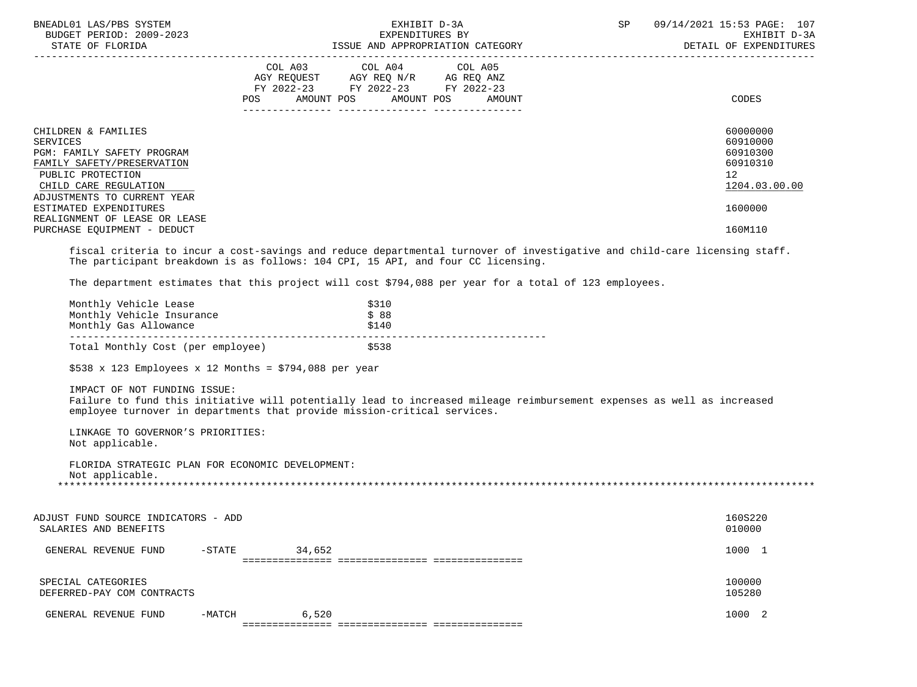| | COL A03 AGY REQUEST FY 2022-23 | | COL A04 AGY REQ N/R FY 2022-23 | | COL A05 AG REQ ANZ FY 2022-23 | | CODES |
|---|---|---|---|---|---|---|---|
| | POS | AMOUNT | POS | AMOUNT | POS | AMOUNT | |
| CHILDREN & FAMILIES | | | | | | | 60000000 |
| SERVICES | | | | | | | 60910000 |
| PGM: FAMILY SAFETY PROGRAM | | | | | | | 60910300 |
| FAMILY SAFETY/PRESERVATION | | | | | | | 60910310 |
| PUBLIC PROTECTION | | | | | | | 12 |
| CHILD CARE REGULATION | | | | | | | 1204.03.00.00 |
| ADJUSTMENTS TO CURRENT YEAR ESTIMATED EXPENDITURES | | | | | | | 1600000 |
| REALIGNMENT OF LEASE OR LEASE PURCHASE EQUIPMENT - DEDUCT | | | | | | | 160M110 |

fiscal criteria to incur a cost-savings and reduce departmental turnover of investigative and child-care licensing staff. The participant breakdown is as follows: 104 CPI, 15 API, and four CC licensing.

The department estimates that this project will cost $794,088 per year for a total of 123 employees.

| | |
|---|---|
| Monthly Vehicle Lease | $310 |
| Monthly Vehicle Insurance | $ 88 |
| Monthly Gas Allowance | $140 |
| Total Monthly Cost (per employee) | $538 |

$538 x 123 Employees x 12 Months = $794,088 per year

IMPACT OF NOT FUNDING ISSUE:
Failure to fund this initiative will potentially lead to increased mileage reimbursement expenses as well as increased employee turnover in departments that provide mission-critical services.

LINKAGE TO GOVERNOR'S PRIORITIES:
Not applicable.

FLORIDA STRATEGIC PLAN FOR ECONOMIC DEVELOPMENT:
Not applicable.

*******************************************************************************************************************

| | COL A03 POS | COL A03 AMOUNT | COL A04 POS | COL A04 AMOUNT | COL A05 POS | COL A05 AMOUNT | CODES |
|---|---|---|---|---|---|---|---|
| ADJUST FUND SOURCE INDICATORS - ADD | | | | | | | 160S220 |
| SALARIES AND BENEFITS | | | | | | | 010000 |
| GENERAL REVENUE FUND -STATE | | 34,652 | | | | | 1000 1 |
| SPECIAL CATEGORIES | | | | | | | 100000 |
| DEFERRED-PAY COM CONTRACTS | | | | | | | 105280 |
| GENERAL REVENUE FUND -MATCH | | 6,520 | | | | | 1000 2 |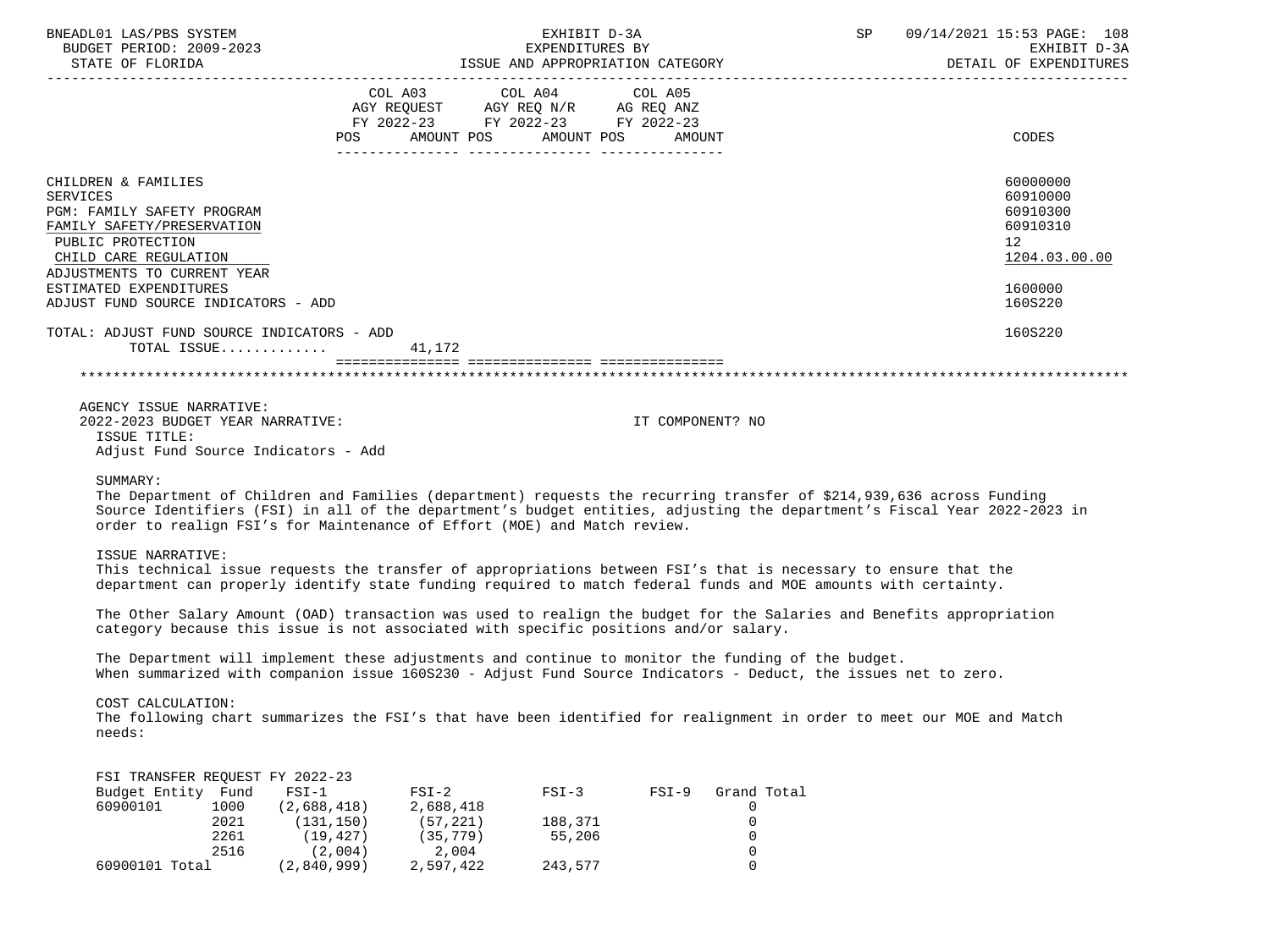| | COL A03 AGY REQUEST FY 2022-23 POS AMOUNT | COL A04 AGY REQ N/R FY 2022-23 POS AMOUNT | COL A05 AG REQ ANZ FY 2022-23 POS AMOUNT | CODES |
|---|---|---|---|---|
| CHILDREN & FAMILIES | | | | 60000000 |
| SERVICES | | | | 60910000 |
| PGM: FAMILY SAFETY PROGRAM | | | | 60910300 |
| FAMILY SAFETY/PRESERVATION | | | | 60910310 |
| PUBLIC PROTECTION | | | | 12 |
| CHILD CARE REGULATION | | | | 1204.03.00.00 |
| ADJUSTMENTS TO CURRENT YEAR ESTIMATED EXPENDITURES | | | | 1600000 |
| ADJUST FUND SOURCE INDICATORS - ADD | | | | 160S220 |
| TOTAL: ADJUST FUND SOURCE INDICATORS - ADD | | | | 160S220 |
| TOTAL ISSUE............ | 41,172 | | | |

AGENCY ISSUE NARRATIVE:

2022-2023 BUDGET YEAR NARRATIVE: IT COMPONENT? NO

ISSUE TITLE:

Adjust Fund Source Indicators - Add

SUMMARY:

The Department of Children and Families (department) requests the recurring transfer of $214,939,636 across Funding Source Identifiers (FSI) in all of the department's budget entities, adjusting the department's Fiscal Year 2022-2023 in order to realign FSI's for Maintenance of Effort (MOE) and Match review.

ISSUE NARRATIVE:

This technical issue requests the transfer of appropriations between FSI's that is necessary to ensure that the department can properly identify state funding required to match federal funds and MOE amounts with certainty.

The Other Salary Amount (OAD) transaction was used to realign the budget for the Salaries and Benefits appropriation category because this issue is not associated with specific positions and/or salary.

The Department will implement these adjustments and continue to monitor the funding of the budget. When summarized with companion issue 160S230 - Adjust Fund Source Indicators - Deduct, the issues net to zero.

COST CALCULATION:

The following chart summarizes the FSI's that have been identified for realignment in order to meet our MOE and Match needs:

FSI TRANSFER REQUEST FY 2022-23

| Budget Entity | Fund | FSI-1 | FSI-2 | FSI-3 | FSI-9 | Grand Total |
|---|---|---|---|---|---|---|
| 60900101 | 1000 | (2,688,418) | 2,688,418 | | | 0 |
| | 2021 | (131,150) | (57,221) | 188,371 | | 0 |
| | 2261 | (19,427) | (35,779) | 55,206 | | 0 |
| | 2516 | (2,004) | 2,004 | | | 0 |
| 60900101 Total | | (2,840,999) | 2,597,422 | 243,577 | | 0 |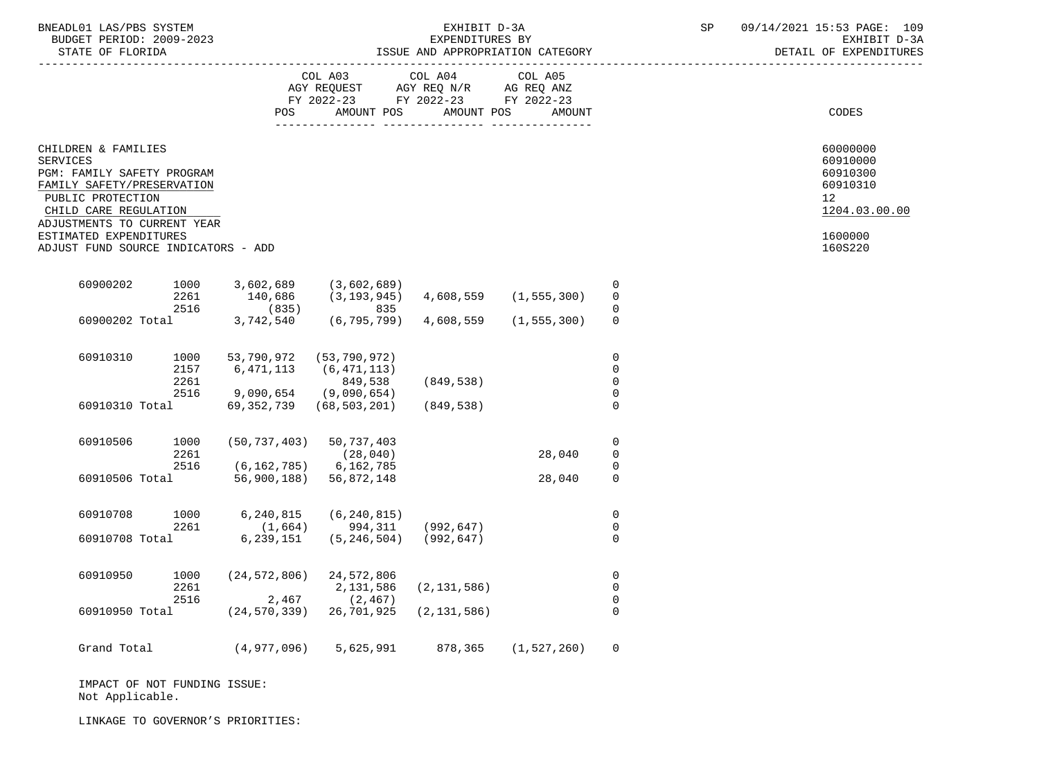BNEADL01 LAS/PBS SYSTEM
BUDGET PERIOD: 2009-2023
STATE OF FLORIDA

EXHIBIT D-3A
EXPENDITURES BY
ISSUE AND APPROPRIATION CATEGORY

SP 09/14/2021 15:53
EXHIBIT D-3A
DETAIL OF EXPENDITURES

| | | COL A03 AGY REQUEST FY 2022-23 POS AMOUNT | COL A04 AGY REQ N/R FY 2022-23 POS AMOUNT | COL A05 AG REQ ANZ FY 2022-23 POS AMOUNT | | | CODES |
|---|---|---|---|---|---|---|---|
| CHILDREN & FAMILIES | | | | | | | 60000000 |
| SERVICES | | | | | | | 60910000 |
| PGM: FAMILY SAFETY PROGRAM | | | | | | | 60910300 |
| FAMILY SAFETY/PRESERVATION | | | | | | | 60910310 |
| PUBLIC PROTECTION | | | | | | | 12 |
| CHILD CARE REGULATION | | | | | | | 1204.03.00.00 |
| ADJUSTMENTS TO CURRENT YEAR ESTIMATED EXPENDITURES | | | | | | | 1600000 |
| ADJUST FUND SOURCE INDICATORS - ADD | | | | | | | 160S220 |

| | | | | | | |
|---|---|---|---|---|---|---|
| 60900202 | 1000 | 3,602,689 | (3,602,689) | | | 0 |
| | 2261 | 140,686 | (3,193,945) | 4,608,559 | (1,555,300) | 0 |
| | 2516 | (835) | 835 | | | 0 |
| 60900202 Total | | 3,742,540 | (6,795,799) | 4,608,559 | (1,555,300) | 0 |
| 60910310 | 1000 | 53,790,972 | (53,790,972) | | | 0 |
| | 2157 | 6,471,113 | (6,471,113) | | | 0 |
| | 2261 | | 849,538 | (849,538) | | 0 |
| | 2516 | 9,090,654 | (9,090,654) | | | 0 |
| 60910310 Total | | 69,352,739 | (68,503,201) | (849,538) | | 0 |
| 60910506 | 1000 | (50,737,403) | 50,737,403 | | | 0 |
| | 2261 | | (28,040) | | 28,040 | 0 |
| | 2516 | (6,162,785) | 6,162,785 | | | 0 |
| 60910506 Total | | 56,900,188) | 56,872,148 | | 28,040 | 0 |
| 60910708 | 1000 | 6,240,815 | (6,240,815) | | | 0 |
| | 2261 | (1,664) | 994,311 | (992,647) | | 0 |
| 60910708 Total | | 6,239,151 | (5,246,504) | (992,647) | | 0 |
| 60910950 | 1000 | (24,572,806) | 24,572,806 | | | 0 |
| | 2261 | | 2,131,586 | (2,131,586) | | 0 |
| | 2516 | 2,467 | (2,467) | | | 0 |
| 60910950 Total | | (24,570,339) | 26,701,925 | (2,131,586) | | 0 |
| Grand Total | | (4,977,096) | 5,625,991 | 878,365 | (1,527,260) | 0 |

IMPACT OF NOT FUNDING ISSUE:
Not Applicable.

LINKAGE TO GOVERNOR'S PRIORITIES: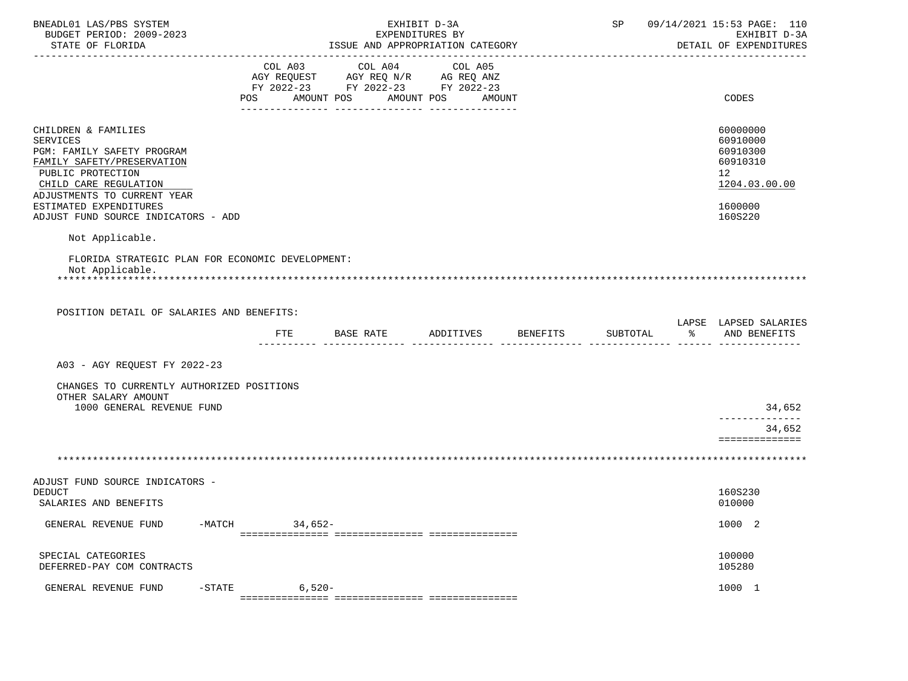| | COL A03 AGY REQUEST FY 2022-23 POS AMOUNT | COL A04 AGY REQ N/R FY 2022-23 POS AMOUNT | COL A05 AG REQ ANZ FY 2022-23 POS AMOUNT | CODES |
|---|---|---|---|---|
| CHILDREN & FAMILIES | | | | 60000000 |
| SERVICES | | | | 60910000 |
| PGM: FAMILY SAFETY PROGRAM | | | | 60910300 |
| FAMILY SAFETY/PRESERVATION | | | | 60910310 |
| PUBLIC PROTECTION | | | | 12 |
| CHILD CARE REGULATION | | | | 1204.03.00.00 |
| ADJUSTMENTS TO CURRENT YEAR ESTIMATED EXPENDITURES | | | | 1600000 |
| ADJUST FUND SOURCE INDICATORS - ADD | | | | 160S220 |

Not Applicable.

FLORIDA STRATEGIC PLAN FOR ECONOMIC DEVELOPMENT:
Not Applicable.

*******************************************************************************************************************

POSITION DETAIL OF SALARIES AND BENEFITS:

| | FTE | BASE RATE | ADDITIVES | BENEFITS | SUBTOTAL | LAPSE % | LAPSED SALARIES AND BENEFITS |
|---|---|---|---|---|---|---|---|
| A03 - AGY REQUEST FY 2022-23 | | | | | | | |
| CHANGES TO CURRENTLY AUTHORIZED POSITIONS | | | | | | | |
| OTHER SALARY AMOUNT | | | | | | | |
| 1000 GENERAL REVENUE FUND | | | | | | | 34,652 |
| | | | | | | | 34,652 |

*******************************************************************************************************************

| | COL A03 | COL A04 | COL A05 | CODES |
|---|---|---|---|---|
| ADJUST FUND SOURCE INDICATORS - DEDUCT | | | | 160S230 |
| SALARIES AND BENEFITS | | | | 010000 |
| GENERAL REVENUE FUND -MATCH | 34,652- | | | 1000 2 |
| SPECIAL CATEGORIES | | | | 100000 |
| DEFERRED-PAY COM CONTRACTS | | | | 105280 |
| GENERAL REVENUE FUND -STATE | 6,520- | | | 1000 1 |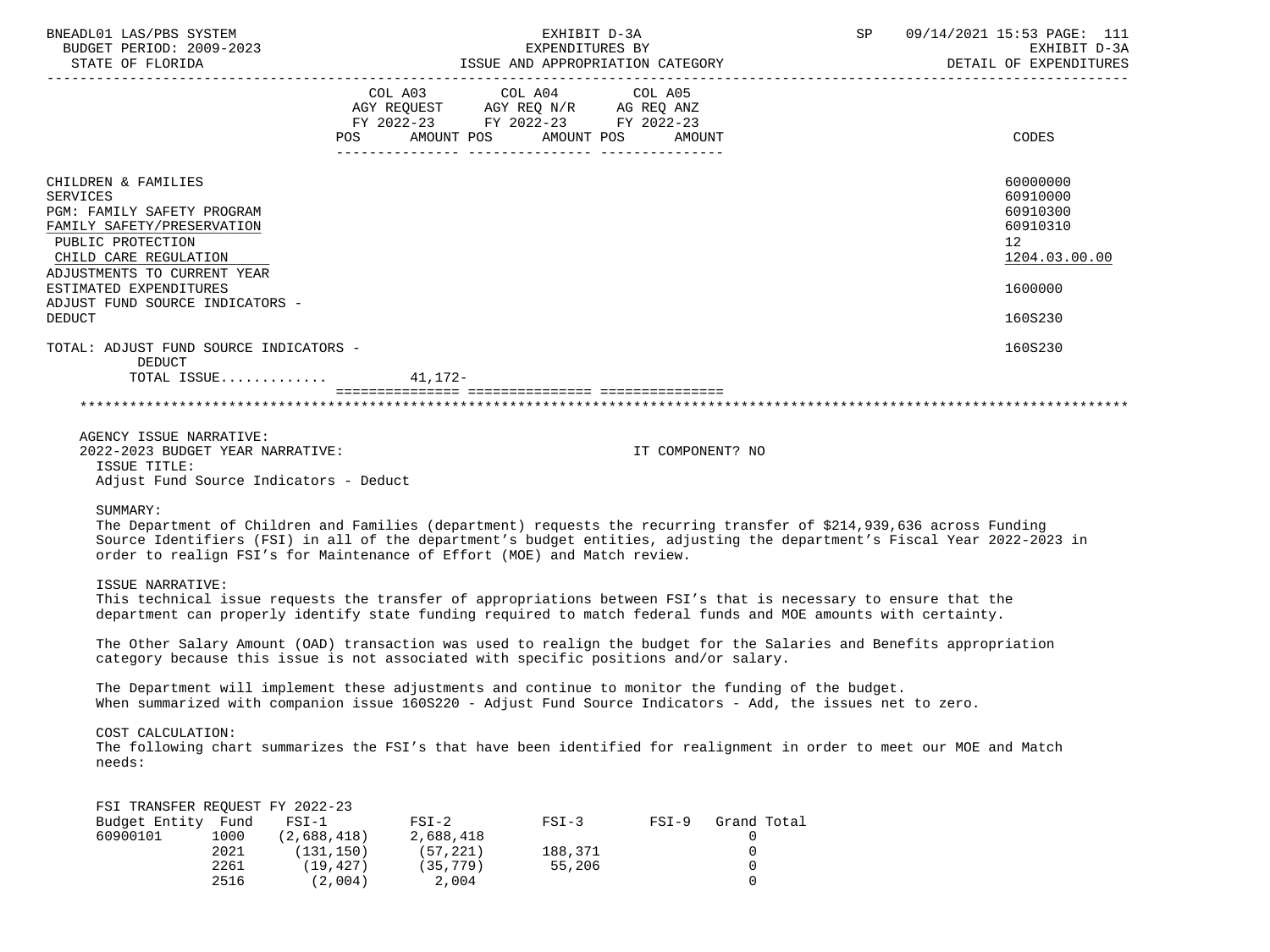BNEADL01 LAS/PBS SYSTEM — EXHIBIT D-3A — EXPENDITURES BY ISSUE AND APPROPRIATION CATEGORY — DETAIL OF EXPENDITURES
BUDGET PERIOD: 2009-2023
STATE OF FLORIDA

| | COL A03 AGY REQUEST FY 2022-23 POS AMOUNT | COL A04 AGY REQ N/R FY 2022-23 POS AMOUNT | COL A05 AG REQ ANZ FY 2022-23 POS AMOUNT | CODES |
|---|---|---|---|---|
| CHILDREN & FAMILIES | | | | 60000000 |
| SERVICES | | | | 60910000 |
| PGM: FAMILY SAFETY PROGRAM | | | | 60910300 |
| FAMILY SAFETY/PRESERVATION | | | | 60910310 |
| PUBLIC PROTECTION | | | | 12 |
| CHILD CARE REGULATION | | | | 1204.03.00.00 |
| ADJUSTMENTS TO CURRENT YEAR ESTIMATED EXPENDITURES | | | | 1600000 |
| ADJUST FUND SOURCE INDICATORS - DEDUCT | | | | 160S230 |
| TOTAL: ADJUST FUND SOURCE INDICATORS - DEDUCT | | | | 160S230 |
| TOTAL ISSUE............ | 41,172- | | | |

AGENCY ISSUE NARRATIVE:
2022-2023 BUDGET YEAR NARRATIVE: IT COMPONENT? NO

ISSUE TITLE:
Adjust Fund Source Indicators - Deduct

SUMMARY:
The Department of Children and Families (department) requests the recurring transfer of $214,939,636 across Funding Source Identifiers (FSI) in all of the department's budget entities, adjusting the department's Fiscal Year 2022-2023 in order to realign FSI's for Maintenance of Effort (MOE) and Match review.

ISSUE NARRATIVE:
This technical issue requests the transfer of appropriations between FSI's that is necessary to ensure that the department can properly identify state funding required to match federal funds and MOE amounts with certainty.

The Other Salary Amount (OAD) transaction was used to realign the budget for the Salaries and Benefits appropriation category because this issue is not associated with specific positions and/or salary.

The Department will implement these adjustments and continue to monitor the funding of the budget.
When summarized with companion issue 160S220 - Adjust Fund Source Indicators - Add, the issues net to zero.

COST CALCULATION:
The following chart summarizes the FSI's that have been identified for realignment in order to meet our MOE and Match needs:

FSI TRANSFER REQUEST FY 2022-23

| Budget Entity | Fund | FSI-1 | FSI-2 | FSI-3 | FSI-9 | Grand Total |
|---|---|---|---|---|---|---|
| 60900101 | 1000 | (2,688,418) | 2,688,418 | | | 0 |
| | 2021 | (131,150) | (57,221) | 188,371 | | 0 |
| | 2261 | (19,427) | (35,779) | 55,206 | | 0 |
| | 2516 | (2,004) | 2,004 | | | 0 |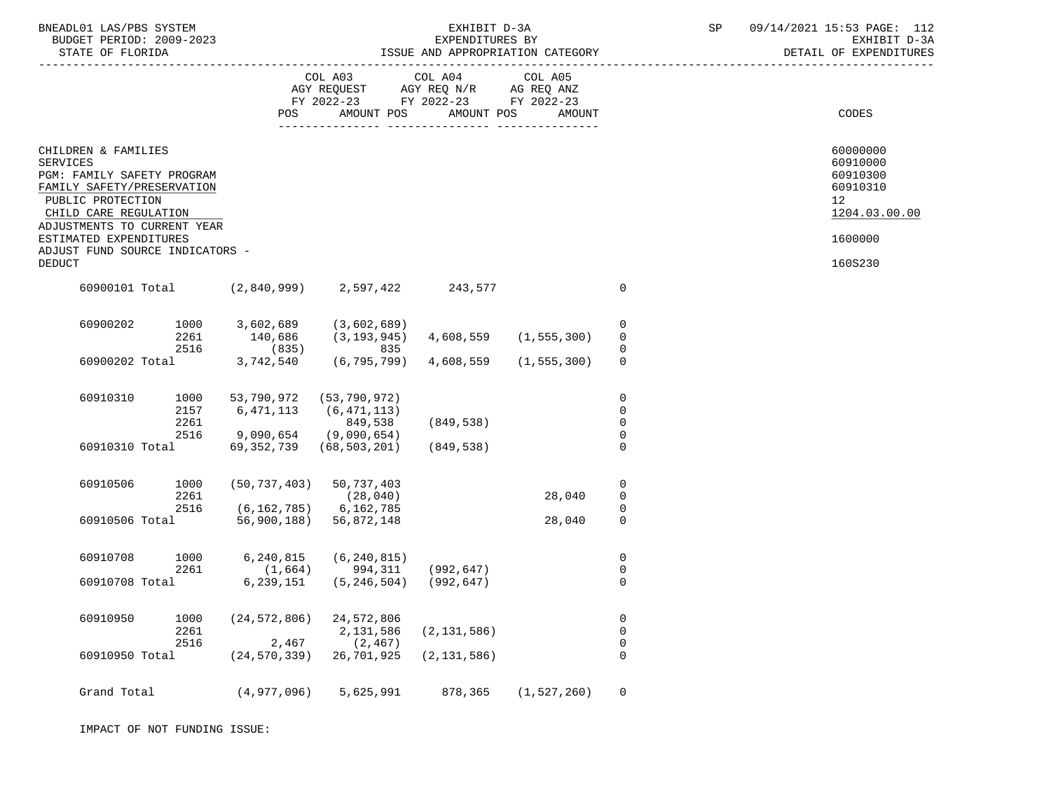| | | COL A03 AGY REQUEST FY 2022-23 POS | AMOUNT | COL A04 AGY REQ N/R FY 2022-23 POS | AMOUNT | COL A05 AG REQ ANZ FY 2022-23 POS | AMOUNT | CODES |
|---|---|---|---|---|---|---|---|---|
| CHILDREN & FAMILIES | | | | | | | | 60000000 |
| SERVICES | | | | | | | | 60910000 |
| PGM: FAMILY SAFETY PROGRAM | | | | | | | | 60910300 |
| FAMILY SAFETY/PRESERVATION | | | | | | | | 60910310 |
| PUBLIC PROTECTION | | | | | | | | 12 |
| CHILD CARE REGULATION | | | | | | | | 1204.03.00.00 |
| ADJUSTMENTS TO CURRENT YEAR ESTIMATED EXPENDITURES | | | | | | | | 1600000 |
| ADJUST FUND SOURCE INDICATORS - DEDUCT | | | | | | | | 160S230 |
| 60900101 Total | | (2,840,999) | 2,597,422 | 243,577 | | | 0 | |
| 60900202 | 1000 | 3,602,689 | (3,602,689) | | | | 0 | |
| | 2261 | 140,686 | (3,193,945) | 4,608,559 | (1,555,300) | | 0 | |
| | 2516 | (835) | 835 | | | | 0 | |
| 60900202 Total | | 3,742,540 | (6,795,799) | 4,608,559 | (1,555,300) | | 0 | |
| 60910310 | 1000 | 53,790,972 | (53,790,972) | | | | 0 | |
| | 2157 | 6,471,113 | (6,471,113) | | | | 0 | |
| | 2261 | | 849,538 | (849,538) | | | 0 | |
| | 2516 | 9,090,654 | (9,090,654) | | | | 0 | |
| 60910310 Total | | 69,352,739 | (68,503,201) | (849,538) | | | 0 | |
| 60910506 | 1000 | (50,737,403) | 50,737,403 | | | | 0 | |
| | 2261 | | (28,040) | | 28,040 | | 0 | |
| | 2516 | (6,162,785) | 6,162,785 | | | | 0 | |
| 60910506 Total | | 56,900,188) | 56,872,148 | | 28,040 | | 0 | |
| 60910708 | 1000 | 6,240,815 | (6,240,815) | | | | 0 | |
| | 2261 | (1,664) | 994,311 | (992,647) | | | 0 | |
| 60910708 Total | | 6,239,151 | (5,246,504) | (992,647) | | | 0 | |
| 60910950 | 1000 | (24,572,806) | 24,572,806 | | | | 0 | |
| | 2261 | | 2,131,586 | (2,131,586) | | | 0 | |
| | 2516 | 2,467 | (2,467) | | | | 0 | |
| 60910950 Total | | (24,570,339) | 26,701,925 | (2,131,586) | | | 0 | |
| Grand Total | | (4,977,096) | 5,625,991 | 878,365 | (1,527,260) | | 0 | |

IMPACT OF NOT FUNDING ISSUE: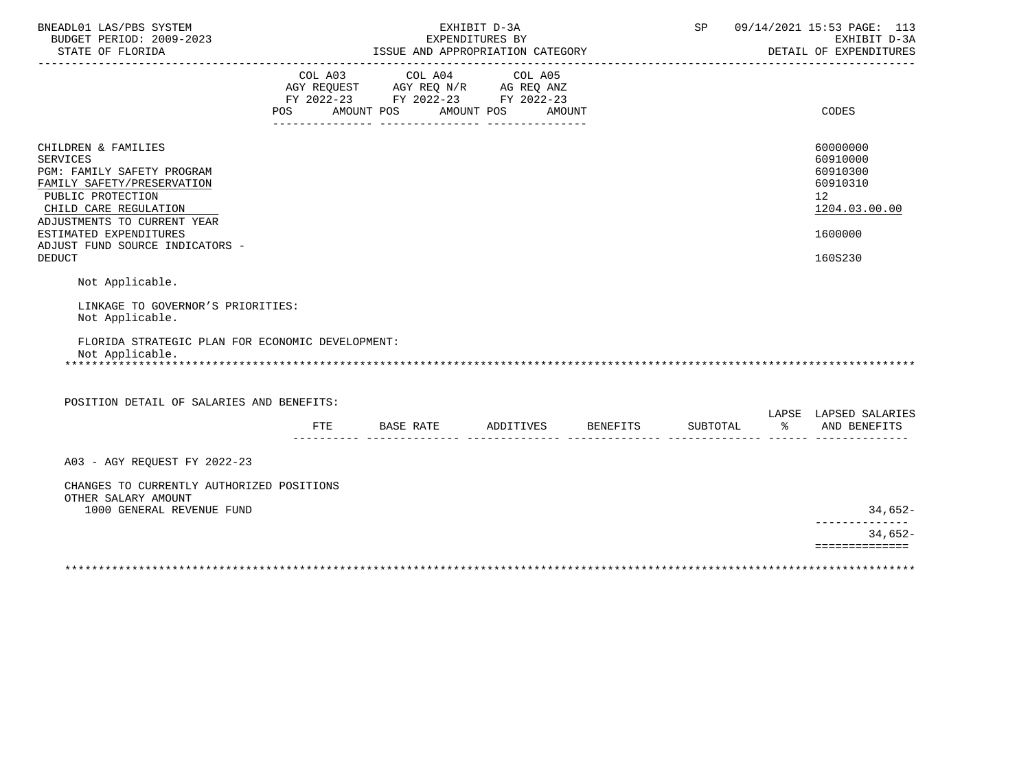| | COL A03 AGY REQUEST FY 2022-23 POS AMOUNT | COL A04 AGY REQ N/R FY 2022-23 POS AMOUNT | COL A05 AG REQ ANZ FY 2022-23 POS AMOUNT | CODES |
|---|---|---|---|---|
| CHILDREN & FAMILIES | | | | 60000000 |
| SERVICES | | | | 60910000 |
| PGM: FAMILY SAFETY PROGRAM | | | | 60910300 |
| FAMILY SAFETY/PRESERVATION | | | | 60910310 |
| PUBLIC PROTECTION | | | | 12 |
| CHILD CARE REGULATION | | | | 1204.03.00.00 |
| ADJUSTMENTS TO CURRENT YEAR ESTIMATED EXPENDITURES | | | | 1600000 |
| ADJUST FUND SOURCE INDICATORS - DEDUCT | | | | 160S230 |

Not Applicable.

LINKAGE TO GOVERNOR'S PRIORITIES:
Not Applicable.

FLORIDA STRATEGIC PLAN FOR ECONOMIC DEVELOPMENT:
Not Applicable.

POSITION DETAIL OF SALARIES AND BENEFITS:

| | FTE | BASE RATE | ADDITIVES | BENEFITS | SUBTOTAL | LAPSE % | LAPSED SALARIES AND BENEFITS |
|---|---|---|---|---|---|---|---|
| A03 - AGY REQUEST FY 2022-23 | | | | | | | |
| CHANGES TO CURRENTLY AUTHORIZED POSITIONS | | | | | | | |
| OTHER SALARY AMOUNT | | | | | | | |
| 1000 GENERAL REVENUE FUND | | | | | | | 34,652- |
| | | | | | | | 34,652- |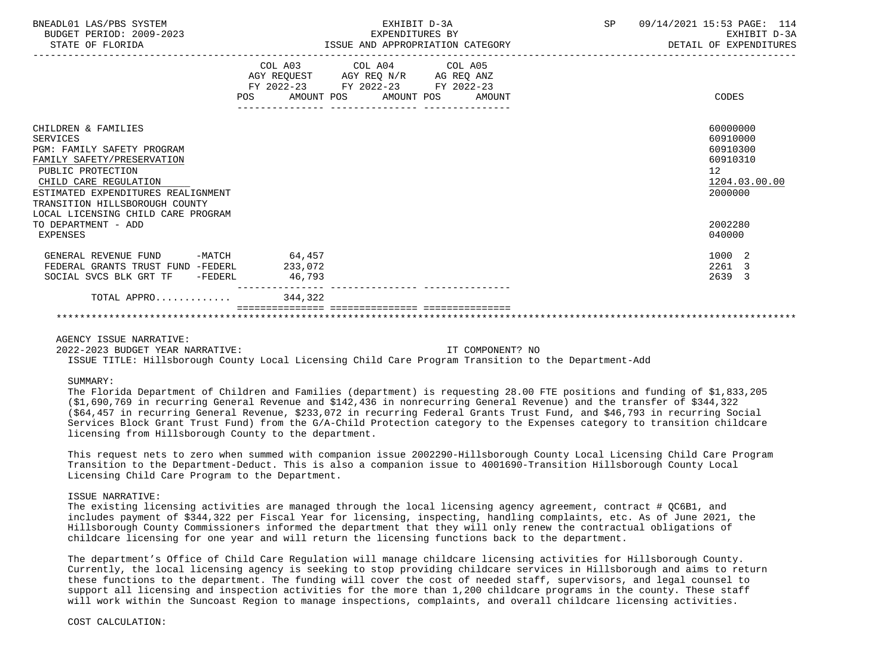| | COL A03 AGY REQUEST FY 2022-23 POS AMOUNT | COL A04 AGY REQ N/R FY 2022-23 POS AMOUNT | COL A05 AG REQ ANZ FY 2022-23 POS AMOUNT | CODES |
|---|---|---|---|---|
| CHILDREN & FAMILIES | | | | 60000000 |
| SERVICES | | | | 60910000 |
| PGM: FAMILY SAFETY PROGRAM | | | | 60910300 |
| FAMILY SAFETY/PRESERVATION | | | | 60910310 |
| PUBLIC PROTECTION | | | | 12 |
| CHILD CARE REGULATION | | | | 1204.03.00.00 |
| ESTIMATED EXPENDITURES REALIGNMENT | | | | 2000000 |
| TRANSITION HILLSBOROUGH COUNTY LOCAL LICENSING CHILD CARE PROGRAM TO DEPARTMENT - ADD | | | | 2002280 |
| EXPENSES | | | | 040000 |
| GENERAL REVENUE FUND -MATCH | 64,457 | | | 1000 2 |
| FEDERAL GRANTS TRUST FUND -FEDERL | 233,072 | | | 2261 3 |
| SOCIAL SVCS BLK GRT TF -FEDERL | 46,793 | | | 2639 3 |
| TOTAL APPRO............ | 344,322 | | | |

AGENCY ISSUE NARRATIVE:

2022-2023 BUDGET YEAR NARRATIVE: IT COMPONENT? NO

ISSUE TITLE: Hillsborough County Local Licensing Child Care Program Transition to the Department-Add

SUMMARY:

The Florida Department of Children and Families (department) is requesting 28.00 FTE positions and funding of $1,833,205 ($1,690,769 in recurring General Revenue and $142,436 in nonrecurring General Revenue) and the transfer of $344,322 ($64,457 in recurring General Revenue, $233,072 in recurring Federal Grants Trust Fund, and $46,793 in recurring Social Services Block Grant Trust Fund) from the G/A-Child Protection category to the Expenses category to transition childcare licensing from Hillsborough County to the department.

This request nets to zero when summed with companion issue 2002290-Hillsborough County Local Licensing Child Care Program Transition to the Department-Deduct. This is also a companion issue to 4001690-Transition Hillsborough County Local Licensing Child Care Program to the Department.

ISSUE NARRATIVE:

The existing licensing activities are managed through the local licensing agency agreement, contract # QC6B1, and includes payment of $344,322 per Fiscal Year for licensing, inspecting, handling complaints, etc. As of June 2021, the Hillsborough County Commissioners informed the department that they will only renew the contractual obligations of childcare licensing for one year and will return the licensing functions back to the department.

The department's Office of Child Care Regulation will manage childcare licensing activities for Hillsborough County. Currently, the local licensing agency is seeking to stop providing childcare services in Hillsborough and aims to return these functions to the department. The funding will cover the cost of needed staff, supervisors, and legal counsel to support all licensing and inspection activities for the more than 1,200 childcare programs in the county. These staff will work within the Suncoast Region to manage inspections, complaints, and overall childcare licensing activities.

COST CALCULATION: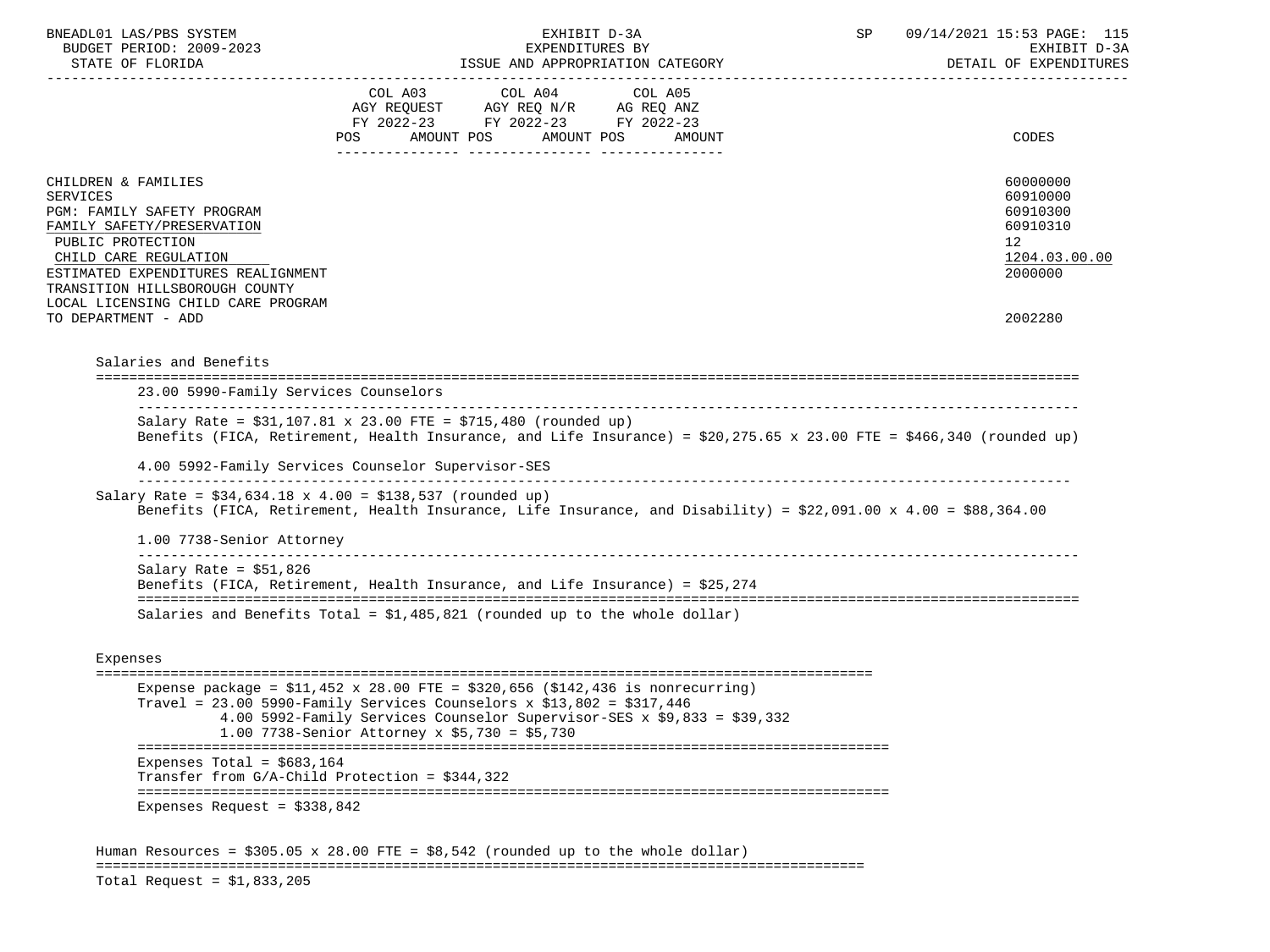BNEADL01 LAS/PBS SYSTEM EXHIBIT D-3A SP 09/14/2021 15:53 PAGE: 115
BUDGET PERIOD: 2009-2023 EXPENDITURES BY EXHIBIT D-3A
STATE OF FLORIDA ISSUE AND APPROPRIATION CATEGORY DETAIL OF EXPENDITURES

| | COL A03 AGY REQUEST FY 2022-23 POS AMOUNT | COL A04 AGY REQ N/R FY 2022-23 POS AMOUNT | COL A05 AG REQ ANZ FY 2022-23 POS AMOUNT | CODES |
|---|---|---|---|---|
| CHILDREN & FAMILIES | | | | 60000000 |
| SERVICES | | | | 60910000 |
| PGM: FAMILY SAFETY PROGRAM | | | | 60910300 |
| FAMILY SAFETY/PRESERVATION | | | | 60910310 |
| PUBLIC PROTECTION | | | | 12 |
| CHILD CARE REGULATION | | | | 1204.03.00.00 |
| ESTIMATED EXPENDITURES REALIGNMENT | | | | 2000000 |
| TRANSITION HILLSBOROUGH COUNTY LOCAL LICENSING CHILD CARE PROGRAM TO DEPARTMENT - ADD | | | | 2002280 |

Salaries and Benefits

23.00 5990-Family Services Counselors

Salary Rate = $31,107.81 x 23.00 FTE = $715,480 (rounded up)
Benefits (FICA, Retirement, Health Insurance, and Life Insurance) = $20,275.65 x 23.00 FTE = $466,340 (rounded up)

4.00 5992-Family Services Counselor Supervisor-SES

Salary Rate = $34,634.18 x 4.00 = $138,537 (rounded up)
Benefits (FICA, Retirement, Health Insurance, Life Insurance, and Disability) = $22,091.00 x 4.00 = $88,364.00

1.00 7738-Senior Attorney

Salary Rate = $51,826
Benefits (FICA, Retirement, Health Insurance, and Life Insurance) = $25,274

Salaries and Benefits Total = $1,485,821 (rounded up to the whole dollar)

Expenses

Expense package = $11,452 x 28.00 FTE = $320,656 ($142,436 is nonrecurring)
Travel = 23.00 5990-Family Services Counselors x $13,802 = $317,446
4.00 5992-Family Services Counselor Supervisor-SES x $9,833 = $39,332
1.00 7738-Senior Attorney x $5,730 = $5,730

Expenses Total = $683,164
Transfer from G/A-Child Protection = $344,322

Expenses Request = $338,842

Human Resources = $305.05 x 28.00 FTE = $8,542 (rounded up to the whole dollar)

Total Request = $1,833,205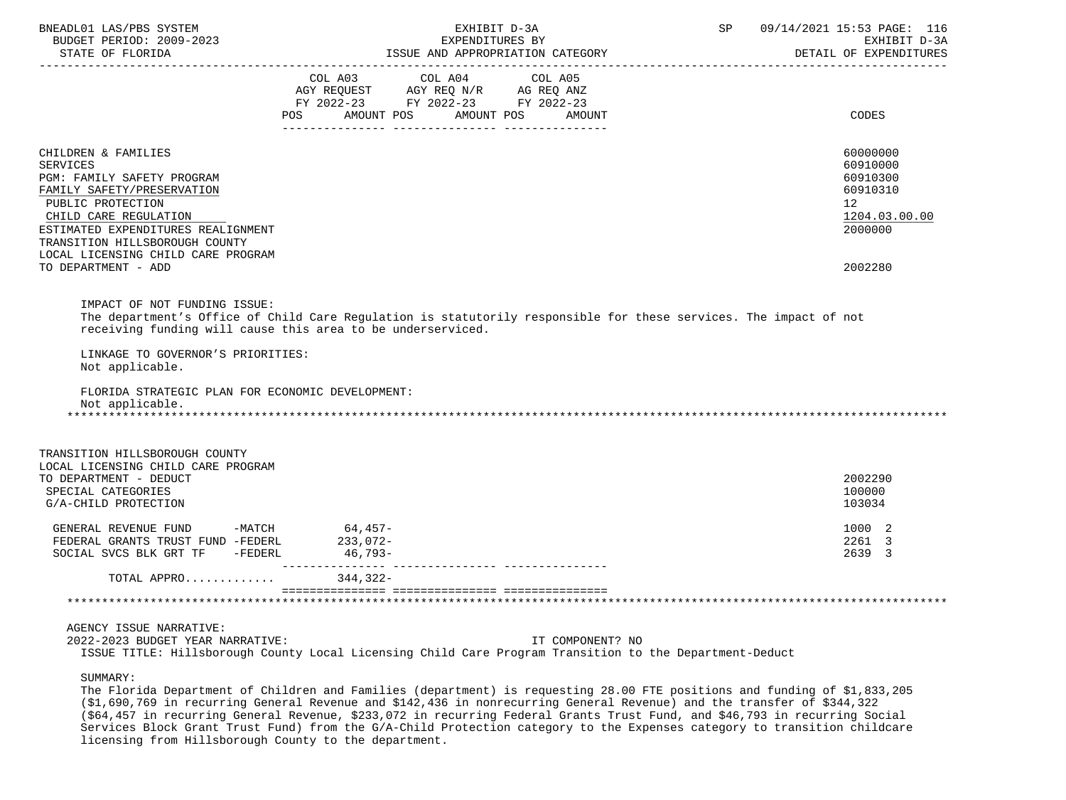| | COL A03 AGY REQUEST FY 2022-23 POS AMOUNT | COL A04 AGY REQ N/R FY 2022-23 POS AMOUNT | COL A05 AG REQ ANZ FY 2022-23 POS AMOUNT | CODES |
|---|---|---|---|---|
| CHILDREN & FAMILIES | | | | 60000000 |
| SERVICES | | | | 60910000 |
| PGM: FAMILY SAFETY PROGRAM | | | | 60910300 |
| FAMILY SAFETY/PRESERVATION | | | | 60910310 |
| PUBLIC PROTECTION | | | | 12 |
| CHILD CARE REGULATION | | | | 1204.03.00.00 |
| ESTIMATED EXPENDITURES REALIGNMENT | | | | 2000000 |
| TRANSITION HILLSBOROUGH COUNTY LOCAL LICENSING CHILD CARE PROGRAM TO DEPARTMENT - ADD | | | | 2002280 |

IMPACT OF NOT FUNDING ISSUE:
The department's Office of Child Care Regulation is statutorily responsible for these services. The impact of not receiving funding will cause this area to be underserviced.

LINKAGE TO GOVERNOR'S PRIORITIES:
Not applicable.

FLORIDA STRATEGIC PLAN FOR ECONOMIC DEVELOPMENT:
Not applicable.

*******************************************************************************************************************

| | COL A03 | COL A04 | COL A05 | CODES |
|---|---|---|---|---|
| TRANSITION HILLSBOROUGH COUNTY LOCAL LICENSING CHILD CARE PROGRAM TO DEPARTMENT - DEDUCT | | | | 2002290 |
| SPECIAL CATEGORIES | | | | 100000 |
| G/A-CHILD PROTECTION | | | | 103034 |
| GENERAL REVENUE FUND -MATCH | 64,457- | | | 1000 2 |
| FEDERAL GRANTS TRUST FUND -FEDERL | 233,072- | | | 2261 3 |
| SOCIAL SVCS BLK GRT TF -FEDERL | 46,793- | | | 2639 3 |
| TOTAL APPRO............ | 344,322- | | | |

*******************************************************************************************************************

AGENCY ISSUE NARRATIVE:
2022-2023 BUDGET YEAR NARRATIVE: IT COMPONENT? NO
ISSUE TITLE: Hillsborough County Local Licensing Child Care Program Transition to the Department-Deduct

SUMMARY:
The Florida Department of Children and Families (department) is requesting 28.00 FTE positions and funding of $1,833,205 ($1,690,769 in recurring General Revenue and $142,436 in nonrecurring General Revenue) and the transfer of $344,322 ($64,457 in recurring General Revenue, $233,072 in recurring Federal Grants Trust Fund, and $46,793 in recurring Social Services Block Grant Trust Fund) from the G/A-Child Protection category to the Expenses category to transition childcare licensing from Hillsborough County to the department.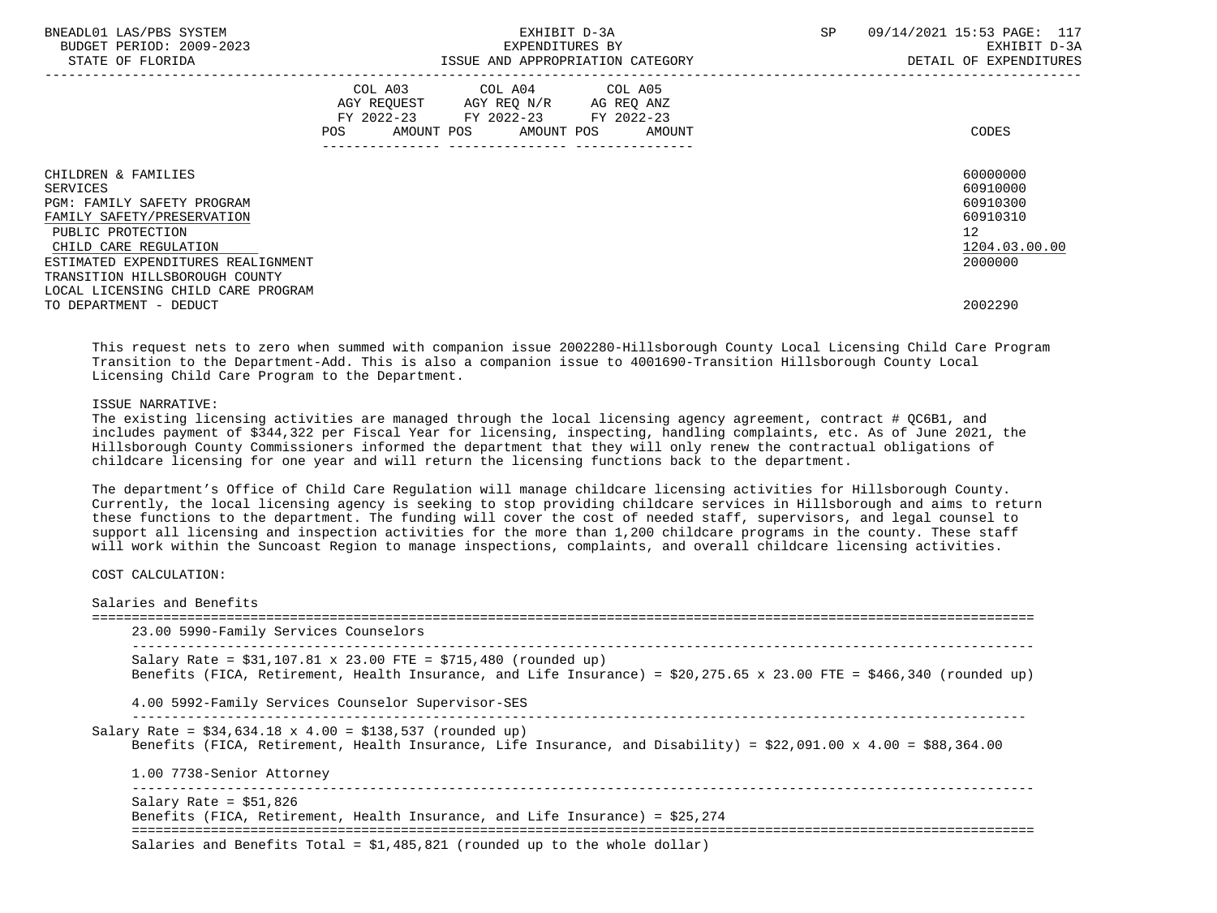EXHIBIT D-3A
EXPENDITURES BY
ISSUE AND APPROPRIATION CATEGORY

BUDGET PERIOD: 2009-2023
STATE OF FLORIDA

EXHIBIT D-3A
DETAIL OF EXPENDITURES

| | COL A03 AGY REQUEST FY 2022-23 POS AMOUNT | COL A04 AGY REQ N/R FY 2022-23 POS AMOUNT | COL A05 AG REQ ANZ FY 2022-23 POS AMOUNT | CODES |
|---|---|---|---|---|
| CHILDREN & FAMILIES | | | | 60000000 |
| SERVICES | | | | 60910000 |
| PGM: FAMILY SAFETY PROGRAM | | | | 60910300 |
| FAMILY SAFETY/PRESERVATION | | | | 60910310 |
| PUBLIC PROTECTION | | | | 12 |
| CHILD CARE REGULATION | | | | 1204.03.00.00 |
| ESTIMATED EXPENDITURES REALIGNMENT | | | | 2000000 |
| TRANSITION HILLSBOROUGH COUNTY LOCAL LICENSING CHILD CARE PROGRAM TO DEPARTMENT - DEDUCT | | | | 2002290 |

This request nets to zero when summed with companion issue 2002280-Hillsborough County Local Licensing Child Care Program Transition to the Department-Add. This is also a companion issue to 4001690-Transition Hillsborough County Local Licensing Child Care Program to the Department.

ISSUE NARRATIVE:
The existing licensing activities are managed through the local licensing agency agreement, contract # QC6B1, and includes payment of $344,322 per Fiscal Year for licensing, inspecting, handling complaints, etc. As of June 2021, the Hillsborough County Commissioners informed the department that they will only renew the contractual obligations of childcare licensing for one year and will return the licensing functions back to the department.

The department's Office of Child Care Regulation will manage childcare licensing activities for Hillsborough County. Currently, the local licensing agency is seeking to stop providing childcare services in Hillsborough and aims to return these functions to the department. The funding will cover the cost of needed staff, supervisors, and legal counsel to support all licensing and inspection activities for the more than 1,200 childcare programs in the county. These staff will work within the Suncoast Region to manage inspections, complaints, and overall childcare licensing activities.

COST CALCULATION:

Salaries and Benefits

23.00 5990-Family Services Counselors

Salary Rate = $31,107.81 x 23.00 FTE = $715,480 (rounded up)
Benefits (FICA, Retirement, Health Insurance, and Life Insurance) = $20,275.65 x 23.00 FTE = $466,340 (rounded up)

4.00 5992-Family Services Counselor Supervisor-SES

Salary Rate = $34,634.18 x 4.00 = $138,537 (rounded up)
Benefits (FICA, Retirement, Health Insurance, Life Insurance, and Disability) = $22,091.00 x 4.00 = $88,364.00

1.00 7738-Senior Attorney

Salary Rate = $51,826
Benefits (FICA, Retirement, Health Insurance, and Life Insurance) = $25,274

Salaries and Benefits Total = $1,485,821 (rounded up to the whole dollar)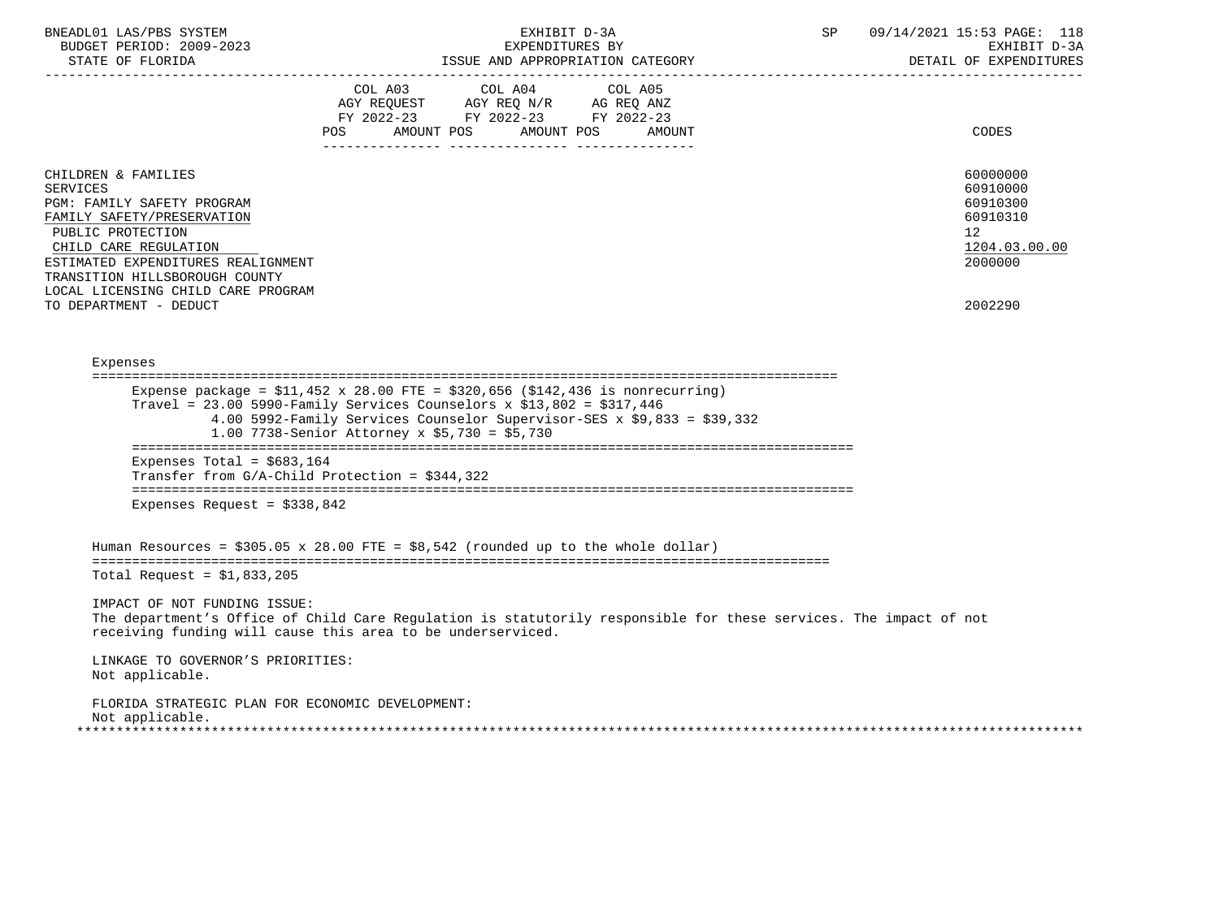| | COL A03 AGY REQUEST FY 2022-23 POS AMOUNT | COL A04 AGY REQ N/R FY 2022-23 POS AMOUNT | COL A05 AG REQ ANZ FY 2022-23 POS AMOUNT | CODES |
|---|---|---|---|---|
| CHILDREN & FAMILIES | | | | 60000000 |
| SERVICES | | | | 60910000 |
| PGM: FAMILY SAFETY PROGRAM | | | | 60910300 |
| FAMILY SAFETY/PRESERVATION | | | | 60910310 |
| PUBLIC PROTECTION | | | | 12 |
| CHILD CARE REGULATION | | | | 1204.03.00.00 |
| ESTIMATED EXPENDITURES REALIGNMENT | | | | 2000000 |
| TRANSITION HILLSBOROUGH COUNTY LOCAL LICENSING CHILD CARE PROGRAM TO DEPARTMENT - DEDUCT | | | | 2002290 |

Expenses

Expense package = $11,452 x 28.00 FTE = $320,656 ($142,436 is nonrecurring)
Travel = 23.00 5990-Family Services Counselors x $13,802 = $317,446
4.00 5992-Family Services Counselor Supervisor-SES x $9,833 = $39,332
1.00 7738-Senior Attorney x $5,730 = $5,730

Expenses Total = $683,164
Transfer from G/A-Child Protection = $344,322

Expenses Request = $338,842

Human Resources = $305.05 x 28.00 FTE = $8,542 (rounded up to the whole dollar)

Total Request = $1,833,205

IMPACT OF NOT FUNDING ISSUE:
The department's Office of Child Care Regulation is statutorily responsible for these services. The impact of not receiving funding will cause this area to be underserviced.

LINKAGE TO GOVERNOR'S PRIORITIES:
Not applicable.

FLORIDA STRATEGIC PLAN FOR ECONOMIC DEVELOPMENT:
Not applicable.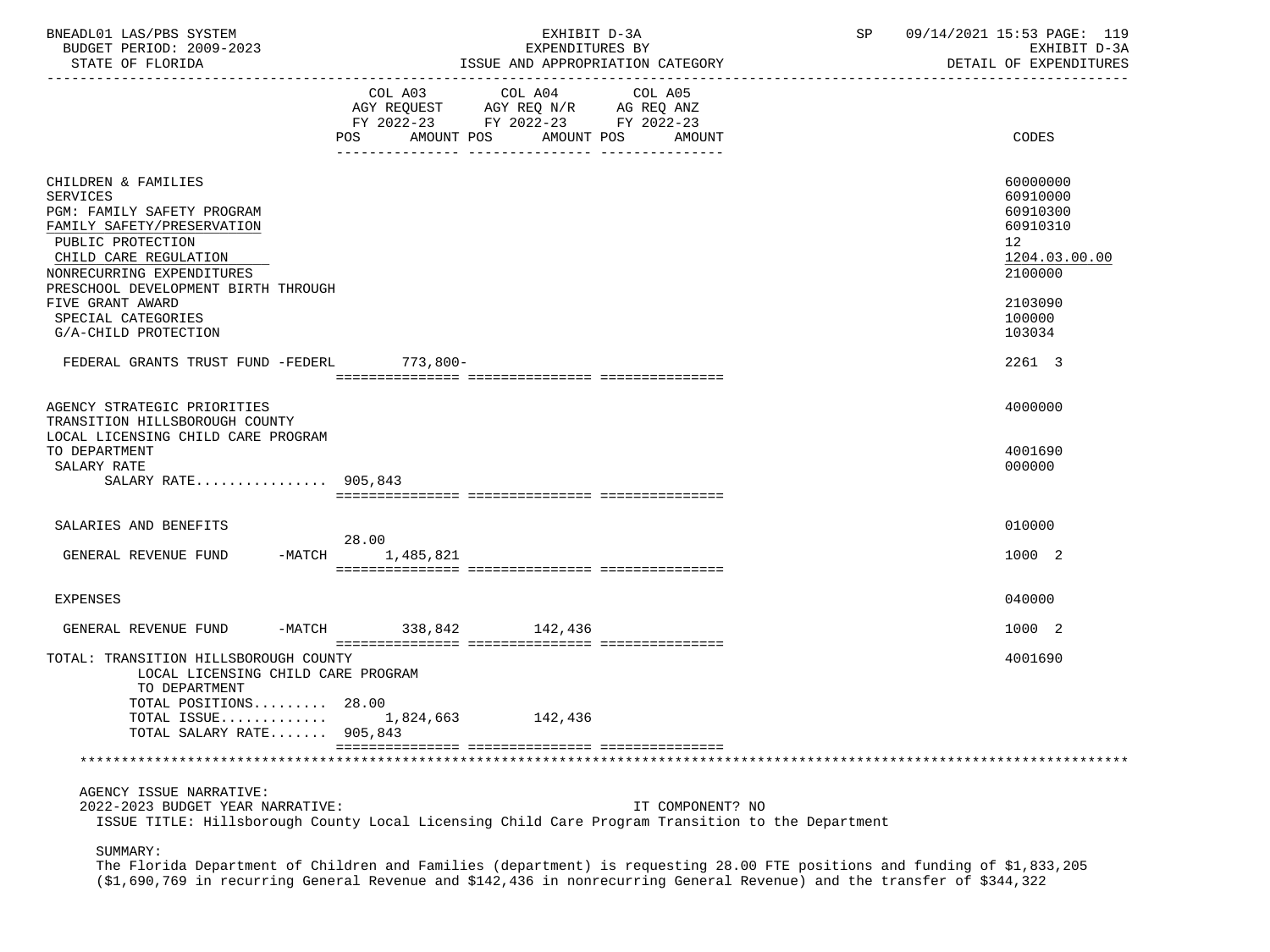BNEADL01 LAS/PBS SYSTEM | EXHIBIT D-3A | SP 09/14/2021 15:53 PAGE: 119
BUDGET PERIOD: 2009-2023 | EXPENDITURES BY | EXHIBIT D-3A
STATE OF FLORIDA | ISSUE AND APPROPRIATION CATEGORY | DETAIL OF EXPENDITURES

| | COL A03 AGY REQUEST FY 2022-23 POS AMOUNT | COL A04 AGY REQ N/R FY 2022-23 POS AMOUNT | COL A05 AG REQ ANZ FY 2022-23 POS AMOUNT | CODES |
|---|---|---|---|---|
| CHILDREN & FAMILIES | | | | 60000000 |
| SERVICES | | | | 60910000 |
| PGM: FAMILY SAFETY PROGRAM | | | | 60910300 |
| FAMILY SAFETY/PRESERVATION | | | | 60910310 |
| PUBLIC PROTECTION | | | | 12 |
| CHILD CARE REGULATION | | | | 1204.03.00.00 |
| NONRECURRING EXPENDITURES | | | | 2100000 |
| PRESCHOOL DEVELOPMENT BIRTH THROUGH FIVE GRANT AWARD | | | | 2103090 |
| SPECIAL CATEGORIES | | | | 100000 |
| G/A-CHILD PROTECTION | | | | 103034 |
| FEDERAL GRANTS TRUST FUND -FEDERL | 773,800- | | | 2261 3 |
| AGENCY STRATEGIC PRIORITIES | | | | 4000000 |
| TRANSITION HILLSBOROUGH COUNTY LOCAL LICENSING CHILD CARE PROGRAM TO DEPARTMENT | | | | 4001690 |
| SALARY RATE | | | | 000000 |
| SALARY RATE................ 905,843 | | | | |
| SALARIES AND BENEFITS | | | | 010000 |
| GENERAL REVENUE FUND -MATCH | 28.00 1,485,821 | | | 1000 2 |
| EXPENSES | | | | 040000 |
| GENERAL REVENUE FUND -MATCH | 338,842 | 142,436 | | 1000 2 |
| TOTAL: TRANSITION HILLSBOROUGH COUNTY LOCAL LICENSING CHILD CARE PROGRAM TO DEPARTMENT | | | | 4001690 |
| TOTAL POSITIONS......... 28.00 | | | | |
| TOTAL ISSUE............ | 1,824,663 | 142,436 | | |
| TOTAL SALARY RATE....... 905,843 | | | | |

AGENCY ISSUE NARRATIVE:
2022-2023 BUDGET YEAR NARRATIVE: IT COMPONENT? NO
ISSUE TITLE: Hillsborough County Local Licensing Child Care Program Transition to the Department

SUMMARY:
The Florida Department of Children and Families (department) is requesting 28.00 FTE positions and funding of $1,833,205 ($1,690,769 in recurring General Revenue and $142,436 in nonrecurring General Revenue) and the transfer of $344,322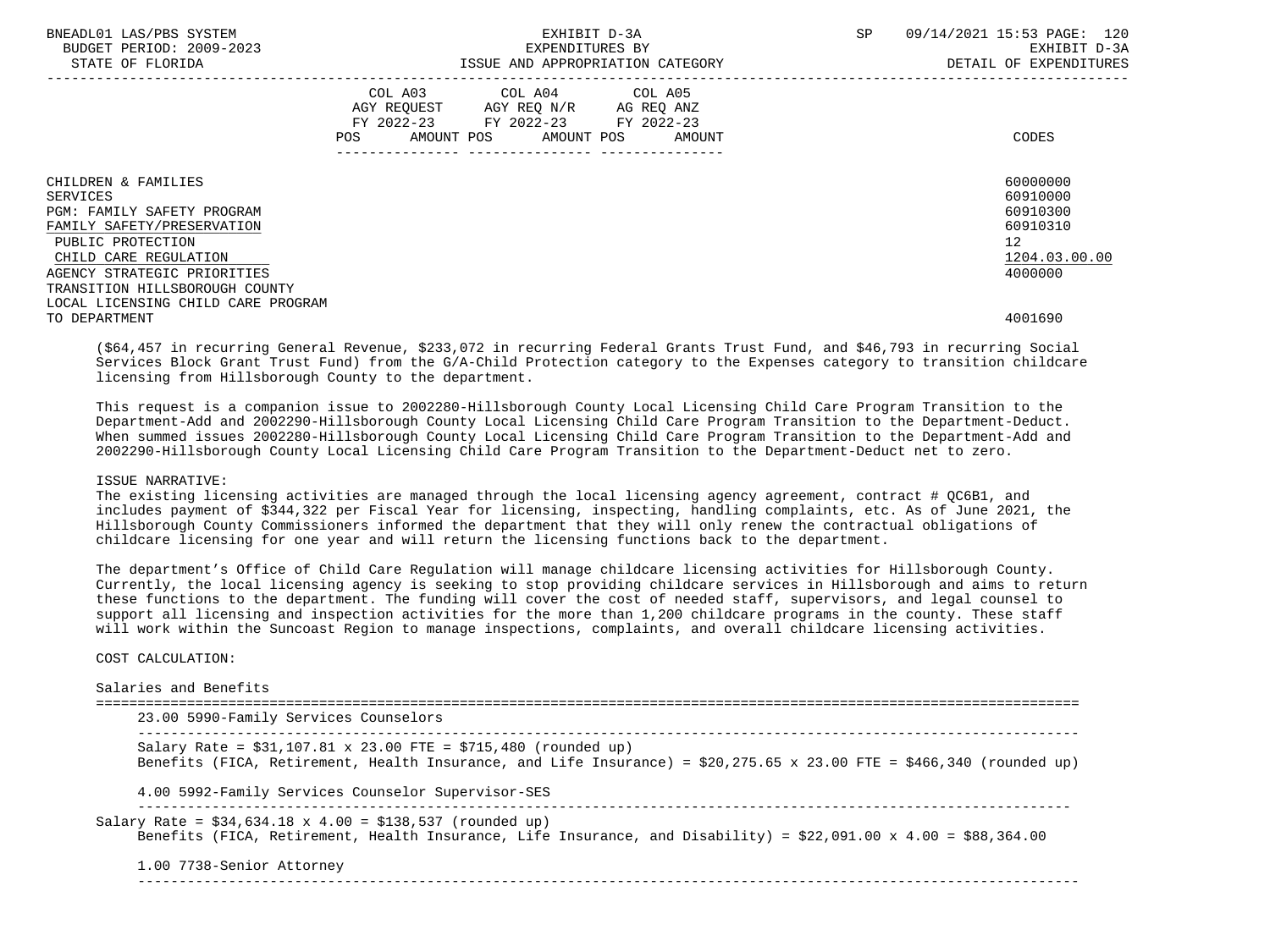| | COL A03 AGY REQUEST FY 2022-23 POS AMOUNT | COL A04 AGY REQ N/R FY 2022-23 POS AMOUNT | COL A05 AG REQ ANZ FY 2022-23 POS AMOUNT | CODES |
|---|---|---|---|---|
| CHILDREN & FAMILIES | | | | 60000000 |
| SERVICES | | | | 60910000 |
| PGM: FAMILY SAFETY PROGRAM | | | | 60910300 |
| FAMILY SAFETY/PRESERVATION | | | | 60910310 |
| PUBLIC PROTECTION | | | | 12 |
| CHILD CARE REGULATION | | | | 1204.03.00.00 |
| AGENCY STRATEGIC PRIORITIES | | | | 4000000 |
| TRANSITION HILLSBOROUGH COUNTY LOCAL LICENSING CHILD CARE PROGRAM TO DEPARTMENT | | | | 4001690 |

($64,457 in recurring General Revenue, $233,072 in recurring Federal Grants Trust Fund, and $46,793 in recurring Social Services Block Grant Trust Fund) from the G/A-Child Protection category to the Expenses category to transition childcare licensing from Hillsborough County to the department.

This request is a companion issue to 2002280-Hillsborough County Local Licensing Child Care Program Transition to the Department-Add and 2002290-Hillsborough County Local Licensing Child Care Program Transition to the Department-Deduct. When summed issues 2002280-Hillsborough County Local Licensing Child Care Program Transition to the Department-Add and 2002290-Hillsborough County Local Licensing Child Care Program Transition to the Department-Deduct net to zero.

ISSUE NARRATIVE:
The existing licensing activities are managed through the local licensing agency agreement, contract # QC6B1, and includes payment of $344,322 per Fiscal Year for licensing, inspecting, handling complaints, etc. As of June 2021, the Hillsborough County Commissioners informed the department that they will only renew the contractual obligations of childcare licensing for one year and will return the licensing functions back to the department.

The department's Office of Child Care Regulation will manage childcare licensing activities for Hillsborough County. Currently, the local licensing agency is seeking to stop providing childcare services in Hillsborough and aims to return these functions to the department. The funding will cover the cost of needed staff, supervisors, and legal counsel to support all licensing and inspection activities for the more than 1,200 childcare programs in the county. These staff will work within the Suncoast Region to manage inspections, complaints, and overall childcare licensing activities.

COST CALCULATION:

Salaries and Benefits

23.00 5990-Family Services Counselors

Salary Rate = $31,107.81 x 23.00 FTE = $715,480 (rounded up)
Benefits (FICA, Retirement, Health Insurance, and Life Insurance) = $20,275.65 x 23.00 FTE = $466,340 (rounded up)

4.00 5992-Family Services Counselor Supervisor-SES

Salary Rate = $34,634.18 x 4.00 = $138,537 (rounded up)
Benefits (FICA, Retirement, Health Insurance, Life Insurance, and Disability) = $22,091.00 x 4.00 = $88,364.00

1.00 7738-Senior Attorney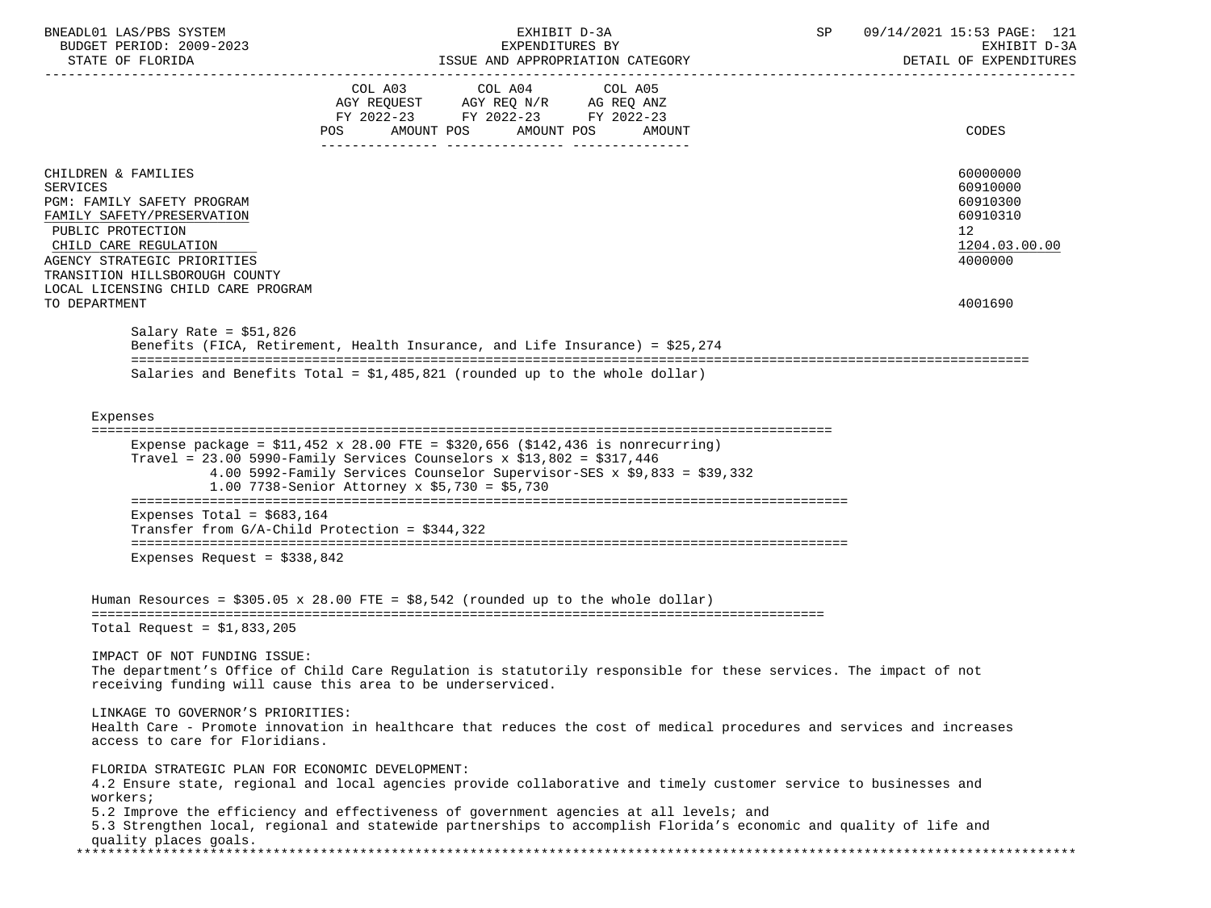| | COL A03 AGY REQUEST FY 2022-23 POS AMOUNT | COL A04 AGY REQ N/R FY 2022-23 POS AMOUNT | COL A05 AG REQ ANZ FY 2022-23 POS AMOUNT | CODES |
|---|---|---|---|---|
| CHILDREN & FAMILIES | | | | 60000000 |
| SERVICES | | | | 60910000 |
| PGM: FAMILY SAFETY PROGRAM | | | | 60910300 |
| FAMILY SAFETY/PRESERVATION | | | | 60910310 |
| PUBLIC PROTECTION | | | | 12 |
| CHILD CARE REGULATION | | | | 1204.03.00.00 |
| AGENCY STRATEGIC PRIORITIES | | | | 4000000 |
| TRANSITION HILLSBOROUGH COUNTY LOCAL LICENSING CHILD CARE PROGRAM TO DEPARTMENT | | | | 4001690 |

Salary Rate = $51,826
Benefits (FICA, Retirement, Health Insurance, and Life Insurance) = $25,274

Salaries and Benefits Total = $1,485,821 (rounded up to the whole dollar)

Expenses

Expense package = $11,452 x 28.00 FTE = $320,656 ($142,436 is nonrecurring)
Travel = 23.00 5990-Family Services Counselors x $13,802 = $317,446
4.00 5992-Family Services Counselor Supervisor-SES x $9,833 = $39,332
1.00 7738-Senior Attorney x $5,730 = $5,730

Expenses Total = $683,164
Transfer from G/A-Child Protection = $344,322

Expenses Request = $338,842

Human Resources = $305.05 x 28.00 FTE = $8,542 (rounded up to the whole dollar)

Total Request = $1,833,205

IMPACT OF NOT FUNDING ISSUE:
The department's Office of Child Care Regulation is statutorily responsible for these services. The impact of not receiving funding will cause this area to be underserviced.

LINKAGE TO GOVERNOR'S PRIORITIES:
Health Care - Promote innovation in healthcare that reduces the cost of medical procedures and services and increases access to care for Floridians.

FLORIDA STRATEGIC PLAN FOR ECONOMIC DEVELOPMENT:
4.2 Ensure state, regional and local agencies provide collaborative and timely customer service to businesses and workers;
5.2 Improve the efficiency and effectiveness of government agencies at all levels; and
5.3 Strengthen local, regional and statewide partnerships to accomplish Florida's economic and quality of life and quality places goals.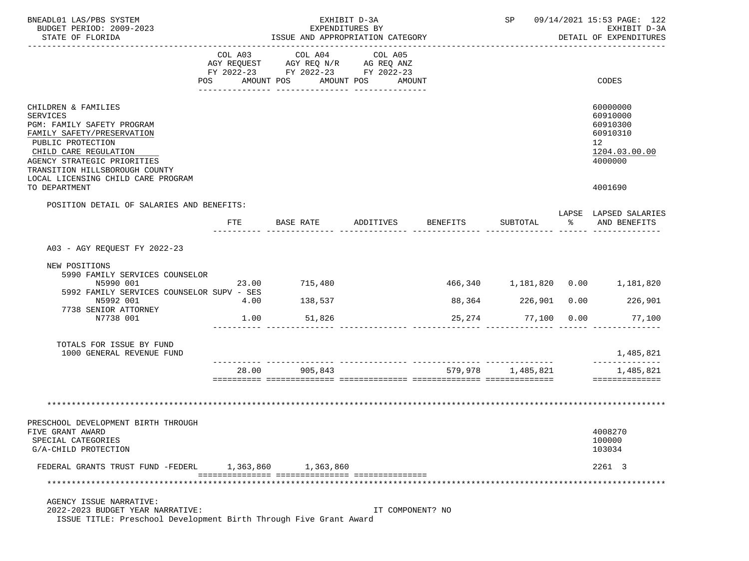BNEADL01 LAS/PBS SYSTEM | EXHIBIT D-3A | SP 09/14/2021 15:53
BUDGET PERIOD: 2009-2023 | EXPENDITURES BY | EXHIBIT D-3A
STATE OF FLORIDA | ISSUE AND APPROPRIATION CATEGORY | DETAIL OF EXPENDITURES

| | COL A03 AGY REQUEST FY 2022-23 POS AMOUNT | COL A04 AGY REQ N/R FY 2022-23 POS AMOUNT | COL A05 AG REQ ANZ FY 2022-23 POS AMOUNT | CODES |
|---|---|---|---|---|
| CHILDREN & FAMILIES | | | | 60000000 |
| SERVICES | | | | 60910000 |
| PGM: FAMILY SAFETY PROGRAM | | | | 60910300 |
| FAMILY SAFETY/PRESERVATION | | | | 60910310 |
| PUBLIC PROTECTION | | | | 12 |
| CHILD CARE REGULATION | | | | 1204.03.00.00 |
| AGENCY STRATEGIC PRIORITIES | | | | 4000000 |
| TRANSITION HILLSBOROUGH COUNTY LOCAL LICENSING CHILD CARE PROGRAM TO DEPARTMENT | | | | 4001690 |

POSITION DETAIL OF SALARIES AND BENEFITS:

| | FTE | BASE RATE | ADDITIVES | BENEFITS | SUBTOTAL | LAPSE % | LAPSED SALARIES AND BENEFITS |
|---|---|---|---|---|---|---|---|
| A03 - AGY REQUEST FY 2022-23 | | | | | | | |
| NEW POSITIONS | | | | | | | |
| 5990 FAMILY SERVICES COUNSELOR N5990 001 | 23.00 | 715,480 | | 466,340 | 1,181,820 | 0.00 | 1,181,820 |
| 5992 FAMILY SERVICES COUNSELOR SUPV - SES N5992 001 | 4.00 | 138,537 | | 88,364 | 226,901 | 0.00 | 226,901 |
| 7738 SENIOR ATTORNEY N7738 001 | 1.00 | 51,826 | | 25,274 | 77,100 | 0.00 | 77,100 |
| TOTALS FOR ISSUE BY FUND | | | | | | | |
| 1000 GENERAL REVENUE FUND | | | | | | | 1,485,821 |
| | 28.00 | 905,843 | | 579,978 | 1,485,821 | | 1,485,821 |

********************************************************************************

| | COL A03 | COL A04 | COL A05 | CODES |
|---|---|---|---|---|
| PRESCHOOL DEVELOPMENT BIRTH THROUGH FIVE GRANT AWARD | | | | 4008270 |
| SPECIAL CATEGORIES | | | | 100000 |
| G/A-CHILD PROTECTION | | | | 103034 |
| FEDERAL GRANTS TRUST FUND -FEDERL | 1,363,860 | 1,363,860 | | 2261 3 |

********************************************************************************

AGENCY ISSUE NARRATIVE:
2022-2023 BUDGET YEAR NARRATIVE: IT COMPONENT? NO
ISSUE TITLE: Preschool Development Birth Through Five Grant Award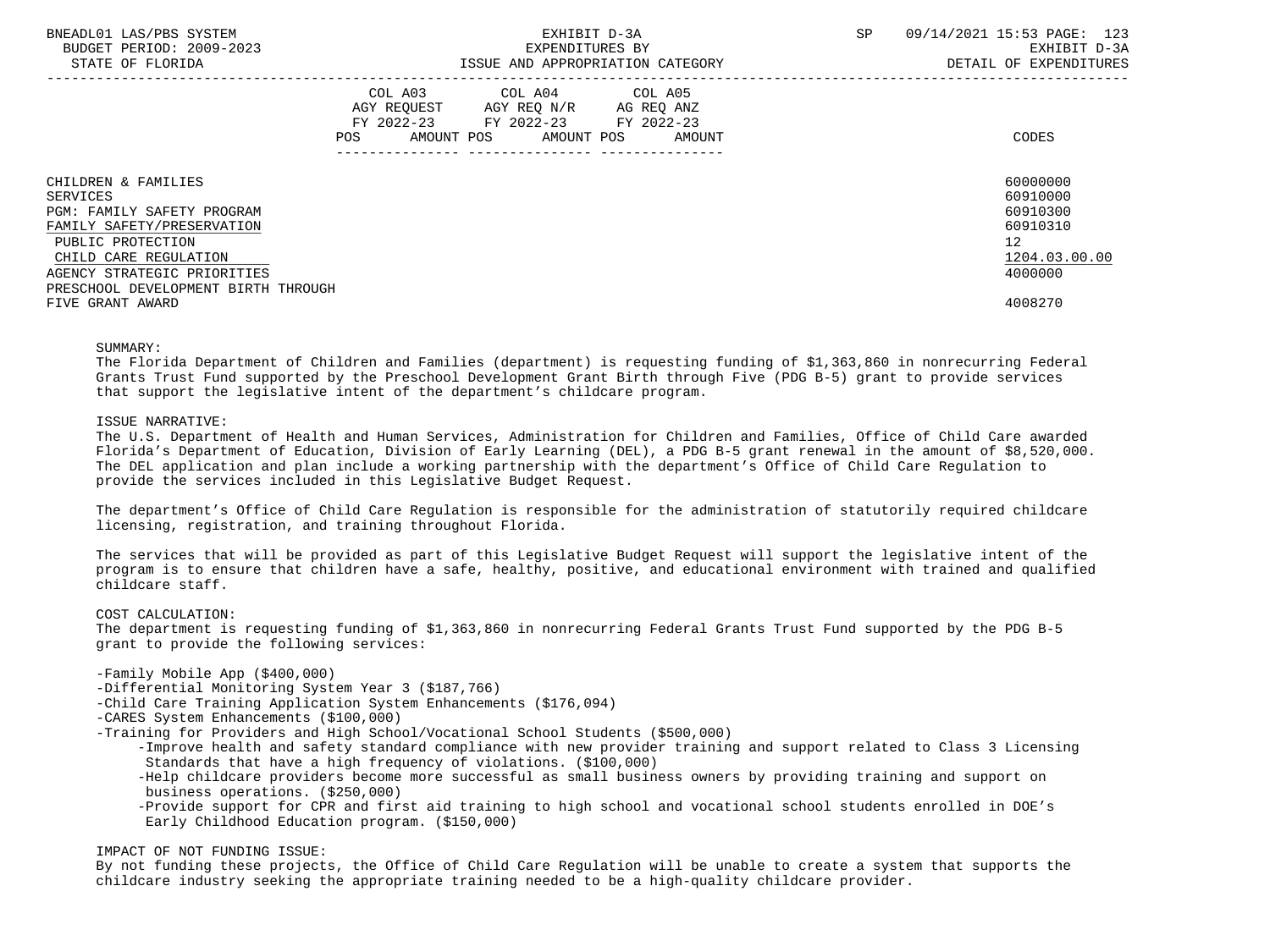| | COL A03 AGY REQUEST FY 2022-23 | | COL A04 AGY REQ N/R FY 2022-23 | | COL A05 AG REQ ANZ FY 2022-23 | | |
|---|---|---|---|---|---|---|---|
| | POS | AMOUNT | POS | AMOUNT | POS | AMOUNT | CODES |
| CHILDREN & FAMILIES | | | | | | | 60000000 |
| SERVICES | | | | | | | 60910000 |
| PGM: FAMILY SAFETY PROGRAM | | | | | | | 60910300 |
| FAMILY SAFETY/PRESERVATION | | | | | | | 60910310 |
| PUBLIC PROTECTION | | | | | | | 12 |
| CHILD CARE REGULATION | | | | | | | 1204.03.00.00 |
| AGENCY STRATEGIC PRIORITIES | | | | | | | 4000000 |
| PRESCHOOL DEVELOPMENT BIRTH THROUGH FIVE GRANT AWARD | | | | | | | 4008270 |

SUMMARY:
The Florida Department of Children and Families (department) is requesting funding of $1,363,860 in nonrecurring Federal Grants Trust Fund supported by the Preschool Development Grant Birth through Five (PDG B-5) grant to provide services that support the legislative intent of the department's childcare program.

ISSUE NARRATIVE:
The U.S. Department of Health and Human Services, Administration for Children and Families, Office of Child Care awarded Florida's Department of Education, Division of Early Learning (DEL), a PDG B-5 grant renewal in the amount of $8,520,000. The DEL application and plan include a working partnership with the department's Office of Child Care Regulation to provide the services included in this Legislative Budget Request.

The department's Office of Child Care Regulation is responsible for the administration of statutorily required childcare licensing, registration, and training throughout Florida.

The services that will be provided as part of this Legislative Budget Request will support the legislative intent of the program is to ensure that children have a safe, healthy, positive, and educational environment with trained and qualified childcare staff.

COST CALCULATION:
The department is requesting funding of $1,363,860 in nonrecurring Federal Grants Trust Fund supported by the PDG B-5 grant to provide the following services:

- Family Mobile App ($400,000)
- Differential Monitoring System Year 3 ($187,766)
- Child Care Training Application System Enhancements ($176,094)
- CARES System Enhancements ($100,000)
- Training for Providers and High School/Vocational School Students ($500,000)
  - Improve health and safety standard compliance with new provider training and support related to Class 3 Licensing Standards that have a high frequency of violations. ($100,000)
  - Help childcare providers become more successful as small business owners by providing training and support on business operations. ($250,000)
  - Provide support for CPR and first aid training to high school and vocational school students enrolled in DOE's Early Childhood Education program. ($150,000)

IMPACT OF NOT FUNDING ISSUE:
By not funding these projects, the Office of Child Care Regulation will be unable to create a system that supports the childcare industry seeking the appropriate training needed to be a high-quality childcare provider.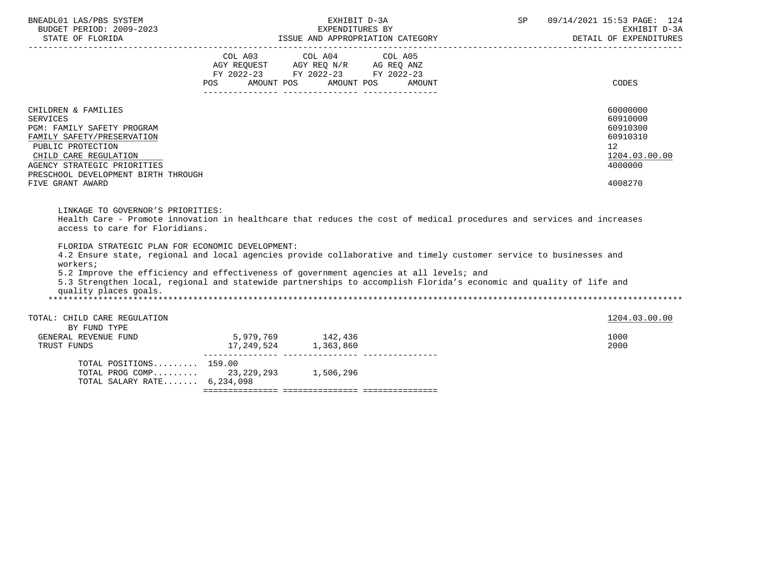| | COL A03 AGY REQUEST FY 2022-23 POS AMOUNT | COL A04 AGY REQ N/R FY 2022-23 POS AMOUNT | COL A05 AG REQ ANZ FY 2022-23 POS AMOUNT | CODES |
|---|---|---|---|---|
| CHILDREN & FAMILIES | | | | 60000000 |
| SERVICES | | | | 60910000 |
| PGM: FAMILY SAFETY PROGRAM | | | | 60910300 |
| FAMILY SAFETY/PRESERVATION | | | | 60910310 |
| PUBLIC PROTECTION | | | | 12 |
| CHILD CARE REGULATION | | | | 1204.03.00.00 |
| AGENCY STRATEGIC PRIORITIES | | | | 4000000 |
| PRESCHOOL DEVELOPMENT BIRTH THROUGH FIVE GRANT AWARD | | | | 4008270 |

LINKAGE TO GOVERNOR'S PRIORITIES:
Health Care - Promote innovation in healthcare that reduces the cost of medical procedures and services and increases access to care for Floridians.

FLORIDA STRATEGIC PLAN FOR ECONOMIC DEVELOPMENT:
4.2 Ensure state, regional and local agencies provide collaborative and timely customer service to businesses and workers;
5.2 Improve the efficiency and effectiveness of government agencies at all levels; and
5.3 Strengthen local, regional and statewide partnerships to accomplish Florida's economic and quality of life and quality places goals.

*******************************************************************************************************************************

| | COL A03 | COL A04 | COL A05 | CODES |
|---|---|---|---|---|
| TOTAL: CHILD CARE REGULATION | | | | 1204.03.00.00 |
| BY FUND TYPE | | | | |
| GENERAL REVENUE FUND | 5,979,769 | 142,436 | | 1000 |
| TRUST FUNDS | 17,249,524 | 1,363,860 | | 2000 |
| TOTAL POSITIONS......... | 159.00 | | | |
| TOTAL PROG COMP......... | 23,229,293 | 1,506,296 | | |
| TOTAL SALARY RATE....... | 6,234,098 | | | |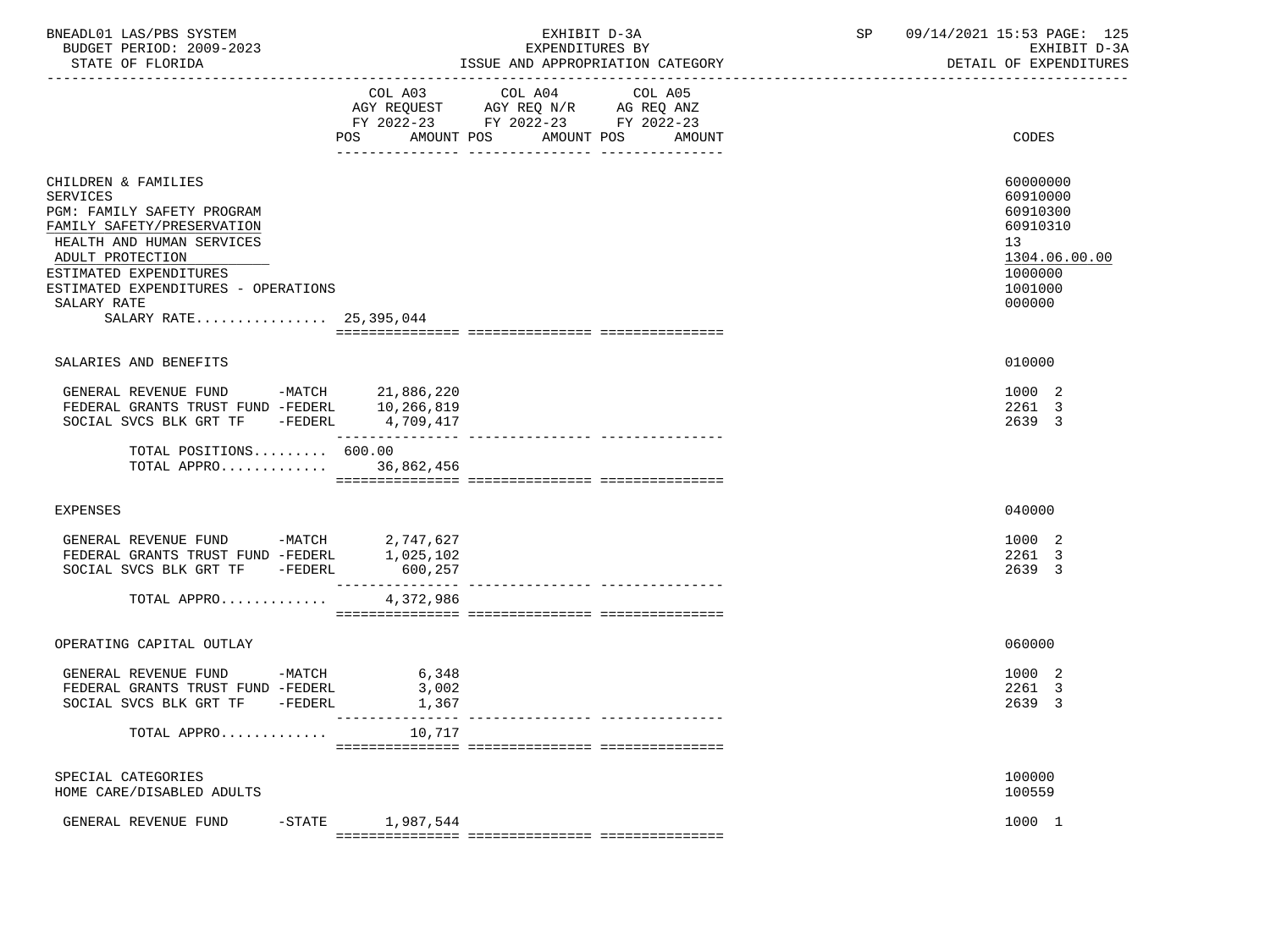BNEADL01 LAS/PBS SYSTEM — EXHIBIT D-3A — EXPENDITURES BY ISSUE AND APPROPRIATION CATEGORY — SP 09/14/2021 15:53

BUDGET PERIOD: 2009-2023 — STATE OF FLORIDA — EXHIBIT D-3A DETAIL OF EXPENDITURES

| | COL A03 AGY REQUEST FY 2022-23 POS | AMOUNT | COL A04 AGY REQ N/R FY 2022-23 POS | AMOUNT | COL A05 AG REQ ANZ FY 2022-23 POS | AMOUNT | CODES |
|---|---|---|---|---|---|---|---|
| CHILDREN & FAMILIES | | | | | | | 60000000 |
| SERVICES | | | | | | | 60910000 |
| PGM: FAMILY SAFETY PROGRAM | | | | | | | 60910300 |
| FAMILY SAFETY/PRESERVATION | | | | | | | 60910310 |
| HEALTH AND HUMAN SERVICES | | | | | | | 13 |
| ADULT PROTECTION | | | | | | | 1304.06.00.00 |
| ESTIMATED EXPENDITURES | | | | | | | 1000000 |
| ESTIMATED EXPENDITURES - OPERATIONS | | | | | | | 1001000 |
| SALARY RATE | | | | | | | 000000 |
| SALARY RATE................ | | 25,395,044 | | | | | |
| SALARIES AND BENEFITS | | | | | | | 010000 |
| GENERAL REVENUE FUND -MATCH | | 21,886,220 | | | | | 1000 2 |
| FEDERAL GRANTS TRUST FUND -FEDERL | | 10,266,819 | | | | | 2261 3 |
| SOCIAL SVCS BLK GRT TF -FEDERL | | 4,709,417 | | | | | 2639 3 |
| TOTAL POSITIONS......... | 600.00 | | | | | | |
| TOTAL APPRO............. | | 36,862,456 | | | | | |
| EXPENSES | | | | | | | 040000 |
| GENERAL REVENUE FUND -MATCH | | 2,747,627 | | | | | 1000 2 |
| FEDERAL GRANTS TRUST FUND -FEDERL | | 1,025,102 | | | | | 2261 3 |
| SOCIAL SVCS BLK GRT TF -FEDERL | | 600,257 | | | | | 2639 3 |
| TOTAL APPRO............. | | 4,372,986 | | | | | |
| OPERATING CAPITAL OUTLAY | | | | | | | 060000 |
| GENERAL REVENUE FUND -MATCH | | 6,348 | | | | | 1000 2 |
| FEDERAL GRANTS TRUST FUND -FEDERL | | 3,002 | | | | | 2261 3 |
| SOCIAL SVCS BLK GRT TF -FEDERL | | 1,367 | | | | | 2639 3 |
| TOTAL APPRO............. | | 10,717 | | | | | |
| SPECIAL CATEGORIES | | | | | | | 100000 |
| HOME CARE/DISABLED ADULTS | | | | | | | 100559 |
| GENERAL REVENUE FUND -STATE | | 1,987,544 | | | | | 1000 1 |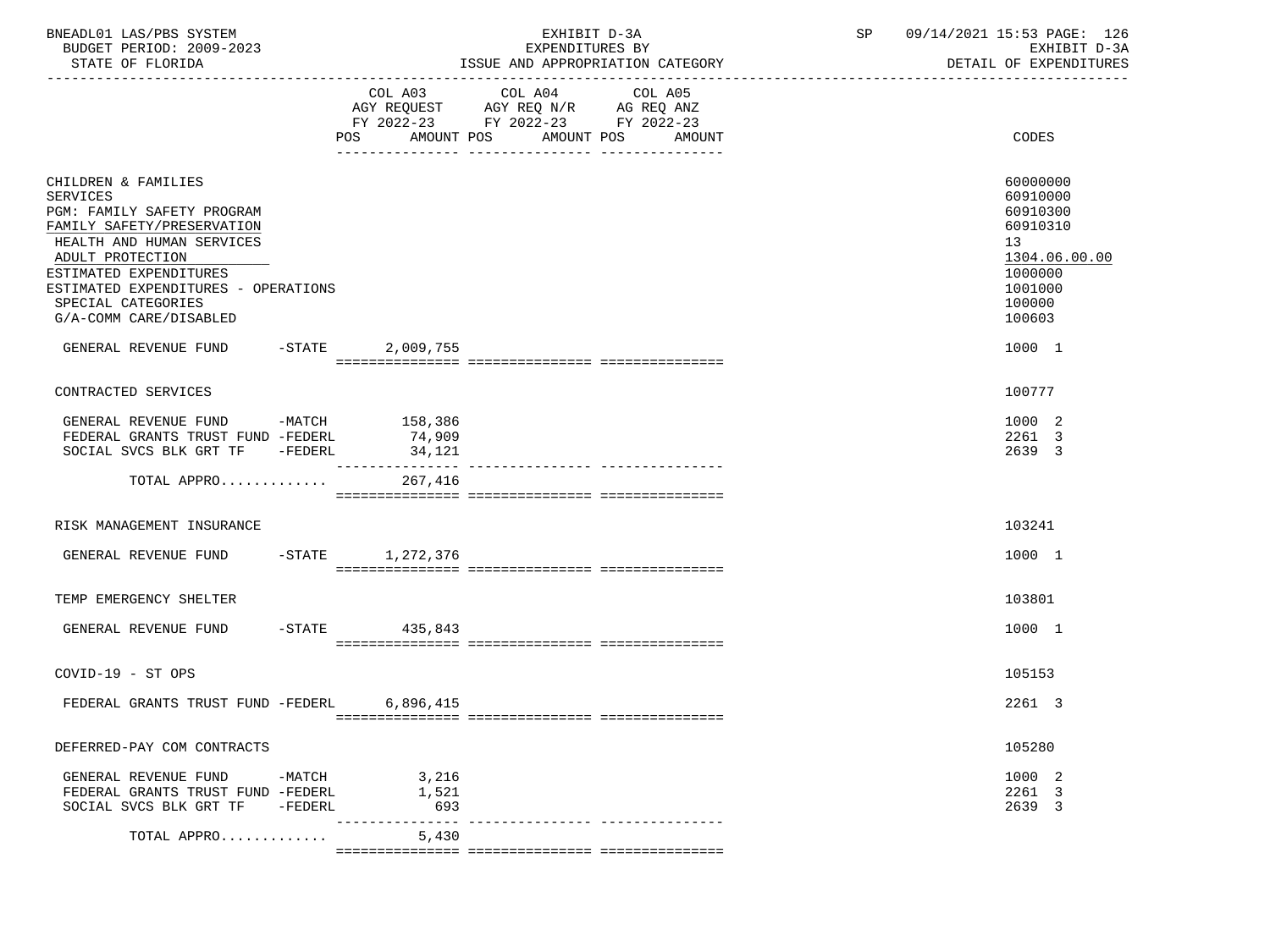BNEADL01 LAS/PBS SYSTEM | EXHIBIT D-3A | SP 09/14/2021 15:53 PAGE: 126
BUDGET PERIOD: 2009-2023 | EXPENDITURES BY | EXHIBIT D-3A
STATE OF FLORIDA | ISSUE AND APPROPRIATION CATEGORY | DETAIL OF EXPENDITURES

| | COL A03 AGY REQUEST FY 2022-23 POS AMOUNT | COL A04 AGY REQ N/R FY 2022-23 POS AMOUNT | COL A05 AG REQ ANZ FY 2022-23 POS AMOUNT | CODES |
|---|---|---|---|---|
| CHILDREN & FAMILIES | | | | 60000000 |
| SERVICES | | | | 60910000 |
| PGM: FAMILY SAFETY PROGRAM | | | | 60910300 |
| FAMILY SAFETY/PRESERVATION | | | | 60910310 |
| HEALTH AND HUMAN SERVICES | | | | 13 |
| ADULT PROTECTION | | | | 1304.06.00.00 |
| ESTIMATED EXPENDITURES | | | | 1000000 |
| ESTIMATED EXPENDITURES - OPERATIONS | | | | 1001000 |
| SPECIAL CATEGORIES | | | | 100000 |
| G/A-COMM CARE/DISABLED | | | | 100603 |
| GENERAL REVENUE FUND -STATE | 2,009,755 | | | 1000 1 |
| CONTRACTED SERVICES | | | | 100777 |
| GENERAL REVENUE FUND -MATCH | 158,386 | | | 1000 2 |
| FEDERAL GRANTS TRUST FUND -FEDERL | 74,909 | | | 2261 3 |
| SOCIAL SVCS BLK GRT TF -FEDERL | 34,121 | | | 2639 3 |
| TOTAL APPRO............. | 267,416 | | | |
| RISK MANAGEMENT INSURANCE | | | | 103241 |
| GENERAL REVENUE FUND -STATE | 1,272,376 | | | 1000 1 |
| TEMP EMERGENCY SHELTER | | | | 103801 |
| GENERAL REVENUE FUND -STATE | 435,843 | | | 1000 1 |
| COVID-19 - ST OPS | | | | 105153 |
| FEDERAL GRANTS TRUST FUND -FEDERL | 6,896,415 | | | 2261 3 |
| DEFERRED-PAY COM CONTRACTS | | | | 105280 |
| GENERAL REVENUE FUND -MATCH | 3,216 | | | 1000 2 |
| FEDERAL GRANTS TRUST FUND -FEDERL | 1,521 | | | 2261 3 |
| SOCIAL SVCS BLK GRT TF -FEDERL | 693 | | | 2639 3 |
| TOTAL APPRO............. | 5,430 | | | |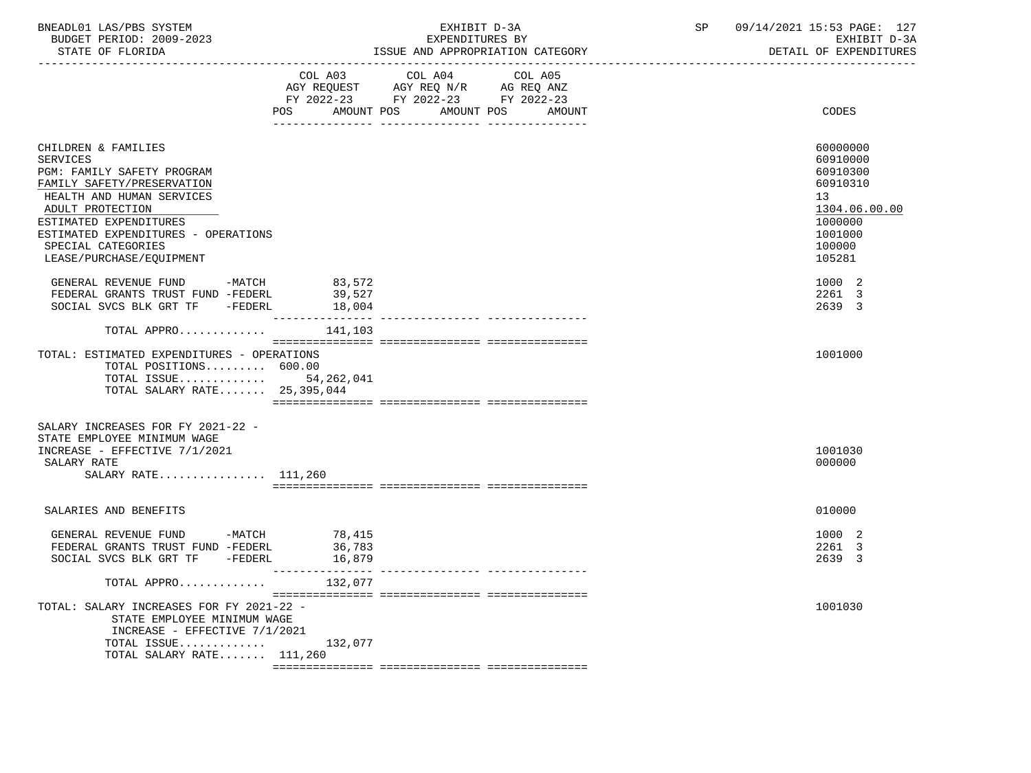BNEADL01 LAS/PBS SYSTEM
BUDGET PERIOD: 2009-2023
STATE OF FLORIDA

EXHIBIT D-3A
EXPENDITURES BY
ISSUE AND APPROPRIATION CATEGORY

SP 09/14/2021 15:53 PAGE: 127
EXHIBIT D-3A
DETAIL OF EXPENDITURES

| | COL A03 AGY REQUEST FY 2022-23 POS AMOUNT | COL A04 AGY REQ N/R FY 2022-23 POS AMOUNT | COL A05 AG REQ ANZ FY 2022-23 POS AMOUNT | CODES |
|---|---|---|---|---|
| CHILDREN & FAMILIES | | | | 60000000 |
| SERVICES | | | | 60910000 |
| PGM: FAMILY SAFETY PROGRAM | | | | 60910300 |
| FAMILY SAFETY/PRESERVATION | | | | 60910310 |
| HEALTH AND HUMAN SERVICES | | | | 13 |
| ADULT PROTECTION | | | | 1304.06.00.00 |
| ESTIMATED EXPENDITURES | | | | 1000000 |
| ESTIMATED EXPENDITURES - OPERATIONS | | | | 1001000 |
| SPECIAL CATEGORIES | | | | 100000 |
| LEASE/PURCHASE/EQUIPMENT | | | | 105281 |
| GENERAL REVENUE FUND -MATCH | 83,572 | | | 1000 2 |
| FEDERAL GRANTS TRUST FUND -FEDERL | 39,527 | | | 2261 3 |
| SOCIAL SVCS BLK GRT TF -FEDERL | 18,004 | | | 2639 3 |
| TOTAL APPRO............ | 141,103 | | | |
| TOTAL: ESTIMATED EXPENDITURES - OPERATIONS | | | | 1001000 |
| TOTAL POSITIONS......... 600.00 | | | | |
| TOTAL ISSUE............ | 54,262,041 | | | |
| TOTAL SALARY RATE....... 25,395,044 | | | | |
| SALARY INCREASES FOR FY 2021-22 - STATE EMPLOYEE MINIMUM WAGE INCREASE - EFFECTIVE 7/1/2021 | | | | 1001030 |
| SALARY RATE | | | | 000000 |
| SALARY RATE................ 111,260 | | | | |
| SALARIES AND BENEFITS | | | | 010000 |
| GENERAL REVENUE FUND -MATCH | 78,415 | | | 1000 2 |
| FEDERAL GRANTS TRUST FUND -FEDERL | 36,783 | | | 2261 3 |
| SOCIAL SVCS BLK GRT TF -FEDERL | 16,879 | | | 2639 3 |
| TOTAL APPRO............ | 132,077 | | | |
| TOTAL: SALARY INCREASES FOR FY 2021-22 - STATE EMPLOYEE MINIMUM WAGE INCREASE - EFFECTIVE 7/1/2021 | | | | 1001030 |
| TOTAL ISSUE............ | 132,077 | | | |
| TOTAL SALARY RATE....... 111,260 | | | | |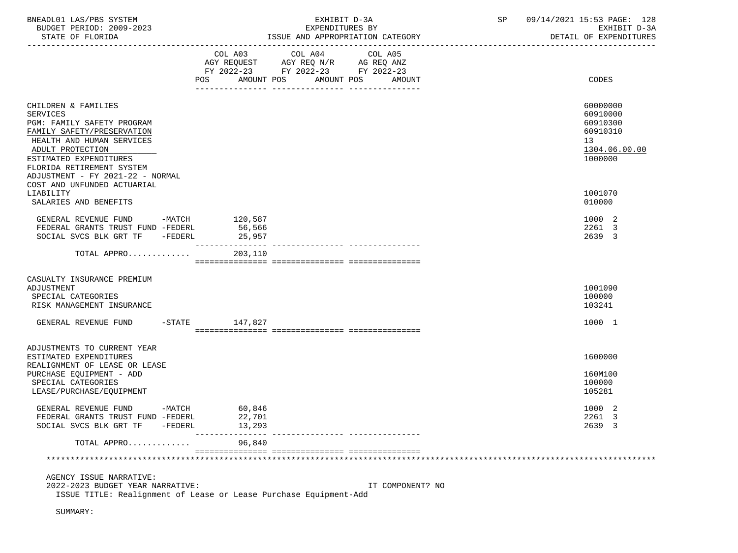| | COL A03 AGY REQUEST FY 2022-23 POS AMOUNT | COL A04 AGY REQ N/R FY 2022-23 POS AMOUNT | COL A05 AG REQ ANZ FY 2022-23 POS AMOUNT | CODES |
|---|---|---|---|---|
| CHILDREN & FAMILIES | | | | 60000000 |
| SERVICES | | | | 60910000 |
| PGM: FAMILY SAFETY PROGRAM | | | | 60910300 |
| FAMILY SAFETY/PRESERVATION | | | | 60910310 |
| HEALTH AND HUMAN SERVICES | | | | 13 |
| ADULT PROTECTION | | | | 1304.06.00.00 |
| ESTIMATED EXPENDITURES | | | | 1000000 |
| FLORIDA RETIREMENT SYSTEM ADJUSTMENT - FY 2021-22 - NORMAL COST AND UNFUNDED ACTUARIAL LIABILITY | | | | 1001070 |
| SALARIES AND BENEFITS | | | | 010000 |
| GENERAL REVENUE FUND -MATCH | 120,587 | | | 1000 2 |
| FEDERAL GRANTS TRUST FUND -FEDERL | 56,566 | | | 2261 3 |
| SOCIAL SVCS BLK GRT TF -FEDERL | 25,957 | | | 2639 3 |
| TOTAL APPRO............ | 203,110 | | | |
| CASUALTY INSURANCE PREMIUM ADJUSTMENT | | | | 1001090 |
| SPECIAL CATEGORIES | | | | 100000 |
| RISK MANAGEMENT INSURANCE | | | | 103241 |
| GENERAL REVENUE FUND -STATE | 147,827 | | | 1000 1 |
| ADJUSTMENTS TO CURRENT YEAR ESTIMATED EXPENDITURES | | | | 1600000 |
| REALIGNMENT OF LEASE OR LEASE PURCHASE EQUIPMENT - ADD | | | | 160M100 |
| SPECIAL CATEGORIES | | | | 100000 |
| LEASE/PURCHASE/EQUIPMENT | | | | 105281 |
| GENERAL REVENUE FUND -MATCH | 60,846 | | | 1000 2 |
| FEDERAL GRANTS TRUST FUND -FEDERL | 22,701 | | | 2261 3 |
| SOCIAL SVCS BLK GRT TF -FEDERL | 13,293 | | | 2639 3 |
| TOTAL APPRO............ | 96,840 | | | |

AGENCY ISSUE NARRATIVE:
2022-2023 BUDGET YEAR NARRATIVE: IT COMPONENT? NO
ISSUE TITLE: Realignment of Lease or Lease Purchase Equipment-Add

SUMMARY: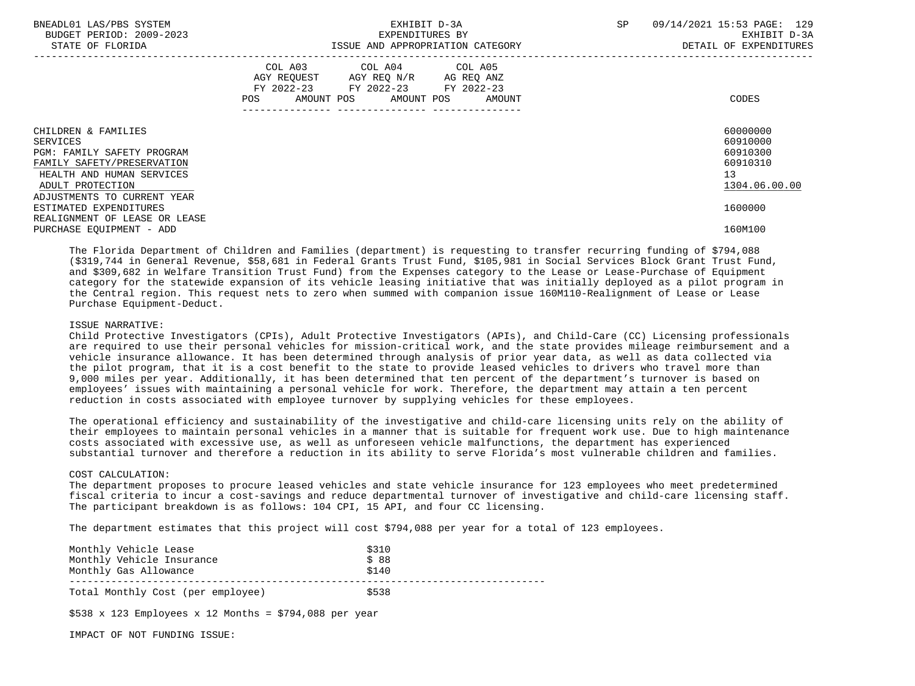| | COL A03 AGY REQUEST FY 2022-23 POS AMOUNT | COL A04 AGY REQ N/R FY 2022-23 POS AMOUNT | COL A05 AG REQ ANZ FY 2022-23 POS AMOUNT | CODES |
|---|---|---|---|---|
| CHILDREN & FAMILIES | | | | 60000000 |
| SERVICES | | | | 60910000 |
| PGM: FAMILY SAFETY PROGRAM | | | | 60910300 |
| FAMILY SAFETY/PRESERVATION | | | | 60910310 |
| HEALTH AND HUMAN SERVICES | | | | 13 |
| ADULT PROTECTION | | | | 1304.06.00.00 |
| ADJUSTMENTS TO CURRENT YEAR ESTIMATED EXPENDITURES | | | | 1600000 |
| REALIGNMENT OF LEASE OR LEASE PURCHASE EQUIPMENT - ADD | | | | 160M100 |

The Florida Department of Children and Families (department) is requesting to transfer recurring funding of $794,088 ($319,744 in General Revenue, $58,681 in Federal Grants Trust Fund, $105,981 in Social Services Block Grant Trust Fund, and $309,682 in Welfare Transition Trust Fund) from the Expenses category to the Lease or Lease-Purchase of Equipment category for the statewide expansion of its vehicle leasing initiative that was initially deployed as a pilot program in the Central region. This request nets to zero when summed with companion issue 160M110-Realignment of Lease or Lease Purchase Equipment-Deduct.

ISSUE NARRATIVE:
Child Protective Investigators (CPIs), Adult Protective Investigators (APIs), and Child-Care (CC) Licensing professionals are required to use their personal vehicles for mission-critical work, and the state provides mileage reimbursement and a vehicle insurance allowance. It has been determined through analysis of prior year data, as well as data collected via the pilot program, that it is a cost benefit to the state to provide leased vehicles to drivers who travel more than 9,000 miles per year. Additionally, it has been determined that ten percent of the department's turnover is based on employees' issues with maintaining a personal vehicle for work. Therefore, the department may attain a ten percent reduction in costs associated with employee turnover by supplying vehicles for these employees.

The operational efficiency and sustainability of the investigative and child-care licensing units rely on the ability of their employees to maintain personal vehicles in a manner that is suitable for frequent work use. Due to high maintenance costs associated with excessive use, as well as unforeseen vehicle malfunctions, the department has experienced substantial turnover and therefore a reduction in its ability to serve Florida's most vulnerable children and families.

COST CALCULATION:
The department proposes to procure leased vehicles and state vehicle insurance for 123 employees who meet predetermined fiscal criteria to incur a cost-savings and reduce departmental turnover of investigative and child-care licensing staff. The participant breakdown is as follows: 104 CPI, 15 API, and four CC licensing.

The department estimates that this project will cost $794,088 per year for a total of 123 employees.

| | |
|---|---|
| Monthly Vehicle Lease | $310 |
| Monthly Vehicle Insurance | $ 88 |
| Monthly Gas Allowance | $140 |
| Total Monthly Cost (per employee) | $538 |

$538 x 123 Employees x 12 Months = $794,088 per year

IMPACT OF NOT FUNDING ISSUE: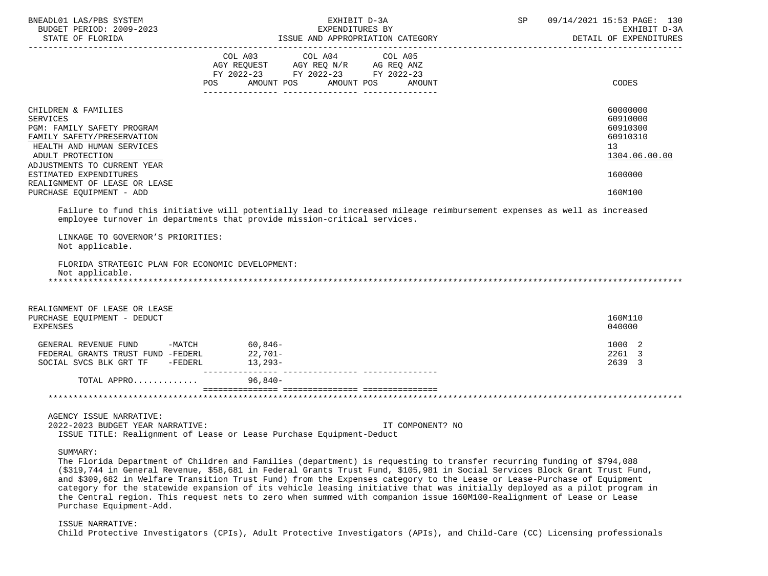| | COL A03 AGY REQUEST FY 2022-23 POS AMOUNT | COL A04 AGY REQ N/R FY 2022-23 POS AMOUNT | COL A05 AG REQ ANZ FY 2022-23 POS AMOUNT | CODES |
|---|---|---|---|---|
| CHILDREN & FAMILIES | | | | 60000000 |
| SERVICES | | | | 60910000 |
| PGM: FAMILY SAFETY PROGRAM | | | | 60910300 |
| FAMILY SAFETY/PRESERVATION | | | | 60910310 |
| HEALTH AND HUMAN SERVICES | | | | 13 |
| ADULT PROTECTION | | | | 1304.06.00.00 |
| ADJUSTMENTS TO CURRENT YEAR ESTIMATED EXPENDITURES | | | | 1600000 |
| REALIGNMENT OF LEASE OR LEASE PURCHASE EQUIPMENT - ADD | | | | 160M100 |

Failure to fund this initiative will potentially lead to increased mileage reimbursement expenses as well as increased employee turnover in departments that provide mission-critical services.

LINKAGE TO GOVERNOR'S PRIORITIES:
Not applicable.

FLORIDA STRATEGIC PLAN FOR ECONOMIC DEVELOPMENT:
Not applicable.

*******************************************************************************************************************

| | COL A03 | COL A04 | COL A05 | CODES |
|---|---|---|---|---|
| REALIGNMENT OF LEASE OR LEASE PURCHASE EQUIPMENT - DEDUCT | | | | 160M110 |
| EXPENSES | | | | 040000 |
| GENERAL REVENUE FUND -MATCH | 60,846- | | | 1000 2 |
| FEDERAL GRANTS TRUST FUND -FEDERL | 22,701- | | | 2261 3 |
| SOCIAL SVCS BLK GRT TF -FEDERL | 13,293- | | | 2639 3 |
| TOTAL APPRO............ | 96,840- | | | |

*******************************************************************************************************************

AGENCY ISSUE NARRATIVE:
2022-2023 BUDGET YEAR NARRATIVE: IT COMPONENT? NO
ISSUE TITLE: Realignment of Lease or Lease Purchase Equipment-Deduct

SUMMARY:
The Florida Department of Children and Families (department) is requesting to transfer recurring funding of $794,088 ($319,744 in General Revenue, $58,681 in Federal Grants Trust Fund, $105,981 in Social Services Block Grant Trust Fund, and $309,682 in Welfare Transition Trust Fund) from the Expenses category to the Lease or Lease-Purchase of Equipment category for the statewide expansion of its vehicle leasing initiative that was initially deployed as a pilot program in the Central region. This request nets to zero when summed with companion issue 160M100-Realignment of Lease or Lease Purchase Equipment-Add.

ISSUE NARRATIVE:
Child Protective Investigators (CPIs), Adult Protective Investigators (APIs), and Child-Care (CC) Licensing professionals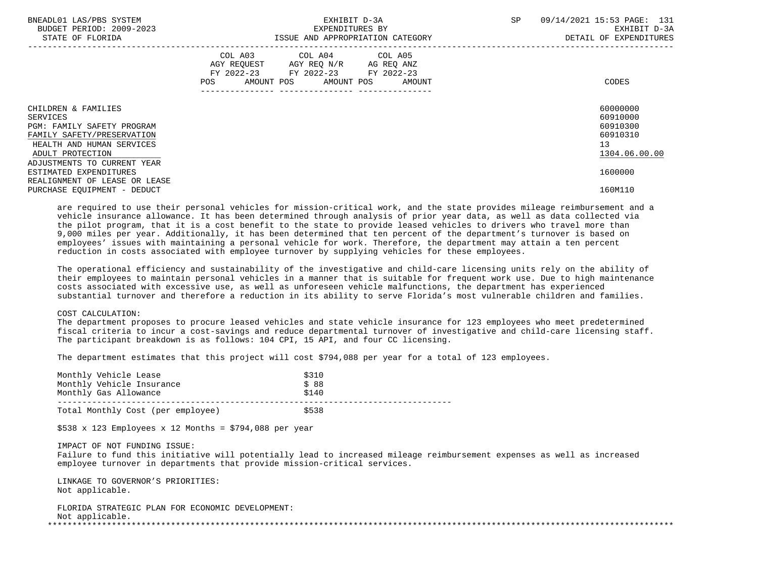| | COL A03 AGY REQUEST FY 2022-23 POS AMOUNT | COL A04 AGY REQ N/R FY 2022-23 POS AMOUNT | COL A05 AG REQ ANZ FY 2022-23 POS AMOUNT | CODES |
|---|---|---|---|---|
| CHILDREN & FAMILIES | | | | 60000000 |
| SERVICES | | | | 60910000 |
| PGM: FAMILY SAFETY PROGRAM | | | | 60910300 |
| FAMILY SAFETY/PRESERVATION | | | | 60910310 |
| HEALTH AND HUMAN SERVICES | | | | 13 |
| ADULT PROTECTION | | | | 1304.06.00.00 |
| ADJUSTMENTS TO CURRENT YEAR ESTIMATED EXPENDITURES | | | | 1600000 |
| REALIGNMENT OF LEASE OR LEASE PURCHASE EQUIPMENT - DEDUCT | | | | 160M110 |

are required to use their personal vehicles for mission-critical work, and the state provides mileage reimbursement and a vehicle insurance allowance. It has been determined through analysis of prior year data, as well as data collected via the pilot program, that it is a cost benefit to the state to provide leased vehicles to drivers who travel more than 9,000 miles per year. Additionally, it has been determined that ten percent of the department's turnover is based on employees' issues with maintaining a personal vehicle for work. Therefore, the department may attain a ten percent reduction in costs associated with employee turnover by supplying vehicles for these employees.

The operational efficiency and sustainability of the investigative and child-care licensing units rely on the ability of their employees to maintain personal vehicles in a manner that is suitable for frequent work use. Due to high maintenance costs associated with excessive use, as well as unforeseen vehicle malfunctions, the department has experienced substantial turnover and therefore a reduction in its ability to serve Florida's most vulnerable children and families.

COST CALCULATION:
The department proposes to procure leased vehicles and state vehicle insurance for 123 employees who meet predetermined fiscal criteria to incur a cost-savings and reduce departmental turnover of investigative and child-care licensing staff. The participant breakdown is as follows: 104 CPI, 15 API, and four CC licensing.

The department estimates that this project will cost $794,088 per year for a total of 123 employees.

| Item | Amount |
|---|---|
| Monthly Vehicle Lease | $310 |
| Monthly Vehicle Insurance | $ 88 |
| Monthly Gas Allowance | $140 |
| Total Monthly Cost (per employee) | $538 |

$538 x 123 Employees x 12 Months = $794,088 per year

IMPACT OF NOT FUNDING ISSUE:
Failure to fund this initiative will potentially lead to increased mileage reimbursement expenses as well as increased employee turnover in departments that provide mission-critical services.

LINKAGE TO GOVERNOR'S PRIORITIES:
Not applicable.

FLORIDA STRATEGIC PLAN FOR ECONOMIC DEVELOPMENT:
Not applicable.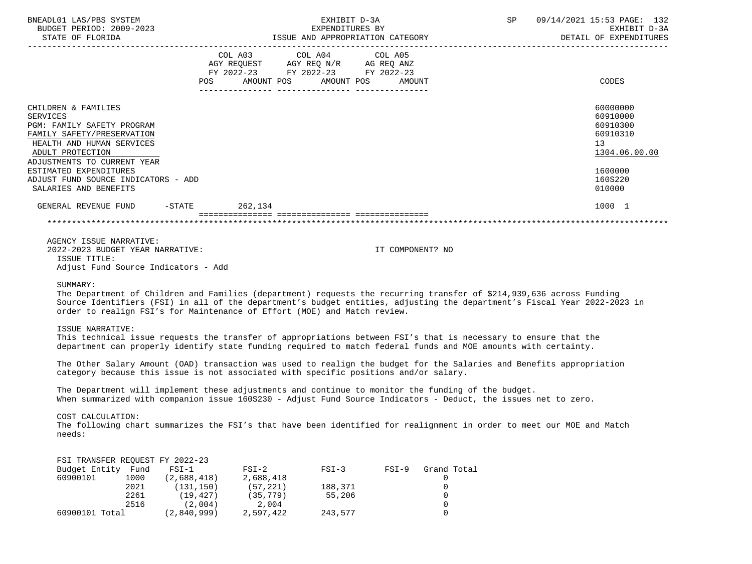BNEADL01 LAS/PBS SYSTEM — EXHIBIT D-3A — EXPENDITURES BY ISSUE AND APPROPRIATION CATEGORY — SP 09/14/2021 15:53 PAGE: 132
BUDGET PERIOD: 2009-2023 — EXHIBIT D-3A
STATE OF FLORIDA — DETAIL OF EXPENDITURES

| | COL A03 AGY REQUEST FY 2022-23 POS AMOUNT | COL A04 AGY REQ N/R FY 2022-23 POS AMOUNT | COL A05 AG REQ ANZ FY 2022-23 POS AMOUNT | CODES |
|---|---|---|---|---|
| CHILDREN & FAMILIES | | | | 60000000 |
| SERVICES | | | | 60910000 |
| PGM: FAMILY SAFETY PROGRAM | | | | 60910300 |
| FAMILY SAFETY/PRESERVATION | | | | 60910310 |
| HEALTH AND HUMAN SERVICES | | | | 13 |
| ADULT PROTECTION | | | | 1304.06.00.00 |
| ADJUSTMENTS TO CURRENT YEAR ESTIMATED EXPENDITURES | | | | 1600000 |
| ADJUST FUND SOURCE INDICATORS - ADD | | | | 160S220 |
| SALARIES AND BENEFITS | | | | 010000 |
| GENERAL REVENUE FUND -STATE | 262,134 | | | 1000 1 |

AGENCY ISSUE NARRATIVE:
2022-2023 BUDGET YEAR NARRATIVE: IT COMPONENT? NO

ISSUE TITLE:
Adjust Fund Source Indicators - Add

SUMMARY:
The Department of Children and Families (department) requests the recurring transfer of $214,939,636 across Funding Source Identifiers (FSI) in all of the department's budget entities, adjusting the department's Fiscal Year 2022-2023 in order to realign FSI's for Maintenance of Effort (MOE) and Match review.

ISSUE NARRATIVE:
This technical issue requests the transfer of appropriations between FSI's that is necessary to ensure that the department can properly identify state funding required to match federal funds and MOE amounts with certainty.

The Other Salary Amount (OAD) transaction was used to realign the budget for the Salaries and Benefits appropriation category because this issue is not associated with specific positions and/or salary.

The Department will implement these adjustments and continue to monitor the funding of the budget.
When summarized with companion issue 160S230 - Adjust Fund Source Indicators - Deduct, the issues net to zero.

COST CALCULATION:
The following chart summarizes the FSI's that have been identified for realignment in order to meet our MOE and Match needs:

FSI TRANSFER REQUEST FY 2022-23

| Budget Entity | Fund | FSI-1 | FSI-2 | FSI-3 | FSI-9 | Grand Total |
|---|---|---|---|---|---|---|
| 60900101 | 1000 | (2,688,418) | 2,688,418 | | | 0 |
| | 2021 | (131,150) | (57,221) | 188,371 | | 0 |
| | 2261 | (19,427) | (35,779) | 55,206 | | 0 |
| | 2516 | (2,004) | 2,004 | | | 0 |
| 60900101 Total | | (2,840,999) | 2,597,422 | 243,577 | | 0 |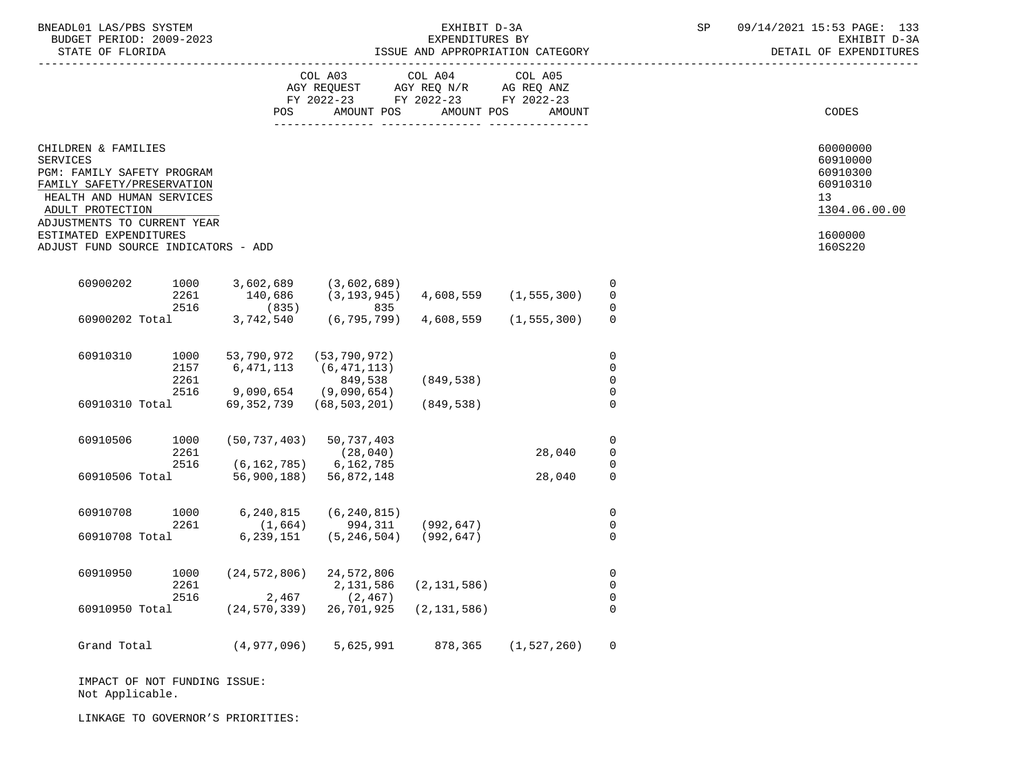BNEADL01 LAS/PBS SYSTEM — BUDGET PERIOD: 2009-2023 — STATE OF FLORIDA

EXHIBIT D-3A — EXPENDITURES BY ISSUE AND APPROPRIATION CATEGORY

SP 09/14/2021 15:53 — EXHIBIT D-3A — DETAIL OF EXPENDITURES

| | | COL A03 AGY REQUEST FY 2022-23 POS | AMOUNT | COL A04 AGY REQ N/R FY 2022-23 POS | AMOUNT | COL A05 AG REQ ANZ FY 2022-23 POS | AMOUNT | CODES |
|---|---|---|---|---|---|---|---|---|
| CHILDREN & FAMILIES | | | | | | | | 60000000 |
| SERVICES | | | | | | | | 60910000 |
| PGM: FAMILY SAFETY PROGRAM | | | | | | | | 60910300 |
| FAMILY SAFETY/PRESERVATION | | | | | | | | 60910310 |
| HEALTH AND HUMAN SERVICES | | | | | | | | 13 |
| ADULT PROTECTION | | | | | | | | 1304.06.00.00 |
| ADJUSTMENTS TO CURRENT YEAR ESTIMATED EXPENDITURES | | | | | | | | 1600000 |
| ADJUST FUND SOURCE INDICATORS - ADD | | | | | | | | 160S220 |

| | | | | | | |
|---|---|---|---|---|---|---|
| 60900202 | 1000 | 3,602,689 | (3,602,689) | | | 0 |
| | 2261 | 140,686 | (3,193,945) | 4,608,559 | (1,555,300) | 0 |
| | 2516 | (835) | 835 | | | 0 |
| 60900202 Total | | 3,742,540 | (6,795,799) | 4,608,559 | (1,555,300) | 0 |
| 60910310 | 1000 | 53,790,972 | (53,790,972) | | | 0 |
| | 2157 | 6,471,113 | (6,471,113) | | | 0 |
| | 2261 | | 849,538 | (849,538) | | 0 |
| | 2516 | 9,090,654 | (9,090,654) | | | 0 |
| 60910310 Total | | 69,352,739 | (68,503,201) | (849,538) | | 0 |
| 60910506 | 1000 | (50,737,403) | 50,737,403 | | | 0 |
| | 2261 | | (28,040) | | 28,040 | 0 |
| | 2516 | (6,162,785) | 6,162,785 | | | 0 |
| 60910506 Total | | 56,900,188) | 56,872,148 | | 28,040 | 0 |
| 60910708 | 1000 | 6,240,815 | (6,240,815) | | | 0 |
| | 2261 | (1,664) | 994,311 | (992,647) | | 0 |
| 60910708 Total | | 6,239,151 | (5,246,504) | (992,647) | | 0 |
| 60910950 | 1000 | (24,572,806) | 24,572,806 | | | 0 |
| | 2261 | | 2,131,586 | (2,131,586) | | 0 |
| | 2516 | 2,467 | (2,467) | | | 0 |
| 60910950 Total | | (24,570,339) | 26,701,925 | (2,131,586) | | 0 |
| Grand Total | | (4,977,096) | 5,625,991 | 878,365 | (1,527,260) | 0 |

IMPACT OF NOT FUNDING ISSUE:
Not Applicable.

LINKAGE TO GOVERNOR'S PRIORITIES: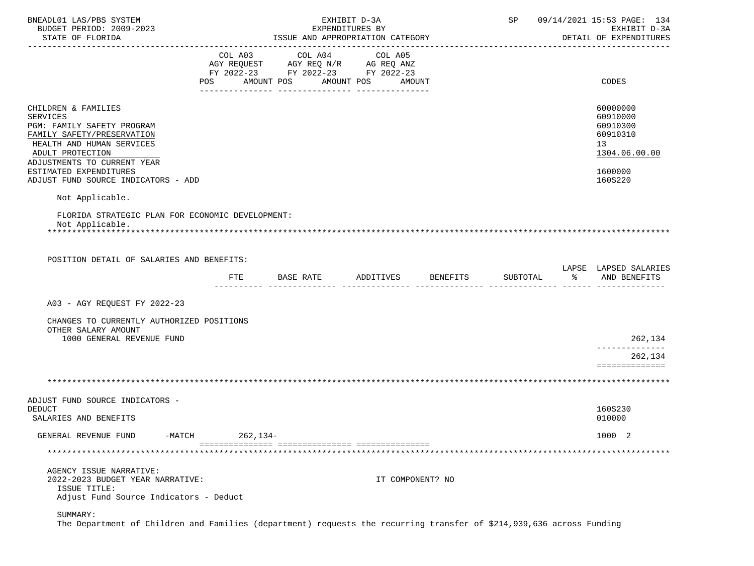| | COL A03 AGY REQUEST FY 2022-23 POS AMOUNT | COL A04 AGY REQ N/R FY 2022-23 POS AMOUNT | COL A05 AG REQ ANZ FY 2022-23 POS AMOUNT | CODES |
|---|---|---|---|---|
| CHILDREN & FAMILIES | | | | 60000000 |
| SERVICES | | | | 60910000 |
| PGM: FAMILY SAFETY PROGRAM | | | | 60910300 |
| FAMILY SAFETY/PRESERVATION | | | | 60910310 |
| HEALTH AND HUMAN SERVICES | | | | 13 |
| ADULT PROTECTION | | | | 1304.06.00.00 |
| ADJUSTMENTS TO CURRENT YEAR ESTIMATED EXPENDITURES | | | | 1600000 |
| ADJUST FUND SOURCE INDICATORS - ADD | | | | 160S220 |

Not Applicable.

FLORIDA STRATEGIC PLAN FOR ECONOMIC DEVELOPMENT:
Not Applicable.

POSITION DETAIL OF SALARIES AND BENEFITS:

| | FTE | BASE RATE | ADDITIVES | BENEFITS | SUBTOTAL | LAPSE % | LAPSED SALARIES AND BENEFITS |
|---|---|---|---|---|---|---|---|
| A03 - AGY REQUEST FY 2022-23 | | | | | | | |
| CHANGES TO CURRENTLY AUTHORIZED POSITIONS | | | | | | | |
| OTHER SALARY AMOUNT | | | | | | | |
| 1000 GENERAL REVENUE FUND | | | | | | | 262,134 |
| | | | | | | | 262,134 |

| | COL A03 | COL A04 | COL A05 | CODES |
|---|---|---|---|---|
| ADJUST FUND SOURCE INDICATORS - DEDUCT | | | | 160S230 |
| SALARIES AND BENEFITS | | | | 010000 |
| GENERAL REVENUE FUND -MATCH | 262,134- | | | 1000 2 |

AGENCY ISSUE NARRATIVE:
2022-2023 BUDGET YEAR NARRATIVE: IT COMPONENT? NO

ISSUE TITLE:
Adjust Fund Source Indicators - Deduct

SUMMARY:
The Department of Children and Families (department) requests the recurring transfer of $214,939,636 across Funding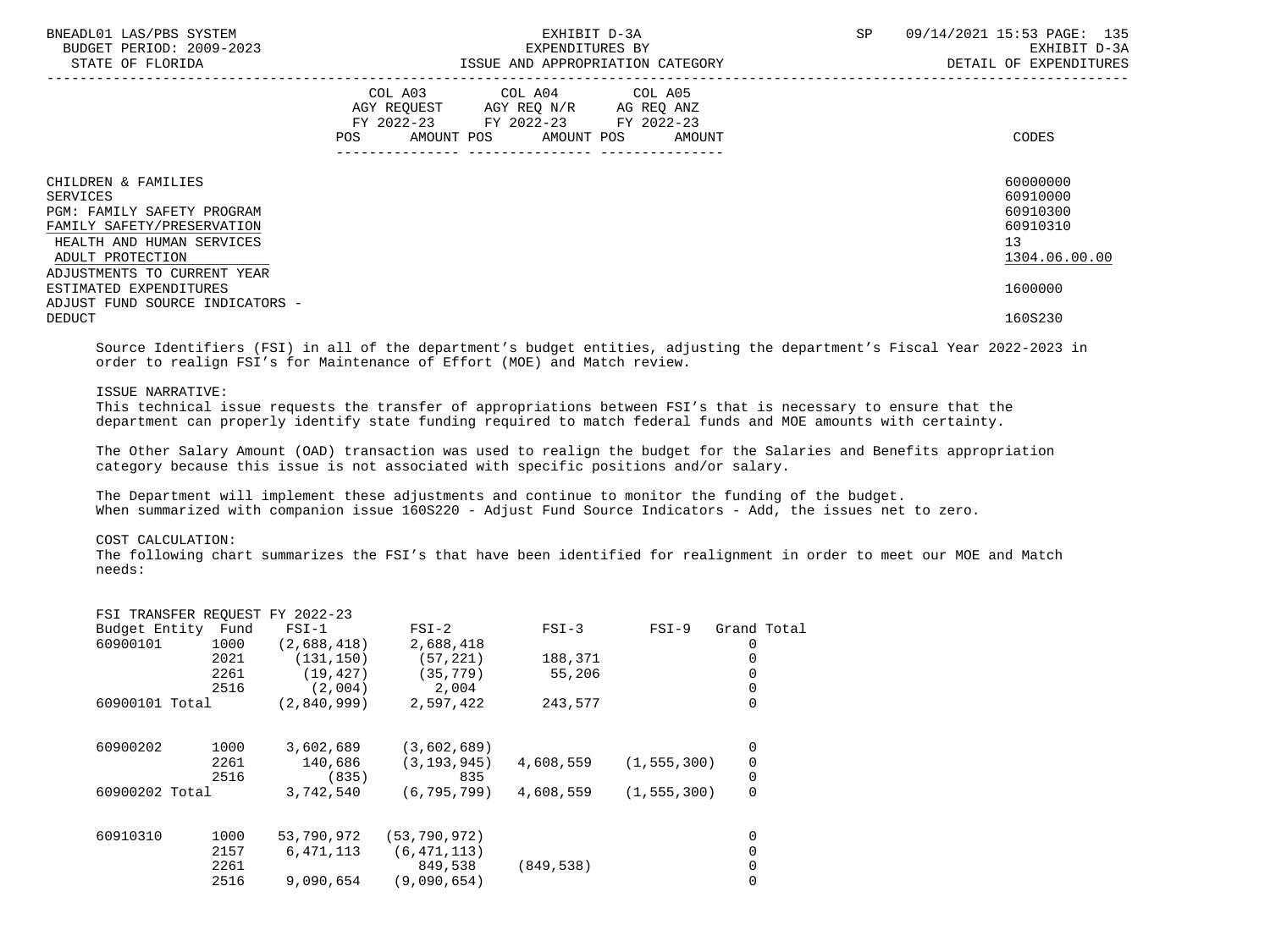| | COL A03 AGY REQUEST FY 2022-23 POS AMOUNT | COL A04 AGY REQ N/R FY 2022-23 POS AMOUNT | COL A05 AG REQ ANZ FY 2022-23 POS AMOUNT | CODES |
|---|---|---|---|---|
| CHILDREN & FAMILIES | | | | 60000000 |
| SERVICES | | | | 60910000 |
| PGM: FAMILY SAFETY PROGRAM | | | | 60910300 |
| FAMILY SAFETY/PRESERVATION | | | | 60910310 |
| HEALTH AND HUMAN SERVICES | | | | 13 |
| ADULT PROTECTION | | | | 1304.06.00.00 |
| ADJUSTMENTS TO CURRENT YEAR ESTIMATED EXPENDITURES | | | | 1600000 |
| ADJUST FUND SOURCE INDICATORS - DEDUCT | | | | 160S230 |

Source Identifiers (FSI) in all of the department's budget entities, adjusting the department's Fiscal Year 2022-2023 in order to realign FSI's for Maintenance of Effort (MOE) and Match review.

ISSUE NARRATIVE:
This technical issue requests the transfer of appropriations between FSI's that is necessary to ensure that the department can properly identify state funding required to match federal funds and MOE amounts with certainty.

The Other Salary Amount (OAD) transaction was used to realign the budget for the Salaries and Benefits appropriation category because this issue is not associated with specific positions and/or salary.

The Department will implement these adjustments and continue to monitor the funding of the budget.
When summarized with companion issue 160S220 - Adjust Fund Source Indicators - Add, the issues net to zero.

COST CALCULATION:
The following chart summarizes the FSI's that have been identified for realignment in order to meet our MOE and Match needs:

FSI TRANSFER REQUEST FY 2022-23

| Budget Entity | Fund | FSI-1 | FSI-2 | FSI-3 | FSI-9 | Grand Total |
|---|---|---|---|---|---|---|
| 60900101 | 1000 | (2,688,418) | 2,688,418 | | | 0 |
| | 2021 | (131,150) | (57,221) | 188,371 | | 0 |
| | 2261 | (19,427) | (35,779) | 55,206 | | 0 |
| | 2516 | (2,004) | 2,004 | | | 0 |
| 60900101 Total | | (2,840,999) | 2,597,422 | 243,577 | | 0 |
| 60900202 | 1000 | 3,602,689 | (3,602,689) | | | 0 |
| | 2261 | 140,686 | (3,193,945) | 4,608,559 | (1,555,300) | 0 |
| | 2516 | (835) | 835 | | | 0 |
| 60900202 Total | | 3,742,540 | (6,795,799) | 4,608,559 | (1,555,300) | 0 |
| 60910310 | 1000 | 53,790,972 | (53,790,972) | | | 0 |
| | 2157 | 6,471,113 | (6,471,113) | | | 0 |
| | 2261 | | 849,538 | (849,538) | | 0 |
| | 2516 | 9,090,654 | (9,090,654) | | | 0 |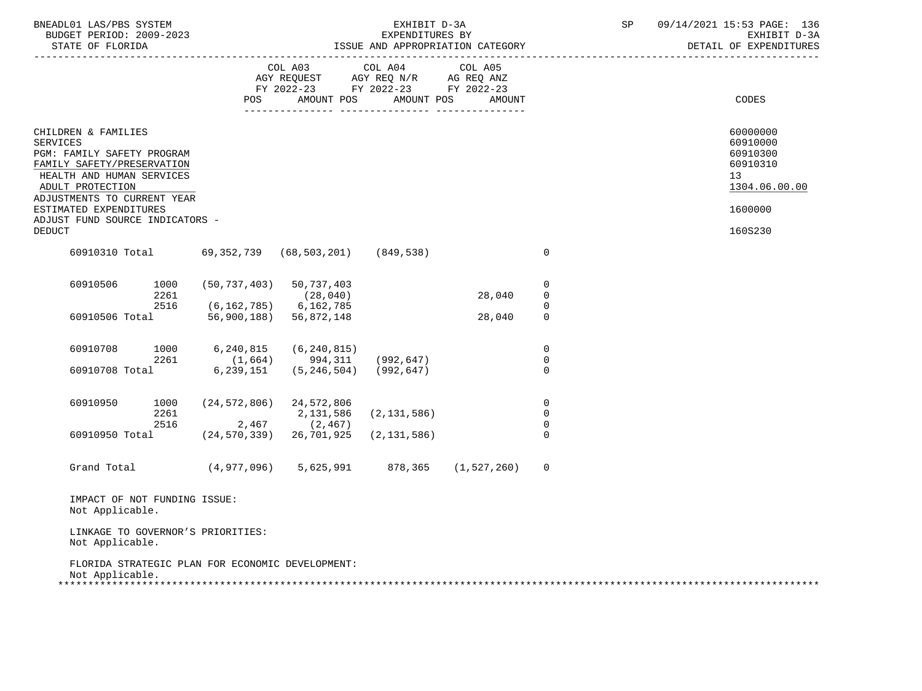BNEADL01 LAS/PBS SYSTEM — BUDGET PERIOD: 2009-2023 — STATE OF FLORIDA

EXHIBIT D-3A
EXPENDITURES BY
ISSUE AND APPROPRIATION CATEGORY

SP 09/14/2021 15:53 PAGE: 136
EXHIBIT D-3A
DETAIL OF EXPENDITURES

| | COL A03 AGY REQUEST FY 2022-23 | | COL A04 AGY REQ N/R FY 2022-23 | | COL A05 AG REQ ANZ FY 2022-23 | | |
|---|---|---|---|---|---|---|---|
| | POS | AMOUNT | POS | AMOUNT | POS | AMOUNT | CODES |

| | CODES |
|---|---|
| CHILDREN & FAMILIES | 60000000 |
| SERVICES | 60910000 |
| PGM: FAMILY SAFETY PROGRAM | 60910300 |
| FAMILY SAFETY/PRESERVATION | 60910310 |
| HEALTH AND HUMAN SERVICES | 13 |
| ADULT PROTECTION | 1304.06.00.00 |
| ADJUSTMENTS TO CURRENT YEAR ESTIMATED EXPENDITURES | 1600000 |
| ADJUST FUND SOURCE INDICATORS - DEDUCT | 160S230 |

| | | | | | | |
|---|---|---|---|---|---|---|
| 60910310 Total | | 69,352,739 | (68,503,201) | (849,538) | | 0 |
| 60910506 | 1000 | (50,737,403) | 50,737,403 | | | 0 |
| | 2261 | | (28,040) | | 28,040 | 0 |
| | 2516 | (6,162,785) | 6,162,785 | | | 0 |
| 60910506 Total | | 56,900,188) | 56,872,148 | | 28,040 | 0 |
| 60910708 | 1000 | 6,240,815 | (6,240,815) | | | 0 |
| | 2261 | (1,664) | 994,311 | (992,647) | | 0 |
| 60910708 Total | | 6,239,151 | (5,246,504) | (992,647) | | 0 |
| 60910950 | 1000 | (24,572,806) | 24,572,806 | | | 0 |
| | 2261 | | 2,131,586 | (2,131,586) | | 0 |
| | 2516 | 2,467 | (2,467) | | | 0 |
| 60910950 Total | | (24,570,339) | 26,701,925 | (2,131,586) | | 0 |
| Grand Total | | (4,977,096) | 5,625,991 | 878,365 | (1,527,260) | 0 |

IMPACT OF NOT FUNDING ISSUE:
Not Applicable.

LINKAGE TO GOVERNOR'S PRIORITIES:
Not Applicable.

FLORIDA STRATEGIC PLAN FOR ECONOMIC DEVELOPMENT:
Not Applicable.

*******************************************************************************************************************************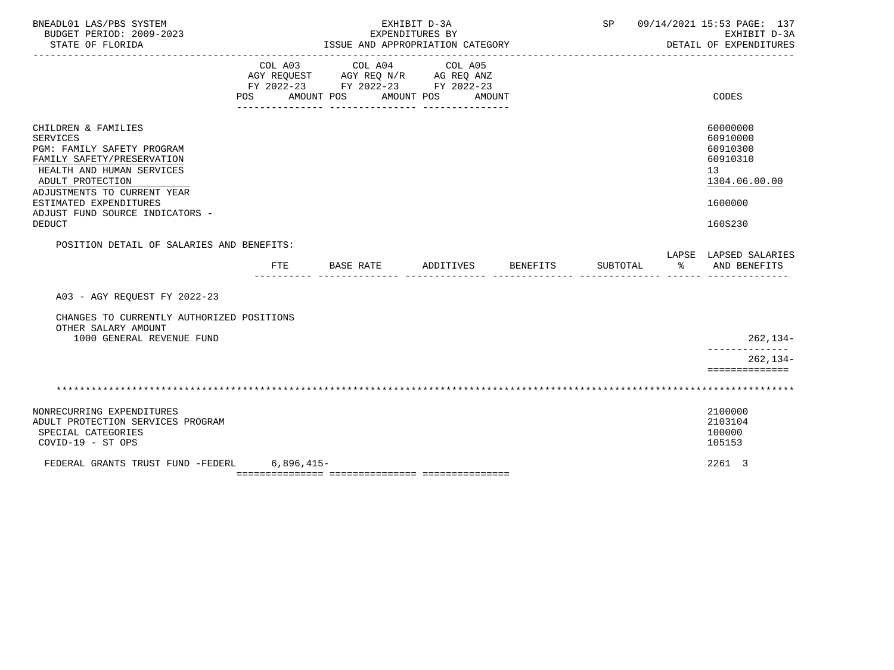BNEADL01 LAS/PBS SYSTEM — EXHIBIT D-3A — SP 09/14/2021 15:53
BUDGET PERIOD: 2009-2023 — EXPENDITURES BY — EXHIBIT D-3A
STATE OF FLORIDA — ISSUE AND APPROPRIATION CATEGORY — DETAIL OF EXPENDITURES

| | COL A03 AGY REQUEST FY 2022-23 POS AMOUNT | COL A04 AGY REQ N/R FY 2022-23 POS AMOUNT | COL A05 AG REQ ANZ FY 2022-23 POS AMOUNT | CODES |
|---|---|---|---|---|
| CHILDREN & FAMILIES | | | | 60000000 |
| SERVICES | | | | 60910000 |
| PGM: FAMILY SAFETY PROGRAM | | | | 60910300 |
| FAMILY SAFETY/PRESERVATION | | | | 60910310 |
| HEALTH AND HUMAN SERVICES | | | | 13 |
| ADULT PROTECTION | | | | 1304.06.00.00 |
| ADJUSTMENTS TO CURRENT YEAR ESTIMATED EXPENDITURES | | | | 1600000 |
| ADJUST FUND SOURCE INDICATORS - DEDUCT | | | | 160S230 |

POSITION DETAIL OF SALARIES AND BENEFITS:

| | FTE | BASE RATE | ADDITIVES | BENEFITS | SUBTOTAL | LAPSE % | LAPSED SALARIES AND BENEFITS |
|---|---|---|---|---|---|---|---|
| A03 - AGY REQUEST FY 2022-23 | | | | | | | |
| CHANGES TO CURRENTLY AUTHORIZED POSITIONS | | | | | | | |
| OTHER SALARY AMOUNT | | | | | | | |
| 1000 GENERAL REVENUE FUND | | | | | | | 262,134- |
| | | | | | | | 262,134- |

*******************************************************************************************************************

| | COL A03 AGY REQUEST FY 2022-23 POS AMOUNT | COL A04 AGY REQ N/R FY 2022-23 POS AMOUNT | COL A05 AG REQ ANZ FY 2022-23 POS AMOUNT | CODES |
|---|---|---|---|---|
| NONRECURRING EXPENDITURES | | | | 2100000 |
| ADULT PROTECTION SERVICES PROGRAM | | | | 2103104 |
| SPECIAL CATEGORIES | | | | 100000 |
| COVID-19 - ST OPS | | | | 105153 |
| FEDERAL GRANTS TRUST FUND -FEDERL | 6,896,415- | | | 2261 3 |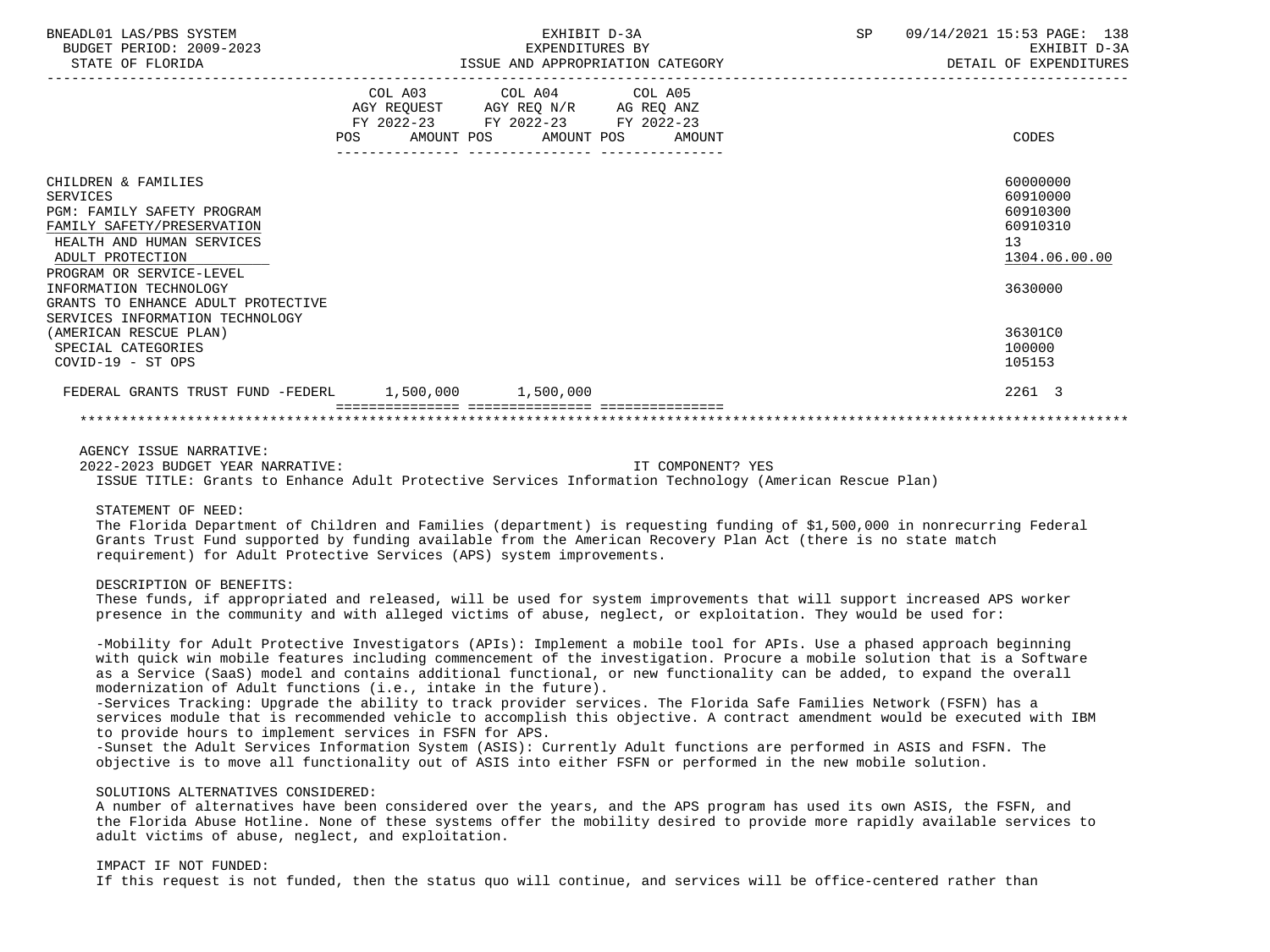BNEADL01 LAS/PBS SYSTEM — EXHIBIT D-3A — SP 09/14/2021 15:53
BUDGET PERIOD: 2009-2023 — EXPENDITURES BY — EXHIBIT D-3A
STATE OF FLORIDA — ISSUE AND APPROPRIATION CATEGORY — DETAIL OF EXPENDITURES

| | COL A03 AGY REQUEST FY 2022-23 POS AMOUNT | COL A04 AGY REQ N/R FY 2022-23 POS AMOUNT | COL A05 AG REQ ANZ FY 2022-23 POS AMOUNT | CODES |
|---|---|---|---|---|
| CHILDREN & FAMILIES | | | | 60000000 |
| SERVICES | | | | 60910000 |
| PGM: FAMILY SAFETY PROGRAM | | | | 60910300 |
| FAMILY SAFETY/PRESERVATION | | | | 60910310 |
| HEALTH AND HUMAN SERVICES | | | | 13 |
| ADULT PROTECTION | | | | 1304.06.00.00 |
| PROGRAM OR SERVICE-LEVEL INFORMATION TECHNOLOGY | | | | 3630000 |
| GRANTS TO ENHANCE ADULT PROTECTIVE SERVICES INFORMATION TECHNOLOGY (AMERICAN RESCUE PLAN) | | | | 36301C0 |
| SPECIAL CATEGORIES | | | | 100000 |
| COVID-19 - ST OPS | | | | 105153 |
| FEDERAL GRANTS TRUST FUND -FEDERL | 1,500,000 | 1,500,000 | | 2261 3 |

AGENCY ISSUE NARRATIVE:

2022-2023 BUDGET YEAR NARRATIVE: IT COMPONENT? YES

ISSUE TITLE: Grants to Enhance Adult Protective Services Information Technology (American Rescue Plan)

STATEMENT OF NEED:

The Florida Department of Children and Families (department) is requesting funding of $1,500,000 in nonrecurring Federal Grants Trust Fund supported by funding available from the American Recovery Plan Act (there is no state match requirement) for Adult Protective Services (APS) system improvements.

DESCRIPTION OF BENEFITS:

These funds, if appropriated and released, will be used for system improvements that will support increased APS worker presence in the community and with alleged victims of abuse, neglect, or exploitation. They would be used for:

-Mobility for Adult Protective Investigators (APIs): Implement a mobile tool for APIs. Use a phased approach beginning with quick win mobile features including commencement of the investigation. Procure a mobile solution that is a Software as a Service (SaaS) model and contains additional functional, or new functionality can be added, to expand the overall modernization of Adult functions (i.e., intake in the future).

-Services Tracking: Upgrade the ability to track provider services. The Florida Safe Families Network (FSFN) has a services module that is recommended vehicle to accomplish this objective. A contract amendment would be executed with IBM to provide hours to implement services in FSFN for APS.

-Sunset the Adult Services Information System (ASIS): Currently Adult functions are performed in ASIS and FSFN. The objective is to move all functionality out of ASIS into either FSFN or performed in the new mobile solution.

SOLUTIONS ALTERNATIVES CONSIDERED:

A number of alternatives have been considered over the years, and the APS program has used its own ASIS, the FSFN, and the Florida Abuse Hotline. None of these systems offer the mobility desired to provide more rapidly available services to adult victims of abuse, neglect, and exploitation.

IMPACT IF NOT FUNDED:

If this request is not funded, then the status quo will continue, and services will be office-centered rather than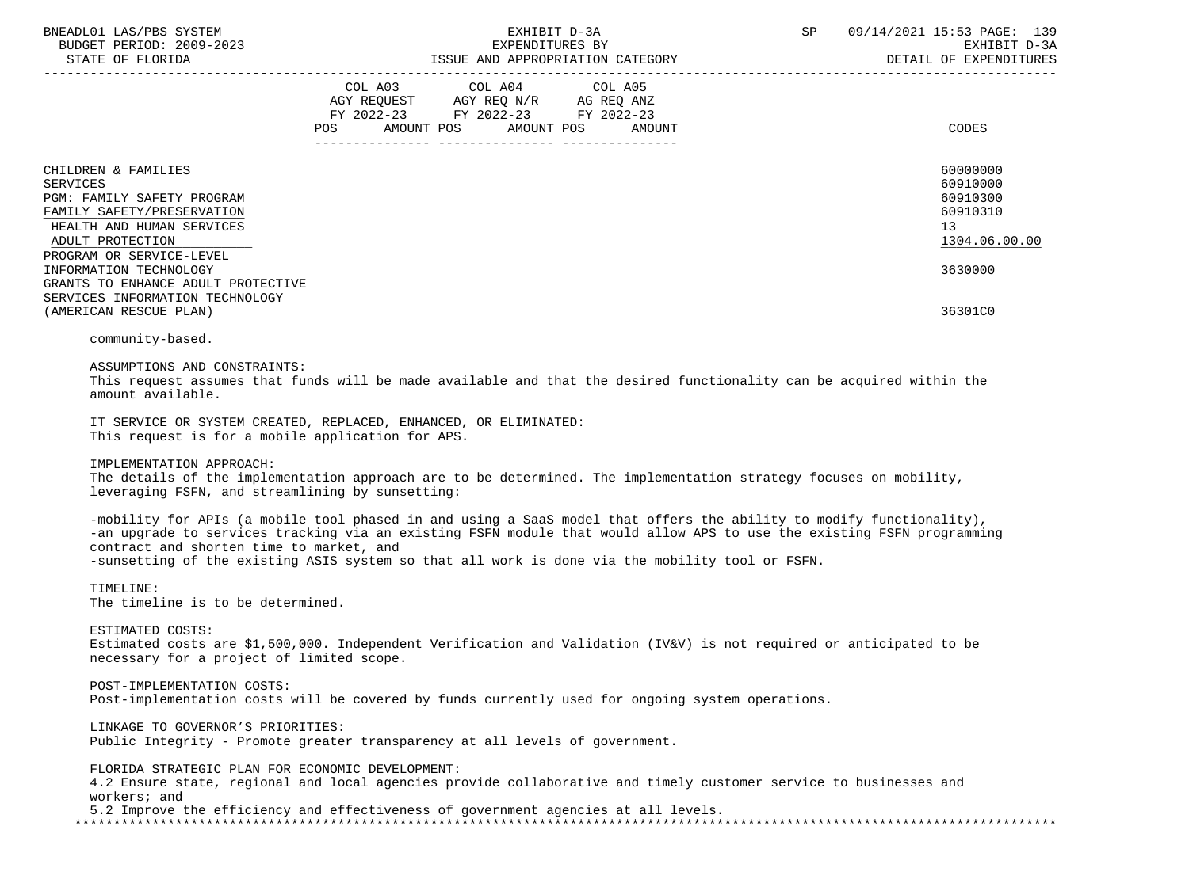| | COL A03 AGY REQUEST FY 2022-23 POS AMOUNT | COL A04 AGY REQ N/R FY 2022-23 POS AMOUNT | COL A05 AG REQ ANZ FY 2022-23 POS AMOUNT | CODES |
|---|---|---|---|---|
| CHILDREN & FAMILIES | | | | 60000000 |
| SERVICES | | | | 60910000 |
| PGM: FAMILY SAFETY PROGRAM | | | | 60910300 |
| FAMILY SAFETY/PRESERVATION | | | | 60910310 |
| HEALTH AND HUMAN SERVICES | | | | 13 |
| ADULT PROTECTION | | | | 1304.06.00.00 |
| PROGRAM OR SERVICE-LEVEL INFORMATION TECHNOLOGY | | | | 3630000 |
| GRANTS TO ENHANCE ADULT PROTECTIVE SERVICES INFORMATION TECHNOLOGY (AMERICAN RESCUE PLAN) | | | | 36301C0 |

community-based.

ASSUMPTIONS AND CONSTRAINTS:
This request assumes that funds will be made available and that the desired functionality can be acquired within the amount available.

IT SERVICE OR SYSTEM CREATED, REPLACED, ENHANCED, OR ELIMINATED:
This request is for a mobile application for APS.

IMPLEMENTATION APPROACH:
The details of the implementation approach are to be determined. The implementation strategy focuses on mobility, leveraging FSFN, and streamlining by sunsetting:

-mobility for APIs (a mobile tool phased in and using a SaaS model that offers the ability to modify functionality),
-an upgrade to services tracking via an existing FSFN module that would allow APS to use the existing FSFN programming contract and shorten time to market, and
-sunsetting of the existing ASIS system so that all work is done via the mobility tool or FSFN.

TIMELINE:
The timeline is to be determined.

ESTIMATED COSTS:
Estimated costs are $1,500,000. Independent Verification and Validation (IV&V) is not required or anticipated to be necessary for a project of limited scope.

POST-IMPLEMENTATION COSTS:
Post-implementation costs will be covered by funds currently used for ongoing system operations.

LINKAGE TO GOVERNOR'S PRIORITIES:
Public Integrity - Promote greater transparency at all levels of government.

FLORIDA STRATEGIC PLAN FOR ECONOMIC DEVELOPMENT:
4.2 Ensure state, regional and local agencies provide collaborative and timely customer service to businesses and workers; and
5.2 Improve the efficiency and effectiveness of government agencies at all levels.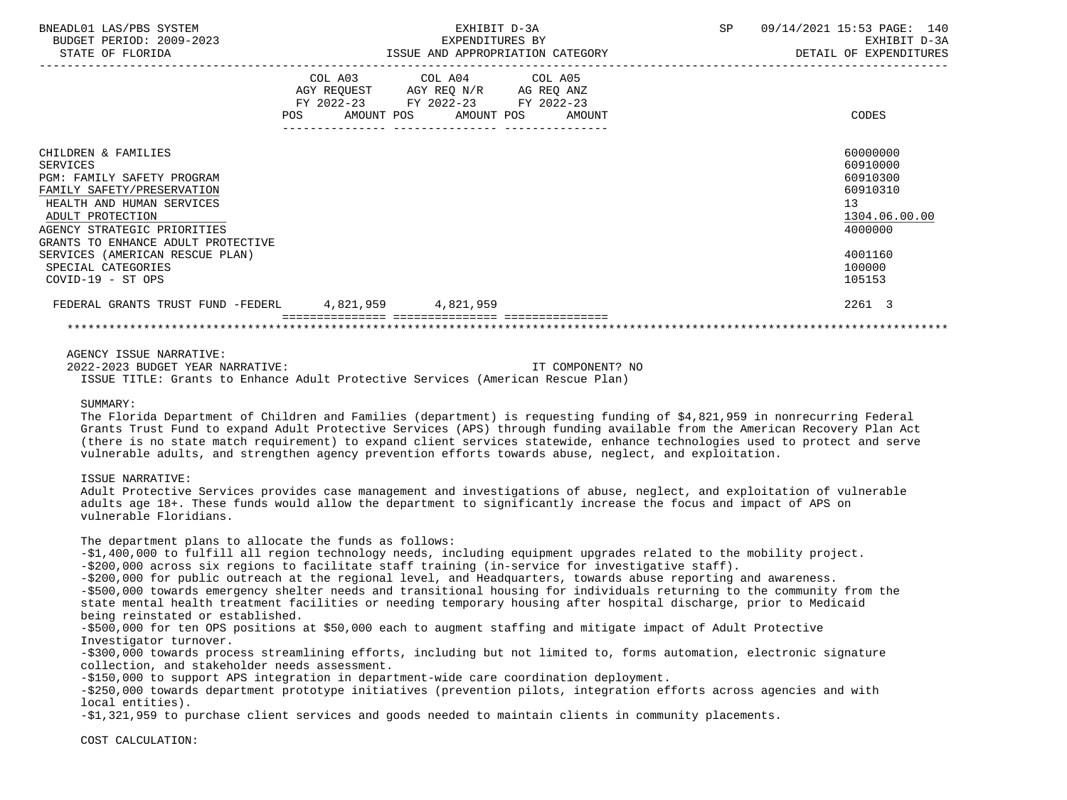| | COL A03 AGY REQUEST FY 2022-23 POS AMOUNT | COL A04 AGY REQ N/R FY 2022-23 POS AMOUNT | COL A05 AG REQ ANZ FY 2022-23 POS AMOUNT | CODES |
|---|---|---|---|---|
| CHILDREN & FAMILIES | | | | 60000000 |
| SERVICES | | | | 60910000 |
| PGM: FAMILY SAFETY PROGRAM | | | | 60910300 |
| FAMILY SAFETY/PRESERVATION | | | | 60910310 |
| HEALTH AND HUMAN SERVICES | | | | 13 |
| ADULT PROTECTION | | | | 1304.06.00.00 |
| AGENCY STRATEGIC PRIORITIES | | | | 4000000 |
| GRANTS TO ENHANCE ADULT PROTECTIVE SERVICES (AMERICAN RESCUE PLAN) | | | | 4001160 |
| SPECIAL CATEGORIES | | | | 100000 |
| COVID-19 - ST OPS | | | | 105153 |
| FEDERAL GRANTS TRUST FUND -FEDERL | 4,821,959 | 4,821,959 | | 2261 3 |

AGENCY ISSUE NARRATIVE:

2022-2023 BUDGET YEAR NARRATIVE: IT COMPONENT? NO

ISSUE TITLE: Grants to Enhance Adult Protective Services (American Rescue Plan)

SUMMARY:

The Florida Department of Children and Families (department) is requesting funding of $4,821,959 in nonrecurring Federal Grants Trust Fund to expand Adult Protective Services (APS) through funding available from the American Recovery Plan Act (there is no state match requirement) to expand client services statewide, enhance technologies used to protect and serve vulnerable adults, and strengthen agency prevention efforts towards abuse, neglect, and exploitation.

ISSUE NARRATIVE:

Adult Protective Services provides case management and investigations of abuse, neglect, and exploitation of vulnerable adults age 18+. These funds would allow the department to significantly increase the focus and impact of APS on vulnerable Floridians.

The department plans to allocate the funds as follows:

-$1,400,000 to fulfill all region technology needs, including equipment upgrades related to the mobility project.
-$200,000 across six regions to facilitate staff training (in-service for investigative staff).
-$200,000 for public outreach at the regional level, and Headquarters, towards abuse reporting and awareness.
-$500,000 towards emergency shelter needs and transitional housing for individuals returning to the community from the state mental health treatment facilities or needing temporary housing after hospital discharge, prior to Medicaid being reinstated or established.
-$500,000 for ten OPS positions at $50,000 each to augment staffing and mitigate impact of Adult Protective Investigator turnover.
-$300,000 towards process streamlining efforts, including but not limited to, forms automation, electronic signature collection, and stakeholder needs assessment.
-$150,000 to support APS integration in department-wide care coordination deployment.
-$250,000 towards department prototype initiatives (prevention pilots, integration efforts across agencies and with local entities).
-$1,321,959 to purchase client services and goods needed to maintain clients in community placements.

COST CALCULATION: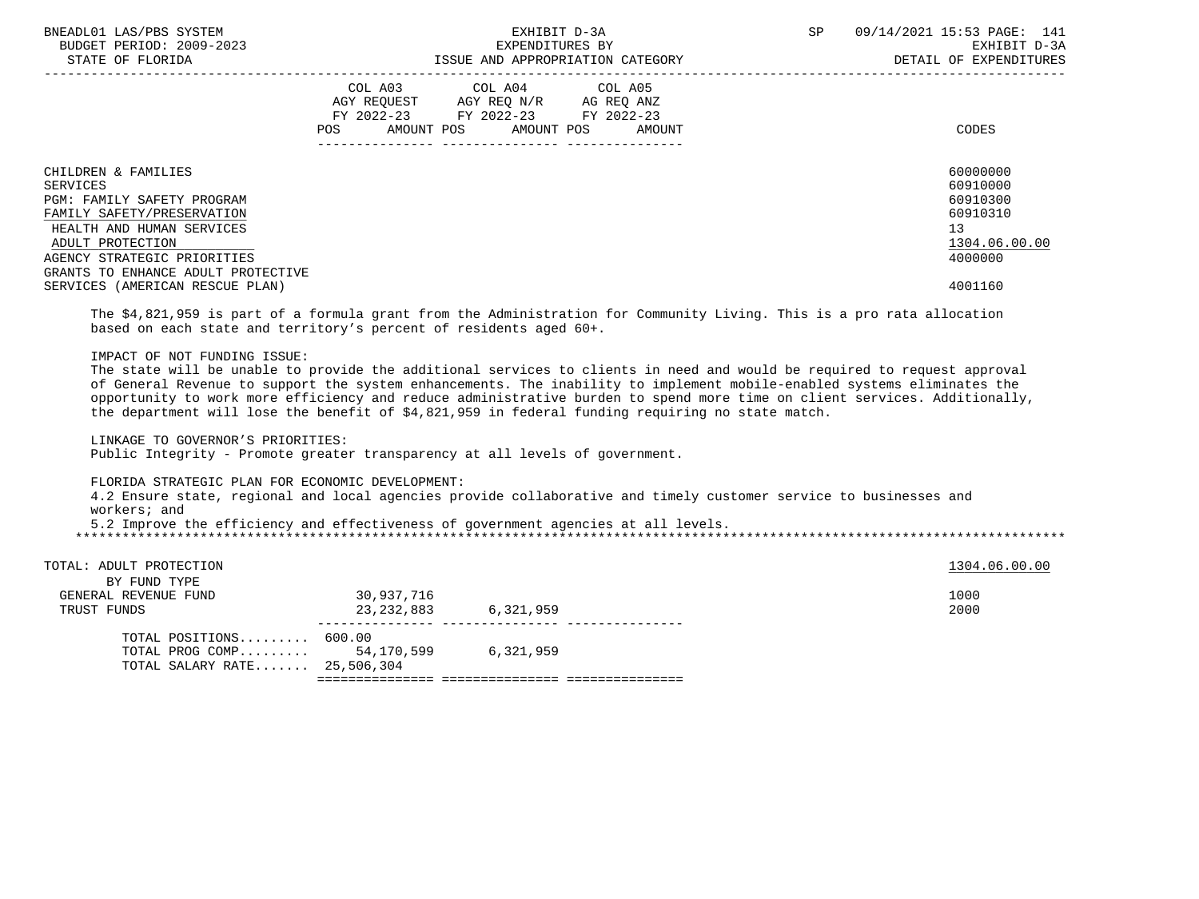BNEADL01 LAS/PBS SYSTEM | EXHIBIT D-3A | SP 09/14/2021 15:53

BUDGET PERIOD: 2009-2023 | EXPENDITURES BY | EXHIBIT D-3A

STATE OF FLORIDA | ISSUE AND APPROPRIATION CATEGORY | DETAIL OF EXPENDITURES

| | COL A03 AGY REQUEST FY 2022-23 POS AMOUNT | COL A04 AGY REQ N/R FY 2022-23 POS AMOUNT | COL A05 AG REQ ANZ FY 2022-23 POS AMOUNT | CODES |
|---|---|---|---|---|
| CHILDREN & FAMILIES | | | | 60000000 |
| SERVICES | | | | 60910000 |
| PGM: FAMILY SAFETY PROGRAM | | | | 60910300 |
| FAMILY SAFETY/PRESERVATION | | | | 60910310 |
| HEALTH AND HUMAN SERVICES | | | | 13 |
| ADULT PROTECTION | | | | 1304.06.00.00 |
| AGENCY STRATEGIC PRIORITIES | | | | 4000000 |
| GRANTS TO ENHANCE ADULT PROTECTIVE SERVICES (AMERICAN RESCUE PLAN) | | | | 4001160 |

The $4,821,959 is part of a formula grant from the Administration for Community Living. This is a pro rata allocation based on each state and territory's percent of residents aged 60+.

IMPACT OF NOT FUNDING ISSUE:
The state will be unable to provide the additional services to clients in need and would be required to request approval of General Revenue to support the system enhancements. The inability to implement mobile-enabled systems eliminates the opportunity to work more efficiency and reduce administrative burden to spend more time on client services. Additionally, the department will lose the benefit of $4,821,959 in federal funding requiring no state match.

LINKAGE TO GOVERNOR'S PRIORITIES:
Public Integrity - Promote greater transparency at all levels of government.

FLORIDA STRATEGIC PLAN FOR ECONOMIC DEVELOPMENT:
4.2 Ensure state, regional and local agencies provide collaborative and timely customer service to businesses and workers; and
5.2 Improve the efficiency and effectiveness of government agencies at all levels.

*****************************************************************************************************************************

| | COL A03 | COL A04 | COL A05 | CODES |
|---|---|---|---|---|
| TOTAL: ADULT PROTECTION | | | | 1304.06.00.00 |
| BY FUND TYPE | | | | |
| GENERAL REVENUE FUND | 30,937,716 | | | 1000 |
| TRUST FUNDS | 23,232,883 | 6,321,959 | | 2000 |
| TOTAL POSITIONS......... | 600.00 | | | |
| TOTAL PROG COMP......... | 54,170,599 | 6,321,959 | | |
| TOTAL SALARY RATE....... | 25,506,304 | | | |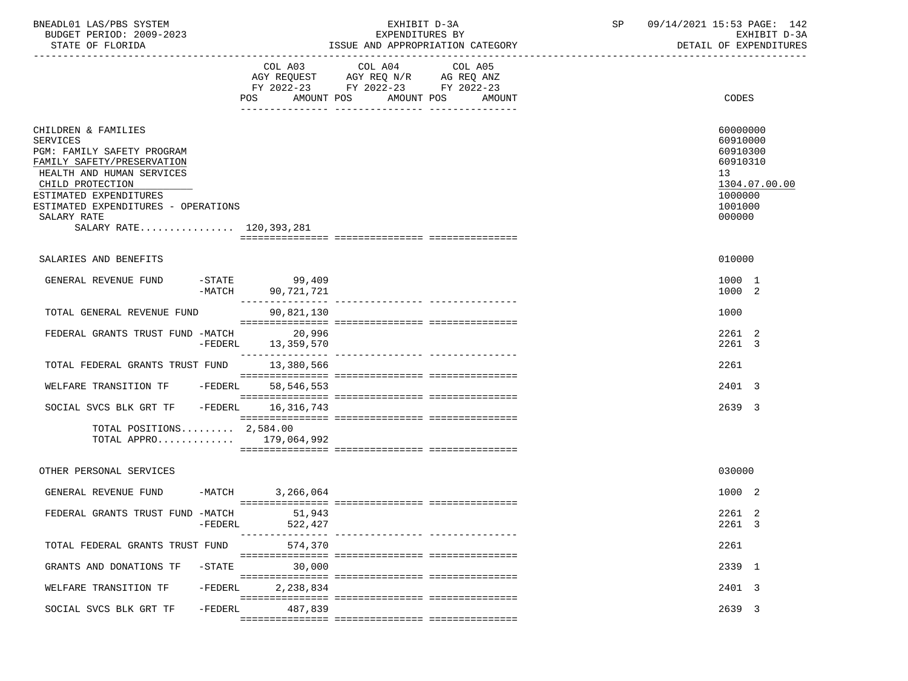BNEADL01 LAS/PBS SYSTEM — EXHIBIT D-3A — SP 09/14/2021 15:53 PAGE: 142

BUDGET PERIOD: 2009-2023 — EXPENDITURES BY — EXHIBIT D-3A

STATE OF FLORIDA — ISSUE AND APPROPRIATION CATEGORY — DETAIL OF EXPENDITURES

| | COL A03 AGY REQUEST FY 2022-23 POS AMOUNT | COL A04 AGY REQ N/R FY 2022-23 POS AMOUNT | COL A05 AG REQ ANZ FY 2022-23 POS AMOUNT | CODES |
|---|---|---|---|---|
| CHILDREN & FAMILIES | | | | 60000000 |
| SERVICES | | | | 60910000 |
| PGM: FAMILY SAFETY PROGRAM | | | | 60910300 |
| FAMILY SAFETY/PRESERVATION | | | | 60910310 |
| HEALTH AND HUMAN SERVICES | | | | 13 |
| CHILD PROTECTION | | | | 1304.07.00.00 |
| ESTIMATED EXPENDITURES | | | | 1000000 |
| ESTIMATED EXPENDITURES - OPERATIONS | | | | 1001000 |
| SALARY RATE | | | | 000000 |
| SALARY RATE................ | 120,393,281 | | | |
| SALARIES AND BENEFITS | | | | 010000 |
| GENERAL REVENUE FUND -STATE | 99,409 | | | 1000 1 |
| -MATCH | 90,721,721 | | | 1000 2 |
| TOTAL GENERAL REVENUE FUND | 90,821,130 | | | 1000 |
| FEDERAL GRANTS TRUST FUND -MATCH | 20,996 | | | 2261 2 |
| -FEDERL | 13,359,570 | | | 2261 3 |
| TOTAL FEDERAL GRANTS TRUST FUND | 13,380,566 | | | 2261 |
| WELFARE TRANSITION TF -FEDERL | 58,546,553 | | | 2401 3 |
| SOCIAL SVCS BLK GRT TF -FEDERL | 16,316,743 | | | 2639 3 |
| TOTAL POSITIONS......... | 2,584.00 | | | |
| TOTAL APPRO............. | 179,064,992 | | | |
| OTHER PERSONAL SERVICES | | | | 030000 |
| GENERAL REVENUE FUND -MATCH | 3,266,064 | | | 1000 2 |
| FEDERAL GRANTS TRUST FUND -MATCH | 51,943 | | | 2261 2 |
| -FEDERL | 522,427 | | | 2261 3 |
| TOTAL FEDERAL GRANTS TRUST FUND | 574,370 | | | 2261 |
| GRANTS AND DONATIONS TF -STATE | 30,000 | | | 2339 1 |
| WELFARE TRANSITION TF -FEDERL | 2,238,834 | | | 2401 3 |
| SOCIAL SVCS BLK GRT TF -FEDERL | 487,839 | | | 2639 3 |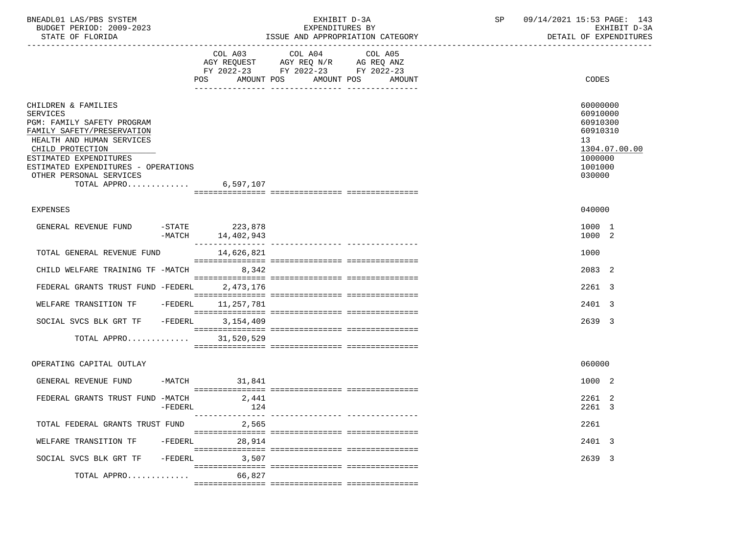BNEADL01 LAS/PBS SYSTEM | EXHIBIT D-3A | SP 09/14/2021 15:53 PAGE: 143
BUDGET PERIOD: 2009-2023 | EXPENDITURES BY | EXHIBIT D-3A
STATE OF FLORIDA | ISSUE AND APPROPRIATION CATEGORY | DETAIL OF EXPENDITURES

| | COL A03 AGY REQUEST FY 2022-23 POS AMOUNT | COL A04 AGY REQ N/R FY 2022-23 POS AMOUNT | COL A05 AG REQ ANZ FY 2022-23 POS AMOUNT | CODES |
|---|---|---|---|---|
| CHILDREN & FAMILIES | | | | 60000000 |
| SERVICES | | | | 60910000 |
| PGM: FAMILY SAFETY PROGRAM | | | | 60910300 |
| FAMILY SAFETY/PRESERVATION | | | | 60910310 |
| HEALTH AND HUMAN SERVICES | | | | 13 |
| CHILD PROTECTION | | | | 1304.07.00.00 |
| ESTIMATED EXPENDITURES | | | | 1000000 |
| ESTIMATED EXPENDITURES - OPERATIONS | | | | 1001000 |
| OTHER PERSONAL SERVICES | | | | 030000 |
| TOTAL APPRO............ | 6,597,107 | | | |
| EXPENSES | | | | 040000 |
| GENERAL REVENUE FUND -STATE | 223,878 | | | 1000 1 |
| -MATCH | 14,402,943 | | | 1000 2 |
| TOTAL GENERAL REVENUE FUND | 14,626,821 | | | 1000 |
| CHILD WELFARE TRAINING TF -MATCH | 8,342 | | | 2083 2 |
| FEDERAL GRANTS TRUST FUND -FEDERL | 2,473,176 | | | 2261 3 |
| WELFARE TRANSITION TF -FEDERL | 11,257,781 | | | 2401 3 |
| SOCIAL SVCS BLK GRT TF -FEDERL | 3,154,409 | | | 2639 3 |
| TOTAL APPRO............ | 31,520,529 | | | |
| OPERATING CAPITAL OUTLAY | | | | 060000 |
| GENERAL REVENUE FUND -MATCH | 31,841 | | | 1000 2 |
| FEDERAL GRANTS TRUST FUND -MATCH | 2,441 | | | 2261 2 |
| -FEDERL | 124 | | | 2261 3 |
| TOTAL FEDERAL GRANTS TRUST FUND | 2,565 | | | 2261 |
| WELFARE TRANSITION TF -FEDERL | 28,914 | | | 2401 3 |
| SOCIAL SVCS BLK GRT TF -FEDERL | 3,507 | | | 2639 3 |
| TOTAL APPRO............ | 66,827 | | | |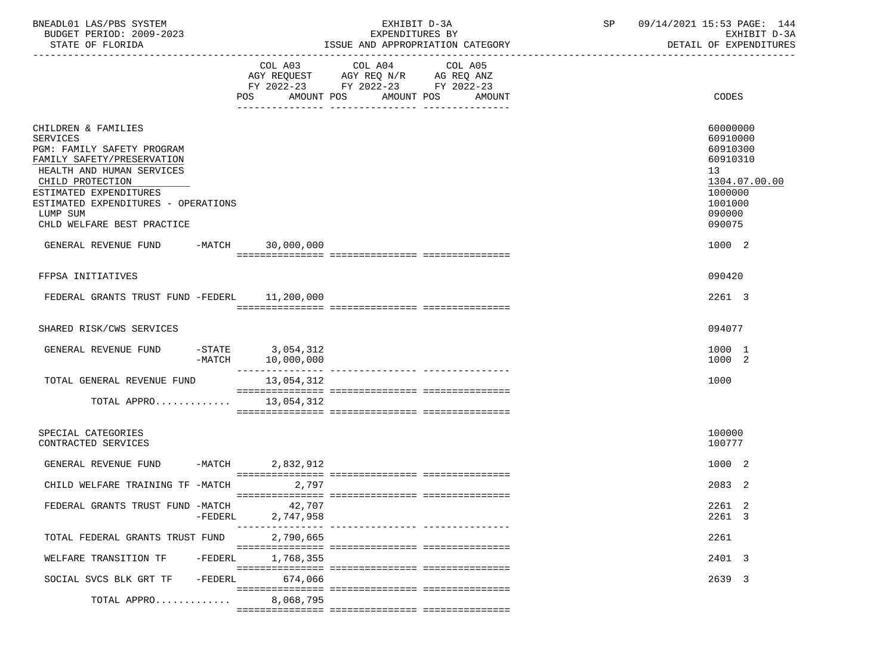BNEADL01 LAS/PBS SYSTEM
BUDGET PERIOD: 2009-2023
STATE OF FLORIDA

EXHIBIT D-3A
EXPENDITURES BY
ISSUE AND APPROPRIATION CATEGORY

SP 09/14/2021 15:53 PAGE: 144
EXHIBIT D-3A
DETAIL OF EXPENDITURES

| | COL A03 AGY REQUEST FY 2022-23 POS AMOUNT | COL A04 AGY REQ N/R FY 2022-23 POS AMOUNT | COL A05 AG REQ ANZ FY 2022-23 POS AMOUNT | CODES |
|---|---|---|---|---|
| CHILDREN & FAMILIES | | | | 60000000 |
| SERVICES | | | | 60910000 |
| PGM: FAMILY SAFETY PROGRAM | | | | 60910300 |
| FAMILY SAFETY/PRESERVATION | | | | 60910310 |
| HEALTH AND HUMAN SERVICES | | | | 13 |
| CHILD PROTECTION | | | | 1304.07.00.00 |
| ESTIMATED EXPENDITURES | | | | 1000000 |
| ESTIMATED EXPENDITURES - OPERATIONS | | | | 1001000 |
| LUMP SUM | | | | 090000 |
| CHLD WELFARE BEST PRACTICE | | | | 090075 |
| GENERAL REVENUE FUND -MATCH | 30,000,000 | | | 1000 2 |
| FFPSA INITIATIVES | | | | 090420 |
| FEDERAL GRANTS TRUST FUND -FEDERL | 11,200,000 | | | 2261 3 |
| SHARED RISK/CWS SERVICES | | | | 094077 |
| GENERAL REVENUE FUND -STATE | 3,054,312 | | | 1000 1 |
| -MATCH | 10,000,000 | | | 1000 2 |
| TOTAL GENERAL REVENUE FUND | 13,054,312 | | | 1000 |
| TOTAL APPRO............ | 13,054,312 | | | |
| SPECIAL CATEGORIES | | | | 100000 |
| CONTRACTED SERVICES | | | | 100777 |
| GENERAL REVENUE FUND -MATCH | 2,832,912 | | | 1000 2 |
| CHILD WELFARE TRAINING TF -MATCH | 2,797 | | | 2083 2 |
| FEDERAL GRANTS TRUST FUND -MATCH | 42,707 | | | 2261 2 |
| -FEDERL | 2,747,958 | | | 2261 3 |
| TOTAL FEDERAL GRANTS TRUST FUND | 2,790,665 | | | 2261 |
| WELFARE TRANSITION TF -FEDERL | 1,768,355 | | | 2401 3 |
| SOCIAL SVCS BLK GRT TF -FEDERL | 674,066 | | | 2639 3 |
| TOTAL APPRO............ | 8,068,795 | | | |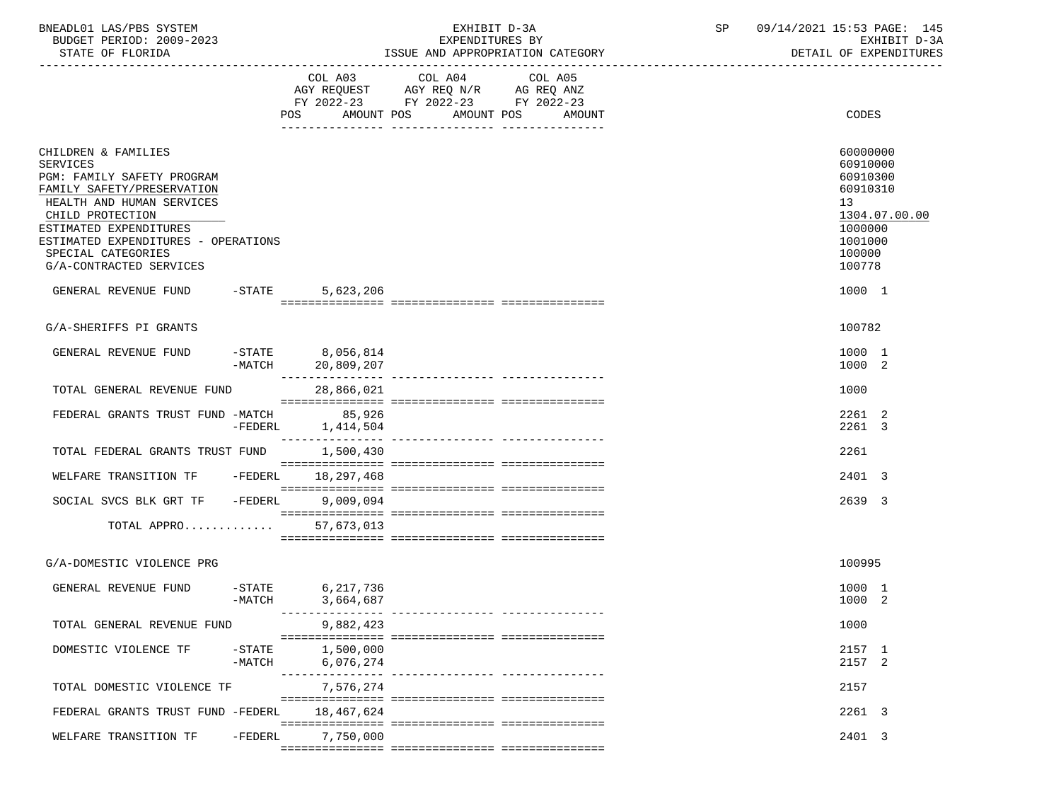BNEADL01 LAS/PBS SYSTEM
BUDGET PERIOD: 2009-2023
STATE OF FLORIDA

EXHIBIT D-3A
EXPENDITURES BY
ISSUE AND APPROPRIATION CATEGORY

SP 09/14/2021 15:53
EXHIBIT D-3A
DETAIL OF EXPENDITURES

| | COL A03 AGY REQUEST FY 2022-23 POS AMOUNT | COL A04 AGY REQ N/R FY 2022-23 POS AMOUNT | COL A05 AG REQ ANZ FY 2022-23 POS AMOUNT | CODES |
|---|---|---|---|---|
| CHILDREN & FAMILIES | | | | 60000000 |
| SERVICES | | | | 60910000 |
| PGM: FAMILY SAFETY PROGRAM | | | | 60910300 |
| FAMILY SAFETY/PRESERVATION | | | | 60910310 |
| HEALTH AND HUMAN SERVICES | | | | 13 |
| CHILD PROTECTION | | | | 1304.07.00.00 |
| ESTIMATED EXPENDITURES | | | | 1000000 |
| ESTIMATED EXPENDITURES - OPERATIONS | | | | 1001000 |
| SPECIAL CATEGORIES | | | | 100000 |
| G/A-CONTRACTED SERVICES | | | | 100778 |
| GENERAL REVENUE FUND -STATE | 5,623,206 | | | 1000 1 |
| G/A-SHERIFFS PI GRANTS | | | | 100782 |
| GENERAL REVENUE FUND -STATE | 8,056,814 | | | 1000 1 |
| -MATCH | 20,809,207 | | | 1000 2 |
| TOTAL GENERAL REVENUE FUND | 28,866,021 | | | 1000 |
| FEDERAL GRANTS TRUST FUND -MATCH | 85,926 | | | 2261 2 |
| -FEDERL | 1,414,504 | | | 2261 3 |
| TOTAL FEDERAL GRANTS TRUST FUND | 1,500,430 | | | 2261 |
| WELFARE TRANSITION TF -FEDERL | 18,297,468 | | | 2401 3 |
| SOCIAL SVCS BLK GRT TF -FEDERL | 9,009,094 | | | 2639 3 |
| TOTAL APPRO............ | 57,673,013 | | | |
| G/A-DOMESTIC VIOLENCE PRG | | | | 100995 |
| GENERAL REVENUE FUND -STATE | 6,217,736 | | | 1000 1 |
| -MATCH | 3,664,687 | | | 1000 2 |
| TOTAL GENERAL REVENUE FUND | 9,882,423 | | | 1000 |
| DOMESTIC VIOLENCE TF -STATE | 1,500,000 | | | 2157 1 |
| -MATCH | 6,076,274 | | | 2157 2 |
| TOTAL DOMESTIC VIOLENCE TF | 7,576,274 | | | 2157 |
| FEDERAL GRANTS TRUST FUND -FEDERL | 18,467,624 | | | 2261 3 |
| WELFARE TRANSITION TF -FEDERL | 7,750,000 | | | 2401 3 |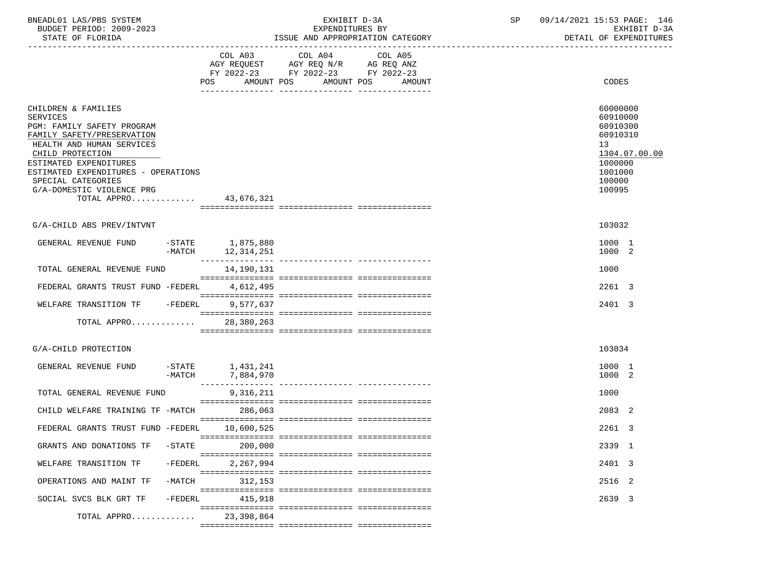BNEADL01 LAS/PBS SYSTEM | EXHIBIT D-3A | SP 09/14/2021 15:53

BUDGET PERIOD: 2009-2023 | EXPENDITURES BY | EXHIBIT D-3A

STATE OF FLORIDA | ISSUE AND APPROPRIATION CATEGORY | DETAIL OF EXPENDITURES

| | COL A03 AGY REQUEST FY 2022-23 POS AMOUNT | COL A04 AGY REQ N/R FY 2022-23 POS AMOUNT | COL A05 AG REQ ANZ FY 2022-23 POS AMOUNT | CODES |
|---|---|---|---|---|
| CHILDREN & FAMILIES | | | | 60000000 |
| SERVICES | | | | 60910000 |
| PGM: FAMILY SAFETY PROGRAM | | | | 60910300 |
| FAMILY SAFETY/PRESERVATION | | | | 60910310 |
| HEALTH AND HUMAN SERVICES | | | | 13 |
| CHILD PROTECTION | | | | 1304.07.00.00 |
| ESTIMATED EXPENDITURES | | | | 1000000 |
| ESTIMATED EXPENDITURES - OPERATIONS | | | | 1001000 |
| SPECIAL CATEGORIES | | | | 100000 |
| G/A-DOMESTIC VIOLENCE PRG | | | | 100995 |
| TOTAL APPRO............ | 43,676,321 | | | |
| G/A-CHILD ABS PREV/INTVNT | | | | 103032 |
| GENERAL REVENUE FUND -STATE | 1,875,880 | | | 1000 1 |
| -MATCH | 12,314,251 | | | 1000 2 |
| TOTAL GENERAL REVENUE FUND | 14,190,131 | | | 1000 |
| FEDERAL GRANTS TRUST FUND -FEDERL | 4,612,495 | | | 2261 3 |
| WELFARE TRANSITION TF -FEDERL | 9,577,637 | | | 2401 3 |
| TOTAL APPRO............ | 28,380,263 | | | |
| G/A-CHILD PROTECTION | | | | 103034 |
| GENERAL REVENUE FUND -STATE | 1,431,241 | | | 1000 1 |
| -MATCH | 7,884,970 | | | 1000 2 |
| TOTAL GENERAL REVENUE FUND | 9,316,211 | | | 1000 |
| CHILD WELFARE TRAINING TF -MATCH | 286,063 | | | 2083 2 |
| FEDERAL GRANTS TRUST FUND -FEDERL | 10,600,525 | | | 2261 3 |
| GRANTS AND DONATIONS TF -STATE | 200,000 | | | 2339 1 |
| WELFARE TRANSITION TF -FEDERL | 2,267,994 | | | 2401 3 |
| OPERATIONS AND MAINT TF -MATCH | 312,153 | | | 2516 2 |
| SOCIAL SVCS BLK GRT TF -FEDERL | 415,918 | | | 2639 3 |
| TOTAL APPRO............ | 23,398,864 | | | |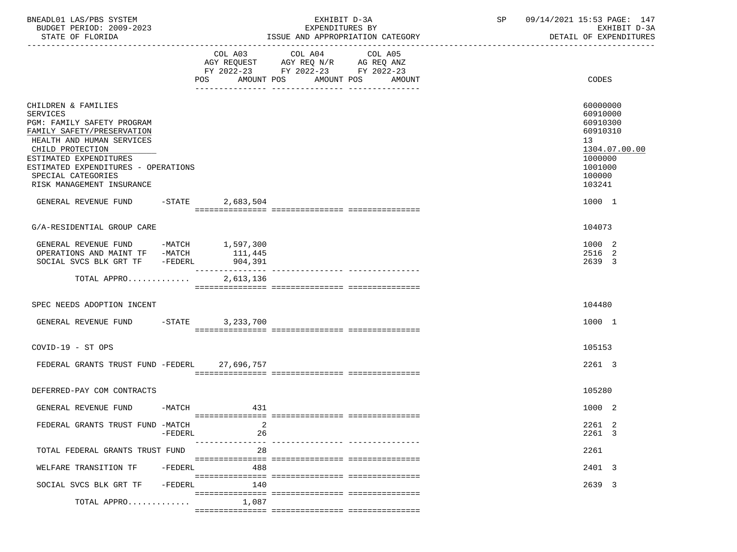BNEADL01 LAS/PBS SYSTEM | BUDGET PERIOD: 2009-2023 | STATE OF FLORIDA

EXHIBIT D-3A — EXPENDITURES BY ISSUE AND APPROPRIATION CATEGORY

SP 09/14/2021 15:53 — EXHIBIT D-3A — DETAIL OF EXPENDITURES

| | COL A03 AGY REQUEST FY 2022-23 POS | AMOUNT | COL A04 AGY REQ N/R FY 2022-23 POS | AMOUNT | COL A05 AG REQ ANZ FY 2022-23 POS | AMOUNT | CODES |
|---|---|---|---|---|---|---|---|
| CHILDREN & FAMILIES | | | | | | | 60000000 |
| SERVICES | | | | | | | 60910000 |
| PGM: FAMILY SAFETY PROGRAM | | | | | | | 60910300 |
| FAMILY SAFETY/PRESERVATION | | | | | | | 60910310 |
| HEALTH AND HUMAN SERVICES | | | | | | | 13 |
| CHILD PROTECTION | | | | | | | 1304.07.00.00 |
| ESTIMATED EXPENDITURES | | | | | | | 1000000 |
| ESTIMATED EXPENDITURES - OPERATIONS | | | | | | | 1001000 |
| SPECIAL CATEGORIES | | | | | | | 100000 |
| RISK MANAGEMENT INSURANCE | | | | | | | 103241 |
| GENERAL REVENUE FUND -STATE | | 2,683,504 | | | | | 1000 1 |
| G/A-RESIDENTIAL GROUP CARE | | | | | | | 104073 |
| GENERAL REVENUE FUND -MATCH | | 1,597,300 | | | | | 1000 2 |
| OPERATIONS AND MAINT TF -MATCH | | 111,445 | | | | | 2516 2 |
| SOCIAL SVCS BLK GRT TF -FEDERL | | 904,391 | | | | | 2639 3 |
| TOTAL APPRO............ | | 2,613,136 | | | | | |
| SPEC NEEDS ADOPTION INCENT | | | | | | | 104480 |
| GENERAL REVENUE FUND -STATE | | 3,233,700 | | | | | 1000 1 |
| COVID-19 - ST OPS | | | | | | | 105153 |
| FEDERAL GRANTS TRUST FUND -FEDERL | | 27,696,757 | | | | | 2261 3 |
| DEFERRED-PAY COM CONTRACTS | | | | | | | 105280 |
| GENERAL REVENUE FUND -MATCH | | 431 | | | | | 1000 2 |
| FEDERAL GRANTS TRUST FUND -MATCH | | 2 | | | | | 2261 2 |
| -FEDERL | | 26 | | | | | 2261 3 |
| TOTAL FEDERAL GRANTS TRUST FUND | | 28 | | | | | 2261 |
| WELFARE TRANSITION TF -FEDERL | | 488 | | | | | 2401 3 |
| SOCIAL SVCS BLK GRT TF -FEDERL | | 140 | | | | | 2639 3 |
| TOTAL APPRO............ | | 1,087 | | | | | |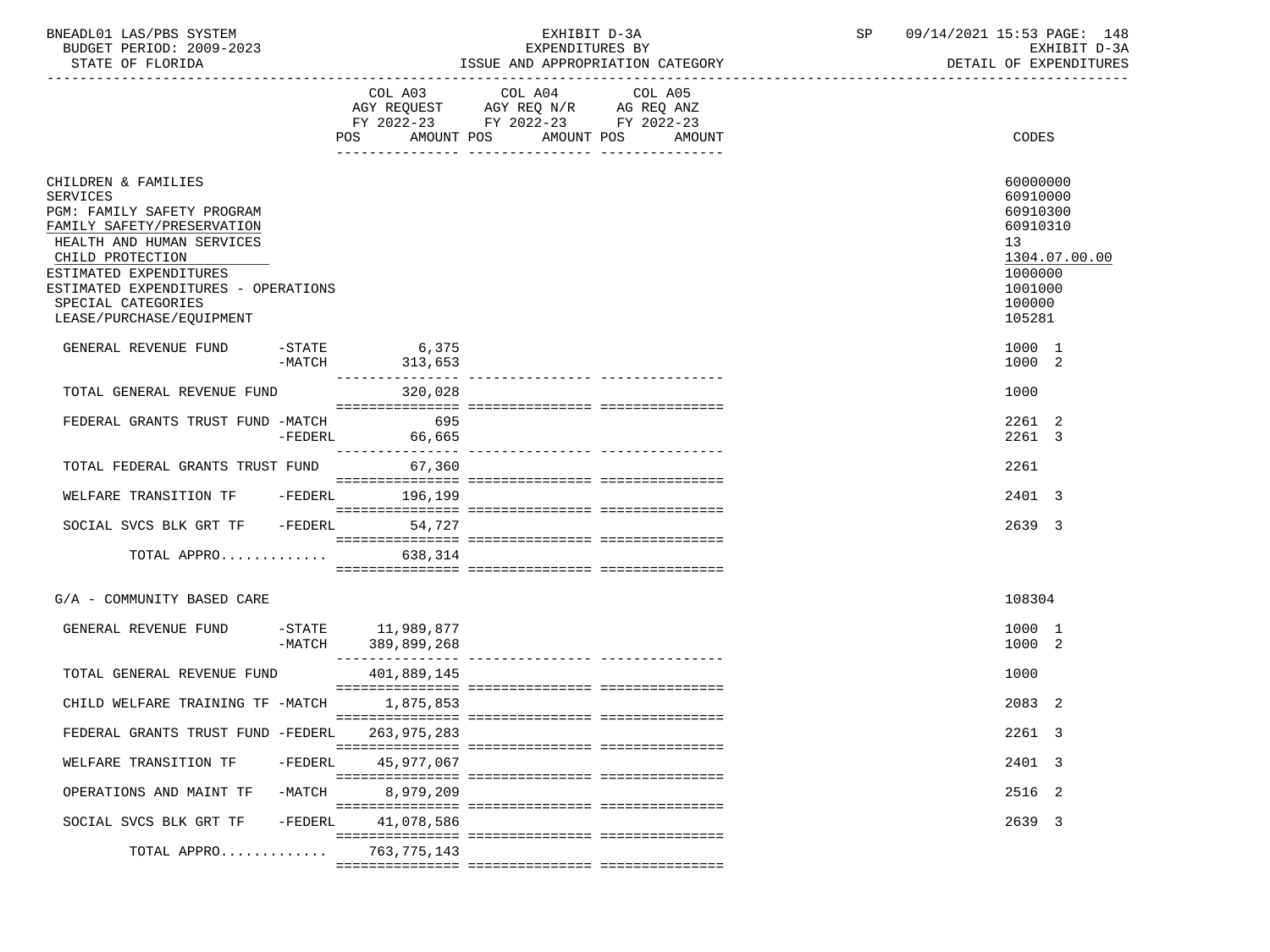BNEADL01 LAS/PBS SYSTEM — EXHIBIT D-3A — EXPENDITURES BY ISSUE AND APPROPRIATION CATEGORY

BUDGET PERIOD: 2009-2023 — STATE OF FLORIDA — SP 09/14/2021 15:53 — EXHIBIT D-3A DETAIL OF EXPENDITURES

| | COL A03 AGY REQUEST FY 2022-23 POS AMOUNT | COL A04 AGY REQ N/R FY 2022-23 POS AMOUNT | COL A05 AG REQ ANZ FY 2022-23 POS AMOUNT | CODES |
|---|---|---|---|---|
| CHILDREN & FAMILIES | | | | 60000000 |
| SERVICES | | | | 60910000 |
| PGM: FAMILY SAFETY PROGRAM | | | | 60910300 |
| FAMILY SAFETY/PRESERVATION | | | | 60910310 |
| HEALTH AND HUMAN SERVICES | | | | 13 |
| CHILD PROTECTION | | | | 1304.07.00.00 |
| ESTIMATED EXPENDITURES | | | | 1000000 |
| ESTIMATED EXPENDITURES - OPERATIONS | | | | 1001000 |
| SPECIAL CATEGORIES | | | | 100000 |
| LEASE/PURCHASE/EQUIPMENT | | | | 105281 |
| GENERAL REVENUE FUND -STATE | 6,375 | | | 1000 1 |
| -MATCH | 313,653 | | | 1000 2 |
| TOTAL GENERAL REVENUE FUND | 320,028 | | | 1000 |
| FEDERAL GRANTS TRUST FUND -MATCH | 695 | | | 2261 2 |
| -FEDERL | 66,665 | | | 2261 3 |
| TOTAL FEDERAL GRANTS TRUST FUND | 67,360 | | | 2261 |
| WELFARE TRANSITION TF -FEDERL | 196,199 | | | 2401 3 |
| SOCIAL SVCS BLK GRT TF -FEDERL | 54,727 | | | 2639 3 |
| TOTAL APPRO............ | 638,314 | | | |
| G/A - COMMUNITY BASED CARE | | | | 108304 |
| GENERAL REVENUE FUND -STATE | 11,989,877 | | | 1000 1 |
| -MATCH | 389,899,268 | | | 1000 2 |
| TOTAL GENERAL REVENUE FUND | 401,889,145 | | | 1000 |
| CHILD WELFARE TRAINING TF -MATCH | 1,875,853 | | | 2083 2 |
| FEDERAL GRANTS TRUST FUND -FEDERL | 263,975,283 | | | 2261 3 |
| WELFARE TRANSITION TF -FEDERL | 45,977,067 | | | 2401 3 |
| OPERATIONS AND MAINT TF -MATCH | 8,979,209 | | | 2516 2 |
| SOCIAL SVCS BLK GRT TF -FEDERL | 41,078,586 | | | 2639 3 |
| TOTAL APPRO............ | 763,775,143 | | | |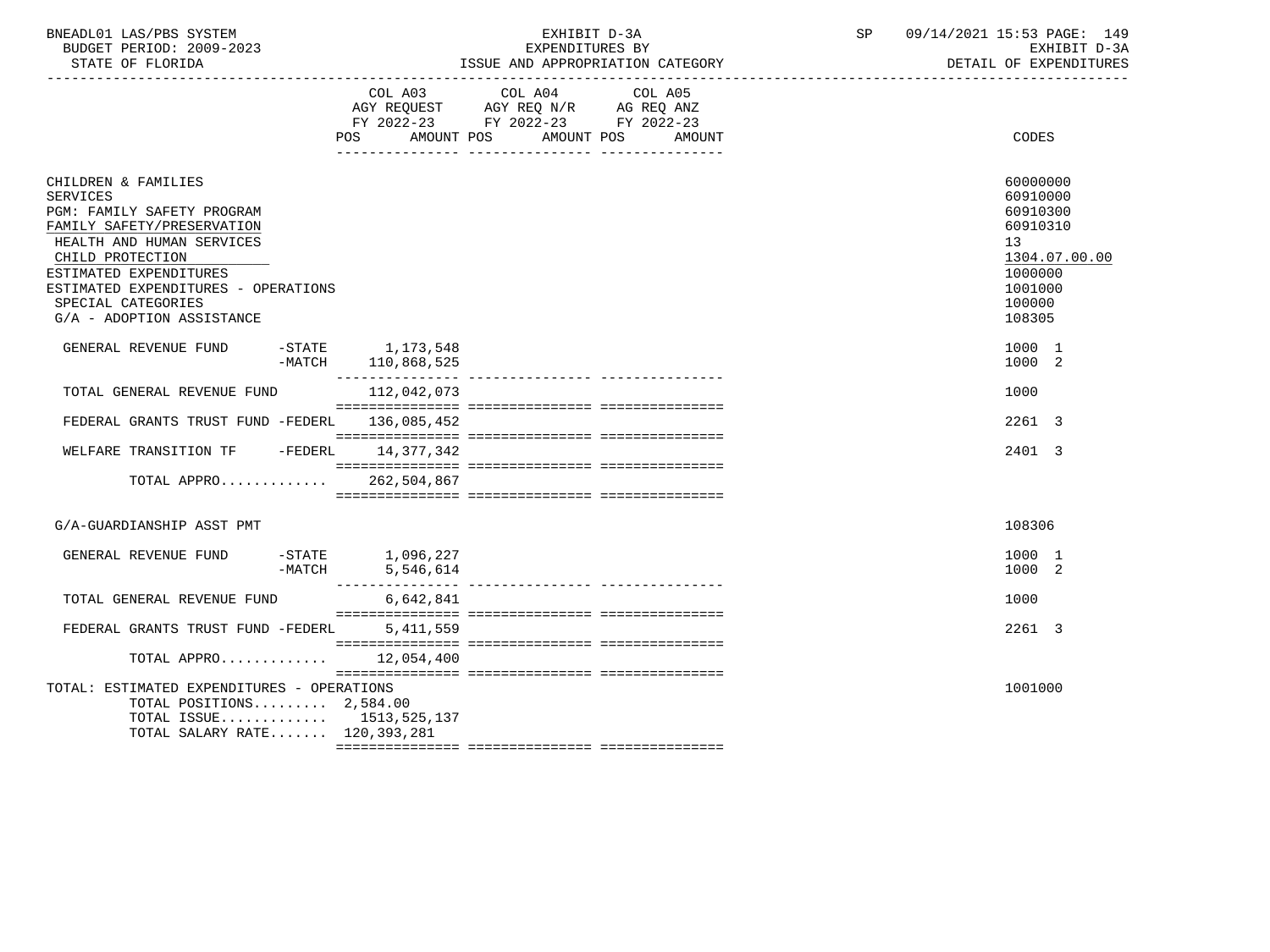BNEADL01 LAS/PBS SYSTEM — EXHIBIT D-3A — EXPENDITURES BY ISSUE AND APPROPRIATION CATEGORY
BUDGET PERIOD: 2009-2023 — STATE OF FLORIDA
SP 09/14/2021 15:53 — EXHIBIT D-3A — DETAIL OF EXPENDITURES

| | COL A03 AGY REQUEST FY 2022-23 POS | AMOUNT | COL A04 AGY REQ N/R FY 2022-23 POS | AMOUNT | COL A05 AG REQ ANZ FY 2022-23 POS | AMOUNT | CODES |
|---|---|---|---|---|---|---|---|
| CHILDREN & FAMILIES | | | | | | | 60000000 |
| SERVICES | | | | | | | 60910000 |
| PGM: FAMILY SAFETY PROGRAM | | | | | | | 60910300 |
| FAMILY SAFETY/PRESERVATION | | | | | | | 60910310 |
| HEALTH AND HUMAN SERVICES | | | | | | | 13 |
| CHILD PROTECTION | | | | | | | 1304.07.00.00 |
| ESTIMATED EXPENDITURES | | | | | | | 1000000 |
| ESTIMATED EXPENDITURES - OPERATIONS | | | | | | | 1001000 |
| SPECIAL CATEGORIES | | | | | | | 100000 |
| G/A - ADOPTION ASSISTANCE | | | | | | | 108305 |
| GENERAL REVENUE FUND -STATE | | 1,173,548 | | | | | 1000 1 |
| -MATCH | | 110,868,525 | | | | | 1000 2 |
| TOTAL GENERAL REVENUE FUND | | 112,042,073 | | | | | 1000 |
| FEDERAL GRANTS TRUST FUND -FEDERL | | 136,085,452 | | | | | 2261 3 |
| WELFARE TRANSITION TF -FEDERL | | 14,377,342 | | | | | 2401 3 |
| TOTAL APPRO............ | | 262,504,867 | | | | | |
| G/A-GUARDIANSHIP ASST PMT | | | | | | | 108306 |
| GENERAL REVENUE FUND -STATE | | 1,096,227 | | | | | 1000 1 |
| -MATCH | | 5,546,614 | | | | | 1000 2 |
| TOTAL GENERAL REVENUE FUND | | 6,642,841 | | | | | 1000 |
| FEDERAL GRANTS TRUST FUND -FEDERL | | 5,411,559 | | | | | 2261 3 |
| TOTAL APPRO............ | | 12,054,400 | | | | | |
| TOTAL: ESTIMATED EXPENDITURES - OPERATIONS | | | | | | | 1001000 |
| TOTAL POSITIONS......... | 2,584.00 | | | | | | |
| TOTAL ISSUE............ | | 1513,525,137 | | | | | |
| TOTAL SALARY RATE....... | | 120,393,281 | | | | | |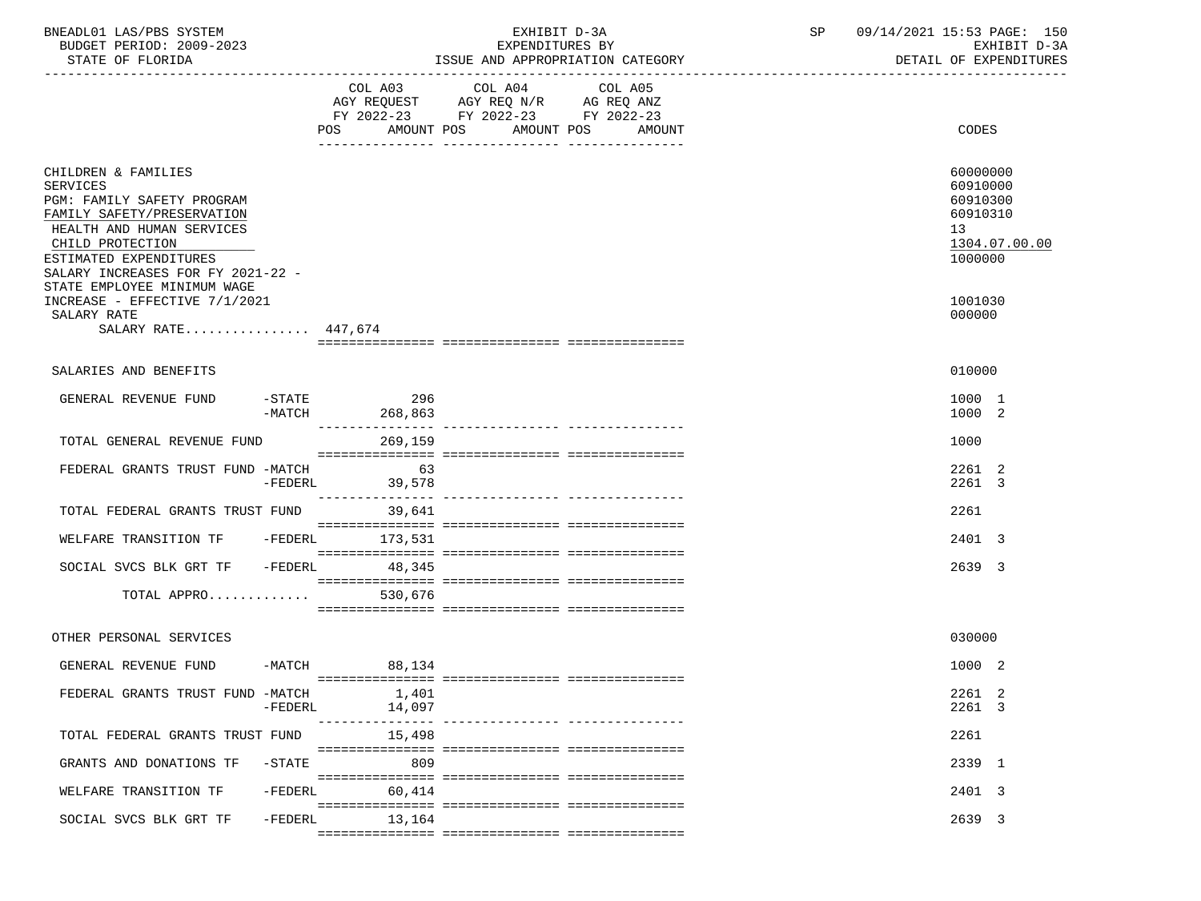BNEADL01 LAS/PBS SYSTEM | EXHIBIT D-3A | EXPENDITURES BY | ISSUE AND APPROPRIATION CATEGORY
BUDGET PERIOD: 2009-2023
STATE OF FLORIDA
SP 09/14/2021 15:53 | EXHIBIT D-3A | DETAIL OF EXPENDITURES

| | | COL A03 AGY REQUEST FY 2022-23 POS AMOUNT | COL A04 AGY REQ N/R FY 2022-23 POS AMOUNT | COL A05 AG REQ ANZ FY 2022-23 POS AMOUNT | CODES |
|---|---|---|---|---|---|
| CHILDREN & FAMILIES | | | | | 60000000 |
| SERVICES | | | | | 60910000 |
| PGM: FAMILY SAFETY PROGRAM | | | | | 60910300 |
| FAMILY SAFETY/PRESERVATION | | | | | 60910310 |
| HEALTH AND HUMAN SERVICES | | | | | 13 |
| CHILD PROTECTION | | | | | 1304.07.00.00 |
| ESTIMATED EXPENDITURES | | | | | 1000000 |
| SALARY INCREASES FOR FY 2021-22 - STATE EMPLOYEE MINIMUM WAGE INCREASE - EFFECTIVE 7/1/2021 | | | | | 1001030 |
| SALARY RATE | | | | | 000000 |
| SALARY RATE................ 447,674 | | | | | |
| SALARIES AND BENEFITS | | | | | 010000 |
| GENERAL REVENUE FUND | -STATE | 296 | | | 1000 1 |
| | -MATCH | 268,863 | | | 1000 2 |
| TOTAL GENERAL REVENUE FUND | | 269,159 | | | 1000 |
| FEDERAL GRANTS TRUST FUND | -MATCH | 63 | | | 2261 2 |
| | -FEDERL | 39,578 | | | 2261 3 |
| TOTAL FEDERAL GRANTS TRUST FUND | | 39,641 | | | 2261 |
| WELFARE TRANSITION TF | -FEDERL | 173,531 | | | 2401 3 |
| SOCIAL SVCS BLK GRT TF | -FEDERL | 48,345 | | | 2639 3 |
| TOTAL APPRO............ | | 530,676 | | | |
| OTHER PERSONAL SERVICES | | | | | 030000 |
| GENERAL REVENUE FUND | -MATCH | 88,134 | | | 1000 2 |
| FEDERAL GRANTS TRUST FUND | -MATCH | 1,401 | | | 2261 2 |
| | -FEDERL | 14,097 | | | 2261 3 |
| TOTAL FEDERAL GRANTS TRUST FUND | | 15,498 | | | 2261 |
| GRANTS AND DONATIONS TF | -STATE | 809 | | | 2339 1 |
| WELFARE TRANSITION TF | -FEDERL | 60,414 | | | 2401 3 |
| SOCIAL SVCS BLK GRT TF | -FEDERL | 13,164 | | | 2639 3 |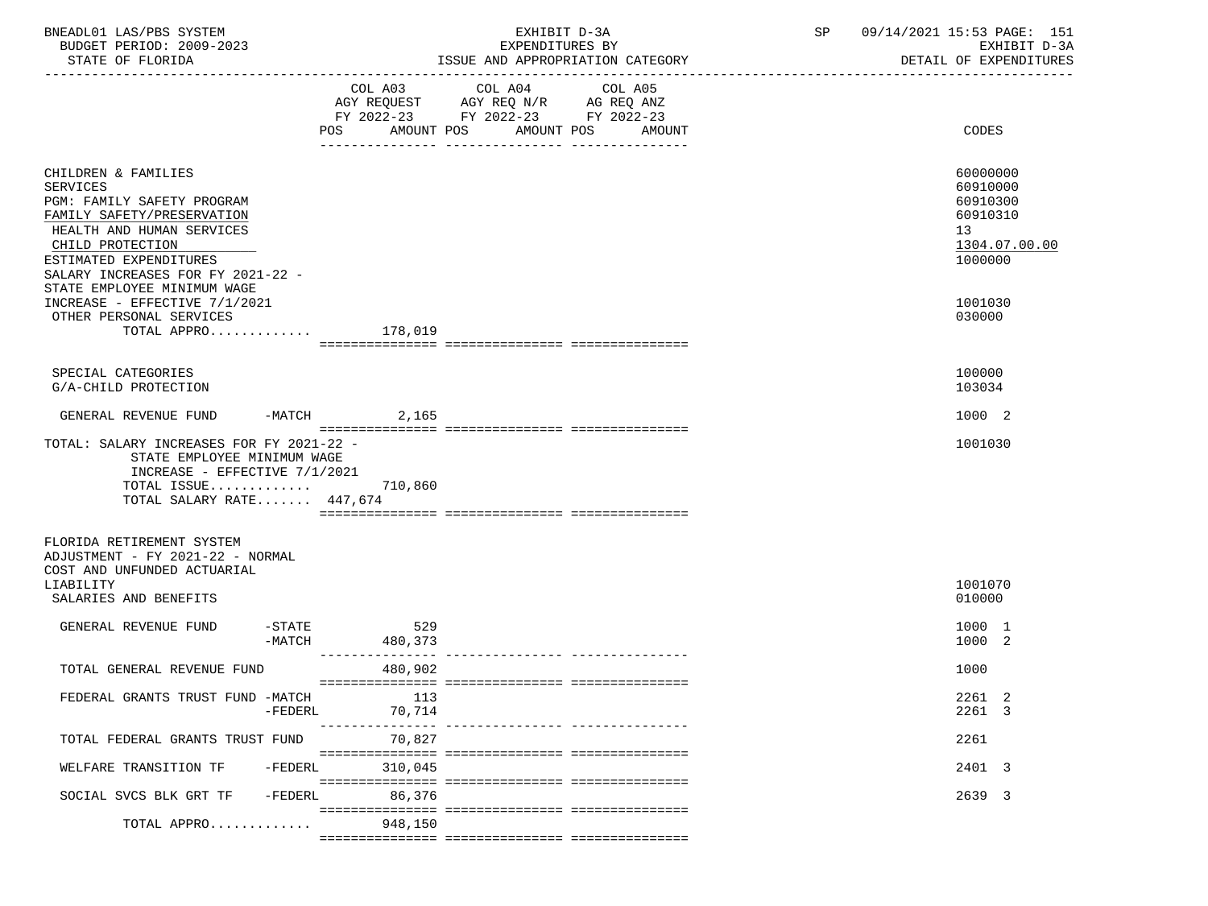BNEADL01 LAS/PBS SYSTEM — EXHIBIT D-3A — SP 09/14/2021 15:53 PAGE: 151
BUDGET PERIOD: 2009-2023 — EXPENDITURES BY — EXHIBIT D-3A
STATE OF FLORIDA — ISSUE AND APPROPRIATION CATEGORY — DETAIL OF EXPENDITURES

| | COL A03 AGY REQUEST FY 2022-23 POS AMOUNT | COL A04 AGY REQ N/R FY 2022-23 POS AMOUNT | COL A05 AG REQ ANZ FY 2022-23 POS AMOUNT | CODES |
|---|---|---|---|---|
| CHILDREN & FAMILIES | | | | 60000000 |
| SERVICES | | | | 60910000 |
| PGM: FAMILY SAFETY PROGRAM | | | | 60910300 |
| FAMILY SAFETY/PRESERVATION | | | | 60910310 |
| HEALTH AND HUMAN SERVICES | | | | 13 |
| CHILD PROTECTION | | | | 1304.07.00.00 |
| ESTIMATED EXPENDITURES | | | | 1000000 |
| SALARY INCREASES FOR FY 2021-22 - STATE EMPLOYEE MINIMUM WAGE INCREASE - EFFECTIVE 7/1/2021 | | | | 1001030 |
| OTHER PERSONAL SERVICES | | | | 030000 |
| TOTAL APPRO............ | 178,019 | | | |
| SPECIAL CATEGORIES | | | | 100000 |
| G/A-CHILD PROTECTION | | | | 103034 |
| GENERAL REVENUE FUND -MATCH | 2,165 | | | 1000 2 |
| TOTAL: SALARY INCREASES FOR FY 2021-22 - STATE EMPLOYEE MINIMUM WAGE INCREASE - EFFECTIVE 7/1/2021 | | | | 1001030 |
| TOTAL ISSUE............ | 710,860 | | | |
| TOTAL SALARY RATE....... | 447,674 | | | |
| FLORIDA RETIREMENT SYSTEM ADJUSTMENT - FY 2021-22 - NORMAL COST AND UNFUNDED ACTUARIAL LIABILITY | | | | 1001070 |
| SALARIES AND BENEFITS | | | | 010000 |
| GENERAL REVENUE FUND -STATE | 529 | | | 1000 1 |
| -MATCH | 480,373 | | | 1000 2 |
| TOTAL GENERAL REVENUE FUND | 480,902 | | | 1000 |
| FEDERAL GRANTS TRUST FUND -MATCH | 113 | | | 2261 2 |
| -FEDERL | 70,714 | | | 2261 3 |
| TOTAL FEDERAL GRANTS TRUST FUND | 70,827 | | | 2261 |
| WELFARE TRANSITION TF -FEDERL | 310,045 | | | 2401 3 |
| SOCIAL SVCS BLK GRT TF -FEDERL | 86,376 | | | 2639 3 |
| TOTAL APPRO............ | 948,150 | | | |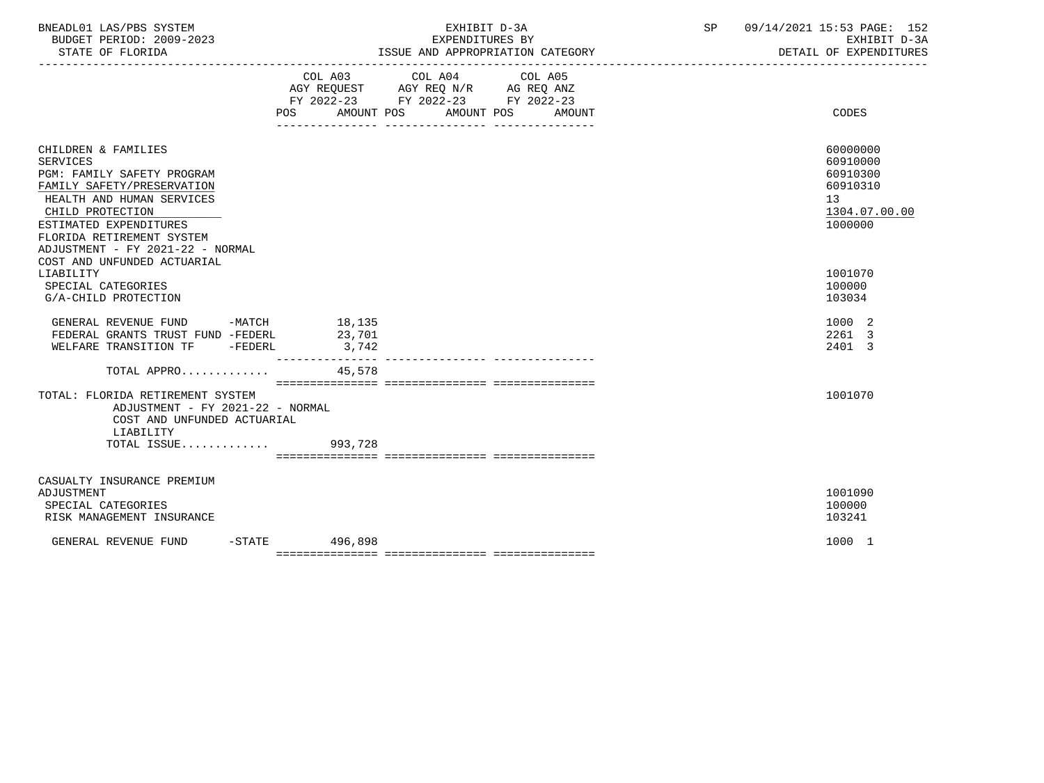BNEADL01 LAS/PBS SYSTEM — EXHIBIT D-3A — SP 09/14/2021 15:53 PAGE: 152
BUDGET PERIOD: 2009-2023 — EXPENDITURES BY — EXHIBIT D-3A
STATE OF FLORIDA — ISSUE AND APPROPRIATION CATEGORY — DETAIL OF EXPENDITURES

| | COL A03 AGY REQUEST FY 2022-23 POS | AMOUNT | COL A04 AGY REQ N/R FY 2022-23 POS | AMOUNT | COL A05 AG REQ ANZ FY 2022-23 POS | AMOUNT | CODES |
|---|---|---|---|---|---|---|---|
| CHILDREN & FAMILIES | | | | | | | 60000000 |
| SERVICES | | | | | | | 60910000 |
| PGM: FAMILY SAFETY PROGRAM | | | | | | | 60910300 |
| FAMILY SAFETY/PRESERVATION | | | | | | | 60910310 |
| HEALTH AND HUMAN SERVICES | | | | | | | 13 |
| CHILD PROTECTION | | | | | | | 1304.07.00.00 |
| ESTIMATED EXPENDITURES | | | | | | | 1000000 |
| FLORIDA RETIREMENT SYSTEM ADJUSTMENT - FY 2021-22 - NORMAL COST AND UNFUNDED ACTUARIAL LIABILITY | | | | | | | 1001070 |
| SPECIAL CATEGORIES | | | | | | | 100000 |
| G/A-CHILD PROTECTION | | | | | | | 103034 |
| GENERAL REVENUE FUND -MATCH | | 18,135 | | | | | 1000 2 |
| FEDERAL GRANTS TRUST FUND -FEDERL | | 23,701 | | | | | 2261 3 |
| WELFARE TRANSITION TF -FEDERL | | 3,742 | | | | | 2401 3 |
| TOTAL APPRO............ | | 45,578 | | | | | |
| TOTAL: FLORIDA RETIREMENT SYSTEM ADJUSTMENT - FY 2021-22 - NORMAL COST AND UNFUNDED ACTUARIAL LIABILITY | | | | | | | 1001070 |
| TOTAL ISSUE............ | | 993,728 | | | | | |
| CASUALTY INSURANCE PREMIUM ADJUSTMENT | | | | | | | 1001090 |
| SPECIAL CATEGORIES | | | | | | | 100000 |
| RISK MANAGEMENT INSURANCE | | | | | | | 103241 |
| GENERAL REVENUE FUND -STATE | | 496,898 | | | | | 1000 1 |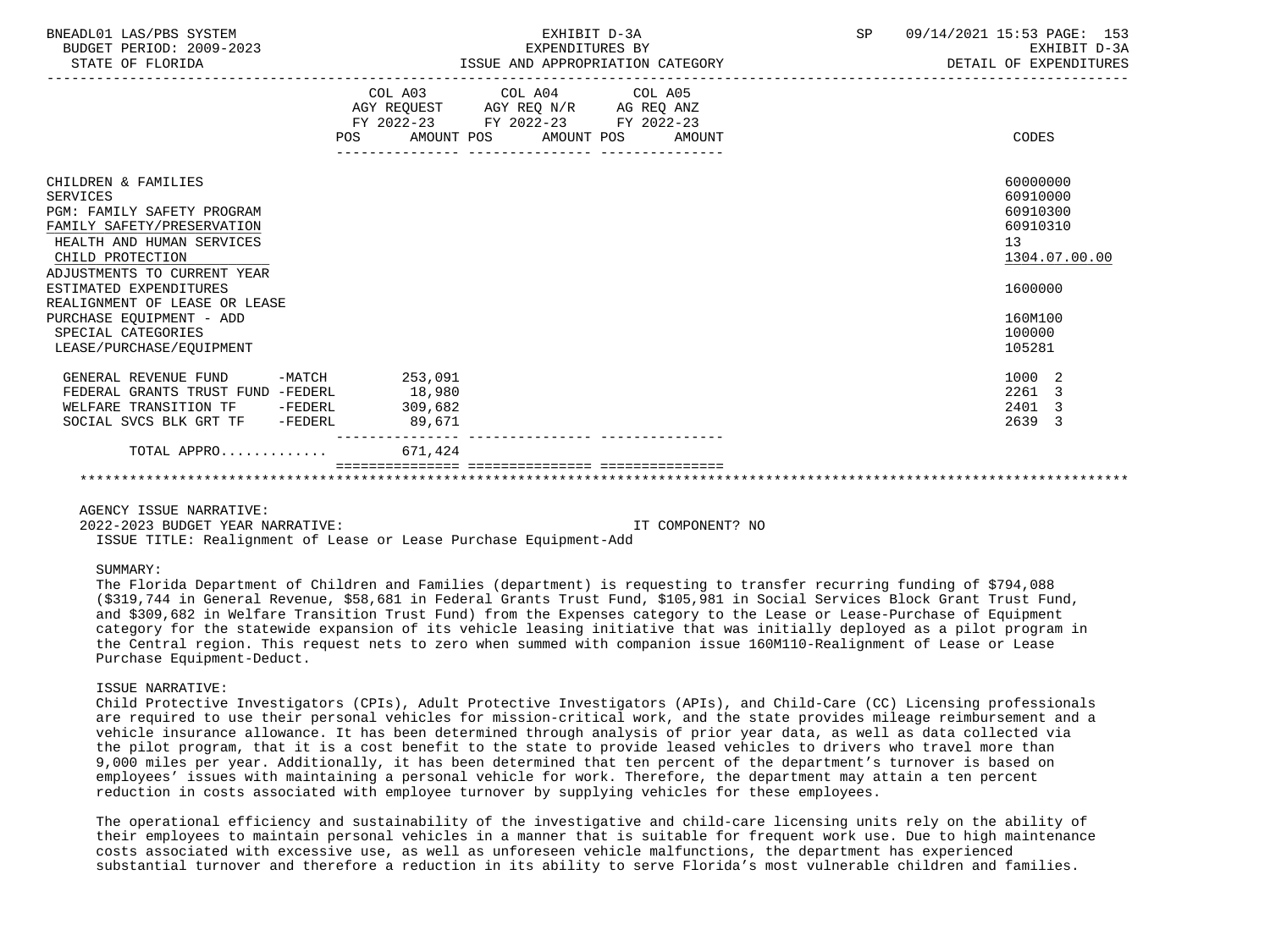| | COL A03 AGY REQUEST FY 2022-23 POS AMOUNT | COL A04 AGY REQ N/R FY 2022-23 POS AMOUNT | COL A05 AG REQ ANZ FY 2022-23 POS AMOUNT | CODES |
|---|---|---|---|---|
| CHILDREN & FAMILIES | | | | 60000000 |
| SERVICES | | | | 60910000 |
| PGM: FAMILY SAFETY PROGRAM | | | | 60910300 |
| FAMILY SAFETY/PRESERVATION | | | | 60910310 |
| HEALTH AND HUMAN SERVICES | | | | 13 |
| CHILD PROTECTION | | | | 1304.07.00.00 |
| ADJUSTMENTS TO CURRENT YEAR ESTIMATED EXPENDITURES | | | | 1600000 |
| REALIGNMENT OF LEASE OR LEASE PURCHASE EQUIPMENT - ADD | | | | 160M100 |
| SPECIAL CATEGORIES | | | | 100000 |
| LEASE/PURCHASE/EQUIPMENT | | | | 105281 |
| GENERAL REVENUE FUND -MATCH | 253,091 | | | 1000 2 |
| FEDERAL GRANTS TRUST FUND -FEDERL | 18,980 | | | 2261 3 |
| WELFARE TRANSITION TF -FEDERL | 309,682 | | | 2401 3 |
| SOCIAL SVCS BLK GRT TF -FEDERL | 89,671 | | | 2639 3 |
| TOTAL APPRO............ | 671,424 | | | |

AGENCY ISSUE NARRATIVE:

2022-2023 BUDGET YEAR NARRATIVE: IT COMPONENT? NO

ISSUE TITLE: Realignment of Lease or Lease Purchase Equipment-Add

SUMMARY:

The Florida Department of Children and Families (department) is requesting to transfer recurring funding of $794,088 ($319,744 in General Revenue, $58,681 in Federal Grants Trust Fund, $105,981 in Social Services Block Grant Trust Fund, and $309,682 in Welfare Transition Trust Fund) from the Expenses category to the Lease or Lease-Purchase of Equipment category for the statewide expansion of its vehicle leasing initiative that was initially deployed as a pilot program in the Central region. This request nets to zero when summed with companion issue 160M110-Realignment of Lease or Lease Purchase Equipment-Deduct.

ISSUE NARRATIVE:

Child Protective Investigators (CPIs), Adult Protective Investigators (APIs), and Child-Care (CC) Licensing professionals are required to use their personal vehicles for mission-critical work, and the state provides mileage reimbursement and a vehicle insurance allowance. It has been determined through analysis of prior year data, as well as data collected via the pilot program, that it is a cost benefit to the state to provide leased vehicles to drivers who travel more than 9,000 miles per year. Additionally, it has been determined that ten percent of the department's turnover is based on employees' issues with maintaining a personal vehicle for work. Therefore, the department may attain a ten percent reduction in costs associated with employee turnover by supplying vehicles for these employees.

The operational efficiency and sustainability of the investigative and child-care licensing units rely on the ability of their employees to maintain personal vehicles in a manner that is suitable for frequent work use. Due to high maintenance costs associated with excessive use, as well as unforeseen vehicle malfunctions, the department has experienced substantial turnover and therefore a reduction in its ability to serve Florida's most vulnerable children and families.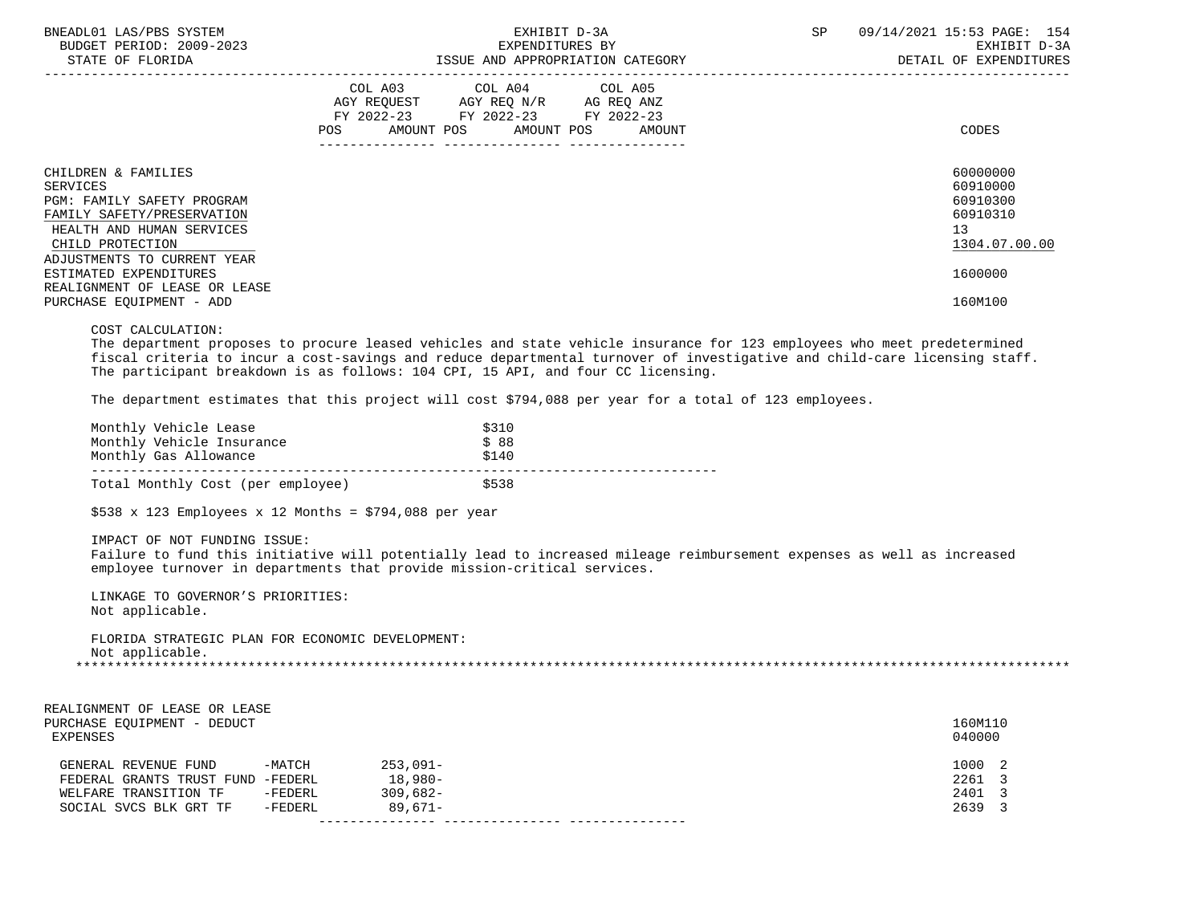| | COL A03 AGY REQUEST FY 2022-23 POS AMOUNT | COL A04 AGY REQ N/R FY 2022-23 POS AMOUNT | COL A05 AG REQ ANZ FY 2022-23 POS AMOUNT | CODES |
|---|---|---|---|---|
| CHILDREN & FAMILIES | | | | 60000000 |
| SERVICES | | | | 60910000 |
| PGM: FAMILY SAFETY PROGRAM | | | | 60910300 |
| FAMILY SAFETY/PRESERVATION | | | | 60910310 |
| HEALTH AND HUMAN SERVICES | | | | 13 |
| CHILD PROTECTION | | | | 1304.07.00.00 |
| ADJUSTMENTS TO CURRENT YEAR ESTIMATED EXPENDITURES | | | | 1600000 |
| REALIGNMENT OF LEASE OR LEASE PURCHASE EQUIPMENT - ADD | | | | 160M100 |

COST CALCULATION:
The department proposes to procure leased vehicles and state vehicle insurance for 123 employees who meet predetermined fiscal criteria to incur a cost-savings and reduce departmental turnover of investigative and child-care licensing staff. The participant breakdown is as follows: 104 CPI, 15 API, and four CC licensing.

The department estimates that this project will cost $794,088 per year for a total of 123 employees.

| | |
|---|---|
| Monthly Vehicle Lease | $310 |
| Monthly Vehicle Insurance | $ 88 |
| Monthly Gas Allowance | $140 |
| Total Monthly Cost (per employee) | $538 |

$538 x 123 Employees x 12 Months = $794,088 per year

IMPACT OF NOT FUNDING ISSUE:
Failure to fund this initiative will potentially lead to increased mileage reimbursement expenses as well as increased employee turnover in departments that provide mission-critical services.

LINKAGE TO GOVERNOR'S PRIORITIES:
Not applicable.

FLORIDA STRATEGIC PLAN FOR ECONOMIC DEVELOPMENT:
Not applicable.

| | COL A03 AGY REQUEST FY 2022-23 POS AMOUNT | COL A04 AGY REQ N/R FY 2022-23 POS AMOUNT | COL A05 AG REQ ANZ FY 2022-23 POS AMOUNT | CODES |
|---|---|---|---|---|
| REALIGNMENT OF LEASE OR LEASE PURCHASE EQUIPMENT - DEDUCT | | | | 160M110 |
| EXPENSES | | | | 040000 |
| GENERAL REVENUE FUND -MATCH | 253,091- | | | 1000 2 |
| FEDERAL GRANTS TRUST FUND -FEDERL | 18,980- | | | 2261 3 |
| WELFARE TRANSITION TF -FEDERL | 309,682- | | | 2401 3 |
| SOCIAL SVCS BLK GRT TF -FEDERL | 89,671- | | | 2639 3 |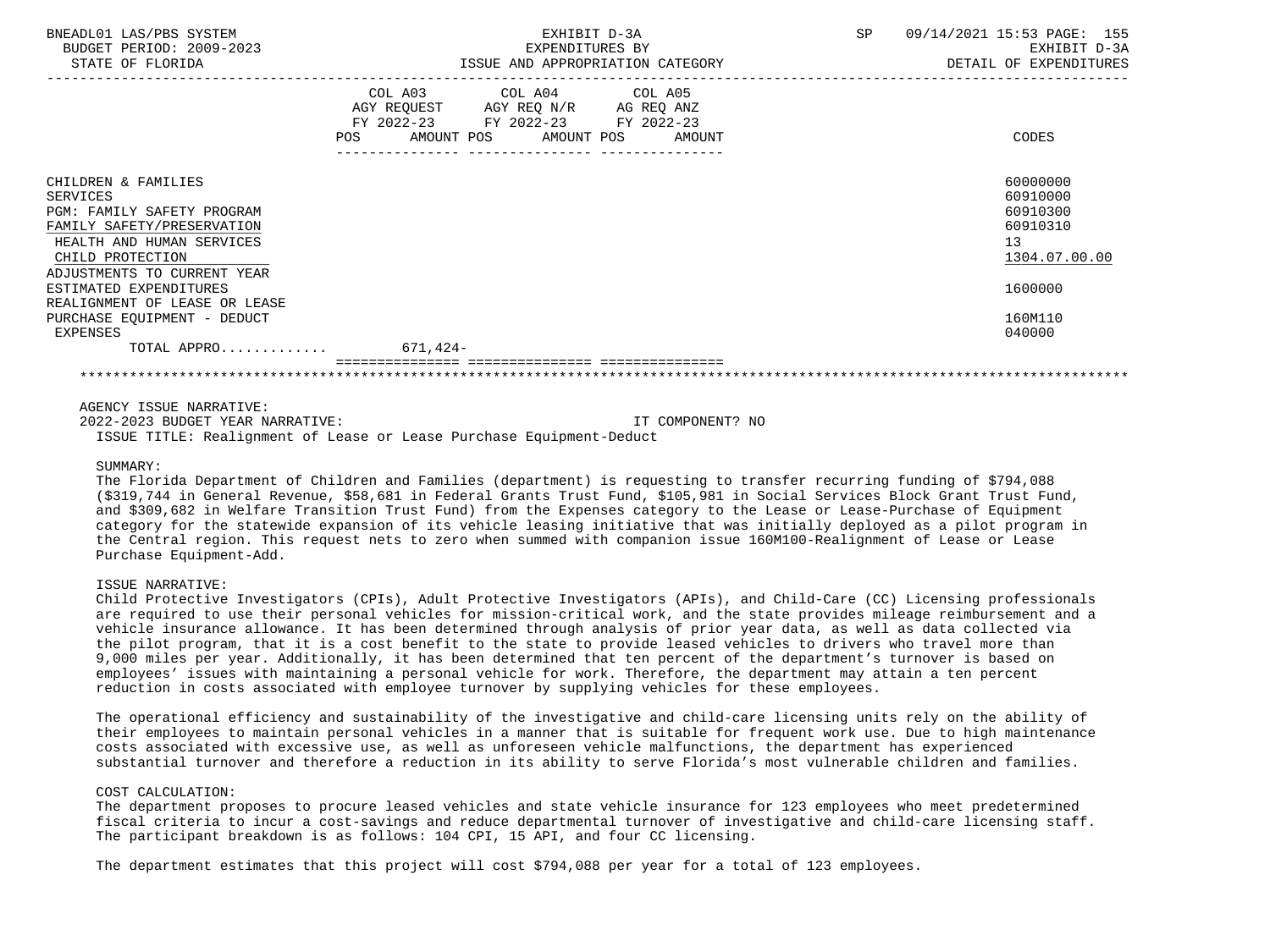| | COL A03 AGY REQUEST FY 2022-23 POS AMOUNT | COL A04 AGY REQ N/R FY 2022-23 POS AMOUNT | COL A05 AG REQ ANZ FY 2022-23 POS AMOUNT | CODES |
|---|---|---|---|---|
| CHILDREN & FAMILIES | | | | 60000000 |
| SERVICES | | | | 60910000 |
| PGM: FAMILY SAFETY PROGRAM | | | | 60910300 |
| FAMILY SAFETY/PRESERVATION | | | | 60910310 |
| HEALTH AND HUMAN SERVICES | | | | 13 |
| CHILD PROTECTION | | | | 1304.07.00.00 |
| ADJUSTMENTS TO CURRENT YEAR ESTIMATED EXPENDITURES | | | | 1600000 |
| REALIGNMENT OF LEASE OR LEASE PURCHASE EQUIPMENT - DEDUCT | | | | 160M110 |
| EXPENSES | | | | 040000 |
| TOTAL APPRO............ | 671,424- | | | |

AGENCY ISSUE NARRATIVE:

2022-2023 BUDGET YEAR NARRATIVE: IT COMPONENT? NO

ISSUE TITLE: Realignment of Lease or Lease Purchase Equipment-Deduct

SUMMARY:

The Florida Department of Children and Families (department) is requesting to transfer recurring funding of $794,088 ($319,744 in General Revenue, $58,681 in Federal Grants Trust Fund, $105,981 in Social Services Block Grant Trust Fund, and $309,682 in Welfare Transition Trust Fund) from the Expenses category to the Lease or Lease-Purchase of Equipment category for the statewide expansion of its vehicle leasing initiative that was initially deployed as a pilot program in the Central region. This request nets to zero when summed with companion issue 160M100-Realignment of Lease or Lease Purchase Equipment-Add.

ISSUE NARRATIVE:

Child Protective Investigators (CPIs), Adult Protective Investigators (APIs), and Child-Care (CC) Licensing professionals are required to use their personal vehicles for mission-critical work, and the state provides mileage reimbursement and a vehicle insurance allowance. It has been determined through analysis of prior year data, as well as data collected via the pilot program, that it is a cost benefit to the state to provide leased vehicles to drivers who travel more than 9,000 miles per year. Additionally, it has been determined that ten percent of the department's turnover is based on employees' issues with maintaining a personal vehicle for work. Therefore, the department may attain a ten percent reduction in costs associated with employee turnover by supplying vehicles for these employees.

The operational efficiency and sustainability of the investigative and child-care licensing units rely on the ability of their employees to maintain personal vehicles in a manner that is suitable for frequent work use. Due to high maintenance costs associated with excessive use, as well as unforeseen vehicle malfunctions, the department has experienced substantial turnover and therefore a reduction in its ability to serve Florida's most vulnerable children and families.

COST CALCULATION:

The department proposes to procure leased vehicles and state vehicle insurance for 123 employees who meet predetermined fiscal criteria to incur a cost-savings and reduce departmental turnover of investigative and child-care licensing staff. The participant breakdown is as follows: 104 CPI, 15 API, and four CC licensing.

The department estimates that this project will cost $794,088 per year for a total of 123 employees.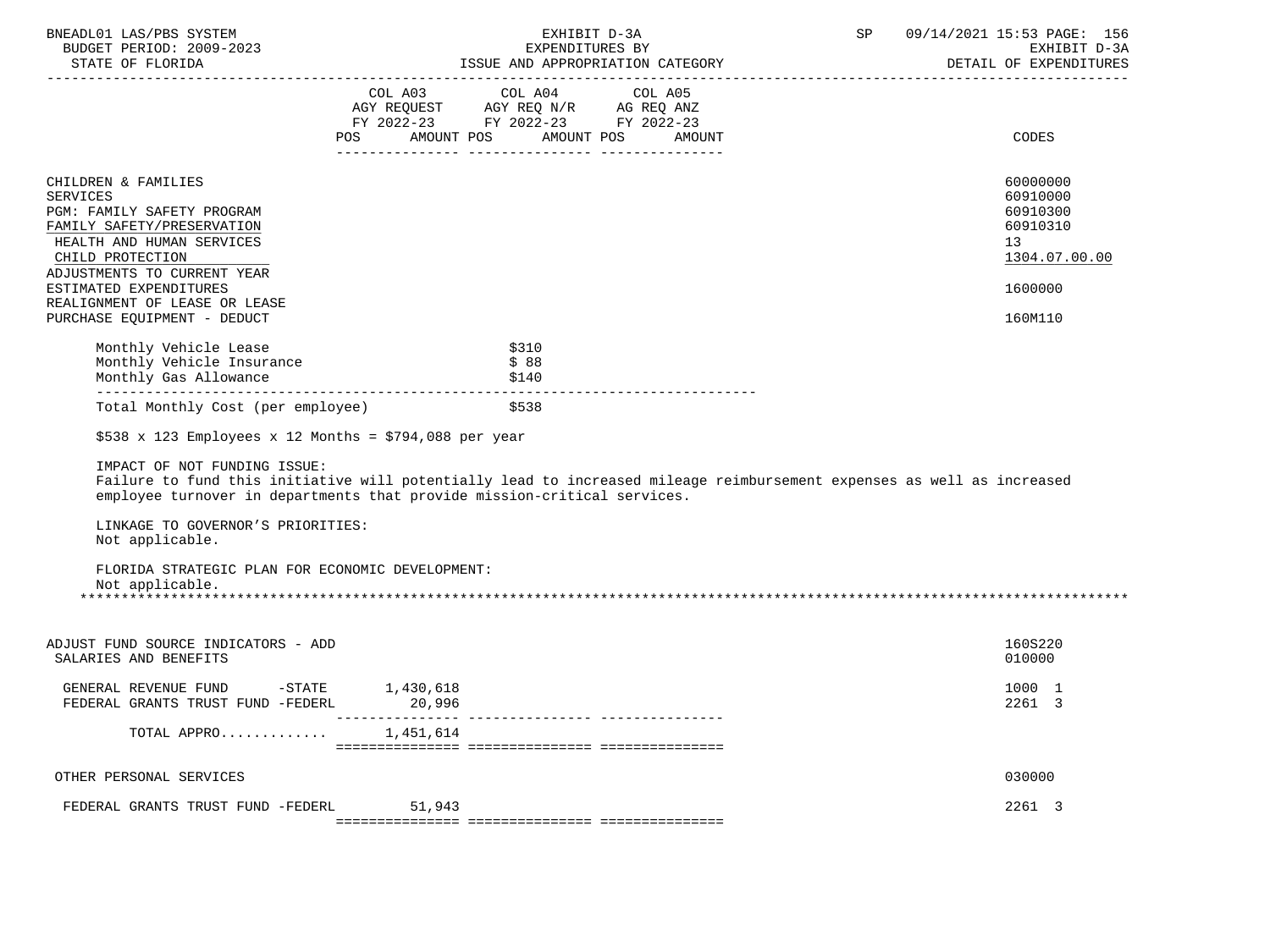| | COL A03 AGY REQUEST FY 2022-23 POS AMOUNT | COL A04 AGY REQ N/R FY 2022-23 POS AMOUNT | COL A05 AG REQ ANZ FY 2022-23 POS AMOUNT | CODES |
|---|---|---|---|---|
| CHILDREN & FAMILIES | | | | 60000000 |
| SERVICES | | | | 60910000 |
| PGM: FAMILY SAFETY PROGRAM | | | | 60910300 |
| FAMILY SAFETY/PRESERVATION | | | | 60910310 |
| HEALTH AND HUMAN SERVICES | | | | 13 |
| CHILD PROTECTION | | | | 1304.07.00.00 |
| ADJUSTMENTS TO CURRENT YEAR ESTIMATED EXPENDITURES | | | | 1600000 |
| REALIGNMENT OF LEASE OR LEASE PURCHASE EQUIPMENT - DEDUCT | | | | 160M110 |

| | |
|---|---|
| Monthly Vehicle Lease | $310 |
| Monthly Vehicle Insurance | $ 88 |
| Monthly Gas Allowance | $140 |
| Total Monthly Cost (per employee) | $538 |

$538 x 123 Employees x 12 Months = $794,088 per year

IMPACT OF NOT FUNDING ISSUE:
Failure to fund this initiative will potentially lead to increased mileage reimbursement expenses as well as increased employee turnover in departments that provide mission-critical services.

LINKAGE TO GOVERNOR'S PRIORITIES:
Not applicable.

FLORIDA STRATEGIC PLAN FOR ECONOMIC DEVELOPMENT:
Not applicable.

*****************************************************************************************************************

| | COL A03 | COL A04 | COL A05 | CODES |
|---|---|---|---|---|
| ADJUST FUND SOURCE INDICATORS - ADD | | | | 160S220 |
| SALARIES AND BENEFITS | | | | 010000 |
| GENERAL REVENUE FUND -STATE | 1,430,618 | | | 1000 1 |
| FEDERAL GRANTS TRUST FUND -FEDERL | 20,996 | | | 2261 3 |
| TOTAL APPRO............ | 1,451,614 | | | |
| OTHER PERSONAL SERVICES | | | | 030000 |
| FEDERAL GRANTS TRUST FUND -FEDERL | 51,943 | | | 2261 3 |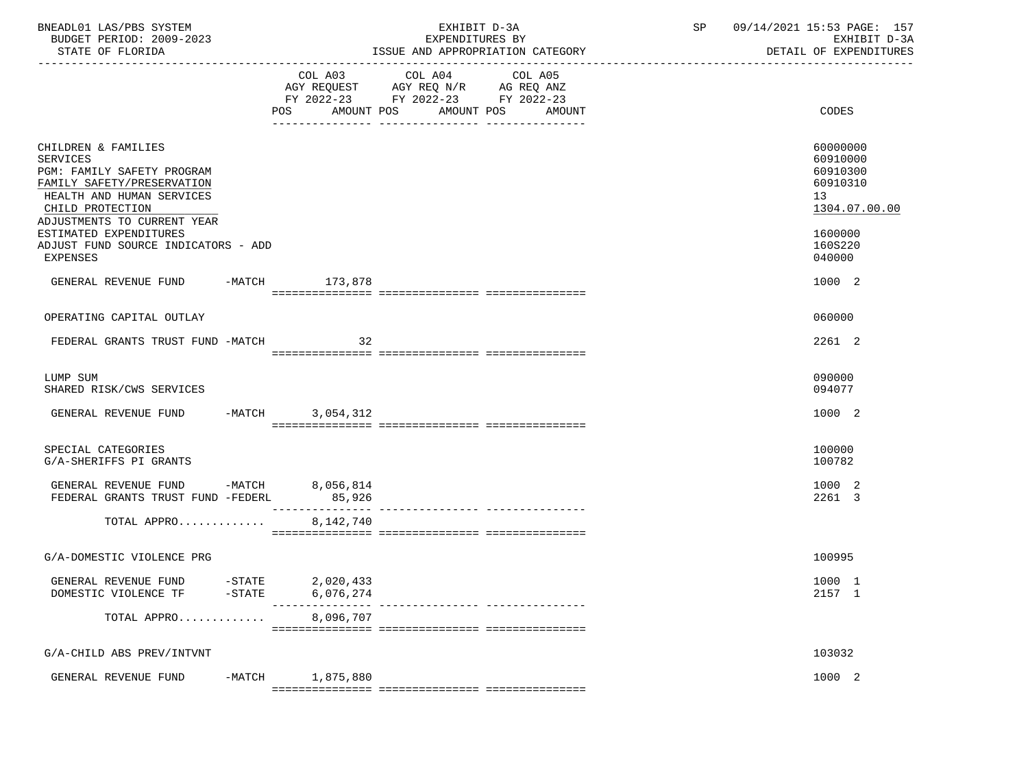EXHIBIT D-3A
EXPENDITURES BY
ISSUE AND APPROPRIATION CATEGORY

BNEADL01 LAS/PBS SYSTEM
BUDGET PERIOD: 2009-2023
STATE OF FLORIDA

SP 09/14/2021 15:53 PAGE: 157
EXHIBIT D-3A
DETAIL OF EXPENDITURES

| | COL A03 AGY REQUEST FY 2022-23 POS AMOUNT | COL A04 AGY REQ N/R FY 2022-23 POS AMOUNT | COL A05 AG REQ ANZ FY 2022-23 POS AMOUNT | CODES |
|---|---|---|---|---|
| CHILDREN & FAMILIES | | | | 60000000 |
| SERVICES | | | | 60910000 |
| PGM: FAMILY SAFETY PROGRAM | | | | 60910300 |
| FAMILY SAFETY/PRESERVATION | | | | 60910310 |
| HEALTH AND HUMAN SERVICES | | | | 13 |
| CHILD PROTECTION | | | | 1304.07.00.00 |
| ADJUSTMENTS TO CURRENT YEAR ESTIMATED EXPENDITURES | | | | 1600000 |
| ADJUST FUND SOURCE INDICATORS - ADD | | | | 160S220 |
| EXPENSES | | | | 040000 |
| GENERAL REVENUE FUND -MATCH | 173,878 | | | 1000 2 |
| OPERATING CAPITAL OUTLAY | | | | 060000 |
| FEDERAL GRANTS TRUST FUND -MATCH | 32 | | | 2261 2 |
| LUMP SUM | | | | 090000 |
| SHARED RISK/CWS SERVICES | | | | 094077 |
| GENERAL REVENUE FUND -MATCH | 3,054,312 | | | 1000 2 |
| SPECIAL CATEGORIES | | | | 100000 |
| G/A-SHERIFFS PI GRANTS | | | | 100782 |
| GENERAL REVENUE FUND -MATCH | 8,056,814 | | | 1000 2 |
| FEDERAL GRANTS TRUST FUND -FEDERL | 85,926 | | | 2261 3 |
| TOTAL APPRO............ | 8,142,740 | | | |
| G/A-DOMESTIC VIOLENCE PRG | | | | 100995 |
| GENERAL REVENUE FUND -STATE | 2,020,433 | | | 1000 1 |
| DOMESTIC VIOLENCE TF -STATE | 6,076,274 | | | 2157 1 |
| TOTAL APPRO............ | 8,096,707 | | | |
| G/A-CHILD ABS PREV/INTVNT | | | | 103032 |
| GENERAL REVENUE FUND -MATCH | 1,875,880 | | | 1000 2 |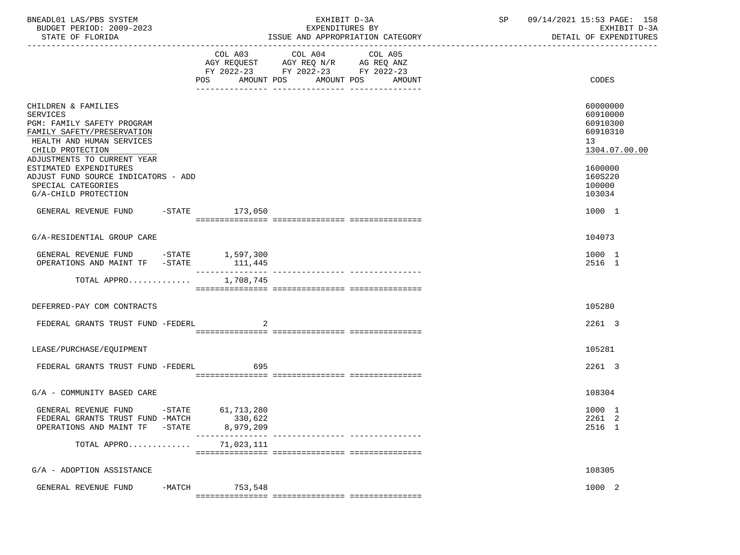BNEADL01 LAS/PBS SYSTEM | EXHIBIT D-3A | SP 09/14/2021 15:53 PAGE: 158
BUDGET PERIOD: 2009-2023 | EXPENDITURES BY | EXHIBIT D-3A
STATE OF FLORIDA | ISSUE AND APPROPRIATION CATEGORY | DETAIL OF EXPENDITURES

| | COL A03 AGY REQUEST FY 2022-23 POS AMOUNT | COL A04 AGY REQ N/R FY 2022-23 POS AMOUNT | COL A05 AG REQ ANZ FY 2022-23 POS AMOUNT | CODES |
|---|---|---|---|---|
| CHILDREN & FAMILIES | | | | 60000000 |
| SERVICES | | | | 60910000 |
| PGM: FAMILY SAFETY PROGRAM | | | | 60910300 |
| FAMILY SAFETY/PRESERVATION | | | | 60910310 |
| HEALTH AND HUMAN SERVICES | | | | 13 |
| CHILD PROTECTION | | | | 1304.07.00.00 |
| ADJUSTMENTS TO CURRENT YEAR ESTIMATED EXPENDITURES | | | | 1600000 |
| ADJUST FUND SOURCE INDICATORS - ADD | | | | 160S220 |
| SPECIAL CATEGORIES | | | | 100000 |
| G/A-CHILD PROTECTION | | | | 103034 |
| GENERAL REVENUE FUND -STATE | 173,050 | | | 1000 1 |
| G/A-RESIDENTIAL GROUP CARE | | | | 104073 |
| GENERAL REVENUE FUND -STATE | 1,597,300 | | | 1000 1 |
| OPERATIONS AND MAINT TF -STATE | 111,445 | | | 2516 1 |
| TOTAL APPRO............. | 1,708,745 | | | |
| DEFERRED-PAY COM CONTRACTS | | | | 105280 |
| FEDERAL GRANTS TRUST FUND -FEDERL | 2 | | | 2261 3 |
| LEASE/PURCHASE/EQUIPMENT | | | | 105281 |
| FEDERAL GRANTS TRUST FUND -FEDERL | 695 | | | 2261 3 |
| G/A - COMMUNITY BASED CARE | | | | 108304 |
| GENERAL REVENUE FUND -STATE | 61,713,280 | | | 1000 1 |
| FEDERAL GRANTS TRUST FUND -MATCH | 330,622 | | | 2261 2 |
| OPERATIONS AND MAINT TF -STATE | 8,979,209 | | | 2516 1 |
| TOTAL APPRO............. | 71,023,111 | | | |
| G/A - ADOPTION ASSISTANCE | | | | 108305 |
| GENERAL REVENUE FUND -MATCH | 753,548 | | | 1000 2 |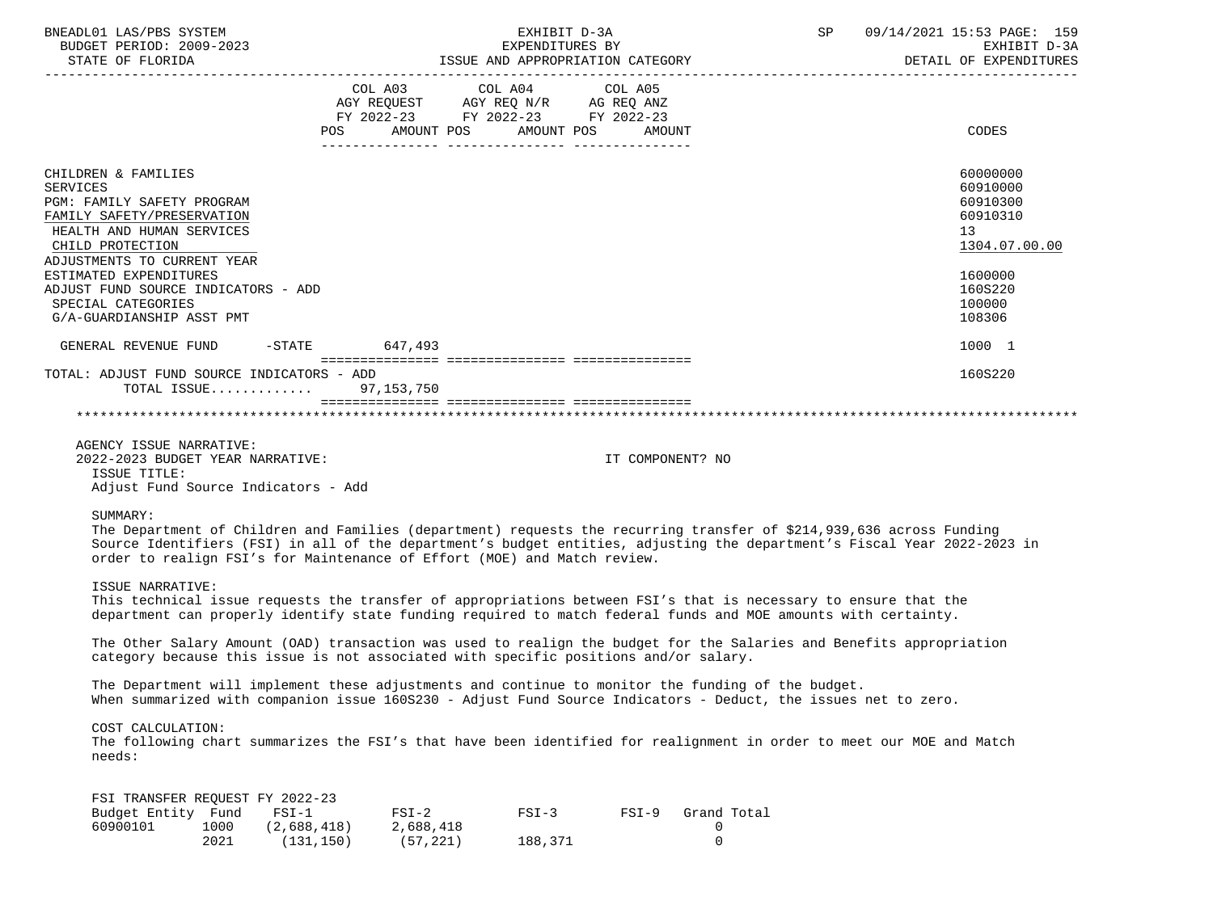| | COL A03 AGY REQUEST FY 2022-23 POS AMOUNT | COL A04 AGY REQ N/R FY 2022-23 POS AMOUNT | COL A05 AG REQ ANZ FY 2022-23 POS AMOUNT | CODES |
|---|---|---|---|---|
| CHILDREN & FAMILIES | | | | 60000000 |
| SERVICES | | | | 60910000 |
| PGM: FAMILY SAFETY PROGRAM | | | | 60910300 |
| FAMILY SAFETY/PRESERVATION | | | | 60910310 |
| HEALTH AND HUMAN SERVICES | | | | 13 |
| CHILD PROTECTION | | | | 1304.07.00.00 |
| ADJUSTMENTS TO CURRENT YEAR ESTIMATED EXPENDITURES | | | | 1600000 |
| ADJUST FUND SOURCE INDICATORS - ADD | | | | 160S220 |
| SPECIAL CATEGORIES | | | | 100000 |
| G/A-GUARDIANSHIP ASST PMT | | | | 108306 |
| GENERAL REVENUE FUND -STATE | 647,493 | | | 1000 1 |
| TOTAL: ADJUST FUND SOURCE INDICATORS - ADD | | | | 160S220 |
| TOTAL ISSUE............ | 97,153,750 | | | |

AGENCY ISSUE NARRATIVE:
2022-2023 BUDGET YEAR NARRATIVE: IT COMPONENT? NO

ISSUE TITLE:
Adjust Fund Source Indicators - Add

SUMMARY:
The Department of Children and Families (department) requests the recurring transfer of $214,939,636 across Funding Source Identifiers (FSI) in all of the department's budget entities, adjusting the department's Fiscal Year 2022-2023 in order to realign FSI's for Maintenance of Effort (MOE) and Match review.

ISSUE NARRATIVE:
This technical issue requests the transfer of appropriations between FSI's that is necessary to ensure that the department can properly identify state funding required to match federal funds and MOE amounts with certainty.

The Other Salary Amount (OAD) transaction was used to realign the budget for the Salaries and Benefits appropriation category because this issue is not associated with specific positions and/or salary.

The Department will implement these adjustments and continue to monitor the funding of the budget.
When summarized with companion issue 160S230 - Adjust Fund Source Indicators - Deduct, the issues net to zero.

COST CALCULATION:
The following chart summarizes the FSI's that have been identified for realignment in order to meet our MOE and Match needs:

FSI TRANSFER REQUEST FY 2022-23

| Budget Entity | Fund | FSI-1 | FSI-2 | FSI-3 | FSI-9 | Grand Total |
|---|---|---|---|---|---|---|
| 60900101 | 1000 | (2,688,418) | 2,688,418 | | | 0 |
| | 2021 | (131,150) | (57,221) | 188,371 | | 0 |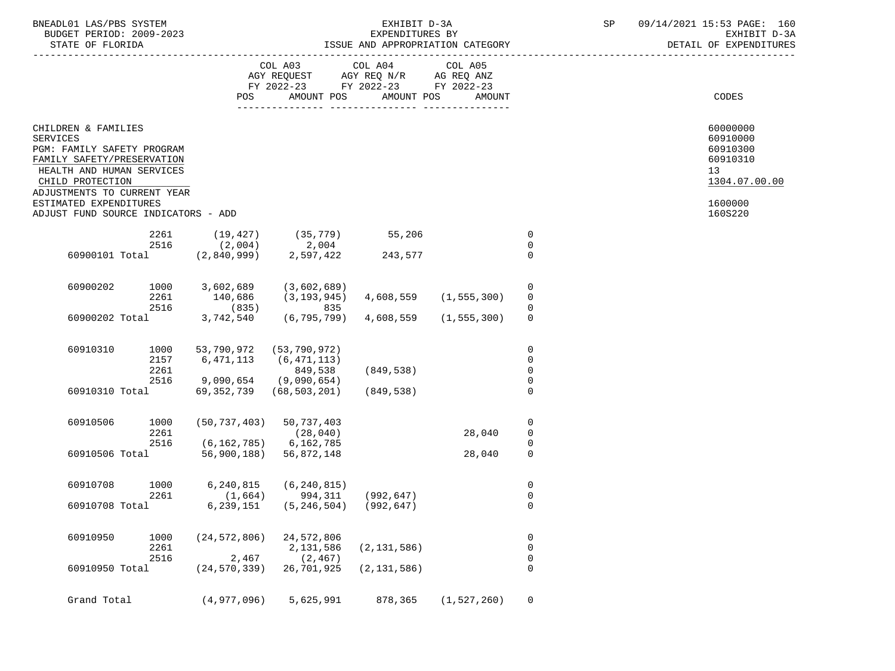| | | COL A03 AGY REQUEST FY 2022-23 POS | AMOUNT | COL A04 AGY REQ N/R FY 2022-23 POS | AMOUNT | COL A05 AG REQ ANZ FY 2022-23 POS | AMOUNT | CODES |
|---|---|---|---|---|---|---|---|---|
| CHILDREN & FAMILIES | | | | | | | | 60000000 |
| SERVICES | | | | | | | | 60910000 |
| PGM: FAMILY SAFETY PROGRAM | | | | | | | | 60910300 |
| FAMILY SAFETY/PRESERVATION | | | | | | | | 60910310 |
| HEALTH AND HUMAN SERVICES | | | | | | | | 13 |
| CHILD PROTECTION | | | | | | | | 1304.07.00.00 |
| ADJUSTMENTS TO CURRENT YEAR ESTIMATED EXPENDITURES | | | | | | | | 1600000 |
| ADJUST FUND SOURCE INDICATORS - ADD | | | | | | | | 160S220 |
| | 2261 | (19,427) | (35,779) | 55,206 | | | 0 | |
| | 2516 | (2,004) | 2,004 | | | | 0 | |
| 60900101 Total | | (2,840,999) | 2,597,422 | 243,577 | | | 0 | |
| 60900202 | 1000 | 3,602,689 | (3,602,689) | | | | 0 | |
| | 2261 | 140,686 | (3,193,945) | 4,608,559 | | (1,555,300) | 0 | |
| | 2516 | (835) | 835 | | | | 0 | |
| 60900202 Total | | 3,742,540 | (6,795,799) | 4,608,559 | | (1,555,300) | 0 | |
| 60910310 | 1000 | 53,790,972 | (53,790,972) | | | | 0 | |
| | 2157 | 6,471,113 | (6,471,113) | | | | 0 | |
| | 2261 | | 849,538 | (849,538) | | | 0 | |
| | 2516 | 9,090,654 | (9,090,654) | | | | 0 | |
| 60910310 Total | | 69,352,739 | (68,503,201) | (849,538) | | | 0 | |
| 60910506 | 1000 | (50,737,403) | 50,737,403 | | | | 0 | |
| | 2261 | | (28,040) | | | 28,040 | 0 | |
| | 2516 | (6,162,785) | 6,162,785 | | | | 0 | |
| 60910506 Total | | 56,900,188) | 56,872,148 | | | 28,040 | 0 | |
| 60910708 | 1000 | 6,240,815 | (6,240,815) | | | | 0 | |
| | 2261 | (1,664) | 994,311 | (992,647) | | | 0 | |
| 60910708 Total | | 6,239,151 | (5,246,504) | (992,647) | | | 0 | |
| 60910950 | 1000 | (24,572,806) | 24,572,806 | | | | 0 | |
| | 2261 | | 2,131,586 | (2,131,586) | | | 0 | |
| | 2516 | 2,467 | (2,467) | | | | 0 | |
| 60910950 Total | | (24,570,339) | 26,701,925 | (2,131,586) | | | 0 | |
| Grand Total | | (4,977,096) | 5,625,991 | 878,365 | | (1,527,260) | 0 | |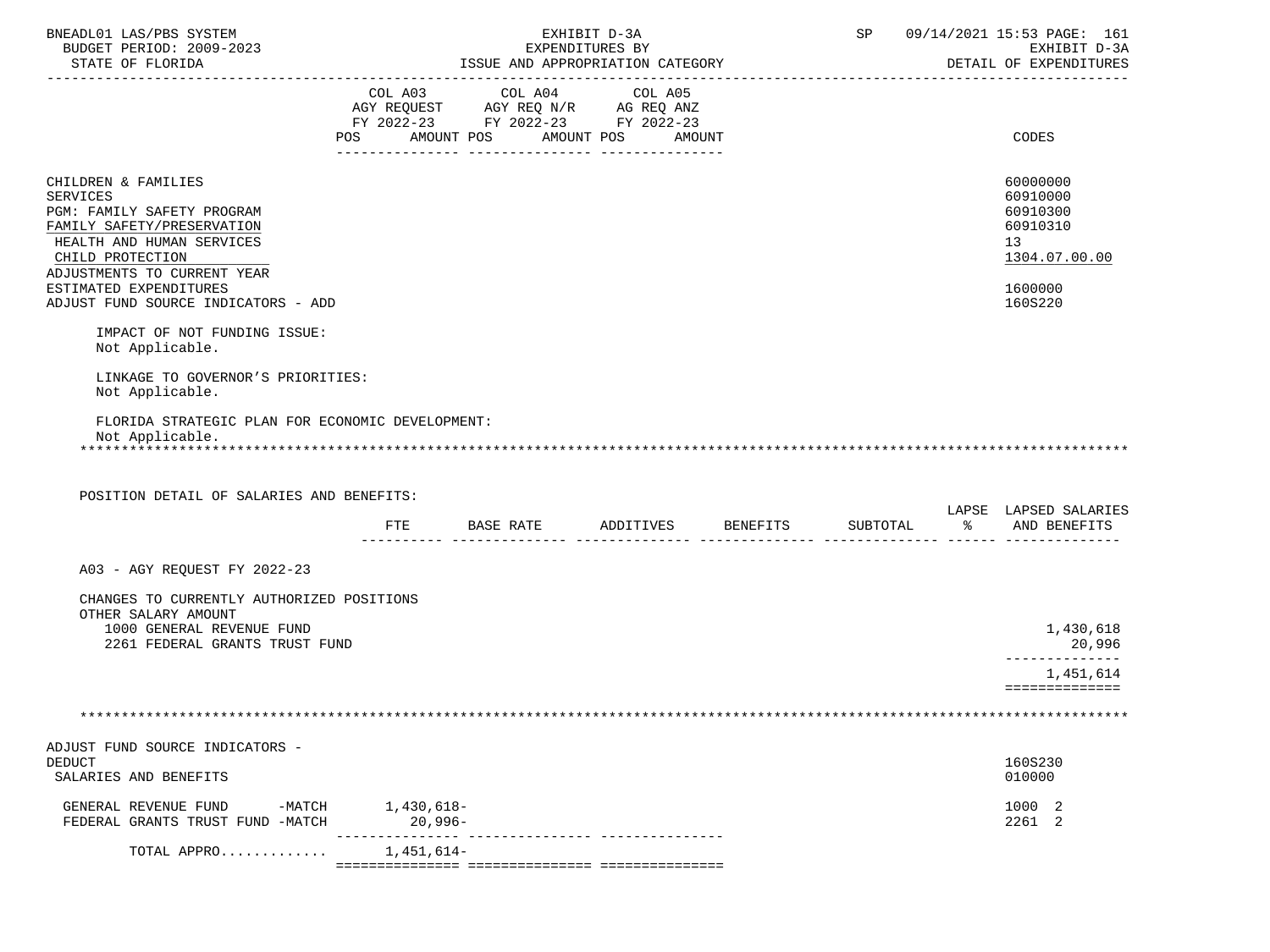| | COL A03 AGY REQUEST FY 2022-23 POS AMOUNT | COL A04 AGY REQ N/R FY 2022-23 POS AMOUNT | COL A05 AG REQ ANZ FY 2022-23 POS AMOUNT | CODES |
|---|---|---|---|---|
| CHILDREN & FAMILIES | | | | 60000000 |
| SERVICES | | | | 60910000 |
| PGM: FAMILY SAFETY PROGRAM | | | | 60910300 |
| FAMILY SAFETY/PRESERVATION | | | | 60910310 |
| HEALTH AND HUMAN SERVICES | | | | 13 |
| CHILD PROTECTION | | | | 1304.07.00.00 |
| ADJUSTMENTS TO CURRENT YEAR ESTIMATED EXPENDITURES | | | | 1600000 |
| ADJUST FUND SOURCE INDICATORS - ADD | | | | 160S220 |

IMPACT OF NOT FUNDING ISSUE:
Not Applicable.

LINKAGE TO GOVERNOR'S PRIORITIES:
Not Applicable.

FLORIDA STRATEGIC PLAN FOR ECONOMIC DEVELOPMENT:
Not Applicable.

*******************************************************************************************************************

POSITION DETAIL OF SALARIES AND BENEFITS:

| | FTE | BASE RATE | ADDITIVES | BENEFITS | SUBTOTAL | LAPSE % | LAPSED SALARIES AND BENEFITS |
|---|---|---|---|---|---|---|---|
| A03 - AGY REQUEST FY 2022-23 | | | | | | | |
| CHANGES TO CURRENTLY AUTHORIZED POSITIONS | | | | | | | |
| OTHER SALARY AMOUNT | | | | | | | |
| 1000 GENERAL REVENUE FUND | | | | | | | 1,430,618 |
| 2261 FEDERAL GRANTS TRUST FUND | | | | | | | 20,996 |
| | | | | | | | 1,451,614 |

*******************************************************************************************************************

| | COL A03 | COL A04 | COL A05 | CODES |
|---|---|---|---|---|
| ADJUST FUND SOURCE INDICATORS - DEDUCT | | | | 160S230 |
| SALARIES AND BENEFITS | | | | 010000 |
| GENERAL REVENUE FUND -MATCH | 1,430,618- | | | 1000 2 |
| FEDERAL GRANTS TRUST FUND -MATCH | 20,996- | | | 2261 2 |
| TOTAL APPRO............ | 1,451,614- | | | |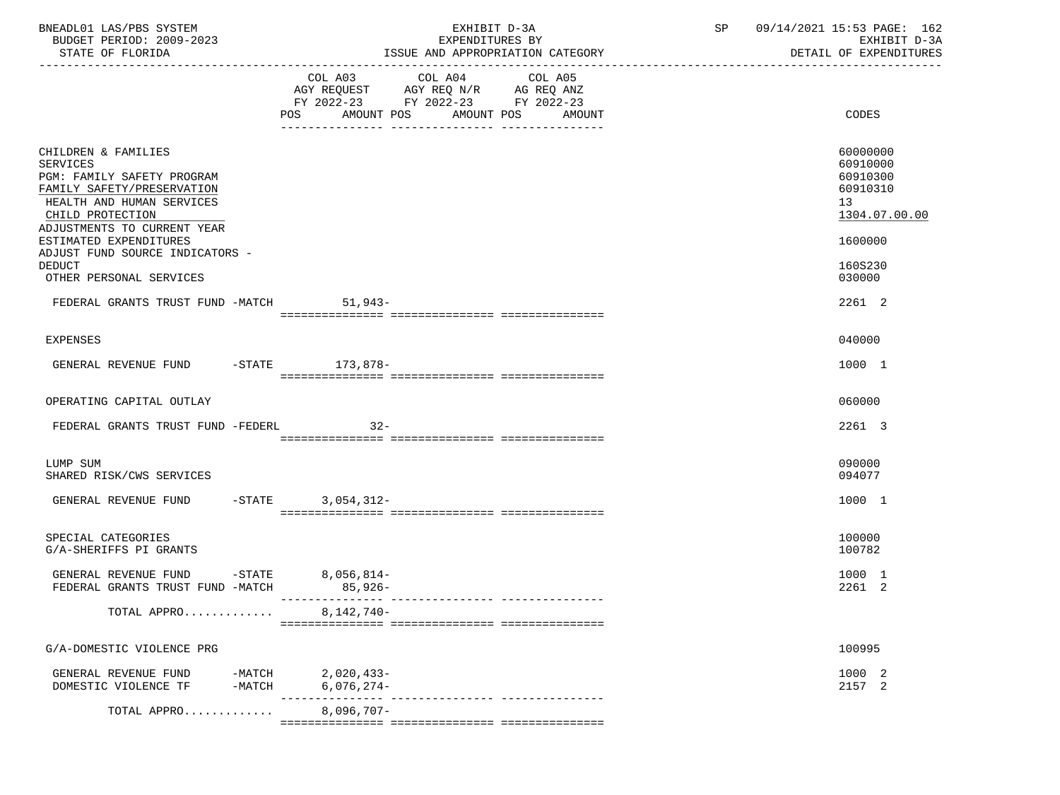BNEADL01 LAS/PBS SYSTEM
BUDGET PERIOD: 2009-2023
STATE OF FLORIDA

EXHIBIT D-3A
EXPENDITURES BY
ISSUE AND APPROPRIATION CATEGORY

SP 09/14/2021 15:53

EXHIBIT D-3A
DETAIL OF EXPENDITURES

| | COL A03 AGY REQUEST FY 2022-23 POS AMOUNT | COL A04 AGY REQ N/R FY 2022-23 POS AMOUNT | COL A05 AG REQ ANZ FY 2022-23 POS AMOUNT | CODES |
|---|---|---|---|---|
| CHILDREN & FAMILIES | | | | 60000000 |
| SERVICES | | | | 60910000 |
| PGM: FAMILY SAFETY PROGRAM | | | | 60910300 |
| FAMILY SAFETY/PRESERVATION | | | | 60910310 |
| HEALTH AND HUMAN SERVICES | | | | 13 |
| CHILD PROTECTION | | | | 1304.07.00.00 |
| ADJUSTMENTS TO CURRENT YEAR ESTIMATED EXPENDITURES | | | | 1600000 |
| ADJUST FUND SOURCE INDICATORS - DEDUCT | | | | 160S230 |
| OTHER PERSONAL SERVICES | | | | 030000 |
| FEDERAL GRANTS TRUST FUND -MATCH | 51,943- | | | 2261 2 |
| EXPENSES | | | | 040000 |
| GENERAL REVENUE FUND -STATE | 173,878- | | | 1000 1 |
| OPERATING CAPITAL OUTLAY | | | | 060000 |
| FEDERAL GRANTS TRUST FUND -FEDERL | 32- | | | 2261 3 |
| LUMP SUM | | | | 090000 |
| SHARED RISK/CWS SERVICES | | | | 094077 |
| GENERAL REVENUE FUND -STATE | 3,054,312- | | | 1000 1 |
| SPECIAL CATEGORIES | | | | 100000 |
| G/A-SHERIFFS PI GRANTS | | | | 100782 |
| GENERAL REVENUE FUND -STATE | 8,056,814- | | | 1000 1 |
| FEDERAL GRANTS TRUST FUND -MATCH | 85,926- | | | 2261 2 |
| TOTAL APPRO............ | 8,142,740- | | | |
| G/A-DOMESTIC VIOLENCE PRG | | | | 100995 |
| GENERAL REVENUE FUND -MATCH | 2,020,433- | | | 1000 2 |
| DOMESTIC VIOLENCE TF -MATCH | 6,076,274- | | | 2157 2 |
| TOTAL APPRO............ | 8,096,707- | | | |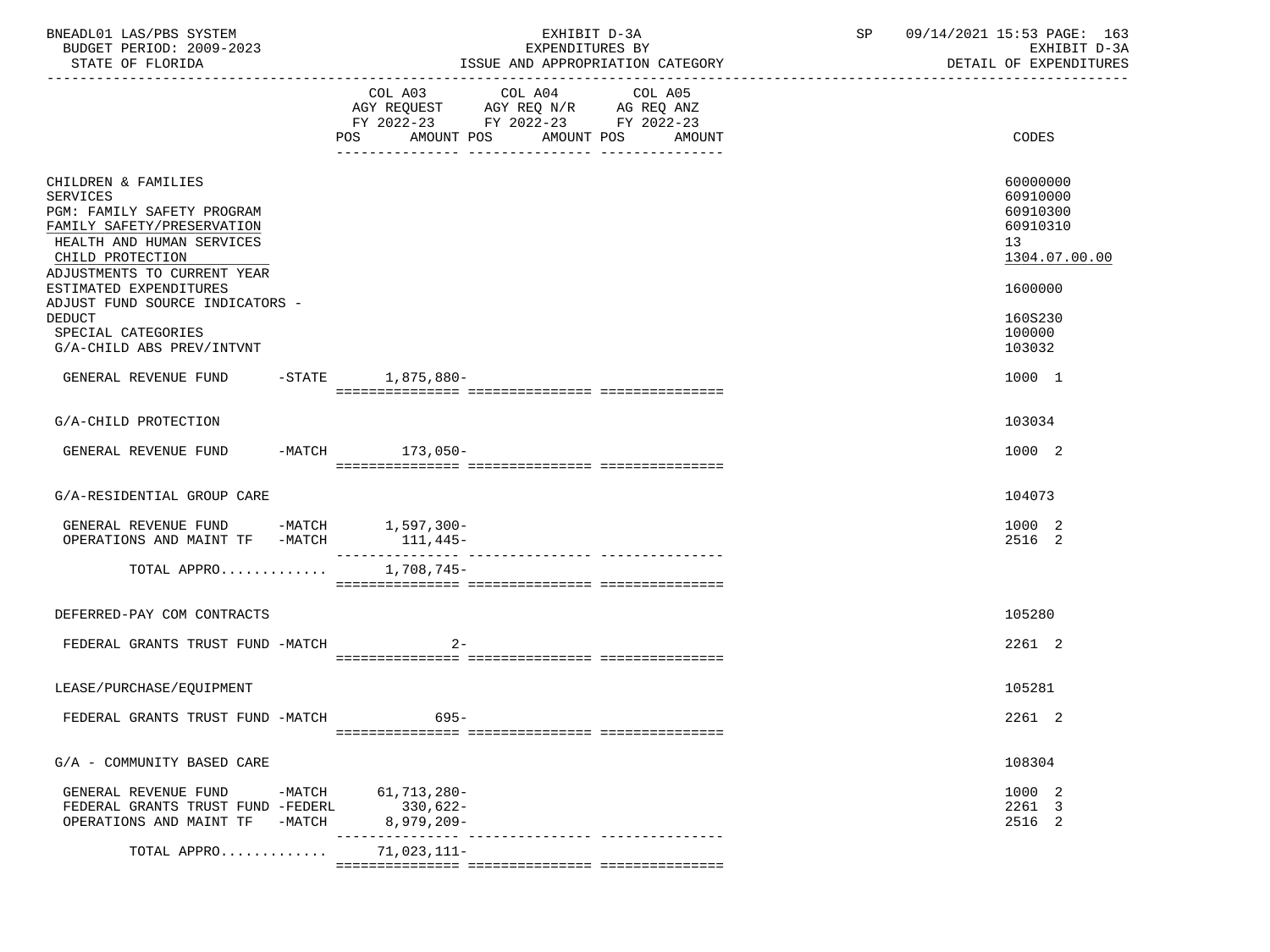BNEADL01 LAS/PBS SYSTEM
BUDGET PERIOD: 2009-2023
STATE OF FLORIDA

EXHIBIT D-3A
EXPENDITURES BY
ISSUE AND APPROPRIATION CATEGORY

SP 09/14/2021 15:53 PAGE: 163
EXHIBIT D-3A
DETAIL OF EXPENDITURES

| | COL A03 AGY REQUEST FY 2022-23 POS AMOUNT | COL A04 AGY REQ N/R FY 2022-23 POS AMOUNT | COL A05 AG REQ ANZ FY 2022-23 POS AMOUNT | CODES |
|---|---|---|---|---|
| CHILDREN & FAMILIES | | | | 60000000 |
| SERVICES | | | | 60910000 |
| PGM: FAMILY SAFETY PROGRAM | | | | 60910300 |
| FAMILY SAFETY/PRESERVATION | | | | 60910310 |
| HEALTH AND HUMAN SERVICES | | | | 13 |
| CHILD PROTECTION | | | | 1304.07.00.00 |
| ADJUSTMENTS TO CURRENT YEAR ESTIMATED EXPENDITURES | | | | 1600000 |
| ADJUST FUND SOURCE INDICATORS - DEDUCT | | | | 160S230 |
| SPECIAL CATEGORIES | | | | 100000 |
| G/A-CHILD ABS PREV/INTVNT | | | | 103032 |
| GENERAL REVENUE FUND -STATE | 1,875,880- | | | 1000 1 |
| G/A-CHILD PROTECTION | | | | 103034 |
| GENERAL REVENUE FUND -MATCH | 173,050- | | | 1000 2 |
| G/A-RESIDENTIAL GROUP CARE | | | | 104073 |
| GENERAL REVENUE FUND -MATCH | 1,597,300- | | | 1000 2 |
| OPERATIONS AND MAINT TF -MATCH | 111,445- | | | 2516 2 |
| TOTAL APPRO............ | 1,708,745- | | | |
| DEFERRED-PAY COM CONTRACTS | | | | 105280 |
| FEDERAL GRANTS TRUST FUND -MATCH | 2- | | | 2261 2 |
| LEASE/PURCHASE/EQUIPMENT | | | | 105281 |
| FEDERAL GRANTS TRUST FUND -MATCH | 695- | | | 2261 2 |
| G/A - COMMUNITY BASED CARE | | | | 108304 |
| GENERAL REVENUE FUND -MATCH | 61,713,280- | | | 1000 2 |
| FEDERAL GRANTS TRUST FUND -FEDERL | 330,622- | | | 2261 3 |
| OPERATIONS AND MAINT TF -MATCH | 8,979,209- | | | 2516 2 |
| TOTAL APPRO............ | 71,023,111- | | | |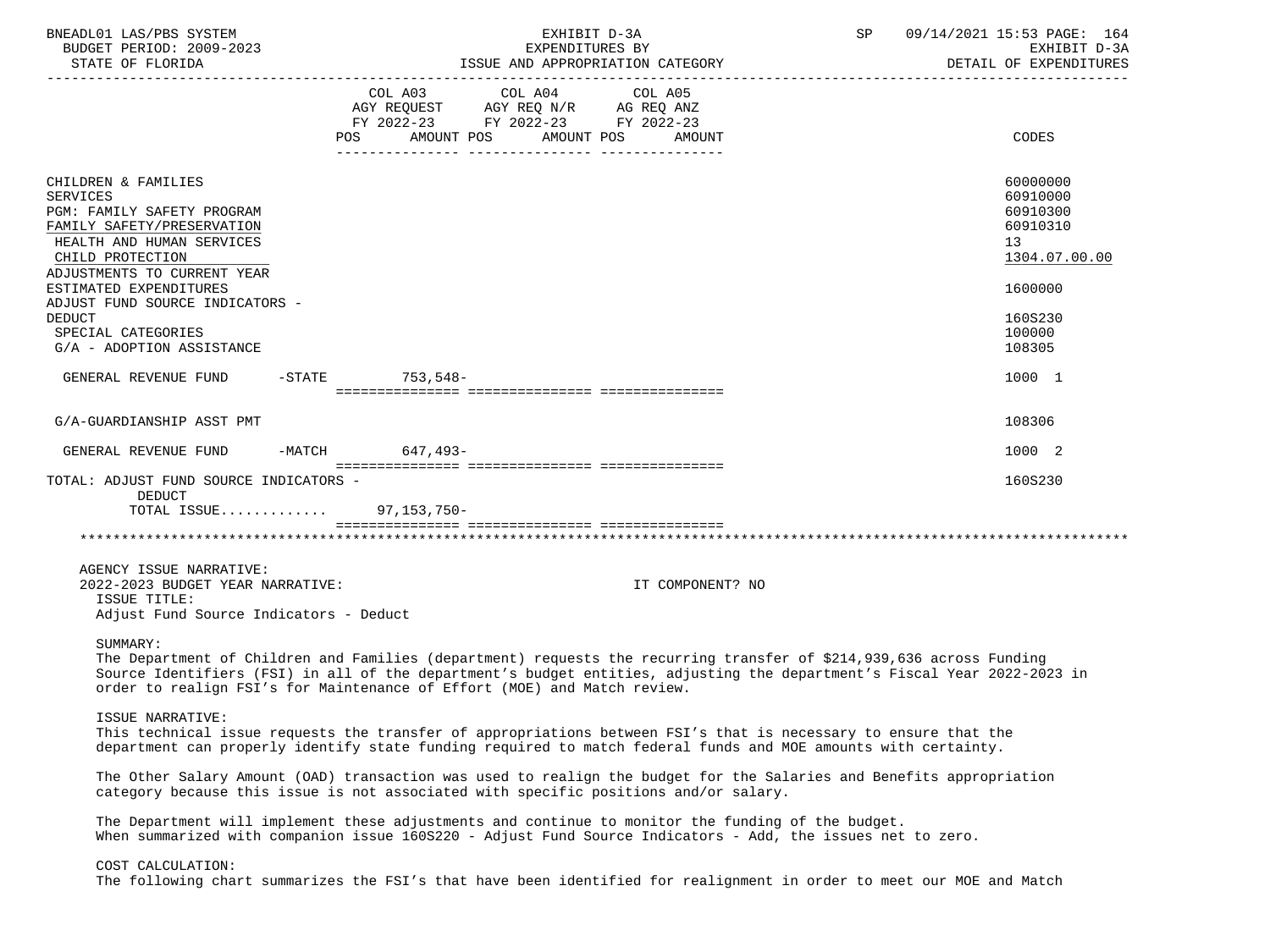| | COL A03 AGY REQUEST FY 2022-23 POS AMOUNT | COL A04 AGY REQ N/R FY 2022-23 POS AMOUNT | COL A05 AG REQ ANZ FY 2022-23 POS AMOUNT | CODES |
|---|---|---|---|---|
| CHILDREN & FAMILIES | | | | 60000000 |
| SERVICES | | | | 60910000 |
| PGM: FAMILY SAFETY PROGRAM | | | | 60910300 |
| FAMILY SAFETY/PRESERVATION | | | | 60910310 |
| HEALTH AND HUMAN SERVICES | | | | 13 |
| CHILD PROTECTION | | | | 1304.07.00.00 |
| ADJUSTMENTS TO CURRENT YEAR ESTIMATED EXPENDITURES | | | | 1600000 |
| ADJUST FUND SOURCE INDICATORS - DEDUCT | | | | 160S230 |
| SPECIAL CATEGORIES | | | | 100000 |
| G/A - ADOPTION ASSISTANCE | | | | 108305 |
| GENERAL REVENUE FUND -STATE | 753,548- | | | 1000 1 |
| G/A-GUARDIANSHIP ASST PMT | | | | 108306 |
| GENERAL REVENUE FUND -MATCH | 647,493- | | | 1000 2 |
| TOTAL: ADJUST FUND SOURCE INDICATORS - DEDUCT | | | | 160S230 |
| TOTAL ISSUE............ | 97,153,750- | | | |

AGENCY ISSUE NARRATIVE:
2022-2023 BUDGET YEAR NARRATIVE: IT COMPONENT? NO

ISSUE TITLE:
Adjust Fund Source Indicators - Deduct

SUMMARY:
The Department of Children and Families (department) requests the recurring transfer of $214,939,636 across Funding Source Identifiers (FSI) in all of the department's budget entities, adjusting the department's Fiscal Year 2022-2023 in order to realign FSI's for Maintenance of Effort (MOE) and Match review.

ISSUE NARRATIVE:
This technical issue requests the transfer of appropriations between FSI's that is necessary to ensure that the department can properly identify state funding required to match federal funds and MOE amounts with certainty.

The Other Salary Amount (OAD) transaction was used to realign the budget for the Salaries and Benefits appropriation category because this issue is not associated with specific positions and/or salary.

The Department will implement these adjustments and continue to monitor the funding of the budget.
When summarized with companion issue 160S220 - Adjust Fund Source Indicators - Add, the issues net to zero.

COST CALCULATION:
The following chart summarizes the FSI's that have been identified for realignment in order to meet our MOE and Match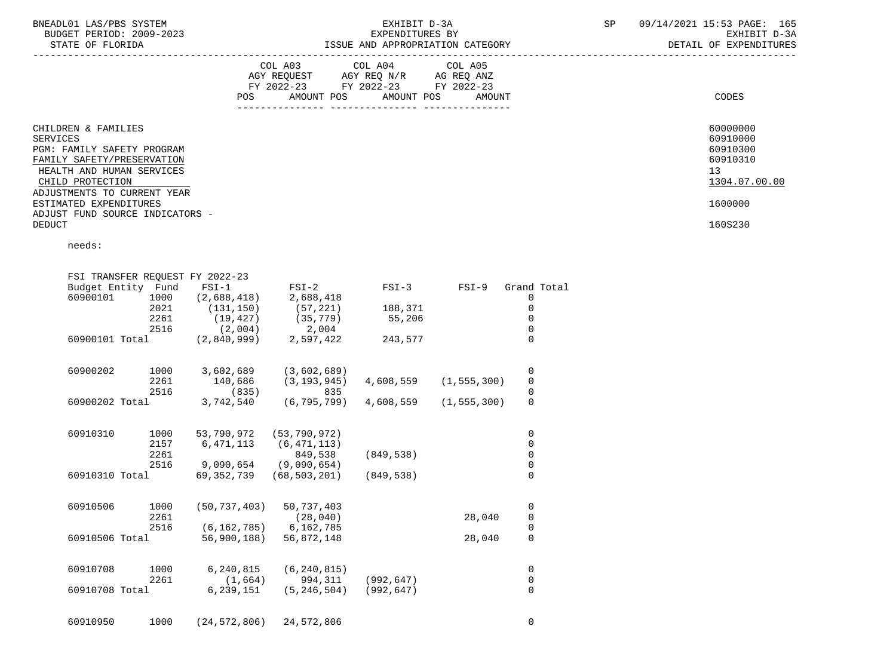| | COL A03 AGY REQUEST FY 2022-23 POS AMOUNT | COL A04 AGY REQ N/R FY 2022-23 POS AMOUNT | COL A05 AG REQ ANZ FY 2022-23 POS AMOUNT | CODES |
|---|---|---|---|---|
| CHILDREN & FAMILIES | | | | 60000000 |
| SERVICES | | | | 60910000 |
| PGM: FAMILY SAFETY PROGRAM | | | | 60910300 |
| FAMILY SAFETY/PRESERVATION | | | | 60910310 |
| HEALTH AND HUMAN SERVICES | | | | 13 |
| CHILD PROTECTION | | | | 1304.07.00.00 |
| ADJUSTMENTS TO CURRENT YEAR ESTIMATED EXPENDITURES | | | | 1600000 |
| ADJUST FUND SOURCE INDICATORS - DEDUCT | | | | 160S230 |

needs:

FSI TRANSFER REQUEST FY 2022-23

| Budget Entity | Fund | FSI-1 | FSI-2 | FSI-3 | FSI-9 | Grand Total |
|---|---|---|---|---|---|---|
| 60900101 | 1000 | (2,688,418) | 2,688,418 | | | 0 |
| | 2021 | (131,150) | (57,221) | 188,371 | | 0 |
| | 2261 | (19,427) | (35,779) | 55,206 | | 0 |
| | 2516 | (2,004) | 2,004 | | | 0 |
| 60900101 Total | | (2,840,999) | 2,597,422 | 243,577 | | 0 |
| 60900202 | 1000 | 3,602,689 | (3,602,689) | | | 0 |
| | 2261 | 140,686 | (3,193,945) | 4,608,559 | (1,555,300) | 0 |
| | 2516 | (835) | 835 | | | 0 |
| 60900202 Total | | 3,742,540 | (6,795,799) | 4,608,559 | (1,555,300) | 0 |
| 60910310 | 1000 | 53,790,972 | (53,790,972) | | | 0 |
| | 2157 | 6,471,113 | (6,471,113) | | | 0 |
| | 2261 | | 849,538 | (849,538) | | 0 |
| | 2516 | 9,090,654 | (9,090,654) | | | 0 |
| 60910310 Total | | 69,352,739 | (68,503,201) | (849,538) | | 0 |
| 60910506 | 1000 | (50,737,403) | 50,737,403 | | | 0 |
| | 2261 | | (28,040) | | 28,040 | 0 |
| | 2516 | (6,162,785) | 6,162,785 | | | 0 |
| 60910506 Total | | 56,900,188) | 56,872,148 | | 28,040 | 0 |
| 60910708 | 1000 | 6,240,815 | (6,240,815) | | | 0 |
| | 2261 | (1,664) | 994,311 | (992,647) | | 0 |
| 60910708 Total | | 6,239,151 | (5,246,504) | (992,647) | | 0 |
| 60910950 | 1000 | (24,572,806) | 24,572,806 | | | 0 |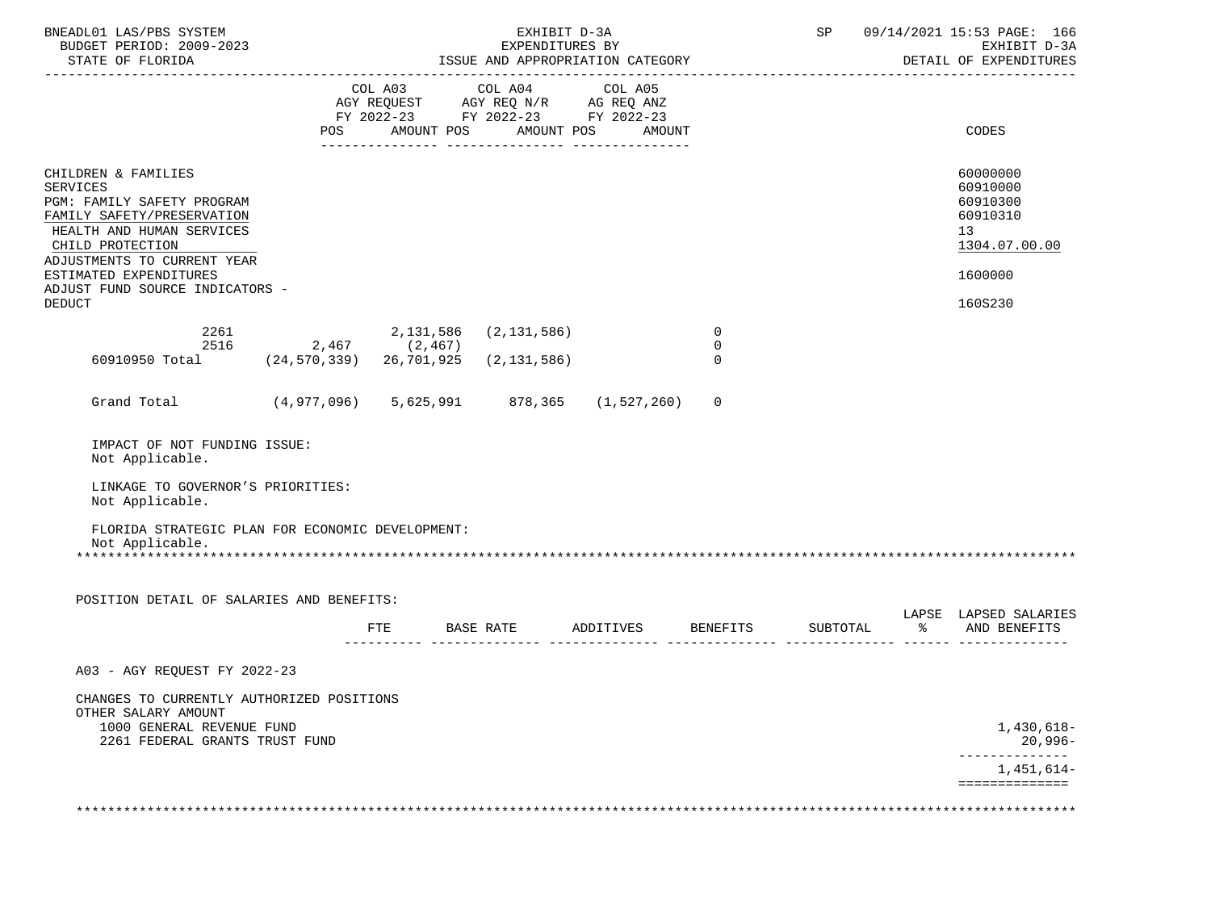BNEADL01 LAS/PBS SYSTEM — EXHIBIT D-3A — SP 09/14/2021 15:53

BUDGET PERIOD: 2009-2023 — EXPENDITURES BY — EXHIBIT D-3A

STATE OF FLORIDA — ISSUE AND APPROPRIATION CATEGORY — DETAIL OF EXPENDITURES

| | COL A03 AGY REQUEST FY 2022-23 POS | AMOUNT | COL A04 AGY REQ N/R FY 2022-23 POS | AMOUNT | COL A05 AG REQ ANZ FY 2022-23 POS | AMOUNT | CODES |
|---|---|---|---|---|---|---|---|
| CHILDREN & FAMILIES | | | | | | | 60000000 |
| SERVICES | | | | | | | 60910000 |
| PGM: FAMILY SAFETY PROGRAM | | | | | | | 60910300 |
| FAMILY SAFETY/PRESERVATION | | | | | | | 60910310 |
| HEALTH AND HUMAN SERVICES | | | | | | | 13 |
| CHILD PROTECTION | | | | | | | 1304.07.00.00 |
| ADJUSTMENTS TO CURRENT YEAR ESTIMATED EXPENDITURES | | | | | | | 1600000 |
| ADJUST FUND SOURCE INDICATORS - DEDUCT | | | | | | | 160S230 |
| 2261 | | 2,131,586 | (2,131,586) | | | 0 | |
| 2516 | 2,467 | (2,467) | | | | 0 | |
| 60910950 Total | (24,570,339) | 26,701,925 | (2,131,586) | | | 0 | |
| Grand Total | (4,977,096) | 5,625,991 | 878,365 | (1,527,260) | | 0 | |

IMPACT OF NOT FUNDING ISSUE:
Not Applicable.

LINKAGE TO GOVERNOR'S PRIORITIES:
Not Applicable.

FLORIDA STRATEGIC PLAN FOR ECONOMIC DEVELOPMENT:
Not Applicable.

POSITION DETAIL OF SALARIES AND BENEFITS:

| | FTE | BASE RATE | ADDITIVES | BENEFITS | SUBTOTAL | LAPSE % | LAPSED SALARIES AND BENEFITS |
|---|---|---|---|---|---|---|---|
| A03 - AGY REQUEST FY 2022-23 | | | | | | | |
| CHANGES TO CURRENTLY AUTHORIZED POSITIONS | | | | | | | |
| OTHER SALARY AMOUNT | | | | | | | |
| 1000 GENERAL REVENUE FUND | | | | | | | 1,430,618- |
| 2261 FEDERAL GRANTS TRUST FUND | | | | | | | 20,996- |
| | | | | | | | 1,451,614- |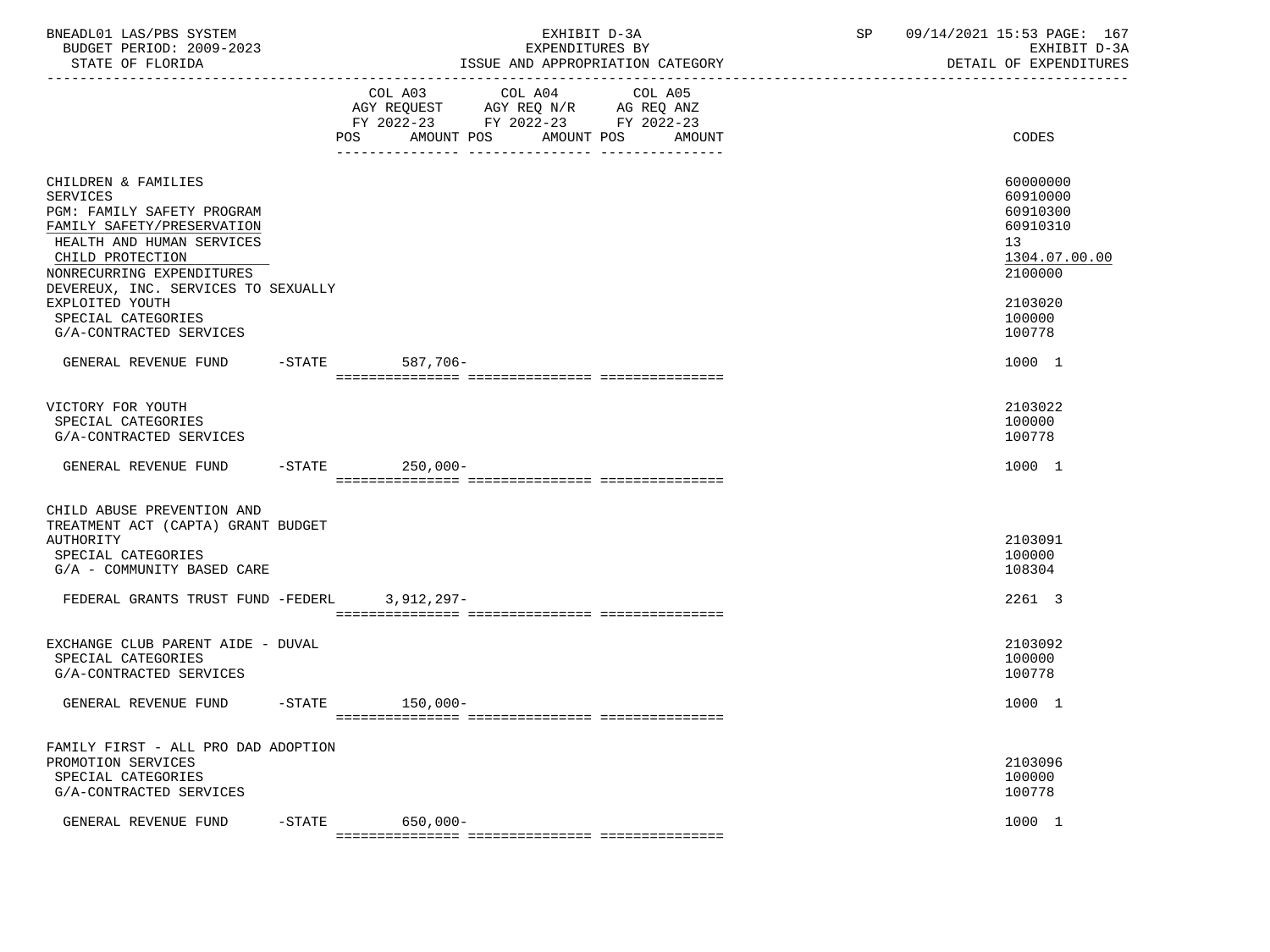BNEADL01 LAS/PBS SYSTEM | EXHIBIT D-3A | SP 09/14/2021 15:53 PAGE: 167
BUDGET PERIOD: 2009-2023 | EXPENDITURES BY | EXHIBIT D-3A
STATE OF FLORIDA | ISSUE AND APPROPRIATION CATEGORY | DETAIL OF EXPENDITURES

| | COL A03 AGY REQUEST FY 2022-23 POS AMOUNT | COL A04 AGY REQ N/R FY 2022-23 POS AMOUNT | COL A05 AG REQ ANZ FY 2022-23 POS AMOUNT | CODES |
|---|---|---|---|---|
| CHILDREN & FAMILIES SERVICES | | | | 60000000 60910000 |
| PGM: FAMILY SAFETY PROGRAM | | | | 60910300 |
| FAMILY SAFETY/PRESERVATION | | | | 60910310 |
| HEALTH AND HUMAN SERVICES | | | | 13 |
| CHILD PROTECTION | | | | 1304.07.00.00 |
| NONRECURRING EXPENDITURES | | | | 2100000 |
| DEVEREUX, INC. SERVICES TO SEXUALLY EXPLOITED YOUTH | | | | 2103020 |
| SPECIAL CATEGORIES | | | | 100000 |
| G/A-CONTRACTED SERVICES | | | | 100778 |
| GENERAL REVENUE FUND -STATE | 587,706- | | | 1000 1 |
| VICTORY FOR YOUTH | | | | 2103022 |
| SPECIAL CATEGORIES | | | | 100000 |
| G/A-CONTRACTED SERVICES | | | | 100778 |
| GENERAL REVENUE FUND -STATE | 250,000- | | | 1000 1 |
| CHILD ABUSE PREVENTION AND TREATMENT ACT (CAPTA) GRANT BUDGET AUTHORITY | | | | 2103091 |
| SPECIAL CATEGORIES | | | | 100000 |
| G/A - COMMUNITY BASED CARE | | | | 108304 |
| FEDERAL GRANTS TRUST FUND -FEDERL | 3,912,297- | | | 2261 3 |
| EXCHANGE CLUB PARENT AIDE - DUVAL | | | | 2103092 |
| SPECIAL CATEGORIES | | | | 100000 |
| G/A-CONTRACTED SERVICES | | | | 100778 |
| GENERAL REVENUE FUND -STATE | 150,000- | | | 1000 1 |
| FAMILY FIRST - ALL PRO DAD ADOPTION PROMOTION SERVICES | | | | 2103096 |
| SPECIAL CATEGORIES | | | | 100000 |
| G/A-CONTRACTED SERVICES | | | | 100778 |
| GENERAL REVENUE FUND -STATE | 650,000- | | | 1000 1 |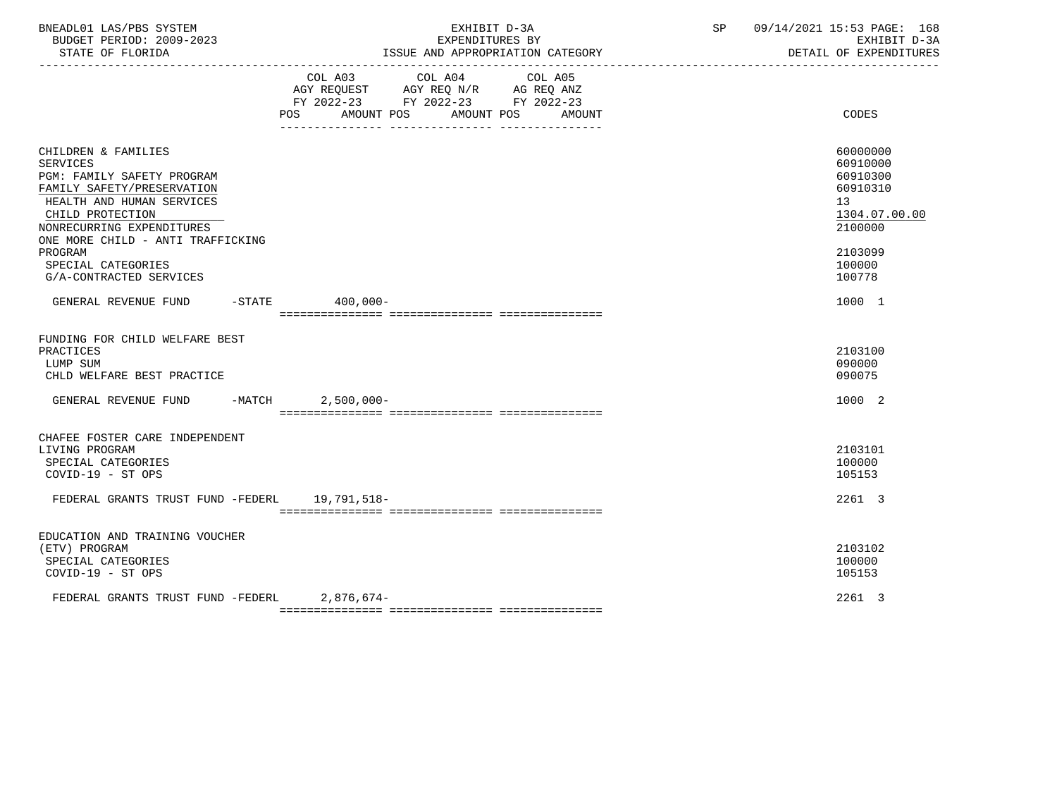BNEADL01 LAS/PBS SYSTEM | EXHIBIT D-3A | SP 09/14/2021 15:53 PAGE: 168
BUDGET PERIOD: 2009-2023 | EXPENDITURES BY | EXHIBIT D-3A
STATE OF FLORIDA | ISSUE AND APPROPRIATION CATEGORY | DETAIL OF EXPENDITURES

| | COL A03 AGY REQUEST FY 2022-23 POS AMOUNT | COL A04 AGY REQ N/R FY 2022-23 POS AMOUNT | COL A05 AG REQ ANZ FY 2022-23 POS AMOUNT | CODES |
|---|---|---|---|---|
| CHILDREN & FAMILIES | | | | 60000000 |
| SERVICES | | | | 60910000 |
| PGM: FAMILY SAFETY PROGRAM | | | | 60910300 |
| FAMILY SAFETY/PRESERVATION | | | | 60910310 |
| HEALTH AND HUMAN SERVICES | | | | 13 |
| CHILD PROTECTION | | | | 1304.07.00.00 |
| NONRECURRING EXPENDITURES | | | | 2100000 |
| ONE MORE CHILD - ANTI TRAFFICKING PROGRAM | | | | 2103099 |
| SPECIAL CATEGORIES | | | | 100000 |
| G/A-CONTRACTED SERVICES | | | | 100778 |
| GENERAL REVENUE FUND -STATE | 400,000- | | | 1000 1 |
| FUNDING FOR CHILD WELFARE BEST PRACTICES | | | | 2103100 |
| LUMP SUM | | | | 090000 |
| CHLD WELFARE BEST PRACTICE | | | | 090075 |
| GENERAL REVENUE FUND -MATCH | 2,500,000- | | | 1000 2 |
| CHAFEE FOSTER CARE INDEPENDENT LIVING PROGRAM | | | | 2103101 |
| SPECIAL CATEGORIES | | | | 100000 |
| COVID-19 - ST OPS | | | | 105153 |
| FEDERAL GRANTS TRUST FUND -FEDERL | 19,791,518- | | | 2261 3 |
| EDUCATION AND TRAINING VOUCHER (ETV) PROGRAM | | | | 2103102 |
| SPECIAL CATEGORIES | | | | 100000 |
| COVID-19 - ST OPS | | | | 105153 |
| FEDERAL GRANTS TRUST FUND -FEDERL | 2,876,674- | | | 2261 3 |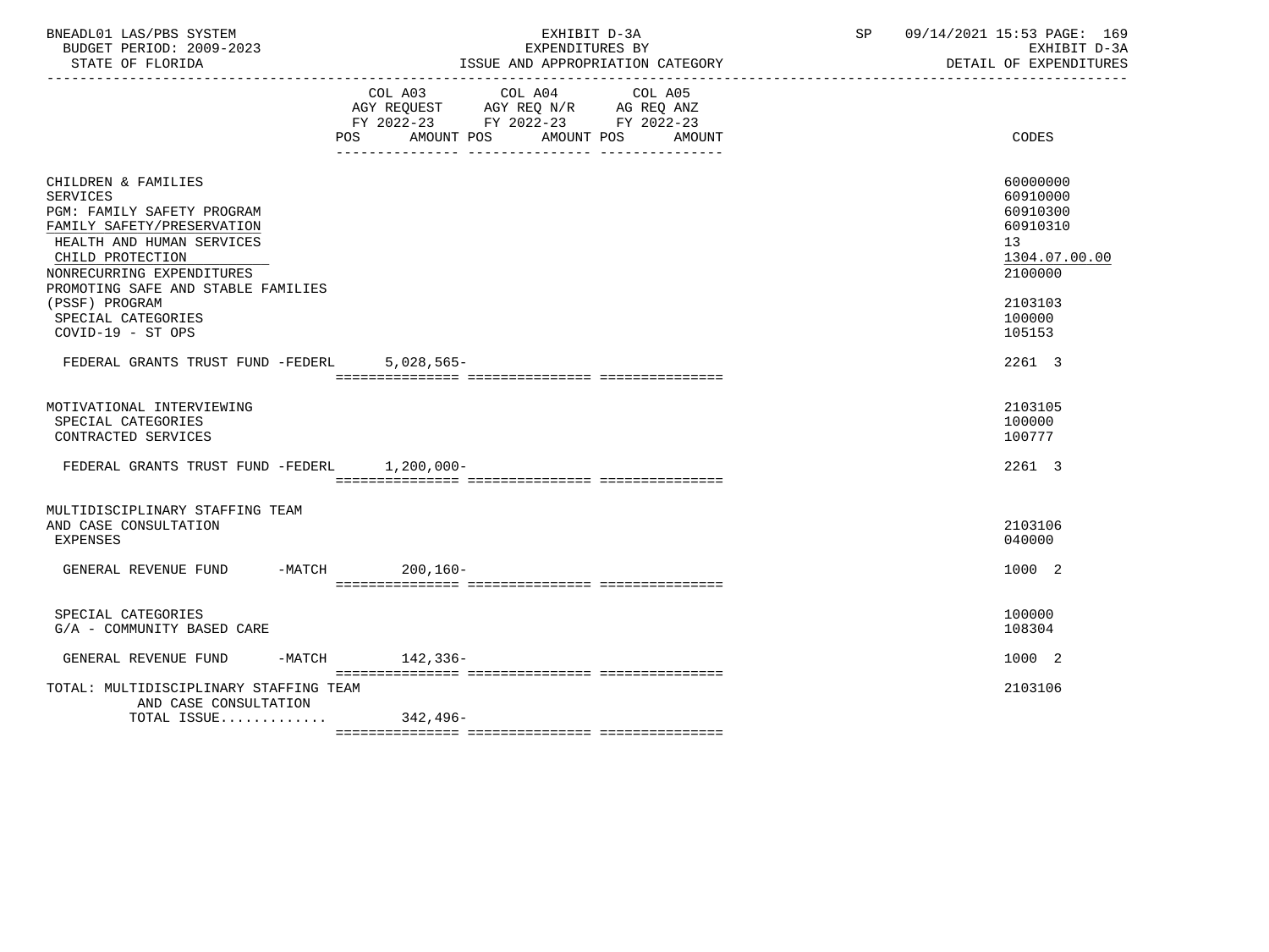BNEADL01 LAS/PBS SYSTEM — EXHIBIT D-3A — EXPENDITURES BY ISSUE AND APPROPRIATION CATEGORY — SP 09/14/2021 15:53

BUDGET PERIOD: 2009-2023 — STATE OF FLORIDA — EXHIBIT D-3A DETAIL OF EXPENDITURES

| | COL A03 AGY REQUEST FY 2022-23 POS AMOUNT | COL A04 AGY REQ N/R FY 2022-23 POS AMOUNT | COL A05 AG REQ ANZ FY 2022-23 POS AMOUNT | CODES |
|---|---|---|---|---|
| CHILDREN & FAMILIES | | | | 60000000 |
| SERVICES | | | | 60910000 |
| PGM: FAMILY SAFETY PROGRAM | | | | 60910300 |
| FAMILY SAFETY/PRESERVATION | | | | 60910310 |
| HEALTH AND HUMAN SERVICES | | | | 13 |
| CHILD PROTECTION | | | | 1304.07.00.00 |
| NONRECURRING EXPENDITURES | | | | 2100000 |
| PROMOTING SAFE AND STABLE FAMILIES (PSSF) PROGRAM | | | | 2103103 |
| SPECIAL CATEGORIES | | | | 100000 |
| COVID-19 - ST OPS | | | | 105153 |
| FEDERAL GRANTS TRUST FUND -FEDERL | 5,028,565- | | | 2261 3 |
| MOTIVATIONAL INTERVIEWING | | | | 2103105 |
| SPECIAL CATEGORIES | | | | 100000 |
| CONTRACTED SERVICES | | | | 100777 |
| FEDERAL GRANTS TRUST FUND -FEDERL | 1,200,000- | | | 2261 3 |
| MULTIDISCIPLINARY STAFFING TEAM AND CASE CONSULTATION | | | | 2103106 |
| EXPENSES | | | | 040000 |
| GENERAL REVENUE FUND -MATCH | 200,160- | | | 1000 2 |
| SPECIAL CATEGORIES | | | | 100000 |
| G/A - COMMUNITY BASED CARE | | | | 108304 |
| GENERAL REVENUE FUND -MATCH | 142,336- | | | 1000 2 |
| TOTAL: MULTIDISCIPLINARY STAFFING TEAM AND CASE CONSULTATION | | | | 2103106 |
| TOTAL ISSUE............. | 342,496- | | | |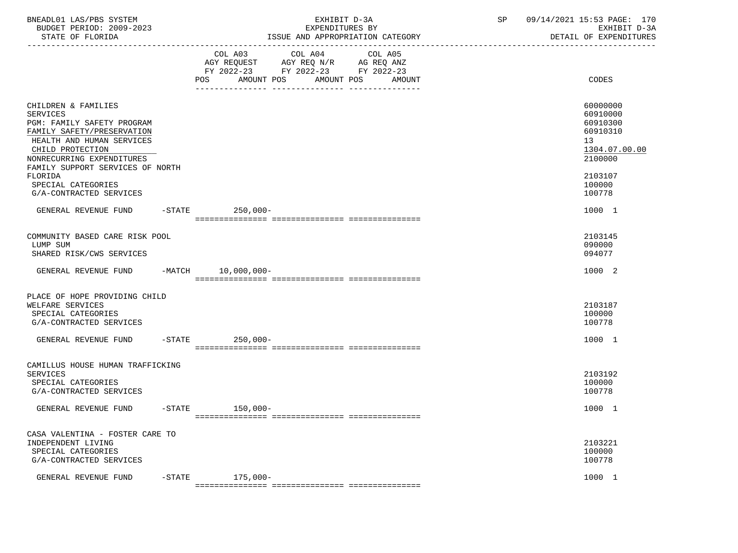| | COL A03 AGY REQUEST FY 2022-23 POS AMOUNT | COL A04 AGY REQ N/R FY 2022-23 POS AMOUNT | COL A05 AG REQ ANZ FY 2022-23 POS AMOUNT | CODES |
|---|---|---|---|---|
| CHILDREN & FAMILIES | | | | 60000000 |
| SERVICES | | | | 60910000 |
| PGM: FAMILY SAFETY PROGRAM | | | | 60910300 |
| FAMILY SAFETY/PRESERVATION | | | | 60910310 |
| HEALTH AND HUMAN SERVICES | | | | 13 |
| CHILD PROTECTION | | | | 1304.07.00.00 |
| NONRECURRING EXPENDITURES | | | | 2100000 |
| FAMILY SUPPORT SERVICES OF NORTH FLORIDA | | | | 2103107 |
| SPECIAL CATEGORIES | | | | 100000 |
| G/A-CONTRACTED SERVICES | | | | 100778 |
| GENERAL REVENUE FUND -STATE | 250,000- | | | 1000 1 |
| COMMUNITY BASED CARE RISK POOL | | | | 2103145 |
| LUMP SUM | | | | 090000 |
| SHARED RISK/CWS SERVICES | | | | 094077 |
| GENERAL REVENUE FUND -MATCH | 10,000,000- | | | 1000 2 |
| PLACE OF HOPE PROVIDING CHILD WELFARE SERVICES | | | | 2103187 |
| SPECIAL CATEGORIES | | | | 100000 |
| G/A-CONTRACTED SERVICES | | | | 100778 |
| GENERAL REVENUE FUND -STATE | 250,000- | | | 1000 1 |
| CAMILLUS HOUSE HUMAN TRAFFICKING SERVICES | | | | 2103192 |
| SPECIAL CATEGORIES | | | | 100000 |
| G/A-CONTRACTED SERVICES | | | | 100778 |
| GENERAL REVENUE FUND -STATE | 150,000- | | | 1000 1 |
| CASA VALENTINA - FOSTER CARE TO INDEPENDENT LIVING | | | | 2103221 |
| SPECIAL CATEGORIES | | | | 100000 |
| G/A-CONTRACTED SERVICES | | | | 100778 |
| GENERAL REVENUE FUND -STATE | 175,000- | | | 1000 1 |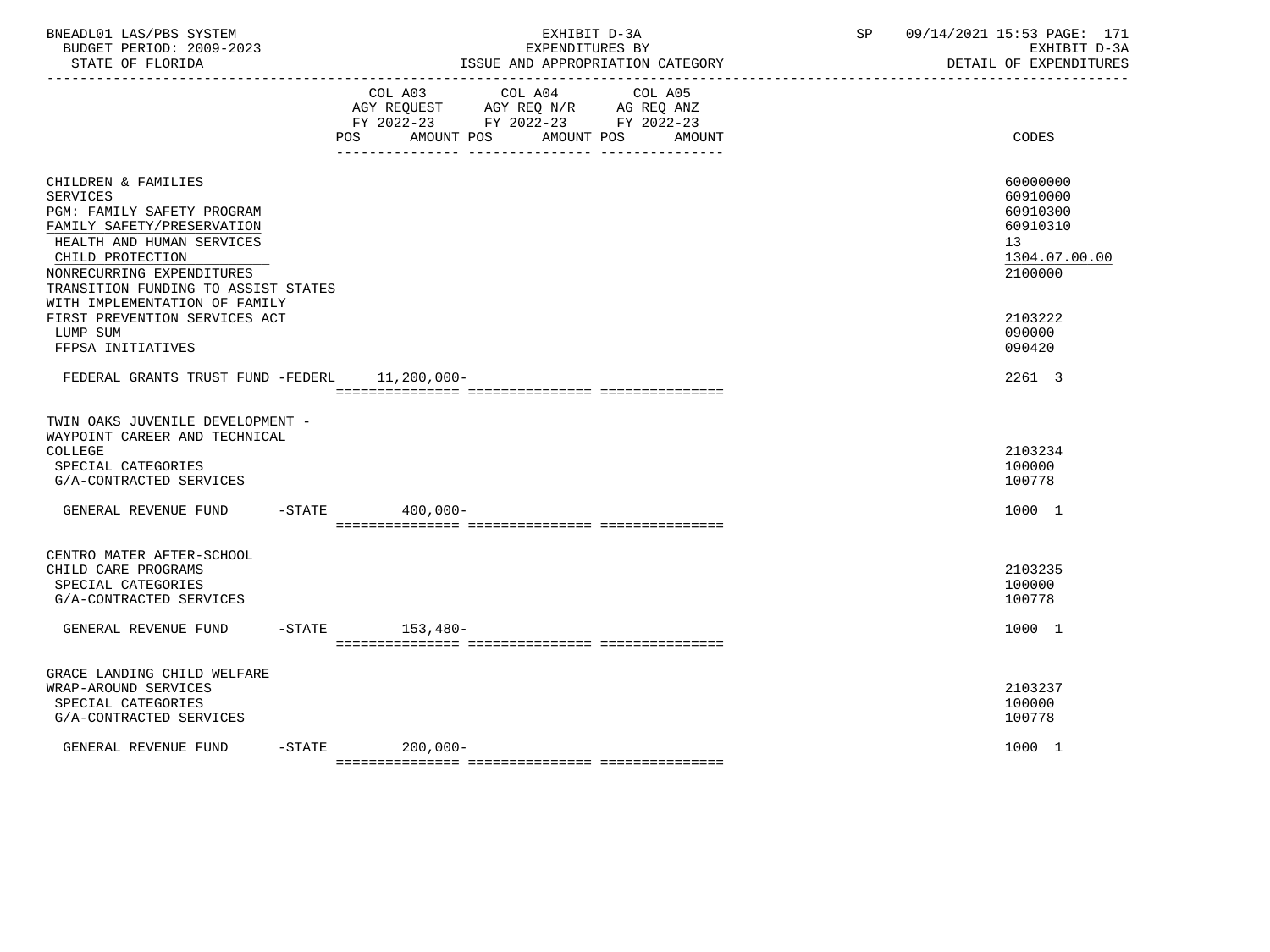| | COL A03 AGY REQUEST FY 2022-23 POS AMOUNT | COL A04 AGY REQ N/R FY 2022-23 POS AMOUNT | COL A05 AG REQ ANZ FY 2022-23 POS AMOUNT | CODES |
|---|---|---|---|---|
| CHILDREN & FAMILIES | | | | 60000000 |
| SERVICES | | | | 60910000 |
| PGM: FAMILY SAFETY PROGRAM | | | | 60910300 |
| FAMILY SAFETY/PRESERVATION | | | | 60910310 |
| HEALTH AND HUMAN SERVICES | | | | 13 |
| CHILD PROTECTION | | | | 1304.07.00.00 |
| NONRECURRING EXPENDITURES | | | | 2100000 |
| TRANSITION FUNDING TO ASSIST STATES WITH IMPLEMENTATION OF FAMILY FIRST PREVENTION SERVICES ACT | | | | 2103222 |
| LUMP SUM | | | | 090000 |
| FFPSA INITIATIVES | | | | 090420 |
| FEDERAL GRANTS TRUST FUND -FEDERL | 11,200,000- | | | 2261 3 |
| TWIN OAKS JUVENILE DEVELOPMENT - WAYPOINT CAREER AND TECHNICAL COLLEGE | | | | 2103234 |
| SPECIAL CATEGORIES | | | | 100000 |
| G/A-CONTRACTED SERVICES | | | | 100778 |
| GENERAL REVENUE FUND -STATE | 400,000- | | | 1000 1 |
| CENTRO MATER AFTER-SCHOOL CHILD CARE PROGRAMS | | | | 2103235 |
| SPECIAL CATEGORIES | | | | 100000 |
| G/A-CONTRACTED SERVICES | | | | 100778 |
| GENERAL REVENUE FUND -STATE | 153,480- | | | 1000 1 |
| GRACE LANDING CHILD WELFARE WRAP-AROUND SERVICES | | | | 2103237 |
| SPECIAL CATEGORIES | | | | 100000 |
| G/A-CONTRACTED SERVICES | | | | 100778 |
| GENERAL REVENUE FUND -STATE | 200,000- | | | 1000 1 |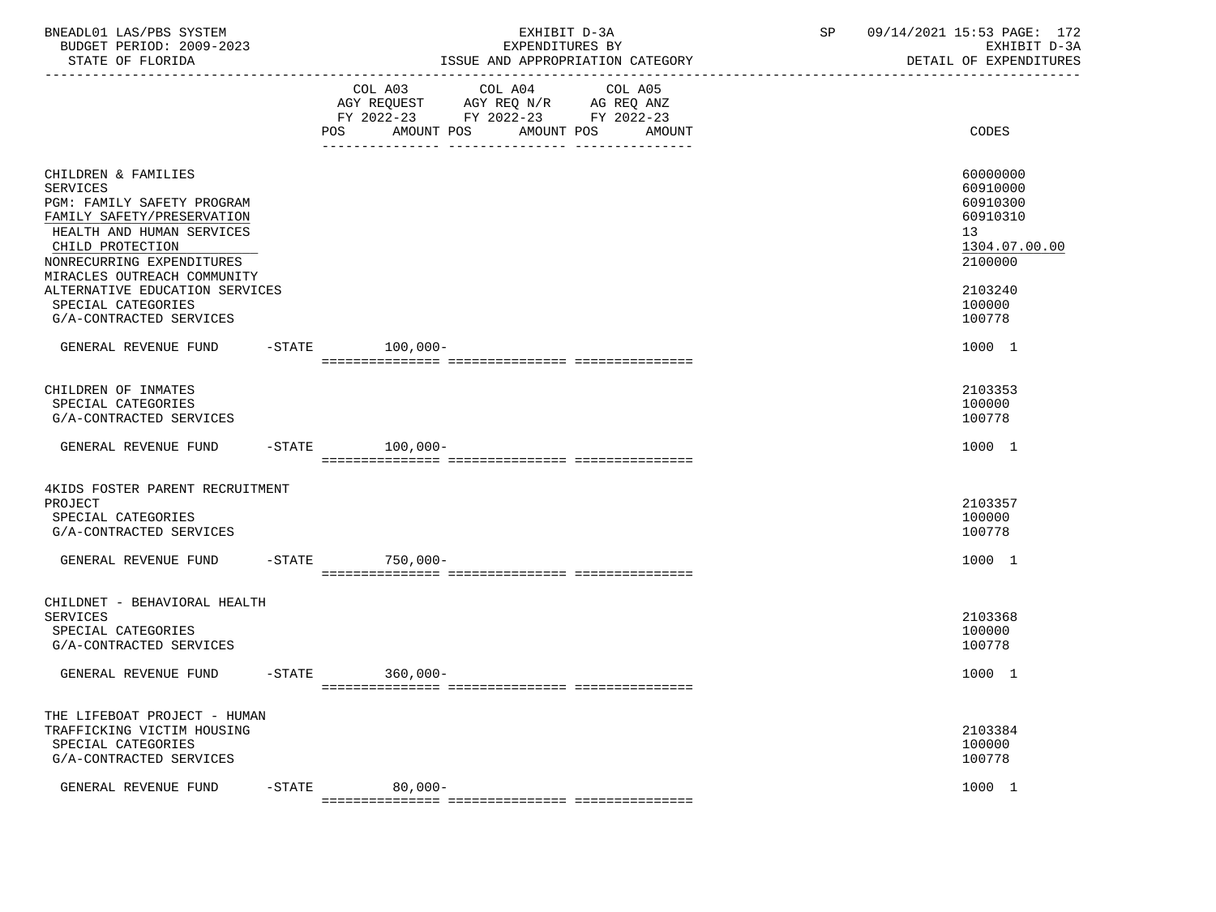BNEADL01 LAS/PBS SYSTEM
BUDGET PERIOD: 2009-2023
STATE OF FLORIDA

EXHIBIT D-3A
EXPENDITURES BY
ISSUE AND APPROPRIATION CATEGORY

SP 09/14/2021 15:53
EXHIBIT D-3A
DETAIL OF EXPENDITURES

| | COL A03 AGY REQUEST FY 2022-23 POS | AMOUNT | COL A04 AGY REQ N/R FY 2022-23 POS | AMOUNT | COL A05 AG REQ ANZ FY 2022-23 POS | AMOUNT | CODES |
|---|---|---|---|---|---|---|---|
| CHILDREN & FAMILIES | | | | | | | 60000000 |
| SERVICES | | | | | | | 60910000 |
| PGM: FAMILY SAFETY PROGRAM | | | | | | | 60910300 |
| FAMILY SAFETY/PRESERVATION | | | | | | | 60910310 |
| HEALTH AND HUMAN SERVICES | | | | | | | 13 |
| CHILD PROTECTION | | | | | | | 1304.07.00.00 |
| NONRECURRING EXPENDITURES | | | | | | | 2100000 |
| MIRACLES OUTREACH COMMUNITY ALTERNATIVE EDUCATION SERVICES | | | | | | | 2103240 |
| SPECIAL CATEGORIES | | | | | | | 100000 |
| G/A-CONTRACTED SERVICES | | | | | | | 100778 |
| GENERAL REVENUE FUND -STATE | | 100,000- | | | | | 1000 1 |
| CHILDREN OF INMATES | | | | | | | 2103353 |
| SPECIAL CATEGORIES | | | | | | | 100000 |
| G/A-CONTRACTED SERVICES | | | | | | | 100778 |
| GENERAL REVENUE FUND -STATE | | 100,000- | | | | | 1000 1 |
| 4KIDS FOSTER PARENT RECRUITMENT PROJECT | | | | | | | 2103357 |
| SPECIAL CATEGORIES | | | | | | | 100000 |
| G/A-CONTRACTED SERVICES | | | | | | | 100778 |
| GENERAL REVENUE FUND -STATE | | 750,000- | | | | | 1000 1 |
| CHILDNET - BEHAVIORAL HEALTH SERVICES | | | | | | | 2103368 |
| SPECIAL CATEGORIES | | | | | | | 100000 |
| G/A-CONTRACTED SERVICES | | | | | | | 100778 |
| GENERAL REVENUE FUND -STATE | | 360,000- | | | | | 1000 1 |
| THE LIFEBOAT PROJECT - HUMAN TRAFFICKING VICTIM HOUSING | | | | | | | 2103384 |
| SPECIAL CATEGORIES | | | | | | | 100000 |
| G/A-CONTRACTED SERVICES | | | | | | | 100778 |
| GENERAL REVENUE FUND -STATE | | 80,000- | | | | | 1000 1 |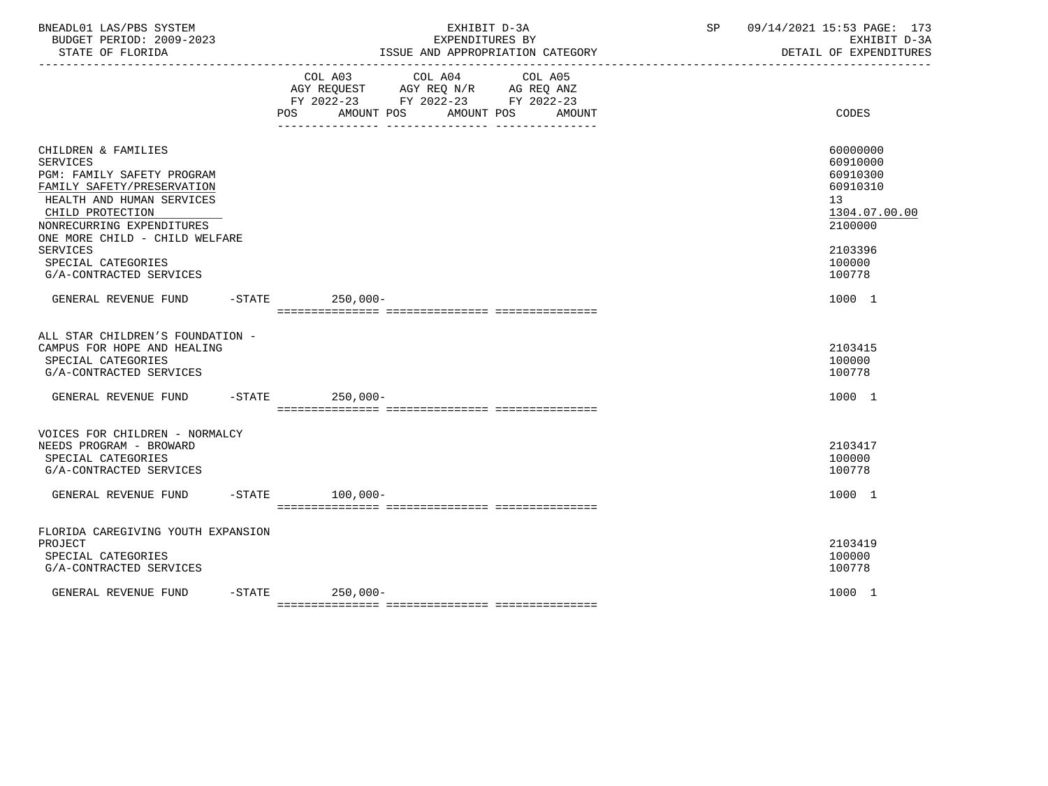BNEADL01 LAS/PBS SYSTEM | EXHIBIT D-3A | SP 09/14/2021 15:53
BUDGET PERIOD: 2009-2023 | EXPENDITURES BY | EXHIBIT D-3A
STATE OF FLORIDA | ISSUE AND APPROPRIATION CATEGORY | DETAIL OF EXPENDITURES

| | COL A03 AGY REQUEST FY 2022-23 POS AMOUNT | COL A04 AGY REQ N/R FY 2022-23 POS AMOUNT | COL A05 AG REQ ANZ FY 2022-23 POS AMOUNT | CODES |
|---|---|---|---|---|
| CHILDREN & FAMILIES | | | | 60000000 |
| SERVICES | | | | 60910000 |
| PGM: FAMILY SAFETY PROGRAM | | | | 60910300 |
| FAMILY SAFETY/PRESERVATION | | | | 60910310 |
| HEALTH AND HUMAN SERVICES | | | | 13 |
| CHILD PROTECTION | | | | 1304.07.00.00 |
| NONRECURRING EXPENDITURES | | | | 2100000 |
| ONE MORE CHILD - CHILD WELFARE SERVICES | | | | 2103396 |
| SPECIAL CATEGORIES | | | | 100000 |
| G/A-CONTRACTED SERVICES | | | | 100778 |
| GENERAL REVENUE FUND -STATE | 250,000- | | | 1000 1 |
| ALL STAR CHILDREN'S FOUNDATION - CAMPUS FOR HOPE AND HEALING | | | | 2103415 |
| SPECIAL CATEGORIES | | | | 100000 |
| G/A-CONTRACTED SERVICES | | | | 100778 |
| GENERAL REVENUE FUND -STATE | 250,000- | | | 1000 1 |
| VOICES FOR CHILDREN - NORMALCY NEEDS PROGRAM - BROWARD | | | | 2103417 |
| SPECIAL CATEGORIES | | | | 100000 |
| G/A-CONTRACTED SERVICES | | | | 100778 |
| GENERAL REVENUE FUND -STATE | 100,000- | | | 1000 1 |
| FLORIDA CAREGIVING YOUTH EXPANSION PROJECT | | | | 2103419 |
| SPECIAL CATEGORIES | | | | 100000 |
| G/A-CONTRACTED SERVICES | | | | 100778 |
| GENERAL REVENUE FUND -STATE | 250,000- | | | 1000 1 |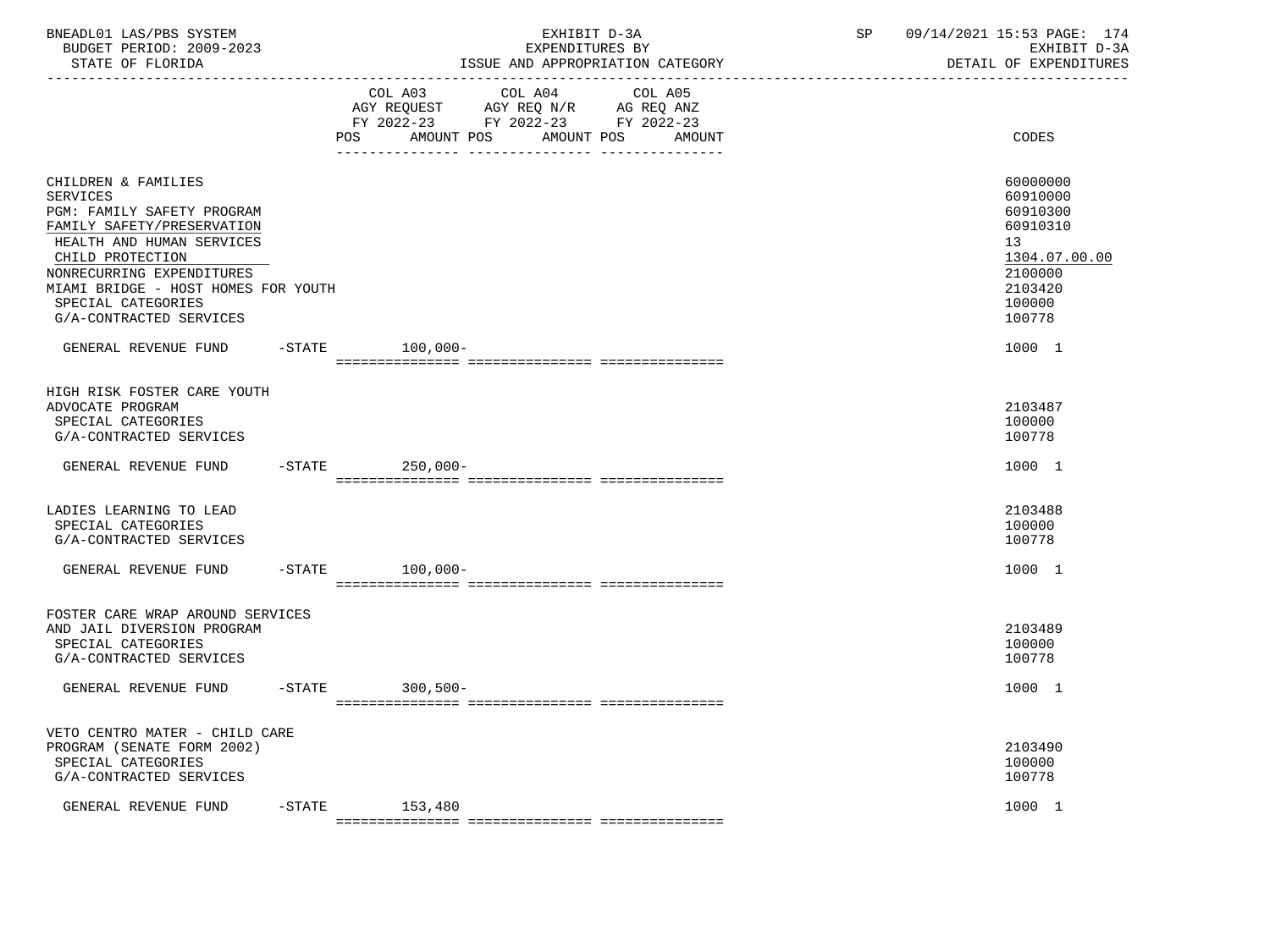BNEADL01 LAS/PBS SYSTEM
BUDGET PERIOD: 2009-2023
STATE OF FLORIDA

EXHIBIT D-3A
EXPENDITURES BY
ISSUE AND APPROPRIATION CATEGORY

SP 09/14/2021 15:53 PAGE: 174
EXHIBIT D-3A
DETAIL OF EXPENDITURES

| | COL A03 AGY REQUEST FY 2022-23 POS AMOUNT | COL A04 AGY REQ N/R FY 2022-23 POS AMOUNT | COL A05 AG REQ ANZ FY 2022-23 POS AMOUNT | CODES |
|---|---|---|---|---|
| CHILDREN & FAMILIES | | | | 60000000 |
| SERVICES | | | | 60910000 |
| PGM: FAMILY SAFETY PROGRAM | | | | 60910300 |
| FAMILY SAFETY/PRESERVATION | | | | 60910310 |
| HEALTH AND HUMAN SERVICES | | | | 13 |
| CHILD PROTECTION | | | | 1304.07.00.00 |
| NONRECURRING EXPENDITURES | | | | 2100000 |
| MIAMI BRIDGE - HOST HOMES FOR YOUTH | | | | 2103420 |
| SPECIAL CATEGORIES | | | | 100000 |
| G/A-CONTRACTED SERVICES | | | | 100778 |
| GENERAL REVENUE FUND -STATE | 100,000- | | | 1000 1 |
| HIGH RISK FOSTER CARE YOUTH ADVOCATE PROGRAM | | | | 2103487 |
| SPECIAL CATEGORIES | | | | 100000 |
| G/A-CONTRACTED SERVICES | | | | 100778 |
| GENERAL REVENUE FUND -STATE | 250,000- | | | 1000 1 |
| LADIES LEARNING TO LEAD | | | | 2103488 |
| SPECIAL CATEGORIES | | | | 100000 |
| G/A-CONTRACTED SERVICES | | | | 100778 |
| GENERAL REVENUE FUND -STATE | 100,000- | | | 1000 1 |
| FOSTER CARE WRAP AROUND SERVICES AND JAIL DIVERSION PROGRAM | | | | 2103489 |
| SPECIAL CATEGORIES | | | | 100000 |
| G/A-CONTRACTED SERVICES | | | | 100778 |
| GENERAL REVENUE FUND -STATE | 300,500- | | | 1000 1 |
| VETO CENTRO MATER - CHILD CARE PROGRAM (SENATE FORM 2002) | | | | 2103490 |
| SPECIAL CATEGORIES | | | | 100000 |
| G/A-CONTRACTED SERVICES | | | | 100778 |
| GENERAL REVENUE FUND -STATE | 153,480 | | | 1000 1 |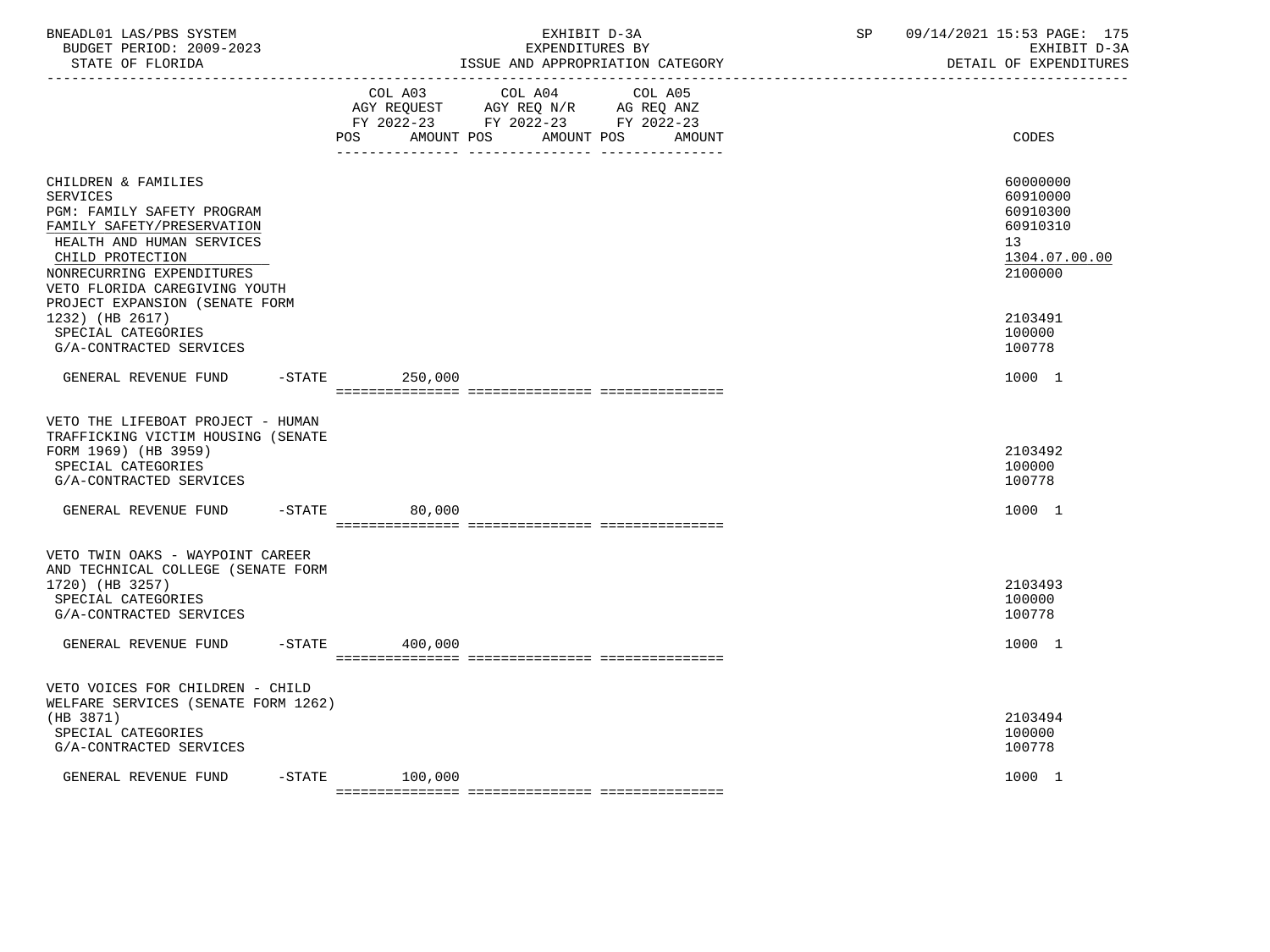| | COL A03 AGY REQUEST FY 2022-23 POS AMOUNT | COL A04 AGY REQ N/R FY 2022-23 POS AMOUNT | COL A05 AG REQ ANZ FY 2022-23 POS AMOUNT | CODES |
|---|---|---|---|---|
| CHILDREN & FAMILIES | | | | 60000000 |
| SERVICES | | | | 60910000 |
| PGM: FAMILY SAFETY PROGRAM | | | | 60910300 |
| FAMILY SAFETY/PRESERVATION | | | | 60910310 |
| HEALTH AND HUMAN SERVICES | | | | 13 |
| CHILD PROTECTION | | | | 1304.07.00.00 |
| NONRECURRING EXPENDITURES | | | | 2100000 |
| VETO FLORIDA CAREGIVING YOUTH PROJECT EXPANSION (SENATE FORM 1232) (HB 2617) | | | | 2103491 |
| SPECIAL CATEGORIES | | | | 100000 |
| G/A-CONTRACTED SERVICES | | | | 100778 |
| GENERAL REVENUE FUND -STATE | 250,000 | | | 1000 1 |
| VETO THE LIFEBOAT PROJECT - HUMAN TRAFFICKING VICTIM HOUSING (SENATE FORM 1969) (HB 3959) | | | | 2103492 |
| SPECIAL CATEGORIES | | | | 100000 |
| G/A-CONTRACTED SERVICES | | | | 100778 |
| GENERAL REVENUE FUND -STATE | 80,000 | | | 1000 1 |
| VETO TWIN OAKS - WAYPOINT CAREER AND TECHNICAL COLLEGE (SENATE FORM 1720) (HB 3257) | | | | 2103493 |
| SPECIAL CATEGORIES | | | | 100000 |
| G/A-CONTRACTED SERVICES | | | | 100778 |
| GENERAL REVENUE FUND -STATE | 400,000 | | | 1000 1 |
| VETO VOICES FOR CHILDREN - CHILD WELFARE SERVICES (SENATE FORM 1262) (HB 3871) | | | | 2103494 |
| SPECIAL CATEGORIES | | | | 100000 |
| G/A-CONTRACTED SERVICES | | | | 100778 |
| GENERAL REVENUE FUND -STATE | 100,000 | | | 1000 1 |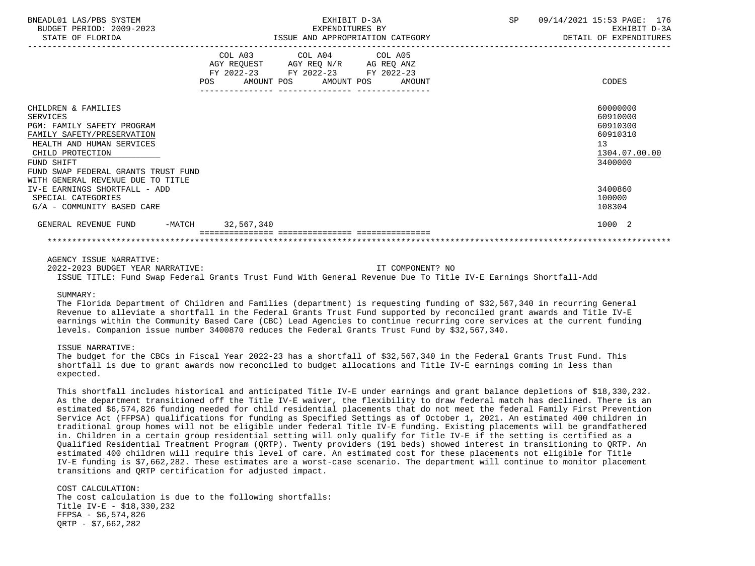| | COL A03 AGY REQUEST FY 2022-23 POS AMOUNT | COL A04 AGY REQ N/R FY 2022-23 POS AMOUNT | COL A05 AG REQ ANZ FY 2022-23 POS AMOUNT | CODES |
|---|---|---|---|---|
| CHILDREN & FAMILIES | | | | 60000000 |
| SERVICES | | | | 60910000 |
| PGM: FAMILY SAFETY PROGRAM | | | | 60910300 |
| FAMILY SAFETY/PRESERVATION | | | | 60910310 |
| HEALTH AND HUMAN SERVICES | | | | 13 |
| CHILD PROTECTION | | | | 1304.07.00.00 |
| FUND SHIFT | | | | 3400000 |
| FUND SWAP FEDERAL GRANTS TRUST FUND WITH GENERAL REVENUE DUE TO TITLE IV-E EARNINGS SHORTFALL - ADD | | | | 3400860 |
| SPECIAL CATEGORIES | | | | 100000 |
| G/A - COMMUNITY BASED CARE | | | | 108304 |
| GENERAL REVENUE FUND -MATCH | 32,567,340 | | | 1000 2 |

AGENCY ISSUE NARRATIVE:

2022-2023 BUDGET YEAR NARRATIVE: IT COMPONENT? NO

ISSUE TITLE: Fund Swap Federal Grants Trust Fund With General Revenue Due To Title IV-E Earnings Shortfall-Add

SUMMARY:

The Florida Department of Children and Families (department) is requesting funding of $32,567,340 in recurring General Revenue to alleviate a shortfall in the Federal Grants Trust Fund supported by reconciled grant awards and Title IV-E earnings within the Community Based Care (CBC) Lead Agencies to continue recurring core services at the current funding levels. Companion issue number 3400870 reduces the Federal Grants Trust Fund by $32,567,340.

ISSUE NARRATIVE:

The budget for the CBCs in Fiscal Year 2022-23 has a shortfall of $32,567,340 in the Federal Grants Trust Fund. This shortfall is due to grant awards now reconciled to budget allocations and Title IV-E earnings coming in less than expected.

This shortfall includes historical and anticipated Title IV-E under earnings and grant balance depletions of $18,330,232. As the department transitioned off the Title IV-E waiver, the flexibility to draw federal match has declined. There is an estimated $6,574,826 funding needed for child residential placements that do not meet the federal Family First Prevention Service Act (FFPSA) qualifications for funding as Specified Settings as of October 1, 2021. An estimated 400 children in traditional group homes will not be eligible under federal Title IV-E funding. Existing placements will be grandfathered in. Children in a certain group residential setting will only qualify for Title IV-E if the setting is certified as a Qualified Residential Treatment Program (QRTP). Twenty providers (191 beds) showed interest in transitioning to QRTP. An estimated 400 children will require this level of care. An estimated cost for these placements not eligible for Title IV-E funding is $7,662,282. These estimates are a worst-case scenario. The department will continue to monitor placement transitions and QRTP certification for adjusted impact.

COST CALCULATION:

The cost calculation is due to the following shortfalls:
Title IV-E - $18,330,232
FFPSA - $6,574,826
QRTP - $7,662,282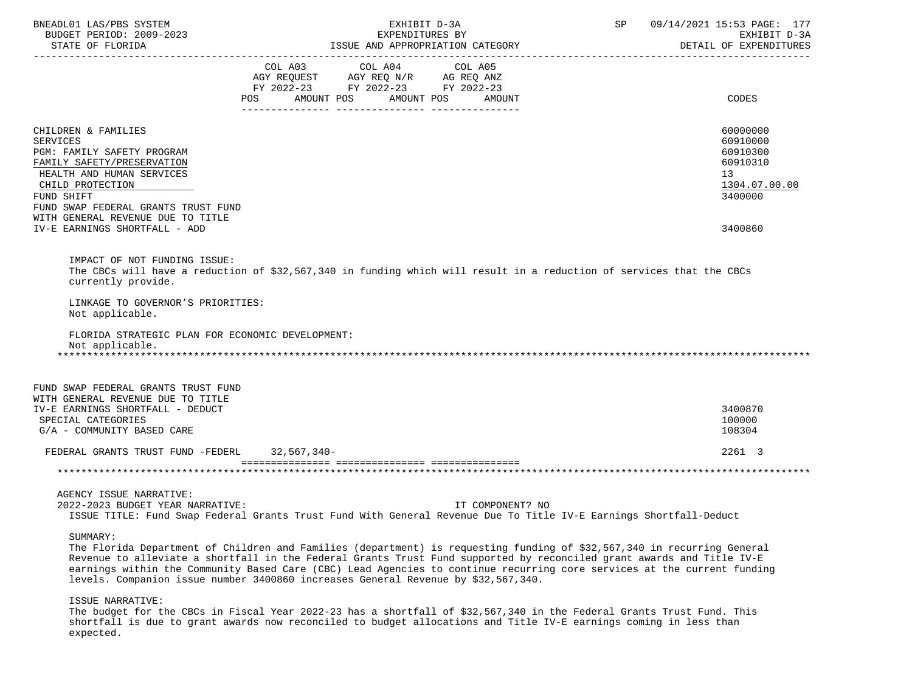| | COL A03 AGY REQUEST FY 2022-23 POS AMOUNT | COL A04 AGY REQ N/R FY 2022-23 POS AMOUNT | COL A05 AG REQ ANZ FY 2022-23 POS AMOUNT | CODES |
|---|---|---|---|---|
| CHILDREN & FAMILIES | | | | 60000000 |
| SERVICES | | | | 60910000 |
| PGM: FAMILY SAFETY PROGRAM | | | | 60910300 |
| FAMILY SAFETY/PRESERVATION | | | | 60910310 |
| HEALTH AND HUMAN SERVICES | | | | 13 |
| CHILD PROTECTION | | | | 1304.07.00.00 |
| FUND SHIFT | | | | 3400000 |
| FUND SWAP FEDERAL GRANTS TRUST FUND WITH GENERAL REVENUE DUE TO TITLE IV-E EARNINGS SHORTFALL - ADD | | | | 3400860 |

IMPACT OF NOT FUNDING ISSUE:
The CBCs will have a reduction of $32,567,340 in funding which will result in a reduction of services that the CBCs currently provide.

LINKAGE TO GOVERNOR'S PRIORITIES:
Not applicable.

FLORIDA STRATEGIC PLAN FOR ECONOMIC DEVELOPMENT:
Not applicable.

******************************************************************************************************************************

| | COL A03 | COL A04 | COL A05 | CODES |
|---|---|---|---|---|
| FUND SWAP FEDERAL GRANTS TRUST FUND WITH GENERAL REVENUE DUE TO TITLE IV-E EARNINGS SHORTFALL - DEDUCT | | | | 3400870 |
| SPECIAL CATEGORIES | | | | 100000 |
| G/A - COMMUNITY BASED CARE | | | | 108304 |
| FEDERAL GRANTS TRUST FUND -FEDERL | 32,567,340- | | | 2261 3 |

******************************************************************************************************************************

AGENCY ISSUE NARRATIVE:
2022-2023 BUDGET YEAR NARRATIVE: IT COMPONENT? NO
ISSUE TITLE: Fund Swap Federal Grants Trust Fund With General Revenue Due To Title IV-E Earnings Shortfall-Deduct

SUMMARY:
The Florida Department of Children and Families (department) is requesting funding of $32,567,340 in recurring General Revenue to alleviate a shortfall in the Federal Grants Trust Fund supported by reconciled grant awards and Title IV-E earnings within the Community Based Care (CBC) Lead Agencies to continue recurring core services at the current funding levels. Companion issue number 3400860 increases General Revenue by $32,567,340.

ISSUE NARRATIVE:
The budget for the CBCs in Fiscal Year 2022-23 has a shortfall of $32,567,340 in the Federal Grants Trust Fund. This shortfall is due to grant awards now reconciled to budget allocations and Title IV-E earnings coming in less than expected.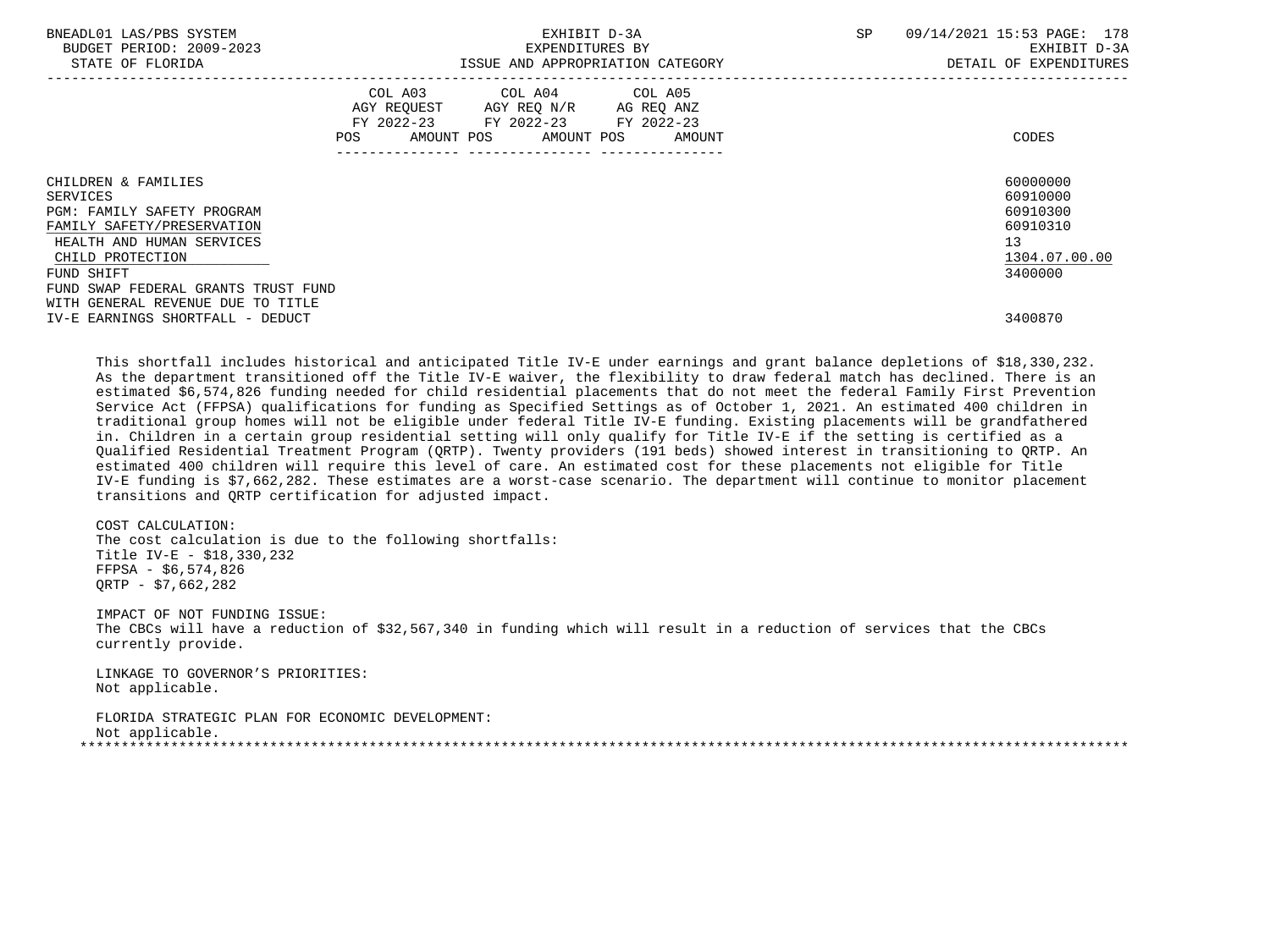BNEADL01 LAS/PBS SYSTEM | EXHIBIT D-3A | SP 09/14/2021 15:53
BUDGET PERIOD: 2009-2023 | EXPENDITURES BY | EXHIBIT D-3A
STATE OF FLORIDA | ISSUE AND APPROPRIATION CATEGORY | DETAIL OF EXPENDITURES

| | COL A03 AGY REQUEST FY 2022-23 POS AMOUNT | COL A04 AGY REQ N/R FY 2022-23 POS AMOUNT | COL A05 AG REQ ANZ FY 2022-23 POS AMOUNT | CODES |
|---|---|---|---|---|
| CHILDREN & FAMILIES | | | | 60000000 |
| SERVICES | | | | 60910000 |
| PGM: FAMILY SAFETY PROGRAM | | | | 60910300 |
| FAMILY SAFETY/PRESERVATION | | | | 60910310 |
| HEALTH AND HUMAN SERVICES | | | | 13 |
| CHILD PROTECTION | | | | 1304.07.00.00 |
| FUND SHIFT | | | | 3400000 |
| FUND SWAP FEDERAL GRANTS TRUST FUND WITH GENERAL REVENUE DUE TO TITLE IV-E EARNINGS SHORTFALL - DEDUCT | | | | 3400870 |

This shortfall includes historical and anticipated Title IV-E under earnings and grant balance depletions of $18,330,232. As the department transitioned off the Title IV-E waiver, the flexibility to draw federal match has declined. There is an estimated $6,574,826 funding needed for child residential placements that do not meet the federal Family First Prevention Service Act (FFPSA) qualifications for funding as Specified Settings as of October 1, 2021. An estimated 400 children in traditional group homes will not be eligible under federal Title IV-E funding. Existing placements will be grandfathered in. Children in a certain group residential setting will only qualify for Title IV-E if the setting is certified as a Qualified Residential Treatment Program (QRTP). Twenty providers (191 beds) showed interest in transitioning to QRTP. An estimated 400 children will require this level of care. An estimated cost for these placements not eligible for Title IV-E funding is $7,662,282. These estimates are a worst-case scenario. The department will continue to monitor placement transitions and QRTP certification for adjusted impact.

COST CALCULATION:
The cost calculation is due to the following shortfalls:
Title IV-E - $18,330,232
FFPSA - $6,574,826
QRTP - $7,662,282

IMPACT OF NOT FUNDING ISSUE:
The CBCs will have a reduction of $32,567,340 in funding which will result in a reduction of services that the CBCs currently provide.

LINKAGE TO GOVERNOR'S PRIORITIES:
Not applicable.

FLORIDA STRATEGIC PLAN FOR ECONOMIC DEVELOPMENT:
Not applicable.

*******************************************************************************************************************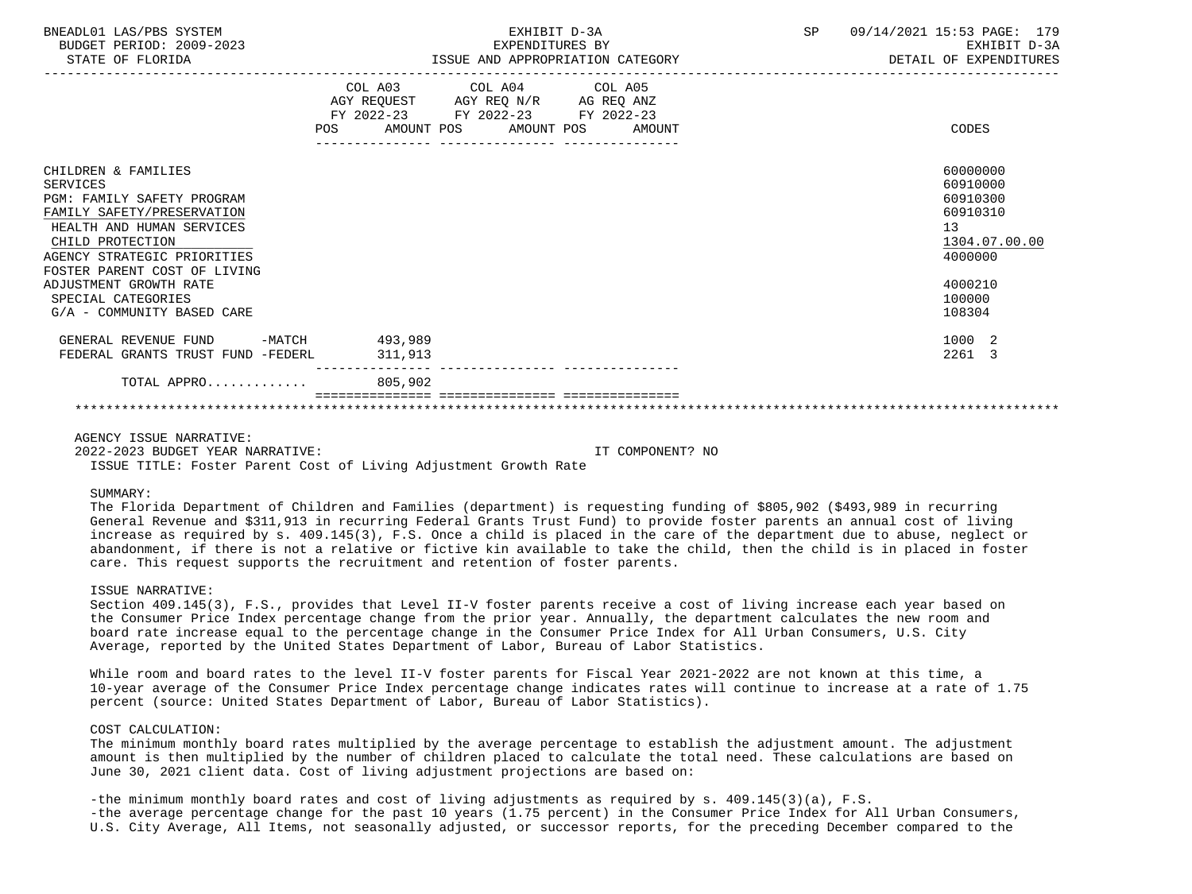| | COL A03 AGY REQUEST FY 2022-23 POS AMOUNT | COL A04 AGY REQ N/R FY 2022-23 POS AMOUNT | COL A05 AG REQ ANZ FY 2022-23 POS AMOUNT | CODES |
|---|---|---|---|---|
| CHILDREN & FAMILIES | | | | 60000000 |
| SERVICES | | | | 60910000 |
| PGM: FAMILY SAFETY PROGRAM | | | | 60910300 |
| FAMILY SAFETY/PRESERVATION | | | | 60910310 |
| HEALTH AND HUMAN SERVICES | | | | 13 |
| CHILD PROTECTION | | | | 1304.07.00.00 |
| AGENCY STRATEGIC PRIORITIES | | | | 4000000 |
| FOSTER PARENT COST OF LIVING ADJUSTMENT GROWTH RATE | | | | 4000210 |
| SPECIAL CATEGORIES | | | | 100000 |
| G/A - COMMUNITY BASED CARE | | | | 108304 |
| GENERAL REVENUE FUND -MATCH | 493,989 | | | 1000 2 |
| FEDERAL GRANTS TRUST FUND -FEDERL | 311,913 | | | 2261 3 |
| TOTAL APPRO............ | 805,902 | | | |

AGENCY ISSUE NARRATIVE:

2022-2023 BUDGET YEAR NARRATIVE: IT COMPONENT? NO

ISSUE TITLE: Foster Parent Cost of Living Adjustment Growth Rate

SUMMARY:

The Florida Department of Children and Families (department) is requesting funding of $805,902 ($493,989 in recurring General Revenue and $311,913 in recurring Federal Grants Trust Fund) to provide foster parents an annual cost of living increase as required by s. 409.145(3), F.S. Once a child is placed in the care of the department due to abuse, neglect or abandonment, if there is not a relative or fictive kin available to take the child, then the child is in placed in foster care. This request supports the recruitment and retention of foster parents.

ISSUE NARRATIVE:

Section 409.145(3), F.S., provides that Level II-V foster parents receive a cost of living increase each year based on the Consumer Price Index percentage change from the prior year. Annually, the department calculates the new room and board rate increase equal to the percentage change in the Consumer Price Index for All Urban Consumers, U.S. City Average, reported by the United States Department of Labor, Bureau of Labor Statistics.

While room and board rates to the level II-V foster parents for Fiscal Year 2021-2022 are not known at this time, a 10-year average of the Consumer Price Index percentage change indicates rates will continue to increase at a rate of 1.75 percent (source: United States Department of Labor, Bureau of Labor Statistics).

COST CALCULATION:

The minimum monthly board rates multiplied by the average percentage to establish the adjustment amount. The adjustment amount is then multiplied by the number of children placed to calculate the total need. These calculations are based on June 30, 2021 client data. Cost of living adjustment projections are based on:

- the minimum monthly board rates and cost of living adjustments as required by s. 409.145(3)(a), F.S.
- the average percentage change for the past 10 years (1.75 percent) in the Consumer Price Index for All Urban Consumers, U.S. City Average, All Items, not seasonally adjusted, or successor reports, for the preceding December compared to the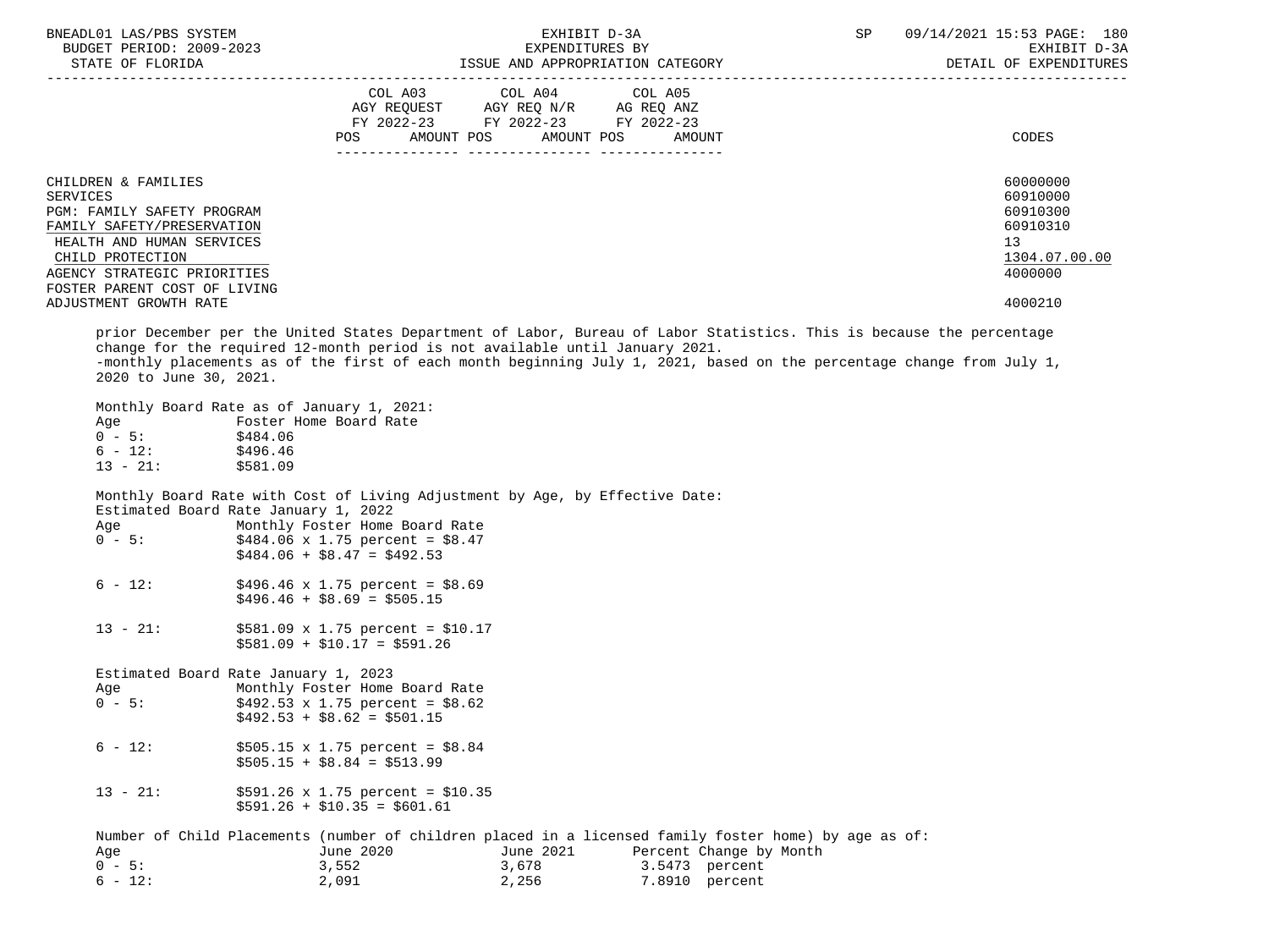| COL A03 AGY REQUEST FY 2022-23 POS AMOUNT | COL A04 AGY REQ N/R FY 2022-23 POS AMOUNT | COL A05 AG REQ ANZ FY 2022-23 POS AMOUNT | CODES |
|---|---|---|---|

CHILDREN & FAMILIES 60000000
SERVICES 60910000
PGM: FAMILY SAFETY PROGRAM 60910300
FAMILY SAFETY/PRESERVATION 60910310
HEALTH AND HUMAN SERVICES 13
CHILD PROTECTION 1304.07.00.00
AGENCY STRATEGIC PRIORITIES 4000000
FOSTER PARENT COST OF LIVING ADJUSTMENT GROWTH RATE 4000210

prior December per the United States Department of Labor, Bureau of Labor Statistics. This is because the percentage change for the required 12-month period is not available until January 2021.
-monthly placements as of the first of each month beginning July 1, 2021, based on the percentage change from July 1, 2020 to June 30, 2021.

Monthly Board Rate as of January 1, 2021:

| Age | Foster Home Board Rate |
|---|---|
| 0 - 5: | $484.06 |
| 6 - 12: | $496.46 |
| 13 - 21: | $581.09 |

Monthly Board Rate with Cost of Living Adjustment by Age, by Effective Date:

Estimated Board Rate January 1, 2022

| Age | Monthly Foster Home Board Rate |
|---|---|
| 0 - 5: | $484.06 x 1.75 percent = $8.47<br>$484.06 + $8.47 = $492.53 |
| 6 - 12: | $496.46 x 1.75 percent = $8.69<br>$496.46 + $8.69 = $505.15 |
| 13 - 21: | $581.09 x 1.75 percent = $10.17<br>$581.09 + $10.17 = $591.26 |

Estimated Board Rate January 1, 2023

| Age | Monthly Foster Home Board Rate |
|---|---|
| 0 - 5: | $492.53 x 1.75 percent = $8.62<br>$492.53 + $8.62 = $501.15 |
| 6 - 12: | $505.15 x 1.75 percent = $8.84<br>$505.15 + $8.84 = $513.99 |
| 13 - 21: | $591.26 x 1.75 percent = $10.35<br>$591.26 + $10.35 = $601.61 |

Number of Child Placements (number of children placed in a licensed family foster home) by age as of:

| Age | June 2020 | June 2021 | Percent Change by Month |
|---|---|---|---|
| 0 - 5: | 3,552 | 3,678 | 3.5473 percent |
| 6 - 12: | 2,091 | 2,256 | 7.8910 percent |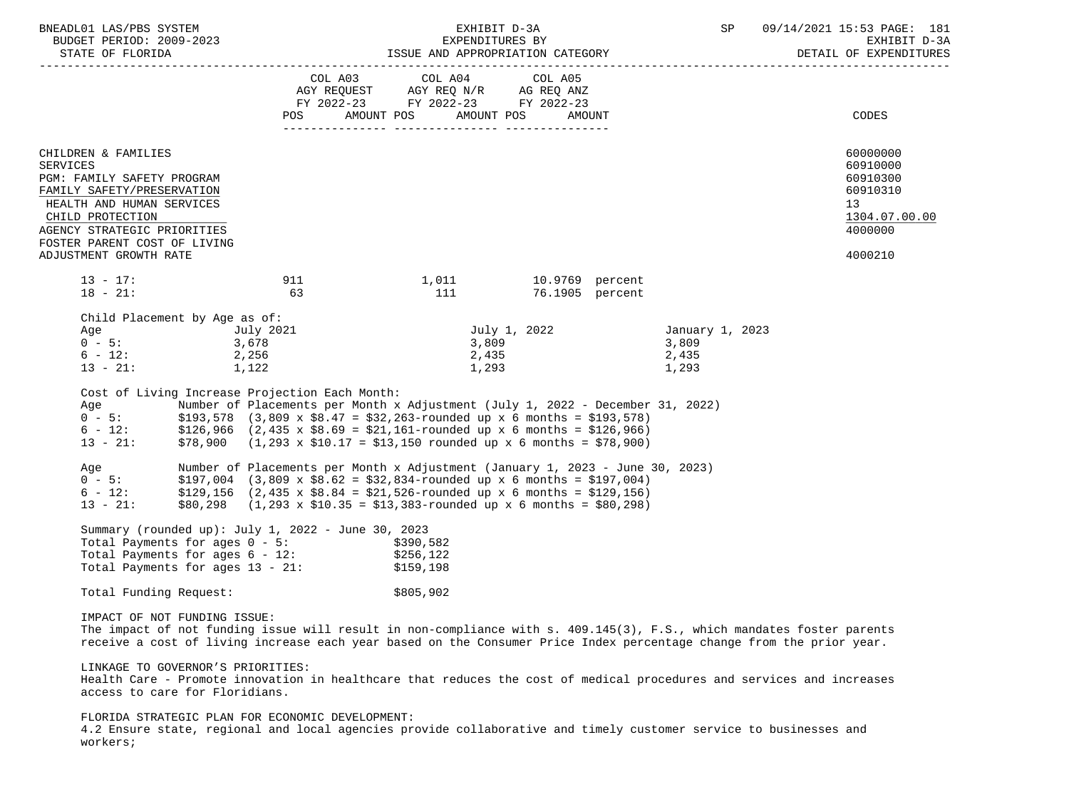| | COL A03 AGY REQUEST FY 2022-23 POS AMOUNT | COL A04 AGY REQ N/R FY 2022-23 POS AMOUNT | COL A05 AG REQ ANZ FY 2022-23 POS AMOUNT | CODES |
|---|---|---|---|---|
| CHILDREN & FAMILIES | | | | 60000000 |
| SERVICES | | | | 60910000 |
| PGM: FAMILY SAFETY PROGRAM | | | | 60910300 |
| FAMILY SAFETY/PRESERVATION | | | | 60910310 |
| HEALTH AND HUMAN SERVICES | | | | 13 |
| CHILD PROTECTION | | | | 1304.07.00.00 |
| AGENCY STRATEGIC PRIORITIES | | | | 4000000 |
| FOSTER PARENT COST OF LIVING ADJUSTMENT GROWTH RATE | | | | 4000210 |

| | | | |
|---|---|---|---|
| 13 - 17: | 911 | 1,011 | 10.9769 percent |
| 18 - 21: | 63 | 111 | 76.1905 percent |

Child Placement by Age as of:

| Age | July 2021 | July 1, 2022 | January 1, 2023 |
|---|---|---|---|
| 0 - 5: | 3,678 | 3,809 | 3,809 |
| 6 - 12: | 2,256 | 2,435 | 2,435 |
| 13 - 21: | 1,122 | 1,293 | 1,293 |

Cost of Living Increase Projection Each Month:

| Age | Number of Placements per Month x Adjustment (July 1, 2022 - December 31, 2022) |
|---|---|
| 0 - 5: | $193,578 (3,809 x $8.47 = $32,263-rounded up x 6 months = $193,578) |
| 6 - 12: | $126,966 (2,435 x $8.69 = $21,161-rounded up x 6 months = $126,966) |
| 13 - 21: | $78,900 (1,293 x $10.17 = $13,150 rounded up x 6 months = $78,900) |

| Age | Number of Placements per Month x Adjustment (January 1, 2023 - June 30, 2023) |
|---|---|
| 0 - 5: | $197,004 (3,809 x $8.62 = $32,834-rounded up x 6 months = $197,004) |
| 6 - 12: | $129,156 (2,435 x $8.84 = $21,526-rounded up x 6 months = $129,156) |
| 13 - 21: | $80,298 (1,293 x $10.35 = $13,383-rounded up x 6 months = $80,298) |

Summary (rounded up): July 1, 2022 - June 30, 2023

| | |
|---|---|
| Total Payments for ages 0 - 5: | $390,582 |
| Total Payments for ages 6 - 12: | $256,122 |
| Total Payments for ages 13 - 21: | $159,198 |

Total Funding Request: $805,902

IMPACT OF NOT FUNDING ISSUE:
The impact of not funding issue will result in non-compliance with s. 409.145(3), F.S., which mandates foster parents receive a cost of living increase each year based on the Consumer Price Index percentage change from the prior year.

LINKAGE TO GOVERNOR'S PRIORITIES:
Health Care - Promote innovation in healthcare that reduces the cost of medical procedures and services and increases access to care for Floridians.

FLORIDA STRATEGIC PLAN FOR ECONOMIC DEVELOPMENT:
4.2 Ensure state, regional and local agencies provide collaborative and timely customer service to businesses and workers;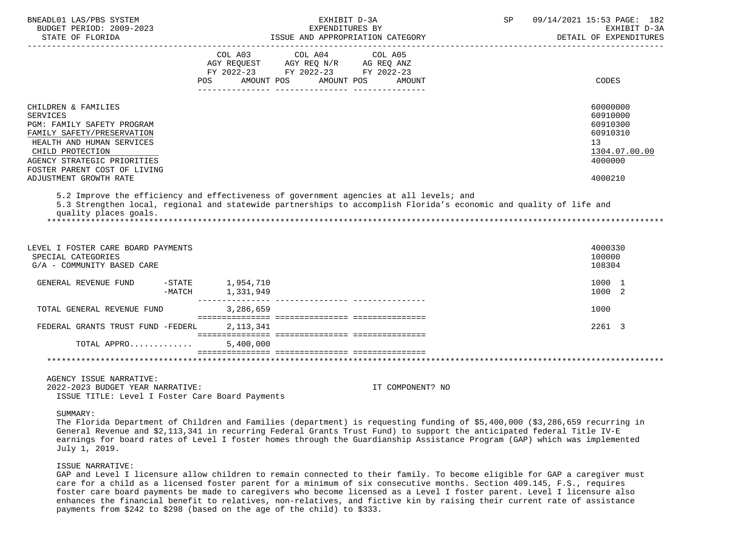| | COL A03 AGY REQUEST FY 2022-23 POS AMOUNT | COL A04 AGY REQ N/R FY 2022-23 POS AMOUNT | COL A05 AG REQ ANZ FY 2022-23 POS AMOUNT | CODES |
|---|---|---|---|---|
| CHILDREN & FAMILIES | | | | 60000000 |
| SERVICES | | | | 60910000 |
| PGM: FAMILY SAFETY PROGRAM | | | | 60910300 |
| FAMILY SAFETY/PRESERVATION | | | | 60910310 |
| HEALTH AND HUMAN SERVICES | | | | 13 |
| CHILD PROTECTION | | | | 1304.07.00.00 |
| AGENCY STRATEGIC PRIORITIES | | | | 4000000 |
| FOSTER PARENT COST OF LIVING ADJUSTMENT GROWTH RATE | | | | 4000210 |

5.2 Improve the efficiency and effectiveness of government agencies at all levels; and
5.3 Strengthen local, regional and statewide partnerships to accomplish Florida's economic and quality of life and quality places goals.

| | COL A03 | COL A04 | COL A05 | CODES |
|---|---|---|---|---|
| LEVEL I FOSTER CARE BOARD PAYMENTS | | | | 4000330 |
| SPECIAL CATEGORIES | | | | 100000 |
| G/A - COMMUNITY BASED CARE | | | | 108304 |
| GENERAL REVENUE FUND -STATE | 1,954,710 | | | 1000 1 |
| -MATCH | 1,331,949 | | | 1000 2 |
| TOTAL GENERAL REVENUE FUND | 3,286,659 | | | 1000 |
| FEDERAL GRANTS TRUST FUND -FEDERL | 2,113,341 | | | 2261 3 |
| TOTAL APPRO............ | 5,400,000 | | | |

AGENCY ISSUE NARRATIVE:
2022-2023 BUDGET YEAR NARRATIVE: IT COMPONENT? NO
ISSUE TITLE: Level I Foster Care Board Payments

SUMMARY:
The Florida Department of Children and Families (department) is requesting funding of $5,400,000 ($3,286,659 recurring in General Revenue and $2,113,341 in recurring Federal Grants Trust Fund) to support the anticipated federal Title IV-E earnings for board rates of Level I foster homes through the Guardianship Assistance Program (GAP) which was implemented July 1, 2019.

ISSUE NARRATIVE:
GAP and Level I licensure allow children to remain connected to their family. To become eligible for GAP a caregiver must care for a child as a licensed foster parent for a minimum of six consecutive months. Section 409.145, F.S., requires foster care board payments be made to caregivers who become licensed as a Level I foster parent. Level I licensure also enhances the financial benefit to relatives, non-relatives, and fictive kin by raising their current rate of assistance payments from $242 to $298 (based on the age of the child) to $333.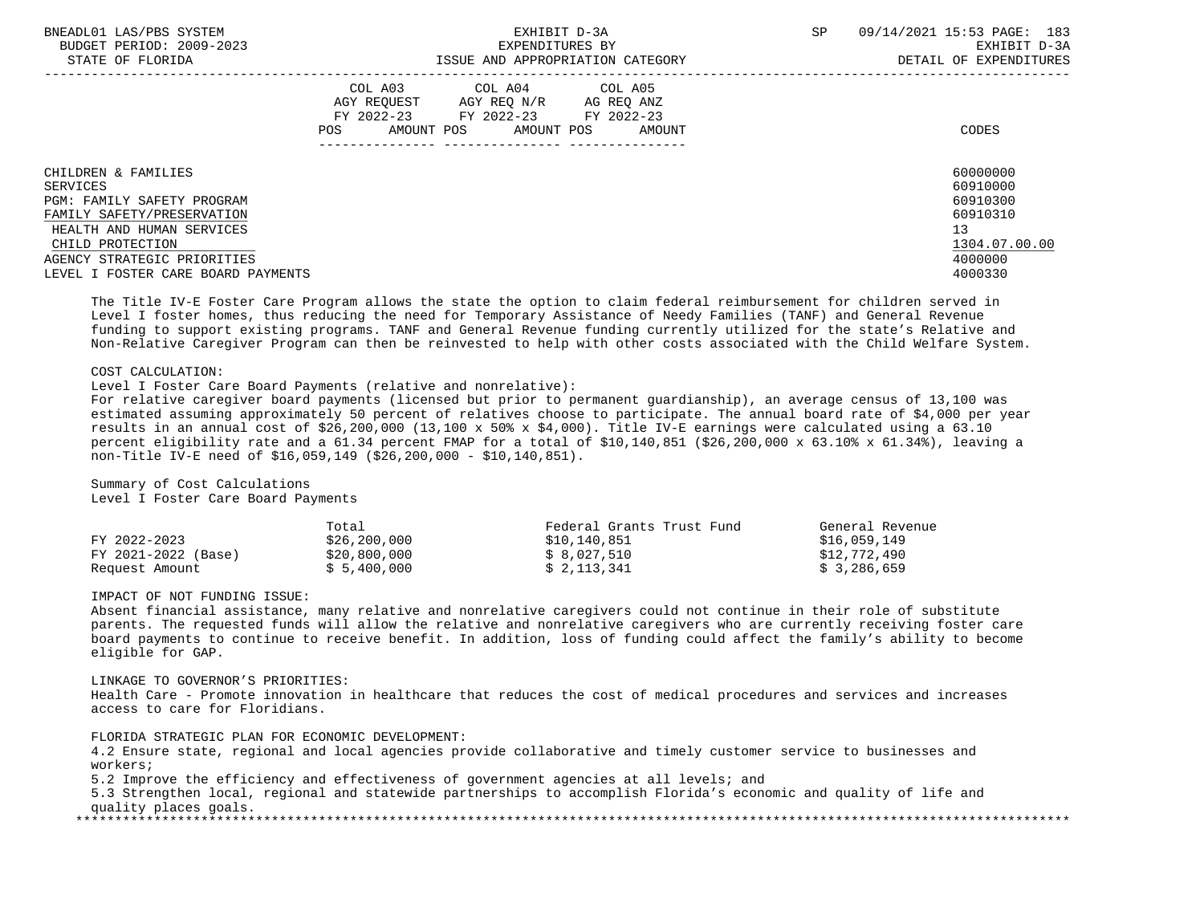| | COL A03 AGY REQUEST FY 2022-23 POS AMOUNT | COL A04 AGY REQ N/R FY 2022-23 POS AMOUNT | COL A05 AG REQ ANZ FY 2022-23 POS AMOUNT | CODES |
|---|---|---|---|---|
| CHILDREN & FAMILIES | | | | 60000000 |
| SERVICES | | | | 60910000 |
| PGM: FAMILY SAFETY PROGRAM | | | | 60910300 |
| FAMILY SAFETY/PRESERVATION | | | | 60910310 |
| HEALTH AND HUMAN SERVICES | | | | 13 |
| CHILD PROTECTION | | | | 1304.07.00.00 |
| AGENCY STRATEGIC PRIORITIES | | | | 4000000 |
| LEVEL I FOSTER CARE BOARD PAYMENTS | | | | 4000330 |

The Title IV-E Foster Care Program allows the state the option to claim federal reimbursement for children served in Level I foster homes, thus reducing the need for Temporary Assistance of Needy Families (TANF) and General Revenue funding to support existing programs. TANF and General Revenue funding currently utilized for the state's Relative and Non-Relative Caregiver Program can then be reinvested to help with other costs associated with the Child Welfare System.

COST CALCULATION:

Level I Foster Care Board Payments (relative and nonrelative):

For relative caregiver board payments (licensed but prior to permanent guardianship), an average census of 13,100 was estimated assuming approximately 50 percent of relatives choose to participate. The annual board rate of $4,000 per year results in an annual cost of $26,200,000 (13,100 x 50% x $4,000). Title IV-E earnings were calculated using a 63.10 percent eligibility rate and a 61.34 percent FMAP for a total of $10,140,851 ($26,200,000 x 63.10% x 61.34%), leaving a non-Title IV-E need of $16,059,149 ($26,200,000 - $10,140,851).

Summary of Cost Calculations
Level I Foster Care Board Payments

| | Total | Federal Grants Trust Fund | General Revenue |
|---|---|---|---|
| FY 2022-2023 | $26,200,000 | $10,140,851 | $16,059,149 |
| FY 2021-2022 (Base) | $20,800,000 | $ 8,027,510 | $12,772,490 |
| Request Amount | $ 5,400,000 | $ 2,113,341 | $ 3,286,659 |

IMPACT OF NOT FUNDING ISSUE:

Absent financial assistance, many relative and nonrelative caregivers could not continue in their role of substitute parents. The requested funds will allow the relative and nonrelative caregivers who are currently receiving foster care board payments to continue to receive benefit. In addition, loss of funding could affect the family's ability to become eligible for GAP.

LINKAGE TO GOVERNOR'S PRIORITIES:

Health Care - Promote innovation in healthcare that reduces the cost of medical procedures and services and increases access to care for Floridians.

FLORIDA STRATEGIC PLAN FOR ECONOMIC DEVELOPMENT:

4.2 Ensure state, regional and local agencies provide collaborative and timely customer service to businesses and workers;

5.2 Improve the efficiency and effectiveness of government agencies at all levels; and

5.3 Strengthen local, regional and statewide partnerships to accomplish Florida's economic and quality of life and quality places goals.

*******************************************************************************************************************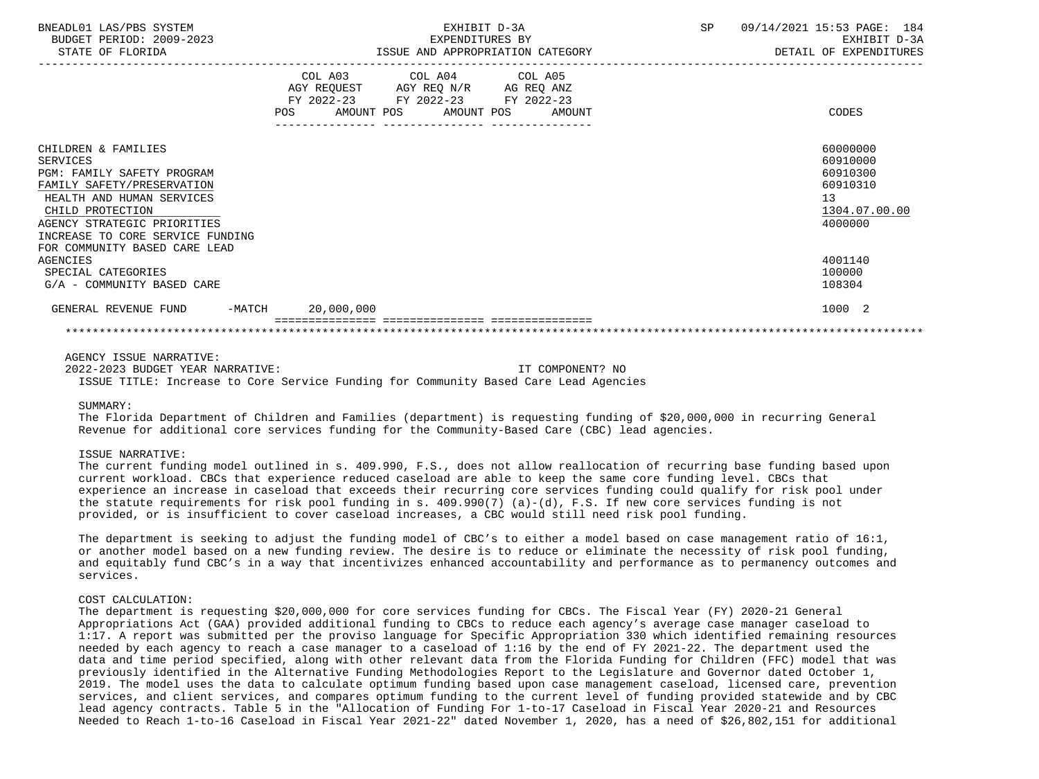| | COL A03 AGY REQUEST FY 2022-23 POS AMOUNT | COL A04 AGY REQ N/R FY 2022-23 POS AMOUNT | COL A05 AG REQ ANZ FY 2022-23 POS AMOUNT | CODES |
|---|---|---|---|---|
| CHILDREN & FAMILIES | | | | 60000000 |
| SERVICES | | | | 60910000 |
| PGM: FAMILY SAFETY PROGRAM | | | | 60910300 |
| FAMILY SAFETY/PRESERVATION | | | | 60910310 |
| HEALTH AND HUMAN SERVICES | | | | 13 |
| CHILD PROTECTION | | | | 1304.07.00.00 |
| AGENCY STRATEGIC PRIORITIES | | | | 4000000 |
| INCREASE TO CORE SERVICE FUNDING FOR COMMUNITY BASED CARE LEAD AGENCIES | | | | 4001140 |
| SPECIAL CATEGORIES | | | | 100000 |
| G/A - COMMUNITY BASED CARE | | | | 108304 |
| GENERAL REVENUE FUND -MATCH | 20,000,000 | | | 1000 2 |

AGENCY ISSUE NARRATIVE:

2022-2023 BUDGET YEAR NARRATIVE: IT COMPONENT? NO

ISSUE TITLE: Increase to Core Service Funding for Community Based Care Lead Agencies

SUMMARY:

The Florida Department of Children and Families (department) is requesting funding of $20,000,000 in recurring General Revenue for additional core services funding for the Community-Based Care (CBC) lead agencies.

ISSUE NARRATIVE:

The current funding model outlined in s. 409.990, F.S., does not allow reallocation of recurring base funding based upon current workload. CBCs that experience reduced caseload are able to keep the same core funding level. CBCs that experience an increase in caseload that exceeds their recurring core services funding could qualify for risk pool under the statute requirements for risk pool funding in s. 409.990(7) (a)-(d), F.S. If new core services funding is not provided, or is insufficient to cover caseload increases, a CBC would still need risk pool funding.

The department is seeking to adjust the funding model of CBC's to either a model based on case management ratio of 16:1, or another model based on a new funding review. The desire is to reduce or eliminate the necessity of risk pool funding, and equitably fund CBC's in a way that incentivizes enhanced accountability and performance as to permanency outcomes and services.

COST CALCULATION:

The department is requesting $20,000,000 for core services funding for CBCs. The Fiscal Year (FY) 2020-21 General Appropriations Act (GAA) provided additional funding to CBCs to reduce each agency's average case manager caseload to 1:17. A report was submitted per the proviso language for Specific Appropriation 330 which identified remaining resources needed by each agency to reach a case manager to a caseload of 1:16 by the end of FY 2021-22. The department used the data and time period specified, along with other relevant data from the Florida Funding for Children (FFC) model that was previously identified in the Alternative Funding Methodologies Report to the Legislature and Governor dated October 1, 2019. The model uses the data to calculate optimum funding based upon case management caseload, licensed care, prevention services, and client services, and compares optimum funding to the current level of funding provided statewide and by CBC lead agency contracts. Table 5 in the "Allocation of Funding For 1-to-17 Caseload in Fiscal Year 2020-21 and Resources Needed to Reach 1-to-16 Caseload in Fiscal Year 2021-22" dated November 1, 2020, has a need of $26,802,151 for additional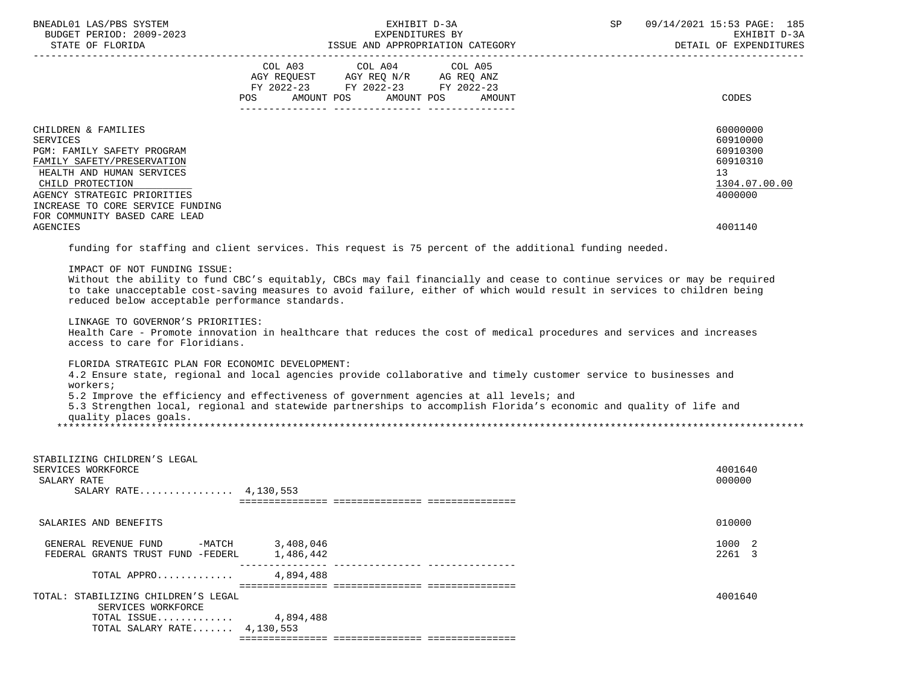| | COL A03 AGY REQUEST FY 2022-23 POS AMOUNT | COL A04 AGY REQ N/R FY 2022-23 POS AMOUNT | COL A05 AG REQ ANZ FY 2022-23 POS AMOUNT | CODES |
|---|---|---|---|---|
| CHILDREN & FAMILIES | | | | 60000000 |
| SERVICES | | | | 60910000 |
| PGM: FAMILY SAFETY PROGRAM | | | | 60910300 |
| FAMILY SAFETY/PRESERVATION | | | | 60910310 |
| HEALTH AND HUMAN SERVICES | | | | 13 |
| CHILD PROTECTION | | | | 1304.07.00.00 |
| AGENCY STRATEGIC PRIORITIES | | | | 4000000 |
| INCREASE TO CORE SERVICE FUNDING FOR COMMUNITY BASED CARE LEAD AGENCIES | | | | 4001140 |

funding for staffing and client services. This request is 75 percent of the additional funding needed.

IMPACT OF NOT FUNDING ISSUE:
Without the ability to fund CBC's equitably, CBCs may fail financially and cease to continue services or may be required to take unacceptable cost-saving measures to avoid failure, either of which would result in services to children being reduced below acceptable performance standards.

LINKAGE TO GOVERNOR'S PRIORITIES:
Health Care - Promote innovation in healthcare that reduces the cost of medical procedures and services and increases access to care for Floridians.

FLORIDA STRATEGIC PLAN FOR ECONOMIC DEVELOPMENT:
4.2 Ensure state, regional and local agencies provide collaborative and timely customer service to businesses and workers;
5.2 Improve the efficiency and effectiveness of government agencies at all levels; and
5.3 Strengthen local, regional and statewide partnerships to accomplish Florida's economic and quality of life and quality places goals.

******************************************************************************************************************

| | COL A03 | COL A04 | COL A05 | CODES |
|---|---|---|---|---|
| STABILIZING CHILDREN'S LEGAL SERVICES WORKFORCE | | | | 4001640 |
| SALARY RATE | | | | 000000 |
| SALARY RATE................ | 4,130,553 | | | |
| SALARIES AND BENEFITS | | | | 010000 |
| GENERAL REVENUE FUND -MATCH | 3,408,046 | | | 1000 2 |
| FEDERAL GRANTS TRUST FUND -FEDERL | 1,486,442 | | | 2261 3 |
| TOTAL APPRO............ | 4,894,488 | | | |
| TOTAL: STABILIZING CHILDREN'S LEGAL SERVICES WORKFORCE | | | | 4001640 |
| TOTAL ISSUE............ | 4,894,488 | | | |
| TOTAL SALARY RATE....... | 4,130,553 | | | |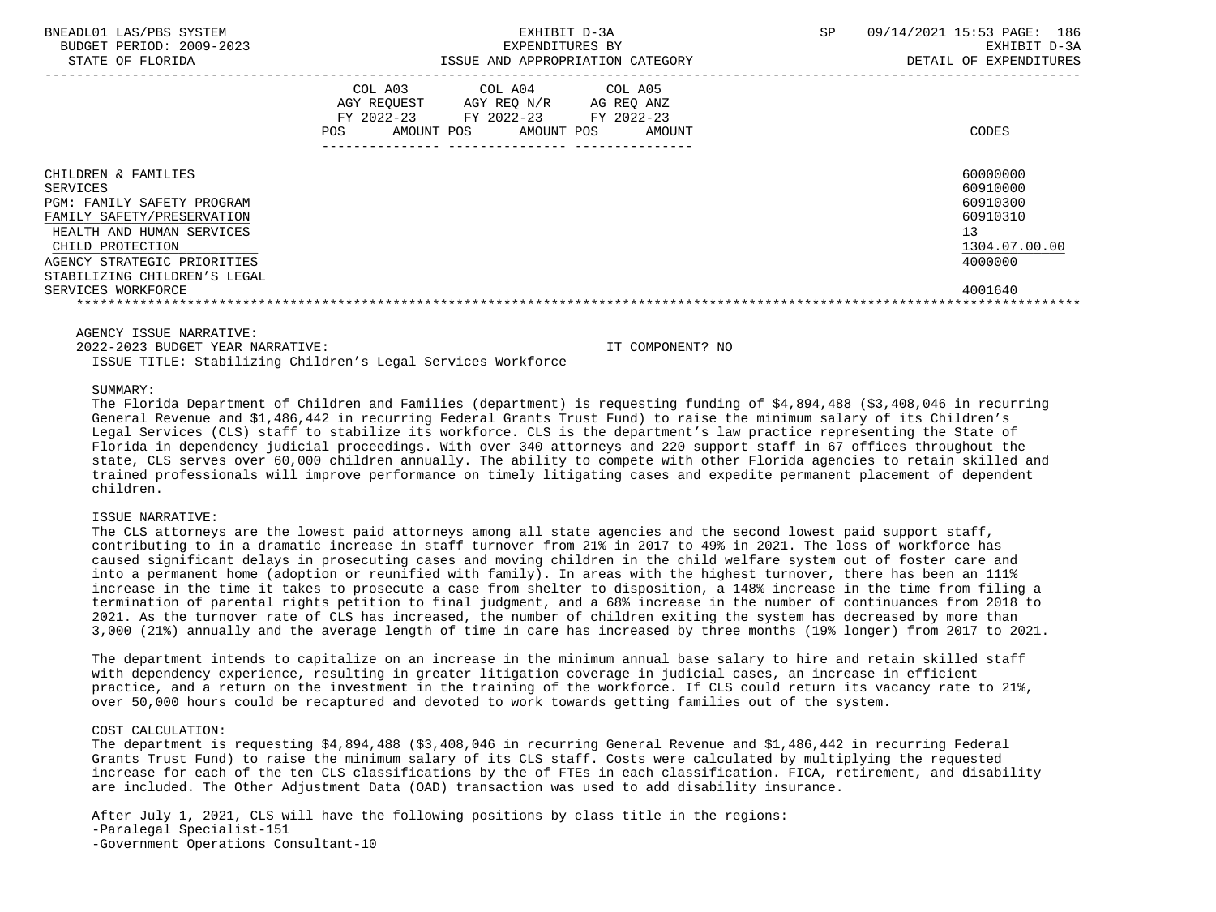| | COL A03 AGY REQUEST FY 2022-23 POS AMOUNT | COL A04 AGY REQ N/R FY 2022-23 POS AMOUNT | COL A05 AG REQ ANZ FY 2022-23 POS AMOUNT | CODES |
|---|---|---|---|---|
| CHILDREN & FAMILIES | | | | 60000000 |
| SERVICES | | | | 60910000 |
| PGM: FAMILY SAFETY PROGRAM | | | | 60910300 |
| FAMILY SAFETY/PRESERVATION | | | | 60910310 |
| HEALTH AND HUMAN SERVICES | | | | 13 |
| CHILD PROTECTION | | | | 1304.07.00.00 |
| AGENCY STRATEGIC PRIORITIES | | | | 4000000 |
| STABILIZING CHILDREN'S LEGAL SERVICES WORKFORCE | | | | 4001640 |

AGENCY ISSUE NARRATIVE:

2022-2023 BUDGET YEAR NARRATIVE: IT COMPONENT? NO

ISSUE TITLE: Stabilizing Children's Legal Services Workforce

SUMMARY:

The Florida Department of Children and Families (department) is requesting funding of $4,894,488 ($3,408,046 in recurring General Revenue and $1,486,442 in recurring Federal Grants Trust Fund) to raise the minimum salary of its Children's Legal Services (CLS) staff to stabilize its workforce. CLS is the department's law practice representing the State of Florida in dependency judicial proceedings. With over 340 attorneys and 220 support staff in 67 offices throughout the state, CLS serves over 60,000 children annually. The ability to compete with other Florida agencies to retain skilled and trained professionals will improve performance on timely litigating cases and expedite permanent placement of dependent children.

ISSUE NARRATIVE:

The CLS attorneys are the lowest paid attorneys among all state agencies and the second lowest paid support staff, contributing to in a dramatic increase in staff turnover from 21% in 2017 to 49% in 2021. The loss of workforce has caused significant delays in prosecuting cases and moving children in the child welfare system out of foster care and into a permanent home (adoption or reunified with family). In areas with the highest turnover, there has been an 111% increase in the time it takes to prosecute a case from shelter to disposition, a 148% increase in the time from filing a termination of parental rights petition to final judgment, and a 68% increase in the number of continuances from 2018 to 2021. As the turnover rate of CLS has increased, the number of children exiting the system has decreased by more than 3,000 (21%) annually and the average length of time in care has increased by three months (19% longer) from 2017 to 2021.

The department intends to capitalize on an increase in the minimum annual base salary to hire and retain skilled staff with dependency experience, resulting in greater litigation coverage in judicial cases, an increase in efficient practice, and a return on the investment in the training of the workforce. If CLS could return its vacancy rate to 21%, over 50,000 hours could be recaptured and devoted to work towards getting families out of the system.

COST CALCULATION:

The department is requesting $4,894,488 ($3,408,046 in recurring General Revenue and $1,486,442 in recurring Federal Grants Trust Fund) to raise the minimum salary of its CLS staff. Costs were calculated by multiplying the requested increase for each of the ten CLS classifications by the of FTEs in each classification. FICA, retirement, and disability are included. The Other Adjustment Data (OAD) transaction was used to add disability insurance.

After July 1, 2021, CLS will have the following positions by class title in the regions:

-Paralegal Specialist-151

-Government Operations Consultant-10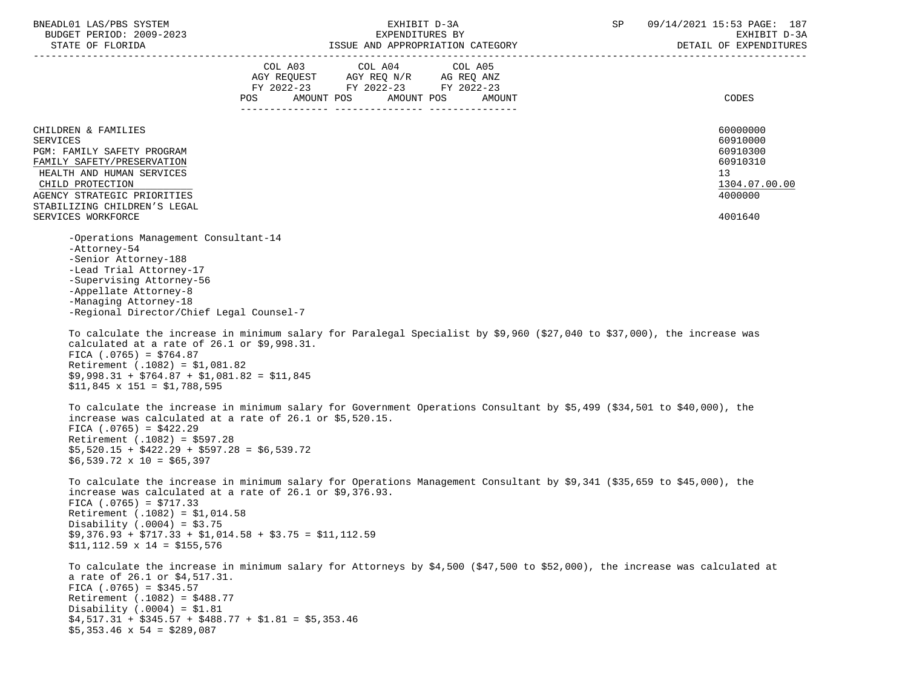| | COL A03 AGY REQUEST FY 2022-23 POS AMOUNT | COL A04 AGY REQ N/R FY 2022-23 POS AMOUNT | COL A05 AG REQ ANZ FY 2022-23 POS AMOUNT | CODES |
|---|---|---|---|---|
| CHILDREN & FAMILIES | | | | 60000000 |
| SERVICES | | | | 60910000 |
| PGM: FAMILY SAFETY PROGRAM | | | | 60910300 |
| FAMILY SAFETY/PRESERVATION | | | | 60910310 |
| HEALTH AND HUMAN SERVICES | | | | 13 |
| CHILD PROTECTION | | | | 1304.07.00.00 |
| AGENCY STRATEGIC PRIORITIES | | | | 4000000 |
| STABILIZING CHILDREN'S LEGAL SERVICES WORKFORCE | | | | 4001640 |

- -Operations Management Consultant-14
- -Attorney-54
- -Senior Attorney-188
- -Lead Trial Attorney-17
- -Supervising Attorney-56
- -Appellate Attorney-8
- -Managing Attorney-18
- -Regional Director/Chief Legal Counsel-7

To calculate the increase in minimum salary for Paralegal Specialist by $9,960 ($27,040 to $37,000), the increase was calculated at a rate of 26.1 or $9,998.31.
FICA (.0765) = $764.87
Retirement (.1082) = $1,081.82
$9,998.31 + $764.87 + $1,081.82 = $11,845
$11,845 x 151 = $1,788,595

To calculate the increase in minimum salary for Government Operations Consultant by $5,499 ($34,501 to $40,000), the increase was calculated at a rate of 26.1 or $5,520.15.
FICA (.0765) = $422.29
Retirement (.1082) = $597.28
$5,520.15 + $422.29 + $597.28 = $6,539.72
$6,539.72 x 10 = $65,397

To calculate the increase in minimum salary for Operations Management Consultant by $9,341 ($35,659 to $45,000), the increase was calculated at a rate of 26.1 or $9,376.93.
FICA (.0765) = $717.33
Retirement (.1082) = $1,014.58
Disability (.0004) = $3.75
$9,376.93 + $717.33 + $1,014.58 + $3.75 = $11,112.59
$11,112.59 x 14 = $155,576

To calculate the increase in minimum salary for Attorneys by $4,500 ($47,500 to $52,000), the increase was calculated at a rate of 26.1 or $4,517.31.
FICA (.0765) = $345.57
Retirement (.1082) = $488.77
Disability (.0004) = $1.81
$4,517.31 + $345.57 + $488.77 + $1.81 = $5,353.46
$5,353.46 x 54 = $289,087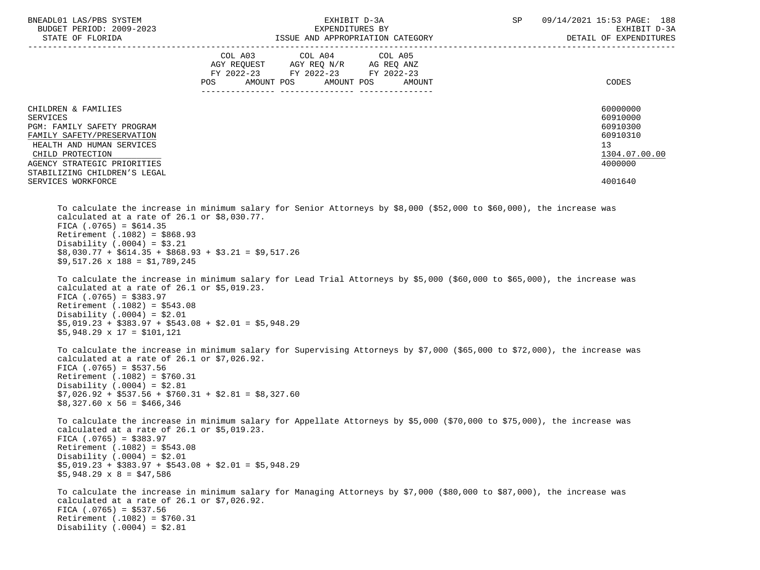| | COL A03 AGY REQUEST FY 2022-23 POS AMOUNT | COL A04 AGY REQ N/R FY 2022-23 POS AMOUNT | COL A05 AG REQ ANZ FY 2022-23 POS AMOUNT | CODES |
|---|---|---|---|---|
| CHILDREN & FAMILIES | | | | 60000000 |
| SERVICES | | | | 60910000 |
| PGM: FAMILY SAFETY PROGRAM | | | | 60910300 |
| FAMILY SAFETY/PRESERVATION | | | | 60910310 |
| HEALTH AND HUMAN SERVICES | | | | 13 |
| CHILD PROTECTION | | | | 1304.07.00.00 |
| AGENCY STRATEGIC PRIORITIES | | | | 4000000 |
| STABILIZING CHILDREN'S LEGAL SERVICES WORKFORCE | | | | 4001640 |

To calculate the increase in minimum salary for Senior Attorneys by $8,000 ($52,000 to $60,000), the increase was calculated at a rate of 26.1 or $8,030.77.
FICA (.0765) = $614.35
Retirement (.1082) = $868.93
Disability (.0004) = $3.21
$8,030.77 + $614.35 + $868.93 + $3.21 = $9,517.26
$9,517.26 x 188 = $1,789,245

To calculate the increase in minimum salary for Lead Trial Attorneys by $5,000 ($60,000 to $65,000), the increase was calculated at a rate of 26.1 or $5,019.23.
FICA (.0765) = $383.97
Retirement (.1082) = $543.08
Disability (.0004) = $2.01
$5,019.23 + $383.97 + $543.08 + $2.01 = $5,948.29
$5,948.29 x 17 = $101,121

To calculate the increase in minimum salary for Supervising Attorneys by $7,000 ($65,000 to $72,000), the increase was calculated at a rate of 26.1 or $7,026.92.
FICA (.0765) = $537.56
Retirement (.1082) = $760.31
Disability (.0004) = $2.81
$7,026.92 + $537.56 + $760.31 + $2.81 = $8,327.60
$8,327.60 x 56 = $466,346

To calculate the increase in minimum salary for Appellate Attorneys by $5,000 ($70,000 to $75,000), the increase was calculated at a rate of 26.1 or $5,019.23.
FICA (.0765) = $383.97
Retirement (.1082) = $543.08
Disability (.0004) = $2.01
$5,019.23 + $383.97 + $543.08 + $2.01 = $5,948.29
$5,948.29 x 8 = $47,586

To calculate the increase in minimum salary for Managing Attorneys by $7,000 ($80,000 to $87,000), the increase was calculated at a rate of 26.1 or $7,026.92.
FICA (.0765) = $537.56
Retirement (.1082) = $760.31
Disability (.0004) = $2.81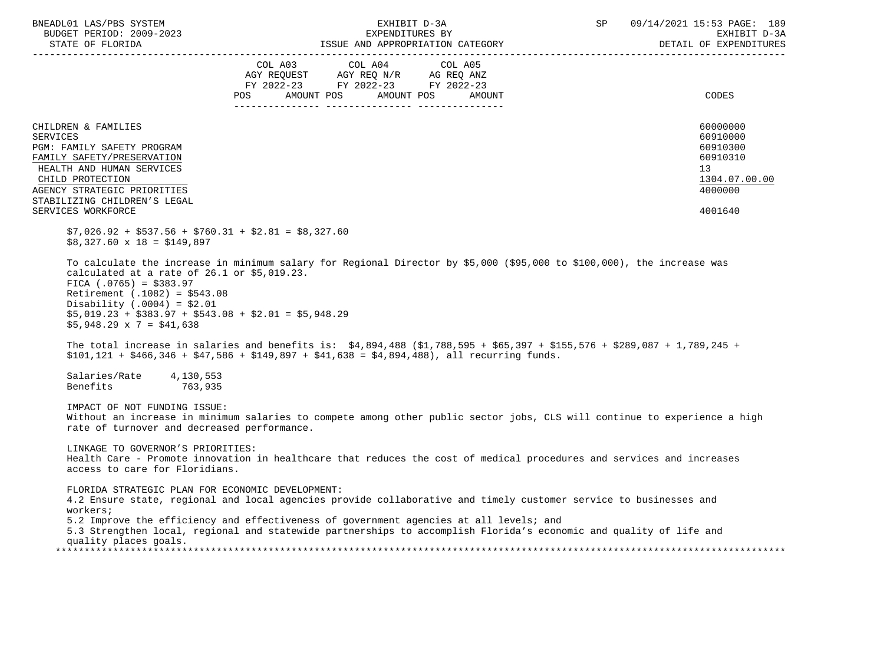| | COL A03 AGY REQUEST FY 2022-23 POS AMOUNT | COL A04 AGY REQ N/R FY 2022-23 POS AMOUNT | COL A05 AG REQ ANZ FY 2022-23 POS AMOUNT | CODES |
|---|---|---|---|---|
| CHILDREN & FAMILIES | | | | 60000000 |
| SERVICES | | | | 60910000 |
| PGM: FAMILY SAFETY PROGRAM | | | | 60910300 |
| FAMILY SAFETY/PRESERVATION | | | | 60910310 |
| HEALTH AND HUMAN SERVICES | | | | 13 |
| CHILD PROTECTION | | | | 1304.07.00.00 |
| AGENCY STRATEGIC PRIORITIES | | | | 4000000 |
| STABILIZING CHILDREN'S LEGAL SERVICES WORKFORCE | | | | 4001640 |

$7,026.92 + $537.56 + $760.31 + $2.81 = $8,327.60
$8,327.60 x 18 = $149,897

To calculate the increase in minimum salary for Regional Director by $5,000 ($95,000 to $100,000), the increase was calculated at a rate of 26.1 or $5,019.23.
FICA (.0765) = $383.97
Retirement (.1082) = $543.08
Disability (.0004) = $2.01
$5,019.23 + $383.97 + $543.08 + $2.01 = $5,948.29
$5,948.29 x 7 = $41,638

The total increase in salaries and benefits is: $4,894,488 ($1,788,595 + $65,397 + $155,576 + $289,087 + 1,789,245 + $101,121 + $466,346 + $47,586 + $149,897 + $41,638 = $4,894,488), all recurring funds.

| | |
|---|---|
| Salaries/Rate | 4,130,553 |
| Benefits | 763,935 |

IMPACT OF NOT FUNDING ISSUE:
Without an increase in minimum salaries to compete among other public sector jobs, CLS will continue to experience a high rate of turnover and decreased performance.

LINKAGE TO GOVERNOR'S PRIORITIES:
Health Care - Promote innovation in healthcare that reduces the cost of medical procedures and services and increases access to care for Floridians.

FLORIDA STRATEGIC PLAN FOR ECONOMIC DEVELOPMENT:
4.2 Ensure state, regional and local agencies provide collaborative and timely customer service to businesses and workers;
5.2 Improve the efficiency and effectiveness of government agencies at all levels; and
5.3 Strengthen local, regional and statewide partnerships to accomplish Florida's economic and quality of life and quality places goals.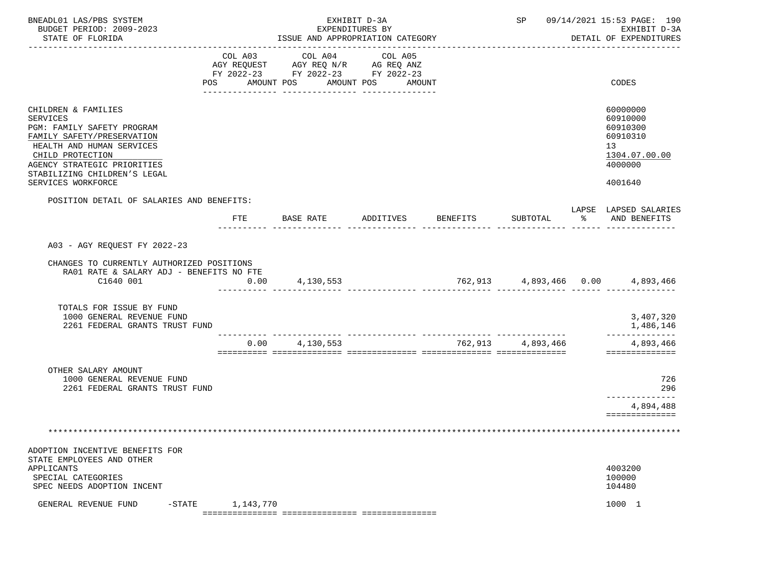BNEADL01 LAS/PBS SYSTEM — EXHIBIT D-3A — EXPENDITURES BY ISSUE AND APPROPRIATION CATEGORY
BUDGET PERIOD: 2009-2023 — STATE OF FLORIDA — DETAIL OF EXPENDITURES

| | COL A03 AGY REQUEST FY 2022-23 POS AMOUNT | COL A04 AGY REQ N/R FY 2022-23 POS AMOUNT | COL A05 AG REQ ANZ FY 2022-23 POS AMOUNT | CODES |
|---|---|---|---|---|
| CHILDREN & FAMILIES | | | | 60000000 |
| SERVICES | | | | 60910000 |
| PGM: FAMILY SAFETY PROGRAM | | | | 60910300 |
| FAMILY SAFETY/PRESERVATION | | | | 60910310 |
| HEALTH AND HUMAN SERVICES | | | | 13 |
| CHILD PROTECTION | | | | 1304.07.00.00 |
| AGENCY STRATEGIC PRIORITIES | | | | 4000000 |
| STABILIZING CHILDREN'S LEGAL SERVICES WORKFORCE | | | | 4001640 |

POSITION DETAIL OF SALARIES AND BENEFITS:

| | FTE | BASE RATE | ADDITIVES | BENEFITS | SUBTOTAL | LAPSE % | LAPSED SALARIES AND BENEFITS |
|---|---|---|---|---|---|---|---|
| A03 - AGY REQUEST FY 2022-23 | | | | | | | |
| CHANGES TO CURRENTLY AUTHORIZED POSITIONS | | | | | | | |
| RA01 RATE & SALARY ADJ - BENEFITS NO FTE | | | | | | | |
| C1640 001 | 0.00 | 4,130,553 | | 762,913 | 4,893,466 | 0.00 | 4,893,466 |
| TOTALS FOR ISSUE BY FUND | | | | | | | |
| 1000 GENERAL REVENUE FUND | | | | | | | 3,407,320 |
| 2261 FEDERAL GRANTS TRUST FUND | | | | | | | 1,486,146 |
| | 0.00 | 4,130,553 | | 762,913 | 4,893,466 | | 4,893,466 |
| OTHER SALARY AMOUNT | | | | | | | |
| 1000 GENERAL REVENUE FUND | | | | | | | 726 |
| 2261 FEDERAL GRANTS TRUST FUND | | | | | | | 296 |
| | | | | | | | 4,894,488 |

*******************************************************************************************************

| | COL A03 | COL A04 | COL A05 | CODES |
|---|---|---|---|---|
| ADOPTION INCENTIVE BENEFITS FOR STATE EMPLOYEES AND OTHER APPLICANTS | | | | 4003200 |
| SPECIAL CATEGORIES | | | | 100000 |
| SPEC NEEDS ADOPTION INCENT | | | | 104480 |
| GENERAL REVENUE FUND -STATE | 1,143,770 | | | 1000 1 |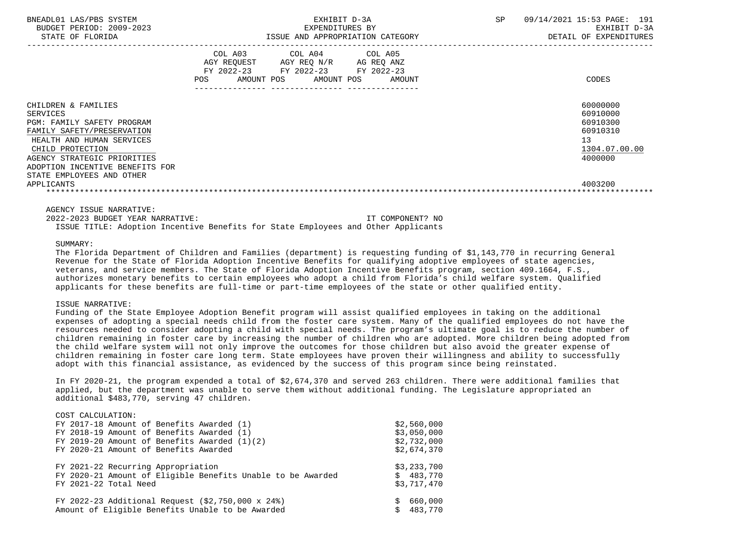BNEADL01 LAS/PBS SYSTEM | EXHIBIT D-3A | SP 09/14/2021 15:53 PAGE: 191
BUDGET PERIOD: 2009-2023 | EXPENDITURES BY | EXHIBIT D-3A
STATE OF FLORIDA | ISSUE AND APPROPRIATION CATEGORY | DETAIL OF EXPENDITURES

| | COL A03 AGY REQUEST FY 2022-23 POS AMOUNT | COL A04 AGY REQ N/R FY 2022-23 POS AMOUNT | COL A05 AG REQ ANZ FY 2022-23 POS AMOUNT | CODES |
|---|---|---|---|---|
| CHILDREN & FAMILIES | | | | 60000000 |
| SERVICES | | | | 60910000 |
| PGM: FAMILY SAFETY PROGRAM | | | | 60910300 |
| FAMILY SAFETY/PRESERVATION | | | | 60910310 |
| HEALTH AND HUMAN SERVICES | | | | 13 |
| CHILD PROTECTION | | | | 1304.07.00.00 |
| AGENCY STRATEGIC PRIORITIES | | | | 4000000 |
| ADOPTION INCENTIVE BENEFITS FOR STATE EMPLOYEES AND OTHER APPLICANTS | | | | 4003200 |

AGENCY ISSUE NARRATIVE:
2022-2023 BUDGET YEAR NARRATIVE: IT COMPONENT? NO
ISSUE TITLE: Adoption Incentive Benefits for State Employees and Other Applicants

SUMMARY:
The Florida Department of Children and Families (department) is requesting funding of $1,143,770 in recurring General Revenue for the State of Florida Adoption Incentive Benefits for qualifying adoptive employees of state agencies, veterans, and service members. The State of Florida Adoption Incentive Benefits program, section 409.1664, F.S., authorizes monetary benefits to certain employees who adopt a child from Florida's child welfare system. Qualified applicants for these benefits are full-time or part-time employees of the state or other qualified entity.

ISSUE NARRATIVE:
Funding of the State Employee Adoption Benefit program will assist qualified employees in taking on the additional expenses of adopting a special needs child from the foster care system. Many of the qualified employees do not have the resources needed to consider adopting a child with special needs. The program's ultimate goal is to reduce the number of children remaining in foster care by increasing the number of children who are adopted. More children being adopted from the child welfare system will not only improve the outcomes for those children but also avoid the greater expense of children remaining in foster care long term. State employees have proven their willingness and ability to successfully adopt with this financial assistance, as evidenced by the success of this program since being reinstated.

In FY 2020-21, the program expended a total of $2,674,370 and served 263 children. There were additional families that applied, but the department was unable to serve them without additional funding. The Legislature appropriated an additional $483,770, serving 47 children.

COST CALCULATION:

| | |
|---|---|
| FY 2017-18 Amount of Benefits Awarded (1) | $2,560,000 |
| FY 2018-19 Amount of Benefits Awarded (1) | $3,050,000 |
| FY 2019-20 Amount of Benefits Awarded (1)(2) | $2,732,000 |
| FY 2020-21 Amount of Benefits Awarded | $2,674,370 |
| | |
| FY 2021-22 Recurring Appropriation | $3,233,700 |
| FY 2020-21 Amount of Eligible Benefits Unable to be Awarded | $ 483,770 |
| FY 2021-22 Total Need | $3,717,470 |
| | |
| FY 2022-23 Additional Request ($2,750,000 x 24%) | $ 660,000 |
| Amount of Eligible Benefits Unable to be Awarded | $ 483,770 |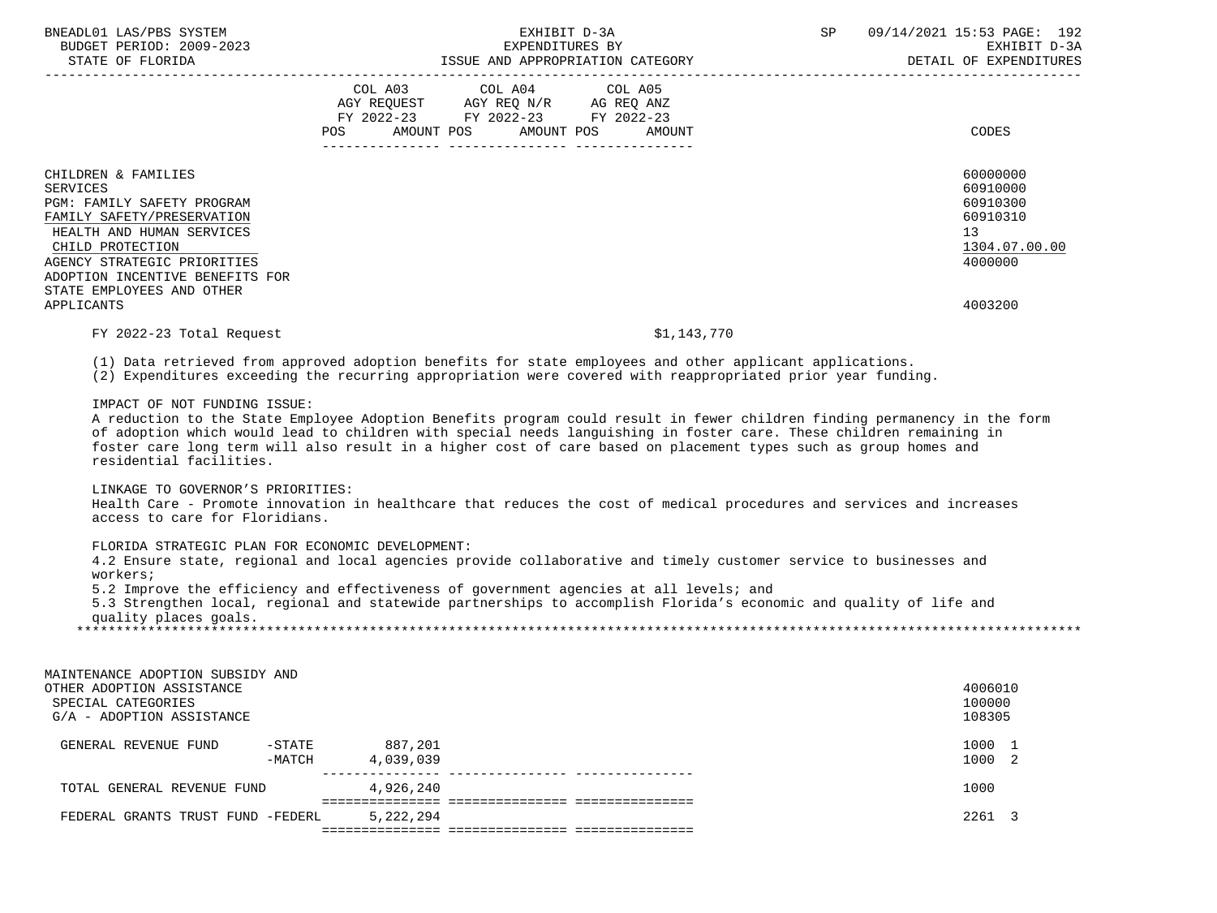BNEADL01 LAS/PBS SYSTEM — EXHIBIT D-3A — EXPENDITURES BY ISSUE AND APPROPRIATION CATEGORY
BUDGET PERIOD: 2009-2023 — STATE OF FLORIDA
SP 09/14/2021 15:53 — EXHIBIT D-3A — DETAIL OF EXPENDITURES

| | COL A03 AGY REQUEST FY 2022-23 POS AMOUNT | COL A04 AGY REQ N/R FY 2022-23 POS AMOUNT | COL A05 AG REQ ANZ FY 2022-23 POS AMOUNT | CODES |
|---|---|---|---|---|
| CHILDREN & FAMILIES | | | | 60000000 |
| SERVICES | | | | 60910000 |
| PGM: FAMILY SAFETY PROGRAM | | | | 60910300 |
| FAMILY SAFETY/PRESERVATION | | | | 60910310 |
| HEALTH AND HUMAN SERVICES | | | | 13 |
| CHILD PROTECTION | | | | 1304.07.00.00 |
| AGENCY STRATEGIC PRIORITIES | | | | 4000000 |
| ADOPTION INCENTIVE BENEFITS FOR STATE EMPLOYEES AND OTHER APPLICANTS | | | | 4003200 |

FY 2022-23 Total Request $1,143,770

(1) Data retrieved from approved adoption benefits for state employees and other applicant applications.
(2) Expenditures exceeding the recurring appropriation were covered with reappropriated prior year funding.

IMPACT OF NOT FUNDING ISSUE:
A reduction to the State Employee Adoption Benefits program could result in fewer children finding permanency in the form of adoption which would lead to children with special needs languishing in foster care. These children remaining in foster care long term will also result in a higher cost of care based on placement types such as group homes and residential facilities.

LINKAGE TO GOVERNOR'S PRIORITIES:
Health Care - Promote innovation in healthcare that reduces the cost of medical procedures and services and increases access to care for Floridians.

FLORIDA STRATEGIC PLAN FOR ECONOMIC DEVELOPMENT:
4.2 Ensure state, regional and local agencies provide collaborative and timely customer service to businesses and workers;
5.2 Improve the efficiency and effectiveness of government agencies at all levels; and
5.3 Strengthen local, regional and statewide partnerships to accomplish Florida's economic and quality of life and quality places goals.

*******************************************************************************************************************

| | COL A03 | COL A04 | COL A05 | CODES |
|---|---|---|---|---|
| MAINTENANCE ADOPTION SUBSIDY AND OTHER ADOPTION ASSISTANCE | | | | 4006010 |
| SPECIAL CATEGORIES | | | | 100000 |
| G/A - ADOPTION ASSISTANCE | | | | 108305 |
| GENERAL REVENUE FUND -STATE | 887,201 | | | 1000 1 |
| GENERAL REVENUE FUND -MATCH | 4,039,039 | | | 1000 2 |
| TOTAL GENERAL REVENUE FUND | 4,926,240 | | | 1000 |
| FEDERAL GRANTS TRUST FUND -FEDERL | 5,222,294 | | | 2261 3 |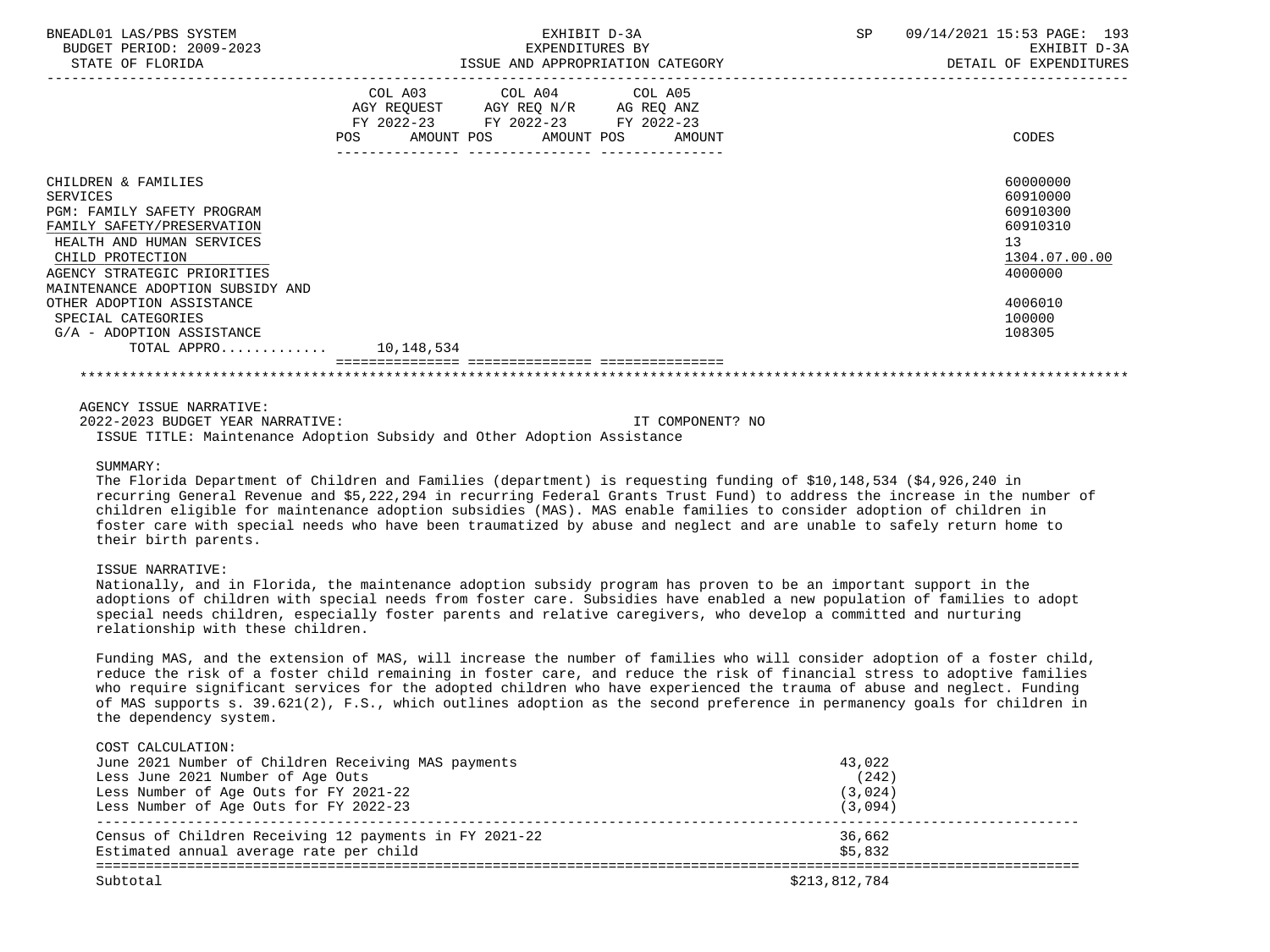| | COL A03 AGY REQUEST FY 2022-23 POS AMOUNT | COL A04 AGY REQ N/R FY 2022-23 POS AMOUNT | COL A05 AG REQ ANZ FY 2022-23 POS AMOUNT | CODES |
|---|---|---|---|---|
| CHILDREN & FAMILIES | | | | 60000000 |
| SERVICES | | | | 60910000 |
| PGM: FAMILY SAFETY PROGRAM | | | | 60910300 |
| FAMILY SAFETY/PRESERVATION | | | | 60910310 |
| HEALTH AND HUMAN SERVICES | | | | 13 |
| CHILD PROTECTION | | | | 1304.07.00.00 |
| AGENCY STRATEGIC PRIORITIES | | | | 4000000 |
| MAINTENANCE ADOPTION SUBSIDY AND OTHER ADOPTION ASSISTANCE | | | | 4006010 |
| SPECIAL CATEGORIES | | | | 100000 |
| G/A - ADOPTION ASSISTANCE | | | | 108305 |
| TOTAL APPRO............ | 10,148,534 | | | |

AGENCY ISSUE NARRATIVE:
2022-2023 BUDGET YEAR NARRATIVE: IT COMPONENT? NO

ISSUE TITLE: Maintenance Adoption Subsidy and Other Adoption Assistance

SUMMARY:

The Florida Department of Children and Families (department) is requesting funding of $10,148,534 ($4,926,240 in recurring General Revenue and $5,222,294 in recurring Federal Grants Trust Fund) to address the increase in the number of children eligible for maintenance adoption subsidies (MAS). MAS enable families to consider adoption of children in foster care with special needs who have been traumatized by abuse and neglect and are unable to safely return home to their birth parents.

ISSUE NARRATIVE:

Nationally, and in Florida, the maintenance adoption subsidy program has proven to be an important support in the adoptions of children with special needs from foster care. Subsidies have enabled a new population of families to adopt special needs children, especially foster parents and relative caregivers, who develop a committed and nurturing relationship with these children.

Funding MAS, and the extension of MAS, will increase the number of families who will consider adoption of a foster child, reduce the risk of a foster child remaining in foster care, and reduce the risk of financial stress to adoptive families who require significant services for the adopted children who have experienced the trauma of abuse and neglect. Funding of MAS supports s. 39.621(2), F.S., which outlines adoption as the second preference in permanency goals for children in the dependency system.

COST CALCULATION:

| | |
|---|---|
| June 2021 Number of Children Receiving MAS payments | 43,022 |
| Less June 2021 Number of Age Outs | (242) |
| Less Number of Age Outs for FY 2021-22 | (3,024) |
| Less Number of Age Outs for FY 2022-23 | (3,094) |
| Census of Children Receiving 12 payments in FY 2021-22 | 36,662 |
| Estimated annual average rate per child | $5,832 |
| Subtotal | $213,812,784 |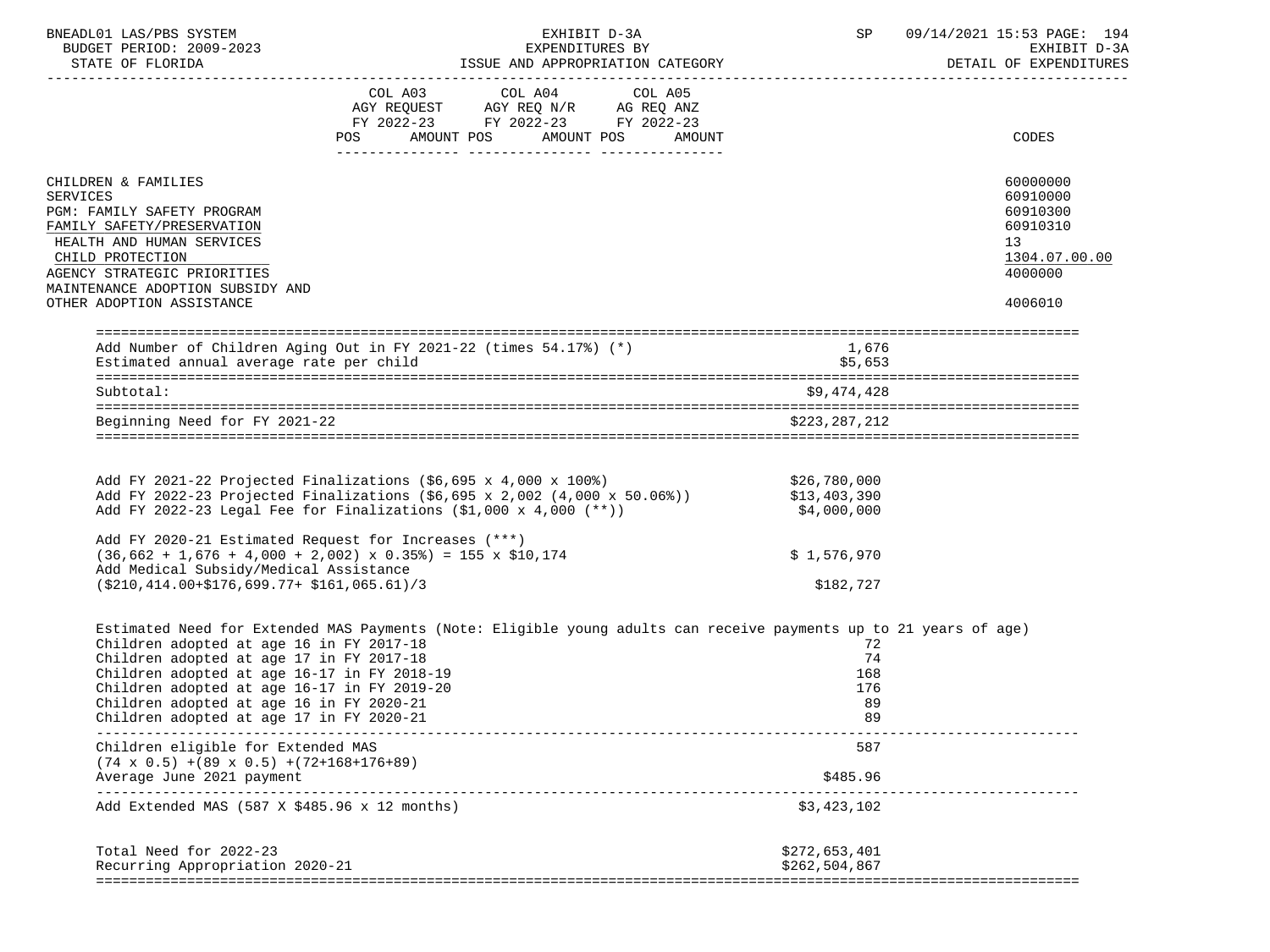| | COL A03 AGY REQUEST FY 2022-23 POS AMOUNT | COL A04 AGY REQ N/R FY 2022-23 POS AMOUNT | COL A05 AG REQ ANZ FY 2022-23 POS AMOUNT | CODES |
|---|---|---|---|---|
| CHILDREN & FAMILIES | | | | 60000000 |
| SERVICES | | | | 60910000 |
| PGM: FAMILY SAFETY PROGRAM | | | | 60910300 |
| FAMILY SAFETY/PRESERVATION | | | | 60910310 |
| HEALTH AND HUMAN SERVICES | | | | 13 |
| CHILD PROTECTION | | | | 1304.07.00.00 |
| AGENCY STRATEGIC PRIORITIES | | | | 4000000 |
| MAINTENANCE ADOPTION SUBSIDY AND OTHER ADOPTION ASSISTANCE | | | | 4006010 |

| | |
|---|---|
| Add Number of Children Aging Out in FY 2021-22 (times 54.17%) (*) | 1,676 |
| Estimated annual average rate per child | $5,653 |
| Subtotal: | $9,474,428 |
| Beginning Need for FY 2021-22 | $223,287,212 |

| | |
|---|---|
| Add FY 2021-22 Projected Finalizations ($6,695 x 4,000 x 100%) | $26,780,000 |
| Add FY 2022-23 Projected Finalizations ($6,695 x 2,002 (4,000 x 50.06%)) | $13,403,390 |
| Add FY 2022-23 Legal Fee for Finalizations ($1,000 x 4,000 (**)) | $4,000,000 |
| Add FY 2020-21 Estimated Request for Increases (***) (36,662 + 1,676 + 4,000 + 2,002) x 0.35%) = 155 x $10,174 | $ 1,576,970 |
| Add Medical Subsidy/Medical Assistance ($210,414.00+$176,699.77+ $161,065.61)/3 | $182,727 |

Estimated Need for Extended MAS Payments (Note: Eligible young adults can receive payments up to 21 years of age)

| | |
|---|---|
| Children adopted at age 16 in FY 2017-18 | 72 |
| Children adopted at age 17 in FY 2017-18 | 74 |
| Children adopted at age 16-17 in FY 2018-19 | 168 |
| Children adopted at age 16-17 in FY 2019-20 | 176 |
| Children adopted at age 16 in FY 2020-21 | 89 |
| Children adopted at age 17 in FY 2020-21 | 89 |
| Children eligible for Extended MAS (74 x 0.5) +(89 x 0.5) +(72+168+176+89) | 587 |
| Average June 2021 payment | $485.96 |
| Add Extended MAS (587 X $485.96 x 12 months) | $3,423,102 |
| Total Need for 2022-23 | $272,653,401 |
| Recurring Appropriation 2020-21 | $262,504,867 |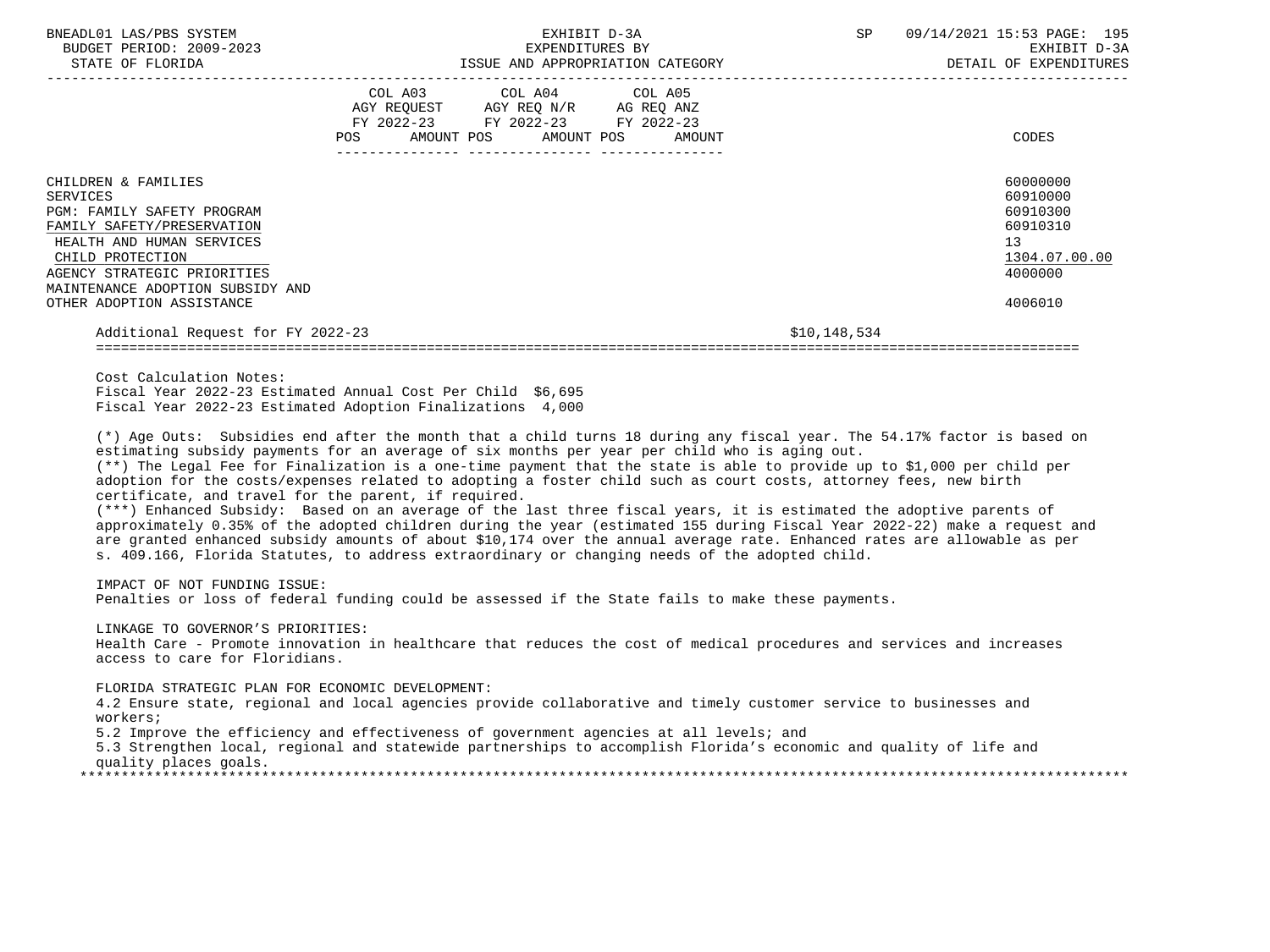| | COL A03 AGY REQUEST FY 2022-23 POS AMOUNT | COL A04 AGY REQ N/R FY 2022-23 POS AMOUNT | COL A05 AG REQ ANZ FY 2022-23 POS AMOUNT | CODES |
|---|---|---|---|---|
| CHILDREN & FAMILIES | | | | 60000000 |
| SERVICES | | | | 60910000 |
| PGM: FAMILY SAFETY PROGRAM | | | | 60910300 |
| FAMILY SAFETY/PRESERVATION | | | | 60910310 |
| HEALTH AND HUMAN SERVICES | | | | 13 |
| CHILD PROTECTION | | | | 1304.07.00.00 |
| AGENCY STRATEGIC PRIORITIES | | | | 4000000 |
| MAINTENANCE ADOPTION SUBSIDY AND OTHER ADOPTION ASSISTANCE | | | | 4006010 |

Additional Request for FY 2022-23 $10,148,534

Cost Calculation Notes:
Fiscal Year 2022-23 Estimated Annual Cost Per Child $6,695
Fiscal Year 2022-23 Estimated Adoption Finalizations 4,000

(*) Age Outs: Subsidies end after the month that a child turns 18 during any fiscal year. The 54.17% factor is based on estimating subsidy payments for an average of six months per year per child who is aging out.
(**) The Legal Fee for Finalization is a one-time payment that the state is able to provide up to $1,000 per child per adoption for the costs/expenses related to adopting a foster child such as court costs, attorney fees, new birth certificate, and travel for the parent, if required.
(***) Enhanced Subsidy: Based on an average of the last three fiscal years, it is estimated the adoptive parents of approximately 0.35% of the adopted children during the year (estimated 155 during Fiscal Year 2022-22) make a request and are granted enhanced subsidy amounts of about $10,174 over the annual average rate. Enhanced rates are allowable as per s. 409.166, Florida Statutes, to address extraordinary or changing needs of the adopted child.

IMPACT OF NOT FUNDING ISSUE:
Penalties or loss of federal funding could be assessed if the State fails to make these payments.

LINKAGE TO GOVERNOR'S PRIORITIES:
Health Care - Promote innovation in healthcare that reduces the cost of medical procedures and services and increases access to care for Floridians.

FLORIDA STRATEGIC PLAN FOR ECONOMIC DEVELOPMENT:
4.2 Ensure state, regional and local agencies provide collaborative and timely customer service to businesses and workers;
5.2 Improve the efficiency and effectiveness of government agencies at all levels; and
5.3 Strengthen local, regional and statewide partnerships to accomplish Florida's economic and quality of life and quality places goals.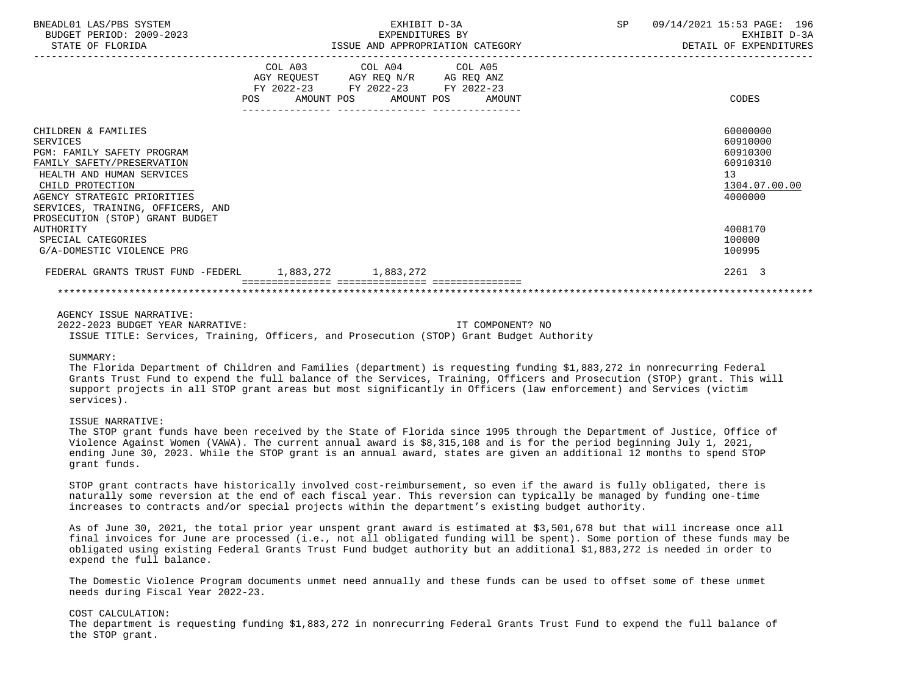BNEADL01 LAS/PBS SYSTEM — EXHIBIT D-3A — SP 09/14/2021 15:53

BUDGET PERIOD: 2009-2023 — EXPENDITURES BY — EXHIBIT D-3A

STATE OF FLORIDA — ISSUE AND APPROPRIATION CATEGORY — DETAIL OF EXPENDITURES

| | COL A03 AGY REQUEST FY 2022-23 POS | AMOUNT | COL A04 AGY REQ N/R FY 2022-23 POS | AMOUNT | COL A05 AG REQ ANZ FY 2022-23 POS | AMOUNT | CODES |
|---|---|---|---|---|---|---|---|
| CHILDREN & FAMILIES | | | | | | | 60000000 |
| SERVICES | | | | | | | 60910000 |
| PGM: FAMILY SAFETY PROGRAM | | | | | | | 60910300 |
| FAMILY SAFETY/PRESERVATION | | | | | | | 60910310 |
| HEALTH AND HUMAN SERVICES | | | | | | | 13 |
| CHILD PROTECTION | | | | | | | 1304.07.00.00 |
| AGENCY STRATEGIC PRIORITIES | | | | | | | 4000000 |
| SERVICES, TRAINING, OFFICERS, AND PROSECUTION (STOP) GRANT BUDGET AUTHORITY | | | | | | | 4008170 |
| SPECIAL CATEGORIES | | | | | | | 100000 |
| G/A-DOMESTIC VIOLENCE PRG | | | | | | | 100995 |
| FEDERAL GRANTS TRUST FUND -FEDERL | | 1,883,272 | | 1,883,272 | | | 2261 3 |

AGENCY ISSUE NARRATIVE:

2022-2023 BUDGET YEAR NARRATIVE: IT COMPONENT? NO

ISSUE TITLE: Services, Training, Officers, and Prosecution (STOP) Grant Budget Authority

SUMMARY:

The Florida Department of Children and Families (department) is requesting funding $1,883,272 in nonrecurring Federal Grants Trust Fund to expend the full balance of the Services, Training, Officers and Prosecution (STOP) grant. This will support projects in all STOP grant areas but most significantly in Officers (law enforcement) and Services (victim services).

ISSUE NARRATIVE:

The STOP grant funds have been received by the State of Florida since 1995 through the Department of Justice, Office of Violence Against Women (VAWA). The current annual award is $8,315,108 and is for the period beginning July 1, 2021, ending June 30, 2023. While the STOP grant is an annual award, states are given an additional 12 months to spend STOP grant funds.

STOP grant contracts have historically involved cost-reimbursement, so even if the award is fully obligated, there is naturally some reversion at the end of each fiscal year. This reversion can typically be managed by funding one-time increases to contracts and/or special projects within the department's existing budget authority.

As of June 30, 2021, the total prior year unspent grant award is estimated at $3,501,678 but that will increase once all final invoices for June are processed (i.e., not all obligated funding will be spent). Some portion of these funds may be obligated using existing Federal Grants Trust Fund budget authority but an additional $1,883,272 is needed in order to expend the full balance.

The Domestic Violence Program documents unmet need annually and these funds can be used to offset some of these unmet needs during Fiscal Year 2022-23.

COST CALCULATION:

The department is requesting funding $1,883,272 in nonrecurring Federal Grants Trust Fund to expend the full balance of the STOP grant.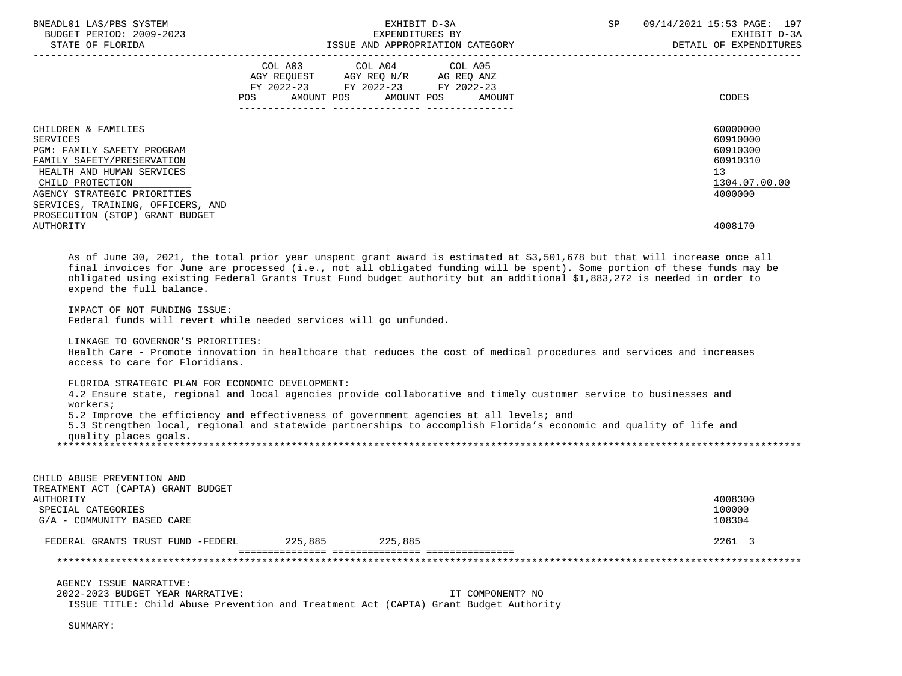| | COL A03 AGY REQUEST FY 2022-23 POS AMOUNT | COL A04 AGY REQ N/R FY 2022-23 POS AMOUNT | COL A05 AG REQ ANZ FY 2022-23 POS AMOUNT | CODES |
|---|---|---|---|---|
| CHILDREN & FAMILIES | | | | 60000000 |
| SERVICES | | | | 60910000 |
| PGM: FAMILY SAFETY PROGRAM | | | | 60910300 |
| FAMILY SAFETY/PRESERVATION | | | | 60910310 |
| HEALTH AND HUMAN SERVICES | | | | 13 |
| CHILD PROTECTION | | | | 1304.07.00.00 |
| AGENCY STRATEGIC PRIORITIES | | | | 4000000 |
| SERVICES, TRAINING, OFFICERS, AND PROSECUTION (STOP) GRANT BUDGET AUTHORITY | | | | 4008170 |

As of June 30, 2021, the total prior year unspent grant award is estimated at $3,501,678 but that will increase once all final invoices for June are processed (i.e., not all obligated funding will be spent). Some portion of these funds may be obligated using existing Federal Grants Trust Fund budget authority but an additional $1,883,272 is needed in order to expend the full balance.

IMPACT OF NOT FUNDING ISSUE:
Federal funds will revert while needed services will go unfunded.

LINKAGE TO GOVERNOR'S PRIORITIES:
Health Care - Promote innovation in healthcare that reduces the cost of medical procedures and services and increases access to care for Floridians.

FLORIDA STRATEGIC PLAN FOR ECONOMIC DEVELOPMENT:
4.2 Ensure state, regional and local agencies provide collaborative and timely customer service to businesses and workers;
5.2 Improve the efficiency and effectiveness of government agencies at all levels; and
5.3 Strengthen local, regional and statewide partnerships to accomplish Florida's economic and quality of life and quality places goals.

*******************************************************************************************************************

| | COL A03 | COL A04 | COL A05 | CODES |
|---|---|---|---|---|
| CHILD ABUSE PREVENTION AND TREATMENT ACT (CAPTA) GRANT BUDGET AUTHORITY | | | | 4008300 |
| SPECIAL CATEGORIES | | | | 100000 |
| G/A - COMMUNITY BASED CARE | | | | 108304 |
| FEDERAL GRANTS TRUST FUND -FEDERL | 225,885 | 225,885 | | 2261 3 |

*******************************************************************************************************************

AGENCY ISSUE NARRATIVE:
2022-2023 BUDGET YEAR NARRATIVE: IT COMPONENT? NO
ISSUE TITLE: Child Abuse Prevention and Treatment Act (CAPTA) Grant Budget Authority

SUMMARY: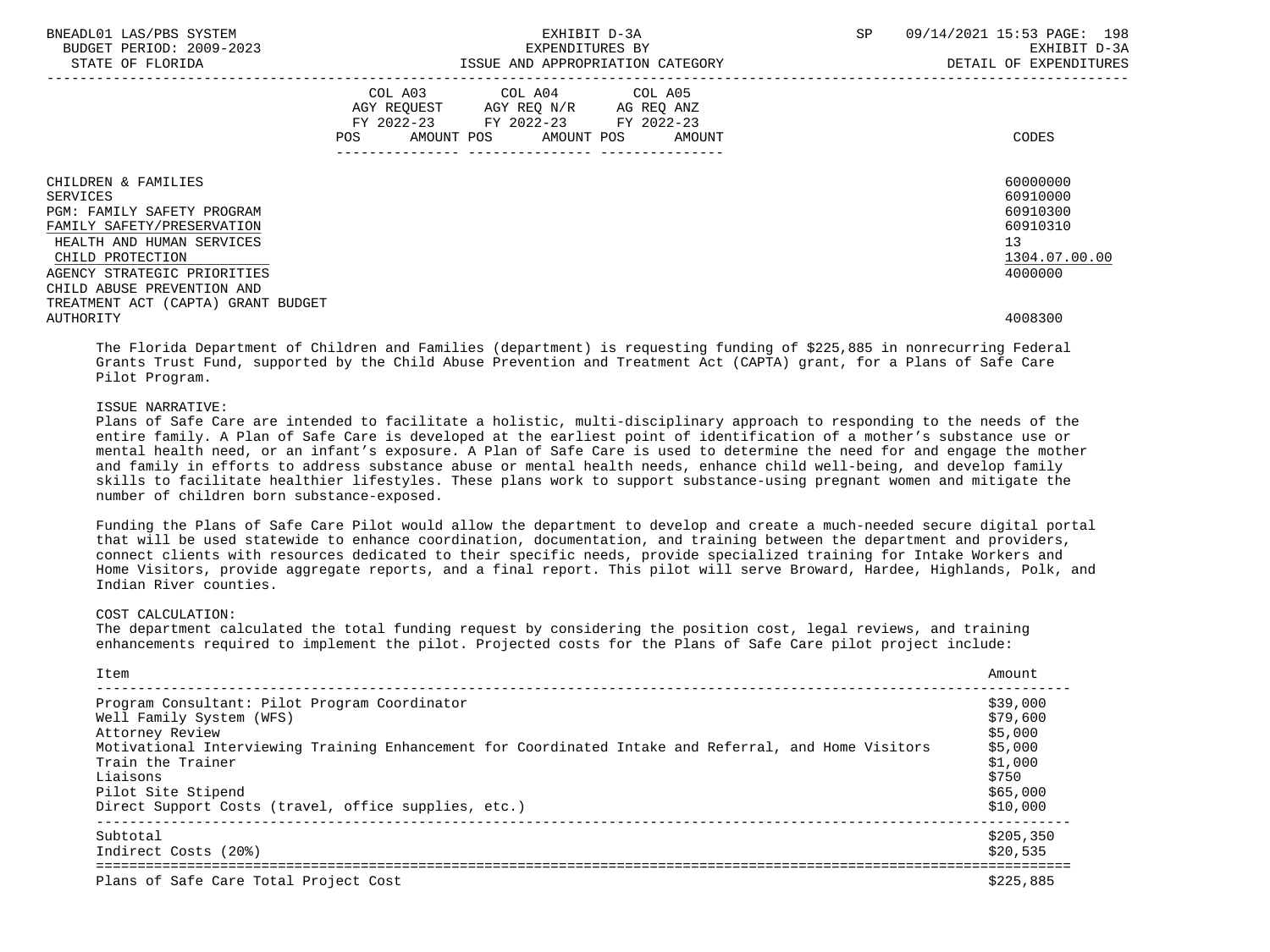| | COL A03 AGY REQUEST FY 2022-23 | | COL A04 AGY REQ N/R FY 2022-23 | | COL A05 AG REQ ANZ FY 2022-23 | | |
|---|---|---|---|---|---|---|---|
| | POS | AMOUNT | POS | AMOUNT | POS | AMOUNT | CODES |
| CHILDREN & FAMILIES | | | | | | | 60000000 |
| SERVICES | | | | | | | 60910000 |
| PGM: FAMILY SAFETY PROGRAM | | | | | | | 60910300 |
| FAMILY SAFETY/PRESERVATION | | | | | | | 60910310 |
| HEALTH AND HUMAN SERVICES | | | | | | | 13 |
| CHILD PROTECTION | | | | | | | 1304.07.00.00 |
| AGENCY STRATEGIC PRIORITIES | | | | | | | 4000000 |
| CHILD ABUSE PREVENTION AND TREATMENT ACT (CAPTA) GRANT BUDGET AUTHORITY | | | | | | | 4008300 |

The Florida Department of Children and Families (department) is requesting funding of $225,885 in nonrecurring Federal Grants Trust Fund, supported by the Child Abuse Prevention and Treatment Act (CAPTA) grant, for a Plans of Safe Care Pilot Program.

ISSUE NARRATIVE:
Plans of Safe Care are intended to facilitate a holistic, multi-disciplinary approach to responding to the needs of the entire family. A Plan of Safe Care is developed at the earliest point of identification of a mother's substance use or mental health need, or an infant's exposure. A Plan of Safe Care is used to determine the need for and engage the mother and family in efforts to address substance abuse or mental health needs, enhance child well-being, and develop family skills to facilitate healthier lifestyles. These plans work to support substance-using pregnant women and mitigate the number of children born substance-exposed.

Funding the Plans of Safe Care Pilot would allow the department to develop and create a much-needed secure digital portal that will be used statewide to enhance coordination, documentation, and training between the department and providers, connect clients with resources dedicated to their specific needs, provide specialized training for Intake Workers and Home Visitors, provide aggregate reports, and a final report. This pilot will serve Broward, Hardee, Highlands, Polk, and Indian River counties.

COST CALCULATION:
The department calculated the total funding request by considering the position cost, legal reviews, and training enhancements required to implement the pilot. Projected costs for the Plans of Safe Care pilot project include:

| Item | Amount |
|---|---|
| Program Consultant: Pilot Program Coordinator | $39,000 |
| Well Family System (WFS) | $79,600 |
| Attorney Review | $5,000 |
| Motivational Interviewing Training Enhancement for Coordinated Intake and Referral, and Home Visitors | $5,000 |
| Train the Trainer | $1,000 |
| Liaisons | $750 |
| Pilot Site Stipend | $65,000 |
| Direct Support Costs (travel, office supplies, etc.) | $10,000 |
| Subtotal | $205,350 |
| Indirect Costs (20%) | $20,535 |
| Plans of Safe Care Total Project Cost | $225,885 |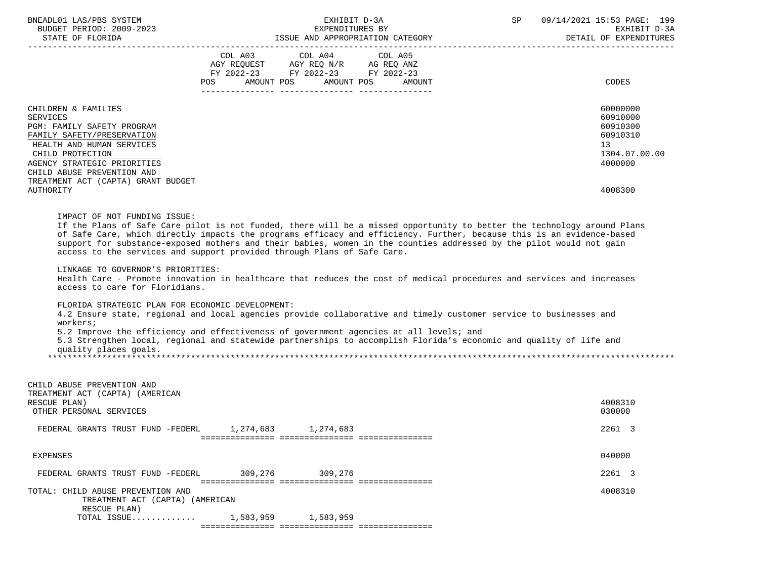| | COL A03 AGY REQUEST FY 2022-23 POS AMOUNT | COL A04 AGY REQ N/R FY 2022-23 POS AMOUNT | COL A05 AG REQ ANZ FY 2022-23 POS AMOUNT | CODES |
|---|---|---|---|---|
| CHILDREN & FAMILIES | | | | 60000000 |
| SERVICES | | | | 60910000 |
| PGM: FAMILY SAFETY PROGRAM | | | | 60910300 |
| FAMILY SAFETY/PRESERVATION | | | | 60910310 |
| HEALTH AND HUMAN SERVICES | | | | 13 |
| CHILD PROTECTION | | | | 1304.07.00.00 |
| AGENCY STRATEGIC PRIORITIES | | | | 4000000 |
| CHILD ABUSE PREVENTION AND TREATMENT ACT (CAPTA) GRANT BUDGET AUTHORITY | | | | 4008300 |

IMPACT OF NOT FUNDING ISSUE:
If the Plans of Safe Care pilot is not funded, there will be a missed opportunity to better the technology around Plans of Safe Care, which directly impacts the programs efficacy and efficiency. Further, because this is an evidence-based support for substance-exposed mothers and their babies, women in the counties addressed by the pilot would not gain access to the services and support provided through Plans of Safe Care.

LINKAGE TO GOVERNOR'S PRIORITIES:
Health Care - Promote innovation in healthcare that reduces the cost of medical procedures and services and increases access to care for Floridians.

FLORIDA STRATEGIC PLAN FOR ECONOMIC DEVELOPMENT:
4.2 Ensure state, regional and local agencies provide collaborative and timely customer service to businesses and workers;
5.2 Improve the efficiency and effectiveness of government agencies at all levels; and
5.3 Strengthen local, regional and statewide partnerships to accomplish Florida's economic and quality of life and quality places goals.

*******************************************************************************************************************

| | COL A03 | COL A04 | COL A05 | CODES |
|---|---|---|---|---|
| CHILD ABUSE PREVENTION AND TREATMENT ACT (CAPTA) (AMERICAN RESCUE PLAN) | | | | 4008310 |
| OTHER PERSONAL SERVICES | | | | 030000 |
| FEDERAL GRANTS TRUST FUND -FEDERL | 1,274,683 | 1,274,683 | | 2261 3 |
| EXPENSES | | | | 040000 |
| FEDERAL GRANTS TRUST FUND -FEDERL | 309,276 | 309,276 | | 2261 3 |
| TOTAL: CHILD ABUSE PREVENTION AND TREATMENT ACT (CAPTA) (AMERICAN RESCUE PLAN) | | | | 4008310 |
| TOTAL ISSUE............ | 1,583,959 | 1,583,959 | | |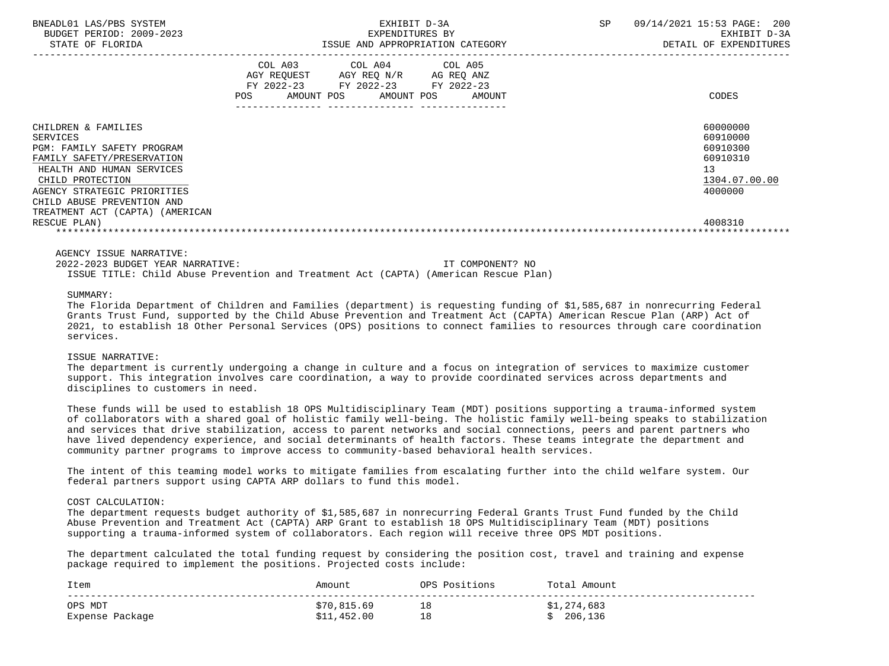| | COL A03 AGY REQUEST FY 2022-23 POS AMOUNT | COL A04 AGY REQ N/R FY 2022-23 POS AMOUNT | COL A05 AG REQ ANZ FY 2022-23 POS AMOUNT | CODES |
|---|---|---|---|---|
| CHILDREN & FAMILIES | | | | 60000000 |
| SERVICES | | | | 60910000 |
| PGM: FAMILY SAFETY PROGRAM | | | | 60910300 |
| FAMILY SAFETY/PRESERVATION | | | | 60910310 |
| HEALTH AND HUMAN SERVICES | | | | 13 |
| CHILD PROTECTION | | | | 1304.07.00.00 |
| AGENCY STRATEGIC PRIORITIES | | | | 4000000 |
| CHILD ABUSE PREVENTION AND TREATMENT ACT (CAPTA) (AMERICAN RESCUE PLAN) | | | | 4008310 |

AGENCY ISSUE NARRATIVE:

2022-2023 BUDGET YEAR NARRATIVE: IT COMPONENT? NO

ISSUE TITLE: Child Abuse Prevention and Treatment Act (CAPTA) (American Rescue Plan)

SUMMARY:

The Florida Department of Children and Families (department) is requesting funding of $1,585,687 in nonrecurring Federal Grants Trust Fund, supported by the Child Abuse Prevention and Treatment Act (CAPTA) American Rescue Plan (ARP) Act of 2021, to establish 18 Other Personal Services (OPS) positions to connect families to resources through care coordination services.

ISSUE NARRATIVE:

The department is currently undergoing a change in culture and a focus on integration of services to maximize customer support. This integration involves care coordination, a way to provide coordinated services across departments and disciplines to customers in need.

These funds will be used to establish 18 OPS Multidisciplinary Team (MDT) positions supporting a trauma-informed system of collaborators with a shared goal of holistic family well-being. The holistic family well-being speaks to stabilization and services that drive stabilization, access to parent networks and social connections, peers and parent partners who have lived dependency experience, and social determinants of health factors. These teams integrate the department and community partner programs to improve access to community-based behavioral health services.

The intent of this teaming model works to mitigate families from escalating further into the child welfare system. Our federal partners support using CAPTA ARP dollars to fund this model.

COST CALCULATION:

The department requests budget authority of $1,585,687 in nonrecurring Federal Grants Trust Fund funded by the Child Abuse Prevention and Treatment Act (CAPTA) ARP Grant to establish 18 OPS Multidisciplinary Team (MDT) positions supporting a trauma-informed system of collaborators. Each region will receive three OPS MDT positions.

The department calculated the total funding request by considering the position cost, travel and training and expense package required to implement the positions. Projected costs include:

| Item | Amount | OPS Positions | Total Amount |
|---|---|---|---|
| OPS MDT | $70,815.69 | 18 | $1,274,683 |
| Expense Package | $11,452.00 | 18 | $ 206,136 |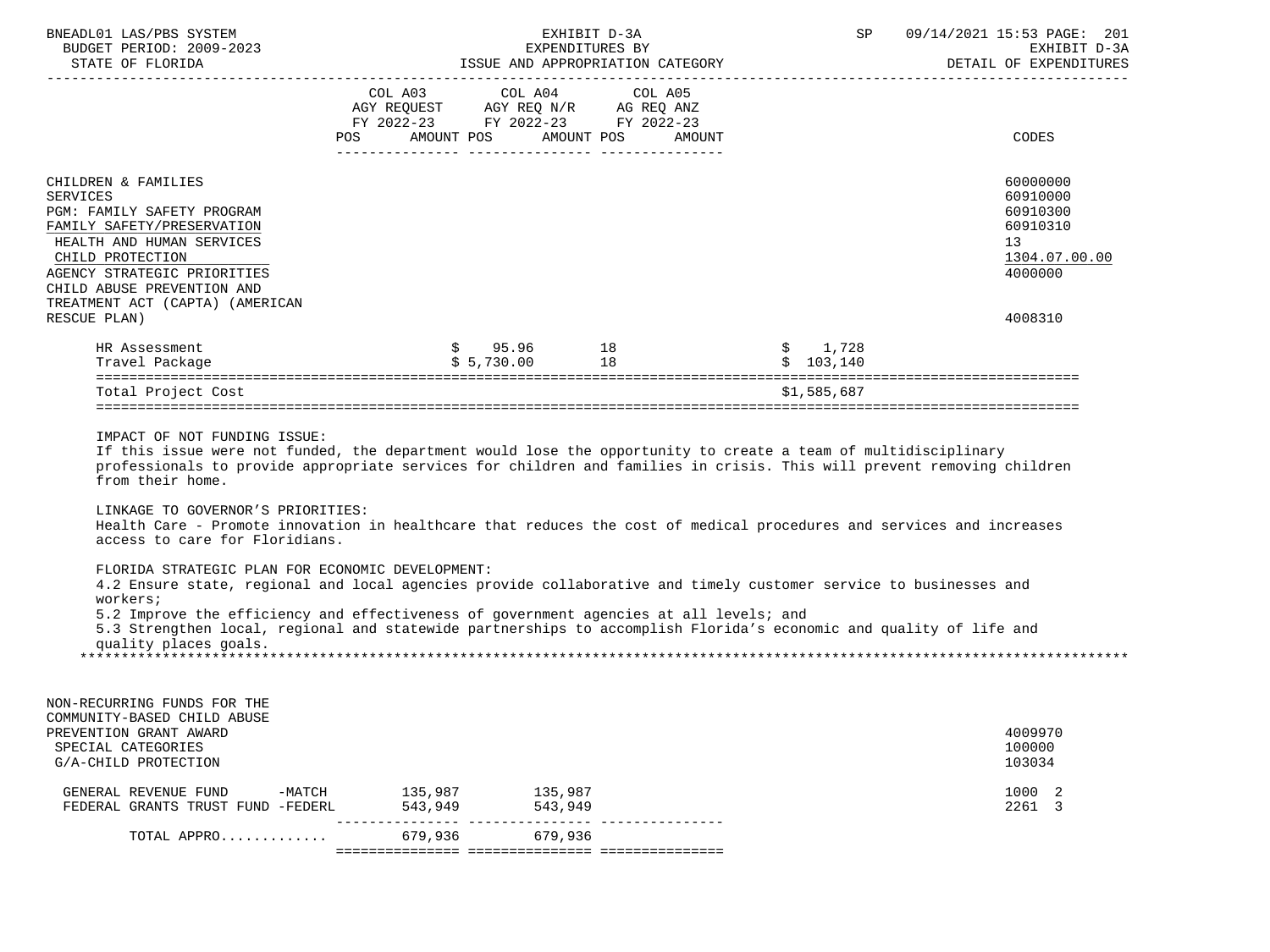| | COL A03 AGY REQUEST FY 2022-23 POS AMOUNT | COL A04 AGY REQ N/R FY 2022-23 POS AMOUNT | COL A05 AG REQ ANZ FY 2022-23 POS AMOUNT | CODES |
|---|---|---|---|---|
| CHILDREN & FAMILIES | | | | 60000000 |
| SERVICES | | | | 60910000 |
| PGM: FAMILY SAFETY PROGRAM | | | | 60910300 |
| FAMILY SAFETY/PRESERVATION | | | | 60910310 |
| HEALTH AND HUMAN SERVICES | | | | 13 |
| CHILD PROTECTION | | | | 1304.07.00.00 |
| AGENCY STRATEGIC PRIORITIES | | | | 4000000 |
| CHILD ABUSE PREVENTION AND TREATMENT ACT (CAPTA) (AMERICAN RESCUE PLAN) | | | | 4008310 |

| | | | |
|---|---|---|---|
| HR Assessment | $ 95.96 | 18 | $ 1,728 |
| Travel Package | $ 5,730.00 | 18 | $ 103,140 |
| Total Project Cost | | | $1,585,687 |

IMPACT OF NOT FUNDING ISSUE:
If this issue were not funded, the department would lose the opportunity to create a team of multidisciplinary professionals to provide appropriate services for children and families in crisis. This will prevent removing children from their home.

LINKAGE TO GOVERNOR'S PRIORITIES:
Health Care - Promote innovation in healthcare that reduces the cost of medical procedures and services and increases access to care for Floridians.

FLORIDA STRATEGIC PLAN FOR ECONOMIC DEVELOPMENT:
4.2 Ensure state, regional and local agencies provide collaborative and timely customer service to businesses and workers;
5.2 Improve the efficiency and effectiveness of government agencies at all levels; and
5.3 Strengthen local, regional and statewide partnerships to accomplish Florida's economic and quality of life and quality places goals.

*******************************************************************************************************************

| | COL A03 | COL A04 | COL A05 | CODES |
|---|---|---|---|---|
| NON-RECURRING FUNDS FOR THE COMMUNITY-BASED CHILD ABUSE PREVENTION GRANT AWARD | | | | 4009970 |
| SPECIAL CATEGORIES | | | | 100000 |
| G/A-CHILD PROTECTION | | | | 103034 |
| GENERAL REVENUE FUND -MATCH | 135,987 | 135,987 | | 1000 2 |
| FEDERAL GRANTS TRUST FUND -FEDERL | 543,949 | 543,949 | | 2261 3 |
| TOTAL APPRO............ | 679,936 | 679,936 | | |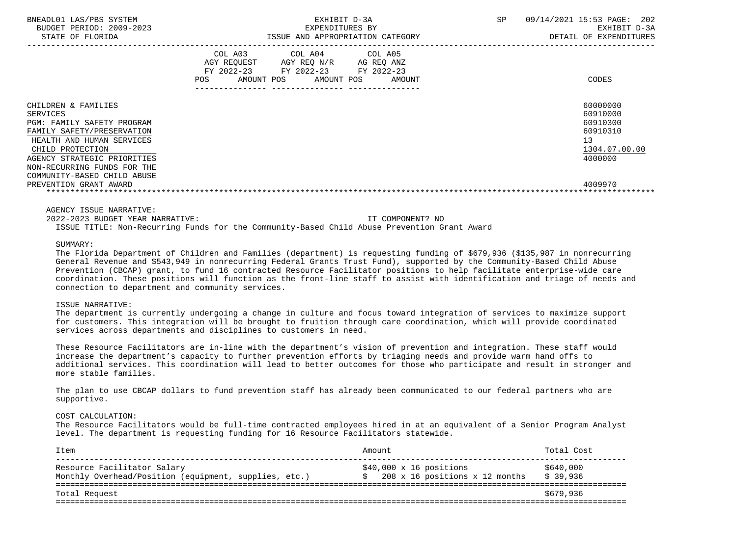| | COL A03 AGY REQUEST FY 2022-23 POS AMOUNT | COL A04 AGY REQ N/R FY 2022-23 POS AMOUNT | COL A05 AG REQ ANZ FY 2022-23 POS AMOUNT | CODES |
|---|---|---|---|---|
| CHILDREN & FAMILIES | | | | 60000000 |
| SERVICES | | | | 60910000 |
| PGM: FAMILY SAFETY PROGRAM | | | | 60910300 |
| FAMILY SAFETY/PRESERVATION | | | | 60910310 |
| HEALTH AND HUMAN SERVICES | | | | 13 |
| CHILD PROTECTION | | | | 1304.07.00.00 |
| AGENCY STRATEGIC PRIORITIES | | | | 4000000 |
| NON-RECURRING FUNDS FOR THE COMMUNITY-BASED CHILD ABUSE PREVENTION GRANT AWARD | | | | 4009970 |

AGENCY ISSUE NARRATIVE:

2022-2023 BUDGET YEAR NARRATIVE: IT COMPONENT? NO

ISSUE TITLE: Non-Recurring Funds for the Community-Based Child Abuse Prevention Grant Award

SUMMARY:

The Florida Department of Children and Families (department) is requesting funding of $679,936 ($135,987 in nonrecurring General Revenue and $543,949 in nonrecurring Federal Grants Trust Fund), supported by the Community-Based Child Abuse Prevention (CBCAP) grant, to fund 16 contracted Resource Facilitator positions to help facilitate enterprise-wide care coordination. These positions will function as the front-line staff to assist with identification and triage of needs and connection to department and community services.

ISSUE NARRATIVE:

The department is currently undergoing a change in culture and focus toward integration of services to maximize support for customers. This integration will be brought to fruition through care coordination, which will provide coordinated services across departments and disciplines to customers in need.

These Resource Facilitators are in-line with the department's vision of prevention and integration. These staff would increase the department's capacity to further prevention efforts by triaging needs and provide warm hand offs to additional services. This coordination will lead to better outcomes for those who participate and result in stronger and more stable families.

The plan to use CBCAP dollars to fund prevention staff has already been communicated to our federal partners who are supportive.

COST CALCULATION:

The Resource Facilitators would be full-time contracted employees hired in at an equivalent of a Senior Program Analyst level. The department is requesting funding for 16 Resource Facilitators statewide.

| Item | Amount | Total Cost |
|---|---|---|
| Resource Facilitator Salary | $40,000 x 16 positions | $640,000 |
| Monthly Overhead/Position (equipment, supplies, etc.) | $ 208 x 16 positions x 12 months | $ 39,936 |
| Total Request | | $679,936 |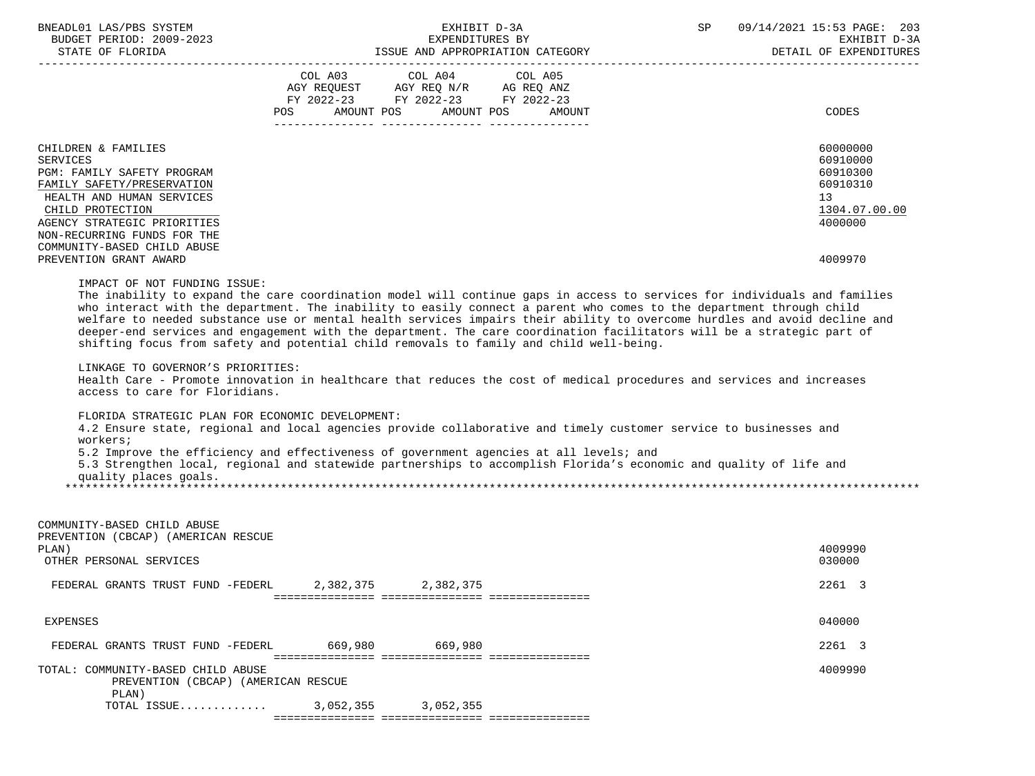| | COL A03 AGY REQUEST FY 2022-23 POS AMOUNT | COL A04 AGY REQ N/R FY 2022-23 POS AMOUNT | COL A05 AG REQ ANZ FY 2022-23 POS AMOUNT | CODES |
|---|---|---|---|---|
| CHILDREN & FAMILIES | | | | 60000000 |
| SERVICES | | | | 60910000 |
| PGM: FAMILY SAFETY PROGRAM | | | | 60910300 |
| FAMILY SAFETY/PRESERVATION | | | | 60910310 |
| HEALTH AND HUMAN SERVICES | | | | 13 |
| CHILD PROTECTION | | | | 1304.07.00.00 |
| AGENCY STRATEGIC PRIORITIES | | | | 4000000 |
| NON-RECURRING FUNDS FOR THE COMMUNITY-BASED CHILD ABUSE PREVENTION GRANT AWARD | | | | 4009970 |

IMPACT OF NOT FUNDING ISSUE:
The inability to expand the care coordination model will continue gaps in access to services for individuals and families who interact with the department. The inability to easily connect a parent who comes to the department through child welfare to needed substance use or mental health services impairs their ability to overcome hurdles and avoid decline and deeper-end services and engagement with the department. The care coordination facilitators will be a strategic part of shifting focus from safety and potential child removals to family and child well-being.

LINKAGE TO GOVERNOR'S PRIORITIES:
Health Care - Promote innovation in healthcare that reduces the cost of medical procedures and services and increases access to care for Floridians.

FLORIDA STRATEGIC PLAN FOR ECONOMIC DEVELOPMENT:
4.2 Ensure state, regional and local agencies provide collaborative and timely customer service to businesses and workers;
5.2 Improve the efficiency and effectiveness of government agencies at all levels; and
5.3 Strengthen local, regional and statewide partnerships to accomplish Florida's economic and quality of life and quality places goals.

******************************************************************************************************************

| | COL A03 | COL A04 | COL A05 | CODES |
|---|---|---|---|---|
| COMMUNITY-BASED CHILD ABUSE PREVENTION (CBCAP) (AMERICAN RESCUE PLAN) | | | | 4009990 |
| OTHER PERSONAL SERVICES | | | | 030000 |
| FEDERAL GRANTS TRUST FUND -FEDERL | 2,382,375 | 2,382,375 | | 2261 3 |
| EXPENSES | | | | 040000 |
| FEDERAL GRANTS TRUST FUND -FEDERL | 669,980 | 669,980 | | 2261 3 |
| TOTAL: COMMUNITY-BASED CHILD ABUSE PREVENTION (CBCAP) (AMERICAN RESCUE PLAN) | | | | 4009990 |
| TOTAL ISSUE............ | 3,052,355 | 3,052,355 | | |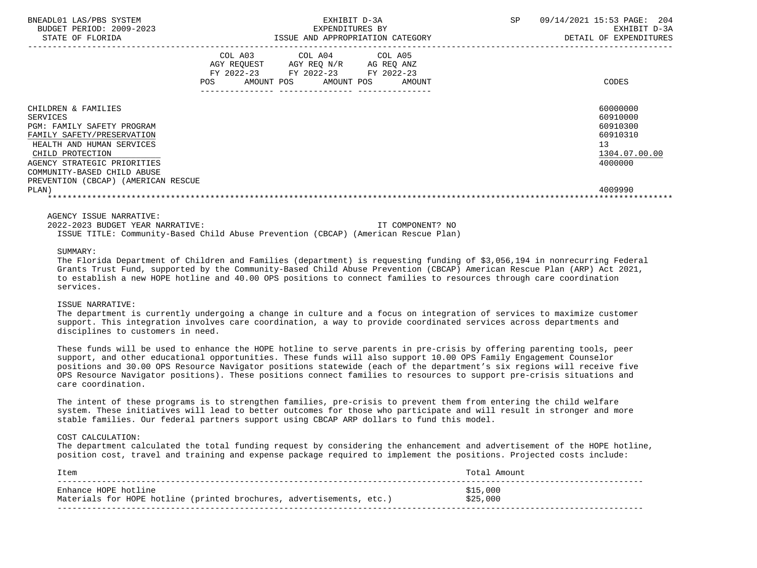| | COL A03 AGY REQUEST FY 2022-23 POS AMOUNT | COL A04 AGY REQ N/R FY 2022-23 POS AMOUNT | COL A05 AG REQ ANZ FY 2022-23 POS AMOUNT | CODES |
|---|---|---|---|---|
| CHILDREN & FAMILIES | | | | 60000000 |
| SERVICES | | | | 60910000 |
| PGM: FAMILY SAFETY PROGRAM | | | | 60910300 |
| FAMILY SAFETY/PRESERVATION | | | | 60910310 |
| HEALTH AND HUMAN SERVICES | | | | 13 |
| CHILD PROTECTION | | | | 1304.07.00.00 |
| AGENCY STRATEGIC PRIORITIES | | | | 4000000 |
| COMMUNITY-BASED CHILD ABUSE PREVENTION (CBCAP) (AMERICAN RESCUE PLAN) | | | | 4009990 |

AGENCY ISSUE NARRATIVE:

2022-2023 BUDGET YEAR NARRATIVE: IT COMPONENT? NO

ISSUE TITLE: Community-Based Child Abuse Prevention (CBCAP) (American Rescue Plan)

SUMMARY:

The Florida Department of Children and Families (department) is requesting funding of $3,056,194 in nonrecurring Federal Grants Trust Fund, supported by the Community-Based Child Abuse Prevention (CBCAP) American Rescue Plan (ARP) Act 2021, to establish a new HOPE hotline and 40.00 OPS positions to connect families to resources through care coordination services.

ISSUE NARRATIVE:

The department is currently undergoing a change in culture and a focus on integration of services to maximize customer support. This integration involves care coordination, a way to provide coordinated services across departments and disciplines to customers in need.

These funds will be used to enhance the HOPE hotline to serve parents in pre-crisis by offering parenting tools, peer support, and other educational opportunities. These funds will also support 10.00 OPS Family Engagement Counselor positions and 30.00 OPS Resource Navigator positions statewide (each of the department's six regions will receive five OPS Resource Navigator positions). These positions connect families to resources to support pre-crisis situations and care coordination.

The intent of these programs is to strengthen families, pre-crisis to prevent them from entering the child welfare system. These initiatives will lead to better outcomes for those who participate and will result in stronger and more stable families. Our federal partners support using CBCAP ARP dollars to fund this model.

COST CALCULATION:

The department calculated the total funding request by considering the enhancement and advertisement of the HOPE hotline, position cost, travel and training and expense package required to implement the positions. Projected costs include:

| Item | Total Amount |
|---|---|
| Enhance HOPE hotline | $15,000 |
| Materials for HOPE hotline (printed brochures, advertisements, etc.) | $25,000 |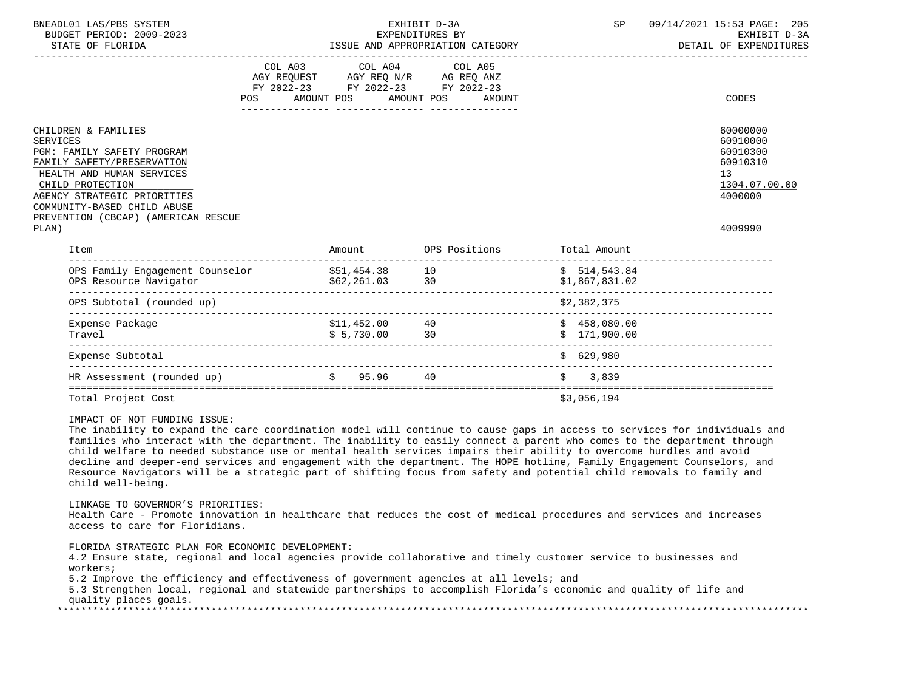BNEADL01 LAS/PBS SYSTEM — EXHIBIT D-3A — SP 09/14/2021 15:53 PAGE: 205
BUDGET PERIOD: 2009-2023 — EXPENDITURES BY — EXHIBIT D-3A
STATE OF FLORIDA — ISSUE AND APPROPRIATION CATEGORY — DETAIL OF EXPENDITURES

| | COL A03 AGY REQUEST FY 2022-23 POS AMOUNT | COL A04 AGY REQ N/R FY 2022-23 POS AMOUNT | COL A05 AG REQ ANZ FY 2022-23 POS AMOUNT | CODES |
|---|---|---|---|---|
| CHILDREN & FAMILIES | | | | 60000000 |
| SERVICES | | | | 60910000 |
| PGM: FAMILY SAFETY PROGRAM | | | | 60910300 |
| FAMILY SAFETY/PRESERVATION | | | | 60910310 |
| HEALTH AND HUMAN SERVICES | | | | 13 |
| CHILD PROTECTION | | | | 1304.07.00.00 |
| AGENCY STRATEGIC PRIORITIES | | | | 4000000 |
| COMMUNITY-BASED CHILD ABUSE PREVENTION (CBCAP) (AMERICAN RESCUE PLAN) | | | | 4009990 |

| Item | Amount | OPS Positions | Total Amount |
|---|---|---|---|
| OPS Family Engagement Counselor | $51,454.38 | 10 | $ 514,543.84 |
| OPS Resource Navigator | $62,261.03 | 30 | $1,867,831.02 |
| OPS Subtotal (rounded up) | | | $2,382,375 |
| Expense Package | $11,452.00 | 40 | $ 458,080.00 |
| Travel | $ 5,730.00 | 30 | $ 171,900.00 |
| Expense Subtotal | | | $ 629,980 |
| HR Assessment (rounded up) | $ 95.96 | 40 | $ 3,839 |
| Total Project Cost | | | $3,056,194 |

IMPACT OF NOT FUNDING ISSUE:
The inability to expand the care coordination model will continue to cause gaps in access to services for individuals and families who interact with the department. The inability to easily connect a parent who comes to the department through child welfare to needed substance use or mental health services impairs their ability to overcome hurdles and avoid decline and deeper-end services and engagement with the department. The HOPE hotline, Family Engagement Counselors, and Resource Navigators will be a strategic part of shifting focus from safety and potential child removals to family and child well-being.

LINKAGE TO GOVERNOR'S PRIORITIES:
Health Care - Promote innovation in healthcare that reduces the cost of medical procedures and services and increases access to care for Floridians.

FLORIDA STRATEGIC PLAN FOR ECONOMIC DEVELOPMENT:
4.2 Ensure state, regional and local agencies provide collaborative and timely customer service to businesses and workers;
5.2 Improve the efficiency and effectiveness of government agencies at all levels; and
5.3 Strengthen local, regional and statewide partnerships to accomplish Florida's economic and quality of life and quality places goals.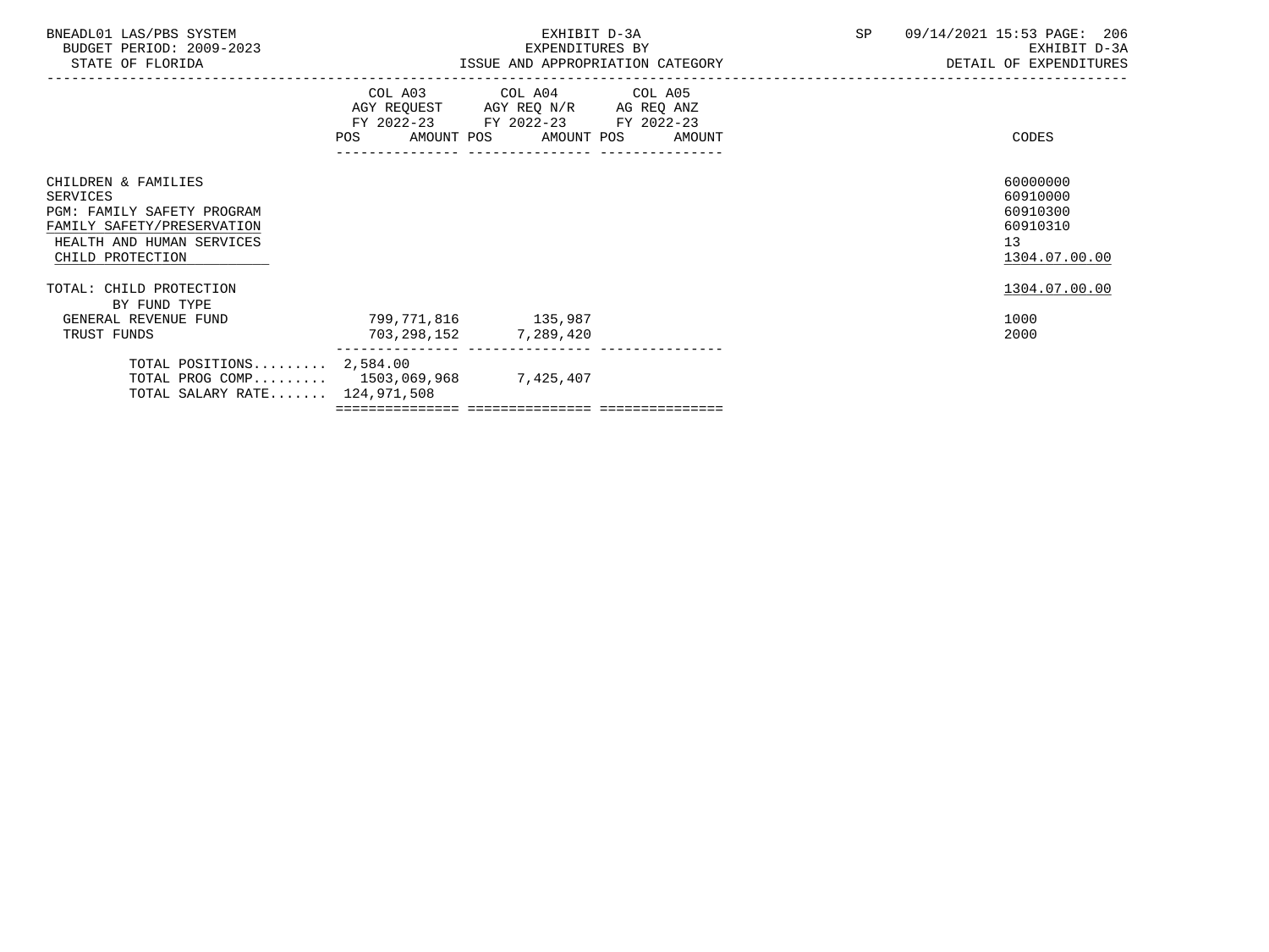BNEADL01 LAS/PBS SYSTEM
BUDGET PERIOD: 2009-2023
STATE OF FLORIDA

EXHIBIT D-3A
EXPENDITURES BY
ISSUE AND APPROPRIATION CATEGORY

SP 09/14/2021 15:53

EXHIBIT D-3A
DETAIL OF EXPENDITURES

| | COL A03 AGY REQUEST FY 2022-23 POS | AMOUNT | COL A04 AGY REQ N/R FY 2022-23 POS | AMOUNT | COL A05 AG REQ ANZ FY 2022-23 POS | AMOUNT | CODES |
|---|---|---|---|---|---|---|---|
| CHILDREN & FAMILIES | | | | | | | 60000000 |
| SERVICES | | | | | | | 60910000 |
| PGM: FAMILY SAFETY PROGRAM | | | | | | | 60910300 |
| FAMILY SAFETY/PRESERVATION | | | | | | | 60910310 |
| HEALTH AND HUMAN SERVICES | | | | | | | 13 |
| CHILD PROTECTION | | | | | | | 1304.07.00.00 |
| TOTAL: CHILD PROTECTION | | | | | | | 1304.07.00.00 |
| BY FUND TYPE | | | | | | | |
| GENERAL REVENUE FUND | | 799,771,816 | | 135,987 | | | 1000 |
| TRUST FUNDS | | 703,298,152 | | 7,289,420 | | | 2000 |
| TOTAL POSITIONS......... | 2,584.00 | | | | | | |
| TOTAL PROG COMP......... | | 1503,069,968 | | 7,425,407 | | | |
| TOTAL SALARY RATE....... | | 124,971,508 | | | | | |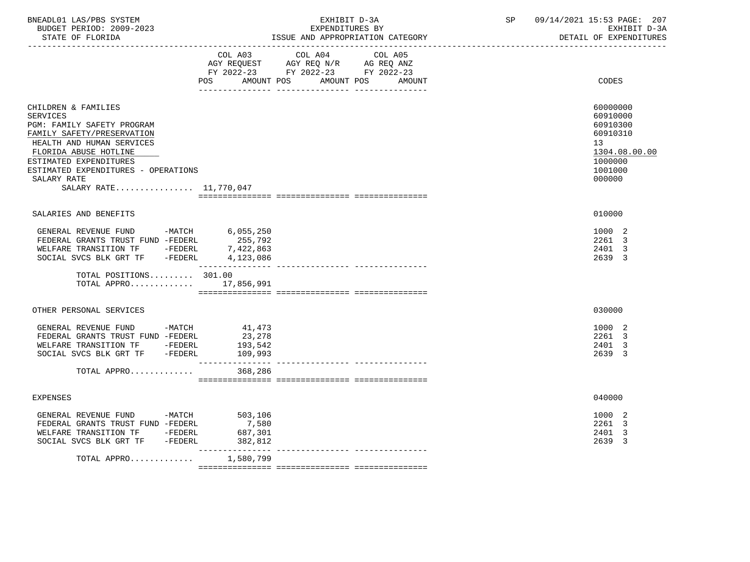BNEADL01 LAS/PBS SYSTEM
BUDGET PERIOD: 2009-2023
STATE OF FLORIDA

EXHIBIT D-3A
EXPENDITURES BY
ISSUE AND APPROPRIATION CATEGORY

SP 09/14/2021 15:53 PAGE: 207
EXHIBIT D-3A
DETAIL OF EXPENDITURES

| | COL A03 AGY REQUEST FY 2022-23 POS | AMOUNT | COL A04 AGY REQ N/R FY 2022-23 POS | AMOUNT | COL A05 AG REQ ANZ FY 2022-23 POS | AMOUNT | CODES |
|---|---|---|---|---|---|---|---|
| CHILDREN & FAMILIES | | | | | | | 60000000 |
| SERVICES | | | | | | | 60910000 |
| PGM: FAMILY SAFETY PROGRAM | | | | | | | 60910300 |
| FAMILY SAFETY/PRESERVATION | | | | | | | 60910310 |
| HEALTH AND HUMAN SERVICES | | | | | | | 13 |
| FLORIDA ABUSE HOTLINE | | | | | | | 1304.08.00.00 |
| ESTIMATED EXPENDITURES | | | | | | | 1000000 |
| ESTIMATED EXPENDITURES - OPERATIONS | | | | | | | 1001000 |
| SALARY RATE | | | | | | | 000000 |
| SALARY RATE................ 11,770,047 | | | | | | | |
| SALARIES AND BENEFITS | | | | | | | 010000 |
| GENERAL REVENUE FUND -MATCH | | 6,055,250 | | | | | 1000 2 |
| FEDERAL GRANTS TRUST FUND -FEDERL | | 255,792 | | | | | 2261 3 |
| WELFARE TRANSITION TF -FEDERL | | 7,422,863 | | | | | 2401 3 |
| SOCIAL SVCS BLK GRT TF -FEDERL | | 4,123,086 | | | | | 2639 3 |
| TOTAL POSITIONS......... | 301.00 | | | | | | |
| TOTAL APPRO............. | | 17,856,991 | | | | | |
| OTHER PERSONAL SERVICES | | | | | | | 030000 |
| GENERAL REVENUE FUND -MATCH | | 41,473 | | | | | 1000 2 |
| FEDERAL GRANTS TRUST FUND -FEDERL | | 23,278 | | | | | 2261 3 |
| WELFARE TRANSITION TF -FEDERL | | 193,542 | | | | | 2401 3 |
| SOCIAL SVCS BLK GRT TF -FEDERL | | 109,993 | | | | | 2639 3 |
| TOTAL APPRO............. | | 368,286 | | | | | |
| EXPENSES | | | | | | | 040000 |
| GENERAL REVENUE FUND -MATCH | | 503,106 | | | | | 1000 2 |
| FEDERAL GRANTS TRUST FUND -FEDERL | | 7,580 | | | | | 2261 3 |
| WELFARE TRANSITION TF -FEDERL | | 687,301 | | | | | 2401 3 |
| SOCIAL SVCS BLK GRT TF -FEDERL | | 382,812 | | | | | 2639 3 |
| TOTAL APPRO............. | | 1,580,799 | | | | | |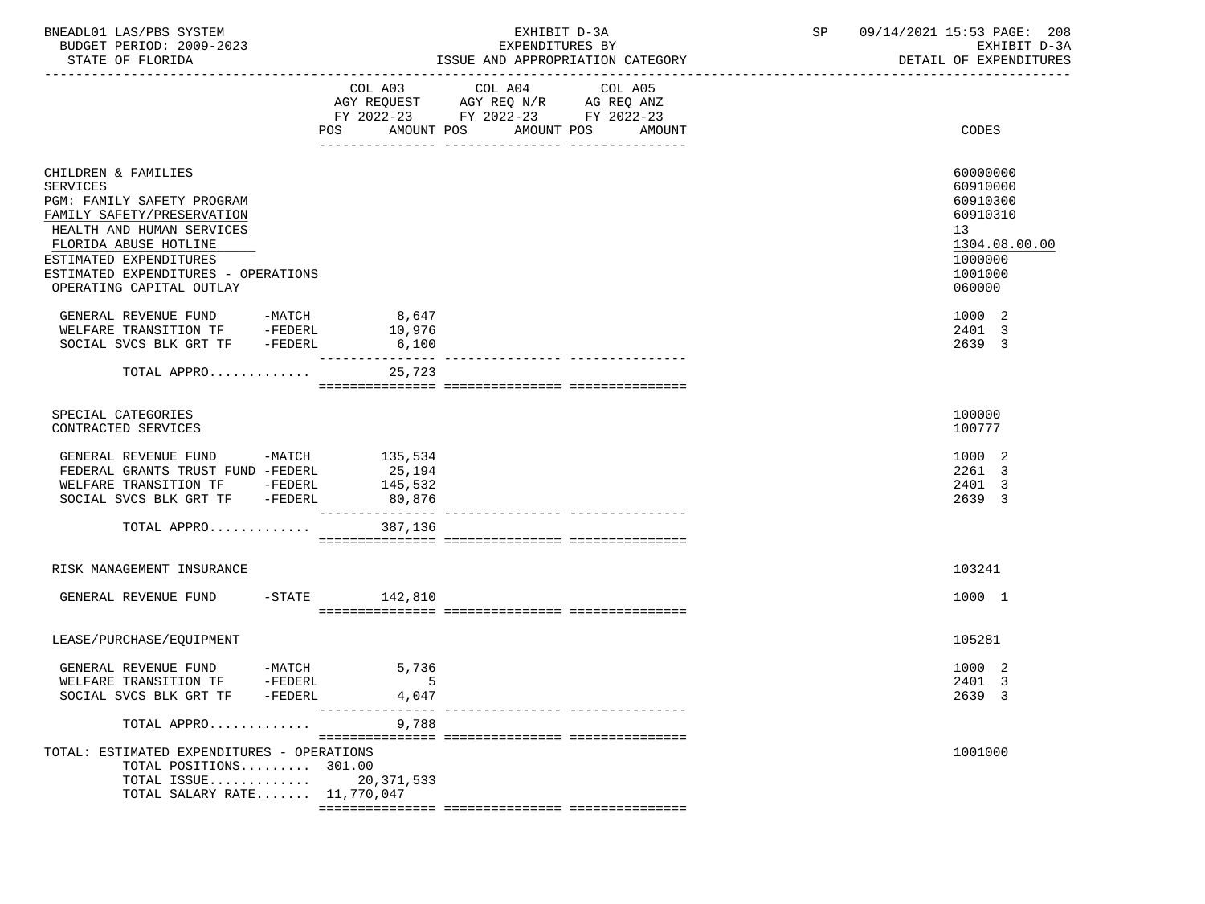BNEADL01 LAS/PBS SYSTEM | EXHIBIT D-3A | SP 09/14/2021 15:53

BUDGET PERIOD: 2009-2023 | EXPENDITURES BY | EXHIBIT D-3A

STATE OF FLORIDA | ISSUE AND APPROPRIATION CATEGORY | DETAIL OF EXPENDITURES

| | COL A03 AGY REQUEST FY 2022-23 POS AMOUNT | COL A04 AGY REQ N/R FY 2022-23 POS AMOUNT | COL A05 AG REQ ANZ FY 2022-23 POS AMOUNT | CODES |
|---|---|---|---|---|
| CHILDREN & FAMILIES | | | | 60000000 |
| SERVICES | | | | 60910000 |
| PGM: FAMILY SAFETY PROGRAM | | | | 60910300 |
| FAMILY SAFETY/PRESERVATION | | | | 60910310 |
| HEALTH AND HUMAN SERVICES | | | | 13 |
| FLORIDA ABUSE HOTLINE | | | | 1304.08.00.00 |
| ESTIMATED EXPENDITURES | | | | 1000000 |
| ESTIMATED EXPENDITURES - OPERATIONS | | | | 1001000 |
| OPERATING CAPITAL OUTLAY | | | | 060000 |
| GENERAL REVENUE FUND -MATCH | 8,647 | | | 1000 2 |
| WELFARE TRANSITION TF -FEDERL | 10,976 | | | 2401 3 |
| SOCIAL SVCS BLK GRT TF -FEDERL | 6,100 | | | 2639 3 |
| TOTAL APPRO............ | 25,723 | | | |
| SPECIAL CATEGORIES | | | | 100000 |
| CONTRACTED SERVICES | | | | 100777 |
| GENERAL REVENUE FUND -MATCH | 135,534 | | | 1000 2 |
| FEDERAL GRANTS TRUST FUND -FEDERL | 25,194 | | | 2261 3 |
| WELFARE TRANSITION TF -FEDERL | 145,532 | | | 2401 3 |
| SOCIAL SVCS BLK GRT TF -FEDERL | 80,876 | | | 2639 3 |
| TOTAL APPRO............ | 387,136 | | | |
| RISK MANAGEMENT INSURANCE | | | | 103241 |
| GENERAL REVENUE FUND -STATE | 142,810 | | | 1000 1 |
| LEASE/PURCHASE/EQUIPMENT | | | | 105281 |
| GENERAL REVENUE FUND -MATCH | 5,736 | | | 1000 2 |
| WELFARE TRANSITION TF -FEDERL | 5 | | | 2401 3 |
| SOCIAL SVCS BLK GRT TF -FEDERL | 4,047 | | | 2639 3 |
| TOTAL APPRO............ | 9,788 | | | |
| TOTAL: ESTIMATED EXPENDITURES - OPERATIONS | | | | 1001000 |
| TOTAL POSITIONS......... | 301.00 | | | |
| TOTAL ISSUE............ | 20,371,533 | | | |
| TOTAL SALARY RATE....... | 11,770,047 | | | |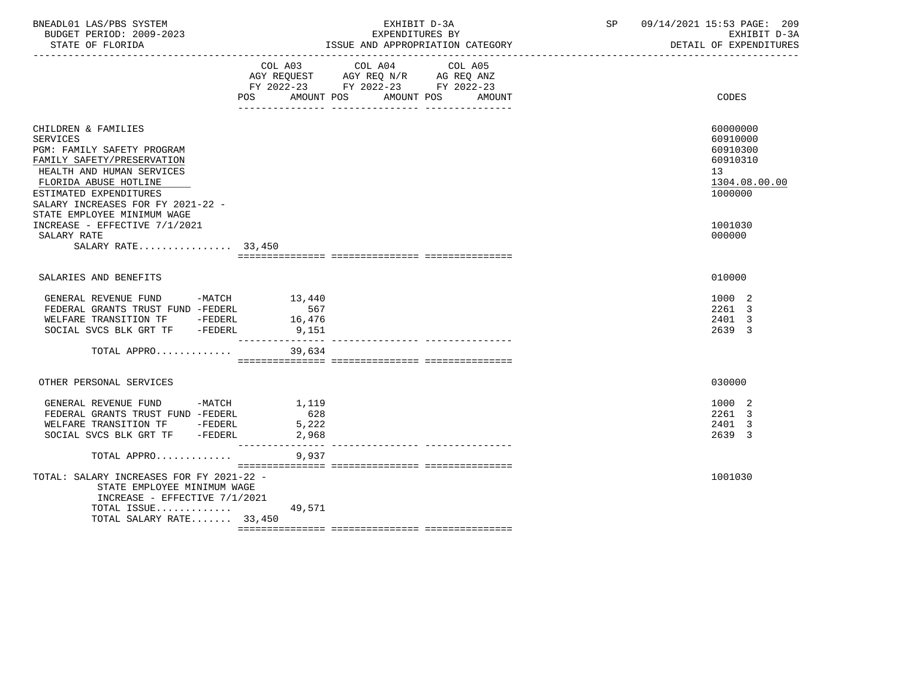BNEADL01 LAS/PBS SYSTEM | EXHIBIT D-3A | SP 09/14/2021 15:53

BUDGET PERIOD: 2009-2023 | EXPENDITURES BY | EXHIBIT D-3A

STATE OF FLORIDA | ISSUE AND APPROPRIATION CATEGORY | DETAIL OF EXPENDITURES

| | COL A03 AGY REQUEST FY 2022-23 POS AMOUNT | COL A04 AGY REQ N/R FY 2022-23 POS AMOUNT | COL A05 AG REQ ANZ FY 2022-23 POS AMOUNT | CODES |
|---|---|---|---|---|
| CHILDREN & FAMILIES | | | | 60000000 |
| SERVICES | | | | 60910000 |
| PGM: FAMILY SAFETY PROGRAM | | | | 60910300 |
| FAMILY SAFETY/PRESERVATION | | | | 60910310 |
| HEALTH AND HUMAN SERVICES | | | | 13 |
| FLORIDA ABUSE HOTLINE | | | | 1304.08.00.00 |
| ESTIMATED EXPENDITURES | | | | 1000000 |
| SALARY INCREASES FOR FY 2021-22 - STATE EMPLOYEE MINIMUM WAGE INCREASE - EFFECTIVE 7/1/2021 | | | | 1001030 |
| SALARY RATE | | | | 000000 |
| SALARY RATE................ 33,450 | | | | |
| SALARIES AND BENEFITS | | | | 010000 |
| GENERAL REVENUE FUND -MATCH | 13,440 | | | 1000 2 |
| FEDERAL GRANTS TRUST FUND -FEDERL | 567 | | | 2261 3 |
| WELFARE TRANSITION TF -FEDERL | 16,476 | | | 2401 3 |
| SOCIAL SVCS BLK GRT TF -FEDERL | 9,151 | | | 2639 3 |
| TOTAL APPRO............ | 39,634 | | | |
| OTHER PERSONAL SERVICES | | | | 030000 |
| GENERAL REVENUE FUND -MATCH | 1,119 | | | 1000 2 |
| FEDERAL GRANTS TRUST FUND -FEDERL | 628 | | | 2261 3 |
| WELFARE TRANSITION TF -FEDERL | 5,222 | | | 2401 3 |
| SOCIAL SVCS BLK GRT TF -FEDERL | 2,968 | | | 2639 3 |
| TOTAL APPRO............ | 9,937 | | | |
| TOTAL: SALARY INCREASES FOR FY 2021-22 - STATE EMPLOYEE MINIMUM WAGE INCREASE - EFFECTIVE 7/1/2021 | | | | 1001030 |
| TOTAL ISSUE............ | 49,571 | | | |
| TOTAL SALARY RATE....... 33,450 | | | | |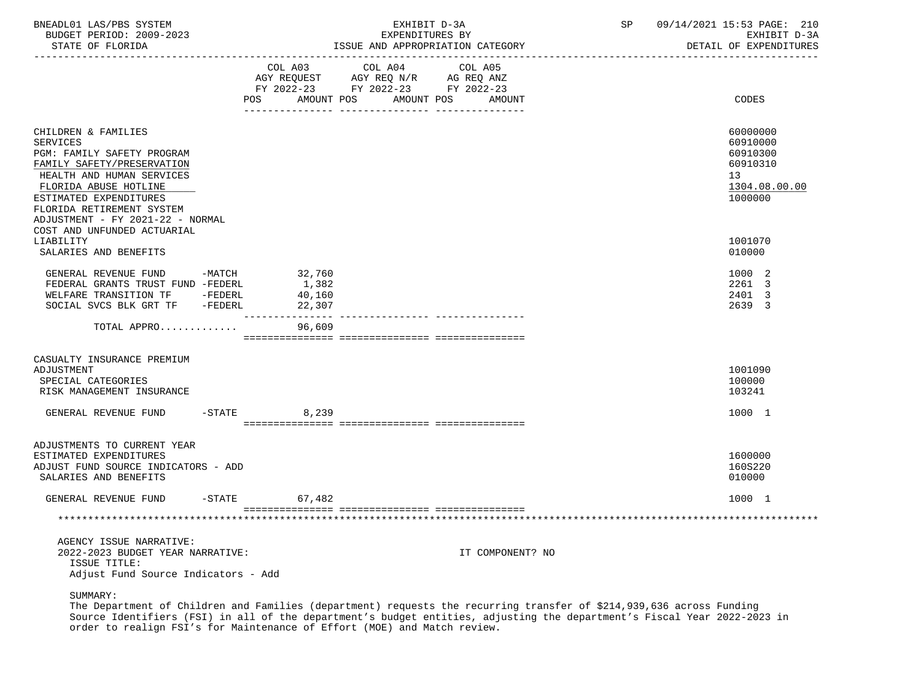| | COL A03 AGY REQUEST FY 2022-23 POS AMOUNT | COL A04 AGY REQ N/R FY 2022-23 POS AMOUNT | COL A05 AG REQ ANZ FY 2022-23 POS AMOUNT | CODES |
|---|---|---|---|---|
| CHILDREN & FAMILIES | | | | 60000000 |
| SERVICES | | | | 60910000 |
| PGM: FAMILY SAFETY PROGRAM | | | | 60910300 |
| FAMILY SAFETY/PRESERVATION | | | | 60910310 |
| HEALTH AND HUMAN SERVICES | | | | 13 |
| FLORIDA ABUSE HOTLINE | | | | 1304.08.00.00 |
| ESTIMATED EXPENDITURES | | | | 1000000 |
| FLORIDA RETIREMENT SYSTEM ADJUSTMENT - FY 2021-22 - NORMAL COST AND UNFUNDED ACTUARIAL LIABILITY | | | | 1001070 |
| SALARIES AND BENEFITS | | | | 010000 |
| GENERAL REVENUE FUND -MATCH | 32,760 | | | 1000 2 |
| FEDERAL GRANTS TRUST FUND -FEDERL | 1,382 | | | 2261 3 |
| WELFARE TRANSITION TF -FEDERL | 40,160 | | | 2401 3 |
| SOCIAL SVCS BLK GRT TF -FEDERL | 22,307 | | | 2639 3 |
| TOTAL APPRO............ | 96,609 | | | |
| CASUALTY INSURANCE PREMIUM ADJUSTMENT | | | | 1001090 |
| SPECIAL CATEGORIES | | | | 100000 |
| RISK MANAGEMENT INSURANCE | | | | 103241 |
| GENERAL REVENUE FUND -STATE | 8,239 | | | 1000 1 |
| ADJUSTMENTS TO CURRENT YEAR ESTIMATED EXPENDITURES | | | | 1600000 |
| ADJUST FUND SOURCE INDICATORS - ADD | | | | 160S220 |
| SALARIES AND BENEFITS | | | | 010000 |
| GENERAL REVENUE FUND -STATE | 67,482 | | | 1000 1 |

AGENCY ISSUE NARRATIVE:

2022-2023 BUDGET YEAR NARRATIVE: IT COMPONENT? NO

ISSUE TITLE:

Adjust Fund Source Indicators - Add

SUMMARY:

The Department of Children and Families (department) requests the recurring transfer of $214,939,636 across Funding Source Identifiers (FSI) in all of the department's budget entities, adjusting the department's Fiscal Year 2022-2023 in order to realign FSI's for Maintenance of Effort (MOE) and Match review.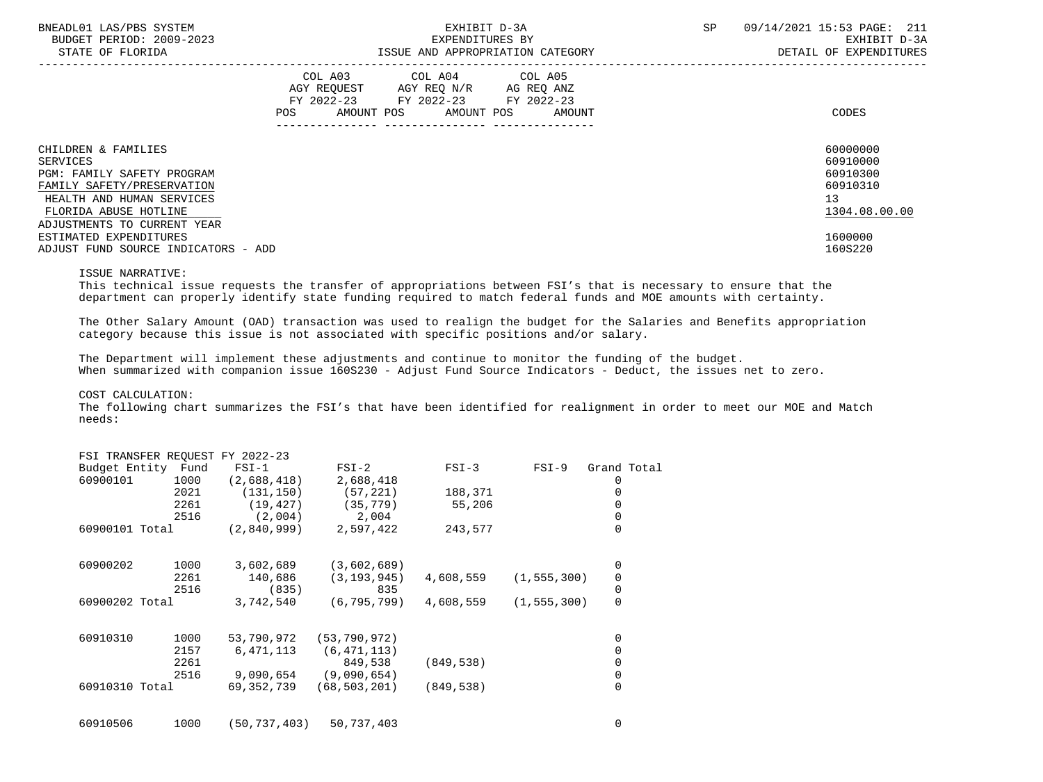| | COL A03 AGY REQUEST FY 2022-23 POS AMOUNT | COL A04 AGY REQ N/R FY 2022-23 POS AMOUNT | COL A05 AG REQ ANZ FY 2022-23 POS AMOUNT | CODES |
|---|---|---|---|---|
| CHILDREN & FAMILIES | | | | 60000000 |
| SERVICES | | | | 60910000 |
| PGM: FAMILY SAFETY PROGRAM | | | | 60910300 |
| FAMILY SAFETY/PRESERVATION | | | | 60910310 |
| HEALTH AND HUMAN SERVICES | | | | 13 |
| FLORIDA ABUSE HOTLINE | | | | 1304.08.00.00 |
| ADJUSTMENTS TO CURRENT YEAR ESTIMATED EXPENDITURES | | | | 1600000 |
| ADJUST FUND SOURCE INDICATORS - ADD | | | | 160S220 |

ISSUE NARRATIVE:

This technical issue requests the transfer of appropriations between FSI's that is necessary to ensure that the department can properly identify state funding required to match federal funds and MOE amounts with certainty.

The Other Salary Amount (OAD) transaction was used to realign the budget for the Salaries and Benefits appropriation category because this issue is not associated with specific positions and/or salary.

The Department will implement these adjustments and continue to monitor the funding of the budget. When summarized with companion issue 160S230 - Adjust Fund Source Indicators - Deduct, the issues net to zero.

COST CALCULATION:

The following chart summarizes the FSI's that have been identified for realignment in order to meet our MOE and Match needs:

FSI TRANSFER REQUEST FY 2022-23

| Budget Entity | Fund | FSI-1 | FSI-2 | FSI-3 | FSI-9 | Grand Total |
|---|---|---|---|---|---|---|
| 60900101 | 1000 | (2,688,418) | 2,688,418 | | | 0 |
| | 2021 | (131,150) | (57,221) | 188,371 | | 0 |
| | 2261 | (19,427) | (35,779) | 55,206 | | 0 |
| | 2516 | (2,004) | 2,004 | | | 0 |
| 60900101 Total | | (2,840,999) | 2,597,422 | 243,577 | | 0 |
| 60900202 | 1000 | 3,602,689 | (3,602,689) | | | 0 |
| | 2261 | 140,686 | (3,193,945) | 4,608,559 | (1,555,300) | 0 |
| | 2516 | (835) | 835 | | | 0 |
| 60900202 Total | | 3,742,540 | (6,795,799) | 4,608,559 | (1,555,300) | 0 |
| 60910310 | 1000 | 53,790,972 | (53,790,972) | | | 0 |
| | 2157 | 6,471,113 | (6,471,113) | | | 0 |
| | 2261 | | 849,538 | (849,538) | | 0 |
| | 2516 | 9,090,654 | (9,090,654) | | | 0 |
| 60910310 Total | | 69,352,739 | (68,503,201) | (849,538) | | 0 |
| 60910506 | 1000 | (50,737,403) | 50,737,403 | | | 0 |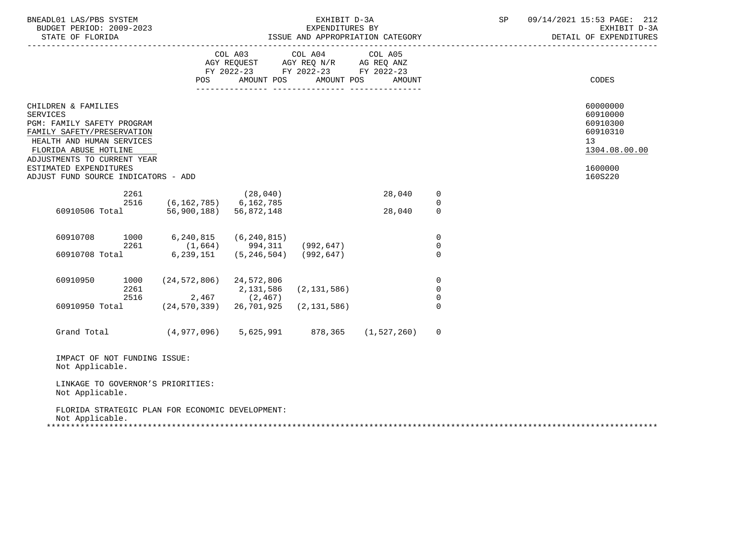BNEADL01 LAS/PBS SYSTEM | EXHIBIT D-3A | SP 09/14/2021 15:53 PAGE: 212
BUDGET PERIOD: 2009-2023 | EXPENDITURES BY | EXHIBIT D-3A
STATE OF FLORIDA | ISSUE AND APPROPRIATION CATEGORY | DETAIL OF EXPENDITURES

| | COL A03 AGY REQUEST FY 2022-23 POS AMOUNT | COL A04 AGY REQ N/R FY 2022-23 POS AMOUNT | COL A05 AG REQ ANZ FY 2022-23 POS AMOUNT | CODES |
|---|---|---|---|---|

CHILDREN & FAMILIES — 60000000
SERVICES — 60910000
PGM: FAMILY SAFETY PROGRAM — 60910300
FAMILY SAFETY/PRESERVATION — 60910310
HEALTH AND HUMAN SERVICES — 13
FLORIDA ABUSE HOTLINE — 1304.08.00.00
ADJUSTMENTS TO CURRENT YEAR ESTIMATED EXPENDITURES — 1600000
ADJUST FUND SOURCE INDICATORS - ADD — 160S220

| | | | | | | |
|---|---|---|---|---|---|---|
| | 2261 | | (28,040) | | 28,040 | 0 |
| | 2516 | (6,162,785) | 6,162,785 | | | 0 |
| 60910506 Total | | 56,900,188) | 56,872,148 | | 28,040 | 0 |
| 60910708 | 1000 | 6,240,815 | (6,240,815) | | | 0 |
| | 2261 | (1,664) | 994,311 | (992,647) | | 0 |
| 60910708 Total | | 6,239,151 | (5,246,504) | (992,647) | | 0 |
| 60910950 | 1000 | (24,572,806) | 24,572,806 | | | 0 |
| | 2261 | | 2,131,586 | (2,131,586) | | 0 |
| | 2516 | 2,467 | (2,467) | | | 0 |
| 60910950 Total | | (24,570,339) | 26,701,925 | (2,131,586) | | 0 |
| Grand Total | | (4,977,096) | 5,625,991 | 878,365 | (1,527,260) | 0 |

IMPACT OF NOT FUNDING ISSUE:
Not Applicable.

LINKAGE TO GOVERNOR'S PRIORITIES:
Not Applicable.

FLORIDA STRATEGIC PLAN FOR ECONOMIC DEVELOPMENT:
Not Applicable.

*******************************************************************************************************************************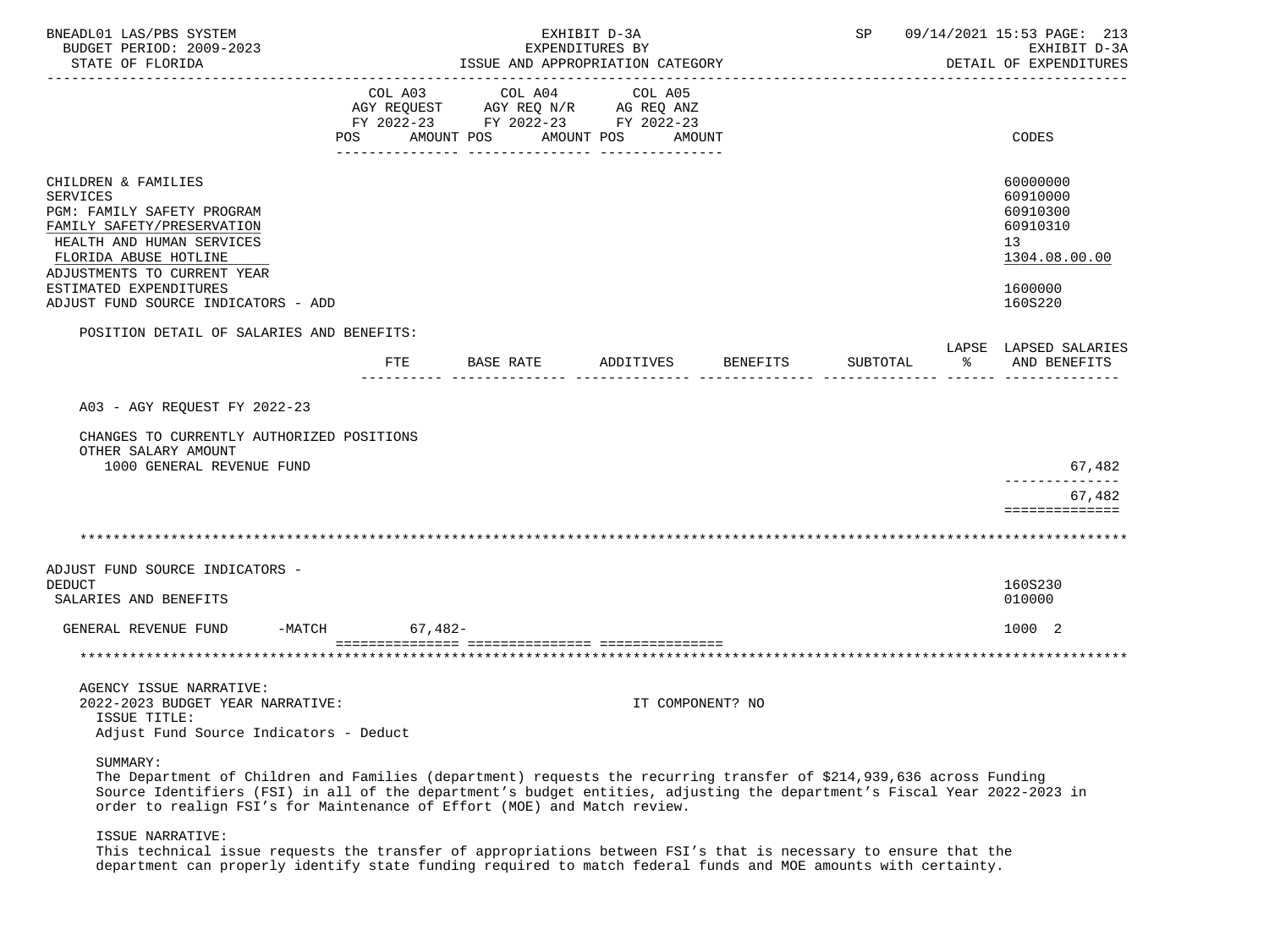BNEADL01 LAS/PBS SYSTEM — EXHIBIT D-3A — SP 09/14/2021 15:53
BUDGET PERIOD: 2009-2023 — EXPENDITURES BY — EXHIBIT D-3A
STATE OF FLORIDA — ISSUE AND APPROPRIATION CATEGORY — DETAIL OF EXPENDITURES

| | COL A03 AGY REQUEST FY 2022-23 POS AMOUNT | COL A04 AGY REQ N/R FY 2022-23 POS AMOUNT | COL A05 AG REQ ANZ FY 2022-23 POS AMOUNT | CODES |
|---|---|---|---|---|
| CHILDREN & FAMILIES | | | | 60000000 |
| SERVICES | | | | 60910000 |
| PGM: FAMILY SAFETY PROGRAM | | | | 60910300 |
| FAMILY SAFETY/PRESERVATION | | | | 60910310 |
| HEALTH AND HUMAN SERVICES | | | | 13 |
| FLORIDA ABUSE HOTLINE | | | | 1304.08.00.00 |
| ADJUSTMENTS TO CURRENT YEAR ESTIMATED EXPENDITURES | | | | 1600000 |
| ADJUST FUND SOURCE INDICATORS - ADD | | | | 160S220 |

POSITION DETAIL OF SALARIES AND BENEFITS:

| | FTE | BASE RATE | ADDITIVES | BENEFITS | SUBTOTAL | LAPSE % | LAPSED SALARIES AND BENEFITS |
|---|---|---|---|---|---|---|---|
| A03 - AGY REQUEST FY 2022-23 | | | | | | | |
| CHANGES TO CURRENTLY AUTHORIZED POSITIONS | | | | | | | |
| OTHER SALARY AMOUNT | | | | | | | |
| 1000 GENERAL REVENUE FUND | | | | | | | 67,482 |
| | | | | | | | 67,482 |

| | COL A03 | COL A04 | COL A05 | CODES |
|---|---|---|---|---|
| ADJUST FUND SOURCE INDICATORS - DEDUCT | | | | 160S230 |
| SALARIES AND BENEFITS | | | | 010000 |
| GENERAL REVENUE FUND -MATCH | 67,482- | | | 1000 2 |

AGENCY ISSUE NARRATIVE:
2022-2023 BUDGET YEAR NARRATIVE: IT COMPONENT? NO

ISSUE TITLE:
Adjust Fund Source Indicators - Deduct

SUMMARY:
The Department of Children and Families (department) requests the recurring transfer of $214,939,636 across Funding Source Identifiers (FSI) in all of the department's budget entities, adjusting the department's Fiscal Year 2022-2023 in order to realign FSI's for Maintenance of Effort (MOE) and Match review.

ISSUE NARRATIVE:
This technical issue requests the transfer of appropriations between FSI's that is necessary to ensure that the department can properly identify state funding required to match federal funds and MOE amounts with certainty.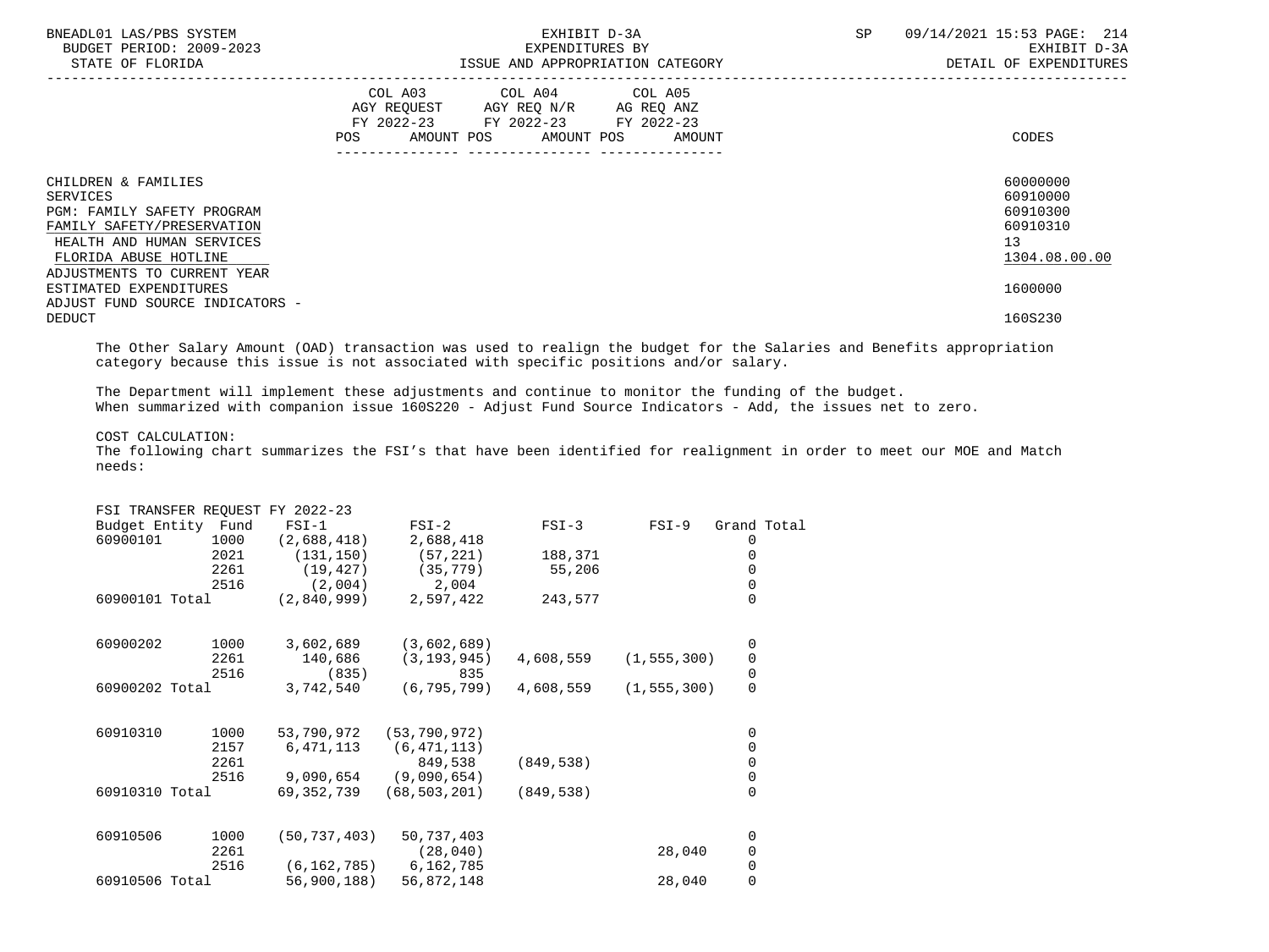| | COL A03 AGY REQUEST FY 2022-23 POS AMOUNT | COL A04 AGY REQ N/R FY 2022-23 POS AMOUNT | COL A05 AG REQ ANZ FY 2022-23 POS AMOUNT | CODES |
|---|---|---|---|---|
| CHILDREN & FAMILIES | | | | 60000000 |
| SERVICES | | | | 60910000 |
| PGM: FAMILY SAFETY PROGRAM | | | | 60910300 |
| FAMILY SAFETY/PRESERVATION | | | | 60910310 |
| HEALTH AND HUMAN SERVICES | | | | 13 |
| FLORIDA ABUSE HOTLINE | | | | 1304.08.00.00 |
| ADJUSTMENTS TO CURRENT YEAR ESTIMATED EXPENDITURES | | | | 1600000 |
| ADJUST FUND SOURCE INDICATORS - DEDUCT | | | | 160S230 |

The Other Salary Amount (OAD) transaction was used to realign the budget for the Salaries and Benefits appropriation category because this issue is not associated with specific positions and/or salary.

The Department will implement these adjustments and continue to monitor the funding of the budget. When summarized with companion issue 160S220 - Adjust Fund Source Indicators - Add, the issues net to zero.

COST CALCULATION:
The following chart summarizes the FSI's that have been identified for realignment in order to meet our MOE and Match needs:

FSI TRANSFER REQUEST FY 2022-23

| Budget Entity | Fund | FSI-1 | FSI-2 | FSI-3 | FSI-9 | Grand Total |
|---|---|---|---|---|---|---|
| 60900101 | 1000 | (2,688,418) | 2,688,418 | | | 0 |
| | 2021 | (131,150) | (57,221) | 188,371 | | 0 |
| | 2261 | (19,427) | (35,779) | 55,206 | | 0 |
| | 2516 | (2,004) | 2,004 | | | 0 |
| 60900101 Total | | (2,840,999) | 2,597,422 | 243,577 | | 0 |
| 60900202 | 1000 | 3,602,689 | (3,602,689) | | | 0 |
| | 2261 | 140,686 | (3,193,945) | 4,608,559 | (1,555,300) | 0 |
| | 2516 | (835) | 835 | | | 0 |
| 60900202 Total | | 3,742,540 | (6,795,799) | 4,608,559 | (1,555,300) | 0 |
| 60910310 | 1000 | 53,790,972 | (53,790,972) | | | 0 |
| | 2157 | 6,471,113 | (6,471,113) | | | 0 |
| | 2261 | | 849,538 | (849,538) | | 0 |
| | 2516 | 9,090,654 | (9,090,654) | | | 0 |
| 60910310 Total | | 69,352,739 | (68,503,201) | (849,538) | | 0 |
| 60910506 | 1000 | (50,737,403) | 50,737,403 | | | 0 |
| | 2261 | | (28,040) | | 28,040 | 0 |
| | 2516 | (6,162,785) | 6,162,785 | | | 0 |
| 60910506 Total | | 56,900,188) | 56,872,148 | | 28,040 | 0 |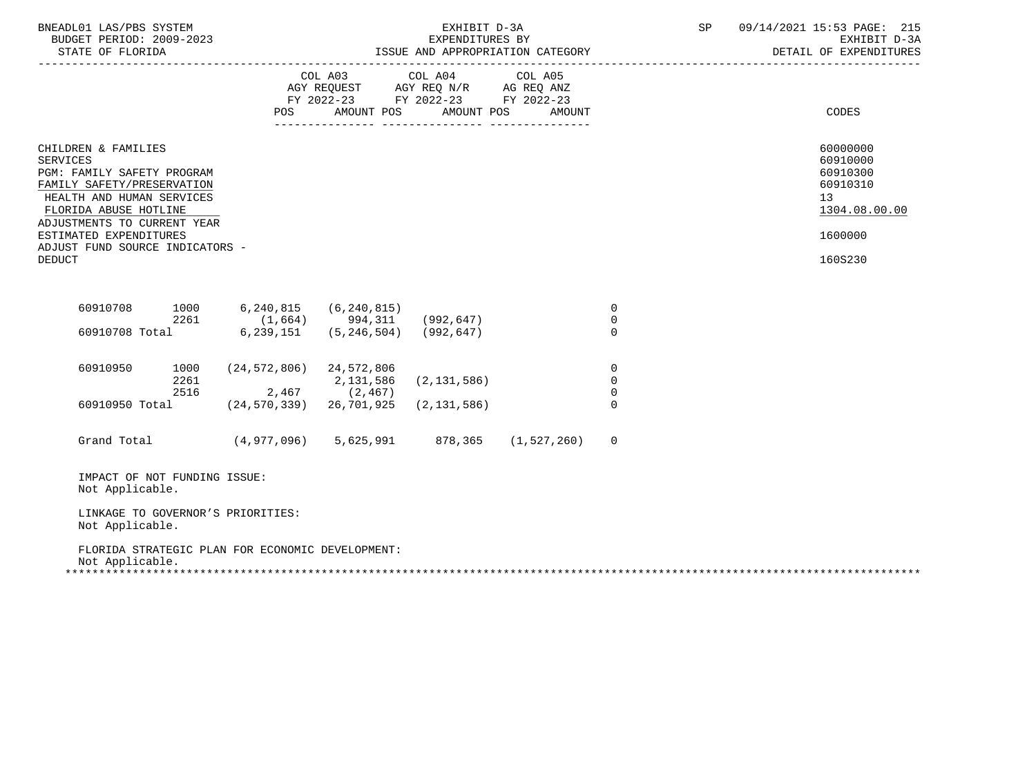| | COL A03 AGY REQUEST FY 2022-23 | | COL A04 AGY REQ N/R FY 2022-23 | | COL A05 AG REQ ANZ FY 2022-23 | | |
|---|---|---|---|---|---|---|---|
| | POS | AMOUNT | POS | AMOUNT | POS | AMOUNT | CODES |

CHILDREN & FAMILIES — 60000000
SERVICES — 60910000
PGM: FAMILY SAFETY PROGRAM — 60910300
FAMILY SAFETY/PRESERVATION — 60910310
HEALTH AND HUMAN SERVICES — 13
FLORIDA ABUSE HOTLINE — 1304.08.00.00
ADJUSTMENTS TO CURRENT YEAR ESTIMATED EXPENDITURES — 1600000
ADJUST FUND SOURCE INDICATORS - DEDUCT — 160S230

| | | | | | | |
|---|---|---|---|---|---|---|
| 60910708 | 1000 | 6,240,815 | (6,240,815) | | | 0 |
| | 2261 | (1,664) | 994,311 | (992,647) | | 0 |
| 60910708 Total | | 6,239,151 | (5,246,504) | (992,647) | | 0 |
| 60910950 | 1000 | (24,572,806) | 24,572,806 | | | 0 |
| | 2261 | | 2,131,586 | (2,131,586) | | 0 |
| | 2516 | 2,467 | (2,467) | | | 0 |
| 60910950 Total | | (24,570,339) | 26,701,925 | (2,131,586) | | 0 |
| Grand Total | | (4,977,096) | 5,625,991 | 878,365 | (1,527,260) | 0 |

IMPACT OF NOT FUNDING ISSUE:
Not Applicable.

LINKAGE TO GOVERNOR'S PRIORITIES:
Not Applicable.

FLORIDA STRATEGIC PLAN FOR ECONOMIC DEVELOPMENT:
Not Applicable.

*******************************************************************************************************************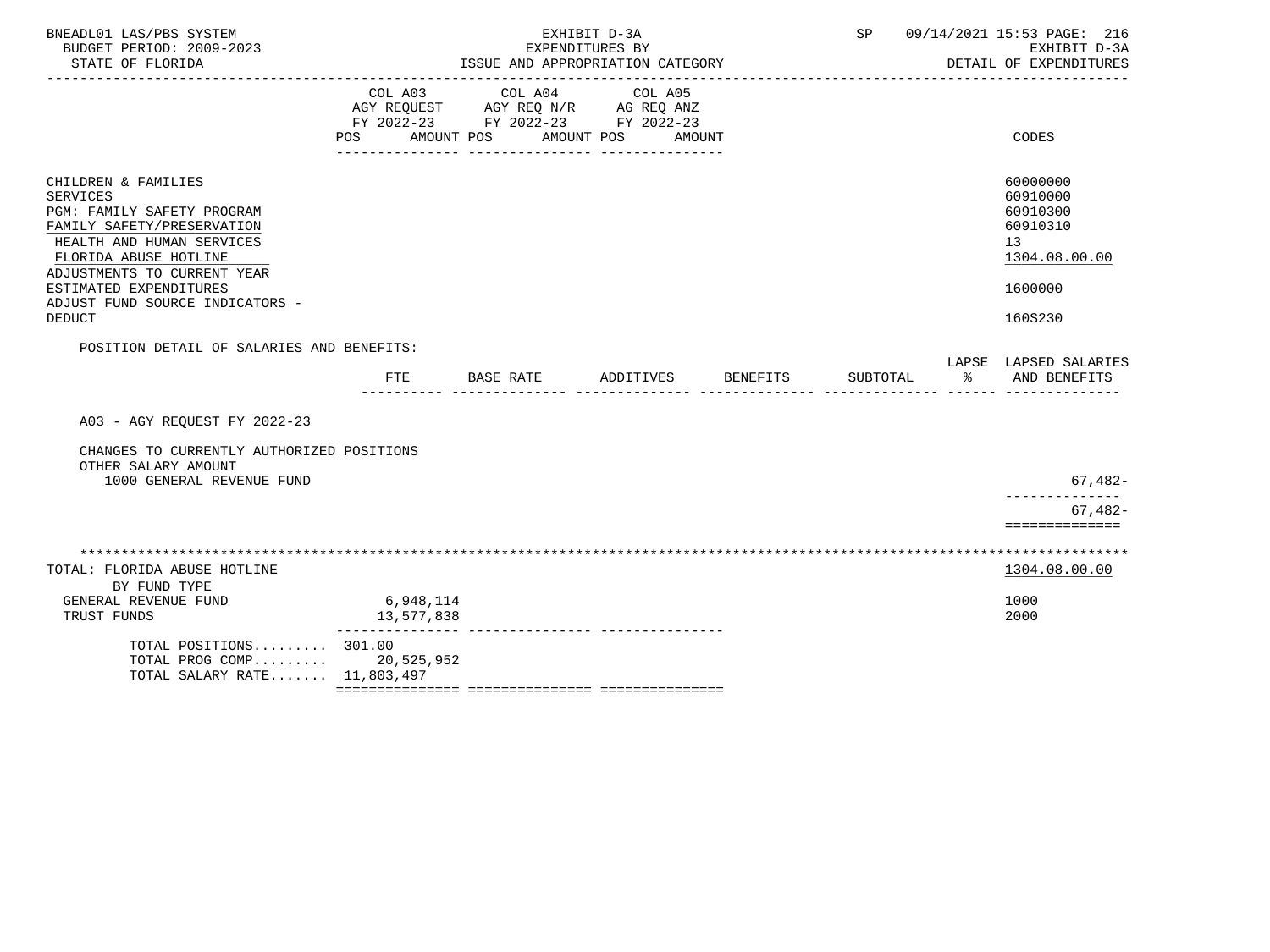BNEADL01 LAS/PBS SYSTEM — EXHIBIT D-3A — SP 09/14/2021 15:53

BUDGET PERIOD: 2009-2023 — EXPENDITURES BY — EXHIBIT D-3A

STATE OF FLORIDA — ISSUE AND APPROPRIATION CATEGORY — DETAIL OF EXPENDITURES

| | COL A03 AGY REQUEST FY 2022-23 POS AMOUNT | COL A04 AGY REQ N/R FY 2022-23 POS AMOUNT | COL A05 AG REQ ANZ FY 2022-23 POS AMOUNT | CODES |
|---|---|---|---|---|
| CHILDREN & FAMILIES | | | | 60000000 |
| SERVICES | | | | 60910000 |
| PGM: FAMILY SAFETY PROGRAM | | | | 60910300 |
| FAMILY SAFETY/PRESERVATION | | | | 60910310 |
| HEALTH AND HUMAN SERVICES | | | | 13 |
| FLORIDA ABUSE HOTLINE | | | | 1304.08.00.00 |
| ADJUSTMENTS TO CURRENT YEAR ESTIMATED EXPENDITURES | | | | 1600000 |
| ADJUST FUND SOURCE INDICATORS - DEDUCT | | | | 160S230 |

POSITION DETAIL OF SALARIES AND BENEFITS:

| | FTE | BASE RATE | ADDITIVES | BENEFITS | SUBTOTAL | LAPSE % | LAPSED SALARIES AND BENEFITS |
|---|---|---|---|---|---|---|---|
| A03 - AGY REQUEST FY 2022-23 | | | | | | | |
| CHANGES TO CURRENTLY AUTHORIZED POSITIONS | | | | | | | |
| OTHER SALARY AMOUNT | | | | | | | |
| 1000 GENERAL REVENUE FUND | | | | | | | 67,482- |
| | | | | | | | 67,482- |

| TOTAL: FLORIDA ABUSE HOTLINE | | CODES |
|---|---|---|
| BY FUND TYPE | | 1304.08.00.00 |
| GENERAL REVENUE FUND | 6,948,114 | 1000 |
| TRUST FUNDS | 13,577,838 | 2000 |
| TOTAL POSITIONS......... | 301.00 | |
| TOTAL PROG COMP......... | 20,525,952 | |
| TOTAL SALARY RATE....... | 11,803,497 | |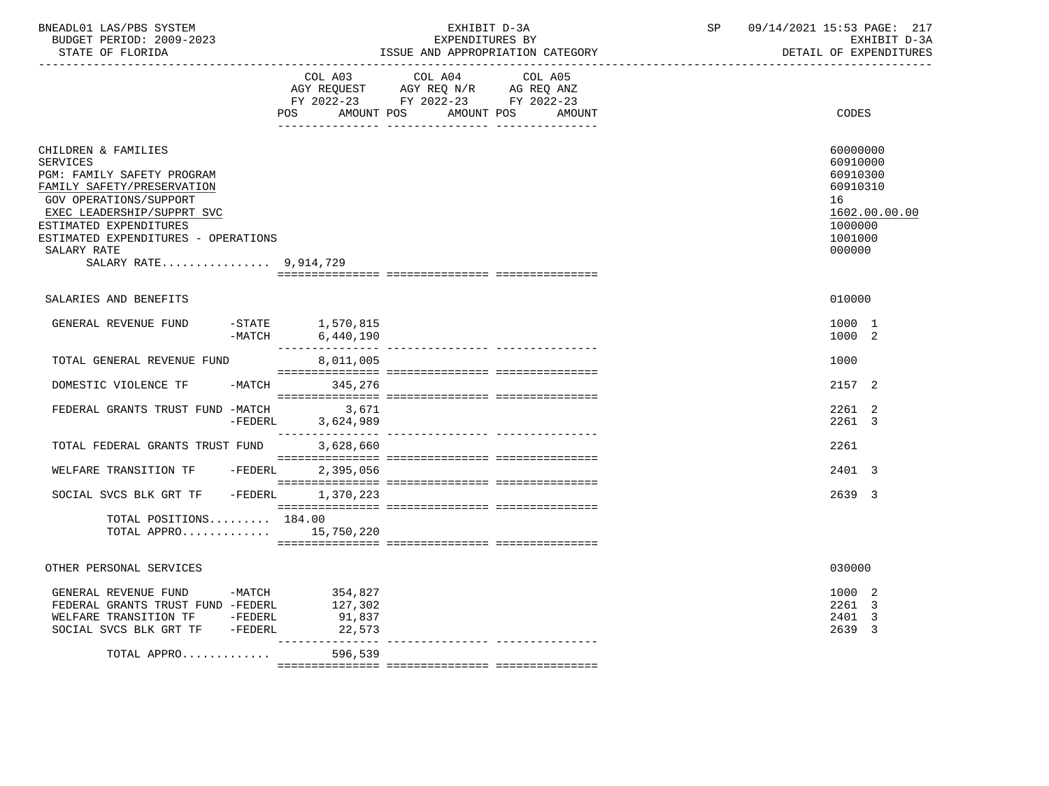BNEADL01 LAS/PBS SYSTEM | EXHIBIT D-3A | SP 09/14/2021 15:53
BUDGET PERIOD: 2009-2023 | EXPENDITURES BY | EXHIBIT D-3A
STATE OF FLORIDA | ISSUE AND APPROPRIATION CATEGORY | DETAIL OF EXPENDITURES

| | | COL A03 AGY REQUEST FY 2022-23 POS AMOUNT | COL A04 AGY REQ N/R FY 2022-23 POS AMOUNT | COL A05 AG REQ ANZ FY 2022-23 POS AMOUNT | CODES |
|---|---|---|---|---|---|
| CHILDREN & FAMILIES | | | | | 60000000 |
| SERVICES | | | | | 60910000 |
| PGM: FAMILY SAFETY PROGRAM | | | | | 60910300 |
| FAMILY SAFETY/PRESERVATION | | | | | 60910310 |
| GOV OPERATIONS/SUPPORT | | | | | 16 |
| EXEC LEADERSHIP/SUPPRT SVC | | | | | 1602.00.00.00 |
| ESTIMATED EXPENDITURES | | | | | 1000000 |
| ESTIMATED EXPENDITURES - OPERATIONS | | | | | 1001000 |
| SALARY RATE | | | | | 000000 |
| SALARY RATE................ 9,914,729 | | | | | |
| SALARIES AND BENEFITS | | | | | 010000 |
| GENERAL REVENUE FUND | -STATE | 1,570,815 | | | 1000 1 |
| | -MATCH | 6,440,190 | | | 1000 2 |
| TOTAL GENERAL REVENUE FUND | | 8,011,005 | | | 1000 |
| DOMESTIC VIOLENCE TF | -MATCH | 345,276 | | | 2157 2 |
| FEDERAL GRANTS TRUST FUND | -MATCH | 3,671 | | | 2261 2 |
| | -FEDERL | 3,624,989 | | | 2261 3 |
| TOTAL FEDERAL GRANTS TRUST FUND | | 3,628,660 | | | 2261 |
| WELFARE TRANSITION TF | -FEDERL | 2,395,056 | | | 2401 3 |
| SOCIAL SVCS BLK GRT TF | -FEDERL | 1,370,223 | | | 2639 3 |
| TOTAL POSITIONS......... 184.00 | | | | | |
| TOTAL APPRO............. | | 15,750,220 | | | |
| OTHER PERSONAL SERVICES | | | | | 030000 |
| GENERAL REVENUE FUND | -MATCH | 354,827 | | | 1000 2 |
| FEDERAL GRANTS TRUST FUND | -FEDERL | 127,302 | | | 2261 3 |
| WELFARE TRANSITION TF | -FEDERL | 91,837 | | | 2401 3 |
| SOCIAL SVCS BLK GRT TF | -FEDERL | 22,573 | | | 2639 3 |
| TOTAL APPRO............. | | 596,539 | | | |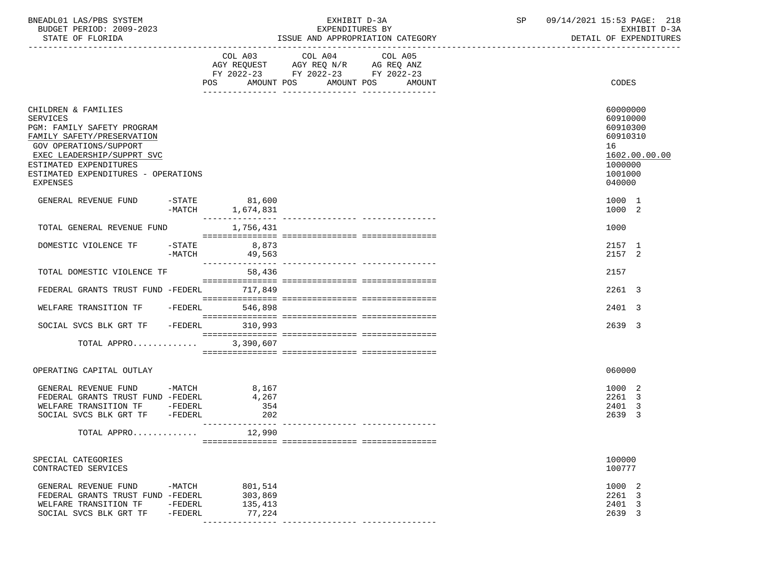BNEADL01 LAS/PBS SYSTEM — EXHIBIT D-3A — EXPENDITURES BY ISSUE AND APPROPRIATION CATEGORY
BUDGET PERIOD: 2009-2023 — STATE OF FLORIDA
SP 09/14/2021 15:53 — EXHIBIT D-3A — DETAIL OF EXPENDITURES

| | COL A03 AGY REQUEST FY 2022-23 POS | AMOUNT | COL A04 AGY REQ N/R FY 2022-23 POS | AMOUNT | COL A05 AG REQ ANZ FY 2022-23 POS | AMOUNT | CODES |
|---|---|---|---|---|---|---|---|
| CHILDREN & FAMILIES | | | | | | | 60000000 |
| SERVICES | | | | | | | 60910000 |
| PGM: FAMILY SAFETY PROGRAM | | | | | | | 60910300 |
| FAMILY SAFETY/PRESERVATION | | | | | | | 60910310 |
| GOV OPERATIONS/SUPPORT | | | | | | | 16 |
| EXEC LEADERSHIP/SUPPRT SVC | | | | | | | 1602.00.00.00 |
| ESTIMATED EXPENDITURES | | | | | | | 1000000 |
| ESTIMATED EXPENDITURES - OPERATIONS | | | | | | | 1001000 |
| EXPENSES | | | | | | | 040000 |
| GENERAL REVENUE FUND -STATE | | 81,600 | | | | | 1000 1 |
| GENERAL REVENUE FUND -MATCH | | 1,674,831 | | | | | 1000 2 |
| TOTAL GENERAL REVENUE FUND | | 1,756,431 | | | | | 1000 |
| DOMESTIC VIOLENCE TF -STATE | | 8,873 | | | | | 2157 1 |
| DOMESTIC VIOLENCE TF -MATCH | | 49,563 | | | | | 2157 2 |
| TOTAL DOMESTIC VIOLENCE TF | | 58,436 | | | | | 2157 |
| FEDERAL GRANTS TRUST FUND -FEDERL | | 717,849 | | | | | 2261 3 |
| WELFARE TRANSITION TF -FEDERL | | 546,898 | | | | | 2401 3 |
| SOCIAL SVCS BLK GRT TF -FEDERL | | 310,993 | | | | | 2639 3 |
| TOTAL APPRO............ | | 3,390,607 | | | | | |
| OPERATING CAPITAL OUTLAY | | | | | | | 060000 |
| GENERAL REVENUE FUND -MATCH | | 8,167 | | | | | 1000 2 |
| FEDERAL GRANTS TRUST FUND -FEDERL | | 4,267 | | | | | 2261 3 |
| WELFARE TRANSITION TF -FEDERL | | 354 | | | | | 2401 3 |
| SOCIAL SVCS BLK GRT TF -FEDERL | | 202 | | | | | 2639 3 |
| TOTAL APPRO............ | | 12,990 | | | | | |
| SPECIAL CATEGORIES | | | | | | | 100000 |
| CONTRACTED SERVICES | | | | | | | 100777 |
| GENERAL REVENUE FUND -MATCH | | 801,514 | | | | | 1000 2 |
| FEDERAL GRANTS TRUST FUND -FEDERL | | 303,869 | | | | | 2261 3 |
| WELFARE TRANSITION TF -FEDERL | | 135,413 | | | | | 2401 3 |
| SOCIAL SVCS BLK GRT TF -FEDERL | | 77,224 | | | | | 2639 3 |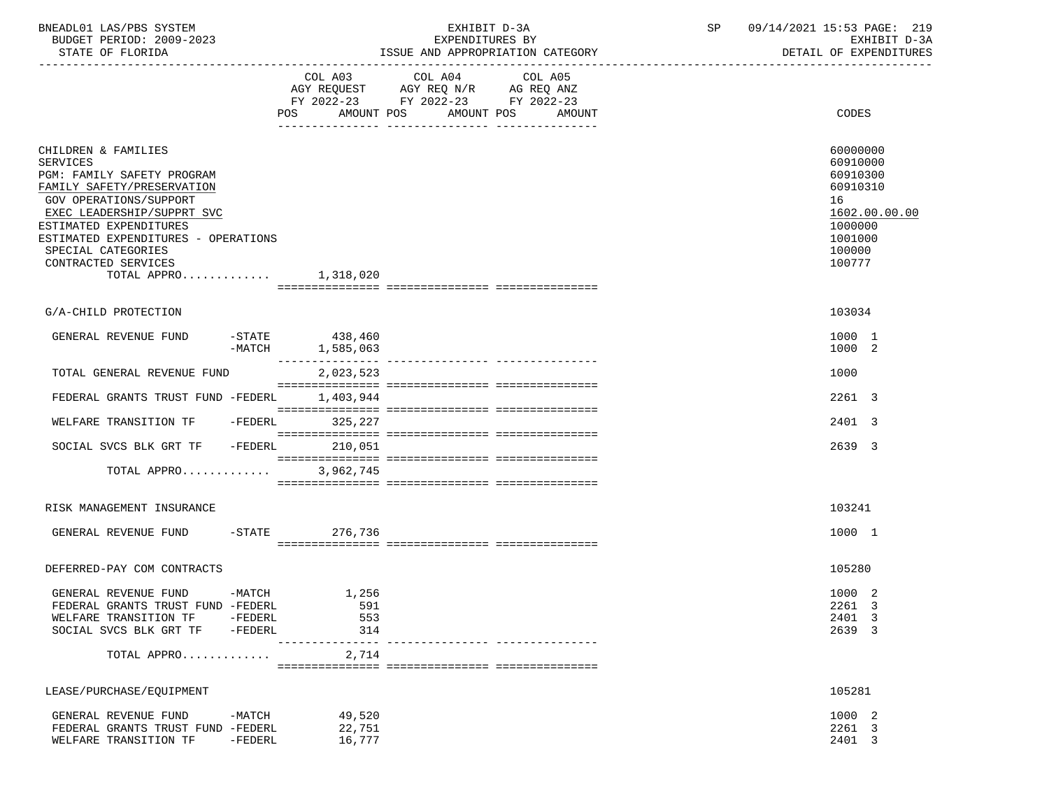BNEADL01 LAS/PBS SYSTEM | EXHIBIT D-3A | SP 09/14/2021 15:53 PAGE: 219
BUDGET PERIOD: 2009-2023 | EXPENDITURES BY | EXHIBIT D-3A
STATE OF FLORIDA | ISSUE AND APPROPRIATION CATEGORY | DETAIL OF EXPENDITURES

| | COL A03 AGY REQUEST FY 2022-23 POS AMOUNT | COL A04 AGY REQ N/R FY 2022-23 POS AMOUNT | COL A05 AG REQ ANZ FY 2022-23 POS AMOUNT | CODES |
|---|---|---|---|---|
| CHILDREN & FAMILIES | | | | 60000000 |
| SERVICES | | | | 60910000 |
| PGM: FAMILY SAFETY PROGRAM | | | | 60910300 |
| FAMILY SAFETY/PRESERVATION | | | | 60910310 |
| GOV OPERATIONS/SUPPORT | | | | 16 |
| EXEC LEADERSHIP/SUPPRT SVC | | | | 1602.00.00.00 |
| ESTIMATED EXPENDITURES | | | | 1000000 |
| ESTIMATED EXPENDITURES - OPERATIONS | | | | 1001000 |
| SPECIAL CATEGORIES | | | | 100000 |
| CONTRACTED SERVICES | | | | 100777 |
| TOTAL APPRO............. | 1,318,020 | | | |
| G/A-CHILD PROTECTION | | | | 103034 |
| GENERAL REVENUE FUND -STATE | 438,460 | | | 1000 1 |
| -MATCH | 1,585,063 | | | 1000 2 |
| TOTAL GENERAL REVENUE FUND | 2,023,523 | | | 1000 |
| FEDERAL GRANTS TRUST FUND -FEDERL | 1,403,944 | | | 2261 3 |
| WELFARE TRANSITION TF -FEDERL | 325,227 | | | 2401 3 |
| SOCIAL SVCS BLK GRT TF -FEDERL | 210,051 | | | 2639 3 |
| TOTAL APPRO............. | 3,962,745 | | | |
| RISK MANAGEMENT INSURANCE | | | | 103241 |
| GENERAL REVENUE FUND -STATE | 276,736 | | | 1000 1 |
| DEFERRED-PAY COM CONTRACTS | | | | 105280 |
| GENERAL REVENUE FUND -MATCH | 1,256 | | | 1000 2 |
| FEDERAL GRANTS TRUST FUND -FEDERL | 591 | | | 2261 3 |
| WELFARE TRANSITION TF -FEDERL | 553 | | | 2401 3 |
| SOCIAL SVCS BLK GRT TF -FEDERL | 314 | | | 2639 3 |
| TOTAL APPRO............. | 2,714 | | | |
| LEASE/PURCHASE/EQUIPMENT | | | | 105281 |
| GENERAL REVENUE FUND -MATCH | 49,520 | | | 1000 2 |
| FEDERAL GRANTS TRUST FUND -FEDERL | 22,751 | | | 2261 3 |
| WELFARE TRANSITION TF -FEDERL | 16,777 | | | 2401 3 |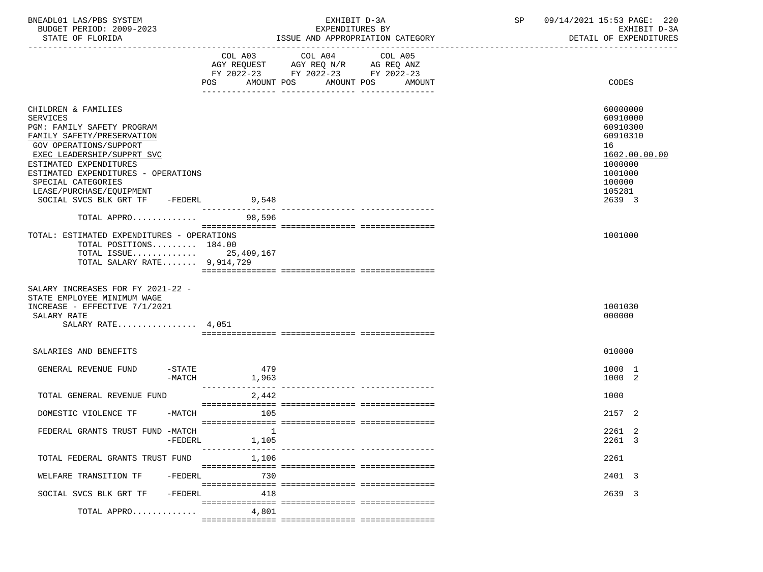BNEADL01 LAS/PBS SYSTEM — EXHIBIT D-3A — EXPENDITURES BY ISSUE AND APPROPRIATION CATEGORY
BUDGET PERIOD: 2009-2023 — STATE OF FLORIDA — SP 09/14/2021 15:53 — EXHIBIT D-3A DETAIL OF EXPENDITURES

| | COL A03 AGY REQUEST FY 2022-23 POS AMOUNT | COL A04 AGY REQ N/R FY 2022-23 POS AMOUNT | COL A05 AG REQ ANZ FY 2022-23 POS AMOUNT | CODES |
|---|---|---|---|---|
| CHILDREN & FAMILIES | | | | 60000000 |
| SERVICES | | | | 60910000 |
| PGM: FAMILY SAFETY PROGRAM | | | | 60910300 |
| FAMILY SAFETY/PRESERVATION | | | | 60910310 |
| GOV OPERATIONS/SUPPORT | | | | 16 |
| EXEC LEADERSHIP/SUPPRT SVC | | | | 1602.00.00.00 |
| ESTIMATED EXPENDITURES | | | | 1000000 |
| ESTIMATED EXPENDITURES - OPERATIONS | | | | 1001000 |
| SPECIAL CATEGORIES | | | | 100000 |
| LEASE/PURCHASE/EQUIPMENT | | | | 105281 |
| SOCIAL SVCS BLK GRT TF -FEDERL | 9,548 | | | 2639 3 |
| TOTAL APPRO............ | 98,596 | | | |
| TOTAL: ESTIMATED EXPENDITURES - OPERATIONS | | | | 1001000 |
| TOTAL POSITIONS......... 184.00 | | | | |
| TOTAL ISSUE............ | 25,409,167 | | | |
| TOTAL SALARY RATE....... 9,914,729 | | | | |
| SALARY INCREASES FOR FY 2021-22 - STATE EMPLOYEE MINIMUM WAGE INCREASE - EFFECTIVE 7/1/2021 | | | | 1001030 |
| SALARY RATE | | | | 000000 |
| SALARY RATE................ 4,051 | | | | |
| SALARIES AND BENEFITS | | | | 010000 |
| GENERAL REVENUE FUND -STATE | 479 | | | 1000 1 |
| -MATCH | 1,963 | | | 1000 2 |
| TOTAL GENERAL REVENUE FUND | 2,442 | | | 1000 |
| DOMESTIC VIOLENCE TF -MATCH | 105 | | | 2157 2 |
| FEDERAL GRANTS TRUST FUND -MATCH | 1 | | | 2261 2 |
| -FEDERL | 1,105 | | | 2261 3 |
| TOTAL FEDERAL GRANTS TRUST FUND | 1,106 | | | 2261 |
| WELFARE TRANSITION TF -FEDERL | 730 | | | 2401 3 |
| SOCIAL SVCS BLK GRT TF -FEDERL | 418 | | | 2639 3 |
| TOTAL APPRO............ | 4,801 | | | |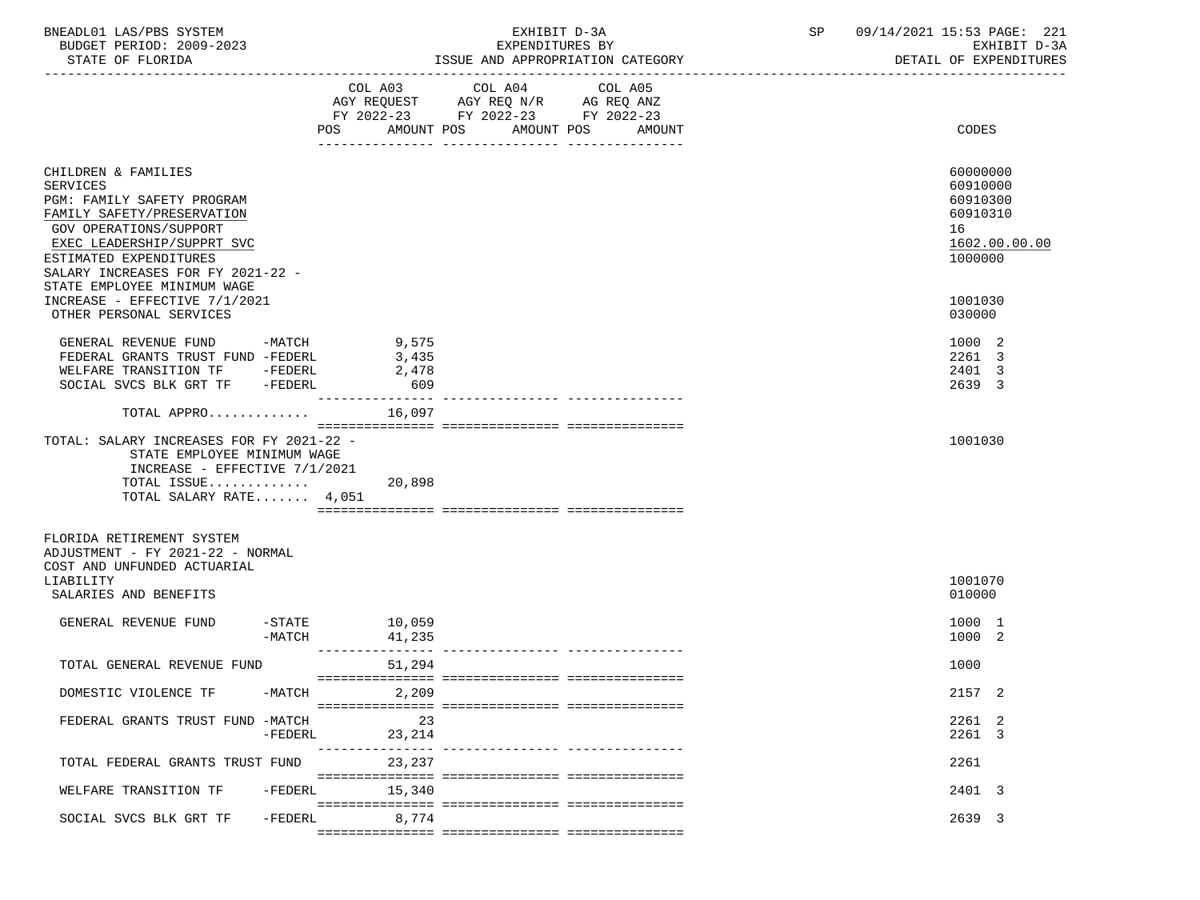BNEADL01 LAS/PBS SYSTEM | EXHIBIT D-3A | SP 09/14/2021 15:53

BUDGET PERIOD: 2009-2023 | EXPENDITURES BY | EXHIBIT D-3A

STATE OF FLORIDA | ISSUE AND APPROPRIATION CATEGORY | DETAIL OF EXPENDITURES

| | COL A03 AGY REQUEST FY 2022-23 POS AMOUNT | COL A04 AGY REQ N/R FY 2022-23 POS AMOUNT | COL A05 AG REQ ANZ FY 2022-23 POS AMOUNT | CODES |
|---|---|---|---|---|
| CHILDREN & FAMILIES | | | | 60000000 |
| SERVICES | | | | 60910000 |
| PGM: FAMILY SAFETY PROGRAM | | | | 60910300 |
| FAMILY SAFETY/PRESERVATION | | | | 60910310 |
| GOV OPERATIONS/SUPPORT | | | | 16 |
| EXEC LEADERSHIP/SUPPRT SVC | | | | 1602.00.00.00 |
| ESTIMATED EXPENDITURES | | | | 1000000 |
| SALARY INCREASES FOR FY 2021-22 - STATE EMPLOYEE MINIMUM WAGE INCREASE - EFFECTIVE 7/1/2021 | | | | 1001030 |
| OTHER PERSONAL SERVICES | | | | 030000 |
| GENERAL REVENUE FUND -MATCH | 9,575 | | | 1000 2 |
| FEDERAL GRANTS TRUST FUND -FEDERL | 3,435 | | | 2261 3 |
| WELFARE TRANSITION TF -FEDERL | 2,478 | | | 2401 3 |
| SOCIAL SVCS BLK GRT TF -FEDERL | 609 | | | 2639 3 |
| TOTAL APPRO............ | 16,097 | | | |
| TOTAL: SALARY INCREASES FOR FY 2021-22 - STATE EMPLOYEE MINIMUM WAGE INCREASE - EFFECTIVE 7/1/2021 | | | | 1001030 |
| TOTAL ISSUE............ | 20,898 | | | |
| TOTAL SALARY RATE....... | 4,051 | | | |
| FLORIDA RETIREMENT SYSTEM ADJUSTMENT - FY 2021-22 - NORMAL COST AND UNFUNDED ACTUARIAL LIABILITY | | | | 1001070 |
| SALARIES AND BENEFITS | | | | 010000 |
| GENERAL REVENUE FUND -STATE | 10,059 | | | 1000 1 |
| -MATCH | 41,235 | | | 1000 2 |
| TOTAL GENERAL REVENUE FUND | 51,294 | | | 1000 |
| DOMESTIC VIOLENCE TF -MATCH | 2,209 | | | 2157 2 |
| FEDERAL GRANTS TRUST FUND -MATCH | 23 | | | 2261 2 |
| -FEDERL | 23,214 | | | 2261 3 |
| TOTAL FEDERAL GRANTS TRUST FUND | 23,237 | | | 2261 |
| WELFARE TRANSITION TF -FEDERL | 15,340 | | | 2401 3 |
| SOCIAL SVCS BLK GRT TF -FEDERL | 8,774 | | | 2639 3 |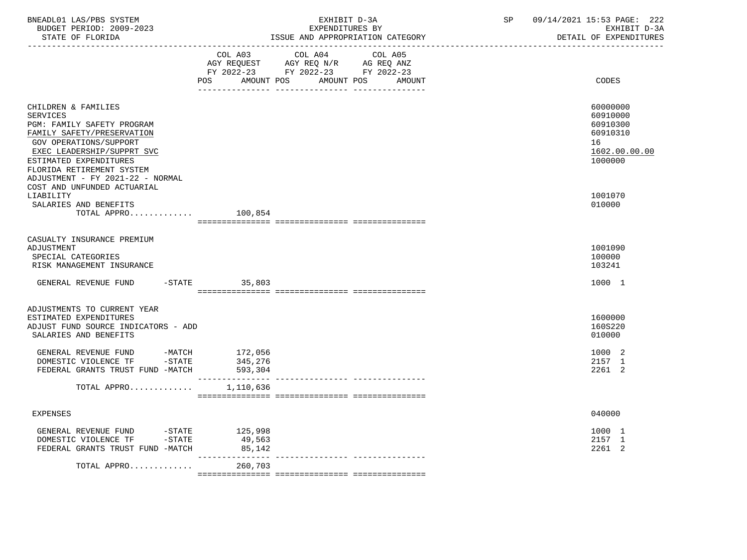| | COL A03 AGY REQUEST FY 2022-23 POS AMOUNT | COL A04 AGY REQ N/R FY 2022-23 POS AMOUNT | COL A05 AG REQ ANZ FY 2022-23 POS AMOUNT | CODES |
|---|---|---|---|---|
| CHILDREN & FAMILIES | | | | 60000000 |
| SERVICES | | | | 60910000 |
| PGM: FAMILY SAFETY PROGRAM | | | | 60910300 |
| FAMILY SAFETY/PRESERVATION | | | | 60910310 |
| GOV OPERATIONS/SUPPORT | | | | 16 |
| EXEC LEADERSHIP/SUPPRT SVC | | | | 1602.00.00.00 |
| ESTIMATED EXPENDITURES | | | | 1000000 |
| FLORIDA RETIREMENT SYSTEM ADJUSTMENT - FY 2021-22 - NORMAL COST AND UNFUNDED ACTUARIAL LIABILITY | | | | 1001070 |
| SALARIES AND BENEFITS | | | | 010000 |
| TOTAL APPRO............. | 100,854 | | | |
| CASUALTY INSURANCE PREMIUM ADJUSTMENT | | | | 1001090 |
| SPECIAL CATEGORIES | | | | 100000 |
| RISK MANAGEMENT INSURANCE | | | | 103241 |
| GENERAL REVENUE FUND -STATE | 35,803 | | | 1000 1 |
| ADJUSTMENTS TO CURRENT YEAR ESTIMATED EXPENDITURES | | | | 1600000 |
| ADJUST FUND SOURCE INDICATORS - ADD | | | | 160S220 |
| SALARIES AND BENEFITS | | | | 010000 |
| GENERAL REVENUE FUND -MATCH | 172,056 | | | 1000 2 |
| DOMESTIC VIOLENCE TF -STATE | 345,276 | | | 2157 1 |
| FEDERAL GRANTS TRUST FUND -MATCH | 593,304 | | | 2261 2 |
| TOTAL APPRO............. | 1,110,636 | | | |
| EXPENSES | | | | 040000 |
| GENERAL REVENUE FUND -STATE | 125,998 | | | 1000 1 |
| DOMESTIC VIOLENCE TF -STATE | 49,563 | | | 2157 1 |
| FEDERAL GRANTS TRUST FUND -MATCH | 85,142 | | | 2261 2 |
| TOTAL APPRO............. | 260,703 | | | |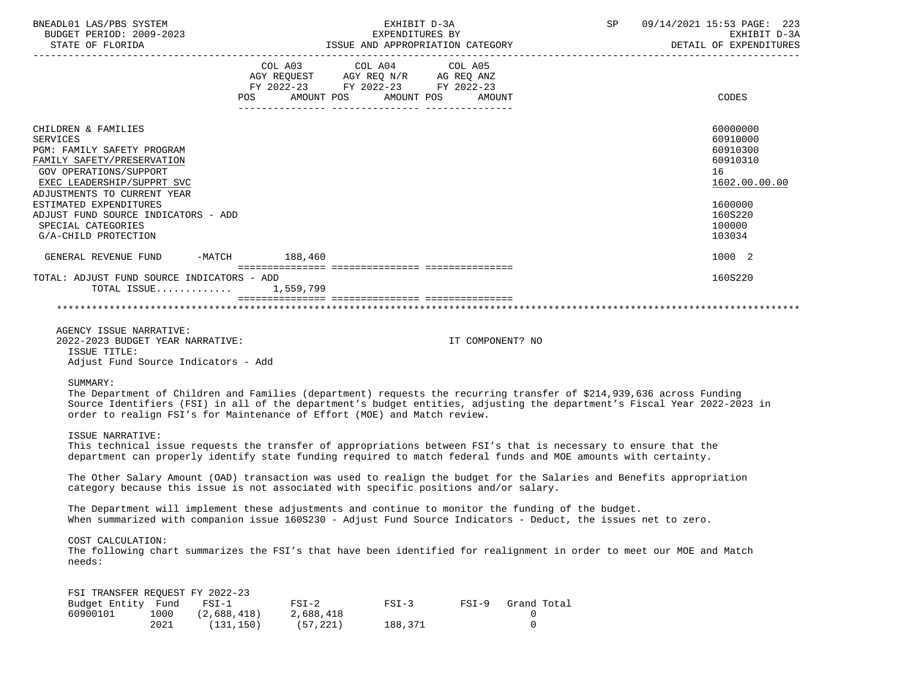| | COL A03 AGY REQUEST FY 2022-23 POS AMOUNT | COL A04 AGY REQ N/R FY 2022-23 POS AMOUNT | COL A05 AG REQ ANZ FY 2022-23 POS AMOUNT | CODES |
|---|---|---|---|---|
| CHILDREN & FAMILIES | | | | 60000000 |
| SERVICES | | | | 60910000 |
| PGM: FAMILY SAFETY PROGRAM | | | | 60910300 |
| FAMILY SAFETY/PRESERVATION | | | | 60910310 |
| GOV OPERATIONS/SUPPORT | | | | 16 |
| EXEC LEADERSHIP/SUPPRT SVC | | | | 1602.00.00.00 |
| ADJUSTMENTS TO CURRENT YEAR ESTIMATED EXPENDITURES | | | | 1600000 |
| ADJUST FUND SOURCE INDICATORS - ADD | | | | 160S220 |
| SPECIAL CATEGORIES | | | | 100000 |
| G/A-CHILD PROTECTION | | | | 103034 |
| GENERAL REVENUE FUND -MATCH | 188,460 | | | 1000 2 |
| TOTAL: ADJUST FUND SOURCE INDICATORS - ADD | | | | 160S220 |
| TOTAL ISSUE............ | 1,559,799 | | | |

AGENCY ISSUE NARRATIVE:

2022-2023 BUDGET YEAR NARRATIVE: IT COMPONENT? NO

ISSUE TITLE:

Adjust Fund Source Indicators - Add

SUMMARY:

The Department of Children and Families (department) requests the recurring transfer of $214,939,636 across Funding Source Identifiers (FSI) in all of the department's budget entities, adjusting the department's Fiscal Year 2022-2023 in order to realign FSI's for Maintenance of Effort (MOE) and Match review.

ISSUE NARRATIVE:

This technical issue requests the transfer of appropriations between FSI's that is necessary to ensure that the department can properly identify state funding required to match federal funds and MOE amounts with certainty.

The Other Salary Amount (OAD) transaction was used to realign the budget for the Salaries and Benefits appropriation category because this issue is not associated with specific positions and/or salary.

The Department will implement these adjustments and continue to monitor the funding of the budget. When summarized with companion issue 160S230 - Adjust Fund Source Indicators - Deduct, the issues net to zero.

COST CALCULATION:

The following chart summarizes the FSI's that have been identified for realignment in order to meet our MOE and Match needs:

FSI TRANSFER REQUEST FY 2022-23

| Budget Entity | Fund | FSI-1 | FSI-2 | FSI-3 | FSI-9 | Grand Total |
|---|---|---|---|---|---|---|
| 60900101 | 1000 | (2,688,418) | 2,688,418 | | | 0 |
| | 2021 | (131,150) | (57,221) | 188,371 | | 0 |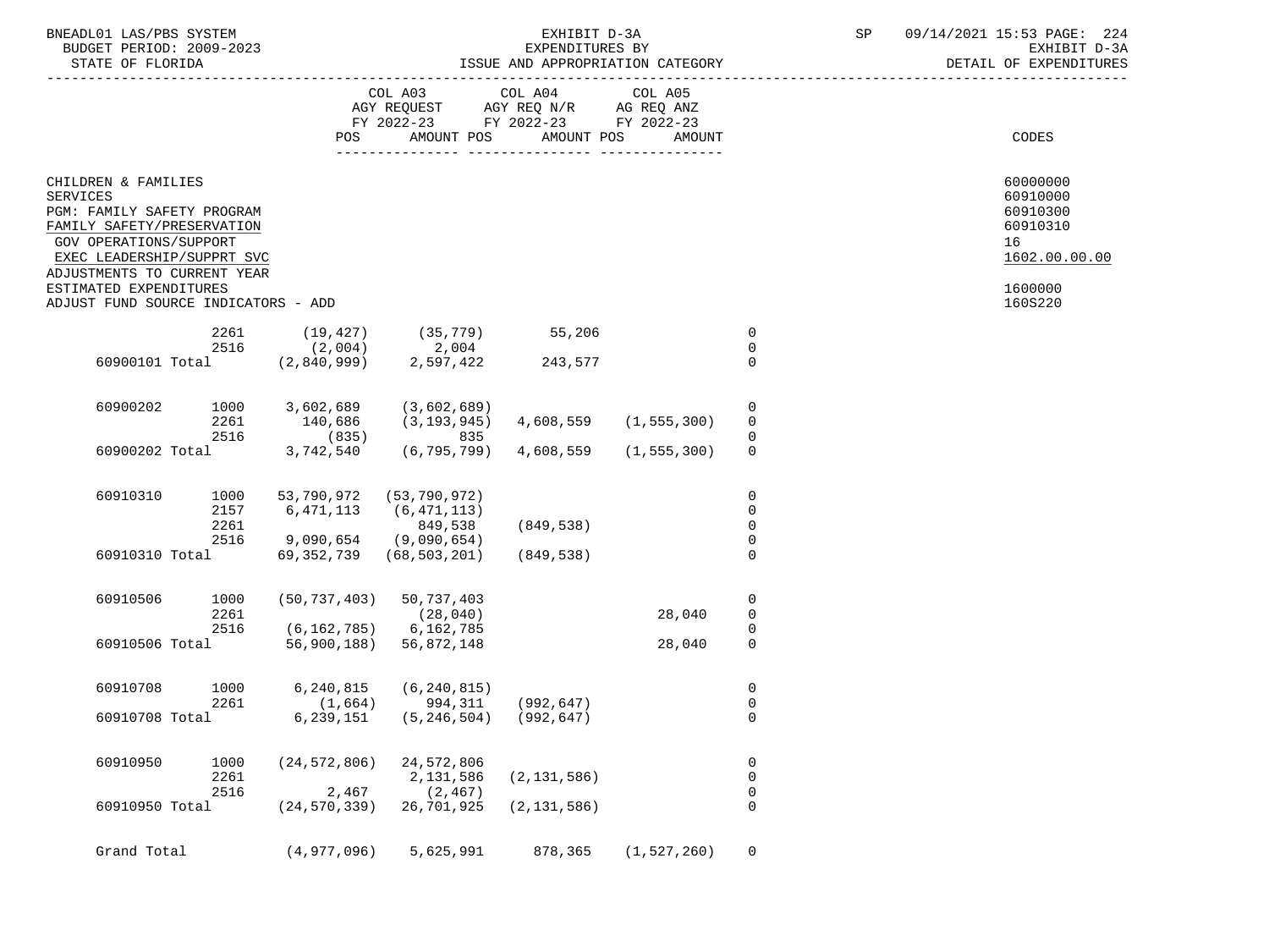BNEADL01 LAS/PBS SYSTEM
BUDGET PERIOD: 2009-2023
STATE OF FLORIDA

EXHIBIT D-3A
EXPENDITURES BY
ISSUE AND APPROPRIATION CATEGORY

SP 09/14/2021 15:53 PAGE: 224
EXHIBIT D-3A
DETAIL OF EXPENDITURES

| | | COL A03 AGY REQUEST FY 2022-23 POS | AMOUNT | COL A04 AGY REQ N/R FY 2022-23 POS | AMOUNT | COL A05 AG REQ ANZ FY 2022-23 POS | AMOUNT | CODES |
|---|---|---|---|---|---|---|---|---|
| CHILDREN & FAMILIES | | | | | | | | 60000000 |
| SERVICES | | | | | | | | 60910000 |
| PGM: FAMILY SAFETY PROGRAM | | | | | | | | 60910300 |
| FAMILY SAFETY/PRESERVATION | | | | | | | | 60910310 |
| GOV OPERATIONS/SUPPORT | | | | | | | | 16 |
| EXEC LEADERSHIP/SUPPRT SVC | | | | | | | | 1602.00.00.00 |
| ADJUSTMENTS TO CURRENT YEAR ESTIMATED EXPENDITURES | | | | | | | | 1600000 |
| ADJUST FUND SOURCE INDICATORS - ADD | | | | | | | | 160S220 |
| | 2261 | (19,427) | (35,779) | 55,206 | | | 0 | |
| | 2516 | (2,004) | 2,004 | | | | 0 | |
| 60900101 Total | | (2,840,999) | 2,597,422 | 243,577 | | | 0 | |
| 60900202 | 1000 | 3,602,689 | (3,602,689) | | | | 0 | |
| | 2261 | 140,686 | (3,193,945) | 4,608,559 | (1,555,300) | | 0 | |
| | 2516 | (835) | 835 | | | | 0 | |
| 60900202 Total | | 3,742,540 | (6,795,799) | 4,608,559 | (1,555,300) | | 0 | |
| 60910310 | 1000 | 53,790,972 | (53,790,972) | | | | 0 | |
| | 2157 | 6,471,113 | (6,471,113) | | | | 0 | |
| | 2261 | | 849,538 | (849,538) | | | 0 | |
| | 2516 | 9,090,654 | (9,090,654) | | | | 0 | |
| 60910310 Total | | 69,352,739 | (68,503,201) | (849,538) | | | 0 | |
| 60910506 | 1000 | (50,737,403) | 50,737,403 | | | | 0 | |
| | 2261 | | (28,040) | | 28,040 | | 0 | |
| | 2516 | (6,162,785) | 6,162,785 | | | | 0 | |
| 60910506 Total | | 56,900,188) | 56,872,148 | | 28,040 | | 0 | |
| 60910708 | 1000 | 6,240,815 | (6,240,815) | | | | 0 | |
| | 2261 | (1,664) | 994,311 | (992,647) | | | 0 | |
| 60910708 Total | | 6,239,151 | (5,246,504) | (992,647) | | | 0 | |
| 60910950 | 1000 | (24,572,806) | 24,572,806 | | | | 0 | |
| | 2261 | | 2,131,586 | (2,131,586) | | | 0 | |
| | 2516 | 2,467 | (2,467) | | | | 0 | |
| 60910950 Total | | (24,570,339) | 26,701,925 | (2,131,586) | | | 0 | |
| Grand Total | | (4,977,096) | 5,625,991 | 878,365 | (1,527,260) | | 0 | |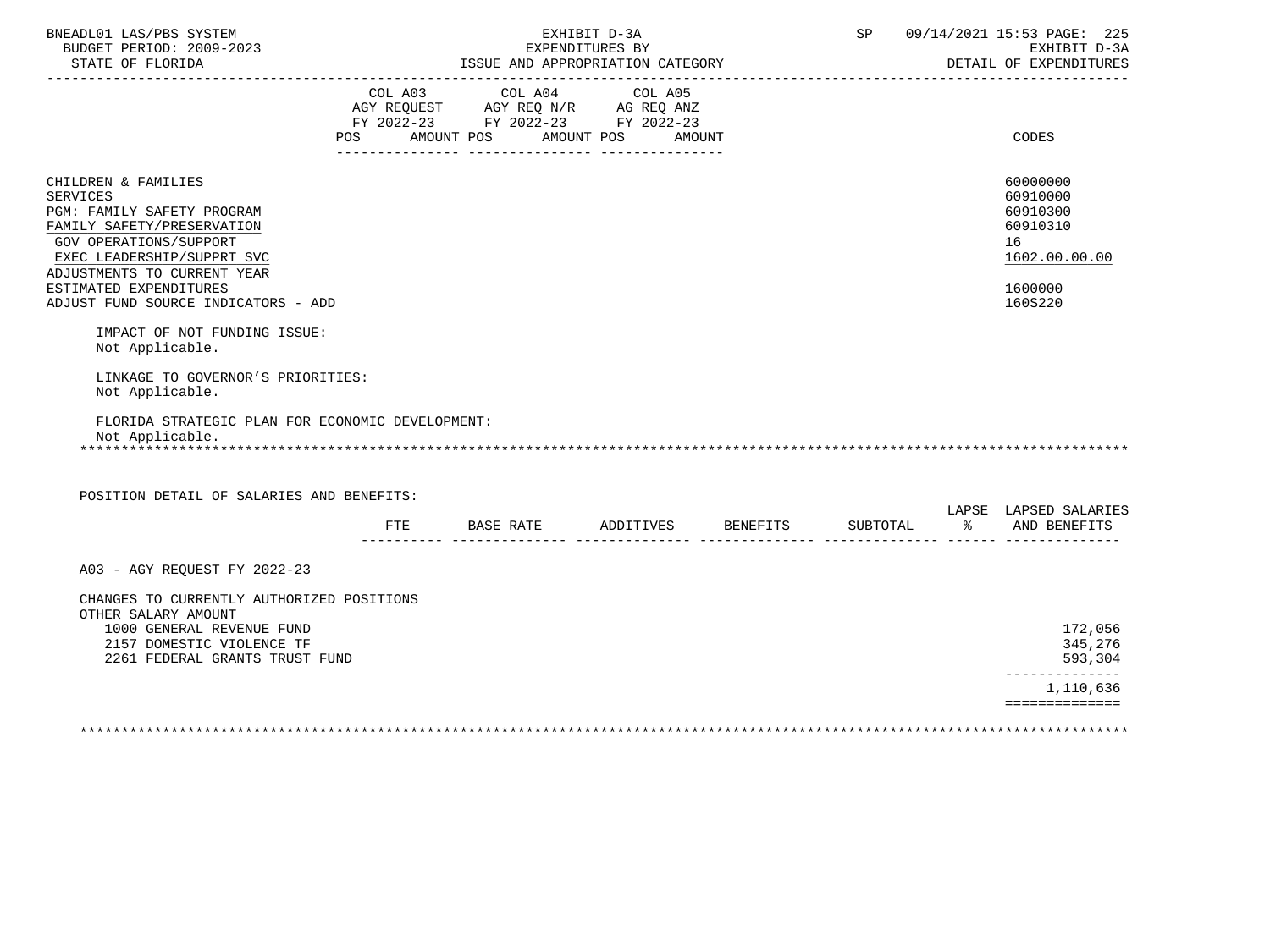BNEADL01 LAS/PBS SYSTEM | EXHIBIT D-3A | SP 09/14/2021 15:53

BUDGET PERIOD: 2009-2023 | EXPENDITURES BY | EXHIBIT D-3A

STATE OF FLORIDA | ISSUE AND APPROPRIATION CATEGORY | DETAIL OF EXPENDITURES

| | COL A03 AGY REQUEST FY 2022-23 POS AMOUNT | COL A04 AGY REQ N/R FY 2022-23 POS AMOUNT | COL A05 AG REQ ANZ FY 2022-23 POS AMOUNT | CODES |
|---|---|---|---|---|
| CHILDREN & FAMILIES | | | | 60000000 |
| SERVICES | | | | 60910000 |
| PGM: FAMILY SAFETY PROGRAM | | | | 60910300 |
| FAMILY SAFETY/PRESERVATION | | | | 60910310 |
| GOV OPERATIONS/SUPPORT | | | | 16 |
| EXEC LEADERSHIP/SUPPRT SVC | | | | 1602.00.00.00 |
| ADJUSTMENTS TO CURRENT YEAR ESTIMATED EXPENDITURES | | | | 1600000 |
| ADJUST FUND SOURCE INDICATORS - ADD | | | | 160S220 |

IMPACT OF NOT FUNDING ISSUE:
Not Applicable.

LINKAGE TO GOVERNOR'S PRIORITIES:
Not Applicable.

FLORIDA STRATEGIC PLAN FOR ECONOMIC DEVELOPMENT:
Not Applicable.

POSITION DETAIL OF SALARIES AND BENEFITS:

| | FTE | BASE RATE | ADDITIVES | BENEFITS | SUBTOTAL | LAPSE % | LAPSED SALARIES AND BENEFITS |
|---|---|---|---|---|---|---|---|
| A03 - AGY REQUEST FY 2022-23 | | | | | | | |
| CHANGES TO CURRENTLY AUTHORIZED POSITIONS | | | | | | | |
| OTHER SALARY AMOUNT | | | | | | | |
| 1000 GENERAL REVENUE FUND | | | | | | | 172,056 |
| 2157 DOMESTIC VIOLENCE TF | | | | | | | 345,276 |
| 2261 FEDERAL GRANTS TRUST FUND | | | | | | | 593,304 |
| | | | | | | | 1,110,636 |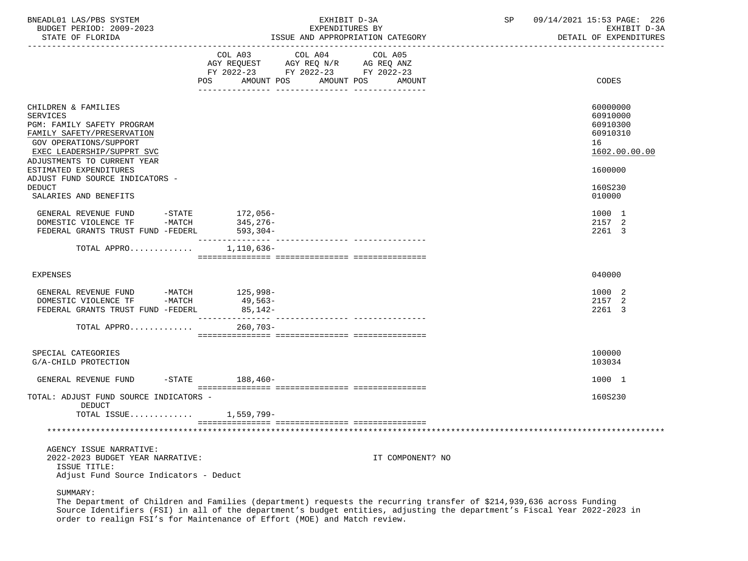| | COL A03 AGY REQUEST FY 2022-23 POS AMOUNT | COL A04 AGY REQ N/R FY 2022-23 POS AMOUNT | COL A05 AG REQ ANZ FY 2022-23 POS AMOUNT | CODES |
|---|---|---|---|---|
| CHILDREN & FAMILIES | | | | 60000000 |
| SERVICES | | | | 60910000 |
| PGM: FAMILY SAFETY PROGRAM | | | | 60910300 |
| FAMILY SAFETY/PRESERVATION | | | | 60910310 |
| GOV OPERATIONS/SUPPORT | | | | 16 |
| EXEC LEADERSHIP/SUPPRT SVC | | | | 1602.00.00.00 |
| ADJUSTMENTS TO CURRENT YEAR ESTIMATED EXPENDITURES | | | | 1600000 |
| ADJUST FUND SOURCE INDICATORS - DEDUCT | | | | 160S230 |
| SALARIES AND BENEFITS | | | | 010000 |
| GENERAL REVENUE FUND -STATE | 172,056- | | | 1000 1 |
| DOMESTIC VIOLENCE TF -MATCH | 345,276- | | | 2157 2 |
| FEDERAL GRANTS TRUST FUND -FEDERL | 593,304- | | | 2261 3 |
| TOTAL APPRO............ | 1,110,636- | | | |
| EXPENSES | | | | 040000 |
| GENERAL REVENUE FUND -MATCH | 125,998- | | | 1000 2 |
| DOMESTIC VIOLENCE TF -MATCH | 49,563- | | | 2157 2 |
| FEDERAL GRANTS TRUST FUND -FEDERL | 85,142- | | | 2261 3 |
| TOTAL APPRO............ | 260,703- | | | |
| SPECIAL CATEGORIES | | | | 100000 |
| G/A-CHILD PROTECTION | | | | 103034 |
| GENERAL REVENUE FUND -STATE | 188,460- | | | 1000 1 |
| TOTAL: ADJUST FUND SOURCE INDICATORS - DEDUCT | | | | 160S230 |
| TOTAL ISSUE............ | 1,559,799- | | | |

AGENCY ISSUE NARRATIVE:
2022-2023 BUDGET YEAR NARRATIVE: IT COMPONENT? NO

ISSUE TITLE:
Adjust Fund Source Indicators - Deduct

SUMMARY:
The Department of Children and Families (department) requests the recurring transfer of $214,939,636 across Funding Source Identifiers (FSI) in all of the department's budget entities, adjusting the department's Fiscal Year 2022-2023 in order to realign FSI's for Maintenance of Effort (MOE) and Match review.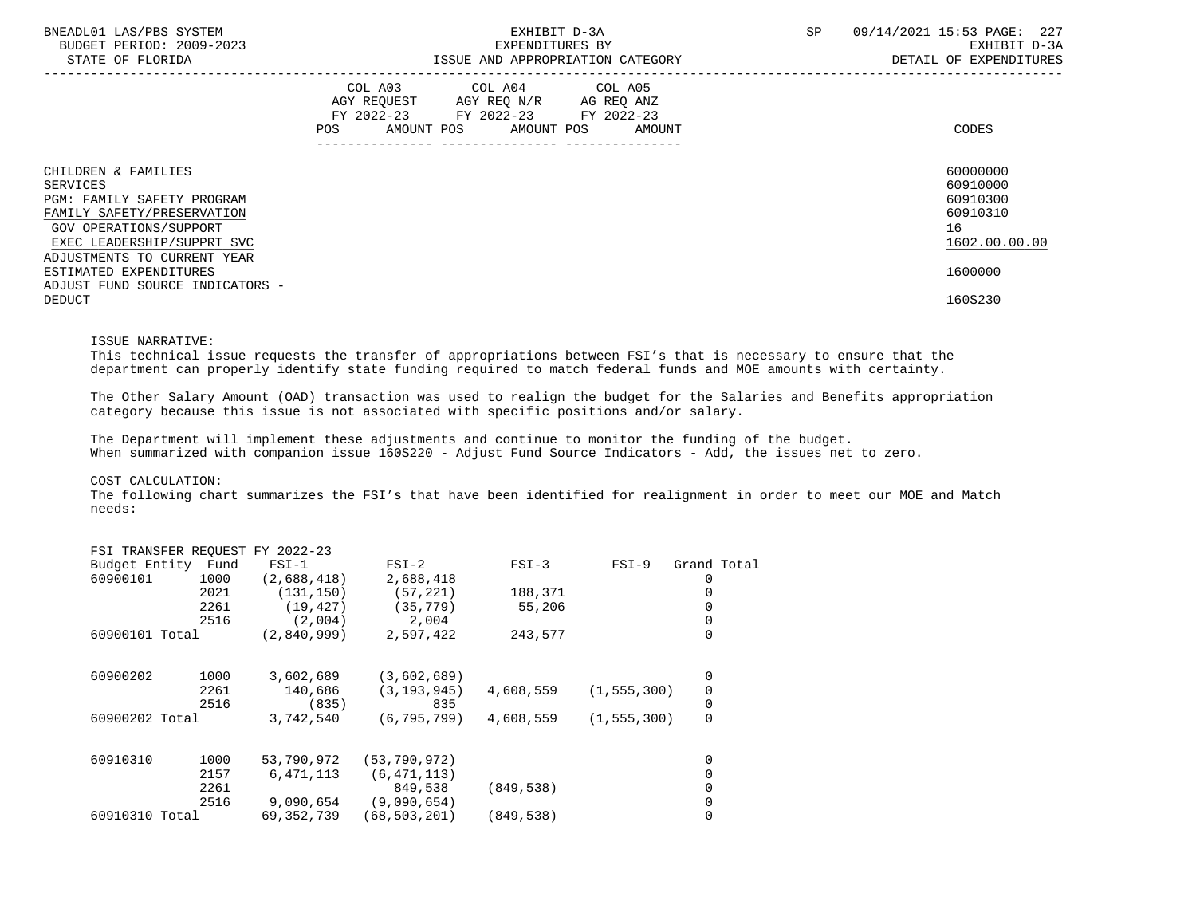| | COL A03 AGY REQUEST FY 2022-23 POS AMOUNT | COL A04 AGY REQ N/R FY 2022-23 POS AMOUNT | COL A05 AG REQ ANZ FY 2022-23 POS AMOUNT | CODES |
|---|---|---|---|---|
| CHILDREN & FAMILIES | | | | 60000000 |
| SERVICES | | | | 60910000 |
| PGM: FAMILY SAFETY PROGRAM | | | | 60910300 |
| FAMILY SAFETY/PRESERVATION | | | | 60910310 |
| GOV OPERATIONS/SUPPORT | | | | 16 |
| EXEC LEADERSHIP/SUPPRT SVC | | | | 1602.00.00.00 |
| ADJUSTMENTS TO CURRENT YEAR ESTIMATED EXPENDITURES | | | | 1600000 |
| ADJUST FUND SOURCE INDICATORS - DEDUCT | | | | 160S230 |

ISSUE NARRATIVE:
This technical issue requests the transfer of appropriations between FSI's that is necessary to ensure that the department can properly identify state funding required to match federal funds and MOE amounts with certainty.

The Other Salary Amount (OAD) transaction was used to realign the budget for the Salaries and Benefits appropriation category because this issue is not associated with specific positions and/or salary.

The Department will implement these adjustments and continue to monitor the funding of the budget.
When summarized with companion issue 160S220 - Adjust Fund Source Indicators - Add, the issues net to zero.

COST CALCULATION:
The following chart summarizes the FSI's that have been identified for realignment in order to meet our MOE and Match needs:

FSI TRANSFER REQUEST FY 2022-23

| Budget Entity | Fund | FSI-1 | FSI-2 | FSI-3 | FSI-9 | Grand Total |
|---|---|---|---|---|---|---|
| 60900101 | 1000 | (2,688,418) | 2,688,418 | | | 0 |
| | 2021 | (131,150) | (57,221) | 188,371 | | 0 |
| | 2261 | (19,427) | (35,779) | 55,206 | | 0 |
| | 2516 | (2,004) | 2,004 | | | 0 |
| 60900101 Total | | (2,840,999) | 2,597,422 | 243,577 | | 0 |
| 60900202 | 1000 | 3,602,689 | (3,602,689) | | | 0 |
| | 2261 | 140,686 | (3,193,945) | 4,608,559 | (1,555,300) | 0 |
| | 2516 | (835) | 835 | | | 0 |
| 60900202 Total | | 3,742,540 | (6,795,799) | 4,608,559 | (1,555,300) | 0 |
| 60910310 | 1000 | 53,790,972 | (53,790,972) | | | 0 |
| | 2157 | 6,471,113 | (6,471,113) | | | 0 |
| | 2261 | | 849,538 | (849,538) | | 0 |
| | 2516 | 9,090,654 | (9,090,654) | | | 0 |
| 60910310 Total | | 69,352,739 | (68,503,201) | (849,538) | | 0 |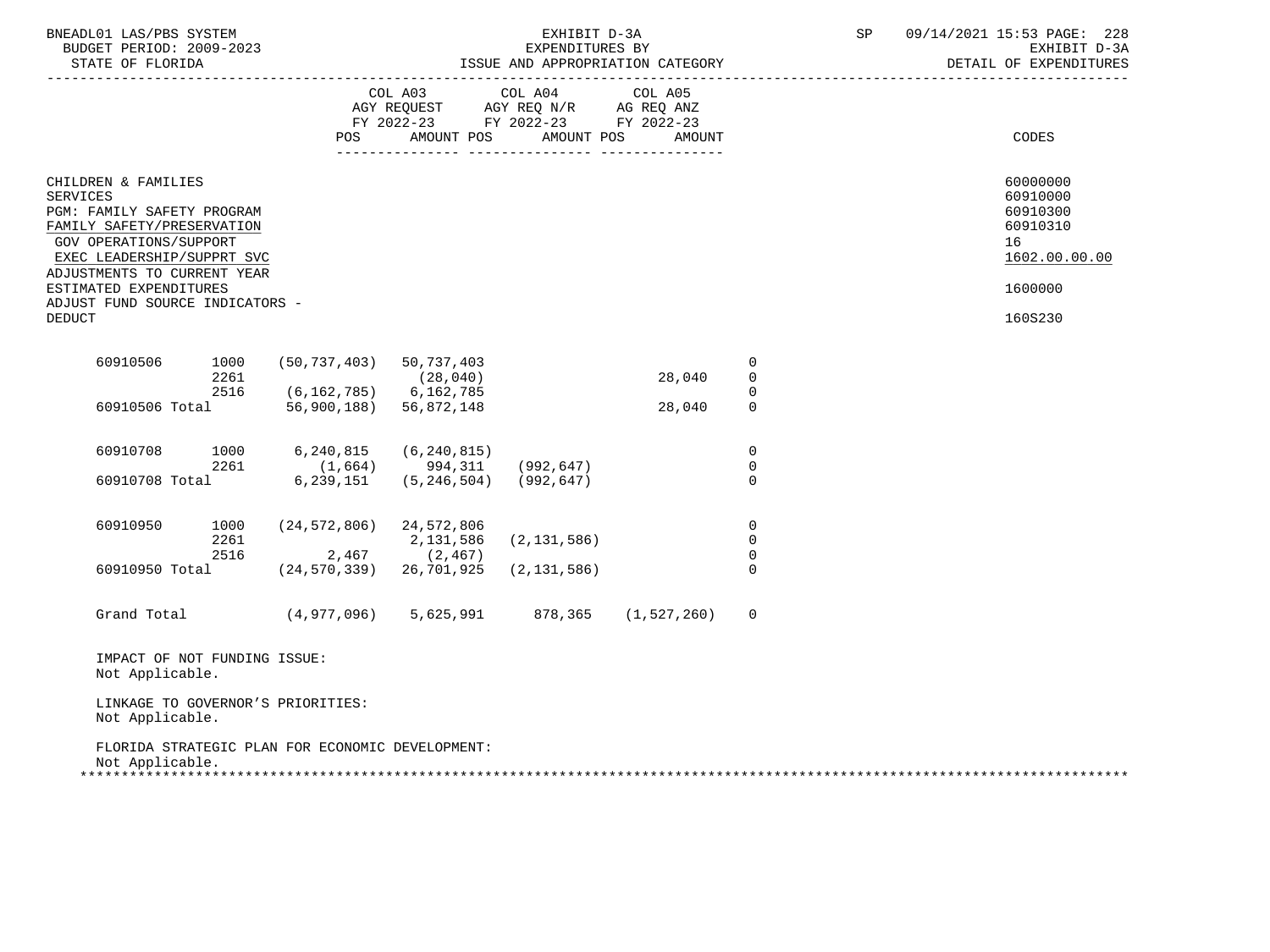BNEADL01 LAS/PBS SYSTEM
BUDGET PERIOD: 2009-2023
STATE OF FLORIDA

EXHIBIT D-3A
EXPENDITURES BY
ISSUE AND APPROPRIATION CATEGORY

SP 09/14/2021 15:53

EXHIBIT D-3A
DETAIL OF EXPENDITURES

| | | COL A03 AGY REQUEST FY 2022-23 POS | AMOUNT | COL A04 AGY REQ N/R FY 2022-23 POS | AMOUNT | COL A05 AG REQ ANZ FY 2022-23 POS | AMOUNT | CODES |
|---|---|---|---|---|---|---|---|---|

CHILDREN & FAMILIES — 60000000
SERVICES — 60910000
PGM: FAMILY SAFETY PROGRAM — 60910300
FAMILY SAFETY/PRESERVATION — 60910310
GOV OPERATIONS/SUPPORT — 16
EXEC LEADERSHIP/SUPPRT SVC — 1602.00.00.00
ADJUSTMENTS TO CURRENT YEAR ESTIMATED EXPENDITURES — 1600000
ADJUST FUND SOURCE INDICATORS - DEDUCT — 160S230

| | | | | | | |
|---|---|---|---|---|---|---|
| 60910506 | 1000 | (50,737,403) | 50,737,403 | | | 0 |
| | 2261 | | (28,040) | | 28,040 | 0 |
| | 2516 | (6,162,785) | 6,162,785 | | | 0 |
| 60910506 Total | | 56,900,188) | 56,872,148 | | 28,040 | 0 |
| 60910708 | 1000 | 6,240,815 | (6,240,815) | | | 0 |
| | 2261 | (1,664) | 994,311 | (992,647) | | 0 |
| 60910708 Total | | 6,239,151 | (5,246,504) | (992,647) | | 0 |
| 60910950 | 1000 | (24,572,806) | 24,572,806 | | | 0 |
| | 2261 | | 2,131,586 | (2,131,586) | | 0 |
| | 2516 | 2,467 | (2,467) | | | 0 |
| 60910950 Total | | (24,570,339) | 26,701,925 | (2,131,586) | | 0 |
| Grand Total | | (4,977,096) | 5,625,991 | 878,365 | (1,527,260) | 0 |

IMPACT OF NOT FUNDING ISSUE:
Not Applicable.

LINKAGE TO GOVERNOR'S PRIORITIES:
Not Applicable.

FLORIDA STRATEGIC PLAN FOR ECONOMIC DEVELOPMENT:
Not Applicable.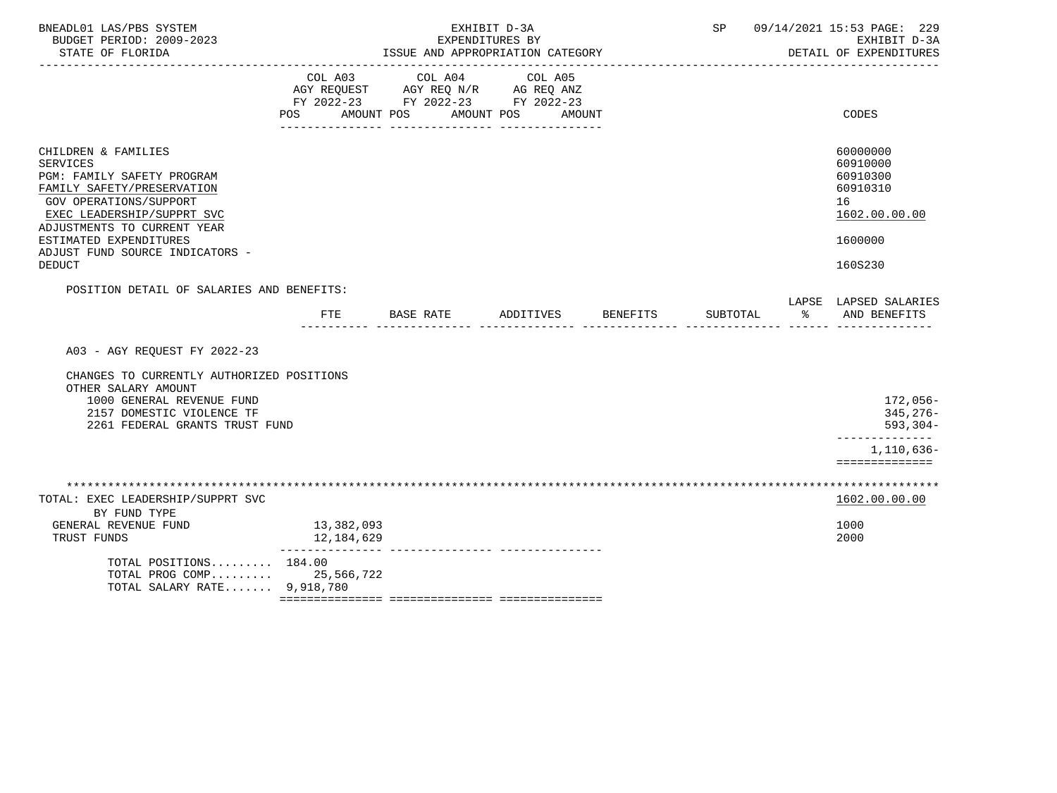| | COL A03 AGY REQUEST FY 2022-23 POS AMOUNT | COL A04 AGY REQ N/R FY 2022-23 POS AMOUNT | COL A05 AG REQ ANZ FY 2022-23 POS AMOUNT | CODES |
|---|---|---|---|---|
| CHILDREN & FAMILIES | | | | 60000000 |
| SERVICES | | | | 60910000 |
| PGM: FAMILY SAFETY PROGRAM | | | | 60910300 |
| FAMILY SAFETY/PRESERVATION | | | | 60910310 |
| GOV OPERATIONS/SUPPORT | | | | 16 |
| EXEC LEADERSHIP/SUPPRT SVC | | | | 1602.00.00.00 |
| ADJUSTMENTS TO CURRENT YEAR ESTIMATED EXPENDITURES | | | | 1600000 |
| ADJUST FUND SOURCE INDICATORS - DEDUCT | | | | 160S230 |

POSITION DETAIL OF SALARIES AND BENEFITS:

| | FTE | BASE RATE | ADDITIVES | BENEFITS | SUBTOTAL | LAPSE % | LAPSED SALARIES AND BENEFITS |
|---|---|---|---|---|---|---|---|
| A03 - AGY REQUEST FY 2022-23 | | | | | | | |
| CHANGES TO CURRENTLY AUTHORIZED POSITIONS | | | | | | | |
| OTHER SALARY AMOUNT | | | | | | | |
| 1000 GENERAL REVENUE FUND | | | | | | | 172,056- |
| 2157 DOMESTIC VIOLENCE TF | | | | | | | 345,276- |
| 2261 FEDERAL GRANTS TRUST FUND | | | | | | | 593,304- |
| | | | | | | | 1,110,636- |

| TOTAL: EXEC LEADERSHIP/SUPPRT SVC | COL A03 | COL A04 | COL A05 | 1602.00.00.00 |
|---|---|---|---|---|
| BY FUND TYPE | | | | |
| GENERAL REVENUE FUND | 13,382,093 | | | 1000 |
| TRUST FUNDS | 12,184,629 | | | 2000 |
| TOTAL POSITIONS......... | 184.00 | | | |
| TOTAL PROG COMP......... | 25,566,722 | | | |
| TOTAL SALARY RATE....... | 9,918,780 | | | |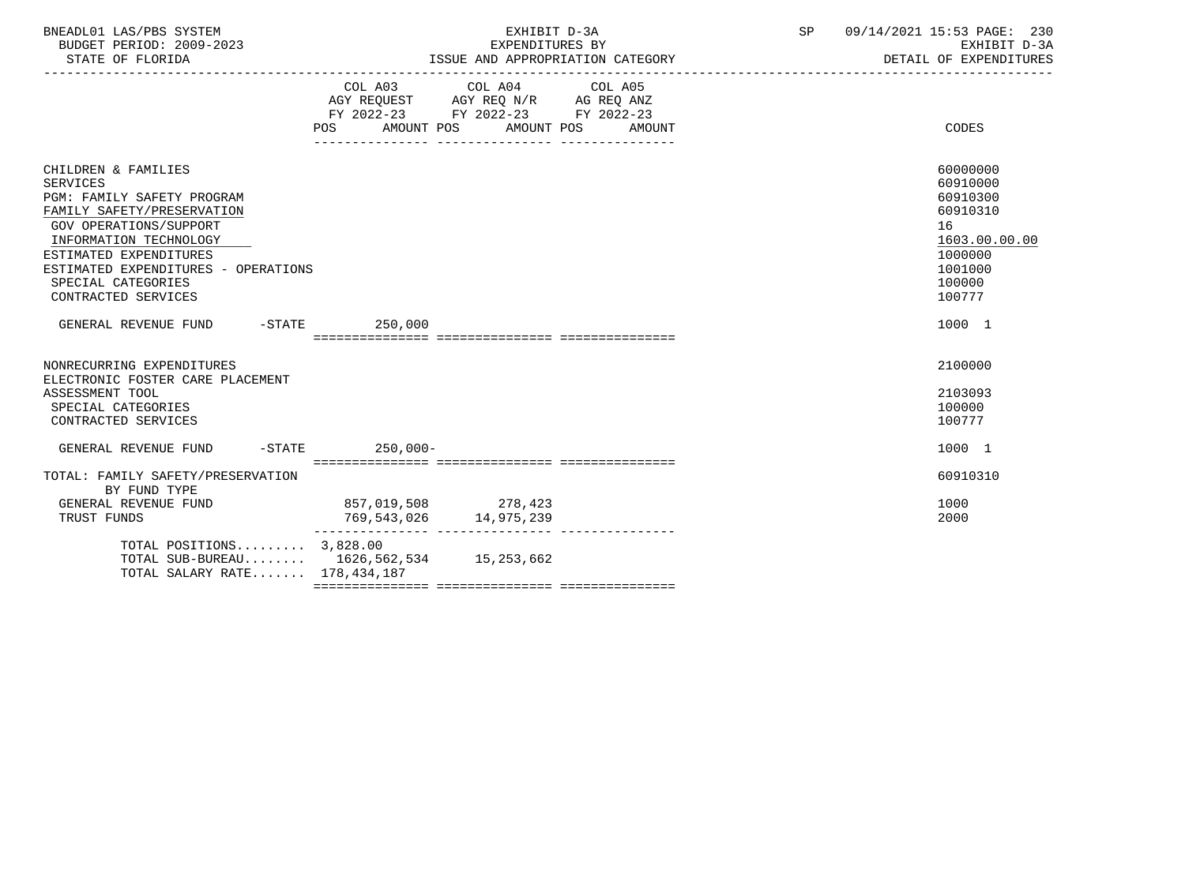BNEADL01 LAS/PBS SYSTEM | EXHIBIT D-3A | SP 09/14/2021 15:53 PAGE: 230
BUDGET PERIOD: 2009-2023 | EXPENDITURES BY | EXHIBIT D-3A
STATE OF FLORIDA | ISSUE AND APPROPRIATION CATEGORY | DETAIL OF EXPENDITURES

| | COL A03 AGY REQUEST FY 2022-23 POS AMOUNT | COL A04 AGY REQ N/R FY 2022-23 POS AMOUNT | COL A05 AG REQ ANZ FY 2022-23 POS AMOUNT | CODES |
|---|---|---|---|---|
| CHILDREN & FAMILIES | | | | 60000000 |
| SERVICES | | | | 60910000 |
| PGM: FAMILY SAFETY PROGRAM | | | | 60910300 |
| FAMILY SAFETY/PRESERVATION | | | | 60910310 |
| GOV OPERATIONS/SUPPORT | | | | 16 |
| INFORMATION TECHNOLOGY | | | | 1603.00.00.00 |
| ESTIMATED EXPENDITURES | | | | 1000000 |
| ESTIMATED EXPENDITURES - OPERATIONS | | | | 1001000 |
| SPECIAL CATEGORIES | | | | 100000 |
| CONTRACTED SERVICES | | | | 100777 |
| GENERAL REVENUE FUND -STATE | 250,000 | | | 1000 1 |
| NONRECURRING EXPENDITURES | | | | 2100000 |
| ELECTRONIC FOSTER CARE PLACEMENT ASSESSMENT TOOL | | | | 2103093 |
| SPECIAL CATEGORIES | | | | 100000 |
| CONTRACTED SERVICES | | | | 100777 |
| GENERAL REVENUE FUND -STATE | 250,000- | | | 1000 1 |
| TOTAL: FAMILY SAFETY/PRESERVATION | | | | 60910310 |
| BY FUND TYPE | | | | |
| GENERAL REVENUE FUND | 857,019,508 | 278,423 | | 1000 |
| TRUST FUNDS | 769,543,026 | 14,975,239 | | 2000 |
| TOTAL POSITIONS......... | 3,828.00 | | | |
| TOTAL SUB-BUREAU........ | 1626,562,534 | 15,253,662 | | |
| TOTAL SALARY RATE....... | 178,434,187 | | | |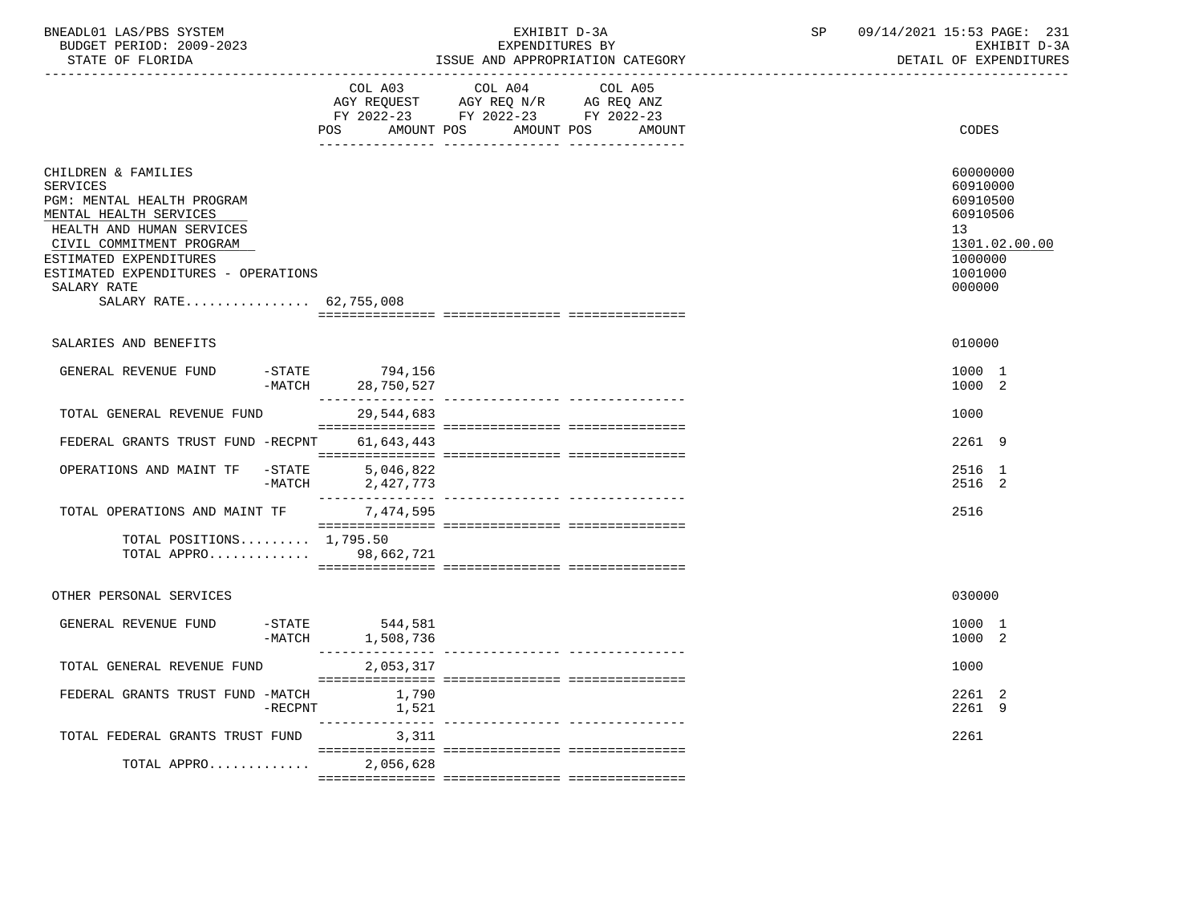BNEADL01 LAS/PBS SYSTEM — EXHIBIT D-3A — EXPENDITURES BY ISSUE AND APPROPRIATION CATEGORY — SP 09/14/2021 15:53
BUDGET PERIOD: 2009-2023 — EXHIBIT D-3A
STATE OF FLORIDA — DETAIL OF EXPENDITURES

| | COL A03 AGY REQUEST FY 2022-23 POS AMOUNT | COL A04 AGY REQ N/R FY 2022-23 POS AMOUNT | COL A05 AG REQ ANZ FY 2022-23 POS AMOUNT | CODES |
|---|---|---|---|---|
| CHILDREN & FAMILIES | | | | 60000000 |
| SERVICES | | | | 60910000 |
| PGM: MENTAL HEALTH PROGRAM | | | | 60910500 |
| MENTAL HEALTH SERVICES | | | | 60910506 |
| HEALTH AND HUMAN SERVICES | | | | 13 |
| CIVIL COMMITMENT PROGRAM | | | | 1301.02.00.00 |
| ESTIMATED EXPENDITURES | | | | 1000000 |
| ESTIMATED EXPENDITURES - OPERATIONS | | | | 1001000 |
| SALARY RATE | | | | 000000 |
| SALARY RATE................ | 62,755,008 | | | |
| SALARIES AND BENEFITS | | | | 010000 |
| GENERAL REVENUE FUND -STATE | 794,156 | | | 1000 1 |
| -MATCH | 28,750,527 | | | 1000 2 |
| TOTAL GENERAL REVENUE FUND | 29,544,683 | | | 1000 |
| FEDERAL GRANTS TRUST FUND -RECPNT | 61,643,443 | | | 2261 9 |
| OPERATIONS AND MAINT TF -STATE | 5,046,822 | | | 2516 1 |
| -MATCH | 2,427,773 | | | 2516 2 |
| TOTAL OPERATIONS AND MAINT TF | 7,474,595 | | | 2516 |
| TOTAL POSITIONS......... | 1,795.50 | | | |
| TOTAL APPRO............. | 98,662,721 | | | |
| OTHER PERSONAL SERVICES | | | | 030000 |
| GENERAL REVENUE FUND -STATE | 544,581 | | | 1000 1 |
| -MATCH | 1,508,736 | | | 1000 2 |
| TOTAL GENERAL REVENUE FUND | 2,053,317 | | | 1000 |
| FEDERAL GRANTS TRUST FUND -MATCH | 1,790 | | | 2261 2 |
| -RECPNT | 1,521 | | | 2261 9 |
| TOTAL FEDERAL GRANTS TRUST FUND | 3,311 | | | 2261 |
| TOTAL APPRO............. | 2,056,628 | | | |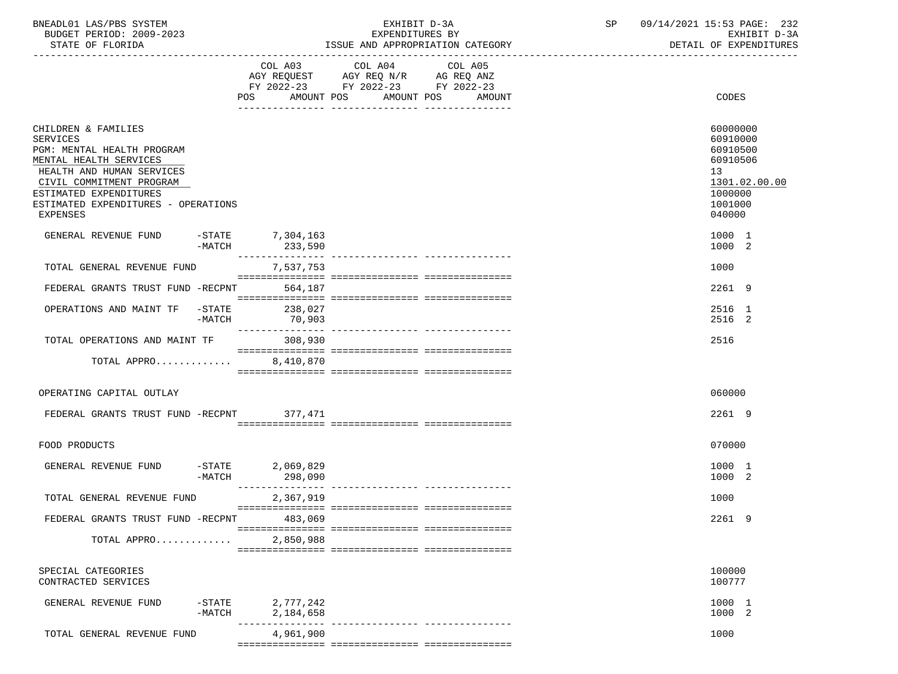BNEADL01 LAS/PBS SYSTEM — EXHIBIT D-3A — EXPENDITURES BY ISSUE AND APPROPRIATION CATEGORY — SP 09/14/2021 15:53

BUDGET PERIOD: 2009-2023 — STATE OF FLORIDA — EXHIBIT D-3A DETAIL OF EXPENDITURES

| | COL A03 AGY REQUEST FY 2022-23 POS AMOUNT | COL A04 AGY REQ N/R FY 2022-23 POS AMOUNT | COL A05 AG REQ ANZ FY 2022-23 POS AMOUNT | CODES |
|---|---|---|---|---|
| CHILDREN & FAMILIES | | | | 60000000 |
| SERVICES | | | | 60910000 |
| PGM: MENTAL HEALTH PROGRAM | | | | 60910500 |
| MENTAL HEALTH SERVICES | | | | 60910506 |
| HEALTH AND HUMAN SERVICES | | | | 13 |
| CIVIL COMMITMENT PROGRAM | | | | 1301.02.00.00 |
| ESTIMATED EXPENDITURES | | | | 1000000 |
| ESTIMATED EXPENDITURES - OPERATIONS | | | | 1001000 |
| EXPENSES | | | | 040000 |
| GENERAL REVENUE FUND -STATE | 7,304,163 | | | 1000 1 |
| -MATCH | 233,590 | | | 1000 2 |
| TOTAL GENERAL REVENUE FUND | 7,537,753 | | | 1000 |
| FEDERAL GRANTS TRUST FUND -RECPNT | 564,187 | | | 2261 9 |
| OPERATIONS AND MAINT TF -STATE | 238,027 | | | 2516 1 |
| -MATCH | 70,903 | | | 2516 2 |
| TOTAL OPERATIONS AND MAINT TF | 308,930 | | | 2516 |
| TOTAL APPRO............ | 8,410,870 | | | |
| OPERATING CAPITAL OUTLAY | | | | 060000 |
| FEDERAL GRANTS TRUST FUND -RECPNT | 377,471 | | | 2261 9 |
| FOOD PRODUCTS | | | | 070000 |
| GENERAL REVENUE FUND -STATE | 2,069,829 | | | 1000 1 |
| -MATCH | 298,090 | | | 1000 2 |
| TOTAL GENERAL REVENUE FUND | 2,367,919 | | | 1000 |
| FEDERAL GRANTS TRUST FUND -RECPNT | 483,069 | | | 2261 9 |
| TOTAL APPRO............ | 2,850,988 | | | |
| SPECIAL CATEGORIES | | | | 100000 |
| CONTRACTED SERVICES | | | | 100777 |
| GENERAL REVENUE FUND -STATE | 2,777,242 | | | 1000 1 |
| -MATCH | 2,184,658 | | | 1000 2 |
| TOTAL GENERAL REVENUE FUND | 4,961,900 | | | 1000 |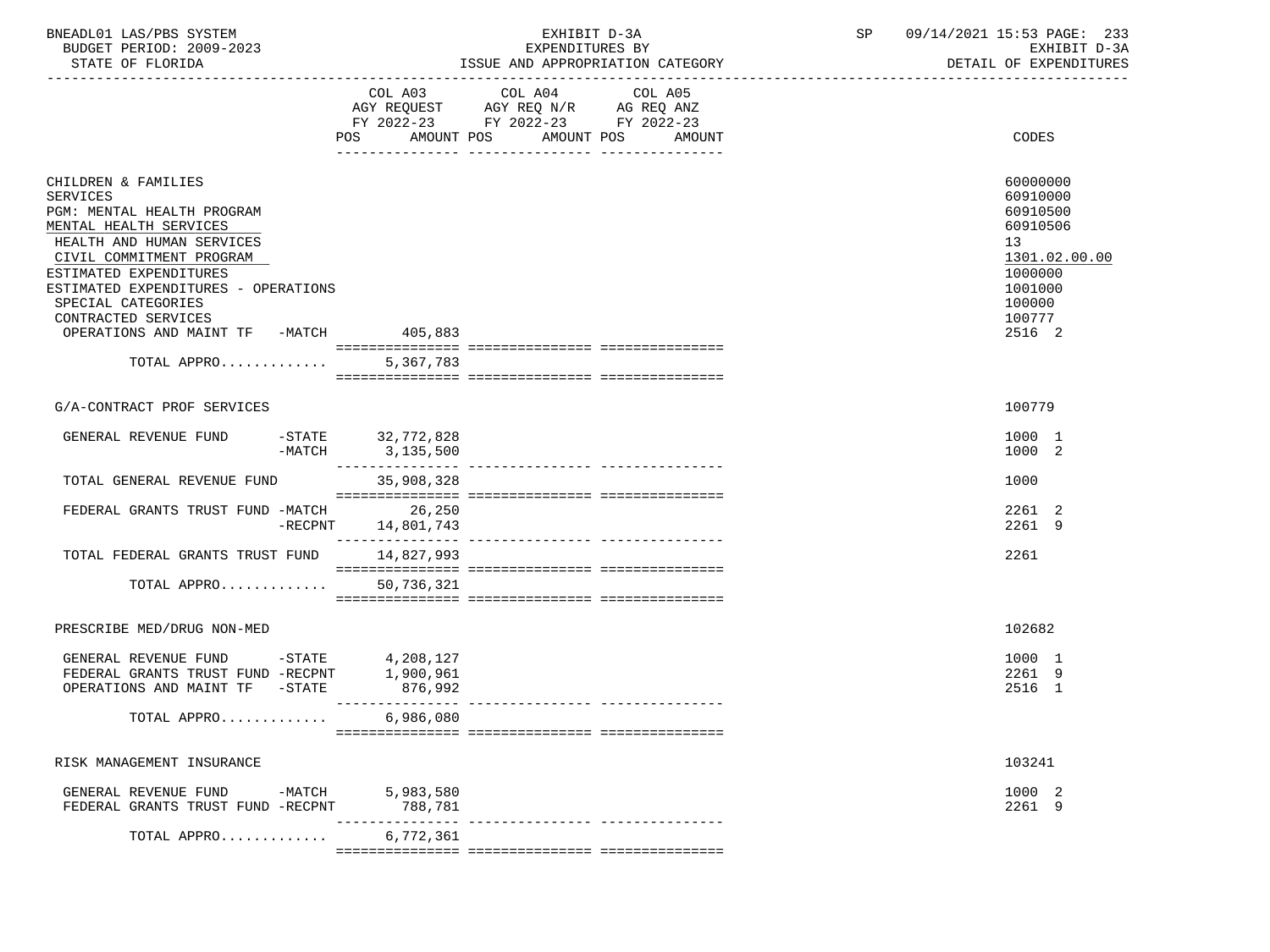BNEADL01 LAS/PBS SYSTEM
BUDGET PERIOD: 2009-2023
STATE OF FLORIDA

EXHIBIT D-3A
EXPENDITURES BY
ISSUE AND APPROPRIATION CATEGORY

SP 09/14/2021 15:53 PAGE: 233
EXHIBIT D-3A
DETAIL OF EXPENDITURES

| | COL A03 AGY REQUEST FY 2022-23 POS AMOUNT | COL A04 AGY REQ N/R FY 2022-23 POS AMOUNT | COL A05 AG REQ ANZ FY 2022-23 POS AMOUNT | CODES |
|---|---|---|---|---|
| CHILDREN & FAMILIES | | | | 60000000 |
| SERVICES | | | | 60910000 |
| PGM: MENTAL HEALTH PROGRAM | | | | 60910500 |
| MENTAL HEALTH SERVICES | | | | 60910506 |
| HEALTH AND HUMAN SERVICES | | | | 13 |
| CIVIL COMMITMENT PROGRAM | | | | 1301.02.00.00 |
| ESTIMATED EXPENDITURES | | | | 1000000 |
| ESTIMATED EXPENDITURES - OPERATIONS | | | | 1001000 |
| SPECIAL CATEGORIES | | | | 100000 |
| CONTRACTED SERVICES | | | | 100777 |
| OPERATIONS AND MAINT TF -MATCH | 405,883 | | | 2516 2 |
| TOTAL APPRO............. | 5,367,783 | | | |
| | | | | |
| G/A-CONTRACT PROF SERVICES | | | | 100779 |
| GENERAL REVENUE FUND -STATE | 32,772,828 | | | 1000 1 |
| -MATCH | 3,135,500 | | | 1000 2 |
| TOTAL GENERAL REVENUE FUND | 35,908,328 | | | 1000 |
| FEDERAL GRANTS TRUST FUND -MATCH | 26,250 | | | 2261 2 |
| -RECPNT | 14,801,743 | | | 2261 9 |
| TOTAL FEDERAL GRANTS TRUST FUND | 14,827,993 | | | 2261 |
| TOTAL APPRO............. | 50,736,321 | | | |
| | | | | |
| PRESCRIBE MED/DRUG NON-MED | | | | 102682 |
| GENERAL REVENUE FUND -STATE | 4,208,127 | | | 1000 1 |
| FEDERAL GRANTS TRUST FUND -RECPNT | 1,900,961 | | | 2261 9 |
| OPERATIONS AND MAINT TF -STATE | 876,992 | | | 2516 1 |
| TOTAL APPRO............. | 6,986,080 | | | |
| | | | | |
| RISK MANAGEMENT INSURANCE | | | | 103241 |
| GENERAL REVENUE FUND -MATCH | 5,983,580 | | | 1000 2 |
| FEDERAL GRANTS TRUST FUND -RECPNT | 788,781 | | | 2261 9 |
| TOTAL APPRO............. | 6,772,361 | | | |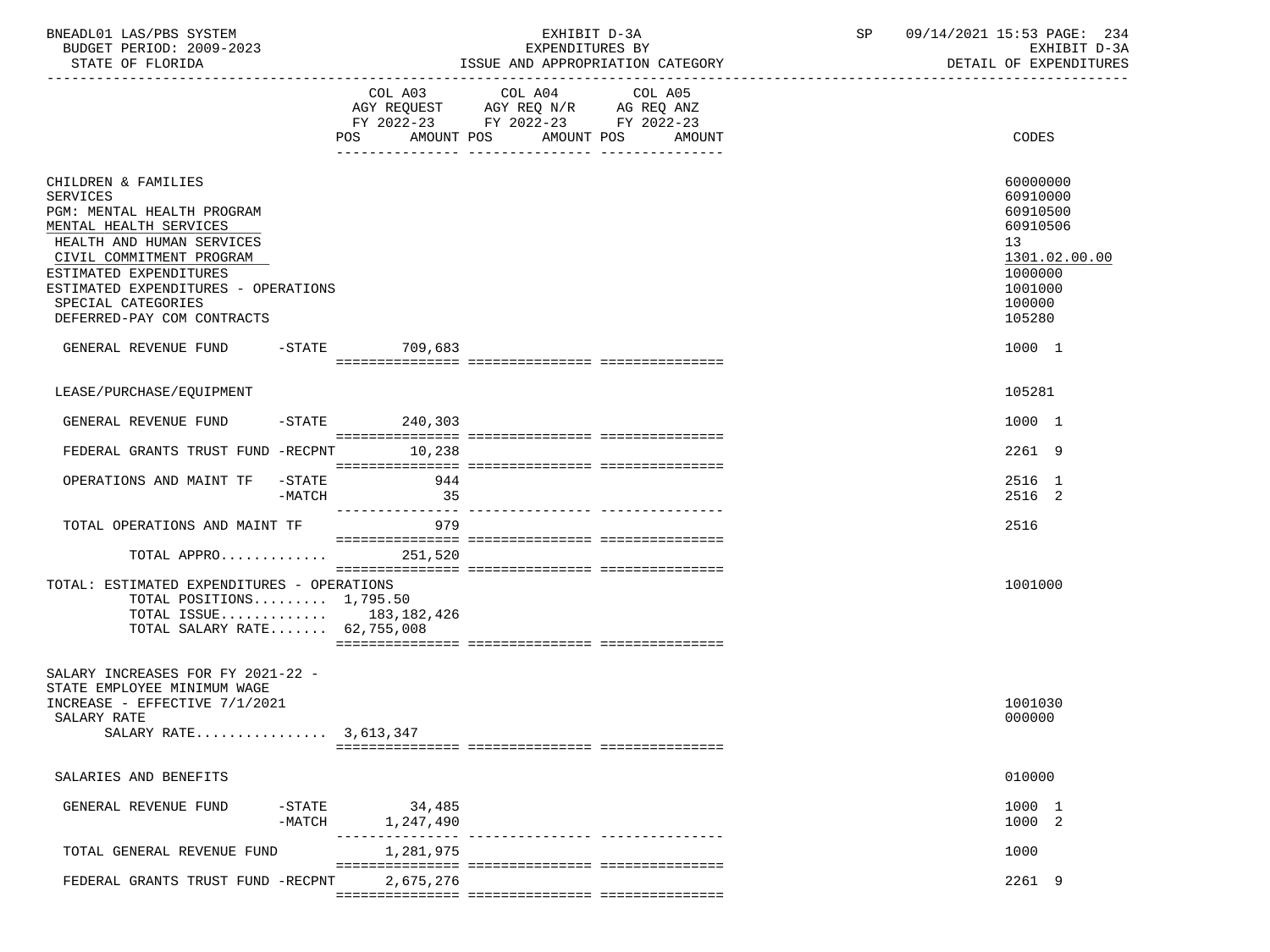BNEADL01 LAS/PBS SYSTEM — EXHIBIT D-3A — EXPENDITURES BY ISSUE AND APPROPRIATION CATEGORY
BUDGET PERIOD: 2009-2023 — STATE OF FLORIDA — SP 09/14/2021 15:53 — EXHIBIT D-3A DETAIL OF EXPENDITURES

| | COL A03 AGY REQUEST FY 2022-23 POS AMOUNT | COL A04 AGY REQ N/R FY 2022-23 POS AMOUNT | COL A05 AG REQ ANZ FY 2022-23 POS AMOUNT | CODES |
|---|---|---|---|---|
| CHILDREN & FAMILIES | | | | 60000000 |
| SERVICES | | | | 60910000 |
| PGM: MENTAL HEALTH PROGRAM | | | | 60910500 |
| MENTAL HEALTH SERVICES | | | | 60910506 |
| HEALTH AND HUMAN SERVICES | | | | 13 |
| CIVIL COMMITMENT PROGRAM | | | | 1301.02.00.00 |
| ESTIMATED EXPENDITURES | | | | 1000000 |
| ESTIMATED EXPENDITURES - OPERATIONS | | | | 1001000 |
| SPECIAL CATEGORIES | | | | 100000 |
| DEFERRED-PAY COM CONTRACTS | | | | 105280 |
| GENERAL REVENUE FUND -STATE | 709,683 | | | 1000 1 |
| LEASE/PURCHASE/EQUIPMENT | | | | 105281 |
| GENERAL REVENUE FUND -STATE | 240,303 | | | 1000 1 |
| FEDERAL GRANTS TRUST FUND -RECPNT | 10,238 | | | 2261 9 |
| OPERATIONS AND MAINT TF -STATE | 944 | | | 2516 1 |
| -MATCH | 35 | | | 2516 2 |
| TOTAL OPERATIONS AND MAINT TF | 979 | | | 2516 |
| TOTAL APPRO............ | 251,520 | | | |
| TOTAL: ESTIMATED EXPENDITURES - OPERATIONS | | | | 1001000 |
| TOTAL POSITIONS......... 1,795.50 | | | | |
| TOTAL ISSUE............ | 183,182,426 | | | |
| TOTAL SALARY RATE....... 62,755,008 | | | | |
| SALARY INCREASES FOR FY 2021-22 - STATE EMPLOYEE MINIMUM WAGE INCREASE - EFFECTIVE 7/1/2021 | | | | 1001030 |
| SALARY RATE | | | | 000000 |
| SALARY RATE................ 3,613,347 | | | | |
| SALARIES AND BENEFITS | | | | 010000 |
| GENERAL REVENUE FUND -STATE | 34,485 | | | 1000 1 |
| -MATCH | 1,247,490 | | | 1000 2 |
| TOTAL GENERAL REVENUE FUND | 1,281,975 | | | 1000 |
| FEDERAL GRANTS TRUST FUND -RECPNT | 2,675,276 | | | 2261 9 |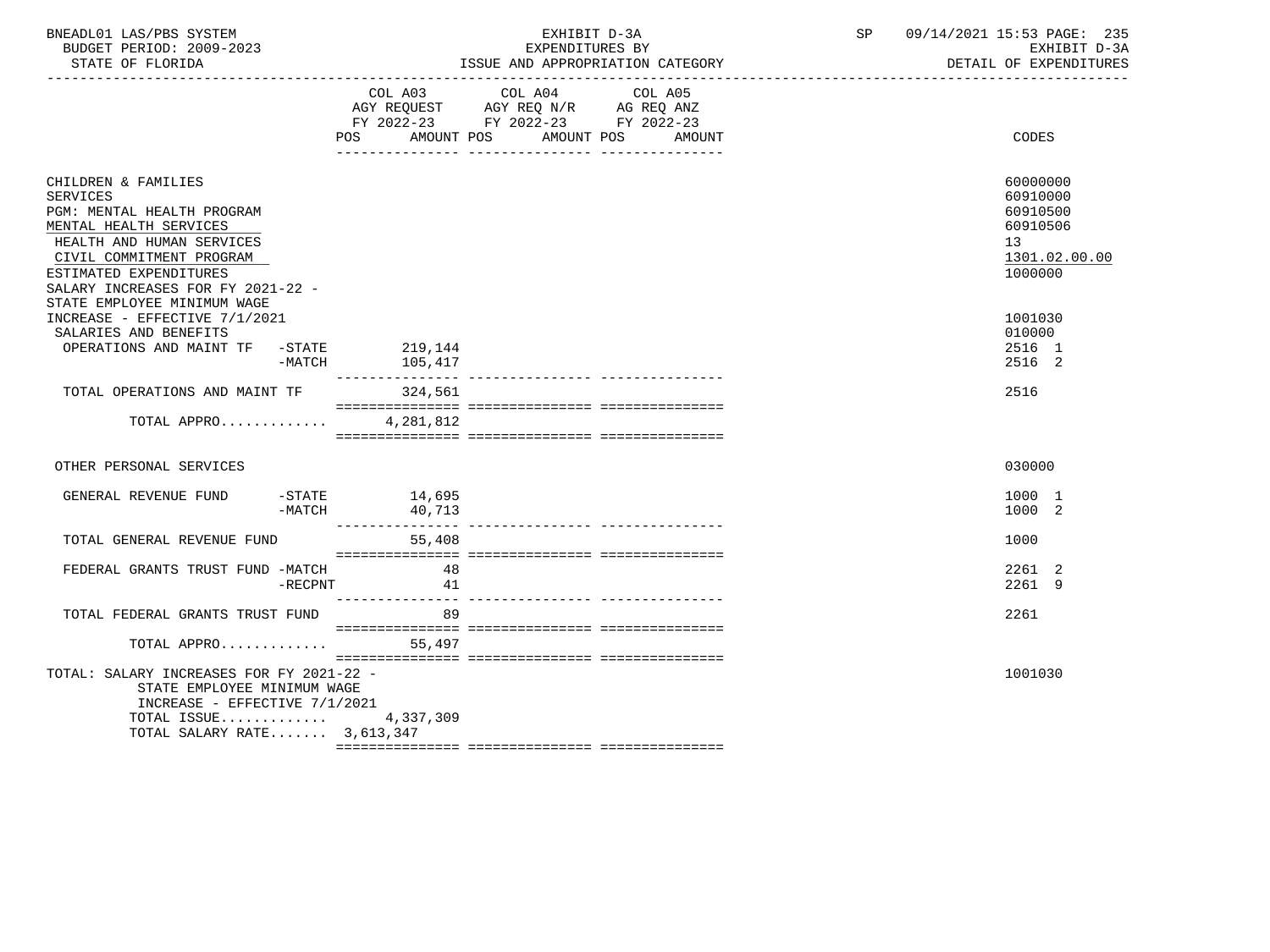BNEADL01 LAS/PBS SYSTEM — EXHIBIT D-3A — EXPENDITURES BY ISSUE AND APPROPRIATION CATEGORY

BUDGET PERIOD: 2009-2023 — STATE OF FLORIDA — SP 09/14/2021 15:53 — EXHIBIT D-3A — DETAIL OF EXPENDITURES

| | COL A03 AGY REQUEST FY 2022-23 POS AMOUNT | COL A04 AGY REQ N/R FY 2022-23 POS AMOUNT | COL A05 AG REQ ANZ FY 2022-23 POS AMOUNT | CODES |
|---|---|---|---|---|
| CHILDREN & FAMILIES | | | | 60000000 |
| SERVICES | | | | 60910000 |
| PGM: MENTAL HEALTH PROGRAM | | | | 60910500 |
| MENTAL HEALTH SERVICES | | | | 60910506 |
| HEALTH AND HUMAN SERVICES | | | | 13 |
| CIVIL COMMITMENT PROGRAM | | | | 1301.02.00.00 |
| ESTIMATED EXPENDITURES | | | | 1000000 |
| SALARY INCREASES FOR FY 2021-22 - STATE EMPLOYEE MINIMUM WAGE INCREASE - EFFECTIVE 7/1/2021 | | | | 1001030 |
| SALARIES AND BENEFITS | | | | 010000 |
| OPERATIONS AND MAINT TF -STATE | 219,144 | | | 2516 1 |
| -MATCH | 105,417 | | | 2516 2 |
| TOTAL OPERATIONS AND MAINT TF | 324,561 | | | 2516 |
| TOTAL APPRO............. | 4,281,812 | | | |
| OTHER PERSONAL SERVICES | | | | 030000 |
| GENERAL REVENUE FUND -STATE | 14,695 | | | 1000 1 |
| -MATCH | 40,713 | | | 1000 2 |
| TOTAL GENERAL REVENUE FUND | 55,408 | | | 1000 |
| FEDERAL GRANTS TRUST FUND -MATCH | 48 | | | 2261 2 |
| -RECPNT | 41 | | | 2261 9 |
| TOTAL FEDERAL GRANTS TRUST FUND | 89 | | | 2261 |
| TOTAL APPRO............. | 55,497 | | | |
| TOTAL: SALARY INCREASES FOR FY 2021-22 - STATE EMPLOYEE MINIMUM WAGE INCREASE - EFFECTIVE 7/1/2021 | | | | 1001030 |
| TOTAL ISSUE............. | 4,337,309 | | | |
| TOTAL SALARY RATE....... | 3,613,347 | | | |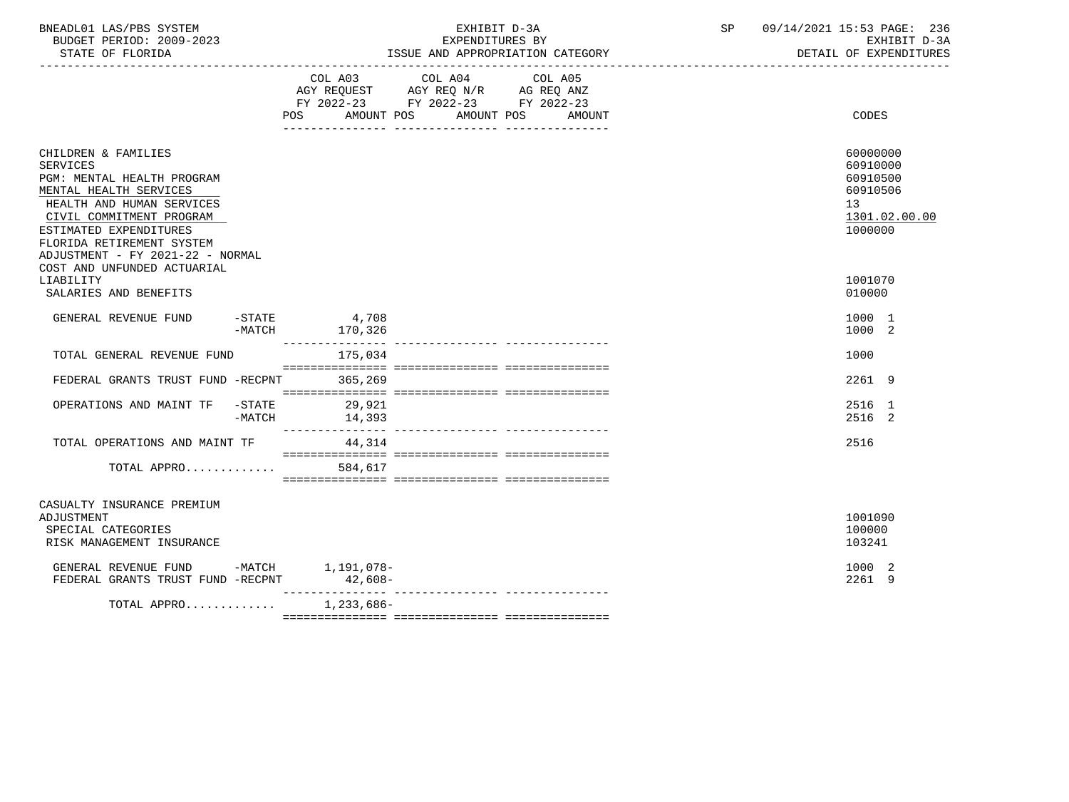BNEADL01 LAS/PBS SYSTEM — EXHIBIT D-3A — EXPENDITURES BY ISSUE AND APPROPRIATION CATEGORY
BUDGET PERIOD: 2009-2023 — STATE OF FLORIDA
SP 09/14/2021 15:53 — EXHIBIT D-3A DETAIL OF EXPENDITURES

| | COL A03 AGY REQUEST FY 2022-23 POS AMOUNT | COL A04 AGY REQ N/R FY 2022-23 POS AMOUNT | COL A05 AG REQ ANZ FY 2022-23 POS AMOUNT | CODES |
|---|---|---|---|---|
| CHILDREN & FAMILIES | | | | 60000000 |
| SERVICES | | | | 60910000 |
| PGM: MENTAL HEALTH PROGRAM | | | | 60910500 |
| MENTAL HEALTH SERVICES | | | | 60910506 |
| HEALTH AND HUMAN SERVICES | | | | 13 |
| CIVIL COMMITMENT PROGRAM | | | | 1301.02.00.00 |
| ESTIMATED EXPENDITURES | | | | 1000000 |
| FLORIDA RETIREMENT SYSTEM ADJUSTMENT - FY 2021-22 - NORMAL COST AND UNFUNDED ACTUARIAL LIABILITY | | | | 1001070 |
| SALARIES AND BENEFITS | | | | 010000 |
| GENERAL REVENUE FUND -STATE | 4,708 | | | 1000 1 |
| GENERAL REVENUE FUND -MATCH | 170,326 | | | 1000 2 |
| TOTAL GENERAL REVENUE FUND | 175,034 | | | 1000 |
| FEDERAL GRANTS TRUST FUND -RECPNT | 365,269 | | | 2261 9 |
| OPERATIONS AND MAINT TF -STATE | 29,921 | | | 2516 1 |
| OPERATIONS AND MAINT TF -MATCH | 14,393 | | | 2516 2 |
| TOTAL OPERATIONS AND MAINT TF | 44,314 | | | 2516 |
| TOTAL APPRO............ | 584,617 | | | |
| CASUALTY INSURANCE PREMIUM ADJUSTMENT | | | | 1001090 |
| SPECIAL CATEGORIES | | | | 100000 |
| RISK MANAGEMENT INSURANCE | | | | 103241 |
| GENERAL REVENUE FUND -MATCH | 1,191,078- | | | 1000 2 |
| FEDERAL GRANTS TRUST FUND -RECPNT | 42,608- | | | 2261 9 |
| TOTAL APPRO............ | 1,233,686- | | | |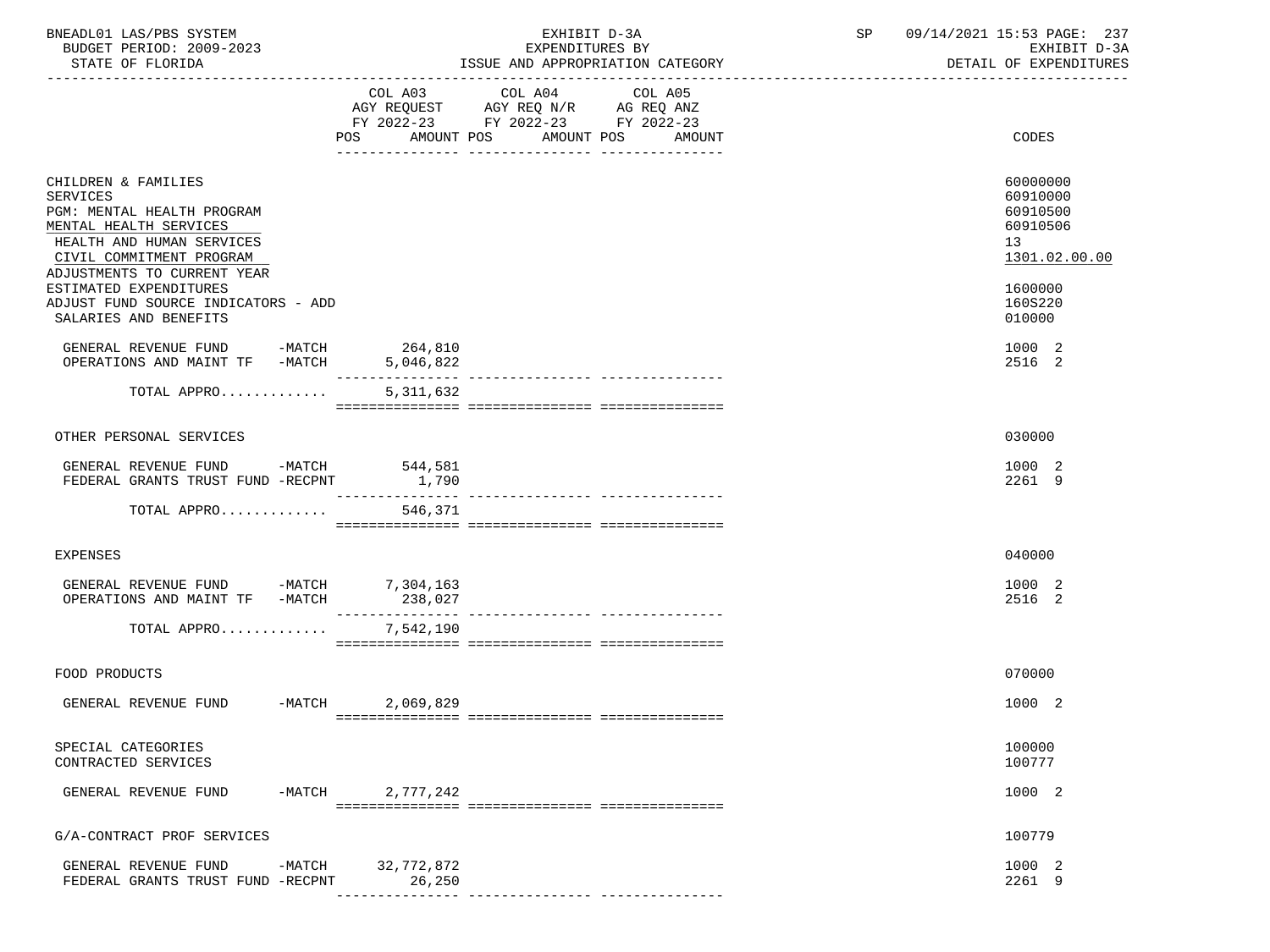BNEADL01 LAS/PBS SYSTEM — EXHIBIT D-3A — EXPENDITURES BY ISSUE AND APPROPRIATION CATEGORY — SP 09/14/2021 15:53 PAGE: 237
BUDGET PERIOD: 2009-2023 — EXHIBIT D-3A
STATE OF FLORIDA — DETAIL OF EXPENDITURES

| | COL A03 AGY REQUEST FY 2022-23 POS AMOUNT | COL A04 AGY REQ N/R FY 2022-23 POS AMOUNT | COL A05 AG REQ ANZ FY 2022-23 POS AMOUNT | CODES |
|---|---|---|---|---|
| CHILDREN & FAMILIES | | | | 60000000 |
| SERVICES | | | | 60910000 |
| PGM: MENTAL HEALTH PROGRAM | | | | 60910500 |
| MENTAL HEALTH SERVICES | | | | 60910506 |
| HEALTH AND HUMAN SERVICES | | | | 13 |
| CIVIL COMMITMENT PROGRAM | | | | 1301.02.00.00 |
| ADJUSTMENTS TO CURRENT YEAR ESTIMATED EXPENDITURES | | | | 1600000 |
| ADJUST FUND SOURCE INDICATORS - ADD | | | | 160S220 |
| SALARIES AND BENEFITS | | | | 010000 |
| GENERAL REVENUE FUND -MATCH | 264,810 | | | 1000 2 |
| OPERATIONS AND MAINT TF -MATCH | 5,046,822 | | | 2516 2 |
| TOTAL APPRO............ | 5,311,632 | | | |
| OTHER PERSONAL SERVICES | | | | 030000 |
| GENERAL REVENUE FUND -MATCH | 544,581 | | | 1000 2 |
| FEDERAL GRANTS TRUST FUND -RECPNT | 1,790 | | | 2261 9 |
| TOTAL APPRO............ | 546,371 | | | |
| EXPENSES | | | | 040000 |
| GENERAL REVENUE FUND -MATCH | 7,304,163 | | | 1000 2 |
| OPERATIONS AND MAINT TF -MATCH | 238,027 | | | 2516 2 |
| TOTAL APPRO............ | 7,542,190 | | | |
| FOOD PRODUCTS | | | | 070000 |
| GENERAL REVENUE FUND -MATCH | 2,069,829 | | | 1000 2 |
| SPECIAL CATEGORIES | | | | 100000 |
| CONTRACTED SERVICES | | | | 100777 |
| GENERAL REVENUE FUND -MATCH | 2,777,242 | | | 1000 2 |
| G/A-CONTRACT PROF SERVICES | | | | 100779 |
| GENERAL REVENUE FUND -MATCH | 32,772,872 | | | 1000 2 |
| FEDERAL GRANTS TRUST FUND -RECPNT | 26,250 | | | 2261 9 |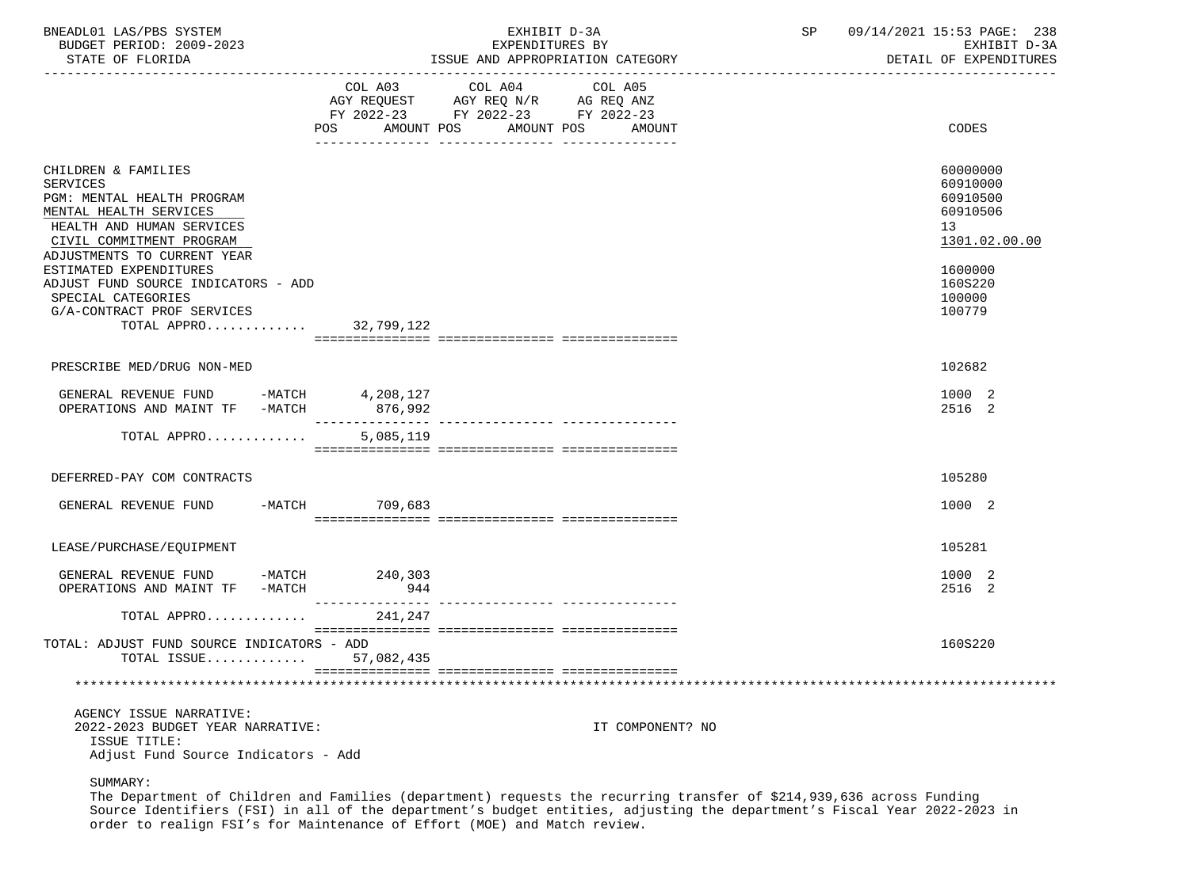| | COL A03 AGY REQUEST FY 2022-23 POS AMOUNT | COL A04 AGY REQ N/R FY 2022-23 POS AMOUNT | COL A05 AG REQ ANZ FY 2022-23 POS AMOUNT | CODES |
|---|---|---|---|---|
| CHILDREN & FAMILIES | | | | 60000000 |
| SERVICES | | | | 60910000 |
| PGM: MENTAL HEALTH PROGRAM | | | | 60910500 |
| MENTAL HEALTH SERVICES | | | | 60910506 |
| HEALTH AND HUMAN SERVICES | | | | 13 |
| CIVIL COMMITMENT PROGRAM | | | | 1301.02.00.00 |
| ADJUSTMENTS TO CURRENT YEAR ESTIMATED EXPENDITURES | | | | 1600000 |
| ADJUST FUND SOURCE INDICATORS - ADD | | | | 160S220 |
| SPECIAL CATEGORIES | | | | 100000 |
| G/A-CONTRACT PROF SERVICES | | | | 100779 |
| TOTAL APPRO............ | 32,799,122 | | | |
| PRESCRIBE MED/DRUG NON-MED | | | | 102682 |
| GENERAL REVENUE FUND -MATCH | 4,208,127 | | | 1000 2 |
| OPERATIONS AND MAINT TF -MATCH | 876,992 | | | 2516 2 |
| TOTAL APPRO............ | 5,085,119 | | | |
| DEFERRED-PAY COM CONTRACTS | | | | 105280 |
| GENERAL REVENUE FUND -MATCH | 709,683 | | | 1000 2 |
| LEASE/PURCHASE/EQUIPMENT | | | | 105281 |
| GENERAL REVENUE FUND -MATCH | 240,303 | | | 1000 2 |
| OPERATIONS AND MAINT TF -MATCH | 944 | | | 2516 2 |
| TOTAL APPRO............ | 241,247 | | | |
| TOTAL: ADJUST FUND SOURCE INDICATORS - ADD | | | | 160S220 |
| TOTAL ISSUE............ | 57,082,435 | | | |

AGENCY ISSUE NARRATIVE:

2022-2023 BUDGET YEAR NARRATIVE: IT COMPONENT? NO

ISSUE TITLE:
Adjust Fund Source Indicators - Add

SUMMARY:
The Department of Children and Families (department) requests the recurring transfer of $214,939,636 across Funding Source Identifiers (FSI) in all of the department's budget entities, adjusting the department's Fiscal Year 2022-2023 in order to realign FSI's for Maintenance of Effort (MOE) and Match review.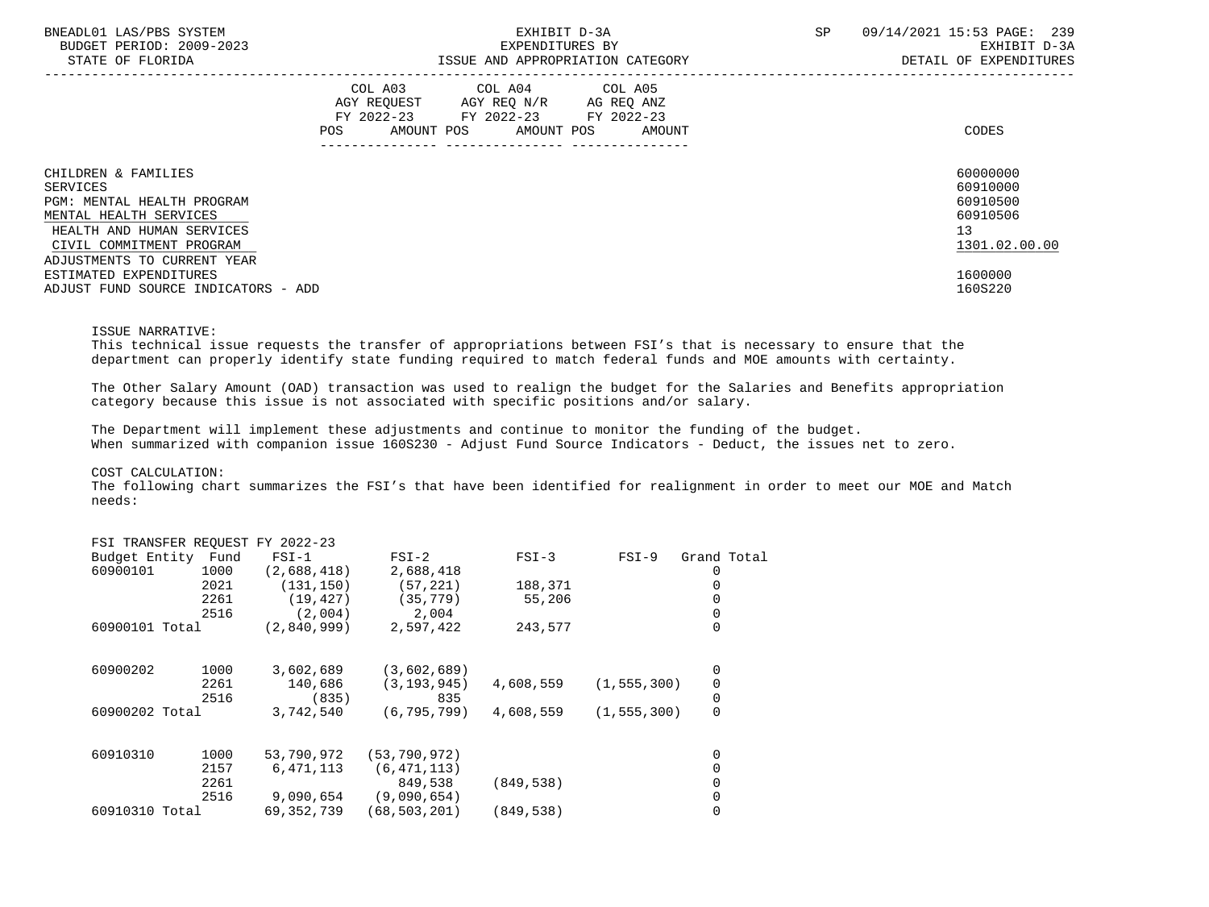| | COL A03 AGY REQUEST FY 2022-23 POS AMOUNT | COL A04 AGY REQ N/R FY 2022-23 POS AMOUNT | COL A05 AG REQ ANZ FY 2022-23 POS AMOUNT | CODES |
|---|---|---|---|---|
| CHILDREN & FAMILIES | | | | 60000000 |
| SERVICES | | | | 60910000 |
| PGM: MENTAL HEALTH PROGRAM | | | | 60910500 |
| MENTAL HEALTH SERVICES | | | | 60910506 |
| HEALTH AND HUMAN SERVICES | | | | 13 |
| CIVIL COMMITMENT PROGRAM | | | | 1301.02.00.00 |
| ADJUSTMENTS TO CURRENT YEAR ESTIMATED EXPENDITURES | | | | 1600000 |
| ADJUST FUND SOURCE INDICATORS - ADD | | | | 160S220 |

ISSUE NARRATIVE:
This technical issue requests the transfer of appropriations between FSI's that is necessary to ensure that the department can properly identify state funding required to match federal funds and MOE amounts with certainty.

The Other Salary Amount (OAD) transaction was used to realign the budget for the Salaries and Benefits appropriation category because this issue is not associated with specific positions and/or salary.

The Department will implement these adjustments and continue to monitor the funding of the budget.
When summarized with companion issue 160S230 - Adjust Fund Source Indicators - Deduct, the issues net to zero.

COST CALCULATION:
The following chart summarizes the FSI's that have been identified for realignment in order to meet our MOE and Match needs:

FSI TRANSFER REQUEST FY 2022-23

| Budget Entity | Fund | FSI-1 | FSI-2 | FSI-3 | FSI-9 | Grand Total |
|---|---|---|---|---|---|---|
| 60900101 | 1000 | (2,688,418) | 2,688,418 | | | 0 |
| | 2021 | (131,150) | (57,221) | 188,371 | | 0 |
| | 2261 | (19,427) | (35,779) | 55,206 | | 0 |
| | 2516 | (2,004) | 2,004 | | | 0 |
| 60900101 Total | | (2,840,999) | 2,597,422 | 243,577 | | 0 |
| | | | | | | |
| 60900202 | 1000 | 3,602,689 | (3,602,689) | | | 0 |
| | 2261 | 140,686 | (3,193,945) | 4,608,559 | (1,555,300) | 0 |
| | 2516 | (835) | 835 | | | 0 |
| 60900202 Total | | 3,742,540 | (6,795,799) | 4,608,559 | (1,555,300) | 0 |
| | | | | | | |
| 60910310 | 1000 | 53,790,972 | (53,790,972) | | | 0 |
| | 2157 | 6,471,113 | (6,471,113) | | | 0 |
| | 2261 | | 849,538 | (849,538) | | 0 |
| | 2516 | 9,090,654 | (9,090,654) | | | 0 |
| 60910310 Total | | 69,352,739 | (68,503,201) | (849,538) | | 0 |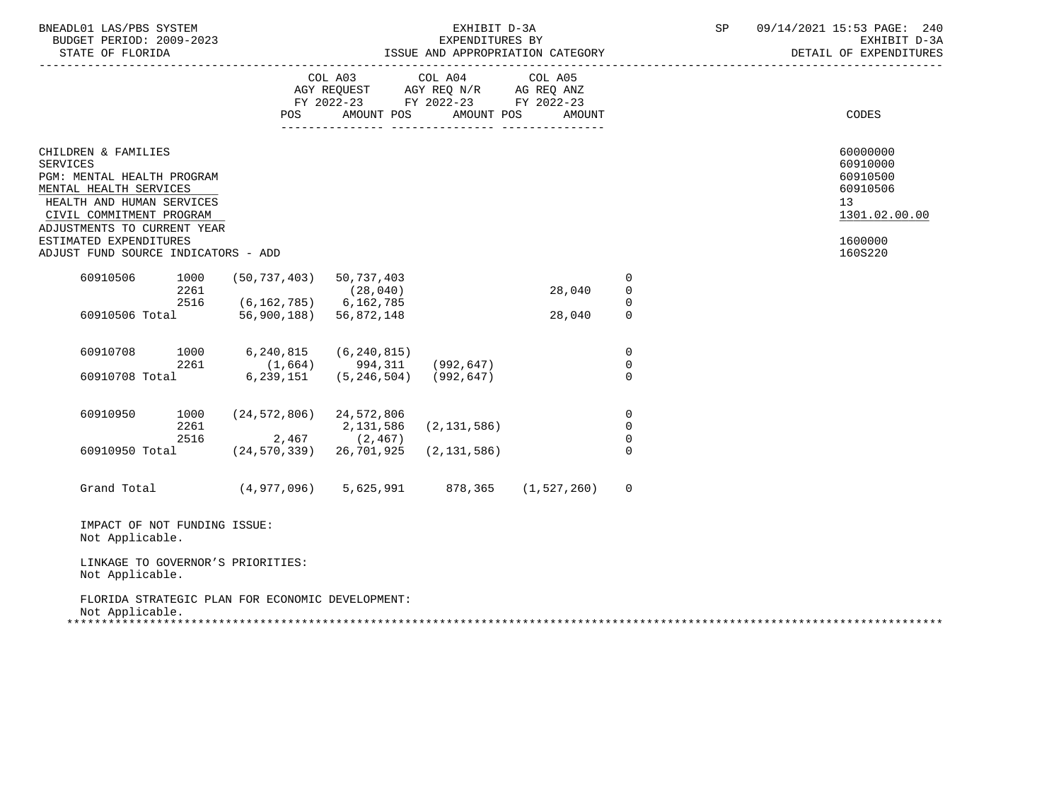BNEADL01 LAS/PBS SYSTEM | EXHIBIT D-3A | SP 09/14/2021 15:53
BUDGET PERIOD: 2009-2023 | EXPENDITURES BY | EXHIBIT D-3A
STATE OF FLORIDA | ISSUE AND APPROPRIATION CATEGORY | DETAIL OF EXPENDITURES

| | | COL A03 AGY REQUEST FY 2022-23 POS | AMOUNT | COL A04 AGY REQ N/R FY 2022-23 POS | AMOUNT | COL A05 AG REQ ANZ FY 2022-23 POS | AMOUNT | CODES |
|---|---|---|---|---|---|---|---|---|
| CHILDREN & FAMILIES | | | | | | | | 60000000 |
| SERVICES | | | | | | | | 60910000 |
| PGM: MENTAL HEALTH PROGRAM | | | | | | | | 60910500 |
| MENTAL HEALTH SERVICES | | | | | | | | 60910506 |
| HEALTH AND HUMAN SERVICES | | | | | | | | 13 |
| CIVIL COMMITMENT PROGRAM | | | | | | | | 1301.02.00.00 |
| ADJUSTMENTS TO CURRENT YEAR ESTIMATED EXPENDITURES | | | | | | | | 1600000 |
| ADJUST FUND SOURCE INDICATORS - ADD | | | | | | | | 160S220 |

| | | | | | | |
|---|---|---|---|---|---|---|
| 60910506 | 1000 | (50,737,403) | 50,737,403 | | | 0 |
| | 2261 | | (28,040) | | 28,040 | 0 |
| | 2516 | (6,162,785) | 6,162,785 | | | 0 |
| 60910506 Total | | 56,900,188) | 56,872,148 | | 28,040 | 0 |
| 60910708 | 1000 | 6,240,815 | (6,240,815) | | | 0 |
| | 2261 | (1,664) | 994,311 | (992,647) | | 0 |
| 60910708 Total | | 6,239,151 | (5,246,504) | (992,647) | | 0 |
| 60910950 | 1000 | (24,572,806) | 24,572,806 | | | 0 |
| | 2261 | | 2,131,586 | (2,131,586) | | 0 |
| | 2516 | 2,467 | (2,467) | | | 0 |
| 60910950 Total | | (24,570,339) | 26,701,925 | (2,131,586) | | 0 |
| Grand Total | | (4,977,096) | 5,625,991 | 878,365 | (1,527,260) | 0 |

IMPACT OF NOT FUNDING ISSUE:
Not Applicable.

LINKAGE TO GOVERNOR'S PRIORITIES:
Not Applicable.

FLORIDA STRATEGIC PLAN FOR ECONOMIC DEVELOPMENT:
Not Applicable.

*******************************************************************************************************************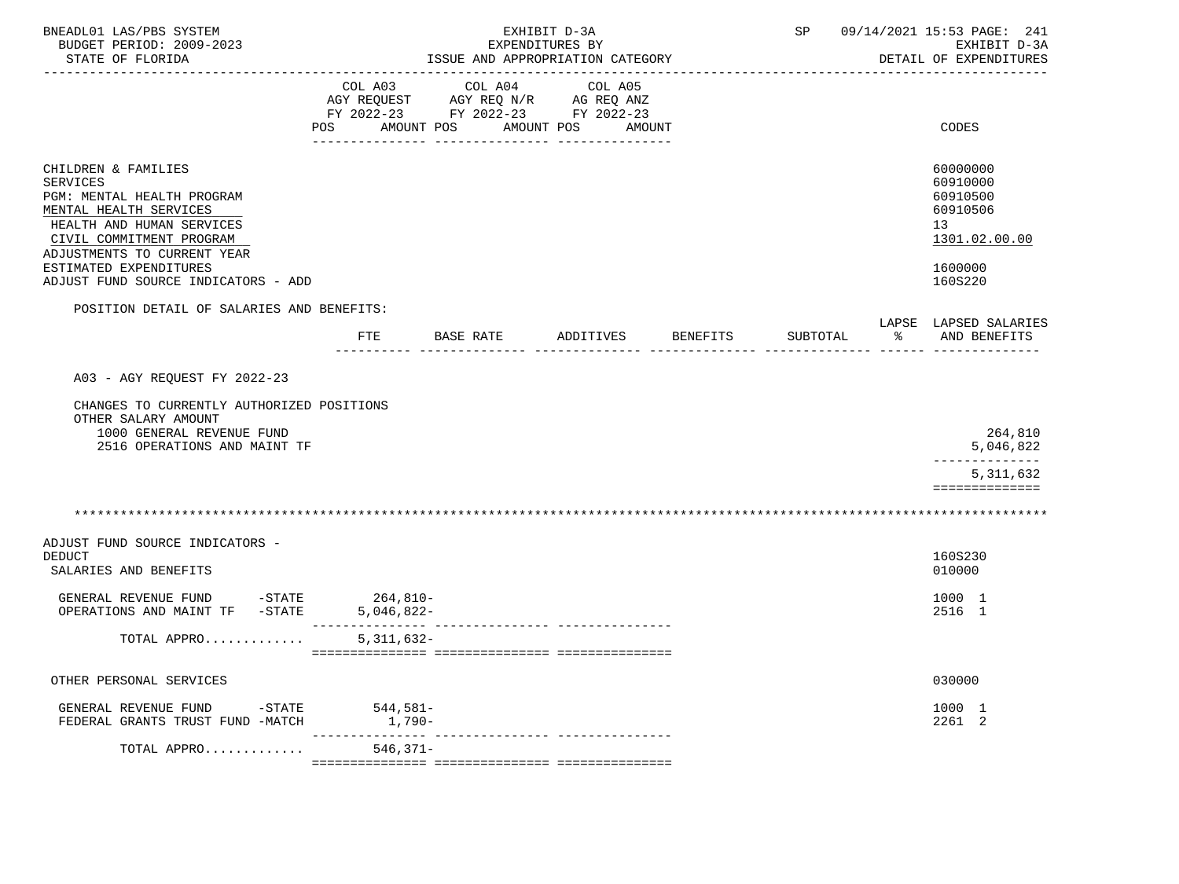BNEADL01 LAS/PBS SYSTEM | EXHIBIT D-3A | SP 09/14/2021 15:53 PAGE: 241
BUDGET PERIOD: 2009-2023 | EXPENDITURES BY | EXHIBIT D-3A
STATE OF FLORIDA | ISSUE AND APPROPRIATION CATEGORY | DETAIL OF EXPENDITURES

| | COL A03 AGY REQUEST FY 2022-23 POS AMOUNT | COL A04 AGY REQ N/R FY 2022-23 POS AMOUNT | COL A05 AG REQ ANZ FY 2022-23 POS AMOUNT | CODES |
|---|---|---|---|---|
| CHILDREN & FAMILIES | | | | 60000000 |
| SERVICES | | | | 60910000 |
| PGM: MENTAL HEALTH PROGRAM | | | | 60910500 |
| MENTAL HEALTH SERVICES | | | | 60910506 |
| HEALTH AND HUMAN SERVICES | | | | 13 |
| CIVIL COMMITMENT PROGRAM | | | | 1301.02.00.00 |
| ADJUSTMENTS TO CURRENT YEAR ESTIMATED EXPENDITURES | | | | 1600000 |
| ADJUST FUND SOURCE INDICATORS - ADD | | | | 160S220 |

POSITION DETAIL OF SALARIES AND BENEFITS:

| | FTE | BASE RATE | ADDITIVES | BENEFITS | SUBTOTAL | LAPSE % | LAPSED SALARIES AND BENEFITS |
|---|---|---|---|---|---|---|---|
| A03 - AGY REQUEST FY 2022-23 | | | | | | | |
| CHANGES TO CURRENTLY AUTHORIZED POSITIONS | | | | | | | |
| OTHER SALARY AMOUNT | | | | | | | |
| 1000 GENERAL REVENUE FUND | | | | | | | 264,810 |
| 2516 OPERATIONS AND MAINT TF | | | | | | | 5,046,822 |
| | | | | | | | 5,311,632 |

*******************************************************************************************************************

| | COL A03 | COL A04 | COL A05 | CODES |
|---|---|---|---|---|
| ADJUST FUND SOURCE INDICATORS - DEDUCT | | | | 160S230 |
| SALARIES AND BENEFITS | | | | 010000 |
| GENERAL REVENUE FUND -STATE | 264,810- | | | 1000 1 |
| OPERATIONS AND MAINT TF -STATE | 5,046,822- | | | 2516 1 |
| TOTAL APPRO............ | 5,311,632- | | | |
| OTHER PERSONAL SERVICES | | | | 030000 |
| GENERAL REVENUE FUND -STATE | 544,581- | | | 1000 1 |
| FEDERAL GRANTS TRUST FUND -MATCH | 1,790- | | | 2261 2 |
| TOTAL APPRO............ | 546,371- | | | |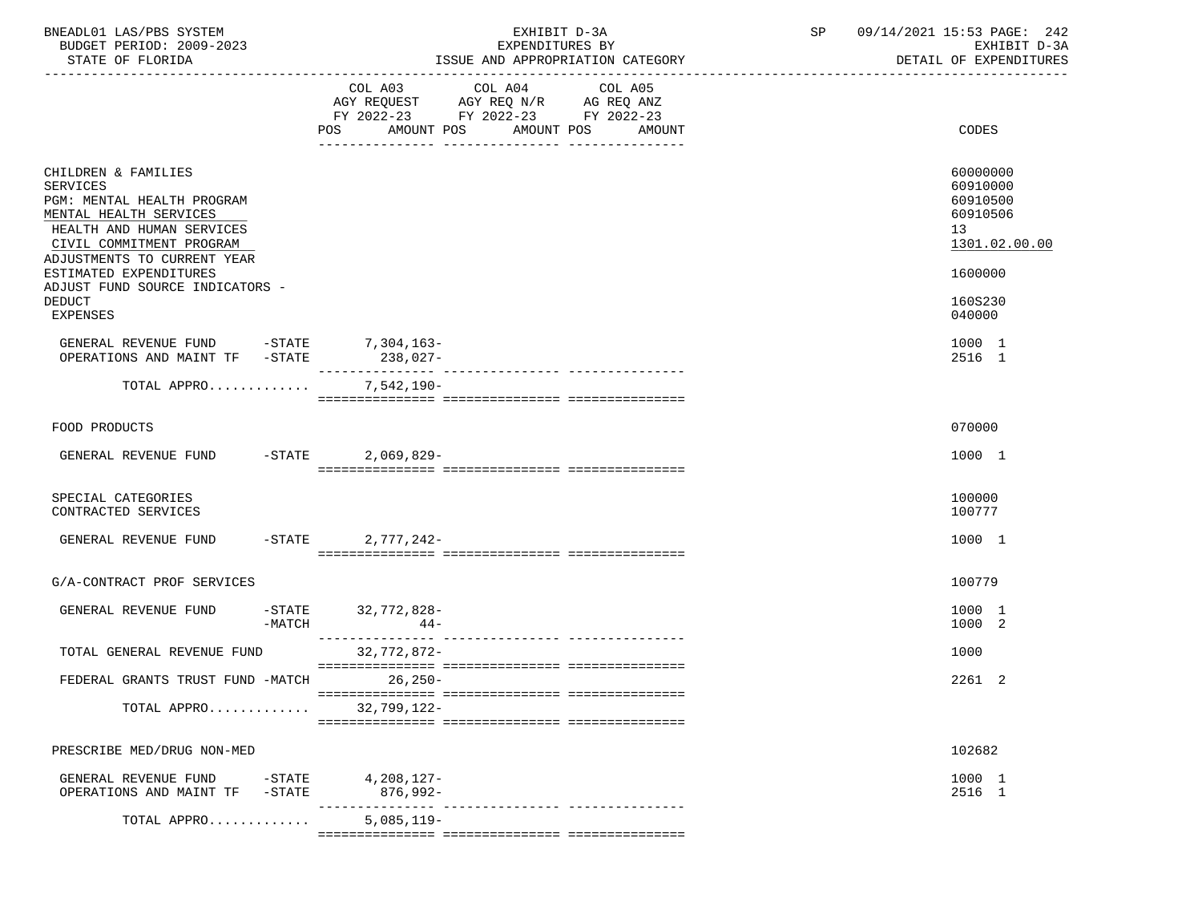BNEADL01 LAS/PBS SYSTEM | EXHIBIT D-3A | SP 09/14/2021 15:53

BUDGET PERIOD: 2009-2023 | EXPENDITURES BY | EXHIBIT D-3A

STATE OF FLORIDA | ISSUE AND APPROPRIATION CATEGORY | DETAIL OF EXPENDITURES

| | COL A03 AGY REQUEST FY 2022-23 POS AMOUNT | COL A04 AGY REQ N/R FY 2022-23 POS AMOUNT | COL A05 AG REQ ANZ FY 2022-23 POS AMOUNT | CODES |
|---|---|---|---|---|
| CHILDREN & FAMILIES | | | | 60000000 |
| SERVICES | | | | 60910000 |
| PGM: MENTAL HEALTH PROGRAM | | | | 60910500 |
| MENTAL HEALTH SERVICES | | | | 60910506 |
| HEALTH AND HUMAN SERVICES | | | | 13 |
| CIVIL COMMITMENT PROGRAM | | | | 1301.02.00.00 |
| ADJUSTMENTS TO CURRENT YEAR ESTIMATED EXPENDITURES | | | | 1600000 |
| ADJUST FUND SOURCE INDICATORS - DEDUCT | | | | 160S230 |
| EXPENSES | | | | 040000 |
| GENERAL REVENUE FUND -STATE | 7,304,163- | | | 1000 1 |
| OPERATIONS AND MAINT TF -STATE | 238,027- | | | 2516 1 |
| TOTAL APPRO............ | 7,542,190- | | | |
| FOOD PRODUCTS | | | | 070000 |
| GENERAL REVENUE FUND -STATE | 2,069,829- | | | 1000 1 |
| SPECIAL CATEGORIES | | | | 100000 |
| CONTRACTED SERVICES | | | | 100777 |
| GENERAL REVENUE FUND -STATE | 2,777,242- | | | 1000 1 |
| G/A-CONTRACT PROF SERVICES | | | | 100779 |
| GENERAL REVENUE FUND -STATE | 32,772,828- | | | 1000 1 |
| -MATCH | 44- | | | 1000 2 |
| TOTAL GENERAL REVENUE FUND | 32,772,872- | | | 1000 |
| FEDERAL GRANTS TRUST FUND -MATCH | 26,250- | | | 2261 2 |
| TOTAL APPRO............ | 32,799,122- | | | |
| PRESCRIBE MED/DRUG NON-MED | | | | 102682 |
| GENERAL REVENUE FUND -STATE | 4,208,127- | | | 1000 1 |
| OPERATIONS AND MAINT TF -STATE | 876,992- | | | 2516 1 |
| TOTAL APPRO............ | 5,085,119- | | | |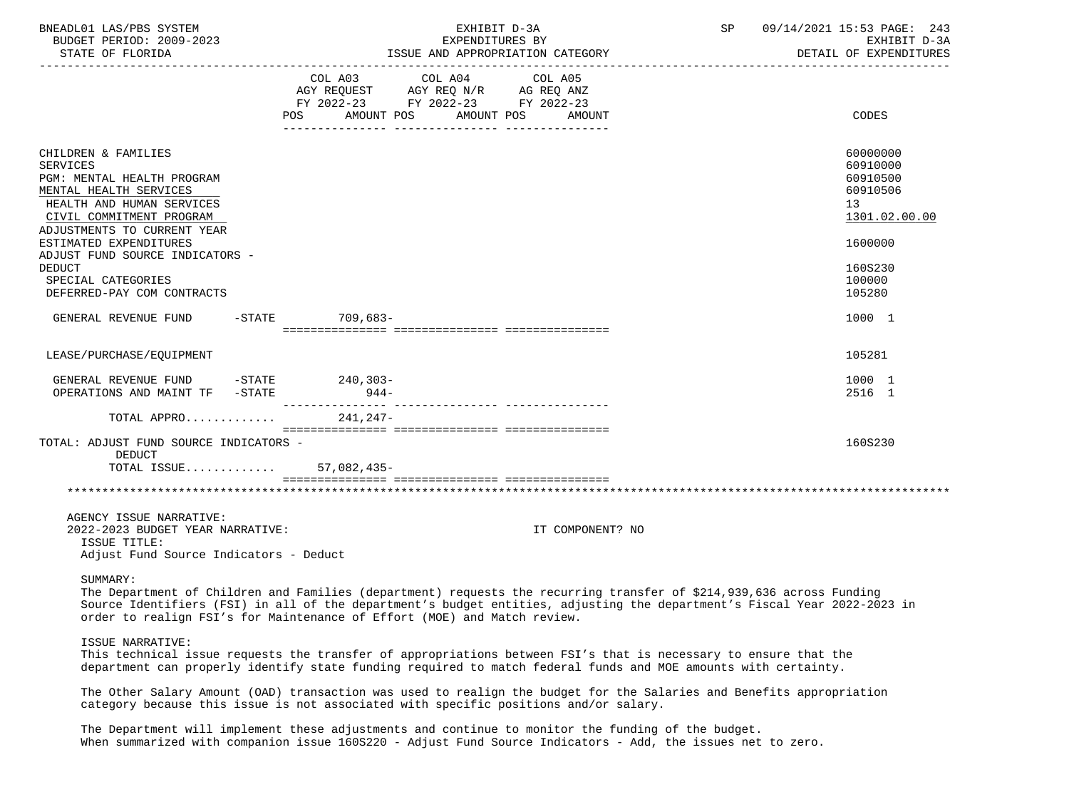| | COL A03 AGY REQUEST FY 2022-23 POS AMOUNT | COL A04 AGY REQ N/R FY 2022-23 POS AMOUNT | COL A05 AG REQ ANZ FY 2022-23 POS AMOUNT | CODES |
|---|---|---|---|---|
| CHILDREN & FAMILIES | | | | 60000000 |
| SERVICES | | | | 60910000 |
| PGM: MENTAL HEALTH PROGRAM | | | | 60910500 |
| MENTAL HEALTH SERVICES | | | | 60910506 |
| HEALTH AND HUMAN SERVICES | | | | 13 |
| CIVIL COMMITMENT PROGRAM | | | | 1301.02.00.00 |
| ADJUSTMENTS TO CURRENT YEAR ESTIMATED EXPENDITURES | | | | 1600000 |
| ADJUST FUND SOURCE INDICATORS - DEDUCT | | | | 160S230 |
| SPECIAL CATEGORIES | | | | 100000 |
| DEFERRED-PAY COM CONTRACTS | | | | 105280 |
| GENERAL REVENUE FUND -STATE | 709,683- | | | 1000 1 |
| LEASE/PURCHASE/EQUIPMENT | | | | 105281 |
| GENERAL REVENUE FUND -STATE | 240,303- | | | 1000 1 |
| OPERATIONS AND MAINT TF -STATE | 944- | | | 2516 1 |
| TOTAL APPRO............ | 241,247- | | | |
| TOTAL: ADJUST FUND SOURCE INDICATORS - DEDUCT | | | | 160S230 |
| TOTAL ISSUE............ | 57,082,435- | | | |

AGENCY ISSUE NARRATIVE:

2022-2023 BUDGET YEAR NARRATIVE: IT COMPONENT? NO

ISSUE TITLE:

Adjust Fund Source Indicators - Deduct

SUMMARY:

The Department of Children and Families (department) requests the recurring transfer of $214,939,636 across Funding Source Identifiers (FSI) in all of the department's budget entities, adjusting the department's Fiscal Year 2022-2023 in order to realign FSI's for Maintenance of Effort (MOE) and Match review.

ISSUE NARRATIVE:

This technical issue requests the transfer of appropriations between FSI's that is necessary to ensure that the department can properly identify state funding required to match federal funds and MOE amounts with certainty.

The Other Salary Amount (OAD) transaction was used to realign the budget for the Salaries and Benefits appropriation category because this issue is not associated with specific positions and/or salary.

The Department will implement these adjustments and continue to monitor the funding of the budget. When summarized with companion issue 160S220 - Adjust Fund Source Indicators - Add, the issues net to zero.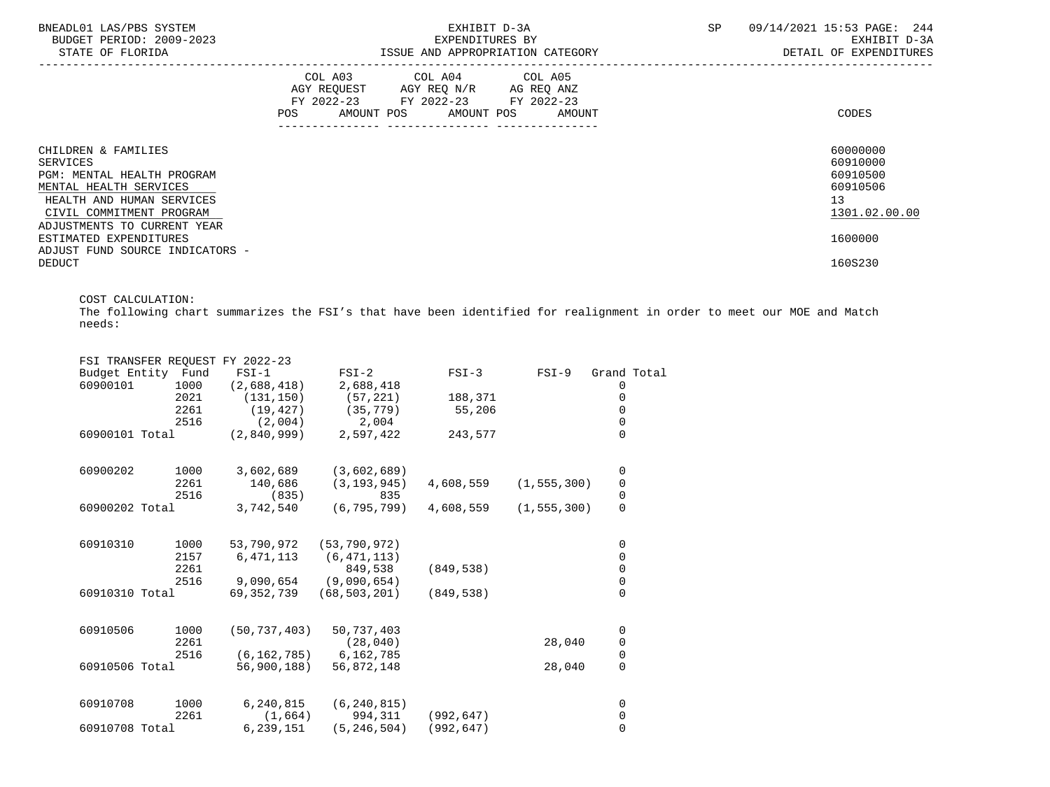| | COL A03 AGY REQUEST FY 2022-23 POS AMOUNT | COL A04 AGY REQ N/R FY 2022-23 POS AMOUNT | COL A05 AG REQ ANZ FY 2022-23 POS AMOUNT | CODES |
|---|---|---|---|---|
| CHILDREN & FAMILIES | | | | 60000000 |
| SERVICES | | | | 60910000 |
| PGM: MENTAL HEALTH PROGRAM | | | | 60910500 |
| MENTAL HEALTH SERVICES | | | | 60910506 |
| HEALTH AND HUMAN SERVICES | | | | 13 |
| CIVIL COMMITMENT PROGRAM | | | | 1301.02.00.00 |
| ADJUSTMENTS TO CURRENT YEAR ESTIMATED EXPENDITURES | | | | 1600000 |
| ADJUST FUND SOURCE INDICATORS - DEDUCT | | | | 160S230 |

COST CALCULATION:
The following chart summarizes the FSI's that have been identified for realignment in order to meet our MOE and Match needs:

FSI TRANSFER REQUEST FY 2022-23

| Budget Entity | Fund | FSI-1 | FSI-2 | FSI-3 | FSI-9 | Grand Total |
|---|---|---|---|---|---|---|
| 60900101 | 1000 | (2,688,418) | 2,688,418 | | | 0 |
| | 2021 | (131,150) | (57,221) | 188,371 | | 0 |
| | 2261 | (19,427) | (35,779) | 55,206 | | 0 |
| | 2516 | (2,004) | 2,004 | | | 0 |
| 60900101 Total | | (2,840,999) | 2,597,422 | 243,577 | | 0 |
| 60900202 | 1000 | 3,602,689 | (3,602,689) | | | 0 |
| | 2261 | 140,686 | (3,193,945) | 4,608,559 | (1,555,300) | 0 |
| | 2516 | (835) | 835 | | | 0 |
| 60900202 Total | | 3,742,540 | (6,795,799) | 4,608,559 | (1,555,300) | 0 |
| 60910310 | 1000 | 53,790,972 | (53,790,972) | | | 0 |
| | 2157 | 6,471,113 | (6,471,113) | | | 0 |
| | 2261 | | 849,538 | (849,538) | | 0 |
| | 2516 | 9,090,654 | (9,090,654) | | | 0 |
| 60910310 Total | | 69,352,739 | (68,503,201) | (849,538) | | 0 |
| 60910506 | 1000 | (50,737,403) | 50,737,403 | | | 0 |
| | 2261 | | (28,040) | | 28,040 | 0 |
| | 2516 | (6,162,785) | 6,162,785 | | | 0 |
| 60910506 Total | | 56,900,188) | 56,872,148 | | 28,040 | 0 |
| 60910708 | 1000 | 6,240,815 | (6,240,815) | | | 0 |
| | 2261 | (1,664) | 994,311 | (992,647) | | 0 |
| 60910708 Total | | 6,239,151 | (5,246,504) | (992,647) | | 0 |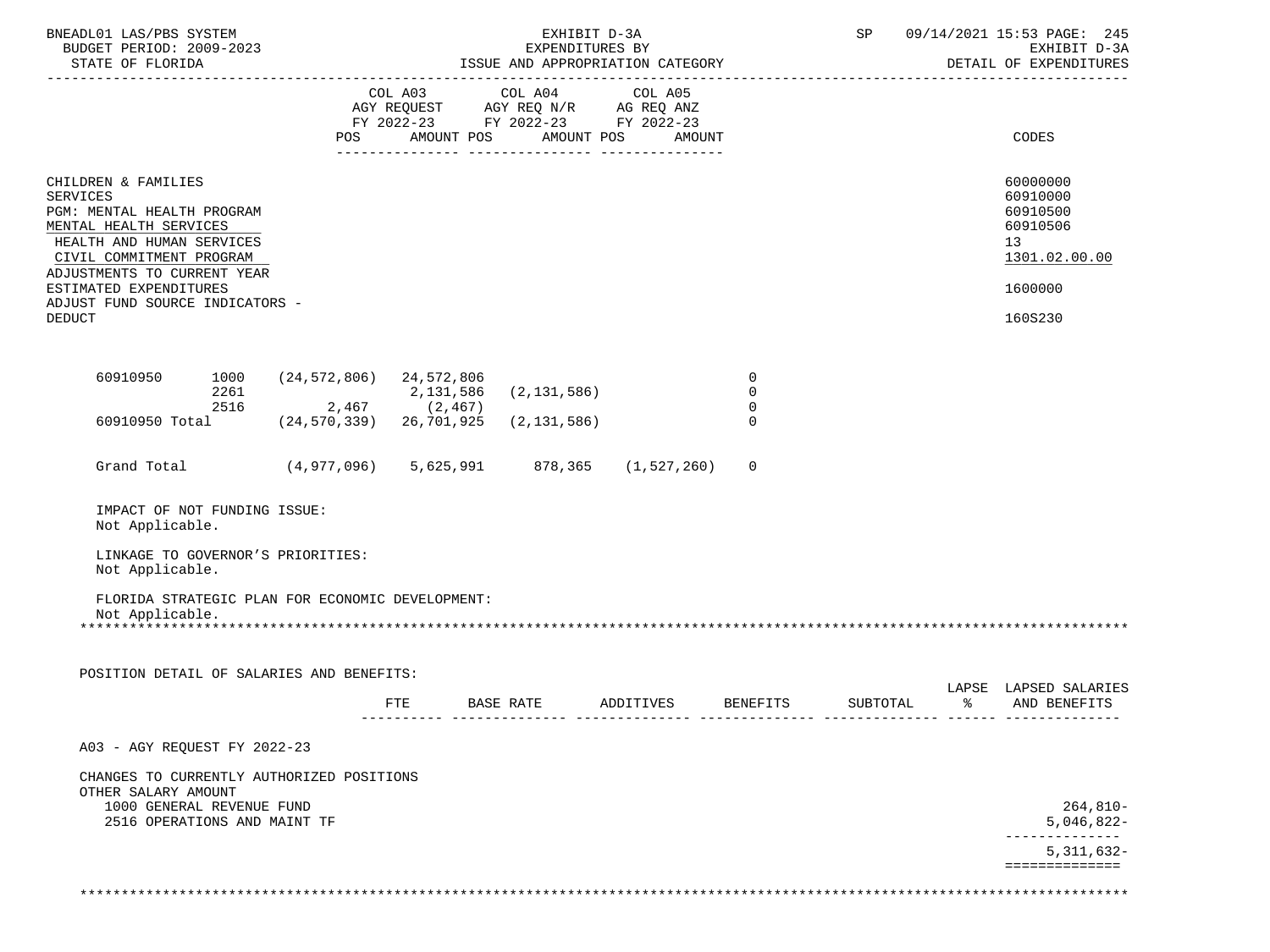| | | COL A03 AGY REQUEST FY 2022-23 | | COL A04 AGY REQ N/R FY 2022-23 | | COL A05 AG REQ ANZ FY 2022-23 | | CODES |
|---|---|---|---|---|---|---|---|---|
| | | POS | AMOUNT | POS | AMOUNT | POS | AMOUNT | |

CHILDREN & FAMILIES — 60000000
SERVICES — 60910000
PGM: MENTAL HEALTH PROGRAM — 60910500
MENTAL HEALTH SERVICES — 60910506
HEALTH AND HUMAN SERVICES — 13
CIVIL COMMITMENT PROGRAM — 1301.02.00.00
ADJUSTMENTS TO CURRENT YEAR ESTIMATED EXPENDITURES — 1600000
ADJUST FUND SOURCE INDICATORS - DEDUCT — 160S230

| | | | | | | |
|---|---|---|---|---|---|---|
| 60910950 | 1000 | (24,572,806) | 24,572,806 | | | 0 |
| | 2261 | | 2,131,586 | (2,131,586) | | 0 |
| | 2516 | 2,467 | (2,467) | | | 0 |
| 60910950 Total | | (24,570,339) | 26,701,925 | (2,131,586) | | 0 |
| Grand Total | | (4,977,096) | 5,625,991 | 878,365 | (1,527,260) | 0 |

IMPACT OF NOT FUNDING ISSUE:
Not Applicable.

LINKAGE TO GOVERNOR'S PRIORITIES:
Not Applicable.

FLORIDA STRATEGIC PLAN FOR ECONOMIC DEVELOPMENT:
Not Applicable.

*******************************************************************************************************************

POSITION DETAIL OF SALARIES AND BENEFITS:

| | FTE | BASE RATE | ADDITIVES | BENEFITS | SUBTOTAL | LAPSE % | LAPSED SALARIES AND BENEFITS |
|---|---|---|---|---|---|---|---|
| A03 - AGY REQUEST FY 2022-23 | | | | | | | |
| CHANGES TO CURRENTLY AUTHORIZED POSITIONS | | | | | | | |
| OTHER SALARY AMOUNT | | | | | | | |
| 1000 GENERAL REVENUE FUND | | | | | | | 264,810- |
| 2516 OPERATIONS AND MAINT TF | | | | | | | 5,046,822- |
| | | | | | | | 5,311,632- |

*******************************************************************************************************************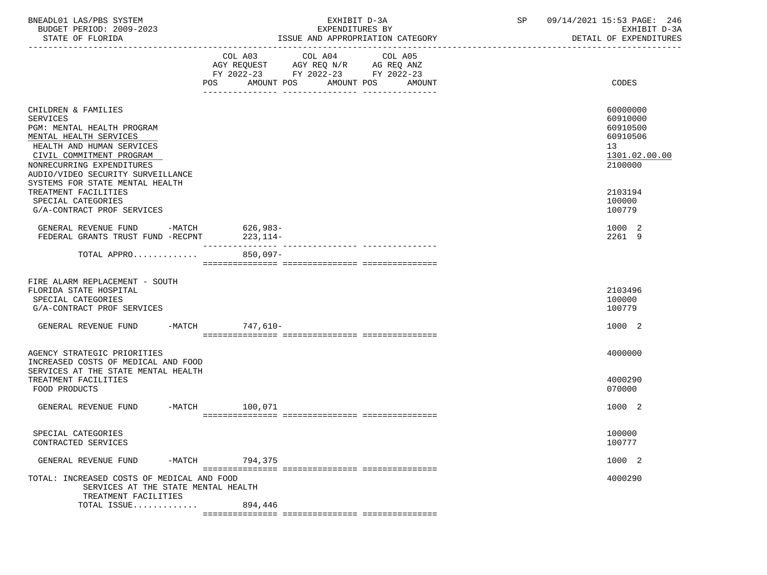BNEADL01 LAS/PBS SYSTEM — EXHIBIT D-3A — EXPENDITURES BY ISSUE AND APPROPRIATION CATEGORY
BUDGET PERIOD: 2009-2023 — STATE OF FLORIDA — SP 09/14/2021 15:53 — DETAIL OF EXPENDITURES

| | COL A03 AGY REQUEST FY 2022-23 POS | AMOUNT | COL A04 AGY REQ N/R FY 2022-23 POS | AMOUNT | COL A05 AG REQ ANZ FY 2022-23 POS | AMOUNT | CODES |
|---|---|---|---|---|---|---|---|
| CHILDREN & FAMILIES | | | | | | | 60000000 |
| SERVICES | | | | | | | 60910000 |
| PGM: MENTAL HEALTH PROGRAM | | | | | | | 60910500 |
| MENTAL HEALTH SERVICES | | | | | | | 60910506 |
| HEALTH AND HUMAN SERVICES | | | | | | | 13 |
| CIVIL COMMITMENT PROGRAM | | | | | | | 1301.02.00.00 |
| NONRECURRING EXPENDITURES | | | | | | | 2100000 |
| AUDIO/VIDEO SECURITY SURVEILLANCE SYSTEMS FOR STATE MENTAL HEALTH TREATMENT FACILITIES | | | | | | | 2103194 |
| SPECIAL CATEGORIES | | | | | | | 100000 |
| G/A-CONTRACT PROF SERVICES | | | | | | | 100779 |
| GENERAL REVENUE FUND -MATCH | | 626,983- | | | | | 1000 2 |
| FEDERAL GRANTS TRUST FUND -RECPNT | | 223,114- | | | | | 2261 9 |
| TOTAL APPRO............ | | 850,097- | | | | | |
| FIRE ALARM REPLACEMENT - SOUTH FLORIDA STATE HOSPITAL | | | | | | | 2103496 |
| SPECIAL CATEGORIES | | | | | | | 100000 |
| G/A-CONTRACT PROF SERVICES | | | | | | | 100779 |
| GENERAL REVENUE FUND -MATCH | | 747,610- | | | | | 1000 2 |
| AGENCY STRATEGIC PRIORITIES | | | | | | | 4000000 |
| INCREASED COSTS OF MEDICAL AND FOOD SERVICES AT THE STATE MENTAL HEALTH TREATMENT FACILITIES | | | | | | | 4000290 |
| FOOD PRODUCTS | | | | | | | 070000 |
| GENERAL REVENUE FUND -MATCH | | 100,071 | | | | | 1000 2 |
| SPECIAL CATEGORIES | | | | | | | 100000 |
| CONTRACTED SERVICES | | | | | | | 100777 |
| GENERAL REVENUE FUND -MATCH | | 794,375 | | | | | 1000 2 |
| TOTAL: INCREASED COSTS OF MEDICAL AND FOOD SERVICES AT THE STATE MENTAL HEALTH TREATMENT FACILITIES | | | | | | | 4000290 |
| TOTAL ISSUE............ | | 894,446 | | | | | |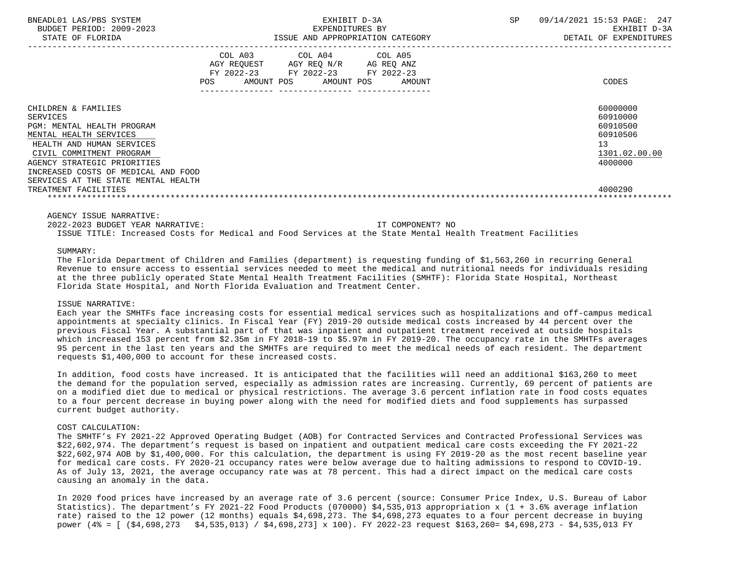| | COL A03 AGY REQUEST FY 2022-23 POS AMOUNT | COL A04 AGY REQ N/R FY 2022-23 POS AMOUNT | COL A05 AG REQ ANZ FY 2022-23 POS AMOUNT | CODES |
|---|---|---|---|---|
| CHILDREN & FAMILIES | | | | 60000000 |
| SERVICES | | | | 60910000 |
| PGM: MENTAL HEALTH PROGRAM | | | | 60910500 |
| MENTAL HEALTH SERVICES | | | | 60910506 |
| HEALTH AND HUMAN SERVICES | | | | 13 |
| CIVIL COMMITMENT PROGRAM | | | | 1301.02.00.00 |
| AGENCY STRATEGIC PRIORITIES | | | | 4000000 |
| INCREASED COSTS OF MEDICAL AND FOOD SERVICES AT THE STATE MENTAL HEALTH TREATMENT FACILITIES | | | | 4000290 |

AGENCY ISSUE NARRATIVE:

2022-2023 BUDGET YEAR NARRATIVE: IT COMPONENT? NO

ISSUE TITLE: Increased Costs for Medical and Food Services at the State Mental Health Treatment Facilities

SUMMARY:

The Florida Department of Children and Families (department) is requesting funding of $1,563,260 in recurring General Revenue to ensure access to essential services needed to meet the medical and nutritional needs for individuals residing at the three publicly operated State Mental Health Treatment Facilities (SMHTF): Florida State Hospital, Northeast Florida State Hospital, and North Florida Evaluation and Treatment Center.

ISSUE NARRATIVE:

Each year the SMHTFs face increasing costs for essential medical services such as hospitalizations and off-campus medical appointments at specialty clinics. In Fiscal Year (FY) 2019-20 outside medical costs increased by 44 percent over the previous Fiscal Year. A substantial part of that was inpatient and outpatient treatment received at outside hospitals which increased 153 percent from $2.35m in FY 2018-19 to $5.97m in FY 2019-20. The occupancy rate in the SMHTFs averages 95 percent in the last ten years and the SMHTFs are required to meet the medical needs of each resident. The department requests $1,400,000 to account for these increased costs.

In addition, food costs have increased. It is anticipated that the facilities will need an additional $163,260 to meet the demand for the population served, especially as admission rates are increasing. Currently, 69 percent of patients are on a modified diet due to medical or physical restrictions. The average 3.6 percent inflation rate in food costs equates to a four percent decrease in buying power along with the need for modified diets and food supplements has surpassed current budget authority.

COST CALCULATION:

The SMHTF's FY 2021-22 Approved Operating Budget (AOB) for Contracted Services and Contracted Professional Services was $22,602,974. The department's request is based on inpatient and outpatient medical care costs exceeding the FY 2021-22 $22,602,974 AOB by $1,400,000. For this calculation, the department is using FY 2019-20 as the most recent baseline year for medical care costs. FY 2020-21 occupancy rates were below average due to halting admissions to respond to COVID-19. As of July 13, 2021, the average occupancy rate was at 78 percent. This had a direct impact on the medical care costs causing an anomaly in the data.

In 2020 food prices have increased by an average rate of 3.6 percent (source: Consumer Price Index, U.S. Bureau of Labor Statistics). The department's FY 2021-22 Food Products (070000) $4,535,013 appropriation x (1 + 3.6% average inflation rate) raised to the 12 power (12 months) equals $4,698,273. The $4,698,273 equates to a four percent decrease in buying power (4% = [ ($4,698,273 $4,535,013) / $4,698,273] x 100). FY 2022-23 request $163,260= $4,698,273 - $4,535,013 FY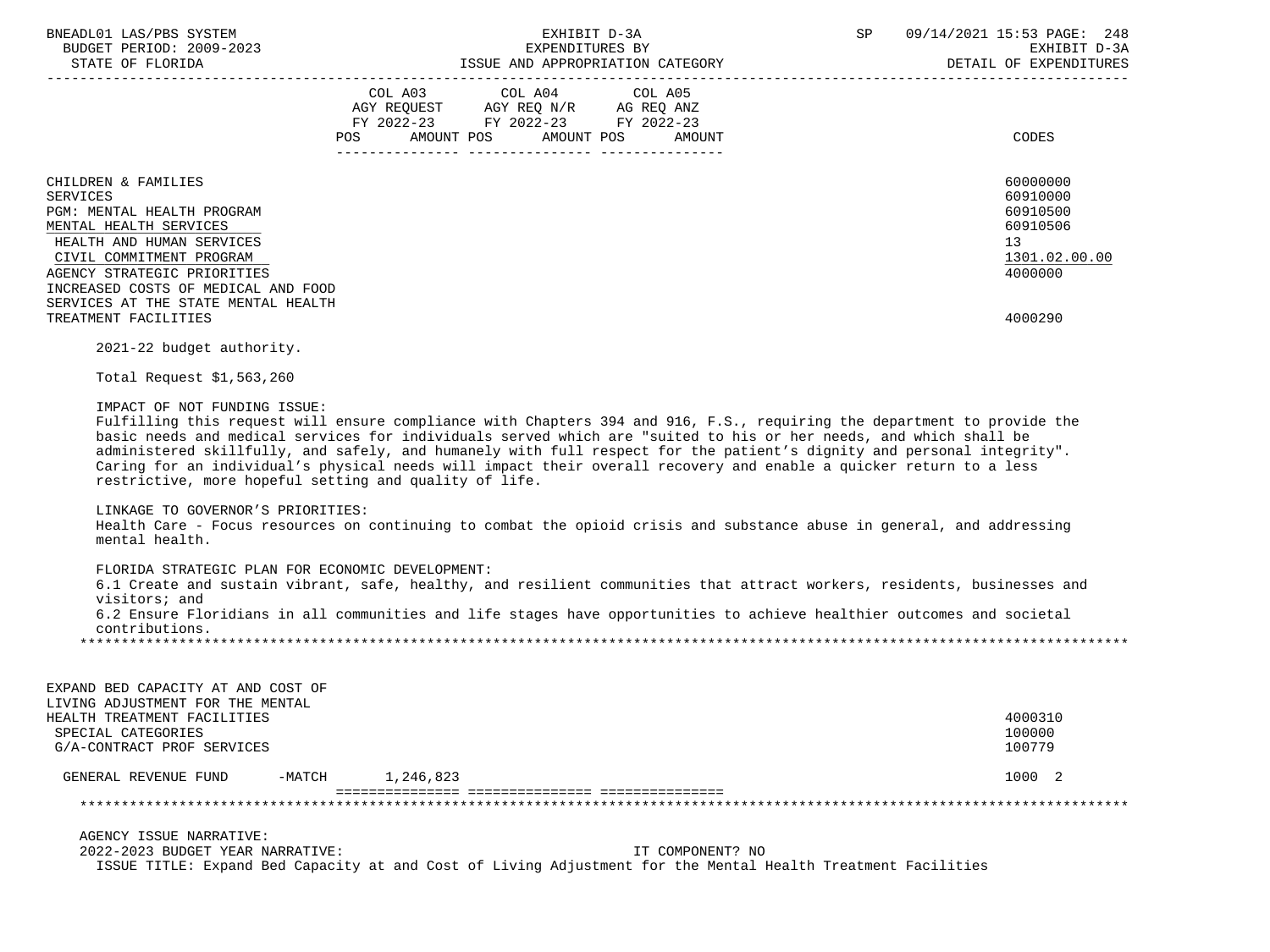BNEADL01 LAS/PBS SYSTEM | EXHIBIT D-3A | SP 09/14/2021 15:53

BUDGET PERIOD: 2009-2023 | EXPENDITURES BY | EXHIBIT D-3A

STATE OF FLORIDA | ISSUE AND APPROPRIATION CATEGORY | DETAIL OF EXPENDITURES

| | COL A03 AGY REQUEST FY 2022-23 POS AMOUNT | COL A04 AGY REQ N/R FY 2022-23 POS AMOUNT | COL A05 AG REQ ANZ FY 2022-23 POS AMOUNT | CODES |
|---|---|---|---|---|
| CHILDREN & FAMILIES | | | | 60000000 |
| SERVICES | | | | 60910000 |
| PGM: MENTAL HEALTH PROGRAM | | | | 60910500 |
| MENTAL HEALTH SERVICES | | | | 60910506 |
| HEALTH AND HUMAN SERVICES | | | | 13 |
| CIVIL COMMITMENT PROGRAM | | | | 1301.02.00.00 |
| AGENCY STRATEGIC PRIORITIES | | | | 4000000 |
| INCREASED COSTS OF MEDICAL AND FOOD SERVICES AT THE STATE MENTAL HEALTH TREATMENT FACILITIES | | | | 4000290 |

2021-22 budget authority.

Total Request $1,563,260

IMPACT OF NOT FUNDING ISSUE:
Fulfilling this request will ensure compliance with Chapters 394 and 916, F.S., requiring the department to provide the basic needs and medical services for individuals served which are "suited to his or her needs, and which shall be administered skillfully, and safely, and humanely with full respect for the patient's dignity and personal integrity". Caring for an individual's physical needs will impact their overall recovery and enable a quicker return to a less restrictive, more hopeful setting and quality of life.

LINKAGE TO GOVERNOR'S PRIORITIES:
Health Care - Focus resources on continuing to combat the opioid crisis and substance abuse in general, and addressing mental health.

FLORIDA STRATEGIC PLAN FOR ECONOMIC DEVELOPMENT:
6.1 Create and sustain vibrant, safe, healthy, and resilient communities that attract workers, residents, businesses and visitors; and
6.2 Ensure Floridians in all communities and life stages have opportunities to achieve healthier outcomes and societal contributions.

*****************************************************************************************************************

| | COL A03 | COL A04 | COL A05 | CODES |
|---|---|---|---|---|
| EXPAND BED CAPACITY AT AND COST OF LIVING ADJUSTMENT FOR THE MENTAL HEALTH TREATMENT FACILITIES | | | | 4000310 |
| SPECIAL CATEGORIES | | | | 100000 |
| G/A-CONTRACT PROF SERVICES | | | | 100779 |
| GENERAL REVENUE FUND -MATCH | 1,246,823 | | | 1000 2 |

*****************************************************************************************************************

AGENCY ISSUE NARRATIVE:
2022-2023 BUDGET YEAR NARRATIVE: IT COMPONENT? NO
ISSUE TITLE: Expand Bed Capacity at and Cost of Living Adjustment for the Mental Health Treatment Facilities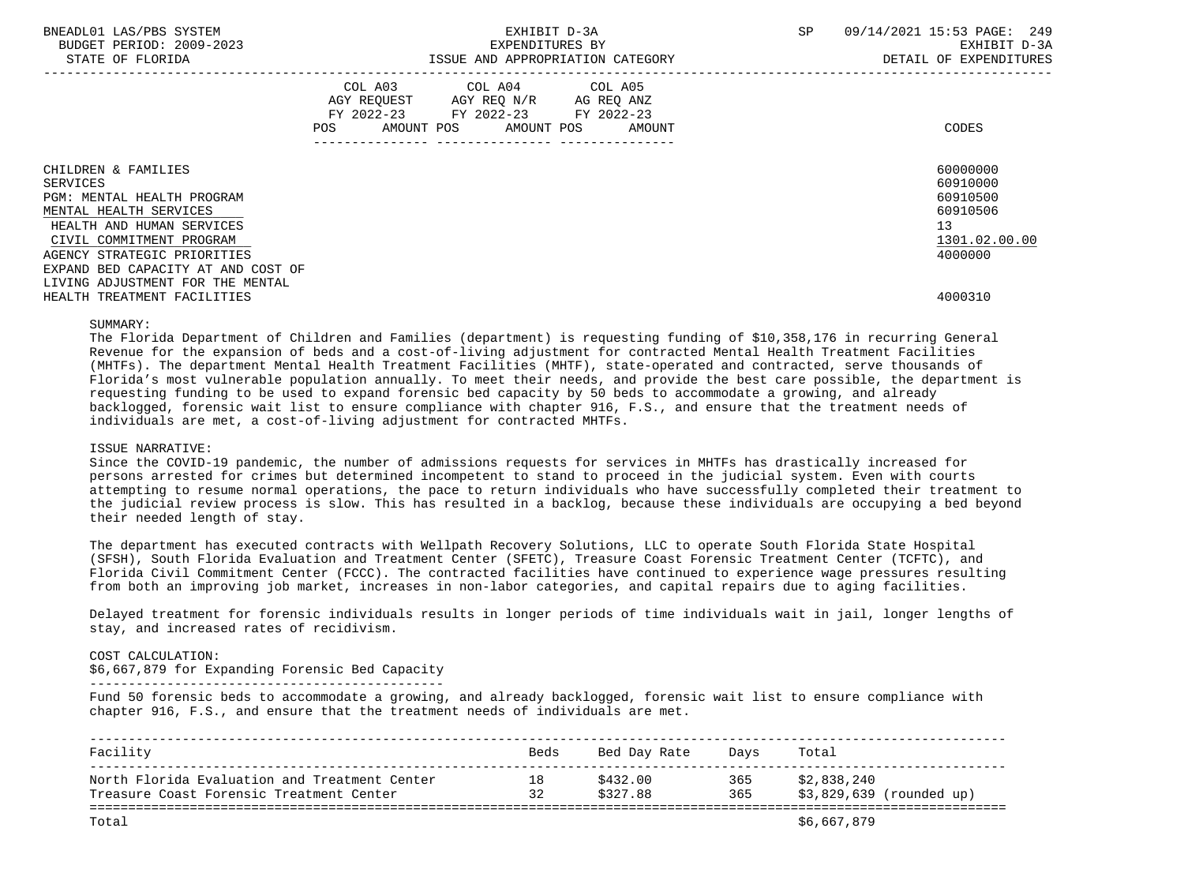| | COL A03 AGY REQUEST FY 2022-23 POS AMOUNT | COL A04 AGY REQ N/R FY 2022-23 POS AMOUNT | COL A05 AG REQ ANZ FY 2022-23 POS AMOUNT | CODES |
|---|---|---|---|---|
| CHILDREN & FAMILIES | | | | 60000000 |
| SERVICES | | | | 60910000 |
| PGM: MENTAL HEALTH PROGRAM | | | | 60910500 |
| MENTAL HEALTH SERVICES | | | | 60910506 |
| HEALTH AND HUMAN SERVICES | | | | 13 |
| CIVIL COMMITMENT PROGRAM | | | | 1301.02.00.00 |
| AGENCY STRATEGIC PRIORITIES | | | | 4000000 |
| EXPAND BED CAPACITY AT AND COST OF LIVING ADJUSTMENT FOR THE MENTAL HEALTH TREATMENT FACILITIES | | | | 4000310 |

SUMMARY:
The Florida Department of Children and Families (department) is requesting funding of $10,358,176 in recurring General Revenue for the expansion of beds and a cost-of-living adjustment for contracted Mental Health Treatment Facilities (MHTFs). The department Mental Health Treatment Facilities (MHTF), state-operated and contracted, serve thousands of Florida's most vulnerable population annually. To meet their needs, and provide the best care possible, the department is requesting funding to be used to expand forensic bed capacity by 50 beds to accommodate a growing, and already backlogged, forensic wait list to ensure compliance with chapter 916, F.S., and ensure that the treatment needs of individuals are met, a cost-of-living adjustment for contracted MHTFs.

ISSUE NARRATIVE:
Since the COVID-19 pandemic, the number of admissions requests for services in MHTFs has drastically increased for persons arrested for crimes but determined incompetent to stand to proceed in the judicial system. Even with courts attempting to resume normal operations, the pace to return individuals who have successfully completed their treatment to the judicial review process is slow. This has resulted in a backlog, because these individuals are occupying a bed beyond their needed length of stay.

The department has executed contracts with Wellpath Recovery Solutions, LLC to operate South Florida State Hospital (SFSH), South Florida Evaluation and Treatment Center (SFETC), Treasure Coast Forensic Treatment Center (TCFTC), and Florida Civil Commitment Center (FCCC). The contracted facilities have continued to experience wage pressures resulting from both an improving job market, increases in non-labor categories, and capital repairs due to aging facilities.

Delayed treatment for forensic individuals results in longer periods of time individuals wait in jail, longer lengths of stay, and increased rates of recidivism.

COST CALCULATION:
$6,667,879 for Expanding Forensic Bed Capacity

Fund 50 forensic beds to accommodate a growing, and already backlogged, forensic wait list to ensure compliance with chapter 916, F.S., and ensure that the treatment needs of individuals are met.

| Facility | Beds | Bed Day Rate | Days | Total |
|---|---|---|---|---|
| North Florida Evaluation and Treatment Center | 18 | $432.00 | 365 | $2,838,240 |
| Treasure Coast Forensic Treatment Center | 32 | $327.88 | 365 | $3,829,639 (rounded up) |
| Total | | | | $6,667,879 |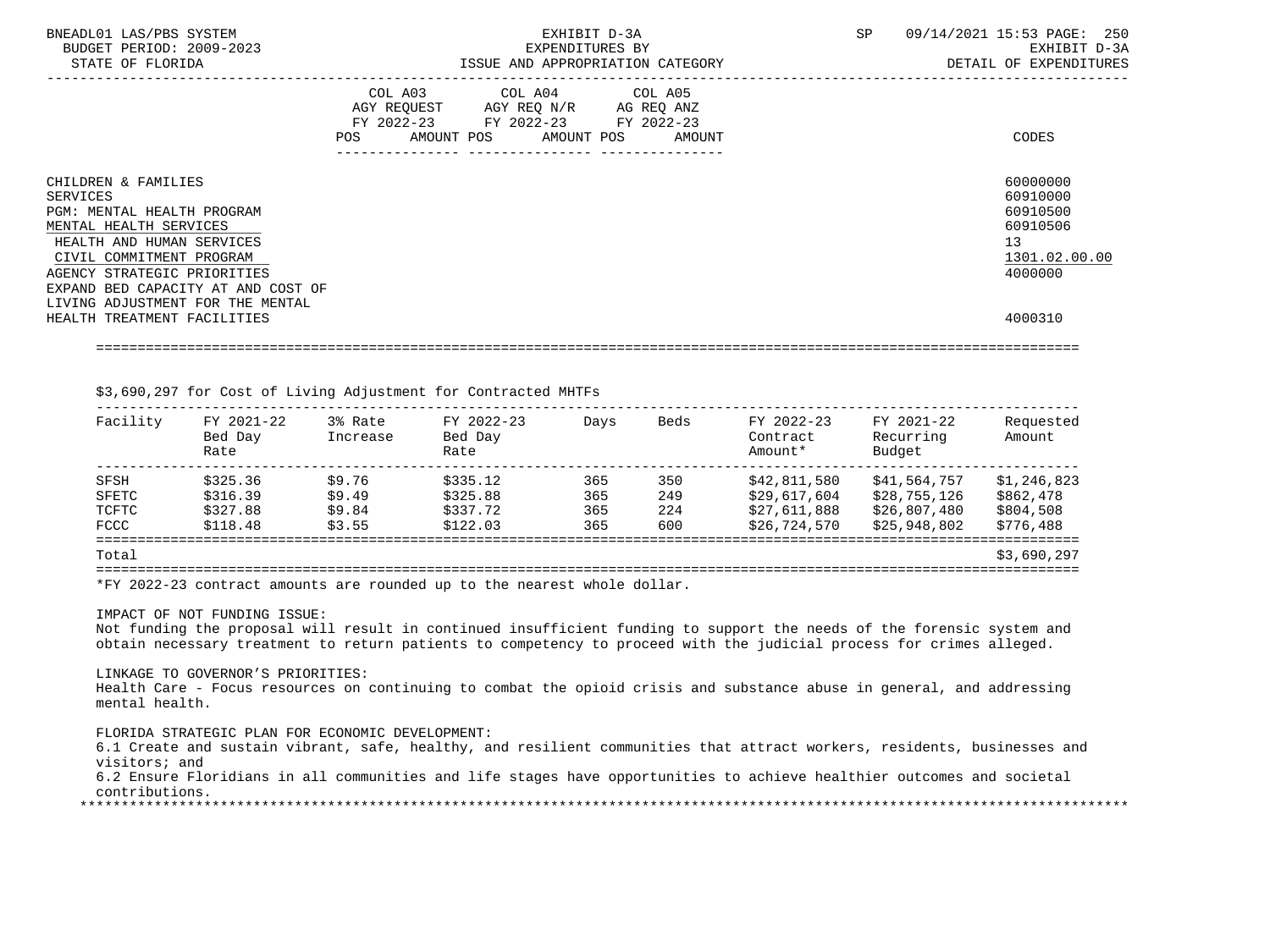| | COL A03 AGY REQUEST FY 2022-23 POS AMOUNT | COL A04 AGY REQ N/R FY 2022-23 POS AMOUNT | COL A05 AG REQ ANZ FY 2022-23 POS AMOUNT | CODES |
|---|---|---|---|---|
| CHILDREN & FAMILIES | | | | 60000000 |
| SERVICES | | | | 60910000 |
| PGM: MENTAL HEALTH PROGRAM | | | | 60910500 |
| MENTAL HEALTH SERVICES | | | | 60910506 |
| HEALTH AND HUMAN SERVICES | | | | 13 |
| CIVIL COMMITMENT PROGRAM | | | | 1301.02.00.00 |
| AGENCY STRATEGIC PRIORITIES | | | | 4000000 |
| EXPAND BED CAPACITY AT AND COST OF LIVING ADJUSTMENT FOR THE MENTAL HEALTH TREATMENT FACILITIES | | | | 4000310 |

$3,690,297 for Cost of Living Adjustment for Contracted MHTFs

| Facility | FY 2021-22 Bed Day Rate | 3% Rate Increase | FY 2022-23 Bed Day Rate | Days | Beds | FY 2022-23 Contract Amount* | FY 2021-22 Recurring Budget | Requested Amount |
|---|---|---|---|---|---|---|---|---|
| SFSH | $325.36 | $9.76 | $335.12 | 365 | 350 | $42,811,580 | $41,564,757 | $1,246,823 |
| SFETC | $316.39 | $9.49 | $325.88 | 365 | 249 | $29,617,604 | $28,755,126 | $862,478 |
| TCFTC | $327.88 | $9.84 | $337.72 | 365 | 224 | $27,611,888 | $26,807,480 | $804,508 |
| FCCC | $118.48 | $3.55 | $122.03 | 365 | 600 | $26,724,570 | $25,948,802 | $776,488 |
| Total | | | | | | | | $3,690,297 |

*FY 2022-23 contract amounts are rounded up to the nearest whole dollar.

IMPACT OF NOT FUNDING ISSUE:
Not funding the proposal will result in continued insufficient funding to support the needs of the forensic system and obtain necessary treatment to return patients to competency to proceed with the judicial process for crimes alleged.

LINKAGE TO GOVERNOR'S PRIORITIES:
Health Care - Focus resources on continuing to combat the opioid crisis and substance abuse in general, and addressing mental health.

FLORIDA STRATEGIC PLAN FOR ECONOMIC DEVELOPMENT:
6.1 Create and sustain vibrant, safe, healthy, and resilient communities that attract workers, residents, businesses and visitors; and
6.2 Ensure Floridians in all communities and life stages have opportunities to achieve healthier outcomes and societal contributions.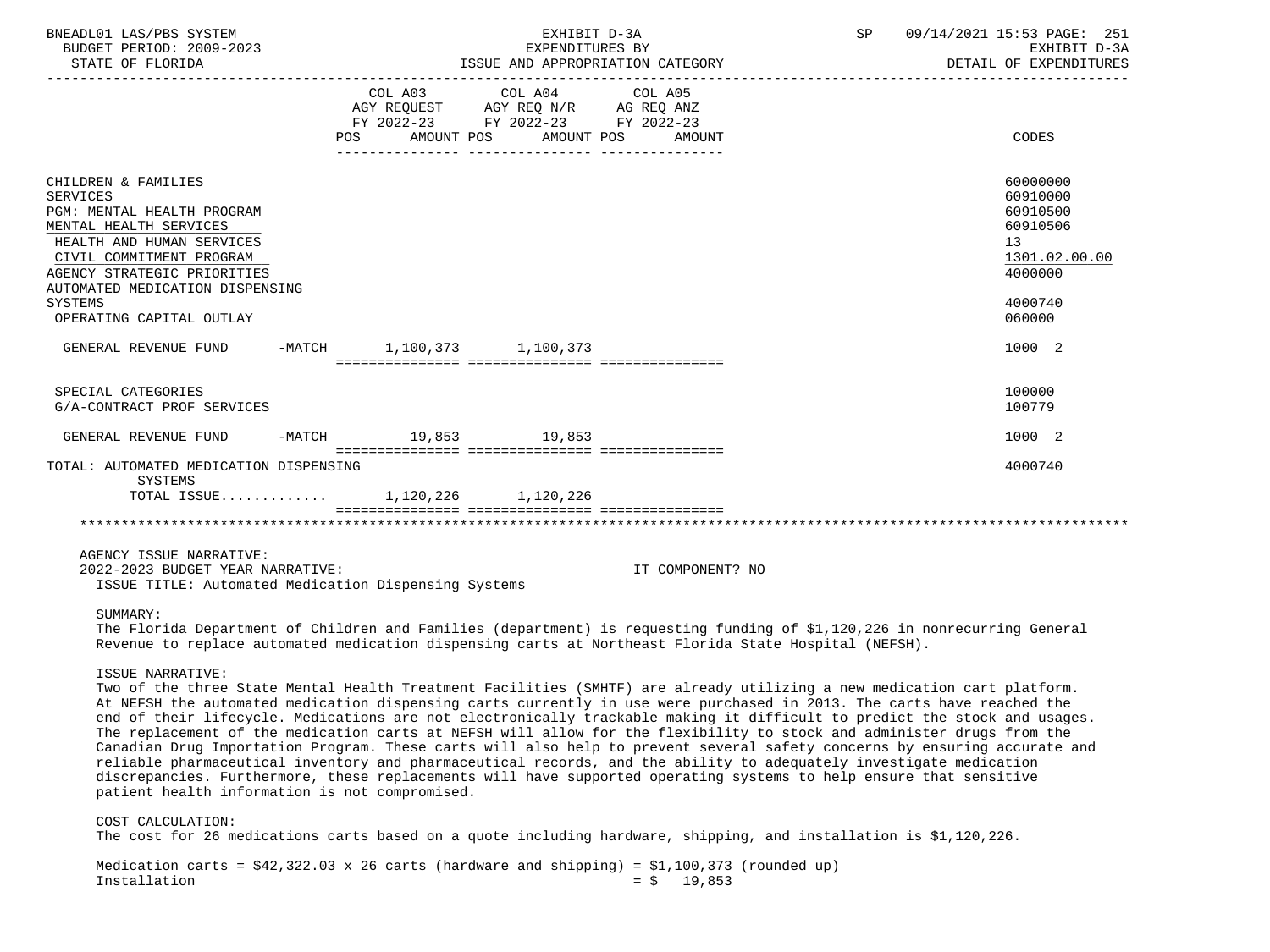BNEADL01 LAS/PBS SYSTEM | EXHIBIT D-3A | SP 09/14/2021 15:53 PAGE: 251
BUDGET PERIOD: 2009-2023 | EXPENDITURES BY | EXHIBIT D-3A
STATE OF FLORIDA | ISSUE AND APPROPRIATION CATEGORY | DETAIL OF EXPENDITURES

| | COL A03 AGY REQUEST FY 2022-23 POS AMOUNT | COL A04 AGY REQ N/R FY 2022-23 POS AMOUNT | COL A05 AG REQ ANZ FY 2022-23 POS AMOUNT | CODES |
|---|---|---|---|---|
| CHILDREN & FAMILIES | | | | 60000000 |
| SERVICES | | | | 60910000 |
| PGM: MENTAL HEALTH PROGRAM | | | | 60910500 |
| MENTAL HEALTH SERVICES | | | | 60910506 |
| HEALTH AND HUMAN SERVICES | | | | 13 |
| CIVIL COMMITMENT PROGRAM | | | | 1301.02.00.00 |
| AGENCY STRATEGIC PRIORITIES | | | | 4000000 |
| AUTOMATED MEDICATION DISPENSING SYSTEMS | | | | 4000740 |
| OPERATING CAPITAL OUTLAY | | | | 060000 |
| GENERAL REVENUE FUND -MATCH | 1,100,373 | 1,100,373 | | 1000 2 |
| SPECIAL CATEGORIES | | | | 100000 |
| G/A-CONTRACT PROF SERVICES | | | | 100779 |
| GENERAL REVENUE FUND -MATCH | 19,853 | 19,853 | | 1000 2 |
| TOTAL: AUTOMATED MEDICATION DISPENSING SYSTEMS | | | | 4000740 |
| TOTAL ISSUE............ | 1,120,226 | 1,120,226 | | |

AGENCY ISSUE NARRATIVE:
2022-2023 BUDGET YEAR NARRATIVE: IT COMPONENT? NO
ISSUE TITLE: Automated Medication Dispensing Systems

SUMMARY:
The Florida Department of Children and Families (department) is requesting funding of $1,120,226 in nonrecurring General Revenue to replace automated medication dispensing carts at Northeast Florida State Hospital (NEFSH).

ISSUE NARRATIVE:
Two of the three State Mental Health Treatment Facilities (SMHTF) are already utilizing a new medication cart platform. At NEFSH the automated medication dispensing carts currently in use were purchased in 2013. The carts have reached the end of their lifecycle. Medications are not electronically trackable making it difficult to predict the stock and usages. The replacement of the medication carts at NEFSH will allow for the flexibility to stock and administer drugs from the Canadian Drug Importation Program. These carts will also help to prevent several safety concerns by ensuring accurate and reliable pharmaceutical inventory and pharmaceutical records, and the ability to adequately investigate medication discrepancies. Furthermore, these replacements will have supported operating systems to help ensure that sensitive patient health information is not compromised.

COST CALCULATION:
The cost for 26 medications carts based on a quote including hardware, shipping, and installation is $1,120,226.

Medication carts = $42,322.03 x 26 carts (hardware and shipping) = $1,100,373 (rounded up)
Installation = $ 19,853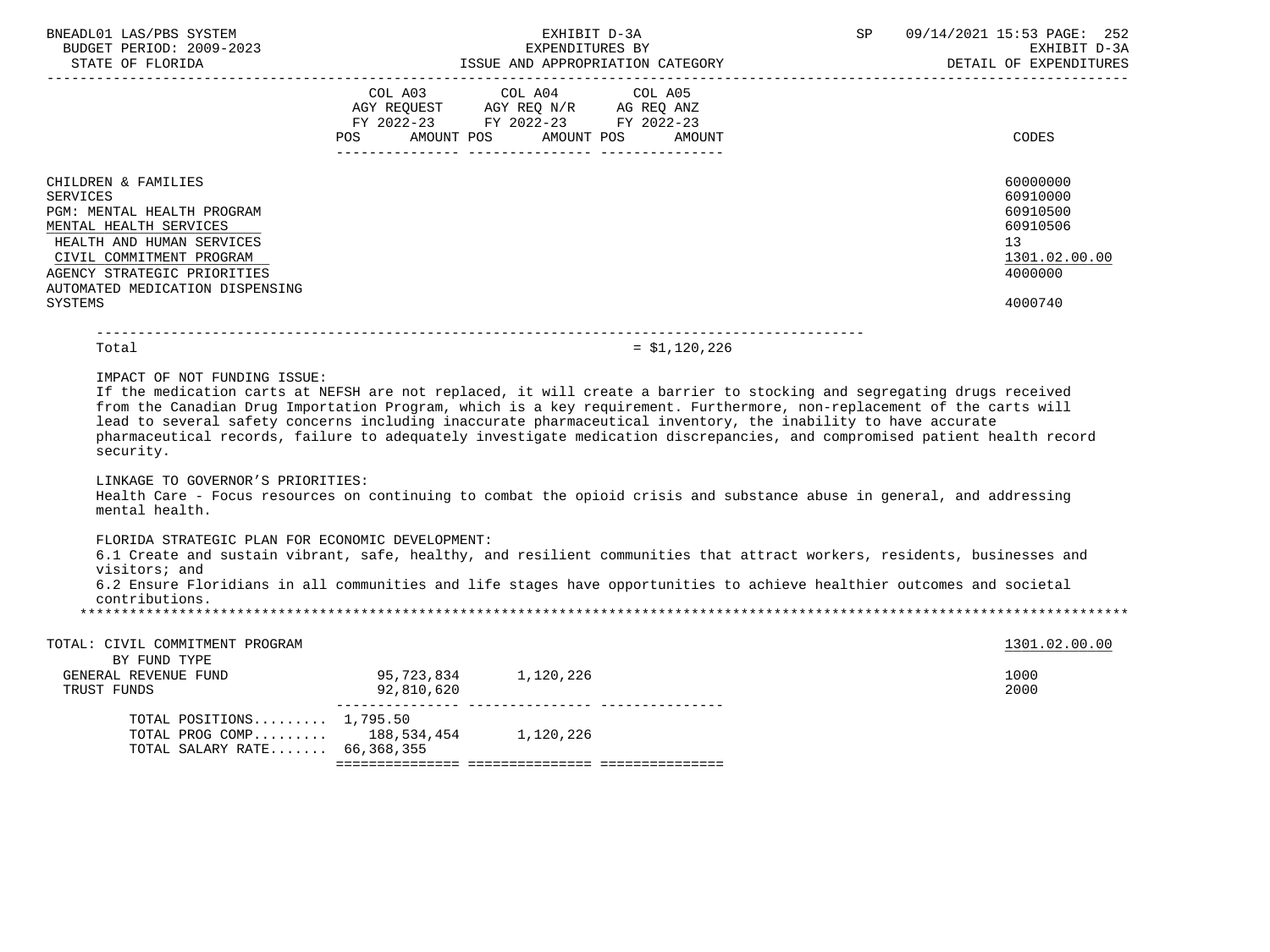BNEADL01 LAS/PBS SYSTEM — EXHIBIT D-3A — SP 09/14/2021 15:53

BUDGET PERIOD: 2009-2023 — EXPENDITURES BY — EXHIBIT D-3A

STATE OF FLORIDA — ISSUE AND APPROPRIATION CATEGORY — DETAIL OF EXPENDITURES

| | COL A03 AGY REQUEST FY 2022-23 POS AMOUNT | COL A04 AGY REQ N/R FY 2022-23 POS AMOUNT | COL A05 AG REQ ANZ FY 2022-23 POS AMOUNT | CODES |
|---|---|---|---|---|
| CHILDREN & FAMILIES | | | | 60000000 |
| SERVICES | | | | 60910000 |
| PGM: MENTAL HEALTH PROGRAM | | | | 60910500 |
| MENTAL HEALTH SERVICES | | | | 60910506 |
| HEALTH AND HUMAN SERVICES | | | | 13 |
| CIVIL COMMITMENT PROGRAM | | | | 1301.02.00.00 |
| AGENCY STRATEGIC PRIORITIES | | | | 4000000 |
| AUTOMATED MEDICATION DISPENSING SYSTEMS | | | | 4000740 |

Total = $1,120,226

IMPACT OF NOT FUNDING ISSUE:
If the medication carts at NEFSH are not replaced, it will create a barrier to stocking and segregating drugs received from the Canadian Drug Importation Program, which is a key requirement. Furthermore, non-replacement of the carts will lead to several safety concerns including inaccurate pharmaceutical inventory, the inability to have accurate pharmaceutical records, failure to adequately investigate medication discrepancies, and compromised patient health record security.

LINKAGE TO GOVERNOR'S PRIORITIES:
Health Care - Focus resources on continuing to combat the opioid crisis and substance abuse in general, and addressing mental health.

FLORIDA STRATEGIC PLAN FOR ECONOMIC DEVELOPMENT:
6.1 Create and sustain vibrant, safe, healthy, and resilient communities that attract workers, residents, businesses and visitors; and
6.2 Ensure Floridians in all communities and life stages have opportunities to achieve healthier outcomes and societal contributions.

*****************************************************************************************************************************

| TOTAL: CIVIL COMMITMENT PROGRAM | COL A03 | COL A04 | COL A05 | 1301.02.00.00 |
|---|---|---|---|---|
| BY FUND TYPE | | | | |
| GENERAL REVENUE FUND | 95,723,834 | 1,120,226 | | 1000 |
| TRUST FUNDS | 92,810,620 | | | 2000 |
| TOTAL POSITIONS......... | 1,795.50 | | | |
| TOTAL PROG COMP......... | 188,534,454 | 1,120,226 | | |
| TOTAL SALARY RATE....... | 66,368,355 | | | |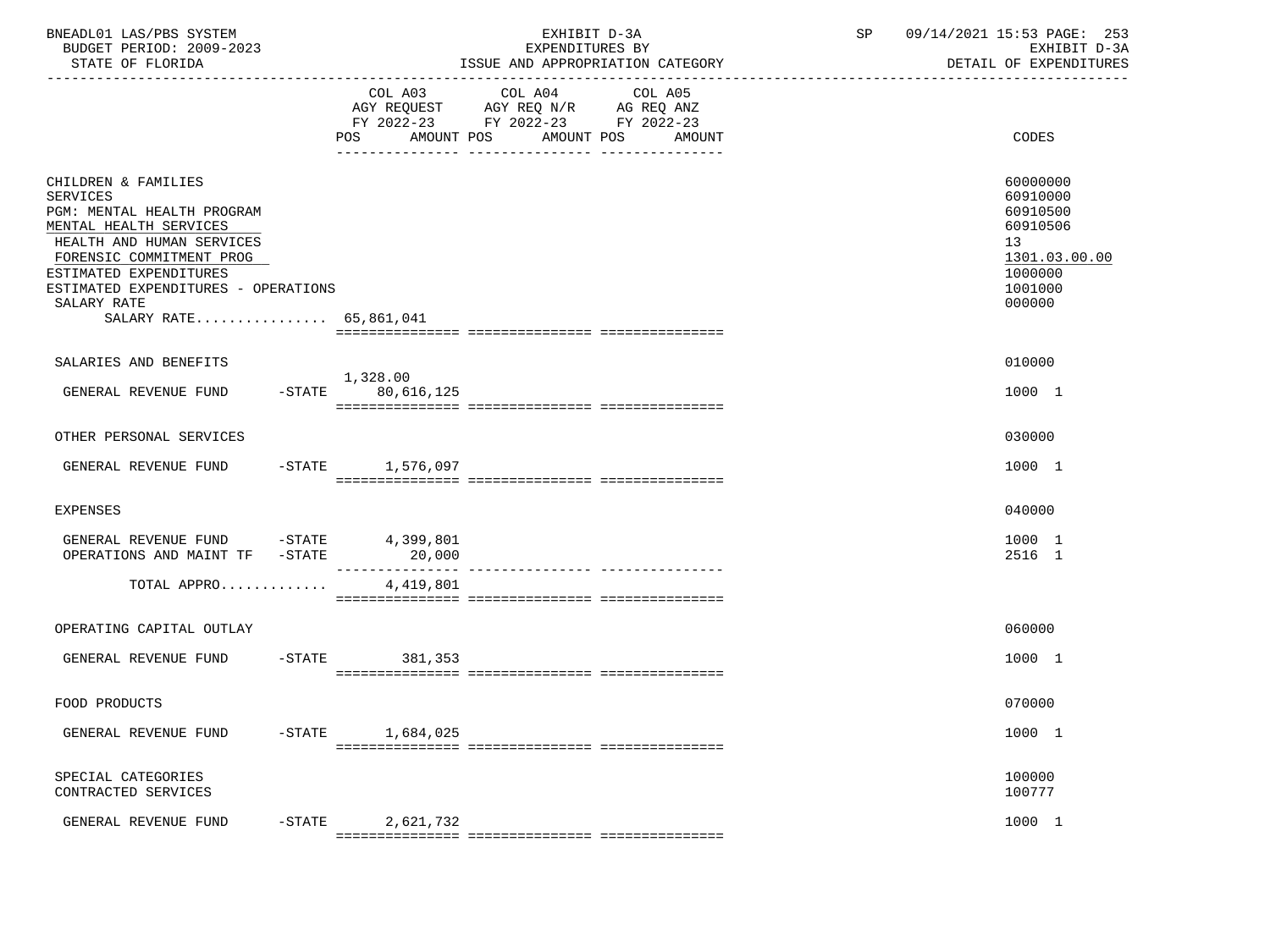BNEADL01 LAS/PBS SYSTEM
BUDGET PERIOD: 2009-2023
STATE OF FLORIDA

EXHIBIT D-3A
EXPENDITURES BY
ISSUE AND APPROPRIATION CATEGORY

SP 09/14/2021 15:53
EXHIBIT D-3A
DETAIL OF EXPENDITURES

| | COL A03 AGY REQUEST FY 2022-23 POS AMOUNT | COL A04 AGY REQ N/R FY 2022-23 POS AMOUNT | COL A05 AG REQ ANZ FY 2022-23 POS AMOUNT | CODES |
|---|---|---|---|---|
| CHILDREN & FAMILIES | | | | 60000000 |
| SERVICES | | | | 60910000 |
| PGM: MENTAL HEALTH PROGRAM | | | | 60910500 |
| MENTAL HEALTH SERVICES | | | | 60910506 |
| HEALTH AND HUMAN SERVICES | | | | 13 |
| FORENSIC COMMITMENT PROG | | | | 1301.03.00.00 |
| ESTIMATED EXPENDITURES | | | | 1000000 |
| ESTIMATED EXPENDITURES - OPERATIONS | | | | 1001000 |
| SALARY RATE | | | | 000000 |
| SALARY RATE................ 65,861,041 | | | | |
| SALARIES AND BENEFITS | | | | 010000 |
| GENERAL REVENUE FUND -STATE | 1,328.00 80,616,125 | | | 1000 1 |
| OTHER PERSONAL SERVICES | | | | 030000 |
| GENERAL REVENUE FUND -STATE | 1,576,097 | | | 1000 1 |
| EXPENSES | | | | 040000 |
| GENERAL REVENUE FUND -STATE | 4,399,801 | | | 1000 1 |
| OPERATIONS AND MAINT TF -STATE | 20,000 | | | 2516 1 |
| TOTAL APPRO............. | 4,419,801 | | | |
| OPERATING CAPITAL OUTLAY | | | | 060000 |
| GENERAL REVENUE FUND -STATE | 381,353 | | | 1000 1 |
| FOOD PRODUCTS | | | | 070000 |
| GENERAL REVENUE FUND -STATE | 1,684,025 | | | 1000 1 |
| SPECIAL CATEGORIES | | | | 100000 |
| CONTRACTED SERVICES | | | | 100777 |
| GENERAL REVENUE FUND -STATE | 2,621,732 | | | 1000 1 |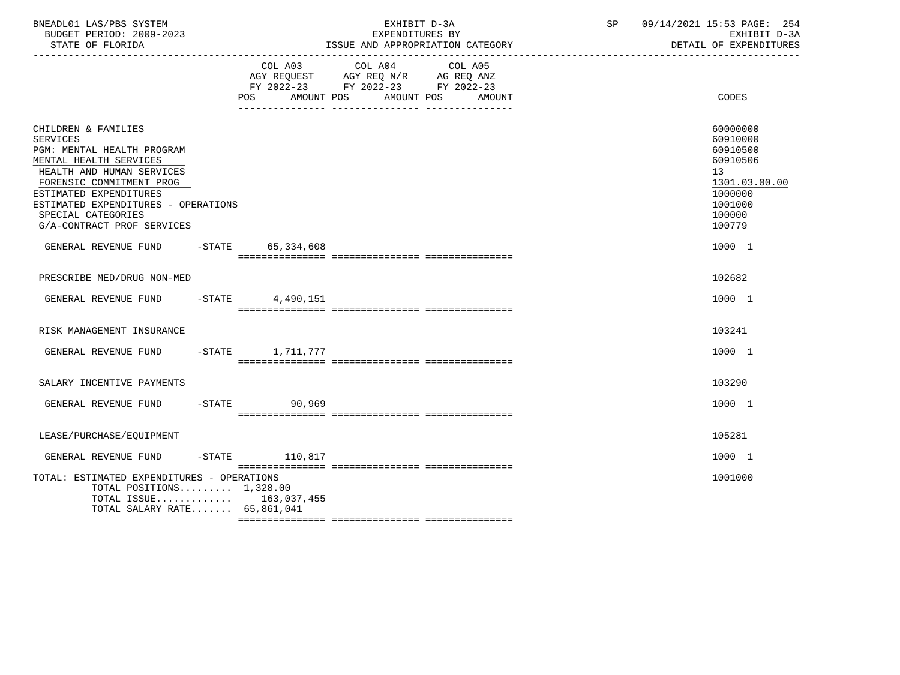BNEADL01 LAS/PBS SYSTEM — EXHIBIT D-3A — EXPENDITURES BY ISSUE AND APPROPRIATION CATEGORY — SP 09/14/2021 15:53

BUDGET PERIOD: 2009-2023 — STATE OF FLORIDA — EXHIBIT D-3A DETAIL OF EXPENDITURES

| | COL A03 AGY REQUEST FY 2022-23 POS | AMOUNT | COL A04 AGY REQ N/R FY 2022-23 POS | AMOUNT | COL A05 AG REQ ANZ FY 2022-23 POS | AMOUNT | CODES |
|---|---|---|---|---|---|---|---|
| CHILDREN & FAMILIES | | | | | | | 60000000 |
| SERVICES | | | | | | | 60910000 |
| PGM: MENTAL HEALTH PROGRAM | | | | | | | 60910500 |
| MENTAL HEALTH SERVICES | | | | | | | 60910506 |
| HEALTH AND HUMAN SERVICES | | | | | | | 13 |
| FORENSIC COMMITMENT PROG | | | | | | | 1301.03.00.00 |
| ESTIMATED EXPENDITURES | | | | | | | 1000000 |
| ESTIMATED EXPENDITURES - OPERATIONS | | | | | | | 1001000 |
| SPECIAL CATEGORIES | | | | | | | 100000 |
| G/A-CONTRACT PROF SERVICES | | | | | | | 100779 |
| GENERAL REVENUE FUND -STATE | | 65,334,608 | | | | | 1000 1 |
| PRESCRIBE MED/DRUG NON-MED | | | | | | | 102682 |
| GENERAL REVENUE FUND -STATE | | 4,490,151 | | | | | 1000 1 |
| RISK MANAGEMENT INSURANCE | | | | | | | 103241 |
| GENERAL REVENUE FUND -STATE | | 1,711,777 | | | | | 1000 1 |
| SALARY INCENTIVE PAYMENTS | | | | | | | 103290 |
| GENERAL REVENUE FUND -STATE | | 90,969 | | | | | 1000 1 |
| LEASE/PURCHASE/EQUIPMENT | | | | | | | 105281 |
| GENERAL REVENUE FUND -STATE | | 110,817 | | | | | 1000 1 |
| TOTAL: ESTIMATED EXPENDITURES - OPERATIONS | | | | | | | 1001000 |
| TOTAL POSITIONS......... | 1,328.00 | | | | | | |
| TOTAL ISSUE............. | | 163,037,455 | | | | | |
| TOTAL SALARY RATE....... | | 65,861,041 | | | | | |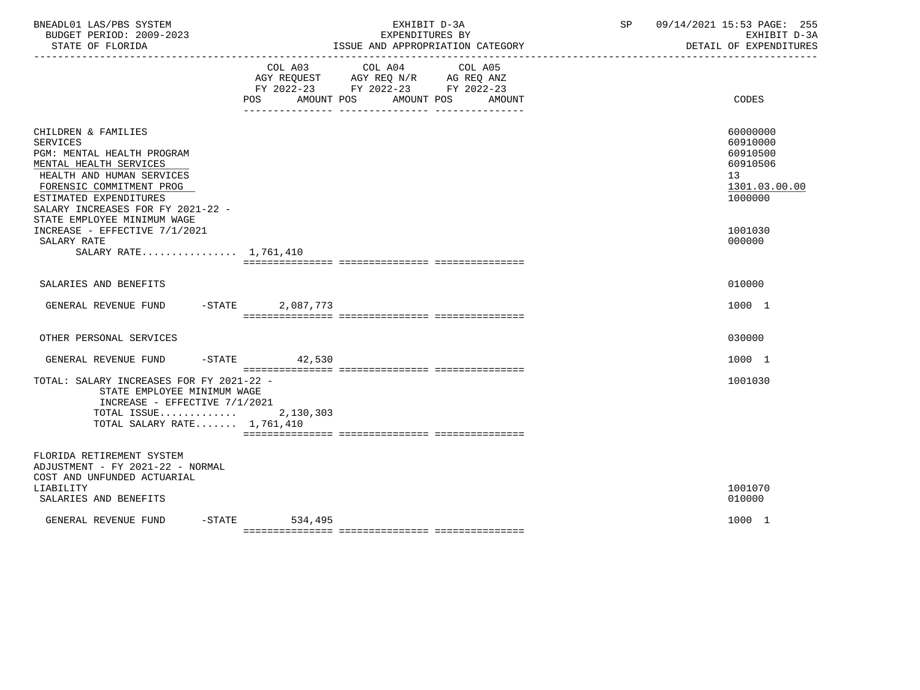BNEADL01 LAS/PBS SYSTEM
BUDGET PERIOD: 2009-2023
STATE OF FLORIDA

EXHIBIT D-3A
EXPENDITURES BY
ISSUE AND APPROPRIATION CATEGORY

SP 09/14/2021 15:53 PAGE: 255
EXHIBIT D-3A
DETAIL OF EXPENDITURES

| | COL A03 AGY REQUEST FY 2022-23 POS AMOUNT | COL A04 AGY REQ N/R FY 2022-23 POS AMOUNT | COL A05 AG REQ ANZ FY 2022-23 POS AMOUNT | CODES |
|---|---|---|---|---|
| CHILDREN & FAMILIES | | | | 60000000 |
| SERVICES | | | | 60910000 |
| PGM: MENTAL HEALTH PROGRAM | | | | 60910500 |
| MENTAL HEALTH SERVICES | | | | 60910506 |
| HEALTH AND HUMAN SERVICES | | | | 13 |
| FORENSIC COMMITMENT PROG | | | | 1301.03.00.00 |
| ESTIMATED EXPENDITURES | | | | 1000000 |
| SALARY INCREASES FOR FY 2021-22 - STATE EMPLOYEE MINIMUM WAGE INCREASE - EFFECTIVE 7/1/2021 | | | | 1001030 |
| SALARY RATE | | | | 000000 |
| SALARY RATE................ 1,761,410 | | | | |
| SALARIES AND BENEFITS | | | | 010000 |
| GENERAL REVENUE FUND -STATE | 2,087,773 | | | 1000 1 |
| OTHER PERSONAL SERVICES | | | | 030000 |
| GENERAL REVENUE FUND -STATE | 42,530 | | | 1000 1 |
| TOTAL: SALARY INCREASES FOR FY 2021-22 - STATE EMPLOYEE MINIMUM WAGE INCREASE - EFFECTIVE 7/1/2021 | | | | 1001030 |
| TOTAL ISSUE............ | 2,130,303 | | | |
| TOTAL SALARY RATE....... 1,761,410 | | | | |
| FLORIDA RETIREMENT SYSTEM ADJUSTMENT - FY 2021-22 - NORMAL COST AND UNFUNDED ACTUARIAL LIABILITY | | | | 1001070 |
| SALARIES AND BENEFITS | | | | 010000 |
| GENERAL REVENUE FUND -STATE | 534,495 | | | 1000 1 |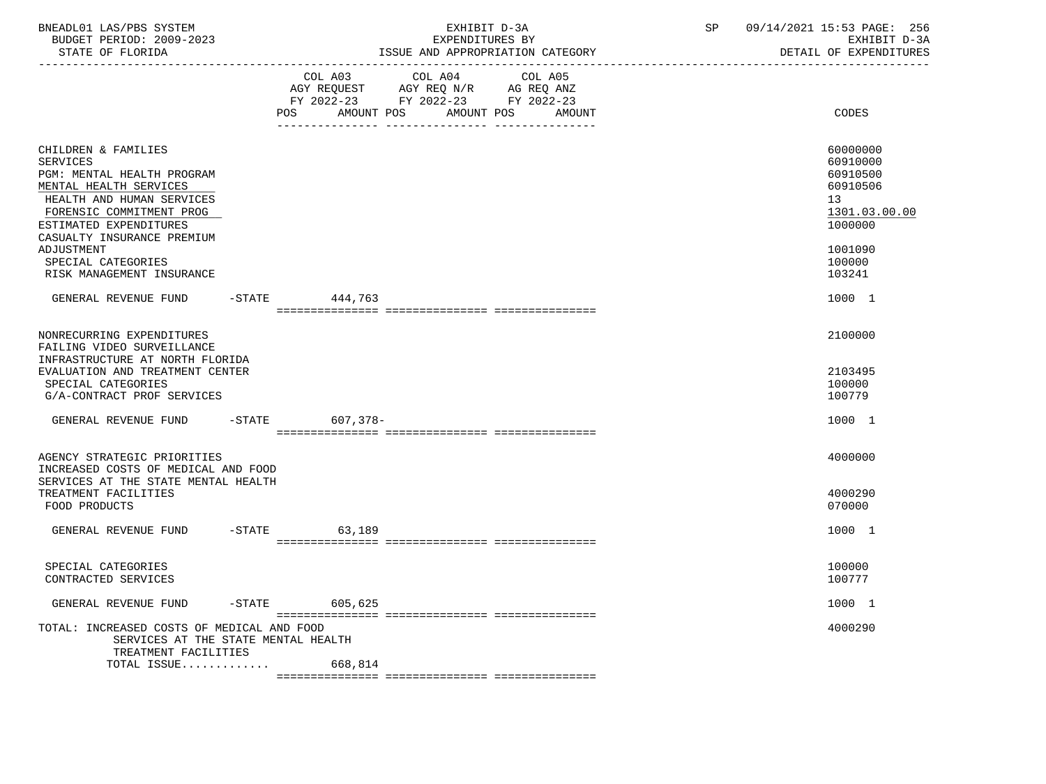BNEADL01 LAS/PBS SYSTEM — EXHIBIT D-3A — SP 09/14/2021 15:53 PAGE: 256
BUDGET PERIOD: 2009-2023 — EXPENDITURES BY — EXHIBIT D-3A
STATE OF FLORIDA — ISSUE AND APPROPRIATION CATEGORY — DETAIL OF EXPENDITURES

| | COL A03 AGY REQUEST FY 2022-23 POS AMOUNT | COL A04 AGY REQ N/R FY 2022-23 POS AMOUNT | COL A05 AG REQ ANZ FY 2022-23 POS AMOUNT | CODES |
|---|---|---|---|---|
| CHILDREN & FAMILIES | | | | 60000000 |
| SERVICES | | | | 60910000 |
| PGM: MENTAL HEALTH PROGRAM | | | | 60910500 |
| MENTAL HEALTH SERVICES | | | | 60910506 |
| HEALTH AND HUMAN SERVICES | | | | 13 |
| FORENSIC COMMITMENT PROG | | | | 1301.03.00.00 |
| ESTIMATED EXPENDITURES | | | | 1000000 |
| CASUALTY INSURANCE PREMIUM ADJUSTMENT | | | | 1001090 |
| SPECIAL CATEGORIES | | | | 100000 |
| RISK MANAGEMENT INSURANCE | | | | 103241 |
| GENERAL REVENUE FUND -STATE | 444,763 | | | 1000 1 |
| NONRECURRING EXPENDITURES | | | | 2100000 |
| FAILING VIDEO SURVEILLANCE INFRASTRUCTURE AT NORTH FLORIDA EVALUATION AND TREATMENT CENTER | | | | 2103495 |
| SPECIAL CATEGORIES | | | | 100000 |
| G/A-CONTRACT PROF SERVICES | | | | 100779 |
| GENERAL REVENUE FUND -STATE | 607,378- | | | 1000 1 |
| AGENCY STRATEGIC PRIORITIES | | | | 4000000 |
| INCREASED COSTS OF MEDICAL AND FOOD SERVICES AT THE STATE MENTAL HEALTH TREATMENT FACILITIES | | | | 4000290 |
| FOOD PRODUCTS | | | | 070000 |
| GENERAL REVENUE FUND -STATE | 63,189 | | | 1000 1 |
| SPECIAL CATEGORIES | | | | 100000 |
| CONTRACTED SERVICES | | | | 100777 |
| GENERAL REVENUE FUND -STATE | 605,625 | | | 1000 1 |
| TOTAL: INCREASED COSTS OF MEDICAL AND FOOD SERVICES AT THE STATE MENTAL HEALTH TREATMENT FACILITIES | | | | 4000290 |
| TOTAL ISSUE............ | 668,814 | | | |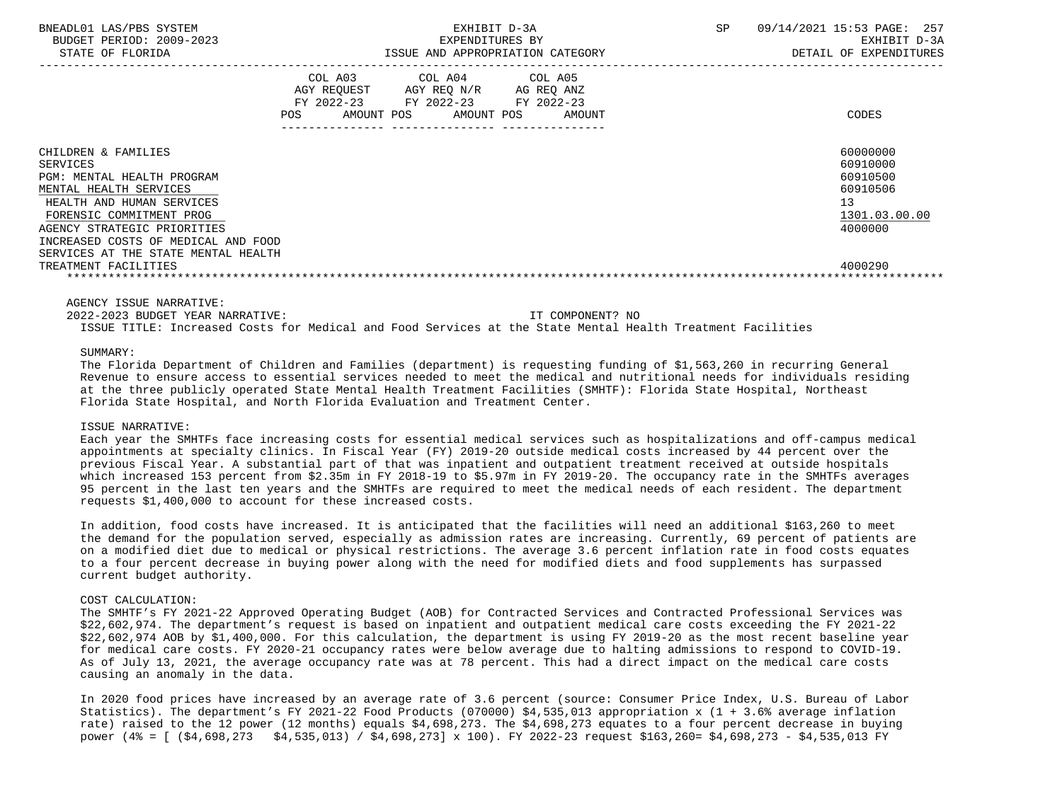| | COL A03 AGY REQUEST FY 2022-23 POS AMOUNT | COL A04 AGY REQ N/R FY 2022-23 POS AMOUNT | COL A05 AG REQ ANZ FY 2022-23 POS AMOUNT | CODES |
|---|---|---|---|---|
| CHILDREN & FAMILIES | | | | 60000000 |
| SERVICES | | | | 60910000 |
| PGM: MENTAL HEALTH PROGRAM | | | | 60910500 |
| MENTAL HEALTH SERVICES | | | | 60910506 |
| HEALTH AND HUMAN SERVICES | | | | 13 |
| FORENSIC COMMITMENT PROG | | | | 1301.03.00.00 |
| AGENCY STRATEGIC PRIORITIES | | | | 4000000 |
| INCREASED COSTS OF MEDICAL AND FOOD SERVICES AT THE STATE MENTAL HEALTH TREATMENT FACILITIES | | | | 4000290 |

AGENCY ISSUE NARRATIVE:

2022-2023 BUDGET YEAR NARRATIVE: IT COMPONENT? NO

ISSUE TITLE: Increased Costs for Medical and Food Services at the State Mental Health Treatment Facilities

SUMMARY:

The Florida Department of Children and Families (department) is requesting funding of $1,563,260 in recurring General Revenue to ensure access to essential services needed to meet the medical and nutritional needs for individuals residing at the three publicly operated State Mental Health Treatment Facilities (SMHTF): Florida State Hospital, Northeast Florida State Hospital, and North Florida Evaluation and Treatment Center.

ISSUE NARRATIVE:

Each year the SMHTFs face increasing costs for essential medical services such as hospitalizations and off-campus medical appointments at specialty clinics. In Fiscal Year (FY) 2019-20 outside medical costs increased by 44 percent over the previous Fiscal Year. A substantial part of that was inpatient and outpatient treatment received at outside hospitals which increased 153 percent from $2.35m in FY 2018-19 to $5.97m in FY 2019-20. The occupancy rate in the SMHTFs averages 95 percent in the last ten years and the SMHTFs are required to meet the medical needs of each resident. The department requests $1,400,000 to account for these increased costs.

In addition, food costs have increased. It is anticipated that the facilities will need an additional $163,260 to meet the demand for the population served, especially as admission rates are increasing. Currently, 69 percent of patients are on a modified diet due to medical or physical restrictions. The average 3.6 percent inflation rate in food costs equates to a four percent decrease in buying power along with the need for modified diets and food supplements has surpassed current budget authority.

COST CALCULATION:

The SMHTF's FY 2021-22 Approved Operating Budget (AOB) for Contracted Services and Contracted Professional Services was $22,602,974. The department's request is based on inpatient and outpatient medical care costs exceeding the FY 2021-22 $22,602,974 AOB by $1,400,000. For this calculation, the department is using FY 2019-20 as the most recent baseline year for medical care costs. FY 2020-21 occupancy rates were below average due to halting admissions to respond to COVID-19. As of July 13, 2021, the average occupancy rate was at 78 percent. This had a direct impact on the medical care costs causing an anomaly in the data.

In 2020 food prices have increased by an average rate of 3.6 percent (source: Consumer Price Index, U.S. Bureau of Labor Statistics). The department's FY 2021-22 Food Products (070000) $4,535,013 appropriation x (1 + 3.6% average inflation rate) raised to the 12 power (12 months) equals $4,698,273. The $4,698,273 equates to a four percent decrease in buying power (4% = [ ($4,698,273 $4,535,013) / $4,698,273] x 100). FY 2022-23 request $163,260= $4,698,273 - $4,535,013 FY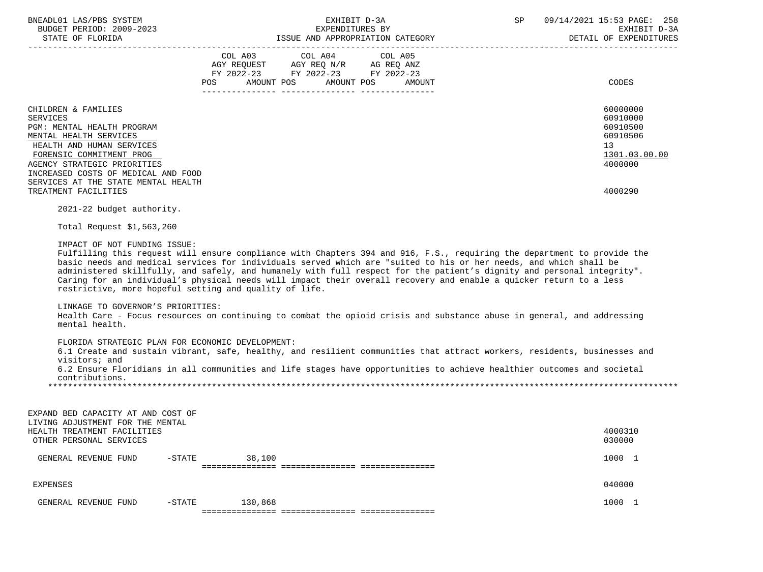| | COL A03 AGY REQUEST FY 2022-23 POS AMOUNT | COL A04 AGY REQ N/R FY 2022-23 POS AMOUNT | COL A05 AG REQ ANZ FY 2022-23 POS AMOUNT | CODES |
|---|---|---|---|---|
| CHILDREN & FAMILIES | | | | 60000000 |
| SERVICES | | | | 60910000 |
| PGM: MENTAL HEALTH PROGRAM | | | | 60910500 |
| MENTAL HEALTH SERVICES | | | | 60910506 |
| HEALTH AND HUMAN SERVICES | | | | 13 |
| FORENSIC COMMITMENT PROG | | | | 1301.03.00.00 |
| AGENCY STRATEGIC PRIORITIES | | | | 4000000 |
| INCREASED COSTS OF MEDICAL AND FOOD SERVICES AT THE STATE MENTAL HEALTH TREATMENT FACILITIES | | | | 4000290 |

2021-22 budget authority.

Total Request $1,563,260

IMPACT OF NOT FUNDING ISSUE:
Fulfilling this request will ensure compliance with Chapters 394 and 916, F.S., requiring the department to provide the basic needs and medical services for individuals served which are "suited to his or her needs, and which shall be administered skillfully, and safely, and humanely with full respect for the patient's dignity and personal integrity". Caring for an individual's physical needs will impact their overall recovery and enable a quicker return to a less restrictive, more hopeful setting and quality of life.

LINKAGE TO GOVERNOR'S PRIORITIES:
Health Care - Focus resources on continuing to combat the opioid crisis and substance abuse in general, and addressing mental health.

FLORIDA STRATEGIC PLAN FOR ECONOMIC DEVELOPMENT:
6.1 Create and sustain vibrant, safe, healthy, and resilient communities that attract workers, residents, businesses and visitors; and
6.2 Ensure Floridians in all communities and life stages have opportunities to achieve healthier outcomes and societal contributions.

*******************************************************************************************************************

| | COL A03 | COL A04 | COL A05 | CODES |
|---|---|---|---|---|
| EXPAND BED CAPACITY AT AND COST OF LIVING ADJUSTMENT FOR THE MENTAL HEALTH TREATMENT FACILITIES | | | | 4000310 |
| OTHER PERSONAL SERVICES | | | | 030000 |
| GENERAL REVENUE FUND -STATE | 38,100 | | | 1000 1 |
| EXPENSES | | | | 040000 |
| GENERAL REVENUE FUND -STATE | 130,868 | | | 1000 1 |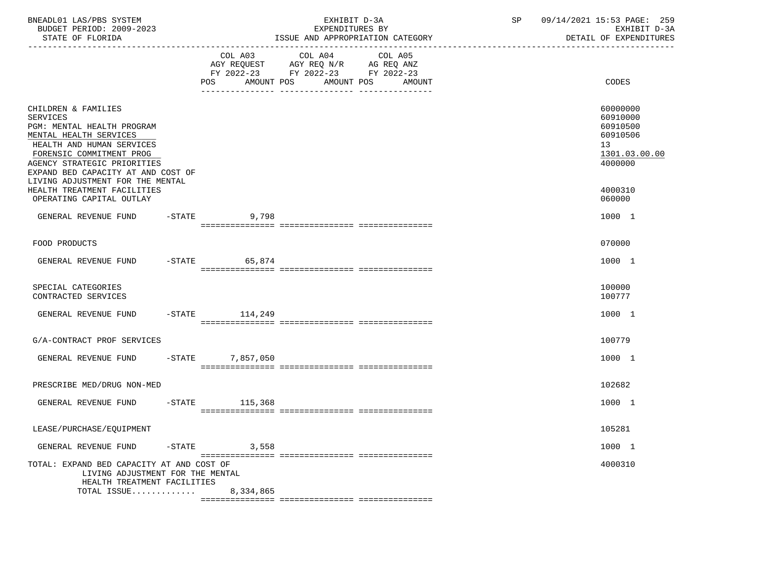BNEADL01 LAS/PBS SYSTEM | EXHIBIT D-3A | SP 09/14/2021 15:53 PAGE: 259
BUDGET PERIOD: 2009-2023 | EXPENDITURES BY | EXHIBIT D-3A
STATE OF FLORIDA | ISSUE AND APPROPRIATION CATEGORY | DETAIL OF EXPENDITURES

| | COL A03 AGY REQUEST FY 2022-23 POS AMOUNT | COL A04 AGY REQ N/R FY 2022-23 POS AMOUNT | COL A05 AG REQ ANZ FY 2022-23 POS AMOUNT | CODES |
|---|---|---|---|---|
| CHILDREN & FAMILIES | | | | 60000000 |
| SERVICES | | | | 60910000 |
| PGM: MENTAL HEALTH PROGRAM | | | | 60910500 |
| MENTAL HEALTH SERVICES | | | | 60910506 |
| HEALTH AND HUMAN SERVICES | | | | 13 |
| FORENSIC COMMITMENT PROG | | | | 1301.03.00.00 |
| AGENCY STRATEGIC PRIORITIES | | | | 4000000 |
| EXPAND BED CAPACITY AT AND COST OF LIVING ADJUSTMENT FOR THE MENTAL HEALTH TREATMENT FACILITIES | | | | 4000310 |
| OPERATING CAPITAL OUTLAY | | | | 060000 |
| GENERAL REVENUE FUND -STATE | 9,798 | | | 1000 1 |
| FOOD PRODUCTS | | | | 070000 |
| GENERAL REVENUE FUND -STATE | 65,874 | | | 1000 1 |
| SPECIAL CATEGORIES | | | | 100000 |
| CONTRACTED SERVICES | | | | 100777 |
| GENERAL REVENUE FUND -STATE | 114,249 | | | 1000 1 |
| G/A-CONTRACT PROF SERVICES | | | | 100779 |
| GENERAL REVENUE FUND -STATE | 7,857,050 | | | 1000 1 |
| PRESCRIBE MED/DRUG NON-MED | | | | 102682 |
| GENERAL REVENUE FUND -STATE | 115,368 | | | 1000 1 |
| LEASE/PURCHASE/EQUIPMENT | | | | 105281 |
| GENERAL REVENUE FUND -STATE | 3,558 | | | 1000 1 |
| TOTAL: EXPAND BED CAPACITY AT AND COST OF LIVING ADJUSTMENT FOR THE MENTAL HEALTH TREATMENT FACILITIES | | | | 4000310 |
| TOTAL ISSUE............. | 8,334,865 | | | |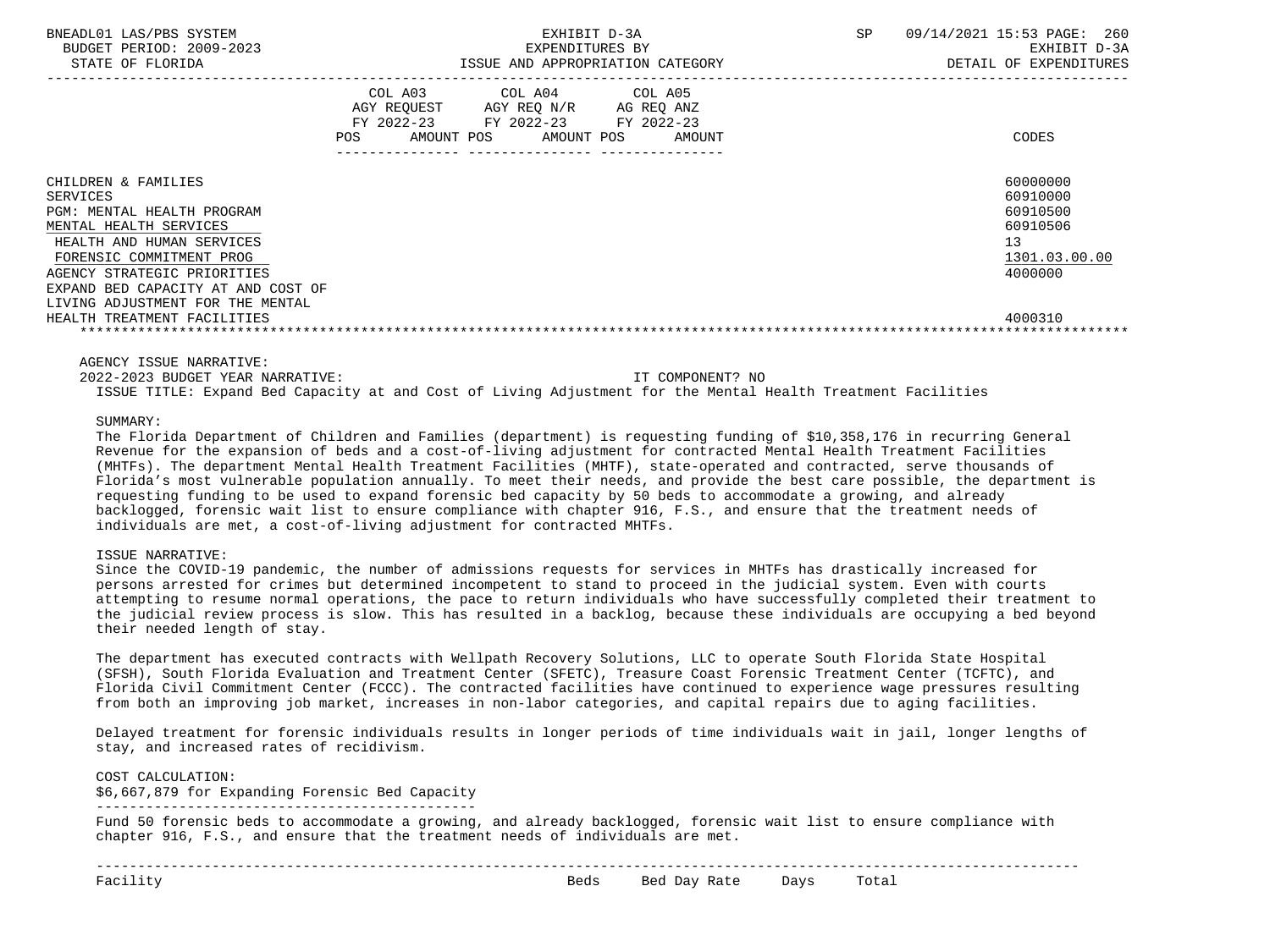| | COL A03 AGY REQUEST FY 2022-23 POS AMOUNT | COL A04 AGY REQ N/R FY 2022-23 POS AMOUNT | COL A05 AG REQ ANZ FY 2022-23 POS AMOUNT | CODES |
|---|---|---|---|---|
| CHILDREN & FAMILIES | | | | 60000000 |
| SERVICES | | | | 60910000 |
| PGM: MENTAL HEALTH PROGRAM | | | | 60910500 |
| MENTAL HEALTH SERVICES | | | | 60910506 |
| HEALTH AND HUMAN SERVICES | | | | 13 |
| FORENSIC COMMITMENT PROG | | | | 1301.03.00.00 |
| AGENCY STRATEGIC PRIORITIES | | | | 4000000 |
| EXPAND BED CAPACITY AT AND COST OF LIVING ADJUSTMENT FOR THE MENTAL HEALTH TREATMENT FACILITIES | | | | 4000310 |

AGENCY ISSUE NARRATIVE:

2022-2023 BUDGET YEAR NARRATIVE: IT COMPONENT? NO

ISSUE TITLE: Expand Bed Capacity at and Cost of Living Adjustment for the Mental Health Treatment Facilities

SUMMARY:

The Florida Department of Children and Families (department) is requesting funding of $10,358,176 in recurring General Revenue for the expansion of beds and a cost-of-living adjustment for contracted Mental Health Treatment Facilities (MHTFs). The department Mental Health Treatment Facilities (MHTF), state-operated and contracted, serve thousands of Florida's most vulnerable population annually. To meet their needs, and provide the best care possible, the department is requesting funding to be used to expand forensic bed capacity by 50 beds to accommodate a growing, and already backlogged, forensic wait list to ensure compliance with chapter 916, F.S., and ensure that the treatment needs of individuals are met, a cost-of-living adjustment for contracted MHTFs.

ISSUE NARRATIVE:

Since the COVID-19 pandemic, the number of admissions requests for services in MHTFs has drastically increased for persons arrested for crimes but determined incompetent to stand to proceed in the judicial system. Even with courts attempting to resume normal operations, the pace to return individuals who have successfully completed their treatment to the judicial review process is slow. This has resulted in a backlog, because these individuals are occupying a bed beyond their needed length of stay.

The department has executed contracts with Wellpath Recovery Solutions, LLC to operate South Florida State Hospital (SFSH), South Florida Evaluation and Treatment Center (SFETC), Treasure Coast Forensic Treatment Center (TCFTC), and Florida Civil Commitment Center (FCCC). The contracted facilities have continued to experience wage pressures resulting from both an improving job market, increases in non-labor categories, and capital repairs due to aging facilities.

Delayed treatment for forensic individuals results in longer periods of time individuals wait in jail, longer lengths of stay, and increased rates of recidivism.

COST CALCULATION:

$6,667,879 for Expanding Forensic Bed Capacity

Fund 50 forensic beds to accommodate a growing, and already backlogged, forensic wait list to ensure compliance with chapter 916, F.S., and ensure that the treatment needs of individuals are met.

| Facility | Beds | Bed Day Rate | Days | Total |
|---|---|---|---|---|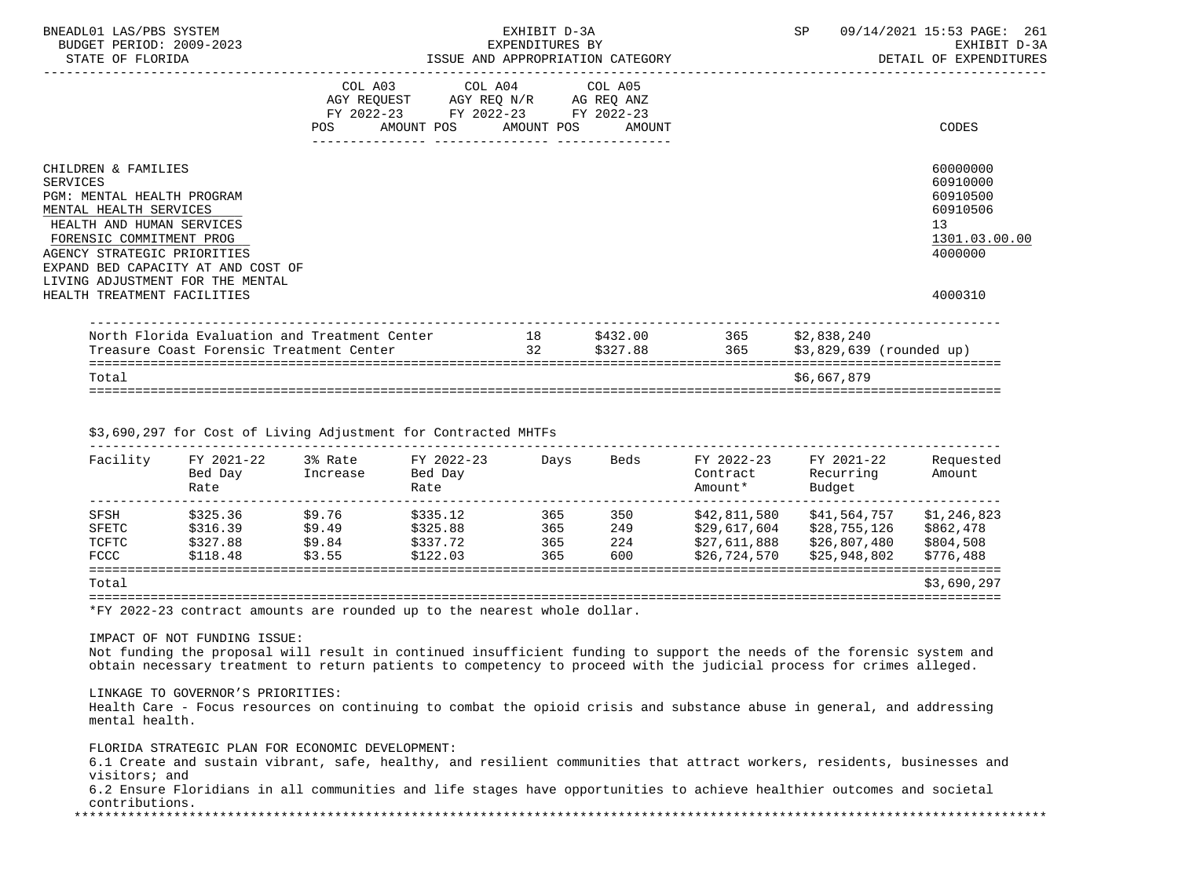| | COL A03 AGY REQUEST FY 2022-23 POS AMOUNT | COL A04 AGY REQ N/R FY 2022-23 POS AMOUNT | COL A05 AG REQ ANZ FY 2022-23 POS AMOUNT | CODES |
|---|---|---|---|---|

CHILDREN & FAMILIES — 60000000
SERVICES — 60910000
PGM: MENTAL HEALTH PROGRAM — 60910500
MENTAL HEALTH SERVICES — 60910506
HEALTH AND HUMAN SERVICES — 13
FORENSIC COMMITMENT PROG — 1301.03.00.00
AGENCY STRATEGIC PRIORITIES — 4000000
EXPAND BED CAPACITY AT AND COST OF LIVING ADJUSTMENT FOR THE MENTAL HEALTH TREATMENT FACILITIES — 4000310

| | | | | |
|---|---|---|---|---|
| North Florida Evaluation and Treatment Center | 18 | $432.00 | 365 | $2,838,240 |
| Treasure Coast Forensic Treatment Center | 32 | $327.88 | 365 | $3,829,639 (rounded up) |
| Total | | | | $6,667,879 |

$3,690,297 for Cost of Living Adjustment for Contracted MHTFs

| Facility | FY 2021-22 Bed Day Rate | 3% Rate Increase | FY 2022-23 Bed Day Rate | Days | Beds | FY 2022-23 Contract Amount* | FY 2021-22 Recurring Budget | Requested Amount |
|---|---|---|---|---|---|---|---|---|
| SFSH | $325.36 | $9.76 | $335.12 | 365 | 350 | $42,811,580 | $41,564,757 | $1,246,823 |
| SFETC | $316.39 | $9.49 | $325.88 | 365 | 249 | $29,617,604 | $28,755,126 | $862,478 |
| TCFTC | $327.88 | $9.84 | $337.72 | 365 | 224 | $27,611,888 | $26,807,480 | $804,508 |
| FCCC | $118.48 | $3.55 | $122.03 | 365 | 600 | $26,724,570 | $25,948,802 | $776,488 |
| Total | | | | | | | | $3,690,297 |

*FY 2022-23 contract amounts are rounded up to the nearest whole dollar.

IMPACT OF NOT FUNDING ISSUE:
Not funding the proposal will result in continued insufficient funding to support the needs of the forensic system and obtain necessary treatment to return patients to competency to proceed with the judicial process for crimes alleged.

LINKAGE TO GOVERNOR'S PRIORITIES:
Health Care - Focus resources on continuing to combat the opioid crisis and substance abuse in general, and addressing mental health.

FLORIDA STRATEGIC PLAN FOR ECONOMIC DEVELOPMENT:
6.1 Create and sustain vibrant, safe, healthy, and resilient communities that attract workers, residents, businesses and visitors; and
6.2 Ensure Floridians in all communities and life stages have opportunities to achieve healthier outcomes and societal contributions.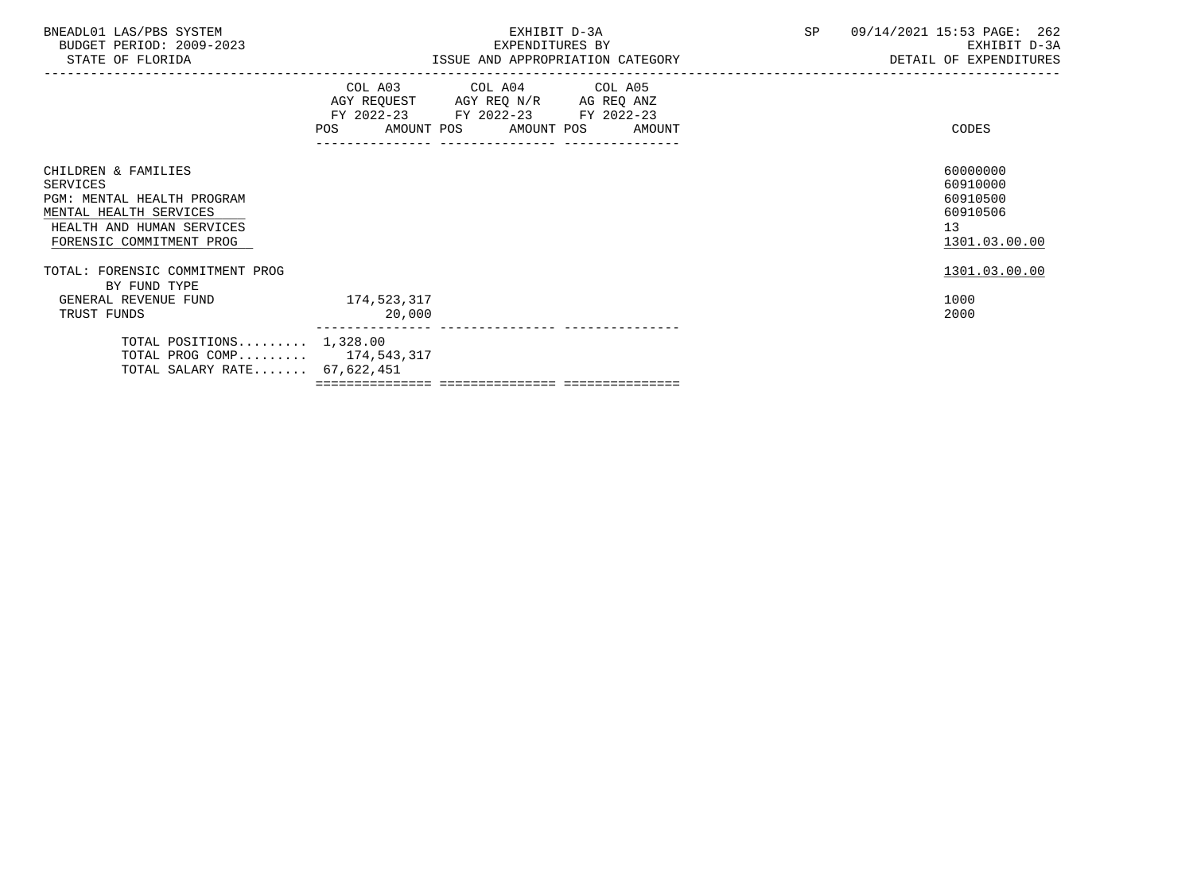BNEADL01 LAS/PBS SYSTEM
BUDGET PERIOD: 2009-2023
STATE OF FLORIDA

EXHIBIT D-3A
EXPENDITURES BY
ISSUE AND APPROPRIATION CATEGORY

SP 09/14/2021 15:53 PAGE: 262
EXHIBIT D-3A
DETAIL OF EXPENDITURES

| | COL A03 AGY REQUEST FY 2022-23 POS AMOUNT | COL A04 AGY REQ N/R FY 2022-23 POS AMOUNT | COL A05 AG REQ ANZ FY 2022-23 POS AMOUNT | CODES |
|---|---|---|---|---|
| CHILDREN & FAMILIES | | | | 60000000 |
| SERVICES | | | | 60910000 |
| PGM: MENTAL HEALTH PROGRAM | | | | 60910500 |
| MENTAL HEALTH SERVICES | | | | 60910506 |
| HEALTH AND HUMAN SERVICES | | | | 13 |
| FORENSIC COMMITMENT PROG | | | | 1301.03.00.00 |
| TOTAL: FORENSIC COMMITMENT PROG | | | | 1301.03.00.00 |
| BY FUND TYPE | | | | |
| GENERAL REVENUE FUND | 174,523,317 | | | 1000 |
| TRUST FUNDS | 20,000 | | | 2000 |
| TOTAL POSITIONS......... | 1,328.00 | | | |
| TOTAL PROG COMP......... | 174,543,317 | | | |
| TOTAL SALARY RATE....... | 67,622,451 | | | |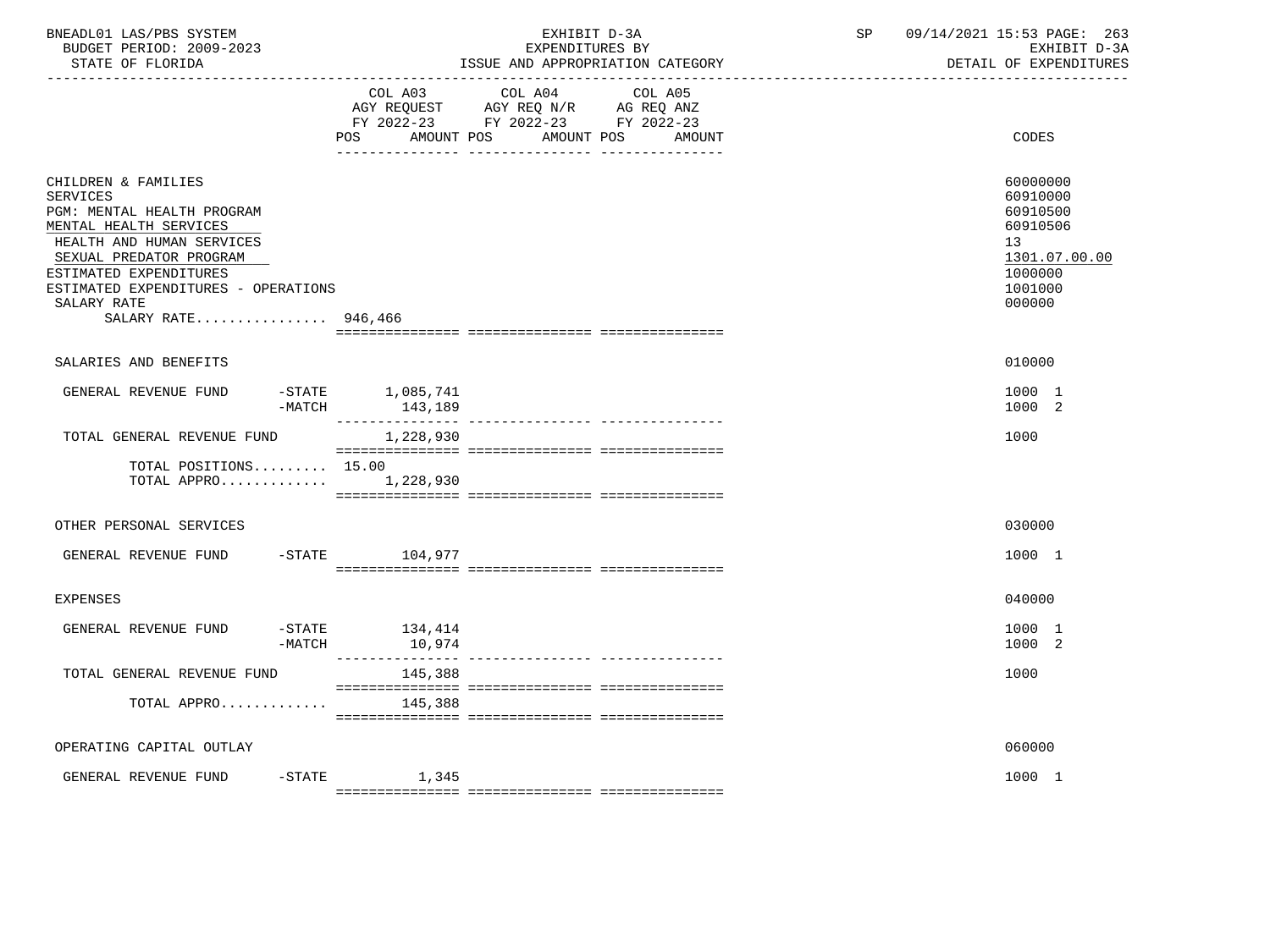BNEADL01 LAS/PBS SYSTEM | EXHIBIT D-3A | SP 09/14/2021 15:53
BUDGET PERIOD: 2009-2023 | EXPENDITURES BY | EXHIBIT D-3A
STATE OF FLORIDA | ISSUE AND APPROPRIATION CATEGORY | DETAIL OF EXPENDITURES

| | COL A03 AGY REQUEST FY 2022-23 POS AMOUNT | COL A04 AGY REQ N/R FY 2022-23 POS AMOUNT | COL A05 AG REQ ANZ FY 2022-23 POS AMOUNT | CODES |
|---|---|---|---|---|
| CHILDREN & FAMILIES | | | | 60000000 |
| SERVICES | | | | 60910000 |
| PGM: MENTAL HEALTH PROGRAM | | | | 60910500 |
| MENTAL HEALTH SERVICES | | | | 60910506 |
| HEALTH AND HUMAN SERVICES | | | | 13 |
| SEXUAL PREDATOR PROGRAM | | | | 1301.07.00.00 |
| ESTIMATED EXPENDITURES | | | | 1000000 |
| ESTIMATED EXPENDITURES - OPERATIONS | | | | 1001000 |
| SALARY RATE | | | | 000000 |
| SALARY RATE................ 946,466 | | | | |
| SALARIES AND BENEFITS | | | | 010000 |
| GENERAL REVENUE FUND -STATE | 1,085,741 | | | 1000 1 |
| -MATCH | 143,189 | | | 1000 2 |
| TOTAL GENERAL REVENUE FUND | 1,228,930 | | | 1000 |
| TOTAL POSITIONS......... 15.00 | | | | |
| TOTAL APPRO............. | 1,228,930 | | | |
| OTHER PERSONAL SERVICES | | | | 030000 |
| GENERAL REVENUE FUND -STATE | 104,977 | | | 1000 1 |
| EXPENSES | | | | 040000 |
| GENERAL REVENUE FUND -STATE | 134,414 | | | 1000 1 |
| -MATCH | 10,974 | | | 1000 2 |
| TOTAL GENERAL REVENUE FUND | 145,388 | | | 1000 |
| TOTAL APPRO............. | 145,388 | | | |
| OPERATING CAPITAL OUTLAY | | | | 060000 |
| GENERAL REVENUE FUND -STATE | 1,345 | | | 1000 1 |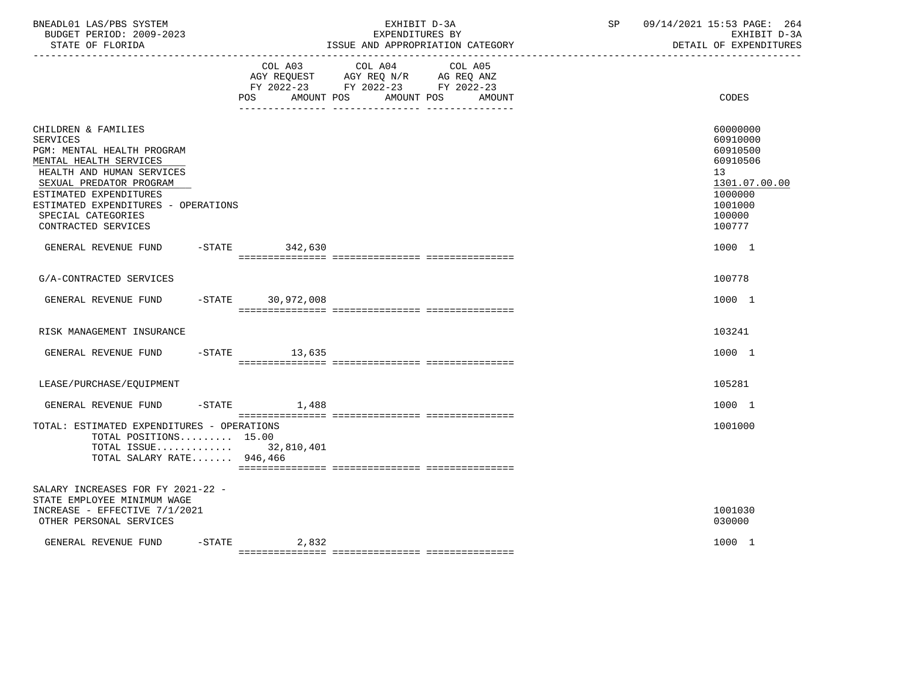BNEADL01 LAS/PBS SYSTEM — EXHIBIT D-3A — EXPENDITURES BY ISSUE AND APPROPRIATION CATEGORY — SP 09/14/2021 15:53

BUDGET PERIOD: 2009-2023 — STATE OF FLORIDA — EXHIBIT D-3A — DETAIL OF EXPENDITURES

| | COL A03 AGY REQUEST FY 2022-23 POS AMOUNT | COL A04 AGY REQ N/R FY 2022-23 POS AMOUNT | COL A05 AG REQ ANZ FY 2022-23 POS AMOUNT | CODES |
|---|---|---|---|---|
| CHILDREN & FAMILIES | | | | 60000000 |
| SERVICES | | | | 60910000 |
| PGM: MENTAL HEALTH PROGRAM | | | | 60910500 |
| MENTAL HEALTH SERVICES | | | | 60910506 |
| HEALTH AND HUMAN SERVICES | | | | 13 |
| SEXUAL PREDATOR PROGRAM | | | | 1301.07.00.00 |
| ESTIMATED EXPENDITURES | | | | 1000000 |
| ESTIMATED EXPENDITURES - OPERATIONS | | | | 1001000 |
| SPECIAL CATEGORIES | | | | 100000 |
| CONTRACTED SERVICES | | | | 100777 |
| GENERAL REVENUE FUND -STATE | 342,630 | | | 1000 1 |
| G/A-CONTRACTED SERVICES | | | | 100778 |
| GENERAL REVENUE FUND -STATE | 30,972,008 | | | 1000 1 |
| RISK MANAGEMENT INSURANCE | | | | 103241 |
| GENERAL REVENUE FUND -STATE | 13,635 | | | 1000 1 |
| LEASE/PURCHASE/EQUIPMENT | | | | 105281 |
| GENERAL REVENUE FUND -STATE | 1,488 | | | 1000 1 |
| TOTAL: ESTIMATED EXPENDITURES - OPERATIONS | | | | 1001000 |
| TOTAL POSITIONS......... 15.00 | | | | |
| TOTAL ISSUE............ | 32,810,401 | | | |
| TOTAL SALARY RATE....... 946,466 | | | | |
| SALARY INCREASES FOR FY 2021-22 - STATE EMPLOYEE MINIMUM WAGE INCREASE - EFFECTIVE 7/1/2021 | | | | 1001030 |
| OTHER PERSONAL SERVICES | | | | 030000 |
| GENERAL REVENUE FUND -STATE | 2,832 | | | 1000 1 |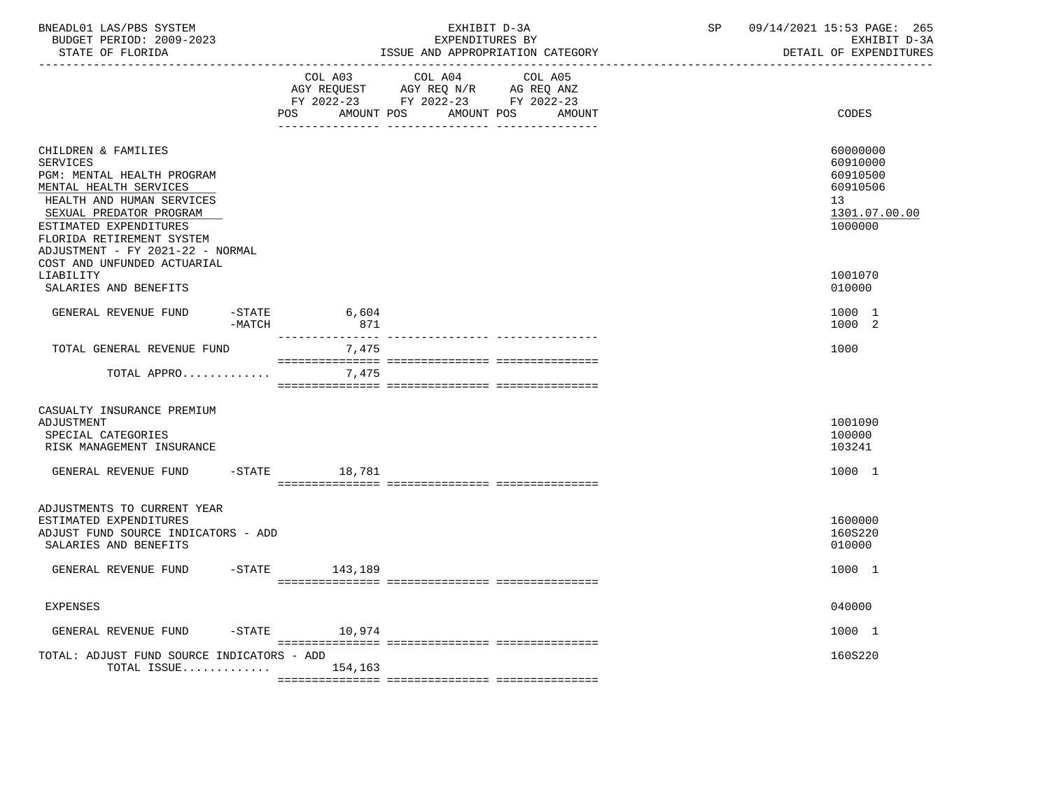BNEADL01 LAS/PBS SYSTEM
BUDGET PERIOD: 2009-2023
STATE OF FLORIDA

EXHIBIT D-3A
EXPENDITURES BY
ISSUE AND APPROPRIATION CATEGORY

SP 09/14/2021 15:53 PAGE: 265
EXHIBIT D-3A
DETAIL OF EXPENDITURES

| | COL A03 AGY REQUEST FY 2022-23 POS AMOUNT | COL A04 AGY REQ N/R FY 2022-23 POS AMOUNT | COL A05 AG REQ ANZ FY 2022-23 POS AMOUNT | CODES |
|---|---|---|---|---|
| CHILDREN & FAMILIES | | | | 60000000 |
| SERVICES | | | | 60910000 |
| PGM: MENTAL HEALTH PROGRAM | | | | 60910500 |
| MENTAL HEALTH SERVICES | | | | 60910506 |
| HEALTH AND HUMAN SERVICES | | | | 13 |
| SEXUAL PREDATOR PROGRAM | | | | 1301.07.00.00 |
| ESTIMATED EXPENDITURES | | | | 1000000 |
| FLORIDA RETIREMENT SYSTEM ADJUSTMENT - FY 2021-22 - NORMAL COST AND UNFUNDED ACTUARIAL LIABILITY | | | | 1001070 |
| SALARIES AND BENEFITS | | | | 010000 |
| GENERAL REVENUE FUND -STATE | 6,604 | | | 1000 1 |
| -MATCH | 871 | | | 1000 2 |
| TOTAL GENERAL REVENUE FUND | 7,475 | | | 1000 |
| TOTAL APPRO............ | 7,475 | | | |
| CASUALTY INSURANCE PREMIUM ADJUSTMENT | | | | 1001090 |
| SPECIAL CATEGORIES | | | | 100000 |
| RISK MANAGEMENT INSURANCE | | | | 103241 |
| GENERAL REVENUE FUND -STATE | 18,781 | | | 1000 1 |
| ADJUSTMENTS TO CURRENT YEAR ESTIMATED EXPENDITURES | | | | 1600000 |
| ADJUST FUND SOURCE INDICATORS - ADD | | | | 160S220 |
| SALARIES AND BENEFITS | | | | 010000 |
| GENERAL REVENUE FUND -STATE | 143,189 | | | 1000 1 |
| EXPENSES | | | | 040000 |
| GENERAL REVENUE FUND -STATE | 10,974 | | | 1000 1 |
| TOTAL: ADJUST FUND SOURCE INDICATORS - ADD | | | | 160S220 |
| TOTAL ISSUE............ | 154,163 | | | |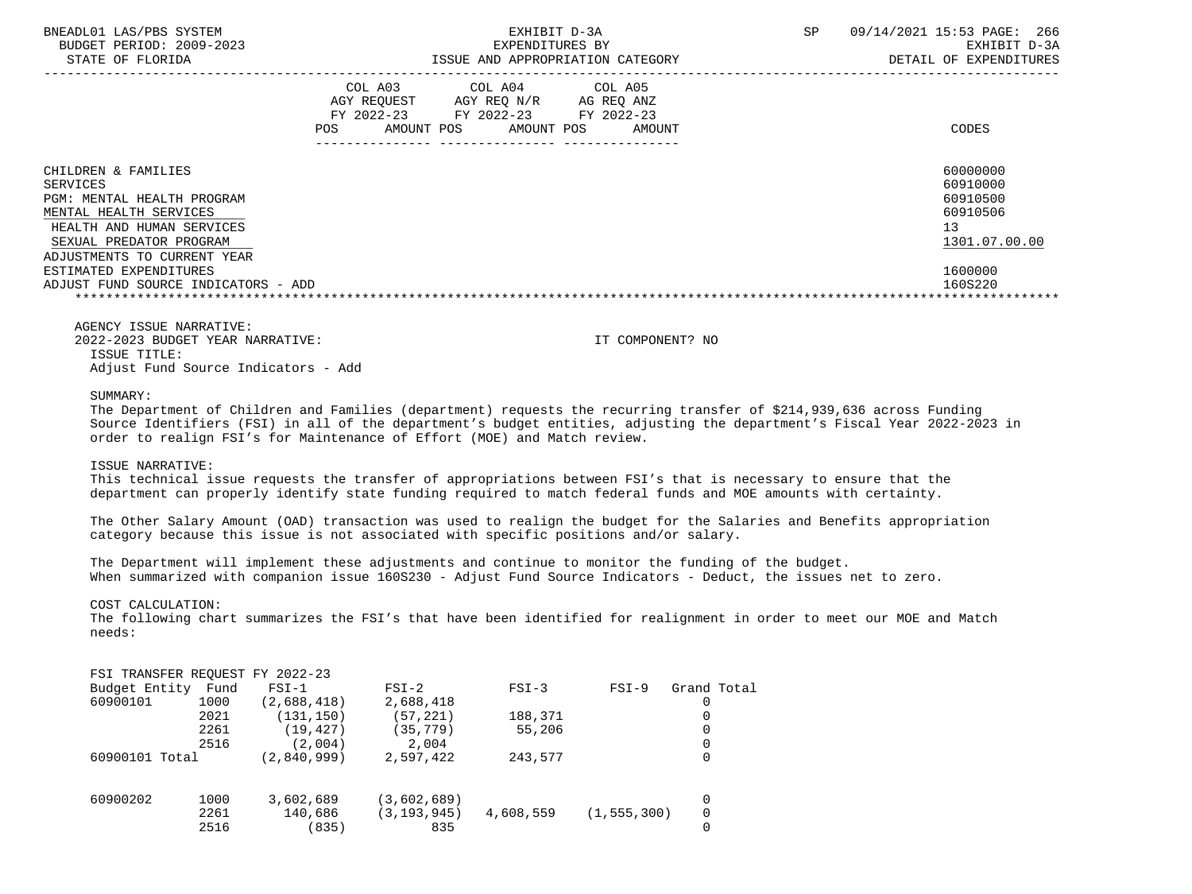BNEADL01 LAS/PBS SYSTEM | EXHIBIT D-3A | SP 09/14/2021 15:53 PAGE: 266
BUDGET PERIOD: 2009-2023 | EXPENDITURES BY | EXHIBIT D-3A
STATE OF FLORIDA | ISSUE AND APPROPRIATION CATEGORY | DETAIL OF EXPENDITURES

| | COL A03 AGY REQUEST FY 2022-23 POS AMOUNT | COL A04 AGY REQ N/R FY 2022-23 POS AMOUNT | COL A05 AG REQ ANZ FY 2022-23 POS AMOUNT | CODES |
|---|---|---|---|---|
| CHILDREN & FAMILIES | | | | 60000000 |
| SERVICES | | | | 60910000 |
| PGM: MENTAL HEALTH PROGRAM | | | | 60910500 |
| MENTAL HEALTH SERVICES | | | | 60910506 |
| HEALTH AND HUMAN SERVICES | | | | 13 |
| SEXUAL PREDATOR PROGRAM | | | | 1301.07.00.00 |
| ADJUSTMENTS TO CURRENT YEAR ESTIMATED EXPENDITURES | | | | 1600000 |
| ADJUST FUND SOURCE INDICATORS - ADD | | | | 160S220 |

AGENCY ISSUE NARRATIVE:
2022-2023 BUDGET YEAR NARRATIVE: IT COMPONENT? NO

ISSUE TITLE:
Adjust Fund Source Indicators - Add

SUMMARY:
The Department of Children and Families (department) requests the recurring transfer of $214,939,636 across Funding Source Identifiers (FSI) in all of the department's budget entities, adjusting the department's Fiscal Year 2022-2023 in order to realign FSI's for Maintenance of Effort (MOE) and Match review.

ISSUE NARRATIVE:
This technical issue requests the transfer of appropriations between FSI's that is necessary to ensure that the department can properly identify state funding required to match federal funds and MOE amounts with certainty.

The Other Salary Amount (OAD) transaction was used to realign the budget for the Salaries and Benefits appropriation category because this issue is not associated with specific positions and/or salary.

The Department will implement these adjustments and continue to monitor the funding of the budget.
When summarized with companion issue 160S230 - Adjust Fund Source Indicators - Deduct, the issues net to zero.

COST CALCULATION:
The following chart summarizes the FSI's that have been identified for realignment in order to meet our MOE and Match needs:

FSI TRANSFER REQUEST FY 2022-23

| Budget Entity | Fund | FSI-1 | FSI-2 | FSI-3 | FSI-9 | Grand Total |
|---|---|---|---|---|---|---|
| 60900101 | 1000 | (2,688,418) | 2,688,418 | | | 0 |
| | 2021 | (131,150) | (57,221) | 188,371 | | 0 |
| | 2261 | (19,427) | (35,779) | 55,206 | | 0 |
| | 2516 | (2,004) | 2,004 | | | 0 |
| 60900101 Total | | (2,840,999) | 2,597,422 | 243,577 | | 0 |
| | | | | | | |
| 60900202 | 1000 | 3,602,689 | (3,602,689) | | | 0 |
| | 2261 | 140,686 | (3,193,945) | 4,608,559 | (1,555,300) | 0 |
| | 2516 | (835) | 835 | | | 0 |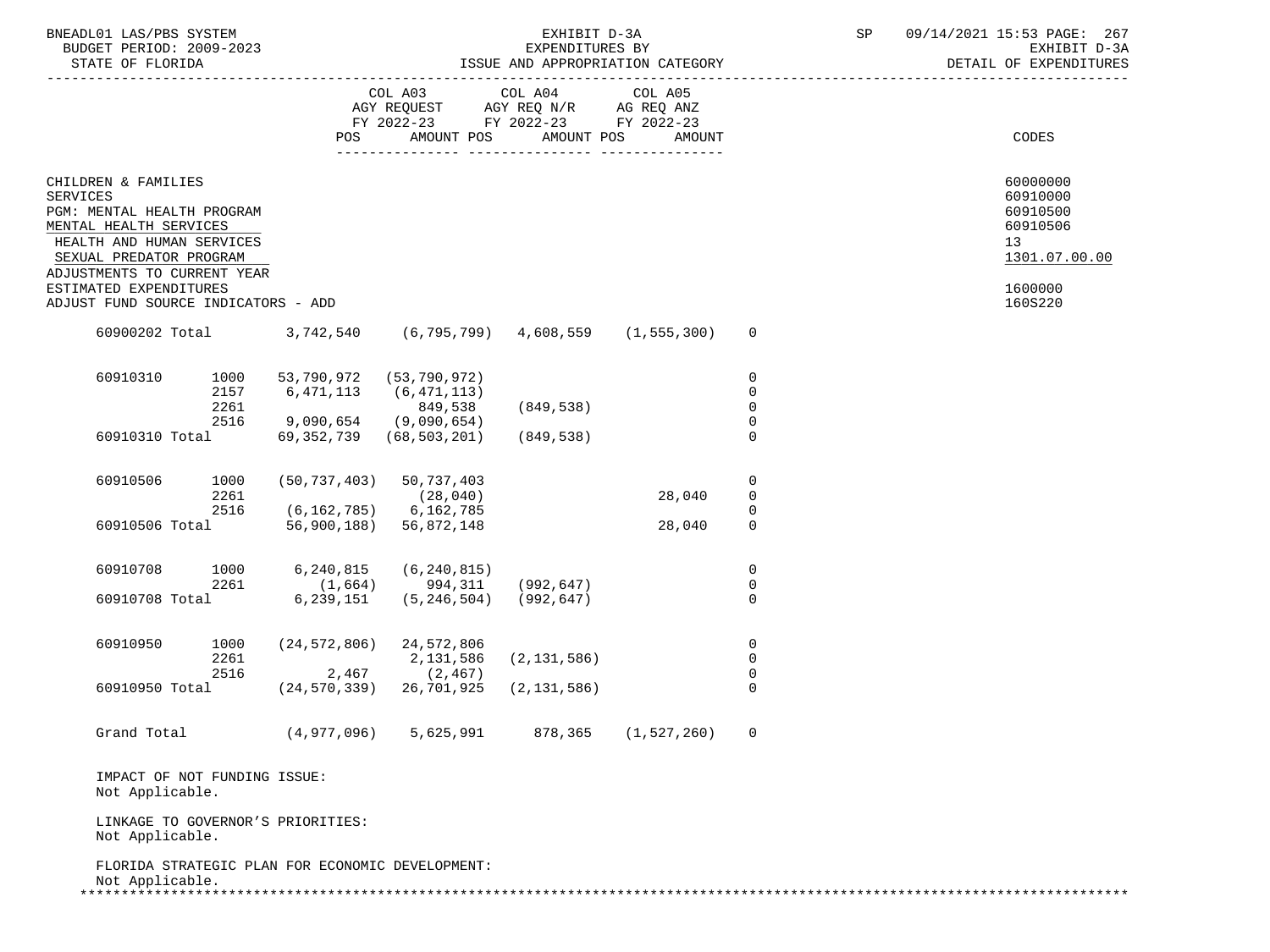EXHIBIT D-3A
EXPENDITURES BY
ISSUE AND APPROPRIATION CATEGORY

BNEADL01 LAS/PBS SYSTEM
BUDGET PERIOD: 2009-2023
STATE OF FLORIDA

SP 09/14/2021 15:53

EXHIBIT D-3A
DETAIL OF EXPENDITURES

| | COL A03 AGY REQUEST FY 2022-23 POS AMOUNT | COL A04 AGY REQ N/R FY 2022-23 POS AMOUNT | COL A05 AG REQ ANZ FY 2022-23 POS AMOUNT | CODES |
|---|---|---|---|---|
| CHILDREN & FAMILIES | | | | 60000000 |
| SERVICES | | | | 60910000 |
| PGM: MENTAL HEALTH PROGRAM | | | | 60910500 |
| MENTAL HEALTH SERVICES | | | | 60910506 |
| HEALTH AND HUMAN SERVICES | | | | 13 |
| SEXUAL PREDATOR PROGRAM | | | | 1301.07.00.00 |
| ADJUSTMENTS TO CURRENT YEAR ESTIMATED EXPENDITURES | | | | 1600000 |
| ADJUST FUND SOURCE INDICATORS - ADD | | | | 160S220 |

| | | | | | | |
|---|---|---|---|---|---|---|
| 60900202 Total | | 3,742,540 | (6,795,799) | 4,608,559 | (1,555,300) | 0 |
| 60910310 | 1000 | 53,790,972 | (53,790,972) | | | 0 |
| | 2157 | 6,471,113 | (6,471,113) | | | 0 |
| | 2261 | | 849,538 | (849,538) | | 0 |
| | 2516 | 9,090,654 | (9,090,654) | | | 0 |
| 60910310 Total | | 69,352,739 | (68,503,201) | (849,538) | | 0 |
| 60910506 | 1000 | (50,737,403) | 50,737,403 | | | 0 |
| | 2261 | | (28,040) | | 28,040 | 0 |
| | 2516 | (6,162,785) | 6,162,785 | | | 0 |
| 60910506 Total | | 56,900,188) | 56,872,148 | | 28,040 | 0 |
| 60910708 | 1000 | 6,240,815 | (6,240,815) | | | 0 |
| | 2261 | (1,664) | 994,311 | (992,647) | | 0 |
| 60910708 Total | | 6,239,151 | (5,246,504) | (992,647) | | 0 |
| 60910950 | 1000 | (24,572,806) | 24,572,806 | | | 0 |
| | 2261 | | 2,131,586 | (2,131,586) | | 0 |
| | 2516 | 2,467 | (2,467) | | | 0 |
| 60910950 Total | | (24,570,339) | 26,701,925 | (2,131,586) | | 0 |
| Grand Total | | (4,977,096) | 5,625,991 | 878,365 | (1,527,260) | 0 |

IMPACT OF NOT FUNDING ISSUE:
Not Applicable.

LINKAGE TO GOVERNOR'S PRIORITIES:
Not Applicable.

FLORIDA STRATEGIC PLAN FOR ECONOMIC DEVELOPMENT:
Not Applicable.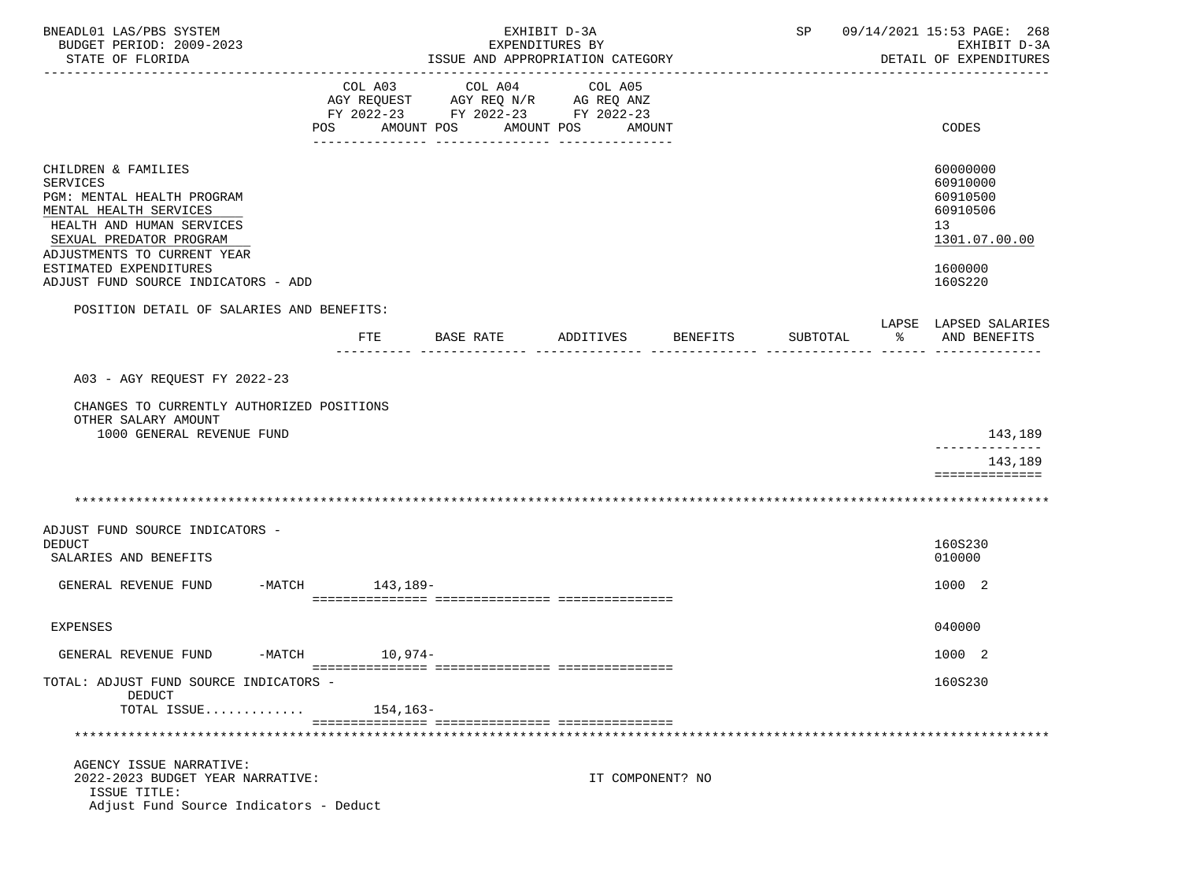EXHIBIT D-3A
EXPENDITURES BY
ISSUE AND APPROPRIATION CATEGORY

BNEADL01 LAS/PBS SYSTEM — BUDGET PERIOD: 2009-2023 — STATE OF FLORIDA — SP 09/14/2021 15:53 — EXHIBIT D-3A DETAIL OF EXPENDITURES

| | COL A03 AGY REQUEST FY 2022-23 POS AMOUNT | COL A04 AGY REQ N/R FY 2022-23 POS AMOUNT | COL A05 AG REQ ANZ FY 2022-23 POS AMOUNT | CODES |
|---|---|---|---|---|
| CHILDREN & FAMILIES | | | | 60000000 |
| SERVICES | | | | 60910000 |
| PGM: MENTAL HEALTH PROGRAM | | | | 60910500 |
| MENTAL HEALTH SERVICES | | | | 60910506 |
| HEALTH AND HUMAN SERVICES | | | | 13 |
| SEXUAL PREDATOR PROGRAM | | | | 1301.07.00.00 |
| ADJUSTMENTS TO CURRENT YEAR ESTIMATED EXPENDITURES | | | | 1600000 |
| ADJUST FUND SOURCE INDICATORS - ADD | | | | 160S220 |

POSITION DETAIL OF SALARIES AND BENEFITS:

| | FTE | BASE RATE | ADDITIVES | BENEFITS | SUBTOTAL | LAPSE % | LAPSED SALARIES AND BENEFITS |
|---|---|---|---|---|---|---|---|
| A03 - AGY REQUEST FY 2022-23 | | | | | | | |
| CHANGES TO CURRENTLY AUTHORIZED POSITIONS | | | | | | | |
| OTHER SALARY AMOUNT | | | | | | | |
| 1000 GENERAL REVENUE FUND | | | | | | | 143,189 |
| | | | | | | | 143,189 |

*******************************************************************************

| | COL A03 | COL A04 | COL A05 | CODES |
|---|---|---|---|---|
| ADJUST FUND SOURCE INDICATORS - DEDUCT | | | | 160S230 |
| SALARIES AND BENEFITS | | | | 010000 |
| GENERAL REVENUE FUND -MATCH | 143,189- | | | 1000 2 |
| EXPENSES | | | | 040000 |
| GENERAL REVENUE FUND -MATCH | 10,974- | | | 1000 2 |
| TOTAL: ADJUST FUND SOURCE INDICATORS - DEDUCT | | | | 160S230 |
| TOTAL ISSUE............ | 154,163- | | | |

*******************************************************************************

AGENCY ISSUE NARRATIVE:
2022-2023 BUDGET YEAR NARRATIVE: IT COMPONENT? NO
ISSUE TITLE:
Adjust Fund Source Indicators - Deduct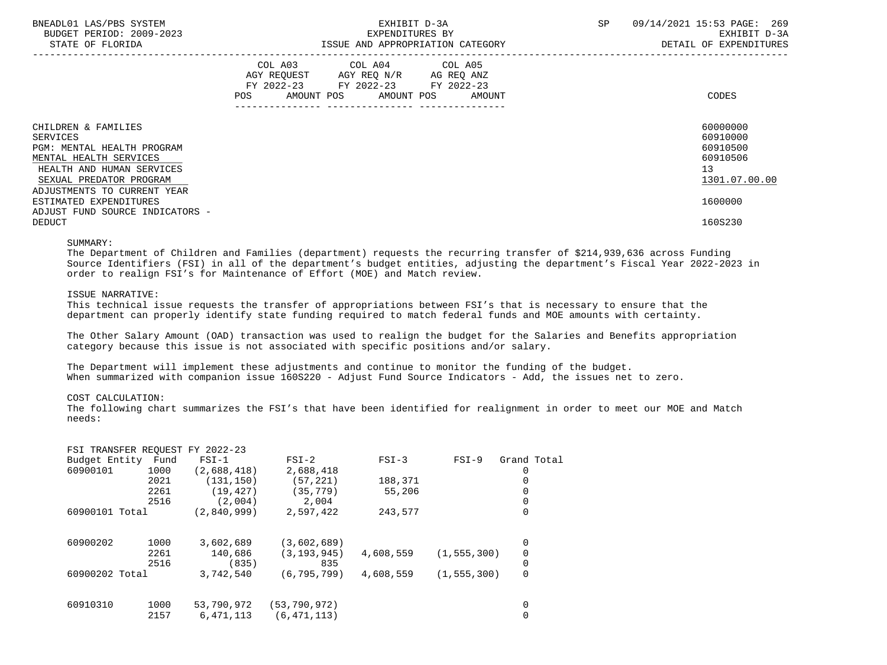| | COL A03 AGY REQUEST FY 2022-23 | | COL A04 AGY REQ N/R FY 2022-23 | | COL A05 AG REQ ANZ FY 2022-23 | | |
|---|---|---|---|---|---|---|---|
| | POS | AMOUNT | POS | AMOUNT | POS | AMOUNT | CODES |

CHILDREN & FAMILIES — 60000000
SERVICES — 60910000
PGM: MENTAL HEALTH PROGRAM — 60910500
MENTAL HEALTH SERVICES — 60910506
HEALTH AND HUMAN SERVICES — 13
SEXUAL PREDATOR PROGRAM — 1301.07.00.00
ADJUSTMENTS TO CURRENT YEAR ESTIMATED EXPENDITURES — 1600000
ADJUST FUND SOURCE INDICATORS - DEDUCT — 160S230

SUMMARY:
The Department of Children and Families (department) requests the recurring transfer of $214,939,636 across Funding Source Identifiers (FSI) in all of the department's budget entities, adjusting the department's Fiscal Year 2022-2023 in order to realign FSI's for Maintenance of Effort (MOE) and Match review.

ISSUE NARRATIVE:
This technical issue requests the transfer of appropriations between FSI's that is necessary to ensure that the department can properly identify state funding required to match federal funds and MOE amounts with certainty.

The Other Salary Amount (OAD) transaction was used to realign the budget for the Salaries and Benefits appropriation category because this issue is not associated with specific positions and/or salary.

The Department will implement these adjustments and continue to monitor the funding of the budget. When summarized with companion issue 160S220 - Adjust Fund Source Indicators - Add, the issues net to zero.

COST CALCULATION:
The following chart summarizes the FSI's that have been identified for realignment in order to meet our MOE and Match needs:

FSI TRANSFER REQUEST FY 2022-23

| Budget Entity | Fund | FSI-1 | FSI-2 | FSI-3 | FSI-9 | Grand Total |
|---|---|---|---|---|---|---|
| 60900101 | 1000 | (2,688,418) | 2,688,418 | | | 0 |
| | 2021 | (131,150) | (57,221) | 188,371 | | 0 |
| | 2261 | (19,427) | (35,779) | 55,206 | | 0 |
| | 2516 | (2,004) | 2,004 | | | 0 |
| 60900101 Total | | (2,840,999) | 2,597,422 | 243,577 | | 0 |
| 60900202 | 1000 | 3,602,689 | (3,602,689) | | | 0 |
| | 2261 | 140,686 | (3,193,945) | 4,608,559 | (1,555,300) | 0 |
| | 2516 | (835) | 835 | | | 0 |
| 60900202 Total | | 3,742,540 | (6,795,799) | 4,608,559 | (1,555,300) | 0 |
| 60910310 | 1000 | 53,790,972 | (53,790,972) | | | 0 |
| | 2157 | 6,471,113 | (6,471,113) | | | 0 |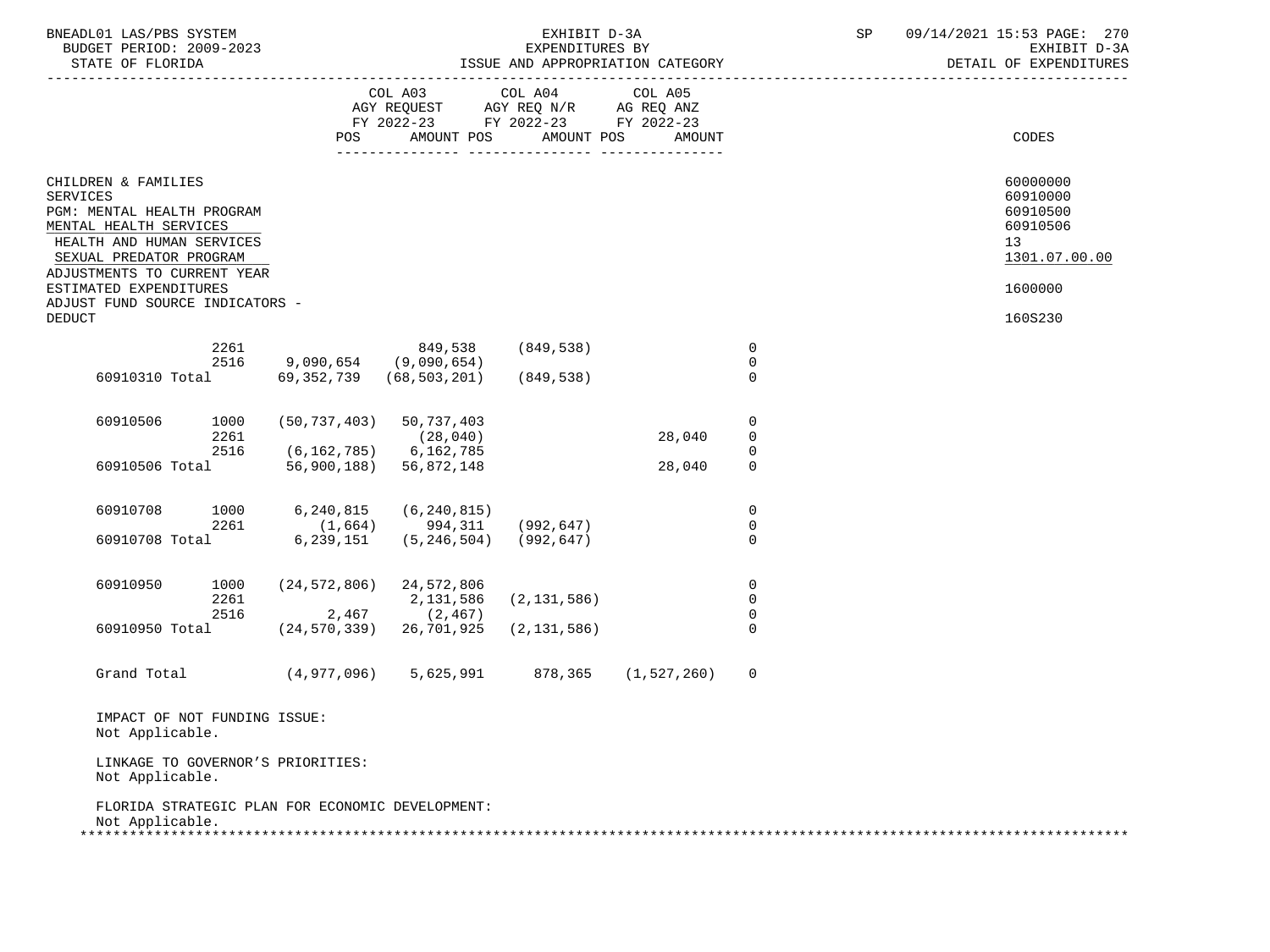BNEADL01 LAS/PBS SYSTEM — EXHIBIT D-3A — EXPENDITURES BY ISSUE AND APPROPRIATION CATEGORY — DETAIL OF EXPENDITURES
BUDGET PERIOD: 2009-2023
STATE OF FLORIDA

| | | COL A03 AGY REQUEST FY 2022-23 POS | AMOUNT | COL A04 AGY REQ N/R FY 2022-23 POS | AMOUNT | COL A05 AG REQ ANZ FY 2022-23 POS | AMOUNT | CODES |
|---|---|---|---|---|---|---|---|---|

CHILDREN & FAMILIES — 60000000
SERVICES — 60910000
PGM: MENTAL HEALTH PROGRAM — 60910500
MENTAL HEALTH SERVICES — 60910506
HEALTH AND HUMAN SERVICES — 13
SEXUAL PREDATOR PROGRAM — 1301.07.00.00
ADJUSTMENTS TO CURRENT YEAR ESTIMATED EXPENDITURES — 1600000
ADJUST FUND SOURCE INDICATORS - DEDUCT — 160S230

| | | | | | | |
|---|---|---|---|---|---|---|
| | 2261 | | 849,538 | (849,538) | | 0 |
| | 2516 | 9,090,654 | (9,090,654) | | | 0 |
| 60910310 Total | | 69,352,739 | (68,503,201) | (849,538) | | 0 |
| 60910506 | 1000 | (50,737,403) | 50,737,403 | | | 0 |
| | 2261 | | (28,040) | | 28,040 | 0 |
| | 2516 | (6,162,785) | 6,162,785 | | | 0 |
| 60910506 Total | | 56,900,188) | 56,872,148 | | 28,040 | 0 |
| 60910708 | 1000 | 6,240,815 | (6,240,815) | | | 0 |
| | 2261 | (1,664) | 994,311 | (992,647) | | 0 |
| 60910708 Total | | 6,239,151 | (5,246,504) | (992,647) | | 0 |
| 60910950 | 1000 | (24,572,806) | 24,572,806 | | | 0 |
| | 2261 | | 2,131,586 | (2,131,586) | | 0 |
| | 2516 | 2,467 | (2,467) | | | 0 |
| 60910950 Total | | (24,570,339) | 26,701,925 | (2,131,586) | | 0 |
| Grand Total | | (4,977,096) | 5,625,991 | 878,365 | (1,527,260) | 0 |

IMPACT OF NOT FUNDING ISSUE:
Not Applicable.

LINKAGE TO GOVERNOR'S PRIORITIES:
Not Applicable.

FLORIDA STRATEGIC PLAN FOR ECONOMIC DEVELOPMENT:
Not Applicable.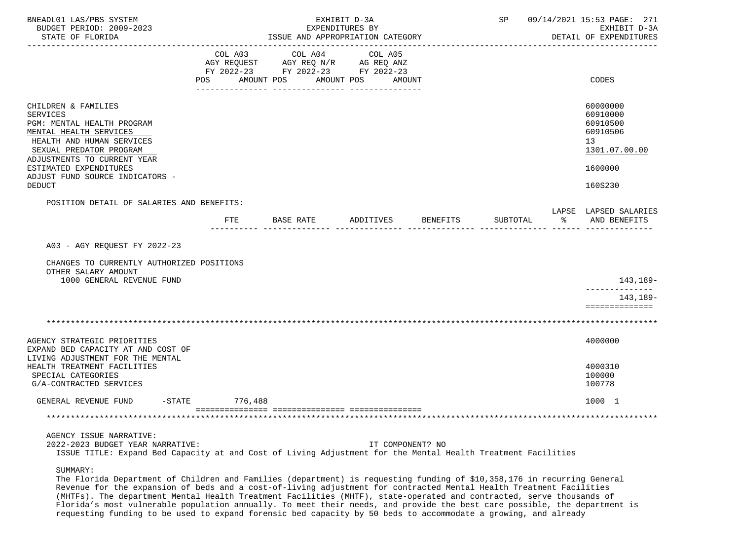BNEADL01 LAS/PBS SYSTEM — EXHIBIT D-3A — SP 09/14/2021 15:53
BUDGET PERIOD: 2009-2023 — EXPENDITURES BY — EXHIBIT D-3A
STATE OF FLORIDA — ISSUE AND APPROPRIATION CATEGORY — DETAIL OF EXPENDITURES

| | COL A03 AGY REQUEST FY 2022-23 POS AMOUNT | COL A04 AGY REQ N/R FY 2022-23 POS AMOUNT | COL A05 AG REQ ANZ FY 2022-23 POS AMOUNT | CODES |
|---|---|---|---|---|
| CHILDREN & FAMILIES | | | | 60000000 |
| SERVICES | | | | 60910000 |
| PGM: MENTAL HEALTH PROGRAM | | | | 60910500 |
| MENTAL HEALTH SERVICES | | | | 60910506 |
| HEALTH AND HUMAN SERVICES | | | | 13 |
| SEXUAL PREDATOR PROGRAM | | | | 1301.07.00.00 |
| ADJUSTMENTS TO CURRENT YEAR ESTIMATED EXPENDITURES | | | | 1600000 |
| ADJUST FUND SOURCE INDICATORS - DEDUCT | | | | 160S230 |

POSITION DETAIL OF SALARIES AND BENEFITS:

| | FTE | BASE RATE | ADDITIVES | BENEFITS | SUBTOTAL | LAPSE % | LAPSED SALARIES AND BENEFITS |
|---|---|---|---|---|---|---|---|
| A03 - AGY REQUEST FY 2022-23 | | | | | | | |
| CHANGES TO CURRENTLY AUTHORIZED POSITIONS | | | | | | | |
| OTHER SALARY AMOUNT | | | | | | | |
| 1000 GENERAL REVENUE FUND | | | | | | | 143,189- |
| | | | | | | | 143,189- |

******************************************************************************************************************

| | COL A03 | COL A04 | COL A05 | CODES |
|---|---|---|---|---|
| AGENCY STRATEGIC PRIORITIES | | | | 4000000 |
| EXPAND BED CAPACITY AT AND COST OF LIVING ADJUSTMENT FOR THE MENTAL HEALTH TREATMENT FACILITIES | | | | 4000310 |
| SPECIAL CATEGORIES | | | | 100000 |
| G/A-CONTRACTED SERVICES | | | | 100778 |
| GENERAL REVENUE FUND -STATE | 776,488 | | | 1000 1 |

******************************************************************************************************************

AGENCY ISSUE NARRATIVE:
2022-2023 BUDGET YEAR NARRATIVE: IT COMPONENT? NO
ISSUE TITLE: Expand Bed Capacity at and Cost of Living Adjustment for the Mental Health Treatment Facilities

SUMMARY:
The Florida Department of Children and Families (department) is requesting funding of $10,358,176 in recurring General Revenue for the expansion of beds and a cost-of-living adjustment for contracted Mental Health Treatment Facilities (MHTFs). The department Mental Health Treatment Facilities (MHTF), state-operated and contracted, serve thousands of Florida's most vulnerable population annually. To meet their needs, and provide the best care possible, the department is requesting funding to be used to expand forensic bed capacity by 50 beds to accommodate a growing, and already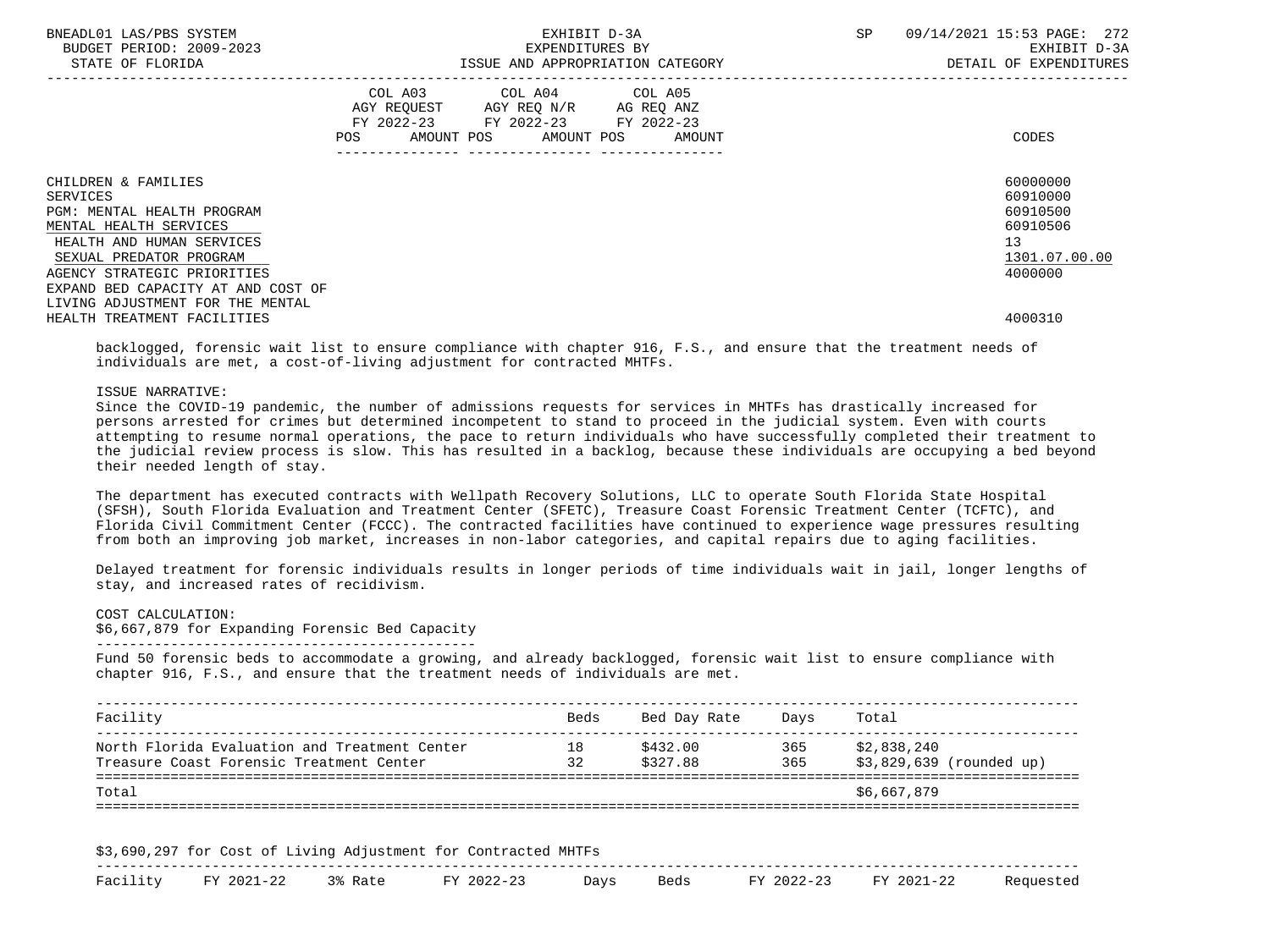| | COL A03 AGY REQUEST FY 2022-23 POS AMOUNT | COL A04 AGY REQ N/R FY 2022-23 POS AMOUNT | COL A05 AG REQ ANZ FY 2022-23 POS AMOUNT | CODES |
|---|---|---|---|---|
| CHILDREN & FAMILIES | | | | 60000000 |
| SERVICES | | | | 60910000 |
| PGM: MENTAL HEALTH PROGRAM | | | | 60910500 |
| MENTAL HEALTH SERVICES | | | | 60910506 |
| HEALTH AND HUMAN SERVICES | | | | 13 |
| SEXUAL PREDATOR PROGRAM | | | | 1301.07.00.00 |
| AGENCY STRATEGIC PRIORITIES | | | | 4000000 |
| EXPAND BED CAPACITY AT AND COST OF LIVING ADJUSTMENT FOR THE MENTAL HEALTH TREATMENT FACILITIES | | | | 4000310 |

backlogged, forensic wait list to ensure compliance with chapter 916, F.S., and ensure that the treatment needs of individuals are met, a cost-of-living adjustment for contracted MHTFs.

ISSUE NARRATIVE:
Since the COVID-19 pandemic, the number of admissions requests for services in MHTFs has drastically increased for persons arrested for crimes but determined incompetent to stand to proceed in the judicial system. Even with courts attempting to resume normal operations, the pace to return individuals who have successfully completed their treatment to the judicial review process is slow. This has resulted in a backlog, because these individuals are occupying a bed beyond their needed length of stay.

The department has executed contracts with Wellpath Recovery Solutions, LLC to operate South Florida State Hospital (SFSH), South Florida Evaluation and Treatment Center (SFETC), Treasure Coast Forensic Treatment Center (TCFTC), and Florida Civil Commitment Center (FCCC). The contracted facilities have continued to experience wage pressures resulting from both an improving job market, increases in non-labor categories, and capital repairs due to aging facilities.

Delayed treatment for forensic individuals results in longer periods of time individuals wait in jail, longer lengths of stay, and increased rates of recidivism.

COST CALCULATION:
$6,667,879 for Expanding Forensic Bed Capacity

Fund 50 forensic beds to accommodate a growing, and already backlogged, forensic wait list to ensure compliance with chapter 916, F.S., and ensure that the treatment needs of individuals are met.

| Facility | Beds | Bed Day Rate | Days | Total |
|---|---|---|---|---|
| North Florida Evaluation and Treatment Center | 18 | $432.00 | 365 | $2,838,240 |
| Treasure Coast Forensic Treatment Center | 32 | $327.88 | 365 | $3,829,639 (rounded up) |
| Total | | | | $6,667,879 |

$3,690,297 for Cost of Living Adjustment for Contracted MHTFs

| Facility | FY 2021-22 | 3% Rate | FY 2022-23 | Days | Beds | FY 2022-23 | FY 2021-22 | Requested |
|---|---|---|---|---|---|---|---|---|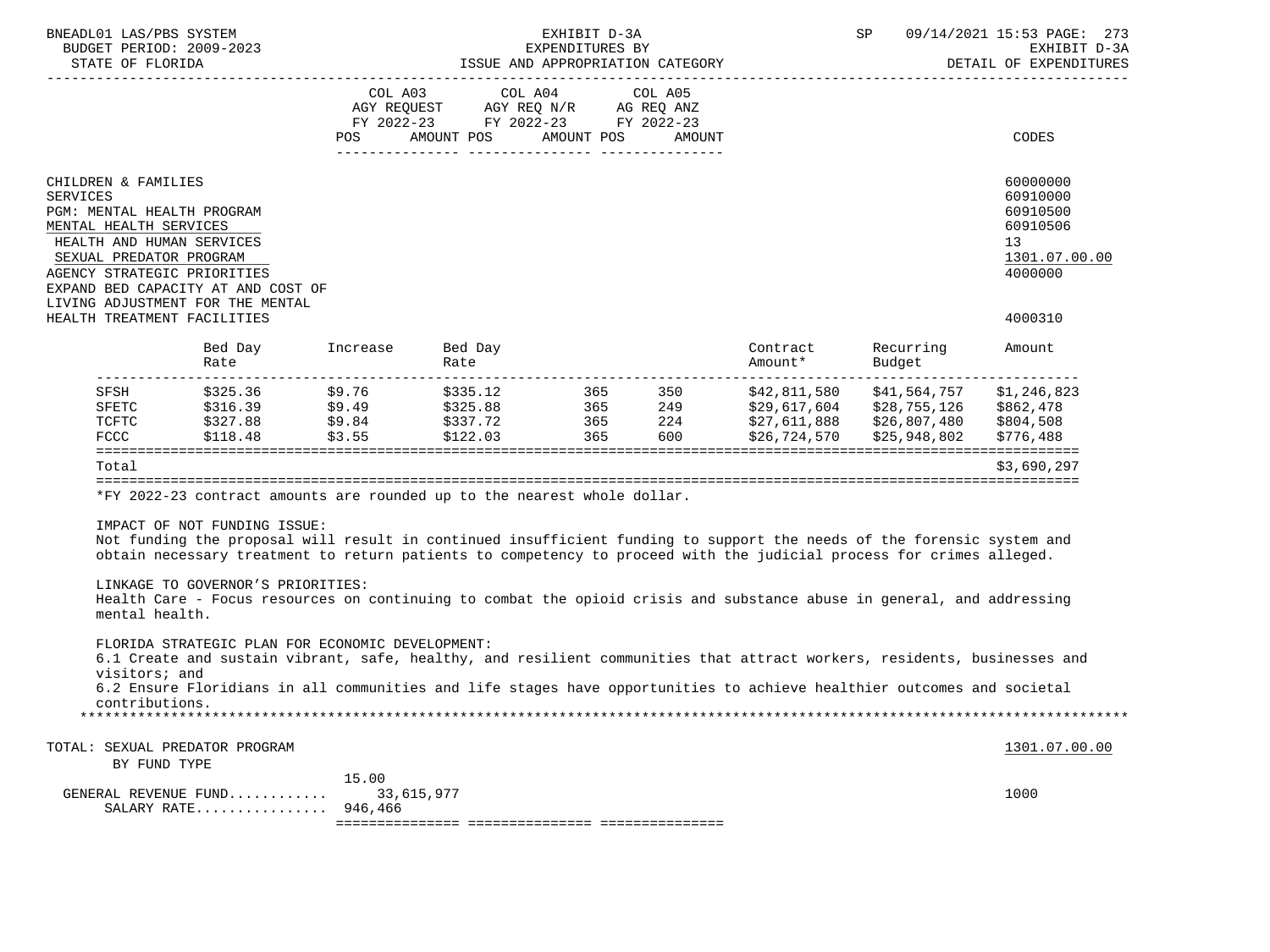| | COL A03 AGY REQUEST FY 2022-23 POS AMOUNT | COL A04 AGY REQ N/R FY 2022-23 POS AMOUNT | COL A05 AG REQ ANZ FY 2022-23 POS AMOUNT | CODES |
|---|---|---|---|---|

CHILDREN & FAMILIES — 60000000
SERVICES — 60910000
PGM: MENTAL HEALTH PROGRAM — 60910500
MENTAL HEALTH SERVICES — 60910506
HEALTH AND HUMAN SERVICES — 13
SEXUAL PREDATOR PROGRAM — 1301.07.00.00
AGENCY STRATEGIC PRIORITIES — 4000000
EXPAND BED CAPACITY AT AND COST OF LIVING ADJUSTMENT FOR THE MENTAL HEALTH TREATMENT FACILITIES — 4000310

| | Bed Day Rate | Increase | Bed Day Rate | | | Contract Amount* | Recurring Budget | Amount |
|---|---|---|---|---|---|---|---|---|
| SFSH | $325.36 | $9.76 | $335.12 | 365 | 350 | $42,811,580 | $41,564,757 | $1,246,823 |
| SFETC | $316.39 | $9.49 | $325.88 | 365 | 249 | $29,617,604 | $28,755,126 | $862,478 |
| TCFTC | $327.88 | $9.84 | $337.72 | 365 | 224 | $27,611,888 | $26,807,480 | $804,508 |
| FCCC | $118.48 | $3.55 | $122.03 | 365 | 600 | $26,724,570 | $25,948,802 | $776,488 |
| Total | | | | | | | | $3,690,297 |

*FY 2022-23 contract amounts are rounded up to the nearest whole dollar.

IMPACT OF NOT FUNDING ISSUE:
Not funding the proposal will result in continued insufficient funding to support the needs of the forensic system and obtain necessary treatment to return patients to competency to proceed with the judicial process for crimes alleged.

LINKAGE TO GOVERNOR'S PRIORITIES:
Health Care - Focus resources on continuing to combat the opioid crisis and substance abuse in general, and addressing mental health.

FLORIDA STRATEGIC PLAN FOR ECONOMIC DEVELOPMENT:
6.1 Create and sustain vibrant, safe, healthy, and resilient communities that attract workers, residents, businesses and visitors; and
6.2 Ensure Floridians in all communities and life stages have opportunities to achieve healthier outcomes and societal contributions.

TOTAL: SEXUAL PREDATOR PROGRAM — 1301.07.00.00
BY FUND TYPE

| | POS / AMOUNT | CODES |
|---|---|---|
| | 15.00 | |
| GENERAL REVENUE FUND | 33,615,977 | 1000 |
| SALARY RATE | 946,466 | |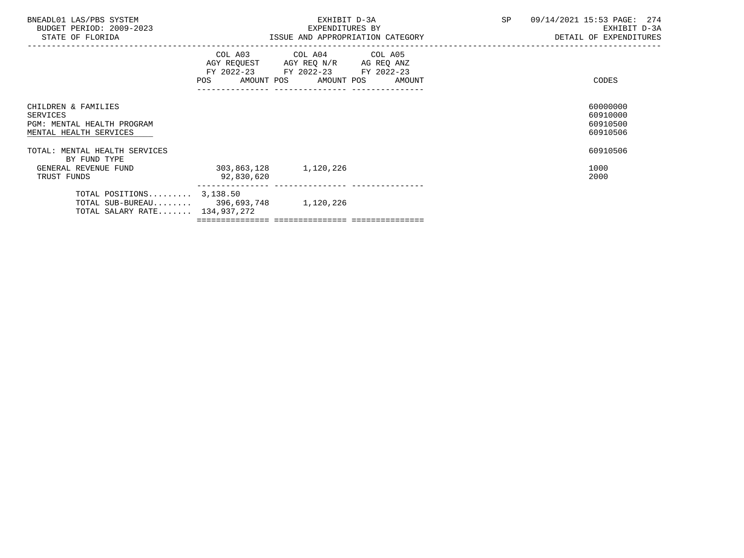BNEADL01 LAS/PBS SYSTEM
BUDGET PERIOD: 2009-2023
STATE OF FLORIDA

EXHIBIT D-3A
EXPENDITURES BY
ISSUE AND APPROPRIATION CATEGORY

SP 09/14/2021 15:53 PAGE: 274
EXHIBIT D-3A
DETAIL OF EXPENDITURES

| | COL A03 AGY REQUEST FY 2022-23 POS AMOUNT | COL A04 AGY REQ N/R FY 2022-23 POS AMOUNT | COL A05 AG REQ ANZ FY 2022-23 POS AMOUNT | CODES |
|---|---|---|---|---|
| CHILDREN & FAMILIES | | | | 60000000 |
| SERVICES | | | | 60910000 |
| PGM: MENTAL HEALTH PROGRAM | | | | 60910500 |
| MENTAL HEALTH SERVICES | | | | 60910506 |
| TOTAL: MENTAL HEALTH SERVICES | | | | 60910506 |
| BY FUND TYPE | | | | |
| GENERAL REVENUE FUND | 303,863,128 | 1,120,226 | | 1000 |
| TRUST FUNDS | 92,830,620 | | | 2000 |
| TOTAL POSITIONS......... | 3,138.50 | | | |
| TOTAL SUB-BUREAU........ | 396,693,748 | 1,120,226 | | |
| TOTAL SALARY RATE....... | 134,937,272 | | | |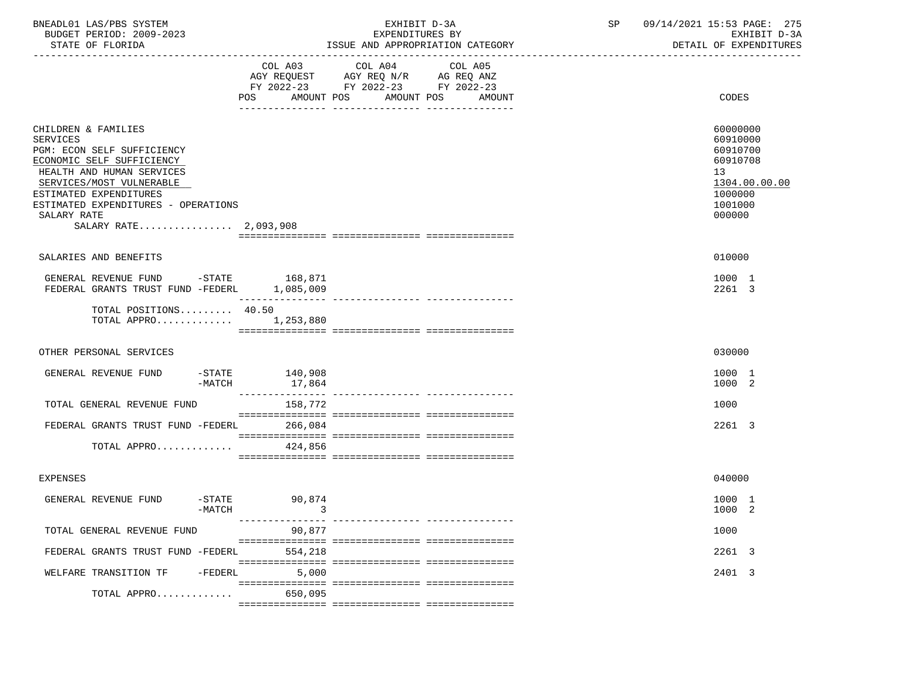BNEADL01 LAS/PBS SYSTEM | EXHIBIT D-3A | SP 09/14/2021 15:53

BUDGET PERIOD: 2009-2023 | EXPENDITURES BY | EXHIBIT D-3A

STATE OF FLORIDA | ISSUE AND APPROPRIATION CATEGORY | DETAIL OF EXPENDITURES

| | COL A03 AGY REQUEST FY 2022-23 POS | AMOUNT | COL A04 AGY REQ N/R FY 2022-23 POS | AMOUNT | COL A05 AG REQ ANZ FY 2022-23 POS | AMOUNT | CODES |
|---|---|---|---|---|---|---|---|
| CHILDREN & FAMILIES | | | | | | | 60000000 |
| SERVICES | | | | | | | 60910000 |
| PGM: ECON SELF SUFFICIENCY | | | | | | | 60910700 |
| ECONOMIC SELF SUFFICIENCY | | | | | | | 60910708 |
| HEALTH AND HUMAN SERVICES | | | | | | | 13 |
| SERVICES/MOST VULNERABLE | | | | | | | 1304.00.00.00 |
| ESTIMATED EXPENDITURES | | | | | | | 1000000 |
| ESTIMATED EXPENDITURES - OPERATIONS | | | | | | | 1001000 |
| SALARY RATE | | | | | | | 000000 |
| SALARY RATE................ 2,093,908 | | | | | | | |
| SALARIES AND BENEFITS | | | | | | | 010000 |
| GENERAL REVENUE FUND -STATE | | 168,871 | | | | | 1000 1 |
| FEDERAL GRANTS TRUST FUND -FEDERL | | 1,085,009 | | | | | 2261 3 |
| TOTAL POSITIONS......... | 40.50 | | | | | | |
| TOTAL APPRO............. | | 1,253,880 | | | | | |
| OTHER PERSONAL SERVICES | | | | | | | 030000 |
| GENERAL REVENUE FUND -STATE | | 140,908 | | | | | 1000 1 |
| -MATCH | | 17,864 | | | | | 1000 2 |
| TOTAL GENERAL REVENUE FUND | | 158,772 | | | | | 1000 |
| FEDERAL GRANTS TRUST FUND -FEDERL | | 266,084 | | | | | 2261 3 |
| TOTAL APPRO............. | | 424,856 | | | | | |
| EXPENSES | | | | | | | 040000 |
| GENERAL REVENUE FUND -STATE | | 90,874 | | | | | 1000 1 |
| -MATCH | | 3 | | | | | 1000 2 |
| TOTAL GENERAL REVENUE FUND | | 90,877 | | | | | 1000 |
| FEDERAL GRANTS TRUST FUND -FEDERL | | 554,218 | | | | | 2261 3 |
| WELFARE TRANSITION TF -FEDERL | | 5,000 | | | | | 2401 3 |
| TOTAL APPRO............. | | 650,095 | | | | | |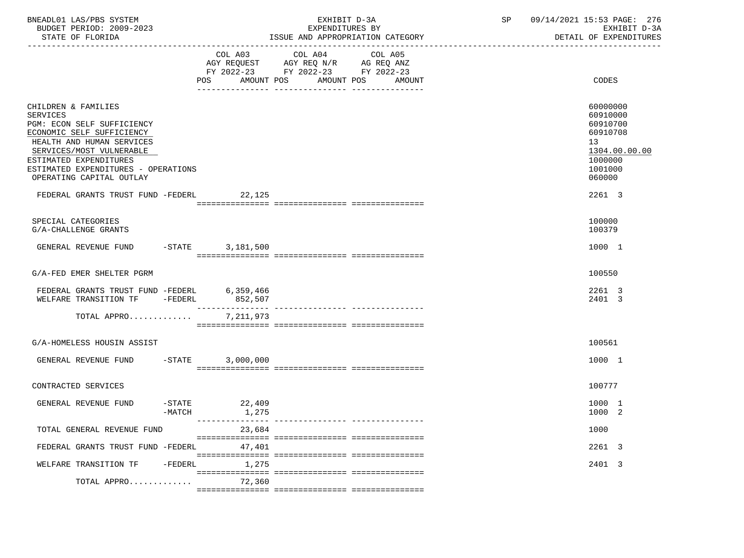BNEADL01 LAS/PBS SYSTEM
BUDGET PERIOD: 2009-2023
STATE OF FLORIDA

EXHIBIT D-3A
EXPENDITURES BY
ISSUE AND APPROPRIATION CATEGORY

SP 09/14/2021 15:53 PAGE: 276
EXHIBIT D-3A
DETAIL OF EXPENDITURES

| | COL A03 AGY REQUEST FY 2022-23 POS AMOUNT | COL A04 AGY REQ N/R FY 2022-23 POS AMOUNT | COL A05 AG REQ ANZ FY 2022-23 POS AMOUNT | CODES |
|---|---|---|---|---|
| CHILDREN & FAMILIES | | | | 60000000 |
| SERVICES | | | | 60910000 |
| PGM: ECON SELF SUFFICIENCY | | | | 60910700 |
| ECONOMIC SELF SUFFICIENCY | | | | 60910708 |
| HEALTH AND HUMAN SERVICES | | | | 13 |
| SERVICES/MOST VULNERABLE | | | | 1304.00.00.00 |
| ESTIMATED EXPENDITURES | | | | 1000000 |
| ESTIMATED EXPENDITURES - OPERATIONS | | | | 1001000 |
| OPERATING CAPITAL OUTLAY | | | | 060000 |
| FEDERAL GRANTS TRUST FUND -FEDERL | 22,125 | | | 2261 3 |
| SPECIAL CATEGORIES | | | | 100000 |
| G/A-CHALLENGE GRANTS | | | | 100379 |
| GENERAL REVENUE FUND -STATE | 3,181,500 | | | 1000 1 |
| G/A-FED EMER SHELTER PGRM | | | | 100550 |
| FEDERAL GRANTS TRUST FUND -FEDERL | 6,359,466 | | | 2261 3 |
| WELFARE TRANSITION TF -FEDERL | 852,507 | | | 2401 3 |
| TOTAL APPRO............ | 7,211,973 | | | |
| G/A-HOMELESS HOUSIN ASSIST | | | | 100561 |
| GENERAL REVENUE FUND -STATE | 3,000,000 | | | 1000 1 |
| CONTRACTED SERVICES | | | | 100777 |
| GENERAL REVENUE FUND -STATE | 22,409 | | | 1000 1 |
| -MATCH | 1,275 | | | 1000 2 |
| TOTAL GENERAL REVENUE FUND | 23,684 | | | 1000 |
| FEDERAL GRANTS TRUST FUND -FEDERL | 47,401 | | | 2261 3 |
| WELFARE TRANSITION TF -FEDERL | 1,275 | | | 2401 3 |
| TOTAL APPRO............ | 72,360 | | | |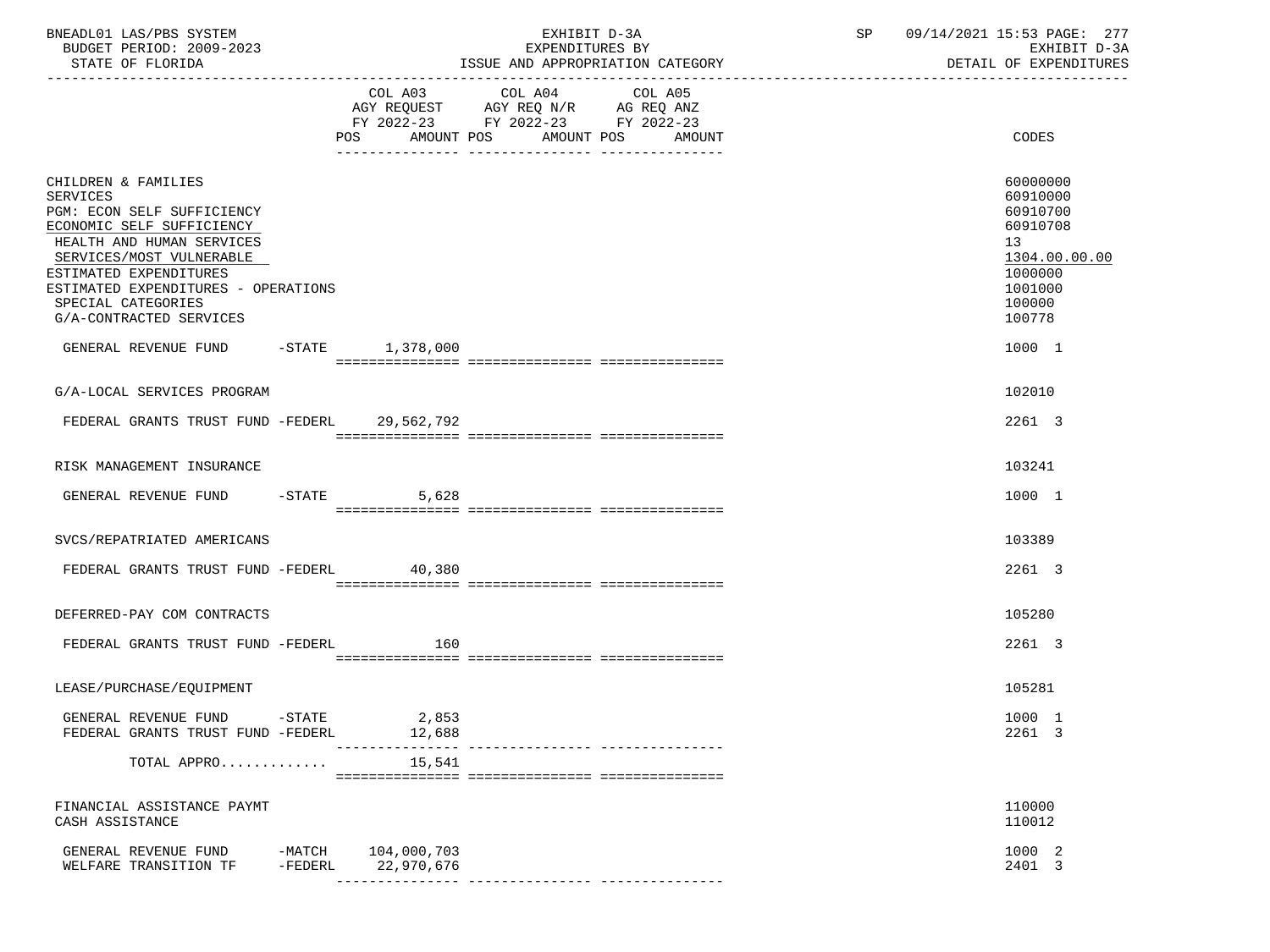EXHIBIT D-3A
EXPENDITURES BY
ISSUE AND APPROPRIATION CATEGORY

BNEADL01 LAS/PBS SYSTEM — BUDGET PERIOD: 2009-2023 — STATE OF FLORIDA — SP 09/14/2021 15:53 — EXHIBIT D-3A DETAIL OF EXPENDITURES

| | COL A03 AGY REQUEST FY 2022-23 POS AMOUNT | COL A04 AGY REQ N/R FY 2022-23 POS AMOUNT | COL A05 AG REQ ANZ FY 2022-23 POS AMOUNT | CODES |
|---|---|---|---|---|
| CHILDREN & FAMILIES | | | | 60000000 |
| SERVICES | | | | 60910000 |
| PGM: ECON SELF SUFFICIENCY | | | | 60910700 |
| ECONOMIC SELF SUFFICIENCY | | | | 60910708 |
| HEALTH AND HUMAN SERVICES | | | | 13 |
| SERVICES/MOST VULNERABLE | | | | 1304.00.00.00 |
| ESTIMATED EXPENDITURES | | | | 1000000 |
| ESTIMATED EXPENDITURES - OPERATIONS | | | | 1001000 |
| SPECIAL CATEGORIES | | | | 100000 |
| G/A-CONTRACTED SERVICES | | | | 100778 |
| GENERAL REVENUE FUND -STATE | 1,378,000 | | | 1000 1 |
| G/A-LOCAL SERVICES PROGRAM | | | | 102010 |
| FEDERAL GRANTS TRUST FUND -FEDERL | 29,562,792 | | | 2261 3 |
| RISK MANAGEMENT INSURANCE | | | | 103241 |
| GENERAL REVENUE FUND -STATE | 5,628 | | | 1000 1 |
| SVCS/REPATRIATED AMERICANS | | | | 103389 |
| FEDERAL GRANTS TRUST FUND -FEDERL | 40,380 | | | 2261 3 |
| DEFERRED-PAY COM CONTRACTS | | | | 105280 |
| FEDERAL GRANTS TRUST FUND -FEDERL | 160 | | | 2261 3 |
| LEASE/PURCHASE/EQUIPMENT | | | | 105281 |
| GENERAL REVENUE FUND -STATE | 2,853 | | | 1000 1 |
| FEDERAL GRANTS TRUST FUND -FEDERL | 12,688 | | | 2261 3 |
| TOTAL APPRO............ | 15,541 | | | |
| FINANCIAL ASSISTANCE PAYMT | | | | 110000 |
| CASH ASSISTANCE | | | | 110012 |
| GENERAL REVENUE FUND -MATCH | 104,000,703 | | | 1000 2 |
| WELFARE TRANSITION TF -FEDERL | 22,970,676 | | | 2401 3 |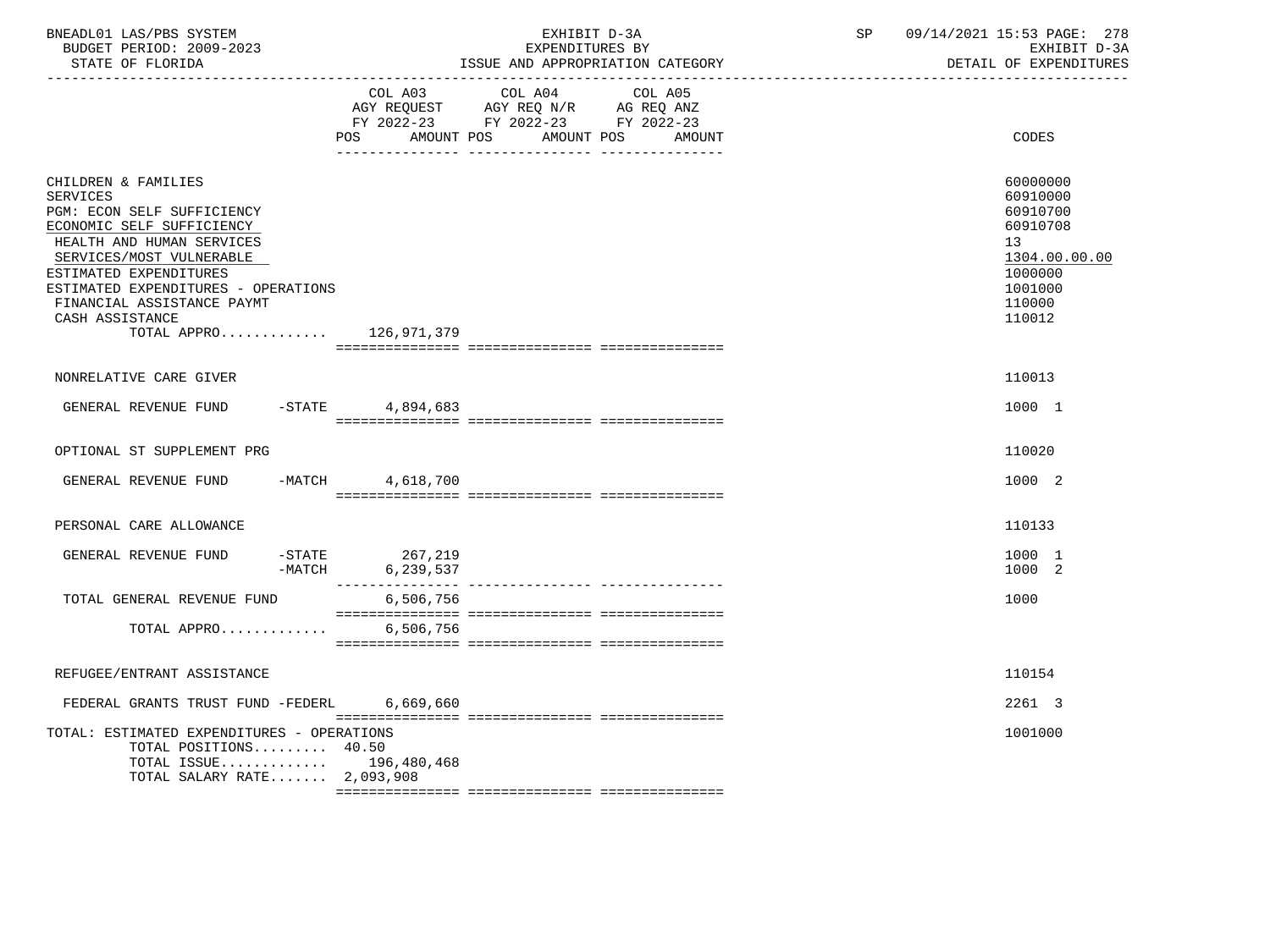BNEADL01 LAS/PBS SYSTEM | EXHIBIT D-3A | SP 09/14/2021 15:53 PAGE: 278
BUDGET PERIOD: 2009-2023 | EXPENDITURES BY | EXHIBIT D-3A
STATE OF FLORIDA | ISSUE AND APPROPRIATION CATEGORY | DETAIL OF EXPENDITURES

| | COL A03 AGY REQUEST FY 2022-23 POS AMOUNT | COL A04 AGY REQ N/R FY 2022-23 POS AMOUNT | COL A05 AG REQ ANZ FY 2022-23 POS AMOUNT | CODES |
|---|---|---|---|---|
| CHILDREN & FAMILIES | | | | 60000000 |
| SERVICES | | | | 60910000 |
| PGM: ECON SELF SUFFICIENCY | | | | 60910700 |
| ECONOMIC SELF SUFFICIENCY | | | | 60910708 |
| HEALTH AND HUMAN SERVICES | | | | 13 |
| SERVICES/MOST VULNERABLE | | | | 1304.00.00.00 |
| ESTIMATED EXPENDITURES | | | | 1000000 |
| ESTIMATED EXPENDITURES - OPERATIONS | | | | 1001000 |
| FINANCIAL ASSISTANCE PAYMT | | | | 110000 |
| CASH ASSISTANCE | | | | 110012 |
| TOTAL APPRO............ | 126,971,379 | | | |
| NONRELATIVE CARE GIVER | | | | 110013 |
| GENERAL REVENUE FUND -STATE | 4,894,683 | | | 1000 1 |
| OPTIONAL ST SUPPLEMENT PRG | | | | 110020 |
| GENERAL REVENUE FUND -MATCH | 4,618,700 | | | 1000 2 |
| PERSONAL CARE ALLOWANCE | | | | 110133 |
| GENERAL REVENUE FUND -STATE | 267,219 | | | 1000 1 |
| -MATCH | 6,239,537 | | | 1000 2 |
| TOTAL GENERAL REVENUE FUND | 6,506,756 | | | 1000 |
| TOTAL APPRO............ | 6,506,756 | | | |
| REFUGEE/ENTRANT ASSISTANCE | | | | 110154 |
| FEDERAL GRANTS TRUST FUND -FEDERL | 6,669,660 | | | 2261 3 |
| TOTAL: ESTIMATED EXPENDITURES - OPERATIONS | | | | 1001000 |
| TOTAL POSITIONS......... 40.50 | | | | |
| TOTAL ISSUE............ | 196,480,468 | | | |
| TOTAL SALARY RATE....... 2,093,908 | | | | |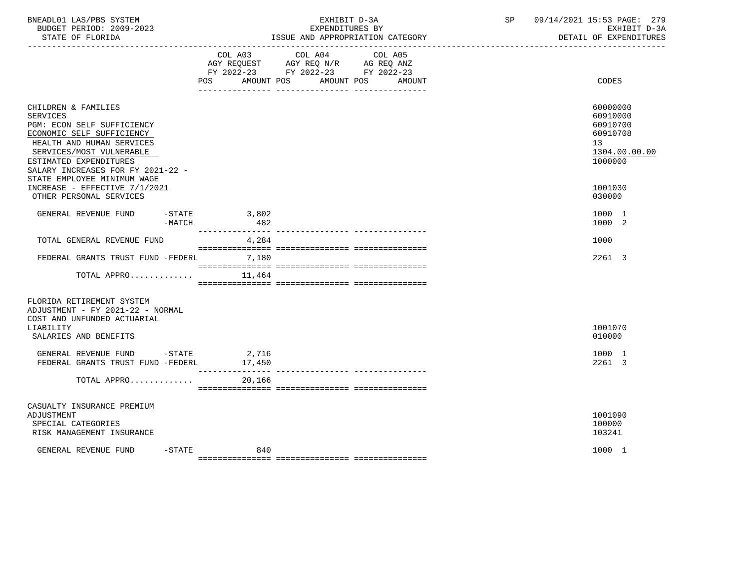BNEADL01 LAS/PBS SYSTEM — EXHIBIT D-3A — SP 09/14/2021 15:53

BUDGET PERIOD: 2009-2023 — EXPENDITURES BY — EXHIBIT D-3A

STATE OF FLORIDA — ISSUE AND APPROPRIATION CATEGORY — DETAIL OF EXPENDITURES

| | COL A03 AGY REQUEST FY 2022-23 POS AMOUNT | COL A04 AGY REQ N/R FY 2022-23 POS AMOUNT | COL A05 AG REQ ANZ FY 2022-23 POS AMOUNT | CODES |
|---|---|---|---|---|
| CHILDREN & FAMILIES | | | | 60000000 |
| SERVICES | | | | 60910000 |
| PGM: ECON SELF SUFFICIENCY | | | | 60910700 |
| ECONOMIC SELF SUFFICIENCY | | | | 60910708 |
| HEALTH AND HUMAN SERVICES | | | | 13 |
| SERVICES/MOST VULNERABLE | | | | 1304.00.00.00 |
| ESTIMATED EXPENDITURES | | | | 1000000 |
| SALARY INCREASES FOR FY 2021-22 - STATE EMPLOYEE MINIMUM WAGE INCREASE - EFFECTIVE 7/1/2021 | | | | 1001030 |
| OTHER PERSONAL SERVICES | | | | 030000 |
| GENERAL REVENUE FUND -STATE | 3,802 | | | 1000 1 |
| -MATCH | 482 | | | 1000 2 |
| TOTAL GENERAL REVENUE FUND | 4,284 | | | 1000 |
| FEDERAL GRANTS TRUST FUND -FEDERL | 7,180 | | | 2261 3 |
| TOTAL APPRO............. | 11,464 | | | |
| FLORIDA RETIREMENT SYSTEM ADJUSTMENT - FY 2021-22 - NORMAL COST AND UNFUNDED ACTUARIAL LIABILITY | | | | 1001070 |
| SALARIES AND BENEFITS | | | | 010000 |
| GENERAL REVENUE FUND -STATE | 2,716 | | | 1000 1 |
| FEDERAL GRANTS TRUST FUND -FEDERL | 17,450 | | | 2261 3 |
| TOTAL APPRO............. | 20,166 | | | |
| CASUALTY INSURANCE PREMIUM ADJUSTMENT | | | | 1001090 |
| SPECIAL CATEGORIES | | | | 100000 |
| RISK MANAGEMENT INSURANCE | | | | 103241 |
| GENERAL REVENUE FUND -STATE | 840 | | | 1000 1 |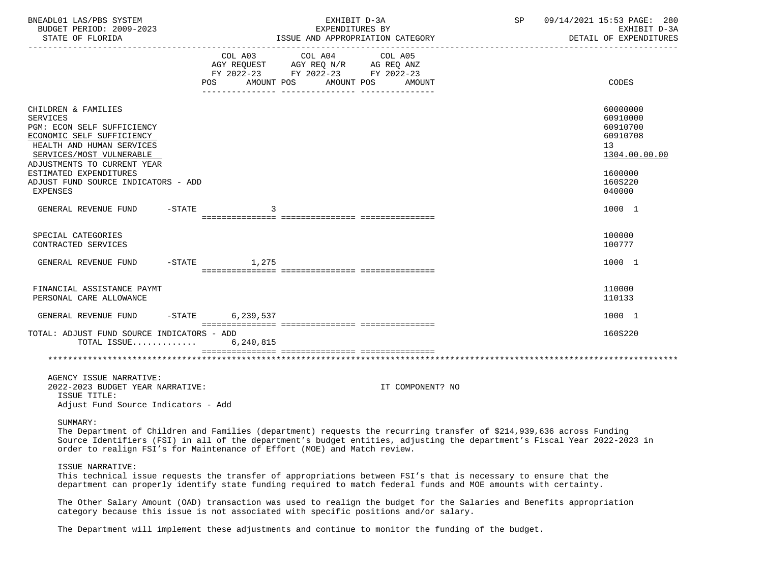| | COL A03 AGY REQUEST FY 2022-23 POS AMOUNT | COL A04 AGY REQ N/R FY 2022-23 POS AMOUNT | COL A05 AG REQ ANZ FY 2022-23 POS AMOUNT | CODES |
|---|---|---|---|---|
| CHILDREN & FAMILIES | | | | 60000000 |
| SERVICES | | | | 60910000 |
| PGM: ECON SELF SUFFICIENCY | | | | 60910700 |
| ECONOMIC SELF SUFFICIENCY | | | | 60910708 |
| HEALTH AND HUMAN SERVICES | | | | 13 |
| SERVICES/MOST VULNERABLE | | | | 1304.00.00.00 |
| ADJUSTMENTS TO CURRENT YEAR ESTIMATED EXPENDITURES | | | | 1600000 |
| ADJUST FUND SOURCE INDICATORS - ADD | | | | 160S220 |
| EXPENSES | | | | 040000 |
| GENERAL REVENUE FUND -STATE | 3 | | | 1000 1 |
| SPECIAL CATEGORIES | | | | 100000 |
| CONTRACTED SERVICES | | | | 100777 |
| GENERAL REVENUE FUND -STATE | 1,275 | | | 1000 1 |
| FINANCIAL ASSISTANCE PAYMT | | | | 110000 |
| PERSONAL CARE ALLOWANCE | | | | 110133 |
| GENERAL REVENUE FUND -STATE | 6,239,537 | | | 1000 1 |
| TOTAL: ADJUST FUND SOURCE INDICATORS - ADD | | | | 160S220 |
| TOTAL ISSUE............ | 6,240,815 | | | |

AGENCY ISSUE NARRATIVE:
2022-2023 BUDGET YEAR NARRATIVE: IT COMPONENT? NO

ISSUE TITLE:
Adjust Fund Source Indicators - Add

SUMMARY:
The Department of Children and Families (department) requests the recurring transfer of $214,939,636 across Funding Source Identifiers (FSI) in all of the department's budget entities, adjusting the department's Fiscal Year 2022-2023 in order to realign FSI's for Maintenance of Effort (MOE) and Match review.

ISSUE NARRATIVE:
This technical issue requests the transfer of appropriations between FSI's that is necessary to ensure that the department can properly identify state funding required to match federal funds and MOE amounts with certainty.

The Other Salary Amount (OAD) transaction was used to realign the budget for the Salaries and Benefits appropriation category because this issue is not associated with specific positions and/or salary.

The Department will implement these adjustments and continue to monitor the funding of the budget.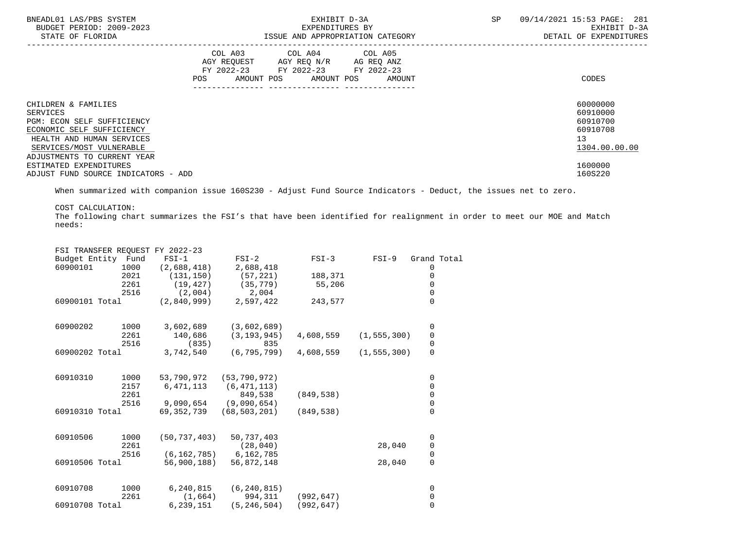| | COL A03 AGY REQUEST FY 2022-23 | | COL A04 AGY REQ N/R FY 2022-23 | | COL A05 AG REQ ANZ FY 2022-23 | | |
|---|---|---|---|---|---|---|---|
| | POS | AMOUNT | POS | AMOUNT | POS | AMOUNT | CODES |

CHILDREN & FAMILIES — 60000000
SERVICES — 60910000
PGM: ECON SELF SUFFICIENCY — 60910700
ECONOMIC SELF SUFFICIENCY — 60910708
HEALTH AND HUMAN SERVICES — 13
SERVICES/MOST VULNERABLE — 1304.00.00.00
ADJUSTMENTS TO CURRENT YEAR
ESTIMATED EXPENDITURES — 1600000
ADJUST FUND SOURCE INDICATORS - ADD — 160S220

When summarized with companion issue 160S230 - Adjust Fund Source Indicators - Deduct, the issues net to zero.

COST CALCULATION:
The following chart summarizes the FSI's that have been identified for realignment in order to meet our MOE and Match needs:

FSI TRANSFER REQUEST FY 2022-23

| Budget Entity | Fund | FSI-1 | FSI-2 | FSI-3 | FSI-9 | Grand Total |
|---|---|---|---|---|---|---|
| 60900101 | 1000 | (2,688,418) | 2,688,418 | | | 0 |
| | 2021 | (131,150) | (57,221) | 188,371 | | 0 |
| | 2261 | (19,427) | (35,779) | 55,206 | | 0 |
| | 2516 | (2,004) | 2,004 | | | 0 |
| 60900101 Total | | (2,840,999) | 2,597,422 | 243,577 | | 0 |
| 60900202 | 1000 | 3,602,689 | (3,602,689) | | | 0 |
| | 2261 | 140,686 | (3,193,945) | 4,608,559 | (1,555,300) | 0 |
| | 2516 | (835) | 835 | | | 0 |
| 60900202 Total | | 3,742,540 | (6,795,799) | 4,608,559 | (1,555,300) | 0 |
| 60910310 | 1000 | 53,790,972 | (53,790,972) | | | 0 |
| | 2157 | 6,471,113 | (6,471,113) | | | 0 |
| | 2261 | | 849,538 | (849,538) | | 0 |
| | 2516 | 9,090,654 | (9,090,654) | | | 0 |
| 60910310 Total | | 69,352,739 | (68,503,201) | (849,538) | | 0 |
| 60910506 | 1000 | (50,737,403) | 50,737,403 | | | 0 |
| | 2261 | | (28,040) | | 28,040 | 0 |
| | 2516 | (6,162,785) | 6,162,785 | | | 0 |
| 60910506 Total | | 56,900,188) | 56,872,148 | | 28,040 | 0 |
| 60910708 | 1000 | 6,240,815 | (6,240,815) | | | 0 |
| | 2261 | (1,664) | 994,311 | (992,647) | | 0 |
| 60910708 Total | | 6,239,151 | (5,246,504) | (992,647) | | 0 |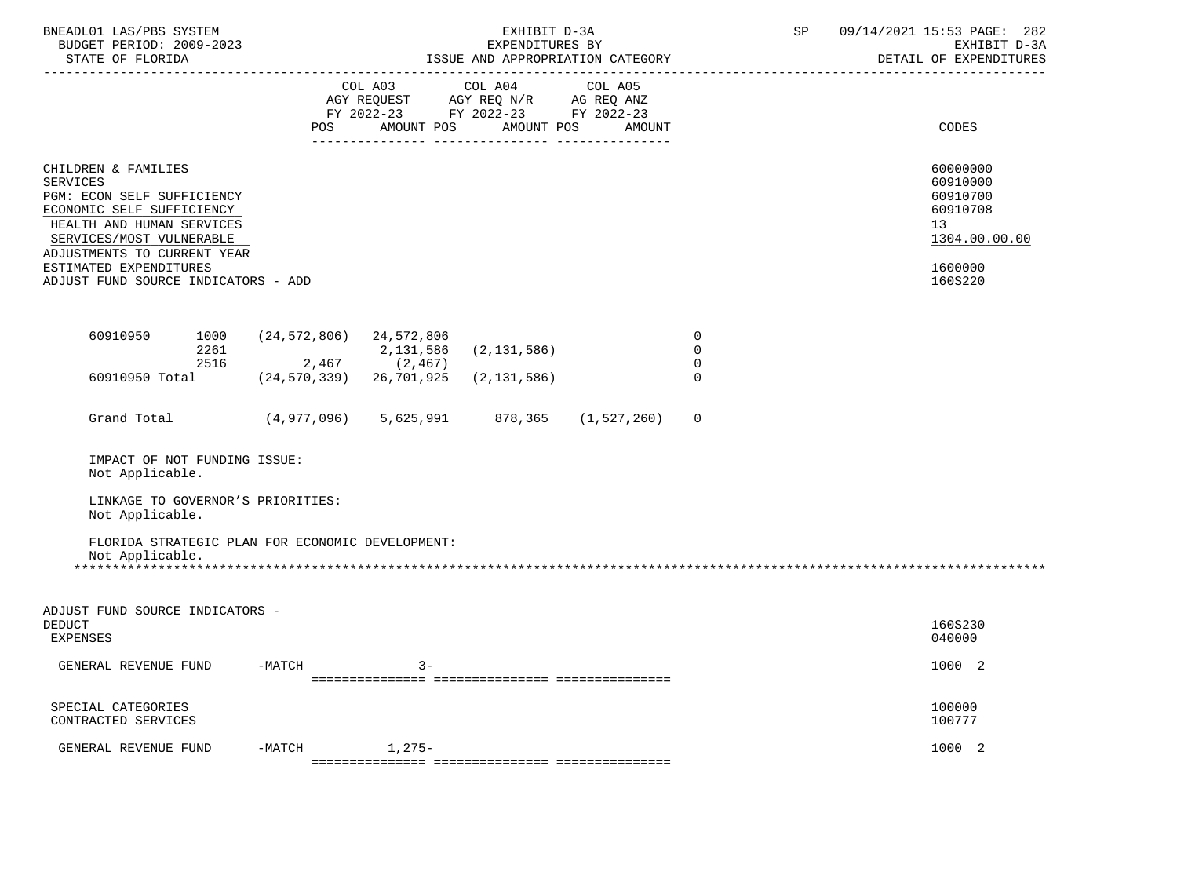| | COL A03 AGY REQUEST FY 2022-23 POS | AMOUNT | COL A04 AGY REQ N/R FY 2022-23 POS | AMOUNT | COL A05 AG REQ ANZ FY 2022-23 POS | AMOUNT | CODES |
|---|---|---|---|---|---|---|---|

CHILDREN & FAMILIES — 60000000
SERVICES — 60910000
PGM: ECON SELF SUFFICIENCY — 60910700
ECONOMIC SELF SUFFICIENCY — 60910708
HEALTH AND HUMAN SERVICES — 13
SERVICES/MOST VULNERABLE — 1304.00.00.00
ADJUSTMENTS TO CURRENT YEAR ESTIMATED EXPENDITURES — 1600000
ADJUST FUND SOURCE INDICATORS - ADD — 160S220

| | | | | | | |
|---|---|---|---|---|---|---|
| 60910950 | 1000 | (24,572,806) | 24,572,806 | | | 0 |
| | 2261 | | 2,131,586 | (2,131,586) | | 0 |
| | 2516 | 2,467 | (2,467) | | | 0 |
| 60910950 Total | | (24,570,339) | 26,701,925 | (2,131,586) | | 0 |
| Grand Total | | (4,977,096) | 5,625,991 | 878,365 | (1,527,260) | 0 |

IMPACT OF NOT FUNDING ISSUE:
Not Applicable.

LINKAGE TO GOVERNOR'S PRIORITIES:
Not Applicable.

FLORIDA STRATEGIC PLAN FOR ECONOMIC DEVELOPMENT:
Not Applicable.

*******************************************************************************************************************

ADJUST FUND SOURCE INDICATORS - DEDUCT — 160S230
EXPENSES — 040000

| | | COL A03 | COL A04 | COL A05 | CODES |
|---|---|---|---|---|---|
| GENERAL REVENUE FUND | -MATCH | 3- | | | 1000 2 |

SPECIAL CATEGORIES — 100000
CONTRACTED SERVICES — 100777

| | | COL A03 | COL A04 | COL A05 | CODES |
|---|---|---|---|---|---|
| GENERAL REVENUE FUND | -MATCH | 1,275- | | | 1000 2 |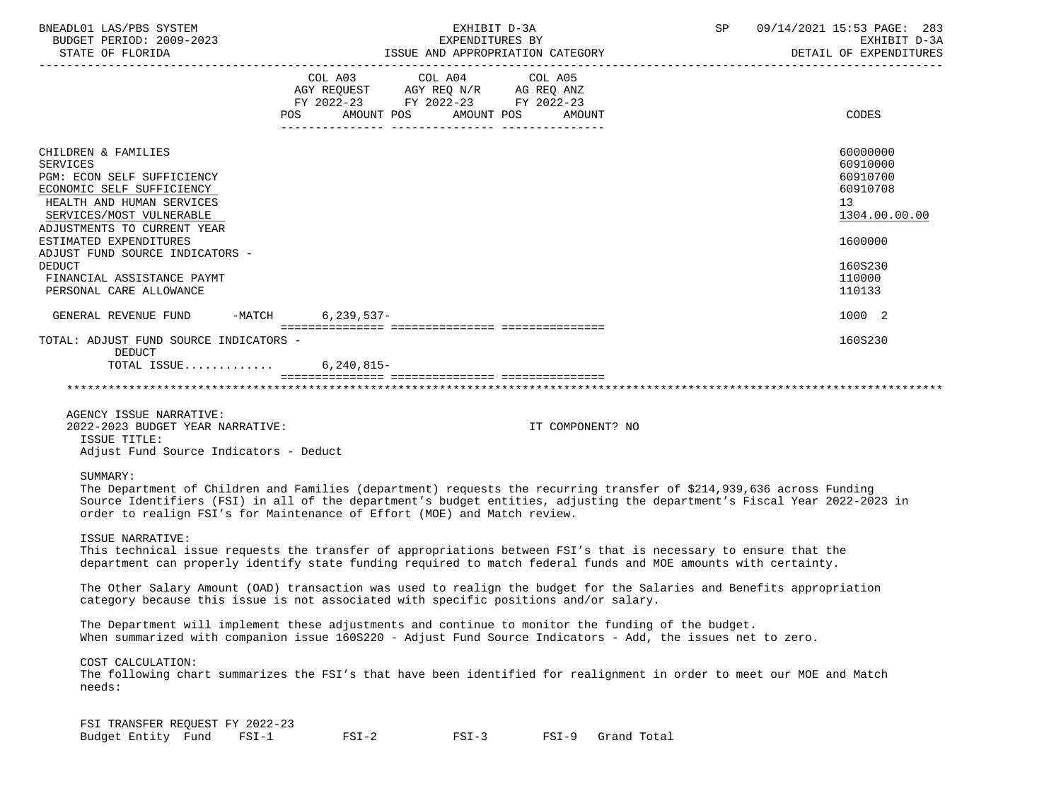| | COL A03 AGY REQUEST FY 2022-23 POS AMOUNT | COL A04 AGY REQ N/R FY 2022-23 POS AMOUNT | COL A05 AG REQ ANZ FY 2022-23 POS AMOUNT | CODES |
|---|---|---|---|---|
| CHILDREN & FAMILIES | | | | 60000000 |
| SERVICES | | | | 60910000 |
| PGM: ECON SELF SUFFICIENCY | | | | 60910700 |
| ECONOMIC SELF SUFFICIENCY | | | | 60910708 |
| HEALTH AND HUMAN SERVICES | | | | 13 |
| SERVICES/MOST VULNERABLE | | | | 1304.00.00.00 |
| ADJUSTMENTS TO CURRENT YEAR ESTIMATED EXPENDITURES | | | | 1600000 |
| ADJUST FUND SOURCE INDICATORS - DEDUCT | | | | 160S230 |
| FINANCIAL ASSISTANCE PAYMT | | | | 110000 |
| PERSONAL CARE ALLOWANCE | | | | 110133 |
| GENERAL REVENUE FUND -MATCH | 6,239,537- | | | 1000 2 |
| TOTAL: ADJUST FUND SOURCE INDICATORS - DEDUCT | | | | 160S230 |
| TOTAL ISSUE............ | 6,240,815- | | | |

AGENCY ISSUE NARRATIVE:

2022-2023 BUDGET YEAR NARRATIVE: IT COMPONENT? NO

ISSUE TITLE:

Adjust Fund Source Indicators - Deduct

SUMMARY:

The Department of Children and Families (department) requests the recurring transfer of $214,939,636 across Funding Source Identifiers (FSI) in all of the department's budget entities, adjusting the department's Fiscal Year 2022-2023 in order to realign FSI's for Maintenance of Effort (MOE) and Match review.

ISSUE NARRATIVE:

This technical issue requests the transfer of appropriations between FSI's that is necessary to ensure that the department can properly identify state funding required to match federal funds and MOE amounts with certainty.

The Other Salary Amount (OAD) transaction was used to realign the budget for the Salaries and Benefits appropriation category because this issue is not associated with specific positions and/or salary.

The Department will implement these adjustments and continue to monitor the funding of the budget. When summarized with companion issue 160S220 - Adjust Fund Source Indicators - Add, the issues net to zero.

COST CALCULATION:

The following chart summarizes the FSI's that have been identified for realignment in order to meet our MOE and Match needs:

FSI TRANSFER REQUEST FY 2022-23

| Budget Entity | Fund | FSI-1 | FSI-2 | FSI-3 | FSI-9 | Grand Total |
|---|---|---|---|---|---|---|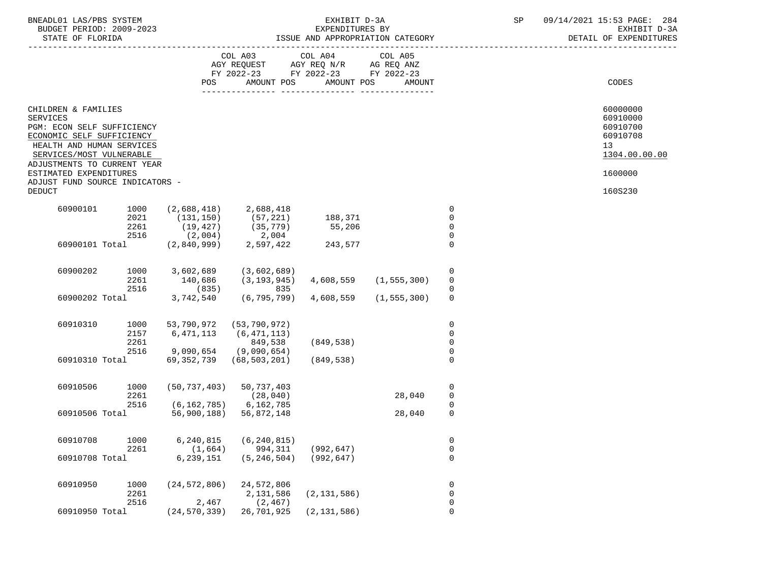BNEADL01 LAS/PBS SYSTEM
BUDGET PERIOD: 2009-2023
STATE OF FLORIDA

EXHIBIT D-3A
EXPENDITURES BY
ISSUE AND APPROPRIATION CATEGORY

SP 09/14/2021 15:53 PAGE: 284
EXHIBIT D-3A
DETAIL OF EXPENDITURES

| | | COL A03 AGY REQUEST FY 2022-23 POS AMOUNT | COL A04 AGY REQ N/R FY 2022-23 POS AMOUNT | COL A05 AG REQ ANZ FY 2022-23 POS AMOUNT | | | CODES |
|---|---|---|---|---|---|---|---|
| CHILDREN & FAMILIES | | | | | | | 60000000 |
| SERVICES | | | | | | | 60910000 |
| PGM: ECON SELF SUFFICIENCY | | | | | | | 60910700 |
| ECONOMIC SELF SUFFICIENCY | | | | | | | 60910708 |
| HEALTH AND HUMAN SERVICES | | | | | | | 13 |
| SERVICES/MOST VULNERABLE | | | | | | | 1304.00.00.00 |
| ADJUSTMENTS TO CURRENT YEAR ESTIMATED EXPENDITURES | | | | | | | 1600000 |
| ADJUST FUND SOURCE INDICATORS - DEDUCT | | | | | | | 160S230 |
| 60900101 | 1000 | (2,688,418) | 2,688,418 | | | 0 | |
| | 2021 | (131,150) | (57,221) | 188,371 | | 0 | |
| | 2261 | (19,427) | (35,779) | 55,206 | | 0 | |
| | 2516 | (2,004) | 2,004 | | | 0 | |
| 60900101 Total | | (2,840,999) | 2,597,422 | 243,577 | | 0 | |
| 60900202 | 1000 | 3,602,689 | (3,602,689) | | | 0 | |
| | 2261 | 140,686 | (3,193,945) | 4,608,559 | (1,555,300) | 0 | |
| | 2516 | (835) | 835 | | | 0 | |
| 60900202 Total | | 3,742,540 | (6,795,799) | 4,608,559 | (1,555,300) | 0 | |
| 60910310 | 1000 | 53,790,972 | (53,790,972) | | | 0 | |
| | 2157 | 6,471,113 | (6,471,113) | | | 0 | |
| | 2261 | | 849,538 | (849,538) | | 0 | |
| | 2516 | 9,090,654 | (9,090,654) | | | 0 | |
| 60910310 Total | | 69,352,739 | (68,503,201) | (849,538) | | 0 | |
| 60910506 | 1000 | (50,737,403) | 50,737,403 | | | 0 | |
| | 2261 | | (28,040) | | 28,040 | 0 | |
| | 2516 | (6,162,785) | 6,162,785 | | | 0 | |
| 60910506 Total | | 56,900,188) | 56,872,148 | | 28,040 | 0 | |
| 60910708 | 1000 | 6,240,815 | (6,240,815) | | | 0 | |
| | 2261 | (1,664) | 994,311 | (992,647) | | 0 | |
| 60910708 Total | | 6,239,151 | (5,246,504) | (992,647) | | 0 | |
| 60910950 | 1000 | (24,572,806) | 24,572,806 | | | 0 | |
| | 2261 | | 2,131,586 | (2,131,586) | | 0 | |
| | 2516 | 2,467 | (2,467) | | | 0 | |
| 60910950 Total | | (24,570,339) | 26,701,925 | (2,131,586) | | 0 | |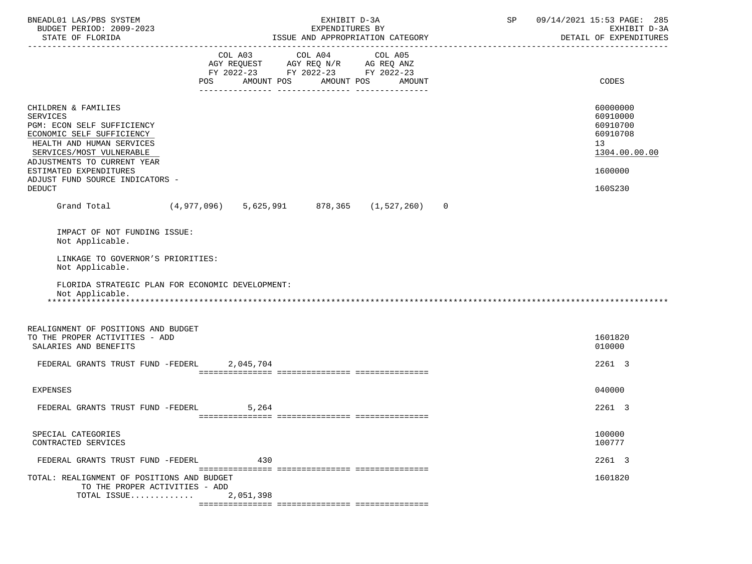BNEADL01 LAS/PBS SYSTEM — EXHIBIT D-3A — EXPENDITURES BY ISSUE AND APPROPRIATION CATEGORY — SP 09/14/2021 15:53 PAGE: 285
BUDGET PERIOD: 2009-2023 — EXHIBIT D-3A
STATE OF FLORIDA — DETAIL OF EXPENDITURES

| | COL A03 AGY REQUEST FY 2022-23 POS AMOUNT | COL A04 AGY REQ N/R FY 2022-23 POS AMOUNT | COL A05 AG REQ ANZ FY 2022-23 POS AMOUNT | CODES |
|---|---|---|---|---|
| CHILDREN & FAMILIES | | | | 60000000 |
| SERVICES | | | | 60910000 |
| PGM: ECON SELF SUFFICIENCY | | | | 60910700 |
| ECONOMIC SELF SUFFICIENCY | | | | 60910708 |
| HEALTH AND HUMAN SERVICES | | | | 13 |
| SERVICES/MOST VULNERABLE | | | | 1304.00.00.00 |
| ADJUSTMENTS TO CURRENT YEAR ESTIMATED EXPENDITURES | | | | 1600000 |
| ADJUST FUND SOURCE INDICATORS - DEDUCT | | | | 160S230 |

Grand Total (4,977,096) 5,625,991 878,365 (1,527,260) 0

IMPACT OF NOT FUNDING ISSUE:
Not Applicable.

LINKAGE TO GOVERNOR'S PRIORITIES:
Not Applicable.

FLORIDA STRATEGIC PLAN FOR ECONOMIC DEVELOPMENT:
Not Applicable.

*****************************************************************************************************

| | COL A03 | COL A04 | COL A05 | CODES |
|---|---|---|---|---|
| REALIGNMENT OF POSITIONS AND BUDGET TO THE PROPER ACTIVITIES - ADD | | | | 1601820 |
| SALARIES AND BENEFITS | | | | 010000 |
| FEDERAL GRANTS TRUST FUND -FEDERL | 2,045,704 | | | 2261 3 |
| EXPENSES | | | | 040000 |
| FEDERAL GRANTS TRUST FUND -FEDERL | 5,264 | | | 2261 3 |
| SPECIAL CATEGORIES | | | | 100000 |
| CONTRACTED SERVICES | | | | 100777 |
| FEDERAL GRANTS TRUST FUND -FEDERL | 430 | | | 2261 3 |
| TOTAL: REALIGNMENT OF POSITIONS AND BUDGET TO THE PROPER ACTIVITIES - ADD | | | | 1601820 |
| TOTAL ISSUE............. | 2,051,398 | | | |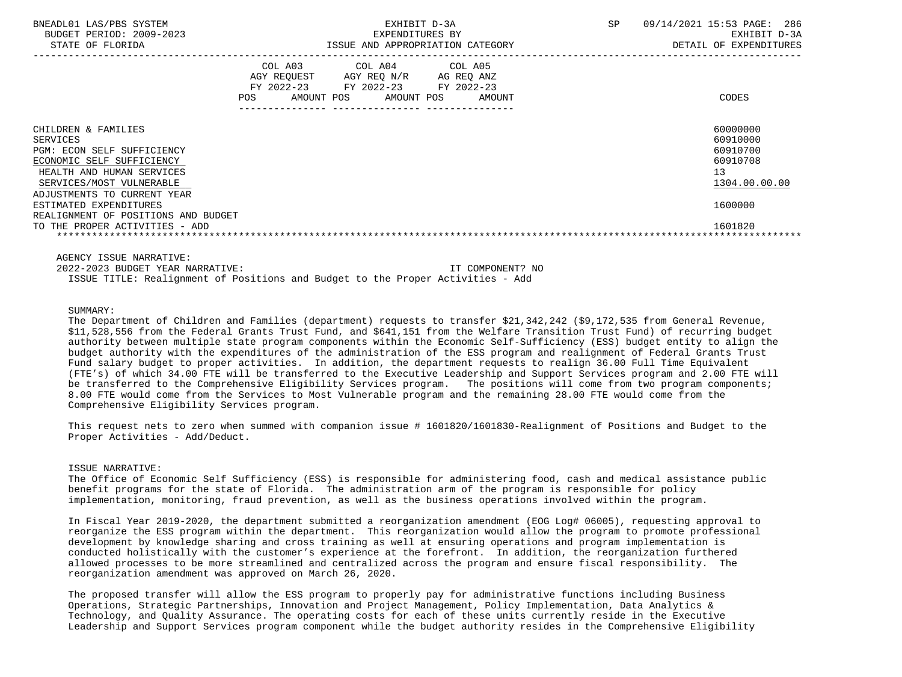| | COL A03 AGY REQUEST FY 2022-23 POS AMOUNT | COL A04 AGY REQ N/R FY 2022-23 POS AMOUNT | COL A05 AG REQ ANZ FY 2022-23 POS AMOUNT | CODES |
|---|---|---|---|---|
| CHILDREN & FAMILIES | | | | 60000000 |
| SERVICES | | | | 60910000 |
| PGM: ECON SELF SUFFICIENCY | | | | 60910700 |
| ECONOMIC SELF SUFFICIENCY | | | | 60910708 |
| HEALTH AND HUMAN SERVICES | | | | 13 |
| SERVICES/MOST VULNERABLE | | | | 1304.00.00.00 |
| ADJUSTMENTS TO CURRENT YEAR ESTIMATED EXPENDITURES | | | | 1600000 |
| REALIGNMENT OF POSITIONS AND BUDGET TO THE PROPER ACTIVITIES - ADD | | | | 1601820 |

AGENCY ISSUE NARRATIVE:
2022-2023 BUDGET YEAR NARRATIVE: IT COMPONENT? NO
ISSUE TITLE: Realignment of Positions and Budget to the Proper Activities - Add

SUMMARY:
The Department of Children and Families (department) requests to transfer $21,342,242 ($9,172,535 from General Revenue, $11,528,556 from the Federal Grants Trust Fund, and $641,151 from the Welfare Transition Trust Fund) of recurring budget authority between multiple state program components within the Economic Self-Sufficiency (ESS) budget entity to align the budget authority with the expenditures of the administration of the ESS program and realignment of Federal Grants Trust Fund salary budget to proper activities. In addition, the department requests to realign 36.00 Full Time Equivalent (FTE's) of which 34.00 FTE will be transferred to the Executive Leadership and Support Services program and 2.00 FTE will be transferred to the Comprehensive Eligibility Services program. The positions will come from two program components; 8.00 FTE would come from the Services to Most Vulnerable program and the remaining 28.00 FTE would come from the Comprehensive Eligibility Services program.

This request nets to zero when summed with companion issue # 1601820/1601830-Realignment of Positions and Budget to the Proper Activities - Add/Deduct.

ISSUE NARRATIVE:
The Office of Economic Self Sufficiency (ESS) is responsible for administering food, cash and medical assistance public benefit programs for the state of Florida. The administration arm of the program is responsible for policy implementation, monitoring, fraud prevention, as well as the business operations involved within the program.

In Fiscal Year 2019-2020, the department submitted a reorganization amendment (EOG Log# 06005), requesting approval to reorganize the ESS program within the department. This reorganization would allow the program to promote professional development by knowledge sharing and cross training as well at ensuring operations and program implementation is conducted holistically with the customer's experience at the forefront. In addition, the reorganization furthered allowed processes to be more streamlined and centralized across the program and ensure fiscal responsibility. The reorganization amendment was approved on March 26, 2020.

The proposed transfer will allow the ESS program to properly pay for administrative functions including Business Operations, Strategic Partnerships, Innovation and Project Management, Policy Implementation, Data Analytics & Technology, and Quality Assurance. The operating costs for each of these units currently reside in the Executive Leadership and Support Services program component while the budget authority resides in the Comprehensive Eligibility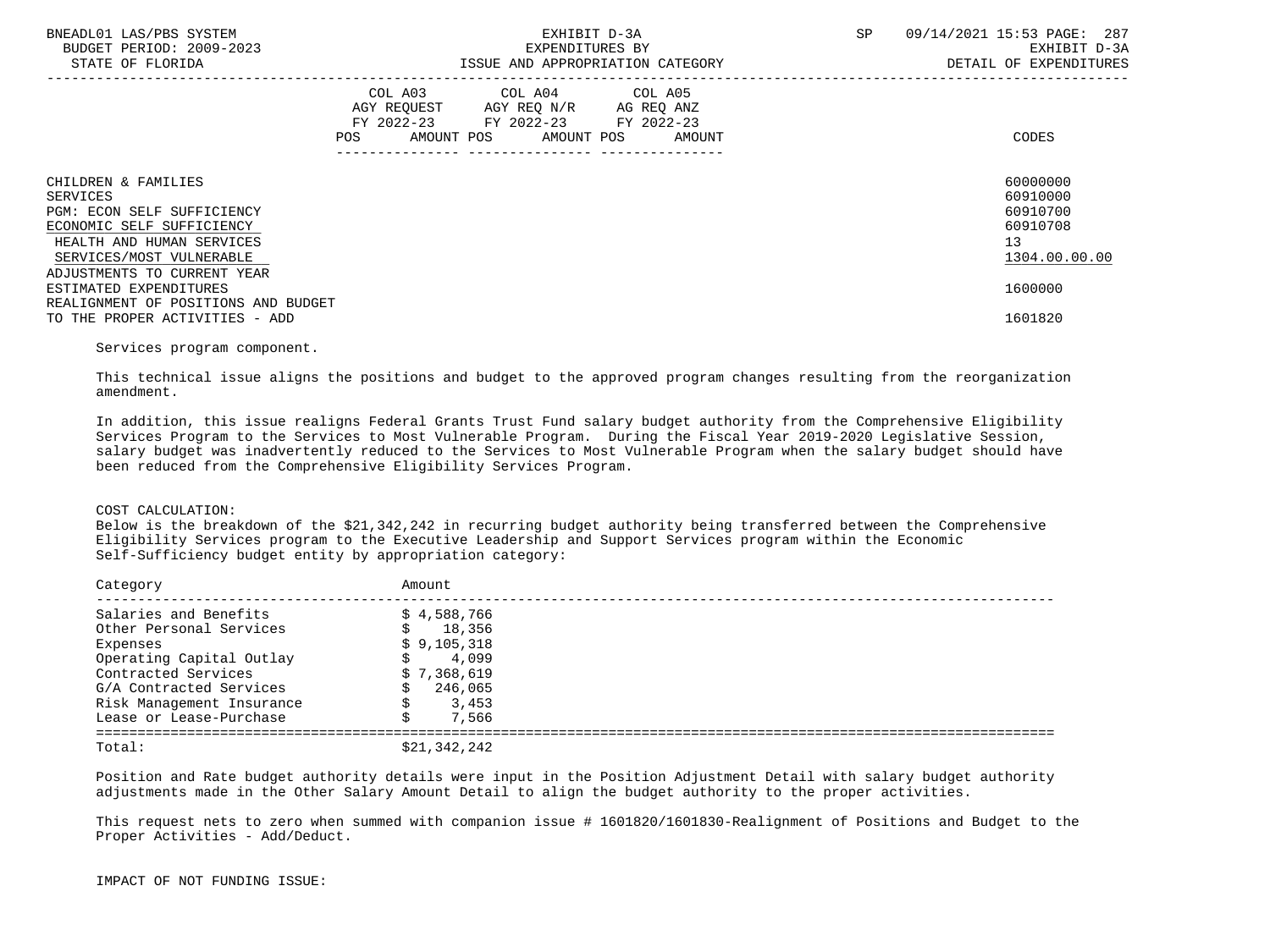| | COL A03 AGY REQUEST FY 2022-23 POS AMOUNT | COL A04 AGY REQ N/R FY 2022-23 POS AMOUNT | COL A05 AG REQ ANZ FY 2022-23 POS AMOUNT | CODES |
|---|---|---|---|---|
| CHILDREN & FAMILIES | | | | 60000000 |
| SERVICES | | | | 60910000 |
| PGM: ECON SELF SUFFICIENCY | | | | 60910700 |
| ECONOMIC SELF SUFFICIENCY | | | | 60910708 |
| HEALTH AND HUMAN SERVICES | | | | 13 |
| SERVICES/MOST VULNERABLE | | | | 1304.00.00.00 |
| ADJUSTMENTS TO CURRENT YEAR ESTIMATED EXPENDITURES | | | | 1600000 |
| REALIGNMENT OF POSITIONS AND BUDGET TO THE PROPER ACTIVITIES - ADD | | | | 1601820 |

Services program component.

This technical issue aligns the positions and budget to the approved program changes resulting from the reorganization amendment.

In addition, this issue realigns Federal Grants Trust Fund salary budget authority from the Comprehensive Eligibility Services Program to the Services to Most Vulnerable Program. During the Fiscal Year 2019-2020 Legislative Session, salary budget was inadvertently reduced to the Services to Most Vulnerable Program when the salary budget should have been reduced from the Comprehensive Eligibility Services Program.

COST CALCULATION:
Below is the breakdown of the $21,342,242 in recurring budget authority being transferred between the Comprehensive Eligibility Services program to the Executive Leadership and Support Services program within the Economic Self-Sufficiency budget entity by appropriation category:

| Category | Amount |
|---|---|
| Salaries and Benefits | $ 4,588,766 |
| Other Personal Services | $ 18,356 |
| Expenses | $ 9,105,318 |
| Operating Capital Outlay | $ 4,099 |
| Contracted Services | $ 7,368,619 |
| G/A Contracted Services | $ 246,065 |
| Risk Management Insurance | $ 3,453 |
| Lease or Lease-Purchase | $ 7,566 |
| Total: | $21,342,242 |

Position and Rate budget authority details were input in the Position Adjustment Detail with salary budget authority adjustments made in the Other Salary Amount Detail to align the budget authority to the proper activities.

This request nets to zero when summed with companion issue # 1601820/1601830-Realignment of Positions and Budget to the Proper Activities - Add/Deduct.

IMPACT OF NOT FUNDING ISSUE: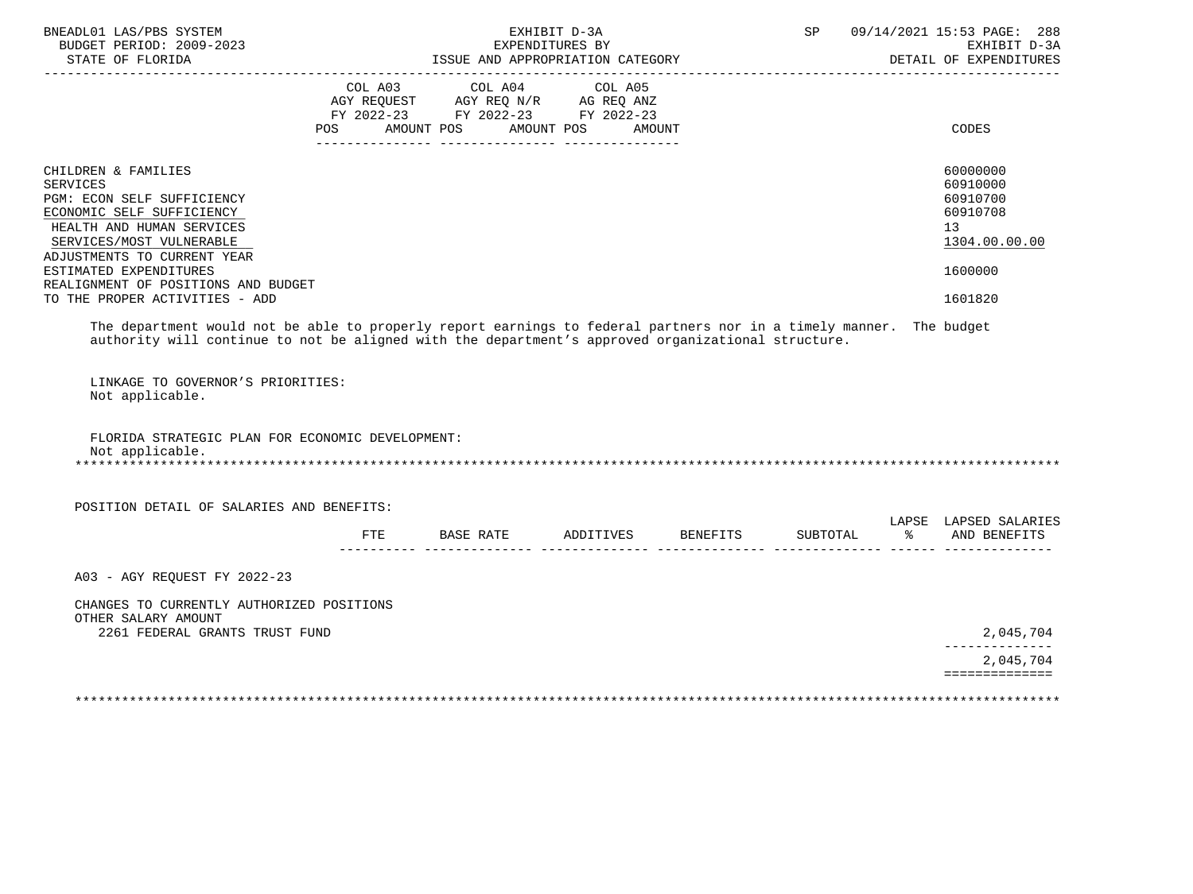| | COL A03 AGY REQUEST FY 2022-23 POS AMOUNT | COL A04 AGY REQ N/R FY 2022-23 POS AMOUNT | COL A05 AG REQ ANZ FY 2022-23 POS AMOUNT | CODES |
|---|---|---|---|---|
| CHILDREN & FAMILIES | | | | 60000000 |
| SERVICES | | | | 60910000 |
| PGM: ECON SELF SUFFICIENCY | | | | 60910700 |
| ECONOMIC SELF SUFFICIENCY | | | | 60910708 |
| HEALTH AND HUMAN SERVICES | | | | 13 |
| SERVICES/MOST VULNERABLE | | | | 1304.00.00.00 |
| ADJUSTMENTS TO CURRENT YEAR ESTIMATED EXPENDITURES | | | | 1600000 |
| REALIGNMENT OF POSITIONS AND BUDGET TO THE PROPER ACTIVITIES - ADD | | | | 1601820 |

The department would not be able to properly report earnings to federal partners nor in a timely manner. The budget authority will continue to not be aligned with the department's approved organizational structure.

LINKAGE TO GOVERNOR'S PRIORITIES:
Not applicable.

FLORIDA STRATEGIC PLAN FOR ECONOMIC DEVELOPMENT:
Not applicable.

POSITION DETAIL OF SALARIES AND BENEFITS:

| | FTE | BASE RATE | ADDITIVES | BENEFITS | SUBTOTAL | LAPSE % | LAPSED SALARIES AND BENEFITS |
|---|---|---|---|---|---|---|---|
| A03 - AGY REQUEST FY 2022-23 | | | | | | | |
| CHANGES TO CURRENTLY AUTHORIZED POSITIONS | | | | | | | |
| OTHER SALARY AMOUNT | | | | | | | |
| 2261 FEDERAL GRANTS TRUST FUND | | | | | | | 2,045,704 |
| | | | | | | | 2,045,704 |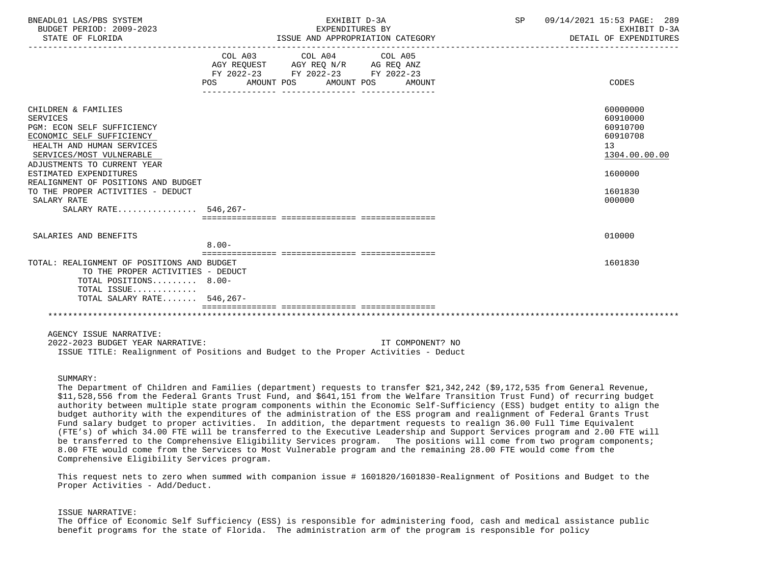| | COL A03 AGY REQUEST FY 2022-23 POS | AMOUNT | COL A04 AGY REQ N/R FY 2022-23 POS | AMOUNT | COL A05 AG REQ ANZ FY 2022-23 POS | AMOUNT | CODES |
|---|---|---|---|---|---|---|---|
| CHILDREN & FAMILIES | | | | | | | 60000000 |
| SERVICES | | | | | | | 60910000 |
| PGM: ECON SELF SUFFICIENCY | | | | | | | 60910700 |
| ECONOMIC SELF SUFFICIENCY | | | | | | | 60910708 |
| HEALTH AND HUMAN SERVICES | | | | | | | 13 |
| SERVICES/MOST VULNERABLE | | | | | | | 1304.00.00.00 |
| ADJUSTMENTS TO CURRENT YEAR ESTIMATED EXPENDITURES | | | | | | | 1600000 |
| REALIGNMENT OF POSITIONS AND BUDGET TO THE PROPER ACTIVITIES - DEDUCT | | | | | | | 1601830 |
| SALARY RATE | | | | | | | 000000 |
| SALARY RATE................ | 546,267- | | | | | | |
| SALARIES AND BENEFITS | 8.00- | | | | | | 010000 |
| TOTAL: REALIGNMENT OF POSITIONS AND BUDGET TO THE PROPER ACTIVITIES - DEDUCT | | | | | | | 1601830 |
| TOTAL POSITIONS......... | 8.00- | | | | | | |
| TOTAL ISSUE............. | | | | | | | |
| TOTAL SALARY RATE....... | 546,267- | | | | | | |

AGENCY ISSUE NARRATIVE:

2022-2023 BUDGET YEAR NARRATIVE: IT COMPONENT? NO

ISSUE TITLE: Realignment of Positions and Budget to the Proper Activities - Deduct

SUMMARY:

The Department of Children and Families (department) requests to transfer $21,342,242 ($9,172,535 from General Revenue, $11,528,556 from the Federal Grants Trust Fund, and $641,151 from the Welfare Transition Trust Fund) of recurring budget authority between multiple state program components within the Economic Self-Sufficiency (ESS) budget entity to align the budget authority with the expenditures of the administration of the ESS program and realignment of Federal Grants Trust Fund salary budget to proper activities. In addition, the department requests to realign 36.00 Full Time Equivalent (FTE's) of which 34.00 FTE will be transferred to the Executive Leadership and Support Services program and 2.00 FTE will be transferred to the Comprehensive Eligibility Services program. The positions will come from two program components; 8.00 FTE would come from the Services to Most Vulnerable program and the remaining 28.00 FTE would come from the Comprehensive Eligibility Services program.

This request nets to zero when summed with companion issue # 1601820/1601830-Realignment of Positions and Budget to the Proper Activities - Add/Deduct.

ISSUE NARRATIVE:

The Office of Economic Self Sufficiency (ESS) is responsible for administering food, cash and medical assistance public benefit programs for the state of Florida. The administration arm of the program is responsible for policy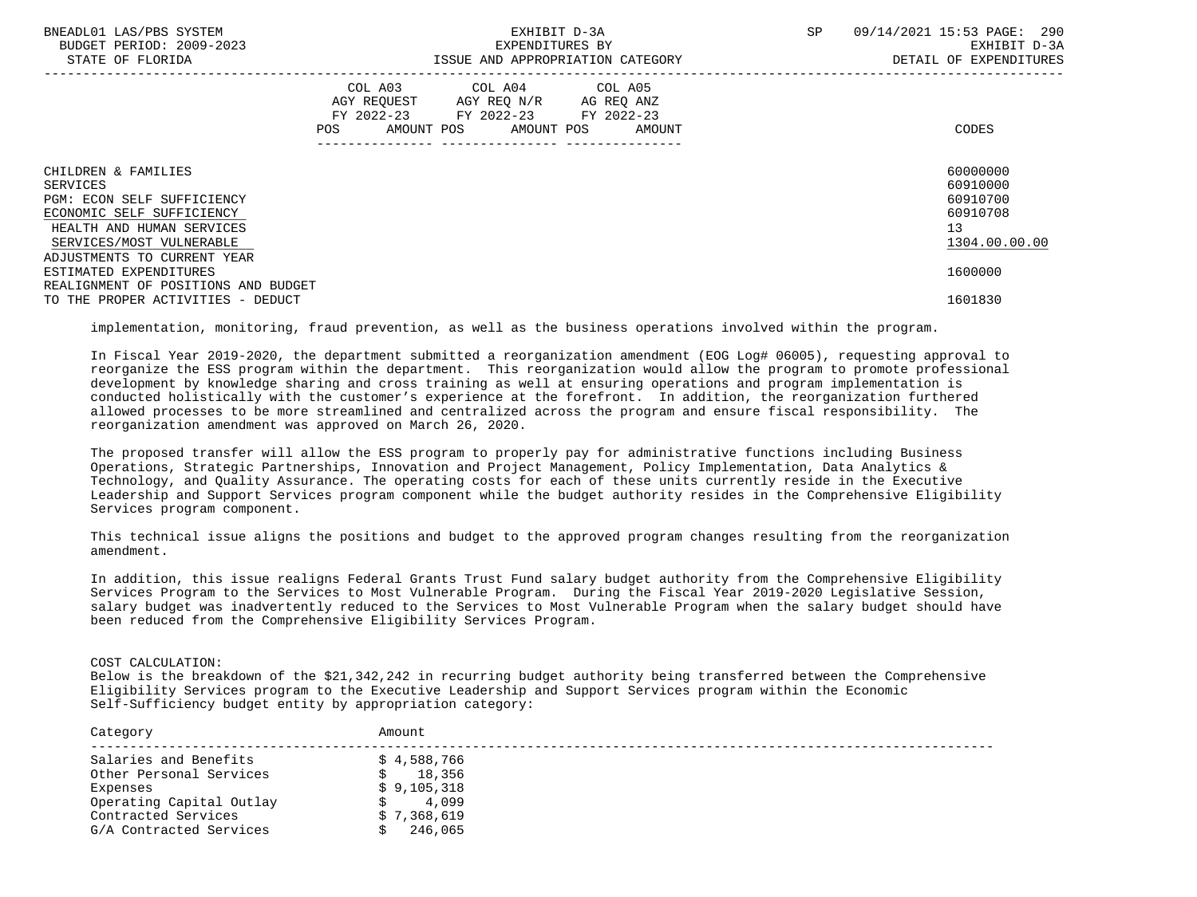| | COL A03 AGY REQUEST FY 2022-23 POS AMOUNT | COL A04 AGY REQ N/R FY 2022-23 POS AMOUNT | COL A05 AG REQ ANZ FY 2022-23 POS AMOUNT | CODES |
|---|---|---|---|---|
| CHILDREN & FAMILIES | | | | 60000000 |
| SERVICES | | | | 60910000 |
| PGM: ECON SELF SUFFICIENCY | | | | 60910700 |
| ECONOMIC SELF SUFFICIENCY | | | | 60910708 |
| HEALTH AND HUMAN SERVICES | | | | 13 |
| SERVICES/MOST VULNERABLE | | | | 1304.00.00.00 |
| ADJUSTMENTS TO CURRENT YEAR ESTIMATED EXPENDITURES | | | | 1600000 |
| REALIGNMENT OF POSITIONS AND BUDGET TO THE PROPER ACTIVITIES - DEDUCT | | | | 1601830 |

implementation, monitoring, fraud prevention, as well as the business operations involved within the program.

In Fiscal Year 2019-2020, the department submitted a reorganization amendment (EOG Log# 06005), requesting approval to reorganize the ESS program within the department. This reorganization would allow the program to promote professional development by knowledge sharing and cross training as well at ensuring operations and program implementation is conducted holistically with the customer's experience at the forefront. In addition, the reorganization furthered allowed processes to be more streamlined and centralized across the program and ensure fiscal responsibility. The reorganization amendment was approved on March 26, 2020.

The proposed transfer will allow the ESS program to properly pay for administrative functions including Business Operations, Strategic Partnerships, Innovation and Project Management, Policy Implementation, Data Analytics & Technology, and Quality Assurance. The operating costs for each of these units currently reside in the Executive Leadership and Support Services program component while the budget authority resides in the Comprehensive Eligibility Services program component.

This technical issue aligns the positions and budget to the approved program changes resulting from the reorganization amendment.

In addition, this issue realigns Federal Grants Trust Fund salary budget authority from the Comprehensive Eligibility Services Program to the Services to Most Vulnerable Program. During the Fiscal Year 2019-2020 Legislative Session, salary budget was inadvertently reduced to the Services to Most Vulnerable Program when the salary budget should have been reduced from the Comprehensive Eligibility Services Program.

COST CALCULATION:
Below is the breakdown of the $21,342,242 in recurring budget authority being transferred between the Comprehensive Eligibility Services program to the Executive Leadership and Support Services program within the Economic Self-Sufficiency budget entity by appropriation category:

| Category | Amount |
|---|---|
| Salaries and Benefits | $ 4,588,766 |
| Other Personal Services | $ 18,356 |
| Expenses | $ 9,105,318 |
| Operating Capital Outlay | $ 4,099 |
| Contracted Services | $ 7,368,619 |
| G/A Contracted Services | $ 246,065 |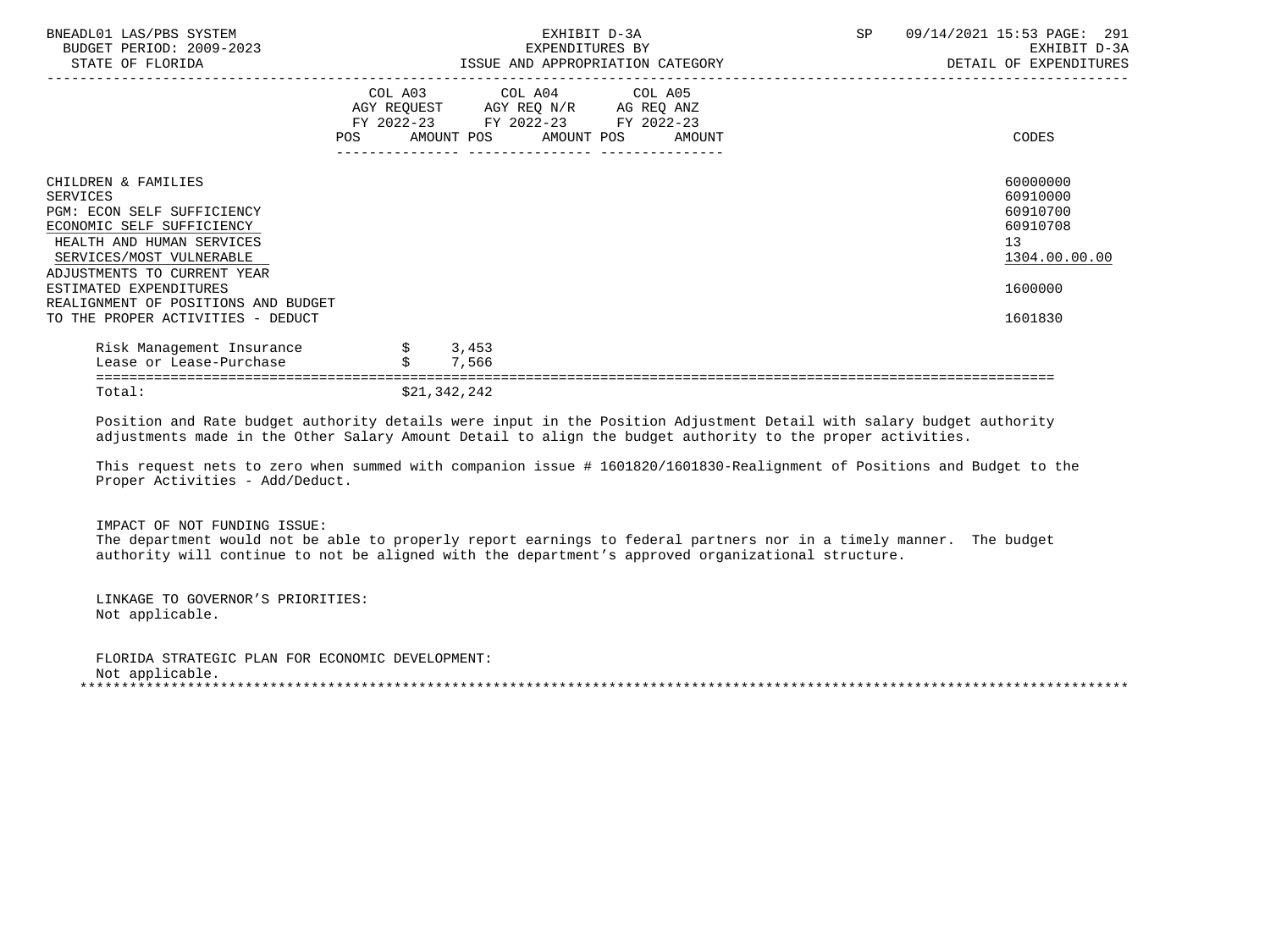| | COL A03 AGY REQUEST FY 2022-23 POS AMOUNT | COL A04 AGY REQ N/R FY 2022-23 POS AMOUNT | COL A05 AG REQ ANZ FY 2022-23 POS AMOUNT | CODES |
|---|---|---|---|---|
| CHILDREN & FAMILIES | | | | 60000000 |
| SERVICES | | | | 60910000 |
| PGM: ECON SELF SUFFICIENCY | | | | 60910700 |
| ECONOMIC SELF SUFFICIENCY | | | | 60910708 |
| HEALTH AND HUMAN SERVICES | | | | 13 |
| SERVICES/MOST VULNERABLE | | | | 1304.00.00.00 |
| ADJUSTMENTS TO CURRENT YEAR ESTIMATED EXPENDITURES | | | | 1600000 |
| REALIGNMENT OF POSITIONS AND BUDGET TO THE PROPER ACTIVITIES - DEDUCT | | | | 1601830 |
| Risk Management Insurance | $ 3,453 | | | |
| Lease or Lease-Purchase | $ 7,566 | | | |
| Total: | $21,342,242 | | | |

Position and Rate budget authority details were input in the Position Adjustment Detail with salary budget authority adjustments made in the Other Salary Amount Detail to align the budget authority to the proper activities.

This request nets to zero when summed with companion issue # 1601820/1601830-Realignment of Positions and Budget to the Proper Activities - Add/Deduct.

IMPACT OF NOT FUNDING ISSUE:
The department would not be able to properly report earnings to federal partners nor in a timely manner. The budget authority will continue to not be aligned with the department's approved organizational structure.

LINKAGE TO GOVERNOR'S PRIORITIES:
Not applicable.

FLORIDA STRATEGIC PLAN FOR ECONOMIC DEVELOPMENT:
Not applicable.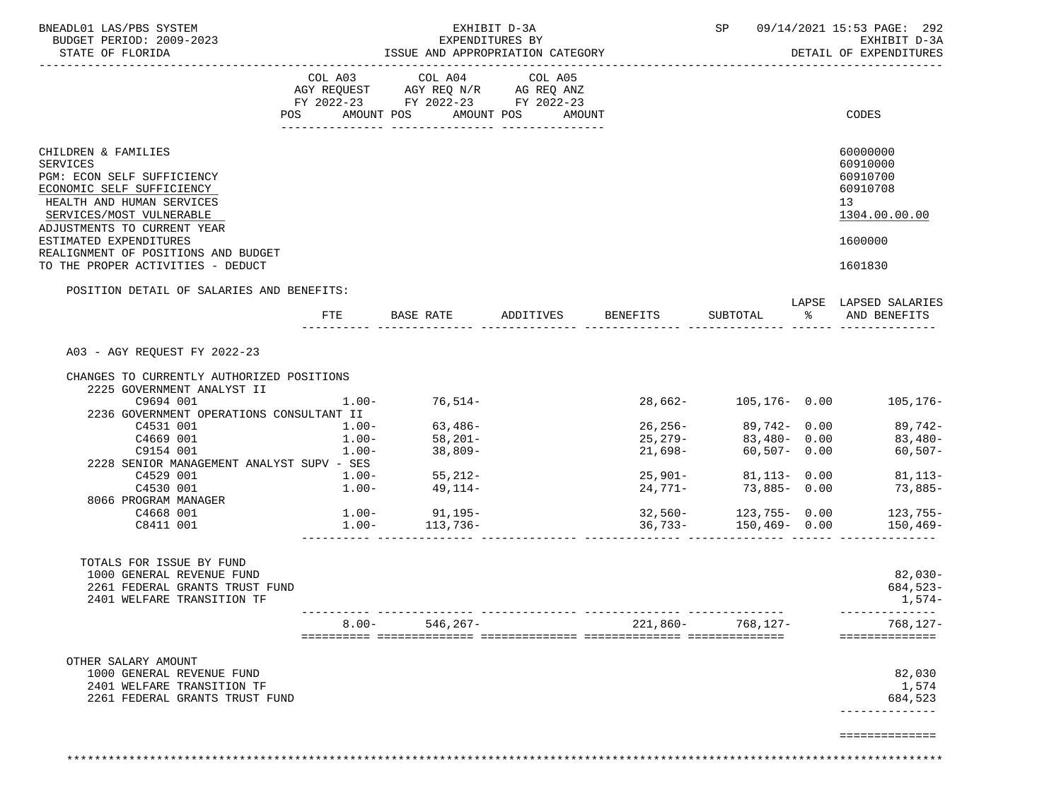BNEADL01 LAS/PBS SYSTEM — EXHIBIT D-3A — SP 09/14/2021 15:53 PAGE: 292
BUDGET PERIOD: 2009-2023 — EXPENDITURES BY — EXHIBIT D-3A
STATE OF FLORIDA — ISSUE AND APPROPRIATION CATEGORY — DETAIL OF EXPENDITURES

| | COL A03 AGY REQUEST FY 2022-23 POS AMOUNT | COL A04 AGY REQ N/R FY 2022-23 POS AMOUNT | COL A05 AG REQ ANZ FY 2022-23 POS AMOUNT | CODES |
|---|---|---|---|---|
| CHILDREN & FAMILIES | | | | 60000000 |
| SERVICES | | | | 60910000 |
| PGM: ECON SELF SUFFICIENCY | | | | 60910700 |
| ECONOMIC SELF SUFFICIENCY | | | | 60910708 |
| HEALTH AND HUMAN SERVICES | | | | 13 |
| SERVICES/MOST VULNERABLE | | | | 1304.00.00.00 |
| ADJUSTMENTS TO CURRENT YEAR ESTIMATED EXPENDITURES | | | | 1600000 |
| REALIGNMENT OF POSITIONS AND BUDGET TO THE PROPER ACTIVITIES - DEDUCT | | | | 1601830 |

POSITION DETAIL OF SALARIES AND BENEFITS:

| | FTE | BASE RATE | ADDITIVES | BENEFITS | SUBTOTAL | LAPSE % | LAPSED SALARIES AND BENEFITS |
|---|---|---|---|---|---|---|---|
| A03 - AGY REQUEST FY 2022-23 | | | | | | | |
| CHANGES TO CURRENTLY AUTHORIZED POSITIONS | | | | | | | |
| 2225 GOVERNMENT ANALYST II | | | | | | | |
| C9694 001 | 1.00- | 76,514- | | 28,662- | 105,176- | 0.00 | 105,176- |
| 2236 GOVERNMENT OPERATIONS CONSULTANT II | | | | | | | |
| C4531 001 | 1.00- | 63,486- | | 26,256- | 89,742- | 0.00 | 89,742- |
| C4669 001 | 1.00- | 58,201- | | 25,279- | 83,480- | 0.00 | 83,480- |
| C9154 001 | 1.00- | 38,809- | | 21,698- | 60,507- | 0.00 | 60,507- |
| 2228 SENIOR MANAGEMENT ANALYST SUPV - SES | | | | | | | |
| C4529 001 | 1.00- | 55,212- | | 25,901- | 81,113- | 0.00 | 81,113- |
| C4530 001 | 1.00- | 49,114- | | 24,771- | 73,885- | 0.00 | 73,885- |
| 8066 PROGRAM MANAGER | | | | | | | |
| C4668 001 | 1.00- | 91,195- | | 32,560- | 123,755- | 0.00 | 123,755- |
| C8411 001 | 1.00- | 113,736- | | 36,733- | 150,469- | 0.00 | 150,469- |
| TOTALS FOR ISSUE BY FUND | | | | | | | |
| 1000 GENERAL REVENUE FUND | | | | | | | 82,030- |
| 2261 FEDERAL GRANTS TRUST FUND | | | | | | | 684,523- |
| 2401 WELFARE TRANSITION TF | | | | | | | 1,574- |
| | 8.00- | 546,267- | | 221,860- | 768,127- | | 768,127- |
| OTHER SALARY AMOUNT | | | | | | | |
| 1000 GENERAL REVENUE FUND | | | | | | | 82,030 |
| 2401 WELFARE TRANSITION TF | | | | | | | 1,574 |
| 2261 FEDERAL GRANTS TRUST FUND | | | | | | | 684,523 |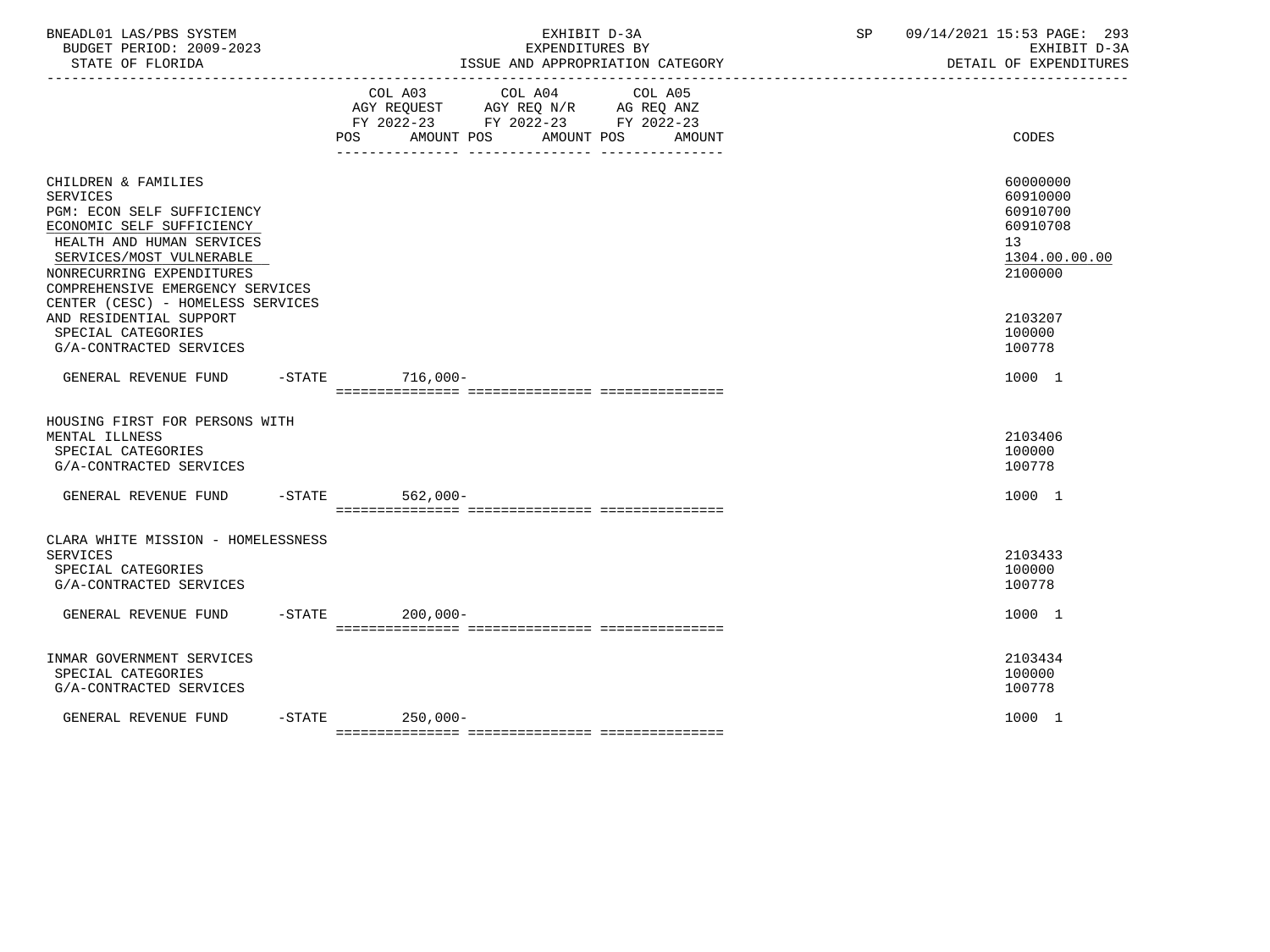| | COL A03 AGY REQUEST FY 2022-23 POS AMOUNT | COL A04 AGY REQ N/R FY 2022-23 POS AMOUNT | COL A05 AG REQ ANZ FY 2022-23 POS AMOUNT | CODES |
|---|---|---|---|---|
| CHILDREN & FAMILIES | | | | 60000000 |
| SERVICES | | | | 60910000 |
| PGM: ECON SELF SUFFICIENCY | | | | 60910700 |
| ECONOMIC SELF SUFFICIENCY | | | | 60910708 |
| HEALTH AND HUMAN SERVICES | | | | 13 |
| SERVICES/MOST VULNERABLE | | | | 1304.00.00.00 |
| NONRECURRING EXPENDITURES | | | | 2100000 |
| COMPREHENSIVE EMERGENCY SERVICES CENTER (CESC) - HOMELESS SERVICES AND RESIDENTIAL SUPPORT | | | | 2103207 |
| SPECIAL CATEGORIES | | | | 100000 |
| G/A-CONTRACTED SERVICES | | | | 100778 |
| GENERAL REVENUE FUND -STATE | 716,000- | | | 1000 1 |
| HOUSING FIRST FOR PERSONS WITH MENTAL ILLNESS | | | | 2103406 |
| SPECIAL CATEGORIES | | | | 100000 |
| G/A-CONTRACTED SERVICES | | | | 100778 |
| GENERAL REVENUE FUND -STATE | 562,000- | | | 1000 1 |
| CLARA WHITE MISSION - HOMELESSNESS SERVICES | | | | 2103433 |
| SPECIAL CATEGORIES | | | | 100000 |
| G/A-CONTRACTED SERVICES | | | | 100778 |
| GENERAL REVENUE FUND -STATE | 200,000- | | | 1000 1 |
| INMAR GOVERNMENT SERVICES | | | | 2103434 |
| SPECIAL CATEGORIES | | | | 100000 |
| G/A-CONTRACTED SERVICES | | | | 100778 |
| GENERAL REVENUE FUND -STATE | 250,000- | | | 1000 1 |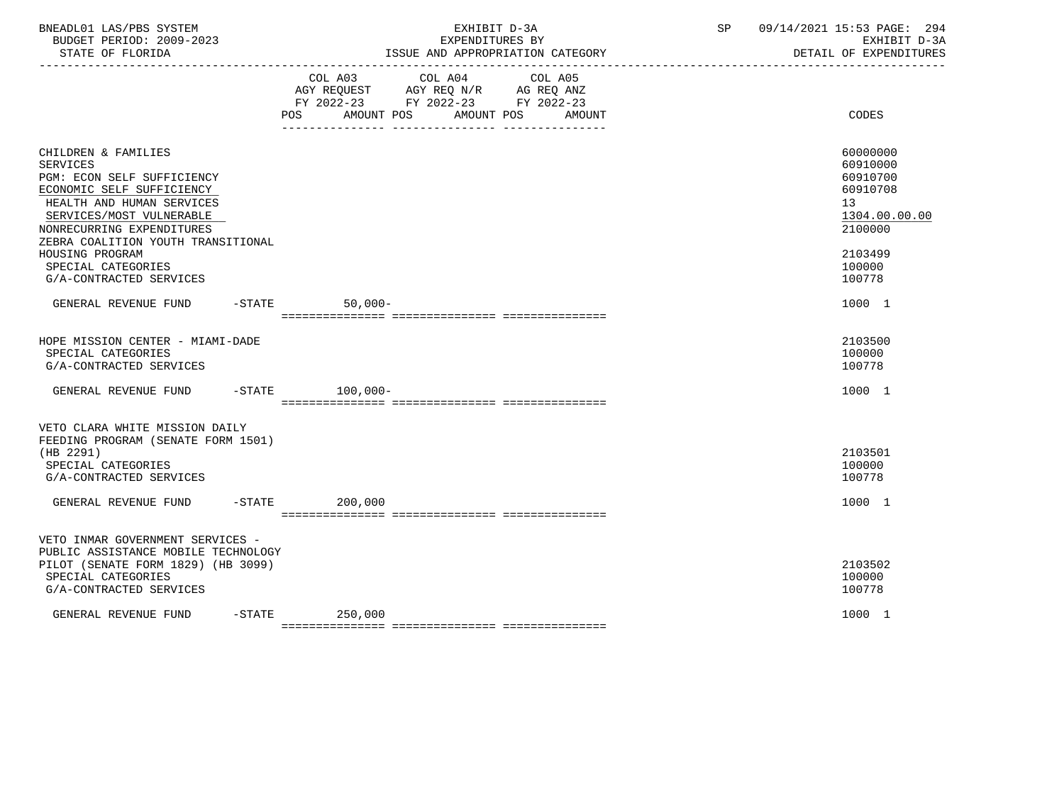BNEADL01 LAS/PBS SYSTEM | EXHIBIT D-3A | SP 09/14/2021 15:53 PAGE: 294
BUDGET PERIOD: 2009-2023 | EXPENDITURES BY | EXHIBIT D-3A
STATE OF FLORIDA | ISSUE AND APPROPRIATION CATEGORY | DETAIL OF EXPENDITURES

| | COL A03 AGY REQUEST FY 2022-23 POS AMOUNT | COL A04 AGY REQ N/R FY 2022-23 POS AMOUNT | COL A05 AG REQ ANZ FY 2022-23 POS AMOUNT | CODES |
|---|---|---|---|---|
| CHILDREN & FAMILIES | | | | 60000000 |
| SERVICES | | | | 60910000 |
| PGM: ECON SELF SUFFICIENCY | | | | 60910700 |
| ECONOMIC SELF SUFFICIENCY | | | | 60910708 |
| HEALTH AND HUMAN SERVICES | | | | 13 |
| SERVICES/MOST VULNERABLE | | | | 1304.00.00.00 |
| NONRECURRING EXPENDITURES | | | | 2100000 |
| ZEBRA COALITION YOUTH TRANSITIONAL HOUSING PROGRAM | | | | 2103499 |
| SPECIAL CATEGORIES | | | | 100000 |
| G/A-CONTRACTED SERVICES | | | | 100778 |
| GENERAL REVENUE FUND -STATE | 50,000- | | | 1000 1 |
| HOPE MISSION CENTER - MIAMI-DADE | | | | 2103500 |
| SPECIAL CATEGORIES | | | | 100000 |
| G/A-CONTRACTED SERVICES | | | | 100778 |
| GENERAL REVENUE FUND -STATE | 100,000- | | | 1000 1 |
| VETO CLARA WHITE MISSION DAILY FEEDING PROGRAM (SENATE FORM 1501) (HB 2291) | | | | 2103501 |
| SPECIAL CATEGORIES | | | | 100000 |
| G/A-CONTRACTED SERVICES | | | | 100778 |
| GENERAL REVENUE FUND -STATE | 200,000 | | | 1000 1 |
| VETO INMAR GOVERNMENT SERVICES - PUBLIC ASSISTANCE MOBILE TECHNOLOGY PILOT (SENATE FORM 1829) (HB 3099) | | | | 2103502 |
| SPECIAL CATEGORIES | | | | 100000 |
| G/A-CONTRACTED SERVICES | | | | 100778 |
| GENERAL REVENUE FUND -STATE | 250,000 | | | 1000 1 |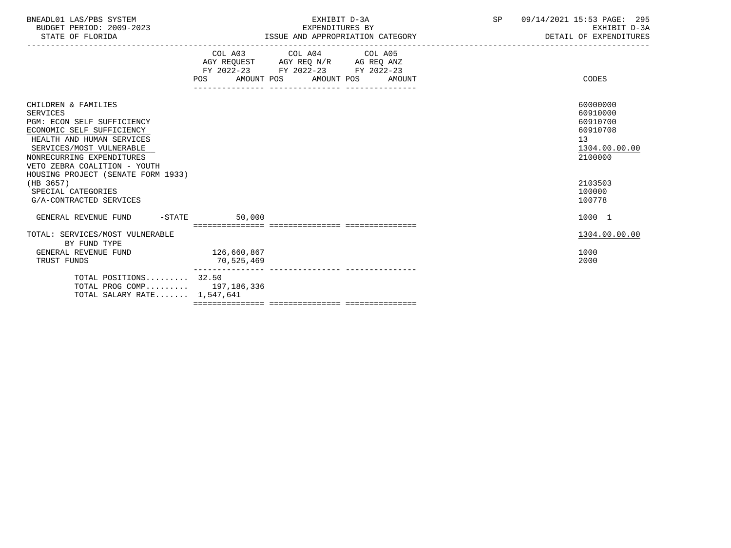BNEADL01 LAS/PBS SYSTEM | EXHIBIT D-3A | SP 09/14/2021 15:53

BUDGET PERIOD: 2009-2023 | EXPENDITURES BY | EXHIBIT D-3A

STATE OF FLORIDA | ISSUE AND APPROPRIATION CATEGORY | DETAIL OF EXPENDITURES

| | COL A03 AGY REQUEST FY 2022-23 POS AMOUNT | COL A04 AGY REQ N/R FY 2022-23 POS AMOUNT | COL A05 AG REQ ANZ FY 2022-23 POS AMOUNT | CODES |
|---|---|---|---|---|
| CHILDREN & FAMILIES | | | | 60000000 |
| SERVICES | | | | 60910000 |
| PGM: ECON SELF SUFFICIENCY | | | | 60910700 |
| ECONOMIC SELF SUFFICIENCY | | | | 60910708 |
| HEALTH AND HUMAN SERVICES | | | | 13 |
| SERVICES/MOST VULNERABLE | | | | 1304.00.00.00 |
| NONRECURRING EXPENDITURES | | | | 2100000 |
| VETO ZEBRA COALITION - YOUTH HOUSING PROJECT (SENATE FORM 1933) (HB 3657) | | | | 2103503 |
| SPECIAL CATEGORIES | | | | 100000 |
| G/A-CONTRACTED SERVICES | | | | 100778 |
| GENERAL REVENUE FUND -STATE | 50,000 | | | 1000 1 |
| TOTAL: SERVICES/MOST VULNERABLE | | | | 1304.00.00.00 |
| BY FUND TYPE | | | | |
| GENERAL REVENUE FUND | 126,660,867 | | | 1000 |
| TRUST FUNDS | 70,525,469 | | | 2000 |
| TOTAL POSITIONS......... | 32.50 | | | |
| TOTAL PROG COMP......... | 197,186,336 | | | |
| TOTAL SALARY RATE....... | 1,547,641 | | | |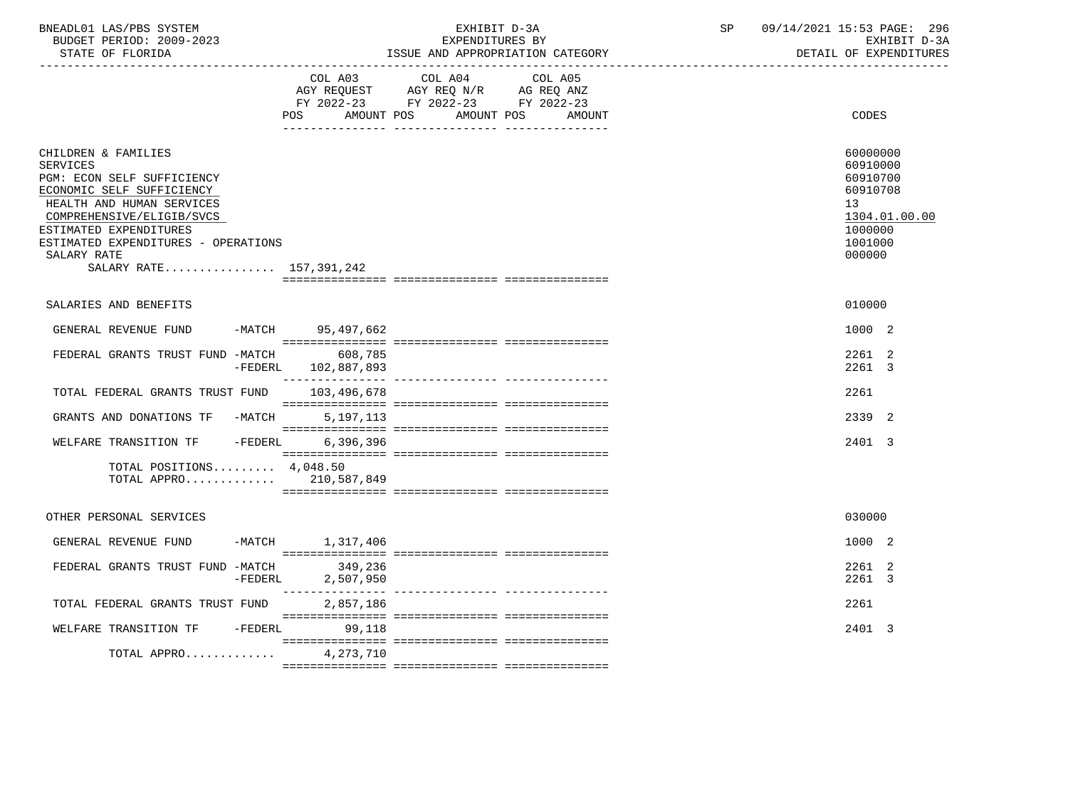BNEADL01 LAS/PBS SYSTEM
BUDGET PERIOD: 2009-2023
STATE OF FLORIDA

EXHIBIT D-3A
EXPENDITURES BY
ISSUE AND APPROPRIATION CATEGORY

SP 09/14/2021 15:53

EXHIBIT D-3A
DETAIL OF EXPENDITURES

| | COL A03 AGY REQUEST FY 2022-23 POS | AMOUNT | COL A04 AGY REQ N/R FY 2022-23 POS | AMOUNT | COL A05 AG REQ ANZ FY 2022-23 POS | AMOUNT | CODES |
|---|---|---|---|---|---|---|---|
| CHILDREN & FAMILIES | | | | | | | 60000000 |
| SERVICES | | | | | | | 60910000 |
| PGM: ECON SELF SUFFICIENCY | | | | | | | 60910700 |
| ECONOMIC SELF SUFFICIENCY | | | | | | | 60910708 |
| HEALTH AND HUMAN SERVICES | | | | | | | 13 |
| COMPREHENSIVE/ELIGIB/SVCS | | | | | | | 1304.01.00.00 |
| ESTIMATED EXPENDITURES | | | | | | | 1000000 |
| ESTIMATED EXPENDITURES - OPERATIONS | | | | | | | 1001000 |
| SALARY RATE | | | | | | | 000000 |
| SALARY RATE................ 157,391,242 | | | | | | | |
| SALARIES AND BENEFITS | | | | | | | 010000 |
| GENERAL REVENUE FUND -MATCH | | 95,497,662 | | | | | 1000 2 |
| FEDERAL GRANTS TRUST FUND -MATCH | | 608,785 | | | | | 2261 2 |
| -FEDERL | | 102,887,893 | | | | | 2261 3 |
| TOTAL FEDERAL GRANTS TRUST FUND | | 103,496,678 | | | | | 2261 |
| GRANTS AND DONATIONS TF -MATCH | | 5,197,113 | | | | | 2339 2 |
| WELFARE TRANSITION TF -FEDERL | | 6,396,396 | | | | | 2401 3 |
| TOTAL POSITIONS......... 4,048.50 | | | | | | | |
| TOTAL APPRO............. | | 210,587,849 | | | | | |
| OTHER PERSONAL SERVICES | | | | | | | 030000 |
| GENERAL REVENUE FUND -MATCH | | 1,317,406 | | | | | 1000 2 |
| FEDERAL GRANTS TRUST FUND -MATCH | | 349,236 | | | | | 2261 2 |
| -FEDERL | | 2,507,950 | | | | | 2261 3 |
| TOTAL FEDERAL GRANTS TRUST FUND | | 2,857,186 | | | | | 2261 |
| WELFARE TRANSITION TF -FEDERL | | 99,118 | | | | | 2401 3 |
| TOTAL APPRO............. | | 4,273,710 | | | | | |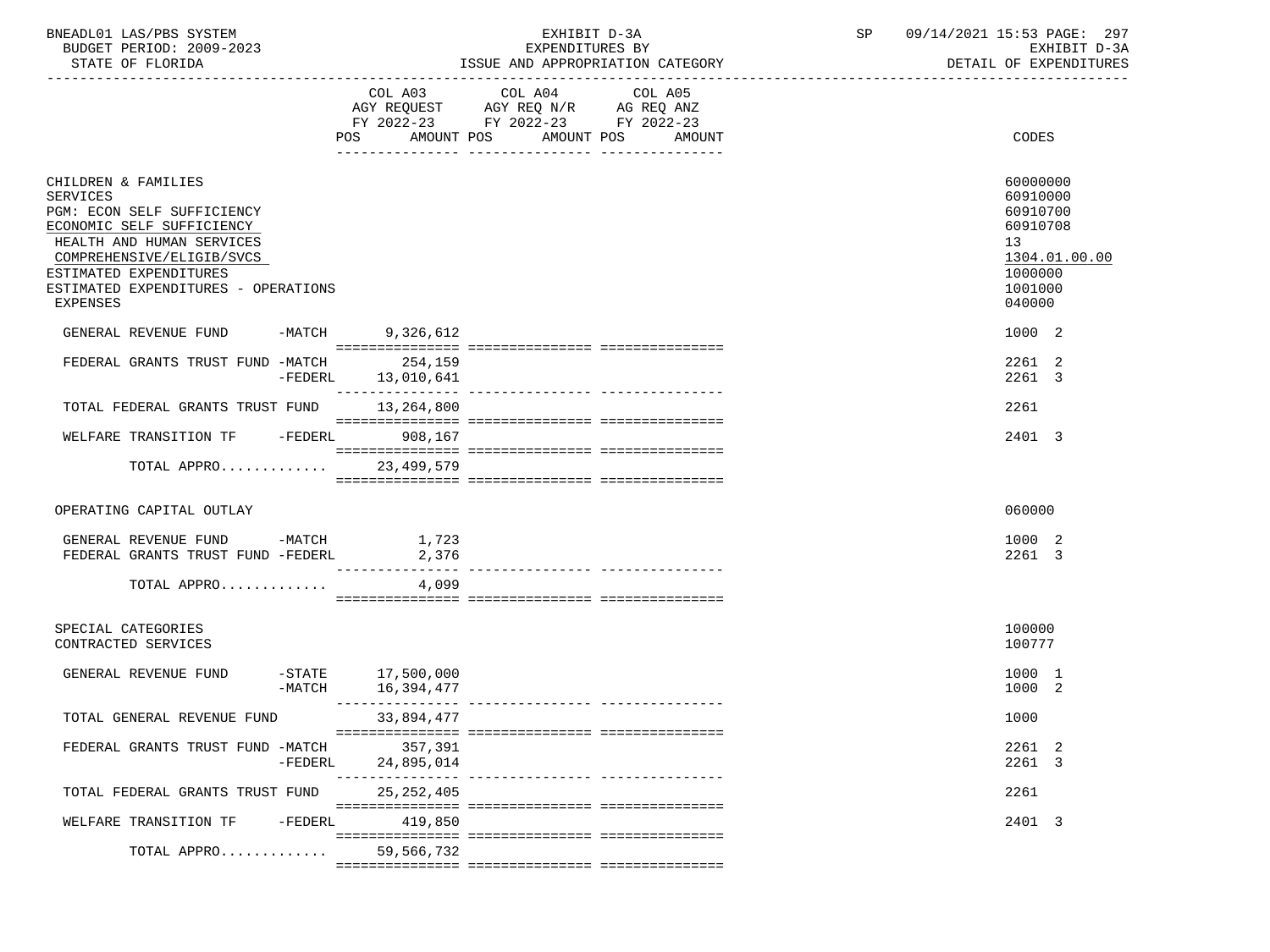BNEADL01 LAS/PBS SYSTEM — EXHIBIT D-3A — EXPENDITURES BY ISSUE AND APPROPRIATION CATEGORY — SP 09/14/2021 15:53

BUDGET PERIOD: 2009-2023 — STATE OF FLORIDA — EXHIBIT D-3A DETAIL OF EXPENDITURES

| | COL A03 AGY REQUEST FY 2022-23 POS AMOUNT | COL A04 AGY REQ N/R FY 2022-23 POS AMOUNT | COL A05 AG REQ ANZ FY 2022-23 POS AMOUNT | CODES |
|---|---|---|---|---|
| CHILDREN & FAMILIES | | | | 60000000 |
| SERVICES | | | | 60910000 |
| PGM: ECON SELF SUFFICIENCY | | | | 60910700 |
| ECONOMIC SELF SUFFICIENCY | | | | 60910708 |
| HEALTH AND HUMAN SERVICES | | | | 13 |
| COMPREHENSIVE/ELIGIB/SVCS | | | | 1304.01.00.00 |
| ESTIMATED EXPENDITURES | | | | 1000000 |
| ESTIMATED EXPENDITURES - OPERATIONS | | | | 1001000 |
| EXPENSES | | | | 040000 |
| GENERAL REVENUE FUND -MATCH | 9,326,612 | | | 1000 2 |
| FEDERAL GRANTS TRUST FUND -MATCH | 254,159 | | | 2261 2 |
| -FEDERL | 13,010,641 | | | 2261 3 |
| TOTAL FEDERAL GRANTS TRUST FUND | 13,264,800 | | | 2261 |
| WELFARE TRANSITION TF -FEDERL | 908,167 | | | 2401 3 |
| TOTAL APPRO............ | 23,499,579 | | | |
| OPERATING CAPITAL OUTLAY | | | | 060000 |
| GENERAL REVENUE FUND -MATCH | 1,723 | | | 1000 2 |
| FEDERAL GRANTS TRUST FUND -FEDERL | 2,376 | | | 2261 3 |
| TOTAL APPRO............ | 4,099 | | | |
| SPECIAL CATEGORIES | | | | 100000 |
| CONTRACTED SERVICES | | | | 100777 |
| GENERAL REVENUE FUND -STATE | 17,500,000 | | | 1000 1 |
| -MATCH | 16,394,477 | | | 1000 2 |
| TOTAL GENERAL REVENUE FUND | 33,894,477 | | | 1000 |
| FEDERAL GRANTS TRUST FUND -MATCH | 357,391 | | | 2261 2 |
| -FEDERL | 24,895,014 | | | 2261 3 |
| TOTAL FEDERAL GRANTS TRUST FUND | 25,252,405 | | | 2261 |
| WELFARE TRANSITION TF -FEDERL | 419,850 | | | 2401 3 |
| TOTAL APPRO............ | 59,566,732 | | | |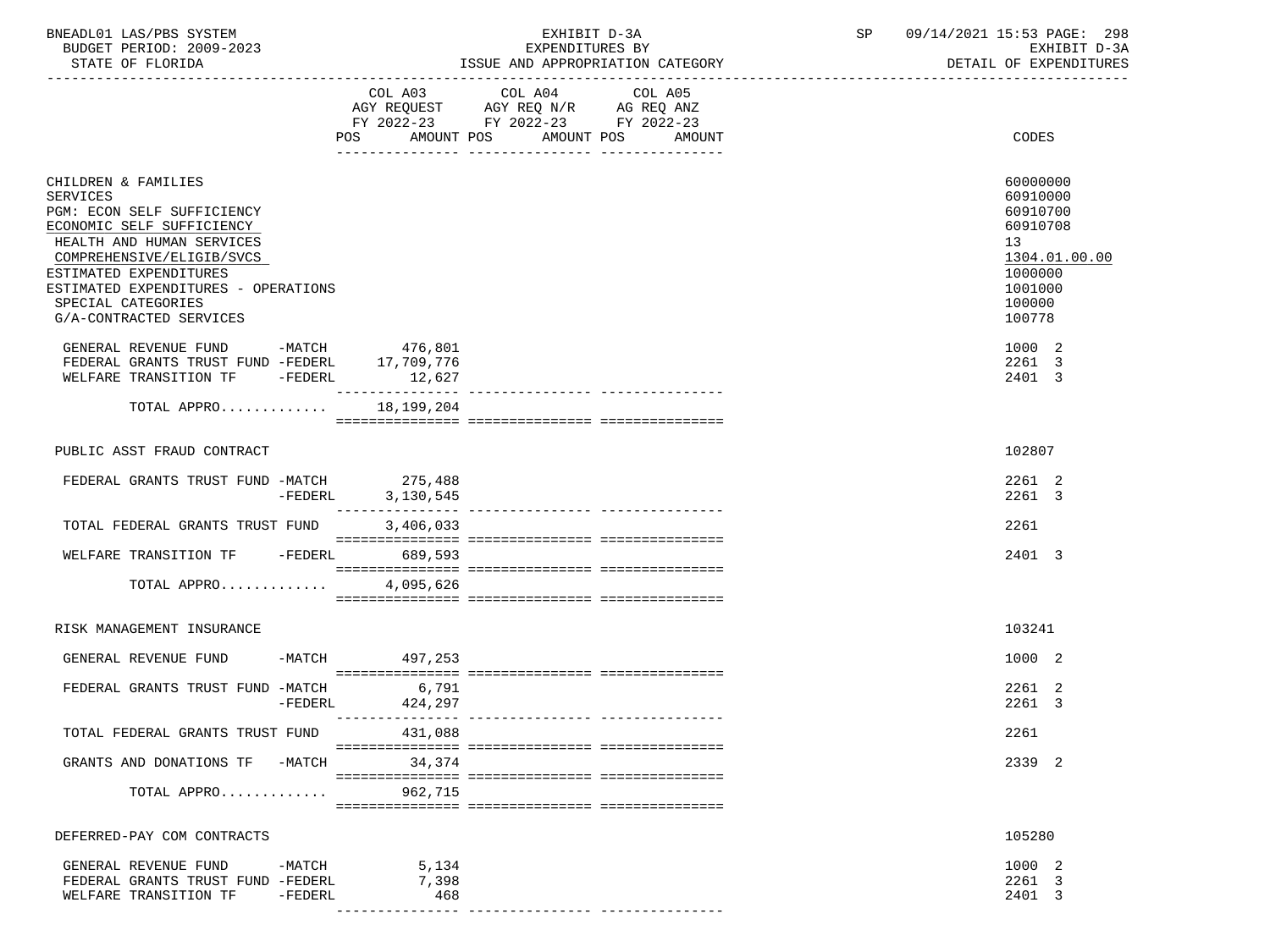| | COL A03 AGY REQUEST FY 2022-23 POS AMOUNT | COL A04 AGY REQ N/R FY 2022-23 POS AMOUNT | COL A05 AG REQ ANZ FY 2022-23 POS AMOUNT | CODES |
|---|---|---|---|---|
| CHILDREN & FAMILIES | | | | 60000000 |
| SERVICES | | | | 60910000 |
| PGM: ECON SELF SUFFICIENCY | | | | 60910700 |
| ECONOMIC SELF SUFFICIENCY | | | | 60910708 |
| HEALTH AND HUMAN SERVICES | | | | 13 |
| COMPREHENSIVE/ELIGIB/SVCS | | | | 1304.01.00.00 |
| ESTIMATED EXPENDITURES | | | | 1000000 |
| ESTIMATED EXPENDITURES - OPERATIONS | | | | 1001000 |
| SPECIAL CATEGORIES | | | | 100000 |
| G/A-CONTRACTED SERVICES | | | | 100778 |
| GENERAL REVENUE FUND -MATCH | 476,801 | | | 1000 2 |
| FEDERAL GRANTS TRUST FUND -FEDERL | 17,709,776 | | | 2261 3 |
| WELFARE TRANSITION TF -FEDERL | 12,627 | | | 2401 3 |
| TOTAL APPRO............ | 18,199,204 | | | |
| PUBLIC ASST FRAUD CONTRACT | | | | 102807 |
| FEDERAL GRANTS TRUST FUND -MATCH | 275,488 | | | 2261 2 |
| -FEDERL | 3,130,545 | | | 2261 3 |
| TOTAL FEDERAL GRANTS TRUST FUND | 3,406,033 | | | 2261 |
| WELFARE TRANSITION TF -FEDERL | 689,593 | | | 2401 3 |
| TOTAL APPRO............ | 4,095,626 | | | |
| RISK MANAGEMENT INSURANCE | | | | 103241 |
| GENERAL REVENUE FUND -MATCH | 497,253 | | | 1000 2 |
| FEDERAL GRANTS TRUST FUND -MATCH | 6,791 | | | 2261 2 |
| -FEDERL | 424,297 | | | 2261 3 |
| TOTAL FEDERAL GRANTS TRUST FUND | 431,088 | | | 2261 |
| GRANTS AND DONATIONS TF -MATCH | 34,374 | | | 2339 2 |
| TOTAL APPRO............ | 962,715 | | | |
| DEFERRED-PAY COM CONTRACTS | | | | 105280 |
| GENERAL REVENUE FUND -MATCH | 5,134 | | | 1000 2 |
| FEDERAL GRANTS TRUST FUND -FEDERL | 7,398 | | | 2261 3 |
| WELFARE TRANSITION TF -FEDERL | 468 | | | 2401 3 |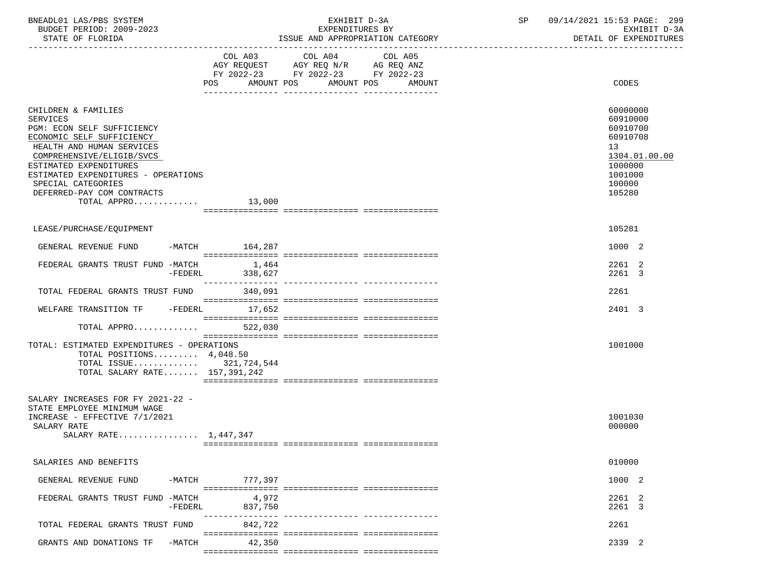BNEADL01 LAS/PBS SYSTEM | EXHIBIT D-3A | SP 09/14/2021 15:53

BUDGET PERIOD: 2009-2023 | EXPENDITURES BY | EXHIBIT D-3A

STATE OF FLORIDA | ISSUE AND APPROPRIATION CATEGORY | DETAIL OF EXPENDITURES

| | COL A03 AGY REQUEST FY 2022-23 POS AMOUNT | COL A04 AGY REQ N/R FY 2022-23 POS AMOUNT | COL A05 AG REQ ANZ FY 2022-23 POS AMOUNT | CODES |
|---|---|---|---|---|
| CHILDREN & FAMILIES | | | | 60000000 |
| SERVICES | | | | 60910000 |
| PGM: ECON SELF SUFFICIENCY | | | | 60910700 |
| ECONOMIC SELF SUFFICIENCY | | | | 60910708 |
| HEALTH AND HUMAN SERVICES | | | | 13 |
| COMPREHENSIVE/ELIGIB/SVCS | | | | 1304.01.00.00 |
| ESTIMATED EXPENDITURES | | | | 1000000 |
| ESTIMATED EXPENDITURES - OPERATIONS | | | | 1001000 |
| SPECIAL CATEGORIES | | | | 100000 |
| DEFERRED-PAY COM CONTRACTS | | | | 105280 |
| TOTAL APPRO............. | 13,000 | | | |
| LEASE/PURCHASE/EQUIPMENT | | | | 105281 |
| GENERAL REVENUE FUND -MATCH | 164,287 | | | 1000 2 |
| FEDERAL GRANTS TRUST FUND -MATCH | 1,464 | | | 2261 2 |
| -FEDERL | 338,627 | | | 2261 3 |
| TOTAL FEDERAL GRANTS TRUST FUND | 340,091 | | | 2261 |
| WELFARE TRANSITION TF -FEDERL | 17,652 | | | 2401 3 |
| TOTAL APPRO............. | 522,030 | | | |
| TOTAL: ESTIMATED EXPENDITURES - OPERATIONS | | | | 1001000 |
| TOTAL POSITIONS......... | 4,048.50 | | | |
| TOTAL ISSUE............. | 321,724,544 | | | |
| TOTAL SALARY RATE....... | 157,391,242 | | | |
| SALARY INCREASES FOR FY 2021-22 - STATE EMPLOYEE MINIMUM WAGE INCREASE - EFFECTIVE 7/1/2021 | | | | 1001030 |
| SALARY RATE | | | | 000000 |
| SALARY RATE................ | 1,447,347 | | | |
| SALARIES AND BENEFITS | | | | 010000 |
| GENERAL REVENUE FUND -MATCH | 777,397 | | | 1000 2 |
| FEDERAL GRANTS TRUST FUND -MATCH | 4,972 | | | 2261 2 |
| -FEDERL | 837,750 | | | 2261 3 |
| TOTAL FEDERAL GRANTS TRUST FUND | 842,722 | | | 2261 |
| GRANTS AND DONATIONS TF -MATCH | 42,350 | | | 2339 2 |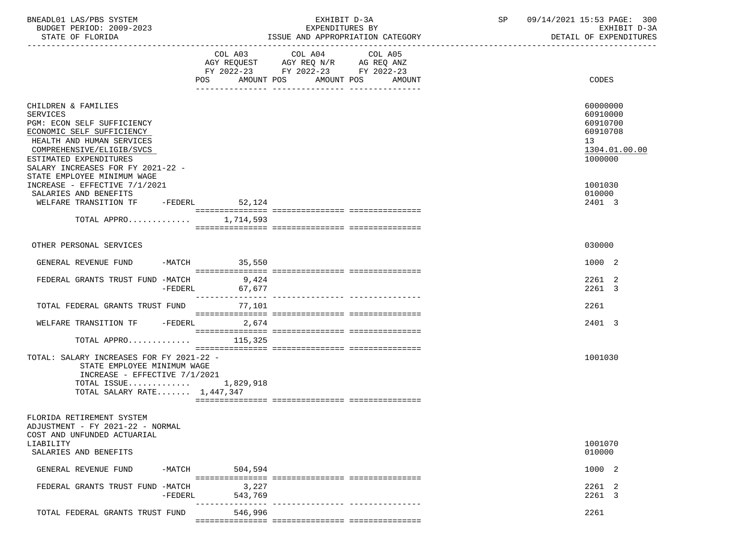BNEADL01 LAS/PBS SYSTEM — EXHIBIT D-3A — EXPENDITURES BY ISSUE AND APPROPRIATION CATEGORY — DETAIL OF EXPENDITURES

BUDGET PERIOD: 2009-2023 — STATE OF FLORIDA — SP 09/14/2021 15:53

| | COL A03 AGY REQUEST FY 2022-23 POS AMOUNT | COL A04 AGY REQ N/R FY 2022-23 POS AMOUNT | COL A05 AG REQ ANZ FY 2022-23 POS AMOUNT | CODES |
|---|---|---|---|---|
| CHILDREN & FAMILIES | | | | 60000000 |
| SERVICES | | | | 60910000 |
| PGM: ECON SELF SUFFICIENCY | | | | 60910700 |
| ECONOMIC SELF SUFFICIENCY | | | | 60910708 |
| HEALTH AND HUMAN SERVICES | | | | 13 |
| COMPREHENSIVE/ELIGIB/SVCS | | | | 1304.01.00.00 |
| ESTIMATED EXPENDITURES | | | | 1000000 |
| SALARY INCREASES FOR FY 2021-22 - STATE EMPLOYEE MINIMUM WAGE INCREASE - EFFECTIVE 7/1/2021 | | | | 1001030 |
| SALARIES AND BENEFITS | | | | 010000 |
| WELFARE TRANSITION TF -FEDERL | 52,124 | | | 2401 3 |
| TOTAL APPRO............ | 1,714,593 | | | |
| OTHER PERSONAL SERVICES | | | | 030000 |
| GENERAL REVENUE FUND -MATCH | 35,550 | | | 1000 2 |
| FEDERAL GRANTS TRUST FUND -MATCH | 9,424 | | | 2261 2 |
| -FEDERL | 67,677 | | | 2261 3 |
| TOTAL FEDERAL GRANTS TRUST FUND | 77,101 | | | 2261 |
| WELFARE TRANSITION TF -FEDERL | 2,674 | | | 2401 3 |
| TOTAL APPRO............ | 115,325 | | | |
| TOTAL: SALARY INCREASES FOR FY 2021-22 - STATE EMPLOYEE MINIMUM WAGE INCREASE - EFFECTIVE 7/1/2021 | | | | 1001030 |
| TOTAL ISSUE............ | 1,829,918 | | | |
| TOTAL SALARY RATE....... | 1,447,347 | | | |
| FLORIDA RETIREMENT SYSTEM ADJUSTMENT - FY 2021-22 - NORMAL COST AND UNFUNDED ACTUARIAL LIABILITY | | | | 1001070 |
| SALARIES AND BENEFITS | | | | 010000 |
| GENERAL REVENUE FUND -MATCH | 504,594 | | | 1000 2 |
| FEDERAL GRANTS TRUST FUND -MATCH | 3,227 | | | 2261 2 |
| -FEDERL | 543,769 | | | 2261 3 |
| TOTAL FEDERAL GRANTS TRUST FUND | 546,996 | | | 2261 |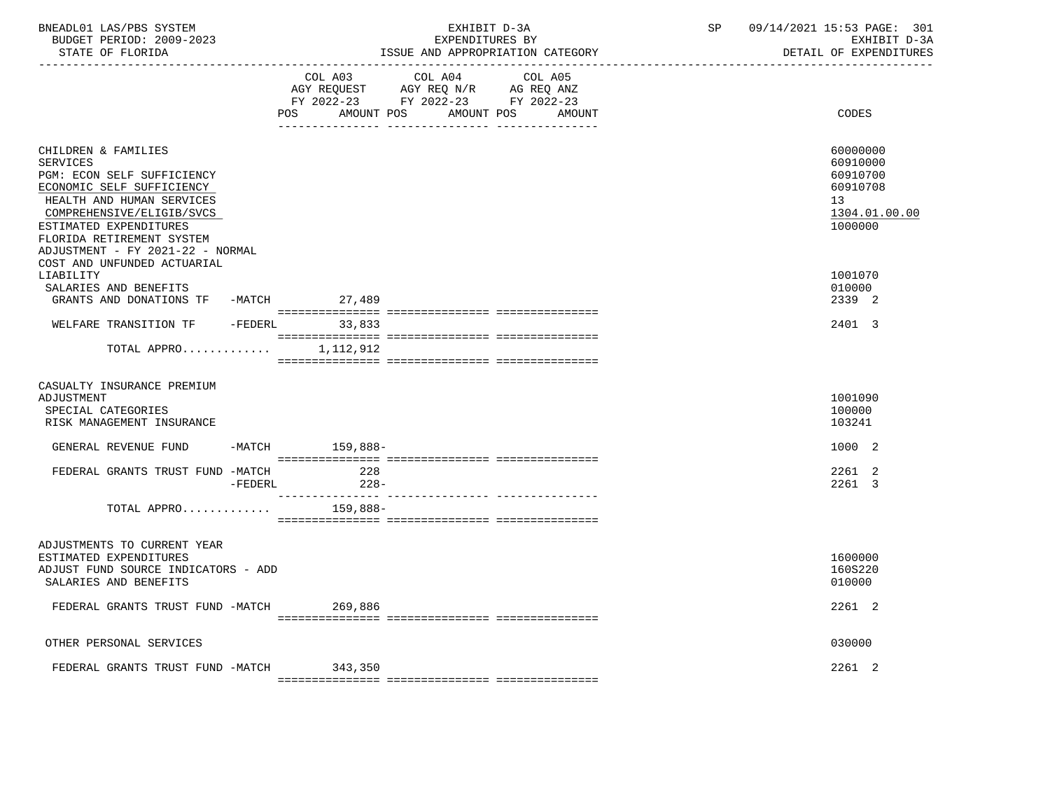| | COL A03 AGY REQUEST FY 2022-23 POS AMOUNT | COL A04 AGY REQ N/R FY 2022-23 POS AMOUNT | COL A05 AG REQ ANZ FY 2022-23 POS AMOUNT | CODES |
|---|---|---|---|---|
| CHILDREN & FAMILIES | | | | 60000000 |
| SERVICES | | | | 60910000 |
| PGM: ECON SELF SUFFICIENCY | | | | 60910700 |
| ECONOMIC SELF SUFFICIENCY | | | | 60910708 |
| HEALTH AND HUMAN SERVICES | | | | 13 |
| COMPREHENSIVE/ELIGIB/SVCS | | | | 1304.01.00.00 |
| ESTIMATED EXPENDITURES | | | | 1000000 |
| FLORIDA RETIREMENT SYSTEM ADJUSTMENT - FY 2021-22 - NORMAL COST AND UNFUNDED ACTUARIAL LIABILITY | | | | 1001070 |
| SALARIES AND BENEFITS | | | | 010000 |
| GRANTS AND DONATIONS TF -MATCH | 27,489 | | | 2339 2 |
| WELFARE TRANSITION TF -FEDERL | 33,833 | | | 2401 3 |
| TOTAL APPRO............. | 1,112,912 | | | |
| CASUALTY INSURANCE PREMIUM ADJUSTMENT | | | | 1001090 |
| SPECIAL CATEGORIES | | | | 100000 |
| RISK MANAGEMENT INSURANCE | | | | 103241 |
| GENERAL REVENUE FUND -MATCH | 159,888- | | | 1000 2 |
| FEDERAL GRANTS TRUST FUND -MATCH | 228 | | | 2261 2 |
| -FEDERL | 228- | | | 2261 3 |
| TOTAL APPRO............. | 159,888- | | | |
| ADJUSTMENTS TO CURRENT YEAR ESTIMATED EXPENDITURES | | | | 1600000 |
| ADJUST FUND SOURCE INDICATORS - ADD | | | | 160S220 |
| SALARIES AND BENEFITS | | | | 010000 |
| FEDERAL GRANTS TRUST FUND -MATCH | 269,886 | | | 2261 2 |
| OTHER PERSONAL SERVICES | | | | 030000 |
| FEDERAL GRANTS TRUST FUND -MATCH | 343,350 | | | 2261 2 |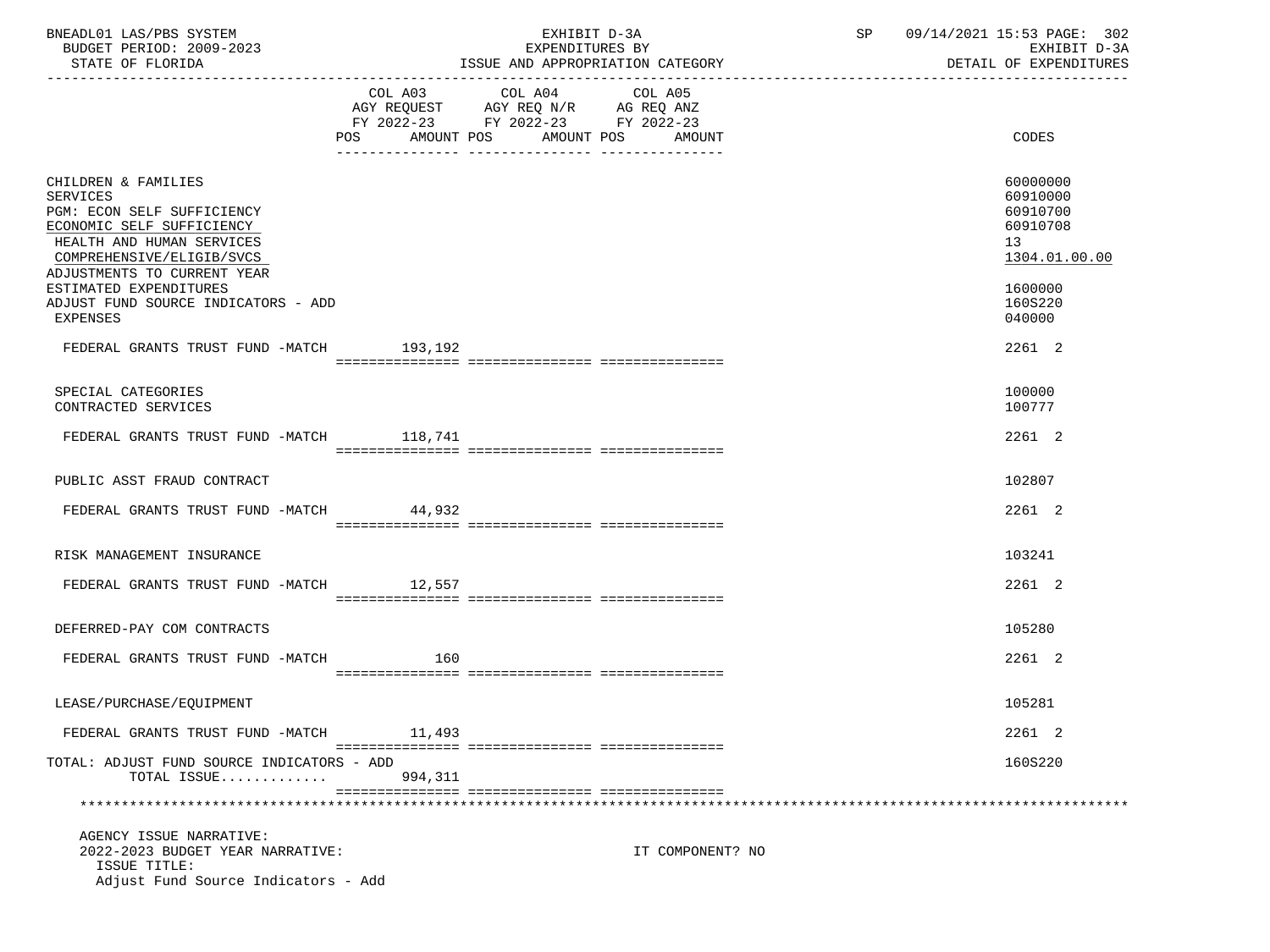BNEADL01 LAS/PBS SYSTEM | EXHIBIT D-3A | SP 09/14/2021 15:53 PAGE: 302
BUDGET PERIOD: 2009-2023 | EXPENDITURES BY | EXHIBIT D-3A
STATE OF FLORIDA | ISSUE AND APPROPRIATION CATEGORY | DETAIL OF EXPENDITURES

| | COL A03 AGY REQUEST FY 2022-23 POS AMOUNT | COL A04 AGY REQ N/R FY 2022-23 POS AMOUNT | COL A05 AG REQ ANZ FY 2022-23 POS AMOUNT | CODES |
|---|---|---|---|---|
| CHILDREN & FAMILIES | | | | 60000000 |
| SERVICES | | | | 60910000 |
| PGM: ECON SELF SUFFICIENCY | | | | 60910700 |
| ECONOMIC SELF SUFFICIENCY | | | | 60910708 |
| HEALTH AND HUMAN SERVICES | | | | 13 |
| COMPREHENSIVE/ELIGIB/SVCS | | | | 1304.01.00.00 |
| ADJUSTMENTS TO CURRENT YEAR ESTIMATED EXPENDITURES | | | | 1600000 |
| ADJUST FUND SOURCE INDICATORS - ADD | | | | 160S220 |
| EXPENSES | | | | 040000 |
| FEDERAL GRANTS TRUST FUND -MATCH | 193,192 | | | 2261 2 |
| SPECIAL CATEGORIES | | | | 100000 |
| CONTRACTED SERVICES | | | | 100777 |
| FEDERAL GRANTS TRUST FUND -MATCH | 118,741 | | | 2261 2 |
| PUBLIC ASST FRAUD CONTRACT | | | | 102807 |
| FEDERAL GRANTS TRUST FUND -MATCH | 44,932 | | | 2261 2 |
| RISK MANAGEMENT INSURANCE | | | | 103241 |
| FEDERAL GRANTS TRUST FUND -MATCH | 12,557 | | | 2261 2 |
| DEFERRED-PAY COM CONTRACTS | | | | 105280 |
| FEDERAL GRANTS TRUST FUND -MATCH | 160 | | | 2261 2 |
| LEASE/PURCHASE/EQUIPMENT | | | | 105281 |
| FEDERAL GRANTS TRUST FUND -MATCH | 11,493 | | | 2261 2 |
| TOTAL: ADJUST FUND SOURCE INDICATORS - ADD | | | | 160S220 |
| TOTAL ISSUE............. | 994,311 | | | |

AGENCY ISSUE NARRATIVE:
2022-2023 BUDGET YEAR NARRATIVE: IT COMPONENT? NO
ISSUE TITLE:
Adjust Fund Source Indicators - Add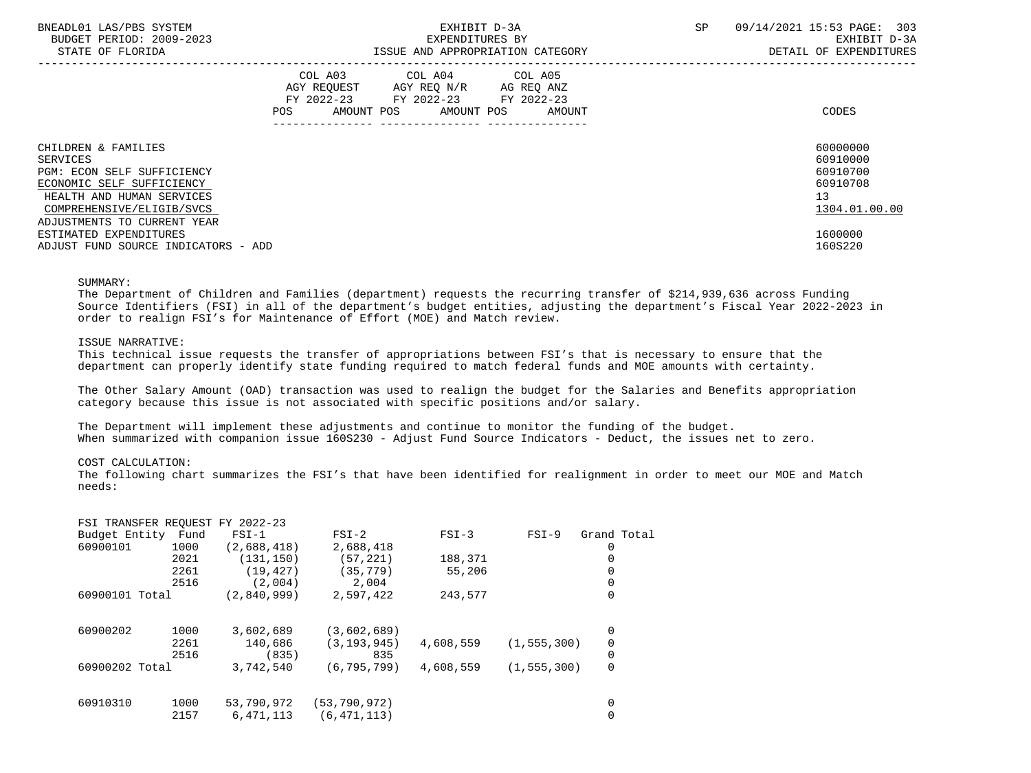| | COL A03 AGY REQUEST FY 2022-23 POS AMOUNT | COL A04 AGY REQ N/R FY 2022-23 POS AMOUNT | COL A05 AG REQ ANZ FY 2022-23 POS AMOUNT | CODES |
|---|---|---|---|---|
| CHILDREN & FAMILIES | | | | 60000000 |
| SERVICES | | | | 60910000 |
| PGM: ECON SELF SUFFICIENCY | | | | 60910700 |
| ECONOMIC SELF SUFFICIENCY | | | | 60910708 |
| HEALTH AND HUMAN SERVICES | | | | 13 |
| COMPREHENSIVE/ELIGIB/SVCS | | | | 1304.01.00.00 |
| ADJUSTMENTS TO CURRENT YEAR ESTIMATED EXPENDITURES | | | | 1600000 |
| ADJUST FUND SOURCE INDICATORS - ADD | | | | 160S220 |

SUMMARY:

The Department of Children and Families (department) requests the recurring transfer of $214,939,636 across Funding Source Identifiers (FSI) in all of the department's budget entities, adjusting the department's Fiscal Year 2022-2023 in order to realign FSI's for Maintenance of Effort (MOE) and Match review.

ISSUE NARRATIVE:

This technical issue requests the transfer of appropriations between FSI's that is necessary to ensure that the department can properly identify state funding required to match federal funds and MOE amounts with certainty.

The Other Salary Amount (OAD) transaction was used to realign the budget for the Salaries and Benefits appropriation category because this issue is not associated with specific positions and/or salary.

The Department will implement these adjustments and continue to monitor the funding of the budget.
When summarized with companion issue 160S230 - Adjust Fund Source Indicators - Deduct, the issues net to zero.

COST CALCULATION:

The following chart summarizes the FSI's that have been identified for realignment in order to meet our MOE and Match needs:

FSI TRANSFER REQUEST FY 2022-23

| Budget Entity | Fund | FSI-1 | FSI-2 | FSI-3 | FSI-9 | Grand Total |
|---|---|---|---|---|---|---|
| 60900101 | 1000 | (2,688,418) | 2,688,418 | | | 0 |
| | 2021 | (131,150) | (57,221) | 188,371 | | 0 |
| | 2261 | (19,427) | (35,779) | 55,206 | | 0 |
| | 2516 | (2,004) | 2,004 | | | 0 |
| 60900101 Total | | (2,840,999) | 2,597,422 | 243,577 | | 0 |
| 60900202 | 1000 | 3,602,689 | (3,602,689) | | | 0 |
| | 2261 | 140,686 | (3,193,945) | 4,608,559 | (1,555,300) | 0 |
| | 2516 | (835) | 835 | | | 0 |
| 60900202 Total | | 3,742,540 | (6,795,799) | 4,608,559 | (1,555,300) | 0 |
| 60910310 | 1000 | 53,790,972 | (53,790,972) | | | 0 |
| | 2157 | 6,471,113 | (6,471,113) | | | 0 |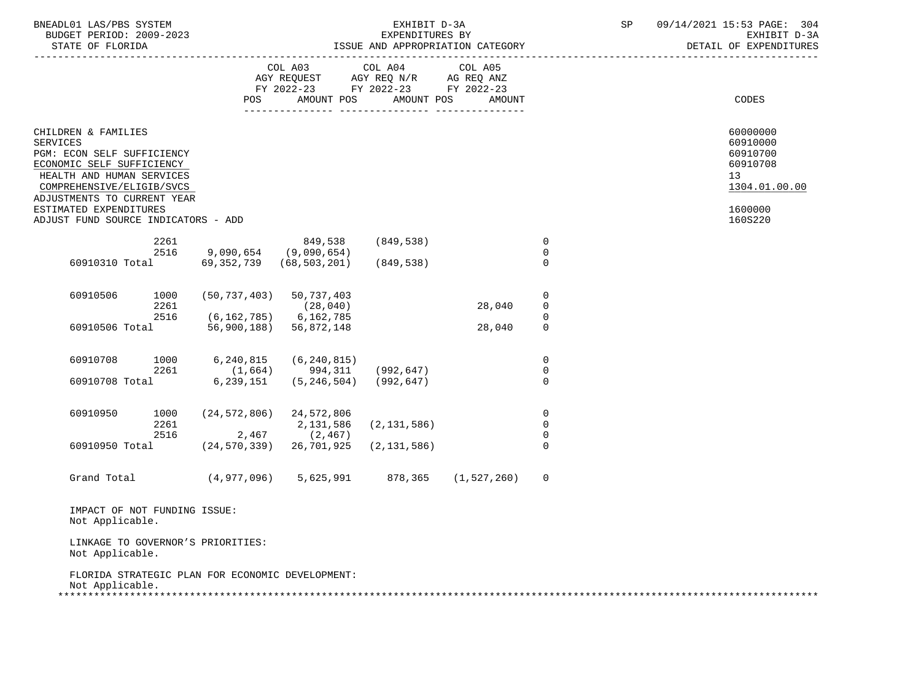| | COL A03 AGY REQUEST FY 2022-23 | | COL A04 AGY REQ N/R FY 2022-23 | | COL A05 AG REQ ANZ FY 2022-23 | | CODES |
|---|---|---|---|---|---|---|---|
| | POS | AMOUNT | POS | AMOUNT | POS | AMOUNT | |

CHILDREN & FAMILIES — 60000000
SERVICES — 60910000
PGM: ECON SELF SUFFICIENCY — 60910700
ECONOMIC SELF SUFFICIENCY — 60910708
HEALTH AND HUMAN SERVICES — 13
COMPREHENSIVE/ELIGIB/SVCS — 1304.01.00.00
ADJUSTMENTS TO CURRENT YEAR ESTIMATED EXPENDITURES — 1600000
ADJUST FUND SOURCE INDICATORS - ADD — 160S220

| | | | | | | |
|---|---|---|---|---|---|---|
| | 2261 | | 849,538 | (849,538) | | 0 |
| | 2516 | 9,090,654 | (9,090,654) | | | 0 |
| 60910310 Total | | 69,352,739 | (68,503,201) | (849,538) | | 0 |
| 60910506 | 1000 | (50,737,403) | 50,737,403 | | | 0 |
| | 2261 | | (28,040) | | 28,040 | 0 |
| | 2516 | (6,162,785) | 6,162,785 | | | 0 |
| 60910506 Total | | 56,900,188) | 56,872,148 | | 28,040 | 0 |
| 60910708 | 1000 | 6,240,815 | (6,240,815) | | | 0 |
| | 2261 | (1,664) | 994,311 | (992,647) | | 0 |
| 60910708 Total | | 6,239,151 | (5,246,504) | (992,647) | | 0 |
| 60910950 | 1000 | (24,572,806) | 24,572,806 | | | 0 |
| | 2261 | | 2,131,586 | (2,131,586) | | 0 |
| | 2516 | 2,467 | (2,467) | | | 0 |
| 60910950 Total | | (24,570,339) | 26,701,925 | (2,131,586) | | 0 |
| Grand Total | | (4,977,096) | 5,625,991 | 878,365 | (1,527,260) | 0 |

IMPACT OF NOT FUNDING ISSUE:
Not Applicable.

LINKAGE TO GOVERNOR'S PRIORITIES:
Not Applicable.

FLORIDA STRATEGIC PLAN FOR ECONOMIC DEVELOPMENT:
Not Applicable.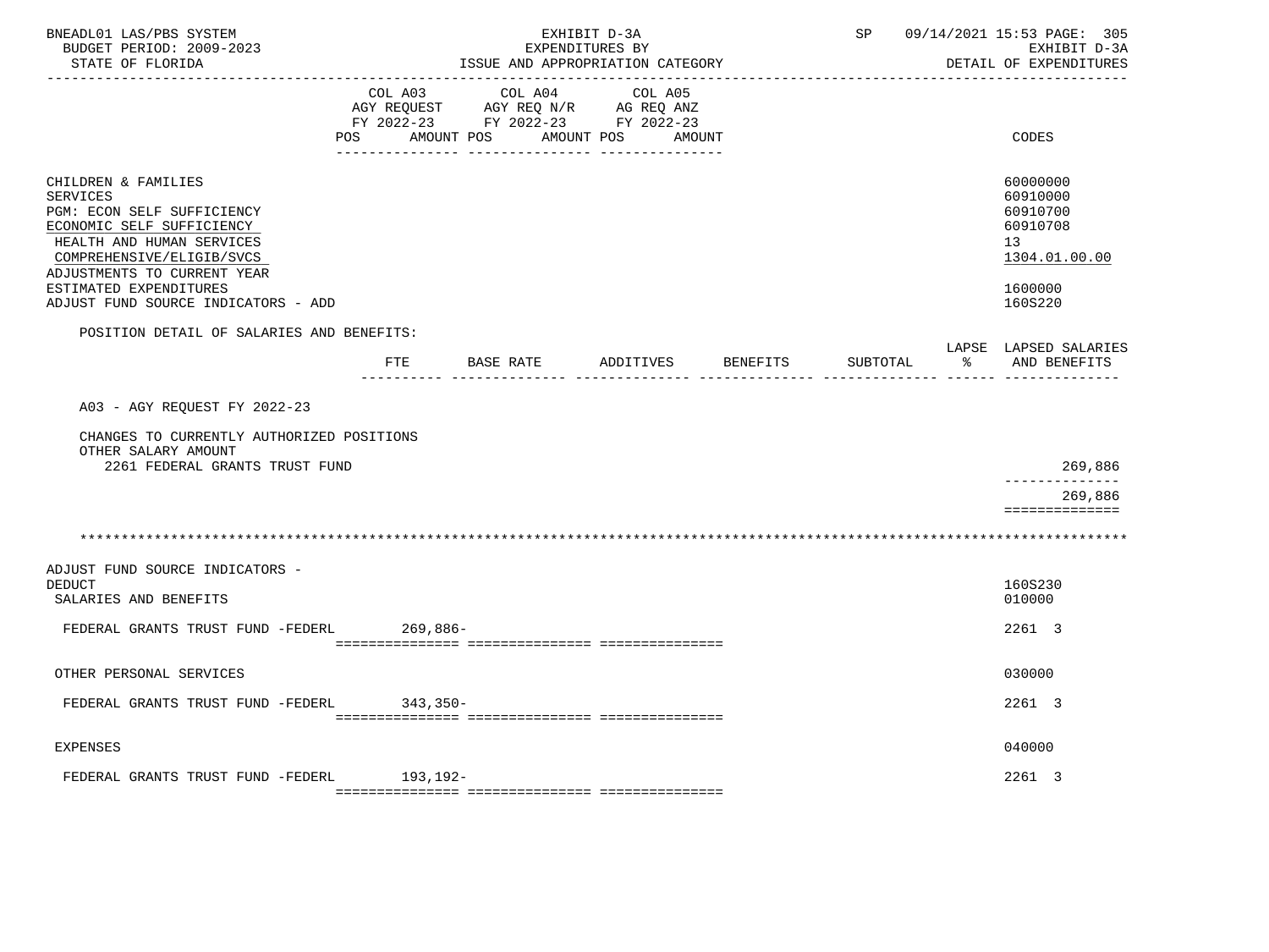BNEADL01 LAS/PBS SYSTEM — EXHIBIT D-3A — SP 09/14/2021 15:53
BUDGET PERIOD: 2009-2023 — EXPENDITURES BY — EXHIBIT D-3A
STATE OF FLORIDA — ISSUE AND APPROPRIATION CATEGORY — DETAIL OF EXPENDITURES

| | COL A03 AGY REQUEST FY 2022-23 POS AMOUNT | COL A04 AGY REQ N/R FY 2022-23 POS AMOUNT | COL A05 AG REQ ANZ FY 2022-23 POS AMOUNT | CODES |
|---|---|---|---|---|
| CHILDREN & FAMILIES | | | | 60000000 |
| SERVICES | | | | 60910000 |
| PGM: ECON SELF SUFFICIENCY | | | | 60910700 |
| ECONOMIC SELF SUFFICIENCY | | | | 60910708 |
| HEALTH AND HUMAN SERVICES | | | | 13 |
| COMPREHENSIVE/ELIGIB/SVCS | | | | 1304.01.00.00 |
| ADJUSTMENTS TO CURRENT YEAR ESTIMATED EXPENDITURES | | | | 1600000 |
| ADJUST FUND SOURCE INDICATORS - ADD | | | | 160S220 |

POSITION DETAIL OF SALARIES AND BENEFITS:

| | FTE | BASE RATE | ADDITIVES | BENEFITS | SUBTOTAL | LAPSE % | LAPSED SALARIES AND BENEFITS |
|---|---|---|---|---|---|---|---|
| A03 - AGY REQUEST FY 2022-23 | | | | | | | |
| CHANGES TO CURRENTLY AUTHORIZED POSITIONS | | | | | | | |
| OTHER SALARY AMOUNT | | | | | | | |
| 2261 FEDERAL GRANTS TRUST FUND | | | | | | | 269,886 |
| | | | | | | | 269,886 |

*****************************************************************************************************************

| | COL A03 | COL A04 | COL A05 | CODES |
|---|---|---|---|---|
| ADJUST FUND SOURCE INDICATORS - DEDUCT | | | | 160S230 |
| SALARIES AND BENEFITS | | | | 010000 |
| FEDERAL GRANTS TRUST FUND -FEDERL | 269,886- | | | 2261 3 |
| OTHER PERSONAL SERVICES | | | | 030000 |
| FEDERAL GRANTS TRUST FUND -FEDERL | 343,350- | | | 2261 3 |
| EXPENSES | | | | 040000 |
| FEDERAL GRANTS TRUST FUND -FEDERL | 193,192- | | | 2261 3 |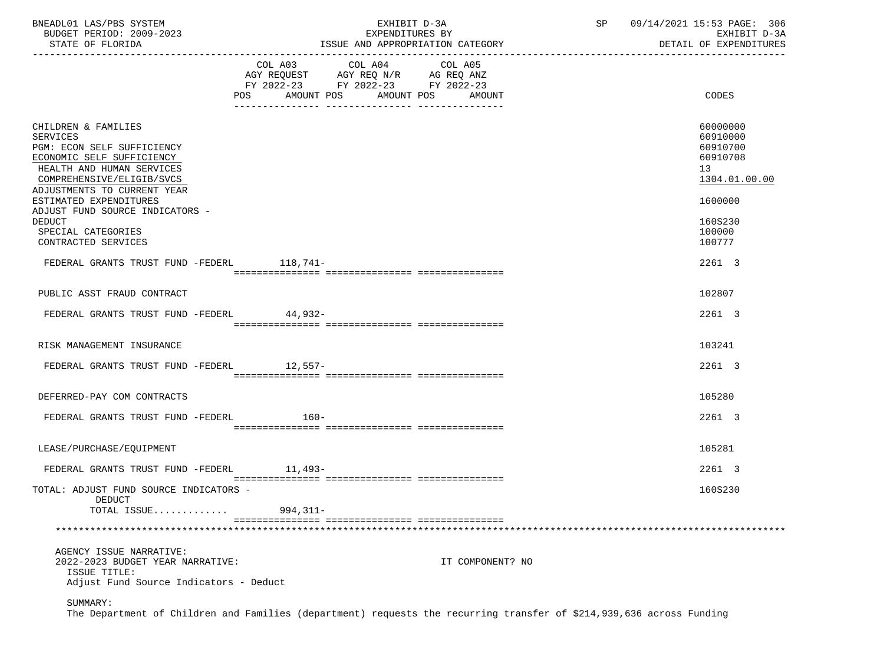BNEADL01 LAS/PBS SYSTEM
BUDGET PERIOD: 2009-2023
STATE OF FLORIDA

EXHIBIT D-3A
EXPENDITURES BY
ISSUE AND APPROPRIATION CATEGORY

SP 09/14/2021 15:53 PAGE: 306
EXHIBIT D-3A
DETAIL OF EXPENDITURES

| | COL A03 AGY REQUEST FY 2022-23 POS AMOUNT | COL A04 AGY REQ N/R FY 2022-23 POS AMOUNT | COL A05 AG REQ ANZ FY 2022-23 POS AMOUNT | CODES |
|---|---|---|---|---|
| CHILDREN & FAMILIES | | | | 60000000 |
| SERVICES | | | | 60910000 |
| PGM: ECON SELF SUFFICIENCY | | | | 60910700 |
| ECONOMIC SELF SUFFICIENCY | | | | 60910708 |
| HEALTH AND HUMAN SERVICES | | | | 13 |
| COMPREHENSIVE/ELIGIB/SVCS | | | | 1304.01.00.00 |
| ADJUSTMENTS TO CURRENT YEAR ESTIMATED EXPENDITURES | | | | 1600000 |
| ADJUST FUND SOURCE INDICATORS - DEDUCT | | | | 160S230 |
| SPECIAL CATEGORIES | | | | 100000 |
| CONTRACTED SERVICES | | | | 100777 |
| FEDERAL GRANTS TRUST FUND -FEDERL | 118,741- | | | 2261 3 |
| PUBLIC ASST FRAUD CONTRACT | | | | 102807 |
| FEDERAL GRANTS TRUST FUND -FEDERL | 44,932- | | | 2261 3 |
| RISK MANAGEMENT INSURANCE | | | | 103241 |
| FEDERAL GRANTS TRUST FUND -FEDERL | 12,557- | | | 2261 3 |
| DEFERRED-PAY COM CONTRACTS | | | | 105280 |
| FEDERAL GRANTS TRUST FUND -FEDERL | 160- | | | 2261 3 |
| LEASE/PURCHASE/EQUIPMENT | | | | 105281 |
| FEDERAL GRANTS TRUST FUND -FEDERL | 11,493- | | | 2261 3 |
| TOTAL: ADJUST FUND SOURCE INDICATORS - DEDUCT | | | | 160S230 |
| TOTAL ISSUE............ | 994,311- | | | |

AGENCY ISSUE NARRATIVE:
2022-2023 BUDGET YEAR NARRATIVE: IT COMPONENT? NO
ISSUE TITLE:
Adjust Fund Source Indicators - Deduct

SUMMARY:
The Department of Children and Families (department) requests the recurring transfer of $214,939,636 across Funding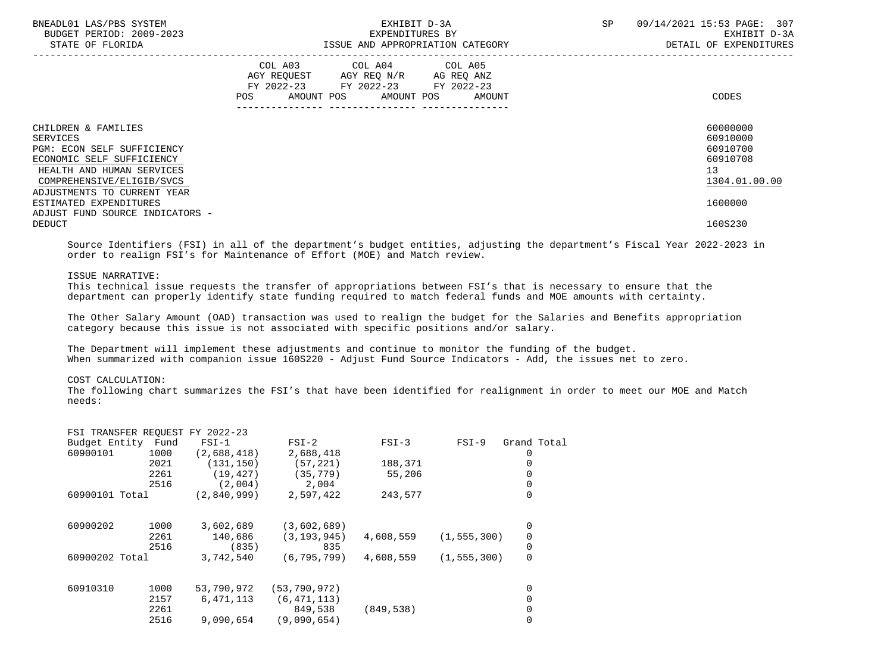| | COL A03 AGY REQUEST FY 2022-23 POS AMOUNT | COL A04 AGY REQ N/R FY 2022-23 POS AMOUNT | COL A05 AG REQ ANZ FY 2022-23 POS AMOUNT | CODES |
|---|---|---|---|---|
| CHILDREN & FAMILIES | | | | 60000000 |
| SERVICES | | | | 60910000 |
| PGM: ECON SELF SUFFICIENCY | | | | 60910700 |
| ECONOMIC SELF SUFFICIENCY | | | | 60910708 |
| HEALTH AND HUMAN SERVICES | | | | 13 |
| COMPREHENSIVE/ELIGIB/SVCS | | | | 1304.01.00.00 |
| ADJUSTMENTS TO CURRENT YEAR ESTIMATED EXPENDITURES | | | | 1600000 |
| ADJUST FUND SOURCE INDICATORS - DEDUCT | | | | 160S230 |

Source Identifiers (FSI) in all of the department's budget entities, adjusting the department's Fiscal Year 2022-2023 in order to realign FSI's for Maintenance of Effort (MOE) and Match review.

ISSUE NARRATIVE:
This technical issue requests the transfer of appropriations between FSI's that is necessary to ensure that the department can properly identify state funding required to match federal funds and MOE amounts with certainty.

The Other Salary Amount (OAD) transaction was used to realign the budget for the Salaries and Benefits appropriation category because this issue is not associated with specific positions and/or salary.

The Department will implement these adjustments and continue to monitor the funding of the budget.
When summarized with companion issue 160S220 - Adjust Fund Source Indicators - Add, the issues net to zero.

COST CALCULATION:
The following chart summarizes the FSI's that have been identified for realignment in order to meet our MOE and Match needs:

FSI TRANSFER REQUEST FY 2022-23

| Budget Entity | Fund | FSI-1 | FSI-2 | FSI-3 | FSI-9 | Grand Total |
|---|---|---|---|---|---|---|
| 60900101 | 1000 | (2,688,418) | 2,688,418 | | | 0 |
| | 2021 | (131,150) | (57,221) | 188,371 | | 0 |
| | 2261 | (19,427) | (35,779) | 55,206 | | 0 |
| | 2516 | (2,004) | 2,004 | | | 0 |
| 60900101 Total | | (2,840,999) | 2,597,422 | 243,577 | | 0 |
| 60900202 | 1000 | 3,602,689 | (3,602,689) | | | 0 |
| | 2261 | 140,686 | (3,193,945) | 4,608,559 | (1,555,300) | 0 |
| | 2516 | (835) | 835 | | | 0 |
| 60900202 Total | | 3,742,540 | (6,795,799) | 4,608,559 | (1,555,300) | 0 |
| 60910310 | 1000 | 53,790,972 | (53,790,972) | | | 0 |
| | 2157 | 6,471,113 | (6,471,113) | | | 0 |
| | 2261 | | 849,538 | (849,538) | | 0 |
| | 2516 | 9,090,654 | (9,090,654) | | | 0 |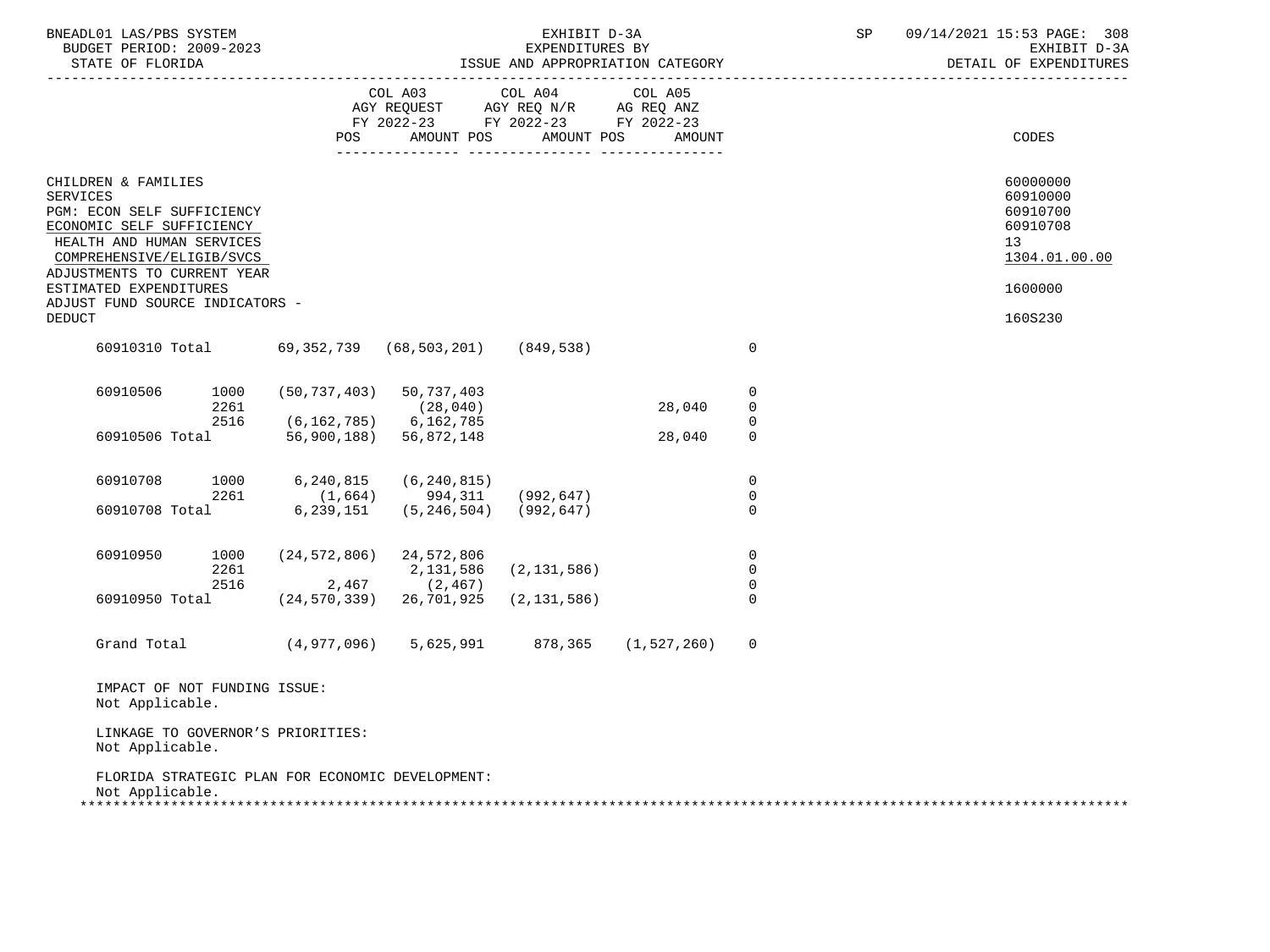BNEADL01 LAS/PBS SYSTEM — EXHIBIT D-3A — EXPENDITURES BY ISSUE AND APPROPRIATION CATEGORY — DETAIL OF EXPENDITURES
BUDGET PERIOD: 2009-2023
STATE OF FLORIDA

| | | COL A03 AGY REQUEST FY 2022-23 POS | AMOUNT | COL A04 AGY REQ N/R FY 2022-23 POS | AMOUNT | COL A05 AG REQ ANZ FY 2022-23 POS | AMOUNT | CODES |
|---|---|---|---|---|---|---|---|---|

CHILDREN & FAMILIES — 60000000
SERVICES — 60910000
PGM: ECON SELF SUFFICIENCY — 60910700
ECONOMIC SELF SUFFICIENCY — 60910708
HEALTH AND HUMAN SERVICES — 13
COMPREHENSIVE/ELIGIB/SVCS — 1304.01.00.00
ADJUSTMENTS TO CURRENT YEAR ESTIMATED EXPENDITURES — 1600000
ADJUST FUND SOURCE INDICATORS - DEDUCT — 160S230

| | | | | | | |
|---|---|---|---|---|---|---|
| 60910310 Total | | 69,352,739 | (68,503,201) | (849,538) | | 0 |
| 60910506 | 1000 | (50,737,403) | 50,737,403 | | | 0 |
| | 2261 | | (28,040) | | 28,040 | 0 |
| | 2516 | (6,162,785) | 6,162,785 | | | 0 |
| 60910506 Total | | 56,900,188) | 56,872,148 | | 28,040 | 0 |
| 60910708 | 1000 | 6,240,815 | (6,240,815) | | | 0 |
| | 2261 | (1,664) | 994,311 | (992,647) | | 0 |
| 60910708 Total | | 6,239,151 | (5,246,504) | (992,647) | | 0 |
| 60910950 | 1000 | (24,572,806) | 24,572,806 | | | 0 |
| | 2261 | | 2,131,586 | (2,131,586) | | 0 |
| | 2516 | 2,467 | (2,467) | | | 0 |
| 60910950 Total | | (24,570,339) | 26,701,925 | (2,131,586) | | 0 |
| Grand Total | | (4,977,096) | 5,625,991 | 878,365 | (1,527,260) | 0 |

IMPACT OF NOT FUNDING ISSUE:
Not Applicable.

LINKAGE TO GOVERNOR'S PRIORITIES:
Not Applicable.

FLORIDA STRATEGIC PLAN FOR ECONOMIC DEVELOPMENT:
Not Applicable.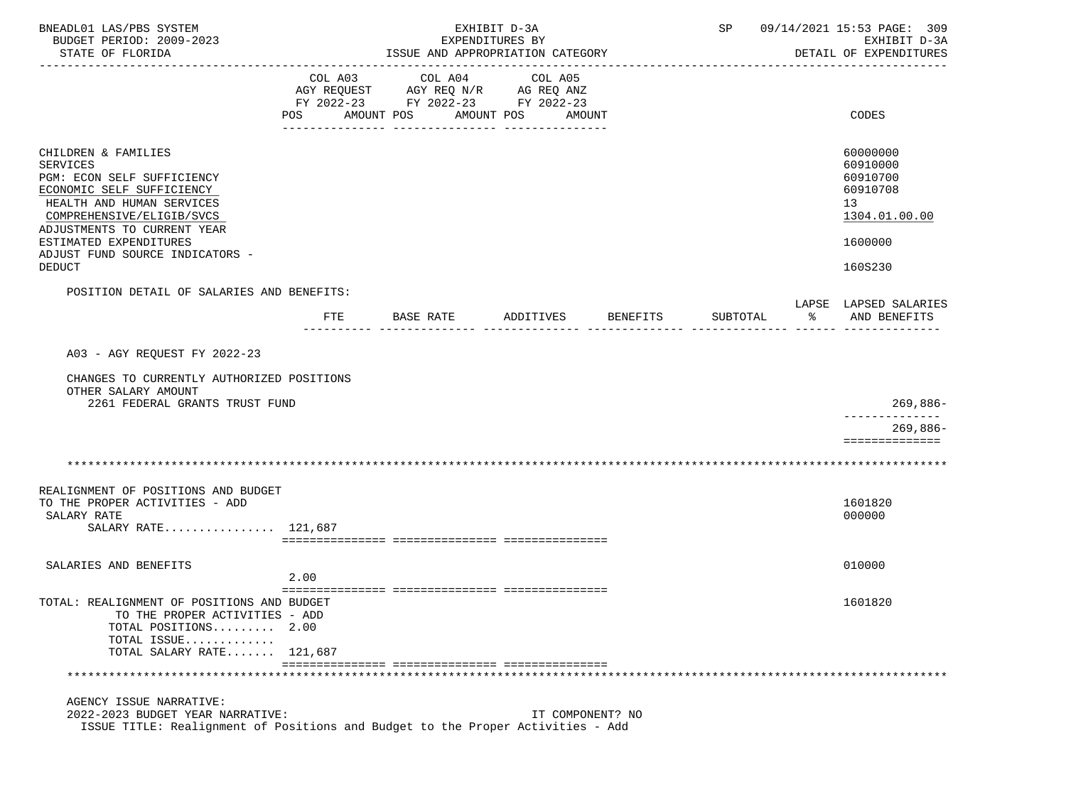BNEADL01 LAS/PBS SYSTEM — EXHIBIT D-3A — SP 09/14/2021 15:53
BUDGET PERIOD: 2009-2023 — EXPENDITURES BY — EXHIBIT D-3A
STATE OF FLORIDA — ISSUE AND APPROPRIATION CATEGORY — DETAIL OF EXPENDITURES

| | COL A03 AGY REQUEST FY 2022-23 POS AMOUNT | COL A04 AGY REQ N/R FY 2022-23 POS AMOUNT | COL A05 AG REQ ANZ FY 2022-23 POS AMOUNT | CODES |
|---|---|---|---|---|
| CHILDREN & FAMILIES | | | | 60000000 |
| SERVICES | | | | 60910000 |
| PGM: ECON SELF SUFFICIENCY | | | | 60910700 |
| ECONOMIC SELF SUFFICIENCY | | | | 60910708 |
| HEALTH AND HUMAN SERVICES | | | | 13 |
| COMPREHENSIVE/ELIGIB/SVCS | | | | 1304.01.00.00 |
| ADJUSTMENTS TO CURRENT YEAR ESTIMATED EXPENDITURES | | | | 1600000 |
| ADJUST FUND SOURCE INDICATORS - DEDUCT | | | | 160S230 |

POSITION DETAIL OF SALARIES AND BENEFITS:

| | FTE | BASE RATE | ADDITIVES | BENEFITS | SUBTOTAL | LAPSE % | LAPSED SALARIES AND BENEFITS |
|---|---|---|---|---|---|---|---|
| A03 - AGY REQUEST FY 2022-23 | | | | | | | |
| CHANGES TO CURRENTLY AUTHORIZED POSITIONS | | | | | | | |
| OTHER SALARY AMOUNT | | | | | | | |
| 2261 FEDERAL GRANTS TRUST FUND | | | | | | | 269,886- |
| | | | | | | | 269,886- |

*******************************************************************************

| | COL A03 | COL A04 | COL A05 | CODES |
|---|---|---|---|---|
| REALIGNMENT OF POSITIONS AND BUDGET TO THE PROPER ACTIVITIES - ADD | | | | 1601820 |
| SALARY RATE | | | | 000000 |
| SALARY RATE................ 121,687 | | | | |
| SALARIES AND BENEFITS | 2.00 | | | 010000 |
| TOTAL: REALIGNMENT OF POSITIONS AND BUDGET TO THE PROPER ACTIVITIES - ADD | | | | 1601820 |
| TOTAL POSITIONS......... 2.00 | | | | |
| TOTAL ISSUE............. | | | | |
| TOTAL SALARY RATE....... 121,687 | | | | |

*******************************************************************************

AGENCY ISSUE NARRATIVE:
2022-2023 BUDGET YEAR NARRATIVE: IT COMPONENT? NO
ISSUE TITLE: Realignment of Positions and Budget to the Proper Activities - Add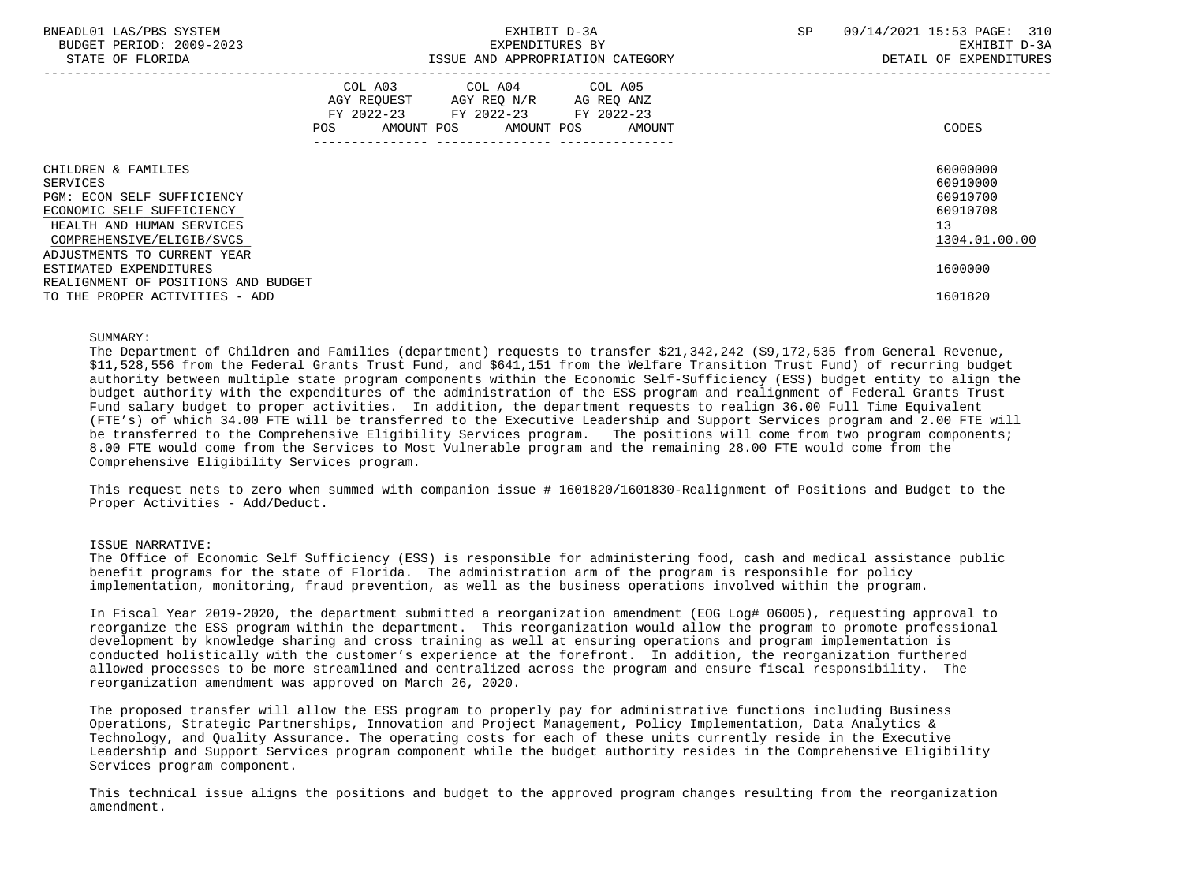| | COL A03 AGY REQUEST FY 2022-23 POS AMOUNT | COL A04 AGY REQ N/R FY 2022-23 POS AMOUNT | COL A05 AG REQ ANZ FY 2022-23 POS AMOUNT | CODES |
|---|---|---|---|---|
| CHILDREN & FAMILIES | | | | 60000000 |
| SERVICES | | | | 60910000 |
| PGM: ECON SELF SUFFICIENCY | | | | 60910700 |
| ECONOMIC SELF SUFFICIENCY | | | | 60910708 |
| HEALTH AND HUMAN SERVICES | | | | 13 |
| COMPREHENSIVE/ELIGIB/SVCS | | | | 1304.01.00.00 |
| ADJUSTMENTS TO CURRENT YEAR ESTIMATED EXPENDITURES | | | | 1600000 |
| REALIGNMENT OF POSITIONS AND BUDGET TO THE PROPER ACTIVITIES - ADD | | | | 1601820 |

SUMMARY:

The Department of Children and Families (department) requests to transfer $21,342,242 ($9,172,535 from General Revenue, $11,528,556 from the Federal Grants Trust Fund, and $641,151 from the Welfare Transition Trust Fund) of recurring budget authority between multiple state program components within the Economic Self-Sufficiency (ESS) budget entity to align the budget authority with the expenditures of the administration of the ESS program and realignment of Federal Grants Trust Fund salary budget to proper activities. In addition, the department requests to realign 36.00 Full Time Equivalent (FTE's) of which 34.00 FTE will be transferred to the Executive Leadership and Support Services program and 2.00 FTE will be transferred to the Comprehensive Eligibility Services program. The positions will come from two program components; 8.00 FTE would come from the Services to Most Vulnerable program and the remaining 28.00 FTE would come from the Comprehensive Eligibility Services program.

This request nets to zero when summed with companion issue # 1601820/1601830-Realignment of Positions and Budget to the Proper Activities - Add/Deduct.

ISSUE NARRATIVE:

The Office of Economic Self Sufficiency (ESS) is responsible for administering food, cash and medical assistance public benefit programs for the state of Florida. The administration arm of the program is responsible for policy implementation, monitoring, fraud prevention, as well as the business operations involved within the program.

In Fiscal Year 2019-2020, the department submitted a reorganization amendment (EOG Log# 06005), requesting approval to reorganize the ESS program within the department. This reorganization would allow the program to promote professional development by knowledge sharing and cross training as well at ensuring operations and program implementation is conducted holistically with the customer's experience at the forefront. In addition, the reorganization furthered allowed processes to be more streamlined and centralized across the program and ensure fiscal responsibility. The reorganization amendment was approved on March 26, 2020.

The proposed transfer will allow the ESS program to properly pay for administrative functions including Business Operations, Strategic Partnerships, Innovation and Project Management, Policy Implementation, Data Analytics & Technology, and Quality Assurance. The operating costs for each of these units currently reside in the Executive Leadership and Support Services program component while the budget authority resides in the Comprehensive Eligibility Services program component.

This technical issue aligns the positions and budget to the approved program changes resulting from the reorganization amendment.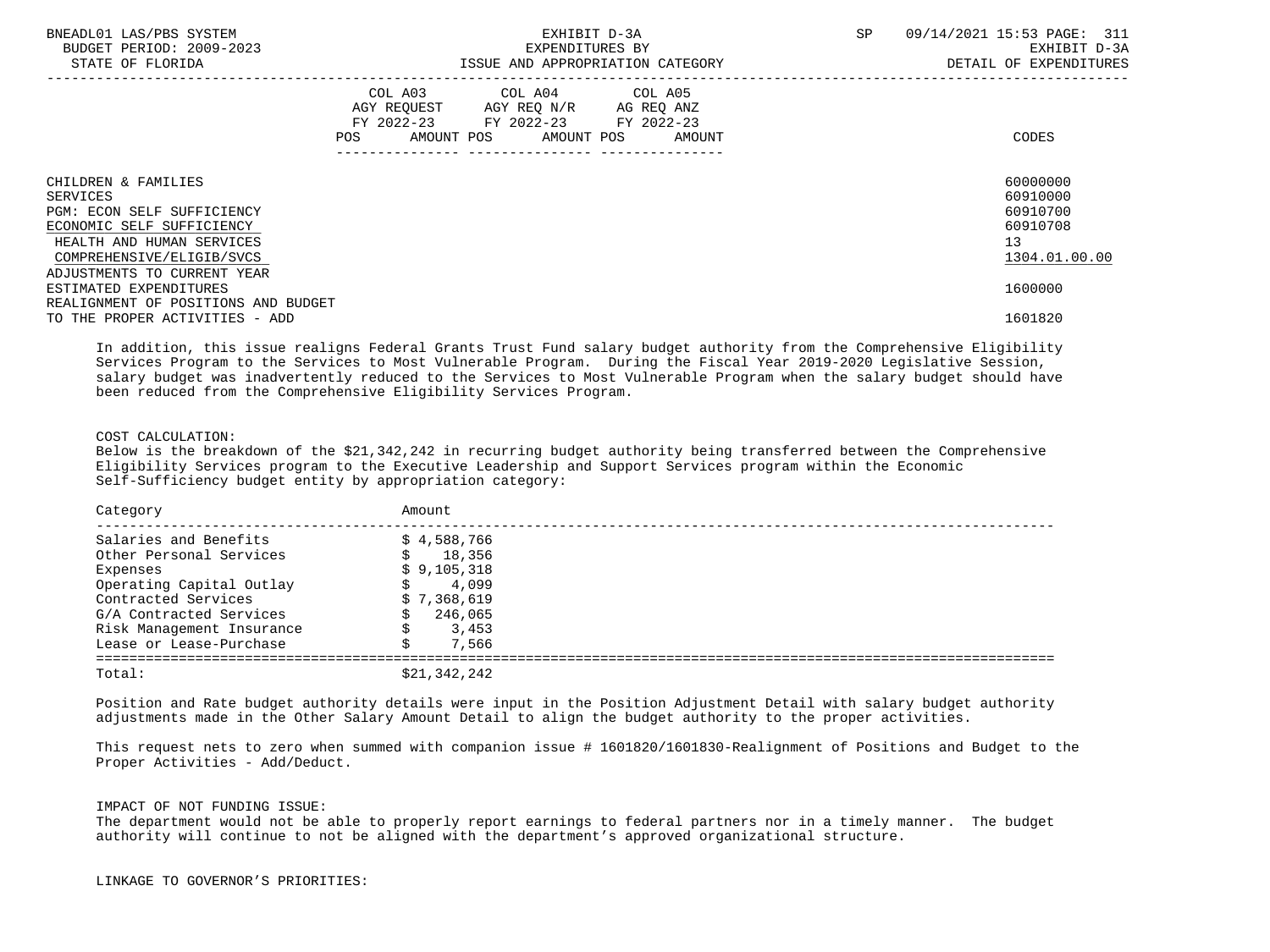| | COL A03 AGY REQUEST FY 2022-23 POS AMOUNT | COL A04 AGY REQ N/R FY 2022-23 POS AMOUNT | COL A05 AG REQ ANZ FY 2022-23 POS AMOUNT | CODES |
|---|---|---|---|---|
| CHILDREN & FAMILIES | | | | 60000000 |
| SERVICES | | | | 60910000 |
| PGM: ECON SELF SUFFICIENCY | | | | 60910700 |
| ECONOMIC SELF SUFFICIENCY | | | | 60910708 |
| HEALTH AND HUMAN SERVICES | | | | 13 |
| COMPREHENSIVE/ELIGIB/SVCS | | | | 1304.01.00.00 |
| ADJUSTMENTS TO CURRENT YEAR ESTIMATED EXPENDITURES | | | | 1600000 |
| REALIGNMENT OF POSITIONS AND BUDGET TO THE PROPER ACTIVITIES - ADD | | | | 1601820 |

In addition, this issue realigns Federal Grants Trust Fund salary budget authority from the Comprehensive Eligibility Services Program to the Services to Most Vulnerable Program. During the Fiscal Year 2019-2020 Legislative Session, salary budget was inadvertently reduced to the Services to Most Vulnerable Program when the salary budget should have been reduced from the Comprehensive Eligibility Services Program.

COST CALCULATION:
Below is the breakdown of the $21,342,242 in recurring budget authority being transferred between the Comprehensive Eligibility Services program to the Executive Leadership and Support Services program within the Economic Self-Sufficiency budget entity by appropriation category:

| Category | Amount |
|---|---|
| Salaries and Benefits | $ 4,588,766 |
| Other Personal Services | $ 18,356 |
| Expenses | $ 9,105,318 |
| Operating Capital Outlay | $ 4,099 |
| Contracted Services | $ 7,368,619 |
| G/A Contracted Services | $ 246,065 |
| Risk Management Insurance | $ 3,453 |
| Lease or Lease-Purchase | $ 7,566 |
| Total: | $21,342,242 |

Position and Rate budget authority details were input in the Position Adjustment Detail with salary budget authority adjustments made in the Other Salary Amount Detail to align the budget authority to the proper activities.

This request nets to zero when summed with companion issue # 1601820/1601830-Realignment of Positions and Budget to the Proper Activities - Add/Deduct.

IMPACT OF NOT FUNDING ISSUE:
The department would not be able to properly report earnings to federal partners nor in a timely manner. The budget authority will continue to not be aligned with the department's approved organizational structure.

LINKAGE TO GOVERNOR'S PRIORITIES: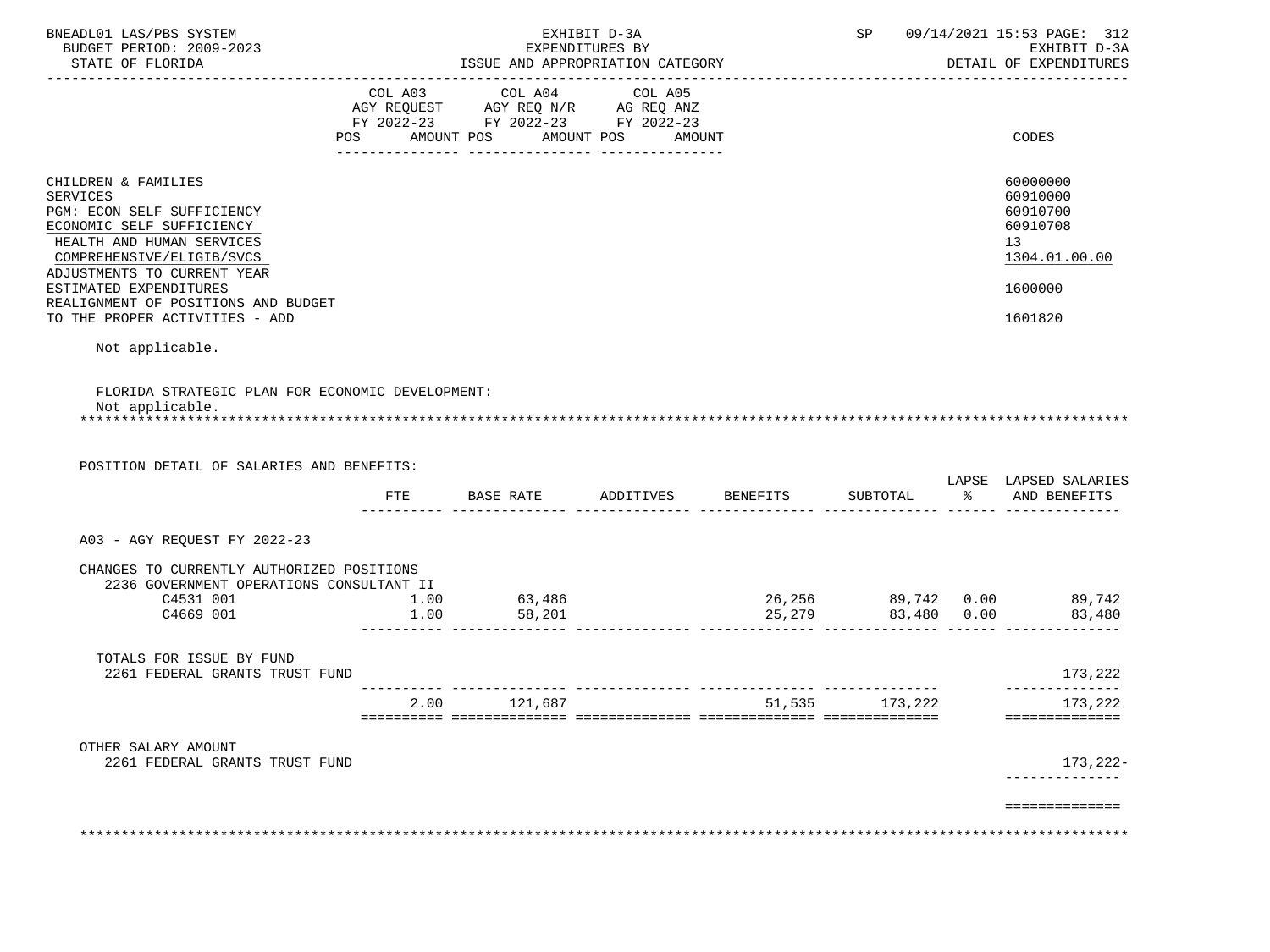BNEADL01 LAS/PBS SYSTEM — EXHIBIT D-3A — EXPENDITURES BY ISSUE AND APPROPRIATION CATEGORY
BUDGET PERIOD: 2009-2023 — STATE OF FLORIDA — SP 09/14/2021 15:53 — EXHIBIT D-3A DETAIL OF EXPENDITURES

| | COL A03 AGY REQUEST FY 2022-23 POS AMOUNT | COL A04 AGY REQ N/R FY 2022-23 POS AMOUNT | COL A05 AG REQ ANZ FY 2022-23 POS AMOUNT | CODES |
|---|---|---|---|---|
| CHILDREN & FAMILIES | | | | 60000000 |
| SERVICES | | | | 60910000 |
| PGM: ECON SELF SUFFICIENCY | | | | 60910700 |
| ECONOMIC SELF SUFFICIENCY | | | | 60910708 |
| HEALTH AND HUMAN SERVICES | | | | 13 |
| COMPREHENSIVE/ELIGIB/SVCS | | | | 1304.01.00.00 |
| ADJUSTMENTS TO CURRENT YEAR ESTIMATED EXPENDITURES | | | | 1600000 |
| REALIGNMENT OF POSITIONS AND BUDGET TO THE PROPER ACTIVITIES - ADD | | | | 1601820 |

Not applicable.

FLORIDA STRATEGIC PLAN FOR ECONOMIC DEVELOPMENT:
Not applicable.

POSITION DETAIL OF SALARIES AND BENEFITS:

| | FTE | BASE RATE | ADDITIVES | BENEFITS | SUBTOTAL | LAPSE % | LAPSED SALARIES AND BENEFITS |
|---|---|---|---|---|---|---|---|
| A03 - AGY REQUEST FY 2022-23 | | | | | | | |
| CHANGES TO CURRENTLY AUTHORIZED POSITIONS | | | | | | | |
| 2236 GOVERNMENT OPERATIONS CONSULTANT II | | | | | | | |
| C4531 001 | 1.00 | 63,486 | | 26,256 | 89,742 | 0.00 | 89,742 |
| C4669 001 | 1.00 | 58,201 | | 25,279 | 83,480 | 0.00 | 83,480 |
| TOTALS FOR ISSUE BY FUND | | | | | | | |
| 2261 FEDERAL GRANTS TRUST FUND | | | | | | | 173,222 |
| | 2.00 | 121,687 | | 51,535 | 173,222 | | 173,222 |
| OTHER SALARY AMOUNT | | | | | | | |
| 2261 FEDERAL GRANTS TRUST FUND | | | | | | | 173,222- |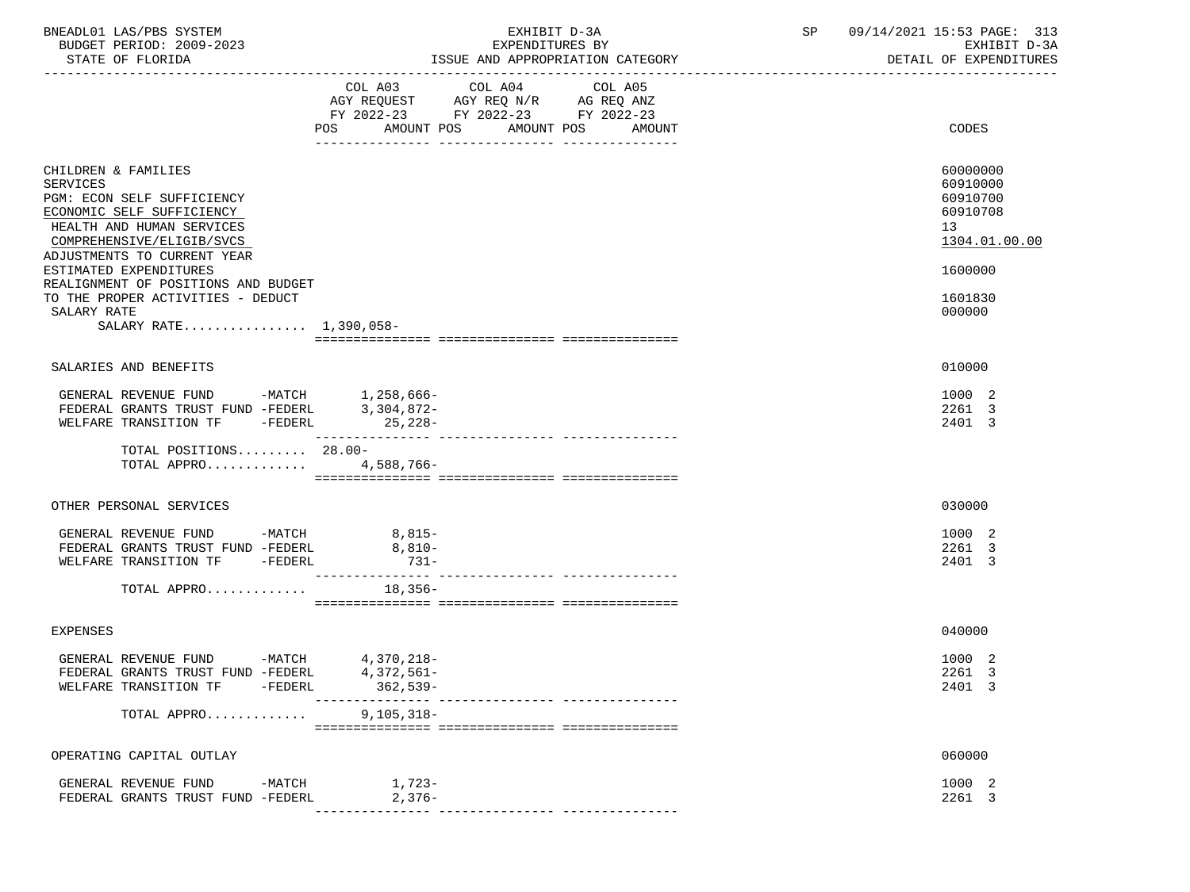BNEADL01 LAS/PBS SYSTEM — BUDGET PERIOD: 2009-2023 — STATE OF FLORIDA

EXHIBIT D-3A — EXPENDITURES BY ISSUE AND APPROPRIATION CATEGORY

SP 09/14/2021 15:53 — EXHIBIT D-3A — DETAIL OF EXPENDITURES

| | COL A03 AGY REQUEST FY 2022-23 POS AMOUNT | COL A04 AGY REQ N/R FY 2022-23 POS AMOUNT | COL A05 AG REQ ANZ FY 2022-23 POS AMOUNT | CODES |
|---|---|---|---|---|
| CHILDREN & FAMILIES | | | | 60000000 |
| SERVICES | | | | 60910000 |
| PGM: ECON SELF SUFFICIENCY | | | | 60910700 |
| ECONOMIC SELF SUFFICIENCY | | | | 60910708 |
| HEALTH AND HUMAN SERVICES | | | | 13 |
| COMPREHENSIVE/ELIGIB/SVCS | | | | 1304.01.00.00 |
| ADJUSTMENTS TO CURRENT YEAR ESTIMATED EXPENDITURES | | | | 1600000 |
| REALIGNMENT OF POSITIONS AND BUDGET TO THE PROPER ACTIVITIES - DEDUCT | | | | 1601830 |
| SALARY RATE | | | | 000000 |
| SALARY RATE................ 1,390,058- | | | | |
| SALARIES AND BENEFITS | | | | 010000 |
| GENERAL REVENUE FUND -MATCH | 1,258,666- | | | 1000 2 |
| FEDERAL GRANTS TRUST FUND -FEDERL | 3,304,872- | | | 2261 3 |
| WELFARE TRANSITION TF -FEDERL | 25,228- | | | 2401 3 |
| TOTAL POSITIONS......... | 28.00- | | | |
| TOTAL APPRO............. | 4,588,766- | | | |
| OTHER PERSONAL SERVICES | | | | 030000 |
| GENERAL REVENUE FUND -MATCH | 8,815- | | | 1000 2 |
| FEDERAL GRANTS TRUST FUND -FEDERL | 8,810- | | | 2261 3 |
| WELFARE TRANSITION TF -FEDERL | 731- | | | 2401 3 |
| TOTAL APPRO............. | 18,356- | | | |
| EXPENSES | | | | 040000 |
| GENERAL REVENUE FUND -MATCH | 4,370,218- | | | 1000 2 |
| FEDERAL GRANTS TRUST FUND -FEDERL | 4,372,561- | | | 2261 3 |
| WELFARE TRANSITION TF -FEDERL | 362,539- | | | 2401 3 |
| TOTAL APPRO............. | 9,105,318- | | | |
| OPERATING CAPITAL OUTLAY | | | | 060000 |
| GENERAL REVENUE FUND -MATCH | 1,723- | | | 1000 2 |
| FEDERAL GRANTS TRUST FUND -FEDERL | 2,376- | | | 2261 3 |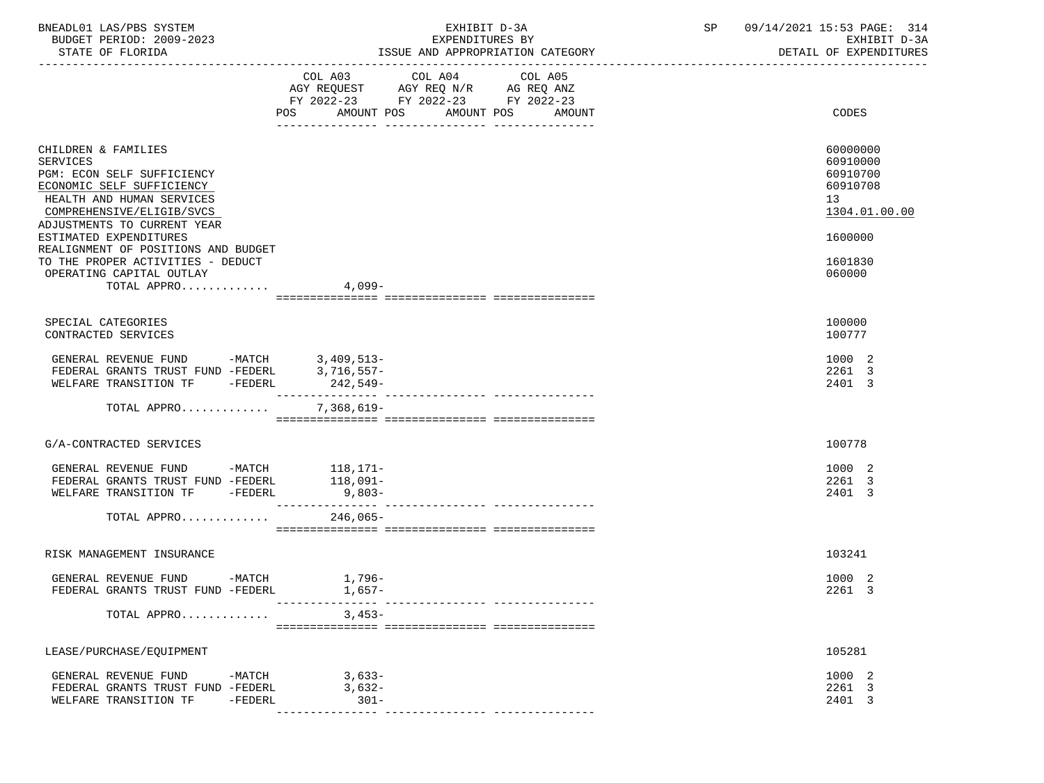BNEADL01 LAS/PBS SYSTEM — EXHIBIT D-3A — EXPENDITURES BY ISSUE AND APPROPRIATION CATEGORY — SP 09/14/2021 15:53 PAGE: 314
BUDGET PERIOD: 2009-2023 — EXHIBIT D-3A
STATE OF FLORIDA — DETAIL OF EXPENDITURES

| | COL A03 AGY REQUEST FY 2022-23 POS AMOUNT | COL A04 AGY REQ N/R FY 2022-23 POS AMOUNT | COL A05 AG REQ ANZ FY 2022-23 POS AMOUNT | CODES |
|---|---|---|---|---|
| CHILDREN & FAMILIES | | | | 60000000 |
| SERVICES | | | | 60910000 |
| PGM: ECON SELF SUFFICIENCY | | | | 60910700 |
| ECONOMIC SELF SUFFICIENCY | | | | 60910708 |
| HEALTH AND HUMAN SERVICES | | | | 13 |
| COMPREHENSIVE/ELIGIB/SVCS | | | | 1304.01.00.00 |
| ADJUSTMENTS TO CURRENT YEAR ESTIMATED EXPENDITURES | | | | 1600000 |
| REALIGNMENT OF POSITIONS AND BUDGET TO THE PROPER ACTIVITIES - DEDUCT | | | | 1601830 |
| OPERATING CAPITAL OUTLAY | | | | 060000 |
| TOTAL APPRO............ | 4,099- | | | |
| SPECIAL CATEGORIES | | | | 100000 |
| CONTRACTED SERVICES | | | | 100777 |
| GENERAL REVENUE FUND -MATCH | 3,409,513- | | | 1000 2 |
| FEDERAL GRANTS TRUST FUND -FEDERL | 3,716,557- | | | 2261 3 |
| WELFARE TRANSITION TF -FEDERL | 242,549- | | | 2401 3 |
| TOTAL APPRO............ | 7,368,619- | | | |
| G/A-CONTRACTED SERVICES | | | | 100778 |
| GENERAL REVENUE FUND -MATCH | 118,171- | | | 1000 2 |
| FEDERAL GRANTS TRUST FUND -FEDERL | 118,091- | | | 2261 3 |
| WELFARE TRANSITION TF -FEDERL | 9,803- | | | 2401 3 |
| TOTAL APPRO............ | 246,065- | | | |
| RISK MANAGEMENT INSURANCE | | | | 103241 |
| GENERAL REVENUE FUND -MATCH | 1,796- | | | 1000 2 |
| FEDERAL GRANTS TRUST FUND -FEDERL | 1,657- | | | 2261 3 |
| TOTAL APPRO............ | 3,453- | | | |
| LEASE/PURCHASE/EQUIPMENT | | | | 105281 |
| GENERAL REVENUE FUND -MATCH | 3,633- | | | 1000 2 |
| FEDERAL GRANTS TRUST FUND -FEDERL | 3,632- | | | 2261 3 |
| WELFARE TRANSITION TF -FEDERL | 301- | | | 2401 3 |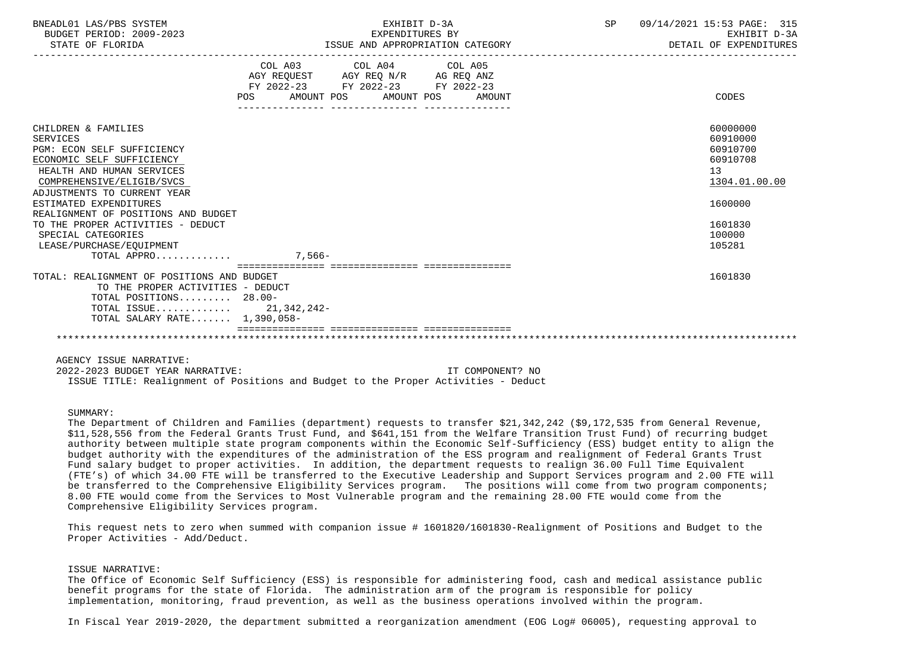| | COL A03 AGY REQUEST FY 2022-23 POS AMOUNT | COL A04 AGY REQ N/R FY 2022-23 POS AMOUNT | COL A05 AG REQ ANZ FY 2022-23 POS AMOUNT | CODES |
|---|---|---|---|---|
| CHILDREN & FAMILIES | | | | 60000000 |
| SERVICES | | | | 60910000 |
| PGM: ECON SELF SUFFICIENCY | | | | 60910700 |
| ECONOMIC SELF SUFFICIENCY | | | | 60910708 |
| HEALTH AND HUMAN SERVICES | | | | 13 |
| COMPREHENSIVE/ELIGIB/SVCS | | | | 1304.01.00.00 |
| ADJUSTMENTS TO CURRENT YEAR ESTIMATED EXPENDITURES | | | | 1600000 |
| REALIGNMENT OF POSITIONS AND BUDGET TO THE PROPER ACTIVITIES - DEDUCT | | | | 1601830 |
| SPECIAL CATEGORIES | | | | 100000 |
| LEASE/PURCHASE/EQUIPMENT | | | | 105281 |
| TOTAL APPRO............. | 7,566- | | | |
| TOTAL: REALIGNMENT OF POSITIONS AND BUDGET TO THE PROPER ACTIVITIES - DEDUCT | | | | 1601830 |
| TOTAL POSITIONS......... | 28.00- | | | |
| TOTAL ISSUE............. | 21,342,242- | | | |
| TOTAL SALARY RATE....... | 1,390,058- | | | |

AGENCY ISSUE NARRATIVE:

2022-2023 BUDGET YEAR NARRATIVE: IT COMPONENT? NO

ISSUE TITLE: Realignment of Positions and Budget to the Proper Activities - Deduct

SUMMARY:

The Department of Children and Families (department) requests to transfer $21,342,242 ($9,172,535 from General Revenue, $11,528,556 from the Federal Grants Trust Fund, and $641,151 from the Welfare Transition Trust Fund) of recurring budget authority between multiple state program components within the Economic Self-Sufficiency (ESS) budget entity to align the budget authority with the expenditures of the administration of the ESS program and realignment of Federal Grants Trust Fund salary budget to proper activities. In addition, the department requests to realign 36.00 Full Time Equivalent (FTE's) of which 34.00 FTE will be transferred to the Executive Leadership and Support Services program and 2.00 FTE will be transferred to the Comprehensive Eligibility Services program. The positions will come from two program components; 8.00 FTE would come from the Services to Most Vulnerable program and the remaining 28.00 FTE would come from the Comprehensive Eligibility Services program.

This request nets to zero when summed with companion issue # 1601820/1601830-Realignment of Positions and Budget to the Proper Activities - Add/Deduct.

ISSUE NARRATIVE:

The Office of Economic Self Sufficiency (ESS) is responsible for administering food, cash and medical assistance public benefit programs for the state of Florida. The administration arm of the program is responsible for policy implementation, monitoring, fraud prevention, as well as the business operations involved within the program.

In Fiscal Year 2019-2020, the department submitted a reorganization amendment (EOG Log# 06005), requesting approval to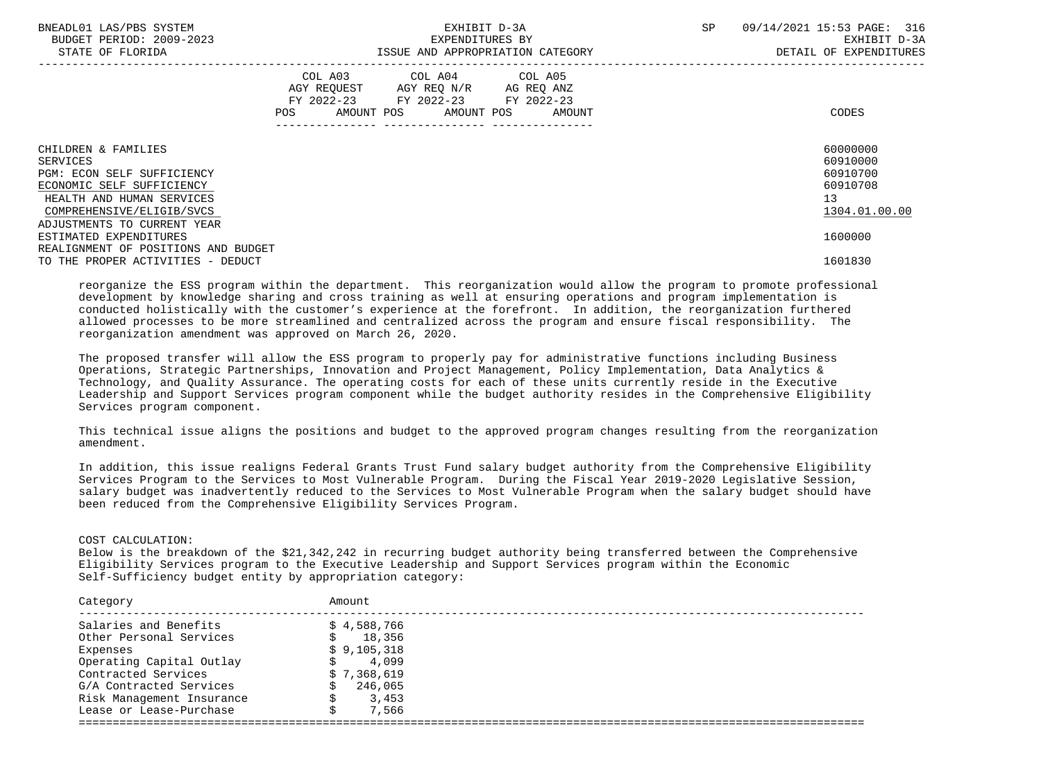| | COL A03 AGY REQUEST FY 2022-23 POS AMOUNT | COL A04 AGY REQ N/R FY 2022-23 POS AMOUNT | COL A05 AG REQ ANZ FY 2022-23 POS AMOUNT | CODES |
|---|---|---|---|---|
| CHILDREN & FAMILIES | | | | 60000000 |
| SERVICES | | | | 60910000 |
| PGM: ECON SELF SUFFICIENCY | | | | 60910700 |
| ECONOMIC SELF SUFFICIENCY | | | | 60910708 |
| HEALTH AND HUMAN SERVICES | | | | 13 |
| COMPREHENSIVE/ELIGIB/SVCS | | | | 1304.01.00.00 |
| ADJUSTMENTS TO CURRENT YEAR ESTIMATED EXPENDITURES | | | | 1600000 |
| REALIGNMENT OF POSITIONS AND BUDGET TO THE PROPER ACTIVITIES - DEDUCT | | | | 1601830 |

reorganize the ESS program within the department. This reorganization would allow the program to promote professional development by knowledge sharing and cross training as well at ensuring operations and program implementation is conducted holistically with the customer's experience at the forefront. In addition, the reorganization furthered allowed processes to be more streamlined and centralized across the program and ensure fiscal responsibility. The reorganization amendment was approved on March 26, 2020.

The proposed transfer will allow the ESS program to properly pay for administrative functions including Business Operations, Strategic Partnerships, Innovation and Project Management, Policy Implementation, Data Analytics & Technology, and Quality Assurance. The operating costs for each of these units currently reside in the Executive Leadership and Support Services program component while the budget authority resides in the Comprehensive Eligibility Services program component.

This technical issue aligns the positions and budget to the approved program changes resulting from the reorganization amendment.

In addition, this issue realigns Federal Grants Trust Fund salary budget authority from the Comprehensive Eligibility Services Program to the Services to Most Vulnerable Program. During the Fiscal Year 2019-2020 Legislative Session, salary budget was inadvertently reduced to the Services to Most Vulnerable Program when the salary budget should have been reduced from the Comprehensive Eligibility Services Program.

COST CALCULATION:
Below is the breakdown of the $21,342,242 in recurring budget authority being transferred between the Comprehensive Eligibility Services program to the Executive Leadership and Support Services program within the Economic Self-Sufficiency budget entity by appropriation category:

| Category | Amount |
|---|---|
| Salaries and Benefits | $ 4,588,766 |
| Other Personal Services | $ 18,356 |
| Expenses | $ 9,105,318 |
| Operating Capital Outlay | $ 4,099 |
| Contracted Services | $ 7,368,619 |
| G/A Contracted Services | $ 246,065 |
| Risk Management Insurance | $ 3,453 |
| Lease or Lease-Purchase | $ 7,566 |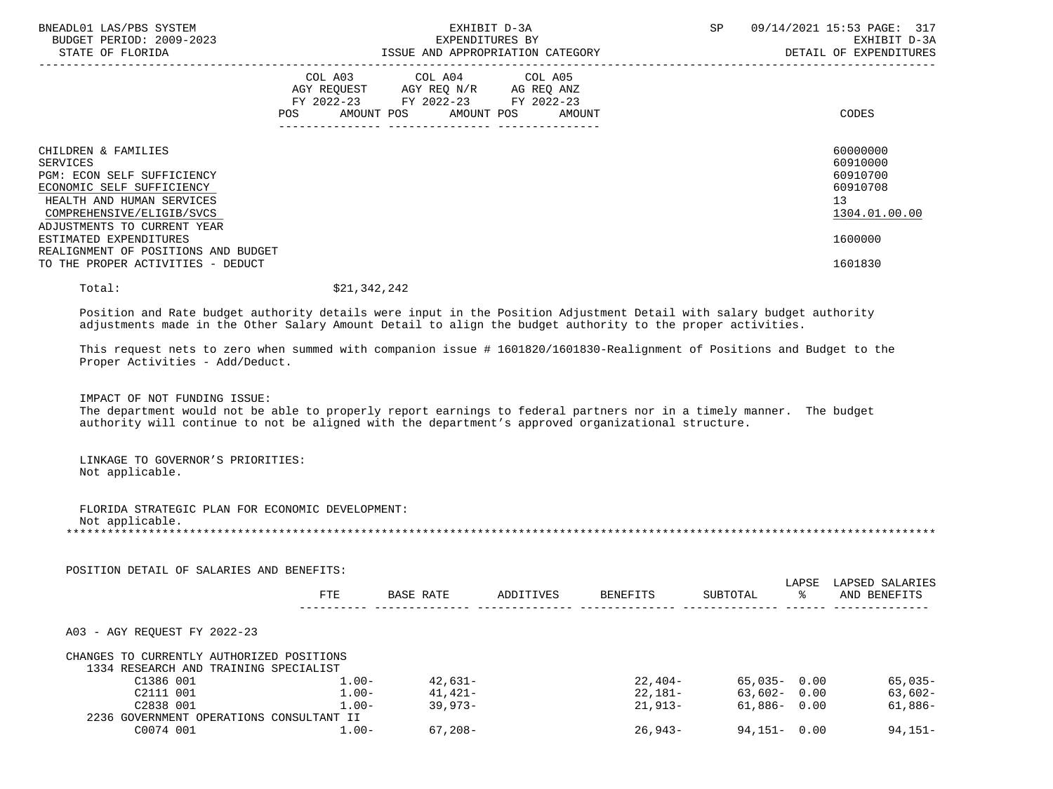| | COL A03 AGY REQUEST FY 2022-23 POS AMOUNT | COL A04 AGY REQ N/R FY 2022-23 POS AMOUNT | COL A05 AG REQ ANZ FY 2022-23 POS AMOUNT | CODES |
|---|---|---|---|---|
| CHILDREN & FAMILIES | | | | 60000000 |
| SERVICES | | | | 60910000 |
| PGM: ECON SELF SUFFICIENCY | | | | 60910700 |
| ECONOMIC SELF SUFFICIENCY | | | | 60910708 |
| HEALTH AND HUMAN SERVICES | | | | 13 |
| COMPREHENSIVE/ELIGIB/SVCS | | | | 1304.01.00.00 |
| ADJUSTMENTS TO CURRENT YEAR ESTIMATED EXPENDITURES | | | | 1600000 |
| REALIGNMENT OF POSITIONS AND BUDGET TO THE PROPER ACTIVITIES - DEDUCT | | | | 1601830 |

Total: $21,342,242

Position and Rate budget authority details were input in the Position Adjustment Detail with salary budget authority adjustments made in the Other Salary Amount Detail to align the budget authority to the proper activities.

This request nets to zero when summed with companion issue # 1601820/1601830-Realignment of Positions and Budget to the Proper Activities - Add/Deduct.

IMPACT OF NOT FUNDING ISSUE:
The department would not be able to properly report earnings to federal partners nor in a timely manner. The budget authority will continue to not be aligned with the department's approved organizational structure.

LINKAGE TO GOVERNOR'S PRIORITIES:
Not applicable.

FLORIDA STRATEGIC PLAN FOR ECONOMIC DEVELOPMENT:
Not applicable.

POSITION DETAIL OF SALARIES AND BENEFITS:

| | FTE | BASE RATE | ADDITIVES | BENEFITS | SUBTOTAL | LAPSE % | LAPSED SALARIES AND BENEFITS |
|---|---|---|---|---|---|---|---|
| A03 - AGY REQUEST FY 2022-23 | | | | | | | |
| CHANGES TO CURRENTLY AUTHORIZED POSITIONS | | | | | | | |
| 1334 RESEARCH AND TRAINING SPECIALIST | | | | | | | |
| C1386 001 | 1.00- | 42,631- | | 22,404- | 65,035- | 0.00 | 65,035- |
| C2111 001 | 1.00- | 41,421- | | 22,181- | 63,602- | 0.00 | 63,602- |
| C2838 001 | 1.00- | 39,973- | | 21,913- | 61,886- | 0.00 | 61,886- |
| 2236 GOVERNMENT OPERATIONS CONSULTANT II | | | | | | | |
| C0074 001 | 1.00- | 67,208- | | 26,943- | 94,151- | 0.00 | 94,151- |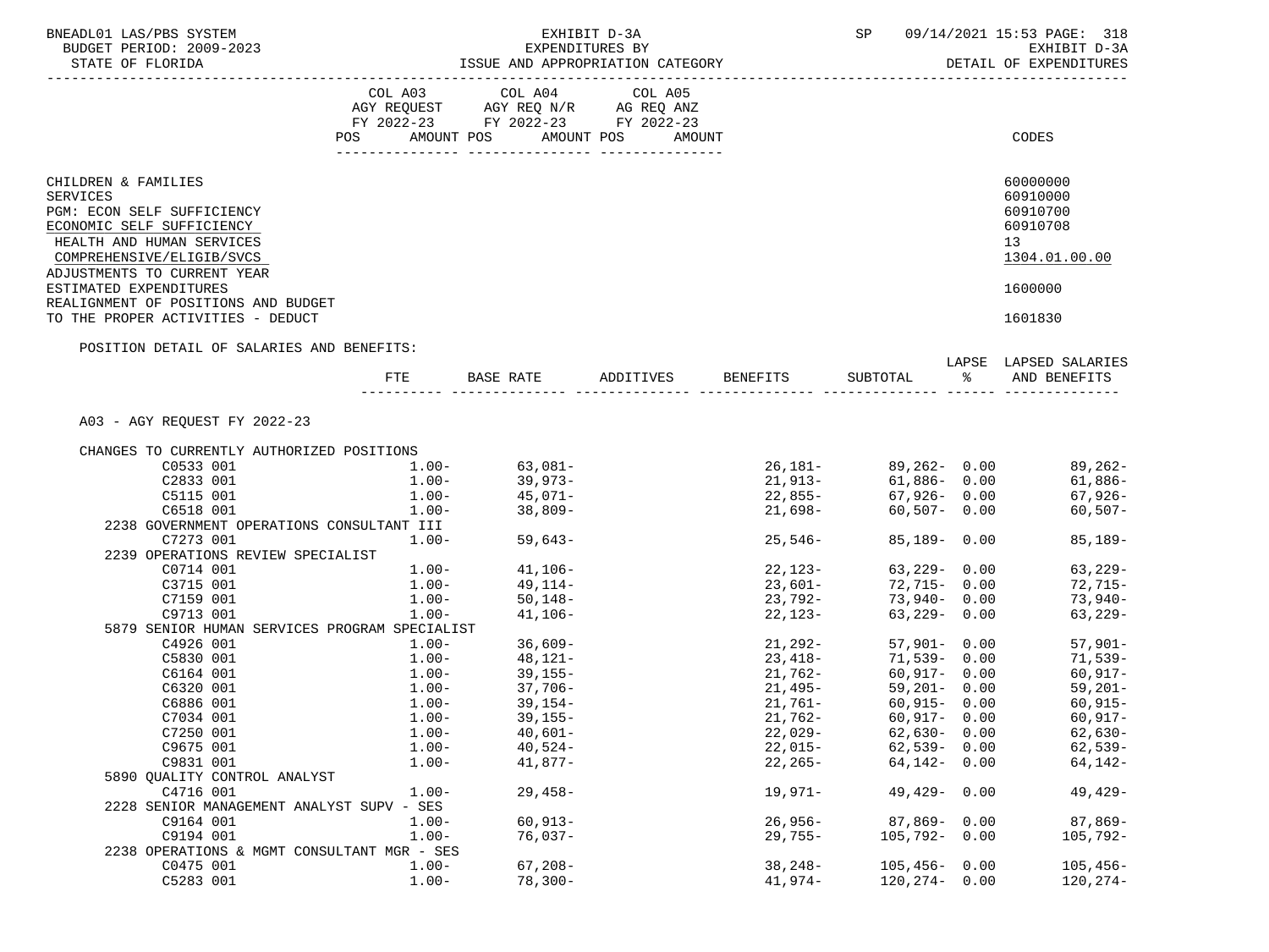BNEADL01 LAS/PBS SYSTEM
BUDGET PERIOD: 2009-2023
STATE OF FLORIDA

EXHIBIT D-3A
EXPENDITURES BY
ISSUE AND APPROPRIATION CATEGORY

SP 09/14/2021 15:53 PAGE: 318
EXHIBIT D-3A
DETAIL OF EXPENDITURES

| | COL A03 AGY REQUEST FY 2022-23 POS AMOUNT | COL A04 AGY REQ N/R FY 2022-23 POS AMOUNT | COL A05 AG REQ ANZ FY 2022-23 POS AMOUNT | CODES |
|---|---|---|---|---|
| CHILDREN & FAMILIES | | | | 60000000 |
| SERVICES | | | | 60910000 |
| PGM: ECON SELF SUFFICIENCY | | | | 60910700 |
| ECONOMIC SELF SUFFICIENCY | | | | 60910708 |
| HEALTH AND HUMAN SERVICES | | | | 13 |
| COMPREHENSIVE/ELIGIB/SVCS | | | | 1304.01.00.00 |
| ADJUSTMENTS TO CURRENT YEAR ESTIMATED EXPENDITURES | | | | 1600000 |
| REALIGNMENT OF POSITIONS AND BUDGET TO THE PROPER ACTIVITIES - DEDUCT | | | | 1601830 |

POSITION DETAIL OF SALARIES AND BENEFITS:

| | FTE | BASE RATE | ADDITIVES | BENEFITS | SUBTOTAL | LAPSE % | LAPSED SALARIES AND BENEFITS |
|---|---|---|---|---|---|---|---|
| A03 - AGY REQUEST FY 2022-23 | | | | | | | |
| CHANGES TO CURRENTLY AUTHORIZED POSITIONS | | | | | | | |
| C0533 001 | 1.00- | 63,081- | | 26,181- | 89,262- | 0.00 | 89,262- |
| C2833 001 | 1.00- | 39,973- | | 21,913- | 61,886- | 0.00 | 61,886- |
| C5115 001 | 1.00- | 45,071- | | 22,855- | 67,926- | 0.00 | 67,926- |
| C6518 001 | 1.00- | 38,809- | | 21,698- | 60,507- | 0.00 | 60,507- |
| 2238 GOVERNMENT OPERATIONS CONSULTANT III | | | | | | | |
| C7273 001 | 1.00- | 59,643- | | 25,546- | 85,189- | 0.00 | 85,189- |
| 2239 OPERATIONS REVIEW SPECIALIST | | | | | | | |
| C0714 001 | 1.00- | 41,106- | | 22,123- | 63,229- | 0.00 | 63,229- |
| C3715 001 | 1.00- | 49,114- | | 23,601- | 72,715- | 0.00 | 72,715- |
| C7159 001 | 1.00- | 50,148- | | 23,792- | 73,940- | 0.00 | 73,940- |
| C9713 001 | 1.00- | 41,106- | | 22,123- | 63,229- | 0.00 | 63,229- |
| 5879 SENIOR HUMAN SERVICES PROGRAM SPECIALIST | | | | | | | |
| C4926 001 | 1.00- | 36,609- | | 21,292- | 57,901- | 0.00 | 57,901- |
| C5830 001 | 1.00- | 48,121- | | 23,418- | 71,539- | 0.00 | 71,539- |
| C6164 001 | 1.00- | 39,155- | | 21,762- | 60,917- | 0.00 | 60,917- |
| C6320 001 | 1.00- | 37,706- | | 21,495- | 59,201- | 0.00 | 59,201- |
| C6886 001 | 1.00- | 39,154- | | 21,761- | 60,915- | 0.00 | 60,915- |
| C7034 001 | 1.00- | 39,155- | | 21,762- | 60,917- | 0.00 | 60,917- |
| C7250 001 | 1.00- | 40,601- | | 22,029- | 62,630- | 0.00 | 62,630- |
| C9675 001 | 1.00- | 40,524- | | 22,015- | 62,539- | 0.00 | 62,539- |
| C9831 001 | 1.00- | 41,877- | | 22,265- | 64,142- | 0.00 | 64,142- |
| 5890 QUALITY CONTROL ANALYST | | | | | | | |
| C4716 001 | 1.00- | 29,458- | | 19,971- | 49,429- | 0.00 | 49,429- |
| 2228 SENIOR MANAGEMENT ANALYST SUPV - SES | | | | | | | |
| C9164 001 | 1.00- | 60,913- | | 26,956- | 87,869- | 0.00 | 87,869- |
| C9194 001 | 1.00- | 76,037- | | 29,755- | 105,792- | 0.00 | 105,792- |
| 2238 OPERATIONS & MGMT CONSULTANT MGR - SES | | | | | | | |
| C0475 001 | 1.00- | 67,208- | | 38,248- | 105,456- | 0.00 | 105,456- |
| C5283 001 | 1.00- | 78,300- | | 41,974- | 120,274- | 0.00 | 120,274- |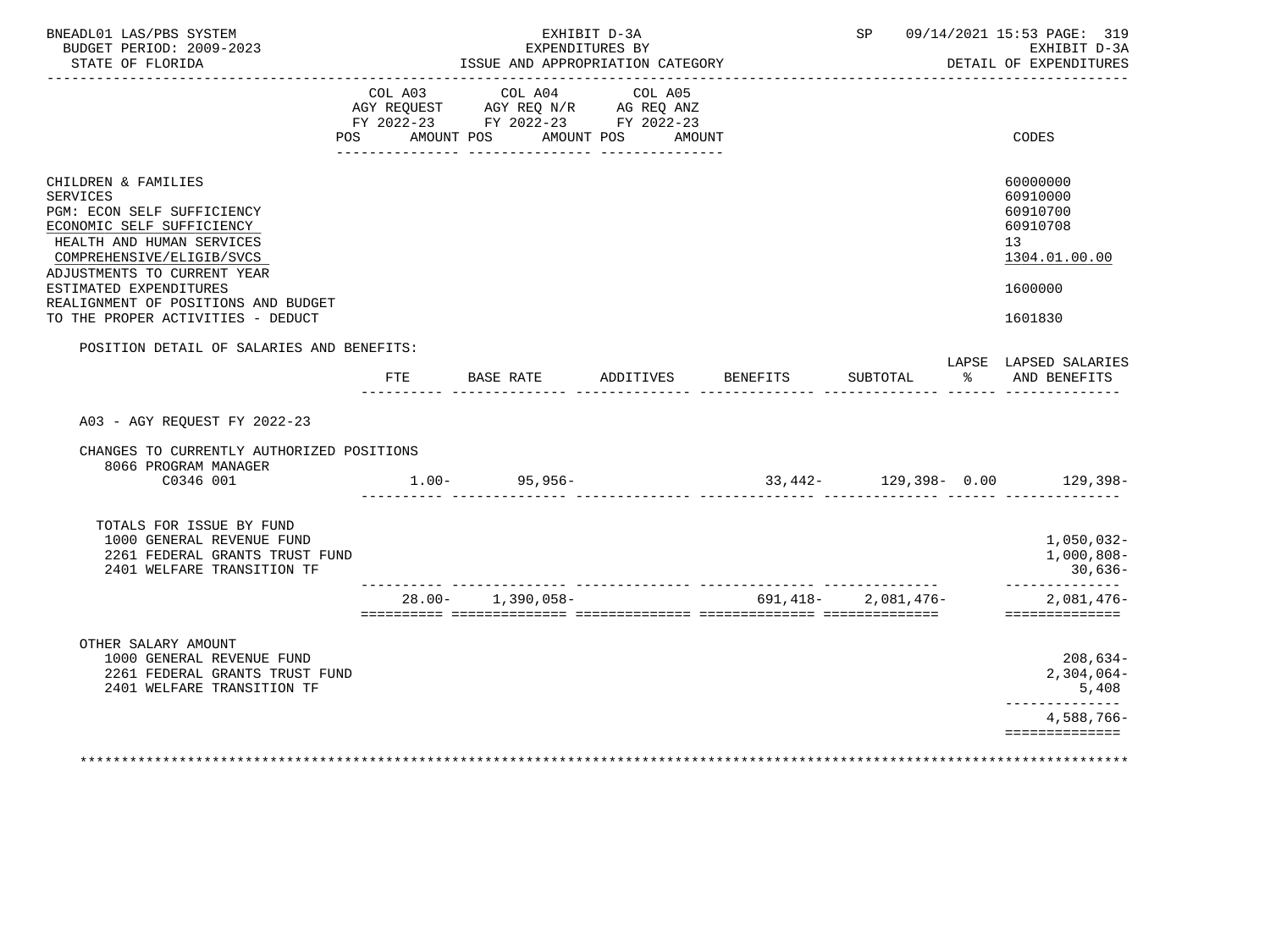BNEADL01 LAS/PBS SYSTEM — BUDGET PERIOD: 2009-2023 — STATE OF FLORIDA

EXHIBIT D-3A — EXPENDITURES BY ISSUE AND APPROPRIATION CATEGORY

SP 09/14/2021 15:53 — EXHIBIT D-3A — DETAIL OF EXPENDITURES

| | COL A03 AGY REQUEST FY 2022-23 POS AMOUNT | COL A04 AGY REQ N/R FY 2022-23 POS AMOUNT | COL A05 AG REQ ANZ FY 2022-23 POS AMOUNT | CODES |
|---|---|---|---|---|
| CHILDREN & FAMILIES | | | | 60000000 |
| SERVICES | | | | 60910000 |
| PGM: ECON SELF SUFFICIENCY | | | | 60910700 |
| ECONOMIC SELF SUFFICIENCY | | | | 60910708 |
| HEALTH AND HUMAN SERVICES | | | | 13 |
| COMPREHENSIVE/ELIGIB/SVCS | | | | 1304.01.00.00 |
| ADJUSTMENTS TO CURRENT YEAR ESTIMATED EXPENDITURES | | | | 1600000 |
| REALIGNMENT OF POSITIONS AND BUDGET TO THE PROPER ACTIVITIES - DEDUCT | | | | 1601830 |

POSITION DETAIL OF SALARIES AND BENEFITS:

| | FTE | BASE RATE | ADDITIVES | BENEFITS | SUBTOTAL | LAPSE % | LAPSED SALARIES AND BENEFITS |
|---|---|---|---|---|---|---|---|
| A03 - AGY REQUEST FY 2022-23 | | | | | | | |
| CHANGES TO CURRENTLY AUTHORIZED POSITIONS | | | | | | | |
| 8066 PROGRAM MANAGER C0346 001 | 1.00- | 95,956- | | 33,442- | 129,398- | 0.00 | 129,398- |
| TOTALS FOR ISSUE BY FUND | | | | | | | |
| 1000 GENERAL REVENUE FUND | | | | | | | 1,050,032- |
| 2261 FEDERAL GRANTS TRUST FUND | | | | | | | 1,000,808- |
| 2401 WELFARE TRANSITION TF | | | | | | | 30,636- |
| | 28.00- | 1,390,058- | | 691,418- | 2,081,476- | | 2,081,476- |
| OTHER SALARY AMOUNT | | | | | | | |
| 1000 GENERAL REVENUE FUND | | | | | | | 208,634- |
| 2261 FEDERAL GRANTS TRUST FUND | | | | | | | 2,304,064- |
| 2401 WELFARE TRANSITION TF | | | | | | | 5,408 |
| | | | | | | | 4,588,766- |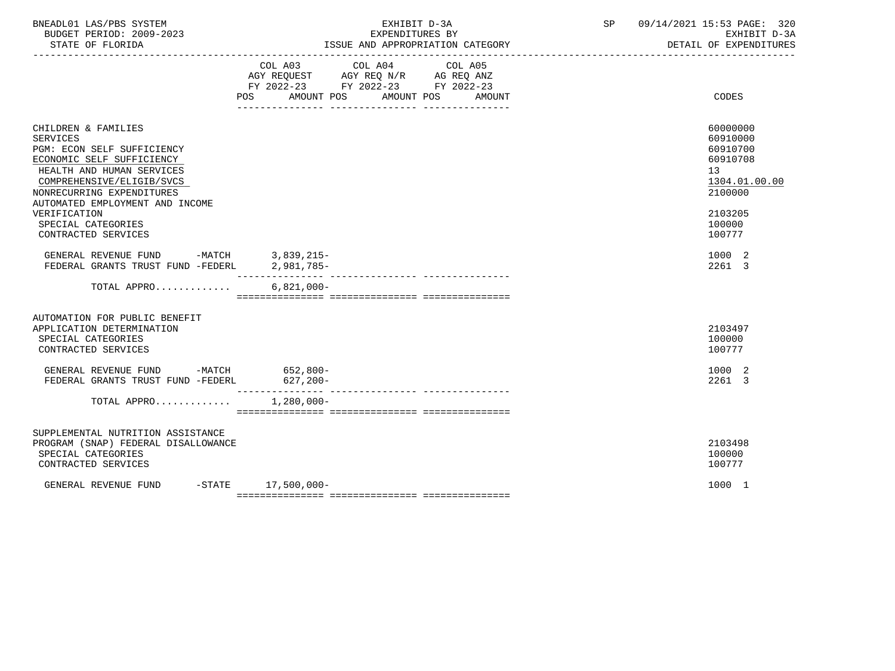BNEADL01 LAS/PBS SYSTEM
BUDGET PERIOD: 2009-2023
STATE OF FLORIDA

EXHIBIT D-3A
EXPENDITURES BY
ISSUE AND APPROPRIATION CATEGORY

SP 09/14/2021 15:53 PAGE: 320
EXHIBIT D-3A
DETAIL OF EXPENDITURES

| | COL A03 AGY REQUEST FY 2022-23 POS AMOUNT | COL A04 AGY REQ N/R FY 2022-23 POS AMOUNT | COL A05 AG REQ ANZ FY 2022-23 POS AMOUNT | CODES |
|---|---|---|---|---|
| CHILDREN & FAMILIES | | | | 60000000 |
| SERVICES | | | | 60910000 |
| PGM: ECON SELF SUFFICIENCY | | | | 60910700 |
| ECONOMIC SELF SUFFICIENCY | | | | 60910708 |
| HEALTH AND HUMAN SERVICES | | | | 13 |
| COMPREHENSIVE/ELIGIB/SVCS | | | | 1304.01.00.00 |
| NONRECURRING EXPENDITURES | | | | 2100000 |
| AUTOMATED EMPLOYMENT AND INCOME VERIFICATION | | | | 2103205 |
| SPECIAL CATEGORIES | | | | 100000 |
| CONTRACTED SERVICES | | | | 100777 |
| GENERAL REVENUE FUND -MATCH | 3,839,215- | | | 1000 2 |
| FEDERAL GRANTS TRUST FUND -FEDERL | 2,981,785- | | | 2261 3 |
| TOTAL APPRO............ | 6,821,000- | | | |
| AUTOMATION FOR PUBLIC BENEFIT APPLICATION DETERMINATION | | | | 2103497 |
| SPECIAL CATEGORIES | | | | 100000 |
| CONTRACTED SERVICES | | | | 100777 |
| GENERAL REVENUE FUND -MATCH | 652,800- | | | 1000 2 |
| FEDERAL GRANTS TRUST FUND -FEDERL | 627,200- | | | 2261 3 |
| TOTAL APPRO............ | 1,280,000- | | | |
| SUPPLEMENTAL NUTRITION ASSISTANCE PROGRAM (SNAP) FEDERAL DISALLOWANCE | | | | 2103498 |
| SPECIAL CATEGORIES | | | | 100000 |
| CONTRACTED SERVICES | | | | 100777 |
| GENERAL REVENUE FUND -STATE | 17,500,000- | | | 1000 1 |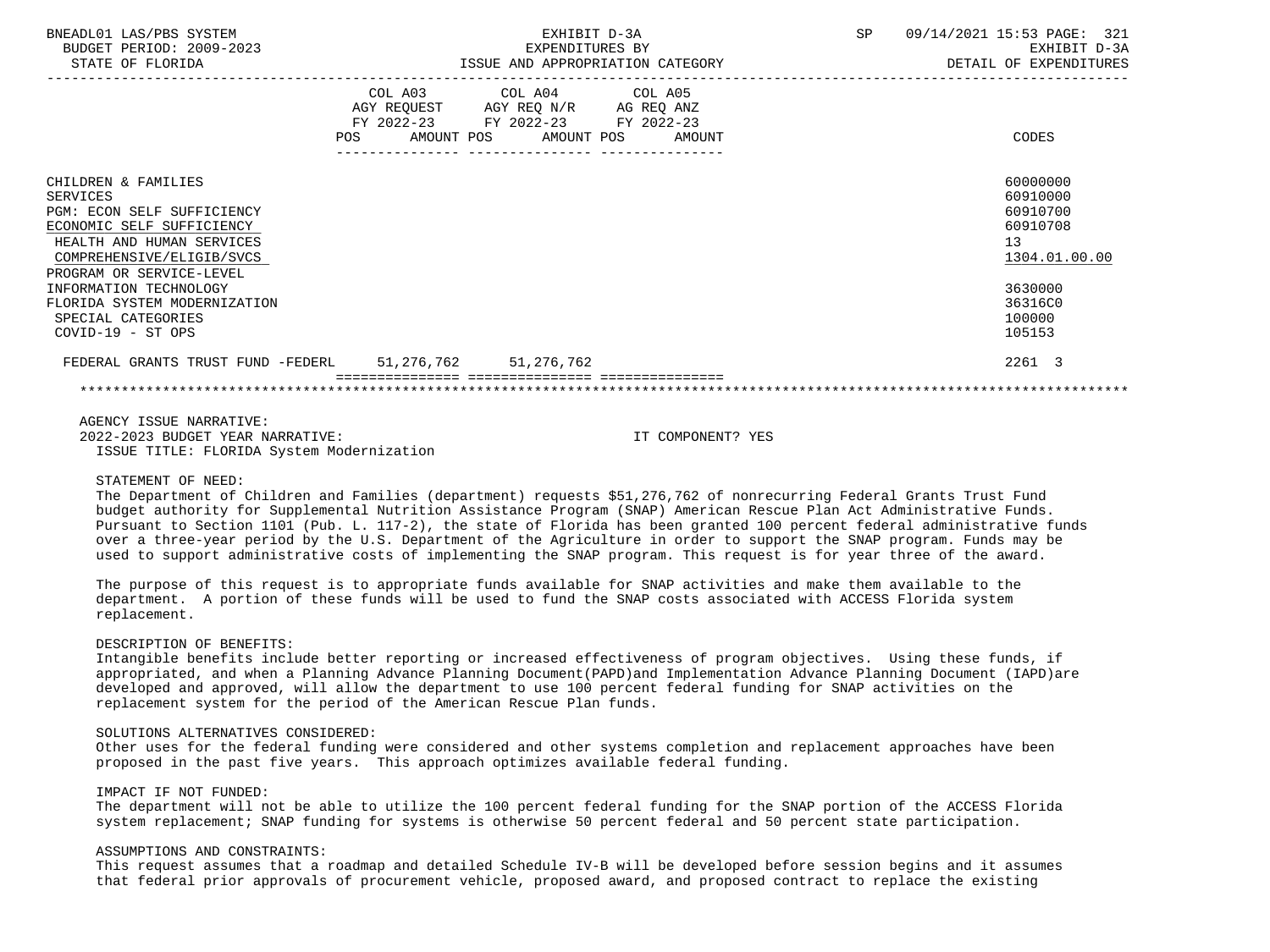| | COL A03 AGY REQUEST FY 2022-23 POS AMOUNT | COL A04 AGY REQ N/R FY 2022-23 POS AMOUNT | COL A05 AG REQ ANZ FY 2022-23 POS AMOUNT | CODES |
|---|---|---|---|---|
| CHILDREN & FAMILIES | | | | 60000000 |
| SERVICES | | | | 60910000 |
| PGM: ECON SELF SUFFICIENCY | | | | 60910700 |
| ECONOMIC SELF SUFFICIENCY | | | | 60910708 |
| HEALTH AND HUMAN SERVICES | | | | 13 |
| COMPREHENSIVE/ELIGIB/SVCS | | | | 1304.01.00.00 |
| PROGRAM OR SERVICE-LEVEL | | | | |
| INFORMATION TECHNOLOGY | | | | 3630000 |
| FLORIDA SYSTEM MODERNIZATION | | | | 36316C0 |
| SPECIAL CATEGORIES | | | | 100000 |
| COVID-19 - ST OPS | | | | 105153 |
| FEDERAL GRANTS TRUST FUND -FEDERL | 51,276,762 | 51,276,762 | | 2261 3 |

AGENCY ISSUE NARRATIVE:
2022-2023 BUDGET YEAR NARRATIVE: IT COMPONENT? YES
ISSUE TITLE: FLORIDA System Modernization

STATEMENT OF NEED:
The Department of Children and Families (department) requests $51,276,762 of nonrecurring Federal Grants Trust Fund budget authority for Supplemental Nutrition Assistance Program (SNAP) American Rescue Plan Act Administrative Funds. Pursuant to Section 1101 (Pub. L. 117-2), the state of Florida has been granted 100 percent federal administrative funds over a three-year period by the U.S. Department of the Agriculture in order to support the SNAP program. Funds may be used to support administrative costs of implementing the SNAP program. This request is for year three of the award.

The purpose of this request is to appropriate funds available for SNAP activities and make them available to the department. A portion of these funds will be used to fund the SNAP costs associated with ACCESS Florida system replacement.

DESCRIPTION OF BENEFITS:
Intangible benefits include better reporting or increased effectiveness of program objectives. Using these funds, if appropriated, and when a Planning Advance Planning Document(PAPD)and Implementation Advance Planning Document (IAPD)are developed and approved, will allow the department to use 100 percent federal funding for SNAP activities on the replacement system for the period of the American Rescue Plan funds.

SOLUTIONS ALTERNATIVES CONSIDERED:
Other uses for the federal funding were considered and other systems completion and replacement approaches have been proposed in the past five years. This approach optimizes available federal funding.

IMPACT IF NOT FUNDED:
The department will not be able to utilize the 100 percent federal funding for the SNAP portion of the ACCESS Florida system replacement; SNAP funding for systems is otherwise 50 percent federal and 50 percent state participation.

ASSUMPTIONS AND CONSTRAINTS:
This request assumes that a roadmap and detailed Schedule IV-B will be developed before session begins and it assumes that federal prior approvals of procurement vehicle, proposed award, and proposed contract to replace the existing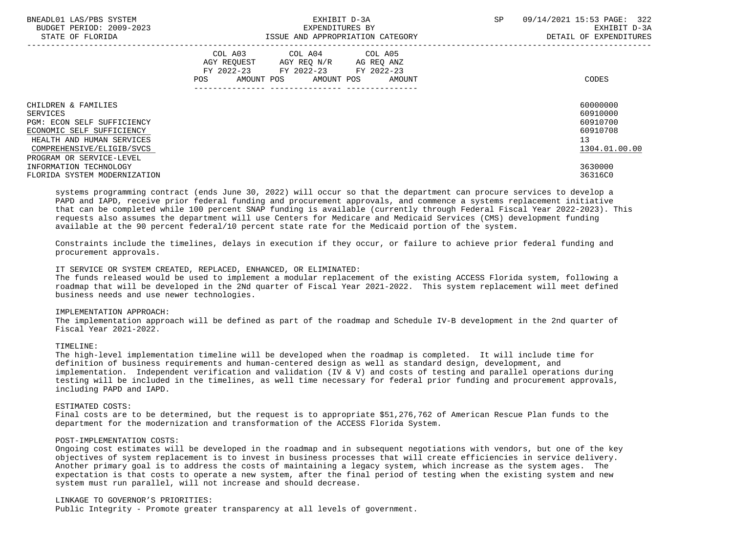| | COL A03 AGY REQUEST FY 2022-23 POS AMOUNT | COL A04 AGY REQ N/R FY 2022-23 POS AMOUNT | COL A05 AG REQ ANZ FY 2022-23 POS AMOUNT | CODES |
|---|---|---|---|---|
| CHILDREN & FAMILIES | | | | 60000000 |
| SERVICES | | | | 60910000 |
| PGM: ECON SELF SUFFICIENCY | | | | 60910700 |
| ECONOMIC SELF SUFFICIENCY | | | | 60910708 |
| HEALTH AND HUMAN SERVICES | | | | 13 |
| COMPREHENSIVE/ELIGIB/SVCS | | | | 1304.01.00.00 |
| PROGRAM OR SERVICE-LEVEL | | | | |
| INFORMATION TECHNOLOGY | | | | 3630000 |
| FLORIDA SYSTEM MODERNIZATION | | | | 36316C0 |

systems programming contract (ends June 30, 2022) will occur so that the department can procure services to develop a PAPD and IAPD, receive prior federal funding and procurement approvals, and commence a systems replacement initiative that can be completed while 100 percent SNAP funding is available (currently through Federal Fiscal Year 2022-2023). This requests also assumes the department will use Centers for Medicare and Medicaid Services (CMS) development funding available at the 90 percent federal/10 percent state rate for the Medicaid portion of the system.

Constraints include the timelines, delays in execution if they occur, or failure to achieve prior federal funding and procurement approvals.

IT SERVICE OR SYSTEM CREATED, REPLACED, ENHANCED, OR ELIMINATED:
The funds released would be used to implement a modular replacement of the existing ACCESS Florida system, following a roadmap that will be developed in the 2Nd quarter of Fiscal Year 2021-2022. This system replacement will meet defined business needs and use newer technologies.

IMPLEMENTATION APPROACH:
The implementation approach will be defined as part of the roadmap and Schedule IV-B development in the 2nd quarter of Fiscal Year 2021-2022.

TIMELINE:
The high-level implementation timeline will be developed when the roadmap is completed. It will include time for definition of business requirements and human-centered design as well as standard design, development, and implementation. Independent verification and validation (IV & V) and costs of testing and parallel operations during testing will be included in the timelines, as well time necessary for federal prior funding and procurement approvals, including PAPD and IAPD.

ESTIMATED COSTS:
Final costs are to be determined, but the request is to appropriate $51,276,762 of American Rescue Plan funds to the department for the modernization and transformation of the ACCESS Florida System.

POST-IMPLEMENTATION COSTS:
Ongoing cost estimates will be developed in the roadmap and in subsequent negotiations with vendors, but one of the key objectives of system replacement is to invest in business processes that will create efficiencies in service delivery. Another primary goal is to address the costs of maintaining a legacy system, which increase as the system ages. The expectation is that costs to operate a new system, after the final period of testing when the existing system and new system must run parallel, will not increase and should decrease.

LINKAGE TO GOVERNOR'S PRIORITIES:
Public Integrity - Promote greater transparency at all levels of government.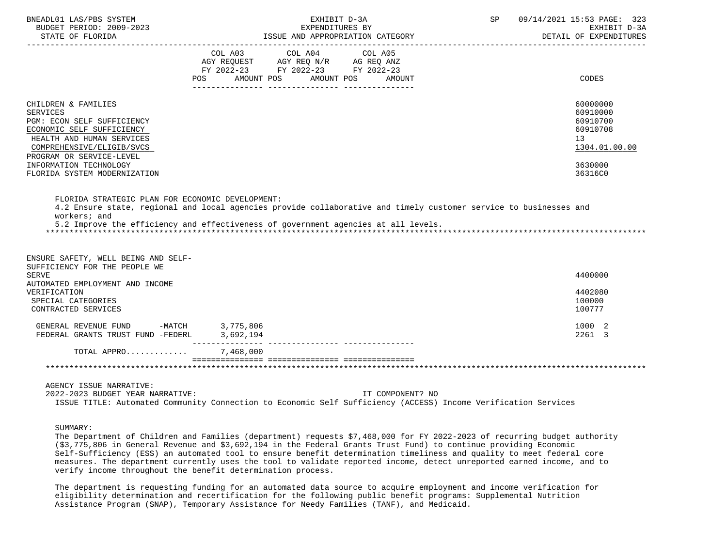| | COL A03 AGY REQUEST FY 2022-23 POS AMOUNT | COL A04 AGY REQ N/R FY 2022-23 POS AMOUNT | COL A05 AG REQ ANZ FY 2022-23 POS AMOUNT | CODES |
|---|---|---|---|---|
| CHILDREN & FAMILIES | | | | 60000000 |
| SERVICES | | | | 60910000 |
| PGM: ECON SELF SUFFICIENCY | | | | 60910700 |
| ECONOMIC SELF SUFFICIENCY | | | | 60910708 |
| HEALTH AND HUMAN SERVICES | | | | 13 |
| COMPREHENSIVE/ELIGIB/SVCS | | | | 1304.01.00.00 |
| PROGRAM OR SERVICE-LEVEL | | | | |
| INFORMATION TECHNOLOGY | | | | 3630000 |
| FLORIDA SYSTEM MODERNIZATION | | | | 36316C0 |

FLORIDA STRATEGIC PLAN FOR ECONOMIC DEVELOPMENT:
4.2 Ensure state, regional and local agencies provide collaborative and timely customer service to businesses and workers; and
5.2 Improve the efficiency and effectiveness of government agencies at all levels.

| | COL A03 | COL A04 | COL A05 | CODES |
|---|---|---|---|---|
| ENSURE SAFETY, WELL BEING AND SELF-SUFFICIENCY FOR THE PEOPLE WE SERVE | | | | 4400000 |
| AUTOMATED EMPLOYMENT AND INCOME VERIFICATION | | | | 4402080 |
| SPECIAL CATEGORIES | | | | 100000 |
| CONTRACTED SERVICES | | | | 100777 |
| GENERAL REVENUE FUND -MATCH | 3,775,806 | | | 1000 2 |
| FEDERAL GRANTS TRUST FUND -FEDERL | 3,692,194 | | | 2261 3 |
| TOTAL APPRO............ | 7,468,000 | | | |

AGENCY ISSUE NARRATIVE:
2022-2023 BUDGET YEAR NARRATIVE: IT COMPONENT? NO
ISSUE TITLE: Automated Community Connection to Economic Self Sufficiency (ACCESS) Income Verification Services

SUMMARY:
The Department of Children and Families (department) requests $7,468,000 for FY 2022-2023 of recurring budget authority ($3,775,806 in General Revenue and $3,692,194 in the Federal Grants Trust Fund) to continue providing Economic Self-Sufficiency (ESS) an automated tool to ensure benefit determination timeliness and quality to meet federal core measures. The department currently uses the tool to validate reported income, detect unreported earned income, and to verify income throughout the benefit determination process.

The department is requesting funding for an automated data source to acquire employment and income verification for eligibility determination and recertification for the following public benefit programs: Supplemental Nutrition Assistance Program (SNAP), Temporary Assistance for Needy Families (TANF), and Medicaid.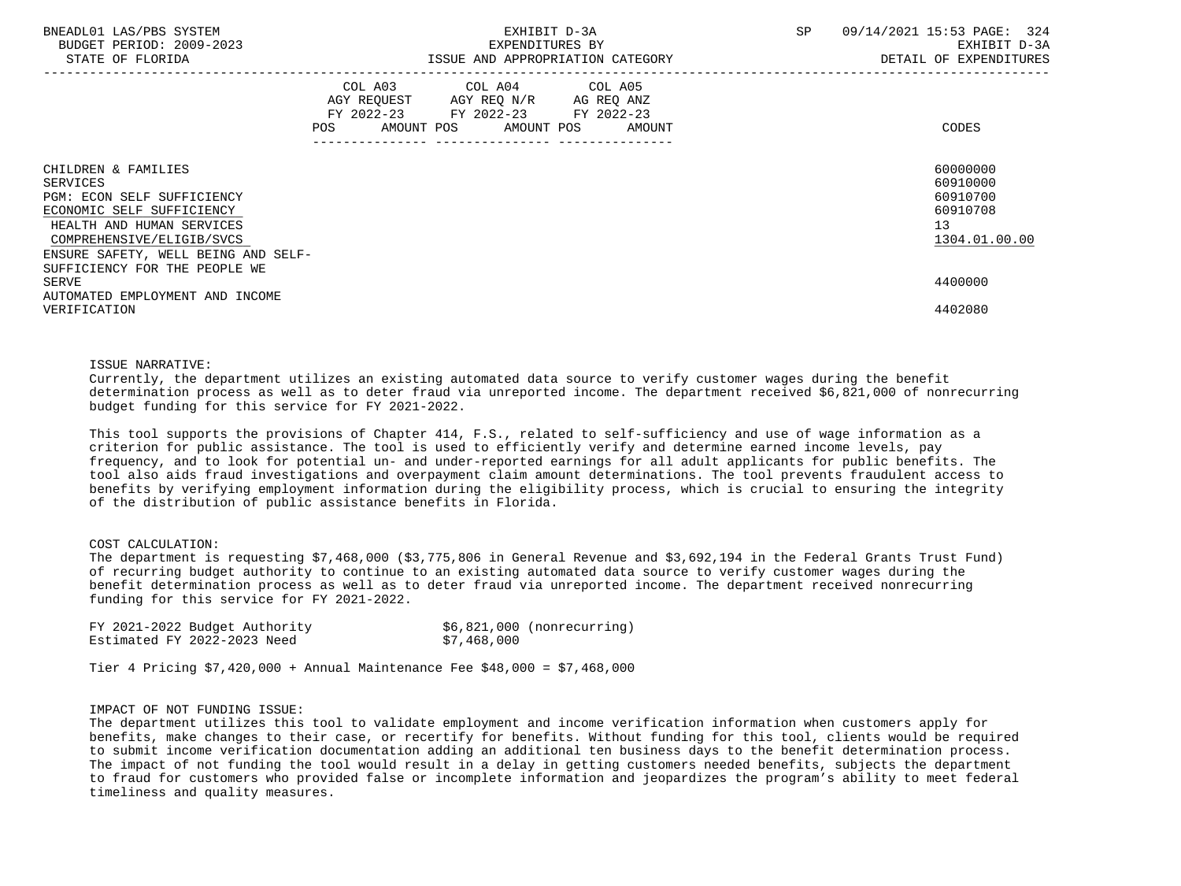| | COL A03 AGY REQUEST FY 2022-23 POS AMOUNT | COL A04 AGY REQ N/R FY 2022-23 POS AMOUNT | COL A05 AG REQ ANZ FY 2022-23 POS AMOUNT | CODES |
|---|---|---|---|---|
| CHILDREN & FAMILIES | | | | 60000000 |
| SERVICES | | | | 60910000 |
| PGM: ECON SELF SUFFICIENCY | | | | 60910700 |
| ECONOMIC SELF SUFFICIENCY | | | | 60910708 |
| HEALTH AND HUMAN SERVICES | | | | 13 |
| COMPREHENSIVE/ELIGIB/SVCS | | | | 1304.01.00.00 |
| ENSURE SAFETY, WELL BEING AND SELF-SUFFICIENCY FOR THE PEOPLE WE SERVE | | | | 4400000 |
| AUTOMATED EMPLOYMENT AND INCOME VERIFICATION | | | | 4402080 |

ISSUE NARRATIVE:
Currently, the department utilizes an existing automated data source to verify customer wages during the benefit determination process as well as to deter fraud via unreported income. The department received $6,821,000 of nonrecurring budget funding for this service for FY 2021-2022.

This tool supports the provisions of Chapter 414, F.S., related to self-sufficiency and use of wage information as a criterion for public assistance. The tool is used to efficiently verify and determine earned income levels, pay frequency, and to look for potential un- and under-reported earnings for all adult applicants for public benefits. The tool also aids fraud investigations and overpayment claim amount determinations. The tool prevents fraudulent access to benefits by verifying employment information during the eligibility process, which is crucial to ensuring the integrity of the distribution of public assistance benefits in Florida.

COST CALCULATION:
The department is requesting $7,468,000 ($3,775,806 in General Revenue and $3,692,194 in the Federal Grants Trust Fund) of recurring budget authority to continue to an existing automated data source to verify customer wages during the benefit determination process as well as to deter fraud via unreported income. The department received nonrecurring funding for this service for FY 2021-2022.

| | |
|---|---|
| FY 2021-2022 Budget Authority | $6,821,000 (nonrecurring) |
| Estimated FY 2022-2023 Need | $7,468,000 |

Tier 4 Pricing $7,420,000 + Annual Maintenance Fee $48,000 = $7,468,000

IMPACT OF NOT FUNDING ISSUE:
The department utilizes this tool to validate employment and income verification information when customers apply for benefits, make changes to their case, or recertify for benefits. Without funding for this tool, clients would be required to submit income verification documentation adding an additional ten business days to the benefit determination process. The impact of not funding the tool would result in a delay in getting customers needed benefits, subjects the department to fraud for customers who provided false or incomplete information and jeopardizes the program's ability to meet federal timeliness and quality measures.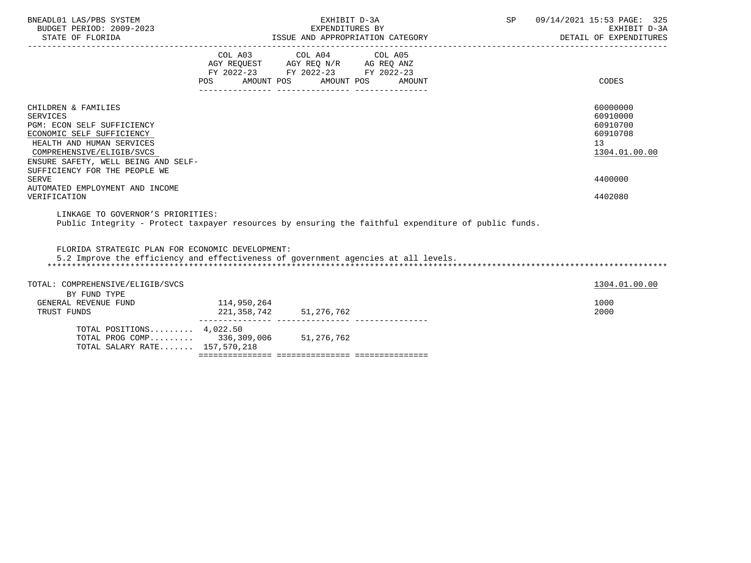| | COL A03 AGY REQUEST FY 2022-23 POS AMOUNT | COL A04 AGY REQ N/R FY 2022-23 POS AMOUNT | COL A05 AG REQ ANZ FY 2022-23 POS AMOUNT | CODES |
|---|---|---|---|---|
| CHILDREN & FAMILIES | | | | 60000000 |
| SERVICES | | | | 60910000 |
| PGM: ECON SELF SUFFICIENCY | | | | 60910700 |
| ECONOMIC SELF SUFFICIENCY | | | | 60910708 |
| HEALTH AND HUMAN SERVICES | | | | 13 |
| COMPREHENSIVE/ELIGIB/SVCS | | | | 1304.01.00.00 |
| ENSURE SAFETY, WELL BEING AND SELF-SUFFICIENCY FOR THE PEOPLE WE SERVE | | | | 4400000 |
| AUTOMATED EMPLOYMENT AND INCOME VERIFICATION | | | | 4402080 |

LINKAGE TO GOVERNOR'S PRIORITIES:
Public Integrity - Protect taxpayer resources by ensuring the faithful expenditure of public funds.

FLORIDA STRATEGIC PLAN FOR ECONOMIC DEVELOPMENT:
5.2 Improve the efficiency and effectiveness of government agencies at all levels.

| | COL A03 | COL A04 | COL A05 | CODES |
|---|---|---|---|---|
| TOTAL: COMPREHENSIVE/ELIGIB/SVCS | | | | 1304.01.00.00 |
| BY FUND TYPE | | | | |
| GENERAL REVENUE FUND | 114,950,264 | | | 1000 |
| TRUST FUNDS | 221,358,742 | 51,276,762 | | 2000 |
| TOTAL POSITIONS......... | 4,022.50 | | | |
| TOTAL PROG COMP......... | 336,309,006 | 51,276,762 | | |
| TOTAL SALARY RATE....... | 157,570,218 | | | |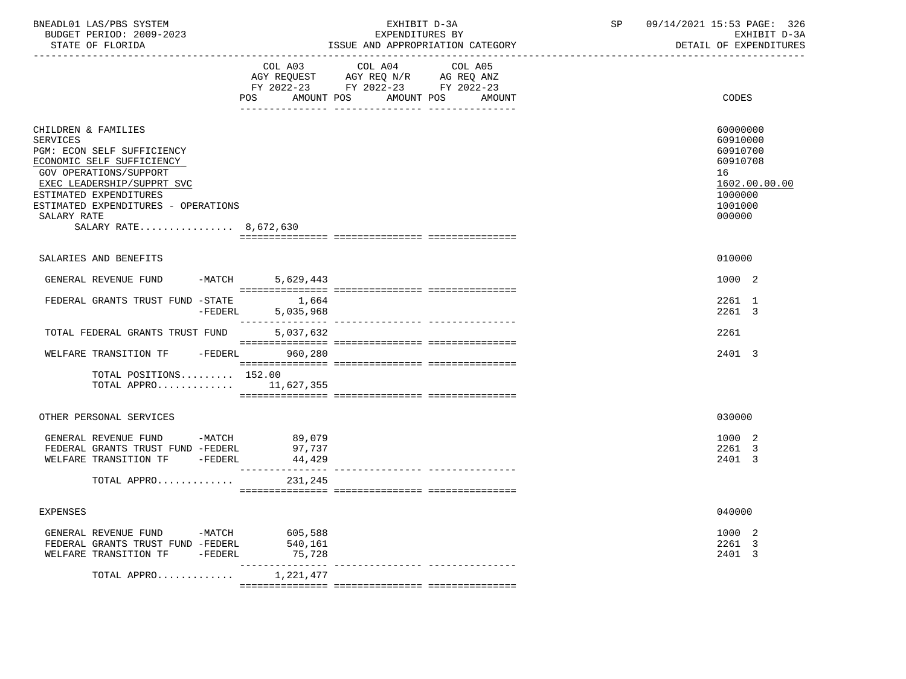BNEADL01 LAS/PBS SYSTEM | EXHIBIT D-3A | SP 09/14/2021 15:53 PAGE: 326
BUDGET PERIOD: 2009-2023 | EXPENDITURES BY | EXHIBIT D-3A
STATE OF FLORIDA | ISSUE AND APPROPRIATION CATEGORY | DETAIL OF EXPENDITURES

| | COL A03 AGY REQUEST FY 2022-23 POS AMOUNT | COL A04 AGY REQ N/R FY 2022-23 POS AMOUNT | COL A05 AG REQ ANZ FY 2022-23 POS AMOUNT | CODES |
|---|---|---|---|---|
| CHILDREN & FAMILIES | | | | 60000000 |
| SERVICES | | | | 60910000 |
| PGM: ECON SELF SUFFICIENCY | | | | 60910700 |
| ECONOMIC SELF SUFFICIENCY | | | | 60910708 |
| GOV OPERATIONS/SUPPORT | | | | 16 |
| EXEC LEADERSHIP/SUPPRT SVC | | | | 1602.00.00.00 |
| ESTIMATED EXPENDITURES | | | | 1000000 |
| ESTIMATED EXPENDITURES - OPERATIONS | | | | 1001000 |
| SALARY RATE | | | | 000000 |
| SALARY RATE................ 8,672,630 | | | | |
| SALARIES AND BENEFITS | | | | 010000 |
| GENERAL REVENUE FUND -MATCH | 5,629,443 | | | 1000 2 |
| FEDERAL GRANTS TRUST FUND -STATE | 1,664 | | | 2261 1 |
| -FEDERL | 5,035,968 | | | 2261 3 |
| TOTAL FEDERAL GRANTS TRUST FUND | 5,037,632 | | | 2261 |
| WELFARE TRANSITION TF -FEDERL | 960,280 | | | 2401 3 |
| TOTAL POSITIONS......... 152.00 | | | | |
| TOTAL APPRO............. | 11,627,355 | | | |
| OTHER PERSONAL SERVICES | | | | 030000 |
| GENERAL REVENUE FUND -MATCH | 89,079 | | | 1000 2 |
| FEDERAL GRANTS TRUST FUND -FEDERL | 97,737 | | | 2261 3 |
| WELFARE TRANSITION TF -FEDERL | 44,429 | | | 2401 3 |
| TOTAL APPRO............. | 231,245 | | | |
| EXPENSES | | | | 040000 |
| GENERAL REVENUE FUND -MATCH | 605,588 | | | 1000 2 |
| FEDERAL GRANTS TRUST FUND -FEDERL | 540,161 | | | 2261 3 |
| WELFARE TRANSITION TF -FEDERL | 75,728 | | | 2401 3 |
| TOTAL APPRO............. | 1,221,477 | | | |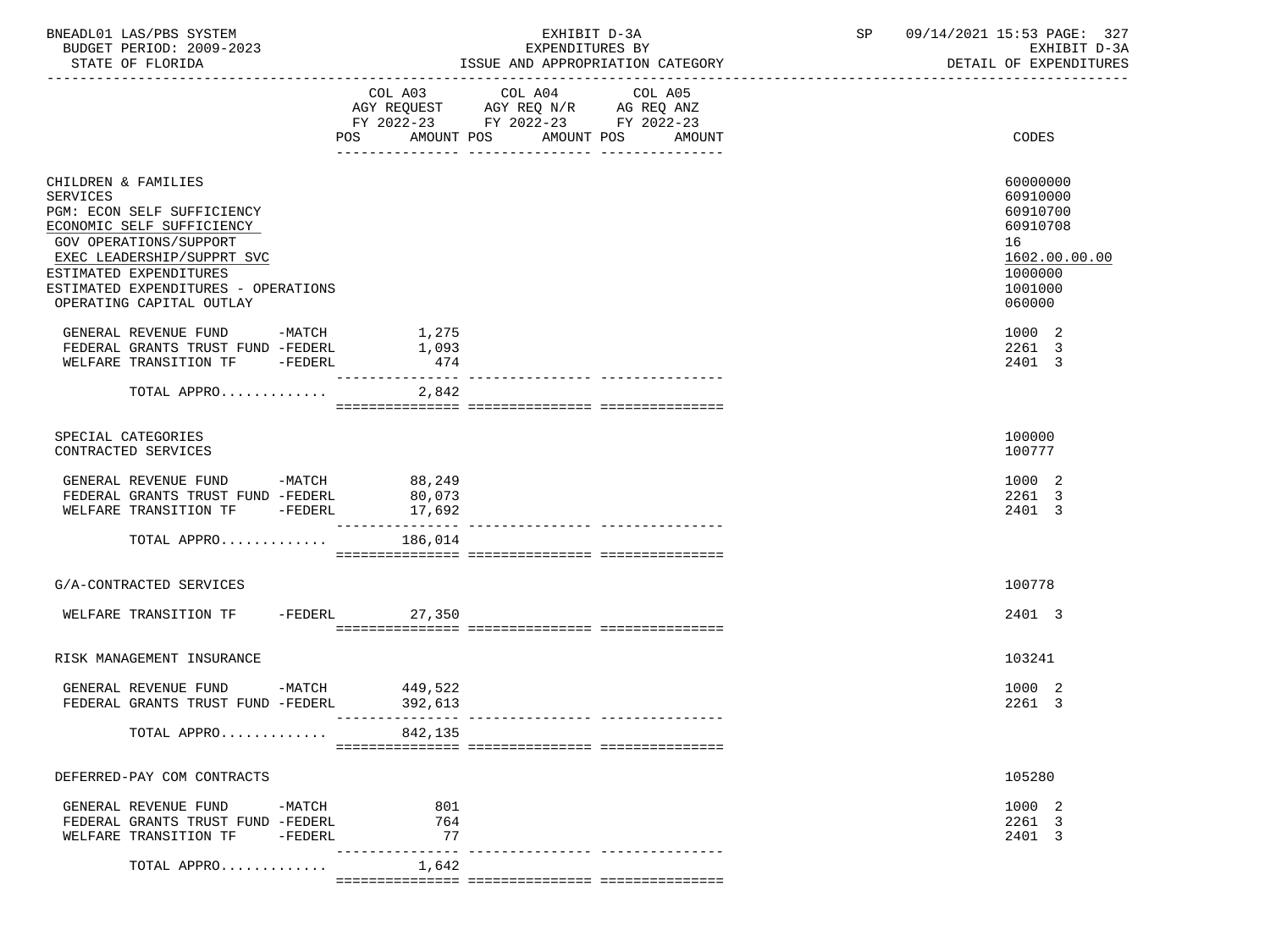BNEADL01 LAS/PBS SYSTEM | EXHIBIT D-3A | SP 09/14/2021 15:53 PAGE: 327
BUDGET PERIOD: 2009-2023 | EXPENDITURES BY | EXHIBIT D-3A
STATE OF FLORIDA | ISSUE AND APPROPRIATION CATEGORY | DETAIL OF EXPENDITURES

| | COL A03 AGY REQUEST FY 2022-23 POS AMOUNT | COL A04 AGY REQ N/R FY 2022-23 POS AMOUNT | COL A05 AG REQ ANZ FY 2022-23 POS AMOUNT | CODES |
|---|---|---|---|---|
| CHILDREN & FAMILIES | | | | 60000000 |
| SERVICES | | | | 60910000 |
| PGM: ECON SELF SUFFICIENCY | | | | 60910700 |
| ECONOMIC SELF SUFFICIENCY | | | | 60910708 |
| GOV OPERATIONS/SUPPORT | | | | 16 |
| EXEC LEADERSHIP/SUPPRT SVC | | | | 1602.00.00.00 |
| ESTIMATED EXPENDITURES | | | | 1000000 |
| ESTIMATED EXPENDITURES - OPERATIONS | | | | 1001000 |
| OPERATING CAPITAL OUTLAY | | | | 060000 |
| GENERAL REVENUE FUND -MATCH | 1,275 | | | 1000 2 |
| FEDERAL GRANTS TRUST FUND -FEDERL | 1,093 | | | 2261 3 |
| WELFARE TRANSITION TF -FEDERL | 474 | | | 2401 3 |
| TOTAL APPRO............ | 2,842 | | | |
| SPECIAL CATEGORIES | | | | 100000 |
| CONTRACTED SERVICES | | | | 100777 |
| GENERAL REVENUE FUND -MATCH | 88,249 | | | 1000 2 |
| FEDERAL GRANTS TRUST FUND -FEDERL | 80,073 | | | 2261 3 |
| WELFARE TRANSITION TF -FEDERL | 17,692 | | | 2401 3 |
| TOTAL APPRO............ | 186,014 | | | |
| G/A-CONTRACTED SERVICES | | | | 100778 |
| WELFARE TRANSITION TF -FEDERL | 27,350 | | | 2401 3 |
| RISK MANAGEMENT INSURANCE | | | | 103241 |
| GENERAL REVENUE FUND -MATCH | 449,522 | | | 1000 2 |
| FEDERAL GRANTS TRUST FUND -FEDERL | 392,613 | | | 2261 3 |
| TOTAL APPRO............ | 842,135 | | | |
| DEFERRED-PAY COM CONTRACTS | | | | 105280 |
| GENERAL REVENUE FUND -MATCH | 801 | | | 1000 2 |
| FEDERAL GRANTS TRUST FUND -FEDERL | 764 | | | 2261 3 |
| WELFARE TRANSITION TF -FEDERL | 77 | | | 2401 3 |
| TOTAL APPRO............ | 1,642 | | | |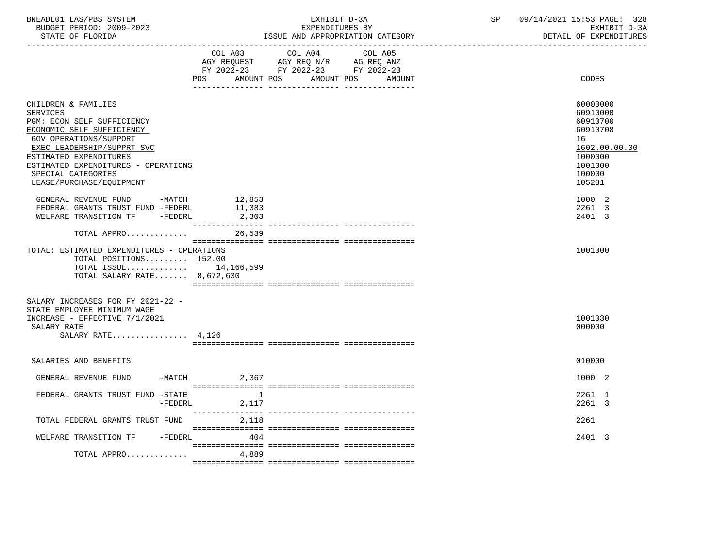BNEADL01 LAS/PBS SYSTEM | EXHIBIT D-3A | SP 09/14/2021 15:53 PAGE: 328
BUDGET PERIOD: 2009-2023 | EXPENDITURES BY | EXHIBIT D-3A
STATE OF FLORIDA | ISSUE AND APPROPRIATION CATEGORY | DETAIL OF EXPENDITURES

| | COL A03 AGY REQUEST FY 2022-23 POS AMOUNT | COL A04 AGY REQ N/R FY 2022-23 POS AMOUNT | COL A05 AG REQ ANZ FY 2022-23 POS AMOUNT | CODES |
|---|---|---|---|---|
| CHILDREN & FAMILIES | | | | 60000000 |
| SERVICES | | | | 60910000 |
| PGM: ECON SELF SUFFICIENCY | | | | 60910700 |
| ECONOMIC SELF SUFFICIENCY | | | | 60910708 |
| GOV OPERATIONS/SUPPORT | | | | 16 |
| EXEC LEADERSHIP/SUPPRT SVC | | | | 1602.00.00.00 |
| ESTIMATED EXPENDITURES | | | | 1000000 |
| ESTIMATED EXPENDITURES - OPERATIONS | | | | 1001000 |
| SPECIAL CATEGORIES | | | | 100000 |
| LEASE/PURCHASE/EQUIPMENT | | | | 105281 |
| GENERAL REVENUE FUND -MATCH | 12,853 | | | 1000 2 |
| FEDERAL GRANTS TRUST FUND -FEDERL | 11,383 | | | 2261 3 |
| WELFARE TRANSITION TF -FEDERL | 2,303 | | | 2401 3 |
| TOTAL APPRO............ | 26,539 | | | |
| TOTAL: ESTIMATED EXPENDITURES - OPERATIONS | | | | 1001000 |
| TOTAL POSITIONS......... 152.00 | | | | |
| TOTAL ISSUE............ | 14,166,599 | | | |
| TOTAL SALARY RATE....... 8,672,630 | | | | |
| SALARY INCREASES FOR FY 2021-22 - STATE EMPLOYEE MINIMUM WAGE INCREASE - EFFECTIVE 7/1/2021 | | | | 1001030 |
| SALARY RATE | | | | 000000 |
| SALARY RATE................ 4,126 | | | | |
| SALARIES AND BENEFITS | | | | 010000 |
| GENERAL REVENUE FUND -MATCH | 2,367 | | | 1000 2 |
| FEDERAL GRANTS TRUST FUND -STATE | 1 | | | 2261 1 |
| -FEDERL | 2,117 | | | 2261 3 |
| TOTAL FEDERAL GRANTS TRUST FUND | 2,118 | | | 2261 |
| WELFARE TRANSITION TF -FEDERL | 404 | | | 2401 3 |
| TOTAL APPRO............ | 4,889 | | | |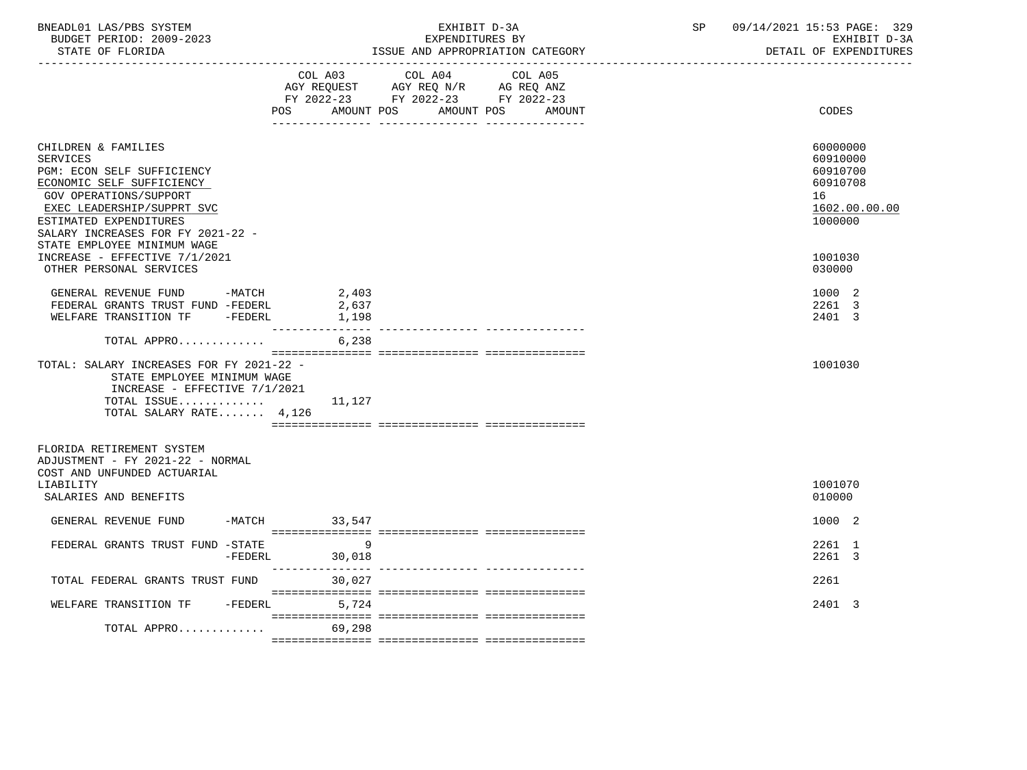BNEADL01 LAS/PBS SYSTEM — EXHIBIT D-3A — SP 09/14/2021 15:53

BUDGET PERIOD: 2009-2023 — EXPENDITURES BY — EXHIBIT D-3A

STATE OF FLORIDA — ISSUE AND APPROPRIATION CATEGORY — DETAIL OF EXPENDITURES

| | COL A03 AGY REQUEST FY 2022-23 POS AMOUNT | COL A04 AGY REQ N/R FY 2022-23 POS AMOUNT | COL A05 AG REQ ANZ FY 2022-23 POS AMOUNT | CODES |
|---|---|---|---|---|
| CHILDREN & FAMILIES | | | | 60000000 |
| SERVICES | | | | 60910000 |
| PGM: ECON SELF SUFFICIENCY | | | | 60910700 |
| ECONOMIC SELF SUFFICIENCY | | | | 60910708 |
| GOV OPERATIONS/SUPPORT | | | | 16 |
| EXEC LEADERSHIP/SUPPRT SVC | | | | 1602.00.00.00 |
| ESTIMATED EXPENDITURES | | | | 1000000 |
| SALARY INCREASES FOR FY 2021-22 - STATE EMPLOYEE MINIMUM WAGE INCREASE - EFFECTIVE 7/1/2021 | | | | 1001030 |
| OTHER PERSONAL SERVICES | | | | 030000 |
| GENERAL REVENUE FUND -MATCH | 2,403 | | | 1000 2 |
| FEDERAL GRANTS TRUST FUND -FEDERL | 2,637 | | | 2261 3 |
| WELFARE TRANSITION TF -FEDERL | 1,198 | | | 2401 3 |
| TOTAL APPRO............ | 6,238 | | | |
| TOTAL: SALARY INCREASES FOR FY 2021-22 - STATE EMPLOYEE MINIMUM WAGE INCREASE - EFFECTIVE 7/1/2021 | | | | 1001030 |
| TOTAL ISSUE............ | 11,127 | | | |
| TOTAL SALARY RATE....... 4,126 | | | | |
| FLORIDA RETIREMENT SYSTEM ADJUSTMENT - FY 2021-22 - NORMAL COST AND UNFUNDED ACTUARIAL LIABILITY | | | | 1001070 |
| SALARIES AND BENEFITS | | | | 010000 |
| GENERAL REVENUE FUND -MATCH | 33,547 | | | 1000 2 |
| FEDERAL GRANTS TRUST FUND -STATE | 9 | | | 2261 1 |
| -FEDERL | 30,018 | | | 2261 3 |
| TOTAL FEDERAL GRANTS TRUST FUND | 30,027 | | | 2261 |
| WELFARE TRANSITION TF -FEDERL | 5,724 | | | 2401 3 |
| TOTAL APPRO............ | 69,298 | | | |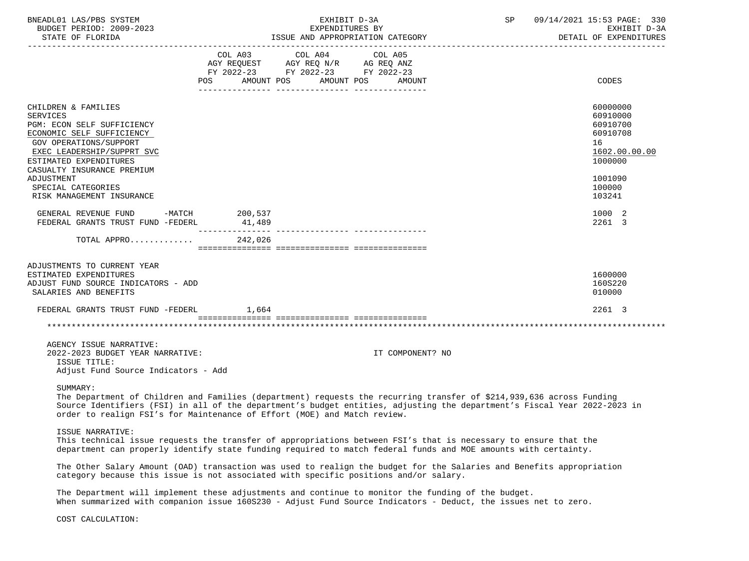| | COL A03 AGY REQUEST FY 2022-23 POS AMOUNT | COL A04 AGY REQ N/R FY 2022-23 POS AMOUNT | COL A05 AG REQ ANZ FY 2022-23 POS AMOUNT | CODES |
|---|---|---|---|---|
| CHILDREN & FAMILIES | | | | 60000000 |
| SERVICES | | | | 60910000 |
| PGM: ECON SELF SUFFICIENCY | | | | 60910700 |
| ECONOMIC SELF SUFFICIENCY | | | | 60910708 |
| GOV OPERATIONS/SUPPORT | | | | 16 |
| EXEC LEADERSHIP/SUPPRT SVC | | | | 1602.00.00.00 |
| ESTIMATED EXPENDITURES | | | | 1000000 |
| CASUALTY INSURANCE PREMIUM ADJUSTMENT | | | | 1001090 |
| SPECIAL CATEGORIES | | | | 100000 |
| RISK MANAGEMENT INSURANCE | | | | 103241 |
| GENERAL REVENUE FUND -MATCH | 200,537 | | | 1000 2 |
| FEDERAL GRANTS TRUST FUND -FEDERL | 41,489 | | | 2261 3 |
| TOTAL APPRO............ | 242,026 | | | |
| ADJUSTMENTS TO CURRENT YEAR ESTIMATED EXPENDITURES | | | | 1600000 |
| ADJUST FUND SOURCE INDICATORS - ADD | | | | 160S220 |
| SALARIES AND BENEFITS | | | | 010000 |
| FEDERAL GRANTS TRUST FUND -FEDERL | 1,664 | | | 2261 3 |

AGENCY ISSUE NARRATIVE:

2022-2023 BUDGET YEAR NARRATIVE: IT COMPONENT? NO

ISSUE TITLE:

Adjust Fund Source Indicators - Add

SUMMARY:

The Department of Children and Families (department) requests the recurring transfer of $214,939,636 across Funding Source Identifiers (FSI) in all of the department's budget entities, adjusting the department's Fiscal Year 2022-2023 in order to realign FSI's for Maintenance of Effort (MOE) and Match review.

ISSUE NARRATIVE:

This technical issue requests the transfer of appropriations between FSI's that is necessary to ensure that the department can properly identify state funding required to match federal funds and MOE amounts with certainty.

The Other Salary Amount (OAD) transaction was used to realign the budget for the Salaries and Benefits appropriation category because this issue is not associated with specific positions and/or salary.

The Department will implement these adjustments and continue to monitor the funding of the budget. When summarized with companion issue 160S230 - Adjust Fund Source Indicators - Deduct, the issues net to zero.

COST CALCULATION: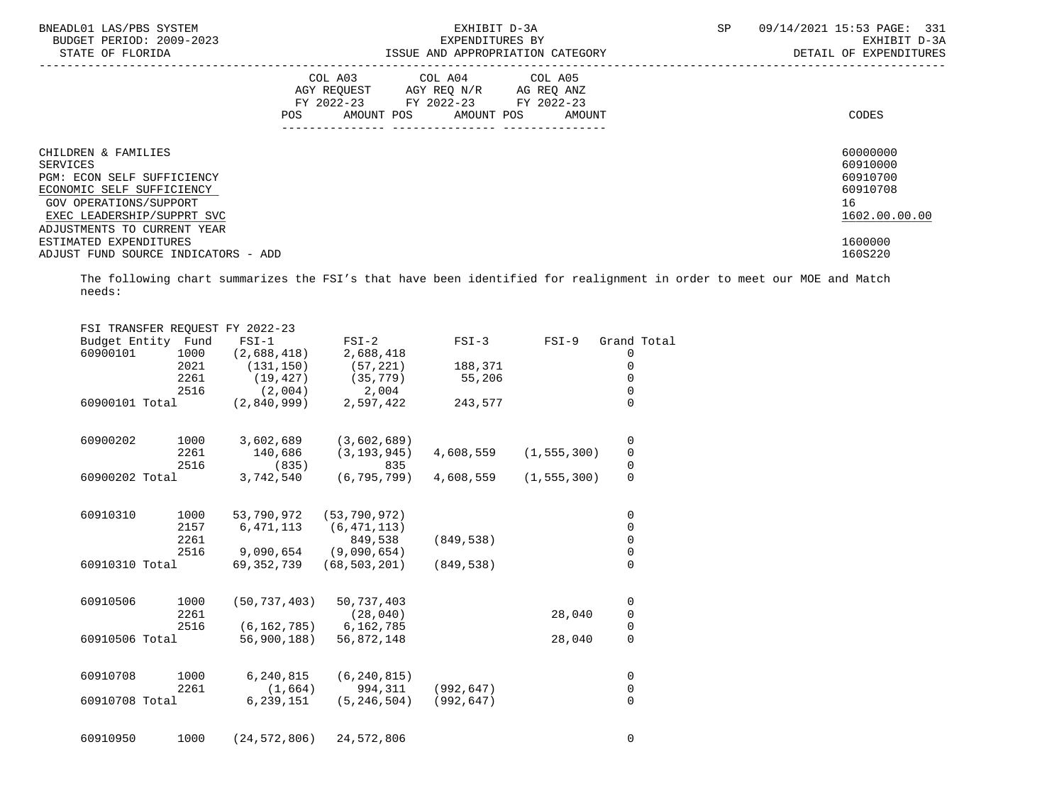| | COL A03 AGY REQUEST FY 2022-23 POS AMOUNT | COL A04 AGY REQ N/R FY 2022-23 POS AMOUNT | COL A05 AG REQ ANZ FY 2022-23 POS AMOUNT | CODES |
|---|---|---|---|---|
| CHILDREN & FAMILIES | | | | 60000000 |
| SERVICES | | | | 60910000 |
| PGM: ECON SELF SUFFICIENCY | | | | 60910700 |
| ECONOMIC SELF SUFFICIENCY | | | | 60910708 |
| GOV OPERATIONS/SUPPORT | | | | 16 |
| EXEC LEADERSHIP/SUPPRT SVC | | | | 1602.00.00.00 |
| ADJUSTMENTS TO CURRENT YEAR ESTIMATED EXPENDITURES | | | | 1600000 |
| ADJUST FUND SOURCE INDICATORS - ADD | | | | 160S220 |

The following chart summarizes the FSI's that have been identified for realignment in order to meet our MOE and Match needs:

FSI TRANSFER REQUEST FY 2022-23

| Budget Entity | Fund | FSI-1 | FSI-2 | FSI-3 | FSI-9 | Grand Total |
|---|---|---|---|---|---|---|
| 60900101 | 1000 | (2,688,418) | 2,688,418 | | | 0 |
| | 2021 | (131,150) | (57,221) | 188,371 | | 0 |
| | 2261 | (19,427) | (35,779) | 55,206 | | 0 |
| | 2516 | (2,004) | 2,004 | | | 0 |
| 60900101 Total | | (2,840,999) | 2,597,422 | 243,577 | | 0 |
| 60900202 | 1000 | 3,602,689 | (3,602,689) | | | 0 |
| | 2261 | 140,686 | (3,193,945) | 4,608,559 | (1,555,300) | 0 |
| | 2516 | (835) | 835 | | | 0 |
| 60900202 Total | | 3,742,540 | (6,795,799) | 4,608,559 | (1,555,300) | 0 |
| 60910310 | 1000 | 53,790,972 | (53,790,972) | | | 0 |
| | 2157 | 6,471,113 | (6,471,113) | | | 0 |
| | 2261 | | 849,538 | (849,538) | | 0 |
| | 2516 | 9,090,654 | (9,090,654) | | | 0 |
| 60910310 Total | | 69,352,739 | (68,503,201) | (849,538) | | 0 |
| 60910506 | 1000 | (50,737,403) | 50,737,403 | | | 0 |
| | 2261 | | (28,040) | | 28,040 | 0 |
| | 2516 | (6,162,785) | 6,162,785 | | | 0 |
| 60910506 Total | | 56,900,188) | 56,872,148 | | 28,040 | 0 |
| 60910708 | 1000 | 6,240,815 | (6,240,815) | | | 0 |
| | 2261 | (1,664) | 994,311 | (992,647) | | 0 |
| 60910708 Total | | 6,239,151 | (5,246,504) | (992,647) | | 0 |
| 60910950 | 1000 | (24,572,806) | 24,572,806 | | | 0 |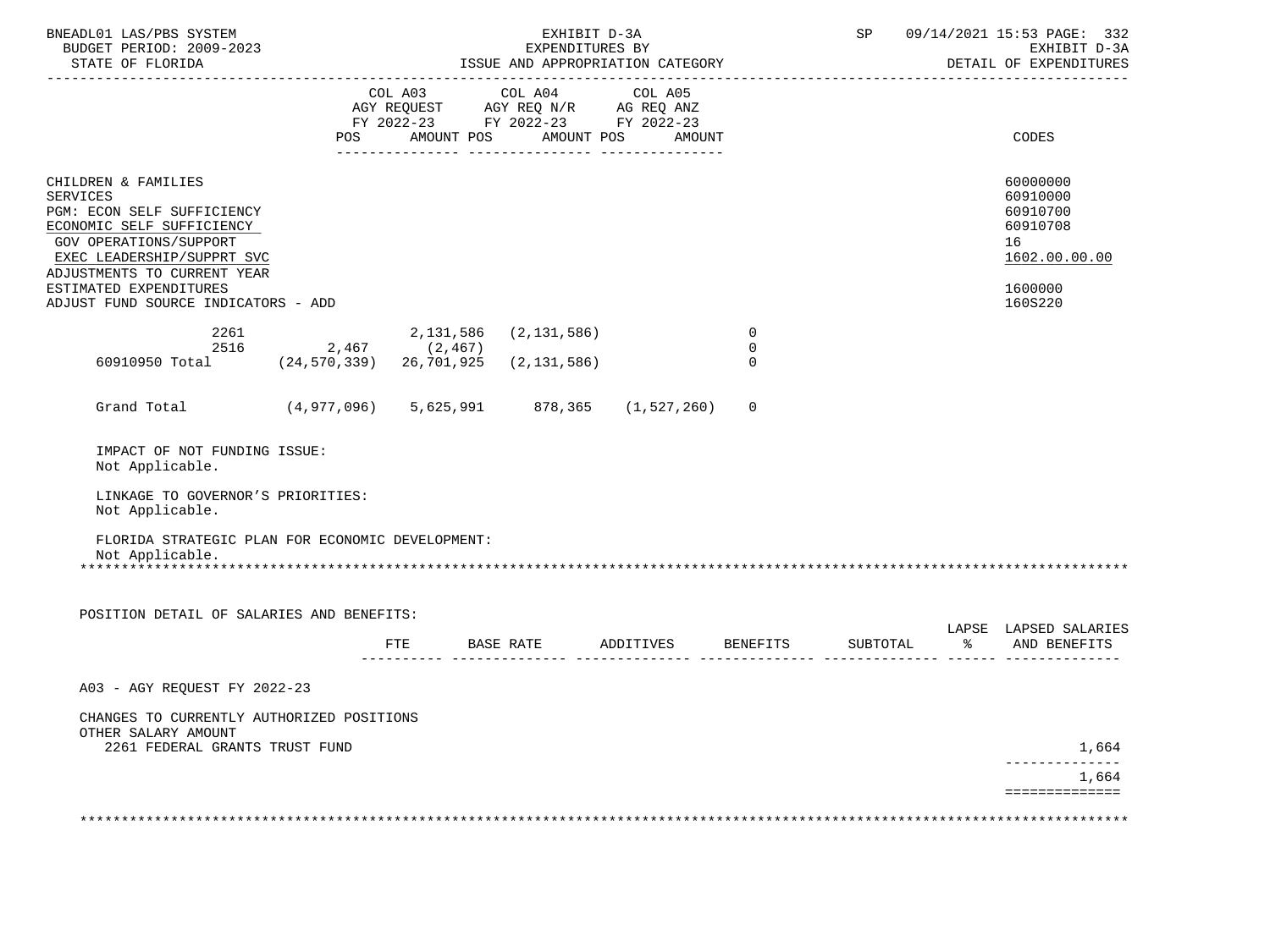EXHIBIT D-3A
EXPENDITURES BY
ISSUE AND APPROPRIATION CATEGORY

BUDGET PERIOD: 2009-2023
STATE OF FLORIDA

EXHIBIT D-3A
DETAIL OF EXPENDITURES

| | COL A03 AGY REQUEST FY 2022-23 POS | AMOUNT | COL A04 AGY REQ N/R FY 2022-23 POS | AMOUNT | COL A05 AG REQ ANZ FY 2022-23 POS | AMOUNT | CODES |
|---|---|---|---|---|---|---|---|
| CHILDREN & FAMILIES | | | | | | | 60000000 |
| SERVICES | | | | | | | 60910000 |
| PGM: ECON SELF SUFFICIENCY | | | | | | | 60910700 |
| ECONOMIC SELF SUFFICIENCY | | | | | | | 60910708 |
| GOV OPERATIONS/SUPPORT | | | | | | | 16 |
| EXEC LEADERSHIP/SUPPRT SVC | | | | | | | 1602.00.00.00 |
| ADJUSTMENTS TO CURRENT YEAR ESTIMATED EXPENDITURES | | | | | | | 1600000 |
| ADJUST FUND SOURCE INDICATORS - ADD | | | | | | | 160S220 |
| 2261 | | 2,131,586 | (2,131,586) | | | 0 | |
| 2516 | 2,467 | (2,467) | | | | 0 | |
| 60910950 Total | (24,570,339) | 26,701,925 | (2,131,586) | | | 0 | |
| Grand Total | (4,977,096) | 5,625,991 | 878,365 | (1,527,260) | | 0 | |

IMPACT OF NOT FUNDING ISSUE:
Not Applicable.

LINKAGE TO GOVERNOR'S PRIORITIES:
Not Applicable.

FLORIDA STRATEGIC PLAN FOR ECONOMIC DEVELOPMENT:
Not Applicable.

POSITION DETAIL OF SALARIES AND BENEFITS:

| | FTE | BASE RATE | ADDITIVES | BENEFITS | SUBTOTAL | LAPSE % | LAPSED SALARIES AND BENEFITS |
|---|---|---|---|---|---|---|---|
| A03 - AGY REQUEST FY 2022-23 | | | | | | | |
| CHANGES TO CURRENTLY AUTHORIZED POSITIONS | | | | | | | |
| OTHER SALARY AMOUNT | | | | | | | |
| 2261 FEDERAL GRANTS TRUST FUND | | | | | | | 1,664 |
| | | | | | | | 1,664 |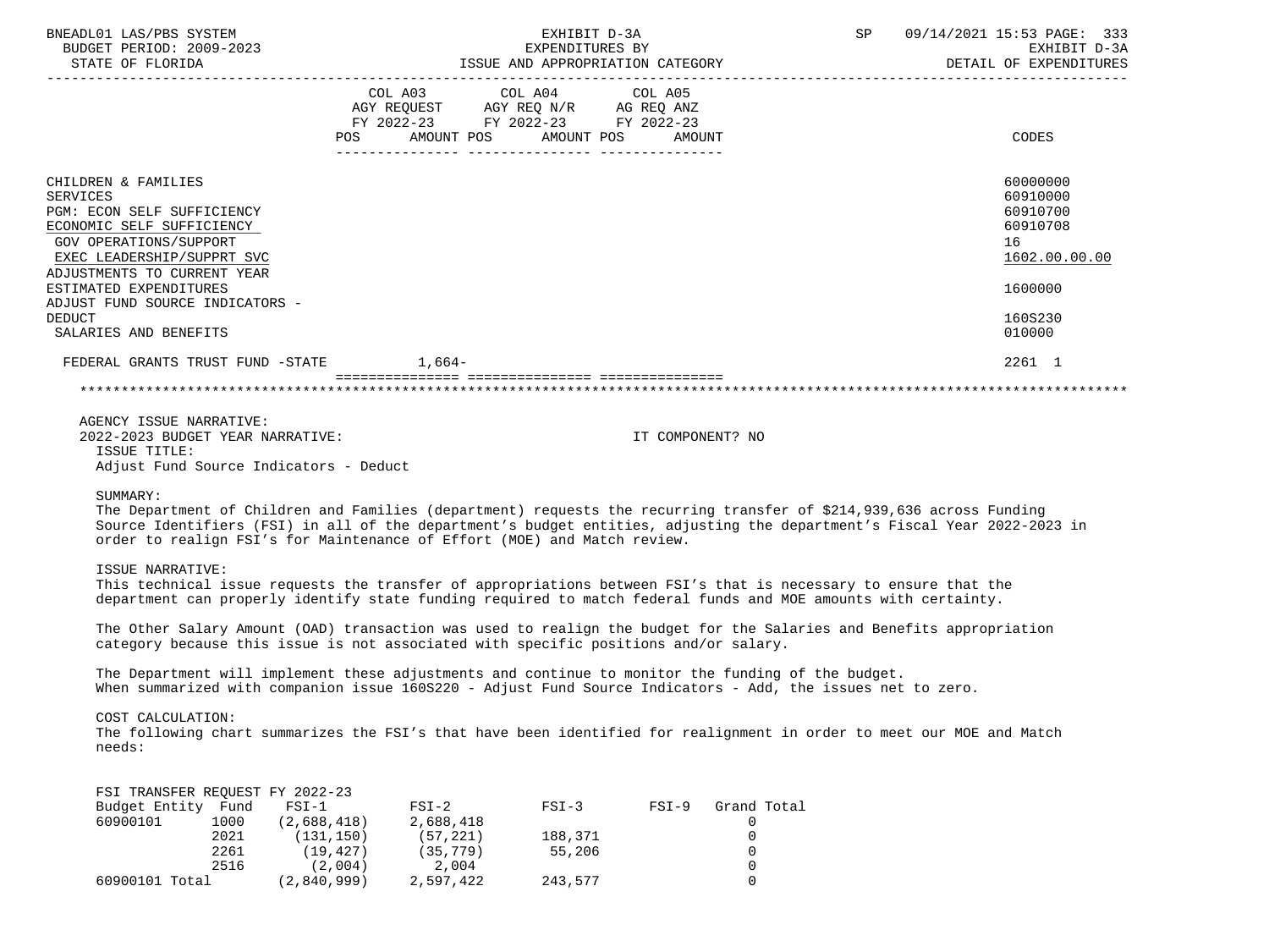EXHIBIT D-3A
EXPENDITURES BY
ISSUE AND APPROPRIATION CATEGORY

BUDGET PERIOD: 2009-2023
STATE OF FLORIDA

DETAIL OF EXPENDITURES

| | COL A03 AGY REQUEST FY 2022-23 POS AMOUNT | COL A04 AGY REQ N/R FY 2022-23 POS AMOUNT | COL A05 AG REQ ANZ FY 2022-23 POS AMOUNT | CODES |
|---|---|---|---|---|
| CHILDREN & FAMILIES | | | | 60000000 |
| SERVICES | | | | 60910000 |
| PGM: ECON SELF SUFFICIENCY | | | | 60910700 |
| ECONOMIC SELF SUFFICIENCY | | | | 60910708 |
| GOV OPERATIONS/SUPPORT | | | | 16 |
| EXEC LEADERSHIP/SUPPRT SVC | | | | 1602.00.00.00 |
| ADJUSTMENTS TO CURRENT YEAR ESTIMATED EXPENDITURES | | | | 1600000 |
| ADJUST FUND SOURCE INDICATORS - DEDUCT | | | | 160S230 |
| SALARIES AND BENEFITS | | | | 010000 |
| FEDERAL GRANTS TRUST FUND -STATE | 1,664- | | | 2261 1 |

AGENCY ISSUE NARRATIVE:
2022-2023 BUDGET YEAR NARRATIVE: IT COMPONENT? NO

ISSUE TITLE:
Adjust Fund Source Indicators - Deduct

SUMMARY:
The Department of Children and Families (department) requests the recurring transfer of $214,939,636 across Funding Source Identifiers (FSI) in all of the department's budget entities, adjusting the department's Fiscal Year 2022-2023 in order to realign FSI's for Maintenance of Effort (MOE) and Match review.

ISSUE NARRATIVE:
This technical issue requests the transfer of appropriations between FSI's that is necessary to ensure that the department can properly identify state funding required to match federal funds and MOE amounts with certainty.

The Other Salary Amount (OAD) transaction was used to realign the budget for the Salaries and Benefits appropriation category because this issue is not associated with specific positions and/or salary.

The Department will implement these adjustments and continue to monitor the funding of the budget. When summarized with companion issue 160S220 - Adjust Fund Source Indicators - Add, the issues net to zero.

COST CALCULATION:
The following chart summarizes the FSI's that have been identified for realignment in order to meet our MOE and Match needs:

FSI TRANSFER REQUEST FY 2022-23

| Budget Entity | Fund | FSI-1 | FSI-2 | FSI-3 | FSI-9 | Grand Total |
|---|---|---|---|---|---|---|
| 60900101 | 1000 | (2,688,418) | 2,688,418 | | | 0 |
| | 2021 | (131,150) | (57,221) | 188,371 | | 0 |
| | 2261 | (19,427) | (35,779) | 55,206 | | 0 |
| | 2516 | (2,004) | 2,004 | | | 0 |
| 60900101 Total | | (2,840,999) | 2,597,422 | 243,577 | | 0 |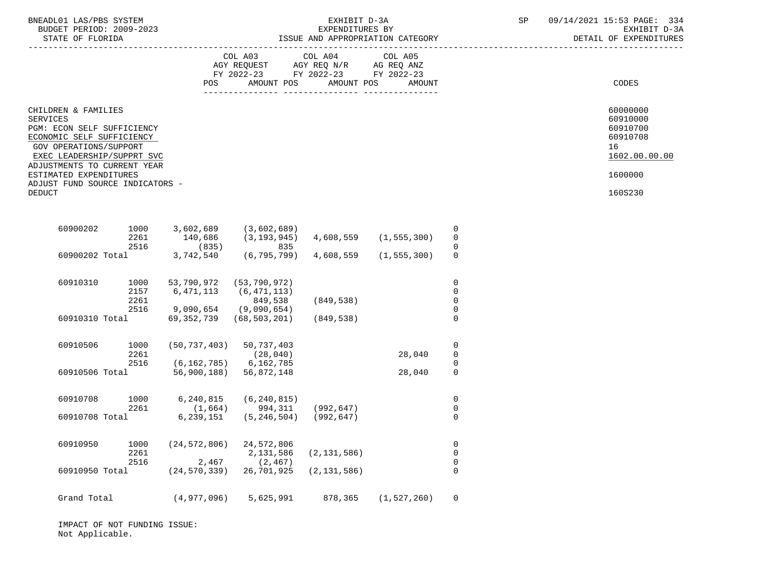BNEADL01 LAS/PBS SYSTEM
BUDGET PERIOD: 2009-2023
STATE OF FLORIDA

EXHIBIT D-3A
EXPENDITURES BY
ISSUE AND APPROPRIATION CATEGORY

SP 09/14/2021 15:53
EXHIBIT D-3A
DETAIL OF EXPENDITURES

| | COL A03 AGY REQUEST FY 2022-23 POS AMOUNT | COL A04 AGY REQ N/R FY 2022-23 POS AMOUNT | COL A05 AG REQ ANZ FY 2022-23 POS AMOUNT | CODES |
|---|---|---|---|---|
| CHILDREN & FAMILIES | | | | 60000000 |
| SERVICES | | | | 60910000 |
| PGM: ECON SELF SUFFICIENCY | | | | 60910700 |
| ECONOMIC SELF SUFFICIENCY | | | | 60910708 |
| GOV OPERATIONS/SUPPORT | | | | 16 |
| EXEC LEADERSHIP/SUPPRT SVC | | | | 1602.00.00.00 |
| ADJUSTMENTS TO CURRENT YEAR ESTIMATED EXPENDITURES | | | | 1600000 |
| ADJUST FUND SOURCE INDICATORS - DEDUCT | | | | 160S230 |

| | | | | | | |
|---|---|---|---|---|---|---|
| 60900202 | 1000 | 3,602,689 | (3,602,689) | | | 0 |
| | 2261 | 140,686 | (3,193,945) | 4,608,559 | (1,555,300) | 0 |
| | 2516 | (835) | 835 | | | 0 |
| 60900202 Total | | 3,742,540 | (6,795,799) | 4,608,559 | (1,555,300) | 0 |
| 60910310 | 1000 | 53,790,972 | (53,790,972) | | | 0 |
| | 2157 | 6,471,113 | (6,471,113) | | | 0 |
| | 2261 | | 849,538 | (849,538) | | 0 |
| | 2516 | 9,090,654 | (9,090,654) | | | 0 |
| 60910310 Total | | 69,352,739 | (68,503,201) | (849,538) | | 0 |
| 60910506 | 1000 | (50,737,403) | 50,737,403 | | | 0 |
| | 2261 | | (28,040) | | 28,040 | 0 |
| | 2516 | (6,162,785) | 6,162,785 | | | 0 |
| 60910506 Total | | 56,900,188) | 56,872,148 | | 28,040 | 0 |
| 60910708 | 1000 | 6,240,815 | (6,240,815) | | | 0 |
| | 2261 | (1,664) | 994,311 | (992,647) | | 0 |
| 60910708 Total | | 6,239,151 | (5,246,504) | (992,647) | | 0 |
| 60910950 | 1000 | (24,572,806) | 24,572,806 | | | 0 |
| | 2261 | | 2,131,586 | (2,131,586) | | 0 |
| | 2516 | 2,467 | (2,467) | | | 0 |
| 60910950 Total | | (24,570,339) | 26,701,925 | (2,131,586) | | 0 |
| Grand Total | | (4,977,096) | 5,625,991 | 878,365 | (1,527,260) | 0 |

IMPACT OF NOT FUNDING ISSUE:
Not Applicable.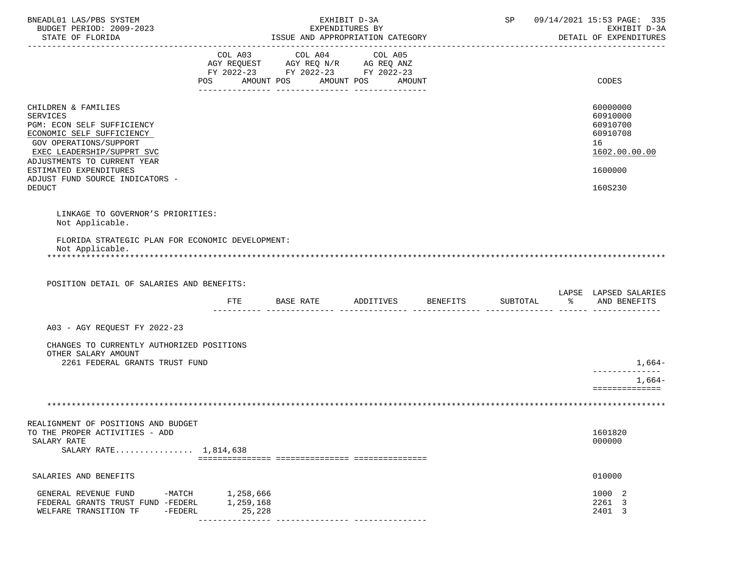| | COL A03 AGY REQUEST FY 2022-23 POS AMOUNT | COL A04 AGY REQ N/R FY 2022-23 POS AMOUNT | COL A05 AG REQ ANZ FY 2022-23 POS AMOUNT | CODES |
|---|---|---|---|---|
| CHILDREN & FAMILIES | | | | 60000000 |
| SERVICES | | | | 60910000 |
| PGM: ECON SELF SUFFICIENCY | | | | 60910700 |
| ECONOMIC SELF SUFFICIENCY | | | | 60910708 |
| GOV OPERATIONS/SUPPORT | | | | 16 |
| EXEC LEADERSHIP/SUPPRT SVC | | | | 1602.00.00.00 |
| ADJUSTMENTS TO CURRENT YEAR ESTIMATED EXPENDITURES | | | | 1600000 |
| ADJUST FUND SOURCE INDICATORS - DEDUCT | | | | 160S230 |

LINKAGE TO GOVERNOR'S PRIORITIES:
Not Applicable.

FLORIDA STRATEGIC PLAN FOR ECONOMIC DEVELOPMENT:
Not Applicable.

POSITION DETAIL OF SALARIES AND BENEFITS:

| | FTE | BASE RATE | ADDITIVES | BENEFITS | SUBTOTAL | LAPSE % | LAPSED SALARIES AND BENEFITS |
|---|---|---|---|---|---|---|---|
| A03 - AGY REQUEST FY 2022-23 | | | | | | | |
| CHANGES TO CURRENTLY AUTHORIZED POSITIONS | | | | | | | |
| OTHER SALARY AMOUNT | | | | | | | |
| 2261 FEDERAL GRANTS TRUST FUND | | | | | | | 1,664- |
| | | | | | | | 1,664- |

| | COL A03 | COL A04 | COL A05 | CODES |
|---|---|---|---|---|
| REALIGNMENT OF POSITIONS AND BUDGET TO THE PROPER ACTIVITIES - ADD | | | | 1601820 |
| SALARY RATE | | | | 000000 |
| SALARY RATE................ 1,814,638 | | | | |
| SALARIES AND BENEFITS | | | | 010000 |
| GENERAL REVENUE FUND -MATCH | 1,258,666 | | | 1000 2 |
| FEDERAL GRANTS TRUST FUND -FEDERL | 1,259,168 | | | 2261 3 |
| WELFARE TRANSITION TF -FEDERL | 25,228 | | | 2401 3 |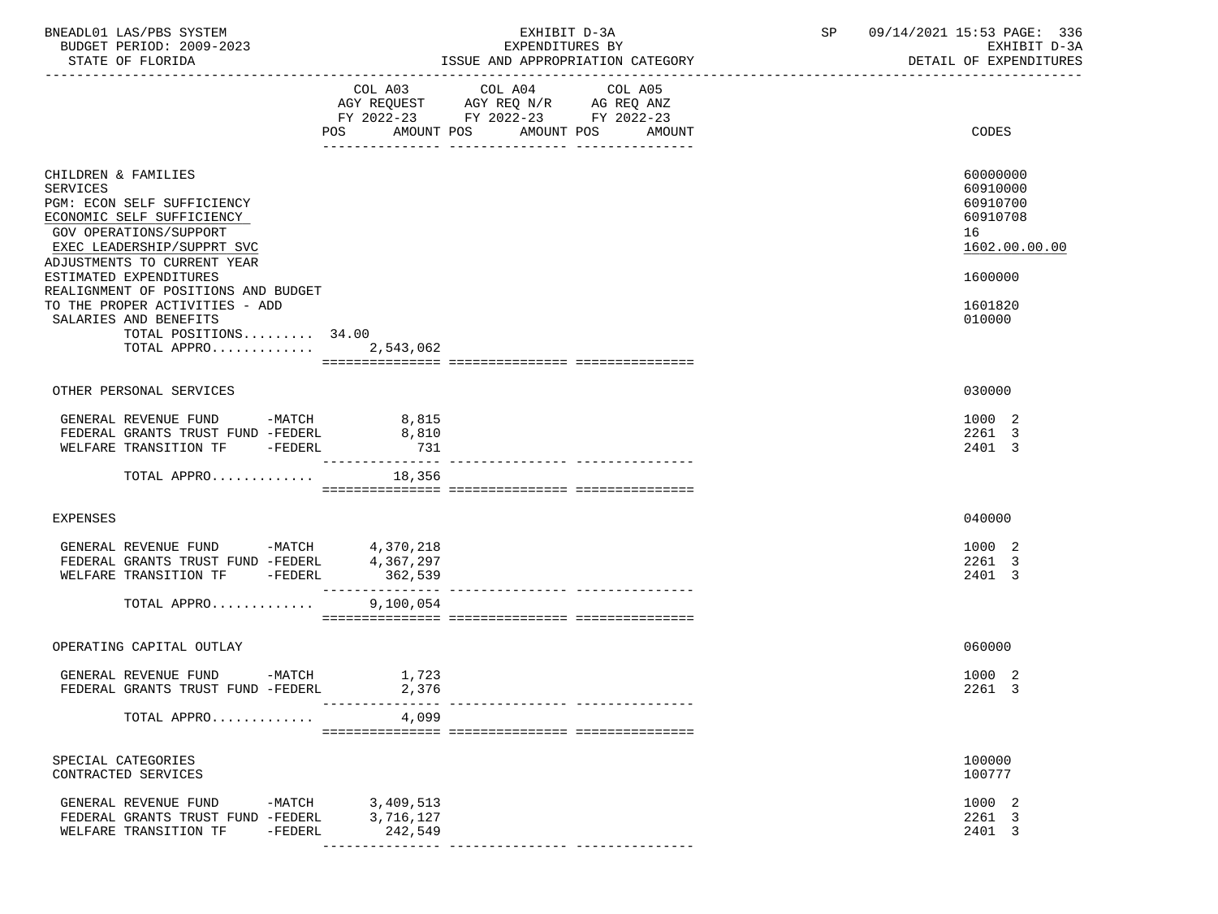BNEADL01 LAS/PBS SYSTEM
BUDGET PERIOD: 2009-2023
STATE OF FLORIDA

EXHIBIT D-3A
EXPENDITURES BY
ISSUE AND APPROPRIATION CATEGORY

SP 09/14/2021 15:53

EXHIBIT D-3A
DETAIL OF EXPENDITURES

| | COL A03 AGY REQUEST FY 2022-23 POS AMOUNT | COL A04 AGY REQ N/R FY 2022-23 POS AMOUNT | COL A05 AG REQ ANZ FY 2022-23 POS AMOUNT | CODES |
|---|---|---|---|---|
| CHILDREN & FAMILIES | | | | 60000000 |
| SERVICES | | | | 60910000 |
| PGM: ECON SELF SUFFICIENCY | | | | 60910700 |
| ECONOMIC SELF SUFFICIENCY | | | | 60910708 |
| GOV OPERATIONS/SUPPORT | | | | 16 |
| EXEC LEADERSHIP/SUPPRT SVC | | | | 1602.00.00.00 |
| ADJUSTMENTS TO CURRENT YEAR ESTIMATED EXPENDITURES | | | | 1600000 |
| REALIGNMENT OF POSITIONS AND BUDGET TO THE PROPER ACTIVITIES - ADD | | | | 1601820 |
| SALARIES AND BENEFITS | | | | 010000 |
| TOTAL POSITIONS......... | 34.00 | | | |
| TOTAL APPRO............. | 2,543,062 | | | |
| OTHER PERSONAL SERVICES | | | | 030000 |
| GENERAL REVENUE FUND -MATCH | 8,815 | | | 1000 2 |
| FEDERAL GRANTS TRUST FUND -FEDERL | 8,810 | | | 2261 3 |
| WELFARE TRANSITION TF -FEDERL | 731 | | | 2401 3 |
| TOTAL APPRO............. | 18,356 | | | |
| EXPENSES | | | | 040000 |
| GENERAL REVENUE FUND -MATCH | 4,370,218 | | | 1000 2 |
| FEDERAL GRANTS TRUST FUND -FEDERL | 4,367,297 | | | 2261 3 |
| WELFARE TRANSITION TF -FEDERL | 362,539 | | | 2401 3 |
| TOTAL APPRO............. | 9,100,054 | | | |
| OPERATING CAPITAL OUTLAY | | | | 060000 |
| GENERAL REVENUE FUND -MATCH | 1,723 | | | 1000 2 |
| FEDERAL GRANTS TRUST FUND -FEDERL | 2,376 | | | 2261 3 |
| TOTAL APPRO............. | 4,099 | | | |
| SPECIAL CATEGORIES | | | | 100000 |
| CONTRACTED SERVICES | | | | 100777 |
| GENERAL REVENUE FUND -MATCH | 3,409,513 | | | 1000 2 |
| FEDERAL GRANTS TRUST FUND -FEDERL | 3,716,127 | | | 2261 3 |
| WELFARE TRANSITION TF -FEDERL | 242,549 | | | 2401 3 |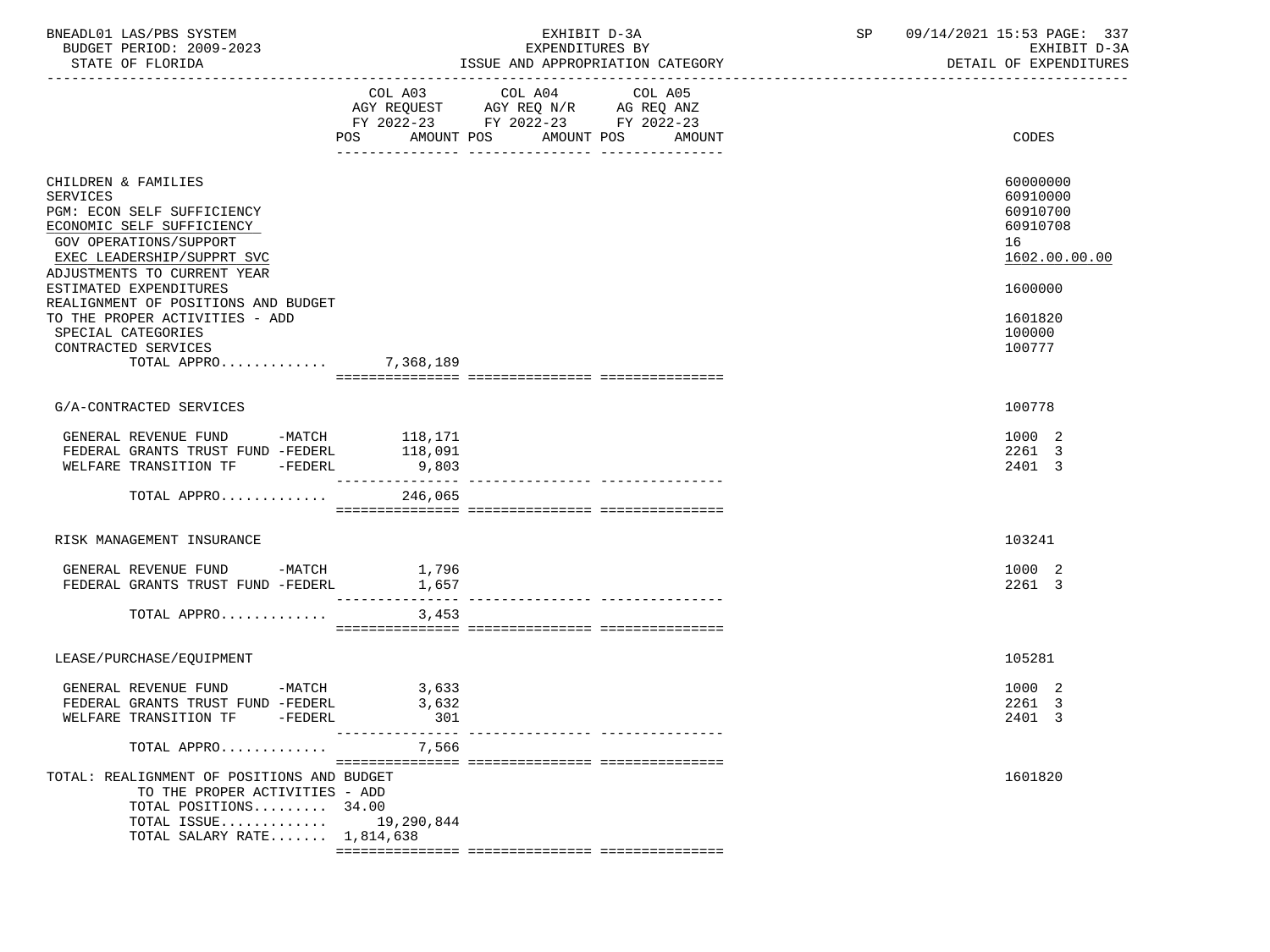BNEADL01 LAS/PBS SYSTEM — EXHIBIT D-3A — EXPENDITURES BY ISSUE AND APPROPRIATION CATEGORY
BUDGET PERIOD: 2009-2023 — STATE OF FLORIDA
SP 09/14/2021 15:53 PAGE: 337 — EXHIBIT D-3A — DETAIL OF EXPENDITURES

| | COL A03 AGY REQUEST FY 2022-23 POS AMOUNT | COL A04 AGY REQ N/R FY 2022-23 POS AMOUNT | COL A05 AG REQ ANZ FY 2022-23 POS AMOUNT | CODES |
|---|---|---|---|---|
| CHILDREN & FAMILIES | | | | 60000000 |
| SERVICES | | | | 60910000 |
| PGM: ECON SELF SUFFICIENCY | | | | 60910700 |
| ECONOMIC SELF SUFFICIENCY | | | | 60910708 |
| GOV OPERATIONS/SUPPORT | | | | 16 |
| EXEC LEADERSHIP/SUPPRT SVC | | | | 1602.00.00.00 |
| ADJUSTMENTS TO CURRENT YEAR ESTIMATED EXPENDITURES | | | | 1600000 |
| REALIGNMENT OF POSITIONS AND BUDGET TO THE PROPER ACTIVITIES - ADD | | | | 1601820 |
| SPECIAL CATEGORIES | | | | 100000 |
| CONTRACTED SERVICES | | | | 100777 |
| TOTAL APPRO............ | 7,368,189 | | | |
| G/A-CONTRACTED SERVICES | | | | 100778 |
| GENERAL REVENUE FUND -MATCH | 118,171 | | | 1000 2 |
| FEDERAL GRANTS TRUST FUND -FEDERL | 118,091 | | | 2261 3 |
| WELFARE TRANSITION TF -FEDERL | 9,803 | | | 2401 3 |
| TOTAL APPRO............ | 246,065 | | | |
| RISK MANAGEMENT INSURANCE | | | | 103241 |
| GENERAL REVENUE FUND -MATCH | 1,796 | | | 1000 2 |
| FEDERAL GRANTS TRUST FUND -FEDERL | 1,657 | | | 2261 3 |
| TOTAL APPRO............ | 3,453 | | | |
| LEASE/PURCHASE/EQUIPMENT | | | | 105281 |
| GENERAL REVENUE FUND -MATCH | 3,633 | | | 1000 2 |
| FEDERAL GRANTS TRUST FUND -FEDERL | 3,632 | | | 2261 3 |
| WELFARE TRANSITION TF -FEDERL | 301 | | | 2401 3 |
| TOTAL APPRO............ | 7,566 | | | |
| TOTAL: REALIGNMENT OF POSITIONS AND BUDGET TO THE PROPER ACTIVITIES - ADD | | | | 1601820 |
| TOTAL POSITIONS......... | 34.00 | | | |
| TOTAL ISSUE............ | 19,290,844 | | | |
| TOTAL SALARY RATE....... | 1,814,638 | | | |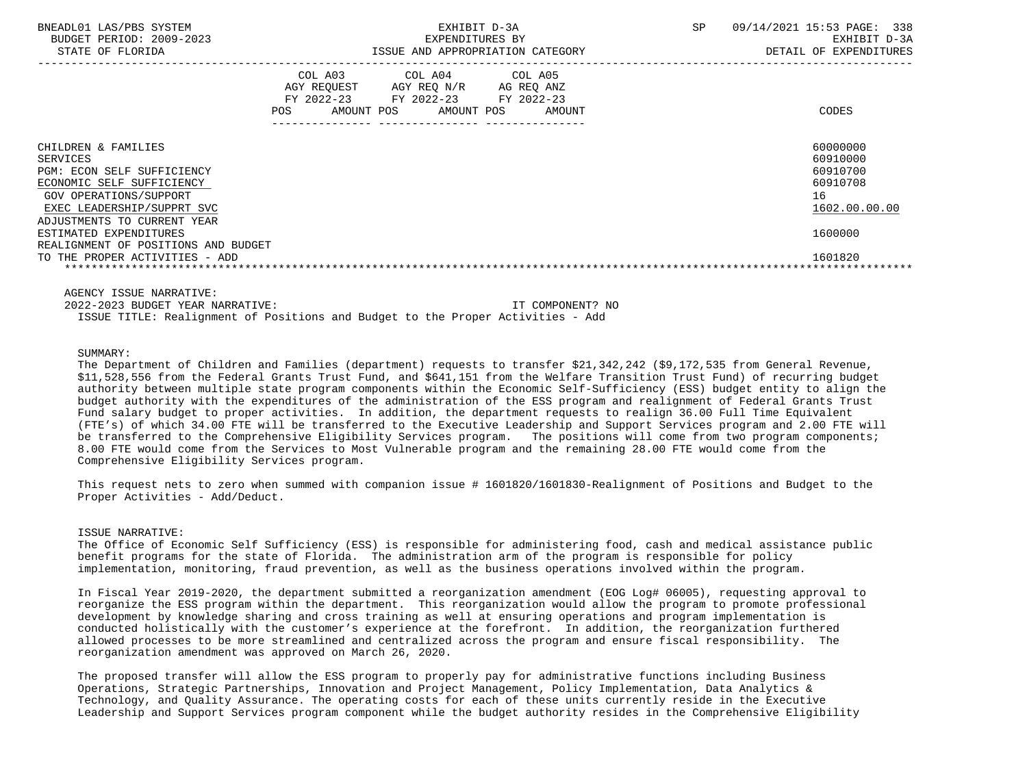| | COL A03 AGY REQUEST FY 2022-23 POS AMOUNT | COL A04 AGY REQ N/R FY 2022-23 POS AMOUNT | COL A05 AG REQ ANZ FY 2022-23 POS AMOUNT | CODES |
|---|---|---|---|---|
| CHILDREN & FAMILIES | | | | 60000000 |
| SERVICES | | | | 60910000 |
| PGM: ECON SELF SUFFICIENCY | | | | 60910700 |
| ECONOMIC SELF SUFFICIENCY | | | | 60910708 |
| GOV OPERATIONS/SUPPORT | | | | 16 |
| EXEC LEADERSHIP/SUPPRT SVC | | | | 1602.00.00.00 |
| ADJUSTMENTS TO CURRENT YEAR ESTIMATED EXPENDITURES | | | | 1600000 |
| REALIGNMENT OF POSITIONS AND BUDGET TO THE PROPER ACTIVITIES - ADD | | | | 1601820 |

AGENCY ISSUE NARRATIVE:

2022-2023 BUDGET YEAR NARRATIVE: IT COMPONENT? NO

ISSUE TITLE: Realignment of Positions and Budget to the Proper Activities - Add

SUMMARY:

The Department of Children and Families (department) requests to transfer $21,342,242 ($9,172,535 from General Revenue, $11,528,556 from the Federal Grants Trust Fund, and $641,151 from the Welfare Transition Trust Fund) of recurring budget authority between multiple state program components within the Economic Self-Sufficiency (ESS) budget entity to align the budget authority with the expenditures of the administration of the ESS program and realignment of Federal Grants Trust Fund salary budget to proper activities. In addition, the department requests to realign 36.00 Full Time Equivalent (FTE's) of which 34.00 FTE will be transferred to the Executive Leadership and Support Services program and 2.00 FTE will be transferred to the Comprehensive Eligibility Services program. The positions will come from two program components; 8.00 FTE would come from the Services to Most Vulnerable program and the remaining 28.00 FTE would come from the Comprehensive Eligibility Services program.

This request nets to zero when summed with companion issue # 1601820/1601830-Realignment of Positions and Budget to the Proper Activities - Add/Deduct.

ISSUE NARRATIVE:

The Office of Economic Self Sufficiency (ESS) is responsible for administering food, cash and medical assistance public benefit programs for the state of Florida. The administration arm of the program is responsible for policy implementation, monitoring, fraud prevention, as well as the business operations involved within the program.

In Fiscal Year 2019-2020, the department submitted a reorganization amendment (EOG Log# 06005), requesting approval to reorganize the ESS program within the department. This reorganization would allow the program to promote professional development by knowledge sharing and cross training as well at ensuring operations and program implementation is conducted holistically with the customer's experience at the forefront. In addition, the reorganization furthered allowed processes to be more streamlined and centralized across the program and ensure fiscal responsibility. The reorganization amendment was approved on March 26, 2020.

The proposed transfer will allow the ESS program to properly pay for administrative functions including Business Operations, Strategic Partnerships, Innovation and Project Management, Policy Implementation, Data Analytics & Technology, and Quality Assurance. The operating costs for each of these units currently reside in the Executive Leadership and Support Services program component while the budget authority resides in the Comprehensive Eligibility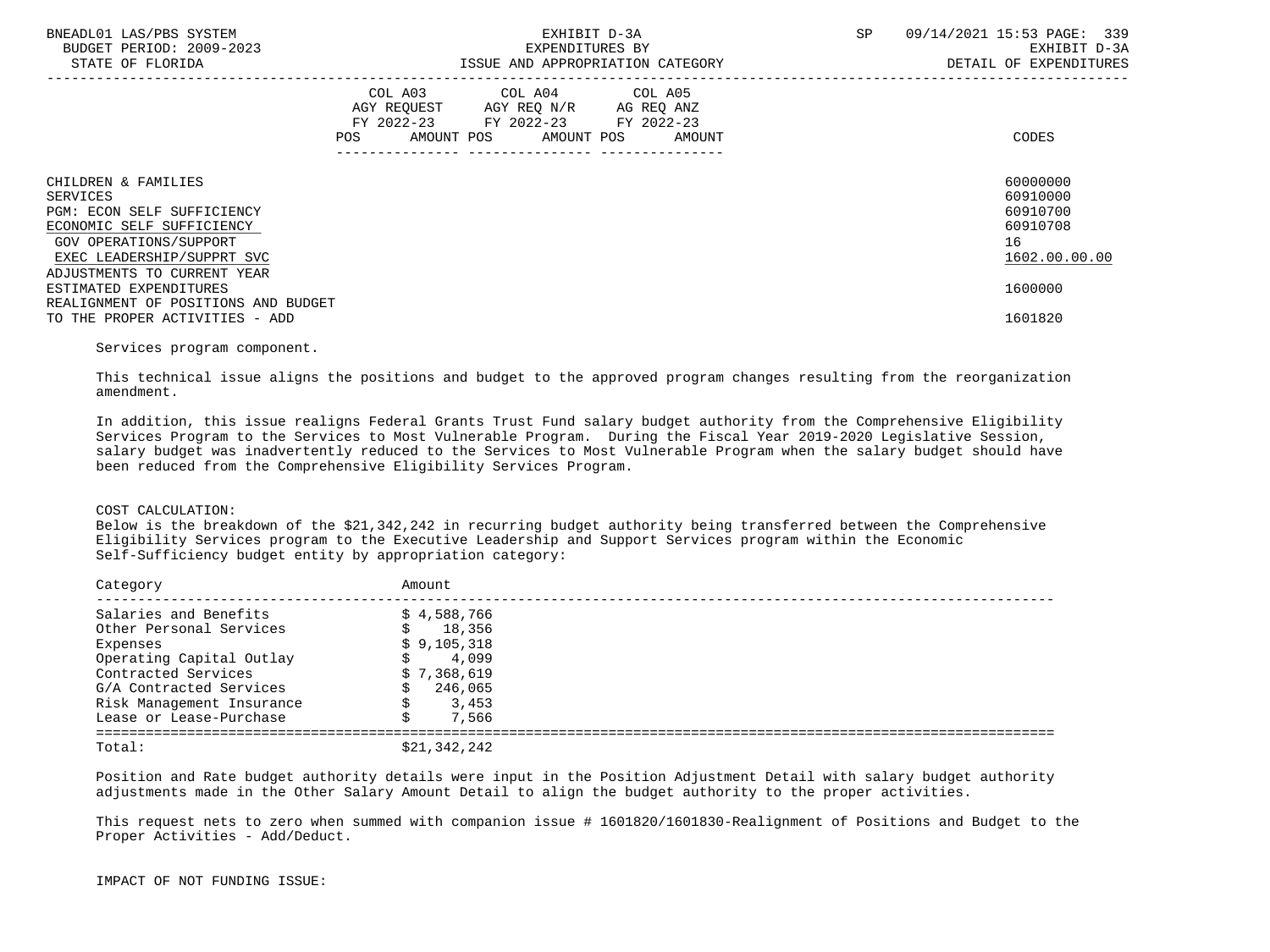| | COL A03 AGY REQUEST FY 2022-23 POS AMOUNT | COL A04 AGY REQ N/R FY 2022-23 POS AMOUNT | COL A05 AG REQ ANZ FY 2022-23 POS AMOUNT | CODES |
|---|---|---|---|---|
| CHILDREN & FAMILIES | | | | 60000000 |
| SERVICES | | | | 60910000 |
| PGM: ECON SELF SUFFICIENCY | | | | 60910700 |
| ECONOMIC SELF SUFFICIENCY | | | | 60910708 |
| GOV OPERATIONS/SUPPORT | | | | 16 |
| EXEC LEADERSHIP/SUPPRT SVC | | | | 1602.00.00.00 |
| ADJUSTMENTS TO CURRENT YEAR ESTIMATED EXPENDITURES | | | | 1600000 |
| REALIGNMENT OF POSITIONS AND BUDGET TO THE PROPER ACTIVITIES - ADD | | | | 1601820 |

Services program component.

This technical issue aligns the positions and budget to the approved program changes resulting from the reorganization amendment.

In addition, this issue realigns Federal Grants Trust Fund salary budget authority from the Comprehensive Eligibility Services Program to the Services to Most Vulnerable Program. During the Fiscal Year 2019-2020 Legislative Session, salary budget was inadvertently reduced to the Services to Most Vulnerable Program when the salary budget should have been reduced from the Comprehensive Eligibility Services Program.

COST CALCULATION:
Below is the breakdown of the $21,342,242 in recurring budget authority being transferred between the Comprehensive Eligibility Services program to the Executive Leadership and Support Services program within the Economic Self-Sufficiency budget entity by appropriation category:

| Category | Amount |
|---|---|
| Salaries and Benefits | $ 4,588,766 |
| Other Personal Services | $ 18,356 |
| Expenses | $ 9,105,318 |
| Operating Capital Outlay | $ 4,099 |
| Contracted Services | $ 7,368,619 |
| G/A Contracted Services | $ 246,065 |
| Risk Management Insurance | $ 3,453 |
| Lease or Lease-Purchase | $ 7,566 |
| Total: | $21,342,242 |

Position and Rate budget authority details were input in the Position Adjustment Detail with salary budget authority adjustments made in the Other Salary Amount Detail to align the budget authority to the proper activities.

This request nets to zero when summed with companion issue # 1601820/1601830-Realignment of Positions and Budget to the Proper Activities - Add/Deduct.

IMPACT OF NOT FUNDING ISSUE: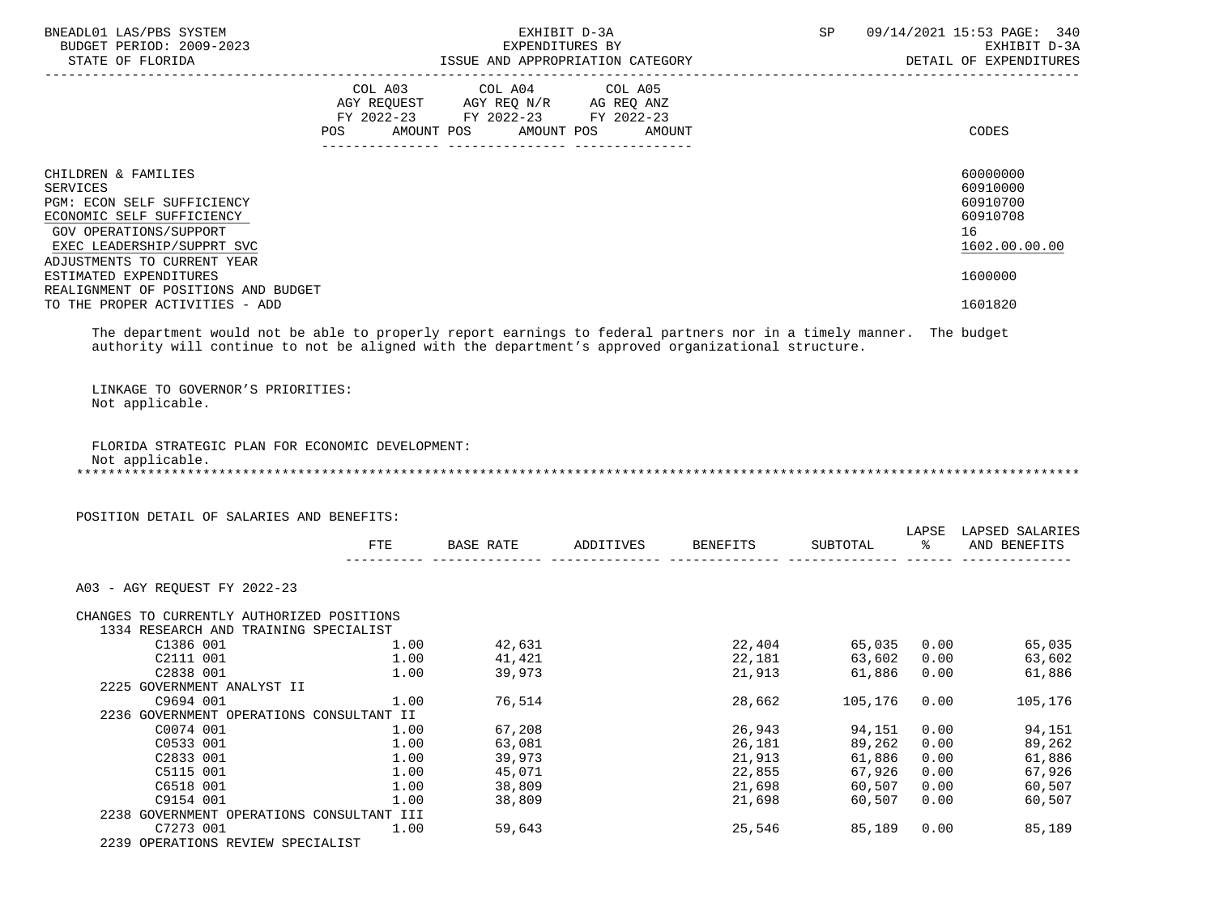| | COL A03 AGY REQUEST FY 2022-23 POS AMOUNT | COL A04 AGY REQ N/R FY 2022-23 POS AMOUNT | COL A05 AG REQ ANZ FY 2022-23 POS AMOUNT | CODES |
|---|---|---|---|---|
| CHILDREN & FAMILIES | | | | 60000000 |
| SERVICES | | | | 60910000 |
| PGM: ECON SELF SUFFICIENCY | | | | 60910700 |
| ECONOMIC SELF SUFFICIENCY | | | | 60910708 |
| GOV OPERATIONS/SUPPORT | | | | 16 |
| EXEC LEADERSHIP/SUPPRT SVC | | | | 1602.00.00.00 |
| ADJUSTMENTS TO CURRENT YEAR ESTIMATED EXPENDITURES | | | | 1600000 |
| REALIGNMENT OF POSITIONS AND BUDGET TO THE PROPER ACTIVITIES - ADD | | | | 1601820 |

The department would not be able to properly report earnings to federal partners nor in a timely manner. The budget authority will continue to not be aligned with the department's approved organizational structure.

LINKAGE TO GOVERNOR'S PRIORITIES:
Not applicable.

FLORIDA STRATEGIC PLAN FOR ECONOMIC DEVELOPMENT:
Not applicable.

*******************************************************************************************************************

POSITION DETAIL OF SALARIES AND BENEFITS:

| | FTE | BASE RATE | ADDITIVES | BENEFITS | SUBTOTAL | LAPSE % | LAPSED SALARIES AND BENEFITS |
|---|---|---|---|---|---|---|---|
| A03 - AGY REQUEST FY 2022-23 | | | | | | | |
| CHANGES TO CURRENTLY AUTHORIZED POSITIONS | | | | | | | |
| 1334 RESEARCH AND TRAINING SPECIALIST | | | | | | | |
| C1386 001 | 1.00 | 42,631 | | 22,404 | 65,035 | 0.00 | 65,035 |
| C2111 001 | 1.00 | 41,421 | | 22,181 | 63,602 | 0.00 | 63,602 |
| C2838 001 | 1.00 | 39,973 | | 21,913 | 61,886 | 0.00 | 61,886 |
| 2225 GOVERNMENT ANALYST II | | | | | | | |
| C9694 001 | 1.00 | 76,514 | | 28,662 | 105,176 | 0.00 | 105,176 |
| 2236 GOVERNMENT OPERATIONS CONSULTANT II | | | | | | | |
| C0074 001 | 1.00 | 67,208 | | 26,943 | 94,151 | 0.00 | 94,151 |
| C0533 001 | 1.00 | 63,081 | | 26,181 | 89,262 | 0.00 | 89,262 |
| C2833 001 | 1.00 | 39,973 | | 21,913 | 61,886 | 0.00 | 61,886 |
| C5115 001 | 1.00 | 45,071 | | 22,855 | 67,926 | 0.00 | 67,926 |
| C6518 001 | 1.00 | 38,809 | | 21,698 | 60,507 | 0.00 | 60,507 |
| C9154 001 | 1.00 | 38,809 | | 21,698 | 60,507 | 0.00 | 60,507 |
| 2238 GOVERNMENT OPERATIONS CONSULTANT III | | | | | | | |
| C7273 001 | 1.00 | 59,643 | | 25,546 | 85,189 | 0.00 | 85,189 |
| 2239 OPERATIONS REVIEW SPECIALIST | | | | | | | |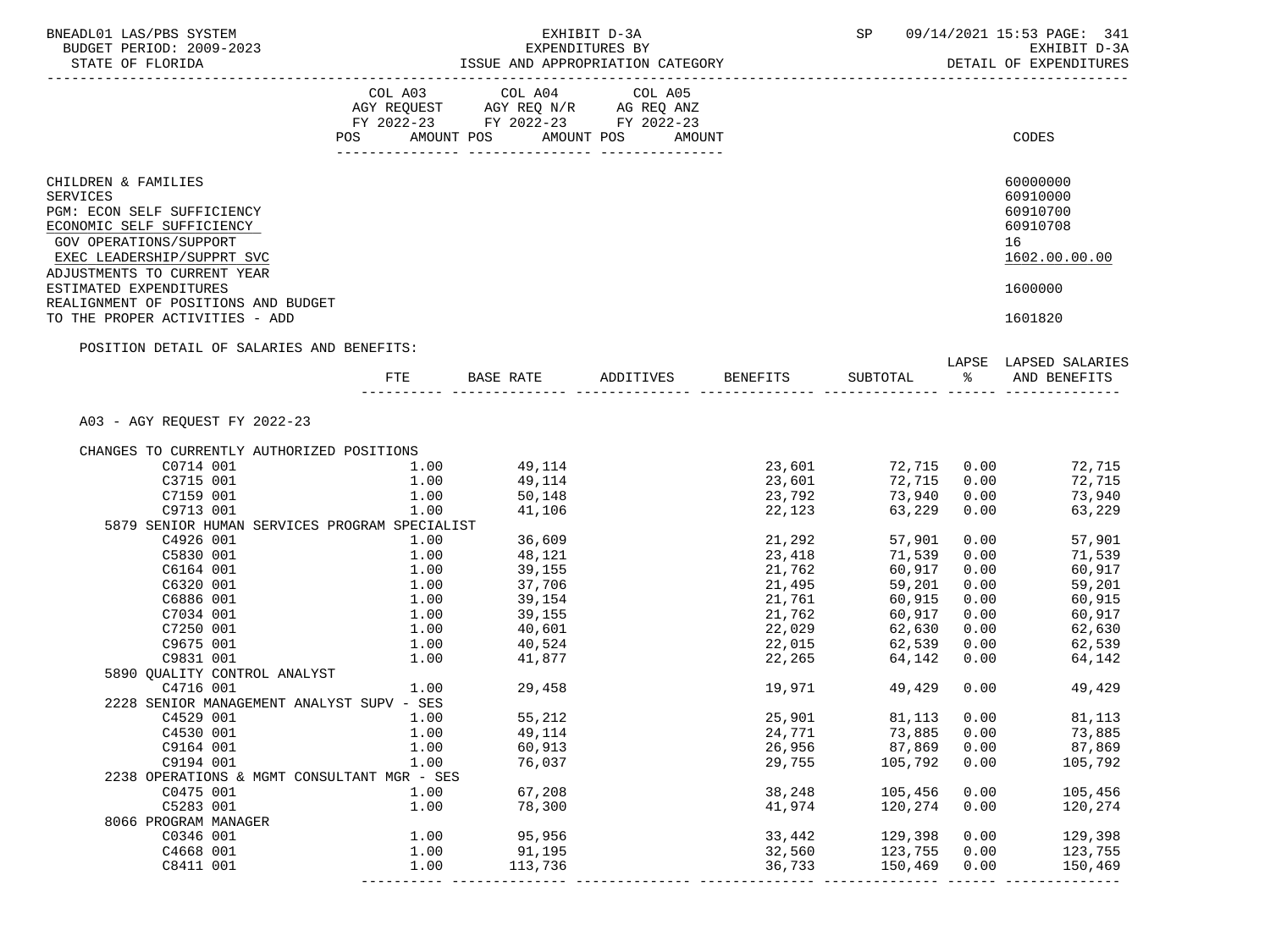BNEADL01 LAS/PBS SYSTEM — EXHIBIT D-3A — SP 09/14/2021 15:53 PAGE: 341
BUDGET PERIOD: 2009-2023 — EXPENDITURES BY — EXHIBIT D-3A
STATE OF FLORIDA — ISSUE AND APPROPRIATION CATEGORY — DETAIL OF EXPENDITURES

| | COL A03 AGY REQUEST FY 2022-23 POS AMOUNT | COL A04 AGY REQ N/R FY 2022-23 POS AMOUNT | COL A05 AG REQ ANZ FY 2022-23 POS AMOUNT | CODES |
|---|---|---|---|---|
| CHILDREN & FAMILIES | | | | 60000000 |
| SERVICES | | | | 60910000 |
| PGM: ECON SELF SUFFICIENCY | | | | 60910700 |
| ECONOMIC SELF SUFFICIENCY | | | | 60910708 |
| GOV OPERATIONS/SUPPORT | | | | 16 |
| EXEC LEADERSHIP/SUPPRT SVC | | | | 1602.00.00.00 |
| ADJUSTMENTS TO CURRENT YEAR ESTIMATED EXPENDITURES | | | | 1600000 |
| REALIGNMENT OF POSITIONS AND BUDGET TO THE PROPER ACTIVITIES - ADD | | | | 1601820 |

POSITION DETAIL OF SALARIES AND BENEFITS:

| | FTE | BASE RATE | ADDITIVES | BENEFITS | SUBTOTAL | LAPSE % | LAPSED SALARIES AND BENEFITS |
|---|---|---|---|---|---|---|---|
| A03 - AGY REQUEST FY 2022-23 | | | | | | | |
| CHANGES TO CURRENTLY AUTHORIZED POSITIONS | | | | | | | |
| C0714 001 | 1.00 | 49,114 | | 23,601 | 72,715 | 0.00 | 72,715 |
| C3715 001 | 1.00 | 49,114 | | 23,601 | 72,715 | 0.00 | 72,715 |
| C7159 001 | 1.00 | 50,148 | | 23,792 | 73,940 | 0.00 | 73,940 |
| C9713 001 | 1.00 | 41,106 | | 22,123 | 63,229 | 0.00 | 63,229 |
| 5879 SENIOR HUMAN SERVICES PROGRAM SPECIALIST | | | | | | | |
| C4926 001 | 1.00 | 36,609 | | 21,292 | 57,901 | 0.00 | 57,901 |
| C5830 001 | 1.00 | 48,121 | | 23,418 | 71,539 | 0.00 | 71,539 |
| C6164 001 | 1.00 | 39,155 | | 21,762 | 60,917 | 0.00 | 60,917 |
| C6320 001 | 1.00 | 37,706 | | 21,495 | 59,201 | 0.00 | 59,201 |
| C6886 001 | 1.00 | 39,154 | | 21,761 | 60,915 | 0.00 | 60,915 |
| C7034 001 | 1.00 | 39,155 | | 21,762 | 60,917 | 0.00 | 60,917 |
| C7250 001 | 1.00 | 40,601 | | 22,029 | 62,630 | 0.00 | 62,630 |
| C9675 001 | 1.00 | 40,524 | | 22,015 | 62,539 | 0.00 | 62,539 |
| C9831 001 | 1.00 | 41,877 | | 22,265 | 64,142 | 0.00 | 64,142 |
| 5890 QUALITY CONTROL ANALYST | | | | | | | |
| C4716 001 | 1.00 | 29,458 | | 19,971 | 49,429 | 0.00 | 49,429 |
| 2228 SENIOR MANAGEMENT ANALYST SUPV - SES | | | | | | | |
| C4529 001 | 1.00 | 55,212 | | 25,901 | 81,113 | 0.00 | 81,113 |
| C4530 001 | 1.00 | 49,114 | | 24,771 | 73,885 | 0.00 | 73,885 |
| C9164 001 | 1.00 | 60,913 | | 26,956 | 87,869 | 0.00 | 87,869 |
| C9194 001 | 1.00 | 76,037 | | 29,755 | 105,792 | 0.00 | 105,792 |
| 2238 OPERATIONS & MGMT CONSULTANT MGR - SES | | | | | | | |
| C0475 001 | 1.00 | 67,208 | | 38,248 | 105,456 | 0.00 | 105,456 |
| C5283 001 | 1.00 | 78,300 | | 41,974 | 120,274 | 0.00 | 120,274 |
| 8066 PROGRAM MANAGER | | | | | | | |
| C0346 001 | 1.00 | 95,956 | | 33,442 | 129,398 | 0.00 | 129,398 |
| C4668 001 | 1.00 | 91,195 | | 32,560 | 123,755 | 0.00 | 123,755 |
| C8411 001 | 1.00 | 113,736 | | 36,733 | 150,469 | 0.00 | 150,469 |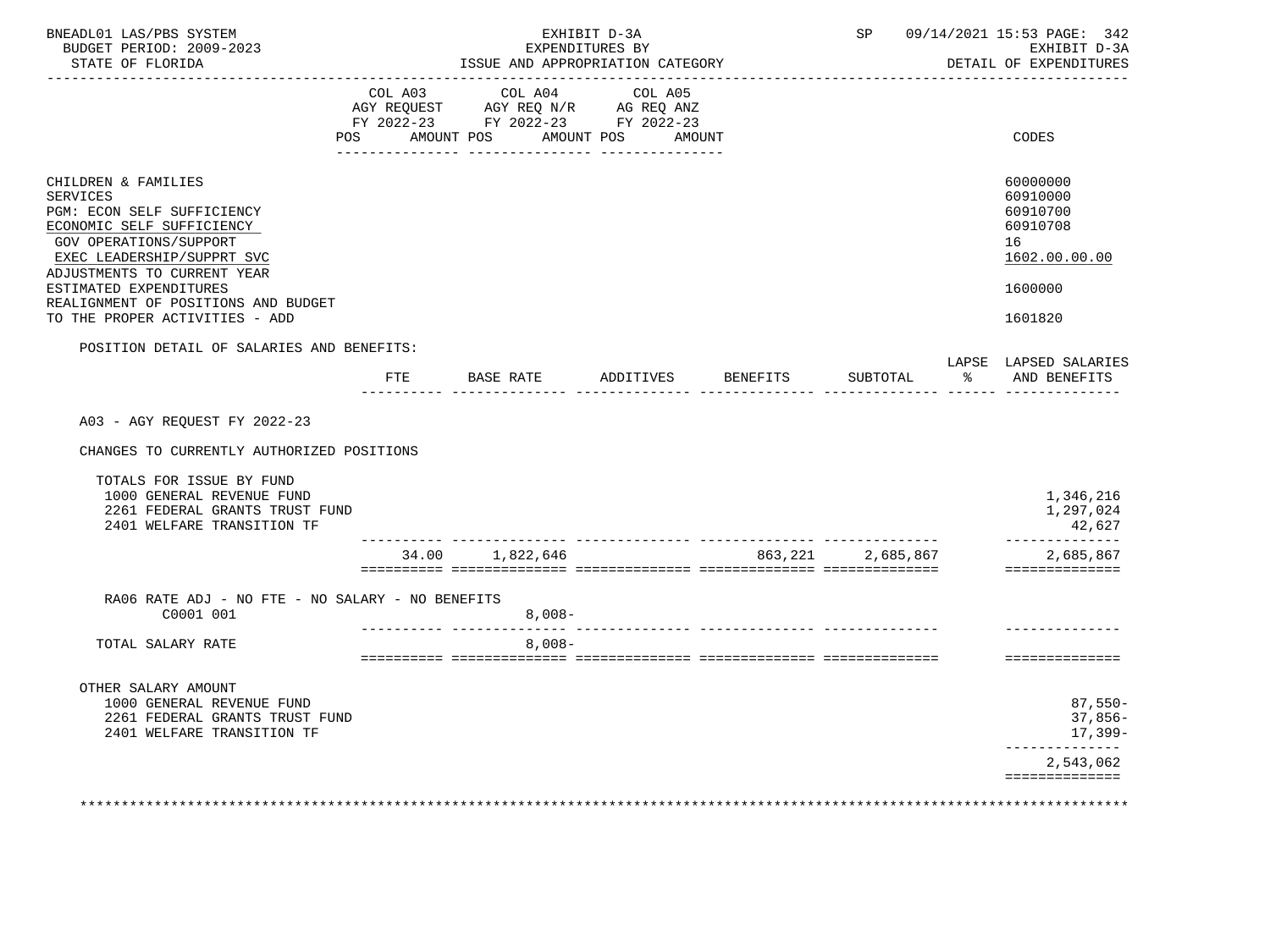BNEADL01 LAS/PBS SYSTEM | EXHIBIT D-3A | SP 09/14/2021 15:53 PAGE: 342
BUDGET PERIOD: 2009-2023 | EXPENDITURES BY | EXHIBIT D-3A
STATE OF FLORIDA | ISSUE AND APPROPRIATION CATEGORY | DETAIL OF EXPENDITURES

| | COL A03 AGY REQUEST FY 2022-23 POS AMOUNT | COL A04 AGY REQ N/R FY 2022-23 POS AMOUNT | COL A05 AG REQ ANZ FY 2022-23 POS AMOUNT | CODES |
|---|---|---|---|---|
| CHILDREN & FAMILIES | | | | 60000000 |
| SERVICES | | | | 60910000 |
| PGM: ECON SELF SUFFICIENCY | | | | 60910700 |
| ECONOMIC SELF SUFFICIENCY | | | | 60910708 |
| GOV OPERATIONS/SUPPORT | | | | 16 |
| EXEC LEADERSHIP/SUPPRT SVC | | | | 1602.00.00.00 |
| ADJUSTMENTS TO CURRENT YEAR ESTIMATED EXPENDITURES | | | | 1600000 |
| REALIGNMENT OF POSITIONS AND BUDGET TO THE PROPER ACTIVITIES - ADD | | | | 1601820 |

POSITION DETAIL OF SALARIES AND BENEFITS:

| | FTE | BASE RATE | ADDITIVES | BENEFITS | SUBTOTAL | LAPSE % | LAPSED SALARIES AND BENEFITS |
|---|---|---|---|---|---|---|---|
| A03 - AGY REQUEST FY 2022-23 | | | | | | | |
| CHANGES TO CURRENTLY AUTHORIZED POSITIONS | | | | | | | |
| TOTALS FOR ISSUE BY FUND | | | | | | | |
| 1000 GENERAL REVENUE FUND | | | | | | | 1,346,216 |
| 2261 FEDERAL GRANTS TRUST FUND | | | | | | | 1,297,024 |
| 2401 WELFARE TRANSITION TF | | | | | | | 42,627 |
| | 34.00 | 1,822,646 | | 863,221 | 2,685,867 | | 2,685,867 |
| RA06 RATE ADJ - NO FTE - NO SALARY - NO BENEFITS | | | | | | | |
| C0001 001 | | 8,008- | | | | | |
| TOTAL SALARY RATE | | 8,008- | | | | | |
| OTHER SALARY AMOUNT | | | | | | | |
| 1000 GENERAL REVENUE FUND | | | | | | | 87,550- |
| 2261 FEDERAL GRANTS TRUST FUND | | | | | | | 37,856- |
| 2401 WELFARE TRANSITION TF | | | | | | | 17,399- |
| | | | | | | | 2,543,062 |

********************************************************************************************************************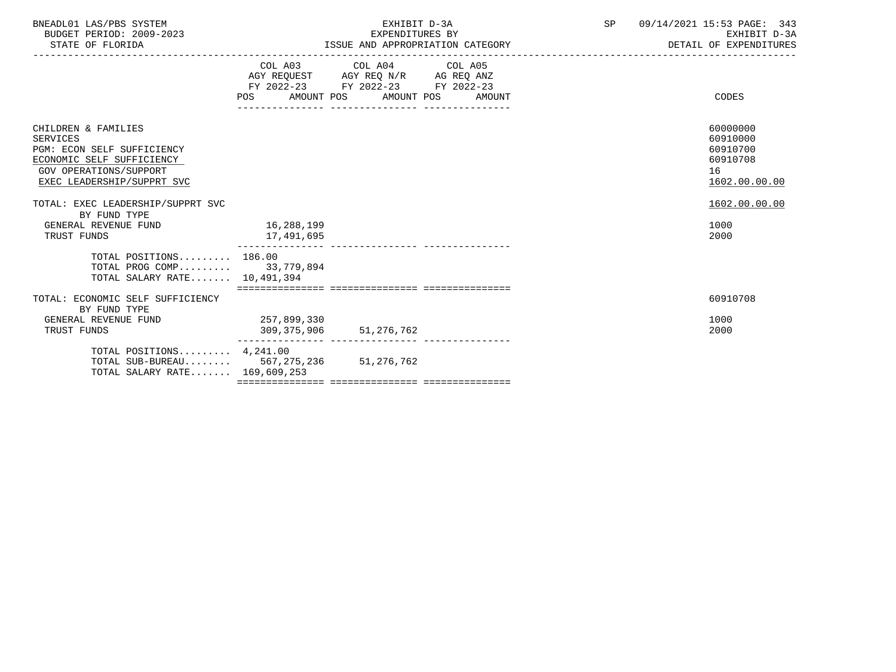BNEADL01 LAS/PBS SYSTEM
BUDGET PERIOD: 2009-2023
STATE OF FLORIDA

EXHIBIT D-3A
EXPENDITURES BY
ISSUE AND APPROPRIATION CATEGORY

SP 09/14/2021 15:53 PAGE: 343
EXHIBIT D-3A
DETAIL OF EXPENDITURES

| | COL A03 AGY REQUEST FY 2022-23 POS | AMOUNT | COL A04 AGY REQ N/R FY 2022-23 POS | AMOUNT | COL A05 AG REQ ANZ FY 2022-23 POS | AMOUNT | CODES |
|---|---|---|---|---|---|---|---|
| CHILDREN & FAMILIES | | | | | | | 60000000 |
| SERVICES | | | | | | | 60910000 |
| PGM: ECON SELF SUFFICIENCY | | | | | | | 60910700 |
| ECONOMIC SELF SUFFICIENCY | | | | | | | 60910708 |
| GOV OPERATIONS/SUPPORT | | | | | | | 16 |
| EXEC LEADERSHIP/SUPPRT SVC | | | | | | | 1602.00.00.00 |
| TOTAL: EXEC LEADERSHIP/SUPPRT SVC | | | | | | | 1602.00.00.00 |
| BY FUND TYPE | | | | | | | |
| GENERAL REVENUE FUND | | 16,288,199 | | | | | 1000 |
| TRUST FUNDS | | 17,491,695 | | | | | 2000 |
| TOTAL POSITIONS......... | 186.00 | | | | | | |
| TOTAL PROG COMP......... | | 33,779,894 | | | | | |
| TOTAL SALARY RATE....... | | 10,491,394 | | | | | |
| TOTAL: ECONOMIC SELF SUFFICIENCY | | | | | | | 60910708 |
| BY FUND TYPE | | | | | | | |
| GENERAL REVENUE FUND | | 257,899,330 | | | | | 1000 |
| TRUST FUNDS | | 309,375,906 | | 51,276,762 | | | 2000 |
| TOTAL POSITIONS......... | 4,241.00 | | | | | | |
| TOTAL SUB-BUREAU........ | | 567,275,236 | | 51,276,762 | | | |
| TOTAL SALARY RATE....... | | 169,609,253 | | | | | |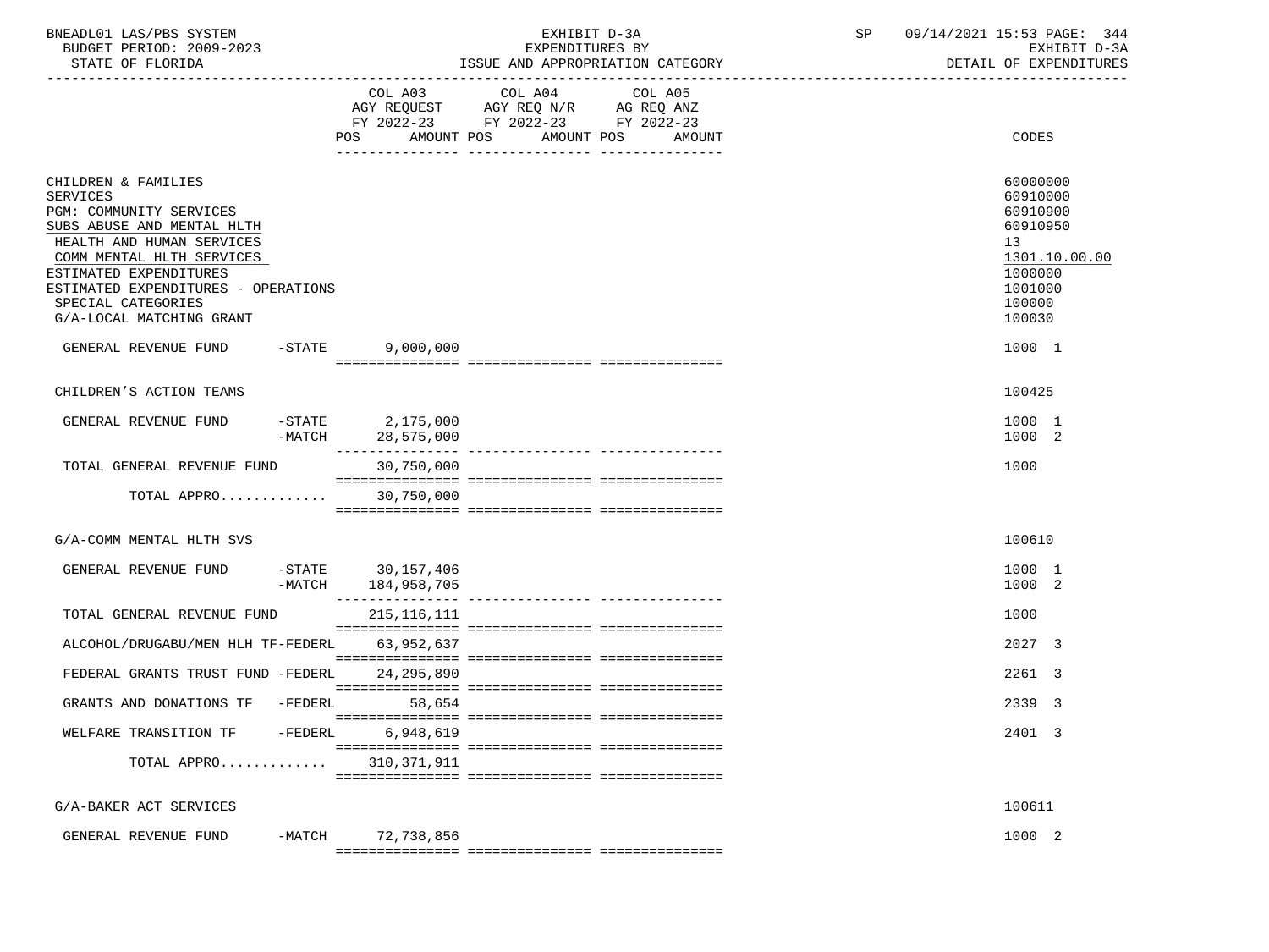BNEADL01 LAS/PBS SYSTEM
BUDGET PERIOD: 2009-2023
STATE OF FLORIDA

EXHIBIT D-3A
EXPENDITURES BY
ISSUE AND APPROPRIATION CATEGORY

SP 09/14/2021 15:53 PAGE: 344
EXHIBIT D-3A
DETAIL OF EXPENDITURES

| | COL A03 AGY REQUEST FY 2022-23 POS AMOUNT | COL A04 AGY REQ N/R FY 2022-23 POS AMOUNT | COL A05 AG REQ ANZ FY 2022-23 POS AMOUNT | CODES |
|---|---|---|---|---|
| CHILDREN & FAMILIES | | | | 60000000 |
| SERVICES | | | | 60910000 |
| PGM: COMMUNITY SERVICES | | | | 60910900 |
| SUBS ABUSE AND MENTAL HLTH | | | | 60910950 |
| HEALTH AND HUMAN SERVICES | | | | 13 |
| COMM MENTAL HLTH SERVICES | | | | 1301.10.00.00 |
| ESTIMATED EXPENDITURES | | | | 1000000 |
| ESTIMATED EXPENDITURES - OPERATIONS | | | | 1001000 |
| SPECIAL CATEGORIES | | | | 100000 |
| G/A-LOCAL MATCHING GRANT | | | | 100030 |
| GENERAL REVENUE FUND -STATE | 9,000,000 | | | 1000 1 |
| CHILDREN'S ACTION TEAMS | | | | 100425 |
| GENERAL REVENUE FUND -STATE | 2,175,000 | | | 1000 1 |
| -MATCH | 28,575,000 | | | 1000 2 |
| TOTAL GENERAL REVENUE FUND | 30,750,000 | | | 1000 |
| TOTAL APPRO............ | 30,750,000 | | | |
| G/A-COMM MENTAL HLTH SVS | | | | 100610 |
| GENERAL REVENUE FUND -STATE | 30,157,406 | | | 1000 1 |
| -MATCH | 184,958,705 | | | 1000 2 |
| TOTAL GENERAL REVENUE FUND | 215,116,111 | | | 1000 |
| ALCOHOL/DRUGABU/MEN HLH TF-FEDERL | 63,952,637 | | | 2027 3 |
| FEDERAL GRANTS TRUST FUND -FEDERL | 24,295,890 | | | 2261 3 |
| GRANTS AND DONATIONS TF -FEDERL | 58,654 | | | 2339 3 |
| WELFARE TRANSITION TF -FEDERL | 6,948,619 | | | 2401 3 |
| TOTAL APPRO............ | 310,371,911 | | | |
| G/A-BAKER ACT SERVICES | | | | 100611 |
| GENERAL REVENUE FUND -MATCH | 72,738,856 | | | 1000 2 |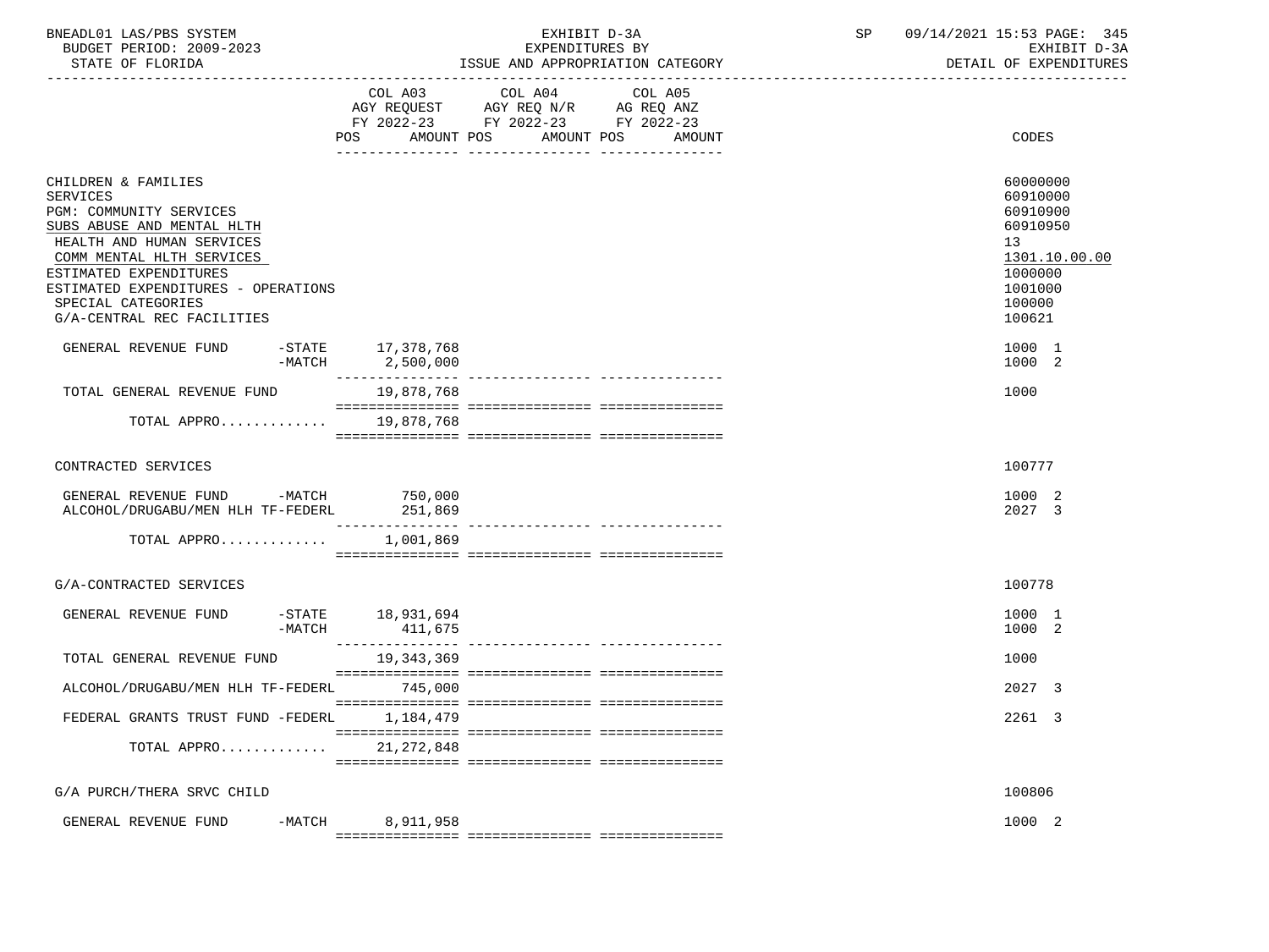BNEADL01 LAS/PBS SYSTEM | BUDGET PERIOD: 2009-2023 | STATE OF FLORIDA

EXHIBIT D-3A
EXPENDITURES BY
ISSUE AND APPROPRIATION CATEGORY

SP 09/14/2021 15:53 | EXHIBIT D-3A | DETAIL OF EXPENDITURES

| | COL A03 AGY REQUEST FY 2022-23 POS AMOUNT | COL A04 AGY REQ N/R FY 2022-23 POS AMOUNT | COL A05 AG REQ ANZ FY 2022-23 POS AMOUNT | CODES |
|---|---|---|---|---|
| CHILDREN & FAMILIES | | | | 60000000 |
| SERVICES | | | | 60910000 |
| PGM: COMMUNITY SERVICES | | | | 60910900 |
| SUBS ABUSE AND MENTAL HLTH | | | | 60910950 |
| HEALTH AND HUMAN SERVICES | | | | 13 |
| COMM MENTAL HLTH SERVICES | | | | 1301.10.00.00 |
| ESTIMATED EXPENDITURES | | | | 1000000 |
| ESTIMATED EXPENDITURES - OPERATIONS | | | | 1001000 |
| SPECIAL CATEGORIES | | | | 100000 |
| G/A-CENTRAL REC FACILITIES | | | | 100621 |
| GENERAL REVENUE FUND -STATE | 17,378,768 | | | 1000 1 |
| -MATCH | 2,500,000 | | | 1000 2 |
| TOTAL GENERAL REVENUE FUND | 19,878,768 | | | 1000 |
| TOTAL APPRO............. | 19,878,768 | | | |
| CONTRACTED SERVICES | | | | 100777 |
| GENERAL REVENUE FUND -MATCH | 750,000 | | | 1000 2 |
| ALCOHOL/DRUGABU/MEN HLH TF-FEDERL | 251,869 | | | 2027 3 |
| TOTAL APPRO............. | 1,001,869 | | | |
| G/A-CONTRACTED SERVICES | | | | 100778 |
| GENERAL REVENUE FUND -STATE | 18,931,694 | | | 1000 1 |
| -MATCH | 411,675 | | | 1000 2 |
| TOTAL GENERAL REVENUE FUND | 19,343,369 | | | 1000 |
| ALCOHOL/DRUGABU/MEN HLH TF-FEDERL | 745,000 | | | 2027 3 |
| FEDERAL GRANTS TRUST FUND -FEDERL | 1,184,479 | | | 2261 3 |
| TOTAL APPRO............. | 21,272,848 | | | |
| G/A PURCH/THERA SRVC CHILD | | | | 100806 |
| GENERAL REVENUE FUND -MATCH | 8,911,958 | | | 1000 2 |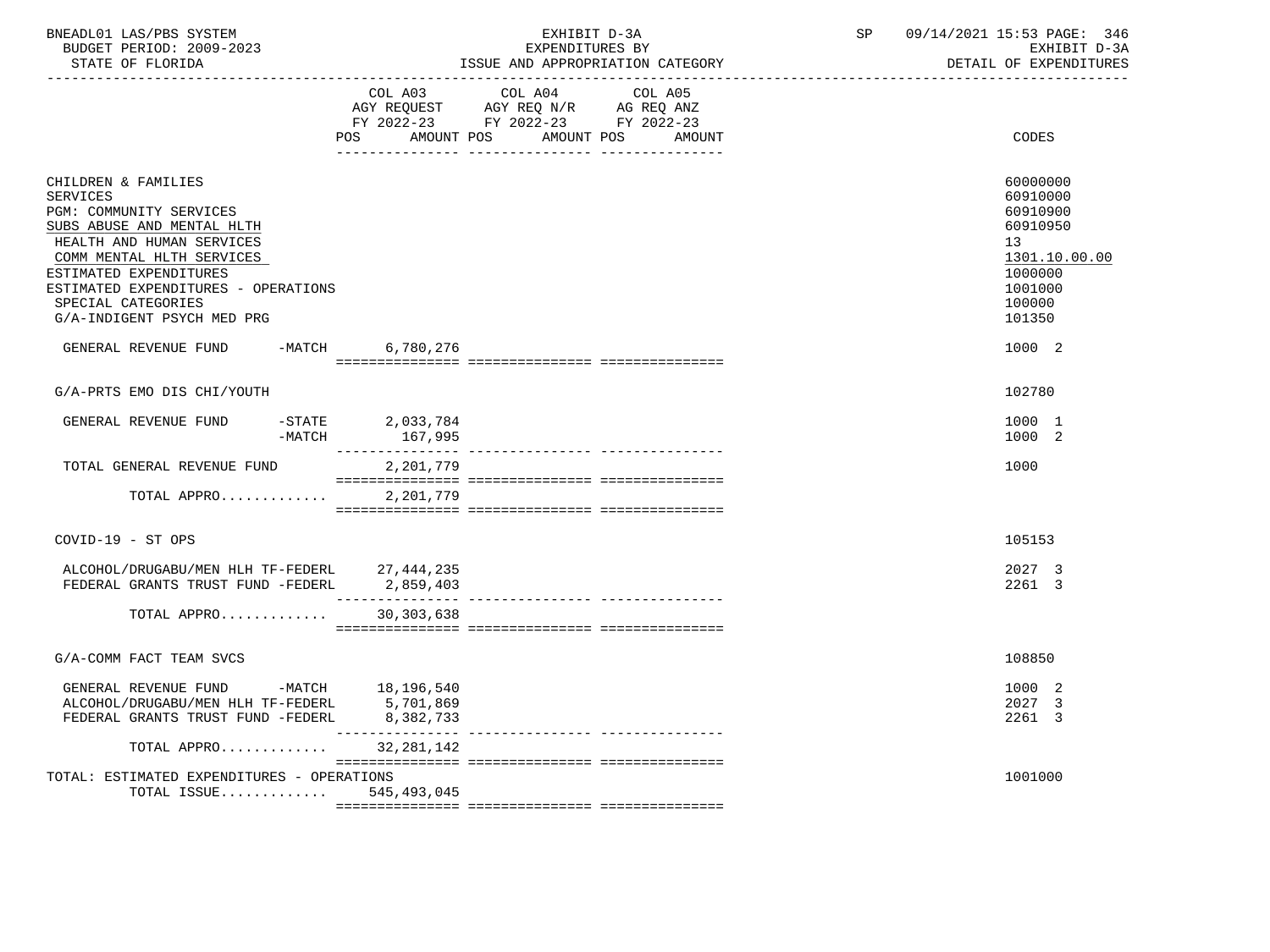BNEADL01 LAS/PBS SYSTEM — BUDGET PERIOD: 2009-2023 — STATE OF FLORIDA

EXHIBIT D-3A — EXPENDITURES BY ISSUE AND APPROPRIATION CATEGORY

SP 09/14/2021 15:53 — EXHIBIT D-3A — DETAIL OF EXPENDITURES

| | COL A03 AGY REQUEST FY 2022-23 POS AMOUNT | COL A04 AGY REQ N/R FY 2022-23 POS AMOUNT | COL A05 AG REQ ANZ FY 2022-23 POS AMOUNT | CODES |
|---|---|---|---|---|
| CHILDREN & FAMILIES | | | | 60000000 |
| SERVICES | | | | 60910000 |
| PGM: COMMUNITY SERVICES | | | | 60910900 |
| SUBS ABUSE AND MENTAL HLTH | | | | 60910950 |
| HEALTH AND HUMAN SERVICES | | | | 13 |
| COMM MENTAL HLTH SERVICES | | | | 1301.10.00.00 |
| ESTIMATED EXPENDITURES | | | | 1000000 |
| ESTIMATED EXPENDITURES - OPERATIONS | | | | 1001000 |
| SPECIAL CATEGORIES | | | | 100000 |
| G/A-INDIGENT PSYCH MED PRG | | | | 101350 |
| GENERAL REVENUE FUND -MATCH | 6,780,276 | | | 1000 2 |
| G/A-PRTS EMO DIS CHI/YOUTH | | | | 102780 |
| GENERAL REVENUE FUND -STATE | 2,033,784 | | | 1000 1 |
| -MATCH | 167,995 | | | 1000 2 |
| TOTAL GENERAL REVENUE FUND | 2,201,779 | | | 1000 |
| TOTAL APPRO............ | 2,201,779 | | | |
| COVID-19 - ST OPS | | | | 105153 |
| ALCOHOL/DRUGABU/MEN HLH TF-FEDERL | 27,444,235 | | | 2027 3 |
| FEDERAL GRANTS TRUST FUND -FEDERL | 2,859,403 | | | 2261 3 |
| TOTAL APPRO............ | 30,303,638 | | | |
| G/A-COMM FACT TEAM SVCS | | | | 108850 |
| GENERAL REVENUE FUND -MATCH | 18,196,540 | | | 1000 2 |
| ALCOHOL/DRUGABU/MEN HLH TF-FEDERL | 5,701,869 | | | 2027 3 |
| FEDERAL GRANTS TRUST FUND -FEDERL | 8,382,733 | | | 2261 3 |
| TOTAL APPRO............ | 32,281,142 | | | |
| TOTAL: ESTIMATED EXPENDITURES - OPERATIONS | | | | 1001000 |
| TOTAL ISSUE............ | 545,493,045 | | | |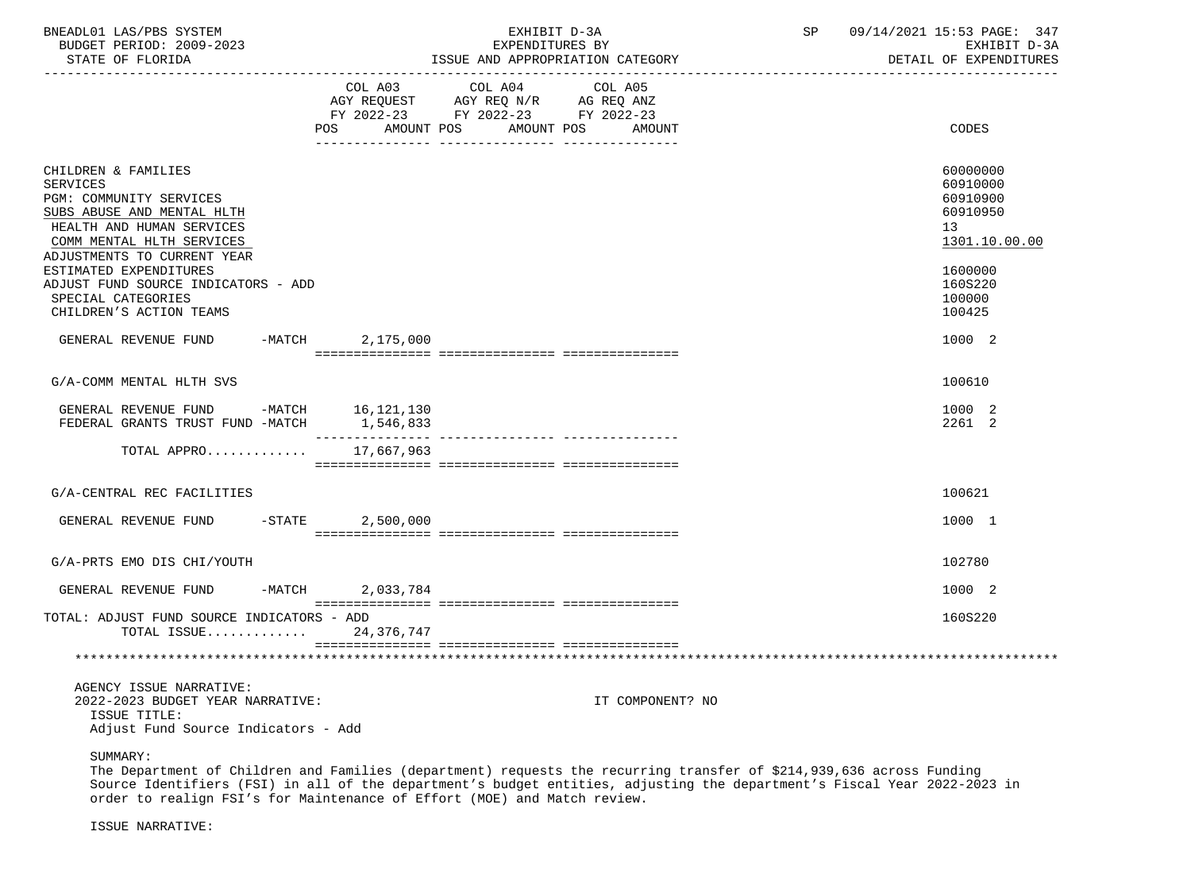| | COL A03 AGY REQUEST FY 2022-23 POS AMOUNT | COL A04 AGY REQ N/R FY 2022-23 POS AMOUNT | COL A05 AG REQ ANZ FY 2022-23 POS AMOUNT | CODES |
|---|---|---|---|---|
| CHILDREN & FAMILIES | | | | 60000000 |
| SERVICES | | | | 60910000 |
| PGM: COMMUNITY SERVICES | | | | 60910900 |
| SUBS ABUSE AND MENTAL HLTH | | | | 60910950 |
| HEALTH AND HUMAN SERVICES | | | | 13 |
| COMM MENTAL HLTH SERVICES | | | | 1301.10.00.00 |
| ADJUSTMENTS TO CURRENT YEAR ESTIMATED EXPENDITURES | | | | 1600000 |
| ADJUST FUND SOURCE INDICATORS - ADD | | | | 160S220 |
| SPECIAL CATEGORIES | | | | 100000 |
| CHILDREN'S ACTION TEAMS | | | | 100425 |
| GENERAL REVENUE FUND -MATCH | 2,175,000 | | | 1000 2 |
| G/A-COMM MENTAL HLTH SVS | | | | 100610 |
| GENERAL REVENUE FUND -MATCH | 16,121,130 | | | 1000 2 |
| FEDERAL GRANTS TRUST FUND -MATCH | 1,546,833 | | | 2261 2 |
| TOTAL APPRO............ | 17,667,963 | | | |
| G/A-CENTRAL REC FACILITIES | | | | 100621 |
| GENERAL REVENUE FUND -STATE | 2,500,000 | | | 1000 1 |
| G/A-PRTS EMO DIS CHI/YOUTH | | | | 102780 |
| GENERAL REVENUE FUND -MATCH | 2,033,784 | | | 1000 2 |
| TOTAL: ADJUST FUND SOURCE INDICATORS - ADD | | | | 160S220 |
| TOTAL ISSUE............ | 24,376,747 | | | |

AGENCY ISSUE NARRATIVE:
2022-2023 BUDGET YEAR NARRATIVE: IT COMPONENT? NO

ISSUE TITLE:
Adjust Fund Source Indicators - Add

SUMMARY:
The Department of Children and Families (department) requests the recurring transfer of $214,939,636 across Funding Source Identifiers (FSI) in all of the department's budget entities, adjusting the department's Fiscal Year 2022-2023 in order to realign FSI's for Maintenance of Effort (MOE) and Match review.

ISSUE NARRATIVE: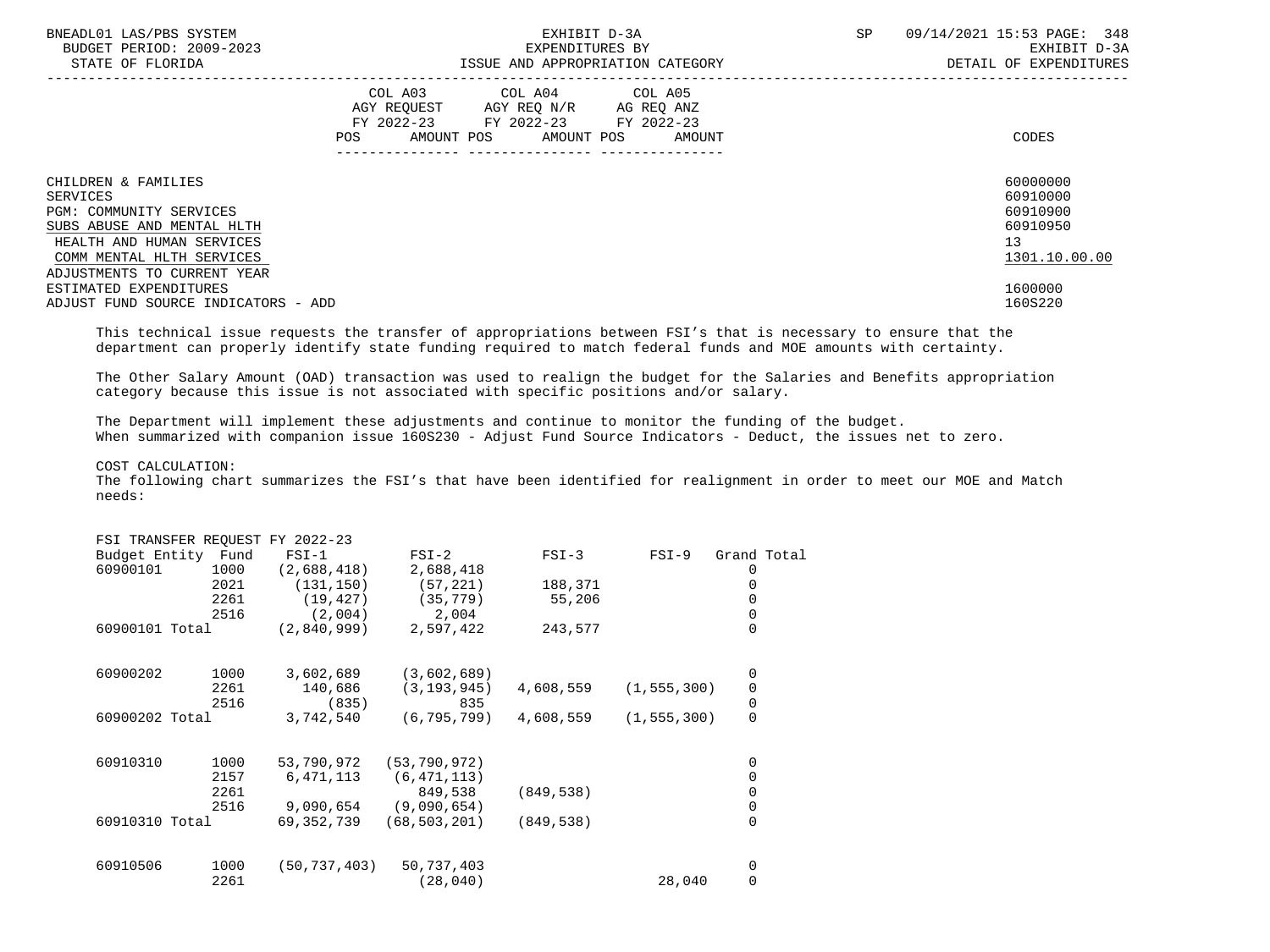| | COL A03 AGY REQUEST FY 2022-23 POS AMOUNT | COL A04 AGY REQ N/R FY 2022-23 POS AMOUNT | COL A05 AG REQ ANZ FY 2022-23 POS AMOUNT | CODES |
|---|---|---|---|---|
| CHILDREN & FAMILIES | | | | 60000000 |
| SERVICES | | | | 60910000 |
| PGM: COMMUNITY SERVICES | | | | 60910900 |
| SUBS ABUSE AND MENTAL HLTH | | | | 60910950 |
| HEALTH AND HUMAN SERVICES | | | | 13 |
| COMM MENTAL HLTH SERVICES | | | | 1301.10.00.00 |
| ADJUSTMENTS TO CURRENT YEAR ESTIMATED EXPENDITURES | | | | 1600000 |
| ADJUST FUND SOURCE INDICATORS - ADD | | | | 160S220 |

This technical issue requests the transfer of appropriations between FSI's that is necessary to ensure that the department can properly identify state funding required to match federal funds and MOE amounts with certainty.

The Other Salary Amount (OAD) transaction was used to realign the budget for the Salaries and Benefits appropriation category because this issue is not associated with specific positions and/or salary.

The Department will implement these adjustments and continue to monitor the funding of the budget. When summarized with companion issue 160S230 - Adjust Fund Source Indicators - Deduct, the issues net to zero.

COST CALCULATION:
The following chart summarizes the FSI's that have been identified for realignment in order to meet our MOE and Match needs:

FSI TRANSFER REQUEST FY 2022-23

| Budget Entity | Fund | FSI-1 | FSI-2 | FSI-3 | FSI-9 | Grand Total |
|---|---|---|---|---|---|---|
| 60900101 | 1000 | (2,688,418) | 2,688,418 | | | 0 |
| | 2021 | (131,150) | (57,221) | 188,371 | | 0 |
| | 2261 | (19,427) | (35,779) | 55,206 | | 0 |
| | 2516 | (2,004) | 2,004 | | | 0 |
| 60900101 Total | | (2,840,999) | 2,597,422 | 243,577 | | 0 |
| 60900202 | 1000 | 3,602,689 | (3,602,689) | | | 0 |
| | 2261 | 140,686 | (3,193,945) | 4,608,559 | (1,555,300) | 0 |
| | 2516 | (835) | 835 | | | 0 |
| 60900202 Total | | 3,742,540 | (6,795,799) | 4,608,559 | (1,555,300) | 0 |
| 60910310 | 1000 | 53,790,972 | (53,790,972) | | | 0 |
| | 2157 | 6,471,113 | (6,471,113) | | | 0 |
| | 2261 | | 849,538 | (849,538) | | 0 |
| | 2516 | 9,090,654 | (9,090,654) | | | 0 |
| 60910310 Total | | 69,352,739 | (68,503,201) | (849,538) | | 0 |
| 60910506 | 1000 | (50,737,403) | 50,737,403 | | | 0 |
| | 2261 | | (28,040) | | 28,040 | 0 |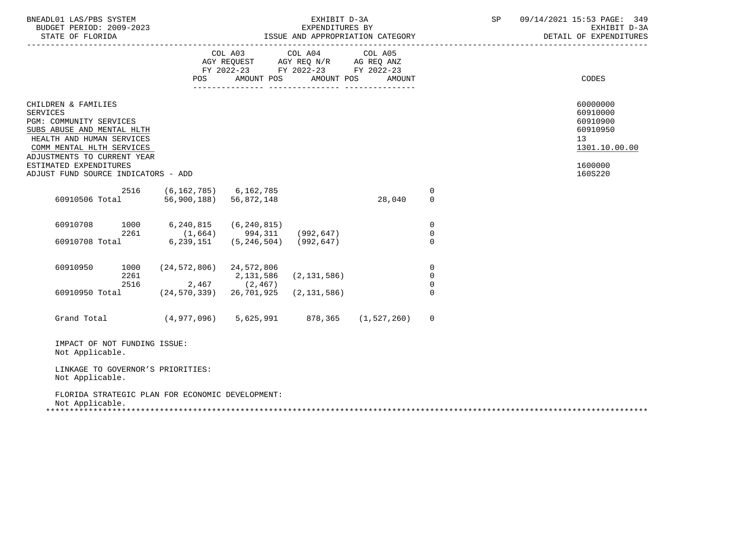| | | COL A03 AGY REQUEST FY 2022-23 | | COL A04 AGY REQ N/R FY 2022-23 | | COL A05 AG REQ ANZ FY 2022-23 | | |
|---|---|---|---|---|---|---|---|---|
| | | POS | AMOUNT | POS | AMOUNT | POS | AMOUNT | CODES |

CHILDREN & FAMILIES — 60000000
SERVICES — 60910000
PGM: COMMUNITY SERVICES — 60910900
SUBS ABUSE AND MENTAL HLTH — 60910950
HEALTH AND HUMAN SERVICES — 13
COMM MENTAL HLTH SERVICES — 1301.10.00.00
ADJUSTMENTS TO CURRENT YEAR
ESTIMATED EXPENDITURES — 1600000
ADJUST FUND SOURCE INDICATORS - ADD — 160S220

| | Fund | COL A03 Amount | COL A04 Amount | COL A05 Amount | | |
|---|---|---|---|---|---|---|
| | 2516 | (6,162,785) | 6,162,785 | | | 0 |
| 60910506 Total | | 56,900,188) | 56,872,148 | | 28,040 | 0 |
| 60910708 | 1000 | 6,240,815 | (6,240,815) | | | 0 |
| | 2261 | (1,664) | 994,311 | (992,647) | | 0 |
| 60910708 Total | | 6,239,151 | (5,246,504) | (992,647) | | 0 |
| 60910950 | 1000 | (24,572,806) | 24,572,806 | | | 0 |
| | 2261 | | 2,131,586 | (2,131,586) | | 0 |
| | 2516 | 2,467 | (2,467) | | | 0 |
| 60910950 Total | | (24,570,339) | 26,701,925 | (2,131,586) | | 0 |
| Grand Total | | (4,977,096) | 5,625,991 | 878,365 | (1,527,260) | 0 |

IMPACT OF NOT FUNDING ISSUE:
Not Applicable.

LINKAGE TO GOVERNOR'S PRIORITIES:
Not Applicable.

FLORIDA STRATEGIC PLAN FOR ECONOMIC DEVELOPMENT:
Not Applicable.

*******************************************************************************************************************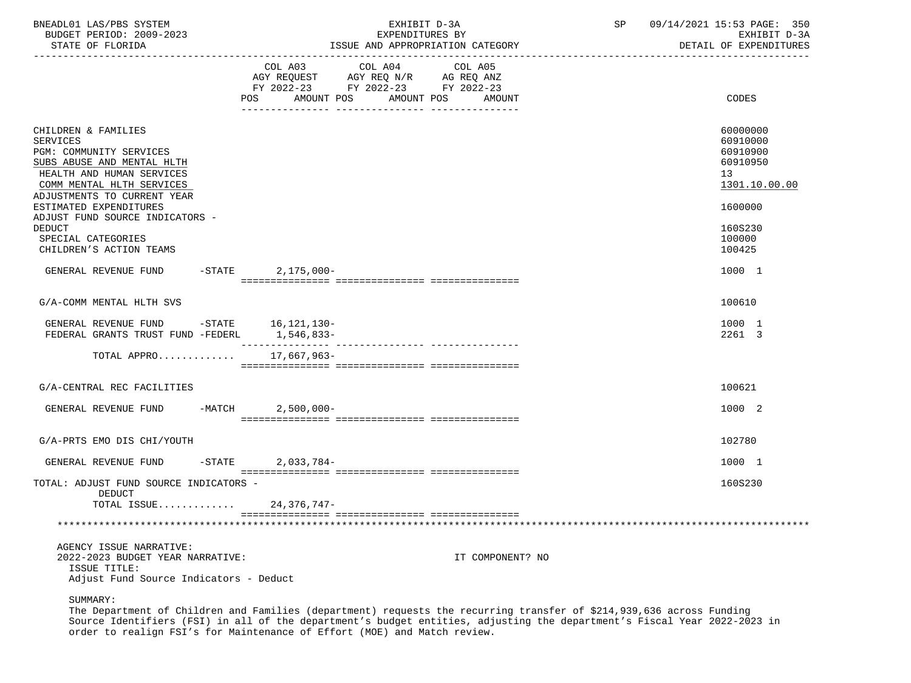| | COL A03 AGY REQUEST FY 2022-23 POS AMOUNT | COL A04 AGY REQ N/R FY 2022-23 POS AMOUNT | COL A05 AG REQ ANZ FY 2022-23 POS AMOUNT | CODES |
|---|---|---|---|---|
| CHILDREN & FAMILIES | | | | 60000000 |
| SERVICES | | | | 60910000 |
| PGM: COMMUNITY SERVICES | | | | 60910900 |
| SUBS ABUSE AND MENTAL HLTH | | | | 60910950 |
| HEALTH AND HUMAN SERVICES | | | | 13 |
| COMM MENTAL HLTH SERVICES | | | | 1301.10.00.00 |
| ADJUSTMENTS TO CURRENT YEAR ESTIMATED EXPENDITURES | | | | 1600000 |
| ADJUST FUND SOURCE INDICATORS - DEDUCT | | | | 160S230 |
| SPECIAL CATEGORIES | | | | 100000 |
| CHILDREN'S ACTION TEAMS | | | | 100425 |
| GENERAL REVENUE FUND -STATE | 2,175,000- | | | 1000 1 |
| G/A-COMM MENTAL HLTH SVS | | | | 100610 |
| GENERAL REVENUE FUND -STATE | 16,121,130- | | | 1000 1 |
| FEDERAL GRANTS TRUST FUND -FEDERL | 1,546,833- | | | 2261 3 |
| TOTAL APPRO............ | 17,667,963- | | | |
| G/A-CENTRAL REC FACILITIES | | | | 100621 |
| GENERAL REVENUE FUND -MATCH | 2,500,000- | | | 1000 2 |
| G/A-PRTS EMO DIS CHI/YOUTH | | | | 102780 |
| GENERAL REVENUE FUND -STATE | 2,033,784- | | | 1000 1 |
| TOTAL: ADJUST FUND SOURCE INDICATORS - DEDUCT | | | | 160S230 |
| TOTAL ISSUE............ | 24,376,747- | | | |

AGENCY ISSUE NARRATIVE:
2022-2023 BUDGET YEAR NARRATIVE: IT COMPONENT? NO

ISSUE TITLE:
Adjust Fund Source Indicators - Deduct

SUMMARY:
The Department of Children and Families (department) requests the recurring transfer of $214,939,636 across Funding Source Identifiers (FSI) in all of the department's budget entities, adjusting the department's Fiscal Year 2022-2023 in order to realign FSI's for Maintenance of Effort (MOE) and Match review.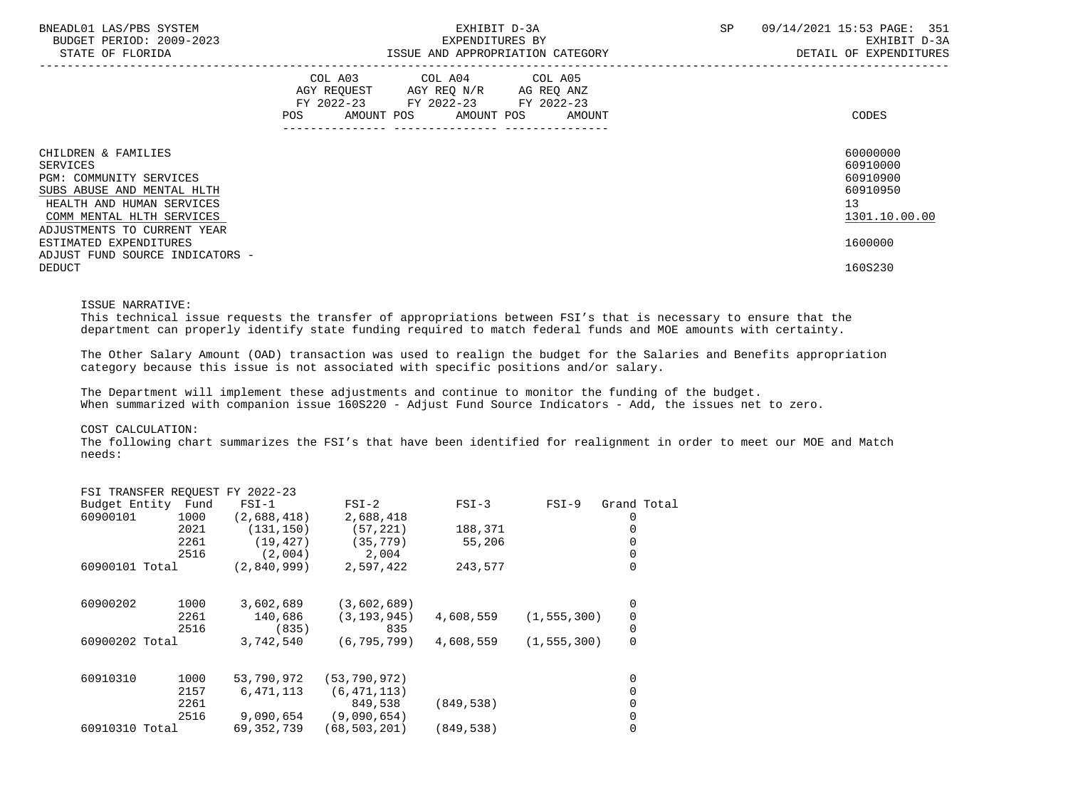| | COL A03 AGY REQUEST FY 2022-23 | | COL A04 AGY REQ N/R FY 2022-23 | | COL A05 AG REQ ANZ FY 2022-23 | | |
|---|---|---|---|---|---|---|---|
| | POS | AMOUNT | POS | AMOUNT | POS | AMOUNT | CODES |
| CHILDREN & FAMILIES | | | | | | | 60000000 |
| SERVICES | | | | | | | 60910000 |
| PGM: COMMUNITY SERVICES | | | | | | | 60910900 |
| SUBS ABUSE AND MENTAL HLTH | | | | | | | 60910950 |
| HEALTH AND HUMAN SERVICES | | | | | | | 13 |
| COMM MENTAL HLTH SERVICES | | | | | | | 1301.10.00.00 |
| ADJUSTMENTS TO CURRENT YEAR ESTIMATED EXPENDITURES | | | | | | | 1600000 |
| ADJUST FUND SOURCE INDICATORS - DEDUCT | | | | | | | 160S230 |

ISSUE NARRATIVE:
This technical issue requests the transfer of appropriations between FSI's that is necessary to ensure that the department can properly identify state funding required to match federal funds and MOE amounts with certainty.

The Other Salary Amount (OAD) transaction was used to realign the budget for the Salaries and Benefits appropriation category because this issue is not associated with specific positions and/or salary.

The Department will implement these adjustments and continue to monitor the funding of the budget.
When summarized with companion issue 160S220 - Adjust Fund Source Indicators - Add, the issues net to zero.

COST CALCULATION:
The following chart summarizes the FSI's that have been identified for realignment in order to meet our MOE and Match needs:

FSI TRANSFER REQUEST FY 2022-23

| Budget Entity | Fund | FSI-1 | FSI-2 | FSI-3 | FSI-9 | Grand Total |
|---|---|---|---|---|---|---|
| 60900101 | 1000 | (2,688,418) | 2,688,418 | | | 0 |
| | 2021 | (131,150) | (57,221) | 188,371 | | 0 |
| | 2261 | (19,427) | (35,779) | 55,206 | | 0 |
| | 2516 | (2,004) | 2,004 | | | 0 |
| 60900101 Total | | (2,840,999) | 2,597,422 | 243,577 | | 0 |
| 60900202 | 1000 | 3,602,689 | (3,602,689) | | | 0 |
| | 2261 | 140,686 | (3,193,945) | 4,608,559 | (1,555,300) | 0 |
| | 2516 | (835) | 835 | | | 0 |
| 60900202 Total | | 3,742,540 | (6,795,799) | 4,608,559 | (1,555,300) | 0 |
| 60910310 | 1000 | 53,790,972 | (53,790,972) | | | 0 |
| | 2157 | 6,471,113 | (6,471,113) | | | 0 |
| | 2261 | | 849,538 | (849,538) | | 0 |
| | 2516 | 9,090,654 | (9,090,654) | | | 0 |
| 60910310 Total | | 69,352,739 | (68,503,201) | (849,538) | | 0 |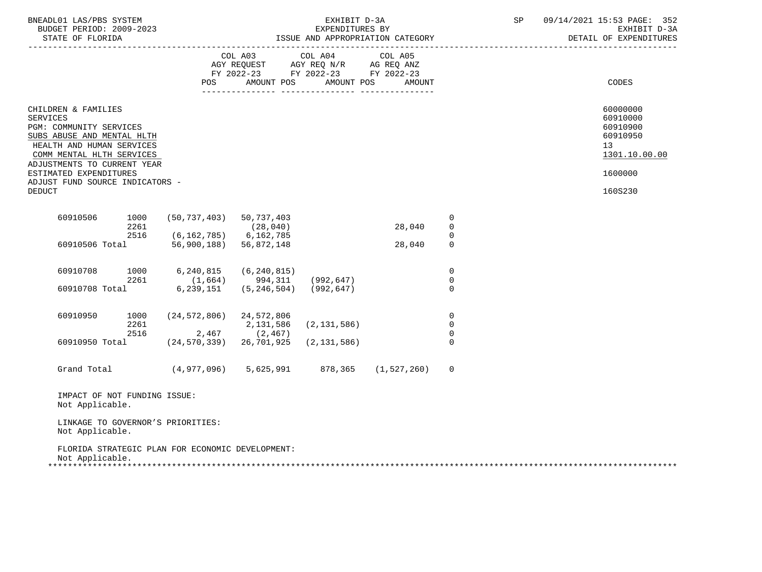BNEADL01 LAS/PBS SYSTEM
BUDGET PERIOD: 2009-2023
STATE OF FLORIDA

EXHIBIT D-3A
EXPENDITURES BY
ISSUE AND APPROPRIATION CATEGORY

SP 09/14/2021 15:53
EXHIBIT D-3A
DETAIL OF EXPENDITURES

| | COL A03 AGY REQUEST FY 2022-23 | | COL A04 AGY REQ N/R FY 2022-23 | | COL A05 AG REQ ANZ FY 2022-23 | | |
|---|---|---|---|---|---|---|---|
| | POS | AMOUNT | POS | AMOUNT | POS | AMOUNT | CODES |

| | CODES |
|---|---|
| CHILDREN & FAMILIES | 60000000 |
| SERVICES | 60910000 |
| PGM: COMMUNITY SERVICES | 60910900 |
| SUBS ABUSE AND MENTAL HLTH | 60910950 |
| HEALTH AND HUMAN SERVICES | 13 |
| COMM MENTAL HLTH SERVICES | 1301.10.00.00 |
| ADJUSTMENTS TO CURRENT YEAR ESTIMATED EXPENDITURES | 1600000 |
| ADJUST FUND SOURCE INDICATORS - DEDUCT | 160S230 |

| | | | | | | |
|---|---|---|---|---|---|---|
| 60910506 | 1000 | (50,737,403) | 50,737,403 | | | 0 |
| | 2261 | | (28,040) | | 28,040 | 0 |
| | 2516 | (6,162,785) | 6,162,785 | | | 0 |
| 60910506 Total | | 56,900,188) | 56,872,148 | | 28,040 | 0 |
| 60910708 | 1000 | 6,240,815 | (6,240,815) | | | 0 |
| | 2261 | (1,664) | 994,311 | (992,647) | | 0 |
| 60910708 Total | | 6,239,151 | (5,246,504) | (992,647) | | 0 |
| 60910950 | 1000 | (24,572,806) | 24,572,806 | | | 0 |
| | 2261 | | 2,131,586 | (2,131,586) | | 0 |
| | 2516 | 2,467 | (2,467) | | | 0 |
| 60910950 Total | | (24,570,339) | 26,701,925 | (2,131,586) | | 0 |
| Grand Total | | (4,977,096) | 5,625,991 | 878,365 | (1,527,260) | 0 |

IMPACT OF NOT FUNDING ISSUE:
Not Applicable.

LINKAGE TO GOVERNOR'S PRIORITIES:
Not Applicable.

FLORIDA STRATEGIC PLAN FOR ECONOMIC DEVELOPMENT:
Not Applicable.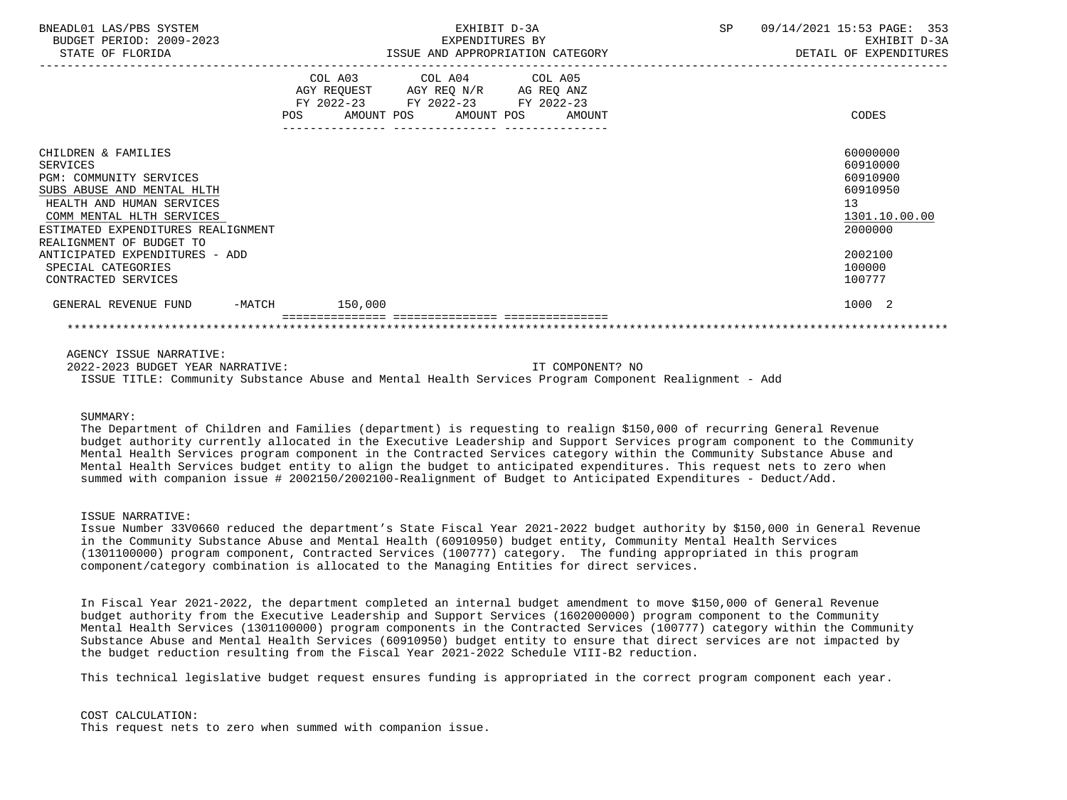| | COL A03 AGY REQUEST FY 2022-23 POS AMOUNT | COL A04 AGY REQ N/R FY 2022-23 POS AMOUNT | COL A05 AG REQ ANZ FY 2022-23 POS AMOUNT | CODES |
|---|---|---|---|---|
| CHILDREN & FAMILIES | | | | 60000000 |
| SERVICES | | | | 60910000 |
| PGM: COMMUNITY SERVICES | | | | 60910900 |
| SUBS ABUSE AND MENTAL HLTH | | | | 60910950 |
| HEALTH AND HUMAN SERVICES | | | | 13 |
| COMM MENTAL HLTH SERVICES | | | | 1301.10.00.00 |
| ESTIMATED EXPENDITURES REALIGNMENT | | | | 2000000 |
| REALIGNMENT OF BUDGET TO ANTICIPATED EXPENDITURES - ADD | | | | 2002100 |
| SPECIAL CATEGORIES | | | | 100000 |
| CONTRACTED SERVICES | | | | 100777 |
| GENERAL REVENUE FUND -MATCH | 150,000 | | | 1000 2 |

AGENCY ISSUE NARRATIVE:

2022-2023 BUDGET YEAR NARRATIVE: IT COMPONENT? NO

ISSUE TITLE: Community Substance Abuse and Mental Health Services Program Component Realignment - Add

SUMMARY:

The Department of Children and Families (department) is requesting to realign $150,000 of recurring General Revenue budget authority currently allocated in the Executive Leadership and Support Services program component to the Community Mental Health Services program component in the Contracted Services category within the Community Substance Abuse and Mental Health Services budget entity to align the budget to anticipated expenditures. This request nets to zero when summed with companion issue # 2002150/2002100-Realignment of Budget to Anticipated Expenditures - Deduct/Add.

ISSUE NARRATIVE:

Issue Number 33V0660 reduced the department's State Fiscal Year 2021-2022 budget authority by $150,000 in General Revenue in the Community Substance Abuse and Mental Health (60910950) budget entity, Community Mental Health Services (1301100000) program component, Contracted Services (100777) category. The funding appropriated in this program component/category combination is allocated to the Managing Entities for direct services.

In Fiscal Year 2021-2022, the department completed an internal budget amendment to move $150,000 of General Revenue budget authority from the Executive Leadership and Support Services (1602000000) program component to the Community Mental Health Services (1301100000) program components in the Contracted Services (100777) category within the Community Substance Abuse and Mental Health Services (60910950) budget entity to ensure that direct services are not impacted by the budget reduction resulting from the Fiscal Year 2021-2022 Schedule VIII-B2 reduction.

This technical legislative budget request ensures funding is appropriated in the correct program component each year.

COST CALCULATION:

This request nets to zero when summed with companion issue.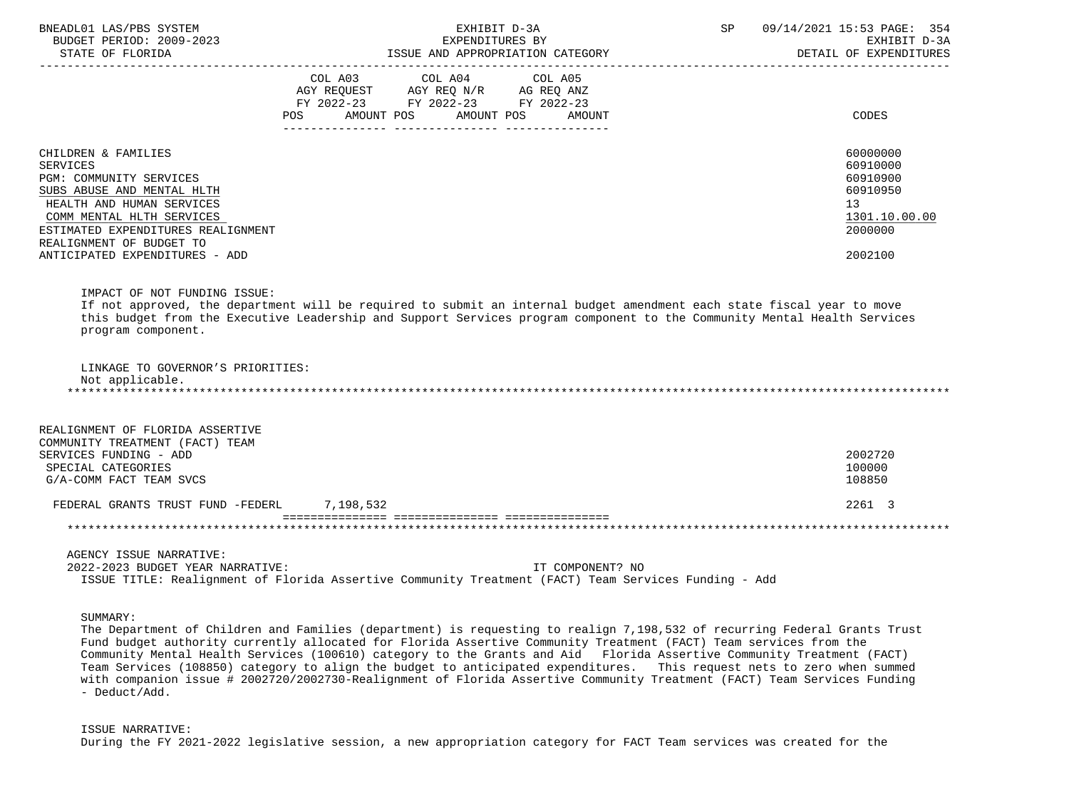| | COL A03 AGY REQUEST FY 2022-23 POS AMOUNT | COL A04 AGY REQ N/R FY 2022-23 POS AMOUNT | COL A05 AG REQ ANZ FY 2022-23 POS AMOUNT | CODES |
|---|---|---|---|---|
| CHILDREN & FAMILIES | | | | 60000000 |
| SERVICES | | | | 60910000 |
| PGM: COMMUNITY SERVICES | | | | 60910900 |
| SUBS ABUSE AND MENTAL HLTH | | | | 60910950 |
| HEALTH AND HUMAN SERVICES | | | | 13 |
| COMM MENTAL HLTH SERVICES | | | | 1301.10.00.00 |
| ESTIMATED EXPENDITURES REALIGNMENT | | | | 2000000 |
| REALIGNMENT OF BUDGET TO ANTICIPATED EXPENDITURES - ADD | | | | 2002100 |

IMPACT OF NOT FUNDING ISSUE:
If not approved, the department will be required to submit an internal budget amendment each state fiscal year to move this budget from the Executive Leadership and Support Services program component to the Community Mental Health Services program component.

LINKAGE TO GOVERNOR'S PRIORITIES:
Not applicable.

*******************************************************************************************************************

| | COL A03 | COL A04 | COL A05 | CODES |
|---|---|---|---|---|
| REALIGNMENT OF FLORIDA ASSERTIVE COMMUNITY TREATMENT (FACT) TEAM SERVICES FUNDING - ADD | | | | 2002720 |
| SPECIAL CATEGORIES | | | | 100000 |
| G/A-COMM FACT TEAM SVCS | | | | 108850 |
| FEDERAL GRANTS TRUST FUND -FEDERL | 7,198,532 | | | 2261 3 |

*******************************************************************************************************************

AGENCY ISSUE NARRATIVE:
2022-2023 BUDGET YEAR NARRATIVE: IT COMPONENT? NO
ISSUE TITLE: Realignment of Florida Assertive Community Treatment (FACT) Team Services Funding - Add

SUMMARY:
The Department of Children and Families (department) is requesting to realign 7,198,532 of recurring Federal Grants Trust Fund budget authority currently allocated for Florida Assertive Community Treatment (FACT) Team services from the Community Mental Health Services (100610) category to the Grants and Aid Florida Assertive Community Treatment (FACT) Team Services (108850) category to align the budget to anticipated expenditures. This request nets to zero when summed with companion issue # 2002720/2002730-Realignment of Florida Assertive Community Treatment (FACT) Team Services Funding - Deduct/Add.

ISSUE NARRATIVE:
During the FY 2021-2022 legislative session, a new appropriation category for FACT Team services was created for the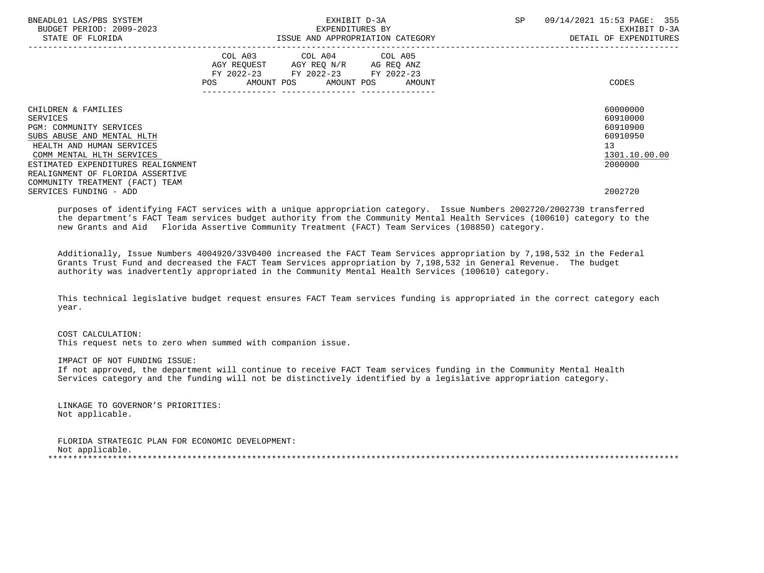| | COL A03 AGY REQUEST FY 2022-23 POS AMOUNT | COL A04 AGY REQ N/R FY 2022-23 POS AMOUNT | COL A05 AG REQ ANZ FY 2022-23 POS AMOUNT | CODES |
|---|---|---|---|---|
| CHILDREN & FAMILIES | | | | 60000000 |
| SERVICES | | | | 60910000 |
| PGM: COMMUNITY SERVICES | | | | 60910900 |
| SUBS ABUSE AND MENTAL HLTH | | | | 60910950 |
| HEALTH AND HUMAN SERVICES | | | | 13 |
| COMM MENTAL HLTH SERVICES | | | | 1301.10.00.00 |
| ESTIMATED EXPENDITURES REALIGNMENT | | | | 2000000 |
| REALIGNMENT OF FLORIDA ASSERTIVE COMMUNITY TREATMENT (FACT) TEAM SERVICES FUNDING - ADD | | | | 2002720 |

purposes of identifying FACT services with a unique appropriation category. Issue Numbers 2002720/2002730 transferred the department's FACT Team services budget authority from the Community Mental Health Services (100610) category to the new Grants and Aid Florida Assertive Community Treatment (FACT) Team Services (108850) category.

Additionally, Issue Numbers 4004920/33V0400 increased the FACT Team Services appropriation by 7,198,532 in the Federal Grants Trust Fund and decreased the FACT Team Services appropriation by 7,198,532 in General Revenue. The budget authority was inadvertently appropriated in the Community Mental Health Services (100610) category.

This technical legislative budget request ensures FACT Team services funding is appropriated in the correct category each year.

COST CALCULATION:
This request nets to zero when summed with companion issue.

IMPACT OF NOT FUNDING ISSUE:
If not approved, the department will continue to receive FACT Team services funding in the Community Mental Health Services category and the funding will not be distinctively identified by a legislative appropriation category.

LINKAGE TO GOVERNOR'S PRIORITIES:
Not applicable.

FLORIDA STRATEGIC PLAN FOR ECONOMIC DEVELOPMENT:
Not applicable.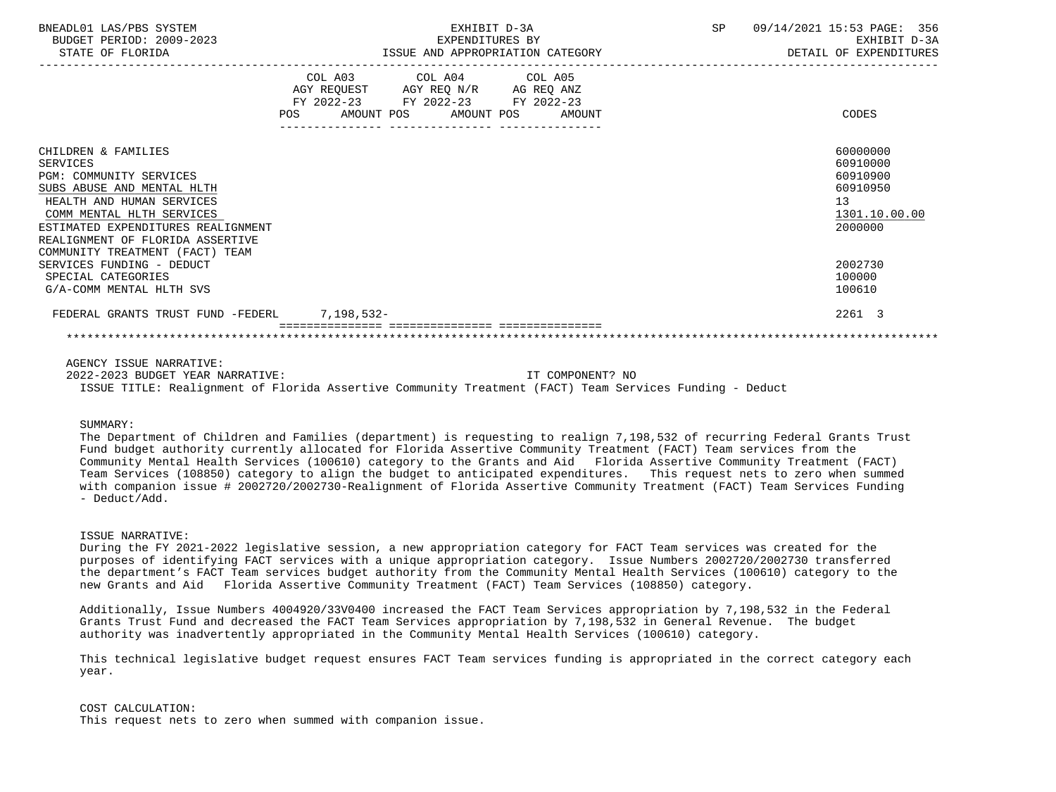| | COL A03 AGY REQUEST FY 2022-23 POS AMOUNT | COL A04 AGY REQ N/R FY 2022-23 POS AMOUNT | COL A05 AG REQ ANZ FY 2022-23 POS AMOUNT | CODES |
|---|---|---|---|---|
| CHILDREN & FAMILIES | | | | 60000000 |
| SERVICES | | | | 60910000 |
| PGM: COMMUNITY SERVICES | | | | 60910900 |
| SUBS ABUSE AND MENTAL HLTH | | | | 60910950 |
| HEALTH AND HUMAN SERVICES | | | | 13 |
| COMM MENTAL HLTH SERVICES | | | | 1301.10.00.00 |
| ESTIMATED EXPENDITURES REALIGNMENT | | | | 2000000 |
| REALIGNMENT OF FLORIDA ASSERTIVE COMMUNITY TREATMENT (FACT) TEAM SERVICES FUNDING - DEDUCT | | | | 2002730 |
| SPECIAL CATEGORIES | | | | 100000 |
| G/A-COMM MENTAL HLTH SVS | | | | 100610 |
| FEDERAL GRANTS TRUST FUND -FEDERL | 7,198,532- | | | 2261 3 |

AGENCY ISSUE NARRATIVE:

2022-2023 BUDGET YEAR NARRATIVE: IT COMPONENT? NO

ISSUE TITLE: Realignment of Florida Assertive Community Treatment (FACT) Team Services Funding - Deduct

SUMMARY:

The Department of Children and Families (department) is requesting to realign 7,198,532 of recurring Federal Grants Trust Fund budget authority currently allocated for Florida Assertive Community Treatment (FACT) Team services from the Community Mental Health Services (100610) category to the Grants and Aid Florida Assertive Community Treatment (FACT) Team Services (108850) category to align the budget to anticipated expenditures. This request nets to zero when summed with companion issue # 2002720/2002730-Realignment of Florida Assertive Community Treatment (FACT) Team Services Funding - Deduct/Add.

ISSUE NARRATIVE:

During the FY 2021-2022 legislative session, a new appropriation category for FACT Team services was created for the purposes of identifying FACT services with a unique appropriation category. Issue Numbers 2002720/2002730 transferred the department's FACT Team services budget authority from the Community Mental Health Services (100610) category to the new Grants and Aid Florida Assertive Community Treatment (FACT) Team Services (108850) category.

Additionally, Issue Numbers 4004920/33V0400 increased the FACT Team Services appropriation by 7,198,532 in the Federal Grants Trust Fund and decreased the FACT Team Services appropriation by 7,198,532 in General Revenue. The budget authority was inadvertently appropriated in the Community Mental Health Services (100610) category.

This technical legislative budget request ensures FACT Team services funding is appropriated in the correct category each year.

COST CALCULATION:

This request nets to zero when summed with companion issue.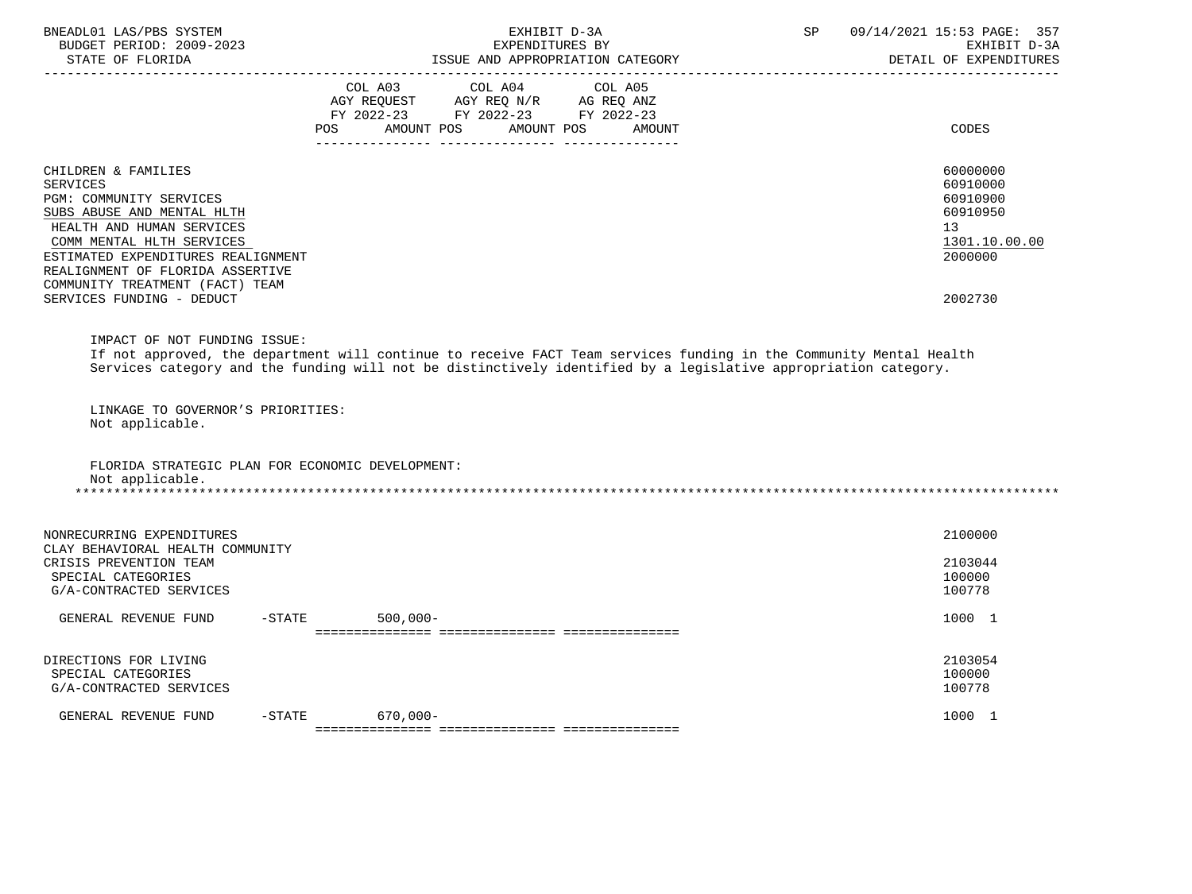| | COL A03 AGY REQUEST FY 2022-23 POS AMOUNT | COL A04 AGY REQ N/R FY 2022-23 POS AMOUNT | COL A05 AG REQ ANZ FY 2022-23 POS AMOUNT | CODES |
|---|---|---|---|---|
| CHILDREN & FAMILIES | | | | 60000000 |
| SERVICES | | | | 60910000 |
| PGM: COMMUNITY SERVICES | | | | 60910900 |
| SUBS ABUSE AND MENTAL HLTH | | | | 60910950 |
| HEALTH AND HUMAN SERVICES | | | | 13 |
| COMM MENTAL HLTH SERVICES | | | | 1301.10.00.00 |
| ESTIMATED EXPENDITURES REALIGNMENT | | | | 2000000 |
| REALIGNMENT OF FLORIDA ASSERTIVE COMMUNITY TREATMENT (FACT) TEAM SERVICES FUNDING - DEDUCT | | | | 2002730 |

IMPACT OF NOT FUNDING ISSUE:
If not approved, the department will continue to receive FACT Team services funding in the Community Mental Health Services category and the funding will not be distinctively identified by a legislative appropriation category.

LINKAGE TO GOVERNOR'S PRIORITIES:
Not applicable.

FLORIDA STRATEGIC PLAN FOR ECONOMIC DEVELOPMENT:
Not applicable.

*******************************************************************************************************************

| | COL A03 | COL A04 | COL A05 | CODES |
|---|---|---|---|---|
| NONRECURRING EXPENDITURES | | | | 2100000 |
| CLAY BEHAVIORAL HEALTH COMMUNITY CRISIS PREVENTION TEAM | | | | 2103044 |
| SPECIAL CATEGORIES | | | | 100000 |
| G/A-CONTRACTED SERVICES | | | | 100778 |
| GENERAL REVENUE FUND -STATE | 500,000- | | | 1000 1 |
| DIRECTIONS FOR LIVING | | | | 2103054 |
| SPECIAL CATEGORIES | | | | 100000 |
| G/A-CONTRACTED SERVICES | | | | 100778 |
| GENERAL REVENUE FUND -STATE | 670,000- | | | 1000 1 |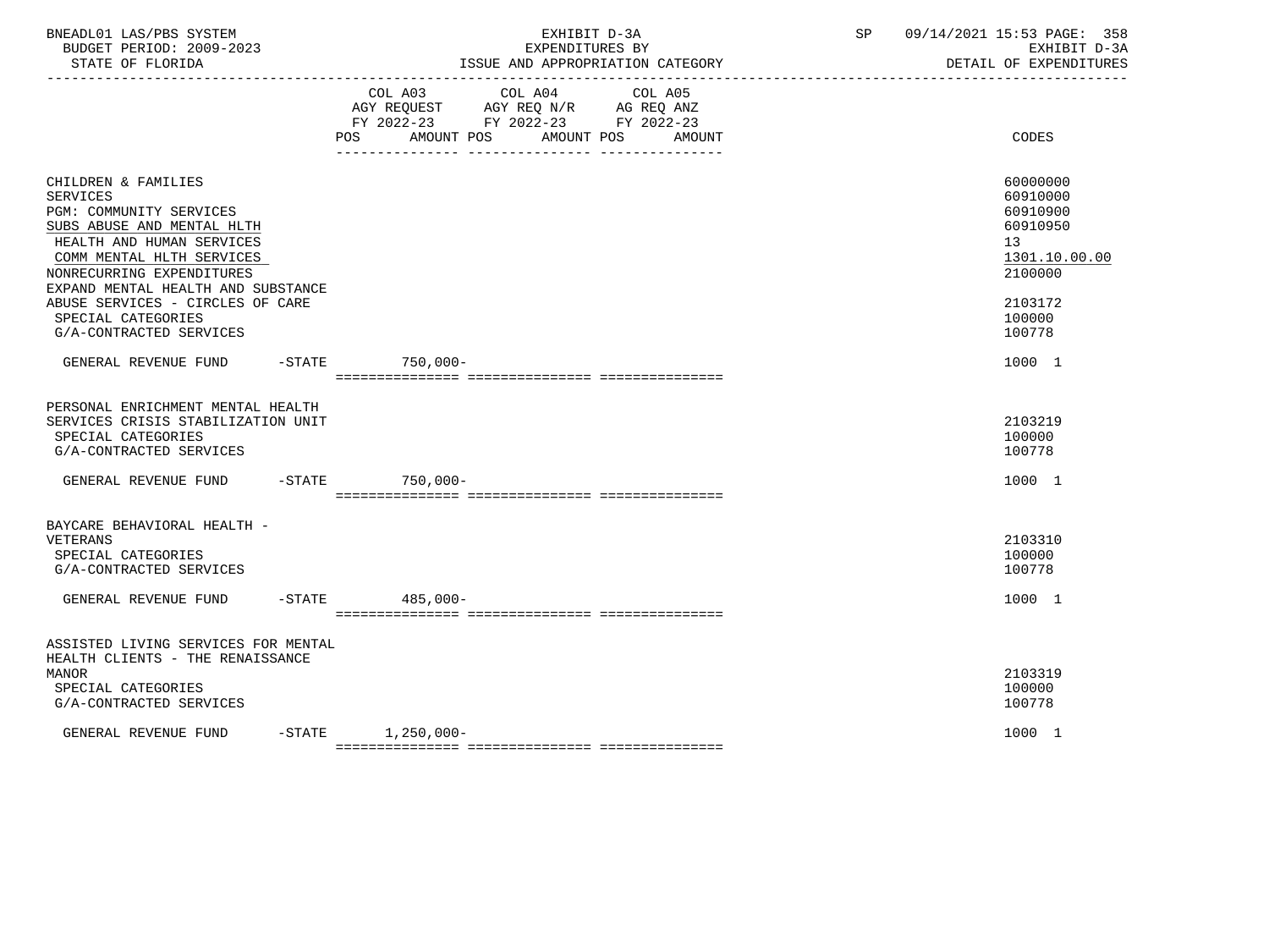| | COL A03 AGY REQUEST FY 2022-23 POS | AMOUNT | COL A04 AGY REQ N/R FY 2022-23 POS | AMOUNT | COL A05 AG REQ ANZ FY 2022-23 POS | AMOUNT | CODES |
|---|---|---|---|---|---|---|---|
| CHILDREN & FAMILIES | | | | | | | 60000000 |
| SERVICES | | | | | | | 60910000 |
| PGM: COMMUNITY SERVICES | | | | | | | 60910900 |
| SUBS ABUSE AND MENTAL HLTH | | | | | | | 60910950 |
| HEALTH AND HUMAN SERVICES | | | | | | | 13 |
| COMM MENTAL HLTH SERVICES | | | | | | | 1301.10.00.00 |
| NONRECURRING EXPENDITURES | | | | | | | 2100000 |
| EXPAND MENTAL HEALTH AND SUBSTANCE ABUSE SERVICES - CIRCLES OF CARE | | | | | | | 2103172 |
| SPECIAL CATEGORIES | | | | | | | 100000 |
| G/A-CONTRACTED SERVICES | | | | | | | 100778 |
| GENERAL REVENUE FUND -STATE | | 750,000- | | | | | 1000 1 |
| PERSONAL ENRICHMENT MENTAL HEALTH SERVICES CRISIS STABILIZATION UNIT | | | | | | | 2103219 |
| SPECIAL CATEGORIES | | | | | | | 100000 |
| G/A-CONTRACTED SERVICES | | | | | | | 100778 |
| GENERAL REVENUE FUND -STATE | | 750,000- | | | | | 1000 1 |
| BAYCARE BEHAVIORAL HEALTH - VETERANS | | | | | | | 2103310 |
| SPECIAL CATEGORIES | | | | | | | 100000 |
| G/A-CONTRACTED SERVICES | | | | | | | 100778 |
| GENERAL REVENUE FUND -STATE | | 485,000- | | | | | 1000 1 |
| ASSISTED LIVING SERVICES FOR MENTAL HEALTH CLIENTS - THE RENAISSANCE MANOR | | | | | | | 2103319 |
| SPECIAL CATEGORIES | | | | | | | 100000 |
| G/A-CONTRACTED SERVICES | | | | | | | 100778 |
| GENERAL REVENUE FUND -STATE | | 1,250,000- | | | | | 1000 1 |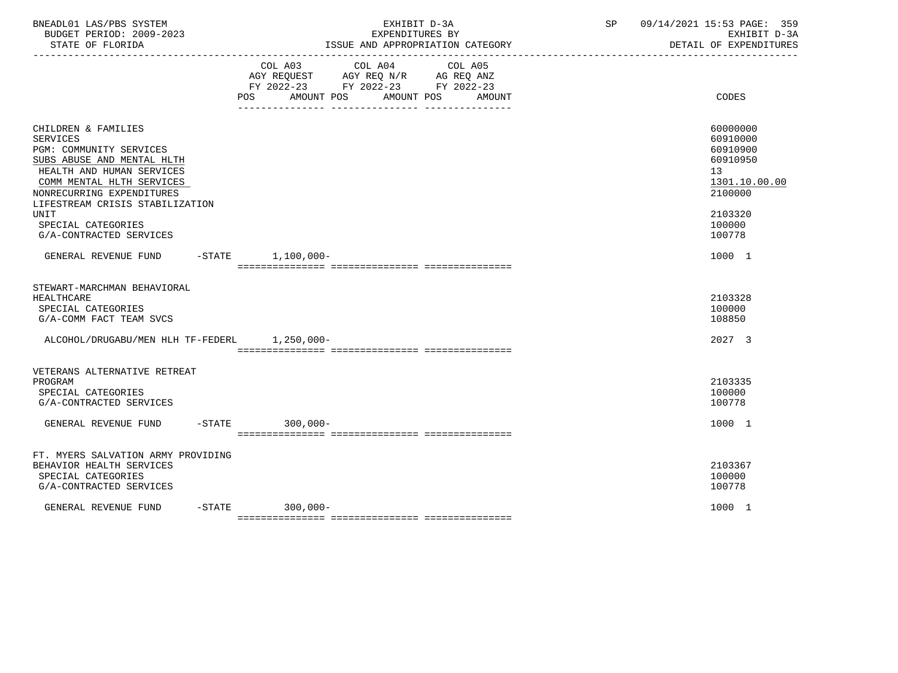BNEADL01 LAS/PBS SYSTEM | EXHIBIT D-3A | SP 09/14/2021 15:53
BUDGET PERIOD: 2009-2023 | EXPENDITURES BY | EXHIBIT D-3A
STATE OF FLORIDA | ISSUE AND APPROPRIATION CATEGORY | DETAIL OF EXPENDITURES

| | COL A03 AGY REQUEST FY 2022-23 POS AMOUNT | COL A04 AGY REQ N/R FY 2022-23 POS AMOUNT | COL A05 AG REQ ANZ FY 2022-23 POS AMOUNT | CODES |
|---|---|---|---|---|
| CHILDREN & FAMILIES | | | | 60000000 |
| SERVICES | | | | 60910000 |
| PGM: COMMUNITY SERVICES | | | | 60910900 |
| SUBS ABUSE AND MENTAL HLTH | | | | 60910950 |
| HEALTH AND HUMAN SERVICES | | | | 13 |
| COMM MENTAL HLTH SERVICES | | | | 1301.10.00.00 |
| NONRECURRING EXPENDITURES | | | | 2100000 |
| LIFESTREAM CRISIS STABILIZATION UNIT | | | | 2103320 |
| SPECIAL CATEGORIES | | | | 100000 |
| G/A-CONTRACTED SERVICES | | | | 100778 |
| GENERAL REVENUE FUND -STATE | 1,100,000- | | | 1000 1 |
| STEWART-MARCHMAN BEHAVIORAL HEALTHCARE | | | | 2103328 |
| SPECIAL CATEGORIES | | | | 100000 |
| G/A-COMM FACT TEAM SVCS | | | | 108850 |
| ALCOHOL/DRUGABU/MEN HLH TF-FEDERL | 1,250,000- | | | 2027 3 |
| VETERANS ALTERNATIVE RETREAT PROGRAM | | | | 2103335 |
| SPECIAL CATEGORIES | | | | 100000 |
| G/A-CONTRACTED SERVICES | | | | 100778 |
| GENERAL REVENUE FUND -STATE | 300,000- | | | 1000 1 |
| FT. MYERS SALVATION ARMY PROVIDING BEHAVIOR HEALTH SERVICES | | | | 2103367 |
| SPECIAL CATEGORIES | | | | 100000 |
| G/A-CONTRACTED SERVICES | | | | 100778 |
| GENERAL REVENUE FUND -STATE | 300,000- | | | 1000 1 |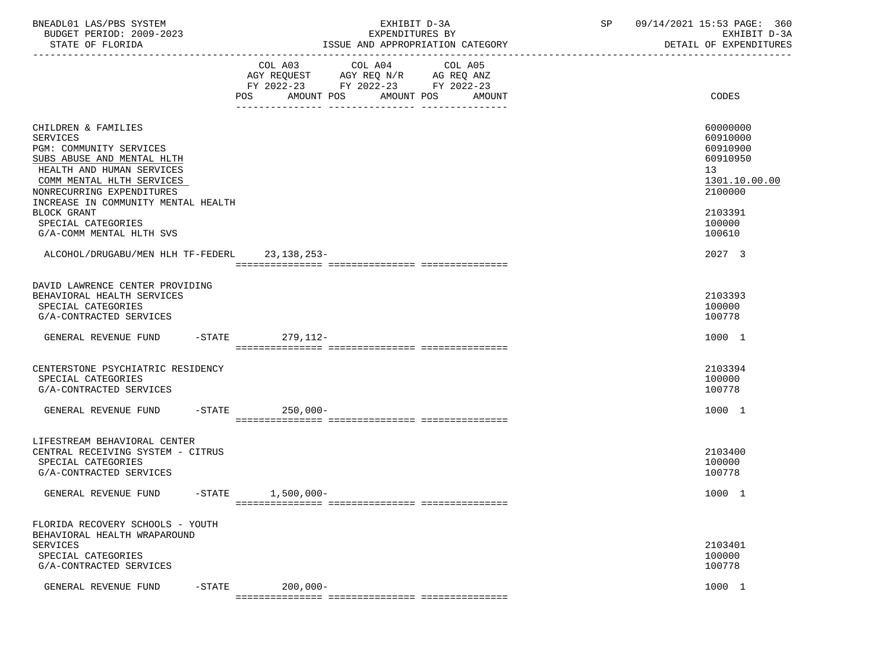| | COL A03 AGY REQUEST FY 2022-23 POS AMOUNT | COL A04 AGY REQ N/R FY 2022-23 POS AMOUNT | COL A05 AG REQ ANZ FY 2022-23 POS AMOUNT | CODES |
|---|---|---|---|---|
| CHILDREN & FAMILIES | | | | 60000000 |
| SERVICES | | | | 60910000 |
| PGM: COMMUNITY SERVICES | | | | 60910900 |
| SUBS ABUSE AND MENTAL HLTH | | | | 60910950 |
| HEALTH AND HUMAN SERVICES | | | | 13 |
| COMM MENTAL HLTH SERVICES | | | | 1301.10.00.00 |
| NONRECURRING EXPENDITURES | | | | 2100000 |
| INCREASE IN COMMUNITY MENTAL HEALTH BLOCK GRANT | | | | 2103391 |
| SPECIAL CATEGORIES | | | | 100000 |
| G/A-COMM MENTAL HLTH SVS | | | | 100610 |
| ALCOHOL/DRUGABU/MEN HLH TF-FEDERL | 23,138,253- | | | 2027 3 |
| DAVID LAWRENCE CENTER PROVIDING BEHAVIORAL HEALTH SERVICES | | | | 2103393 |
| SPECIAL CATEGORIES | | | | 100000 |
| G/A-CONTRACTED SERVICES | | | | 100778 |
| GENERAL REVENUE FUND -STATE | 279,112- | | | 1000 1 |
| CENTERSTONE PSYCHIATRIC RESIDENCY | | | | 2103394 |
| SPECIAL CATEGORIES | | | | 100000 |
| G/A-CONTRACTED SERVICES | | | | 100778 |
| GENERAL REVENUE FUND -STATE | 250,000- | | | 1000 1 |
| LIFESTREAM BEHAVIORAL CENTER CENTRAL RECEIVING SYSTEM - CITRUS | | | | 2103400 |
| SPECIAL CATEGORIES | | | | 100000 |
| G/A-CONTRACTED SERVICES | | | | 100778 |
| GENERAL REVENUE FUND -STATE | 1,500,000- | | | 1000 1 |
| FLORIDA RECOVERY SCHOOLS - YOUTH BEHAVIORAL HEALTH WRAPAROUND SERVICES | | | | 2103401 |
| SPECIAL CATEGORIES | | | | 100000 |
| G/A-CONTRACTED SERVICES | | | | 100778 |
| GENERAL REVENUE FUND -STATE | 200,000- | | | 1000 1 |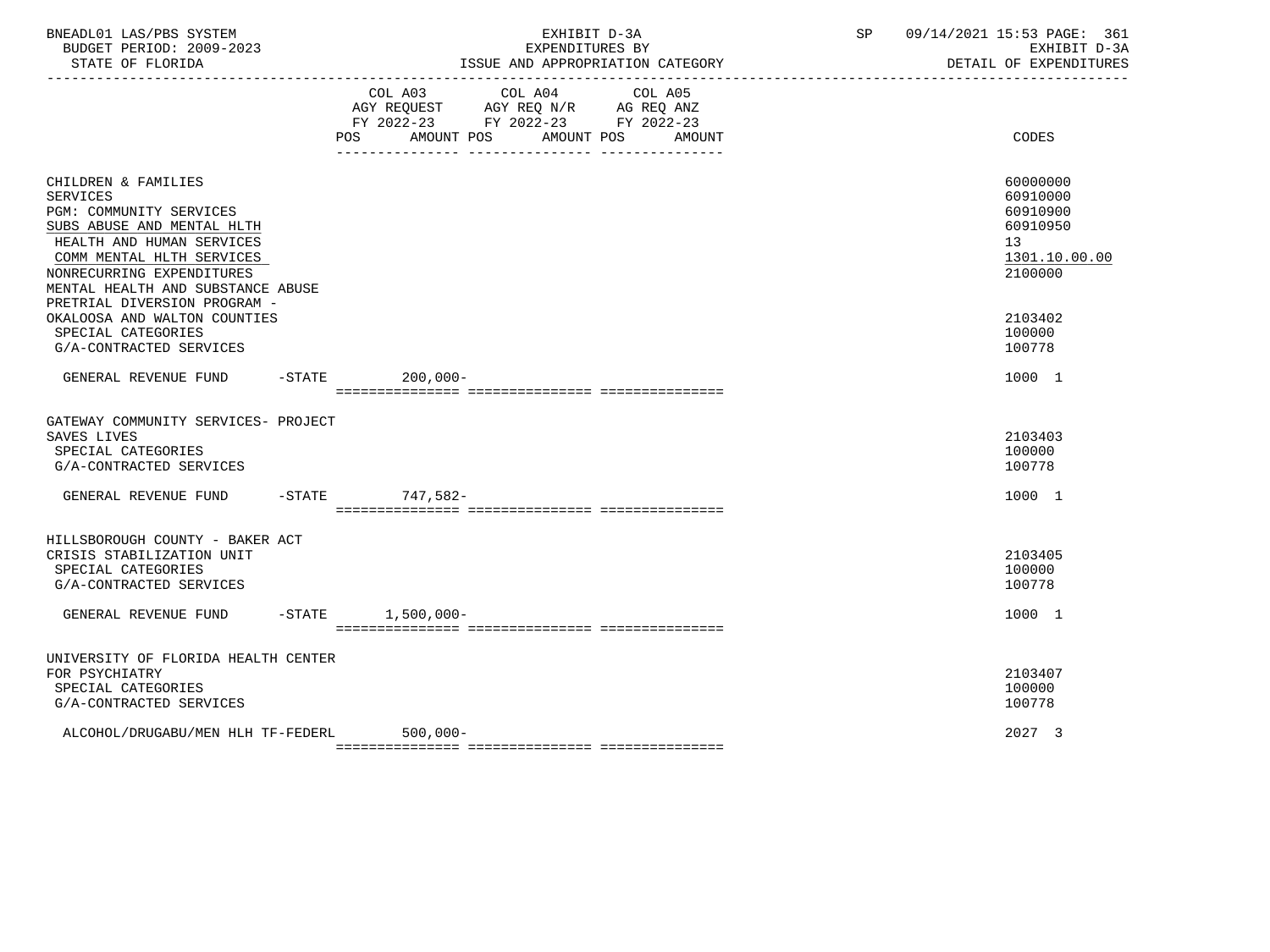BNEADL01 LAS/PBS SYSTEM
BUDGET PERIOD: 2009-2023
STATE OF FLORIDA

EXHIBIT D-3A
EXPENDITURES BY
ISSUE AND APPROPRIATION CATEGORY

SP 09/14/2021 15:53

EXHIBIT D-3A
DETAIL OF EXPENDITURES

| | COL A03 AGY REQUEST FY 2022-23 POS | AMOUNT | COL A04 AGY REQ N/R FY 2022-23 POS | AMOUNT | COL A05 AG REQ ANZ FY 2022-23 POS | AMOUNT | CODES |
|---|---|---|---|---|---|---|---|
| CHILDREN & FAMILIES | | | | | | | 60000000 |
| SERVICES | | | | | | | 60910000 |
| PGM: COMMUNITY SERVICES | | | | | | | 60910900 |
| SUBS ABUSE AND MENTAL HLTH | | | | | | | 60910950 |
| HEALTH AND HUMAN SERVICES | | | | | | | 13 |
| COMM MENTAL HLTH SERVICES | | | | | | | 1301.10.00.00 |
| NONRECURRING EXPENDITURES | | | | | | | 2100000 |
| MENTAL HEALTH AND SUBSTANCE ABUSE PRETRIAL DIVERSION PROGRAM - OKALOOSA AND WALTON COUNTIES | | | | | | | 2103402 |
| SPECIAL CATEGORIES | | | | | | | 100000 |
| G/A-CONTRACTED SERVICES | | | | | | | 100778 |
| GENERAL REVENUE FUND -STATE | | 200,000- | | | | | 1000 1 |
| GATEWAY COMMUNITY SERVICES- PROJECT SAVES LIVES | | | | | | | 2103403 |
| SPECIAL CATEGORIES | | | | | | | 100000 |
| G/A-CONTRACTED SERVICES | | | | | | | 100778 |
| GENERAL REVENUE FUND -STATE | | 747,582- | | | | | 1000 1 |
| HILLSBOROUGH COUNTY - BAKER ACT CRISIS STABILIZATION UNIT | | | | | | | 2103405 |
| SPECIAL CATEGORIES | | | | | | | 100000 |
| G/A-CONTRACTED SERVICES | | | | | | | 100778 |
| GENERAL REVENUE FUND -STATE | | 1,500,000- | | | | | 1000 1 |
| UNIVERSITY OF FLORIDA HEALTH CENTER FOR PSYCHIATRY | | | | | | | 2103407 |
| SPECIAL CATEGORIES | | | | | | | 100000 |
| G/A-CONTRACTED SERVICES | | | | | | | 100778 |
| ALCOHOL/DRUGABU/MEN HLH TF-FEDERL | | 500,000- | | | | | 2027 3 |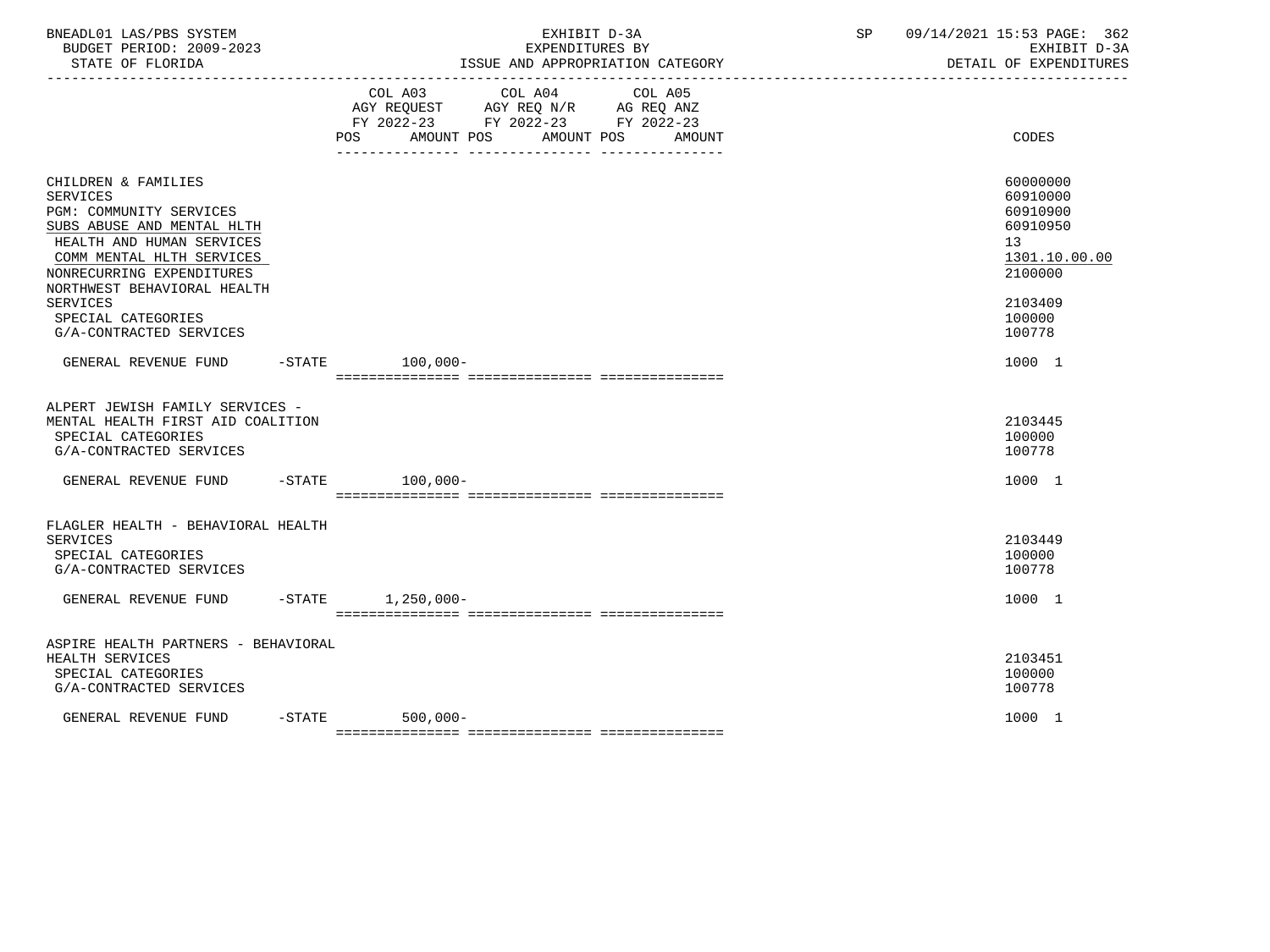BNEADL01 LAS/PBS SYSTEM | EXHIBIT D-3A | SP 09/14/2021 15:53
BUDGET PERIOD: 2009-2023 | EXPENDITURES BY | EXHIBIT D-3A
STATE OF FLORIDA | ISSUE AND APPROPRIATION CATEGORY | DETAIL OF EXPENDITURES

| | COL A03 AGY REQUEST FY 2022-23 POS AMOUNT | COL A04 AGY REQ N/R FY 2022-23 POS AMOUNT | COL A05 AG REQ ANZ FY 2022-23 POS AMOUNT | CODES |
|---|---|---|---|---|
| CHILDREN & FAMILIES | | | | 60000000 |
| SERVICES | | | | 60910000 |
| PGM: COMMUNITY SERVICES | | | | 60910900 |
| SUBS ABUSE AND MENTAL HLTH | | | | 60910950 |
| HEALTH AND HUMAN SERVICES | | | | 13 |
| COMM MENTAL HLTH SERVICES | | | | 1301.10.00.00 |
| NONRECURRING EXPENDITURES | | | | 2100000 |
| NORTHWEST BEHAVIORAL HEALTH SERVICES | | | | 2103409 |
| SPECIAL CATEGORIES | | | | 100000 |
| G/A-CONTRACTED SERVICES | | | | 100778 |
| GENERAL REVENUE FUND -STATE | 100,000- | | | 1000 1 |
| ALPERT JEWISH FAMILY SERVICES - MENTAL HEALTH FIRST AID COALITION | | | | 2103445 |
| SPECIAL CATEGORIES | | | | 100000 |
| G/A-CONTRACTED SERVICES | | | | 100778 |
| GENERAL REVENUE FUND -STATE | 100,000- | | | 1000 1 |
| FLAGLER HEALTH - BEHAVIORAL HEALTH SERVICES | | | | 2103449 |
| SPECIAL CATEGORIES | | | | 100000 |
| G/A-CONTRACTED SERVICES | | | | 100778 |
| GENERAL REVENUE FUND -STATE | 1,250,000- | | | 1000 1 |
| ASPIRE HEALTH PARTNERS - BEHAVIORAL HEALTH SERVICES | | | | 2103451 |
| SPECIAL CATEGORIES | | | | 100000 |
| G/A-CONTRACTED SERVICES | | | | 100778 |
| GENERAL REVENUE FUND -STATE | 500,000- | | | 1000 1 |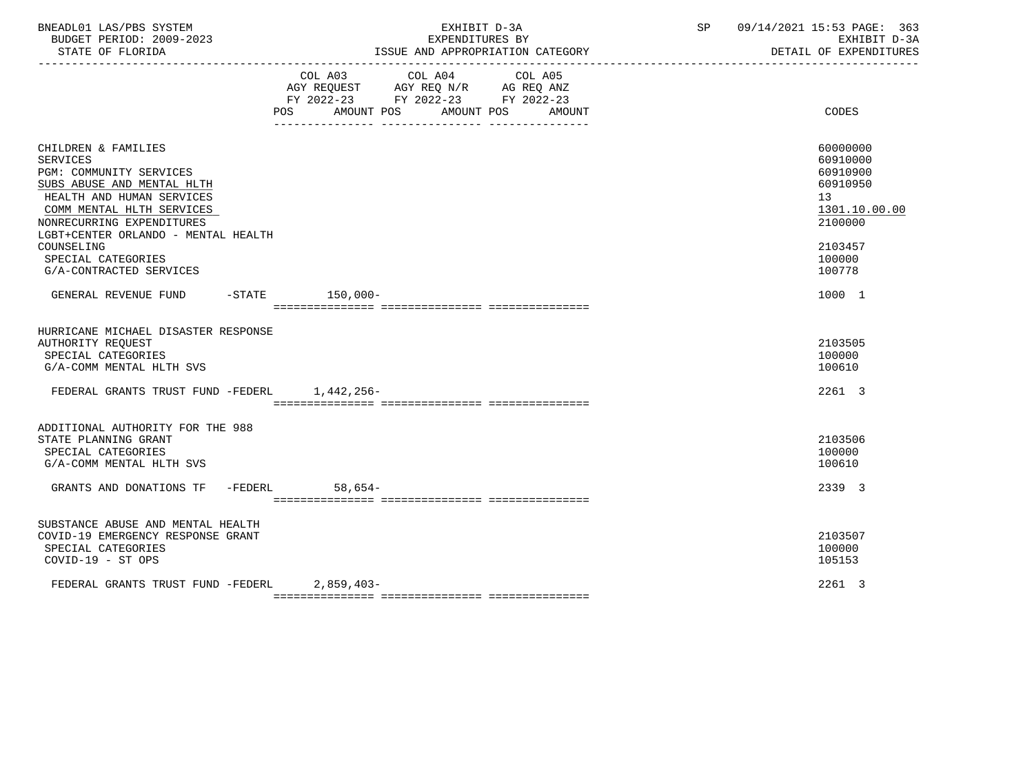BNEADL01 LAS/PBS SYSTEM — EXHIBIT D-3A — SP 09/14/2021 15:53
BUDGET PERIOD: 2009-2023 — EXPENDITURES BY — EXHIBIT D-3A
STATE OF FLORIDA — ISSUE AND APPROPRIATION CATEGORY — DETAIL OF EXPENDITURES

| | COL A03 AGY REQUEST FY 2022-23 POS | AMOUNT | COL A04 AGY REQ N/R FY 2022-23 POS | AMOUNT | COL A05 AG REQ ANZ FY 2022-23 POS | AMOUNT | CODES |
|---|---|---|---|---|---|---|---|
| CHILDREN & FAMILIES | | | | | | | 60000000 |
| SERVICES | | | | | | | 60910000 |
| PGM: COMMUNITY SERVICES | | | | | | | 60910900 |
| SUBS ABUSE AND MENTAL HLTH | | | | | | | 60910950 |
| HEALTH AND HUMAN SERVICES | | | | | | | 13 |
| COMM MENTAL HLTH SERVICES | | | | | | | 1301.10.00.00 |
| NONRECURRING EXPENDITURES | | | | | | | 2100000 |
| LGBT+CENTER ORLANDO - MENTAL HEALTH COUNSELING | | | | | | | 2103457 |
| SPECIAL CATEGORIES | | | | | | | 100000 |
| G/A-CONTRACTED SERVICES | | | | | | | 100778 |
| GENERAL REVENUE FUND -STATE | | 150,000- | | | | | 1000 1 |
| HURRICANE MICHAEL DISASTER RESPONSE AUTHORITY REQUEST | | | | | | | 2103505 |
| SPECIAL CATEGORIES | | | | | | | 100000 |
| G/A-COMM MENTAL HLTH SVS | | | | | | | 100610 |
| FEDERAL GRANTS TRUST FUND -FEDERL | | 1,442,256- | | | | | 2261 3 |
| ADDITIONAL AUTHORITY FOR THE 988 STATE PLANNING GRANT | | | | | | | 2103506 |
| SPECIAL CATEGORIES | | | | | | | 100000 |
| G/A-COMM MENTAL HLTH SVS | | | | | | | 100610 |
| GRANTS AND DONATIONS TF -FEDERL | | 58,654- | | | | | 2339 3 |
| SUBSTANCE ABUSE AND MENTAL HEALTH COVID-19 EMERGENCY RESPONSE GRANT | | | | | | | 2103507 |
| SPECIAL CATEGORIES | | | | | | | 100000 |
| COVID-19 - ST OPS | | | | | | | 105153 |
| FEDERAL GRANTS TRUST FUND -FEDERL | | 2,859,403- | | | | | 2261 3 |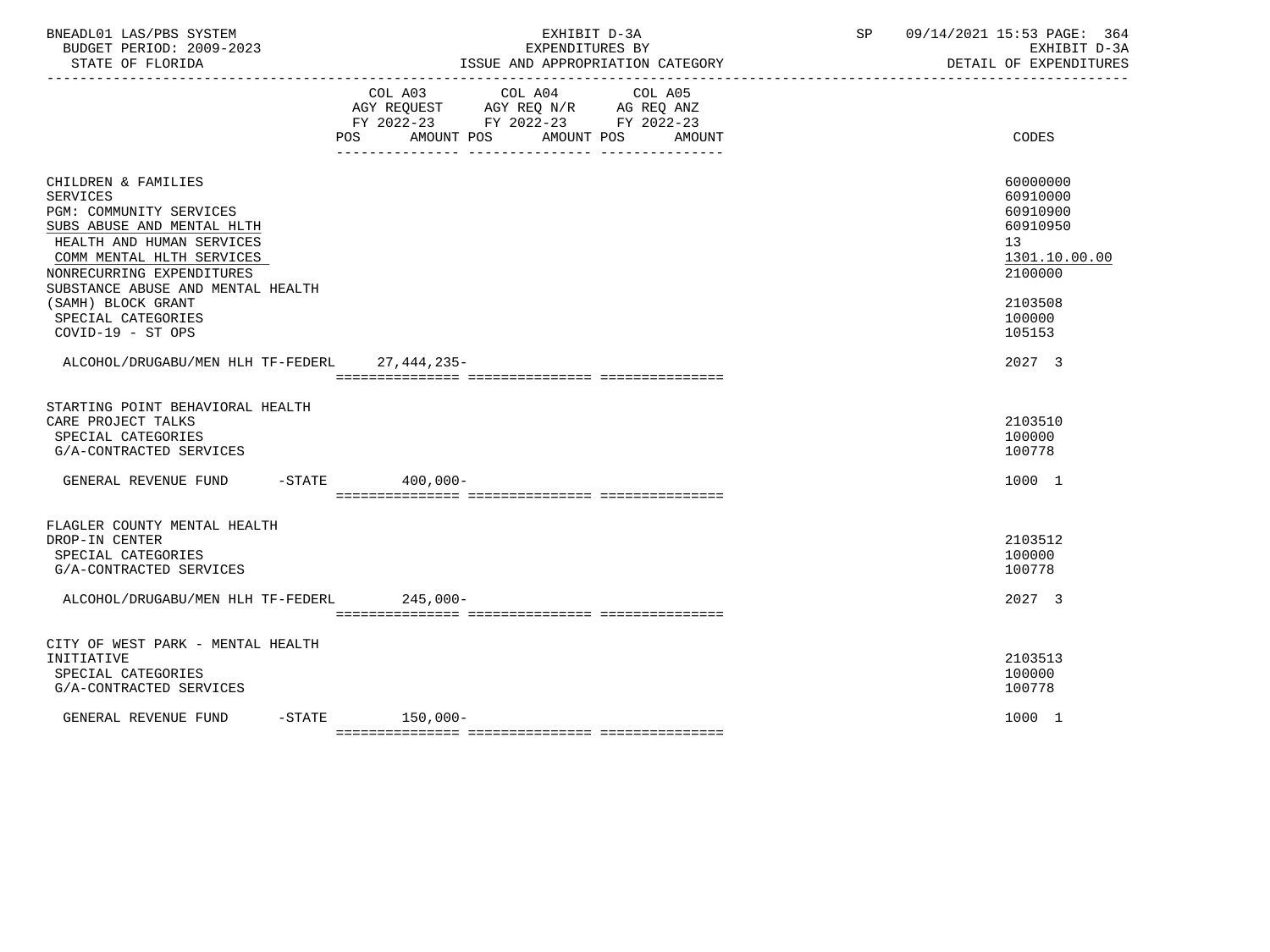BNEADL01 LAS/PBS SYSTEM | EXHIBIT D-3A | SP 09/14/2021 15:53 PAGE: 364
BUDGET PERIOD: 2009-2023 | EXPENDITURES BY | EXHIBIT D-3A
STATE OF FLORIDA | ISSUE AND APPROPRIATION CATEGORY | DETAIL OF EXPENDITURES

| | COL A03 AGY REQUEST FY 2022-23 POS | AMOUNT | COL A04 AGY REQ N/R FY 2022-23 POS | AMOUNT | COL A05 AG REQ ANZ FY 2022-23 POS | AMOUNT | CODES |
|---|---|---|---|---|---|---|---|
| CHILDREN & FAMILIES | | | | | | | 60000000 |
| SERVICES | | | | | | | 60910000 |
| PGM: COMMUNITY SERVICES | | | | | | | 60910900 |
| SUBS ABUSE AND MENTAL HLTH | | | | | | | 60910950 |
| HEALTH AND HUMAN SERVICES | | | | | | | 13 |
| COMM MENTAL HLTH SERVICES | | | | | | | 1301.10.00.00 |
| NONRECURRING EXPENDITURES | | | | | | | 2100000 |
| SUBSTANCE ABUSE AND MENTAL HEALTH (SAMH) BLOCK GRANT | | | | | | | 2103508 |
| SPECIAL CATEGORIES | | | | | | | 100000 |
| COVID-19 - ST OPS | | | | | | | 105153 |
| ALCOHOL/DRUGABU/MEN HLH TF-FEDERL | | 27,444,235- | | | | | 2027 3 |
| STARTING POINT BEHAVIORAL HEALTH CARE PROJECT TALKS | | | | | | | 2103510 |
| SPECIAL CATEGORIES | | | | | | | 100000 |
| G/A-CONTRACTED SERVICES | | | | | | | 100778 |
| GENERAL REVENUE FUND -STATE | | 400,000- | | | | | 1000 1 |
| FLAGLER COUNTY MENTAL HEALTH DROP-IN CENTER | | | | | | | 2103512 |
| SPECIAL CATEGORIES | | | | | | | 100000 |
| G/A-CONTRACTED SERVICES | | | | | | | 100778 |
| ALCOHOL/DRUGABU/MEN HLH TF-FEDERL | | 245,000- | | | | | 2027 3 |
| CITY OF WEST PARK - MENTAL HEALTH INITIATIVE | | | | | | | 2103513 |
| SPECIAL CATEGORIES | | | | | | | 100000 |
| G/A-CONTRACTED SERVICES | | | | | | | 100778 |
| GENERAL REVENUE FUND -STATE | | 150,000- | | | | | 1000 1 |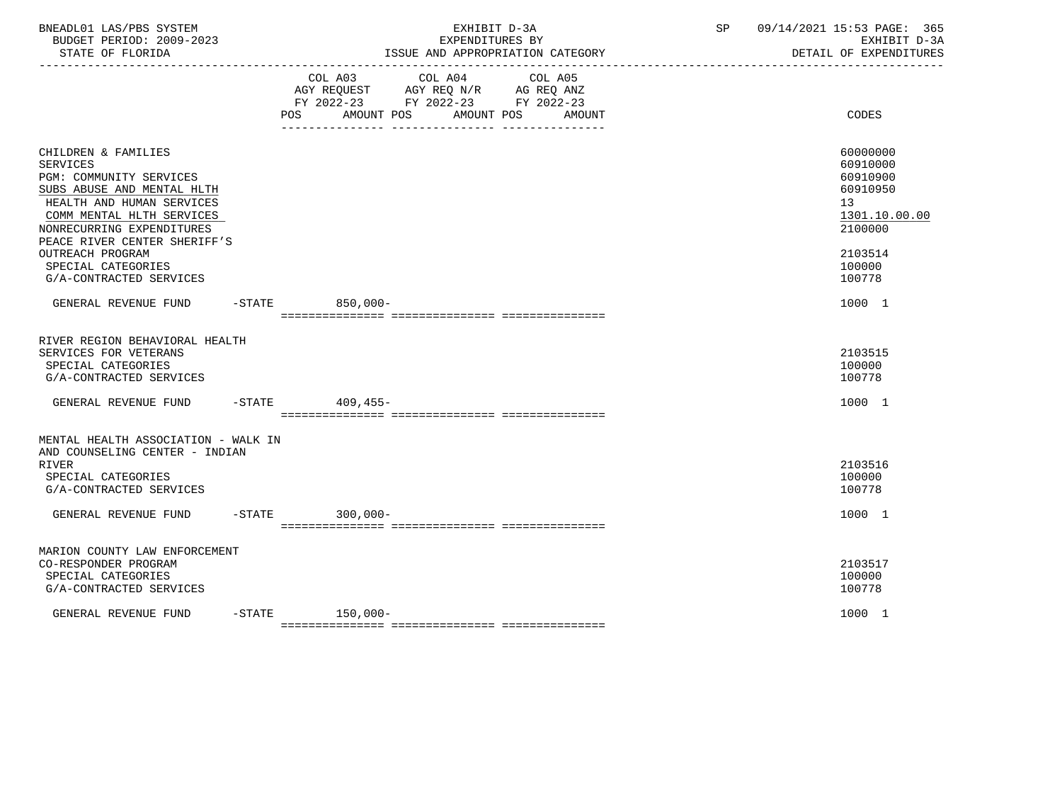BNEADL01 LAS/PBS SYSTEM | EXHIBIT D-3A | SP 09/14/2021 15:53 PAGE: 365
BUDGET PERIOD: 2009-2023 | EXPENDITURES BY | EXHIBIT D-3A
STATE OF FLORIDA | ISSUE AND APPROPRIATION CATEGORY | DETAIL OF EXPENDITURES

| | COL A03 AGY REQUEST FY 2022-23 POS AMOUNT | COL A04 AGY REQ N/R FY 2022-23 POS AMOUNT | COL A05 AG REQ ANZ FY 2022-23 POS AMOUNT | CODES |
|---|---|---|---|---|
| CHILDREN & FAMILIES | | | | 60000000 |
| SERVICES | | | | 60910000 |
| PGM: COMMUNITY SERVICES | | | | 60910900 |
| SUBS ABUSE AND MENTAL HLTH | | | | 60910950 |
| HEALTH AND HUMAN SERVICES | | | | 13 |
| COMM MENTAL HLTH SERVICES | | | | 1301.10.00.00 |
| NONRECURRING EXPENDITURES | | | | 2100000 |
| PEACE RIVER CENTER SHERIFF'S OUTREACH PROGRAM | | | | 2103514 |
| SPECIAL CATEGORIES | | | | 100000 |
| G/A-CONTRACTED SERVICES | | | | 100778 |
| GENERAL REVENUE FUND -STATE | 850,000- | | | 1000 1 |
| RIVER REGION BEHAVIORAL HEALTH SERVICES FOR VETERANS | | | | 2103515 |
| SPECIAL CATEGORIES | | | | 100000 |
| G/A-CONTRACTED SERVICES | | | | 100778 |
| GENERAL REVENUE FUND -STATE | 409,455- | | | 1000 1 |
| MENTAL HEALTH ASSOCIATION - WALK IN AND COUNSELING CENTER - INDIAN RIVER | | | | 2103516 |
| SPECIAL CATEGORIES | | | | 100000 |
| G/A-CONTRACTED SERVICES | | | | 100778 |
| GENERAL REVENUE FUND -STATE | 300,000- | | | 1000 1 |
| MARION COUNTY LAW ENFORCEMENT CO-RESPONDER PROGRAM | | | | 2103517 |
| SPECIAL CATEGORIES | | | | 100000 |
| G/A-CONTRACTED SERVICES | | | | 100778 |
| GENERAL REVENUE FUND -STATE | 150,000- | | | 1000 1 |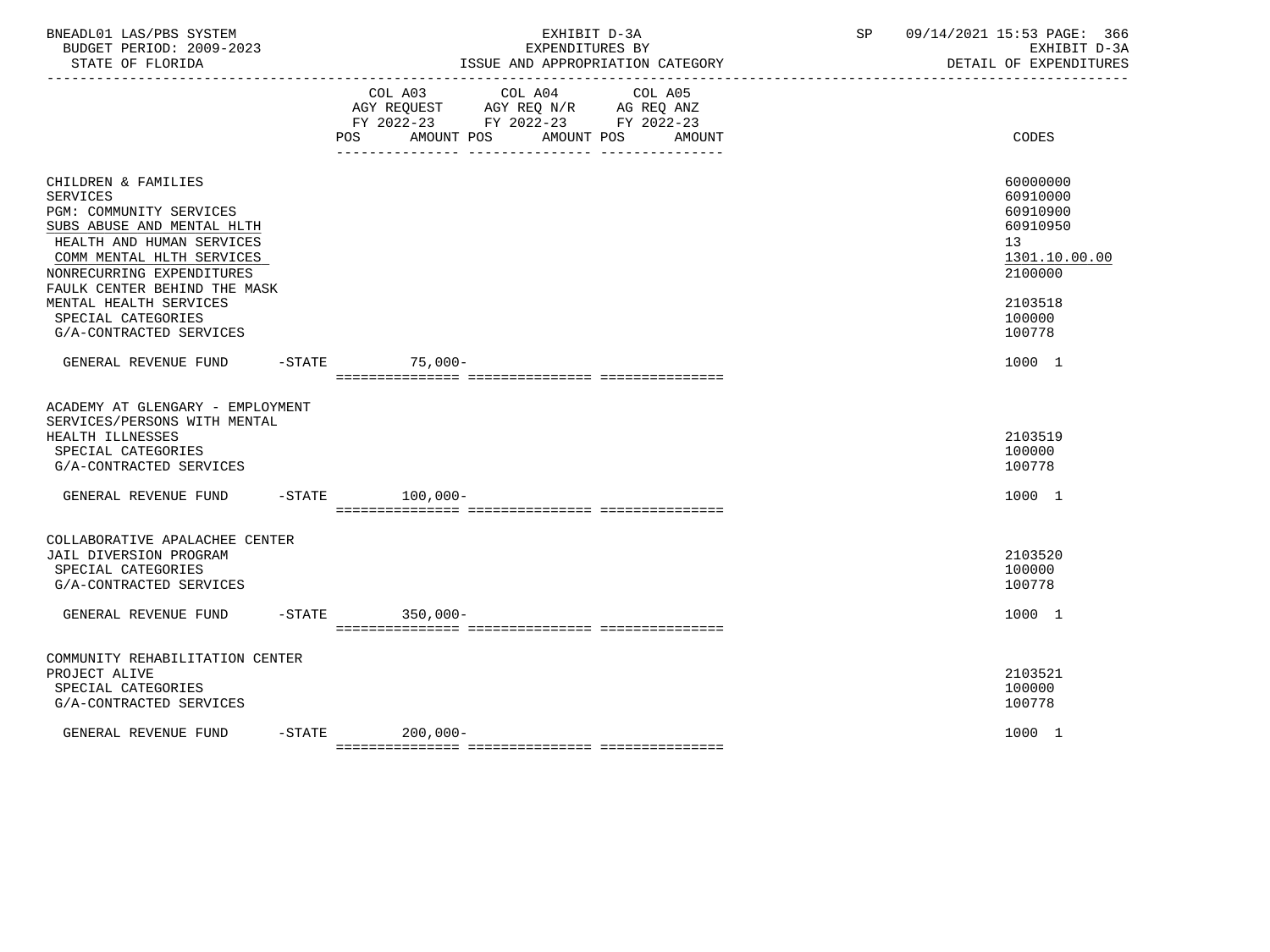BNEADL01 LAS/PBS SYSTEM — EXHIBIT D-3A — SP 09/14/2021 15:53 PAGE: 366
BUDGET PERIOD: 2009-2023 — EXPENDITURES BY — EXHIBIT D-3A
STATE OF FLORIDA — ISSUE AND APPROPRIATION CATEGORY — DETAIL OF EXPENDITURES

| | COL A03 AGY REQUEST FY 2022-23 POS AMOUNT | COL A04 AGY REQ N/R FY 2022-23 POS AMOUNT | COL A05 AG REQ ANZ FY 2022-23 POS AMOUNT | CODES |
|---|---|---|---|---|
| CHILDREN & FAMILIES | | | | 60000000 |
| SERVICES | | | | 60910000 |
| PGM: COMMUNITY SERVICES | | | | 60910900 |
| SUBS ABUSE AND MENTAL HLTH | | | | 60910950 |
| HEALTH AND HUMAN SERVICES | | | | 13 |
| COMM MENTAL HLTH SERVICES | | | | 1301.10.00.00 |
| NONRECURRING EXPENDITURES | | | | 2100000 |
| FAULK CENTER BEHIND THE MASK MENTAL HEALTH SERVICES | | | | 2103518 |
| SPECIAL CATEGORIES | | | | 100000 |
| G/A-CONTRACTED SERVICES | | | | 100778 |
| GENERAL REVENUE FUND -STATE | 75,000- | | | 1000 1 |
| ACADEMY AT GLENGARY - EMPLOYMENT SERVICES/PERSONS WITH MENTAL HEALTH ILLNESSES | | | | 2103519 |
| SPECIAL CATEGORIES | | | | 100000 |
| G/A-CONTRACTED SERVICES | | | | 100778 |
| GENERAL REVENUE FUND -STATE | 100,000- | | | 1000 1 |
| COLLABORATIVE APALACHEE CENTER JAIL DIVERSION PROGRAM | | | | 2103520 |
| SPECIAL CATEGORIES | | | | 100000 |
| G/A-CONTRACTED SERVICES | | | | 100778 |
| GENERAL REVENUE FUND -STATE | 350,000- | | | 1000 1 |
| COMMUNITY REHABILITATION CENTER PROJECT ALIVE | | | | 2103521 |
| SPECIAL CATEGORIES | | | | 100000 |
| G/A-CONTRACTED SERVICES | | | | 100778 |
| GENERAL REVENUE FUND -STATE | 200,000- | | | 1000 1 |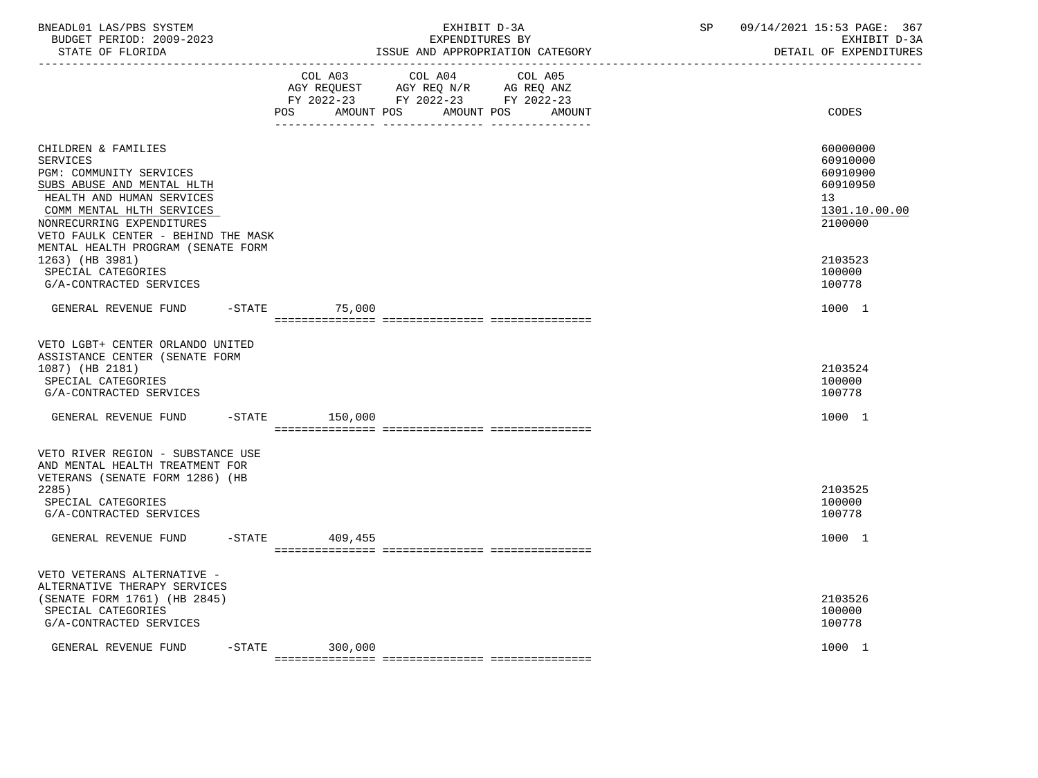| | COL A03 AGY REQUEST FY 2022-23 POS AMOUNT | COL A04 AGY REQ N/R FY 2022-23 POS AMOUNT | COL A05 AG REQ ANZ FY 2022-23 POS AMOUNT | CODES |
|---|---|---|---|---|
| CHILDREN & FAMILIES | | | | 60000000 |
| SERVICES | | | | 60910000 |
| PGM: COMMUNITY SERVICES | | | | 60910900 |
| SUBS ABUSE AND MENTAL HLTH | | | | 60910950 |
| HEALTH AND HUMAN SERVICES | | | | 13 |
| COMM MENTAL HLTH SERVICES | | | | 1301.10.00.00 |
| NONRECURRING EXPENDITURES | | | | 2100000 |
| VETO FAULK CENTER - BEHIND THE MASK MENTAL HEALTH PROGRAM (SENATE FORM 1263) (HB 3981) | | | | 2103523 |
| SPECIAL CATEGORIES | | | | 100000 |
| G/A-CONTRACTED SERVICES | | | | 100778 |
| GENERAL REVENUE FUND -STATE | 75,000 | | | 1000 1 |
| VETO LGBT+ CENTER ORLANDO UNITED ASSISTANCE CENTER (SENATE FORM 1087) (HB 2181) | | | | 2103524 |
| SPECIAL CATEGORIES | | | | 100000 |
| G/A-CONTRACTED SERVICES | | | | 100778 |
| GENERAL REVENUE FUND -STATE | 150,000 | | | 1000 1 |
| VETO RIVER REGION - SUBSTANCE USE AND MENTAL HEALTH TREATMENT FOR VETERANS (SENATE FORM 1286) (HB 2285) | | | | 2103525 |
| SPECIAL CATEGORIES | | | | 100000 |
| G/A-CONTRACTED SERVICES | | | | 100778 |
| GENERAL REVENUE FUND -STATE | 409,455 | | | 1000 1 |
| VETO VETERANS ALTERNATIVE - ALTERNATIVE THERAPY SERVICES (SENATE FORM 1761) (HB 2845) | | | | 2103526 |
| SPECIAL CATEGORIES | | | | 100000 |
| G/A-CONTRACTED SERVICES | | | | 100778 |
| GENERAL REVENUE FUND -STATE | 300,000 | | | 1000 1 |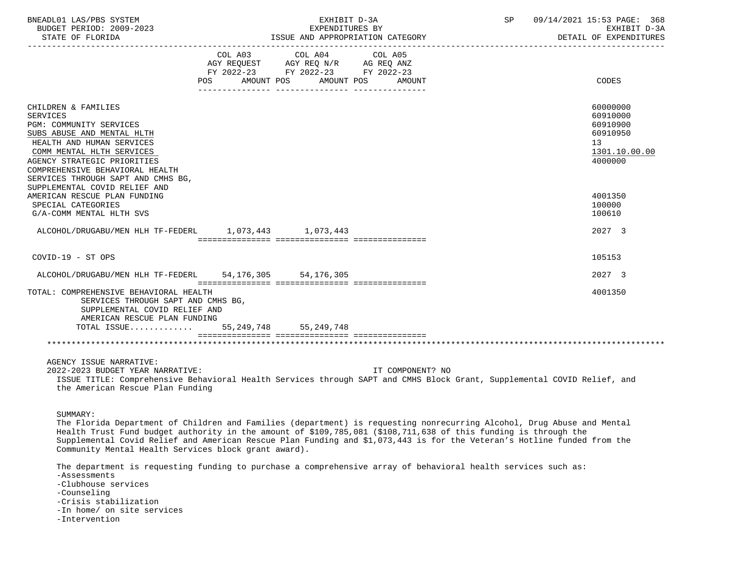| | COL A03 AGY REQUEST FY 2022-23 POS AMOUNT | COL A04 AGY REQ N/R FY 2022-23 POS AMOUNT | COL A05 AG REQ ANZ FY 2022-23 POS AMOUNT | CODES |
|---|---|---|---|---|
| CHILDREN & FAMILIES | | | | 60000000 |
| SERVICES | | | | 60910000 |
| PGM: COMMUNITY SERVICES | | | | 60910900 |
| SUBS ABUSE AND MENTAL HLTH | | | | 60910950 |
| HEALTH AND HUMAN SERVICES | | | | 13 |
| COMM MENTAL HLTH SERVICES | | | | 1301.10.00.00 |
| AGENCY STRATEGIC PRIORITIES | | | | 4000000 |
| COMPREHENSIVE BEHAVIORAL HEALTH SERVICES THROUGH SAPT AND CMHS BG, SUPPLEMENTAL COVID RELIEF AND AMERICAN RESCUE PLAN FUNDING | | | | 4001350 |
| SPECIAL CATEGORIES | | | | 100000 |
| G/A-COMM MENTAL HLTH SVS | | | | 100610 |
| ALCOHOL/DRUGABU/MEN HLH TF-FEDERL | 1,073,443 | 1,073,443 | | 2027 3 |
| COVID-19 - ST OPS | | | | 105153 |
| ALCOHOL/DRUGABU/MEN HLH TF-FEDERL | 54,176,305 | 54,176,305 | | 2027 3 |
| TOTAL: COMPREHENSIVE BEHAVIORAL HEALTH SERVICES THROUGH SAPT AND CMHS BG, SUPPLEMENTAL COVID RELIEF AND AMERICAN RESCUE PLAN FUNDING | | | | 4001350 |
| TOTAL ISSUE............ | 55,249,748 | 55,249,748 | | |

AGENCY ISSUE NARRATIVE:

2022-2023 BUDGET YEAR NARRATIVE: IT COMPONENT? NO

ISSUE TITLE: Comprehensive Behavioral Health Services through SAPT and CMHS Block Grant, Supplemental COVID Relief, and the American Rescue Plan Funding

SUMMARY:

The Florida Department of Children and Families (department) is requesting nonrecurring Alcohol, Drug Abuse and Mental Health Trust Fund budget authority in the amount of $109,785,081 ($108,711,638 of this funding is through the Supplemental Covid Relief and American Rescue Plan Funding and $1,073,443 is for the Veteran's Hotline funded from the Community Mental Health Services block grant award).

The department is requesting funding to purchase a comprehensive array of behavioral health services such as:

- Assessments
- Clubhouse services
- Counseling
- Crisis stabilization
- In home/ on site services
- Intervention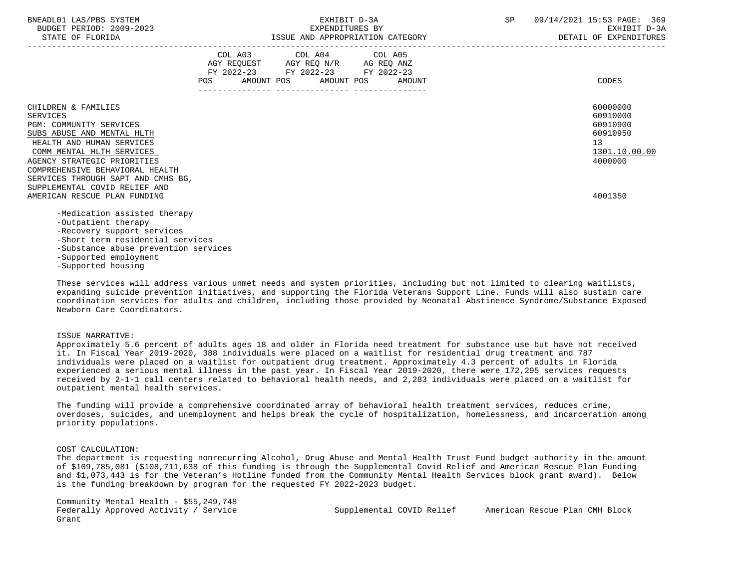| | COL A03 AGY REQUEST FY 2022-23 POS AMOUNT | COL A04 AGY REQ N/R FY 2022-23 POS AMOUNT | COL A05 AG REQ ANZ FY 2022-23 POS AMOUNT | CODES |
|---|---|---|---|---|
| CHILDREN & FAMILIES | | | | 60000000 |
| SERVICES | | | | 60910000 |
| PGM: COMMUNITY SERVICES | | | | 60910900 |
| SUBS ABUSE AND MENTAL HLTH | | | | 60910950 |
| HEALTH AND HUMAN SERVICES | | | | 13 |
| COMM MENTAL HLTH SERVICES | | | | 1301.10.00.00 |
| AGENCY STRATEGIC PRIORITIES | | | | 4000000 |
| COMPREHENSIVE BEHAVIORAL HEALTH SERVICES THROUGH SAPT AND CMHS BG, SUPPLEMENTAL COVID RELIEF AND AMERICAN RESCUE PLAN FUNDING | | | | 4001350 |

- -Medication assisted therapy
- -Outpatient therapy
- -Recovery support services
- -Short term residential services
- -Substance abuse prevention services
- -Supported employment
- -Supported housing

These services will address various unmet needs and system priorities, including but not limited to clearing waitlists, expanding suicide prevention initiatives, and supporting the Florida Veterans Support Line. Funds will also sustain care coordination services for adults and children, including those provided by Neonatal Abstinence Syndrome/Substance Exposed Newborn Care Coordinators.

ISSUE NARRATIVE:

Approximately 5.6 percent of adults ages 18 and older in Florida need treatment for substance use but have not received it. In Fiscal Year 2019-2020, 388 individuals were placed on a waitlist for residential drug treatment and 787 individuals were placed on a waitlist for outpatient drug treatment. Approximately 4.3 percent of adults in Florida experienced a serious mental illness in the past year. In Fiscal Year 2019-2020, there were 172,295 services requests received by 2-1-1 call centers related to behavioral health needs, and 2,283 individuals were placed on a waitlist for outpatient mental health services.

The funding will provide a comprehensive coordinated array of behavioral health treatment services, reduces crime, overdoses, suicides, and unemployment and helps break the cycle of hospitalization, homelessness, and incarceration among priority populations.

COST CALCULATION:

The department is requesting nonrecurring Alcohol, Drug Abuse and Mental Health Trust Fund budget authority in the amount of $109,785,081 ($108,711,638 of this funding is through the Supplemental Covid Relief and American Rescue Plan Funding and $1,073,443 is for the Veteran's Hotline funded from the Community Mental Health Services block grant award). Below is the funding breakdown by program for the requested FY 2022-2023 budget.

Community Mental Health - $55,249,748

| Federally Approved Activity / Service | Supplemental COVID Relief | American Rescue Plan CMH Block Grant |
|---|---|---|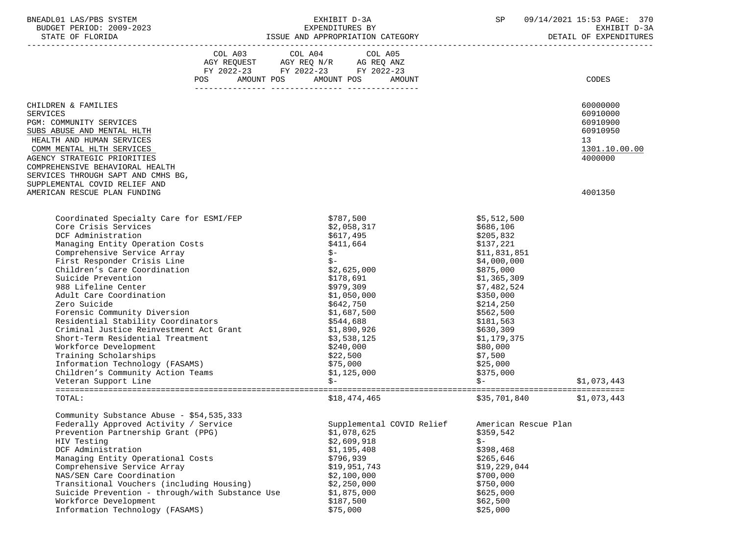| | COL A03 AGY REQUEST FY 2022-23 POS AMOUNT | COL A04 AGY REQ N/R FY 2022-23 POS AMOUNT | COL A05 AG REQ ANZ FY 2022-23 POS AMOUNT | CODES |
|---|---|---|---|---|
| CHILDREN & FAMILIES | | | | 60000000 |
| SERVICES | | | | 60910000 |
| PGM: COMMUNITY SERVICES | | | | 60910900 |
| SUBS ABUSE AND MENTAL HLTH | | | | 60910950 |
| HEALTH AND HUMAN SERVICES | | | | 13 |
| COMM MENTAL HLTH SERVICES | | | | 1301.10.00.00 |
| AGENCY STRATEGIC PRIORITIES | | | | 4000000 |
| COMPREHENSIVE BEHAVIORAL HEALTH SERVICES THROUGH SAPT AND CMHS BG, SUPPLEMENTAL COVID RELIEF AND AMERICAN RESCUE PLAN FUNDING | | | | 4001350 |

| | | | |
|---|---|---|---|
| Coordinated Specialty Care for ESMI/FEP | $787,500 | $5,512,500 | |
| Core Crisis Services | $2,058,317 | $686,106 | |
| DCF Administration | $617,495 | $205,832 | |
| Managing Entity Operation Costs | $411,664 | $137,221 | |
| Comprehensive Service Array | $- | $11,831,851 | |
| First Responder Crisis Line | $- | $4,000,000 | |
| Children's Care Coordination | $2,625,000 | $875,000 | |
| Suicide Prevention | $178,691 | $1,365,309 | |
| 988 Lifeline Center | $979,309 | $7,482,524 | |
| Adult Care Coordination | $1,050,000 | $350,000 | |
| Zero Suicide | $642,750 | $214,250 | |
| Forensic Community Diversion | $1,687,500 | $562,500 | |
| Residential Stability Coordinators | $544,688 | $181,563 | |
| Criminal Justice Reinvestment Act Grant | $1,890,926 | $630,309 | |
| Short-Term Residential Treatment | $3,538,125 | $1,179,375 | |
| Workforce Development | $240,000 | $80,000 | |
| Training Scholarships | $22,500 | $7,500 | |
| Information Technology (FASAMS) | $75,000 | $25,000 | |
| Children's Community Action Teams | $1,125,000 | $375,000 | |
| Veteran Support Line | $- | $- | $1,073,443 |
| TOTAL: | $18,474,465 | $35,701,840 | $1,073,443 |

Community Substance Abuse - $54,535,333

| Federally Approved Activity / Service | Supplemental COVID Relief | American Rescue Plan |
|---|---|---|
| Prevention Partnership Grant (PPG) | $1,078,625 | $359,542 |
| HIV Testing | $2,609,918 | $- |
| DCF Administration | $1,195,408 | $398,468 |
| Managing Entity Operational Costs | $796,939 | $265,646 |
| Comprehensive Service Array | $19,951,743 | $19,229,044 |
| NAS/SEN Care Coordination | $2,100,000 | $700,000 |
| Transitional Vouchers (including Housing) | $2,250,000 | $750,000 |
| Suicide Prevention - through/with Substance Use | $1,875,000 | $625,000 |
| Workforce Development | $187,500 | $62,500 |
| Information Technology (FASAMS) | $75,000 | $25,000 |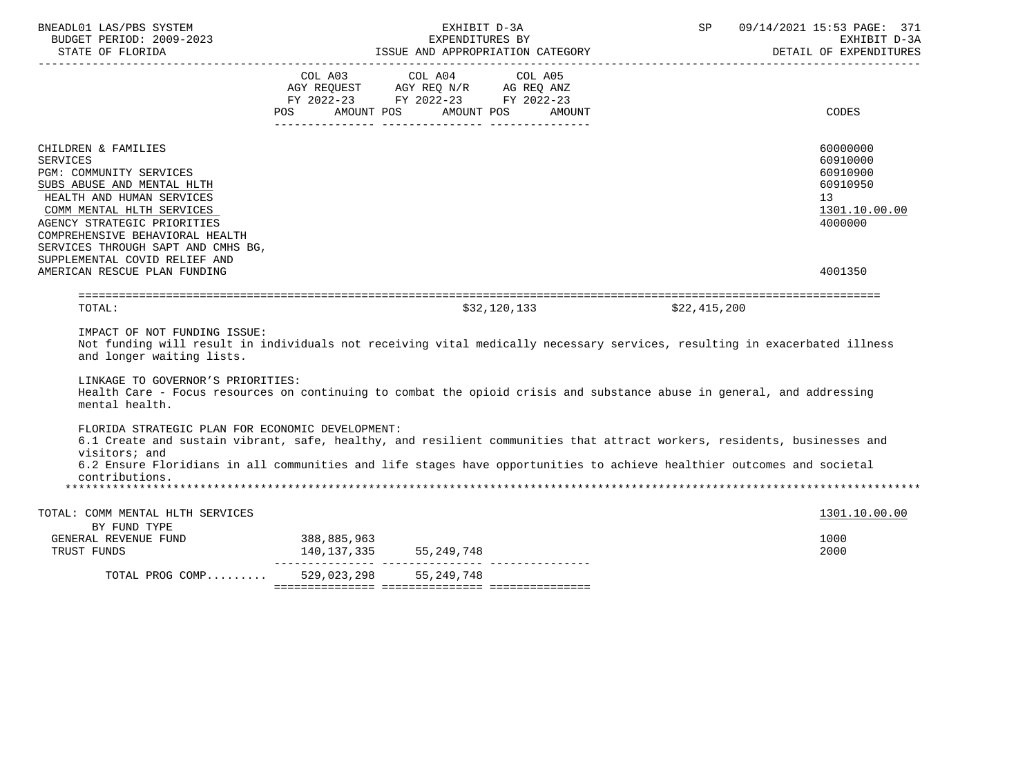BNEADL01 LAS/PBS SYSTEM — EXHIBIT D-3A — EXPENDITURES BY ISSUE AND APPROPRIATION CATEGORY — DETAIL OF EXPENDITURES
BUDGET PERIOD: 2009-2023
STATE OF FLORIDA

| | COL A03 AGY REQUEST FY 2022-23 POS | AMOUNT | COL A04 AGY REQ N/R FY 2022-23 POS | AMOUNT | COL A05 AG REQ ANZ FY 2022-23 POS | AMOUNT | CODES |
|---|---|---|---|---|---|---|---|
| CHILDREN & FAMILIES | | | | | | | 60000000 |
| SERVICES | | | | | | | 60910000 |
| PGM: COMMUNITY SERVICES | | | | | | | 60910900 |
| SUBS ABUSE AND MENTAL HLTH | | | | | | | 60910950 |
| HEALTH AND HUMAN SERVICES | | | | | | | 13 |
| COMM MENTAL HLTH SERVICES | | | | | | | 1301.10.00.00 |
| AGENCY STRATEGIC PRIORITIES | | | | | | | 4000000 |
| COMPREHENSIVE BEHAVIORAL HEALTH SERVICES THROUGH SAPT AND CMHS BG, SUPPLEMENTAL COVID RELIEF AND AMERICAN RESCUE PLAN FUNDING | | | | | | | 4001350 |
| TOTAL: | | | | $32,120,133 | | $22,415,200 | |

IMPACT OF NOT FUNDING ISSUE:
Not funding will result in individuals not receiving vital medically necessary services, resulting in exacerbated illness and longer waiting lists.

LINKAGE TO GOVERNOR'S PRIORITIES:
Health Care - Focus resources on continuing to combat the opioid crisis and substance abuse in general, and addressing mental health.

FLORIDA STRATEGIC PLAN FOR ECONOMIC DEVELOPMENT:
6.1 Create and sustain vibrant, safe, healthy, and resilient communities that attract workers, residents, businesses and visitors; and
6.2 Ensure Floridians in all communities and life stages have opportunities to achieve healthier outcomes and societal contributions.

*******************************************************************************************************************

| | COL A03 | COL A04 | COL A05 | CODES |
|---|---|---|---|---|
| TOTAL: COMM MENTAL HLTH SERVICES | | | | 1301.10.00.00 |
| BY FUND TYPE | | | | |
| GENERAL REVENUE FUND | 388,885,963 | | | 1000 |
| TRUST FUNDS | 140,137,335 | 55,249,748 | | 2000 |
| TOTAL PROG COMP......... | 529,023,298 | 55,249,748 | | |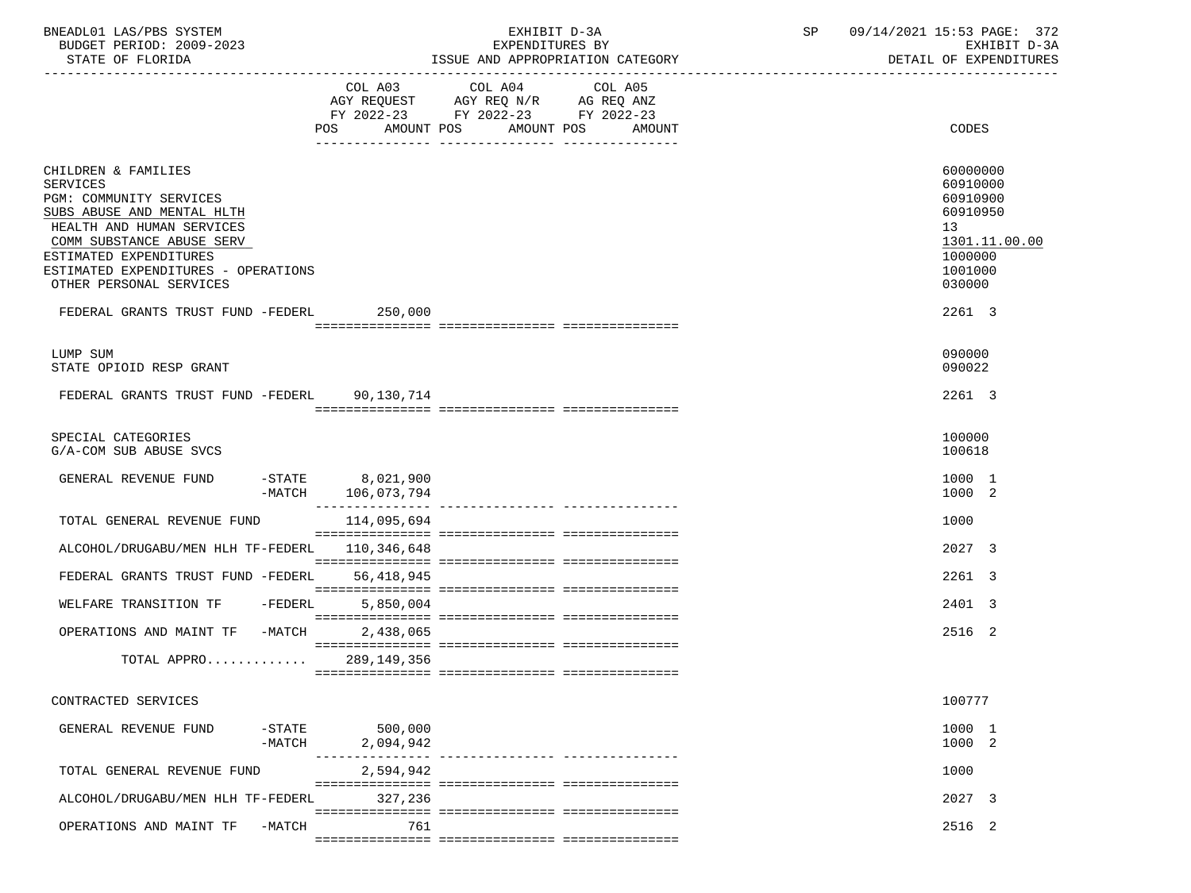BNEADL01 LAS/PBS SYSTEM
BUDGET PERIOD: 2009-2023
STATE OF FLORIDA

EXHIBIT D-3A
EXPENDITURES BY
ISSUE AND APPROPRIATION CATEGORY

SP 09/14/2021 15:53 PAGE: 372
EXHIBIT D-3A
DETAIL OF EXPENDITURES

| | COL A03 AGY REQUEST FY 2022-23 POS AMOUNT | COL A04 AGY REQ N/R FY 2022-23 POS AMOUNT | COL A05 AG REQ ANZ FY 2022-23 POS AMOUNT | CODES |
|---|---|---|---|---|
| CHILDREN & FAMILIES | | | | 60000000 |
| SERVICES | | | | 60910000 |
| PGM: COMMUNITY SERVICES | | | | 60910900 |
| SUBS ABUSE AND MENTAL HLTH | | | | 60910950 |
| HEALTH AND HUMAN SERVICES | | | | 13 |
| COMM SUBSTANCE ABUSE SERV | | | | 1301.11.00.00 |
| ESTIMATED EXPENDITURES | | | | 1000000 |
| ESTIMATED EXPENDITURES - OPERATIONS | | | | 1001000 |
| OTHER PERSONAL SERVICES | | | | 030000 |
| FEDERAL GRANTS TRUST FUND -FEDERL | 250,000 | | | 2261 3 |
| LUMP SUM | | | | 090000 |
| STATE OPIOID RESP GRANT | | | | 090022 |
| FEDERAL GRANTS TRUST FUND -FEDERL | 90,130,714 | | | 2261 3 |
| SPECIAL CATEGORIES | | | | 100000 |
| G/A-COM SUB ABUSE SVCS | | | | 100618 |
| GENERAL REVENUE FUND -STATE | 8,021,900 | | | 1000 1 |
| -MATCH | 106,073,794 | | | 1000 2 |
| TOTAL GENERAL REVENUE FUND | 114,095,694 | | | 1000 |
| ALCOHOL/DRUGABU/MEN HLH TF-FEDERL | 110,346,648 | | | 2027 3 |
| FEDERAL GRANTS TRUST FUND -FEDERL | 56,418,945 | | | 2261 3 |
| WELFARE TRANSITION TF -FEDERL | 5,850,004 | | | 2401 3 |
| OPERATIONS AND MAINT TF -MATCH | 2,438,065 | | | 2516 2 |
| TOTAL APPRO............ | 289,149,356 | | | |
| CONTRACTED SERVICES | | | | 100777 |
| GENERAL REVENUE FUND -STATE | 500,000 | | | 1000 1 |
| -MATCH | 2,094,942 | | | 1000 2 |
| TOTAL GENERAL REVENUE FUND | 2,594,942 | | | 1000 |
| ALCOHOL/DRUGABU/MEN HLH TF-FEDERL | 327,236 | | | 2027 3 |
| OPERATIONS AND MAINT TF -MATCH | 761 | | | 2516 2 |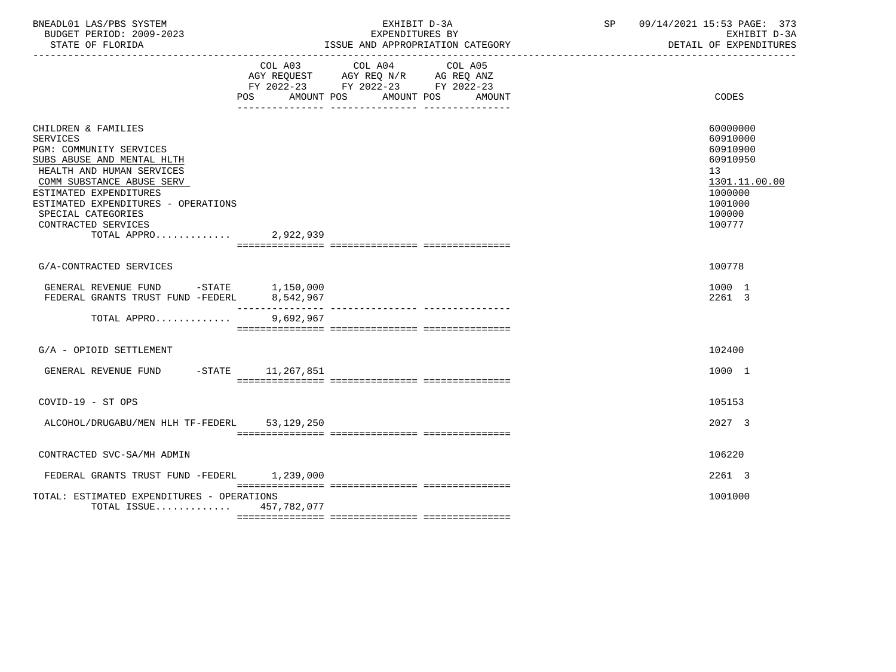BNEADL01 LAS/PBS SYSTEM — EXHIBIT D-3A — EXPENDITURES BY ISSUE AND APPROPRIATION CATEGORY — SP 09/14/2021 15:53
BUDGET PERIOD: 2009-2023 — STATE OF FLORIDA — EXHIBIT D-3A DETAIL OF EXPENDITURES

| | COL A03 AGY REQUEST FY 2022-23 POS | AMOUNT | COL A04 AGY REQ N/R FY 2022-23 POS | AMOUNT | COL A05 AG REQ ANZ FY 2022-23 POS | AMOUNT | CODES |
|---|---|---|---|---|---|---|---|
| CHILDREN & FAMILIES | | | | | | | 60000000 |
| SERVICES | | | | | | | 60910000 |
| PGM: COMMUNITY SERVICES | | | | | | | 60910900 |
| SUBS ABUSE AND MENTAL HLTH | | | | | | | 60910950 |
| HEALTH AND HUMAN SERVICES | | | | | | | 13 |
| COMM SUBSTANCE ABUSE SERV | | | | | | | 1301.11.00.00 |
| ESTIMATED EXPENDITURES | | | | | | | 1000000 |
| ESTIMATED EXPENDITURES - OPERATIONS | | | | | | | 1001000 |
| SPECIAL CATEGORIES | | | | | | | 100000 |
| CONTRACTED SERVICES | | | | | | | 100777 |
| TOTAL APPRO............. | | 2,922,939 | | | | | |
| G/A-CONTRACTED SERVICES | | | | | | | 100778 |
| GENERAL REVENUE FUND -STATE | | 1,150,000 | | | | | 1000 1 |
| FEDERAL GRANTS TRUST FUND -FEDERL | | 8,542,967 | | | | | 2261 3 |
| TOTAL APPRO............. | | 9,692,967 | | | | | |
| G/A - OPIOID SETTLEMENT | | | | | | | 102400 |
| GENERAL REVENUE FUND -STATE | | 11,267,851 | | | | | 1000 1 |
| COVID-19 - ST OPS | | | | | | | 105153 |
| ALCOHOL/DRUGABU/MEN HLH TF-FEDERL | | 53,129,250 | | | | | 2027 3 |
| CONTRACTED SVC-SA/MH ADMIN | | | | | | | 106220 |
| FEDERAL GRANTS TRUST FUND -FEDERL | | 1,239,000 | | | | | 2261 3 |
| TOTAL: ESTIMATED EXPENDITURES - OPERATIONS | | | | | | | 1001000 |
| TOTAL ISSUE............. | | 457,782,077 | | | | | |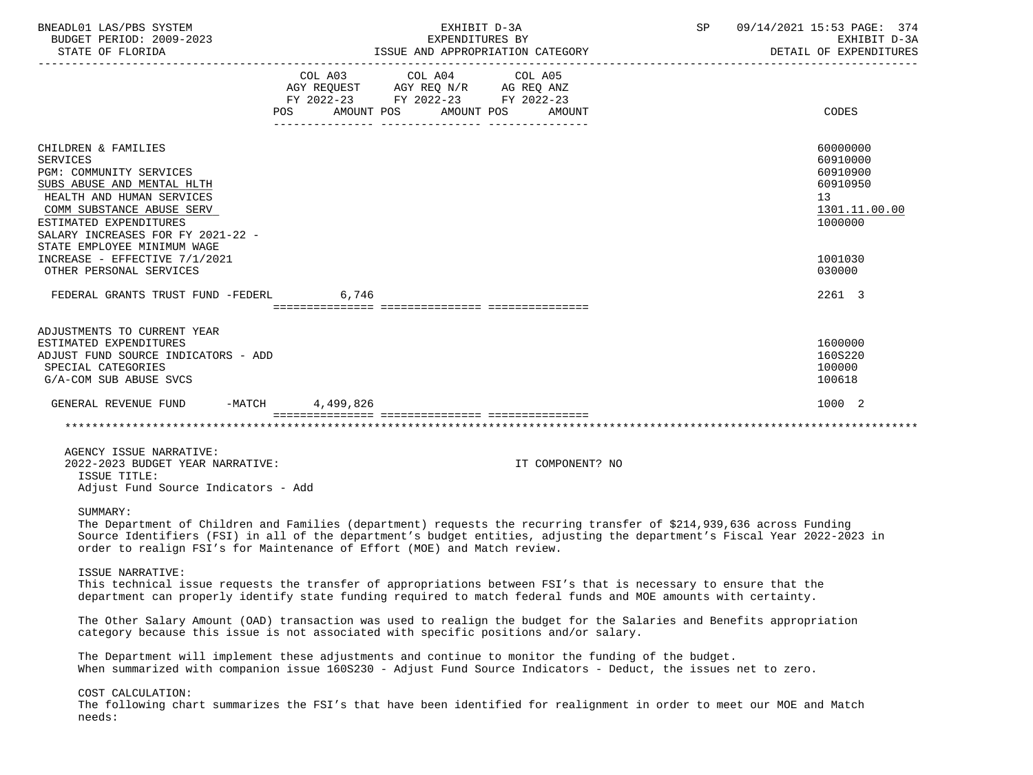| | COL A03 AGY REQUEST FY 2022-23 POS | AMOUNT | COL A04 AGY REQ N/R FY 2022-23 POS | AMOUNT | COL A05 AG REQ ANZ FY 2022-23 POS | AMOUNT | CODES |
|---|---|---|---|---|---|---|---|
| CHILDREN & FAMILIES | | | | | | | 60000000 |
| SERVICES | | | | | | | 60910000 |
| PGM: COMMUNITY SERVICES | | | | | | | 60910900 |
| SUBS ABUSE AND MENTAL HLTH | | | | | | | 60910950 |
| HEALTH AND HUMAN SERVICES | | | | | | | 13 |
| COMM SUBSTANCE ABUSE SERV | | | | | | | 1301.11.00.00 |
| ESTIMATED EXPENDITURES | | | | | | | 1000000 |
| SALARY INCREASES FOR FY 2021-22 - STATE EMPLOYEE MINIMUM WAGE INCREASE - EFFECTIVE 7/1/2021 | | | | | | | 1001030 |
| OTHER PERSONAL SERVICES | | | | | | | 030000 |
| FEDERAL GRANTS TRUST FUND -FEDERL | | 6,746 | | | | | 2261 3 |
| ADJUSTMENTS TO CURRENT YEAR ESTIMATED EXPENDITURES | | | | | | | 1600000 |
| ADJUST FUND SOURCE INDICATORS - ADD | | | | | | | 160S220 |
| SPECIAL CATEGORIES | | | | | | | 100000 |
| G/A-COM SUB ABUSE SVCS | | | | | | | 100618 |
| GENERAL REVENUE FUND -MATCH | | 4,499,826 | | | | | 1000 2 |

AGENCY ISSUE NARRATIVE:
2022-2023 BUDGET YEAR NARRATIVE: IT COMPONENT? NO

ISSUE TITLE:
Adjust Fund Source Indicators - Add

SUMMARY:
The Department of Children and Families (department) requests the recurring transfer of $214,939,636 across Funding Source Identifiers (FSI) in all of the department's budget entities, adjusting the department's Fiscal Year 2022-2023 in order to realign FSI's for Maintenance of Effort (MOE) and Match review.

ISSUE NARRATIVE:
This technical issue requests the transfer of appropriations between FSI's that is necessary to ensure that the department can properly identify state funding required to match federal funds and MOE amounts with certainty.

The Other Salary Amount (OAD) transaction was used to realign the budget for the Salaries and Benefits appropriation category because this issue is not associated with specific positions and/or salary.

The Department will implement these adjustments and continue to monitor the funding of the budget.
When summarized with companion issue 160S230 - Adjust Fund Source Indicators - Deduct, the issues net to zero.

COST CALCULATION:
The following chart summarizes the FSI's that have been identified for realignment in order to meet our MOE and Match needs: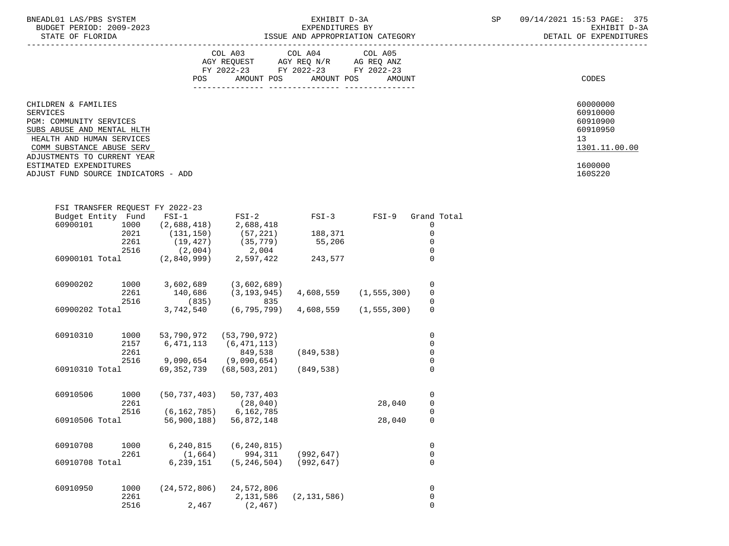| | COL A03 AGY REQUEST FY 2022-23 POS AMOUNT | COL A04 AGY REQ N/R FY 2022-23 POS AMOUNT | COL A05 AG REQ ANZ FY 2022-23 POS AMOUNT | CODES |
|---|---|---|---|---|

CHILDREN & FAMILIES — 60000000
SERVICES — 60910000
PGM: COMMUNITY SERVICES — 60910900
SUBS ABUSE AND MENTAL HLTH — 60910950
HEALTH AND HUMAN SERVICES — 13
COMM SUBSTANCE ABUSE SERV — 1301.11.00.00
ADJUSTMENTS TO CURRENT YEAR ESTIMATED EXPENDITURES — 1600000
ADJUST FUND SOURCE INDICATORS - ADD — 160S220

FSI TRANSFER REQUEST FY 2022-23

| Budget Entity | Fund | FSI-1 | FSI-2 | FSI-3 | FSI-9 | Grand Total |
|---|---|---|---|---|---|---|
| 60900101 | 1000 | (2,688,418) | 2,688,418 | | | 0 |
| | 2021 | (131,150) | (57,221) | 188,371 | | 0 |
| | 2261 | (19,427) | (35,779) | 55,206 | | 0 |
| | 2516 | (2,004) | 2,004 | | | 0 |
| 60900101 Total | | (2,840,999) | 2,597,422 | 243,577 | | 0 |
| 60900202 | 1000 | 3,602,689 | (3,602,689) | | | 0 |
| | 2261 | 140,686 | (3,193,945) | 4,608,559 | (1,555,300) | 0 |
| | 2516 | (835) | 835 | | | 0 |
| 60900202 Total | | 3,742,540 | (6,795,799) | 4,608,559 | (1,555,300) | 0 |
| 60910310 | 1000 | 53,790,972 | (53,790,972) | | | 0 |
| | 2157 | 6,471,113 | (6,471,113) | | | 0 |
| | 2261 | | 849,538 | (849,538) | | 0 |
| | 2516 | 9,090,654 | (9,090,654) | | | 0 |
| 60910310 Total | | 69,352,739 | (68,503,201) | (849,538) | | 0 |
| 60910506 | 1000 | (50,737,403) | 50,737,403 | | | 0 |
| | 2261 | | (28,040) | | 28,040 | 0 |
| | 2516 | (6,162,785) | 6,162,785 | | | 0 |
| 60910506 Total | | 56,900,188) | 56,872,148 | | 28,040 | 0 |
| 60910708 | 1000 | 6,240,815 | (6,240,815) | | | 0 |
| | 2261 | (1,664) | 994,311 | (992,647) | | 0 |
| 60910708 Total | | 6,239,151 | (5,246,504) | (992,647) | | 0 |
| 60910950 | 1000 | (24,572,806) | 24,572,806 | | | 0 |
| | 2261 | | 2,131,586 | (2,131,586) | | 0 |
| | 2516 | 2,467 | (2,467) | | | 0 |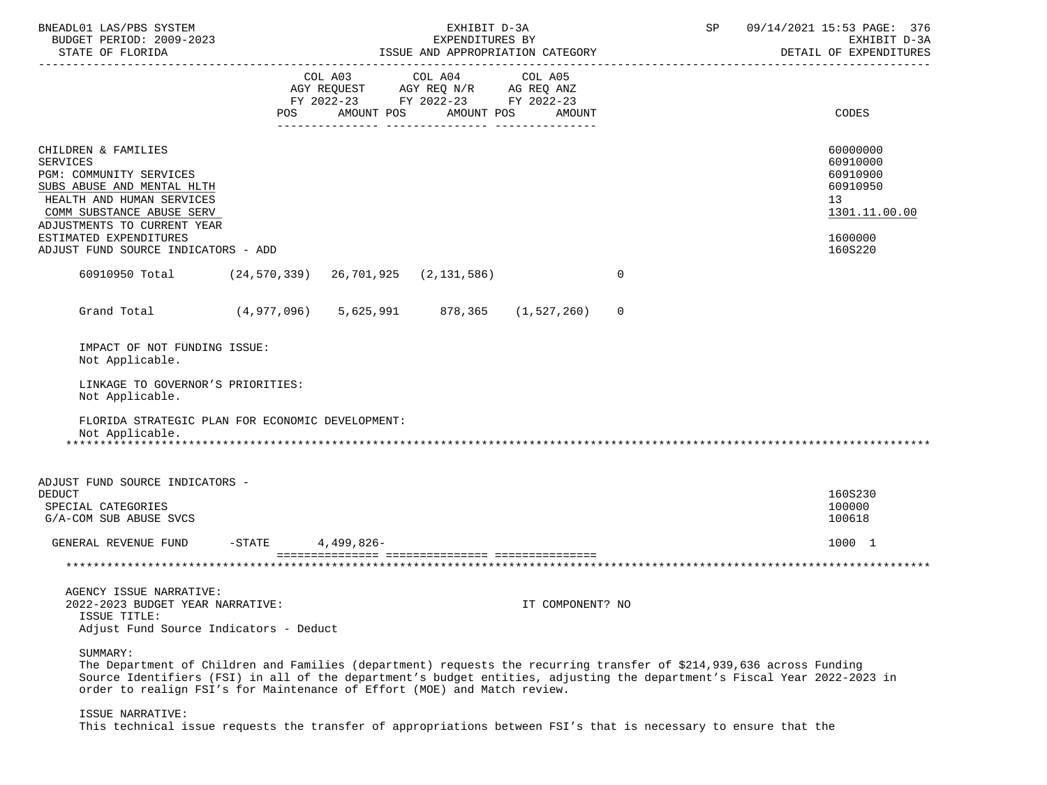| | COL A03 AGY REQUEST FY 2022-23 POS AMOUNT | COL A04 AGY REQ N/R FY 2022-23 POS AMOUNT | COL A05 AG REQ ANZ FY 2022-23 POS AMOUNT | CODES |
|---|---|---|---|---|
| CHILDREN & FAMILIES | | | | 60000000 |
| SERVICES | | | | 60910000 |
| PGM: COMMUNITY SERVICES | | | | 60910900 |
| SUBS ABUSE AND MENTAL HLTH | | | | 60910950 |
| HEALTH AND HUMAN SERVICES | | | | 13 |
| COMM SUBSTANCE ABUSE SERV | | | | 1301.11.00.00 |
| ADJUSTMENTS TO CURRENT YEAR ESTIMATED EXPENDITURES | | | | 1600000 |
| ADJUST FUND SOURCE INDICATORS - ADD | | | | 160S220 |

60910950 Total (24,570,339) 26,701,925 (2,131,586) 0

Grand Total (4,977,096) 5,625,991 878,365 (1,527,260) 0

IMPACT OF NOT FUNDING ISSUE:
Not Applicable.

LINKAGE TO GOVERNOR'S PRIORITIES:
Not Applicable.

FLORIDA STRATEGIC PLAN FOR ECONOMIC DEVELOPMENT:
Not Applicable.

*****************************************************************************************************************************

| | COL A03 | COL A04 | COL A05 | CODES |
|---|---|---|---|---|
| ADJUST FUND SOURCE INDICATORS - DEDUCT | | | | 160S230 |
| SPECIAL CATEGORIES | | | | 100000 |
| G/A-COM SUB ABUSE SVCS | | | | 100618 |
| GENERAL REVENUE FUND -STATE | 4,499,826- | | | 1000 1 |

*****************************************************************************************************************************

AGENCY ISSUE NARRATIVE:
2022-2023 BUDGET YEAR NARRATIVE: IT COMPONENT? NO

ISSUE TITLE:
Adjust Fund Source Indicators - Deduct

SUMMARY:
The Department of Children and Families (department) requests the recurring transfer of $214,939,636 across Funding Source Identifiers (FSI) in all of the department's budget entities, adjusting the department's Fiscal Year 2022-2023 in order to realign FSI's for Maintenance of Effort (MOE) and Match review.

ISSUE NARRATIVE:
This technical issue requests the transfer of appropriations between FSI's that is necessary to ensure that the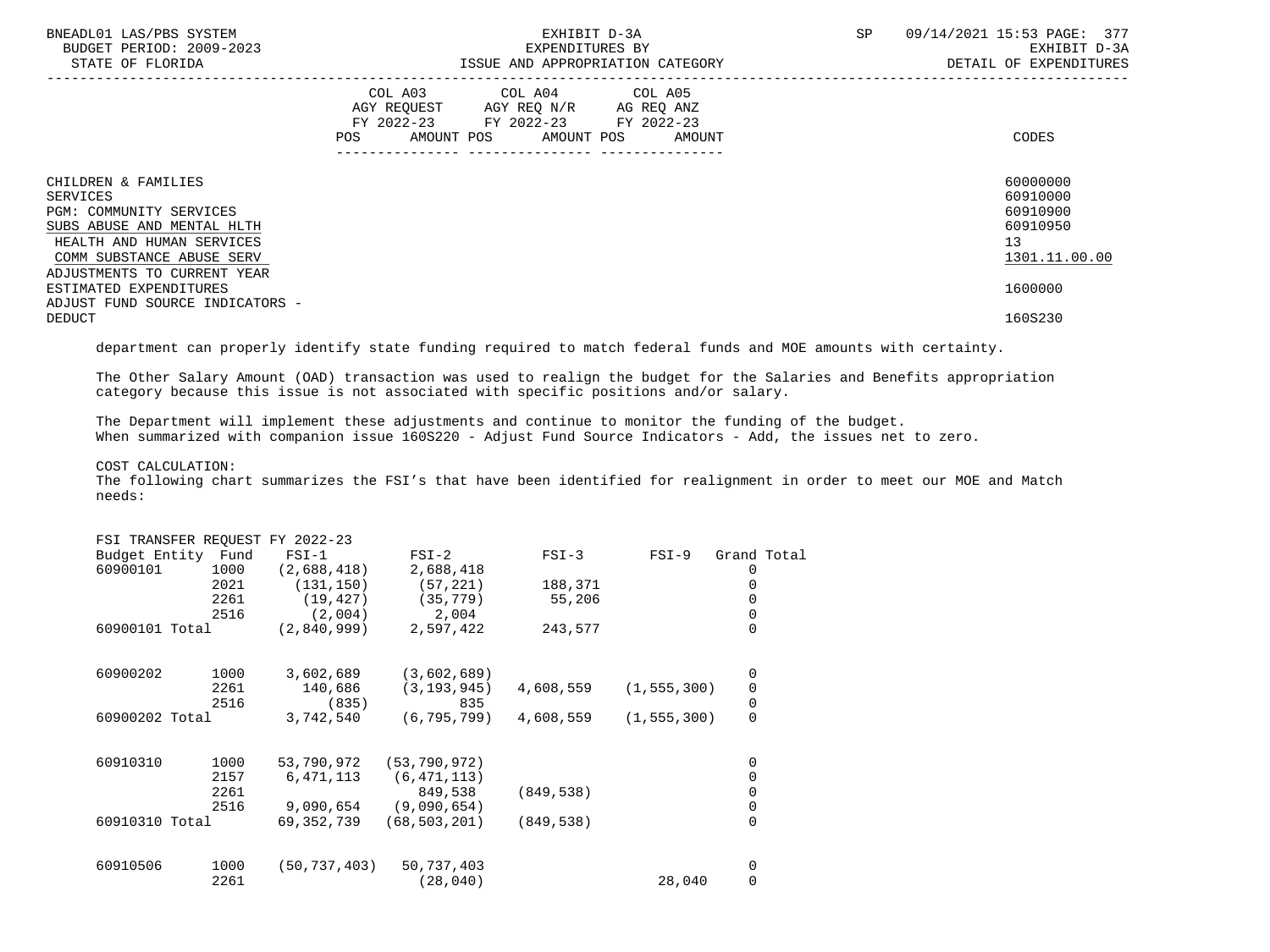| | COL A03 AGY REQUEST FY 2022-23 | | COL A04 AGY REQ N/R FY 2022-23 | | COL A05 AG REQ ANZ FY 2022-23 | | |
|---|---|---|---|---|---|---|---|
| | POS | AMOUNT | POS | AMOUNT | POS | AMOUNT | CODES |
| CHILDREN & FAMILIES | | | | | | | 60000000 |
| SERVICES | | | | | | | 60910000 |
| PGM: COMMUNITY SERVICES | | | | | | | 60910900 |
| SUBS ABUSE AND MENTAL HLTH | | | | | | | 60910950 |
| HEALTH AND HUMAN SERVICES | | | | | | | 13 |
| COMM SUBSTANCE ABUSE SERV | | | | | | | 1301.11.00.00 |
| ADJUSTMENTS TO CURRENT YEAR ESTIMATED EXPENDITURES | | | | | | | 1600000 |
| ADJUST FUND SOURCE INDICATORS - DEDUCT | | | | | | | 160S230 |

department can properly identify state funding required to match federal funds and MOE amounts with certainty.

The Other Salary Amount (OAD) transaction was used to realign the budget for the Salaries and Benefits appropriation category because this issue is not associated with specific positions and/or salary.

The Department will implement these adjustments and continue to monitor the funding of the budget.
When summarized with companion issue 160S220 - Adjust Fund Source Indicators - Add, the issues net to zero.

COST CALCULATION:
The following chart summarizes the FSI's that have been identified for realignment in order to meet our MOE and Match needs:

FSI TRANSFER REQUEST FY 2022-23

| Budget Entity | Fund | FSI-1 | FSI-2 | FSI-3 | FSI-9 | Grand Total |
|---|---|---|---|---|---|---|
| 60900101 | 1000 | (2,688,418) | 2,688,418 | | | 0 |
| | 2021 | (131,150) | (57,221) | 188,371 | | 0 |
| | 2261 | (19,427) | (35,779) | 55,206 | | 0 |
| | 2516 | (2,004) | 2,004 | | | 0 |
| 60900101 Total | | (2,840,999) | 2,597,422 | 243,577 | | 0 |
| 60900202 | 1000 | 3,602,689 | (3,602,689) | | | 0 |
| | 2261 | 140,686 | (3,193,945) | 4,608,559 | (1,555,300) | 0 |
| | 2516 | (835) | 835 | | | 0 |
| 60900202 Total | | 3,742,540 | (6,795,799) | 4,608,559 | (1,555,300) | 0 |
| 60910310 | 1000 | 53,790,972 | (53,790,972) | | | 0 |
| | 2157 | 6,471,113 | (6,471,113) | | | 0 |
| | 2261 | | 849,538 | (849,538) | | 0 |
| | 2516 | 9,090,654 | (9,090,654) | | | 0 |
| 60910310 Total | | 69,352,739 | (68,503,201) | (849,538) | | 0 |
| 60910506 | 1000 | (50,737,403) | 50,737,403 | | | 0 |
| | 2261 | | (28,040) | | 28,040 | 0 |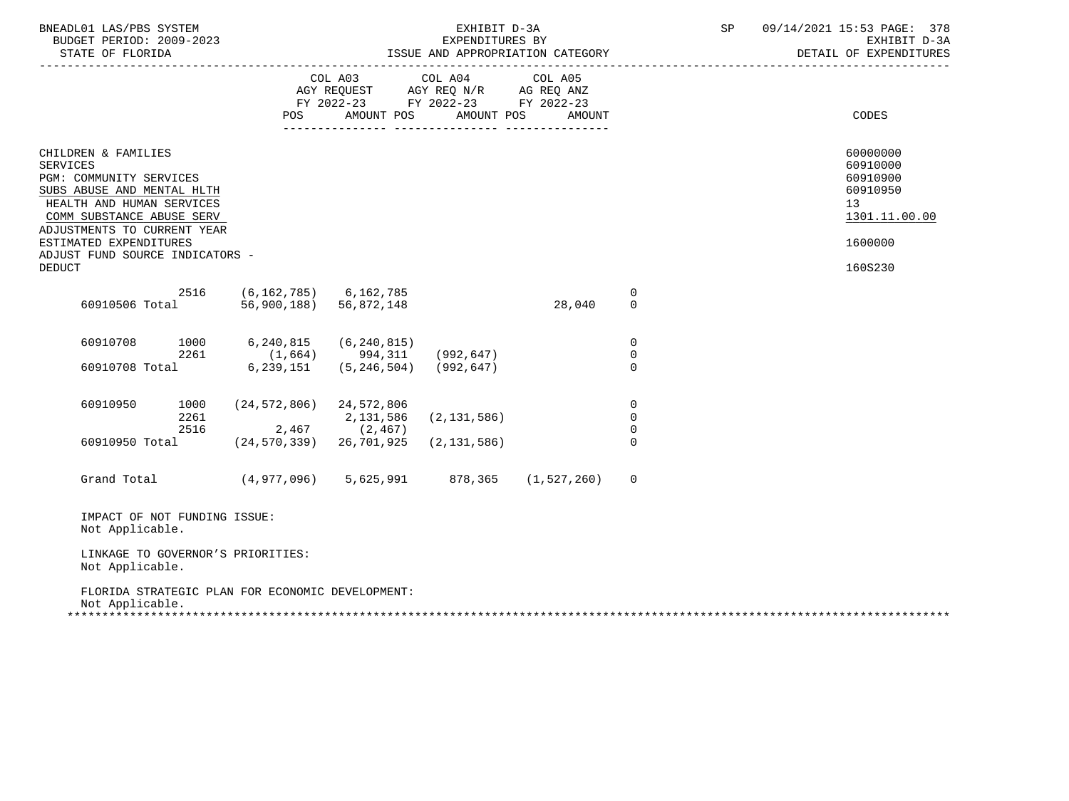BNEADL01 LAS/PBS SYSTEM | EXHIBIT D-3A | SP 09/14/2021 15:53 PAGE: 378
BUDGET PERIOD: 2009-2023 | EXPENDITURES BY | EXHIBIT D-3A
STATE OF FLORIDA | ISSUE AND APPROPRIATION CATEGORY | DETAIL OF EXPENDITURES

| | | COL A03 AGY REQUEST FY 2022-23 POS AMOUNT | COL A04 AGY REQ N/R FY 2022-23 POS AMOUNT | COL A05 AG REQ ANZ FY 2022-23 POS AMOUNT | | CODES |
|---|---|---|---|---|---|---|
| CHILDREN & FAMILIES | | | | | | 60000000 |
| SERVICES | | | | | | 60910000 |
| PGM: COMMUNITY SERVICES | | | | | | 60910900 |
| SUBS ABUSE AND MENTAL HLTH | | | | | | 60910950 |
| HEALTH AND HUMAN SERVICES | | | | | | 13 |
| COMM SUBSTANCE ABUSE SERV | | | | | | 1301.11.00.00 |
| ADJUSTMENTS TO CURRENT YEAR ESTIMATED EXPENDITURES | | | | | | 1600000 |
| ADJUST FUND SOURCE INDICATORS - DEDUCT | | | | | | 160S230 |

| | Fund | Col 1 | Col 2 | Col 3 | Col 4 | |
|---|---|---|---|---|---|---|
| | 2516 | (6,162,785) | 6,162,785 | | | 0 |
| 60910506 Total | | 56,900,188) | 56,872,148 | | 28,040 | 0 |
| 60910708 | 1000 | 6,240,815 | (6,240,815) | | | 0 |
| | 2261 | (1,664) | 994,311 | (992,647) | | 0 |
| 60910708 Total | | 6,239,151 | (5,246,504) | (992,647) | | 0 |
| 60910950 | 1000 | (24,572,806) | 24,572,806 | | | 0 |
| | 2261 | | 2,131,586 | (2,131,586) | | 0 |
| | 2516 | 2,467 | (2,467) | | | 0 |
| 60910950 Total | | (24,570,339) | 26,701,925 | (2,131,586) | | 0 |
| Grand Total | | (4,977,096) | 5,625,991 | 878,365 | (1,527,260) | 0 |

IMPACT OF NOT FUNDING ISSUE:
Not Applicable.

LINKAGE TO GOVERNOR'S PRIORITIES:
Not Applicable.

FLORIDA STRATEGIC PLAN FOR ECONOMIC DEVELOPMENT:
Not Applicable.

*******************************************************************************************************************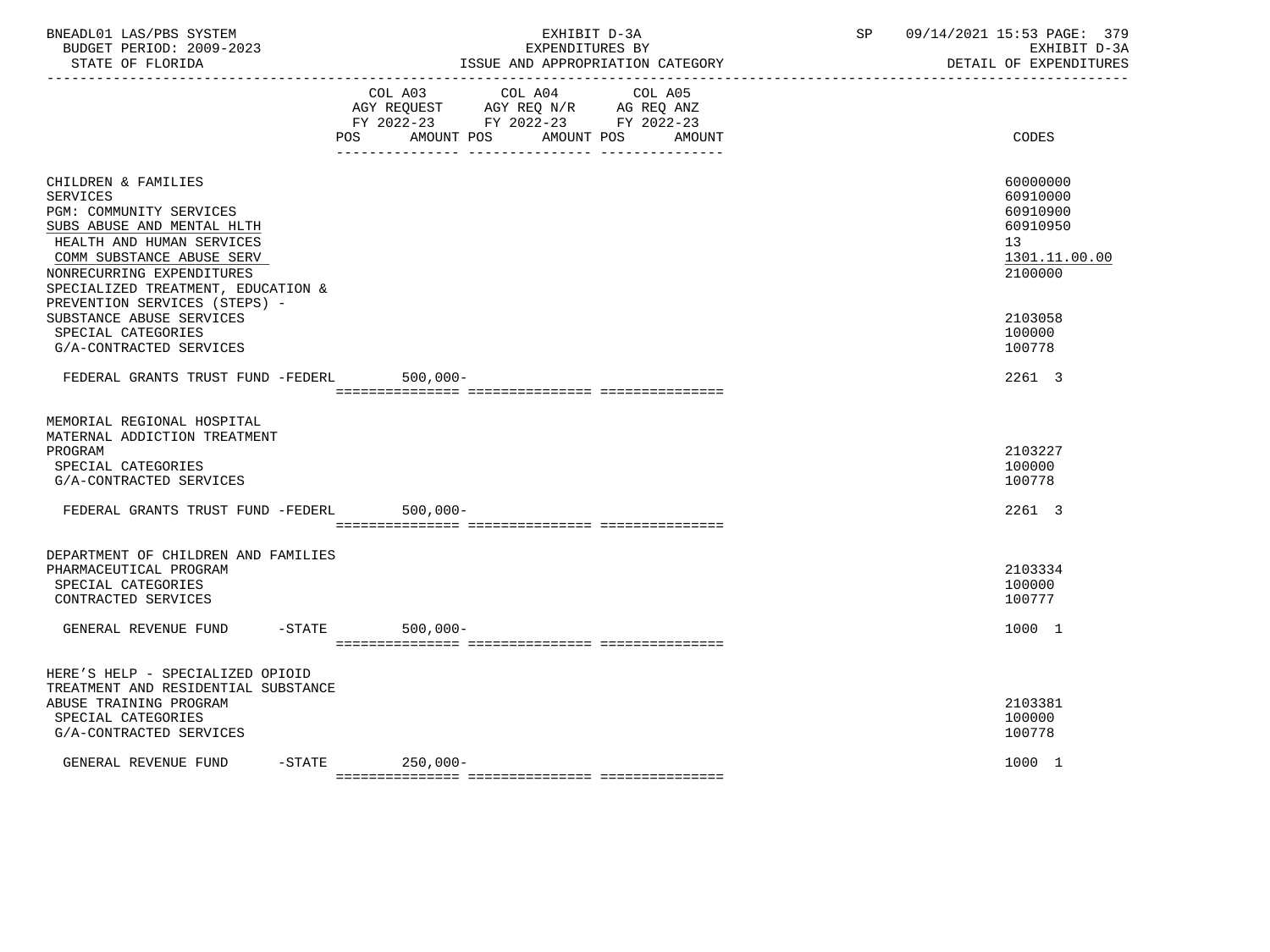BNEADL01 LAS/PBS SYSTEM — EXHIBIT D-3A — EXPENDITURES BY ISSUE AND APPROPRIATION CATEGORY — SP 09/14/2021 15:53 PAGE: 379

BUDGET PERIOD: 2009-2023 — EXHIBIT D-3A

STATE OF FLORIDA — DETAIL OF EXPENDITURES

| | COL A03 AGY REQUEST FY 2022-23 POS AMOUNT | COL A04 AGY REQ N/R FY 2022-23 POS AMOUNT | COL A05 AG REQ ANZ FY 2022-23 POS AMOUNT | CODES |
|---|---|---|---|---|
| CHILDREN & FAMILIES | | | | 60000000 |
| SERVICES | | | | 60910000 |
| PGM: COMMUNITY SERVICES | | | | 60910900 |
| SUBS ABUSE AND MENTAL HLTH | | | | 60910950 |
| HEALTH AND HUMAN SERVICES | | | | 13 |
| COMM SUBSTANCE ABUSE SERV | | | | 1301.11.00.00 |
| NONRECURRING EXPENDITURES | | | | 2100000 |
| SPECIALIZED TREATMENT, EDUCATION & PREVENTION SERVICES (STEPS) - SUBSTANCE ABUSE SERVICES | | | | 2103058 |
| SPECIAL CATEGORIES | | | | 100000 |
| G/A-CONTRACTED SERVICES | | | | 100778 |
| FEDERAL GRANTS TRUST FUND -FEDERL | 500,000- | | | 2261 3 |
| MEMORIAL REGIONAL HOSPITAL MATERNAL ADDICTION TREATMENT PROGRAM | | | | 2103227 |
| SPECIAL CATEGORIES | | | | 100000 |
| G/A-CONTRACTED SERVICES | | | | 100778 |
| FEDERAL GRANTS TRUST FUND -FEDERL | 500,000- | | | 2261 3 |
| DEPARTMENT OF CHILDREN AND FAMILIES PHARMACEUTICAL PROGRAM | | | | 2103334 |
| SPECIAL CATEGORIES | | | | 100000 |
| CONTRACTED SERVICES | | | | 100777 |
| GENERAL REVENUE FUND -STATE | 500,000- | | | 1000 1 |
| HERE'S HELP - SPECIALIZED OPIOID TREATMENT AND RESIDENTIAL SUBSTANCE ABUSE TRAINING PROGRAM | | | | 2103381 |
| SPECIAL CATEGORIES | | | | 100000 |
| G/A-CONTRACTED SERVICES | | | | 100778 |
| GENERAL REVENUE FUND -STATE | 250,000- | | | 1000 1 |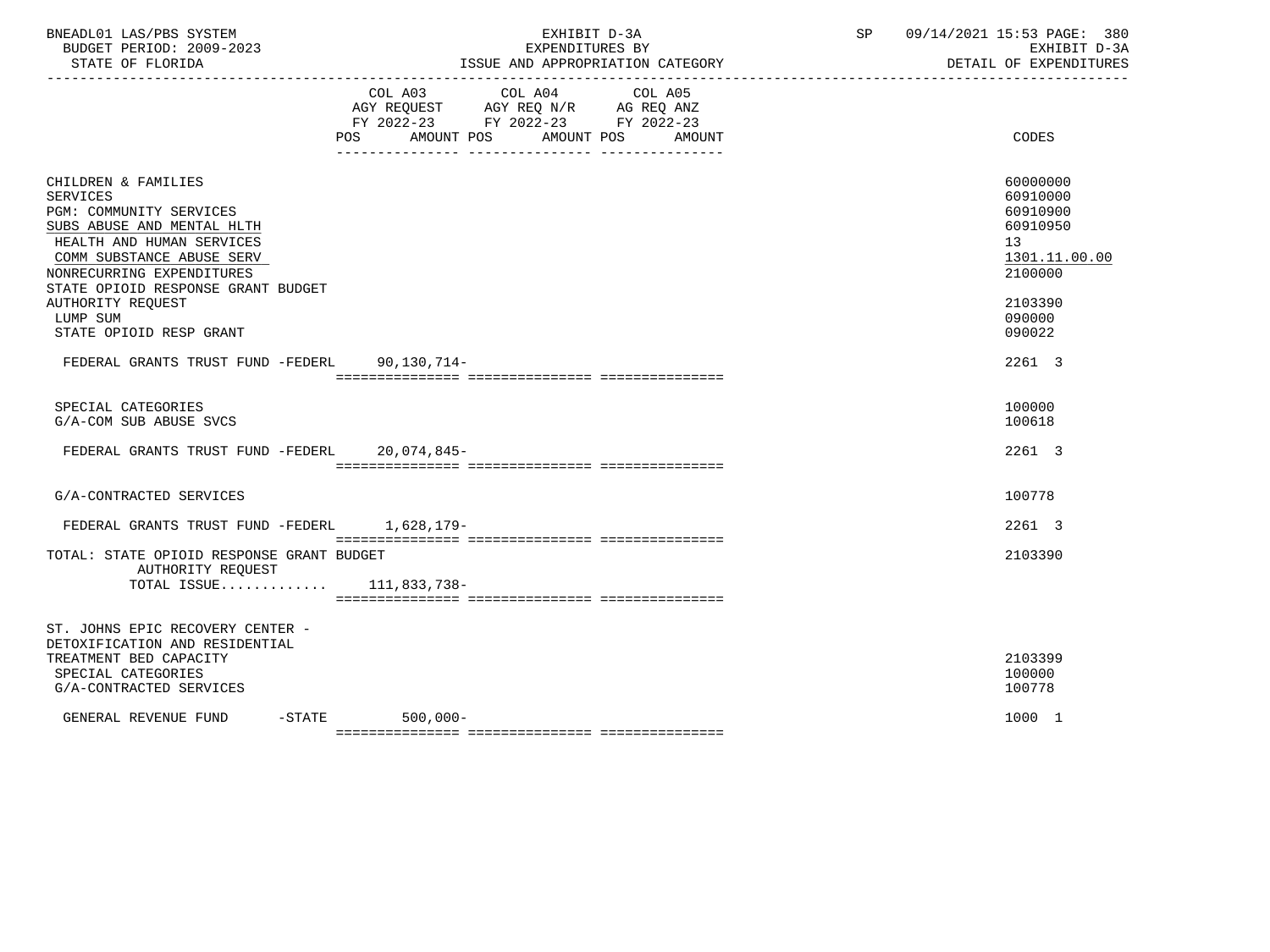BNEADL01 LAS/PBS SYSTEM
BUDGET PERIOD: 2009-2023
STATE OF FLORIDA

EXHIBIT D-3A
EXPENDITURES BY
ISSUE AND APPROPRIATION CATEGORY

SP 09/14/2021 15:53

EXHIBIT D-3A
DETAIL OF EXPENDITURES

| | COL A03 AGY REQUEST FY 2022-23 POS AMOUNT | COL A04 AGY REQ N/R FY 2022-23 POS AMOUNT | COL A05 AG REQ ANZ FY 2022-23 POS AMOUNT | CODES |
|---|---|---|---|---|
| CHILDREN & FAMILIES | | | | 60000000 |
| SERVICES | | | | 60910000 |
| PGM: COMMUNITY SERVICES | | | | 60910900 |
| SUBS ABUSE AND MENTAL HLTH | | | | 60910950 |
| HEALTH AND HUMAN SERVICES | | | | 13 |
| COMM SUBSTANCE ABUSE SERV | | | | 1301.11.00.00 |
| NONRECURRING EXPENDITURES | | | | 2100000 |
| STATE OPIOID RESPONSE GRANT BUDGET AUTHORITY REQUEST | | | | 2103390 |
| LUMP SUM | | | | 090000 |
| STATE OPIOID RESP GRANT | | | | 090022 |
| FEDERAL GRANTS TRUST FUND -FEDERL | 90,130,714- | | | 2261 3 |
| SPECIAL CATEGORIES | | | | 100000 |
| G/A-COM SUB ABUSE SVCS | | | | 100618 |
| FEDERAL GRANTS TRUST FUND -FEDERL | 20,074,845- | | | 2261 3 |
| G/A-CONTRACTED SERVICES | | | | 100778 |
| FEDERAL GRANTS TRUST FUND -FEDERL | 1,628,179- | | | 2261 3 |
| TOTAL: STATE OPIOID RESPONSE GRANT BUDGET AUTHORITY REQUEST | | | | 2103390 |
| TOTAL ISSUE............. | 111,833,738- | | | |
| ST. JOHNS EPIC RECOVERY CENTER - DETOXIFICATION AND RESIDENTIAL TREATMENT BED CAPACITY | | | | 2103399 |
| SPECIAL CATEGORIES | | | | 100000 |
| G/A-CONTRACTED SERVICES | | | | 100778 |
| GENERAL REVENUE FUND -STATE | 500,000- | | | 1000 1 |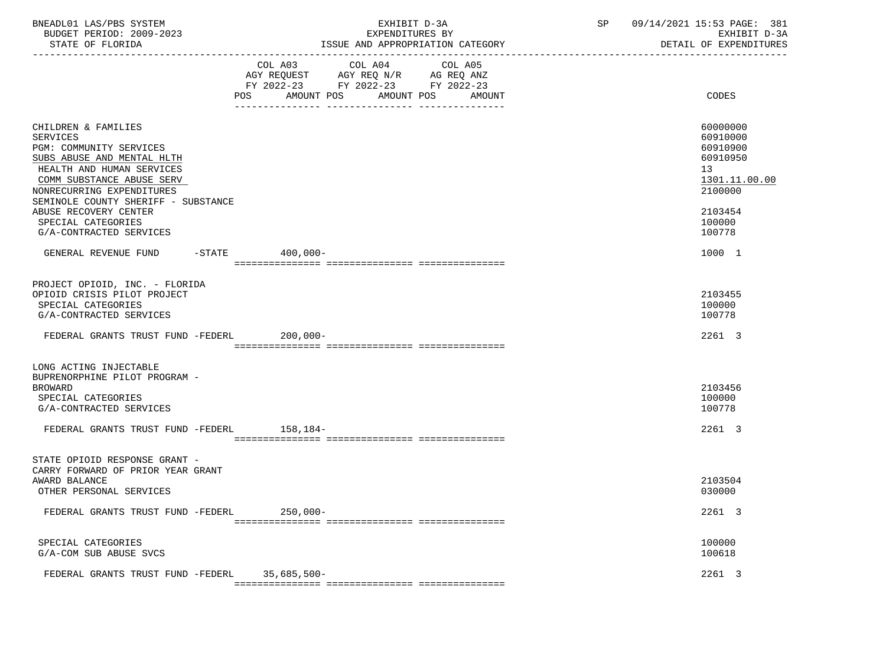BNEADL01 LAS/PBS SYSTEM — EXHIBIT D-3A — EXPENDITURES BY ISSUE AND APPROPRIATION CATEGORY
BUDGET PERIOD: 2009-2023 — STATE OF FLORIDA — SP 09/14/2021 15:53 — EXHIBIT D-3A DETAIL OF EXPENDITURES

| | COL A03 AGY REQUEST FY 2022-23 POS AMOUNT | COL A04 AGY REQ N/R FY 2022-23 POS AMOUNT | COL A05 AG REQ ANZ FY 2022-23 POS AMOUNT | CODES |
|---|---|---|---|---|
| CHILDREN & FAMILIES | | | | 60000000 |
| SERVICES | | | | 60910000 |
| PGM: COMMUNITY SERVICES | | | | 60910900 |
| SUBS ABUSE AND MENTAL HLTH | | | | 60910950 |
| HEALTH AND HUMAN SERVICES | | | | 13 |
| COMM SUBSTANCE ABUSE SERV | | | | 1301.11.00.00 |
| NONRECURRING EXPENDITURES | | | | 2100000 |
| SEMINOLE COUNTY SHERIFF - SUBSTANCE ABUSE RECOVERY CENTER | | | | 2103454 |
| SPECIAL CATEGORIES | | | | 100000 |
| G/A-CONTRACTED SERVICES | | | | 100778 |
| GENERAL REVENUE FUND -STATE | 400,000- | | | 1000 1 |
| PROJECT OPIOID, INC. - FLORIDA OPIOID CRISIS PILOT PROJECT | | | | 2103455 |
| SPECIAL CATEGORIES | | | | 100000 |
| G/A-CONTRACTED SERVICES | | | | 100778 |
| FEDERAL GRANTS TRUST FUND -FEDERL | 200,000- | | | 2261 3 |
| LONG ACTING INJECTABLE BUPRENORPHINE PILOT PROGRAM - BROWARD | | | | 2103456 |
| SPECIAL CATEGORIES | | | | 100000 |
| G/A-CONTRACTED SERVICES | | | | 100778 |
| FEDERAL GRANTS TRUST FUND -FEDERL | 158,184- | | | 2261 3 |
| STATE OPIOID RESPONSE GRANT - CARRY FORWARD OF PRIOR YEAR GRANT AWARD BALANCE | | | | 2103504 |
| OTHER PERSONAL SERVICES | | | | 030000 |
| FEDERAL GRANTS TRUST FUND -FEDERL | 250,000- | | | 2261 3 |
| SPECIAL CATEGORIES | | | | 100000 |
| G/A-COM SUB ABUSE SVCS | | | | 100618 |
| FEDERAL GRANTS TRUST FUND -FEDERL | 35,685,500- | | | 2261 3 |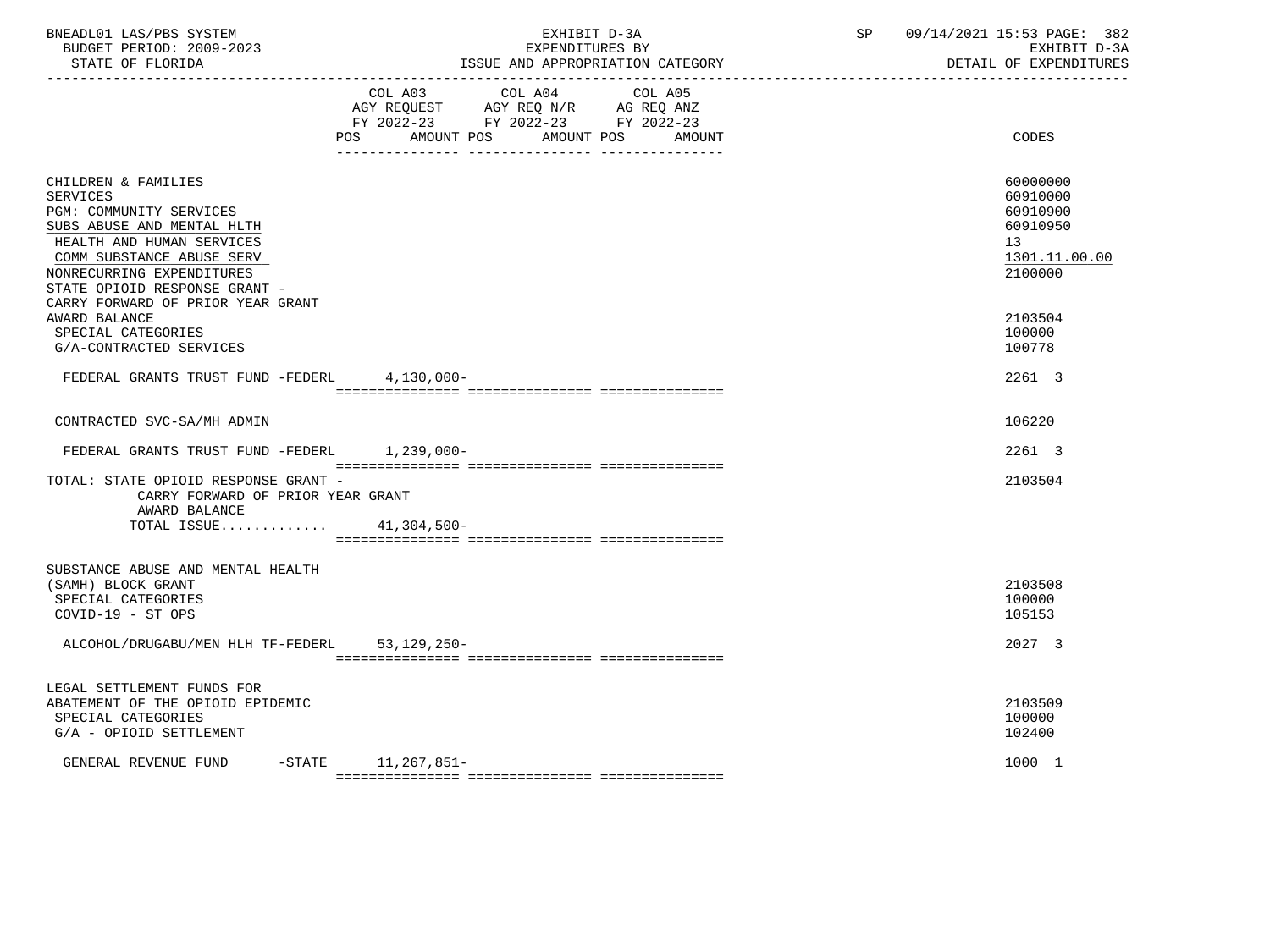BNEADL01 LAS/PBS SYSTEM — EXHIBIT D-3A — EXPENDITURES BY ISSUE AND APPROPRIATION CATEGORY — SP 09/14/2021 15:53

BUDGET PERIOD: 2009-2023 — STATE OF FLORIDA — EXHIBIT D-3A DETAIL OF EXPENDITURES

| | COL A03 AGY REQUEST FY 2022-23 POS | AMOUNT | COL A04 AGY REQ N/R FY 2022-23 POS | AMOUNT | COL A05 AG REQ ANZ FY 2022-23 POS | AMOUNT | CODES |
|---|---|---|---|---|---|---|---|
| CHILDREN & FAMILIES | | | | | | | 60000000 |
| SERVICES | | | | | | | 60910000 |
| PGM: COMMUNITY SERVICES | | | | | | | 60910900 |
| SUBS ABUSE AND MENTAL HLTH | | | | | | | 60910950 |
| HEALTH AND HUMAN SERVICES | | | | | | | 13 |
| COMM SUBSTANCE ABUSE SERV | | | | | | | 1301.11.00.00 |
| NONRECURRING EXPENDITURES | | | | | | | 2100000 |
| STATE OPIOID RESPONSE GRANT - CARRY FORWARD OF PRIOR YEAR GRANT AWARD BALANCE | | | | | | | 2103504 |
| SPECIAL CATEGORIES | | | | | | | 100000 |
| G/A-CONTRACTED SERVICES | | | | | | | 100778 |
| FEDERAL GRANTS TRUST FUND -FEDERL | | 4,130,000- | | | | | 2261 3 |
| CONTRACTED SVC-SA/MH ADMIN | | | | | | | 106220 |
| FEDERAL GRANTS TRUST FUND -FEDERL | | 1,239,000- | | | | | 2261 3 |
| TOTAL: STATE OPIOID RESPONSE GRANT - CARRY FORWARD OF PRIOR YEAR GRANT AWARD BALANCE | | | | | | | 2103504 |
| TOTAL ISSUE............. | | 41,304,500- | | | | | |
| SUBSTANCE ABUSE AND MENTAL HEALTH (SAMH) BLOCK GRANT | | | | | | | 2103508 |
| SPECIAL CATEGORIES | | | | | | | 100000 |
| COVID-19 - ST OPS | | | | | | | 105153 |
| ALCOHOL/DRUGABU/MEN HLH TF-FEDERL | | 53,129,250- | | | | | 2027 3 |
| LEGAL SETTLEMENT FUNDS FOR ABATEMENT OF THE OPIOID EPIDEMIC | | | | | | | 2103509 |
| SPECIAL CATEGORIES | | | | | | | 100000 |
| G/A - OPIOID SETTLEMENT | | | | | | | 102400 |
| GENERAL REVENUE FUND -STATE | | 11,267,851- | | | | | 1000 1 |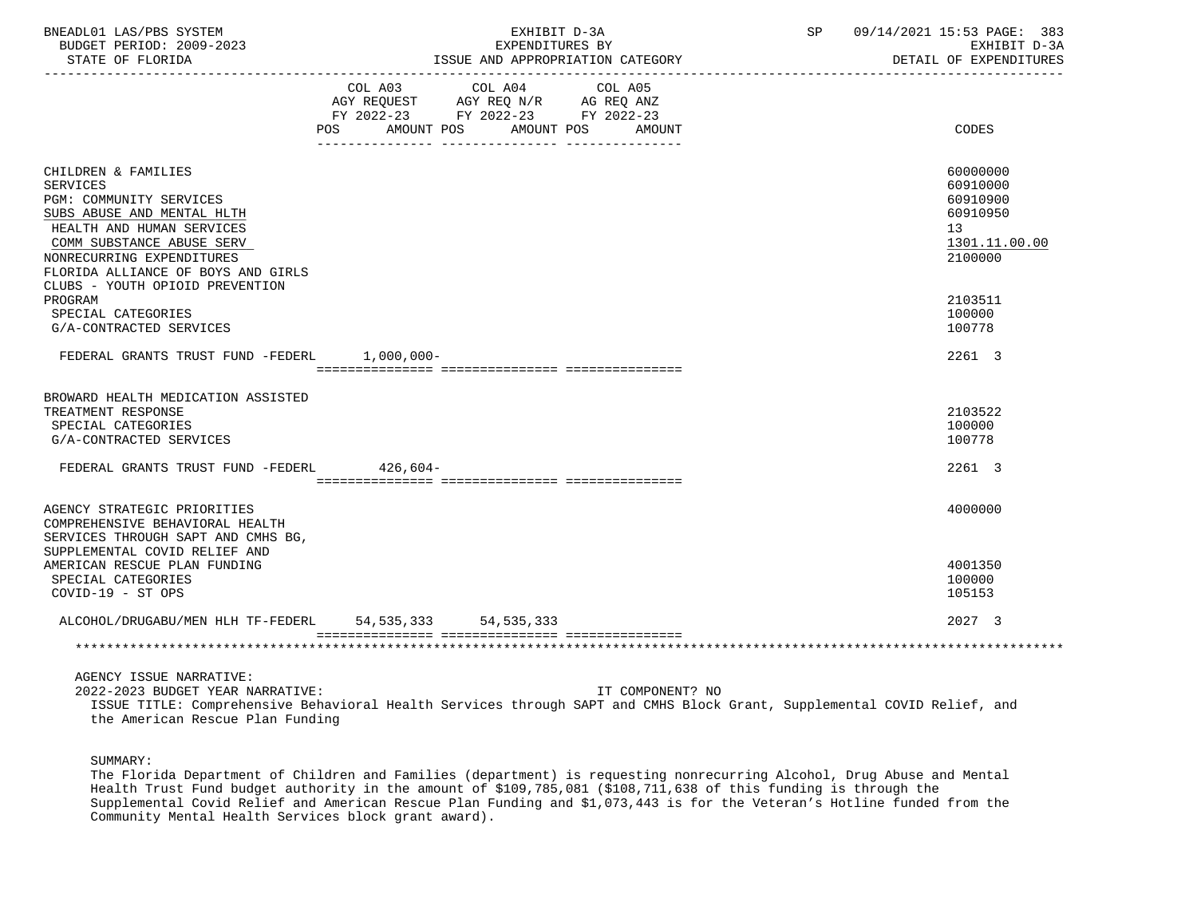| | COL A03 AGY REQUEST FY 2022-23 POS AMOUNT | COL A04 AGY REQ N/R FY 2022-23 POS AMOUNT | COL A05 AG REQ ANZ FY 2022-23 POS AMOUNT | CODES |
|---|---|---|---|---|
| CHILDREN & FAMILIES | | | | 60000000 |
| SERVICES | | | | 60910000 |
| PGM: COMMUNITY SERVICES | | | | 60910900 |
| SUBS ABUSE AND MENTAL HLTH | | | | 60910950 |
| HEALTH AND HUMAN SERVICES | | | | 13 |
| COMM SUBSTANCE ABUSE SERV | | | | 1301.11.00.00 |
| NONRECURRING EXPENDITURES | | | | 2100000 |
| FLORIDA ALLIANCE OF BOYS AND GIRLS CLUBS - YOUTH OPIOID PREVENTION PROGRAM | | | | 2103511 |
| SPECIAL CATEGORIES | | | | 100000 |
| G/A-CONTRACTED SERVICES | | | | 100778 |
| FEDERAL GRANTS TRUST FUND -FEDERL | 1,000,000- | | | 2261 3 |
| BROWARD HEALTH MEDICATION ASSISTED TREATMENT RESPONSE | | | | 2103522 |
| SPECIAL CATEGORIES | | | | 100000 |
| G/A-CONTRACTED SERVICES | | | | 100778 |
| FEDERAL GRANTS TRUST FUND -FEDERL | 426,604- | | | 2261 3 |
| AGENCY STRATEGIC PRIORITIES | | | | 4000000 |
| COMPREHENSIVE BEHAVIORAL HEALTH SERVICES THROUGH SAPT AND CMHS BG, SUPPLEMENTAL COVID RELIEF AND AMERICAN RESCUE PLAN FUNDING | | | | 4001350 |
| SPECIAL CATEGORIES | | | | 100000 |
| COVID-19 - ST OPS | | | | 105153 |
| ALCOHOL/DRUGABU/MEN HLH TF-FEDERL | 54,535,333 | 54,535,333 | | 2027 3 |

AGENCY ISSUE NARRATIVE:

2022-2023 BUDGET YEAR NARRATIVE: IT COMPONENT? NO

ISSUE TITLE: Comprehensive Behavioral Health Services through SAPT and CMHS Block Grant, Supplemental COVID Relief, and the American Rescue Plan Funding

SUMMARY:

The Florida Department of Children and Families (department) is requesting nonrecurring Alcohol, Drug Abuse and Mental Health Trust Fund budget authority in the amount of $109,785,081 ($108,711,638 of this funding is through the Supplemental Covid Relief and American Rescue Plan Funding and $1,073,443 is for the Veteran's Hotline funded from the Community Mental Health Services block grant award).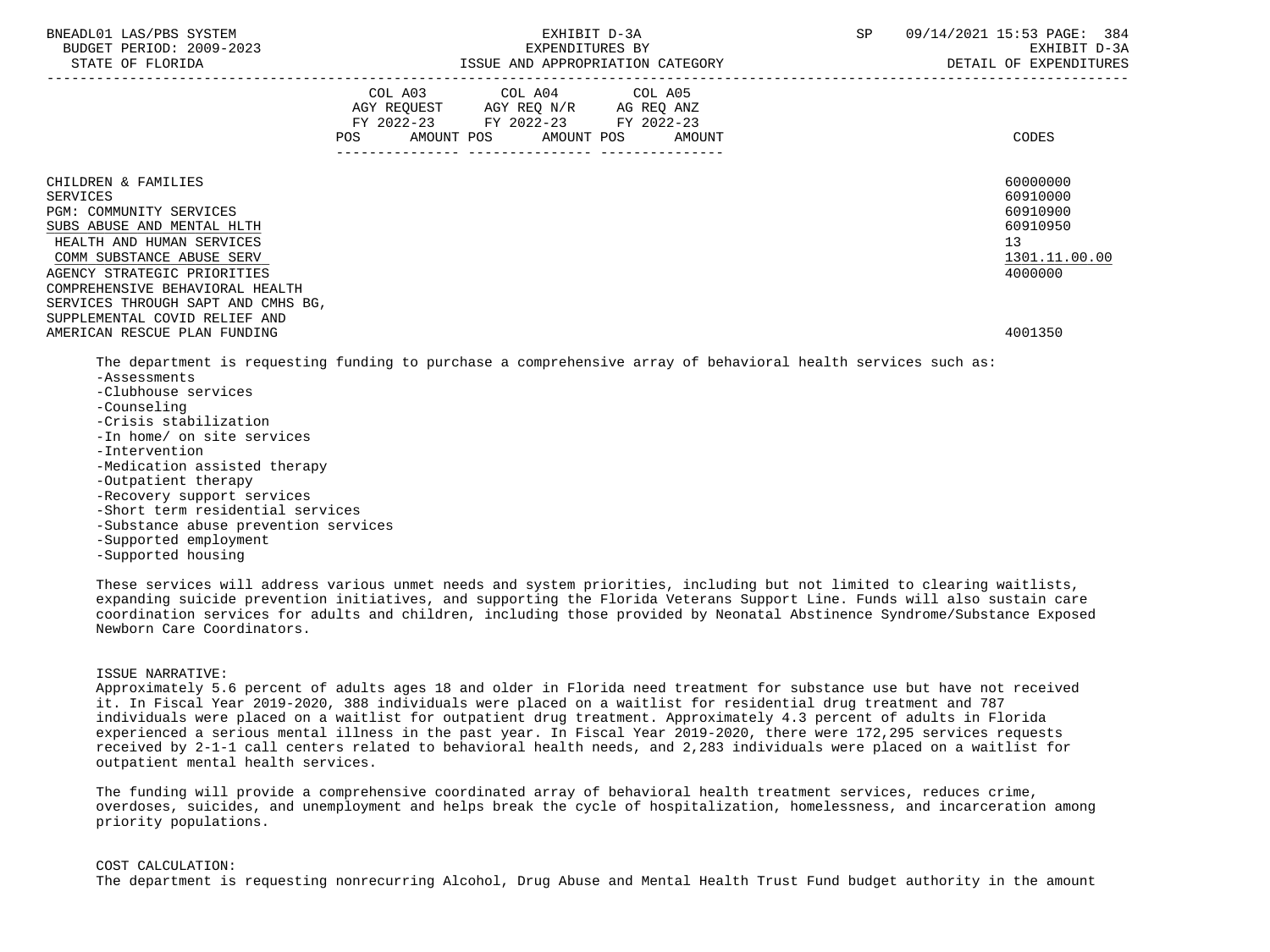EXHIBIT D-3A
EXPENDITURES BY
ISSUE AND APPROPRIATION CATEGORY

BNEADL01 LAS/PBS SYSTEM — BUDGET PERIOD: 2009-2023 — STATE OF FLORIDA — SP 09/14/2021 15:53 — EXHIBIT D-3A — DETAIL OF EXPENDITURES

| | COL A03 AGY REQUEST FY 2022-23 POS AMOUNT | COL A04 AGY REQ N/R FY 2022-23 POS AMOUNT | COL A05 AG REQ ANZ FY 2022-23 POS AMOUNT | CODES |
|---|---|---|---|---|
| CHILDREN & FAMILIES | | | | 60000000 |
| SERVICES | | | | 60910000 |
| PGM: COMMUNITY SERVICES | | | | 60910900 |
| SUBS ABUSE AND MENTAL HLTH | | | | 60910950 |
| HEALTH AND HUMAN SERVICES | | | | 13 |
| COMM SUBSTANCE ABUSE SERV | | | | 1301.11.00.00 |
| AGENCY STRATEGIC PRIORITIES | | | | 4000000 |
| COMPREHENSIVE BEHAVIORAL HEALTH SERVICES THROUGH SAPT AND CMHS BG, SUPPLEMENTAL COVID RELIEF AND AMERICAN RESCUE PLAN FUNDING | | | | 4001350 |

The department is requesting funding to purchase a comprehensive array of behavioral health services such as:

- Assessments
- Clubhouse services
- Counseling
- Crisis stabilization
- In home/ on site services
- Intervention
- Medication assisted therapy
- Outpatient therapy
- Recovery support services
- Short term residential services
- Substance abuse prevention services
- Supported employment
- Supported housing

These services will address various unmet needs and system priorities, including but not limited to clearing waitlists, expanding suicide prevention initiatives, and supporting the Florida Veterans Support Line. Funds will also sustain care coordination services for adults and children, including those provided by Neonatal Abstinence Syndrome/Substance Exposed Newborn Care Coordinators.

ISSUE NARRATIVE:
Approximately 5.6 percent of adults ages 18 and older in Florida need treatment for substance use but have not received it. In Fiscal Year 2019-2020, 388 individuals were placed on a waitlist for residential drug treatment and 787 individuals were placed on a waitlist for outpatient drug treatment. Approximately 4.3 percent of adults in Florida experienced a serious mental illness in the past year. In Fiscal Year 2019-2020, there were 172,295 services requests received by 2-1-1 call centers related to behavioral health needs, and 2,283 individuals were placed on a waitlist for outpatient mental health services.

The funding will provide a comprehensive coordinated array of behavioral health treatment services, reduces crime, overdoses, suicides, and unemployment and helps break the cycle of hospitalization, homelessness, and incarceration among priority populations.

COST CALCULATION:
The department is requesting nonrecurring Alcohol, Drug Abuse and Mental Health Trust Fund budget authority in the amount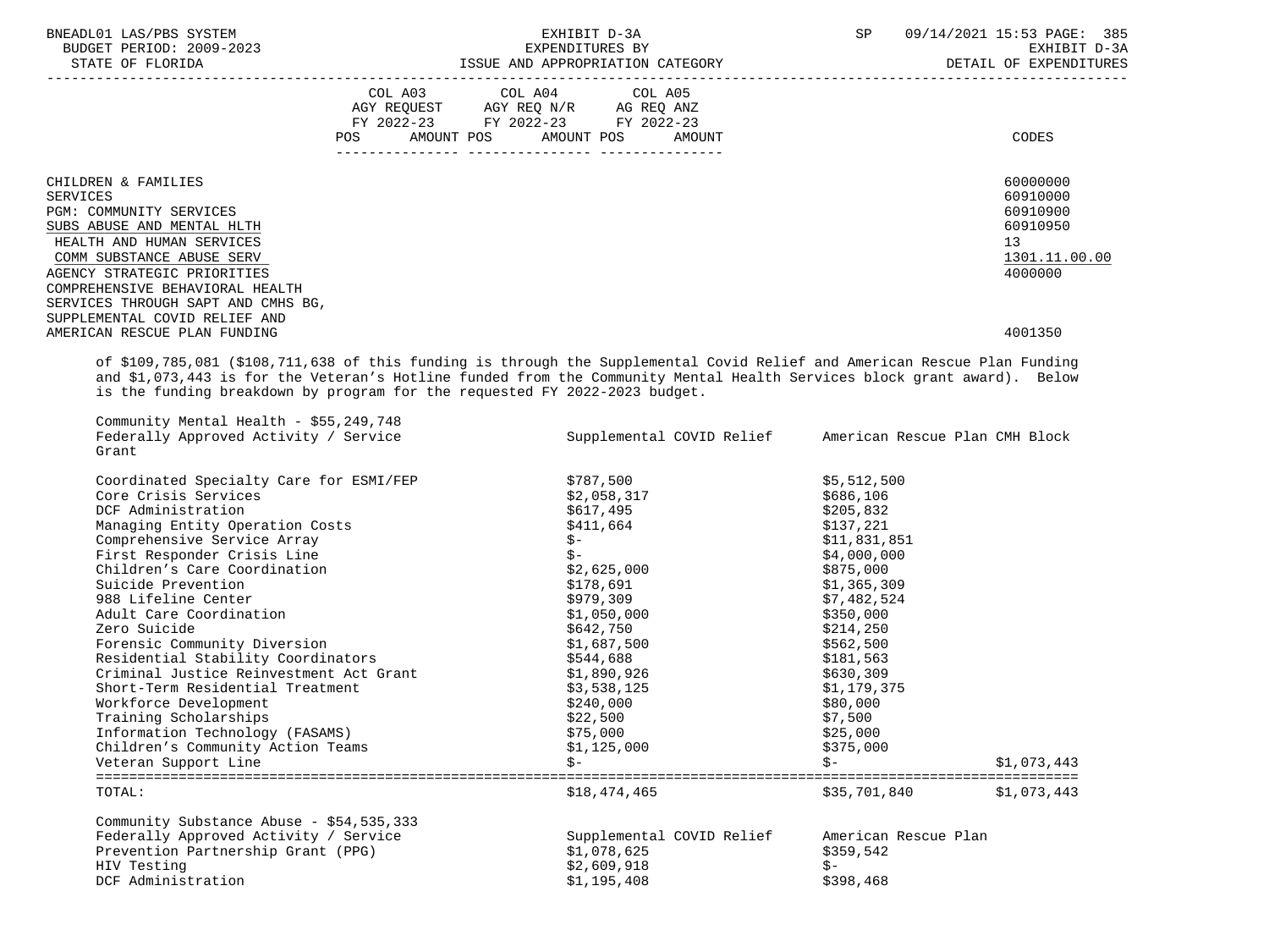| | COL A03 AGY REQUEST FY 2022-23 POS AMOUNT | COL A04 AGY REQ N/R FY 2022-23 POS AMOUNT | COL A05 AG REQ ANZ FY 2022-23 POS AMOUNT | CODES |
|---|---|---|---|---|
| CHILDREN & FAMILIES | | | | 60000000 |
| SERVICES | | | | 60910000 |
| PGM: COMMUNITY SERVICES | | | | 60910900 |
| SUBS ABUSE AND MENTAL HLTH | | | | 60910950 |
| HEALTH AND HUMAN SERVICES | | | | 13 |
| COMM SUBSTANCE ABUSE SERV | | | | 1301.11.00.00 |
| AGENCY STRATEGIC PRIORITIES | | | | 4000000 |
| COMPREHENSIVE BEHAVIORAL HEALTH SERVICES THROUGH SAPT AND CMHS BG, SUPPLEMENTAL COVID RELIEF AND AMERICAN RESCUE PLAN FUNDING | | | | 4001350 |

of $109,785,081 ($108,711,638 of this funding is through the Supplemental Covid Relief and American Rescue Plan Funding and $1,073,443 is for the Veteran's Hotline funded from the Community Mental Health Services block grant award). Below is the funding breakdown by program for the requested FY 2022-2023 budget.

Community Mental Health - $55,249,748

| Federally Approved Activity / Service Grant | Supplemental COVID Relief | American Rescue Plan | CMH Block |
|---|---|---|---|
| Coordinated Specialty Care for ESMI/FEP | $787,500 | $5,512,500 | |
| Core Crisis Services | $2,058,317 | $686,106 | |
| DCF Administration | $617,495 | $205,832 | |
| Managing Entity Operation Costs | $411,664 | $137,221 | |
| Comprehensive Service Array | $- | $11,831,851 | |
| First Responder Crisis Line | $- | $4,000,000 | |
| Children's Care Coordination | $2,625,000 | $875,000 | |
| Suicide Prevention | $178,691 | $1,365,309 | |
| 988 Lifeline Center | $979,309 | $7,482,524 | |
| Adult Care Coordination | $1,050,000 | $350,000 | |
| Zero Suicide | $642,750 | $214,250 | |
| Forensic Community Diversion | $1,687,500 | $562,500 | |
| Residential Stability Coordinators | $544,688 | $181,563 | |
| Criminal Justice Reinvestment Act Grant | $1,890,926 | $630,309 | |
| Short-Term Residential Treatment | $3,538,125 | $1,179,375 | |
| Workforce Development | $240,000 | $80,000 | |
| Training Scholarships | $22,500 | $7,500 | |
| Information Technology (FASAMS) | $75,000 | $25,000 | |
| Children's Community Action Teams | $1,125,000 | $375,000 | |
| Veteran Support Line | $- | $- | $1,073,443 |
| TOTAL: | $18,474,465 | $35,701,840 | $1,073,443 |

Community Substance Abuse - $54,535,333

| Federally Approved Activity / Service | Supplemental COVID Relief | American Rescue Plan |
|---|---|---|
| Prevention Partnership Grant (PPG) | $1,078,625 | $359,542 |
| HIV Testing | $2,609,918 | $- |
| DCF Administration | $1,195,408 | $398,468 |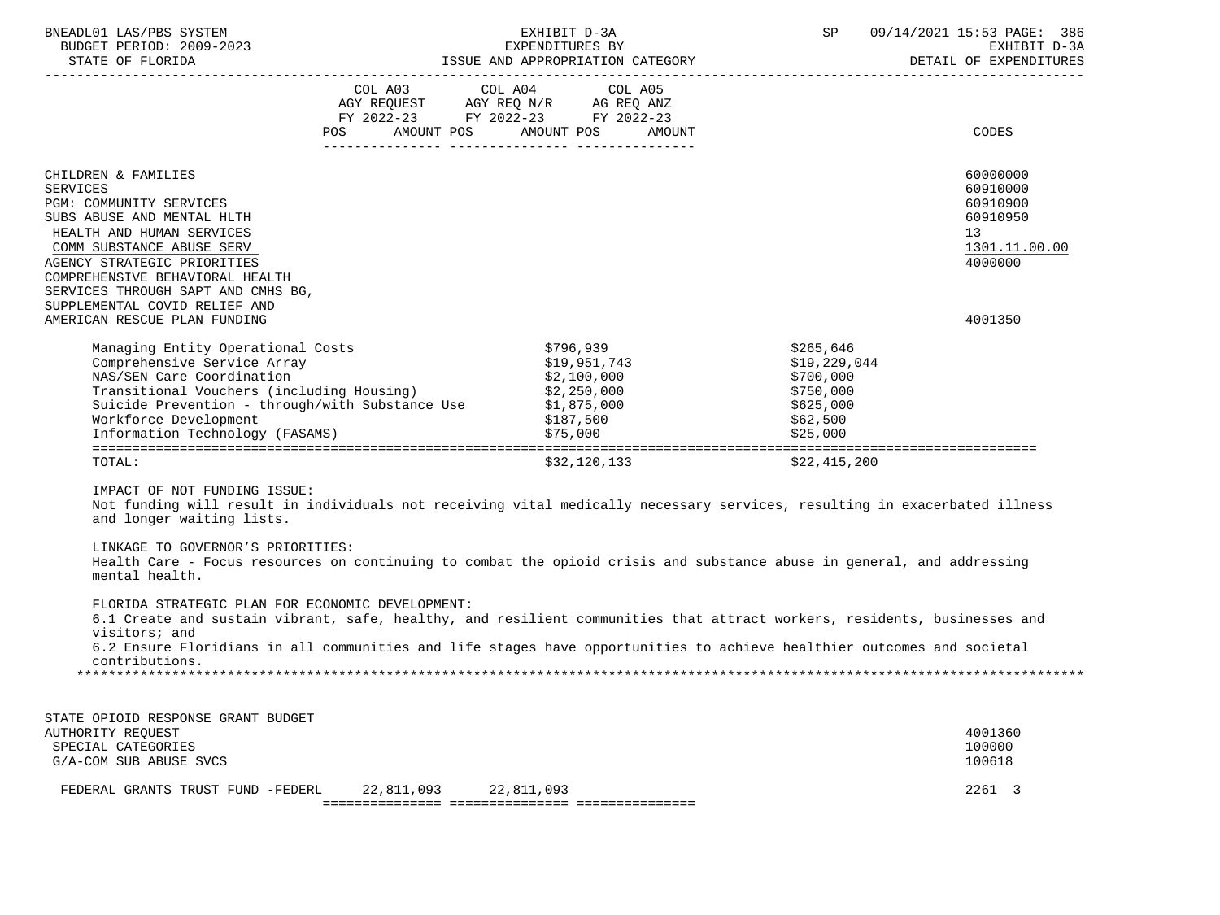| | COL A03 AGY REQUEST FY 2022-23 POS AMOUNT | COL A04 AGY REQ N/R FY 2022-23 POS AMOUNT | COL A05 AG REQ ANZ FY 2022-23 POS AMOUNT | CODES |
|---|---|---|---|---|
| CHILDREN & FAMILIES | | | | 60000000 |
| SERVICES | | | | 60910000 |
| PGM: COMMUNITY SERVICES | | | | 60910900 |
| SUBS ABUSE AND MENTAL HLTH | | | | 60910950 |
| HEALTH AND HUMAN SERVICES | | | | 13 |
| COMM SUBSTANCE ABUSE SERV | | | | 1301.11.00.00 |
| AGENCY STRATEGIC PRIORITIES | | | | 4000000 |
| COMPREHENSIVE BEHAVIORAL HEALTH SERVICES THROUGH SAPT AND CMHS BG, SUPPLEMENTAL COVID RELIEF AND AMERICAN RESCUE PLAN FUNDING | | | | 4001350 |

| | | |
|---|---|---|
| Managing Entity Operational Costs | $796,939 | $265,646 |
| Comprehensive Service Array | $19,951,743 | $19,229,044 |
| NAS/SEN Care Coordination | $2,100,000 | $700,000 |
| Transitional Vouchers (including Housing) | $2,250,000 | $750,000 |
| Suicide Prevention - through/with Substance Use | $1,875,000 | $625,000 |
| Workforce Development | $187,500 | $62,500 |
| Information Technology (FASAMS) | $75,000 | $25,000 |
| TOTAL: | $32,120,133 | $22,415,200 |

IMPACT OF NOT FUNDING ISSUE:
Not funding will result in individuals not receiving vital medically necessary services, resulting in exacerbated illness and longer waiting lists.

LINKAGE TO GOVERNOR'S PRIORITIES:
Health Care - Focus resources on continuing to combat the opioid crisis and substance abuse in general, and addressing mental health.

FLORIDA STRATEGIC PLAN FOR ECONOMIC DEVELOPMENT:
6.1 Create and sustain vibrant, safe, healthy, and resilient communities that attract workers, residents, businesses and visitors; and
6.2 Ensure Floridians in all communities and life stages have opportunities to achieve healthier outcomes and societal contributions.

******************************************************************************************************************

| | COL A03 | COL A04 | COL A05 | CODES |
|---|---|---|---|---|
| STATE OPIOID RESPONSE GRANT BUDGET AUTHORITY REQUEST | | | | 4001360 |
| SPECIAL CATEGORIES | | | | 100000 |
| G/A-COM SUB ABUSE SVCS | | | | 100618 |
| FEDERAL GRANTS TRUST FUND -FEDERL | 22,811,093 | 22,811,093 | | 2261 3 |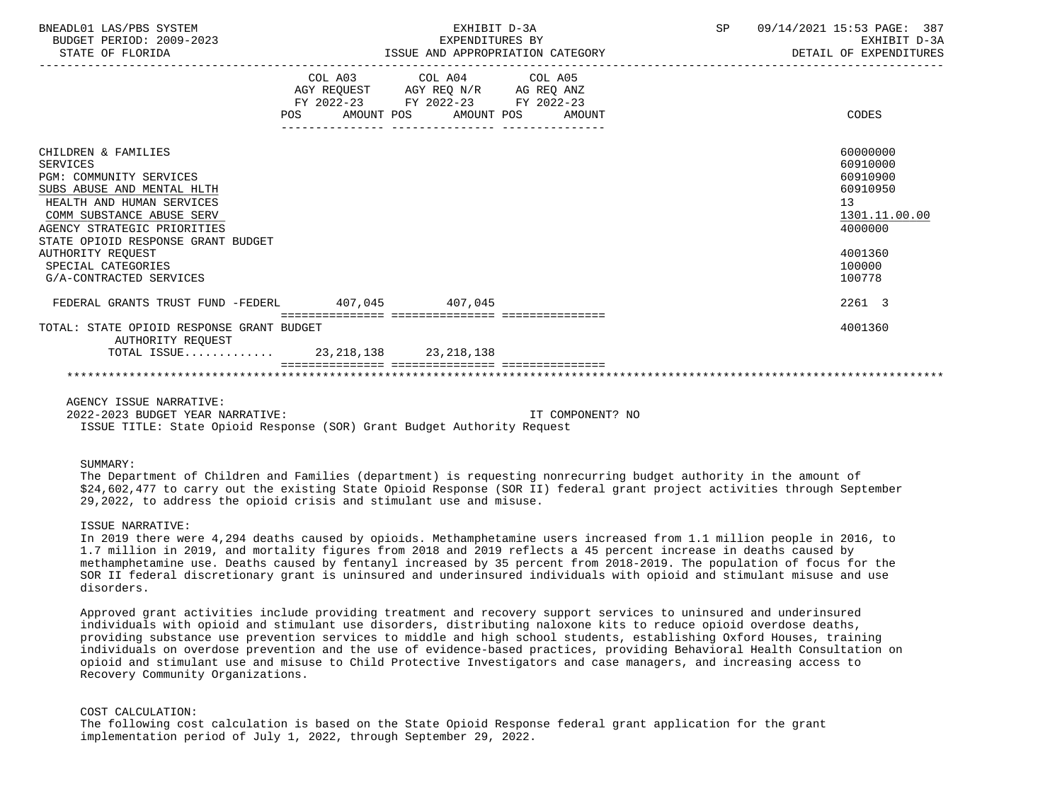BNEADL01 LAS/PBS SYSTEM | EXHIBIT D-3A | SP 09/14/2021 15:53 PAGE: 387
BUDGET PERIOD: 2009-2023 | EXPENDITURES BY | EXHIBIT D-3A
STATE OF FLORIDA | ISSUE AND APPROPRIATION CATEGORY | DETAIL OF EXPENDITURES

| | COL A03 AGY REQUEST FY 2022-23 POS AMOUNT | COL A04 AGY REQ N/R FY 2022-23 POS AMOUNT | COL A05 AG REQ ANZ FY 2022-23 POS AMOUNT | CODES |
|---|---|---|---|---|
| CHILDREN & FAMILIES | | | | 60000000 |
| SERVICES | | | | 60910000 |
| PGM: COMMUNITY SERVICES | | | | 60910900 |
| SUBS ABUSE AND MENTAL HLTH | | | | 60910950 |
| HEALTH AND HUMAN SERVICES | | | | 13 |
| COMM SUBSTANCE ABUSE SERV | | | | 1301.11.00.00 |
| AGENCY STRATEGIC PRIORITIES | | | | 4000000 |
| STATE OPIOID RESPONSE GRANT BUDGET AUTHORITY REQUEST | | | | 4001360 |
| SPECIAL CATEGORIES | | | | 100000 |
| G/A-CONTRACTED SERVICES | | | | 100778 |
| FEDERAL GRANTS TRUST FUND -FEDERL | 407,045 | 407,045 | | 2261 3 |
| TOTAL: STATE OPIOID RESPONSE GRANT BUDGET AUTHORITY REQUEST | | | | 4001360 |
| TOTAL ISSUE............ | 23,218,138 | 23,218,138 | | |

AGENCY ISSUE NARRATIVE:

2022-2023 BUDGET YEAR NARRATIVE: IT COMPONENT? NO

ISSUE TITLE: State Opioid Response (SOR) Grant Budget Authority Request

SUMMARY:

The Department of Children and Families (department) is requesting nonrecurring budget authority in the amount of $24,602,477 to carry out the existing State Opioid Response (SOR II) federal grant project activities through September 29,2022, to address the opioid crisis and stimulant use and misuse.

ISSUE NARRATIVE:

In 2019 there were 4,294 deaths caused by opioids. Methamphetamine users increased from 1.1 million people in 2016, to 1.7 million in 2019, and mortality figures from 2018 and 2019 reflects a 45 percent increase in deaths caused by methamphetamine use. Deaths caused by fentanyl increased by 35 percent from 2018-2019. The population of focus for the SOR II federal discretionary grant is uninsured and underinsured individuals with opioid and stimulant misuse and use disorders.

Approved grant activities include providing treatment and recovery support services to uninsured and underinsured individuals with opioid and stimulant use disorders, distributing naloxone kits to reduce opioid overdose deaths, providing substance use prevention services to middle and high school students, establishing Oxford Houses, training individuals on overdose prevention and the use of evidence-based practices, providing Behavioral Health Consultation on opioid and stimulant use and misuse to Child Protective Investigators and case managers, and increasing access to Recovery Community Organizations.

COST CALCULATION:

The following cost calculation is based on the State Opioid Response federal grant application for the grant implementation period of July 1, 2022, through September 29, 2022.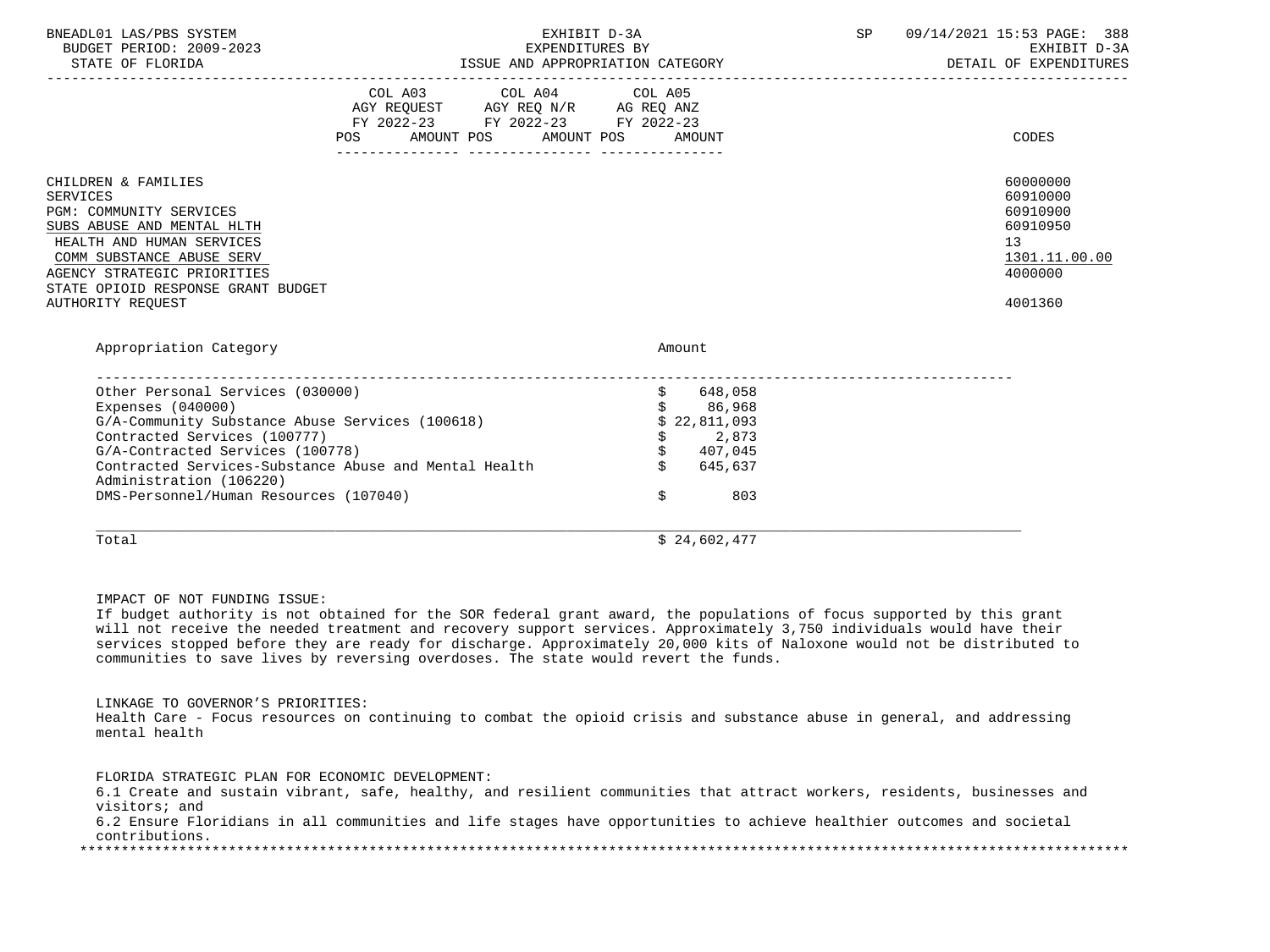| | COL A03 AGY REQUEST FY 2022-23 POS AMOUNT | COL A04 AGY REQ N/R FY 2022-23 POS AMOUNT | COL A05 AG REQ ANZ FY 2022-23 POS AMOUNT | CODES |
|---|---|---|---|---|
| CHILDREN & FAMILIES | | | | 60000000 |
| SERVICES | | | | 60910000 |
| PGM: COMMUNITY SERVICES | | | | 60910900 |
| SUBS ABUSE AND MENTAL HLTH | | | | 60910950 |
| HEALTH AND HUMAN SERVICES | | | | 13 |
| COMM SUBSTANCE ABUSE SERV | | | | 1301.11.00.00 |
| AGENCY STRATEGIC PRIORITIES | | | | 4000000 |
| STATE OPIOID RESPONSE GRANT BUDGET AUTHORITY REQUEST | | | | 4001360 |

| Appropriation Category | Amount |
|---|---|
| Other Personal Services (030000) | $ 648,058 |
| Expenses (040000) | $ 86,968 |
| G/A-Community Substance Abuse Services (100618) | $ 22,811,093 |
| Contracted Services (100777) | $ 2,873 |
| G/A-Contracted Services (100778) | $ 407,045 |
| Contracted Services-Substance Abuse and Mental Health Administration (106220) | $ 645,637 |
| DMS-Personnel/Human Resources (107040) | $ 803 |
| Total | $ 24,602,477 |

IMPACT OF NOT FUNDING ISSUE:
If budget authority is not obtained for the SOR federal grant award, the populations of focus supported by this grant will not receive the needed treatment and recovery support services. Approximately 3,750 individuals would have their services stopped before they are ready for discharge. Approximately 20,000 kits of Naloxone would not be distributed to communities to save lives by reversing overdoses. The state would revert the funds.

LINKAGE TO GOVERNOR'S PRIORITIES:
Health Care - Focus resources on continuing to combat the opioid crisis and substance abuse in general, and addressing mental health

FLORIDA STRATEGIC PLAN FOR ECONOMIC DEVELOPMENT:
6.1 Create and sustain vibrant, safe, healthy, and resilient communities that attract workers, residents, businesses and visitors; and
6.2 Ensure Floridians in all communities and life stages have opportunities to achieve healthier outcomes and societal contributions.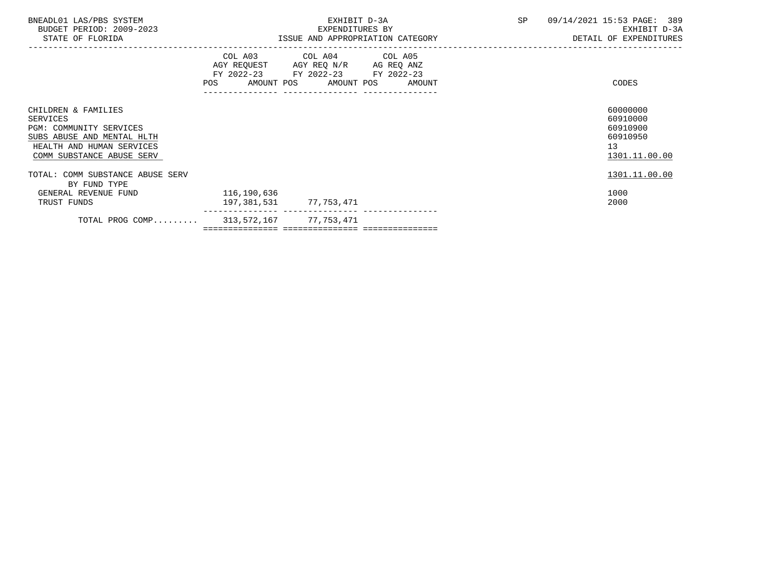BNEADL01 LAS/PBS SYSTEM
BUDGET PERIOD: 2009-2023
STATE OF FLORIDA

EXHIBIT D-3A
EXPENDITURES BY
ISSUE AND APPROPRIATION CATEGORY

SP 09/14/2021 15:53 PAGE: 389
EXHIBIT D-3A
DETAIL OF EXPENDITURES

| | COL A03 AGY REQUEST FY 2022-23 POS AMOUNT | COL A04 AGY REQ N/R FY 2022-23 POS AMOUNT | COL A05 AG REQ ANZ FY 2022-23 POS AMOUNT | CODES |
|---|---|---|---|---|
| CHILDREN & FAMILIES | | | | 60000000 |
| SERVICES | | | | 60910000 |
| PGM: COMMUNITY SERVICES | | | | 60910900 |
| SUBS ABUSE AND MENTAL HLTH | | | | 60910950 |
| HEALTH AND HUMAN SERVICES | | | | 13 |
| COMM SUBSTANCE ABUSE SERV | | | | 1301.11.00.00 |
| TOTAL: COMM SUBSTANCE ABUSE SERV | | | | 1301.11.00.00 |
| BY FUND TYPE | | | | |
| GENERAL REVENUE FUND | 116,190,636 | | | 1000 |
| TRUST FUNDS | 197,381,531 | 77,753,471 | | 2000 |
| TOTAL PROG COMP......... | 313,572,167 | 77,753,471 | | |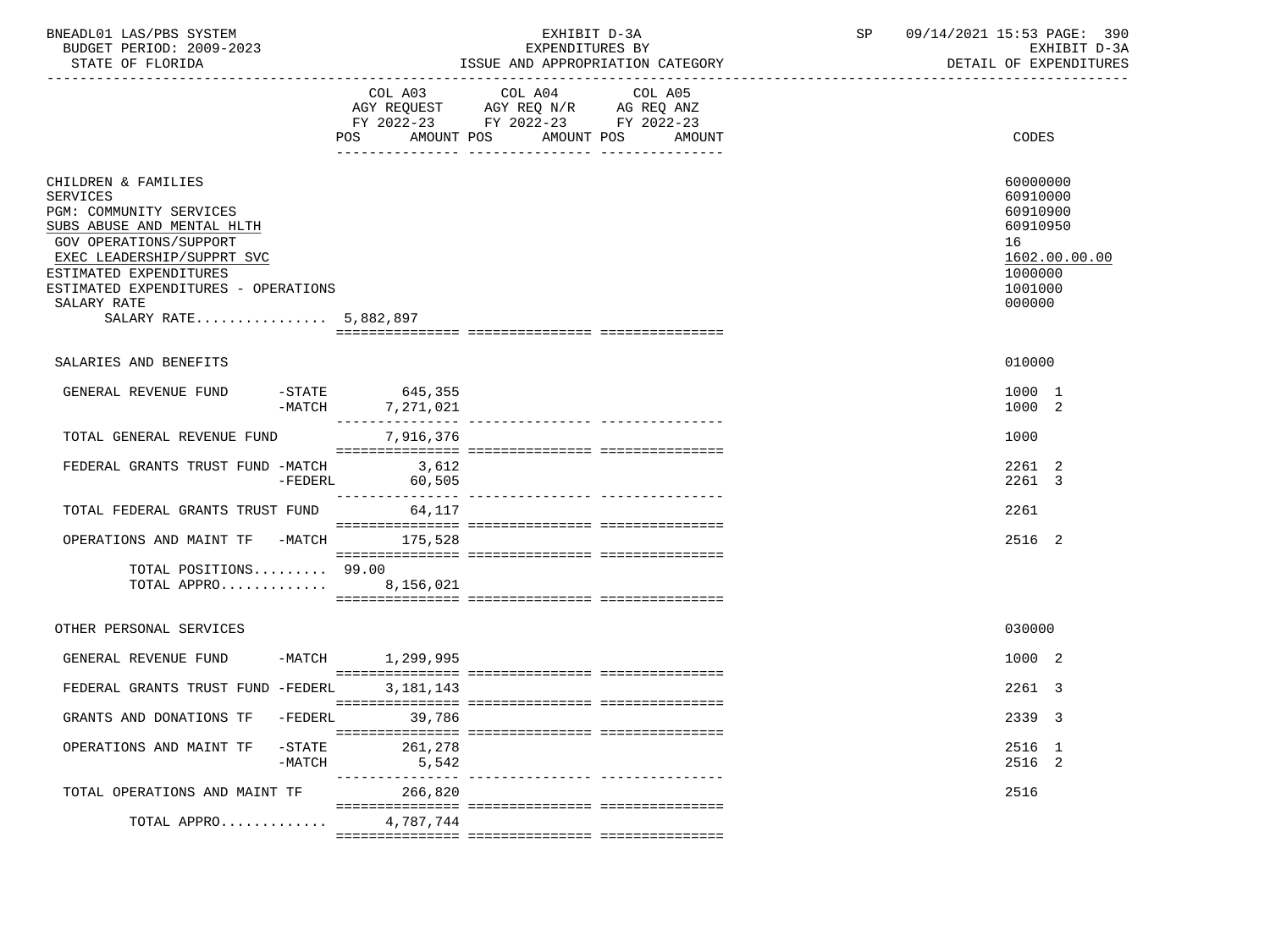BNEADL01 LAS/PBS SYSTEM — EXHIBIT D-3A — EXPENDITURES BY ISSUE AND APPROPRIATION CATEGORY
BUDGET PERIOD: 2009-2023 — STATE OF FLORIDA — SP 09/14/2021 15:53 — EXHIBIT D-3A DETAIL OF EXPENDITURES

| | COL A03 AGY REQUEST FY 2022-23 POS AMOUNT | COL A04 AGY REQ N/R FY 2022-23 POS AMOUNT | COL A05 AG REQ ANZ FY 2022-23 POS AMOUNT | CODES |
|---|---|---|---|---|
| CHILDREN & FAMILIES | | | | 60000000 |
| SERVICES | | | | 60910000 |
| PGM: COMMUNITY SERVICES | | | | 60910900 |
| SUBS ABUSE AND MENTAL HLTH | | | | 60910950 |
| GOV OPERATIONS/SUPPORT | | | | 16 |
| EXEC LEADERSHIP/SUPPRT SVC | | | | 1602.00.00.00 |
| ESTIMATED EXPENDITURES | | | | 1000000 |
| ESTIMATED EXPENDITURES - OPERATIONS | | | | 1001000 |
| SALARY RATE | | | | 000000 |
| SALARY RATE................ | 5,882,897 | | | |
| SALARIES AND BENEFITS | | | | 010000 |
| GENERAL REVENUE FUND -STATE | 645,355 | | | 1000 1 |
| GENERAL REVENUE FUND -MATCH | 7,271,021 | | | 1000 2 |
| TOTAL GENERAL REVENUE FUND | 7,916,376 | | | 1000 |
| FEDERAL GRANTS TRUST FUND -MATCH | 3,612 | | | 2261 2 |
| FEDERAL GRANTS TRUST FUND -FEDERL | 60,505 | | | 2261 3 |
| TOTAL FEDERAL GRANTS TRUST FUND | 64,117 | | | 2261 |
| OPERATIONS AND MAINT TF -MATCH | 175,528 | | | 2516 2 |
| TOTAL POSITIONS......... | 99.00 | | | |
| TOTAL APPRO............. | 8,156,021 | | | |
| OTHER PERSONAL SERVICES | | | | 030000 |
| GENERAL REVENUE FUND -MATCH | 1,299,995 | | | 1000 2 |
| FEDERAL GRANTS TRUST FUND -FEDERL | 3,181,143 | | | 2261 3 |
| GRANTS AND DONATIONS TF -FEDERL | 39,786 | | | 2339 3 |
| OPERATIONS AND MAINT TF -STATE | 261,278 | | | 2516 1 |
| OPERATIONS AND MAINT TF -MATCH | 5,542 | | | 2516 2 |
| TOTAL OPERATIONS AND MAINT TF | 266,820 | | | 2516 |
| TOTAL APPRO............. | 4,787,744 | | | |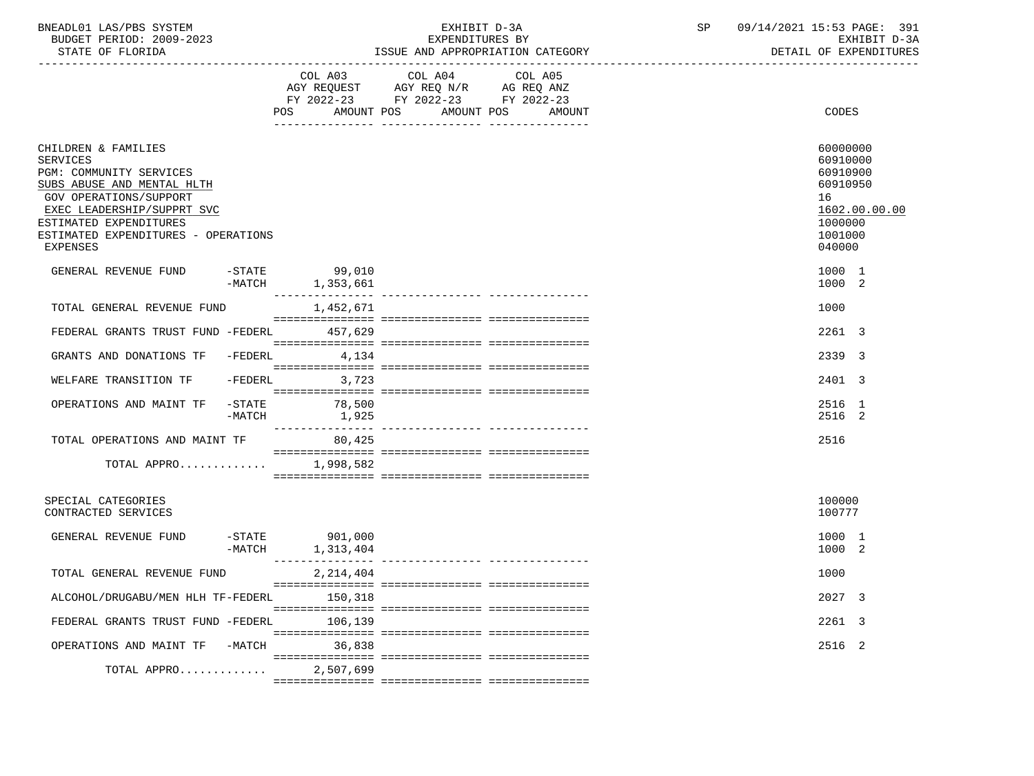BNEADL01 LAS/PBS SYSTEM
BUDGET PERIOD: 2009-2023
STATE OF FLORIDA

EXHIBIT D-3A
EXPENDITURES BY
ISSUE AND APPROPRIATION CATEGORY

SP 09/14/2021 15:53 PAGE: 391
EXHIBIT D-3A
DETAIL OF EXPENDITURES

| | COL A03 AGY REQUEST FY 2022-23 POS AMOUNT | COL A04 AGY REQ N/R FY 2022-23 POS AMOUNT | COL A05 AG REQ ANZ FY 2022-23 POS AMOUNT | CODES |
|---|---|---|---|---|
| CHILDREN & FAMILIES | | | | 60000000 |
| SERVICES | | | | 60910000 |
| PGM: COMMUNITY SERVICES | | | | 60910900 |
| SUBS ABUSE AND MENTAL HLTH | | | | 60910950 |
| GOV OPERATIONS/SUPPORT | | | | 16 |
| EXEC LEADERSHIP/SUPPRT SVC | | | | 1602.00.00.00 |
| ESTIMATED EXPENDITURES | | | | 1000000 |
| ESTIMATED EXPENDITURES - OPERATIONS | | | | 1001000 |
| EXPENSES | | | | 040000 |
| GENERAL REVENUE FUND -STATE | 99,010 | | | 1000 1 |
| -MATCH | 1,353,661 | | | 1000 2 |
| TOTAL GENERAL REVENUE FUND | 1,452,671 | | | 1000 |
| FEDERAL GRANTS TRUST FUND -FEDERL | 457,629 | | | 2261 3 |
| GRANTS AND DONATIONS TF -FEDERL | 4,134 | | | 2339 3 |
| WELFARE TRANSITION TF -FEDERL | 3,723 | | | 2401 3 |
| OPERATIONS AND MAINT TF -STATE | 78,500 | | | 2516 1 |
| -MATCH | 1,925 | | | 2516 2 |
| TOTAL OPERATIONS AND MAINT TF | 80,425 | | | 2516 |
| TOTAL APPRO............ | 1,998,582 | | | |
| SPECIAL CATEGORIES | | | | 100000 |
| CONTRACTED SERVICES | | | | 100777 |
| GENERAL REVENUE FUND -STATE | 901,000 | | | 1000 1 |
| -MATCH | 1,313,404 | | | 1000 2 |
| TOTAL GENERAL REVENUE FUND | 2,214,404 | | | 1000 |
| ALCOHOL/DRUGABU/MEN HLH TF-FEDERL | 150,318 | | | 2027 3 |
| FEDERAL GRANTS TRUST FUND -FEDERL | 106,139 | | | 2261 3 |
| OPERATIONS AND MAINT TF -MATCH | 36,838 | | | 2516 2 |
| TOTAL APPRO............ | 2,507,699 | | | |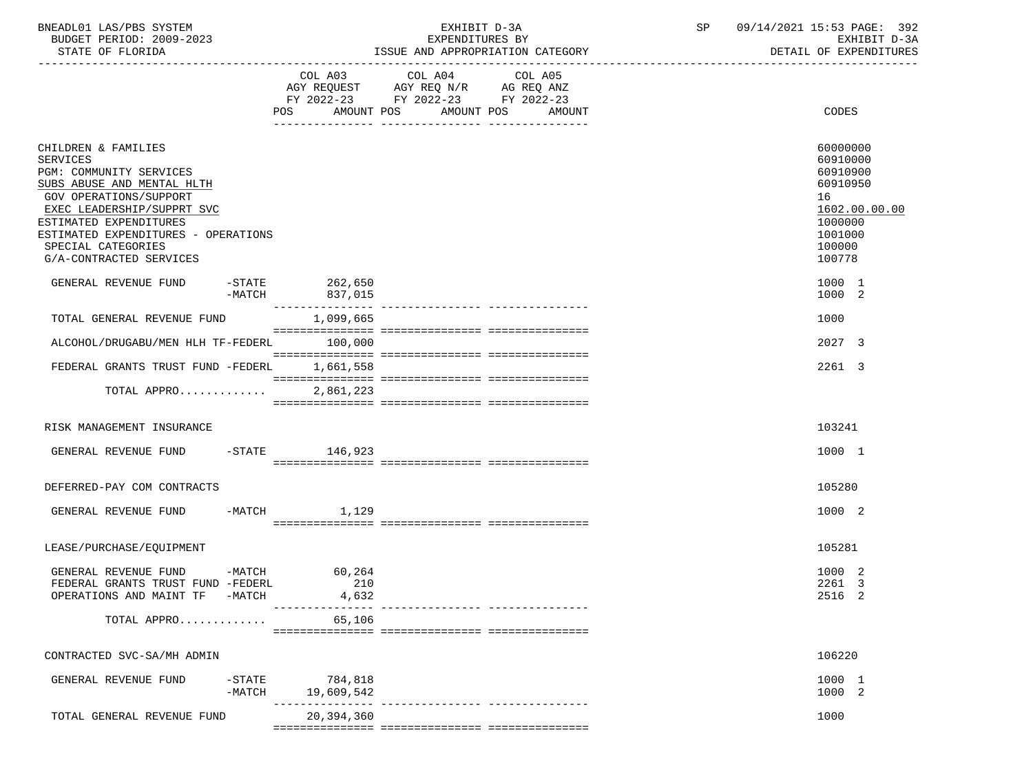BNEADL01 LAS/PBS SYSTEM — EXHIBIT D-3A — SP 09/14/2021 15:53 PAGE: 392
BUDGET PERIOD: 2009-2023 — EXPENDITURES BY — EXHIBIT D-3A
STATE OF FLORIDA — ISSUE AND APPROPRIATION CATEGORY — DETAIL OF EXPENDITURES

| | COL A03 AGY REQUEST FY 2022-23 POS AMOUNT | COL A04 AGY REQ N/R FY 2022-23 POS AMOUNT | COL A05 AG REQ ANZ FY 2022-23 POS AMOUNT | CODES |
|---|---|---|---|---|
| CHILDREN & FAMILIES | | | | 60000000 |
| SERVICES | | | | 60910000 |
| PGM: COMMUNITY SERVICES | | | | 60910900 |
| SUBS ABUSE AND MENTAL HLTH | | | | 60910950 |
| GOV OPERATIONS/SUPPORT | | | | 16 |
| EXEC LEADERSHIP/SUPPRT SVC | | | | 1602.00.00.00 |
| ESTIMATED EXPENDITURES | | | | 1000000 |
| ESTIMATED EXPENDITURES - OPERATIONS | | | | 1001000 |
| SPECIAL CATEGORIES | | | | 100000 |
| G/A-CONTRACTED SERVICES | | | | 100778 |
| GENERAL REVENUE FUND -STATE | 262,650 | | | 1000 1 |
| -MATCH | 837,015 | | | 1000 2 |
| TOTAL GENERAL REVENUE FUND | 1,099,665 | | | 1000 |
| ALCOHOL/DRUGABU/MEN HLH TF-FEDERL | 100,000 | | | 2027 3 |
| FEDERAL GRANTS TRUST FUND -FEDERL | 1,661,558 | | | 2261 3 |
| TOTAL APPRO............ | 2,861,223 | | | |
| RISK MANAGEMENT INSURANCE | | | | 103241 |
| GENERAL REVENUE FUND -STATE | 146,923 | | | 1000 1 |
| DEFERRED-PAY COM CONTRACTS | | | | 105280 |
| GENERAL REVENUE FUND -MATCH | 1,129 | | | 1000 2 |
| LEASE/PURCHASE/EQUIPMENT | | | | 105281 |
| GENERAL REVENUE FUND -MATCH | 60,264 | | | 1000 2 |
| FEDERAL GRANTS TRUST FUND -FEDERL | 210 | | | 2261 3 |
| OPERATIONS AND MAINT TF -MATCH | 4,632 | | | 2516 2 |
| TOTAL APPRO............ | 65,106 | | | |
| CONTRACTED SVC-SA/MH ADMIN | | | | 106220 |
| GENERAL REVENUE FUND -STATE | 784,818 | | | 1000 1 |
| -MATCH | 19,609,542 | | | 1000 2 |
| TOTAL GENERAL REVENUE FUND | 20,394,360 | | | 1000 |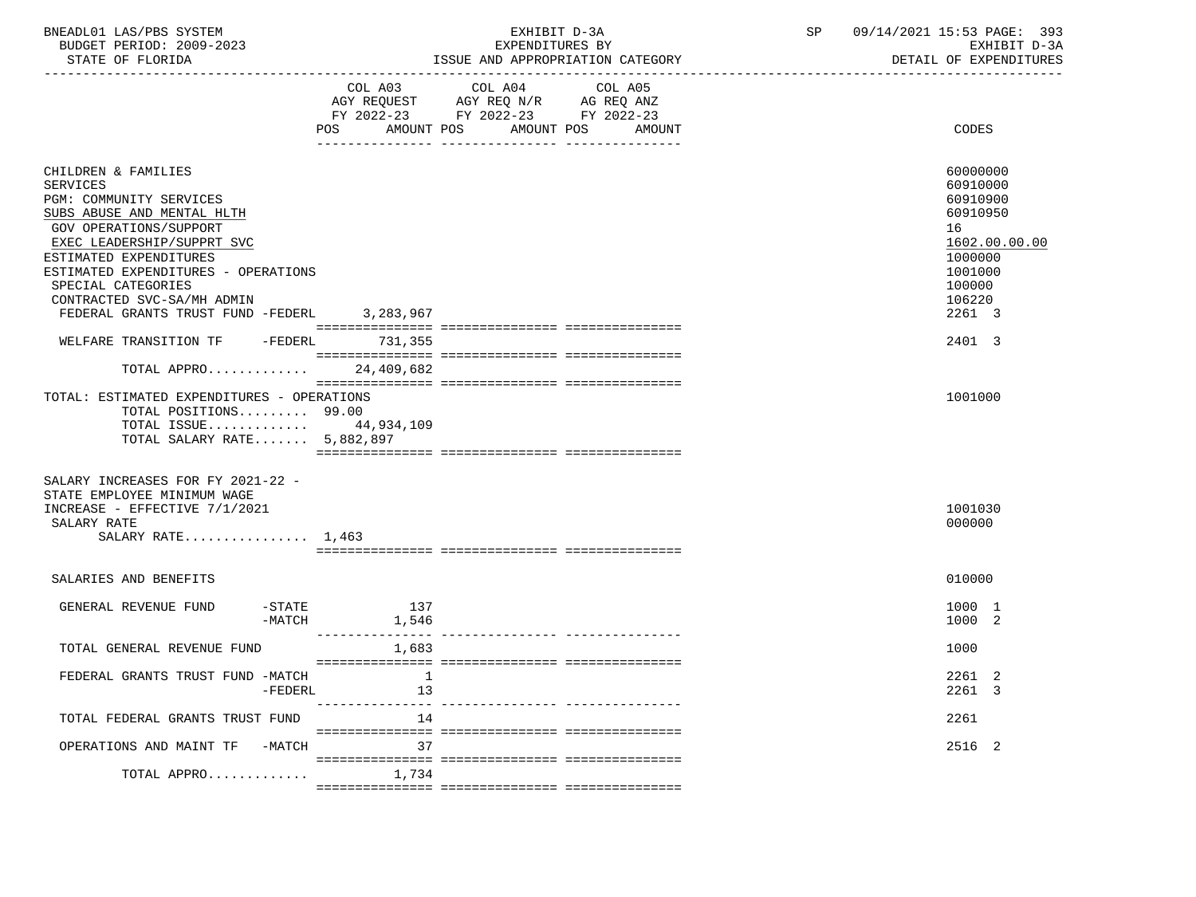| | COL A03 AGY REQUEST FY 2022-23 POS AMOUNT | COL A04 AGY REQ N/R FY 2022-23 POS AMOUNT | COL A05 AG REQ ANZ FY 2022-23 POS AMOUNT | CODES |
|---|---|---|---|---|
| CHILDREN & FAMILIES | | | | 60000000 |
| SERVICES | | | | 60910000 |
| PGM: COMMUNITY SERVICES | | | | 60910900 |
| SUBS ABUSE AND MENTAL HLTH | | | | 60910950 |
| GOV OPERATIONS/SUPPORT | | | | 16 |
| EXEC LEADERSHIP/SUPPRT SVC | | | | 1602.00.00.00 |
| ESTIMATED EXPENDITURES | | | | 1000000 |
| ESTIMATED EXPENDITURES - OPERATIONS | | | | 1001000 |
| SPECIAL CATEGORIES | | | | 100000 |
| CONTRACTED SVC-SA/MH ADMIN | | | | 106220 |
| FEDERAL GRANTS TRUST FUND -FEDERL | 3,283,967 | | | 2261 3 |
| WELFARE TRANSITION TF -FEDERL | 731,355 | | | 2401 3 |
| TOTAL APPRO............ | 24,409,682 | | | |
| TOTAL: ESTIMATED EXPENDITURES - OPERATIONS | | | | 1001000 |
| TOTAL POSITIONS......... 99.00 | | | | |
| TOTAL ISSUE............ | 44,934,109 | | | |
| TOTAL SALARY RATE....... 5,882,897 | | | | |
| SALARY INCREASES FOR FY 2021-22 - STATE EMPLOYEE MINIMUM WAGE INCREASE - EFFECTIVE 7/1/2021 | | | | 1001030 |
| SALARY RATE | | | | 000000 |
| SALARY RATE................ 1,463 | | | | |
| SALARIES AND BENEFITS | | | | 010000 |
| GENERAL REVENUE FUND -STATE | 137 | | | 1000 1 |
| -MATCH | 1,546 | | | 1000 2 |
| TOTAL GENERAL REVENUE FUND | 1,683 | | | 1000 |
| FEDERAL GRANTS TRUST FUND -MATCH | 1 | | | 2261 2 |
| -FEDERL | 13 | | | 2261 3 |
| TOTAL FEDERAL GRANTS TRUST FUND | 14 | | | 2261 |
| OPERATIONS AND MAINT TF -MATCH | 37 | | | 2516 2 |
| TOTAL APPRO............ | 1,734 | | | |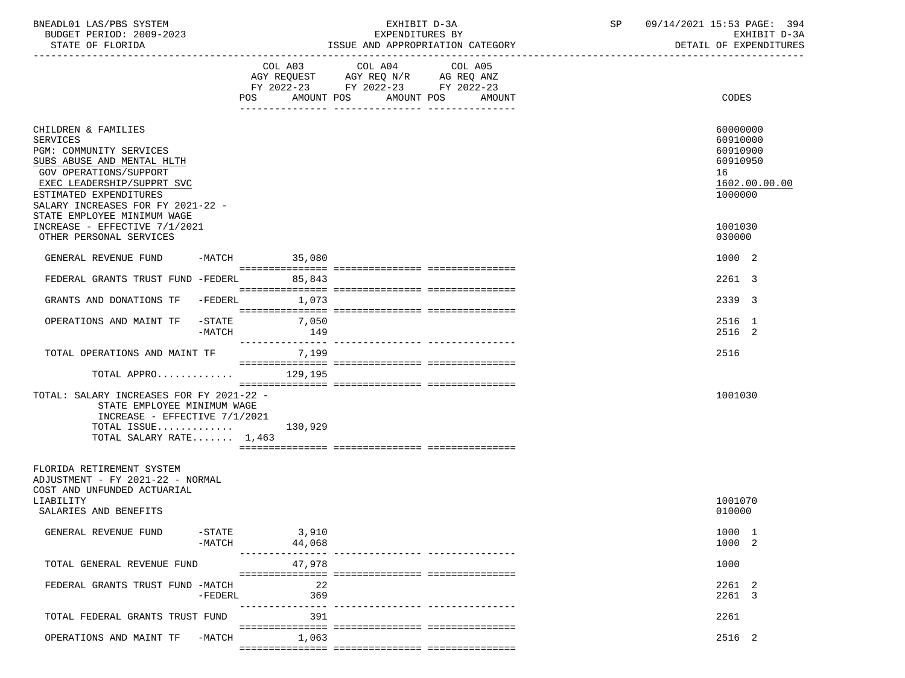BNEADL01 LAS/PBS SYSTEM — EXHIBIT D-3A — EXPENDITURES BY ISSUE AND APPROPRIATION CATEGORY
BUDGET PERIOD: 2009-2023 — STATE OF FLORIDA — SP 09/14/2021 15:53 — EXHIBIT D-3A DETAIL OF EXPENDITURES

| | COL A03 AGY REQUEST FY 2022-23 POS AMOUNT | COL A04 AGY REQ N/R FY 2022-23 POS AMOUNT | COL A05 AG REQ ANZ FY 2022-23 POS AMOUNT | CODES |
|---|---|---|---|---|
| CHILDREN & FAMILIES | | | | 60000000 |
| SERVICES | | | | 60910000 |
| PGM: COMMUNITY SERVICES | | | | 60910900 |
| SUBS ABUSE AND MENTAL HLTH | | | | 60910950 |
| GOV OPERATIONS/SUPPORT | | | | 16 |
| EXEC LEADERSHIP/SUPPRT SVC | | | | 1602.00.00.00 |
| ESTIMATED EXPENDITURES | | | | 1000000 |
| SALARY INCREASES FOR FY 2021-22 - STATE EMPLOYEE MINIMUM WAGE INCREASE - EFFECTIVE 7/1/2021 | | | | 1001030 |
| OTHER PERSONAL SERVICES | | | | 030000 |
| GENERAL REVENUE FUND -MATCH | 35,080 | | | 1000 2 |
| FEDERAL GRANTS TRUST FUND -FEDERL | 85,843 | | | 2261 3 |
| GRANTS AND DONATIONS TF -FEDERL | 1,073 | | | 2339 3 |
| OPERATIONS AND MAINT TF -STATE | 7,050 | | | 2516 1 |
| -MATCH | 149 | | | 2516 2 |
| TOTAL OPERATIONS AND MAINT TF | 7,199 | | | 2516 |
| TOTAL APPRO............. | 129,195 | | | |
| TOTAL: SALARY INCREASES FOR FY 2021-22 - STATE EMPLOYEE MINIMUM WAGE INCREASE - EFFECTIVE 7/1/2021 | | | | 1001030 |
| TOTAL ISSUE............. | 130,929 | | | |
| TOTAL SALARY RATE....... 1,463 | | | | |
| FLORIDA RETIREMENT SYSTEM ADJUSTMENT - FY 2021-22 - NORMAL COST AND UNFUNDED ACTUARIAL LIABILITY | | | | 1001070 |
| SALARIES AND BENEFITS | | | | 010000 |
| GENERAL REVENUE FUND -STATE | 3,910 | | | 1000 1 |
| -MATCH | 44,068 | | | 1000 2 |
| TOTAL GENERAL REVENUE FUND | 47,978 | | | 1000 |
| FEDERAL GRANTS TRUST FUND -MATCH | 22 | | | 2261 2 |
| -FEDERL | 369 | | | 2261 3 |
| TOTAL FEDERAL GRANTS TRUST FUND | 391 | | | 2261 |
| OPERATIONS AND MAINT TF -MATCH | 1,063 | | | 2516 2 |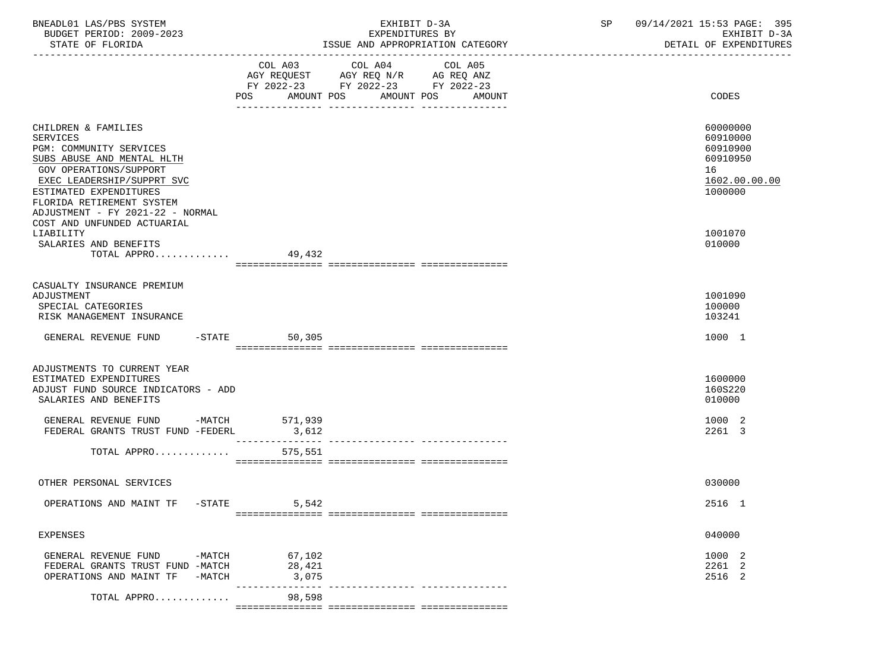BNEADL01 LAS/PBS SYSTEM — EXHIBIT D-3A — EXPENDITURES BY ISSUE AND APPROPRIATION CATEGORY — BUDGET PERIOD: 2009-2023 — STATE OF FLORIDA — SP 09/14/2021 15:53 — EXHIBIT D-3A DETAIL OF EXPENDITURES

| | COL A03 AGY REQUEST FY 2022-23 POS AMOUNT | COL A04 AGY REQ N/R FY 2022-23 POS AMOUNT | COL A05 AG REQ ANZ FY 2022-23 POS AMOUNT | CODES |
|---|---|---|---|---|
| CHILDREN & FAMILIES | | | | 60000000 |
| SERVICES | | | | 60910000 |
| PGM: COMMUNITY SERVICES | | | | 60910900 |
| SUBS ABUSE AND MENTAL HLTH | | | | 60910950 |
| GOV OPERATIONS/SUPPORT | | | | 16 |
| EXEC LEADERSHIP/SUPPRT SVC | | | | 1602.00.00.00 |
| ESTIMATED EXPENDITURES | | | | 1000000 |
| FLORIDA RETIREMENT SYSTEM ADJUSTMENT - FY 2021-22 - NORMAL COST AND UNFUNDED ACTUARIAL LIABILITY | | | | 1001070 |
| SALARIES AND BENEFITS | | | | 010000 |
| TOTAL APPRO............. | 49,432 | | | |
| CASUALTY INSURANCE PREMIUM ADJUSTMENT | | | | 1001090 |
| SPECIAL CATEGORIES | | | | 100000 |
| RISK MANAGEMENT INSURANCE | | | | 103241 |
| GENERAL REVENUE FUND -STATE | 50,305 | | | 1000 1 |
| ADJUSTMENTS TO CURRENT YEAR ESTIMATED EXPENDITURES | | | | 1600000 |
| ADJUST FUND SOURCE INDICATORS - ADD | | | | 160S220 |
| SALARIES AND BENEFITS | | | | 010000 |
| GENERAL REVENUE FUND -MATCH | 571,939 | | | 1000 2 |
| FEDERAL GRANTS TRUST FUND -FEDERL | 3,612 | | | 2261 3 |
| TOTAL APPRO............. | 575,551 | | | |
| OTHER PERSONAL SERVICES | | | | 030000 |
| OPERATIONS AND MAINT TF -STATE | 5,542 | | | 2516 1 |
| EXPENSES | | | | 040000 |
| GENERAL REVENUE FUND -MATCH | 67,102 | | | 1000 2 |
| FEDERAL GRANTS TRUST FUND -MATCH | 28,421 | | | 2261 2 |
| OPERATIONS AND MAINT TF -MATCH | 3,075 | | | 2516 2 |
| TOTAL APPRO............. | 98,598 | | | |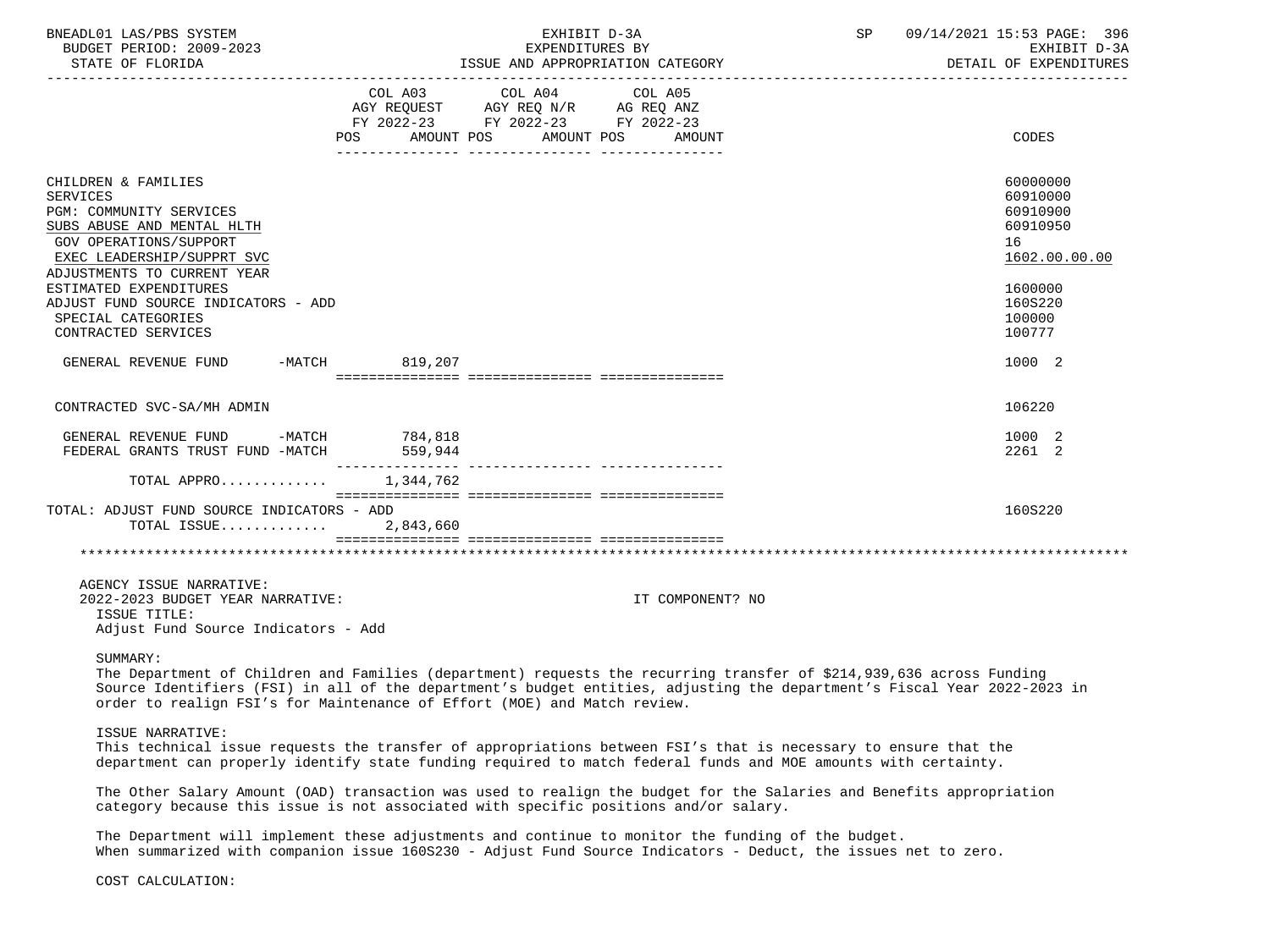BNEADL01 LAS/PBS SYSTEM — EXHIBIT D-3A — EXPENDITURES BY ISSUE AND APPROPRIATION CATEGORY
BUDGET PERIOD: 2009-2023 — STATE OF FLORIDA
SP 09/14/2021 15:53 — EXHIBIT D-3A — DETAIL OF EXPENDITURES

| | COL A03 AGY REQUEST FY 2022-23 POS AMOUNT | COL A04 AGY REQ N/R FY 2022-23 POS AMOUNT | COL A05 AG REQ ANZ FY 2022-23 POS AMOUNT | CODES |
|---|---|---|---|---|
| CHILDREN & FAMILIES | | | | 60000000 |
| SERVICES | | | | 60910000 |
| PGM: COMMUNITY SERVICES | | | | 60910900 |
| SUBS ABUSE AND MENTAL HLTH | | | | 60910950 |
| GOV OPERATIONS/SUPPORT | | | | 16 |
| EXEC LEADERSHIP/SUPPRT SVC | | | | 1602.00.00.00 |
| ADJUSTMENTS TO CURRENT YEAR ESTIMATED EXPENDITURES | | | | 1600000 |
| ADJUST FUND SOURCE INDICATORS - ADD | | | | 160S220 |
| SPECIAL CATEGORIES | | | | 100000 |
| CONTRACTED SERVICES | | | | 100777 |
| GENERAL REVENUE FUND -MATCH | 819,207 | | | 1000 2 |
| CONTRACTED SVC-SA/MH ADMIN | | | | 106220 |
| GENERAL REVENUE FUND -MATCH | 784,818 | | | 1000 2 |
| FEDERAL GRANTS TRUST FUND -MATCH | 559,944 | | | 2261 2 |
| TOTAL APPRO............ | 1,344,762 | | | |
| TOTAL: ADJUST FUND SOURCE INDICATORS - ADD | | | | 160S220 |
| TOTAL ISSUE............ | 2,843,660 | | | |

AGENCY ISSUE NARRATIVE:
2022-2023 BUDGET YEAR NARRATIVE: IT COMPONENT? NO

ISSUE TITLE:
Adjust Fund Source Indicators - Add

SUMMARY:
The Department of Children and Families (department) requests the recurring transfer of $214,939,636 across Funding Source Identifiers (FSI) in all of the department's budget entities, adjusting the department's Fiscal Year 2022-2023 in order to realign FSI's for Maintenance of Effort (MOE) and Match review.

ISSUE NARRATIVE:
This technical issue requests the transfer of appropriations between FSI's that is necessary to ensure that the department can properly identify state funding required to match federal funds and MOE amounts with certainty.

The Other Salary Amount (OAD) transaction was used to realign the budget for the Salaries and Benefits appropriation category because this issue is not associated with specific positions and/or salary.

The Department will implement these adjustments and continue to monitor the funding of the budget.
When summarized with companion issue 160S230 - Adjust Fund Source Indicators - Deduct, the issues net to zero.

COST CALCULATION: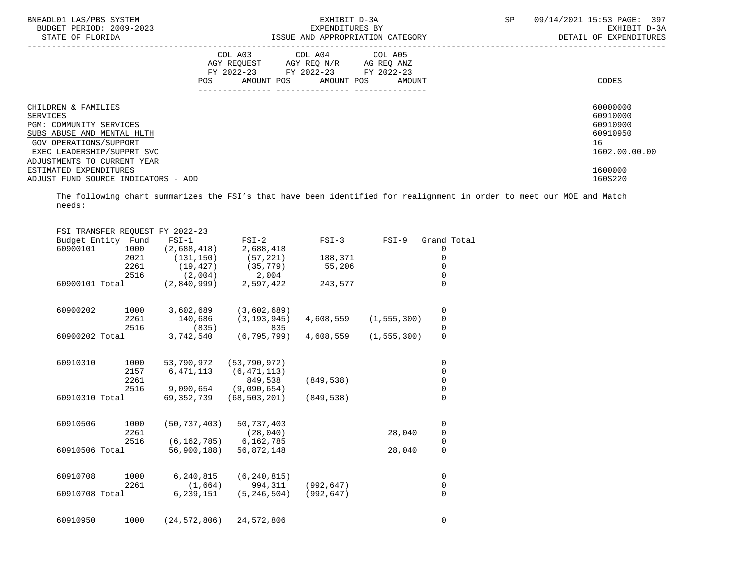| | COL A03 AGY REQUEST FY 2022-23 POS AMOUNT | COL A04 AGY REQ N/R FY 2022-23 POS AMOUNT | COL A05 AG REQ ANZ FY 2022-23 POS AMOUNT | CODES |
|---|---|---|---|---|
| CHILDREN & FAMILIES | | | | 60000000 |
| SERVICES | | | | 60910000 |
| PGM: COMMUNITY SERVICES | | | | 60910900 |
| SUBS ABUSE AND MENTAL HLTH | | | | 60910950 |
| GOV OPERATIONS/SUPPORT | | | | 16 |
| EXEC LEADERSHIP/SUPPRT SVC | | | | 1602.00.00.00 |
| ADJUSTMENTS TO CURRENT YEAR ESTIMATED EXPENDITURES | | | | 1600000 |
| ADJUST FUND SOURCE INDICATORS - ADD | | | | 160S220 |

The following chart summarizes the FSI's that have been identified for realignment in order to meet our MOE and Match needs:

FSI TRANSFER REQUEST FY 2022-23

| Budget Entity | Fund | FSI-1 | FSI-2 | FSI-3 | FSI-9 | Grand Total |
|---|---|---|---|---|---|---|
| 60900101 | 1000 | (2,688,418) | 2,688,418 | | | 0 |
| | 2021 | (131,150) | (57,221) | 188,371 | | 0 |
| | 2261 | (19,427) | (35,779) | 55,206 | | 0 |
| | 2516 | (2,004) | 2,004 | | | 0 |
| 60900101 Total | | (2,840,999) | 2,597,422 | 243,577 | | 0 |
| 60900202 | 1000 | 3,602,689 | (3,602,689) | | | 0 |
| | 2261 | 140,686 | (3,193,945) | 4,608,559 | (1,555,300) | 0 |
| | 2516 | (835) | 835 | | | 0 |
| 60900202 Total | | 3,742,540 | (6,795,799) | 4,608,559 | (1,555,300) | 0 |
| 60910310 | 1000 | 53,790,972 | (53,790,972) | | | 0 |
| | 2157 | 6,471,113 | (6,471,113) | | | 0 |
| | 2261 | | 849,538 | (849,538) | | 0 |
| | 2516 | 9,090,654 | (9,090,654) | | | 0 |
| 60910310 Total | | 69,352,739 | (68,503,201) | (849,538) | | 0 |
| 60910506 | 1000 | (50,737,403) | 50,737,403 | | | 0 |
| | 2261 | | (28,040) | | 28,040 | 0 |
| | 2516 | (6,162,785) | 6,162,785 | | | 0 |
| 60910506 Total | | 56,900,188) | 56,872,148 | | 28,040 | 0 |
| 60910708 | 1000 | 6,240,815 | (6,240,815) | | | 0 |
| | 2261 | (1,664) | 994,311 | (992,647) | | 0 |
| 60910708 Total | | 6,239,151 | (5,246,504) | (992,647) | | 0 |
| 60910950 | 1000 | (24,572,806) | 24,572,806 | | | 0 |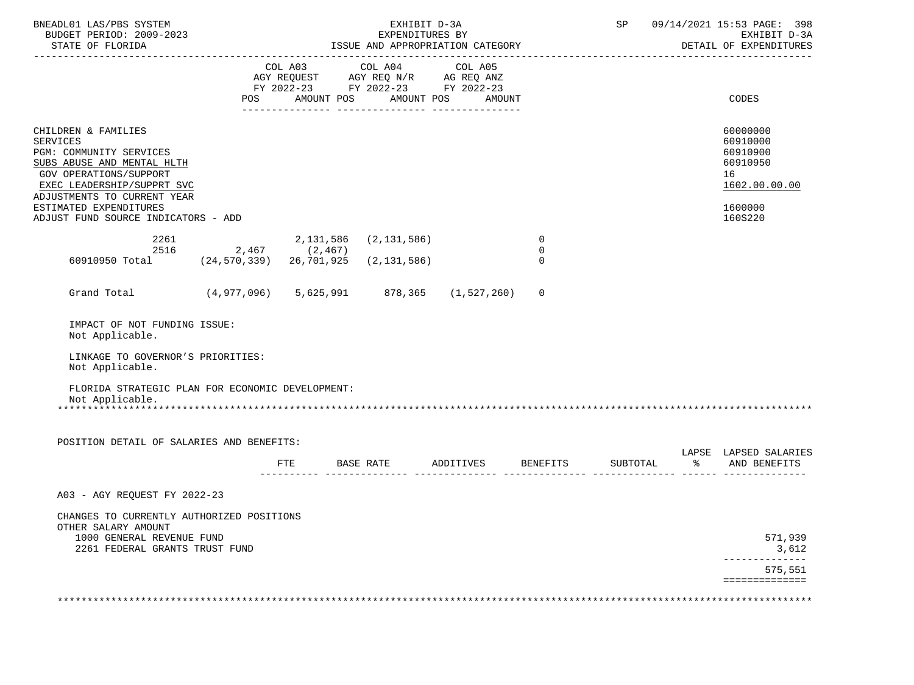EXHIBIT D-3A
EXPENDITURES BY
ISSUE AND APPROPRIATION CATEGORY

BNEADL01 LAS/PBS SYSTEM
BUDGET PERIOD: 2009-2023
STATE OF FLORIDA

SP 09/14/2021 15:53
EXHIBIT D-3A
DETAIL OF EXPENDITURES

| | COL A03 AGY REQUEST FY 2022-23 POS | AMOUNT | COL A04 AGY REQ N/R FY 2022-23 POS | AMOUNT | COL A05 AG REQ ANZ FY 2022-23 POS | AMOUNT | CODES |
|---|---|---|---|---|---|---|---|
| CHILDREN & FAMILIES | | | | | | | 60000000 |
| SERVICES | | | | | | | 60910000 |
| PGM: COMMUNITY SERVICES | | | | | | | 60910900 |
| SUBS ABUSE AND MENTAL HLTH | | | | | | | 60910950 |
| GOV OPERATIONS/SUPPORT | | | | | | | 16 |
| EXEC LEADERSHIP/SUPPRT SVC | | | | | | | 1602.00.00.00 |
| ADJUSTMENTS TO CURRENT YEAR ESTIMATED EXPENDITURES | | | | | | | 1600000 |
| ADJUST FUND SOURCE INDICATORS - ADD | | | | | | | 160S220 |
| 2261 | | 2,131,586 | (2,131,586) | | | 0 | |
| 2516 | 2,467 | (2,467) | | | | 0 | |
| 60910950 Total | (24,570,339) | 26,701,925 | (2,131,586) | | | 0 | |
| Grand Total | (4,977,096) | 5,625,991 | 878,365 | (1,527,260) | | 0 | |

IMPACT OF NOT FUNDING ISSUE:
Not Applicable.

LINKAGE TO GOVERNOR'S PRIORITIES:
Not Applicable.

FLORIDA STRATEGIC PLAN FOR ECONOMIC DEVELOPMENT:
Not Applicable.

POSITION DETAIL OF SALARIES AND BENEFITS:

| | FTE | BASE RATE | ADDITIVES | BENEFITS | SUBTOTAL | LAPSE % | LAPSED SALARIES AND BENEFITS |
|---|---|---|---|---|---|---|---|
| A03 - AGY REQUEST FY 2022-23 | | | | | | | |
| CHANGES TO CURRENTLY AUTHORIZED POSITIONS | | | | | | | |
| OTHER SALARY AMOUNT | | | | | | | |
| 1000 GENERAL REVENUE FUND | | | | | | | 571,939 |
| 2261 FEDERAL GRANTS TRUST FUND | | | | | | | 3,612 |
| | | | | | | | 575,551 |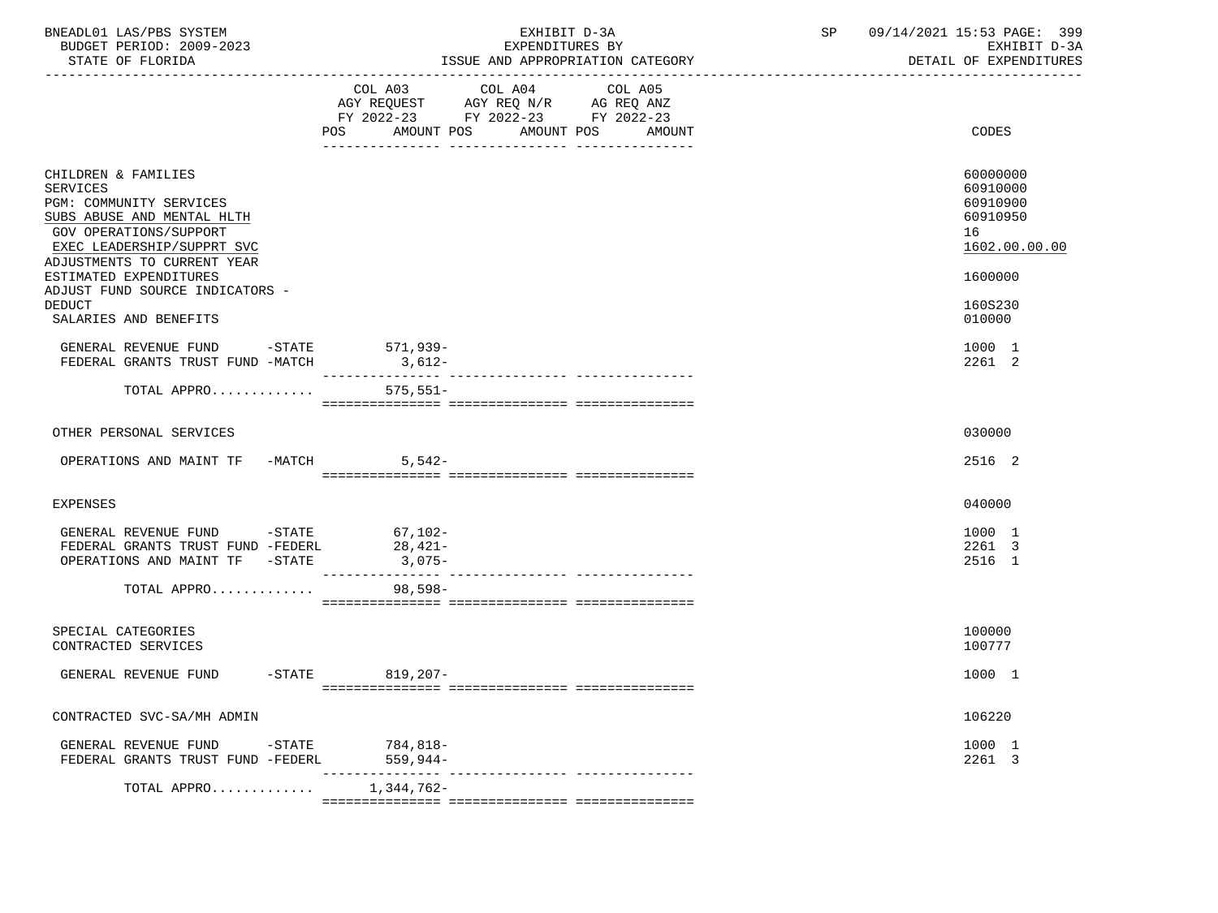| | COL A03 AGY REQUEST FY 2022-23 POS AMOUNT | COL A04 AGY REQ N/R FY 2022-23 POS AMOUNT | COL A05 AG REQ ANZ FY 2022-23 POS AMOUNT | CODES |
|---|---|---|---|---|
| CHILDREN & FAMILIES | | | | 60000000 |
| SERVICES | | | | 60910000 |
| PGM: COMMUNITY SERVICES | | | | 60910900 |
| SUBS ABUSE AND MENTAL HLTH | | | | 60910950 |
| GOV OPERATIONS/SUPPORT | | | | 16 |
| EXEC LEADERSHIP/SUPPRT SVC | | | | 1602.00.00.00 |
| ADJUSTMENTS TO CURRENT YEAR ESTIMATED EXPENDITURES | | | | 1600000 |
| ADJUST FUND SOURCE INDICATORS - DEDUCT | | | | 160S230 |
| SALARIES AND BENEFITS | | | | 010000 |
| GENERAL REVENUE FUND -STATE | 571,939- | | | 1000 1 |
| FEDERAL GRANTS TRUST FUND -MATCH | 3,612- | | | 2261 2 |
| TOTAL APPRO............. | 575,551- | | | |
| OTHER PERSONAL SERVICES | | | | 030000 |
| OPERATIONS AND MAINT TF -MATCH | 5,542- | | | 2516 2 |
| EXPENSES | | | | 040000 |
| GENERAL REVENUE FUND -STATE | 67,102- | | | 1000 1 |
| FEDERAL GRANTS TRUST FUND -FEDERL | 28,421- | | | 2261 3 |
| OPERATIONS AND MAINT TF -STATE | 3,075- | | | 2516 1 |
| TOTAL APPRO............. | 98,598- | | | |
| SPECIAL CATEGORIES | | | | 100000 |
| CONTRACTED SERVICES | | | | 100777 |
| GENERAL REVENUE FUND -STATE | 819,207- | | | 1000 1 |
| CONTRACTED SVC-SA/MH ADMIN | | | | 106220 |
| GENERAL REVENUE FUND -STATE | 784,818- | | | 1000 1 |
| FEDERAL GRANTS TRUST FUND -FEDERL | 559,944- | | | 2261 3 |
| TOTAL APPRO............. | 1,344,762- | | | |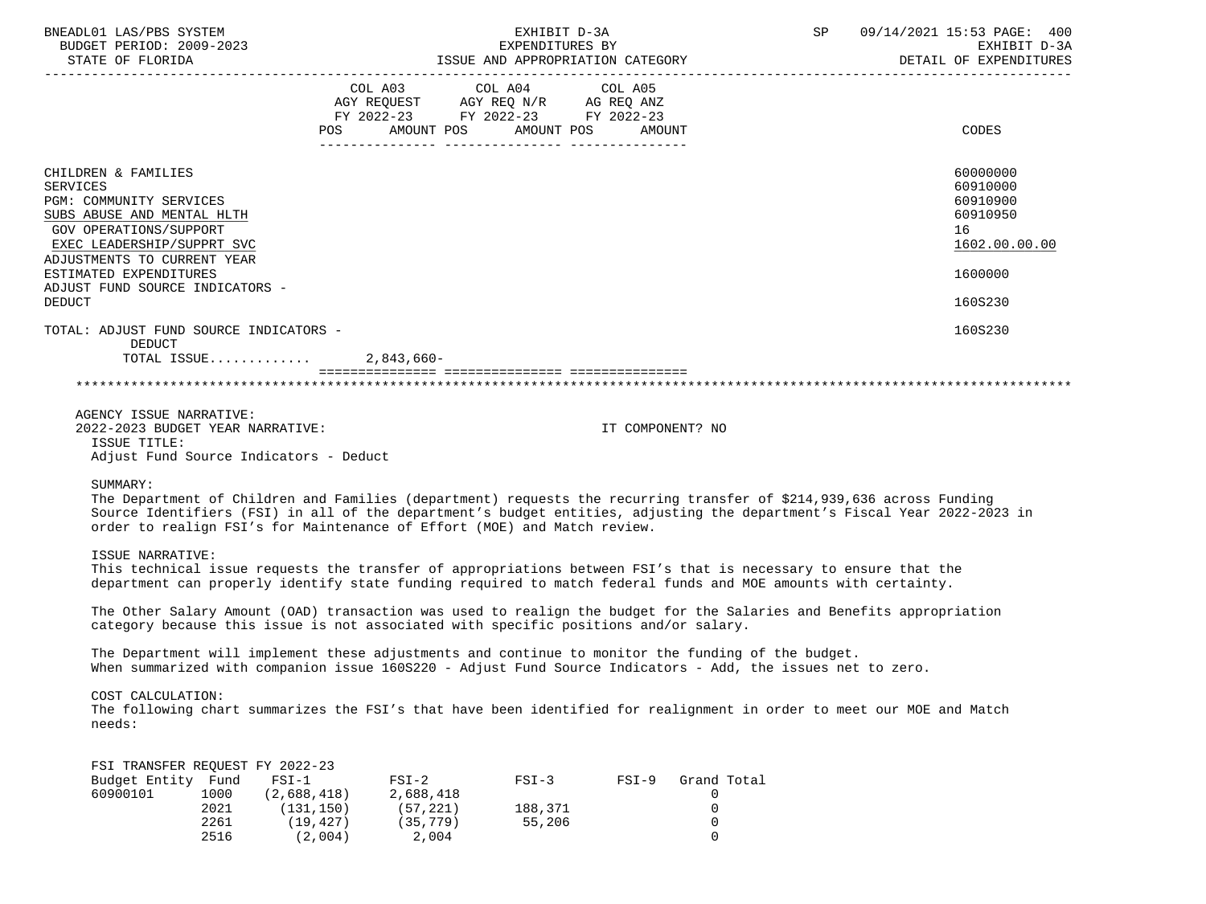| | COL A03 AGY REQUEST FY 2022-23 POS | AMOUNT | COL A04 AGY REQ N/R FY 2022-23 POS | AMOUNT | COL A05 AG REQ ANZ FY 2022-23 POS | AMOUNT | CODES |
|---|---|---|---|---|---|---|---|
| CHILDREN & FAMILIES | | | | | | | 60000000 |
| SERVICES | | | | | | | 60910000 |
| PGM: COMMUNITY SERVICES | | | | | | | 60910900 |
| SUBS ABUSE AND MENTAL HLTH | | | | | | | 60910950 |
| GOV OPERATIONS/SUPPORT | | | | | | | 16 |
| EXEC LEADERSHIP/SUPPRT SVC | | | | | | | 1602.00.00.00 |
| ADJUSTMENTS TO CURRENT YEAR ESTIMATED EXPENDITURES | | | | | | | 1600000 |
| ADJUST FUND SOURCE INDICATORS - DEDUCT | | | | | | | 160S230 |
| TOTAL: ADJUST FUND SOURCE INDICATORS - DEDUCT | | | | | | | 160S230 |
| TOTAL ISSUE............ | | 2,843,660- | | | | | |

AGENCY ISSUE NARRATIVE:

2022-2023 BUDGET YEAR NARRATIVE: IT COMPONENT? NO

ISSUE TITLE:

Adjust Fund Source Indicators - Deduct

SUMMARY:

The Department of Children and Families (department) requests the recurring transfer of $214,939,636 across Funding Source Identifiers (FSI) in all of the department's budget entities, adjusting the department's Fiscal Year 2022-2023 in order to realign FSI's for Maintenance of Effort (MOE) and Match review.

ISSUE NARRATIVE:

This technical issue requests the transfer of appropriations between FSI's that is necessary to ensure that the department can properly identify state funding required to match federal funds and MOE amounts with certainty.

The Other Salary Amount (OAD) transaction was used to realign the budget for the Salaries and Benefits appropriation category because this issue is not associated with specific positions and/or salary.

The Department will implement these adjustments and continue to monitor the funding of the budget. When summarized with companion issue 160S220 - Adjust Fund Source Indicators - Add, the issues net to zero.

COST CALCULATION:

The following chart summarizes the FSI's that have been identified for realignment in order to meet our MOE and Match needs:

FSI TRANSFER REQUEST FY 2022-23

| Budget Entity | Fund | FSI-1 | FSI-2 | FSI-3 | FSI-9 | Grand Total |
|---|---|---|---|---|---|---|
| 60900101 | 1000 | (2,688,418) | 2,688,418 | | | 0 |
| | 2021 | (131,150) | (57,221) | 188,371 | | 0 |
| | 2261 | (19,427) | (35,779) | 55,206 | | 0 |
| | 2516 | (2,004) | 2,004 | | | 0 |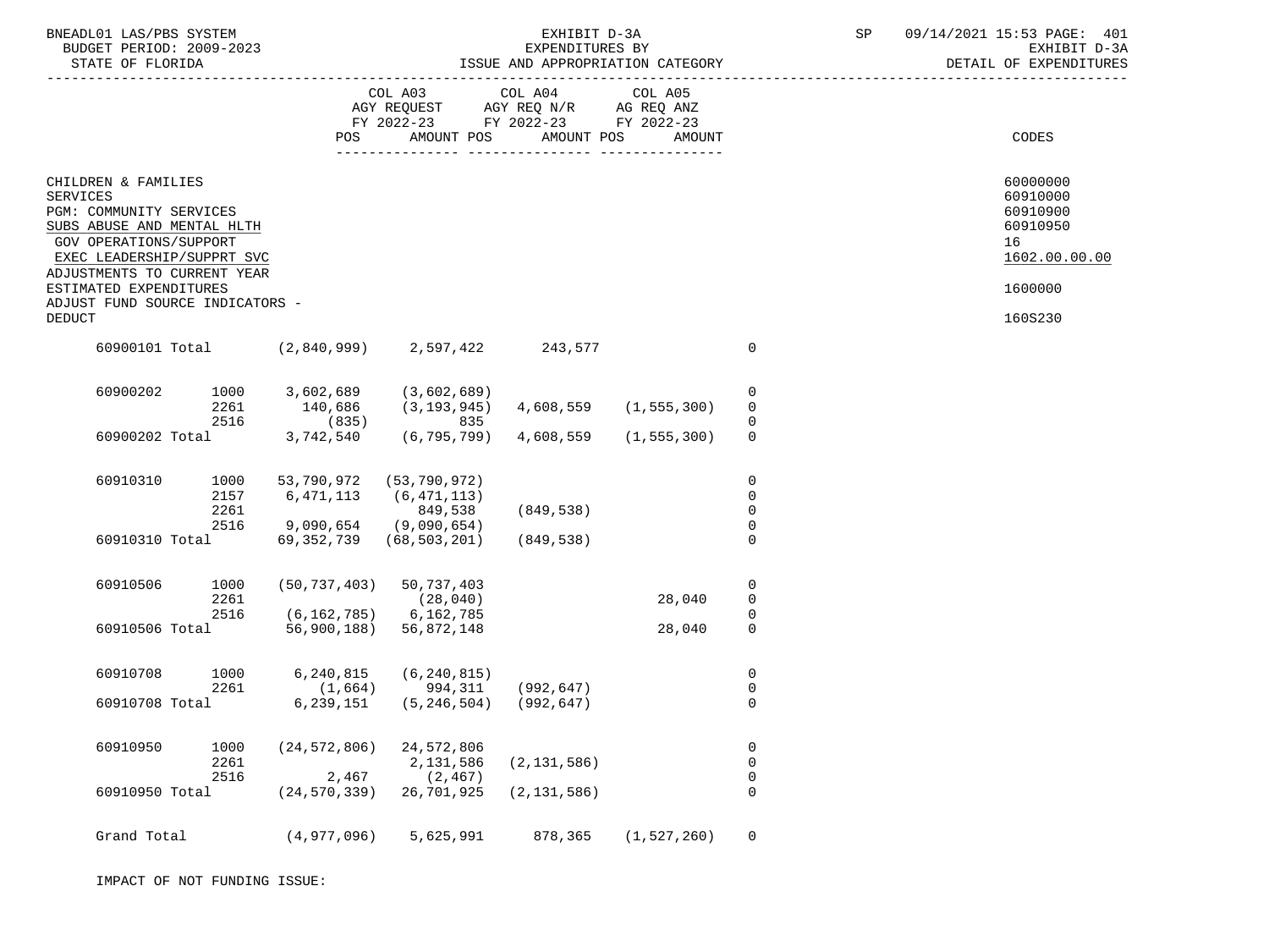BNEADL01 LAS/PBS SYSTEM — BUDGET PERIOD: 2009-2023 — STATE OF FLORIDA

EXHIBIT D-3A — EXPENDITURES BY ISSUE AND APPROPRIATION CATEGORY

SP 09/14/2021 15:53 — EXHIBIT D-3A — DETAIL OF EXPENDITURES

| | | COL A03 AGY REQUEST FY 2022-23 POS | AMOUNT | COL A04 AGY REQ N/R FY 2022-23 POS | AMOUNT | COL A05 AG REQ ANZ FY 2022-23 POS | AMOUNT | CODES |
|---|---|---|---|---|---|---|---|---|
| CHILDREN & FAMILIES | | | | | | | | 60000000 |
| SERVICES | | | | | | | | 60910000 |
| PGM: COMMUNITY SERVICES | | | | | | | | 60910900 |
| SUBS ABUSE AND MENTAL HLTH | | | | | | | | 60910950 |
| GOV OPERATIONS/SUPPORT | | | | | | | | 16 |
| EXEC LEADERSHIP/SUPPRT SVC | | | | | | | | 1602.00.00.00 |
| ADJUSTMENTS TO CURRENT YEAR ESTIMATED EXPENDITURES | | | | | | | | 1600000 |
| ADJUST FUND SOURCE INDICATORS - DEDUCT | | | | | | | | 160S230 |
| 60900101 Total | | (2,840,999) | 2,597,422 | 243,577 | | | 0 | |
| 60900202 | 1000 | 3,602,689 | (3,602,689) | | | | 0 | |
| | 2261 | 140,686 | (3,193,945) | 4,608,559 | (1,555,300) | | 0 | |
| | 2516 | (835) | 835 | | | | 0 | |
| 60900202 Total | | 3,742,540 | (6,795,799) | 4,608,559 | (1,555,300) | | 0 | |
| 60910310 | 1000 | 53,790,972 | (53,790,972) | | | | 0 | |
| | 2157 | 6,471,113 | (6,471,113) | | | | 0 | |
| | 2261 | | 849,538 | (849,538) | | | 0 | |
| | 2516 | 9,090,654 | (9,090,654) | | | | 0 | |
| 60910310 Total | | 69,352,739 | (68,503,201) | (849,538) | | | 0 | |
| 60910506 | 1000 | (50,737,403) | 50,737,403 | | | | 0 | |
| | 2261 | | (28,040) | | 28,040 | | 0 | |
| | 2516 | (6,162,785) | 6,162,785 | | | | 0 | |
| 60910506 Total | | 56,900,188) | 56,872,148 | | 28,040 | | 0 | |
| 60910708 | 1000 | 6,240,815 | (6,240,815) | | | | 0 | |
| | 2261 | (1,664) | 994,311 | (992,647) | | | 0 | |
| 60910708 Total | | 6,239,151 | (5,246,504) | (992,647) | | | 0 | |
| 60910950 | 1000 | (24,572,806) | 24,572,806 | | | | 0 | |
| | 2261 | | 2,131,586 | (2,131,586) | | | 0 | |
| | 2516 | 2,467 | (2,467) | | | | 0 | |
| 60910950 Total | | (24,570,339) | 26,701,925 | (2,131,586) | | | 0 | |
| Grand Total | | (4,977,096) | 5,625,991 | 878,365 | (1,527,260) | | 0 | |

IMPACT OF NOT FUNDING ISSUE: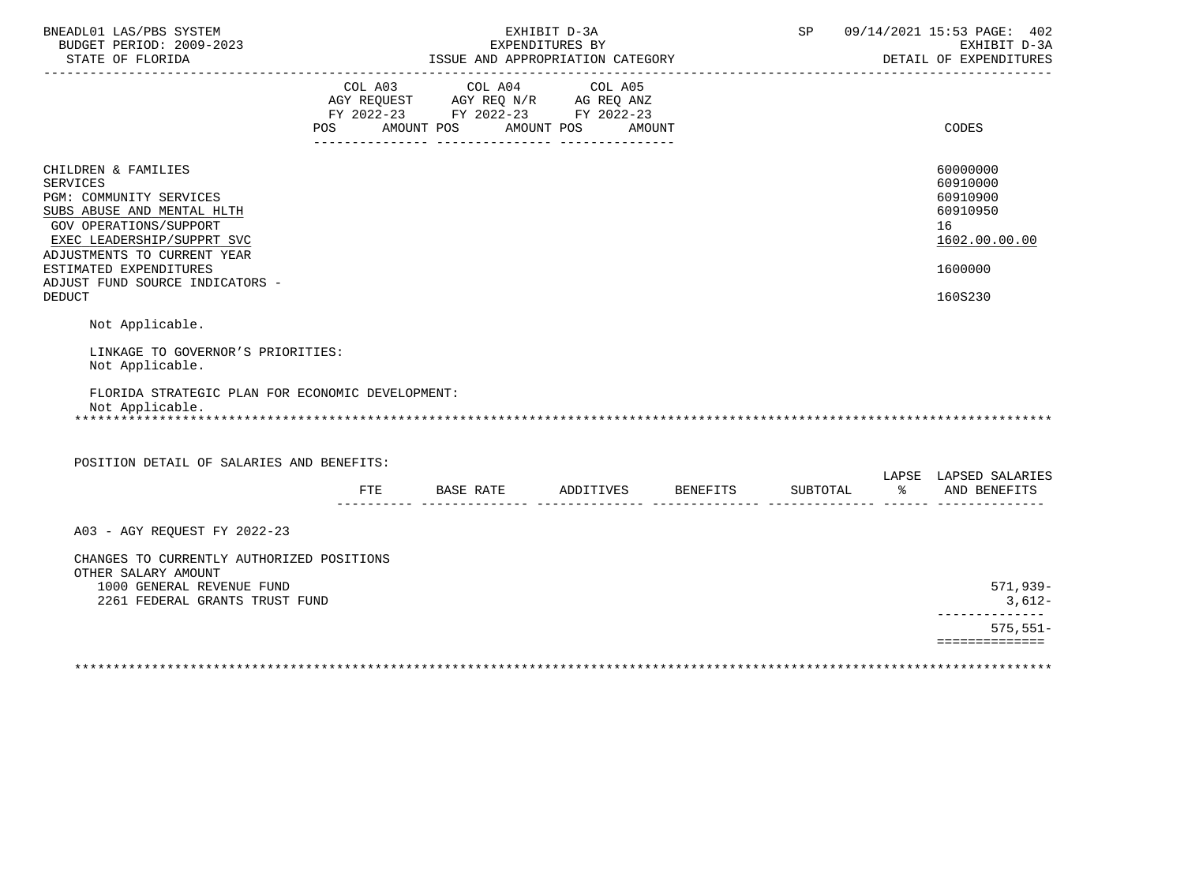| | COL A03 AGY REQUEST FY 2022-23 POS AMOUNT | COL A04 AGY REQ N/R FY 2022-23 POS AMOUNT | COL A05 AG REQ ANZ FY 2022-23 POS AMOUNT | CODES |
|---|---|---|---|---|
| CHILDREN & FAMILIES | | | | 60000000 |
| SERVICES | | | | 60910000 |
| PGM: COMMUNITY SERVICES | | | | 60910900 |
| SUBS ABUSE AND MENTAL HLTH | | | | 60910950 |
| GOV OPERATIONS/SUPPORT | | | | 16 |
| EXEC LEADERSHIP/SUPPRT SVC | | | | 1602.00.00.00 |
| ADJUSTMENTS TO CURRENT YEAR ESTIMATED EXPENDITURES | | | | 1600000 |
| ADJUST FUND SOURCE INDICATORS - DEDUCT | | | | 160S230 |

Not Applicable.

LINKAGE TO GOVERNOR'S PRIORITIES:
Not Applicable.

FLORIDA STRATEGIC PLAN FOR ECONOMIC DEVELOPMENT:
Not Applicable.

POSITION DETAIL OF SALARIES AND BENEFITS:

| | FTE | BASE RATE | ADDITIVES | BENEFITS | SUBTOTAL | LAPSE % | LAPSED SALARIES AND BENEFITS |
|---|---|---|---|---|---|---|---|
| A03 - AGY REQUEST FY 2022-23 | | | | | | | |
| CHANGES TO CURRENTLY AUTHORIZED POSITIONS | | | | | | | |
| OTHER SALARY AMOUNT | | | | | | | |
| 1000 GENERAL REVENUE FUND | | | | | | | 571,939- |
| 2261 FEDERAL GRANTS TRUST FUND | | | | | | | 3,612- |
| | | | | | | | 575,551- |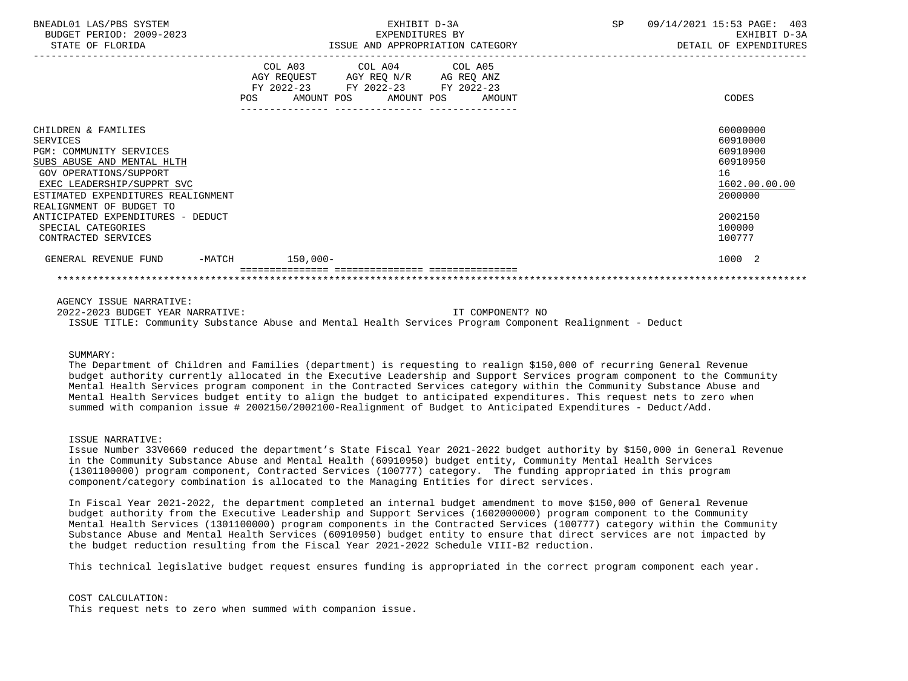BNEADL01 LAS/PBS SYSTEM | EXHIBIT D-3A | SP 09/14/2021 15:53
BUDGET PERIOD: 2009-2023 | EXPENDITURES BY | EXHIBIT D-3A
STATE OF FLORIDA | ISSUE AND APPROPRIATION CATEGORY | DETAIL OF EXPENDITURES

| | COL A03 AGY REQUEST FY 2022-23 POS | AMOUNT | COL A04 AGY REQ N/R FY 2022-23 POS | AMOUNT | COL A05 AG REQ ANZ FY 2022-23 POS | AMOUNT | CODES |
|---|---|---|---|---|---|---|---|
| CHILDREN & FAMILIES | | | | | | | 60000000 |
| SERVICES | | | | | | | 60910000 |
| PGM: COMMUNITY SERVICES | | | | | | | 60910900 |
| SUBS ABUSE AND MENTAL HLTH | | | | | | | 60910950 |
| GOV OPERATIONS/SUPPORT | | | | | | | 16 |
| EXEC LEADERSHIP/SUPPRT SVC | | | | | | | 1602.00.00.00 |
| ESTIMATED EXPENDITURES REALIGNMENT | | | | | | | 2000000 |
| REALIGNMENT OF BUDGET TO ANTICIPATED EXPENDITURES - DEDUCT | | | | | | | 2002150 |
| SPECIAL CATEGORIES | | | | | | | 100000 |
| CONTRACTED SERVICES | | | | | | | 100777 |
| GENERAL REVENUE FUND -MATCH | | 150,000- | | | | | 1000 2 |

AGENCY ISSUE NARRATIVE:

2022-2023 BUDGET YEAR NARRATIVE: IT COMPONENT? NO

ISSUE TITLE: Community Substance Abuse and Mental Health Services Program Component Realignment - Deduct

SUMMARY:

The Department of Children and Families (department) is requesting to realign $150,000 of recurring General Revenue budget authority currently allocated in the Executive Leadership and Support Services program component to the Community Mental Health Services program component in the Contracted Services category within the Community Substance Abuse and Mental Health Services budget entity to align the budget to anticipated expenditures. This request nets to zero when summed with companion issue # 2002150/2002100-Realignment of Budget to Anticipated Expenditures - Deduct/Add.

ISSUE NARRATIVE:

Issue Number 33V0660 reduced the department's State Fiscal Year 2021-2022 budget authority by $150,000 in General Revenue in the Community Substance Abuse and Mental Health (60910950) budget entity, Community Mental Health Services (1301100000) program component, Contracted Services (100777) category. The funding appropriated in this program component/category combination is allocated to the Managing Entities for direct services.

In Fiscal Year 2021-2022, the department completed an internal budget amendment to move $150,000 of General Revenue budget authority from the Executive Leadership and Support Services (1602000000) program component to the Community Mental Health Services (1301100000) program components in the Contracted Services (100777) category within the Community Substance Abuse and Mental Health Services (60910950) budget entity to ensure that direct services are not impacted by the budget reduction resulting from the Fiscal Year 2021-2022 Schedule VIII-B2 reduction.

This technical legislative budget request ensures funding is appropriated in the correct program component each year.

COST CALCULATION:

This request nets to zero when summed with companion issue.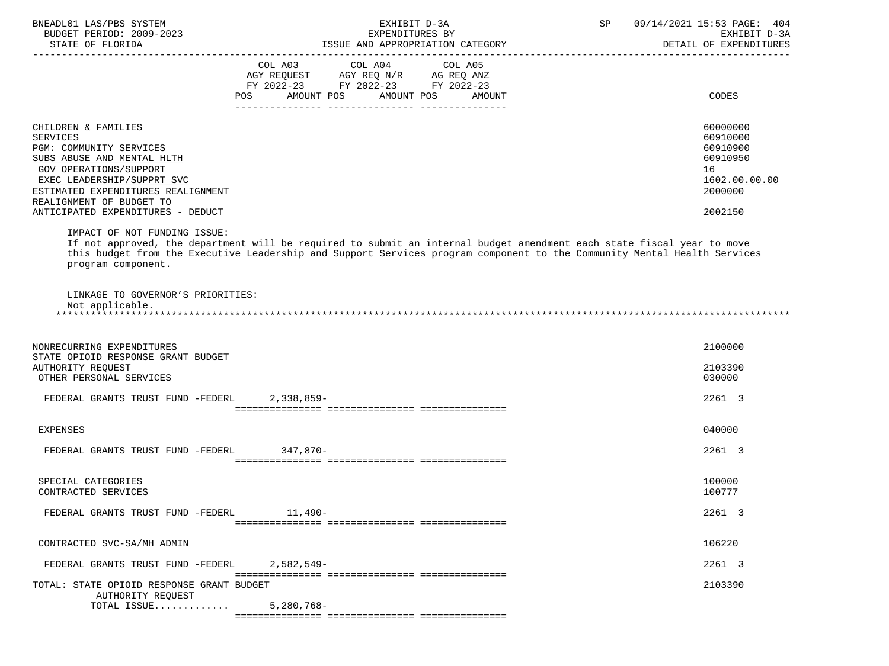| | COL A03 AGY REQUEST FY 2022-23 POS AMOUNT | COL A04 AGY REQ N/R FY 2022-23 POS AMOUNT | COL A05 AG REQ ANZ FY 2022-23 POS AMOUNT | CODES |
|---|---|---|---|---|
| CHILDREN & FAMILIES | | | | 60000000 |
| SERVICES | | | | 60910000 |
| PGM: COMMUNITY SERVICES | | | | 60910900 |
| SUBS ABUSE AND MENTAL HLTH | | | | 60910950 |
| GOV OPERATIONS/SUPPORT | | | | 16 |
| EXEC LEADERSHIP/SUPPRT SVC | | | | 1602.00.00.00 |
| ESTIMATED EXPENDITURES REALIGNMENT | | | | 2000000 |
| REALIGNMENT OF BUDGET TO ANTICIPATED EXPENDITURES - DEDUCT | | | | 2002150 |

IMPACT OF NOT FUNDING ISSUE:
If not approved, the department will be required to submit an internal budget amendment each state fiscal year to move this budget from the Executive Leadership and Support Services program component to the Community Mental Health Services program component.

LINKAGE TO GOVERNOR'S PRIORITIES:
Not applicable.

*******************************************************************************************************************************

| | COL A03 | COL A04 | COL A05 | CODES |
|---|---|---|---|---|
| NONRECURRING EXPENDITURES | | | | 2100000 |
| STATE OPIOID RESPONSE GRANT BUDGET AUTHORITY REQUEST | | | | 2103390 |
| OTHER PERSONAL SERVICES | | | | 030000 |
| FEDERAL GRANTS TRUST FUND -FEDERL | 2,338,859- | | | 2261 3 |
| EXPENSES | | | | 040000 |
| FEDERAL GRANTS TRUST FUND -FEDERL | 347,870- | | | 2261 3 |
| SPECIAL CATEGORIES | | | | 100000 |
| CONTRACTED SERVICES | | | | 100777 |
| FEDERAL GRANTS TRUST FUND -FEDERL | 11,490- | | | 2261 3 |
| CONTRACTED SVC-SA/MH ADMIN | | | | 106220 |
| FEDERAL GRANTS TRUST FUND -FEDERL | 2,582,549- | | | 2261 3 |
| TOTAL: STATE OPIOID RESPONSE GRANT BUDGET AUTHORITY REQUEST | | | | 2103390 |
| TOTAL ISSUE............ | 5,280,768- | | | |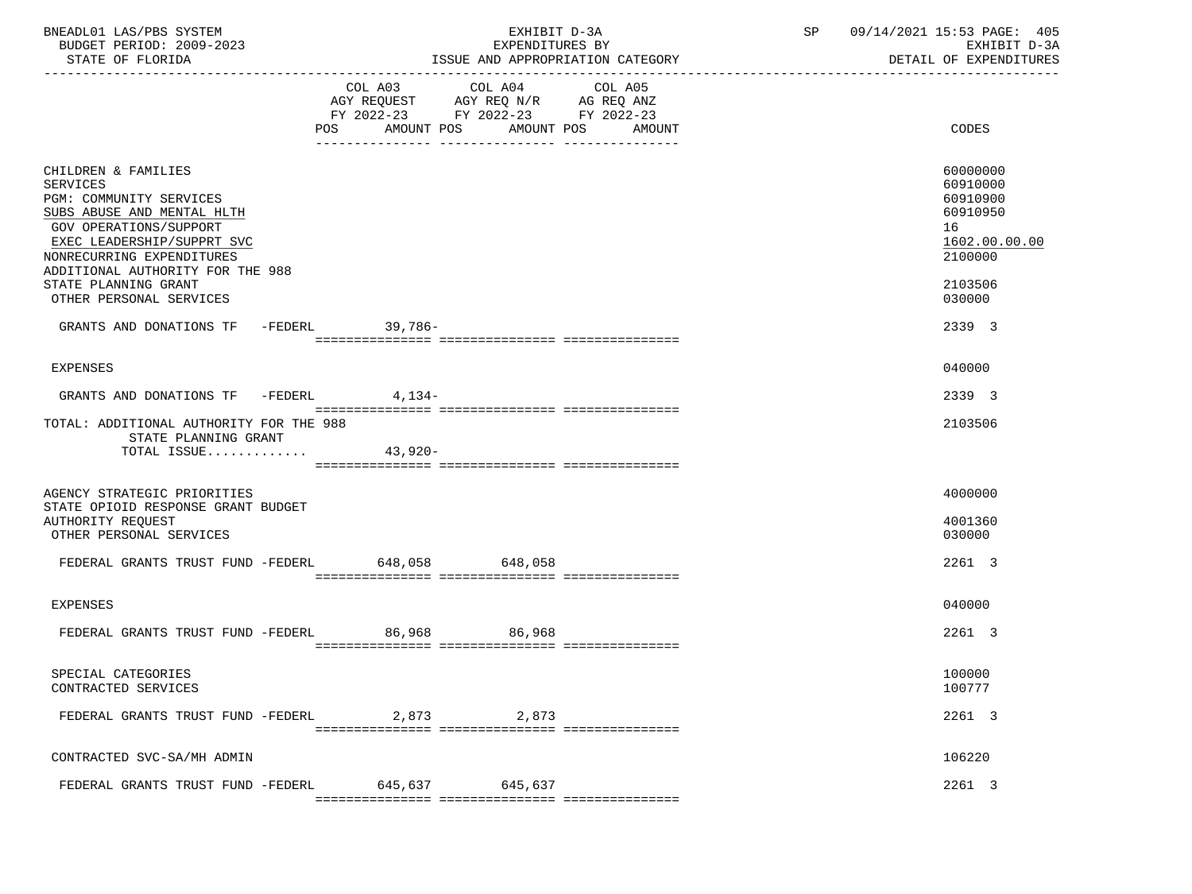BNEADL01 LAS/PBS SYSTEM
BUDGET PERIOD: 2009-2023
STATE OF FLORIDA

EXHIBIT D-3A
EXPENDITURES BY
ISSUE AND APPROPRIATION CATEGORY

SP 09/14/2021 15:53 PAGE: 405
EXHIBIT D-3A
DETAIL OF EXPENDITURES

| | COL A03 AGY REQUEST FY 2022-23 POS AMOUNT | COL A04 AGY REQ N/R FY 2022-23 POS AMOUNT | COL A05 AG REQ ANZ FY 2022-23 POS AMOUNT | CODES |
|---|---|---|---|---|
| CHILDREN & FAMILIES | | | | 60000000 |
| SERVICES | | | | 60910000 |
| PGM: COMMUNITY SERVICES | | | | 60910900 |
| SUBS ABUSE AND MENTAL HLTH | | | | 60910950 |
| GOV OPERATIONS/SUPPORT | | | | 16 |
| EXEC LEADERSHIP/SUPPRT SVC | | | | 1602.00.00.00 |
| NONRECURRING EXPENDITURES | | | | 2100000 |
| ADDITIONAL AUTHORITY FOR THE 988 STATE PLANNING GRANT | | | | 2103506 |
| OTHER PERSONAL SERVICES | | | | 030000 |
| GRANTS AND DONATIONS TF -FEDERL | 39,786- | | | 2339 3 |
| EXPENSES | | | | 040000 |
| GRANTS AND DONATIONS TF -FEDERL | 4,134- | | | 2339 3 |
| TOTAL: ADDITIONAL AUTHORITY FOR THE 988 STATE PLANNING GRANT | | | | 2103506 |
| TOTAL ISSUE............. | 43,920- | | | |
| AGENCY STRATEGIC PRIORITIES | | | | 4000000 |
| STATE OPIOID RESPONSE GRANT BUDGET AUTHORITY REQUEST | | | | 4001360 |
| OTHER PERSONAL SERVICES | | | | 030000 |
| FEDERAL GRANTS TRUST FUND -FEDERL | 648,058 | 648,058 | | 2261 3 |
| EXPENSES | | | | 040000 |
| FEDERAL GRANTS TRUST FUND -FEDERL | 86,968 | 86,968 | | 2261 3 |
| SPECIAL CATEGORIES | | | | 100000 |
| CONTRACTED SERVICES | | | | 100777 |
| FEDERAL GRANTS TRUST FUND -FEDERL | 2,873 | 2,873 | | 2261 3 |
| CONTRACTED SVC-SA/MH ADMIN | | | | 106220 |
| FEDERAL GRANTS TRUST FUND -FEDERL | 645,637 | 645,637 | | 2261 3 |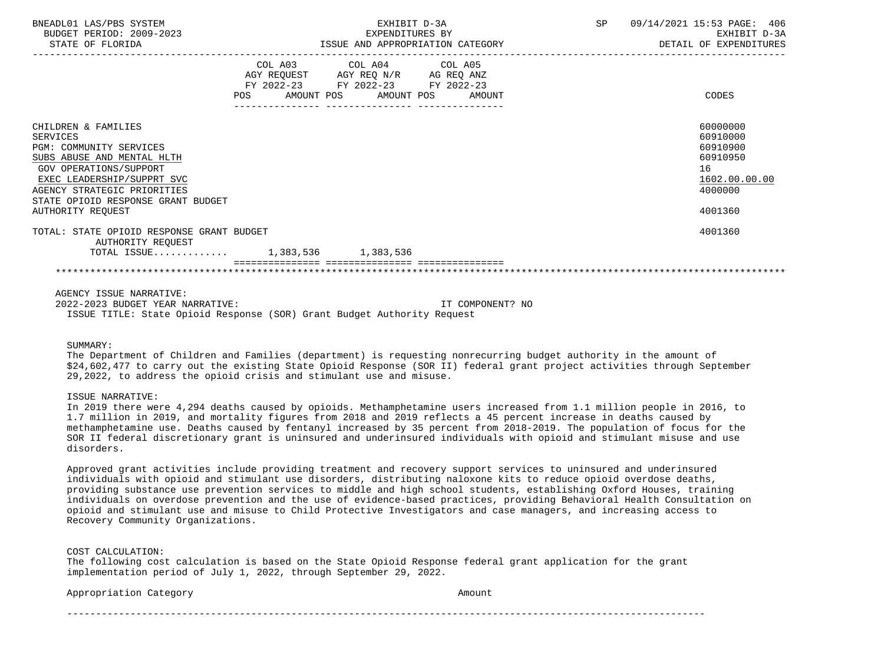| | COL A03 AGY REQUEST FY 2022-23 POS AMOUNT | COL A04 AGY REQ N/R FY 2022-23 POS AMOUNT | COL A05 AG REQ ANZ FY 2022-23 POS AMOUNT | CODES |
|---|---|---|---|---|
| CHILDREN & FAMILIES | | | | 60000000 |
| SERVICES | | | | 60910000 |
| PGM: COMMUNITY SERVICES | | | | 60910900 |
| SUBS ABUSE AND MENTAL HLTH | | | | 60910950 |
| GOV OPERATIONS/SUPPORT | | | | 16 |
| EXEC LEADERSHIP/SUPPRT SVC | | | | 1602.00.00.00 |
| AGENCY STRATEGIC PRIORITIES | | | | 4000000 |
| STATE OPIOID RESPONSE GRANT BUDGET AUTHORITY REQUEST | | | | 4001360 |
| TOTAL: STATE OPIOID RESPONSE GRANT BUDGET AUTHORITY REQUEST | | | | 4001360 |
| TOTAL ISSUE............. | 1,383,536 | 1,383,536 | | |

AGENCY ISSUE NARRATIVE:

2022-2023 BUDGET YEAR NARRATIVE: IT COMPONENT? NO

ISSUE TITLE: State Opioid Response (SOR) Grant Budget Authority Request

SUMMARY:

The Department of Children and Families (department) is requesting nonrecurring budget authority in the amount of $24,602,477 to carry out the existing State Opioid Response (SOR II) federal grant project activities through September 29,2022, to address the opioid crisis and stimulant use and misuse.

ISSUE NARRATIVE:

In 2019 there were 4,294 deaths caused by opioids. Methamphetamine users increased from 1.1 million people in 2016, to 1.7 million in 2019, and mortality figures from 2018 and 2019 reflects a 45 percent increase in deaths caused by methamphetamine use. Deaths caused by fentanyl increased by 35 percent from 2018-2019. The population of focus for the SOR II federal discretionary grant is uninsured and underinsured individuals with opioid and stimulant misuse and use disorders.

Approved grant activities include providing treatment and recovery support services to uninsured and underinsured individuals with opioid and stimulant use disorders, distributing naloxone kits to reduce opioid overdose deaths, providing substance use prevention services to middle and high school students, establishing Oxford Houses, training individuals on overdose prevention and the use of evidence-based practices, providing Behavioral Health Consultation on opioid and stimulant use and misuse to Child Protective Investigators and case managers, and increasing access to Recovery Community Organizations.

COST CALCULATION:

The following cost calculation is based on the State Opioid Response federal grant application for the grant implementation period of July 1, 2022, through September 29, 2022.

| Appropriation Category | Amount |
|---|---|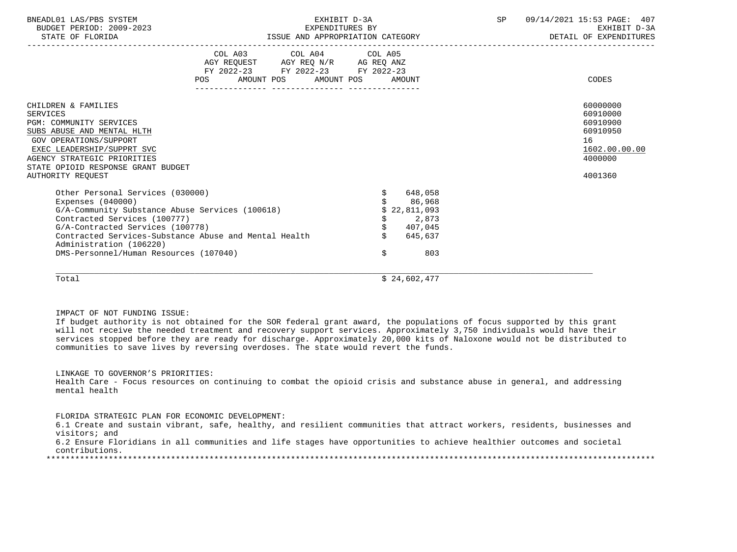BNEADL01 LAS/PBS SYSTEM | EXHIBIT D-3A | SP 09/14/2021 15:53
BUDGET PERIOD: 2009-2023 | EXPENDITURES BY | EXHIBIT D-3A
STATE OF FLORIDA | ISSUE AND APPROPRIATION CATEGORY | DETAIL OF EXPENDITURES

| | COL A03 AGY REQUEST FY 2022-23 POS | AMOUNT | COL A04 AGY REQ N/R FY 2022-23 POS | AMOUNT | COL A05 AG REQ ANZ FY 2022-23 POS | AMOUNT | CODES |
|---|---|---|---|---|---|---|---|
| CHILDREN & FAMILIES | | | | | | | 60000000 |
| SERVICES | | | | | | | 60910000 |
| PGM: COMMUNITY SERVICES | | | | | | | 60910900 |
| SUBS ABUSE AND MENTAL HLTH | | | | | | | 60910950 |
| GOV OPERATIONS/SUPPORT | | | | | | | 16 |
| EXEC LEADERSHIP/SUPPRT SVC | | | | | | | 1602.00.00.00 |
| AGENCY STRATEGIC PRIORITIES | | | | | | | 4000000 |
| STATE OPIOID RESPONSE GRANT BUDGET AUTHORITY REQUEST | | | | | | | 4001360 |
| Other Personal Services (030000) | | | | | | $ 648,058 | |
| Expenses (040000) | | | | | | $ 86,968 | |
| G/A-Community Substance Abuse Services (100618) | | | | | | $ 22,811,093 | |
| Contracted Services (100777) | | | | | | $ 2,873 | |
| G/A-Contracted Services (100778) | | | | | | $ 407,045 | |
| Contracted Services-Substance Abuse and Mental Health Administration (106220) | | | | | | $ 645,637 | |
| DMS-Personnel/Human Resources (107040) | | | | | | $ 803 | |
| Total | | | | | | $ 24,602,477 | |

IMPACT OF NOT FUNDING ISSUE:
If budget authority is not obtained for the SOR federal grant award, the populations of focus supported by this grant will not receive the needed treatment and recovery support services. Approximately 3,750 individuals would have their services stopped before they are ready for discharge. Approximately 20,000 kits of Naloxone would not be distributed to communities to save lives by reversing overdoses. The state would revert the funds.

LINKAGE TO GOVERNOR'S PRIORITIES:
Health Care - Focus resources on continuing to combat the opioid crisis and substance abuse in general, and addressing mental health

FLORIDA STRATEGIC PLAN FOR ECONOMIC DEVELOPMENT:
6.1 Create and sustain vibrant, safe, healthy, and resilient communities that attract workers, residents, businesses and visitors; and
6.2 Ensure Floridians in all communities and life stages have opportunities to achieve healthier outcomes and societal contributions.
*******************************************************************************************************************************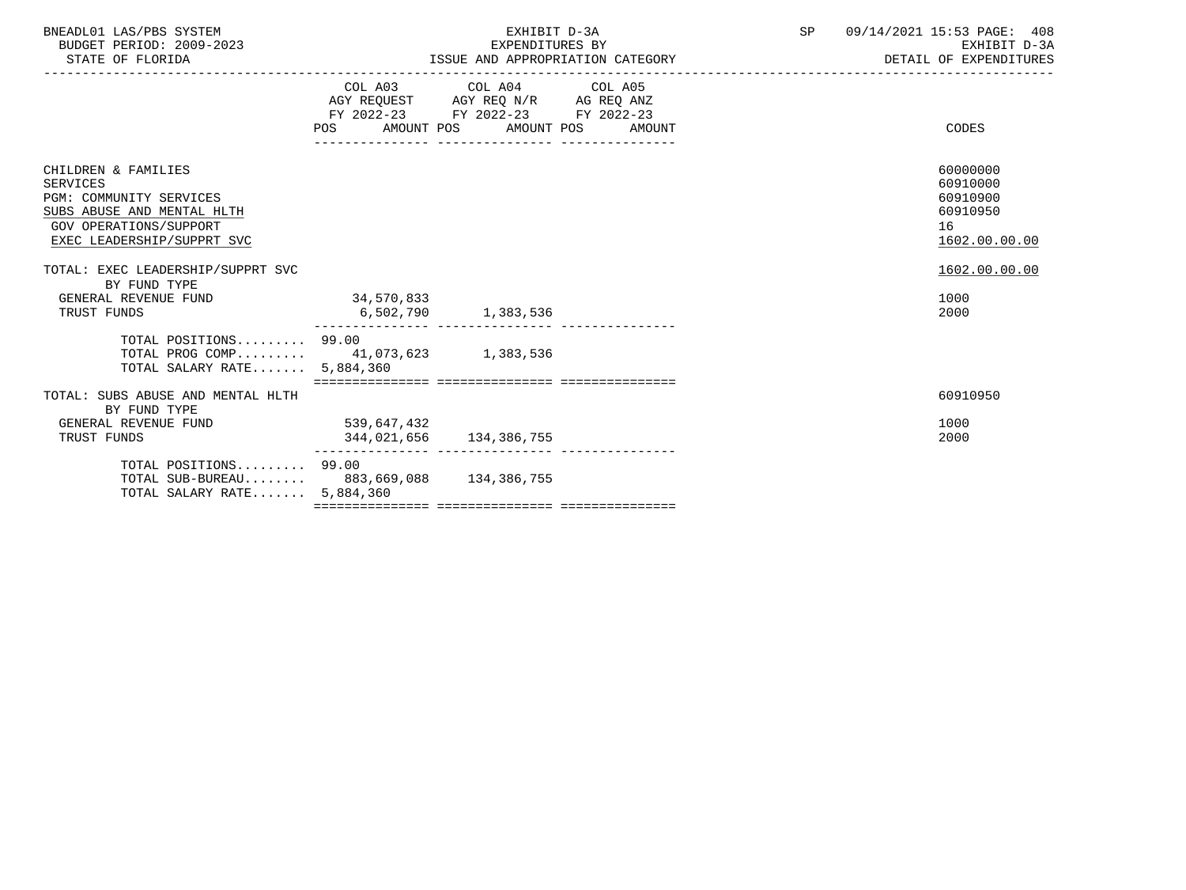BNEADL01 LAS/PBS SYSTEM
BUDGET PERIOD: 2009-2023
STATE OF FLORIDA

EXHIBIT D-3A
EXPENDITURES BY
ISSUE AND APPROPRIATION CATEGORY

SP 09/14/2021 15:53 PAGE: 408
EXHIBIT D-3A
DETAIL OF EXPENDITURES

| | COL A03 AGY REQUEST FY 2022-23 POS AMOUNT | COL A04 AGY REQ N/R FY 2022-23 POS AMOUNT | COL A05 AG REQ ANZ FY 2022-23 POS AMOUNT | CODES |
|---|---|---|---|---|
| CHILDREN & FAMILIES | | | | 60000000 |
| SERVICES | | | | 60910000 |
| PGM: COMMUNITY SERVICES | | | | 60910900 |
| SUBS ABUSE AND MENTAL HLTH | | | | 60910950 |
| GOV OPERATIONS/SUPPORT | | | | 16 |
| EXEC LEADERSHIP/SUPPRT SVC | | | | 1602.00.00.00 |
| TOTAL: EXEC LEADERSHIP/SUPPRT SVC | | | | 1602.00.00.00 |
| BY FUND TYPE | | | | |
| GENERAL REVENUE FUND | 34,570,833 | | | 1000 |
| TRUST FUNDS | 6,502,790 | 1,383,536 | | 2000 |
| TOTAL POSITIONS......... | 99.00 | | | |
| TOTAL PROG COMP......... | 41,073,623 | 1,383,536 | | |
| TOTAL SALARY RATE....... | 5,884,360 | | | |
| TOTAL: SUBS ABUSE AND MENTAL HLTH | | | | 60910950 |
| BY FUND TYPE | | | | |
| GENERAL REVENUE FUND | 539,647,432 | | | 1000 |
| TRUST FUNDS | 344,021,656 | 134,386,755 | | 2000 |
| TOTAL POSITIONS......... | 99.00 | | | |
| TOTAL SUB-BUREAU........ | 883,669,088 | 134,386,755 | | |
| TOTAL SALARY RATE....... | 5,884,360 | | | |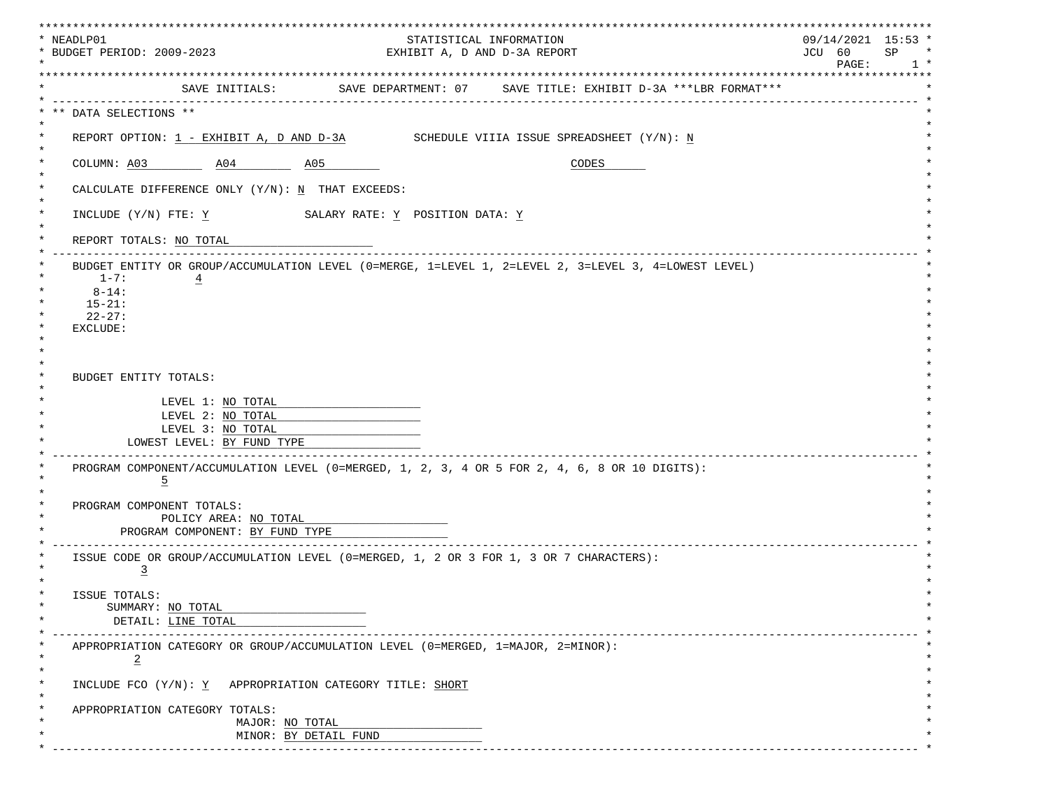```
NEADLP01                                  STATISTICAL INFORMATION                              09/14/2021  15:53
BUDGET PERIOD: 2009-2023                  EXHIBIT A, D AND D-3A REPORT                         JCU  60     SP
                                                                                               PAGE:        1

               SAVE INITIALS:        SAVE DEPARTMENT: 07     SAVE TITLE: EXHIBIT D-3A ***LBR FORMAT***
------------------------------------------------------------------------------------------------------------------
** DATA SELECTIONS **

   REPORT OPTION: 1 - EXHIBIT A, D AND D-3A          SCHEDULE VIIIA ISSUE SPREADSHEET (Y/N): N

   COLUMN: A03         A04         A05                                      CODES

   CALCULATE DIFFERENCE ONLY (Y/N): N  THAT EXCEEDS:

   INCLUDE (Y/N) FTE: Y             SALARY RATE: Y  POSITION DATA: Y

   REPORT TOTALS: NO TOTAL
------------------------------------------------------------------------------------------------------------------
   BUDGET ENTITY OR GROUP/ACCUMULATION LEVEL (0=MERGE, 1=LEVEL 1, 2=LEVEL 2, 3=LEVEL 3, 4=LOWEST LEVEL)
       1-7:          4
      8-14:
     15-21:
     22-27:
   EXCLUDE:



   BUDGET ENTITY TOTALS:

                LEVEL 1: NO TOTAL
                LEVEL 2: NO TOTAL
                LEVEL 3: NO TOTAL
           LOWEST LEVEL: BY FUND TYPE
------------------------------------------------------------------------------------------------------------------
   PROGRAM COMPONENT/ACCUMULATION LEVEL (0=MERGED, 1, 2, 3, 4 OR 5 FOR 2, 4, 6, 8 OR 10 DIGITS):
                5

   PROGRAM COMPONENT TOTALS:
                POLICY AREA: NO TOTAL
          PROGRAM COMPONENT: BY FUND TYPE
------------------------------------------------------------------------------------------------------------------
   ISSUE CODE OR GROUP/ACCUMULATION LEVEL (0=MERGED, 1, 2 OR 3 FOR 1, 3 OR 7 CHARACTERS):
             3

   ISSUE TOTALS:
        SUMMARY: NO TOTAL
         DETAIL: LINE TOTAL
------------------------------------------------------------------------------------------------------------------
   APPROPRIATION CATEGORY OR GROUP/ACCUMULATION LEVEL (0=MERGED, 1=MAJOR, 2=MINOR):
            2

   INCLUDE FCO (Y/N): Y   APPROPRIATION CATEGORY TITLE: SHORT

   APPROPRIATION CATEGORY TOTALS:
                          MAJOR: NO TOTAL
                          MINOR: BY DETAIL FUND
------------------------------------------------------------------------------------------------------------------
```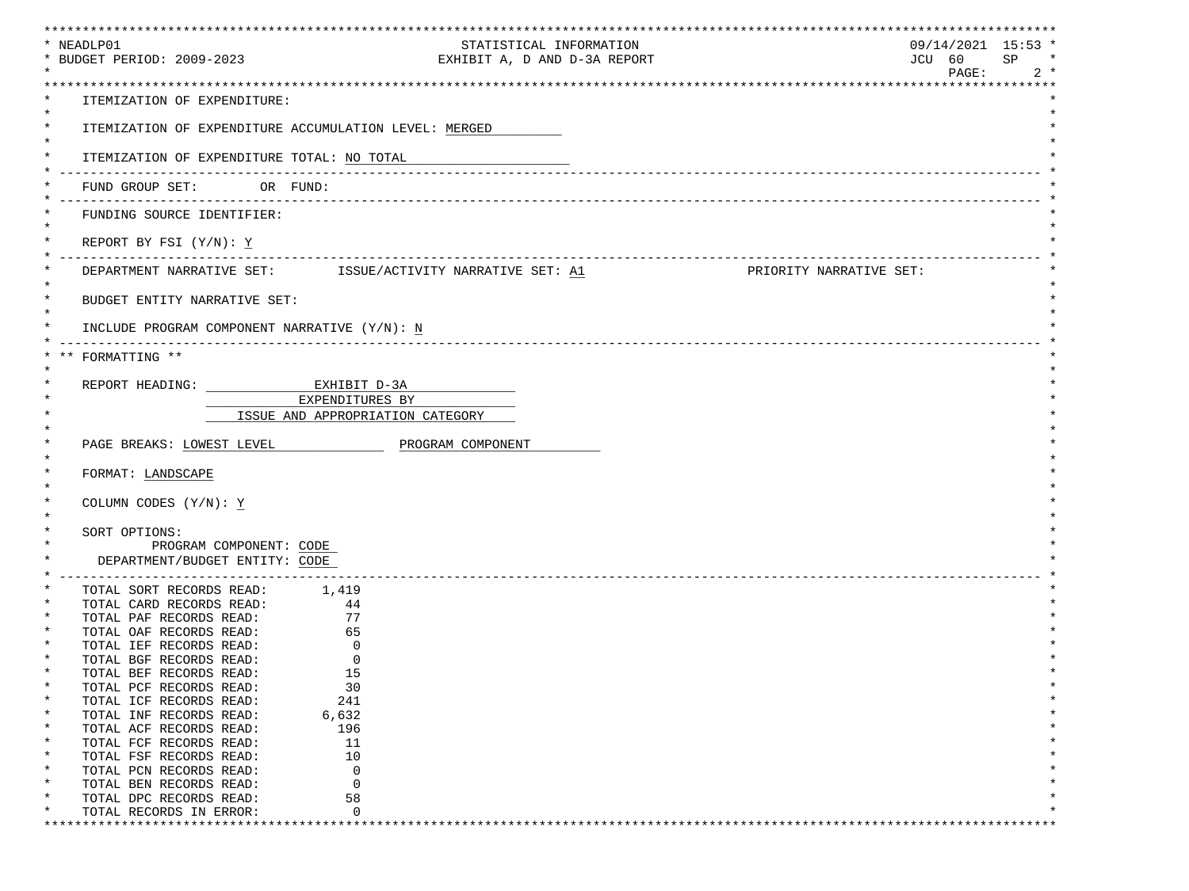NEADLP01 — STATISTICAL INFORMATION — 09/14/2021 15:53

BUDGET PERIOD: 2009-2023 — EXHIBIT A, D AND D-3A REPORT — JCU 60 SP

ITEMIZATION OF EXPENDITURE:

ITEMIZATION OF EXPENDITURE ACCUMULATION LEVEL: MERGED

ITEMIZATION OF EXPENDITURE TOTAL: NO TOTAL

---

FUND GROUP SET: OR FUND:

---

FUNDING SOURCE IDENTIFIER:

REPORT BY FSI (Y/N): Y

---

DEPARTMENT NARRATIVE SET: ISSUE/ACTIVITY NARRATIVE SET: A1 PRIORITY NARRATIVE SET:

BUDGET ENTITY NARRATIVE SET:

INCLUDE PROGRAM COMPONENT NARRATIVE (Y/N): N

---

** FORMATTING **

REPORT HEADING: EXHIBIT D-3A
EXPENDITURES BY
ISSUE AND APPROPRIATION CATEGORY

PAGE BREAKS: LOWEST LEVEL PROGRAM COMPONENT

FORMAT: LANDSCAPE

COLUMN CODES (Y/N): Y

SORT OPTIONS:
PROGRAM COMPONENT: CODE
DEPARTMENT/BUDGET ENTITY: CODE

---

| | |
|---|---|
| TOTAL SORT RECORDS READ: | 1,419 |
| TOTAL CARD RECORDS READ: | 44 |
| TOTAL PAF RECORDS READ: | 77 |
| TOTAL OAF RECORDS READ: | 65 |
| TOTAL IEF RECORDS READ: | 0 |
| TOTAL BGF RECORDS READ: | 0 |
| TOTAL BEF RECORDS READ: | 15 |
| TOTAL PCF RECORDS READ: | 30 |
| TOTAL ICF RECORDS READ: | 241 |
| TOTAL INF RECORDS READ: | 6,632 |
| TOTAL ACF RECORDS READ: | 196 |
| TOTAL FCF RECORDS READ: | 11 |
| TOTAL FSF RECORDS READ: | 10 |
| TOTAL PCN RECORDS READ: | 0 |
| TOTAL BEN RECORDS READ: | 0 |
| TOTAL DPC RECORDS READ: | 58 |
| TOTAL RECORDS IN ERROR: | 0 |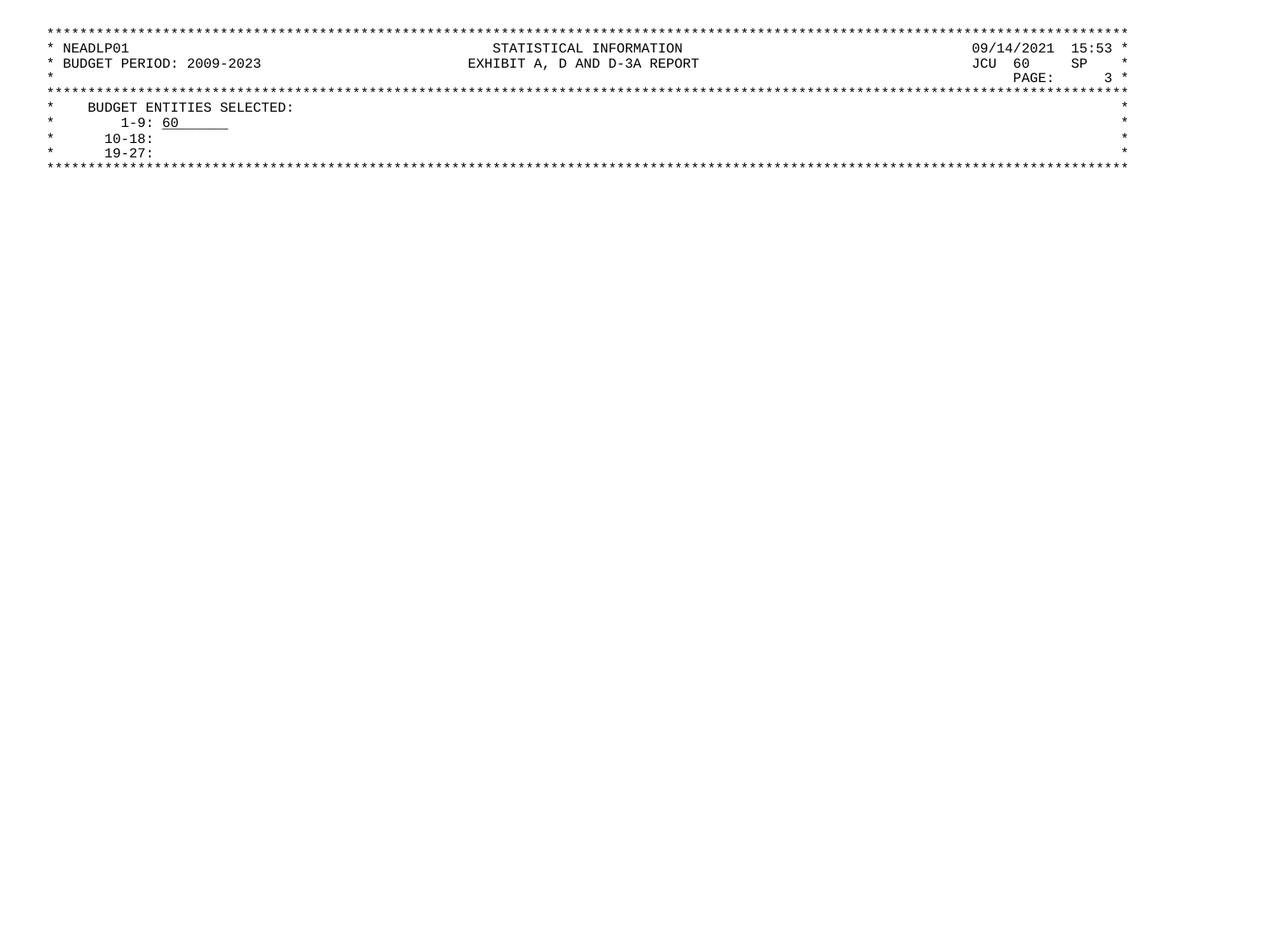```
*******************************************************************************************************************
* NEADLP01                                     STATISTICAL INFORMATION                          09/14/2021  15:53 *
* BUDGET PERIOD: 2009-2023                     EXHIBIT A, D AND D-3A REPORT                     JCU  60     SP    *
*                                                                                                    PAGE:      3 *
*******************************************************************************************************************
*    BUDGET ENTITIES SELECTED:                                                                                    *
*       1-9: 60______                                                                                             *
*      10-18:                                                                                                     *
*      19-27:                                                                                                     *
*******************************************************************************************************************
```